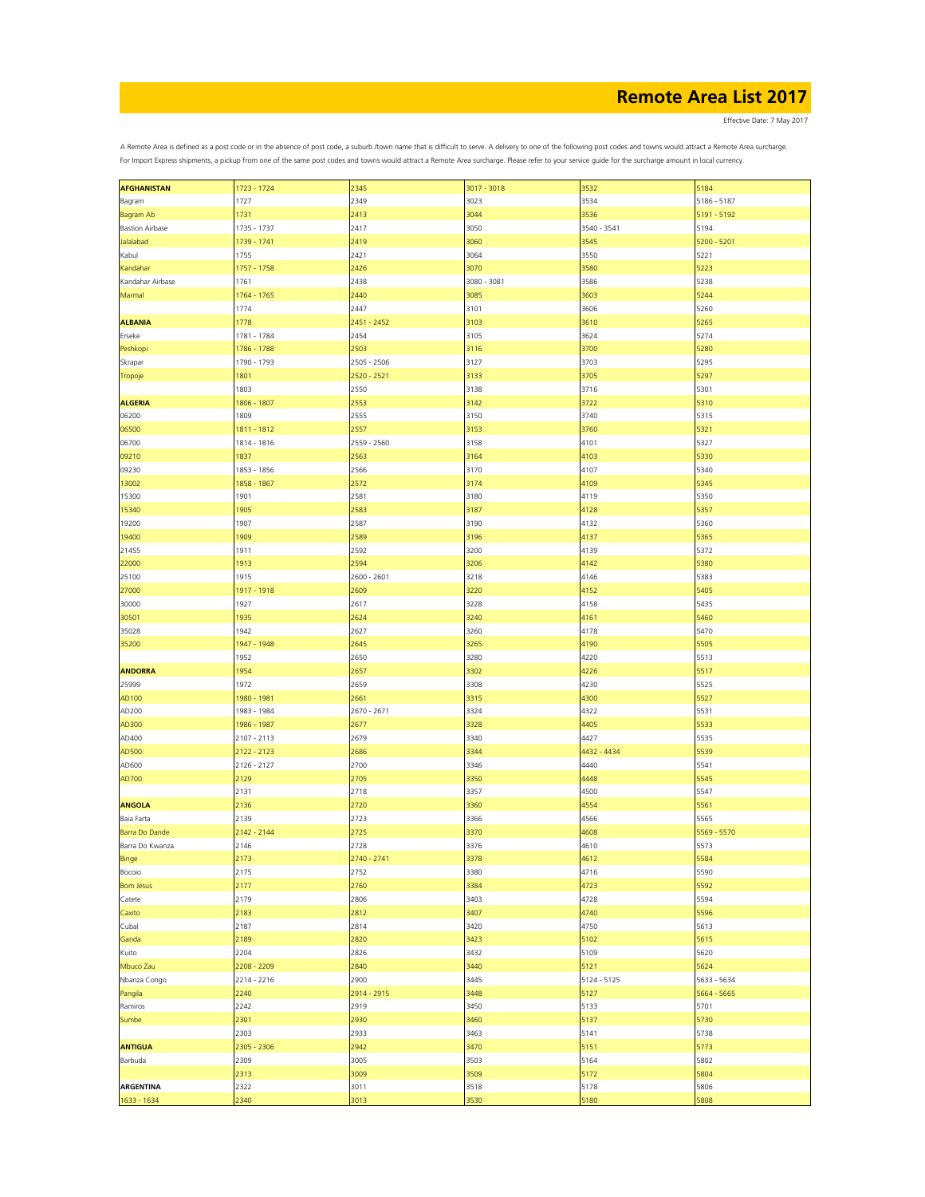# Remote Area List 2017

Effective Date: 7 May 2017

A Remote Area is defined as a post code or in the absence of post code, a suburb /town name that is difficult to serve. A delivery to one of the following post codes and towns would attract a Remote Area surcharge.
For Import Express shipments, a pickup from one of the same post codes and towns would attract a Remote Area surcharge. Please refer to your service guide for the surcharge amount in local currency.

| | | | | | |
|---|---|---|---|---|---|
| **AFGHANISTAN** | 1723 - 1724 | 2345 | 3017 - 3018 | 3532 | 5184 |
| Bagram | 1727 | 2349 | 3023 | 3534 | 5186 - 5187 |
| Bagram Ab | 1731 | 2413 | 3044 | 3536 | 5191 - 5192 |
| Bastion Airbase | 1735 - 1737 | 2417 | 3050 | 3540 - 3541 | 5194 |
| Jalalabad | 1739 - 1741 | 2419 | 3060 | 3545 | 5200 - 5201 |
| Kabul | 1755 | 2421 | 3064 | 3550 | 5221 |
| Kandahar | 1757 - 1758 | 2426 | 3070 | 3580 | 5223 |
| Kandahar Airbase | 1761 | 2438 | 3080 - 3081 | 3586 | 5238 |
| Marmal | 1764 - 1765 | 2440 | 3085 | 3603 | 5244 |
| | 1774 | 2447 | 3101 | 3606 | 5260 |
| **ALBANIA** | 1778 | 2451 - 2452 | 3103 | 3610 | 5265 |
| Erseke | 1781 - 1784 | 2454 | 3105 | 3624 | 5274 |
| Peshkopi | 1786 - 1788 | 2503 | 3116 | 3700 | 5280 |
| Skrapar | 1790 - 1793 | 2505 - 2506 | 3127 | 3703 | 5295 |
| Tropoje | 1801 | 2520 - 2521 | 3133 | 3705 | 5297 |
| | 1803 | 2550 | 3138 | 3716 | 5301 |
| **ALGERIA** | 1806 - 1807 | 2553 | 3142 | 3722 | 5310 |
| 06200 | 1809 | 2555 | 3150 | 3740 | 5315 |
| 06500 | 1811 - 1812 | 2557 | 3153 | 3760 | 5321 |
| 06700 | 1814 - 1816 | 2559 - 2560 | 3158 | 4101 | 5327 |
| 09210 | 1837 | 2563 | 3164 | 4103 | 5330 |
| 09230 | 1853 - 1856 | 2566 | 3170 | 4107 | 5340 |
| 13002 | 1858 - 1867 | 2572 | 3174 | 4109 | 5345 |
| 15300 | 1901 | 2581 | 3180 | 4119 | 5350 |
| 15340 | 1905 | 2583 | 3187 | 4128 | 5357 |
| 19200 | 1907 | 2587 | 3190 | 4132 | 5360 |
| 19400 | 1909 | 2589 | 3196 | 4137 | 5365 |
| 21455 | 1911 | 2592 | 3200 | 4139 | 5372 |
| 22000 | 1913 | 2594 | 3206 | 4142 | 5380 |
| 25100 | 1915 | 2600 - 2601 | 3218 | 4146 | 5383 |
| 27000 | 1917 - 1918 | 2609 | 3220 | 4152 | 5405 |
| 30000 | 1927 | 2617 | 3228 | 4158 | 5435 |
| 30501 | 1935 | 2624 | 3240 | 4161 | 5460 |
| 35028 | 1942 | 2627 | 3260 | 4178 | 5470 |
| 35200 | 1947 - 1948 | 2645 | 3265 | 4190 | 5505 |
| | 1952 | 2650 | 3280 | 4220 | 5513 |
| **ANDORRA** | 1954 | 2657 | 3302 | 4226 | 5517 |
| 25999 | 1972 | 2659 | 3308 | 4230 | 5525 |
| AD100 | 1980 - 1981 | 2661 | 3315 | 4300 | 5527 |
| AD200 | 1983 - 1984 | 2670 - 2671 | 3324 | 4322 | 5531 |
| AD300 | 1986 - 1987 | 2677 | 3328 | 4405 | 5533 |
| AD400 | 2107 - 2113 | 2679 | 3340 | 4427 | 5535 |
| AD500 | 2122 - 2123 | 2686 | 3344 | 4432 - 4434 | 5539 |
| AD600 | 2126 - 2127 | 2700 | 3346 | 4440 | 5541 |
| AD700 | 2129 | 2705 | 3350 | 4448 | 5545 |
| | 2131 | 2718 | 3357 | 4500 | 5547 |
| **ANGOLA** | 2136 | 2720 | 3360 | 4554 | 5561 |
| Baia Farta | 2139 | 2723 | 3366 | 4566 | 5565 |
| Barra Do Dande | 2142 - 2144 | 2725 | 3370 | 4608 | 5569 - 5570 |
| Barra Do Kwanza | 2146 | 2728 | 3376 | 4610 | 5573 |
| Binge | 2173 | 2740 - 2741 | 3378 | 4612 | 5584 |
| Bocoio | 2175 | 2752 | 3380 | 4716 | 5590 |
| Bom Jesus | 2177 | 2760 | 3384 | 4723 | 5592 |
| Catete | 2179 | 2806 | 3403 | 4728 | 5594 |
| Caxito | 2183 | 2812 | 3407 | 4740 | 5596 |
| Cubal | 2187 | 2814 | 3420 | 4750 | 5613 |
| Ganda | 2189 | 2820 | 3423 | 5102 | 5615 |
| Kuito | 2204 | 2826 | 3432 | 5109 | 5620 |
| Mbuco Zau | 2208 - 2209 | 2840 | 3440 | 5121 | 5624 |
| Nbanza Congo | 2214 - 2216 | 2900 | 3445 | 5124 - 5125 | 5633 - 5634 |
| Pangila | 2240 | 2914 - 2915 | 3448 | 5127 | 5664 - 5665 |
| Ramiros | 2242 | 2919 | 3450 | 5133 | 5701 |
| Sumbe | 2301 | 2930 | 3460 | 5137 | 5730 |
| | 2303 | 2933 | 3463 | 5141 | 5738 |
| **ANTIGUA** | 2305 - 2306 | 2942 | 3470 | 5151 | 5773 |
| Barbuda | 2309 | 3005 | 3503 | 5164 | 5802 |
| | 2313 | 3009 | 3509 | 5172 | 5804 |
| **ARGENTINA** | 2322 | 3011 | 3518 | 5178 | 5806 |
| 1633 - 1634 | 2340 | 3013 | 3530 | 5180 | 5808 |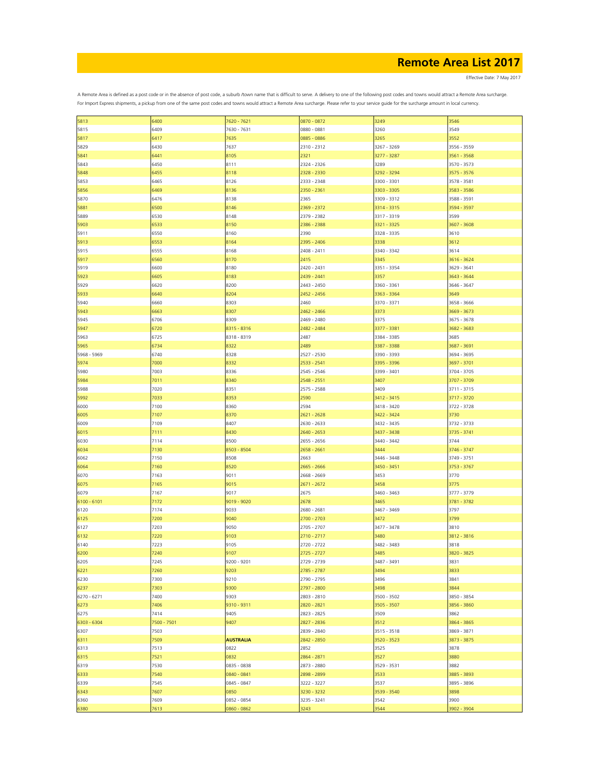# Remote Area List 2017

Effective Date: 7 May 2017

A Remote Area is defined as a post code or in the absence of post code, a suburb /town name that is difficult to serve. A delivery to one of the following post codes and towns would attract a Remote Area surcharge. For Import Express shipments, a pickup from one of the same post codes and towns would attract a Remote Area surcharge. Please refer to your service guide for the surcharge amount in local currency.

| | | | | | |
|---|---|---|---|---|---|
| 5813 | 6400 | 7620 - 7621 | 0870 - 0872 | 3249 | 3546 |
| 5815 | 6409 | 7630 - 7631 | 0880 - 0881 | 3260 | 3549 |
| 5817 | 6417 | 7635 | 0885 - 0886 | 3265 | 3552 |
| 5829 | 6430 | 7637 | 2310 - 2312 | 3267 - 3269 | 3556 - 3559 |
| 5841 | 6441 | 8105 | 2321 | 3277 - 3287 | 3561 - 3568 |
| 5843 | 6450 | 8111 | 2324 - 2326 | 3289 | 3570 - 3573 |
| 5848 | 6455 | 8118 | 2328 - 2330 | 3292 - 3294 | 3575 - 3576 |
| 5853 | 6465 | 8126 | 2333 - 2348 | 3300 - 3301 | 3578 - 3581 |
| 5856 | 6469 | 8136 | 2350 - 2361 | 3303 - 3305 | 3583 - 3586 |
| 5870 | 6476 | 8138 | 2365 | 3309 - 3312 | 3588 - 3591 |
| 5881 | 6500 | 8146 | 2369 - 2372 | 3314 - 3315 | 3594 - 3597 |
| 5889 | 6530 | 8148 | 2379 - 2382 | 3317 - 3319 | 3599 |
| 5903 | 6533 | 8150 | 2386 - 2388 | 3321 - 3325 | 3607 - 3608 |
| 5911 | 6550 | 8160 | 2390 | 3328 - 3335 | 3610 |
| 5913 | 6553 | 8164 | 2395 - 2406 | 3338 | 3612 |
| 5915 | 6555 | 8168 | 2408 - 2411 | 3340 - 3342 | 3614 |
| 5917 | 6560 | 8170 | 2415 | 3345 | 3616 - 3624 |
| 5919 | 6600 | 8180 | 2420 - 2431 | 3351 - 3354 | 3629 - 3641 |
| 5923 | 6605 | 8183 | 2439 - 2441 | 3357 | 3643 - 3644 |
| 5929 | 6620 | 8200 | 2443 - 2450 | 3360 - 3361 | 3646 - 3647 |
| 5933 | 6640 | 8204 | 2452 - 2456 | 3363 - 3364 | 3649 |
| 5940 | 6660 | 8303 | 2460 | 3370 - 3371 | 3658 - 3666 |
| 5943 | 6663 | 8307 | 2462 - 2466 | 3373 | 3669 - 3673 |
| 5945 | 6706 | 8309 | 2469 - 2480 | 3375 | 3675 - 3678 |
| 5947 | 6720 | 8315 - 8316 | 2482 - 2484 | 3377 - 3381 | 3682 - 3683 |
| 5963 | 6725 | 8318 - 8319 | 2487 | 3384 - 3385 | 3685 |
| 5965 | 6734 | 8322 | 2489 | 3387 - 3388 | 3687 - 3691 |
| 5968 - 5969 | 6740 | 8328 | 2527 - 2530 | 3390 - 3393 | 3694 - 3695 |
| 5974 | 7000 | 8332 | 2533 - 2541 | 3395 - 3396 | 3697 - 3701 |
| 5980 | 7003 | 8336 | 2545 - 2546 | 3399 - 3401 | 3704 - 3705 |
| 5984 | 7011 | 8340 | 2548 - 2551 | 3407 | 3707 - 3709 |
| 5988 | 7020 | 8351 | 2575 - 2588 | 3409 | 3711 - 3715 |
| 5992 | 7033 | 8353 | 2590 | 3412 - 3415 | 3717 - 3720 |
| 6000 | 7100 | 8360 | 2594 | 3418 - 3420 | 3722 - 3728 |
| 6005 | 7107 | 8370 | 2621 - 2628 | 3422 - 3424 | 3730 |
| 6009 | 7109 | 8407 | 2630 - 2633 | 3432 - 3435 | 3732 - 3733 |
| 6015 | 7111 | 8430 | 2640 - 2653 | 3437 - 3438 | 3735 - 3741 |
| 6030 | 7114 | 8500 | 2655 - 2656 | 3440 - 3442 | 3744 |
| 6034 | 7130 | 8503 - 8504 | 2658 - 2661 | 3444 | 3746 - 3747 |
| 6062 | 7150 | 8508 | 2663 | 3446 - 3448 | 3749 - 3751 |
| 6064 | 7160 | 8520 | 2665 - 2666 | 3450 - 3451 | 3753 - 3767 |
| 6070 | 7163 | 9011 | 2668 - 2669 | 3453 | 3770 |
| 6075 | 7165 | 9015 | 2671 - 2672 | 3458 | 3775 |
| 6079 | 7167 | 9017 | 2675 | 3460 - 3463 | 3777 - 3779 |
| 6100 - 6101 | 7172 | 9019 - 9020 | 2678 | 3465 | 3781 - 3782 |
| 6120 | 7174 | 9033 | 2680 - 2681 | 3467 - 3469 | 3797 |
| 6125 | 7200 | 9040 | 2700 - 2703 | 3472 | 3799 |
| 6127 | 7203 | 9050 | 2705 - 2707 | 3477 - 3478 | 3810 |
| 6132 | 7220 | 9103 | 2710 - 2717 | 3480 | 3812 - 3816 |
| 6140 | 7223 | 9105 | 2720 - 2722 | 3482 - 3483 | 3818 |
| 6200 | 7240 | 9107 | 2725 - 2727 | 3485 | 3820 - 3825 |
| 6205 | 7245 | 9200 - 9201 | 2729 - 2739 | 3487 - 3491 | 3831 |
| 6221 | 7260 | 9203 | 2785 - 2787 | 3494 | 3833 |
| 6230 | 7300 | 9210 | 2790 - 2795 | 3496 | 3841 |
| 6237 | 7303 | 9300 | 2797 - 2800 | 3498 | 3844 |
| 6270 - 6271 | 7400 | 9303 | 2803 - 2810 | 3500 - 3502 | 3850 - 3854 |
| 6273 | 7406 | 9310 - 9311 | 2820 - 2821 | 3505 - 3507 | 3856 - 3860 |
| 6275 | 7414 | 9405 | 2823 - 2825 | 3509 | 3862 |
| 6303 - 6304 | 7500 - 7501 | 9407 | 2827 - 2836 | 3512 | 3864 - 3865 |
| 6307 | 7503 | | 2839 - 2840 | 3515 - 3518 | 3869 - 3871 |
| 6311 | 7509 | **AUSTRALIA** | 2842 - 2850 | 3520 - 3523 | 3873 - 3875 |
| 6313 | 7513 | 0822 | 2852 | 3525 | 3878 |
| 6315 | 7521 | 0832 | 2864 - 2871 | 3527 | 3880 |
| 6319 | 7530 | 0835 - 0838 | 2873 - 2880 | 3529 - 3531 | 3882 |
| 6333 | 7540 | 0840 - 0841 | 2898 - 2899 | 3533 | 3885 - 3893 |
| 6339 | 7545 | 0845 - 0847 | 3222 - 3227 | 3537 | 3895 - 3896 |
| 6343 | 7607 | 0850 | 3230 - 3232 | 3539 - 3540 | 3898 |
| 6360 | 7609 | 0852 - 0854 | 3235 - 3241 | 3542 | 3900 |
| 6380 | 7613 | 0860 - 0862 | 3243 | 3544 | 3902 - 3904 |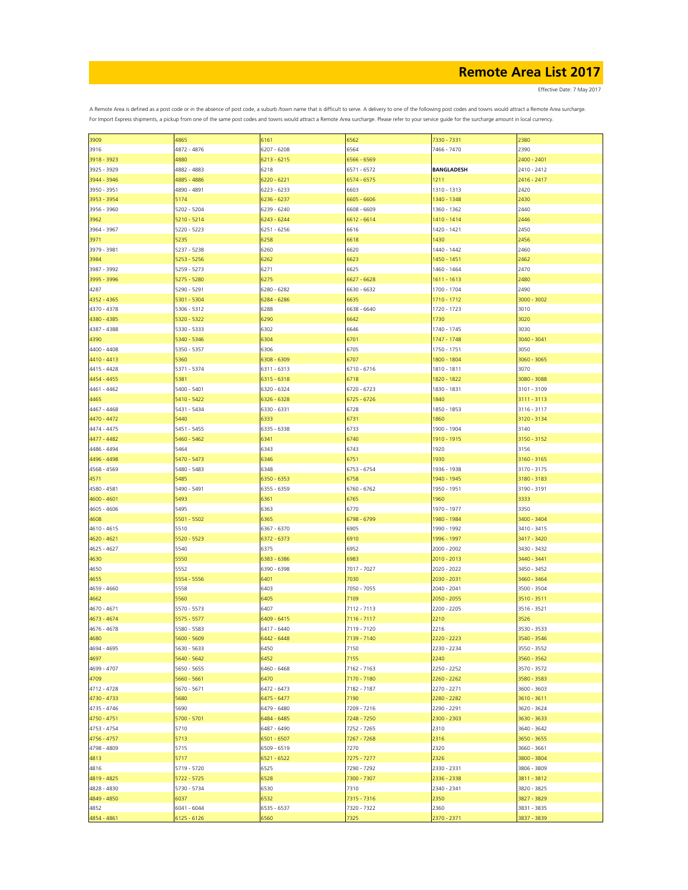# Remote Area List 2017

Effective Date: 7 May 2017

A Remote Area is defined as a post code or in the absence of post code, a suburb /town name that is difficult to serve. A delivery to one of the following post codes and towns would attract a Remote Area surcharge. For Import Express shipments, a pickup from one of the same post codes and towns would attract a Remote Area surcharge. Please refer to your service guide for the surcharge amount in local currency.

| | | | | | |
|---|---|---|---|---|---|
| 3909 | 4865 | 6161 | 6562 | 7330 - 7331 | 2380 |
| 3916 | 4872 - 4876 | 6207 - 6208 | 6564 | 7466 - 7470 | 2390 |
| 3918 - 3923 | 4880 | 6213 - 6215 | 6566 - 6569 | | 2400 - 2401 |
| 3925 - 3929 | 4882 - 4883 | 6218 | 6571 - 6572 | **BANGLADESH** | 2410 - 2412 |
| 3944 - 3946 | 4885 - 4886 | 6220 - 6221 | 6574 - 6575 | 1211 | 2416 - 2417 |
| 3950 - 3951 | 4890 - 4891 | 6223 - 6233 | 6603 | 1310 - 1313 | 2420 |
| 3953 - 3954 | 5174 | 6236 - 6237 | 6605 - 6606 | 1340 - 1348 | 2430 |
| 3956 - 3960 | 5202 - 5204 | 6239 - 6240 | 6608 - 6609 | 1360 - 1362 | 2440 |
| 3962 | 5210 - 5214 | 6243 - 6244 | 6612 - 6614 | 1410 - 1414 | 2446 |
| 3964 - 3967 | 5220 - 5223 | 6251 - 6256 | 6616 | 1420 - 1421 | 2450 |
| 3971 | 5235 | 6258 | 6618 | 1430 | 2456 |
| 3979 - 3981 | 5237 - 5238 | 6260 | 6620 | 1440 - 1442 | 2460 |
| 3984 | 5253 - 5256 | 6262 | 6623 | 1450 - 1451 | 2462 |
| 3987 - 3992 | 5259 - 5273 | 6271 | 6625 | 1460 - 1464 | 2470 |
| 3995 - 3996 | 5275 - 5280 | 6275 | 6627 - 6628 | 1611 - 1613 | 2480 |
| 4287 | 5290 - 5291 | 6280 - 6282 | 6630 - 6632 | 1700 - 1704 | 2490 |
| 4352 - 4365 | 5301 - 5304 | 6284 - 6286 | 6635 | 1710 - 1712 | 3000 - 3002 |
| 4370 - 4378 | 5306 - 5312 | 6288 | 6638 - 6640 | 1720 - 1723 | 3010 |
| 4380 - 4385 | 5320 - 5322 | 6290 | 6642 | 1730 | 3020 |
| 4387 - 4388 | 5330 - 5333 | 6302 | 6646 | 1740 - 1745 | 3030 |
| 4390 | 5340 - 5346 | 6304 | 6701 | 1747 - 1748 | 3040 - 3041 |
| 4400 - 4408 | 5350 - 5357 | 6306 | 6705 | 1750 - 1751 | 3050 |
| 4410 - 4413 | 5360 | 6308 - 6309 | 6707 | 1800 - 1804 | 3060 - 3065 |
| 4415 - 4428 | 5371 - 5374 | 6311 - 6313 | 6710 - 6716 | 1810 - 1811 | 3070 |
| 4454 - 4455 | 5381 | 6315 - 6318 | 6718 | 1820 - 1822 | 3080 - 3088 |
| 4461 - 4462 | 5400 - 5401 | 6320 - 6324 | 6720 - 6723 | 1830 - 1831 | 3101 - 3109 |
| 4465 | 5410 - 5422 | 6326 - 6328 | 6725 - 6726 | 1840 | 3111 - 3113 |
| 4467 - 4468 | 5431 - 5434 | 6330 - 6331 | 6728 | 1850 - 1853 | 3116 - 3117 |
| 4470 - 4472 | 5440 | 6333 | 6731 | 1860 | 3120 - 3134 |
| 4474 - 4475 | 5451 - 5455 | 6335 - 6338 | 6733 | 1900 - 1904 | 3140 |
| 4477 - 4482 | 5460 - 5462 | 6341 | 6740 | 1910 - 1915 | 3150 - 3152 |
| 4486 - 4494 | 5464 | 6343 | 6743 | 1920 | 3156 |
| 4496 - 4498 | 5470 - 5473 | 6346 | 6751 | 1930 | 3160 - 3165 |
| 4568 - 4569 | 5480 - 5483 | 6348 | 6753 - 6754 | 1936 - 1938 | 3170 - 3175 |
| 4571 | 5485 | 6350 - 6353 | 6758 | 1940 - 1945 | 3180 - 3183 |
| 4580 - 4581 | 5490 - 5491 | 6355 - 6359 | 6760 - 6762 | 1950 - 1951 | 3190 - 3191 |
| 4600 - 4601 | 5493 | 6361 | 6765 | 1960 | 3333 |
| 4605 - 4606 | 5495 | 6363 | 6770 | 1970 - 1977 | 3350 |
| 4608 | 5501 - 5502 | 6365 | 6798 - 6799 | 1980 - 1984 | 3400 - 3404 |
| 4610 - 4615 | 5510 | 6367 - 6370 | 6905 | 1990 - 1992 | 3410 - 3415 |
| 4620 - 4621 | 5520 - 5523 | 6372 - 6373 | 6910 | 1996 - 1997 | 3417 - 3420 |
| 4625 - 4627 | 5540 | 6375 | 6952 | 2000 - 2002 | 3430 - 3432 |
| 4630 | 5550 | 6383 - 6386 | 6983 | 2010 - 2013 | 3440 - 3441 |
| 4650 | 5552 | 6390 - 6398 | 7017 - 7027 | 2020 - 2022 | 3450 - 3452 |
| 4655 | 5554 - 5556 | 6401 | 7030 | 2030 - 2031 | 3460 - 3464 |
| 4659 - 4660 | 5558 | 6403 | 7050 - 7055 | 2040 - 2041 | 3500 - 3504 |
| 4662 | 5560 | 6405 | 7109 | 2050 - 2055 | 3510 - 3511 |
| 4670 - 4671 | 5570 - 5573 | 6407 | 7112 - 7113 | 2200 - 2205 | 3516 - 3521 |
| 4673 - 4674 | 5575 - 5577 | 6409 - 6415 | 7116 - 7117 | 2210 | 3526 |
| 4676 - 4678 | 5580 - 5583 | 6417 - 6440 | 7119 - 7120 | 2216 | 3530 - 3533 |
| 4680 | 5600 - 5609 | 6442 - 6448 | 7139 - 7140 | 2220 - 2223 | 3540 - 3546 |
| 4694 - 4695 | 5630 - 5633 | 6450 | 7150 | 2230 - 2234 | 3550 - 3552 |
| 4697 | 5640 - 5642 | 6452 | 7155 | 2240 | 3560 - 3562 |
| 4699 - 4707 | 5650 - 5655 | 6460 - 6468 | 7162 - 7163 | 2250 - 2252 | 3570 - 3572 |
| 4709 | 5660 - 5661 | 6470 | 7170 - 7180 | 2260 - 2262 | 3580 - 3583 |
| 4712 - 4728 | 5670 - 5671 | 6472 - 6473 | 7182 - 7187 | 2270 - 2271 | 3600 - 3603 |
| 4730 - 4733 | 5680 | 6475 - 6477 | 7190 | 2280 - 2282 | 3610 - 3611 |
| 4735 - 4746 | 5690 | 6479 - 6480 | 7209 - 7216 | 2290 - 2291 | 3620 - 3624 |
| 4750 - 4751 | 5700 - 5701 | 6484 - 6485 | 7248 - 7250 | 2300 - 2303 | 3630 - 3633 |
| 4753 - 4754 | 5710 | 6487 - 6490 | 7252 - 7265 | 2310 | 3640 - 3642 |
| 4756 - 4757 | 5713 | 6501 - 6507 | 7267 - 7268 | 2316 | 3650 - 3655 |
| 4798 - 4809 | 5715 | 6509 - 6519 | 7270 | 2320 | 3660 - 3661 |
| 4813 | 5717 | 6521 - 6522 | 7275 - 7277 | 2326 | 3800 - 3804 |
| 4816 | 5719 - 5720 | 6525 | 7290 - 7292 | 2330 - 2331 | 3806 - 3809 |
| 4819 - 4825 | 5722 - 5725 | 6528 | 7300 - 7307 | 2336 - 2338 | 3811 - 3812 |
| 4828 - 4830 | 5730 - 5734 | 6530 | 7310 | 2340 - 2341 | 3820 - 3825 |
| 4849 - 4850 | 6037 | 6532 | 7315 - 7316 | 2350 | 3827 - 3829 |
| 4852 | 6041 - 6044 | 6535 - 6537 | 7320 - 7322 | 2360 | 3831 - 3835 |
| 4854 - 4861 | 6125 - 6126 | 6560 | 7325 | 2370 - 2371 | 3837 - 3839 |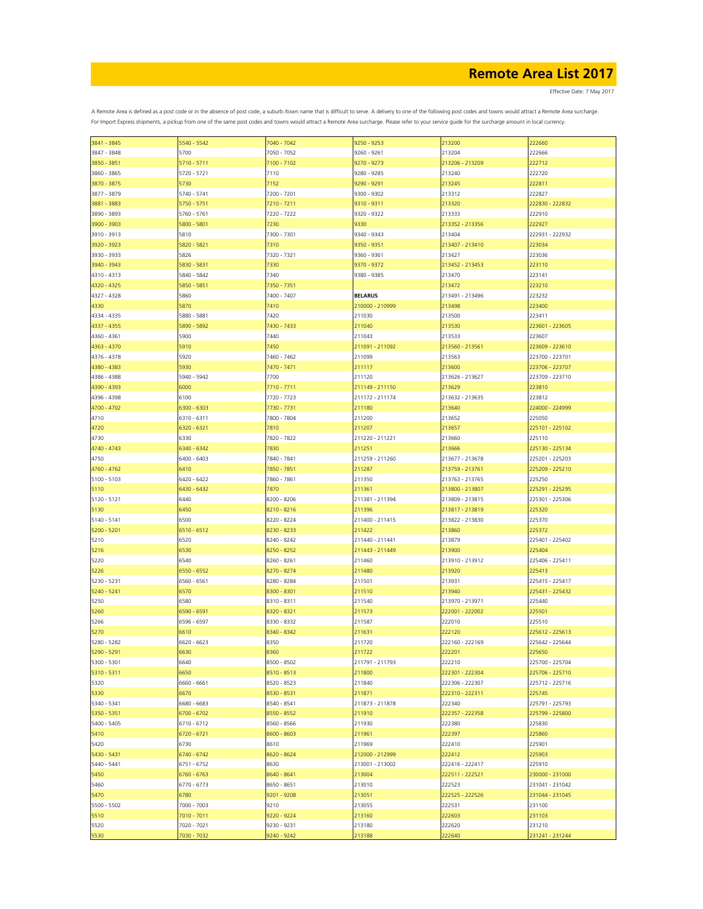# Remote Area List 2017

Effective Date: 7 May 2017

A Remote Area is defined as a post code or in the absence of post code, a suburb /town name that is difficult to serve. A delivery to one of the following post codes and towns would attract a Remote Area surcharge.
For Import Express shipments, a pickup from one of the same post codes and towns would attract a Remote Area surcharge. Please refer to your service guide for the surcharge amount in local currency.

| | | | | | |
|---|---|---|---|---|---|
| 3841 - 3845 | 5540 - 5542 | 7040 - 7042 | 9250 - 9253 | 213200 | 222660 |
| 3847 - 3848 | 5700 | 7050 - 7052 | 9260 - 9261 | 213204 | 222666 |
| 3850 - 3851 | 5710 - 5711 | 7100 - 7102 | 9270 - 9273 | 213206 - 213209 | 222712 |
| 3860 - 3865 | 5720 - 5721 | 7110 | 9280 - 9285 | 213240 | 222720 |
| 3870 - 3875 | 5730 | 7152 | 9290 - 9291 | 213245 | 222811 |
| 3877 - 3879 | 5740 - 5741 | 7200 - 7201 | 9300 - 9302 | 213312 | 222827 |
| 3881 - 3883 | 5750 - 5751 | 7210 - 7211 | 9310 - 9311 | 213320 | 222830 - 222832 |
| 3890 - 3893 | 5760 - 5761 | 7220 - 7222 | 9320 - 9322 | 213333 | 222910 |
| 3900 - 3903 | 5800 - 5801 | 7230 | 9330 | 213352 - 213356 | 222927 |
| 3910 - 3913 | 5810 | 7300 - 7301 | 9340 - 9343 | 213404 | 222931 - 222932 |
| 3920 - 3923 | 5820 - 5821 | 7310 | 9350 - 9351 | 213407 - 213410 | 223034 |
| 3930 - 3933 | 5826 | 7320 - 7321 | 9360 - 9361 | 213427 | 223036 |
| 3940 - 3943 | 5830 - 5831 | 7330 | 9370 - 9372 | 213452 - 213453 | 223110 |
| 4310 - 4313 | 5840 - 5842 | 7340 | 9380 - 9385 | 213470 | 223141 |
| 4320 - 4325 | 5850 - 5851 | 7350 - 7351 | | 213472 | 223210 |
| 4327 - 4328 | 5860 | 7400 - 7407 | **BELARUS** | 213491 - 213496 | 223232 |
| 4330 | 5870 | 7410 | 210000 - 210999 | 213498 | 223400 |
| 4334 - 4335 | 5880 - 5881 | 7420 | 211030 | 213500 | 223411 |
| 4337 - 4355 | 5890 - 5892 | 7430 - 7433 | 211040 | 213530 | 223601 - 223605 |
| 4360 - 4361 | 5900 | 7440 | 211043 | 213533 | 223607 |
| 4363 - 4370 | 5910 | 7450 | 211091 - 211092 | 213560 - 213561 | 223609 - 223610 |
| 4376 - 4378 | 5920 | 7460 - 7462 | 211099 | 213563 | 223700 - 223701 |
| 4380 - 4383 | 5930 | 7470 - 7471 | 211117 | 213600 | 223706 - 223707 |
| 4386 - 4388 | 5940 - 5942 | 7700 | 211120 | 213626 - 213627 | 223709 - 223710 |
| 4390 - 4393 | 6000 | 7710 - 7711 | 211149 - 211150 | 213629 | 223810 |
| 4396 - 4398 | 6100 | 7720 - 7723 | 211172 - 211174 | 213632 - 213635 | 223812 |
| 4700 - 4702 | 6300 - 6303 | 7730 - 7731 | 211180 | 213640 | 224000 - 224999 |
| 4710 | 6310 - 6311 | 7800 - 7804 | 211200 | 213652 | 225050 |
| 4720 | 6320 - 6321 | 7810 | 211207 | 213657 | 225101 - 225102 |
| 4730 | 6330 | 7820 - 7822 | 211220 - 211221 | 213660 | 225110 |
| 4740 - 4743 | 6340 - 6342 | 7830 | 211251 | 213666 | 225130 - 225134 |
| 4750 | 6400 - 6403 | 7840 - 7841 | 211259 - 211260 | 213677 - 213678 | 225201 - 225203 |
| 4760 - 4762 | 6410 | 7850 - 7851 | 211287 | 213759 - 213761 | 225209 - 225210 |
| 5100 - 5103 | 6420 - 6422 | 7860 - 7861 | 211350 | 213763 - 213765 | 225250 |
| 5110 | 6430 - 6432 | 7870 | 211361 | 213800 - 213807 | 225291 - 225295 |
| 5120 - 5121 | 6440 | 8200 - 8206 | 211381 - 211394 | 213809 - 213815 | 225301 - 225306 |
| 5130 | 6450 | 8210 - 8216 | 211396 | 213817 - 213819 | 225320 |
| 5140 - 5141 | 6500 | 8220 - 8224 | 211400 - 211415 | 213822 - 213830 | 225370 |
| 5200 - 5201 | 6510 - 6512 | 8230 - 8233 | 211422 | 213860 | 225372 |
| 5210 | 6520 | 8240 - 8242 | 211440 - 211441 | 213879 | 225401 - 225402 |
| 5216 | 6530 | 8250 - 8252 | 211443 - 211449 | 213900 | 225404 |
| 5220 | 6540 | 8260 - 8261 | 211460 | 213910 - 213912 | 225406 - 225411 |
| 5226 | 6550 - 6552 | 8270 - 8274 | 211480 | 213920 | 225413 |
| 5230 - 5231 | 6560 - 6561 | 8280 - 8284 | 211501 | 213931 | 225415 - 225417 |
| 5240 - 5241 | 6570 | 8300 - 8301 | 211510 | 213940 | 225431 - 225432 |
| 5250 | 6580 | 8310 - 8311 | 211540 | 213970 - 213971 | 225440 |
| 5260 | 6590 - 6591 | 8320 - 8321 | 211573 | 222001 - 222002 | 225501 |
| 5266 | 6596 - 6597 | 8330 - 8332 | 211587 | 222010 | 225510 |
| 5270 | 6610 | 8340 - 8342 | 211631 | 222120 | 225612 - 225613 |
| 5280 - 5282 | 6620 - 6623 | 8350 | 211720 | 222160 - 222169 | 225642 - 225644 |
| 5290 - 5291 | 6630 | 8360 | 211722 | 222201 | 225650 |
| 5300 - 5301 | 6640 | 8500 - 8502 | 211791 - 211793 | 222210 | 225700 - 225704 |
| 5310 - 5311 | 6650 | 8510 - 8513 | 211800 | 222301 - 222304 | 225706 - 225710 |
| 5320 | 6660 - 6661 | 8520 - 8523 | 211840 | 222306 - 222307 | 225712 - 225716 |
| 5330 | 6670 | 8530 - 8531 | 211871 | 222310 - 222311 | 225745 |
| 5340 - 5341 | 6680 - 6683 | 8540 - 8541 | 211873 - 211878 | 222340 | 225791 - 225793 |
| 5350 - 5351 | 6700 - 6702 | 8550 - 8552 | 211910 | 222357 - 222358 | 225799 - 225800 |
| 5400 - 5405 | 6710 - 6712 | 8560 - 8566 | 211930 | 222380 | 225830 |
| 5410 | 6720 - 6721 | 8600 - 8603 | 211961 | 222397 | 225860 |
| 5420 | 6730 | 8610 | 211969 | 222410 | 225901 |
| 5430 - 5431 | 6740 - 6742 | 8620 - 8624 | 212000 - 212999 | 222412 | 225903 |
| 5440 - 5441 | 6751 - 6752 | 8630 | 213001 - 213002 | 222416 - 222417 | 225910 |
| 5450 | 6760 - 6763 | 8640 - 8641 | 213004 | 222511 - 222521 | 230000 - 231000 |
| 5460 | 6770 - 6773 | 8650 - 8651 | 213010 | 222523 | 231041 - 231042 |
| 5470 | 6780 | 9201 - 9208 | 213051 | 222525 - 222526 | 231044 - 231045 |
| 5500 - 5502 | 7000 - 7003 | 9210 | 213055 | 222531 | 231100 |
| 5510 | 7010 - 7011 | 9220 - 9224 | 213160 | 222603 | 231103 |
| 5520 | 7020 - 7021 | 9230 - 9231 | 213180 | 222620 | 231210 |
| 5530 | 7030 - 7032 | 9240 - 9242 | 213188 | 222640 | 231241 - 231244 |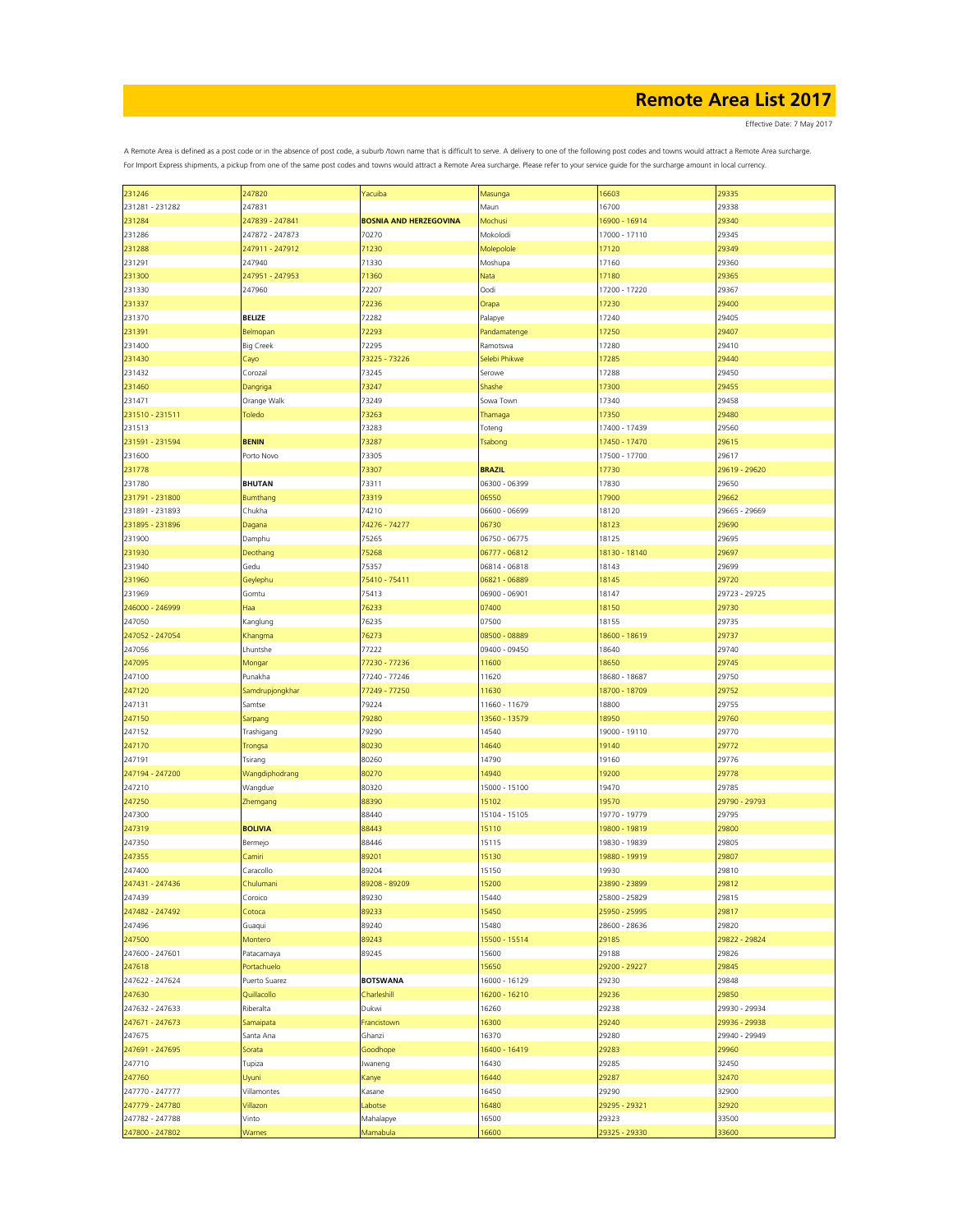# Remote Area List 2017

Effective Date: 7 May 2017

A Remote Area is defined as a post code or in the absence of post code, a suburb /town name that is difficult to serve. A delivery to one of the following post codes and towns would attract a Remote Area surcharge. For Import Express shipments, a pickup from one of the same post codes and towns would attract a Remote Area surcharge. Please refer to your service guide for the surcharge amount in local currency.

| | | | | | |
|---|---|---|---|---|---|
| 231246 | 247820 | Yacuiba | Masunga | 16603 | 29335 |
| 231281 - 231282 | 247831 | | Maun | 16700 | 29338 |
| 231284 | 247839 - 247841 | **BOSNIA AND HERZEGOVINA** | Mochusi | 16900 - 16914 | 29340 |
| 231286 | 247872 - 247873 | 70270 | Mokolodi | 17000 - 17110 | 29345 |
| 231288 | 247911 - 247912 | 71230 | Molepolole | 17120 | 29349 |
| 231291 | 247940 | 71330 | Moshupa | 17160 | 29360 |
| 231300 | 247951 - 247953 | 71360 | Nata | 17180 | 29365 |
| 231330 | 247960 | 72207 | Oodi | 17200 - 17220 | 29367 |
| 231337 | | 72236 | Orapa | 17230 | 29400 |
| 231370 | **BELIZE** | 72282 | Palapye | 17240 | 29405 |
| 231391 | Belmopan | 72293 | Pandamatenge | 17250 | 29407 |
| 231400 | Big Creek | 72295 | Ramotswa | 17280 | 29410 |
| 231430 | Cayo | 73225 - 73226 | Selebi Phikwe | 17285 | 29440 |
| 231432 | Corozal | 73245 | Serowe | 17288 | 29450 |
| 231460 | Dangriga | 73247 | Shashe | 17300 | 29455 |
| 231471 | Orange Walk | 73249 | Sowa Town | 17340 | 29458 |
| 231510 - 231511 | Toledo | 73263 | Thamaga | 17350 | 29480 |
| 231513 | | 73283 | Toteng | 17400 - 17439 | 29560 |
| 231591 - 231594 | **BENIN** | 73287 | Tsabong | 17450 - 17470 | 29615 |
| 231600 | Porto Novo | 73305 | | 17500 - 17700 | 29617 |
| 231778 | | 73307 | **BRAZIL** | 17730 | 29619 - 29620 |
| 231780 | **BHUTAN** | 73311 | 06300 - 06399 | 17830 | 29650 |
| 231791 - 231800 | Bumthang | 73319 | 06550 | 17900 | 29662 |
| 231891 - 231893 | Chukha | 74210 | 06600 - 06699 | 18120 | 29665 - 29669 |
| 231895 - 231896 | Dagana | 74276 - 74277 | 06730 | 18123 | 29690 |
| 231900 | Damphu | 75265 | 06750 - 06775 | 18125 | 29695 |
| 231930 | Deothang | 75268 | 06777 - 06812 | 18130 - 18140 | 29697 |
| 231940 | Gedu | 75357 | 06814 - 06818 | 18143 | 29699 |
| 231960 | Geylephu | 75410 - 75411 | 06821 - 06889 | 18145 | 29720 |
| 231969 | Gomtu | 75413 | 06900 - 06901 | 18147 | 29723 - 29725 |
| 246000 - 246999 | Haa | 76233 | 07400 | 18150 | 29730 |
| 247050 | Kanglung | 76235 | 07500 | 18155 | 29735 |
| 247052 - 247054 | Khangma | 76273 | 08500 - 08889 | 18600 - 18619 | 29737 |
| 247056 | Lhuntshe | 77222 | 09400 - 09450 | 18640 | 29740 |
| 247095 | Mongar | 77230 - 77236 | 11600 | 18650 | 29745 |
| 247100 | Punakha | 77240 - 77246 | 11620 | 18680 - 18687 | 29750 |
| 247120 | Samdrupjongkhar | 77249 - 77250 | 11630 | 18700 - 18709 | 29752 |
| 247131 | Samtse | 79224 | 11660 - 11679 | 18800 | 29755 |
| 247150 | Sarpang | 79280 | 13560 - 13579 | 18950 | 29760 |
| 247152 | Trashigang | 79290 | 14540 | 19000 - 19110 | 29770 |
| 247170 | Trongsa | 80230 | 14640 | 19140 | 29772 |
| 247191 | Tsirang | 80260 | 14790 | 19160 | 29776 |
| 247194 - 247200 | Wangdiphodrang | 80270 | 14940 | 19200 | 29778 |
| 247210 | Wangdue | 80320 | 15000 - 15100 | 19470 | 29785 |
| 247250 | Zhemgang | 88390 | 15102 | 19570 | 29790 - 29793 |
| 247300 | | 88440 | 15104 - 15105 | 19770 - 19779 | 29795 |
| 247319 | **BOLIVIA** | 88443 | 15110 | 19800 - 19819 | 29800 |
| 247350 | Bermejo | 88446 | 15115 | 19830 - 19839 | 29805 |
| 247355 | Camiri | 89201 | 15130 | 19880 - 19919 | 29807 |
| 247400 | Caracollo | 89204 | 15150 | 19930 | 29810 |
| 247431 - 247436 | Chulumani | 89208 - 89209 | 15200 | 23890 - 23899 | 29812 |
| 247439 | Coroico | 89230 | 15440 | 25800 - 25829 | 29815 |
| 247482 - 247492 | Cotoca | 89233 | 15450 | 25950 - 25995 | 29817 |
| 247496 | Guaqui | 89240 | 15480 | 28600 - 28636 | 29820 |
| 247500 | Montero | 89243 | 15500 - 15514 | 29185 | 29822 - 29824 |
| 247600 - 247601 | Patacamaya | 89245 | 15600 | 29188 | 29826 |
| 247618 | Portachuelo | | 15650 | 29200 - 29227 | 29845 |
| 247622 - 247624 | Puerto Suarez | **BOTSWANA** | 16000 - 16129 | 29230 | 29848 |
| 247630 | Quillacollo | Charleshill | 16200 - 16210 | 29236 | 29850 |
| 247632 - 247633 | Riberalta | Dukwi | 16260 | 29238 | 29930 - 29934 |
| 247671 - 247673 | Samaipata | Francistown | 16300 | 29240 | 29936 - 29938 |
| 247675 | Santa Ana | Ghanzi | 16370 | 29280 | 29940 - 29949 |
| 247691 - 247695 | Sorata | Goodhope | 16400 - 16419 | 29283 | 29960 |
| 247710 | Tupiza | Jwaneng | 16430 | 29285 | 32450 |
| 247760 | Uyuni | Kanye | 16440 | 29287 | 32470 |
| 247770 - 247777 | Villamontes | Kasane | 16450 | 29290 | 32900 |
| 247779 - 247780 | Villazon | Labotse | 16480 | 29295 - 29321 | 32920 |
| 247782 - 247788 | Vinto | Mahalapye | 16500 | 29323 | 33500 |
| 247800 - 247802 | Warnes | Mamabula | 16600 | 29325 - 29330 | 33600 |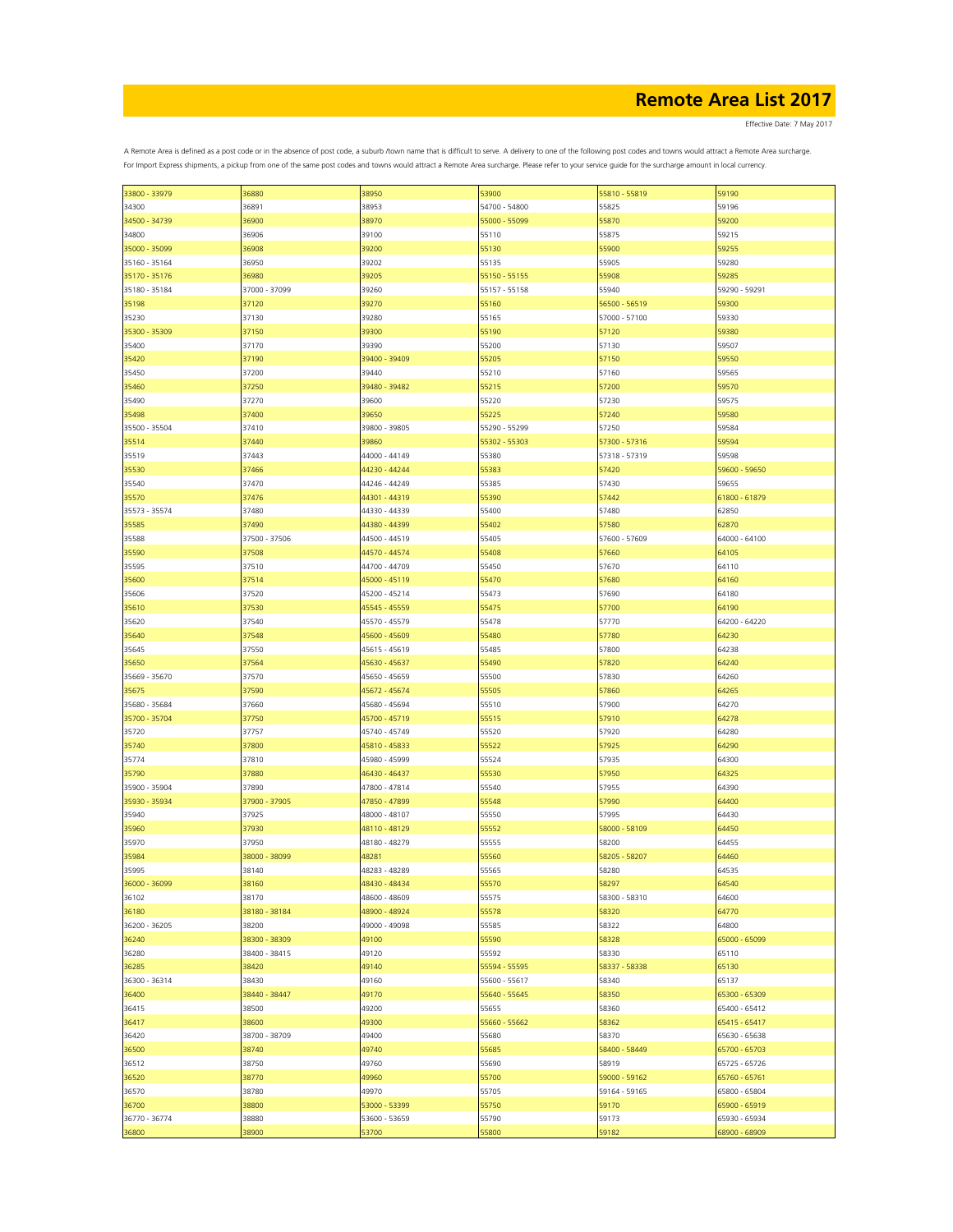# Remote Area List 2017

Effective Date: 7 May 2017

A Remote Area is defined as a post code or in the absence of post code, a suburb /town name that is difficult to serve. A delivery to one of the following post codes and towns would attract a Remote Area surcharge.
For Import Express shipments, a pickup from one of the same post codes and towns would attract a Remote Area surcharge. Please refer to your service guide for the surcharge amount in local currency.

| | | | | | |
|---|---|---|---|---|---|
| 33800 - 33979 | 36880 | 38950 | 53900 | 55810 - 55819 | 59190 |
| 34300 | 36891 | 38953 | 54700 - 54800 | 55825 | 59196 |
| 34500 - 34739 | 36900 | 38970 | 55000 - 55099 | 55870 | 59200 |
| 34800 | 36906 | 39100 | 55110 | 55875 | 59215 |
| 35000 - 35099 | 36908 | 39200 | 55130 | 55900 | 59255 |
| 35160 - 35164 | 36950 | 39202 | 55135 | 55905 | 59280 |
| 35170 - 35176 | 36980 | 39205 | 55150 - 55155 | 55908 | 59285 |
| 35180 - 35184 | 37000 - 37099 | 39260 | 55157 - 55158 | 55940 | 59290 - 59291 |
| 35198 | 37120 | 39270 | 55160 | 56500 - 56519 | 59300 |
| 35230 | 37130 | 39280 | 55165 | 57000 - 57100 | 59330 |
| 35300 - 35309 | 37150 | 39300 | 55190 | 57120 | 59380 |
| 35400 | 37170 | 39390 | 55200 | 57130 | 59507 |
| 35420 | 37190 | 39400 - 39409 | 55205 | 57150 | 59550 |
| 35450 | 37200 | 39440 | 55210 | 57160 | 59565 |
| 35460 | 37250 | 39480 - 39482 | 55215 | 57200 | 59570 |
| 35490 | 37270 | 39600 | 55220 | 57230 | 59575 |
| 35498 | 37400 | 39650 | 55225 | 57240 | 59580 |
| 35500 - 35504 | 37410 | 39800 - 39805 | 55290 - 55299 | 57250 | 59584 |
| 35514 | 37440 | 39860 | 55302 - 55303 | 57300 - 57316 | 59594 |
| 35519 | 37443 | 44000 - 44149 | 55380 | 57318 - 57319 | 59598 |
| 35530 | 37466 | 44230 - 44244 | 55383 | 57420 | 59600 - 59650 |
| 35540 | 37470 | 44246 - 44249 | 55385 | 57430 | 59655 |
| 35570 | 37476 | 44301 - 44319 | 55390 | 57442 | 61800 - 61879 |
| 35573 - 35574 | 37480 | 44330 - 44339 | 55400 | 57480 | 62850 |
| 35585 | 37490 | 44380 - 44399 | 55402 | 57580 | 62870 |
| 35588 | 37500 - 37506 | 44500 - 44519 | 55405 | 57600 - 57609 | 64000 - 64100 |
| 35590 | 37508 | 44570 - 44574 | 55408 | 57660 | 64105 |
| 35595 | 37510 | 44700 - 44709 | 55450 | 57670 | 64110 |
| 35600 | 37514 | 45000 - 45119 | 55470 | 57680 | 64160 |
| 35606 | 37520 | 45200 - 45214 | 55473 | 57690 | 64180 |
| 35610 | 37530 | 45545 - 45559 | 55475 | 57700 | 64190 |
| 35620 | 37540 | 45570 - 45579 | 55478 | 57770 | 64200 - 64220 |
| 35640 | 37548 | 45600 - 45609 | 55480 | 57780 | 64230 |
| 35645 | 37550 | 45615 - 45619 | 55485 | 57800 | 64238 |
| 35650 | 37564 | 45630 - 45637 | 55490 | 57820 | 64240 |
| 35669 - 35670 | 37570 | 45650 - 45659 | 55500 | 57830 | 64260 |
| 35675 | 37590 | 45672 - 45674 | 55505 | 57860 | 64265 |
| 35680 - 35684 | 37660 | 45680 - 45694 | 55510 | 57900 | 64270 |
| 35700 - 35704 | 37750 | 45700 - 45719 | 55515 | 57910 | 64278 |
| 35720 | 37757 | 45740 - 45749 | 55520 | 57920 | 64280 |
| 35740 | 37800 | 45810 - 45833 | 55522 | 57925 | 64290 |
| 35774 | 37810 | 45980 - 45999 | 55524 | 57935 | 64300 |
| 35790 | 37880 | 46430 - 46437 | 55530 | 57950 | 64325 |
| 35900 - 35904 | 37890 | 47800 - 47814 | 55540 | 57955 | 64390 |
| 35930 - 35934 | 37900 - 37905 | 47850 - 47899 | 55548 | 57990 | 64400 |
| 35940 | 37925 | 48000 - 48107 | 55550 | 57995 | 64430 |
| 35960 | 37930 | 48110 - 48129 | 55552 | 58000 - 58109 | 64450 |
| 35970 | 37950 | 48180 - 48279 | 55555 | 58200 | 64455 |
| 35984 | 38000 - 38099 | 48281 | 55560 | 58205 - 58207 | 64460 |
| 35995 | 38140 | 48283 - 48289 | 55565 | 58280 | 64535 |
| 36000 - 36099 | 38160 | 48430 - 48434 | 55570 | 58297 | 64540 |
| 36102 | 38170 | 48600 - 48609 | 55575 | 58300 - 58310 | 64600 |
| 36180 | 38180 - 38184 | 48900 - 48924 | 55578 | 58320 | 64770 |
| 36200 - 36205 | 38200 | 49000 - 49098 | 55585 | 58322 | 64800 |
| 36240 | 38300 - 38309 | 49100 | 55590 | 58328 | 65000 - 65099 |
| 36280 | 38400 - 38415 | 49120 | 55592 | 58330 | 65110 |
| 36285 | 38420 | 49140 | 55594 - 55595 | 58337 - 58338 | 65130 |
| 36300 - 36314 | 38430 | 49160 | 55600 - 55617 | 58340 | 65137 |
| 36400 | 38440 - 38447 | 49170 | 55640 - 55645 | 58350 | 65300 - 65309 |
| 36415 | 38500 | 49200 | 55655 | 58360 | 65400 - 65412 |
| 36417 | 38600 | 49300 | 55660 - 55662 | 58362 | 65415 - 65417 |
| 36420 | 38700 - 38709 | 49400 | 55680 | 58370 | 65630 - 65638 |
| 36500 | 38740 | 49740 | 55685 | 58400 - 58449 | 65700 - 65703 |
| 36512 | 38750 | 49760 | 55690 | 58919 | 65725 - 65726 |
| 36520 | 38770 | 49960 | 55700 | 59000 - 59162 | 65760 - 65761 |
| 36570 | 38780 | 49970 | 55705 | 59164 - 59165 | 65800 - 65804 |
| 36700 | 38800 | 53000 - 53399 | 55750 | 59170 | 65900 - 65919 |
| 36770 - 36774 | 38880 | 53600 - 53659 | 55790 | 59173 | 65930 - 65934 |
| 36800 | 38900 | 53700 | 55800 | 59182 | 68900 - 68909 |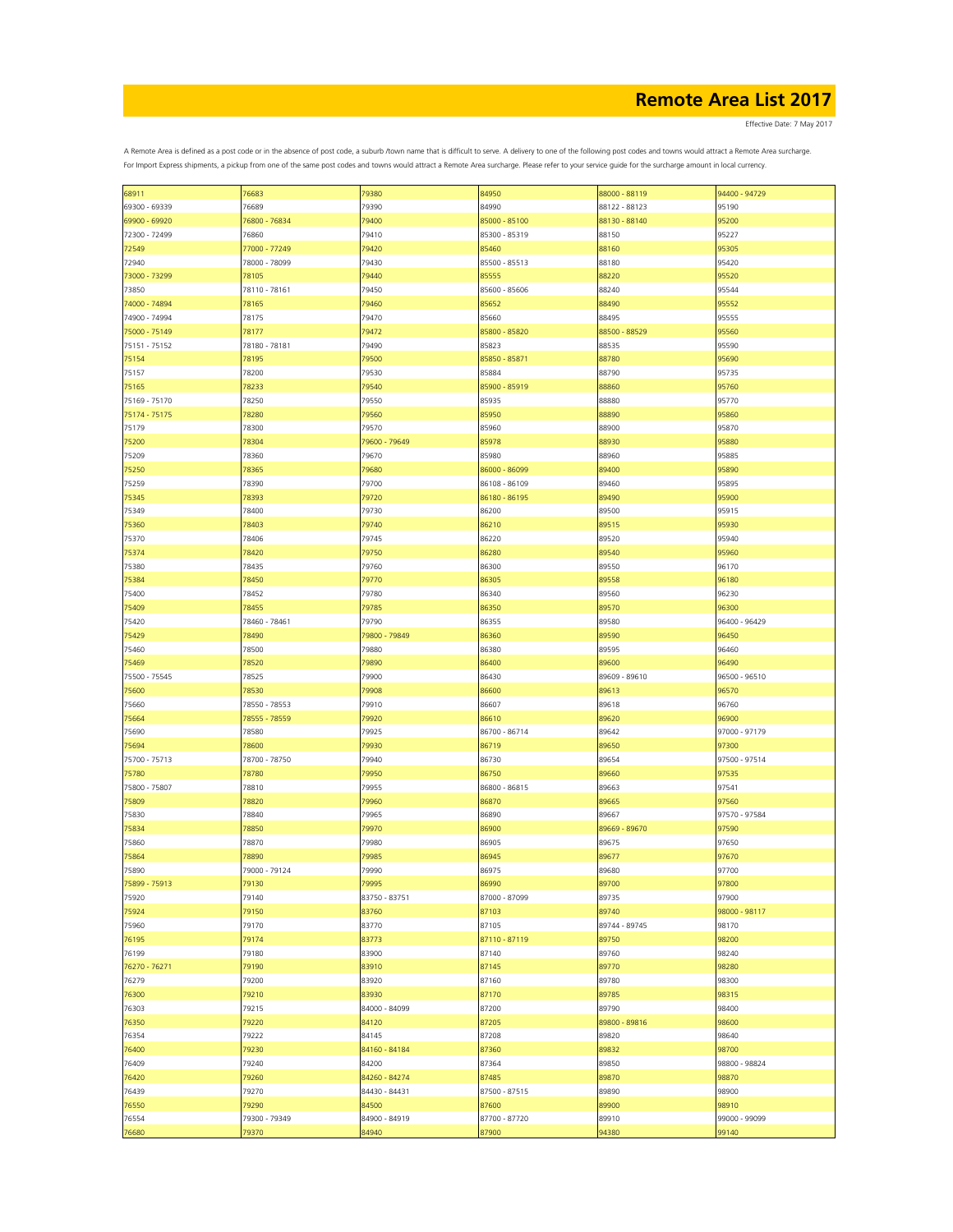# Remote Area List 2017

Effective Date: 7 May 2017

A Remote Area is defined as a post code or in the absence of post code, a suburb /town name that is difficult to serve. A delivery to one of the following post codes and towns would attract a Remote Area surcharge.
For Import Express shipments, a pickup from one of the same post codes and towns would attract a Remote Area surcharge. Please refer to your service guide for the surcharge amount in local currency.

| | | | | | |
|---|---|---|---|---|---|
| 68911 | 76683 | 79380 | 84950 | 88000 - 88119 | 94400 - 94729 |
| 69300 - 69339 | 76689 | 79390 | 84990 | 88122 - 88123 | 95190 |
| 69900 - 69920 | 76800 - 76834 | 79400 | 85000 - 85100 | 88130 - 88140 | 95200 |
| 72300 - 72499 | 76860 | 79410 | 85300 - 85319 | 88150 | 95227 |
| 72549 | 77000 - 77249 | 79420 | 85460 | 88160 | 95305 |
| 72940 | 78000 - 78099 | 79430 | 85500 - 85513 | 88180 | 95420 |
| 73000 - 73299 | 78105 | 79440 | 85555 | 88220 | 95520 |
| 73850 | 78110 - 78161 | 79450 | 85600 - 85606 | 88240 | 95544 |
| 74000 - 74894 | 78165 | 79460 | 85652 | 88490 | 95552 |
| 74900 - 74994 | 78175 | 79470 | 85660 | 88495 | 95555 |
| 75000 - 75149 | 78177 | 79472 | 85800 - 85820 | 88500 - 88529 | 95560 |
| 75151 - 75152 | 78180 - 78181 | 79490 | 85823 | 88535 | 95590 |
| 75154 | 78195 | 79500 | 85850 - 85871 | 88780 | 95690 |
| 75157 | 78200 | 79530 | 85884 | 88790 | 95735 |
| 75165 | 78233 | 79540 | 85900 - 85919 | 88860 | 95760 |
| 75169 - 75170 | 78250 | 79550 | 85935 | 88880 | 95770 |
| 75174 - 75175 | 78280 | 79560 | 85950 | 88890 | 95860 |
| 75179 | 78300 | 79570 | 85960 | 88900 | 95870 |
| 75200 | 78304 | 79600 - 79649 | 85978 | 88930 | 95880 |
| 75209 | 78360 | 79670 | 85980 | 88960 | 95885 |
| 75250 | 78365 | 79680 | 86000 - 86099 | 89400 | 95890 |
| 75259 | 78390 | 79700 | 86108 - 86109 | 89460 | 95895 |
| 75345 | 78393 | 79720 | 86180 - 86195 | 89490 | 95900 |
| 75349 | 78400 | 79730 | 86200 | 89500 | 95915 |
| 75360 | 78403 | 79740 | 86210 | 89515 | 95930 |
| 75370 | 78406 | 79745 | 86220 | 89520 | 95940 |
| 75374 | 78420 | 79750 | 86280 | 89540 | 95960 |
| 75380 | 78435 | 79760 | 86300 | 89550 | 96170 |
| 75384 | 78450 | 79770 | 86305 | 89558 | 96180 |
| 75400 | 78452 | 79780 | 86340 | 89560 | 96230 |
| 75409 | 78455 | 79785 | 86350 | 89570 | 96300 |
| 75420 | 78460 - 78461 | 79790 | 86355 | 89580 | 96400 - 96429 |
| 75429 | 78490 | 79800 - 79849 | 86360 | 89590 | 96450 |
| 75460 | 78500 | 79880 | 86380 | 89595 | 96460 |
| 75469 | 78520 | 79890 | 86400 | 89600 | 96490 |
| 75500 - 75545 | 78525 | 79900 | 86430 | 89609 - 89610 | 96500 - 96510 |
| 75600 | 78530 | 79908 | 86600 | 89613 | 96570 |
| 75660 | 78550 - 78553 | 79910 | 86607 | 89618 | 96760 |
| 75664 | 78555 - 78559 | 79920 | 86610 | 89620 | 96900 |
| 75690 | 78580 | 79925 | 86700 - 86714 | 89642 | 97000 - 97179 |
| 75694 | 78600 | 79930 | 86719 | 89650 | 97300 |
| 75700 - 75713 | 78700 - 78750 | 79940 | 86730 | 89654 | 97500 - 97514 |
| 75780 | 78780 | 79950 | 86750 | 89660 | 97535 |
| 75800 - 75807 | 78810 | 79955 | 86800 - 86815 | 89663 | 97541 |
| 75809 | 78820 | 79960 | 86870 | 89665 | 97560 |
| 75830 | 78840 | 79965 | 86890 | 89667 | 97570 - 97584 |
| 75834 | 78850 | 79970 | 86900 | 89669 - 89670 | 97590 |
| 75860 | 78870 | 79980 | 86905 | 89675 | 97650 |
| 75864 | 78890 | 79985 | 86945 | 89677 | 97670 |
| 75890 | 79000 - 79124 | 79990 | 86975 | 89680 | 97700 |
| 75899 - 75913 | 79130 | 79995 | 86990 | 89700 | 97800 |
| 75920 | 79140 | 83750 - 83751 | 87000 - 87099 | 89735 | 97900 |
| 75924 | 79150 | 83760 | 87103 | 89740 | 98000 - 98117 |
| 75960 | 79170 | 83770 | 87105 | 89744 - 89745 | 98170 |
| 76195 | 79174 | 83773 | 87110 - 87119 | 89750 | 98200 |
| 76199 | 79180 | 83900 | 87140 | 89760 | 98240 |
| 76270 - 76271 | 79190 | 83910 | 87145 | 89770 | 98280 |
| 76279 | 79200 | 83920 | 87160 | 89780 | 98300 |
| 76300 | 79210 | 83930 | 87170 | 89785 | 98315 |
| 76303 | 79215 | 84000 - 84099 | 87200 | 89790 | 98400 |
| 76350 | 79220 | 84120 | 87205 | 89800 - 89816 | 98600 |
| 76354 | 79222 | 84145 | 87208 | 89820 | 98640 |
| 76400 | 79230 | 84160 - 84184 | 87360 | 89832 | 98700 |
| 76409 | 79240 | 84200 | 87364 | 89850 | 98800 - 98824 |
| 76420 | 79260 | 84260 - 84274 | 87485 | 89870 | 98870 |
| 76439 | 79270 | 84430 - 84431 | 87500 - 87515 | 89890 | 98900 |
| 76550 | 79290 | 84500 | 87600 | 89900 | 98910 |
| 76554 | 79300 - 79349 | 84900 - 84919 | 87700 - 87720 | 89910 | 99000 - 99099 |
| 76680 | 79370 | 84940 | 87900 | 94380 | 99140 |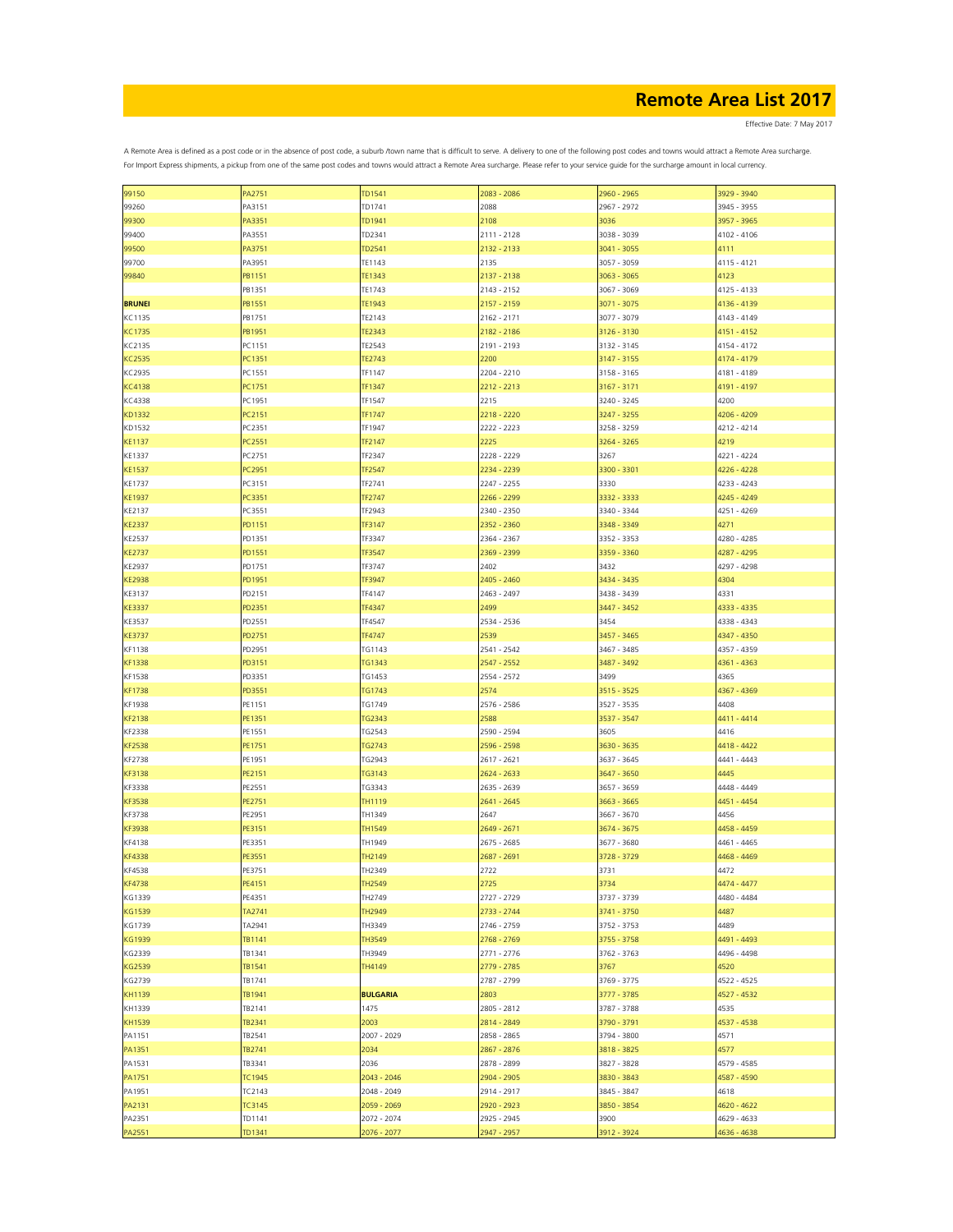# Remote Area List 2017

Effective Date: 7 May 2017

A Remote Area is defined as a post code or in the absence of post code, a suburb /town name that is difficult to serve. A delivery to one of the following post codes and towns would attract a Remote Area surcharge.
For Import Express shipments, a pickup from one of the same post codes and towns would attract a Remote Area surcharge. Please refer to your service guide for the surcharge amount in local currency.

| | | | | | |
|---|---|---|---|---|---|
| 99150 | PA2751 | TD1541 | 2083 - 2086 | 2960 - 2965 | 3929 - 3940 |
| 99260 | PA3151 | TD1741 | 2088 | 2967 - 2972 | 3945 - 3955 |
| 99300 | PA3351 | TD1941 | 2108 | 3036 | 3957 - 3965 |
| 99400 | PA3551 | TD2341 | 2111 - 2128 | 3038 - 3039 | 4102 - 4106 |
| 99500 | PA3751 | TD2541 | 2132 - 2133 | 3041 - 3055 | 4111 |
| 99700 | PA3951 | TE1143 | 2135 | 3057 - 3059 | 4115 - 4121 |
| 99840 | PB1151 | TE1343 | 2137 - 2138 | 3063 - 3065 | 4123 |
| | PB1351 | TE1743 | 2143 - 2152 | 3067 - 3069 | 4125 - 4133 |
| **BRUNEI** | PB1551 | TE1943 | 2157 - 2159 | 3071 - 3075 | 4136 - 4139 |
| KC1135 | PB1751 | TE2143 | 2162 - 2171 | 3077 - 3079 | 4143 - 4149 |
| KC1735 | PB1951 | TE2343 | 2182 - 2186 | 3126 - 3130 | 4151 - 4152 |
| KC2135 | PC1151 | TE2543 | 2191 - 2193 | 3132 - 3145 | 4154 - 4172 |
| KC2535 | PC1351 | TE2743 | 2200 | 3147 - 3155 | 4174 - 4179 |
| KC2935 | PC1551 | TF1147 | 2204 - 2210 | 3158 - 3165 | 4181 - 4189 |
| KC4138 | PC1751 | TF1347 | 2212 - 2213 | 3167 - 3171 | 4191 - 4197 |
| KC4338 | PC1951 | TF1547 | 2215 | 3240 - 3245 | 4200 |
| KD1332 | PC2151 | TF1747 | 2218 - 2220 | 3247 - 3255 | 4206 - 4209 |
| KD1532 | PC2351 | TF1947 | 2222 - 2223 | 3258 - 3259 | 4212 - 4214 |
| KE1137 | PC2551 | TF2147 | 2225 | 3264 - 3265 | 4219 |
| KE1337 | PC2751 | TF2347 | 2228 - 2229 | 3267 | 4221 - 4224 |
| KE1537 | PC2951 | TF2547 | 2234 - 2239 | 3300 - 3301 | 4226 - 4228 |
| KE1737 | PC3151 | TF2741 | 2247 - 2255 | 3330 | 4233 - 4243 |
| KE1937 | PC3351 | TF2747 | 2266 - 2299 | 3332 - 3333 | 4245 - 4249 |
| KE2137 | PC3551 | TF2943 | 2340 - 2350 | 3340 - 3344 | 4251 - 4269 |
| KE2337 | PD1151 | TF3147 | 2352 - 2360 | 3348 - 3349 | 4271 |
| KE2537 | PD1351 | TF3347 | 2364 - 2367 | 3352 - 3353 | 4280 - 4285 |
| KE2737 | PD1551 | TF3547 | 2369 - 2399 | 3359 - 3360 | 4287 - 4295 |
| KE2937 | PD1751 | TF3747 | 2402 | 3432 | 4297 - 4298 |
| KE2938 | PD1951 | TF3947 | 2405 - 2460 | 3434 - 3435 | 4304 |
| KE3137 | PD2151 | TF4147 | 2463 - 2497 | 3438 - 3439 | 4331 |
| KE3337 | PD2351 | TF4347 | 2499 | 3447 - 3452 | 4333 - 4335 |
| KE3537 | PD2551 | TF4547 | 2534 - 2536 | 3454 | 4338 - 4343 |
| KE3737 | PD2751 | TF4747 | 2539 | 3457 - 3465 | 4347 - 4350 |
| KF1138 | PD2951 | TG1143 | 2541 - 2542 | 3467 - 3485 | 4357 - 4359 |
| KF1338 | PD3151 | TG1343 | 2547 - 2552 | 3487 - 3492 | 4361 - 4363 |
| KF1538 | PD3351 | TG1453 | 2554 - 2572 | 3499 | 4365 |
| KF1738 | PD3551 | TG1743 | 2574 | 3515 - 3525 | 4367 - 4369 |
| KF1938 | PE1151 | TG1749 | 2576 - 2586 | 3527 - 3535 | 4408 |
| KF2138 | PE1351 | TG2343 | 2588 | 3537 - 3547 | 4411 - 4414 |
| KF2338 | PE1551 | TG2543 | 2590 - 2594 | 3605 | 4416 |
| KF2538 | PE1751 | TG2743 | 2596 - 2598 | 3630 - 3635 | 4418 - 4422 |
| KF2738 | PE1951 | TG2943 | 2617 - 2621 | 3637 - 3645 | 4441 - 4443 |
| KF3138 | PE2151 | TG3143 | 2624 - 2633 | 3647 - 3650 | 4445 |
| KF3338 | PE2551 | TG3343 | 2635 - 2639 | 3657 - 3659 | 4448 - 4449 |
| KF3538 | PE2751 | TH1119 | 2641 - 2645 | 3663 - 3665 | 4451 - 4454 |
| KF3738 | PE2951 | TH1349 | 2647 | 3667 - 3670 | 4456 |
| KF3938 | PE3151 | TH1549 | 2649 - 2671 | 3674 - 3675 | 4458 - 4459 |
| KF4138 | PE3351 | TH1949 | 2675 - 2685 | 3677 - 3680 | 4461 - 4465 |
| KF4338 | PE3551 | TH2149 | 2687 - 2691 | 3728 - 3729 | 4468 - 4469 |
| KF4538 | PE3751 | TH2349 | 2722 | 3731 | 4472 |
| KF4738 | PE4151 | TH2549 | 2725 | 3734 | 4474 - 4477 |
| KG1339 | PE4351 | TH2749 | 2727 - 2729 | 3737 - 3739 | 4480 - 4484 |
| KG1539 | TA2741 | TH2949 | 2733 - 2744 | 3741 - 3750 | 4487 |
| KG1739 | TA2941 | TH3349 | 2746 - 2759 | 3752 - 3753 | 4489 |
| KG1939 | TB1141 | TH3549 | 2768 - 2769 | 3755 - 3758 | 4491 - 4493 |
| KG2339 | TB1341 | TH3949 | 2771 - 2776 | 3762 - 3763 | 4496 - 4498 |
| KG2539 | TB1541 | TH4149 | 2779 - 2785 | 3767 | 4520 |
| KG2739 | TB1741 | | 2787 - 2799 | 3769 - 3775 | 4522 - 4525 |
| KH1139 | TB1941 | **BULGARIA** | 2803 | 3777 - 3785 | 4527 - 4532 |
| KH1339 | TB2141 | 1475 | 2805 - 2812 | 3787 - 3788 | 4535 |
| KH1539 | TB2341 | 2003 | 2814 - 2849 | 3790 - 3791 | 4537 - 4538 |
| PA1151 | TB2541 | 2007 - 2029 | 2858 - 2865 | 3794 - 3800 | 4571 |
| PA1351 | TB2741 | 2034 | 2867 - 2876 | 3818 - 3825 | 4577 |
| PA1531 | TB3341 | 2036 | 2878 - 2899 | 3827 - 3828 | 4579 - 4585 |
| PA1751 | TC1945 | 2043 - 2046 | 2904 - 2905 | 3830 - 3843 | 4587 - 4590 |
| PA1951 | TC2143 | 2048 - 2049 | 2914 - 2917 | 3845 - 3847 | 4618 |
| PA2131 | TC3145 | 2059 - 2069 | 2920 - 2923 | 3850 - 3854 | 4620 - 4622 |
| PA2351 | TD1141 | 2072 - 2074 | 2925 - 2945 | 3900 | 4629 - 4633 |
| PA2551 | TD1341 | 2076 - 2077 | 2947 - 2957 | 3912 - 3924 | 4636 - 4638 |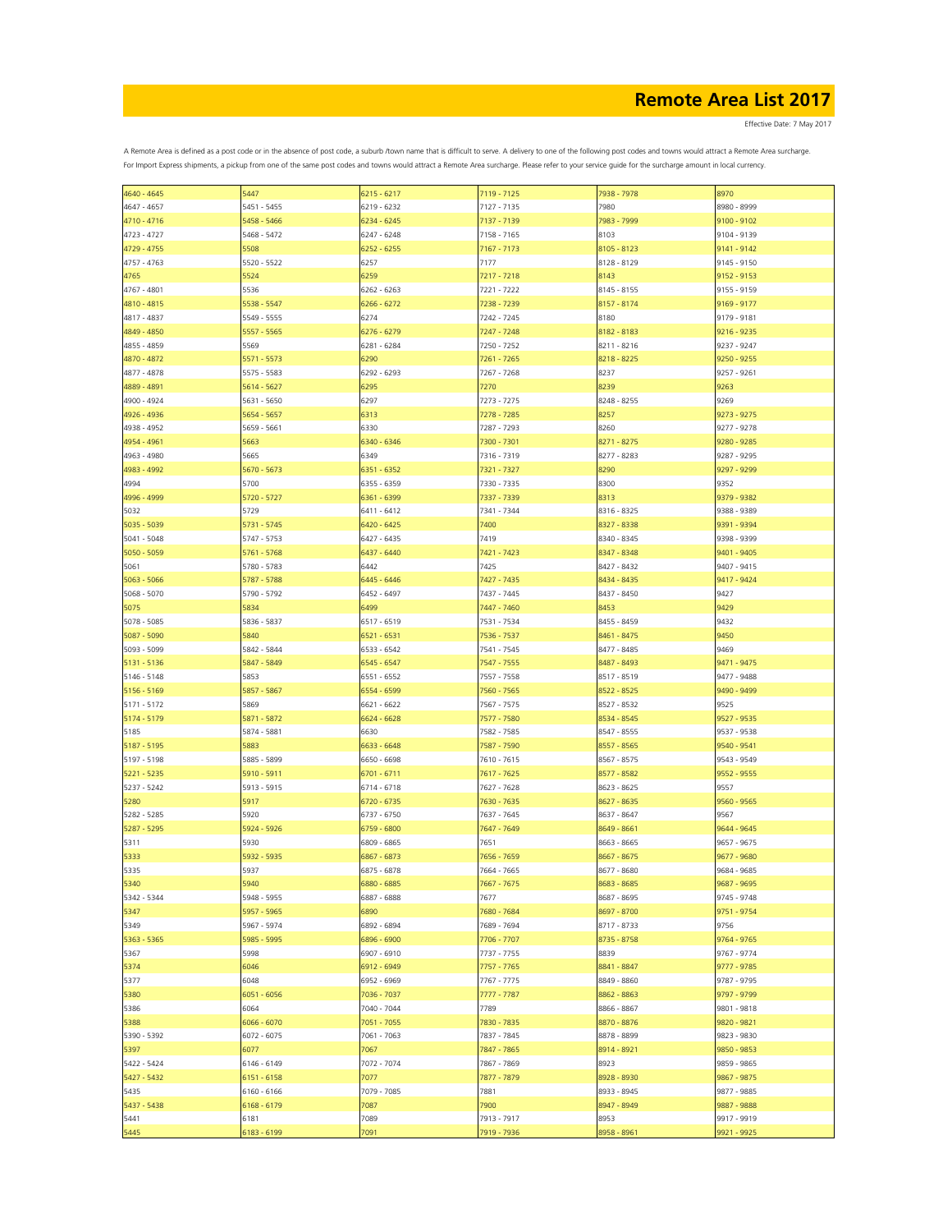# Remote Area List 2017

Effective Date: 7 May 2017

A Remote Area is defined as a post code or in the absence of post code, a suburb /town name that is difficult to serve. A delivery to one of the following post codes and towns would attract a Remote Area surcharge. For Import Express shipments, a pickup from one of the same post codes and towns would attract a Remote Area surcharge. Please refer to your service guide for the surcharge amount in local currency.

| | | | | | |
|---|---|---|---|---|---|
| 4640 - 4645 | 5447 | 6215 - 6217 | 7119 - 7125 | 7938 - 7978 | 8970 |
| 4647 - 4657 | 5451 - 5455 | 6219 - 6232 | 7127 - 7135 | 7980 | 8980 - 8999 |
| 4710 - 4716 | 5458 - 5466 | 6234 - 6245 | 7137 - 7139 | 7983 - 7999 | 9100 - 9102 |
| 4723 - 4727 | 5468 - 5472 | 6247 - 6248 | 7158 - 7165 | 8103 | 9104 - 9139 |
| 4729 - 4755 | 5508 | 6252 - 6255 | 7167 - 7173 | 8105 - 8123 | 9141 - 9142 |
| 4757 - 4763 | 5520 - 5522 | 6257 | 7177 | 8128 - 8129 | 9145 - 9150 |
| 4765 | 5524 | 6259 | 7217 - 7218 | 8143 | 9152 - 9153 |
| 4767 - 4801 | 5536 | 6262 - 6263 | 7221 - 7222 | 8145 - 8155 | 9155 - 9159 |
| 4810 - 4815 | 5538 - 5547 | 6266 - 6272 | 7238 - 7239 | 8157 - 8174 | 9169 - 9177 |
| 4817 - 4837 | 5549 - 5555 | 6274 | 7242 - 7245 | 8180 | 9179 - 9181 |
| 4849 - 4850 | 5557 - 5565 | 6276 - 6279 | 7247 - 7248 | 8182 - 8183 | 9216 - 9235 |
| 4855 - 4859 | 5569 | 6281 - 6284 | 7250 - 7252 | 8211 - 8216 | 9237 - 9247 |
| 4870 - 4872 | 5571 - 5573 | 6290 | 7261 - 7265 | 8218 - 8225 | 9250 - 9255 |
| 4877 - 4878 | 5575 - 5583 | 6292 - 6293 | 7267 - 7268 | 8237 | 9257 - 9261 |
| 4889 - 4891 | 5614 - 5627 | 6295 | 7270 | 8239 | 9263 |
| 4900 - 4924 | 5631 - 5650 | 6297 | 7273 - 7275 | 8248 - 8255 | 9269 |
| 4926 - 4936 | 5654 - 5657 | 6313 | 7278 - 7285 | 8257 | 9273 - 9275 |
| 4938 - 4952 | 5659 - 5661 | 6330 | 7287 - 7293 | 8260 | 9277 - 9278 |
| 4954 - 4961 | 5663 | 6340 - 6346 | 7300 - 7301 | 8271 - 8275 | 9280 - 9285 |
| 4963 - 4980 | 5665 | 6349 | 7316 - 7319 | 8277 - 8283 | 9287 - 9295 |
| 4983 - 4992 | 5670 - 5673 | 6351 - 6352 | 7321 - 7327 | 8290 | 9297 - 9299 |
| 4994 | 5700 | 6355 - 6359 | 7330 - 7335 | 8300 | 9352 |
| 4996 - 4999 | 5720 - 5727 | 6361 - 6399 | 7337 - 7339 | 8313 | 9379 - 9382 |
| 5032 | 5729 | 6411 - 6412 | 7341 - 7344 | 8316 - 8325 | 9388 - 9389 |
| 5035 - 5039 | 5731 - 5745 | 6420 - 6425 | 7400 | 8327 - 8338 | 9391 - 9394 |
| 5041 - 5048 | 5747 - 5753 | 6427 - 6435 | 7419 | 8340 - 8345 | 9398 - 9399 |
| 5050 - 5059 | 5761 - 5768 | 6437 - 6440 | 7421 - 7423 | 8347 - 8348 | 9401 - 9405 |
| 5061 | 5780 - 5783 | 6442 | 7425 | 8427 - 8432 | 9407 - 9415 |
| 5063 - 5066 | 5787 - 5788 | 6445 - 6446 | 7427 - 7435 | 8434 - 8435 | 9417 - 9424 |
| 5068 - 5070 | 5790 - 5792 | 6452 - 6497 | 7437 - 7445 | 8437 - 8450 | 9427 |
| 5075 | 5834 | 6499 | 7447 - 7460 | 8453 | 9429 |
| 5078 - 5085 | 5836 - 5837 | 6517 - 6519 | 7531 - 7534 | 8455 - 8459 | 9432 |
| 5087 - 5090 | 5840 | 6521 - 6531 | 7536 - 7537 | 8461 - 8475 | 9450 |
| 5093 - 5099 | 5842 - 5844 | 6533 - 6542 | 7541 - 7545 | 8477 - 8485 | 9469 |
| 5131 - 5136 | 5847 - 5849 | 6545 - 6547 | 7547 - 7555 | 8487 - 8493 | 9471 - 9475 |
| 5146 - 5148 | 5853 | 6551 - 6552 | 7557 - 7558 | 8517 - 8519 | 9477 - 9488 |
| 5156 - 5169 | 5857 - 5867 | 6554 - 6599 | 7560 - 7565 | 8522 - 8525 | 9490 - 9499 |
| 5171 - 5172 | 5869 | 6621 - 6622 | 7567 - 7575 | 8527 - 8532 | 9525 |
| 5174 - 5179 | 5871 - 5872 | 6624 - 6628 | 7577 - 7580 | 8534 - 8545 | 9527 - 9535 |
| 5185 | 5874 - 5881 | 6630 | 7582 - 7585 | 8547 - 8555 | 9537 - 9538 |
| 5187 - 5195 | 5883 | 6633 - 6648 | 7587 - 7590 | 8557 - 8565 | 9540 - 9541 |
| 5197 - 5198 | 5885 - 5899 | 6650 - 6698 | 7610 - 7615 | 8567 - 8575 | 9543 - 9549 |
| 5221 - 5235 | 5910 - 5911 | 6701 - 6711 | 7617 - 7625 | 8577 - 8582 | 9552 - 9555 |
| 5237 - 5242 | 5913 - 5915 | 6714 - 6718 | 7627 - 7628 | 8623 - 8625 | 9557 |
| 5280 | 5917 | 6720 - 6735 | 7630 - 7635 | 8627 - 8635 | 9560 - 9565 |
| 5282 - 5285 | 5920 | 6737 - 6750 | 7637 - 7645 | 8637 - 8647 | 9567 |
| 5287 - 5295 | 5924 - 5926 | 6759 - 6800 | 7647 - 7649 | 8649 - 8661 | 9644 - 9645 |
| 5311 | 5930 | 6809 - 6865 | 7651 | 8663 - 8665 | 9657 - 9675 |
| 5333 | 5932 - 5935 | 6867 - 6873 | 7656 - 7659 | 8667 - 8675 | 9677 - 9680 |
| 5335 | 5937 | 6875 - 6878 | 7664 - 7665 | 8677 - 8680 | 9684 - 9685 |
| 5340 | 5940 | 6880 - 6885 | 7667 - 7675 | 8683 - 8685 | 9687 - 9695 |
| 5342 - 5344 | 5948 - 5955 | 6887 - 6888 | 7677 | 8687 - 8695 | 9745 - 9748 |
| 5347 | 5957 - 5965 | 6890 | 7680 - 7684 | 8697 - 8700 | 9751 - 9754 |
| 5349 | 5967 - 5974 | 6892 - 6894 | 7689 - 7694 | 8717 - 8733 | 9756 |
| 5363 - 5365 | 5985 - 5995 | 6896 - 6900 | 7706 - 7707 | 8735 - 8758 | 9764 - 9765 |
| 5367 | 5998 | 6907 - 6910 | 7737 - 7755 | 8839 | 9767 - 9774 |
| 5374 | 6046 | 6912 - 6949 | 7757 - 7765 | 8841 - 8847 | 9777 - 9785 |
| 5377 | 6048 | 6952 - 6969 | 7767 - 7775 | 8849 - 8860 | 9787 - 9795 |
| 5380 | 6051 - 6056 | 7036 - 7037 | 7777 - 7787 | 8862 - 8863 | 9797 - 9799 |
| 5386 | 6064 | 7040 - 7044 | 7789 | 8866 - 8867 | 9801 - 9818 |
| 5388 | 6066 - 6070 | 7051 - 7055 | 7830 - 7835 | 8870 - 8876 | 9820 - 9821 |
| 5390 - 5392 | 6072 - 6075 | 7061 - 7063 | 7837 - 7845 | 8878 - 8899 | 9823 - 9830 |
| 5397 | 6077 | 7067 | 7847 - 7865 | 8914 - 8921 | 9850 - 9853 |
| 5422 - 5424 | 6146 - 6149 | 7072 - 7074 | 7867 - 7869 | 8923 | 9859 - 9865 |
| 5427 - 5432 | 6151 - 6158 | 7077 | 7877 - 7879 | 8928 - 8930 | 9867 - 9875 |
| 5435 | 6160 - 6166 | 7079 - 7085 | 7881 | 8933 - 8945 | 9877 - 9885 |
| 5437 - 5438 | 6168 - 6179 | 7087 | 7900 | 8947 - 8949 | 9887 - 9888 |
| 5441 | 6181 | 7089 | 7913 - 7917 | 8953 | 9917 - 9919 |
| 5445 | 6183 - 6199 | 7091 | 7919 - 7936 | 8958 - 8961 | 9921 - 9925 |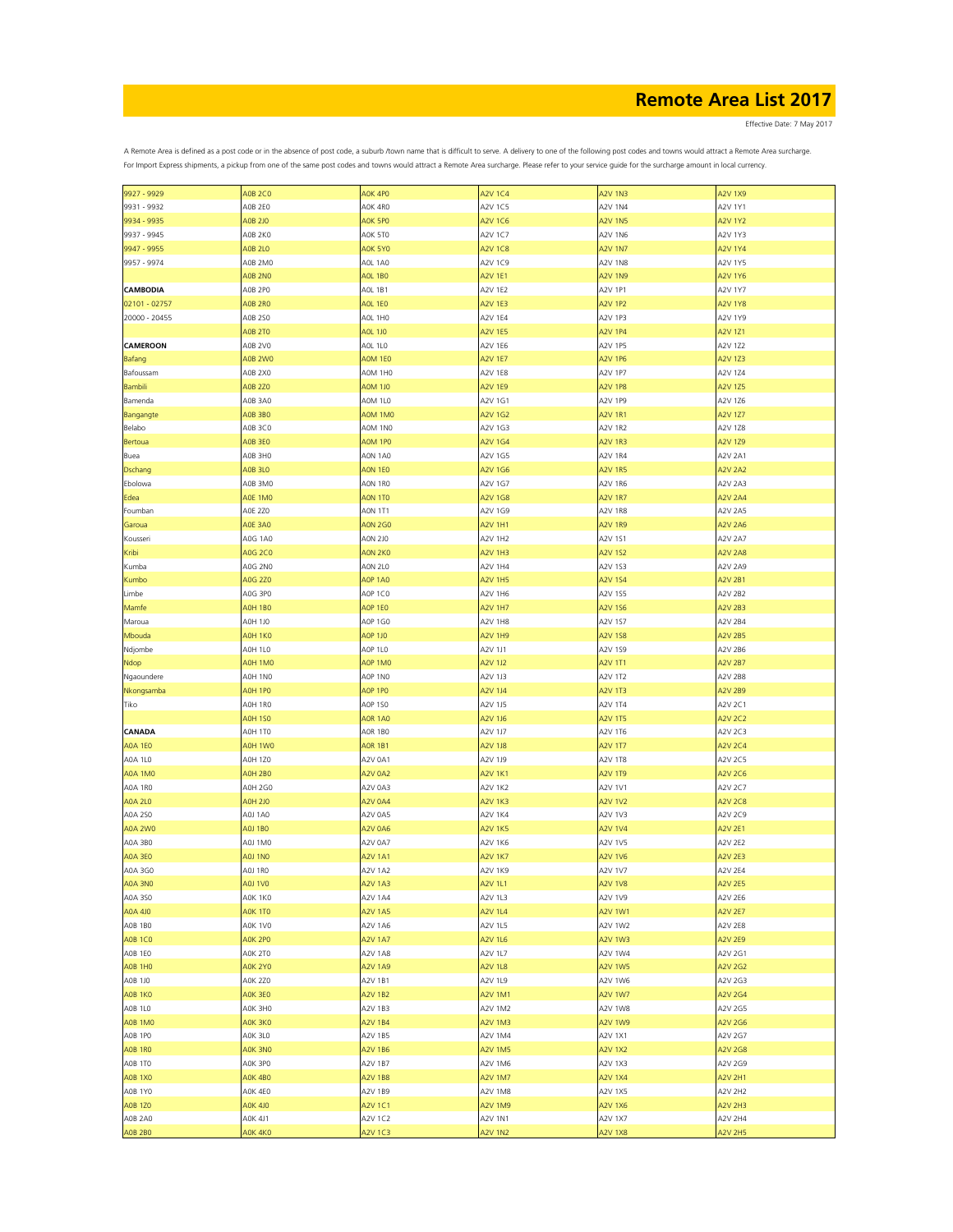# Remote Area List 2017

Effective Date: 7 May 2017

A Remote Area is defined as a post code or in the absence of post code, a suburb /town name that is difficult to serve. A delivery to one of the following post codes and towns would attract a Remote Area surcharge. For Import Express shipments, a pickup from one of the same post codes and towns would attract a Remote Area surcharge. Please refer to your service guide for the surcharge amount in local currency.

| | | | | | |
|---|---|---|---|---|---|
| 9927 - 9929 | A0B 2C0 | A0K 4P0 | A2V 1C4 | A2V 1N3 | A2V 1X9 |
| 9931 - 9932 | A0B 2E0 | A0K 4R0 | A2V 1C5 | A2V 1N4 | A2V 1Y1 |
| 9934 - 9935 | A0B 2J0 | A0K 5P0 | A2V 1C6 | A2V 1N5 | A2V 1Y2 |
| 9937 - 9945 | A0B 2K0 | A0K 5T0 | A2V 1C7 | A2V 1N6 | A2V 1Y3 |
| 9947 - 9955 | A0B 2L0 | A0K 5Y0 | A2V 1C8 | A2V 1N7 | A2V 1Y4 |
| 9957 - 9974 | A0B 2M0 | A0L 1A0 | A2V 1C9 | A2V 1N8 | A2V 1Y5 |
| | A0B 2N0 | A0L 1B0 | A2V 1E1 | A2V 1N9 | A2V 1Y6 |
| **CAMBODIA** | A0B 2P0 | A0L 1B1 | A2V 1E2 | A2V 1P1 | A2V 1Y7 |
| 02101 - 02757 | A0B 2R0 | A0L 1E0 | A2V 1E3 | A2V 1P2 | A2V 1Y8 |
| 20000 - 20455 | A0B 2S0 | A0L 1H0 | A2V 1E4 | A2V 1P3 | A2V 1Y9 |
| | A0B 2T0 | A0L 1J0 | A2V 1E5 | A2V 1P4 | A2V 1Z1 |
| **CAMEROON** | A0B 2V0 | A0L 1L0 | A2V 1E6 | A2V 1P5 | A2V 1Z2 |
| Bafang | A0B 2W0 | A0M 1E0 | A2V 1E7 | A2V 1P6 | A2V 1Z3 |
| Bafoussam | A0B 2X0 | A0M 1H0 | A2V 1E8 | A2V 1P7 | A2V 1Z4 |
| Bambili | A0B 2Z0 | A0M 1J0 | A2V 1E9 | A2V 1P8 | A2V 1Z5 |
| Bamenda | A0B 3A0 | A0M 1L0 | A2V 1G1 | A2V 1P9 | A2V 1Z6 |
| Bangangte | A0B 3B0 | A0M 1M0 | A2V 1G2 | A2V 1R1 | A2V 1Z7 |
| Belabo | A0B 3C0 | A0M 1N0 | A2V 1G3 | A2V 1R2 | A2V 1Z8 |
| Bertoua | A0B 3E0 | A0M 1P0 | A2V 1G4 | A2V 1R3 | A2V 1Z9 |
| Buea | A0B 3H0 | A0N 1A0 | A2V 1G5 | A2V 1R4 | A2V 2A1 |
| Dschang | A0B 3L0 | A0N 1E0 | A2V 1G6 | A2V 1R5 | A2V 2A2 |
| Ebolowa | A0B 3M0 | A0N 1R0 | A2V 1G7 | A2V 1R6 | A2V 2A3 |
| Edea | A0E 1M0 | A0N 1T0 | A2V 1G8 | A2V 1R7 | A2V 2A4 |
| Foumban | A0E 2Z0 | A0N 1T1 | A2V 1G9 | A2V 1R8 | A2V 2A5 |
| Garoua | A0E 3A0 | A0N 2G0 | A2V 1H1 | A2V 1R9 | A2V 2A6 |
| Kousseri | A0G 1A0 | A0N 2J0 | A2V 1H2 | A2V 1S1 | A2V 2A7 |
| Kribi | A0G 2C0 | A0N 2K0 | A2V 1H3 | A2V 1S2 | A2V 2A8 |
| Kumba | A0G 2N0 | A0N 2L0 | A2V 1H4 | A2V 1S3 | A2V 2A9 |
| Kumbo | A0G 2Z0 | A0P 1A0 | A2V 1H5 | A2V 1S4 | A2V 2B1 |
| Limbe | A0G 3P0 | A0P 1C0 | A2V 1H6 | A2V 1S5 | A2V 2B2 |
| Mamfe | A0H 1B0 | A0P 1E0 | A2V 1H7 | A2V 1S6 | A2V 2B3 |
| Maroua | A0H 1J0 | A0P 1G0 | A2V 1H8 | A2V 1S7 | A2V 2B4 |
| Mbouda | A0H 1K0 | A0P 1J0 | A2V 1H9 | A2V 1S8 | A2V 2B5 |
| Ndjombe | A0H 1L0 | A0P 1L0 | A2V 1J1 | A2V 1S9 | A2V 2B6 |
| Ndop | A0H 1M0 | A0P 1M0 | A2V 1J2 | A2V 1T1 | A2V 2B7 |
| Ngaoundere | A0H 1N0 | A0P 1N0 | A2V 1J3 | A2V 1T2 | A2V 2B8 |
| Nkongsamba | A0H 1P0 | A0P 1P0 | A2V 1J4 | A2V 1T3 | A2V 2B9 |
| Tiko | A0H 1R0 | A0P 1S0 | A2V 1J5 | A2V 1T4 | A2V 2C1 |
| | A0H 1S0 | A0R 1A0 | A2V 1J6 | A2V 1T5 | A2V 2C2 |
| **CANADA** | A0H 1T0 | A0R 1B0 | A2V 1J7 | A2V 1T6 | A2V 2C3 |
| A0A 1E0 | A0H 1W0 | A0R 1B1 | A2V 1J8 | A2V 1T7 | A2V 2C4 |
| A0A 1L0 | A0H 1Z0 | A2V 0A1 | A2V 1J9 | A2V 1T8 | A2V 2C5 |
| A0A 1M0 | A0H 2B0 | A2V 0A2 | A2V 1K1 | A2V 1T9 | A2V 2C6 |
| A0A 1R0 | A0H 2G0 | A2V 0A3 | A2V 1K2 | A2V 1V1 | A2V 2C7 |
| A0A 2L0 | A0H 2J0 | A2V 0A4 | A2V 1K3 | A2V 1V2 | A2V 2C8 |
| A0A 2S0 | A0J 1A0 | A2V 0A5 | A2V 1K4 | A2V 1V3 | A2V 2C9 |
| A0A 2W0 | A0J 1B0 | A2V 0A6 | A2V 1K5 | A2V 1V4 | A2V 2E1 |
| A0A 3B0 | A0J 1M0 | A2V 0A7 | A2V 1K6 | A2V 1V5 | A2V 2E2 |
| A0A 3E0 | A0J 1N0 | A2V 1A1 | A2V 1K7 | A2V 1V6 | A2V 2E3 |
| A0A 3G0 | A0J 1R0 | A2V 1A2 | A2V 1K9 | A2V 1V7 | A2V 2E4 |
| A0A 3N0 | A0J 1V0 | A2V 1A3 | A2V 1L1 | A2V 1V8 | A2V 2E5 |
| A0A 3S0 | A0K 1K0 | A2V 1A4 | A2V 1L3 | A2V 1V9 | A2V 2E6 |
| A0A 4J0 | A0K 1T0 | A2V 1A5 | A2V 1L4 | A2V 1W1 | A2V 2E7 |
| A0B 1B0 | A0K 1V0 | A2V 1A6 | A2V 1L5 | A2V 1W2 | A2V 2E8 |
| A0B 1C0 | A0K 2P0 | A2V 1A7 | A2V 1L6 | A2V 1W3 | A2V 2E9 |
| A0B 1E0 | A0K 2T0 | A2V 1A8 | A2V 1L7 | A2V 1W4 | A2V 2G1 |
| A0B 1H0 | A0K 2Y0 | A2V 1A9 | A2V 1L8 | A2V 1W5 | A2V 2G2 |
| A0B 1J0 | A0K 2Z0 | A2V 1B1 | A2V 1L9 | A2V 1W6 | A2V 2G3 |
| A0B 1K0 | A0K 3E0 | A2V 1B2 | A2V 1M1 | A2V 1W7 | A2V 2G4 |
| A0B 1L0 | A0K 3H0 | A2V 1B3 | A2V 1M2 | A2V 1W8 | A2V 2G5 |
| A0B 1M0 | A0K 3K0 | A2V 1B4 | A2V 1M3 | A2V 1W9 | A2V 2G6 |
| A0B 1P0 | A0K 3L0 | A2V 1B5 | A2V 1M4 | A2V 1X1 | A2V 2G7 |
| A0B 1R0 | A0K 3N0 | A2V 1B6 | A2V 1M5 | A2V 1X2 | A2V 2G8 |
| A0B 1T0 | A0K 3P0 | A2V 1B7 | A2V 1M6 | A2V 1X3 | A2V 2G9 |
| A0B 1X0 | A0K 4B0 | A2V 1B8 | A2V 1M7 | A2V 1X4 | A2V 2H1 |
| A0B 1Y0 | A0K 4E0 | A2V 1B9 | A2V 1M8 | A2V 1X5 | A2V 2H2 |
| A0B 1Z0 | A0K 4J0 | A2V 1C1 | A2V 1M9 | A2V 1X6 | A2V 2H3 |
| A0B 2A0 | A0K 4J1 | A2V 1C2 | A2V 1N1 | A2V 1X7 | A2V 2H4 |
| A0B 2B0 | A0K 4K0 | A2V 1C3 | A2V 1N2 | A2V 1X8 | A2V 2H5 |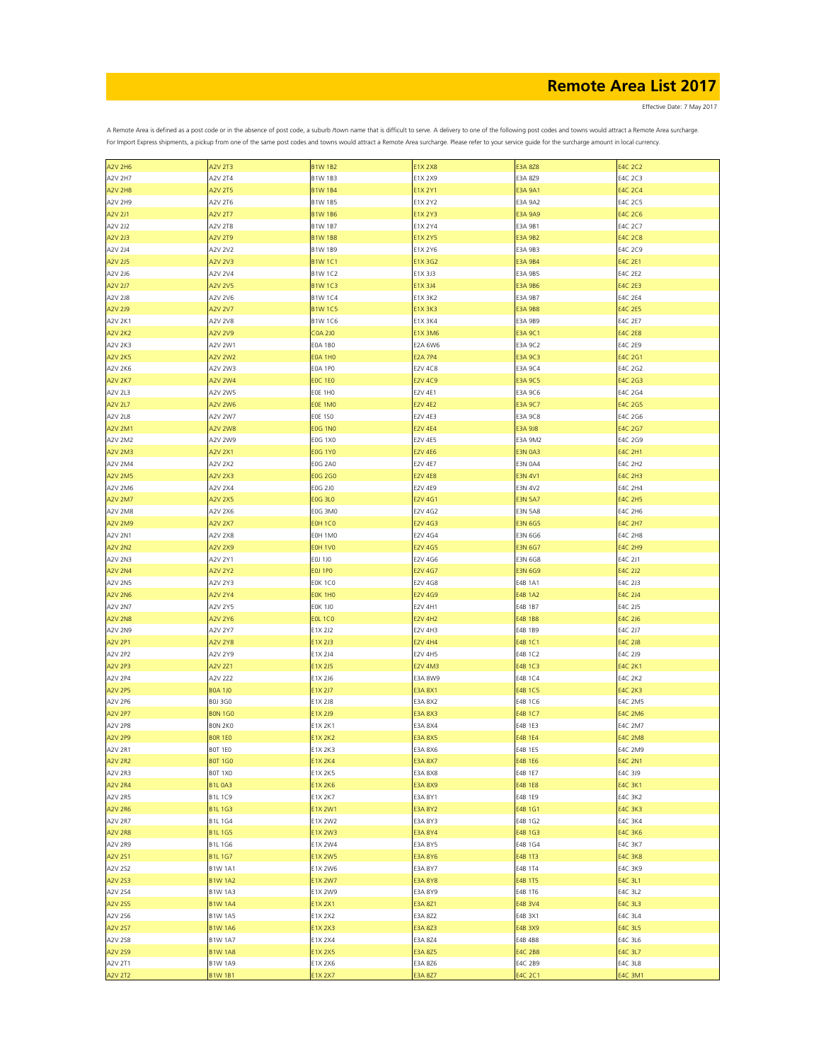# Remote Area List 2017

Effective Date: 7 May 2017

A Remote Area is defined as a post code or in the absence of post code, a suburb /town name that is difficult to serve. A delivery to one of the following post codes and towns would attract a Remote Area surcharge.
For Import Express shipments, a pickup from one of the same post codes and towns would attract a Remote Area surcharge. Please refer to your service guide for the surcharge amount in local currency.

| | | | | | |
|---|---|---|---|---|---|
| A2V 2H6 | A2V 2T3 | B1W 1B2 | E1X 2X8 | E3A 8Z8 | E4C 2C2 |
| A2V 2H7 | A2V 2T4 | B1W 1B3 | E1X 2X9 | E3A 8Z9 | E4C 2C3 |
| A2V 2H8 | A2V 2T5 | B1W 1B4 | E1X 2Y1 | E3A 9A1 | E4C 2C4 |
| A2V 2H9 | A2V 2T6 | B1W 1B5 | E1X 2Y2 | E3A 9A2 | E4C 2C5 |
| A2V 2J1 | A2V 2T7 | B1W 1B6 | E1X 2Y3 | E3A 9A9 | E4C 2C6 |
| A2V 2J2 | A2V 2T8 | B1W 1B7 | E1X 2Y4 | E3A 9B1 | E4C 2C7 |
| A2V 2J3 | A2V 2T9 | B1W 1B8 | E1X 2Y5 | E3A 9B2 | E4C 2C8 |
| A2V 2J4 | A2V 2V2 | B1W 1B9 | E1X 2Y6 | E3A 9B3 | E4C 2C9 |
| A2V 2J5 | A2V 2V3 | B1W 1C1 | E1X 3G2 | E3A 9B4 | E4C 2E1 |
| A2V 2J6 | A2V 2V4 | B1W 1C2 | E1X 3J3 | E3A 9B5 | E4C 2E2 |
| A2V 2J7 | A2V 2V5 | B1W 1C3 | E1X 3J4 | E3A 9B6 | E4C 2E3 |
| A2V 2J8 | A2V 2V6 | B1W 1C4 | E1X 3K2 | E3A 9B7 | E4C 2E4 |
| A2V 2J9 | A2V 2V7 | B1W 1C5 | E1X 3K3 | E3A 9B8 | E4C 2E5 |
| A2V 2K1 | A2V 2V8 | B1W 1C6 | E1X 3K4 | E3A 9B9 | E4C 2E7 |
| A2V 2K2 | A2V 2V9 | C0A 2J0 | E1X 3M6 | E3A 9C1 | E4C 2E8 |
| A2V 2K3 | A2V 2W1 | E0A 1B0 | E2A 6W6 | E3A 9C2 | E4C 2E9 |
| A2V 2K5 | A2V 2W2 | E0A 1H0 | E2A 7P4 | E3A 9C3 | E4C 2G1 |
| A2V 2K6 | A2V 2W3 | E0A 1P0 | E2V 4C8 | E3A 9C4 | E4C 2G2 |
| A2V 2K7 | A2V 2W4 | E0C 1E0 | E2V 4C9 | E3A 9C5 | E4C 2G3 |
| A2V 2L3 | A2V 2W5 | E0E 1H0 | E2V 4E1 | E3A 9C6 | E4C 2G4 |
| A2V 2L7 | A2V 2W6 | E0E 1M0 | E2V 4E2 | E3A 9C7 | E4C 2G5 |
| A2V 2L8 | A2V 2W7 | E0E 1S0 | E2V 4E3 | E3A 9C8 | E4C 2G6 |
| A2V 2M1 | A2V 2W8 | E0G 1N0 | E2V 4E4 | E3A 9J8 | E4C 2G7 |
| A2V 2M2 | A2V 2W9 | E0G 1X0 | E2V 4E5 | E3A 9M2 | E4C 2G9 |
| A2V 2M3 | A2V 2X1 | E0G 1Y0 | E2V 4E6 | E3N 0A3 | E4C 2H1 |
| A2V 2M4 | A2V 2X2 | E0G 2A0 | E2V 4E7 | E3N 0A4 | E4C 2H2 |
| A2V 2M5 | A2V 2X3 | E0G 2G0 | E2V 4E8 | E3N 4V1 | E4C 2H3 |
| A2V 2M6 | A2V 2X4 | E0G 2J0 | E2V 4E9 | E3N 4V2 | E4C 2H4 |
| A2V 2M7 | A2V 2X5 | E0G 3L0 | E2V 4G1 | E3N 5A7 | E4C 2H5 |
| A2V 2M8 | A2V 2X6 | E0G 3M0 | E2V 4G2 | E3N 5A8 | E4C 2H6 |
| A2V 2M9 | A2V 2X7 | E0H 1C0 | E2V 4G3 | E3N 6G5 | E4C 2H7 |
| A2V 2N1 | A2V 2X8 | E0H 1M0 | E2V 4G4 | E3N 6G6 | E4C 2H8 |
| A2V 2N2 | A2V 2X9 | E0H 1V0 | E2V 4G5 | E3N 6G7 | E4C 2H9 |
| A2V 2N3 | A2V 2Y1 | E0J 1J0 | E2V 4G6 | E3N 6G8 | E4C 2J1 |
| A2V 2N4 | A2V 2Y2 | E0J 1P0 | E2V 4G7 | E3N 6G9 | E4C 2J2 |
| A2V 2N5 | A2V 2Y3 | E0K 1C0 | E2V 4G8 | E4B 1A1 | E4C 2J3 |
| A2V 2N6 | A2V 2Y4 | E0K 1H0 | E2V 4G9 | E4B 1A2 | E4C 2J4 |
| A2V 2N7 | A2V 2Y5 | E0K 1J0 | E2V 4H1 | E4B 1B7 | E4C 2J5 |
| A2V 2N8 | A2V 2Y6 | E0L 1C0 | E2V 4H2 | E4B 1B8 | E4C 2J6 |
| A2V 2N9 | A2V 2Y7 | E1X 2J2 | E2V 4H3 | E4B 1B9 | E4C 2J7 |
| A2V 2P1 | A2V 2Y8 | E1X 2J3 | E2V 4H4 | E4B 1C1 | E4C 2J8 |
| A2V 2P2 | A2V 2Y9 | E1X 2J4 | E2V 4H5 | E4B 1C2 | E4C 2J9 |
| A2V 2P3 | A2V 2Z1 | E1X 2J5 | E2V 4M3 | E4B 1C3 | E4C 2K1 |
| A2V 2P4 | A2V 2Z2 | E1X 2J6 | E3A 8W9 | E4B 1C4 | E4C 2K2 |
| A2V 2P5 | B0A 1J0 | E1X 2J7 | E3A 8X1 | E4B 1C5 | E4C 2K3 |
| A2V 2P6 | B0J 3G0 | E1X 2J8 | E3A 8X2 | E4B 1C6 | E4C 2M5 |
| A2V 2P7 | B0N 1G0 | E1X 2J9 | E3A 8X3 | E4B 1C7 | E4C 2M6 |
| A2V 2P8 | B0N 2K0 | E1X 2K1 | E3A 8X4 | E4B 1E3 | E4C 2M7 |
| A2V 2P9 | B0R 1E0 | E1X 2K2 | E3A 8X5 | E4B 1E4 | E4C 2M8 |
| A2V 2R1 | B0T 1E0 | E1X 2K3 | E3A 8X6 | E4B 1E5 | E4C 2M9 |
| A2V 2R2 | B0T 1G0 | E1X 2K4 | E3A 8X7 | E4B 1E6 | E4C 2N1 |
| A2V 2R3 | B0T 1X0 | E1X 2K5 | E3A 8X8 | E4B 1E7 | E4C 3J9 |
| A2V 2R4 | B1L 0A3 | E1X 2K6 | E3A 8X9 | E4B 1E8 | E4C 3K1 |
| A2V 2R5 | B1L 1C9 | E1X 2K7 | E3A 8Y1 | E4B 1E9 | E4C 3K2 |
| A2V 2R6 | B1L 1G3 | E1X 2W1 | E3A 8Y2 | E4B 1G1 | E4C 3K3 |
| A2V 2R7 | B1L 1G4 | E1X 2W2 | E3A 8Y3 | E4B 1G2 | E4C 3K4 |
| A2V 2R8 | B1L 1G5 | E1X 2W3 | E3A 8Y4 | E4B 1G3 | E4C 3K6 |
| A2V 2R9 | B1L 1G6 | E1X 2W4 | E3A 8Y5 | E4B 1G4 | E4C 3K7 |
| A2V 2S1 | B1L 1G7 | E1X 2W5 | E3A 8Y6 | E4B 1T3 | E4C 3K8 |
| A2V 2S2 | B1W 1A1 | E1X 2W6 | E3A 8Y7 | E4B 1T4 | E4C 3K9 |
| A2V 2S3 | B1W 1A2 | E1X 2W7 | E3A 8Y8 | E4B 1T5 | E4C 3L1 |
| A2V 2S4 | B1W 1A3 | E1X 2W9 | E3A 8Y9 | E4B 1T6 | E4C 3L2 |
| A2V 2S5 | B1W 1A4 | E1X 2X1 | E3A 8Z1 | E4B 3V4 | E4C 3L3 |
| A2V 2S6 | B1W 1A5 | E1X 2X2 | E3A 8Z2 | E4B 3X1 | E4C 3L4 |
| A2V 2S7 | B1W 1A6 | E1X 2X3 | E3A 8Z3 | E4B 3X9 | E4C 3L5 |
| A2V 2S8 | B1W 1A7 | E1X 2X4 | E3A 8Z4 | E4B 4B8 | E4C 3L6 |
| A2V 2S9 | B1W 1A8 | E1X 2X5 | E3A 8Z5 | E4C 2B8 | E4C 3L7 |
| A2V 2T1 | B1W 1A9 | E1X 2X6 | E3A 8Z6 | E4C 2B9 | E4C 3L8 |
| A2V 2T2 | B1W 1B1 | E1X 2X7 | E3A 8Z7 | E4C 2C1 | E4C 3M1 |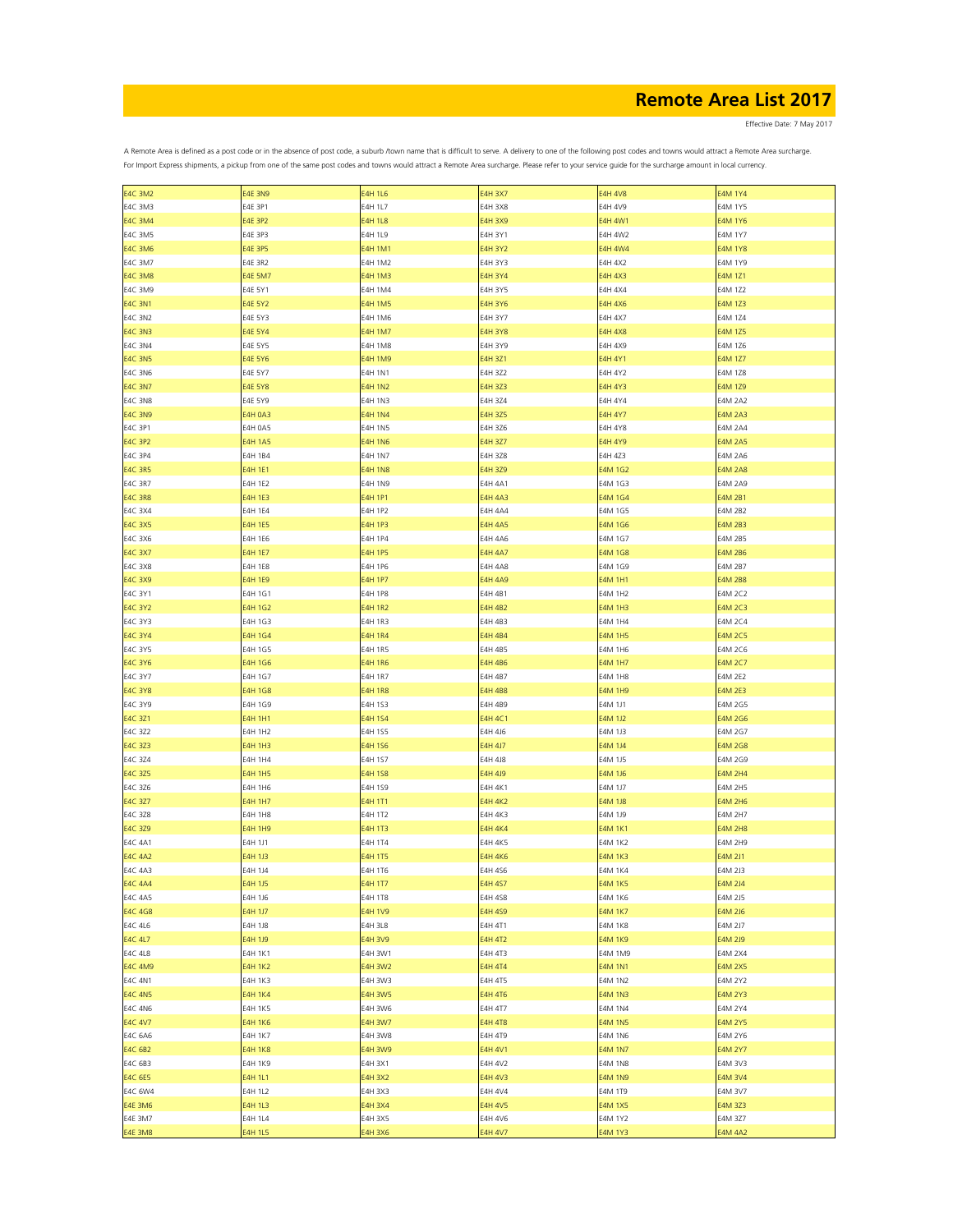# Remote Area List 2017

Effective Date: 7 May 2017

A Remote Area is defined as a post code or in the absence of post code, a suburb /town name that is difficult to serve. A delivery to one of the following post codes and towns would attract a Remote Area surcharge.
For Import Express shipments, a pickup from one of the same post codes and towns would attract a Remote Area surcharge. Please refer to your service guide for the surcharge amount in local currency.

| | | | | | |
|---|---|---|---|---|---|
| E4C 3M2 | E4E 3N9 | E4H 1L6 | E4H 3X7 | E4H 4V8 | E4M 1Y4 |
| E4C 3M3 | E4E 3P1 | E4H 1L7 | E4H 3X8 | E4H 4V9 | E4M 1Y5 |
| E4C 3M4 | E4E 3P2 | E4H 1L8 | E4H 3X9 | E4H 4W1 | E4M 1Y6 |
| E4C 3M5 | E4E 3P3 | E4H 1L9 | E4H 3Y1 | E4H 4W2 | E4M 1Y7 |
| E4C 3M6 | E4E 3P5 | E4H 1M1 | E4H 3Y2 | E4H 4W4 | E4M 1Y8 |
| E4C 3M7 | E4E 3R2 | E4H 1M2 | E4H 3Y3 | E4H 4X2 | E4M 1Y9 |
| E4C 3M8 | E4E 5M7 | E4H 1M3 | E4H 3Y4 | E4H 4X3 | E4M 1Z1 |
| E4C 3M9 | E4E 5Y1 | E4H 1M4 | E4H 3Y5 | E4H 4X4 | E4M 1Z2 |
| E4C 3N1 | E4E 5Y2 | E4H 1M5 | E4H 3Y6 | E4H 4X6 | E4M 1Z3 |
| E4C 3N2 | E4E 5Y3 | E4H 1M6 | E4H 3Y7 | E4H 4X7 | E4M 1Z4 |
| E4C 3N3 | E4E 5Y4 | E4H 1M7 | E4H 3Y8 | E4H 4X8 | E4M 1Z5 |
| E4C 3N4 | E4E 5Y5 | E4H 1M8 | E4H 3Y9 | E4H 4X9 | E4M 1Z6 |
| E4C 3N5 | E4E 5Y6 | E4H 1M9 | E4H 3Z1 | E4H 4Y1 | E4M 1Z7 |
| E4C 3N6 | E4E 5Y7 | E4H 1N1 | E4H 3Z2 | E4H 4Y2 | E4M 1Z8 |
| E4C 3N7 | E4E 5Y8 | E4H 1N2 | E4H 3Z3 | E4H 4Y3 | E4M 1Z9 |
| E4C 3N8 | E4E 5Y9 | E4H 1N3 | E4H 3Z4 | E4H 4Y4 | E4M 2A2 |
| E4C 3N9 | E4H 0A3 | E4H 1N4 | E4H 3Z5 | E4H 4Y7 | E4M 2A3 |
| E4C 3P1 | E4H 0A5 | E4H 1N5 | E4H 3Z6 | E4H 4Y8 | E4M 2A4 |
| E4C 3P2 | E4H 1A5 | E4H 1N6 | E4H 3Z7 | E4H 4Y9 | E4M 2A5 |
| E4C 3P4 | E4H 1B4 | E4H 1N7 | E4H 3Z8 | E4H 4Z3 | E4M 2A6 |
| E4C 3R5 | E4H 1E1 | E4H 1N8 | E4H 3Z9 | E4M 1G2 | E4M 2A8 |
| E4C 3R7 | E4H 1E2 | E4H 1N9 | E4H 4A1 | E4M 1G3 | E4M 2A9 |
| E4C 3R8 | E4H 1E3 | E4H 1P1 | E4H 4A3 | E4M 1G4 | E4M 2B1 |
| E4C 3X4 | E4H 1E4 | E4H 1P2 | E4H 4A4 | E4M 1G5 | E4M 2B2 |
| E4C 3X5 | E4H 1E5 | E4H 1P3 | E4H 4A5 | E4M 1G6 | E4M 2B3 |
| E4C 3X6 | E4H 1E6 | E4H 1P4 | E4H 4A6 | E4M 1G7 | E4M 2B5 |
| E4C 3X7 | E4H 1E7 | E4H 1P5 | E4H 4A7 | E4M 1G8 | E4M 2B6 |
| E4C 3X8 | E4H 1E8 | E4H 1P6 | E4H 4A8 | E4M 1G9 | E4M 2B7 |
| E4C 3X9 | E4H 1E9 | E4H 1P7 | E4H 4A9 | E4M 1H1 | E4M 2B8 |
| E4C 3Y1 | E4H 1G1 | E4H 1P8 | E4H 4B1 | E4M 1H2 | E4M 2C2 |
| E4C 3Y2 | E4H 1G2 | E4H 1R2 | E4H 4B2 | E4M 1H3 | E4M 2C3 |
| E4C 3Y3 | E4H 1G3 | E4H 1R3 | E4H 4B3 | E4M 1H4 | E4M 2C4 |
| E4C 3Y4 | E4H 1G4 | E4H 1R4 | E4H 4B4 | E4M 1H5 | E4M 2C5 |
| E4C 3Y5 | E4H 1G5 | E4H 1R5 | E4H 4B5 | E4M 1H6 | E4M 2C6 |
| E4C 3Y6 | E4H 1G6 | E4H 1R6 | E4H 4B6 | E4M 1H7 | E4M 2C7 |
| E4C 3Y7 | E4H 1G7 | E4H 1R7 | E4H 4B7 | E4M 1H8 | E4M 2E2 |
| E4C 3Y8 | E4H 1G8 | E4H 1R8 | E4H 4B8 | E4M 1H9 | E4M 2E3 |
| E4C 3Y9 | E4H 1G9 | E4H 1S3 | E4H 4B9 | E4M 1J1 | E4M 2G5 |
| E4C 3Z1 | E4H 1H1 | E4H 1S4 | E4H 4C1 | E4M 1J2 | E4M 2G6 |
| E4C 3Z2 | E4H 1H2 | E4H 1S5 | E4H 4J6 | E4M 1J3 | E4M 2G7 |
| E4C 3Z3 | E4H 1H3 | E4H 1S6 | E4H 4J7 | E4M 1J4 | E4M 2G8 |
| E4C 3Z4 | E4H 1H4 | E4H 1S7 | E4H 4J8 | E4M 1J5 | E4M 2G9 |
| E4C 3Z5 | E4H 1H5 | E4H 1S8 | E4H 4J9 | E4M 1J6 | E4M 2H4 |
| E4C 3Z6 | E4H 1H6 | E4H 1S9 | E4H 4K1 | E4M 1J7 | E4M 2H5 |
| E4C 3Z7 | E4H 1H7 | E4H 1T1 | E4H 4K2 | E4M 1J8 | E4M 2H6 |
| E4C 3Z8 | E4H 1H8 | E4H 1T2 | E4H 4K3 | E4M 1J9 | E4M 2H7 |
| E4C 3Z9 | E4H 1H9 | E4H 1T3 | E4H 4K4 | E4M 1K1 | E4M 2H8 |
| E4C 4A1 | E4H 1J1 | E4H 1T4 | E4H 4K5 | E4M 1K2 | E4M 2H9 |
| E4C 4A2 | E4H 1J3 | E4H 1T5 | E4H 4K6 | E4M 1K3 | E4M 2J1 |
| E4C 4A3 | E4H 1J4 | E4H 1T6 | E4H 4S6 | E4M 1K4 | E4M 2J3 |
| E4C 4A4 | E4H 1J5 | E4H 1T7 | E4H 4S7 | E4M 1K5 | E4M 2J4 |
| E4C 4A5 | E4H 1J6 | E4H 1T8 | E4H 4S8 | E4M 1K6 | E4M 2J5 |
| E4C 4G8 | E4H 1J7 | E4H 1V9 | E4H 4S9 | E4M 1K7 | E4M 2J6 |
| E4C 4L6 | E4H 1J8 | E4H 3L8 | E4H 4T1 | E4M 1K8 | E4M 2J7 |
| E4C 4L7 | E4H 1J9 | E4H 3V9 | E4H 4T2 | E4M 1K9 | E4M 2J9 |
| E4C 4L8 | E4H 1K1 | E4H 3W1 | E4H 4T3 | E4M 1M9 | E4M 2X4 |
| E4C 4M9 | E4H 1K2 | E4H 3W2 | E4H 4T4 | E4M 1N1 | E4M 2X5 |
| E4C 4N1 | E4H 1K3 | E4H 3W3 | E4H 4T5 | E4M 1N2 | E4M 2Y2 |
| E4C 4N5 | E4H 1K4 | E4H 3W5 | E4H 4T6 | E4M 1N3 | E4M 2Y3 |
| E4C 4N6 | E4H 1K5 | E4H 3W6 | E4H 4T7 | E4M 1N4 | E4M 2Y4 |
| E4C 4V7 | E4H 1K6 | E4H 3W7 | E4H 4T8 | E4M 1N5 | E4M 2Y5 |
| E4C 6A6 | E4H 1K7 | E4H 3W8 | E4H 4T9 | E4M 1N6 | E4M 2Y6 |
| E4C 6B2 | E4H 1K8 | E4H 3W9 | E4H 4V1 | E4M 1N7 | E4M 2Y7 |
| E4C 6B3 | E4H 1K9 | E4H 3X1 | E4H 4V2 | E4M 1N8 | E4M 3V3 |
| E4C 6E5 | E4H 1L1 | E4H 3X2 | E4H 4V3 | E4M 1N9 | E4M 3V4 |
| E4C 6W4 | E4H 1L2 | E4H 3X3 | E4H 4V4 | E4M 1T9 | E4M 3V7 |
| E4E 3M6 | E4H 1L3 | E4H 3X4 | E4H 4V5 | E4M 1X5 | E4M 3Z3 |
| E4E 3M7 | E4H 1L4 | E4H 3X5 | E4H 4V6 | E4M 1Y2 | E4M 3Z7 |
| E4E 3M8 | E4H 1L5 | E4H 3X6 | E4H 4V7 | E4M 1Y3 | E4M 4A2 |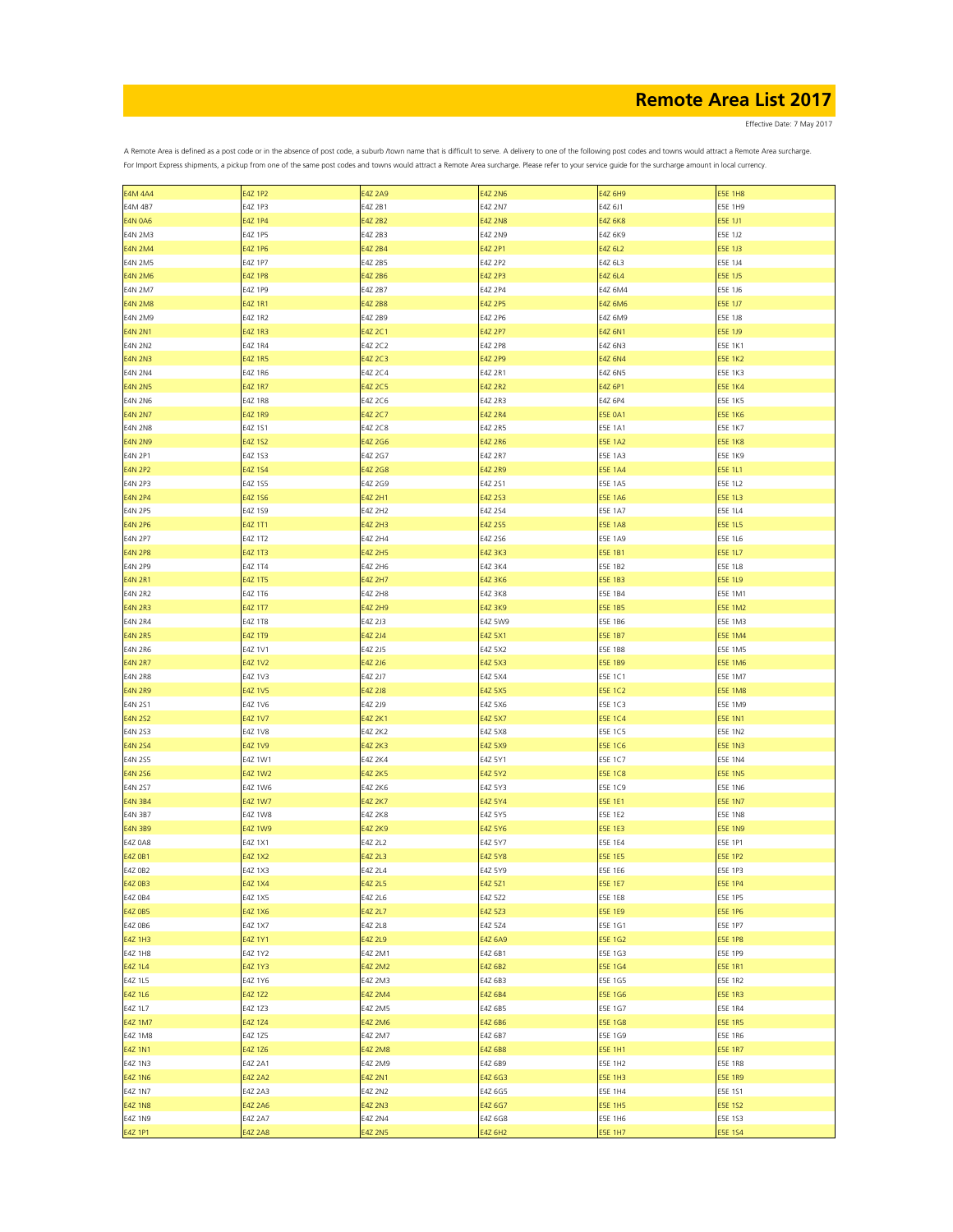# Remote Area List 2017

Effective Date: 7 May 2017

A Remote Area is defined as a post code or in the absence of post code, a suburb /town name that is difficult to serve. A delivery to one of the following post codes and towns would attract a Remote Area surcharge.
For Import Express shipments, a pickup from one of the same post codes and towns would attract a Remote Area surcharge. Please refer to your service guide for the surcharge amount in local currency.

| | | | | | |
|---|---|---|---|---|---|
| E4M 4A4 | E4Z 1P2 | E4Z 2A9 | E4Z 2N6 | E4Z 6H9 | E5E 1H8 |
| E4M 4B7 | E4Z 1P3 | E4Z 2B1 | E4Z 2N7 | E4Z 6J1 | E5E 1H9 |
| E4N 0A6 | E4Z 1P4 | E4Z 2B2 | E4Z 2N8 | E4Z 6K8 | E5E 1J1 |
| E4N 2M3 | E4Z 1P5 | E4Z 2B3 | E4Z 2N9 | E4Z 6K9 | E5E 1J2 |
| E4N 2M4 | E4Z 1P6 | E4Z 2B4 | E4Z 2P1 | E4Z 6L2 | E5E 1J3 |
| E4N 2M5 | E4Z 1P7 | E4Z 2B5 | E4Z 2P2 | E4Z 6L3 | E5E 1J4 |
| E4N 2M6 | E4Z 1P8 | E4Z 2B6 | E4Z 2P3 | E4Z 6L4 | E5E 1J5 |
| E4N 2M7 | E4Z 1P9 | E4Z 2B7 | E4Z 2P4 | E4Z 6M4 | E5E 1J6 |
| E4N 2M8 | E4Z 1R1 | E4Z 2B8 | E4Z 2P5 | E4Z 6M6 | E5E 1J7 |
| E4N 2M9 | E4Z 1R2 | E4Z 2B9 | E4Z 2P6 | E4Z 6M9 | E5E 1J8 |
| E4N 2N1 | E4Z 1R3 | E4Z 2C1 | E4Z 2P7 | E4Z 6N1 | E5E 1J9 |
| E4N 2N2 | E4Z 1R4 | E4Z 2C2 | E4Z 2P8 | E4Z 6N3 | E5E 1K1 |
| E4N 2N3 | E4Z 1R5 | E4Z 2C3 | E4Z 2P9 | E4Z 6N4 | E5E 1K2 |
| E4N 2N4 | E4Z 1R6 | E4Z 2C4 | E4Z 2R1 | E4Z 6N5 | E5E 1K3 |
| E4N 2N5 | E4Z 1R7 | E4Z 2C5 | E4Z 2R2 | E4Z 6P1 | E5E 1K4 |
| E4N 2N6 | E4Z 1R8 | E4Z 2C6 | E4Z 2R3 | E4Z 6P4 | E5E 1K5 |
| E4N 2N7 | E4Z 1R9 | E4Z 2C7 | E4Z 2R4 | E5E 0A1 | E5E 1K6 |
| E4N 2N8 | E4Z 1S1 | E4Z 2C8 | E4Z 2R5 | E5E 1A1 | E5E 1K7 |
| E4N 2N9 | E4Z 1S2 | E4Z 2G6 | E4Z 2R6 | E5E 1A2 | E5E 1K8 |
| E4N 2P1 | E4Z 1S3 | E4Z 2G7 | E4Z 2R7 | E5E 1A3 | E5E 1K9 |
| E4N 2P2 | E4Z 1S4 | E4Z 2G8 | E4Z 2R9 | E5E 1A4 | E5E 1L1 |
| E4N 2P3 | E4Z 1S5 | E4Z 2G9 | E4Z 2S1 | E5E 1A5 | E5E 1L2 |
| E4N 2P4 | E4Z 1S6 | E4Z 2H1 | E4Z 2S3 | E5E 1A6 | E5E 1L3 |
| E4N 2P5 | E4Z 1S9 | E4Z 2H2 | E4Z 2S4 | E5E 1A7 | E5E 1L4 |
| E4N 2P6 | E4Z 1T1 | E4Z 2H3 | E4Z 2S5 | E5E 1A8 | E5E 1L5 |
| E4N 2P7 | E4Z 1T2 | E4Z 2H4 | E4Z 2S6 | E5E 1A9 | E5E 1L6 |
| E4N 2P8 | E4Z 1T3 | E4Z 2H5 | E4Z 3K3 | E5E 1B1 | E5E 1L7 |
| E4N 2P9 | E4Z 1T4 | E4Z 2H6 | E4Z 3K4 | E5E 1B2 | E5E 1L8 |
| E4N 2R1 | E4Z 1T5 | E4Z 2H7 | E4Z 3K6 | E5E 1B3 | E5E 1L9 |
| E4N 2R2 | E4Z 1T6 | E4Z 2H8 | E4Z 3K8 | E5E 1B4 | E5E 1M1 |
| E4N 2R3 | E4Z 1T7 | E4Z 2H9 | E4Z 3K9 | E5E 1B5 | E5E 1M2 |
| E4N 2R4 | E4Z 1T8 | E4Z 2J3 | E4Z 5W9 | E5E 1B6 | E5E 1M3 |
| E4N 2R5 | E4Z 1T9 | E4Z 2J4 | E4Z 5X1 | E5E 1B7 | E5E 1M4 |
| E4N 2R6 | E4Z 1V1 | E4Z 2J5 | E4Z 5X2 | E5E 1B8 | E5E 1M5 |
| E4N 2R7 | E4Z 1V2 | E4Z 2J6 | E4Z 5X3 | E5E 1B9 | E5E 1M6 |
| E4N 2R8 | E4Z 1V3 | E4Z 2J7 | E4Z 5X4 | E5E 1C1 | E5E 1M7 |
| E4N 2R9 | E4Z 1V5 | E4Z 2J8 | E4Z 5X5 | E5E 1C2 | E5E 1M8 |
| E4N 2S1 | E4Z 1V6 | E4Z 2J9 | E4Z 5X6 | E5E 1C3 | E5E 1M9 |
| E4N 2S2 | E4Z 1V7 | E4Z 2K1 | E4Z 5X7 | E5E 1C4 | E5E 1N1 |
| E4N 2S3 | E4Z 1V8 | E4Z 2K2 | E4Z 5X8 | E5E 1C5 | E5E 1N2 |
| E4N 2S4 | E4Z 1V9 | E4Z 2K3 | E4Z 5X9 | E5E 1C6 | E5E 1N3 |
| E4N 2S5 | E4Z 1W1 | E4Z 2K4 | E4Z 5Y1 | E5E 1C7 | E5E 1N4 |
| E4N 2S6 | E4Z 1W2 | E4Z 2K5 | E4Z 5Y2 | E5E 1C8 | E5E 1N5 |
| E4N 2S7 | E4Z 1W6 | E4Z 2K6 | E4Z 5Y3 | E5E 1C9 | E5E 1N6 |
| E4N 3B4 | E4Z 1W7 | E4Z 2K7 | E4Z 5Y4 | E5E 1E1 | E5E 1N7 |
| E4N 3B7 | E4Z 1W8 | E4Z 2K8 | E4Z 5Y5 | E5E 1E2 | E5E 1N8 |
| E4N 3B9 | E4Z 1W9 | E4Z 2K9 | E4Z 5Y6 | E5E 1E3 | E5E 1N9 |
| E4Z 0A8 | E4Z 1X1 | E4Z 2L2 | E4Z 5Y7 | E5E 1E4 | E5E 1P1 |
| E4Z 0B1 | E4Z 1X2 | E4Z 2L3 | E4Z 5Y8 | E5E 1E5 | E5E 1P2 |
| E4Z 0B2 | E4Z 1X3 | E4Z 2L4 | E4Z 5Y9 | E5E 1E6 | E5E 1P3 |
| E4Z 0B3 | E4Z 1X4 | E4Z 2L5 | E4Z 5Z1 | E5E 1E7 | E5E 1P4 |
| E4Z 0B4 | E4Z 1X5 | E4Z 2L6 | E4Z 5Z2 | E5E 1E8 | E5E 1P5 |
| E4Z 0B5 | E4Z 1X6 | E4Z 2L7 | E4Z 5Z3 | E5E 1E9 | E5E 1P6 |
| E4Z 0B6 | E4Z 1X7 | E4Z 2L8 | E4Z 5Z4 | E5E 1G1 | E5E 1P7 |
| E4Z 1H3 | E4Z 1Y1 | E4Z 2L9 | E4Z 6A9 | E5E 1G2 | E5E 1P8 |
| E4Z 1H8 | E4Z 1Y2 | E4Z 2M1 | E4Z 6B1 | E5E 1G3 | E5E 1P9 |
| E4Z 1L4 | E4Z 1Y3 | E4Z 2M2 | E4Z 6B2 | E5E 1G4 | E5E 1R1 |
| E4Z 1L5 | E4Z 1Y6 | E4Z 2M3 | E4Z 6B3 | E5E 1G5 | E5E 1R2 |
| E4Z 1L6 | E4Z 1Z2 | E4Z 2M4 | E4Z 6B4 | E5E 1G6 | E5E 1R3 |
| E4Z 1L7 | E4Z 1Z3 | E4Z 2M5 | E4Z 6B5 | E5E 1G7 | E5E 1R4 |
| E4Z 1M7 | E4Z 1Z4 | E4Z 2M6 | E4Z 6B6 | E5E 1G8 | E5E 1R5 |
| E4Z 1M8 | E4Z 1Z5 | E4Z 2M7 | E4Z 6B7 | E5E 1G9 | E5E 1R6 |
| E4Z 1N1 | E4Z 1Z6 | E4Z 2M8 | E4Z 6B8 | E5E 1H1 | E5E 1R7 |
| E4Z 1N3 | E4Z 2A1 | E4Z 2M9 | E4Z 6B9 | E5E 1H2 | E5E 1R8 |
| E4Z 1N6 | E4Z 2A2 | E4Z 2N1 | E4Z 6G3 | E5E 1H3 | E5E 1R9 |
| E4Z 1N7 | E4Z 2A3 | E4Z 2N2 | E4Z 6G5 | E5E 1H4 | E5E 1S1 |
| E4Z 1N8 | E4Z 2A6 | E4Z 2N3 | E4Z 6G7 | E5E 1H5 | E5E 1S2 |
| E4Z 1N9 | E4Z 2A7 | E4Z 2N4 | E4Z 6G8 | E5E 1H6 | E5E 1S3 |
| E4Z 1P1 | E4Z 2A8 | E4Z 2N5 | E4Z 6H2 | E5E 1H7 | E5E 1S4 |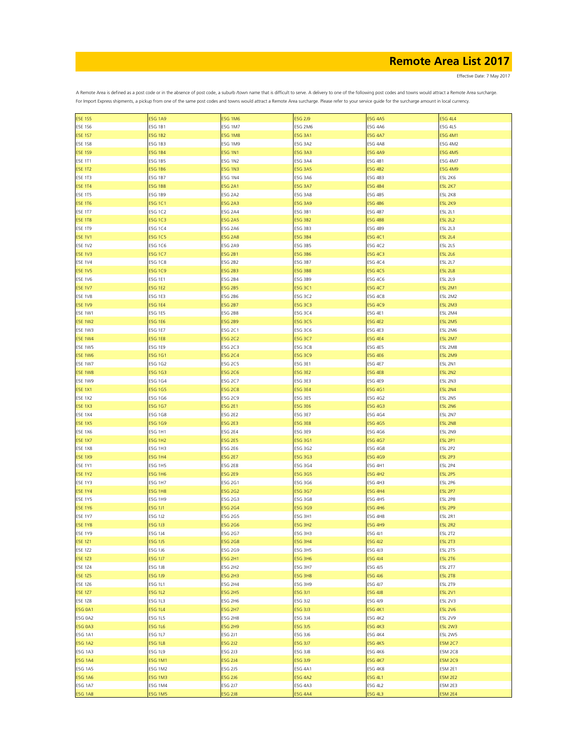# Remote Area List 2017

Effective Date: 7 May 2017

A Remote Area is defined as a post code or in the absence of post code, a suburb /town name that is difficult to serve. A delivery to one of the following post codes and towns would attract a Remote Area surcharge. For Import Express shipments, a pickup from one of the same post codes and towns would attract a Remote Area surcharge. Please refer to your service guide for the surcharge amount in local currency.

| | | | | | |
|---|---|---|---|---|---|
| E5E 1S5 | E5G 1A9 | E5G 1M6 | E5G 2J9 | E5G 4A5 | E5G 4L4 |
| E5E 1S6 | E5G 1B1 | E5G 1M7 | E5G 2M6 | E5G 4A6 | E5G 4L5 |
| E5E 1S7 | E5G 1B2 | E5G 1M8 | E5G 3A1 | E5G 4A7 | E5G 4M1 |
| E5E 1S8 | E5G 1B3 | E5G 1M9 | E5G 3A2 | E5G 4A8 | E5G 4M2 |
| E5E 1S9 | E5G 1B4 | E5G 1N1 | E5G 3A3 | E5G 4A9 | E5G 4M5 |
| E5E 1T1 | E5G 1B5 | E5G 1N2 | E5G 3A4 | E5G 4B1 | E5G 4M7 |
| E5E 1T2 | E5G 1B6 | E5G 1N3 | E5G 3A5 | E5G 4B2 | E5G 4M9 |
| E5E 1T3 | E5G 1B7 | E5G 1N4 | E5G 3A6 | E5G 4B3 | E5L 2K6 |
| E5E 1T4 | E5G 1B8 | E5G 2A1 | E5G 3A7 | E5G 4B4 | E5L 2K7 |
| E5E 1T5 | E5G 1B9 | E5G 2A2 | E5G 3A8 | E5G 4B5 | E5L 2K8 |
| E5E 1T6 | E5G 1C1 | E5G 2A3 | E5G 3A9 | E5G 4B6 | E5L 2K9 |
| E5E 1T7 | E5G 1C2 | E5G 2A4 | E5G 3B1 | E5G 4B7 | E5L 2L1 |
| E5E 1T8 | E5G 1C3 | E5G 2A5 | E5G 3B2 | E5G 4B8 | E5L 2L2 |
| E5E 1T9 | E5G 1C4 | E5G 2A6 | E5G 3B3 | E5G 4B9 | E5L 2L3 |
| E5E 1V1 | E5G 1C5 | E5G 2A8 | E5G 3B4 | E5G 4C1 | E5L 2L4 |
| E5E 1V2 | E5G 1C6 | E5G 2A9 | E5G 3B5 | E5G 4C2 | E5L 2L5 |
| E5E 1V3 | E5G 1C7 | E5G 2B1 | E5G 3B6 | E5G 4C3 | E5L 2L6 |
| E5E 1V4 | E5G 1C8 | E5G 2B2 | E5G 3B7 | E5G 4C4 | E5L 2L7 |
| E5E 1V5 | E5G 1C9 | E5G 2B3 | E5G 3B8 | E5G 4C5 | E5L 2L8 |
| E5E 1V6 | E5G 1E1 | E5G 2B4 | E5G 3B9 | E5G 4C6 | E5L 2L9 |
| E5E 1V7 | E5G 1E2 | E5G 2B5 | E5G 3C1 | E5G 4C7 | E5L 2M1 |
| E5E 1V8 | E5G 1E3 | E5G 2B6 | E5G 3C2 | E5G 4C8 | E5L 2M2 |
| E5E 1V9 | E5G 1E4 | E5G 2B7 | E5G 3C3 | E5G 4C9 | E5L 2M3 |
| E5E 1W1 | E5G 1E5 | E5G 2B8 | E5G 3C4 | E5G 4E1 | E5L 2M4 |
| E5E 1W2 | E5G 1E6 | E5G 2B9 | E5G 3C5 | E5G 4E2 | E5L 2M5 |
| E5E 1W3 | E5G 1E7 | E5G 2C1 | E5G 3C6 | E5G 4E3 | E5L 2M6 |
| E5E 1W4 | E5G 1E8 | E5G 2C2 | E5G 3C7 | E5G 4E4 | E5L 2M7 |
| E5E 1W5 | E5G 1E9 | E5G 2C3 | E5G 3C8 | E5G 4E5 | E5L 2M8 |
| E5E 1W6 | E5G 1G1 | E5G 2C4 | E5G 3C9 | E5G 4E6 | E5L 2M9 |
| E5E 1W7 | E5G 1G2 | E5G 2C5 | E5G 3E1 | E5G 4E7 | E5L 2N1 |
| E5E 1W8 | E5G 1G3 | E5G 2C6 | E5G 3E2 | E5G 4E8 | E5L 2N2 |
| E5E 1W9 | E5G 1G4 | E5G 2C7 | E5G 3E3 | E5G 4E9 | E5L 2N3 |
| E5E 1X1 | E5G 1G5 | E5G 2C8 | E5G 3E4 | E5G 4G1 | E5L 2N4 |
| E5E 1X2 | E5G 1G6 | E5G 2C9 | E5G 3E5 | E5G 4G2 | E5L 2N5 |
| E5E 1X3 | E5G 1G7 | E5G 2E1 | E5G 3E6 | E5G 4G3 | E5L 2N6 |
| E5E 1X4 | E5G 1G8 | E5G 2E2 | E5G 3E7 | E5G 4G4 | E5L 2N7 |
| E5E 1X5 | E5G 1G9 | E5G 2E3 | E5G 3E8 | E5G 4G5 | E5L 2N8 |
| E5E 1X6 | E5G 1H1 | E5G 2E4 | E5G 3E9 | E5G 4G6 | E5L 2N9 |
| E5E 1X7 | E5G 1H2 | E5G 2E5 | E5G 3G1 | E5G 4G7 | E5L 2P1 |
| E5E 1X8 | E5G 1H3 | E5G 2E6 | E5G 3G2 | E5G 4G8 | E5L 2P2 |
| E5E 1X9 | E5G 1H4 | E5G 2E7 | E5G 3G3 | E5G 4G9 | E5L 2P3 |
| E5E 1Y1 | E5G 1H5 | E5G 2E8 | E5G 3G4 | E5G 4H1 | E5L 2P4 |
| E5E 1Y2 | E5G 1H6 | E5G 2E9 | E5G 3G5 | E5G 4H2 | E5L 2P5 |
| E5E 1Y3 | E5G 1H7 | E5G 2G1 | E5G 3G6 | E5G 4H3 | E5L 2P6 |
| E5E 1Y4 | E5G 1H8 | E5G 2G2 | E5G 3G7 | E5G 4H4 | E5L 2P7 |
| E5E 1Y5 | E5G 1H9 | E5G 2G3 | E5G 3G8 | E5G 4H5 | E5L 2P8 |
| E5E 1Y6 | E5G 1J1 | E5G 2G4 | E5G 3G9 | E5G 4H6 | E5L 2P9 |
| E5E 1Y7 | E5G 1J2 | E5G 2G5 | E5G 3H1 | E5G 4H8 | E5L 2R1 |
| E5E 1Y8 | E5G 1J3 | E5G 2G6 | E5G 3H2 | E5G 4H9 | E5L 2R2 |
| E5E 1Y9 | E5G 1J4 | E5G 2G7 | E5G 3H3 | E5G 4J1 | E5L 2T2 |
| E5E 1Z1 | E5G 1J5 | E5G 2G8 | E5G 3H4 | E5G 4J2 | E5L 2T3 |
| E5E 1Z2 | E5G 1J6 | E5G 2G9 | E5G 3H5 | E5G 4J3 | E5L 2T5 |
| E5E 1Z3 | E5G 1J7 | E5G 2H1 | E5G 3H6 | E5G 4J4 | E5L 2T6 |
| E5E 1Z4 | E5G 1J8 | E5G 2H2 | E5G 3H7 | E5G 4J5 | E5L 2T7 |
| E5E 1Z5 | E5G 1J9 | E5G 2H3 | E5G 3H8 | E5G 4J6 | E5L 2T8 |
| E5E 1Z6 | E5G 1L1 | E5G 2H4 | E5G 3H9 | E5G 4J7 | E5L 2T9 |
| E5E 1Z7 | E5G 1L2 | E5G 2H5 | E5G 3J1 | E5G 4J8 | E5L 2V1 |
| E5E 1Z8 | E5G 1L3 | E5G 2H6 | E5G 3J2 | E5G 4J9 | E5L 2V3 |
| E5G 0A1 | E5G 1L4 | E5G 2H7 | E5G 3J3 | E5G 4K1 | E5L 2V6 |
| E5G 0A2 | E5G 1L5 | E5G 2H8 | E5G 3J4 | E5G 4K2 | E5L 2V9 |
| E5G 0A3 | E5G 1L6 | E5G 2H9 | E5G 3J5 | E5G 4K3 | E5L 2W3 |
| E5G 1A1 | E5G 1L7 | E5G 2J1 | E5G 3J6 | E5G 4K4 | E5L 2W5 |
| E5G 1A2 | E5G 1L8 | E5G 2J2 | E5G 3J7 | E5G 4K5 | E5M 2C7 |
| E5G 1A3 | E5G 1L9 | E5G 2J3 | E5G 3J8 | E5G 4K6 | E5M 2C8 |
| E5G 1A4 | E5G 1M1 | E5G 2J4 | E5G 3J9 | E5G 4K7 | E5M 2C9 |
| E5G 1A5 | E5G 1M2 | E5G 2J5 | E5G 4A1 | E5G 4K8 | E5M 2E1 |
| E5G 1A6 | E5G 1M3 | E5G 2J6 | E5G 4A2 | E5G 4L1 | E5M 2E2 |
| E5G 1A7 | E5G 1M4 | E5G 2J7 | E5G 4A3 | E5G 4L2 | E5M 2E3 |
| E5G 1A8 | E5G 1M5 | E5G 2J8 | E5G 4A4 | E5G 4L3 | E5M 2E4 |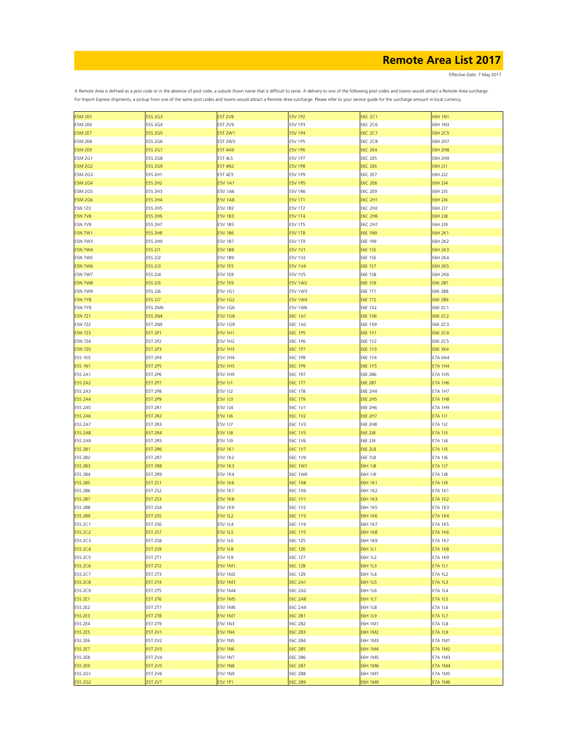# Remote Area List 2017

Effective Date: 7 May 2017

A Remote Area is defined as a post code or in the absence of post code, a suburb /town name that is difficult to serve. A delivery to one of the following post codes and towns would attract a Remote Area surcharge.
For Import Express shipments, a pickup from one of the same post codes and towns would attract a Remote Area surcharge. Please refer to your service guide for the surcharge amount in local currency.

| | | | | | |
|---|---|---|---|---|---|
| E5M 2E5 | E5S 2G3 | E5T 2V8 | E5V 1P2 | E6C 2C1 | E6H 1N1 |
| E5M 2E6 | E5S 2G4 | E5T 2V9 | E5V 1P3 | E6C 2C6 | E6H 1N3 |
| E5M 2E7 | E5S 2G5 | E5T 2W1 | E5V 1P4 | E6C 2C7 | E6H 2C5 |
| E5M 2E8 | E5S 2G6 | E5T 2W3 | E5V 1P5 | E6C 2C8 | E6H 2H7 |
| E5M 2E9 | E5S 2G7 | E5T 4A9 | E5V 1P6 | E6C 2E4 | E6H 2H8 |
| E5M 2G1 | E5S 2G8 | E5T 4L5 | E5V 1P7 | E6C 2E5 | E6H 2H9 |
| E5M 2G2 | E5S 2G9 | E5T 4N2 | E5V 1P8 | E6C 2E6 | E6H 2J1 |
| E5M 2G3 | E5S 2H1 | E5T 4Z3 | E5V 1P9 | E6C 2E7 | E6H 2J2 |
| E5M 2G4 | E5S 2H2 | E5V 1A1 | E5V 1R5 | E6C 2E8 | E6H 2J4 |
| E5M 2G5 | E5S 2H3 | E5V 1A6 | E5V 1R6 | E6C 2E9 | E6H 2J5 |
| E5M 2G6 | E5S 2H4 | E5V 1A8 | E5V 1T1 | E6C 2H1 | E6H 2J6 |
| E5N 1Z3 | E5S 2H5 | E5V 1B2 | E5V 1T2 | E6C 2H2 | E6H 2J7 |
| E5N 7V8 | E5S 2H6 | E5V 1B3 | E5V 1T4 | E6C 2H6 | E6H 2J8 |
| E5N 7V9 | E5S 2H7 | E5V 1B5 | E5V 1T5 | E6C 2H7 | E6H 2J9 |
| E5N 7W1 | E5S 2H8 | E5V 1B6 | E5V 1T8 | E6E 1N9 | E6H 2K1 |
| E5N 7W3 | E5S 2H9 | E5V 1B7 | E5V 1T9 | E6E 1R9 | E6H 2K2 |
| E5N 7W4 | E5S 2J1 | E5V 1B8 | E5V 1V1 | E6E 1S5 | E6H 2K3 |
| E5N 7W5 | E5S 2J2 | E5V 1B9 | E5V 1V2 | E6E 1S6 | E6H 2K4 |
| E5N 7W6 | E5S 2J3 | E5V 1E5 | E5V 1V4 | E6E 1S7 | E6H 2K5 |
| E5N 7W7 | E5S 2J4 | E5V 1E8 | E5V 1V5 | E6E 1S8 | E6H 2K6 |
| E5N 7W8 | E5S 2J5 | E5V 1E9 | E5V 1W2 | E6E 1S9 | E6K 2B7 |
| E5N 7W9 | E5S 2J6 | E5V 1G1 | E5V 1W3 | E6E 1T1 | E6K 2B8 |
| E5N 7Y8 | E5S 2J7 | E5V 1G2 | E5V 1W4 | E6E 1T2 | E6K 2B9 |
| E5N 7Y9 | E5S 2M6 | E5V 1G6 | E5V 1W6 | E6E 1X2 | E6K 2C1 |
| E5N 7Z1 | E5S 2N4 | E5V 1G8 | E6C 1A1 | E6E 1X6 | E6K 2C2 |
| E5N 7Z2 | E5T 2N9 | E5V 1G9 | E6C 1A2 | E6E 1X9 | E6K 2C3 |
| E5N 7Z3 | E5T 2P1 | E5V 1H1 | E6C 1P5 | E6E 1Y1 | E6K 2C4 |
| E5N 7Z4 | E5T 2P2 | E5V 1H2 | E6C 1P6 | E6E 1Y2 | E6K 2C5 |
| E5N 7Z5 | E5T 2P3 | E5V 1H3 | E6C 1P7 | E6E 1Y3 | E6K 3K4 |
| E5S 1K5 | E5T 2P4 | E5V 1H4 | E6C 1P8 | E6E 1Y4 | E7A 0A4 |
| E5S 1N1 | E5T 2P5 | E5V 1H5 | E6C 1P9 | E6E 1Y5 | E7A 1H4 |
| E5S 2A1 | E5T 2P6 | E5V 1H9 | E6C 1R7 | E6E 2B6 | E7A 1H5 |
| E5S 2A2 | E5T 2P7 | E5V 1J1 | E6C 1T7 | E6E 2B7 | E7A 1H6 |
| E5S 2A3 | E5T 2P8 | E5V 1J2 | E6C 1T8 | E6E 2H4 | E7A 1H7 |
| E5S 2A4 | E5T 2P9 | E5V 1J3 | E6C 1T9 | E6E 2H5 | E7A 1H8 |
| E5S 2A5 | E5T 2R1 | E5V 1J4 | E6C 1V1 | E6E 2H6 | E7A 1H9 |
| E5S 2A6 | E5T 2R2 | E5V 1J6 | E6C 1V2 | E6E 2H7 | E7A 1J1 |
| E5S 2A7 | E5T 2R3 | E5V 1J7 | E6C 1V3 | E6E 2H8 | E7A 1J2 |
| E5S 2A8 | E5T 2R4 | E5V 1J8 | E6C 1V5 | E6E 2J8 | E7A 1J3 |
| E5S 2A9 | E5T 2R5 | E5V 1J9 | E6C 1V6 | E6E 2J9 | E7A 1J4 |
| E5S 2B1 | E5T 2R6 | E5V 1K1 | E6C 1V7 | E6E 2L8 | E7A 1J5 |
| E5S 2B2 | E5T 2R7 | E5V 1K2 | E6C 1V9 | E6E 7L8 | E7A 1J6 |
| E5S 2B3 | E5T 2R8 | E5V 1K3 | E6C 1W1 | E6H 1J8 | E7A 1J7 |
| E5S 2B4 | E5T 2R9 | E5V 1K4 | E6C 1W6 | E6H 1J9 | E7A 1J8 |
| E5S 2B5 | E5T 2S1 | E5V 1K6 | E6C 1X8 | E6H 1K1 | E7A 1J9 |
| E5S 2B6 | E5T 2S2 | E5V 1K7 | E6C 1X9 | E6H 1K2 | E7A 1K1 |
| E5S 2B7 | E5T 2S3 | E5V 1K8 | E6C 1Y1 | E6H 1K3 | E7A 1K2 |
| E5S 2B8 | E5T 2S4 | E5V 1K9 | E6C 1Y2 | E6H 1K5 | E7A 1K3 |
| E5S 2B9 | E5T 2S5 | E5V 1L2 | E6C 1Y3 | E6H 1K6 | E7A 1K4 |
| E5S 2C1 | E5T 2S6 | E5V 1L4 | E6C 1Y4 | E6H 1K7 | E7A 1K5 |
| E5S 2C2 | E5T 2S7 | E5V 1L5 | E6C 1Y5 | E6H 1K8 | E7A 1K6 |
| E5S 2C3 | E5T 2S8 | E5V 1L6 | E6C 1Z5 | E6H 1K9 | E7A 1K7 |
| E5S 2C4 | E5T 2S9 | E5V 1L8 | E6C 1Z6 | E6H 1L1 | E7A 1K8 |
| E5S 2C5 | E5T 2T1 | E5V 1L9 | E6C 1Z7 | E6H 1L2 | E7A 1K9 |
| E5S 2C6 | E5T 2T2 | E5V 1M1 | E6C 1Z8 | E6H 1L3 | E7A 1L1 |
| E5S 2C7 | E5T 2T3 | E5V 1M2 | E6C 1Z9 | E6H 1L4 | E7A 1L2 |
| E5S 2C8 | E5T 2T4 | E5V 1M3 | E6C 2A1 | E6H 1L5 | E7A 1L3 |
| E5S 2C9 | E5T 2T5 | E5V 1M4 | E6C 2A2 | E6H 1L6 | E7A 1L4 |
| E5S 2E1 | E5T 2T6 | E5V 1M5 | E6C 2A8 | E6H 1L7 | E7A 1L5 |
| E5S 2E2 | E5T 2T7 | E5V 1M6 | E6C 2A9 | E6H 1L8 | E7A 1L6 |
| E5S 2E3 | E5T 2T8 | E5V 1M7 | E6C 2B1 | E6H 1L9 | E7A 1L7 |
| E5S 2E4 | E5T 2T9 | E5V 1N3 | E6C 2B2 | E6H 1M1 | E7A 1L8 |
| E5S 2E5 | E5T 2V1 | E5V 1N4 | E6C 2B3 | E6H 1M2 | E7A 1L9 |
| E5S 2E6 | E5T 2V2 | E5V 1N5 | E6C 2B4 | E6H 1M3 | E7A 1M1 |
| E5S 2E7 | E5T 2V3 | E5V 1N6 | E6C 2B5 | E6H 1M4 | E7A 1M2 |
| E5S 2E8 | E5T 2V4 | E5V 1N7 | E6C 2B6 | E6H 1M5 | E7A 1M3 |
| E5S 2E9 | E5T 2V5 | E5V 1N8 | E6C 2B7 | E6H 1M6 | E7A 1M4 |
| E5S 2G1 | E5T 2V6 | E5V 1N9 | E6C 2B8 | E6H 1M7 | E7A 1M5 |
| E5S 2G2 | E5T 2V7 | E5V 1P1 | E6C 2B9 | E6H 1M9 | E7A 1M6 |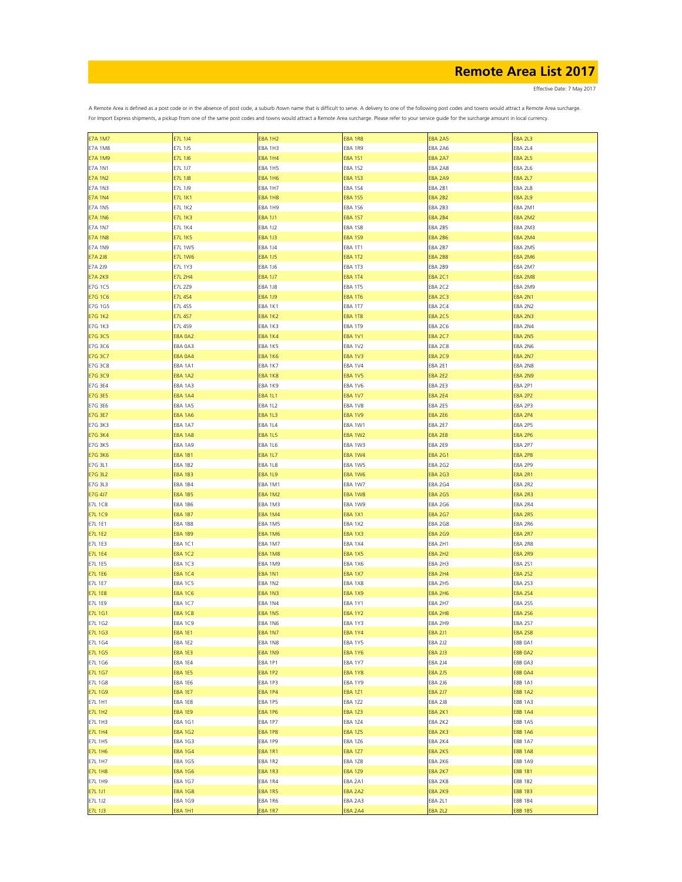# Remote Area List 2017

Effective Date: 7 May 2017

A Remote Area is defined as a post code or in the absence of post code, a suburb /town name that is difficult to serve. A delivery to one of the following post codes and towns would attract a Remote Area surcharge. For Import Express shipments, a pickup from one of the same post codes and towns would attract a Remote Area surcharge. Please refer to your service guide for the surcharge amount in local currency.

| | | | | | |
|---|---|---|---|---|---|
| E7A 1M7 | E7L 1J4 | E8A 1H2 | E8A 1R8 | E8A 2A5 | E8A 2L3 |
| E7A 1M8 | E7L 1J5 | E8A 1H3 | E8A 1R9 | E8A 2A6 | E8A 2L4 |
| E7A 1M9 | E7L 1J6 | E8A 1H4 | E8A 1S1 | E8A 2A7 | E8A 2L5 |
| E7A 1N1 | E7L 1J7 | E8A 1H5 | E8A 1S2 | E8A 2A8 | E8A 2L6 |
| E7A 1N2 | E7L 1J8 | E8A 1H6 | E8A 1S3 | E8A 2A9 | E8A 2L7 |
| E7A 1N3 | E7L 1J9 | E8A 1H7 | E8A 1S4 | E8A 2B1 | E8A 2L8 |
| E7A 1N4 | E7L 1K1 | E8A 1H8 | E8A 1S5 | E8A 2B2 | E8A 2L9 |
| E7A 1N5 | E7L 1K2 | E8A 1H9 | E8A 1S6 | E8A 2B3 | E8A 2M1 |
| E7A 1N6 | E7L 1K3 | E8A 1J1 | E8A 1S7 | E8A 2B4 | E8A 2M2 |
| E7A 1N7 | E7L 1K4 | E8A 1J2 | E8A 1S8 | E8A 2B5 | E8A 2M3 |
| E7A 1N8 | E7L 1K5 | E8A 1J3 | E8A 1S9 | E8A 2B6 | E8A 2M4 |
| E7A 1N9 | E7L 1W5 | E8A 1J4 | E8A 1T1 | E8A 2B7 | E8A 2M5 |
| E7A 2J8 | E7L 1W6 | E8A 1J5 | E8A 1T2 | E8A 2B8 | E8A 2M6 |
| E7A 2J9 | E7L 1Y3 | E8A 1J6 | E8A 1T3 | E8A 2B9 | E8A 2M7 |
| E7A 2K9 | E7L 2H4 | E8A 1J7 | E8A 1T4 | E8A 2C1 | E8A 2M8 |
| E7G 1C5 | E7L 2Z9 | E8A 1J8 | E8A 1T5 | E8A 2C2 | E8A 2M9 |
| E7G 1C6 | E7L 4S4 | E8A 1J9 | E8A 1T6 | E8A 2C3 | E8A 2N1 |
| E7G 1G5 | E7L 4S5 | E8A 1K1 | E8A 1T7 | E8A 2C4 | E8A 2N2 |
| E7G 1K2 | E7L 4S7 | E8A 1K2 | E8A 1T8 | E8A 2C5 | E8A 2N3 |
| E7G 1K3 | E7L 4S9 | E8A 1K3 | E8A 1T9 | E8A 2C6 | E8A 2N4 |
| E7G 3C5 | E8A 0A2 | E8A 1K4 | E8A 1V1 | E8A 2C7 | E8A 2N5 |
| E7G 3C6 | E8A 0A3 | E8A 1K5 | E8A 1V2 | E8A 2C8 | E8A 2N6 |
| E7G 3C7 | E8A 0A4 | E8A 1K6 | E8A 1V3 | E8A 2C9 | E8A 2N7 |
| E7G 3C8 | E8A 1A1 | E8A 1K7 | E8A 1V4 | E8A 2E1 | E8A 2N8 |
| E7G 3C9 | E8A 1A2 | E8A 1K8 | E8A 1V5 | E8A 2E2 | E8A 2N9 |
| E7G 3E4 | E8A 1A3 | E8A 1K9 | E8A 1V6 | E8A 2E3 | E8A 2P1 |
| E7G 3E5 | E8A 1A4 | E8A 1L1 | E8A 1V7 | E8A 2E4 | E8A 2P2 |
| E7G 3E6 | E8A 1A5 | E8A 1L2 | E8A 1V8 | E8A 2E5 | E8A 2P3 |
| E7G 3E7 | E8A 1A6 | E8A 1L3 | E8A 1V9 | E8A 2E6 | E8A 2P4 |
| E7G 3K3 | E8A 1A7 | E8A 1L4 | E8A 1W1 | E8A 2E7 | E8A 2P5 |
| E7G 3K4 | E8A 1A8 | E8A 1L5 | E8A 1W2 | E8A 2E8 | E8A 2P6 |
| E7G 3K5 | E8A 1A9 | E8A 1L6 | E8A 1W3 | E8A 2E9 | E8A 2P7 |
| E7G 3K6 | E8A 1B1 | E8A 1L7 | E8A 1W4 | E8A 2G1 | E8A 2P8 |
| E7G 3L1 | E8A 1B2 | E8A 1L8 | E8A 1W5 | E8A 2G2 | E8A 2P9 |
| E7G 3L2 | E8A 1B3 | E8A 1L9 | E8A 1W6 | E8A 2G3 | E8A 2R1 |
| E7G 3L3 | E8A 1B4 | E8A 1M1 | E8A 1W7 | E8A 2G4 | E8A 2R2 |
| E7G 4J7 | E8A 1B5 | E8A 1M2 | E8A 1W8 | E8A 2G5 | E8A 2R3 |
| E7L 1C8 | E8A 1B6 | E8A 1M3 | E8A 1W9 | E8A 2G6 | E8A 2R4 |
| E7L 1C9 | E8A 1B7 | E8A 1M4 | E8A 1X1 | E8A 2G7 | E8A 2R5 |
| E7L 1E1 | E8A 1B8 | E8A 1M5 | E8A 1X2 | E8A 2G8 | E8A 2R6 |
| E7L 1E2 | E8A 1B9 | E8A 1M6 | E8A 1X3 | E8A 2G9 | E8A 2R7 |
| E7L 1E3 | E8A 1C1 | E8A 1M7 | E8A 1X4 | E8A 2H1 | E8A 2R8 |
| E7L 1E4 | E8A 1C2 | E8A 1M8 | E8A 1X5 | E8A 2H2 | E8A 2R9 |
| E7L 1E5 | E8A 1C3 | E8A 1M9 | E8A 1X6 | E8A 2H3 | E8A 2S1 |
| E7L 1E6 | E8A 1C4 | E8A 1N1 | E8A 1X7 | E8A 2H4 | E8A 2S2 |
| E7L 1E7 | E8A 1C5 | E8A 1N2 | E8A 1X8 | E8A 2H5 | E8A 2S3 |
| E7L 1E8 | E8A 1C6 | E8A 1N3 | E8A 1X9 | E8A 2H6 | E8A 2S4 |
| E7L 1E9 | E8A 1C7 | E8A 1N4 | E8A 1Y1 | E8A 2H7 | E8A 2S5 |
| E7L 1G1 | E8A 1C8 | E8A 1N5 | E8A 1Y2 | E8A 2H8 | E8A 2S6 |
| E7L 1G2 | E8A 1C9 | E8A 1N6 | E8A 1Y3 | E8A 2H9 | E8A 2S7 |
| E7L 1G3 | E8A 1E1 | E8A 1N7 | E8A 1Y4 | E8A 2J1 | E8A 2S8 |
| E7L 1G4 | E8A 1E2 | E8A 1N8 | E8A 1Y5 | E8A 2J2 | E8B 0A1 |
| E7L 1G5 | E8A 1E3 | E8A 1N9 | E8A 1Y6 | E8A 2J3 | E8B 0A2 |
| E7L 1G6 | E8A 1E4 | E8A 1P1 | E8A 1Y7 | E8A 2J4 | E8B 0A3 |
| E7L 1G7 | E8A 1E5 | E8A 1P2 | E8A 1Y8 | E8A 2J5 | E8B 0A4 |
| E7L 1G8 | E8A 1E6 | E8A 1P3 | E8A 1Y9 | E8A 2J6 | E8B 1A1 |
| E7L 1G9 | E8A 1E7 | E8A 1P4 | E8A 1Z1 | E8A 2J7 | E8B 1A2 |
| E7L 1H1 | E8A 1E8 | E8A 1P5 | E8A 1Z2 | E8A 2J8 | E8B 1A3 |
| E7L 1H2 | E8A 1E9 | E8A 1P6 | E8A 1Z3 | E8A 2K1 | E8B 1A4 |
| E7L 1H3 | E8A 1G1 | E8A 1P7 | E8A 1Z4 | E8A 2K2 | E8B 1A5 |
| E7L 1H4 | E8A 1G2 | E8A 1P8 | E8A 1Z5 | E8A 2K3 | E8B 1A6 |
| E7L 1H5 | E8A 1G3 | E8A 1P9 | E8A 1Z6 | E8A 2K4 | E8B 1A7 |
| E7L 1H6 | E8A 1G4 | E8A 1R1 | E8A 1Z7 | E8A 2K5 | E8B 1A8 |
| E7L 1H7 | E8A 1G5 | E8A 1R2 | E8A 1Z8 | E8A 2K6 | E8B 1A9 |
| E7L 1H8 | E8A 1G6 | E8A 1R3 | E8A 1Z9 | E8A 2K7 | E8B 1B1 |
| E7L 1H9 | E8A 1G7 | E8A 1R4 | E8A 2A1 | E8A 2K8 | E8B 1B2 |
| E7L 1J1 | E8A 1G8 | E8A 1R5 | E8A 2A2 | E8A 2K9 | E8B 1B3 |
| E7L 1J2 | E8A 1G9 | E8A 1R6 | E8A 2A3 | E8A 2L1 | E8B 1B4 |
| E7L 1J3 | E8A 1H1 | E8A 1R7 | E8A 2A4 | E8A 2L2 | E8B 1B5 |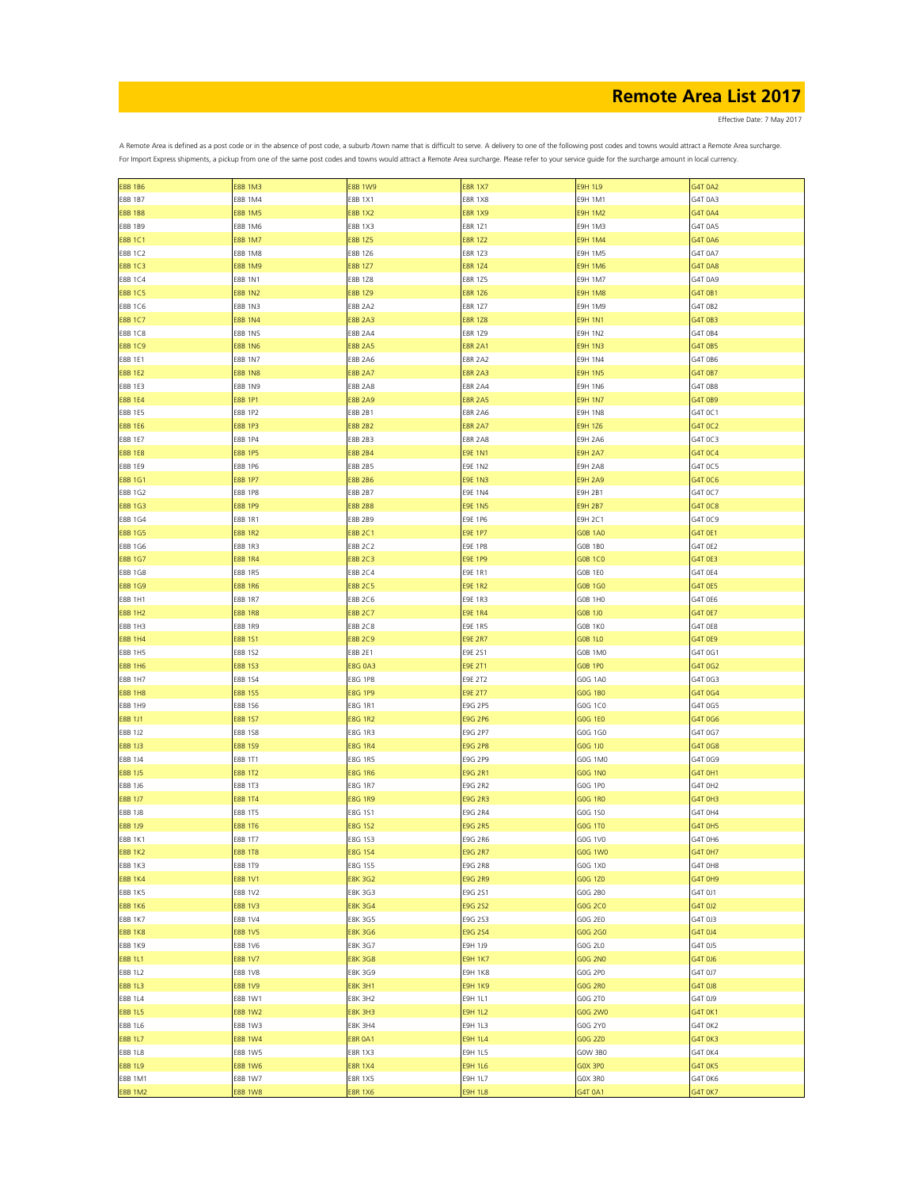# Remote Area List 2017

Effective Date: 7 May 2017

A Remote Area is defined as a post code or in the absence of post code, a suburb /town name that is difficult to serve. A delivery to one of the following post codes and towns would attract a Remote Area surcharge.
For Import Express shipments, a pickup from one of the same post codes and towns would attract a Remote Area surcharge. Please refer to your service guide for the surcharge amount in local currency.

| | | | | | |
|---|---|---|---|---|---|
| E8B 1B6 | E8B 1M3 | E8B 1W9 | E8R 1X7 | E9H 1L9 | G4T 0A2 |
| E8B 1B7 | E8B 1M4 | E8B 1X1 | E8R 1X8 | E9H 1M1 | G4T 0A3 |
| E8B 1B8 | E8B 1M5 | E8B 1X2 | E8R 1X9 | E9H 1M2 | G4T 0A4 |
| E8B 1B9 | E8B 1M6 | E8B 1X3 | E8R 1Z1 | E9H 1M3 | G4T 0A5 |
| E8B 1C1 | E8B 1M7 | E8B 1Z5 | E8R 1Z2 | E9H 1M4 | G4T 0A6 |
| E8B 1C2 | E8B 1M8 | E8B 1Z6 | E8R 1Z3 | E9H 1M5 | G4T 0A7 |
| E8B 1C3 | E8B 1M9 | E8B 1Z7 | E8R 1Z4 | E9H 1M6 | G4T 0A8 |
| E8B 1C4 | E8B 1N1 | E8B 1Z8 | E8R 1Z5 | E9H 1M7 | G4T 0A9 |
| E8B 1C5 | E8B 1N2 | E8B 1Z9 | E8R 1Z6 | E9H 1M8 | G4T 0B1 |
| E8B 1C6 | E8B 1N3 | E8B 2A2 | E8R 1Z7 | E9H 1M9 | G4T 0B2 |
| E8B 1C7 | E8B 1N4 | E8B 2A3 | E8R 1Z8 | E9H 1N1 | G4T 0B3 |
| E8B 1C8 | E8B 1N5 | E8B 2A4 | E8R 1Z9 | E9H 1N2 | G4T 0B4 |
| E8B 1C9 | E8B 1N6 | E8B 2A5 | E8R 2A1 | E9H 1N3 | G4T 0B5 |
| E8B 1E1 | E8B 1N7 | E8B 2A6 | E8R 2A2 | E9H 1N4 | G4T 0B6 |
| E8B 1E2 | E8B 1N8 | E8B 2A7 | E8R 2A3 | E9H 1N5 | G4T 0B7 |
| E8B 1E3 | E8B 1N9 | E8B 2A8 | E8R 2A4 | E9H 1N6 | G4T 0B8 |
| E8B 1E4 | E8B 1P1 | E8B 2A9 | E8R 2A5 | E9H 1N7 | G4T 0B9 |
| E8B 1E5 | E8B 1P2 | E8B 2B1 | E8R 2A6 | E9H 1N8 | G4T 0C1 |
| E8B 1E6 | E8B 1P3 | E8B 2B2 | E8R 2A7 | E9H 1Z6 | G4T 0C2 |
| E8B 1E7 | E8B 1P4 | E8B 2B3 | E8R 2A8 | E9H 2A6 | G4T 0C3 |
| E8B 1E8 | E8B 1P5 | E8B 2B4 | E9E 1N1 | E9H 2A7 | G4T 0C4 |
| E8B 1E9 | E8B 1P6 | E8B 2B5 | E9E 1N2 | E9H 2A8 | G4T 0C5 |
| E8B 1G1 | E8B 1P7 | E8B 2B6 | E9E 1N3 | E9H 2A9 | G4T 0C6 |
| E8B 1G2 | E8B 1P8 | E8B 2B7 | E9E 1N4 | E9H 2B1 | G4T 0C7 |
| E8B 1G3 | E8B 1P9 | E8B 2B8 | E9E 1N5 | E9H 2B7 | G4T 0C8 |
| E8B 1G4 | E8B 1R1 | E8B 2B9 | E9E 1P6 | E9H 2C1 | G4T 0C9 |
| E8B 1G5 | E8B 1R2 | E8B 2C1 | E9E 1P7 | G0B 1A0 | G4T 0E1 |
| E8B 1G6 | E8B 1R3 | E8B 2C2 | E9E 1P8 | G0B 1B0 | G4T 0E2 |
| E8B 1G7 | E8B 1R4 | E8B 2C3 | E9E 1P9 | G0B 1C0 | G4T 0E3 |
| E8B 1G8 | E8B 1R5 | E8B 2C4 | E9E 1R1 | G0B 1E0 | G4T 0E4 |
| E8B 1G9 | E8B 1R6 | E8B 2C5 | E9E 1R2 | G0B 1G0 | G4T 0E5 |
| E8B 1H1 | E8B 1R7 | E8B 2C6 | E9E 1R3 | G0B 1H0 | G4T 0E6 |
| E8B 1H2 | E8B 1R8 | E8B 2C7 | E9E 1R4 | G0B 1J0 | G4T 0E7 |
| E8B 1H3 | E8B 1R9 | E8B 2C8 | E9E 1R5 | G0B 1K0 | G4T 0E8 |
| E8B 1H4 | E8B 1S1 | E8B 2C9 | E9E 2R7 | G0B 1L0 | G4T 0E9 |
| E8B 1H5 | E8B 1S2 | E8B 2E1 | E9E 2S1 | G0B 1M0 | G4T 0G1 |
| E8B 1H6 | E8B 1S3 | E8G 0A3 | E9E 2T1 | G0B 1P0 | G4T 0G2 |
| E8B 1H7 | E8B 1S4 | E8G 1P8 | E9E 2T2 | G0G 1A0 | G4T 0G3 |
| E8B 1H8 | E8B 1S5 | E8G 1P9 | E9E 2T7 | G0G 1B0 | G4T 0G4 |
| E8B 1H9 | E8B 1S6 | E8G 1R1 | E9G 2P5 | G0G 1C0 | G4T 0G5 |
| E8B 1J1 | E8B 1S7 | E8G 1R2 | E9G 2P6 | G0G 1E0 | G4T 0G6 |
| E8B 1J2 | E8B 1S8 | E8G 1R3 | E9G 2P7 | G0G 1G0 | G4T 0G7 |
| E8B 1J3 | E8B 1S9 | E8G 1R4 | E9G 2P8 | G0G 1J0 | G4T 0G8 |
| E8B 1J4 | E8B 1T1 | E8G 1R5 | E9G 2P9 | G0G 1M0 | G4T 0G9 |
| E8B 1J5 | E8B 1T2 | E8G 1R6 | E9G 2R1 | G0G 1N0 | G4T 0H1 |
| E8B 1J6 | E8B 1T3 | E8G 1R7 | E9G 2R2 | G0G 1P0 | G4T 0H2 |
| E8B 1J7 | E8B 1T4 | E8G 1R9 | E9G 2R3 | G0G 1R0 | G4T 0H3 |
| E8B 1J8 | E8B 1T5 | E8G 1S1 | E9G 2R4 | G0G 1S0 | G4T 0H4 |
| E8B 1J9 | E8B 1T6 | E8G 1S2 | E9G 2R5 | G0G 1T0 | G4T 0H5 |
| E8B 1K1 | E8B 1T7 | E8G 1S3 | E9G 2R6 | G0G 1V0 | G4T 0H6 |
| E8B 1K2 | E8B 1T8 | E8G 1S4 | E9G 2R7 | G0G 1W0 | G4T 0H7 |
| E8B 1K3 | E8B 1T9 | E8G 1S5 | E9G 2R8 | G0G 1X0 | G4T 0H8 |
| E8B 1K4 | E8B 1V1 | E8K 3G2 | E9G 2R9 | G0G 1Z0 | G4T 0H9 |
| E8B 1K5 | E8B 1V2 | E8K 3G3 | E9G 2S1 | G0G 2B0 | G4T 0J1 |
| E8B 1K6 | E8B 1V3 | E8K 3G4 | E9G 2S2 | G0G 2C0 | G4T 0J2 |
| E8B 1K7 | E8B 1V4 | E8K 3G5 | E9G 2S3 | G0G 2E0 | G4T 0J3 |
| E8B 1K8 | E8B 1V5 | E8K 3G6 | E9G 2S4 | G0G 2G0 | G4T 0J4 |
| E8B 1K9 | E8B 1V6 | E8K 3G7 | E9H 1J9 | G0G 2L0 | G4T 0J5 |
| E8B 1L1 | E8B 1V7 | E8K 3G8 | E9H 1K7 | G0G 2N0 | G4T 0J6 |
| E8B 1L2 | E8B 1V8 | E8K 3G9 | E9H 1K8 | G0G 2P0 | G4T 0J7 |
| E8B 1L3 | E8B 1V9 | E8K 3H1 | E9H 1K9 | G0G 2R0 | G4T 0J8 |
| E8B 1L4 | E8B 1W1 | E8K 3H2 | E9H 1L1 | G0G 2T0 | G4T 0J9 |
| E8B 1L5 | E8B 1W2 | E8K 3H3 | E9H 1L2 | G0G 2W0 | G4T 0K1 |
| E8B 1L6 | E8B 1W3 | E8K 3H4 | E9H 1L3 | G0G 2Y0 | G4T 0K2 |
| E8B 1L7 | E8B 1W4 | E8R 0A1 | E9H 1L4 | G0G 2Z0 | G4T 0K3 |
| E8B 1L8 | E8B 1W5 | E8R 1X3 | E9H 1L5 | G0W 3B0 | G4T 0K4 |
| E8B 1L9 | E8B 1W6 | E8R 1X4 | E9H 1L6 | G0X 3P0 | G4T 0K5 |
| E8B 1M1 | E8B 1W7 | E8R 1X5 | E9H 1L7 | G0X 3R0 | G4T 0K6 |
| E8B 1M2 | E8B 1W8 | E8R 1X6 | E9H 1L8 | G4T 0A1 | G4T 0K7 |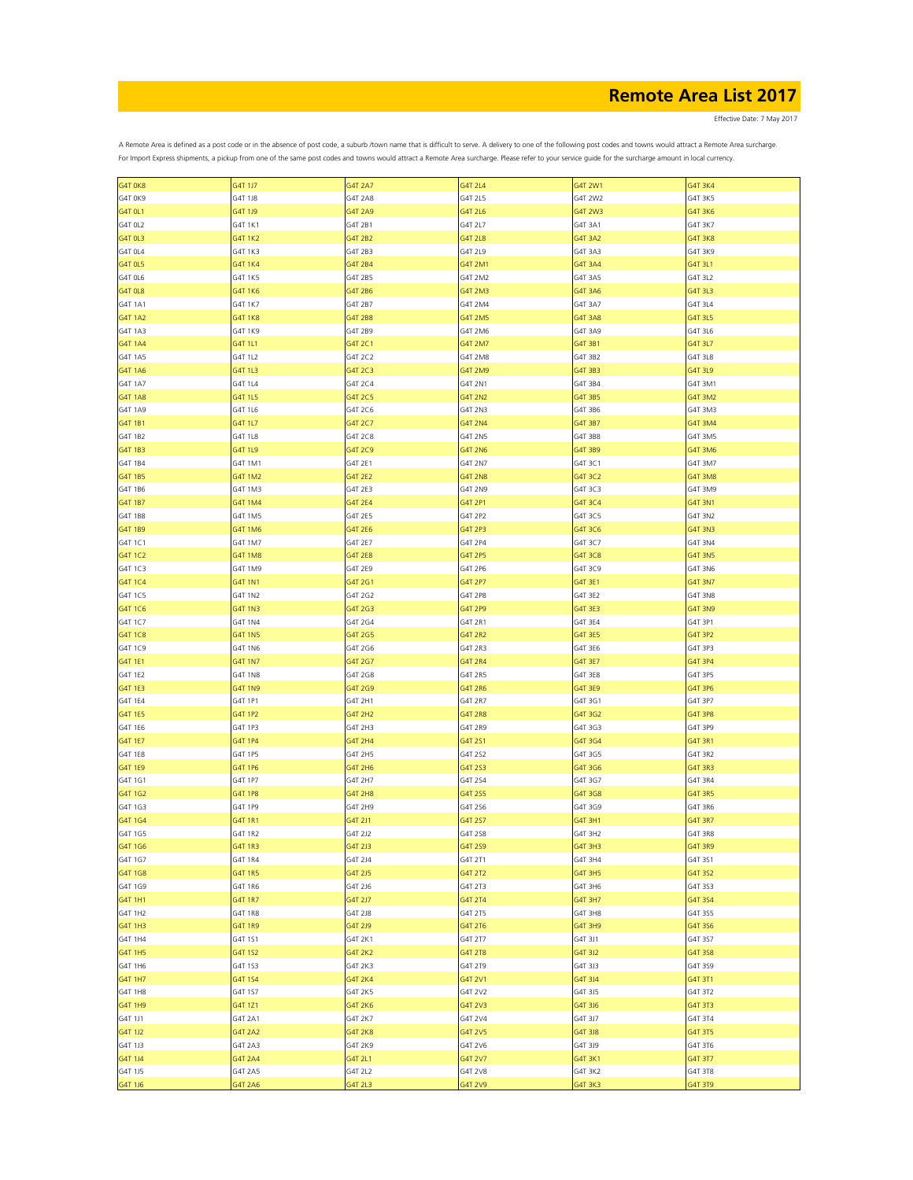# Remote Area List 2017

Effective Date: 7 May 2017

A Remote Area is defined as a post code or in the absence of post code, a suburb /town name that is difficult to serve. A delivery to one of the following post codes and towns would attract a Remote Area surcharge. For Import Express shipments, a pickup from one of the same post codes and towns would attract a Remote Area surcharge. Please refer to your service guide for the surcharge amount in local currency.

| | | | | | |
|---|---|---|---|---|---|
| G4T 0K8 | G4T 1J7 | G4T 2A7 | G4T 2L4 | G4T 2W1 | G4T 3K4 |
| G4T 0K9 | G4T 1J8 | G4T 2A8 | G4T 2L5 | G4T 2W2 | G4T 3K5 |
| G4T 0L1 | G4T 1J9 | G4T 2A9 | G4T 2L6 | G4T 2W3 | G4T 3K6 |
| G4T 0L2 | G4T 1K1 | G4T 2B1 | G4T 2L7 | G4T 3A1 | G4T 3K7 |
| G4T 0L3 | G4T 1K2 | G4T 2B2 | G4T 2L8 | G4T 3A2 | G4T 3K8 |
| G4T 0L4 | G4T 1K3 | G4T 2B3 | G4T 2L9 | G4T 3A3 | G4T 3K9 |
| G4T 0L5 | G4T 1K4 | G4T 2B4 | G4T 2M1 | G4T 3A4 | G4T 3L1 |
| G4T 0L6 | G4T 1K5 | G4T 2B5 | G4T 2M2 | G4T 3A5 | G4T 3L2 |
| G4T 0L8 | G4T 1K6 | G4T 2B6 | G4T 2M3 | G4T 3A6 | G4T 3L3 |
| G4T 1A1 | G4T 1K7 | G4T 2B7 | G4T 2M4 | G4T 3A7 | G4T 3L4 |
| G4T 1A2 | G4T 1K8 | G4T 2B8 | G4T 2M5 | G4T 3A8 | G4T 3L5 |
| G4T 1A3 | G4T 1K9 | G4T 2B9 | G4T 2M6 | G4T 3A9 | G4T 3L6 |
| G4T 1A4 | G4T 1L1 | G4T 2C1 | G4T 2M7 | G4T 3B1 | G4T 3L7 |
| G4T 1A5 | G4T 1L2 | G4T 2C2 | G4T 2M8 | G4T 3B2 | G4T 3L8 |
| G4T 1A6 | G4T 1L3 | G4T 2C3 | G4T 2M9 | G4T 3B3 | G4T 3L9 |
| G4T 1A7 | G4T 1L4 | G4T 2C4 | G4T 2N1 | G4T 3B4 | G4T 3M1 |
| G4T 1A8 | G4T 1L5 | G4T 2C5 | G4T 2N2 | G4T 3B5 | G4T 3M2 |
| G4T 1A9 | G4T 1L6 | G4T 2C6 | G4T 2N3 | G4T 3B6 | G4T 3M3 |
| G4T 1B1 | G4T 1L7 | G4T 2C7 | G4T 2N4 | G4T 3B7 | G4T 3M4 |
| G4T 1B2 | G4T 1L8 | G4T 2C8 | G4T 2N5 | G4T 3B8 | G4T 3M5 |
| G4T 1B3 | G4T 1L9 | G4T 2C9 | G4T 2N6 | G4T 3B9 | G4T 3M6 |
| G4T 1B4 | G4T 1M1 | G4T 2E1 | G4T 2N7 | G4T 3C1 | G4T 3M7 |
| G4T 1B5 | G4T 1M2 | G4T 2E2 | G4T 2N8 | G4T 3C2 | G4T 3M8 |
| G4T 1B6 | G4T 1M3 | G4T 2E3 | G4T 2N9 | G4T 3C3 | G4T 3M9 |
| G4T 1B7 | G4T 1M4 | G4T 2E4 | G4T 2P1 | G4T 3C4 | G4T 3N1 |
| G4T 1B8 | G4T 1M5 | G4T 2E5 | G4T 2P2 | G4T 3C5 | G4T 3N2 |
| G4T 1B9 | G4T 1M6 | G4T 2E6 | G4T 2P3 | G4T 3C6 | G4T 3N3 |
| G4T 1C1 | G4T 1M7 | G4T 2E7 | G4T 2P4 | G4T 3C7 | G4T 3N4 |
| G4T 1C2 | G4T 1M8 | G4T 2E8 | G4T 2P5 | G4T 3C8 | G4T 3N5 |
| G4T 1C3 | G4T 1M9 | G4T 2E9 | G4T 2P6 | G4T 3C9 | G4T 3N6 |
| G4T 1C4 | G4T 1N1 | G4T 2G1 | G4T 2P7 | G4T 3E1 | G4T 3N7 |
| G4T 1C5 | G4T 1N2 | G4T 2G2 | G4T 2P8 | G4T 3E2 | G4T 3N8 |
| G4T 1C6 | G4T 1N3 | G4T 2G3 | G4T 2P9 | G4T 3E3 | G4T 3N9 |
| G4T 1C7 | G4T 1N4 | G4T 2G4 | G4T 2R1 | G4T 3E4 | G4T 3P1 |
| G4T 1C8 | G4T 1N5 | G4T 2G5 | G4T 2R2 | G4T 3E5 | G4T 3P2 |
| G4T 1C9 | G4T 1N6 | G4T 2G6 | G4T 2R3 | G4T 3E6 | G4T 3P3 |
| G4T 1E1 | G4T 1N7 | G4T 2G7 | G4T 2R4 | G4T 3E7 | G4T 3P4 |
| G4T 1E2 | G4T 1N8 | G4T 2G8 | G4T 2R5 | G4T 3E8 | G4T 3P5 |
| G4T 1E3 | G4T 1N9 | G4T 2G9 | G4T 2R6 | G4T 3E9 | G4T 3P6 |
| G4T 1E4 | G4T 1P1 | G4T 2H1 | G4T 2R7 | G4T 3G1 | G4T 3P7 |
| G4T 1E5 | G4T 1P2 | G4T 2H2 | G4T 2R8 | G4T 3G2 | G4T 3P8 |
| G4T 1E6 | G4T 1P3 | G4T 2H3 | G4T 2R9 | G4T 3G3 | G4T 3P9 |
| G4T 1E7 | G4T 1P4 | G4T 2H4 | G4T 2S1 | G4T 3G4 | G4T 3R1 |
| G4T 1E8 | G4T 1P5 | G4T 2H5 | G4T 2S2 | G4T 3G5 | G4T 3R2 |
| G4T 1E9 | G4T 1P6 | G4T 2H6 | G4T 2S3 | G4T 3G6 | G4T 3R3 |
| G4T 1G1 | G4T 1P7 | G4T 2H7 | G4T 2S4 | G4T 3G7 | G4T 3R4 |
| G4T 1G2 | G4T 1P8 | G4T 2H8 | G4T 2S5 | G4T 3G8 | G4T 3R5 |
| G4T 1G3 | G4T 1P9 | G4T 2H9 | G4T 2S6 | G4T 3G9 | G4T 3R6 |
| G4T 1G4 | G4T 1R1 | G4T 2J1 | G4T 2S7 | G4T 3H1 | G4T 3R7 |
| G4T 1G5 | G4T 1R2 | G4T 2J2 | G4T 2S8 | G4T 3H2 | G4T 3R8 |
| G4T 1G6 | G4T 1R3 | G4T 2J3 | G4T 2S9 | G4T 3H3 | G4T 3R9 |
| G4T 1G7 | G4T 1R4 | G4T 2J4 | G4T 2T1 | G4T 3H4 | G4T 3S1 |
| G4T 1G8 | G4T 1R5 | G4T 2J5 | G4T 2T2 | G4T 3H5 | G4T 3S2 |
| G4T 1G9 | G4T 1R6 | G4T 2J6 | G4T 2T3 | G4T 3H6 | G4T 3S3 |
| G4T 1H1 | G4T 1R7 | G4T 2J7 | G4T 2T4 | G4T 3H7 | G4T 3S4 |
| G4T 1H2 | G4T 1R8 | G4T 2J8 | G4T 2T5 | G4T 3H8 | G4T 3S5 |
| G4T 1H3 | G4T 1R9 | G4T 2J9 | G4T 2T6 | G4T 3H9 | G4T 3S6 |
| G4T 1H4 | G4T 1S1 | G4T 2K1 | G4T 2T7 | G4T 3J1 | G4T 3S7 |
| G4T 1H5 | G4T 1S2 | G4T 2K2 | G4T 2T8 | G4T 3J2 | G4T 3S8 |
| G4T 1H6 | G4T 1S3 | G4T 2K3 | G4T 2T9 | G4T 3J3 | G4T 3S9 |
| G4T 1H7 | G4T 1S4 | G4T 2K4 | G4T 2V1 | G4T 3J4 | G4T 3T1 |
| G4T 1H8 | G4T 1S7 | G4T 2K5 | G4T 2V2 | G4T 3J5 | G4T 3T2 |
| G4T 1H9 | G4T 1Z1 | G4T 2K6 | G4T 2V3 | G4T 3J6 | G4T 3T3 |
| G4T 1J1 | G4T 2A1 | G4T 2K7 | G4T 2V4 | G4T 3J7 | G4T 3T4 |
| G4T 1J2 | G4T 2A2 | G4T 2K8 | G4T 2V5 | G4T 3J8 | G4T 3T5 |
| G4T 1J3 | G4T 2A3 | G4T 2K9 | G4T 2V6 | G4T 3J9 | G4T 3T6 |
| G4T 1J4 | G4T 2A4 | G4T 2L1 | G4T 2V7 | G4T 3K1 | G4T 3T7 |
| G4T 1J5 | G4T 2A5 | G4T 2L2 | G4T 2V8 | G4T 3K2 | G4T 3T8 |
| G4T 1J6 | G4T 2A6 | G4T 2L3 | G4T 2V9 | G4T 3K3 | G4T 3T9 |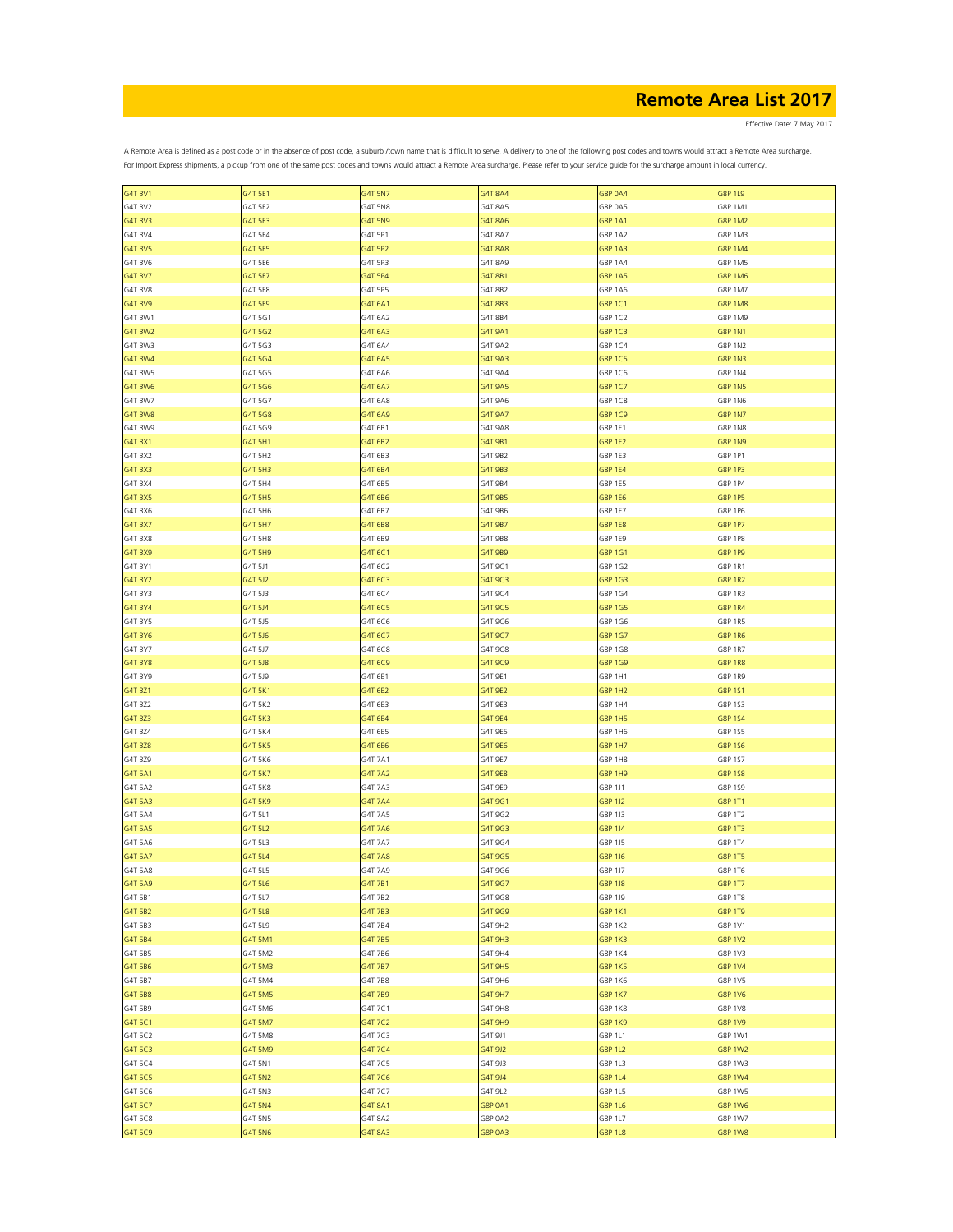# Remote Area List 2017

Effective Date: 7 May 2017

A Remote Area is defined as a post code or in the absence of post code, a suburb /town name that is difficult to serve. A delivery to one of the following post codes and towns would attract a Remote Area surcharge. For Import Express shipments, a pickup from one of the same post codes and towns would attract a Remote Area surcharge. Please refer to your service guide for the surcharge amount in local currency.

| | | | | | |
|---|---|---|---|---|---|
| G4T 3V1 | G4T 5E1 | G4T 5N7 | G4T 8A4 | G8P 0A4 | G8P 1L9 |
| G4T 3V2 | G4T 5E2 | G4T 5N8 | G4T 8A5 | G8P 0A5 | G8P 1M1 |
| G4T 3V3 | G4T 5E3 | G4T 5N9 | G4T 8A6 | G8P 1A1 | G8P 1M2 |
| G4T 3V4 | G4T 5E4 | G4T 5P1 | G4T 8A7 | G8P 1A2 | G8P 1M3 |
| G4T 3V5 | G4T 5E5 | G4T 5P2 | G4T 8A8 | G8P 1A3 | G8P 1M4 |
| G4T 3V6 | G4T 5E6 | G4T 5P3 | G4T 8A9 | G8P 1A4 | G8P 1M5 |
| G4T 3V7 | G4T 5E7 | G4T 5P4 | G4T 8B1 | G8P 1A5 | G8P 1M6 |
| G4T 3V8 | G4T 5E8 | G4T 5P5 | G4T 8B2 | G8P 1A6 | G8P 1M7 |
| G4T 3V9 | G4T 5E9 | G4T 6A1 | G4T 8B3 | G8P 1C1 | G8P 1M8 |
| G4T 3W1 | G4T 5G1 | G4T 6A2 | G4T 8B4 | G8P 1C2 | G8P 1M9 |
| G4T 3W2 | G4T 5G2 | G4T 6A3 | G4T 9A1 | G8P 1C3 | G8P 1N1 |
| G4T 3W3 | G4T 5G3 | G4T 6A4 | G4T 9A2 | G8P 1C4 | G8P 1N2 |
| G4T 3W4 | G4T 5G4 | G4T 6A5 | G4T 9A3 | G8P 1C5 | G8P 1N3 |
| G4T 3W5 | G4T 5G5 | G4T 6A6 | G4T 9A4 | G8P 1C6 | G8P 1N4 |
| G4T 3W6 | G4T 5G6 | G4T 6A7 | G4T 9A5 | G8P 1C7 | G8P 1N5 |
| G4T 3W7 | G4T 5G7 | G4T 6A8 | G4T 9A6 | G8P 1C8 | G8P 1N6 |
| G4T 3W8 | G4T 5G8 | G4T 6A9 | G4T 9A7 | G8P 1C9 | G8P 1N7 |
| G4T 3W9 | G4T 5G9 | G4T 6B1 | G4T 9A8 | G8P 1E1 | G8P 1N8 |
| G4T 3X1 | G4T 5H1 | G4T 6B2 | G4T 9B1 | G8P 1E2 | G8P 1N9 |
| G4T 3X2 | G4T 5H2 | G4T 6B3 | G4T 9B2 | G8P 1E3 | G8P 1P1 |
| G4T 3X3 | G4T 5H3 | G4T 6B4 | G4T 9B3 | G8P 1E4 | G8P 1P3 |
| G4T 3X4 | G4T 5H4 | G4T 6B5 | G4T 9B4 | G8P 1E5 | G8P 1P4 |
| G4T 3X5 | G4T 5H5 | G4T 6B6 | G4T 9B5 | G8P 1E6 | G8P 1P5 |
| G4T 3X6 | G4T 5H6 | G4T 6B7 | G4T 9B6 | G8P 1E7 | G8P 1P6 |
| G4T 3X7 | G4T 5H7 | G4T 6B8 | G4T 9B7 | G8P 1E8 | G8P 1P7 |
| G4T 3X8 | G4T 5H8 | G4T 6B9 | G4T 9B8 | G8P 1E9 | G8P 1P8 |
| G4T 3X9 | G4T 5H9 | G4T 6C1 | G4T 9B9 | G8P 1G1 | G8P 1P9 |
| G4T 3Y1 | G4T 5J1 | G4T 6C2 | G4T 9C1 | G8P 1G2 | G8P 1R1 |
| G4T 3Y2 | G4T 5J2 | G4T 6C3 | G4T 9C3 | G8P 1G3 | G8P 1R2 |
| G4T 3Y3 | G4T 5J3 | G4T 6C4 | G4T 9C4 | G8P 1G4 | G8P 1R3 |
| G4T 3Y4 | G4T 5J4 | G4T 6C5 | G4T 9C5 | G8P 1G5 | G8P 1R4 |
| G4T 3Y5 | G4T 5J5 | G4T 6C6 | G4T 9C6 | G8P 1G6 | G8P 1R5 |
| G4T 3Y6 | G4T 5J6 | G4T 6C7 | G4T 9C7 | G8P 1G7 | G8P 1R6 |
| G4T 3Y7 | G4T 5J7 | G4T 6C8 | G4T 9C8 | G8P 1G8 | G8P 1R7 |
| G4T 3Y8 | G4T 5J8 | G4T 6C9 | G4T 9C9 | G8P 1G9 | G8P 1R8 |
| G4T 3Y9 | G4T 5J9 | G4T 6E1 | G4T 9E1 | G8P 1H1 | G8P 1R9 |
| G4T 3Z1 | G4T 5K1 | G4T 6E2 | G4T 9E2 | G8P 1H2 | G8P 1S1 |
| G4T 3Z2 | G4T 5K2 | G4T 6E3 | G4T 9E3 | G8P 1H4 | G8P 1S3 |
| G4T 3Z3 | G4T 5K3 | G4T 6E4 | G4T 9E4 | G8P 1H5 | G8P 1S4 |
| G4T 3Z4 | G4T 5K4 | G4T 6E5 | G4T 9E5 | G8P 1H6 | G8P 1S5 |
| G4T 3Z8 | G4T 5K5 | G4T 6E6 | G4T 9E6 | G8P 1H7 | G8P 1S6 |
| G4T 3Z9 | G4T 5K6 | G4T 7A1 | G4T 9E7 | G8P 1H8 | G8P 1S7 |
| G4T 5A1 | G4T 5K7 | G4T 7A2 | G4T 9E8 | G8P 1H9 | G8P 1S8 |
| G4T 5A2 | G4T 5K8 | G4T 7A3 | G4T 9E9 | G8P 1J1 | G8P 1S9 |
| G4T 5A3 | G4T 5K9 | G4T 7A4 | G4T 9G1 | G8P 1J2 | G8P 1T1 |
| G4T 5A4 | G4T 5L1 | G4T 7A5 | G4T 9G2 | G8P 1J3 | G8P 1T2 |
| G4T 5A5 | G4T 5L2 | G4T 7A6 | G4T 9G3 | G8P 1J4 | G8P 1T3 |
| G4T 5A6 | G4T 5L3 | G4T 7A7 | G4T 9G4 | G8P 1J5 | G8P 1T4 |
| G4T 5A7 | G4T 5L4 | G4T 7A8 | G4T 9G5 | G8P 1J6 | G8P 1T5 |
| G4T 5A8 | G4T 5L5 | G4T 7A9 | G4T 9G6 | G8P 1J7 | G8P 1T6 |
| G4T 5A9 | G4T 5L6 | G4T 7B1 | G4T 9G7 | G8P 1J8 | G8P 1T7 |
| G4T 5B1 | G4T 5L7 | G4T 7B2 | G4T 9G8 | G8P 1J9 | G8P 1T8 |
| G4T 5B2 | G4T 5L8 | G4T 7B3 | G4T 9G9 | G8P 1K1 | G8P 1T9 |
| G4T 5B3 | G4T 5L9 | G4T 7B4 | G4T 9H2 | G8P 1K2 | G8P 1V1 |
| G4T 5B4 | G4T 5M1 | G4T 7B5 | G4T 9H3 | G8P 1K3 | G8P 1V2 |
| G4T 5B5 | G4T 5M2 | G4T 7B6 | G4T 9H4 | G8P 1K4 | G8P 1V3 |
| G4T 5B6 | G4T 5M3 | G4T 7B7 | G4T 9H5 | G8P 1K5 | G8P 1V4 |
| G4T 5B7 | G4T 5M4 | G4T 7B8 | G4T 9H6 | G8P 1K6 | G8P 1V5 |
| G4T 5B8 | G4T 5M5 | G4T 7B9 | G4T 9H7 | G8P 1K7 | G8P 1V6 |
| G4T 5B9 | G4T 5M6 | G4T 7C1 | G4T 9H8 | G8P 1K8 | G8P 1V8 |
| G4T 5C1 | G4T 5M7 | G4T 7C2 | G4T 9H9 | G8P 1K9 | G8P 1V9 |
| G4T 5C2 | G4T 5M8 | G4T 7C3 | G4T 9J1 | G8P 1L1 | G8P 1W1 |
| G4T 5C3 | G4T 5M9 | G4T 7C4 | G4T 9J2 | G8P 1L2 | G8P 1W2 |
| G4T 5C4 | G4T 5N1 | G4T 7C5 | G4T 9J3 | G8P 1L3 | G8P 1W3 |
| G4T 5C5 | G4T 5N2 | G4T 7C6 | G4T 9J4 | G8P 1L4 | G8P 1W4 |
| G4T 5C6 | G4T 5N3 | G4T 7C7 | G4T 9L2 | G8P 1L5 | G8P 1W5 |
| G4T 5C7 | G4T 5N4 | G4T 8A1 | G8P 0A1 | G8P 1L6 | G8P 1W6 |
| G4T 5C8 | G4T 5N5 | G4T 8A2 | G8P 0A2 | G8P 1L7 | G8P 1W7 |
| G4T 5C9 | G4T 5N6 | G4T 8A3 | G8P 0A3 | G8P 1L8 | G8P 1W8 |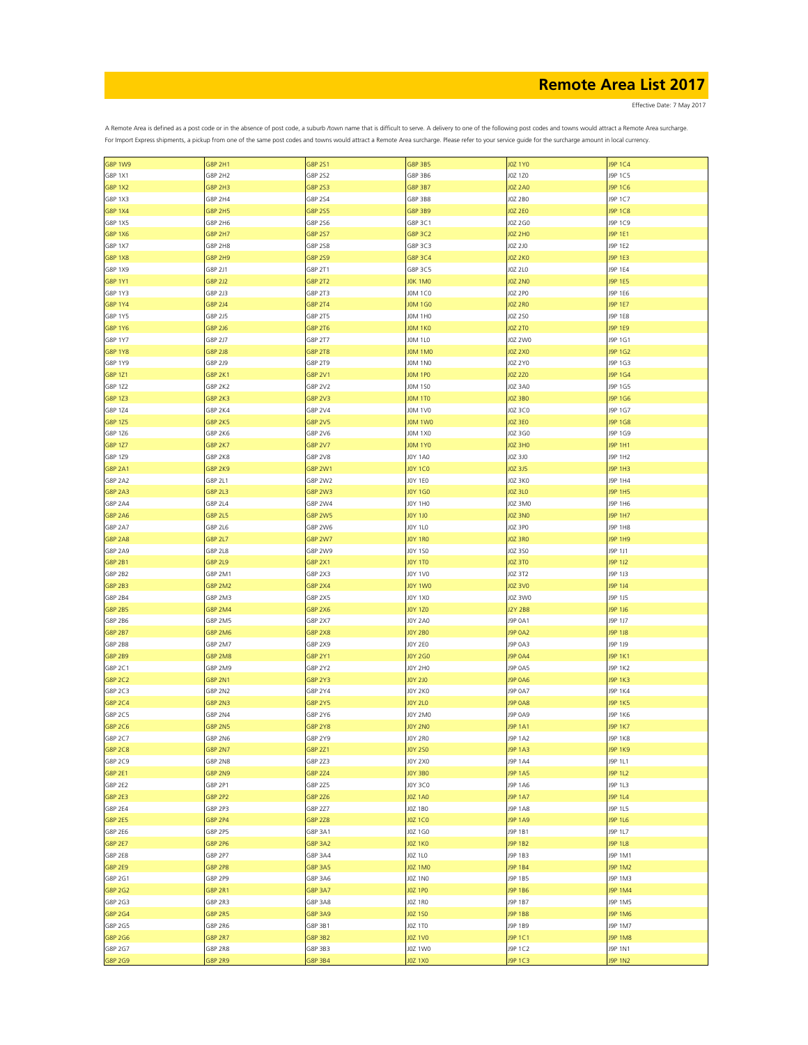# Remote Area List 2017

Effective Date: 7 May 2017

A Remote Area is defined as a post code or in the absence of post code, a suburb /town name that is difficult to serve. A delivery to one of the following post codes and towns would attract a Remote Area surcharge. For Import Express shipments, a pickup from one of the same post codes and towns would attract a Remote Area surcharge. Please refer to your service guide for the surcharge amount in local currency.

| | | | | | |
|---|---|---|---|---|---|
| G8P 1W9 | G8P 2H1 | G8P 2S1 | G8P 3B5 | J0Z 1Y0 | J9P 1C4 |
| G8P 1X1 | G8P 2H2 | G8P 2S2 | G8P 3B6 | J0Z 1Z0 | J9P 1C5 |
| G8P 1X2 | G8P 2H3 | G8P 2S3 | G8P 3B7 | J0Z 2A0 | J9P 1C6 |
| G8P 1X3 | G8P 2H4 | G8P 2S4 | G8P 3B8 | J0Z 2B0 | J9P 1C7 |
| G8P 1X4 | G8P 2H5 | G8P 2S5 | G8P 3B9 | J0Z 2E0 | J9P 1C8 |
| G8P 1X5 | G8P 2H6 | G8P 2S6 | G8P 3C1 | J0Z 2G0 | J9P 1C9 |
| G8P 1X6 | G8P 2H7 | G8P 2S7 | G8P 3C2 | J0Z 2H0 | J9P 1E1 |
| G8P 1X7 | G8P 2H8 | G8P 2S8 | G8P 3C3 | J0Z 2J0 | J9P 1E2 |
| G8P 1X8 | G8P 2H9 | G8P 2S9 | G8P 3C4 | J0Z 2K0 | J9P 1E3 |
| G8P 1X9 | G8P 2J1 | G8P 2T1 | G8P 3C5 | J0Z 2L0 | J9P 1E4 |
| G8P 1Y1 | G8P 2J2 | G8P 2T2 | J0K 1M0 | J0Z 2N0 | J9P 1E5 |
| G8P 1Y3 | G8P 2J3 | G8P 2T3 | J0M 1C0 | J0Z 2P0 | J9P 1E6 |
| G8P 1Y4 | G8P 2J4 | G8P 2T4 | J0M 1G0 | J0Z 2R0 | J9P 1E7 |
| G8P 1Y5 | G8P 2J5 | G8P 2T5 | J0M 1H0 | J0Z 2S0 | J9P 1E8 |
| G8P 1Y6 | G8P 2J6 | G8P 2T6 | J0M 1K0 | J0Z 2T0 | J9P 1E9 |
| G8P 1Y7 | G8P 2J7 | G8P 2T7 | J0M 1L0 | J0Z 2W0 | J9P 1G1 |
| G8P 1Y8 | G8P 2J8 | G8P 2T8 | J0M 1M0 | J0Z 2X0 | J9P 1G2 |
| G8P 1Y9 | G8P 2J9 | G8P 2T9 | J0M 1N0 | J0Z 2Y0 | J9P 1G3 |
| G8P 1Z1 | G8P 2K1 | G8P 2V1 | J0M 1P0 | J0Z 2Z0 | J9P 1G4 |
| G8P 1Z2 | G8P 2K2 | G8P 2V2 | J0M 1S0 | J0Z 3A0 | J9P 1G5 |
| G8P 1Z3 | G8P 2K3 | G8P 2V3 | J0M 1T0 | J0Z 3B0 | J9P 1G6 |
| G8P 1Z4 | G8P 2K4 | G8P 2V4 | J0M 1V0 | J0Z 3C0 | J9P 1G7 |
| G8P 1Z5 | G8P 2K5 | G8P 2V5 | J0M 1W0 | J0Z 3E0 | J9P 1G8 |
| G8P 1Z6 | G8P 2K6 | G8P 2V6 | J0M 1X0 | J0Z 3G0 | J9P 1G9 |
| G8P 1Z7 | G8P 2K7 | G8P 2V7 | J0M 1Y0 | J0Z 3H0 | J9P 1H1 |
| G8P 1Z9 | G8P 2K8 | G8P 2V8 | J0Y 1A0 | J0Z 3J0 | J9P 1H2 |
| G8P 2A1 | G8P 2K9 | G8P 2W1 | J0Y 1C0 | J0Z 3J5 | J9P 1H3 |
| G8P 2A2 | G8P 2L1 | G8P 2W2 | J0Y 1E0 | J0Z 3K0 | J9P 1H4 |
| G8P 2A3 | G8P 2L3 | G8P 2W3 | J0Y 1G0 | J0Z 3L0 | J9P 1H5 |
| G8P 2A4 | G8P 2L4 | G8P 2W4 | J0Y 1H0 | J0Z 3M0 | J9P 1H6 |
| G8P 2A6 | G8P 2L5 | G8P 2W5 | J0Y 1J0 | J0Z 3N0 | J9P 1H7 |
| G8P 2A7 | G8P 2L6 | G8P 2W6 | J0Y 1L0 | J0Z 3P0 | J9P 1H8 |
| G8P 2A8 | G8P 2L7 | G8P 2W7 | J0Y 1R0 | J0Z 3R0 | J9P 1H9 |
| G8P 2A9 | G8P 2L8 | G8P 2W9 | J0Y 1S0 | J0Z 3S0 | J9P 1J1 |
| G8P 2B1 | G8P 2L9 | G8P 2X1 | J0Y 1T0 | J0Z 3T0 | J9P 1J2 |
| G8P 2B2 | G8P 2M1 | G8P 2X3 | J0Y 1V0 | J0Z 3T2 | J9P 1J3 |
| G8P 2B3 | G8P 2M2 | G8P 2X4 | J0Y 1W0 | J0Z 3V0 | J9P 1J4 |
| G8P 2B4 | G8P 2M3 | G8P 2X5 | J0Y 1X0 | J0Z 3W0 | J9P 1J5 |
| G8P 2B5 | G8P 2M4 | G8P 2X6 | J0Y 1Z0 | J2Y 2B8 | J9P 1J6 |
| G8P 2B6 | G8P 2M5 | G8P 2X7 | J0Y 2A0 | J9P 0A1 | J9P 1J7 |
| G8P 2B7 | G8P 2M6 | G8P 2X8 | J0Y 2B0 | J9P 0A2 | J9P 1J8 |
| G8P 2B8 | G8P 2M7 | G8P 2X9 | J0Y 2E0 | J9P 0A3 | J9P 1J9 |
| G8P 2B9 | G8P 2M8 | G8P 2Y1 | J0Y 2G0 | J9P 0A4 | J9P 1K1 |
| G8P 2C1 | G8P 2M9 | G8P 2Y2 | J0Y 2H0 | J9P 0A5 | J9P 1K2 |
| G8P 2C2 | G8P 2N1 | G8P 2Y3 | J0Y 2J0 | J9P 0A6 | J9P 1K3 |
| G8P 2C3 | G8P 2N2 | G8P 2Y4 | J0Y 2K0 | J9P 0A7 | J9P 1K4 |
| G8P 2C4 | G8P 2N3 | G8P 2Y5 | J0Y 2L0 | J9P 0A8 | J9P 1K5 |
| G8P 2C5 | G8P 2N4 | G8P 2Y6 | J0Y 2M0 | J9P 0A9 | J9P 1K6 |
| G8P 2C6 | G8P 2N5 | G8P 2Y8 | J0Y 2N0 | J9P 1A1 | J9P 1K7 |
| G8P 2C7 | G8P 2N6 | G8P 2Y9 | J0Y 2R0 | J9P 1A2 | J9P 1K8 |
| G8P 2C8 | G8P 2N7 | G8P 2Z1 | J0Y 2S0 | J9P 1A3 | J9P 1K9 |
| G8P 2C9 | G8P 2N8 | G8P 2Z3 | J0Y 2X0 | J9P 1A4 | J9P 1L1 |
| G8P 2E1 | G8P 2N9 | G8P 2Z4 | J0Y 3B0 | J9P 1A5 | J9P 1L2 |
| G8P 2E2 | G8P 2P1 | G8P 2Z5 | J0Y 3C0 | J9P 1A6 | J9P 1L3 |
| G8P 2E3 | G8P 2P2 | G8P 2Z6 | J0Z 1A0 | J9P 1A7 | J9P 1L4 |
| G8P 2E4 | G8P 2P3 | G8P 2Z7 | J0Z 1B0 | J9P 1A8 | J9P 1L5 |
| G8P 2E5 | G8P 2P4 | G8P 2Z8 | J0Z 1C0 | J9P 1A9 | J9P 1L6 |
| G8P 2E6 | G8P 2P5 | G8P 3A1 | J0Z 1G0 | J9P 1B1 | J9P 1L7 |
| G8P 2E7 | G8P 2P6 | G8P 3A2 | J0Z 1K0 | J9P 1B2 | J9P 1L8 |
| G8P 2E8 | G8P 2P7 | G8P 3A4 | J0Z 1L0 | J9P 1B3 | J9P 1M1 |
| G8P 2E9 | G8P 2P8 | G8P 3A5 | J0Z 1M0 | J9P 1B4 | J9P 1M2 |
| G8P 2G1 | G8P 2P9 | G8P 3A6 | J0Z 1N0 | J9P 1B5 | J9P 1M3 |
| G8P 2G2 | G8P 2R1 | G8P 3A7 | J0Z 1P0 | J9P 1B6 | J9P 1M4 |
| G8P 2G3 | G8P 2R3 | G8P 3A8 | J0Z 1R0 | J9P 1B7 | J9P 1M5 |
| G8P 2G4 | G8P 2R5 | G8P 3A9 | J0Z 1S0 | J9P 1B8 | J9P 1M6 |
| G8P 2G5 | G8P 2R6 | G8P 3B1 | J0Z 1T0 | J9P 1B9 | J9P 1M7 |
| G8P 2G6 | G8P 2R7 | G8P 3B2 | J0Z 1V0 | J9P 1C1 | J9P 1M8 |
| G8P 2G7 | G8P 2R8 | G8P 3B3 | J0Z 1W0 | J9P 1C2 | J9P 1N1 |
| G8P 2G9 | G8P 2R9 | G8P 3B4 | J0Z 1X0 | J9P 1C3 | J9P 1N2 |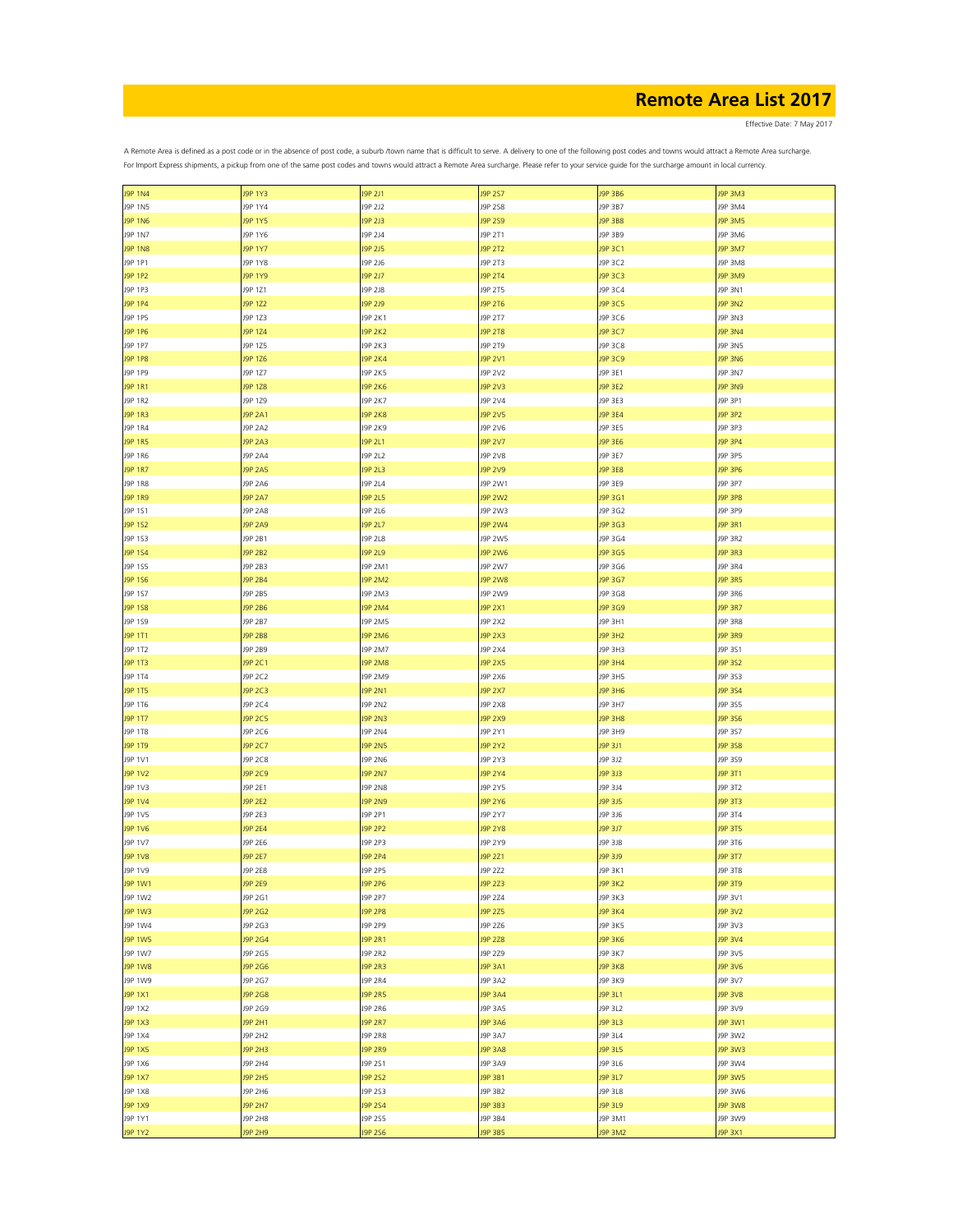# Remote Area List 2017

Effective Date: 7 May 2017

A Remote Area is defined as a post code or in the absence of post code, a suburb /town name that is difficult to serve. A delivery to one of the following post codes and towns would attract a Remote Area surcharge.
For Import Express shipments, a pickup from one of the same post codes and towns would attract a Remote Area surcharge. Please refer to your service guide for the surcharge amount in local currency.

| | | | | | |
|---|---|---|---|---|---|
| J9P 1N4 | J9P 1Y3 | J9P 2J1 | J9P 2S7 | J9P 3B6 | J9P 3M3 |
| J9P 1N5 | J9P 1Y4 | J9P 2J2 | J9P 2S8 | J9P 3B7 | J9P 3M4 |
| J9P 1N6 | J9P 1Y5 | J9P 2J3 | J9P 2S9 | J9P 3B8 | J9P 3M5 |
| J9P 1N7 | J9P 1Y6 | J9P 2J4 | J9P 2T1 | J9P 3B9 | J9P 3M6 |
| J9P 1N8 | J9P 1Y7 | J9P 2J5 | J9P 2T2 | J9P 3C1 | J9P 3M7 |
| J9P 1P1 | J9P 1Y8 | J9P 2J6 | J9P 2T3 | J9P 3C2 | J9P 3M8 |
| J9P 1P2 | J9P 1Y9 | J9P 2J7 | J9P 2T4 | J9P 3C3 | J9P 3M9 |
| J9P 1P3 | J9P 1Z1 | J9P 2J8 | J9P 2T5 | J9P 3C4 | J9P 3N1 |
| J9P 1P4 | J9P 1Z2 | J9P 2J9 | J9P 2T6 | J9P 3C5 | J9P 3N2 |
| J9P 1P5 | J9P 1Z3 | J9P 2K1 | J9P 2T7 | J9P 3C6 | J9P 3N3 |
| J9P 1P6 | J9P 1Z4 | J9P 2K2 | J9P 2T8 | J9P 3C7 | J9P 3N4 |
| J9P 1P7 | J9P 1Z5 | J9P 2K3 | J9P 2T9 | J9P 3C8 | J9P 3N5 |
| J9P 1P8 | J9P 1Z6 | J9P 2K4 | J9P 2V1 | J9P 3C9 | J9P 3N6 |
| J9P 1P9 | J9P 1Z7 | J9P 2K5 | J9P 2V2 | J9P 3E1 | J9P 3N7 |
| J9P 1R1 | J9P 1Z8 | J9P 2K6 | J9P 2V3 | J9P 3E2 | J9P 3N9 |
| J9P 1R2 | J9P 1Z9 | J9P 2K7 | J9P 2V4 | J9P 3E3 | J9P 3P1 |
| J9P 1R3 | J9P 2A1 | J9P 2K8 | J9P 2V5 | J9P 3E4 | J9P 3P2 |
| J9P 1R4 | J9P 2A2 | J9P 2K9 | J9P 2V6 | J9P 3E5 | J9P 3P3 |
| J9P 1R5 | J9P 2A3 | J9P 2L1 | J9P 2V7 | J9P 3E6 | J9P 3P4 |
| J9P 1R6 | J9P 2A4 | J9P 2L2 | J9P 2V8 | J9P 3E7 | J9P 3P5 |
| J9P 1R7 | J9P 2A5 | J9P 2L3 | J9P 2V9 | J9P 3E8 | J9P 3P6 |
| J9P 1R8 | J9P 2A6 | J9P 2L4 | J9P 2W1 | J9P 3E9 | J9P 3P7 |
| J9P 1R9 | J9P 2A7 | J9P 2L5 | J9P 2W2 | J9P 3G1 | J9P 3P8 |
| J9P 1S1 | J9P 2A8 | J9P 2L6 | J9P 2W3 | J9P 3G2 | J9P 3P9 |
| J9P 1S2 | J9P 2A9 | J9P 2L7 | J9P 2W4 | J9P 3G3 | J9P 3R1 |
| J9P 1S3 | J9P 2B1 | J9P 2L8 | J9P 2W5 | J9P 3G4 | J9P 3R2 |
| J9P 1S4 | J9P 2B2 | J9P 2L9 | J9P 2W6 | J9P 3G5 | J9P 3R3 |
| J9P 1S5 | J9P 2B3 | J9P 2M1 | J9P 2W7 | J9P 3G6 | J9P 3R4 |
| J9P 1S6 | J9P 2B4 | J9P 2M2 | J9P 2W8 | J9P 3G7 | J9P 3R5 |
| J9P 1S7 | J9P 2B5 | J9P 2M3 | J9P 2W9 | J9P 3G8 | J9P 3R6 |
| J9P 1S8 | J9P 2B6 | J9P 2M4 | J9P 2X1 | J9P 3G9 | J9P 3R7 |
| J9P 1S9 | J9P 2B7 | J9P 2M5 | J9P 2X2 | J9P 3H1 | J9P 3R8 |
| J9P 1T1 | J9P 2B8 | J9P 2M6 | J9P 2X3 | J9P 3H2 | J9P 3R9 |
| J9P 1T2 | J9P 2B9 | J9P 2M7 | J9P 2X4 | J9P 3H3 | J9P 3S1 |
| J9P 1T3 | J9P 2C1 | J9P 2M8 | J9P 2X5 | J9P 3H4 | J9P 3S2 |
| J9P 1T4 | J9P 2C2 | J9P 2M9 | J9P 2X6 | J9P 3H5 | J9P 3S3 |
| J9P 1T5 | J9P 2C3 | J9P 2N1 | J9P 2X7 | J9P 3H6 | J9P 3S4 |
| J9P 1T6 | J9P 2C4 | J9P 2N2 | J9P 2X8 | J9P 3H7 | J9P 3S5 |
| J9P 1T7 | J9P 2C5 | J9P 2N3 | J9P 2X9 | J9P 3H8 | J9P 3S6 |
| J9P 1T8 | J9P 2C6 | J9P 2N4 | J9P 2Y1 | J9P 3H9 | J9P 3S7 |
| J9P 1T9 | J9P 2C7 | J9P 2N5 | J9P 2Y2 | J9P 3J1 | J9P 3S8 |
| J9P 1V1 | J9P 2C8 | J9P 2N6 | J9P 2Y3 | J9P 3J2 | J9P 3S9 |
| J9P 1V2 | J9P 2C9 | J9P 2N7 | J9P 2Y4 | J9P 3J3 | J9P 3T1 |
| J9P 1V3 | J9P 2E1 | J9P 2N8 | J9P 2Y5 | J9P 3J4 | J9P 3T2 |
| J9P 1V4 | J9P 2E2 | J9P 2N9 | J9P 2Y6 | J9P 3J5 | J9P 3T3 |
| J9P 1V5 | J9P 2E3 | J9P 2P1 | J9P 2Y7 | J9P 3J6 | J9P 3T4 |
| J9P 1V6 | J9P 2E4 | J9P 2P2 | J9P 2Y8 | J9P 3J7 | J9P 3T5 |
| J9P 1V7 | J9P 2E6 | J9P 2P3 | J9P 2Y9 | J9P 3J8 | J9P 3T6 |
| J9P 1V8 | J9P 2E7 | J9P 2P4 | J9P 2Z1 | J9P 3J9 | J9P 3T7 |
| J9P 1V9 | J9P 2E8 | J9P 2P5 | J9P 2Z2 | J9P 3K1 | J9P 3T8 |
| J9P 1W1 | J9P 2E9 | J9P 2P6 | J9P 2Z3 | J9P 3K2 | J9P 3T9 |
| J9P 1W2 | J9P 2G1 | J9P 2P7 | J9P 2Z4 | J9P 3K3 | J9P 3V1 |
| J9P 1W3 | J9P 2G2 | J9P 2P8 | J9P 2Z5 | J9P 3K4 | J9P 3V2 |
| J9P 1W4 | J9P 2G3 | J9P 2P9 | J9P 2Z6 | J9P 3K5 | J9P 3V3 |
| J9P 1W5 | J9P 2G4 | J9P 2R1 | J9P 2Z8 | J9P 3K6 | J9P 3V4 |
| J9P 1W7 | J9P 2G5 | J9P 2R2 | J9P 2Z9 | J9P 3K7 | J9P 3V5 |
| J9P 1W8 | J9P 2G6 | J9P 2R3 | J9P 3A1 | J9P 3K8 | J9P 3V6 |
| J9P 1W9 | J9P 2G7 | J9P 2R4 | J9P 3A2 | J9P 3K9 | J9P 3V7 |
| J9P 1X1 | J9P 2G8 | J9P 2R5 | J9P 3A4 | J9P 3L1 | J9P 3V8 |
| J9P 1X2 | J9P 2G9 | J9P 2R6 | J9P 3A5 | J9P 3L2 | J9P 3V9 |
| J9P 1X3 | J9P 2H1 | J9P 2R7 | J9P 3A6 | J9P 3L3 | J9P 3W1 |
| J9P 1X4 | J9P 2H2 | J9P 2R8 | J9P 3A7 | J9P 3L4 | J9P 3W2 |
| J9P 1X5 | J9P 2H3 | J9P 2R9 | J9P 3A8 | J9P 3L5 | J9P 3W3 |
| J9P 1X6 | J9P 2H4 | J9P 2S1 | J9P 3A9 | J9P 3L6 | J9P 3W4 |
| J9P 1X7 | J9P 2H5 | J9P 2S2 | J9P 3B1 | J9P 3L7 | J9P 3W5 |
| J9P 1X8 | J9P 2H6 | J9P 2S3 | J9P 3B2 | J9P 3L8 | J9P 3W6 |
| J9P 1X9 | J9P 2H7 | J9P 2S4 | J9P 3B3 | J9P 3L9 | J9P 3W8 |
| J9P 1Y1 | J9P 2H8 | J9P 2S5 | J9P 3B4 | J9P 3M1 | J9P 3W9 |
| J9P 1Y2 | J9P 2H9 | J9P 2S6 | J9P 3B5 | J9P 3M2 | J9P 3X1 |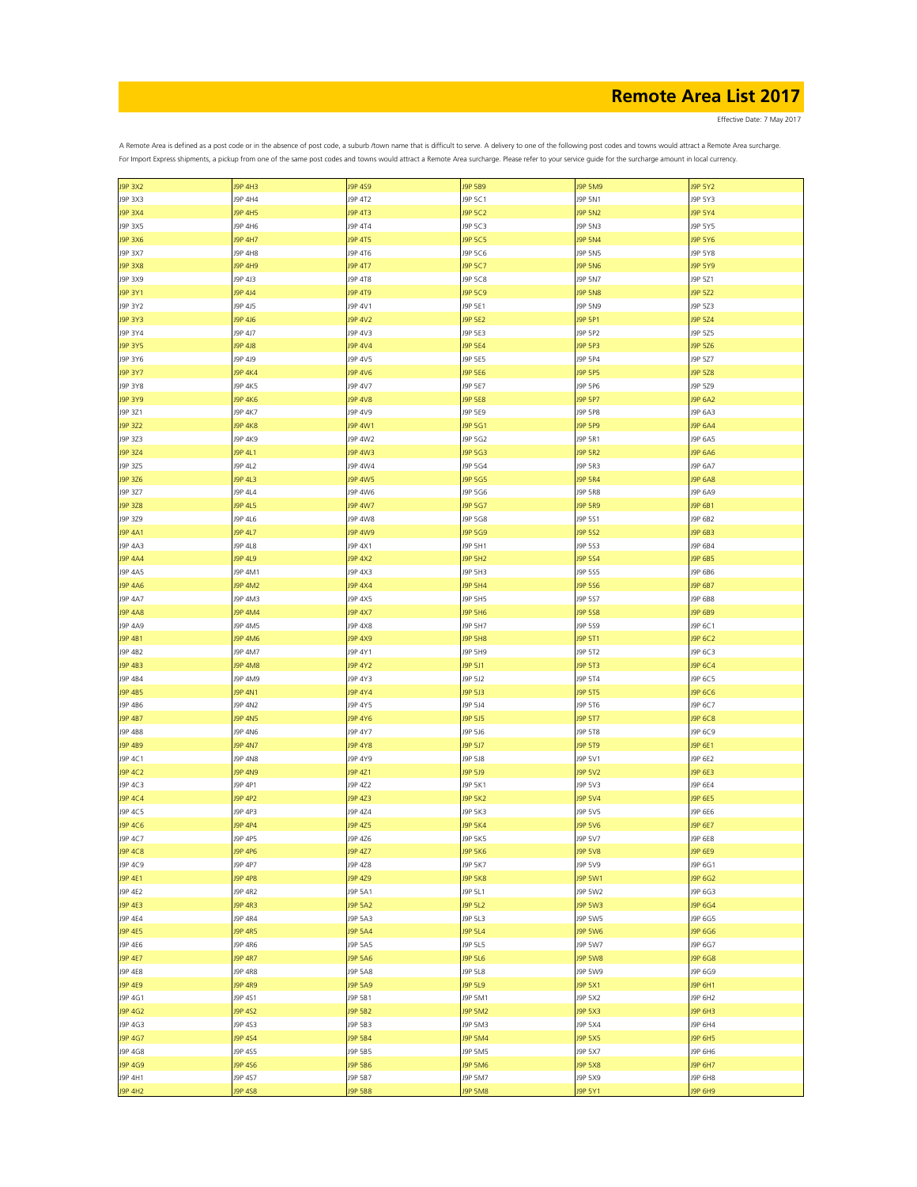# Remote Area List 2017

Effective Date: 7 May 2017

A Remote Area is defined as a post code or in the absence of post code, a suburb /town name that is difficult to serve. A delivery to one of the following post codes and towns would attract a Remote Area surcharge.
For Import Express shipments, a pickup from one of the same post codes and towns would attract a Remote Area surcharge. Please refer to your service guide for the surcharge amount in local currency.

| | | | | | |
|---|---|---|---|---|---|
| J9P 3X2 | J9P 4H3 | J9P 4S9 | J9P 5B9 | J9P 5M9 | J9P 5Y2 |
| J9P 3X3 | J9P 4H4 | J9P 4T2 | J9P 5C1 | J9P 5N1 | J9P 5Y3 |
| J9P 3X4 | J9P 4H5 | J9P 4T3 | J9P 5C2 | J9P 5N2 | J9P 5Y4 |
| J9P 3X5 | J9P 4H6 | J9P 4T4 | J9P 5C3 | J9P 5N3 | J9P 5Y5 |
| J9P 3X6 | J9P 4H7 | J9P 4T5 | J9P 5C5 | J9P 5N4 | J9P 5Y6 |
| J9P 3X7 | J9P 4H8 | J9P 4T6 | J9P 5C6 | J9P 5N5 | J9P 5Y8 |
| J9P 3X8 | J9P 4H9 | J9P 4T7 | J9P 5C7 | J9P 5N6 | J9P 5Y9 |
| J9P 3X9 | J9P 4J3 | J9P 4T8 | J9P 5C8 | J9P 5N7 | J9P 5Z1 |
| J9P 3Y1 | J9P 4J4 | J9P 4T9 | J9P 5C9 | J9P 5N8 | J9P 5Z2 |
| J9P 3Y2 | J9P 4J5 | J9P 4V1 | J9P 5E1 | J9P 5N9 | J9P 5Z3 |
| J9P 3Y3 | J9P 4J6 | J9P 4V2 | J9P 5E2 | J9P 5P1 | J9P 5Z4 |
| J9P 3Y4 | J9P 4J7 | J9P 4V3 | J9P 5E3 | J9P 5P2 | J9P 5Z5 |
| J9P 3Y5 | J9P 4J8 | J9P 4V4 | J9P 5E4 | J9P 5P3 | J9P 5Z6 |
| J9P 3Y6 | J9P 4J9 | J9P 4V5 | J9P 5E5 | J9P 5P4 | J9P 5Z7 |
| J9P 3Y7 | J9P 4K4 | J9P 4V6 | J9P 5E6 | J9P 5P5 | J9P 5Z8 |
| J9P 3Y8 | J9P 4K5 | J9P 4V7 | J9P 5E7 | J9P 5P6 | J9P 5Z9 |
| J9P 3Y9 | J9P 4K6 | J9P 4V8 | J9P 5E8 | J9P 5P7 | J9P 6A2 |
| J9P 3Z1 | J9P 4K7 | J9P 4V9 | J9P 5E9 | J9P 5P8 | J9P 6A3 |
| J9P 3Z2 | J9P 4K8 | J9P 4W1 | J9P 5G1 | J9P 5P9 | J9P 6A4 |
| J9P 3Z3 | J9P 4K9 | J9P 4W2 | J9P 5G2 | J9P 5R1 | J9P 6A5 |
| J9P 3Z4 | J9P 4L1 | J9P 4W3 | J9P 5G3 | J9P 5R2 | J9P 6A6 |
| J9P 3Z5 | J9P 4L2 | J9P 4W4 | J9P 5G4 | J9P 5R3 | J9P 6A7 |
| J9P 3Z6 | J9P 4L3 | J9P 4W5 | J9P 5G5 | J9P 5R4 | J9P 6A8 |
| J9P 3Z7 | J9P 4L4 | J9P 4W6 | J9P 5G6 | J9P 5R8 | J9P 6A9 |
| J9P 3Z8 | J9P 4L5 | J9P 4W7 | J9P 5G7 | J9P 5R9 | J9P 6B1 |
| J9P 3Z9 | J9P 4L6 | J9P 4W8 | J9P 5G8 | J9P 5S1 | J9P 6B2 |
| J9P 4A1 | J9P 4L7 | J9P 4W9 | J9P 5G9 | J9P 5S2 | J9P 6B3 |
| J9P 4A3 | J9P 4L8 | J9P 4X1 | J9P 5H1 | J9P 5S3 | J9P 6B4 |
| J9P 4A4 | J9P 4L9 | J9P 4X2 | J9P 5H2 | J9P 5S4 | J9P 6B5 |
| J9P 4A5 | J9P 4M1 | J9P 4X3 | J9P 5H3 | J9P 5S5 | J9P 6B6 |
| J9P 4A6 | J9P 4M2 | J9P 4X4 | J9P 5H4 | J9P 5S6 | J9P 6B7 |
| J9P 4A7 | J9P 4M3 | J9P 4X5 | J9P 5H5 | J9P 5S7 | J9P 6B8 |
| J9P 4A8 | J9P 4M4 | J9P 4X7 | J9P 5H6 | J9P 5S8 | J9P 6B9 |
| J9P 4A9 | J9P 4M5 | J9P 4X8 | J9P 5H7 | J9P 5S9 | J9P 6C1 |
| J9P 4B1 | J9P 4M6 | J9P 4X9 | J9P 5H8 | J9P 5T1 | J9P 6C2 |
| J9P 4B2 | J9P 4M7 | J9P 4Y1 | J9P 5H9 | J9P 5T2 | J9P 6C3 |
| J9P 4B3 | J9P 4M8 | J9P 4Y2 | J9P 5J1 | J9P 5T3 | J9P 6C4 |
| J9P 4B4 | J9P 4M9 | J9P 4Y3 | J9P 5J2 | J9P 5T4 | J9P 6C5 |
| J9P 4B5 | J9P 4N1 | J9P 4Y4 | J9P 5J3 | J9P 5T5 | J9P 6C6 |
| J9P 4B6 | J9P 4N2 | J9P 4Y5 | J9P 5J4 | J9P 5T6 | J9P 6C7 |
| J9P 4B7 | J9P 4N5 | J9P 4Y6 | J9P 5J5 | J9P 5T7 | J9P 6C8 |
| J9P 4B8 | J9P 4N6 | J9P 4Y7 | J9P 5J6 | J9P 5T8 | J9P 6C9 |
| J9P 4B9 | J9P 4N7 | J9P 4Y8 | J9P 5J7 | J9P 5T9 | J9P 6E1 |
| J9P 4C1 | J9P 4N8 | J9P 4Y9 | J9P 5J8 | J9P 5V1 | J9P 6E2 |
| J9P 4C2 | J9P 4N9 | J9P 4Z1 | J9P 5J9 | J9P 5V2 | J9P 6E3 |
| J9P 4C3 | J9P 4P1 | J9P 4Z2 | J9P 5K1 | J9P 5V3 | J9P 6E4 |
| J9P 4C4 | J9P 4P2 | J9P 4Z3 | J9P 5K2 | J9P 5V4 | J9P 6E5 |
| J9P 4C5 | J9P 4P3 | J9P 4Z4 | J9P 5K3 | J9P 5V5 | J9P 6E6 |
| J9P 4C6 | J9P 4P4 | J9P 4Z5 | J9P 5K4 | J9P 5V6 | J9P 6E7 |
| J9P 4C7 | J9P 4P5 | J9P 4Z6 | J9P 5K5 | J9P 5V7 | J9P 6E8 |
| J9P 4C8 | J9P 4P6 | J9P 4Z7 | J9P 5K6 | J9P 5V8 | J9P 6E9 |
| J9P 4C9 | J9P 4P7 | J9P 4Z8 | J9P 5K7 | J9P 5V9 | J9P 6G1 |
| J9P 4E1 | J9P 4P8 | J9P 4Z9 | J9P 5K8 | J9P 5W1 | J9P 6G2 |
| J9P 4E2 | J9P 4R2 | J9P 5A1 | J9P 5L1 | J9P 5W2 | J9P 6G3 |
| J9P 4E3 | J9P 4R3 | J9P 5A2 | J9P 5L2 | J9P 5W3 | J9P 6G4 |
| J9P 4E4 | J9P 4R4 | J9P 5A3 | J9P 5L3 | J9P 5W5 | J9P 6G5 |
| J9P 4E5 | J9P 4R5 | J9P 5A4 | J9P 5L4 | J9P 5W6 | J9P 6G6 |
| J9P 4E6 | J9P 4R6 | J9P 5A5 | J9P 5L5 | J9P 5W7 | J9P 6G7 |
| J9P 4E7 | J9P 4R7 | J9P 5A6 | J9P 5L6 | J9P 5W8 | J9P 6G8 |
| J9P 4E8 | J9P 4R8 | J9P 5A8 | J9P 5L8 | J9P 5W9 | J9P 6G9 |
| J9P 4E9 | J9P 4R9 | J9P 5A9 | J9P 5L9 | J9P 5X1 | J9P 6H1 |
| J9P 4G1 | J9P 4S1 | J9P 5B1 | J9P 5M1 | J9P 5X2 | J9P 6H2 |
| J9P 4G2 | J9P 4S2 | J9P 5B2 | J9P 5M2 | J9P 5X3 | J9P 6H3 |
| J9P 4G3 | J9P 4S3 | J9P 5B3 | J9P 5M3 | J9P 5X4 | J9P 6H4 |
| J9P 4G7 | J9P 4S4 | J9P 5B4 | J9P 5M4 | J9P 5X5 | J9P 6H5 |
| J9P 4G8 | J9P 4S5 | J9P 5B5 | J9P 5M5 | J9P 5X7 | J9P 6H6 |
| J9P 4G9 | J9P 4S6 | J9P 5B6 | J9P 5M6 | J9P 5X8 | J9P 6H7 |
| J9P 4H1 | J9P 4S7 | J9P 5B7 | J9P 5M7 | J9P 5X9 | J9P 6H8 |
| J9P 4H2 | J9P 4S8 | J9P 5B8 | J9P 5M8 | J9P 5Y1 | J9P 6H9 |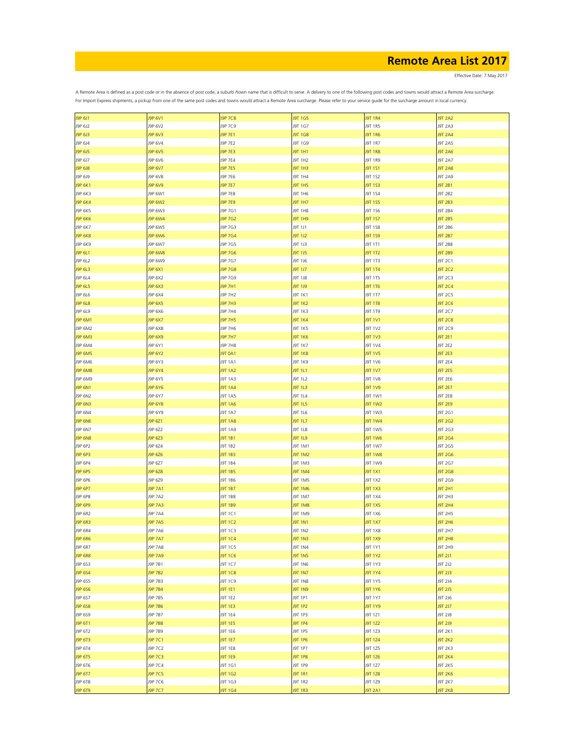# Remote Area List 2017

Effective Date: 7 May 2017

A Remote Area is defined as a post code or in the absence of post code, a suburb /town name that is difficult to serve. A delivery to one of the following post codes and towns would attract a Remote Area surcharge.
For Import Express shipments, a pickup from one of the same post codes and towns would attract a Remote Area surcharge. Please refer to your service guide for the surcharge amount in local currency.

| | | | | | |
|---|---|---|---|---|---|
| J9P 6J1 | J9P 6V1 | J9P 7C8 | J9T 1G5 | J9T 1R4 | J9T 2A2 |
| J9P 6J2 | J9P 6V2 | J9P 7C9 | J9T 1G7 | J9T 1R5 | J9T 2A3 |
| J9P 6J3 | J9P 6V3 | J9P 7E1 | J9T 1G8 | J9T 1R6 | J9T 2A4 |
| J9P 6J4 | J9P 6V4 | J9P 7E2 | J9T 1G9 | J9T 1R7 | J9T 2A5 |
| J9P 6J5 | J9P 6V5 | J9P 7E3 | J9T 1H1 | J9T 1R8 | J9T 2A6 |
| J9P 6J7 | J9P 6V6 | J9P 7E4 | J9T 1H2 | J9T 1R9 | J9T 2A7 |
| J9P 6J8 | J9P 6V7 | J9P 7E5 | J9T 1H3 | J9T 1S1 | J9T 2A8 |
| J9P 6J9 | J9P 6V8 | J9P 7E6 | J9T 1H4 | J9T 1S2 | J9T 2A9 |
| J9P 6K1 | J9P 6V9 | J9P 7E7 | J9T 1H5 | J9T 1S3 | J9T 2B1 |
| J9P 6K3 | J9P 6W1 | J9P 7E8 | J9T 1H6 | J9T 1S4 | J9T 2B2 |
| J9P 6K4 | J9P 6W2 | J9P 7E9 | J9T 1H7 | J9T 1S5 | J9T 2B3 |
| J9P 6K5 | J9P 6W3 | J9P 7G1 | J9T 1H8 | J9T 1S6 | J9T 2B4 |
| J9P 6K6 | J9P 6W4 | J9P 7G2 | J9T 1H9 | J9T 1S7 | J9T 2B5 |
| J9P 6K7 | J9P 6W5 | J9P 7G3 | J9T 1J1 | J9T 1S8 | J9T 2B6 |
| J9P 6K8 | J9P 6W6 | J9P 7G4 | J9T 1J2 | J9T 1S9 | J9T 2B7 |
| J9P 6K9 | J9P 6W7 | J9P 7G5 | J9T 1J3 | J9T 1T1 | J9T 2B8 |
| J9P 6L1 | J9P 6W8 | J9P 7G6 | J9T 1J5 | J9T 1T2 | J9T 2B9 |
| J9P 6L2 | J9P 6W9 | J9P 7G7 | J9T 1J6 | J9T 1T3 | J9T 2C1 |
| J9P 6L3 | J9P 6X1 | J9P 7G8 | J9T 1J7 | J9T 1T4 | J9T 2C2 |
| J9P 6L4 | J9P 6X2 | J9P 7G9 | J9T 1J8 | J9T 1T5 | J9T 2C3 |
| J9P 6L5 | J9P 6X3 | J9P 7H1 | J9T 1J9 | J9T 1T6 | J9T 2C4 |
| J9P 6L6 | J9P 6X4 | J9P 7H2 | J9T 1K1 | J9T 1T7 | J9T 2C5 |
| J9P 6L8 | J9P 6X5 | J9P 7H3 | J9T 1K2 | J9T 1T8 | J9T 2C6 |
| J9P 6L9 | J9P 6X6 | J9P 7H4 | J9T 1K3 | J9T 1T9 | J9T 2C7 |
| J9P 6M1 | J9P 6X7 | J9P 7H5 | J9T 1K4 | J9T 1V1 | J9T 2C8 |
| J9P 6M2 | J9P 6X8 | J9P 7H6 | J9T 1K5 | J9T 1V2 | J9T 2C9 |
| J9P 6M3 | J9P 6X9 | J9P 7H7 | J9T 1K6 | J9T 1V3 | J9T 2E1 |
| J9P 6M4 | J9P 6Y1 | J9P 7H8 | J9T 1K7 | J9T 1V4 | J9T 2E2 |
| J9P 6M5 | J9P 6Y2 | J9T 0A1 | J9T 1K8 | J9T 1V5 | J9T 2E3 |
| J9P 6M6 | J9P 6Y3 | J9T 1A1 | J9T 1K9 | J9T 1V6 | J9T 2E4 |
| J9P 6M8 | J9P 6Y4 | J9T 1A2 | J9T 1L1 | J9T 1V7 | J9T 2E5 |
| J9P 6M9 | J9P 6Y5 | J9T 1A3 | J9T 1L2 | J9T 1V8 | J9T 2E6 |
| J9P 6N1 | J9P 6Y6 | J9T 1A4 | J9T 1L3 | J9T 1V9 | J9T 2E7 |
| J9P 6N2 | J9P 6Y7 | J9T 1A5 | J9T 1L4 | J9T 1W1 | J9T 2E8 |
| J9P 6N3 | J9P 6Y8 | J9T 1A6 | J9T 1L5 | J9T 1W2 | J9T 2E9 |
| J9P 6N4 | J9P 6Y9 | J9T 1A7 | J9T 1L6 | J9T 1W3 | J9T 2G1 |
| J9P 6N6 | J9P 6Z1 | J9T 1A8 | J9T 1L7 | J9T 1W4 | J9T 2G2 |
| J9P 6N7 | J9P 6Z2 | J9T 1A9 | J9T 1L8 | J9T 1W5 | J9T 2G3 |
| J9P 6N8 | J9P 6Z3 | J9T 1B1 | J9T 1L9 | J9T 1W6 | J9T 2G4 |
| J9P 6P2 | J9P 6Z4 | J9T 1B2 | J9T 1M1 | J9T 1W7 | J9T 2G5 |
| J9P 6P3 | J9P 6Z6 | J9T 1B3 | J9T 1M2 | J9T 1W8 | J9T 2G6 |
| J9P 6P4 | J9P 6Z7 | J9T 1B4 | J9T 1M3 | J9T 1W9 | J9T 2G7 |
| J9P 6P5 | J9P 6Z8 | J9T 1B5 | J9T 1M4 | J9T 1X1 | J9T 2G8 |
| J9P 6P6 | J9P 6Z9 | J9T 1B6 | J9T 1M5 | J9T 1X2 | J9T 2G9 |
| J9P 6P7 | J9P 7A1 | J9T 1B7 | J9T 1M6 | J9T 1X3 | J9T 2H1 |
| J9P 6P8 | J9P 7A2 | J9T 1B8 | J9T 1M7 | J9T 1X4 | J9T 2H3 |
| J9P 6P9 | J9P 7A3 | J9T 1B9 | J9T 1M8 | J9T 1X5 | J9T 2H4 |
| J9P 6R2 | J9P 7A4 | J9T 1C1 | J9T 1M9 | J9T 1X6 | J9T 2H5 |
| J9P 6R3 | J9P 7A5 | J9T 1C2 | J9T 1N1 | J9T 1X7 | J9T 2H6 |
| J9P 6R4 | J9P 7A6 | J9T 1C3 | J9T 1N2 | J9T 1X8 | J9T 2H7 |
| J9P 6R6 | J9P 7A7 | J9T 1C4 | J9T 1N3 | J9T 1X9 | J9T 2H8 |
| J9P 6R7 | J9P 7A8 | J9T 1C5 | J9T 1N4 | J9T 1Y1 | J9T 2H9 |
| J9P 6R8 | J9P 7A9 | J9T 1C6 | J9T 1N5 | J9T 1Y2 | J9T 2J1 |
| J9P 6S3 | J9P 7B1 | J9T 1C7 | J9T 1N6 | J9T 1Y3 | J9T 2J2 |
| J9P 6S4 | J9P 7B2 | J9T 1C8 | J9T 1N7 | J9T 1Y4 | J9T 2J3 |
| J9P 6S5 | J9P 7B3 | J9T 1C9 | J9T 1N8 | J9T 1Y5 | J9T 2J4 |
| J9P 6S6 | J9P 7B4 | J9T 1E1 | J9T 1N9 | J9T 1Y6 | J9T 2J5 |
| J9P 6S7 | J9P 7B5 | J9T 1E2 | J9T 1P1 | J9T 1Y7 | J9T 2J6 |
| J9P 6S8 | J9P 7B6 | J9T 1E3 | J9T 1P2 | J9T 1Y9 | J9T 2J7 |
| J9P 6S9 | J9P 7B7 | J9T 1E4 | J9T 1P3 | J9T 1Z1 | J9T 2J8 |
| J9P 6T1 | J9P 7B8 | J9T 1E5 | J9T 1P4 | J9T 1Z2 | J9T 2J9 |
| J9P 6T2 | J9P 7B9 | J9T 1E6 | J9T 1P5 | J9T 1Z3 | J9T 2K1 |
| J9P 6T3 | J9P 7C1 | J9T 1E7 | J9T 1P6 | J9T 1Z4 | J9T 2K2 |
| J9P 6T4 | J9P 7C2 | J9T 1E8 | J9T 1P7 | J9T 1Z5 | J9T 2K3 |
| J9P 6T5 | J9P 7C3 | J9T 1E9 | J9T 1P8 | J9T 1Z6 | J9T 2K4 |
| J9P 6T6 | J9P 7C4 | J9T 1G1 | J9T 1P9 | J9T 1Z7 | J9T 2K5 |
| J9P 6T7 | J9P 7C5 | J9T 1G2 | J9T 1R1 | J9T 1Z8 | J9T 2K6 |
| J9P 6T8 | J9P 7C6 | J9T 1G3 | J9T 1R2 | J9T 1Z9 | J9T 2K7 |
| J9P 6T9 | J9P 7C7 | J9T 1G4 | J9T 1R3 | J9T 2A1 | J9T 2K8 |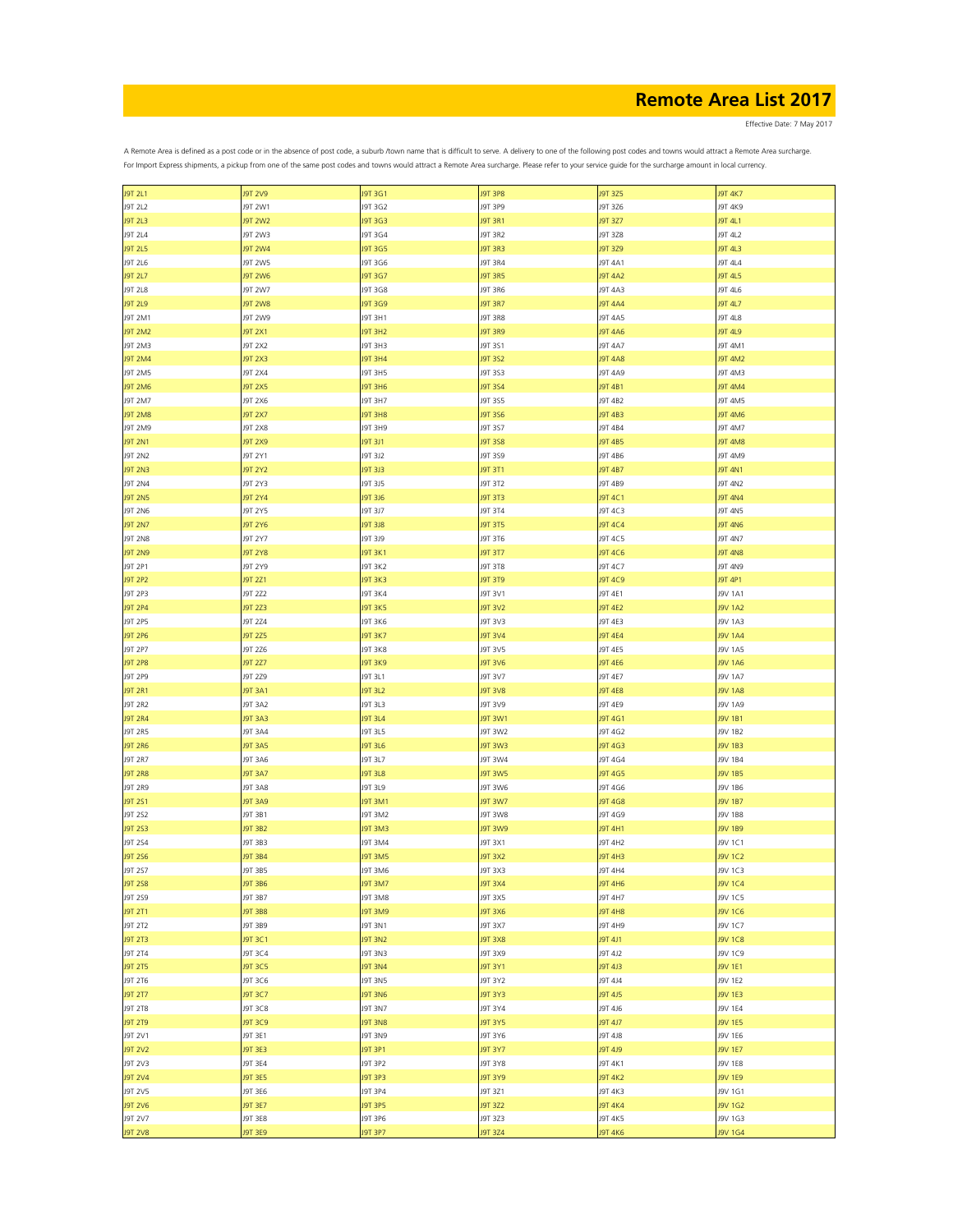# Remote Area List 2017

Effective Date: 7 May 2017

A Remote Area is defined as a post code or in the absence of post code, a suburb /town name that is difficult to serve. A delivery to one of the following post codes and towns would attract a Remote Area surcharge. For Import Express shipments, a pickup from one of the same post codes and towns would attract a Remote Area surcharge. Please refer to your service guide for the surcharge amount in local currency.

| | | | | | |
|---|---|---|---|---|---|
| J9T 2L1 | J9T 2V9 | J9T 3G1 | J9T 3P8 | J9T 3Z5 | J9T 4K7 |
| J9T 2L2 | J9T 2W1 | J9T 3G2 | J9T 3P9 | J9T 3Z6 | J9T 4K9 |
| J9T 2L3 | J9T 2W2 | J9T 3G3 | J9T 3R1 | J9T 3Z7 | J9T 4L1 |
| J9T 2L4 | J9T 2W3 | J9T 3G4 | J9T 3R2 | J9T 3Z8 | J9T 4L2 |
| J9T 2L5 | J9T 2W4 | J9T 3G5 | J9T 3R3 | J9T 3Z9 | J9T 4L3 |
| J9T 2L6 | J9T 2W5 | J9T 3G6 | J9T 3R4 | J9T 4A1 | J9T 4L4 |
| J9T 2L7 | J9T 2W6 | J9T 3G7 | J9T 3R5 | J9T 4A2 | J9T 4L5 |
| J9T 2L8 | J9T 2W7 | J9T 3G8 | J9T 3R6 | J9T 4A3 | J9T 4L6 |
| J9T 2L9 | J9T 2W8 | J9T 3G9 | J9T 3R7 | J9T 4A4 | J9T 4L7 |
| J9T 2M1 | J9T 2W9 | J9T 3H1 | J9T 3R8 | J9T 4A5 | J9T 4L8 |
| J9T 2M2 | J9T 2X1 | J9T 3H2 | J9T 3R9 | J9T 4A6 | J9T 4L9 |
| J9T 2M3 | J9T 2X2 | J9T 3H3 | J9T 3S1 | J9T 4A7 | J9T 4M1 |
| J9T 2M4 | J9T 2X3 | J9T 3H4 | J9T 3S2 | J9T 4A8 | J9T 4M2 |
| J9T 2M5 | J9T 2X4 | J9T 3H5 | J9T 3S3 | J9T 4A9 | J9T 4M3 |
| J9T 2M6 | J9T 2X5 | J9T 3H6 | J9T 3S4 | J9T 4B1 | J9T 4M4 |
| J9T 2M7 | J9T 2X6 | J9T 3H7 | J9T 3S5 | J9T 4B2 | J9T 4M5 |
| J9T 2M8 | J9T 2X7 | J9T 3H8 | J9T 3S6 | J9T 4B3 | J9T 4M6 |
| J9T 2M9 | J9T 2X8 | J9T 3H9 | J9T 3S7 | J9T 4B4 | J9T 4M7 |
| J9T 2N1 | J9T 2X9 | J9T 3J1 | J9T 3S8 | J9T 4B5 | J9T 4M8 |
| J9T 2N2 | J9T 2Y1 | J9T 3J2 | J9T 3S9 | J9T 4B6 | J9T 4M9 |
| J9T 2N3 | J9T 2Y2 | J9T 3J3 | J9T 3T1 | J9T 4B7 | J9T 4N1 |
| J9T 2N4 | J9T 2Y3 | J9T 3J5 | J9T 3T2 | J9T 4B9 | J9T 4N2 |
| J9T 2N5 | J9T 2Y4 | J9T 3J6 | J9T 3T3 | J9T 4C1 | J9T 4N4 |
| J9T 2N6 | J9T 2Y5 | J9T 3J7 | J9T 3T4 | J9T 4C3 | J9T 4N5 |
| J9T 2N7 | J9T 2Y6 | J9T 3J8 | J9T 3T5 | J9T 4C4 | J9T 4N6 |
| J9T 2N8 | J9T 2Y7 | J9T 3J9 | J9T 3T6 | J9T 4C5 | J9T 4N7 |
| J9T 2N9 | J9T 2Y8 | J9T 3K1 | J9T 3T7 | J9T 4C6 | J9T 4N8 |
| J9T 2P1 | J9T 2Y9 | J9T 3K2 | J9T 3T8 | J9T 4C7 | J9T 4N9 |
| J9T 2P2 | J9T 2Z1 | J9T 3K3 | J9T 3T9 | J9T 4C9 | J9T 4P1 |
| J9T 2P3 | J9T 2Z2 | J9T 3K4 | J9T 3V1 | J9T 4E1 | J9V 1A1 |
| J9T 2P4 | J9T 2Z3 | J9T 3K5 | J9T 3V2 | J9T 4E2 | J9V 1A2 |
| J9T 2P5 | J9T 2Z4 | J9T 3K6 | J9T 3V3 | J9T 4E3 | J9V 1A3 |
| J9T 2P6 | J9T 2Z5 | J9T 3K7 | J9T 3V4 | J9T 4E4 | J9V 1A4 |
| J9T 2P7 | J9T 2Z6 | J9T 3K8 | J9T 3V5 | J9T 4E5 | J9V 1A5 |
| J9T 2P8 | J9T 2Z7 | J9T 3K9 | J9T 3V6 | J9T 4E6 | J9V 1A6 |
| J9T 2P9 | J9T 2Z9 | J9T 3L1 | J9T 3V7 | J9T 4E7 | J9V 1A7 |
| J9T 2R1 | J9T 3A1 | J9T 3L2 | J9T 3V8 | J9T 4E8 | J9V 1A8 |
| J9T 2R2 | J9T 3A2 | J9T 3L3 | J9T 3V9 | J9T 4E9 | J9V 1A9 |
| J9T 2R4 | J9T 3A3 | J9T 3L4 | J9T 3W1 | J9T 4G1 | J9V 1B1 |
| J9T 2R5 | J9T 3A4 | J9T 3L5 | J9T 3W2 | J9T 4G2 | J9V 1B2 |
| J9T 2R6 | J9T 3A5 | J9T 3L6 | J9T 3W3 | J9T 4G3 | J9V 1B3 |
| J9T 2R7 | J9T 3A6 | J9T 3L7 | J9T 3W4 | J9T 4G4 | J9V 1B4 |
| J9T 2R8 | J9T 3A7 | J9T 3L8 | J9T 3W5 | J9T 4G5 | J9V 1B5 |
| J9T 2R9 | J9T 3A8 | J9T 3L9 | J9T 3W6 | J9T 4G6 | J9V 1B6 |
| J9T 2S1 | J9T 3A9 | J9T 3M1 | J9T 3W7 | J9T 4G8 | J9V 1B7 |
| J9T 2S2 | J9T 3B1 | J9T 3M2 | J9T 3W8 | J9T 4G9 | J9V 1B8 |
| J9T 2S3 | J9T 3B2 | J9T 3M3 | J9T 3W9 | J9T 4H1 | J9V 1B9 |
| J9T 2S4 | J9T 3B3 | J9T 3M4 | J9T 3X1 | J9T 4H2 | J9V 1C1 |
| J9T 2S6 | J9T 3B4 | J9T 3M5 | J9T 3X2 | J9T 4H3 | J9V 1C2 |
| J9T 2S7 | J9T 3B5 | J9T 3M6 | J9T 3X3 | J9T 4H4 | J9V 1C3 |
| J9T 2S8 | J9T 3B6 | J9T 3M7 | J9T 3X4 | J9T 4H6 | J9V 1C4 |
| J9T 2S9 | J9T 3B7 | J9T 3M8 | J9T 3X5 | J9T 4H7 | J9V 1C5 |
| J9T 2T1 | J9T 3B8 | J9T 3M9 | J9T 3X6 | J9T 4H8 | J9V 1C6 |
| J9T 2T2 | J9T 3B9 | J9T 3N1 | J9T 3X7 | J9T 4H9 | J9V 1C7 |
| J9T 2T3 | J9T 3C1 | J9T 3N2 | J9T 3X8 | J9T 4J1 | J9V 1C8 |
| J9T 2T4 | J9T 3C4 | J9T 3N3 | J9T 3X9 | J9T 4J2 | J9V 1C9 |
| J9T 2T5 | J9T 3C5 | J9T 3N4 | J9T 3Y1 | J9T 4J3 | J9V 1E1 |
| J9T 2T6 | J9T 3C6 | J9T 3N5 | J9T 3Y2 | J9T 4J4 | J9V 1E2 |
| J9T 2T7 | J9T 3C7 | J9T 3N6 | J9T 3Y3 | J9T 4J5 | J9V 1E3 |
| J9T 2T8 | J9T 3C8 | J9T 3N7 | J9T 3Y4 | J9T 4J6 | J9V 1E4 |
| J9T 2T9 | J9T 3C9 | J9T 3N8 | J9T 3Y5 | J9T 4J7 | J9V 1E5 |
| J9T 2V1 | J9T 3E1 | J9T 3N9 | J9T 3Y6 | J9T 4J8 | J9V 1E6 |
| J9T 2V2 | J9T 3E3 | J9T 3P1 | J9T 3Y7 | J9T 4J9 | J9V 1E7 |
| J9T 2V3 | J9T 3E4 | J9T 3P2 | J9T 3Y8 | J9T 4K1 | J9V 1E8 |
| J9T 2V4 | J9T 3E5 | J9T 3P3 | J9T 3Y9 | J9T 4K2 | J9V 1E9 |
| J9T 2V5 | J9T 3E6 | J9T 3P4 | J9T 3Z1 | J9T 4K3 | J9V 1G1 |
| J9T 2V6 | J9T 3E7 | J9T 3P5 | J9T 3Z2 | J9T 4K4 | J9V 1G2 |
| J9T 2V7 | J9T 3E8 | J9T 3P6 | J9T 3Z3 | J9T 4K5 | J9V 1G3 |
| J9T 2V8 | J9T 3E9 | J9T 3P7 | J9T 3Z4 | J9T 4K6 | J9V 1G4 |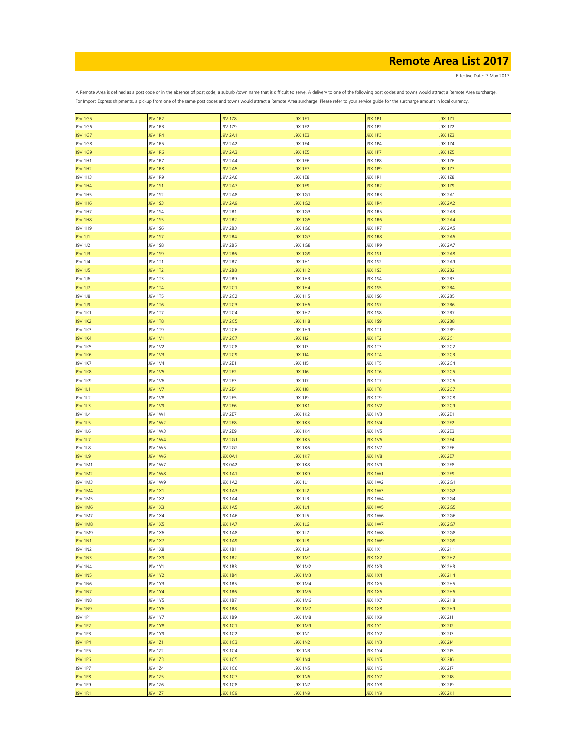# Remote Area List 2017

Effective Date: 7 May 2017

A Remote Area is defined as a post code or in the absence of post code, a suburb /town name that is difficult to serve. A delivery to one of the following post codes and towns would attract a Remote Area surcharge.
For Import Express shipments, a pickup from one of the same post codes and towns would attract a Remote Area surcharge. Please refer to your service guide for the surcharge amount in local currency.

| | | | | | |
|---|---|---|---|---|---|
| J9V 1G5 | J9V 1R2 | J9V 1Z8 | J9X 1E1 | J9X 1P1 | J9X 1Z1 |
| J9V 1G6 | J9V 1R3 | J9V 1Z9 | J9X 1E2 | J9X 1P2 | J9X 1Z2 |
| J9V 1G7 | J9V 1R4 | J9V 2A1 | J9X 1E3 | J9X 1P3 | J9X 1Z3 |
| J9V 1G8 | J9V 1R5 | J9V 2A2 | J9X 1E4 | J9X 1P4 | J9X 1Z4 |
| J9V 1G9 | J9V 1R6 | J9V 2A3 | J9X 1E5 | J9X 1P7 | J9X 1Z5 |
| J9V 1H1 | J9V 1R7 | J9V 2A4 | J9X 1E6 | J9X 1P8 | J9X 1Z6 |
| J9V 1H2 | J9V 1R8 | J9V 2A5 | J9X 1E7 | J9X 1P9 | J9X 1Z7 |
| J9V 1H3 | J9V 1R9 | J9V 2A6 | J9X 1E8 | J9X 1R1 | J9X 1Z8 |
| J9V 1H4 | J9V 1S1 | J9V 2A7 | J9X 1E9 | J9X 1R2 | J9X 1Z9 |
| J9V 1H5 | J9V 1S2 | J9V 2A8 | J9X 1G1 | J9X 1R3 | J9X 2A1 |
| J9V 1H6 | J9V 1S3 | J9V 2A9 | J9X 1G2 | J9X 1R4 | J9X 2A2 |
| J9V 1H7 | J9V 1S4 | J9V 2B1 | J9X 1G3 | J9X 1R5 | J9X 2A3 |
| J9V 1H8 | J9V 1S5 | J9V 2B2 | J9X 1G5 | J9X 1R6 | J9X 2A4 |
| J9V 1H9 | J9V 1S6 | J9V 2B3 | J9X 1G6 | J9X 1R7 | J9X 2A5 |
| J9V 1J1 | J9V 1S7 | J9V 2B4 | J9X 1G7 | J9X 1R8 | J9X 2A6 |
| J9V 1J2 | J9V 1S8 | J9V 2B5 | J9X 1G8 | J9X 1R9 | J9X 2A7 |
| J9V 1J3 | J9V 1S9 | J9V 2B6 | J9X 1G9 | J9X 1S1 | J9X 2A8 |
| J9V 1J4 | J9V 1T1 | J9V 2B7 | J9X 1H1 | J9X 1S2 | J9X 2A9 |
| J9V 1J5 | J9V 1T2 | J9V 2B8 | J9X 1H2 | J9X 1S3 | J9X 2B2 |
| J9V 1J6 | J9V 1T3 | J9V 2B9 | J9X 1H3 | J9X 1S4 | J9X 2B3 |
| J9V 1J7 | J9V 1T4 | J9V 2C1 | J9X 1H4 | J9X 1S5 | J9X 2B4 |
| J9V 1J8 | J9V 1T5 | J9V 2C2 | J9X 1H5 | J9X 1S6 | J9X 2B5 |
| J9V 1J9 | J9V 1T6 | J9V 2C3 | J9X 1H6 | J9X 1S7 | J9X 2B6 |
| J9V 1K1 | J9V 1T7 | J9V 2C4 | J9X 1H7 | J9X 1S8 | J9X 2B7 |
| J9V 1K2 | J9V 1T8 | J9V 2C5 | J9X 1H8 | J9X 1S9 | J9X 2B8 |
| J9V 1K3 | J9V 1T9 | J9V 2C6 | J9X 1H9 | J9X 1T1 | J9X 2B9 |
| J9V 1K4 | J9V 1V1 | J9V 2C7 | J9X 1J2 | J9X 1T2 | J9X 2C1 |
| J9V 1K5 | J9V 1V2 | J9V 2C8 | J9X 1J3 | J9X 1T3 | J9X 2C2 |
| J9V 1K6 | J9V 1V3 | J9V 2C9 | J9X 1J4 | J9X 1T4 | J9X 2C3 |
| J9V 1K7 | J9V 1V4 | J9V 2E1 | J9X 1J5 | J9X 1T5 | J9X 2C4 |
| J9V 1K8 | J9V 1V5 | J9V 2E2 | J9X 1J6 | J9X 1T6 | J9X 2C5 |
| J9V 1K9 | J9V 1V6 | J9V 2E3 | J9X 1J7 | J9X 1T7 | J9X 2C6 |
| J9V 1L1 | J9V 1V7 | J9V 2E4 | J9X 1J8 | J9X 1T8 | J9X 2C7 |
| J9V 1L2 | J9V 1V8 | J9V 2E5 | J9X 1J9 | J9X 1T9 | J9X 2C8 |
| J9V 1L3 | J9V 1V9 | J9V 2E6 | J9X 1K1 | J9X 1V2 | J9X 2C9 |
| J9V 1L4 | J9V 1W1 | J9V 2E7 | J9X 1K2 | J9X 1V3 | J9X 2E1 |
| J9V 1L5 | J9V 1W2 | J9V 2E8 | J9X 1K3 | J9X 1V4 | J9X 2E2 |
| J9V 1L6 | J9V 1W3 | J9V 2E9 | J9X 1K4 | J9X 1V5 | J9X 2E3 |
| J9V 1L7 | J9V 1W4 | J9V 2G1 | J9X 1K5 | J9X 1V6 | J9X 2E4 |
| J9V 1L8 | J9V 1W5 | J9V 2G2 | J9X 1K6 | J9X 1V7 | J9X 2E6 |
| J9V 1L9 | J9V 1W6 | J9X 0A1 | J9X 1K7 | J9X 1V8 | J9X 2E7 |
| J9V 1M1 | J9V 1W7 | J9X 0A2 | J9X 1K8 | J9X 1V9 | J9X 2E8 |
| J9V 1M2 | J9V 1W8 | J9X 1A1 | J9X 1K9 | J9X 1W1 | J9X 2E9 |
| J9V 1M3 | J9V 1W9 | J9X 1A2 | J9X 1L1 | J9X 1W2 | J9X 2G1 |
| J9V 1M4 | J9V 1X1 | J9X 1A3 | J9X 1L2 | J9X 1W3 | J9X 2G2 |
| J9V 1M5 | J9V 1X2 | J9X 1A4 | J9X 1L3 | J9X 1W4 | J9X 2G4 |
| J9V 1M6 | J9V 1X3 | J9X 1A5 | J9X 1L4 | J9X 1W5 | J9X 2G5 |
| J9V 1M7 | J9V 1X4 | J9X 1A6 | J9X 1L5 | J9X 1W6 | J9X 2G6 |
| J9V 1M8 | J9V 1X5 | J9X 1A7 | J9X 1L6 | J9X 1W7 | J9X 2G7 |
| J9V 1M9 | J9V 1X6 | J9X 1A8 | J9X 1L7 | J9X 1W8 | J9X 2G8 |
| J9V 1N1 | J9V 1X7 | J9X 1A9 | J9X 1L8 | J9X 1W9 | J9X 2G9 |
| J9V 1N2 | J9V 1X8 | J9X 1B1 | J9X 1L9 | J9X 1X1 | J9X 2H1 |
| J9V 1N3 | J9V 1X9 | J9X 1B2 | J9X 1M1 | J9X 1X2 | J9X 2H2 |
| J9V 1N4 | J9V 1Y1 | J9X 1B3 | J9X 1M2 | J9X 1X3 | J9X 2H3 |
| J9V 1N5 | J9V 1Y2 | J9X 1B4 | J9X 1M3 | J9X 1X4 | J9X 2H4 |
| J9V 1N6 | J9V 1Y3 | J9X 1B5 | J9X 1M4 | J9X 1X5 | J9X 2H5 |
| J9V 1N7 | J9V 1Y4 | J9X 1B6 | J9X 1M5 | J9X 1X6 | J9X 2H6 |
| J9V 1N8 | J9V 1Y5 | J9X 1B7 | J9X 1M6 | J9X 1X7 | J9X 2H8 |
| J9V 1N9 | J9V 1Y6 | J9X 1B8 | J9X 1M7 | J9X 1X8 | J9X 2H9 |
| J9V 1P1 | J9V 1Y7 | J9X 1B9 | J9X 1M8 | J9X 1X9 | J9X 2J1 |
| J9V 1P2 | J9V 1Y8 | J9X 1C1 | J9X 1M9 | J9X 1Y1 | J9X 2J2 |
| J9V 1P3 | J9V 1Y9 | J9X 1C2 | J9X 1N1 | J9X 1Y2 | J9X 2J3 |
| J9V 1P4 | J9V 1Z1 | J9X 1C3 | J9X 1N2 | J9X 1Y3 | J9X 2J4 |
| J9V 1P5 | J9V 1Z2 | J9X 1C4 | J9X 1N3 | J9X 1Y4 | J9X 2J5 |
| J9V 1P6 | J9V 1Z3 | J9X 1C5 | J9X 1N4 | J9X 1Y5 | J9X 2J6 |
| J9V 1P7 | J9V 1Z4 | J9X 1C6 | J9X 1N5 | J9X 1Y6 | J9X 2J7 |
| J9V 1P8 | J9V 1Z5 | J9X 1C7 | J9X 1N6 | J9X 1Y7 | J9X 2J8 |
| J9V 1P9 | J9V 1Z6 | J9X 1C8 | J9X 1N7 | J9X 1Y8 | J9X 2J9 |
| J9V 1R1 | J9V 1Z7 | J9X 1C9 | J9X 1N9 | J9X 1Y9 | J9X 2K1 |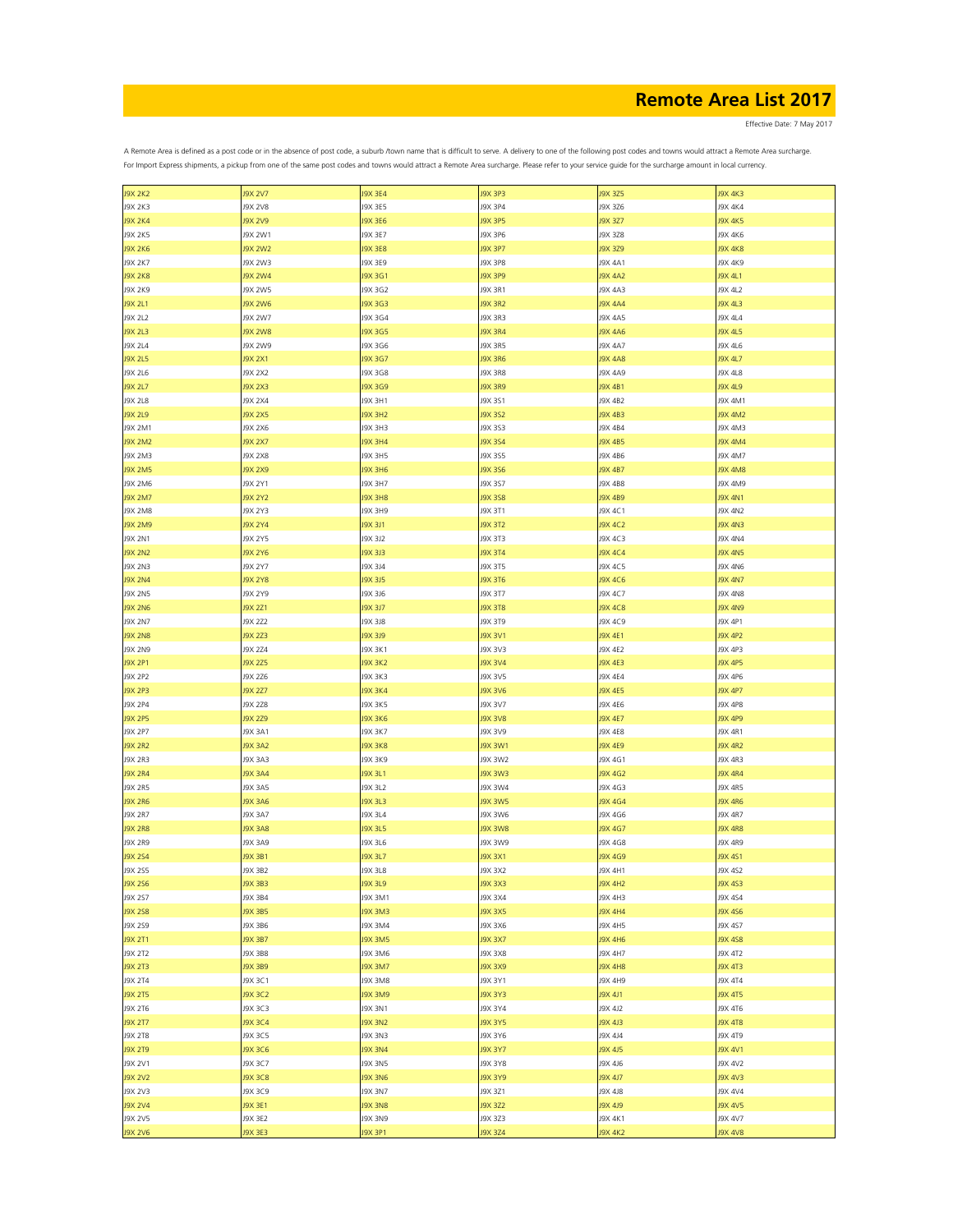# Remote Area List 2017

Effective Date: 7 May 2017

A Remote Area is defined as a post code or in the absence of post code, a suburb /town name that is difficult to serve. A delivery to one of the following post codes and towns would attract a Remote Area surcharge. For Import Express shipments, a pickup from one of the same post codes and towns would attract a Remote Area surcharge. Please refer to your service guide for the surcharge amount in local currency.

| | | | | | |
|---|---|---|---|---|---|
| J9X 2K2 | J9X 2V7 | J9X 3E4 | J9X 3P3 | J9X 3Z5 | J9X 4K3 |
| J9X 2K3 | J9X 2V8 | J9X 3E5 | J9X 3P4 | J9X 3Z6 | J9X 4K4 |
| J9X 2K4 | J9X 2V9 | J9X 3E6 | J9X 3P5 | J9X 3Z7 | J9X 4K5 |
| J9X 2K5 | J9X 2W1 | J9X 3E7 | J9X 3P6 | J9X 3Z8 | J9X 4K6 |
| J9X 2K6 | J9X 2W2 | J9X 3E8 | J9X 3P7 | J9X 3Z9 | J9X 4K8 |
| J9X 2K7 | J9X 2W3 | J9X 3E9 | J9X 3P8 | J9X 4A1 | J9X 4K9 |
| J9X 2K8 | J9X 2W4 | J9X 3G1 | J9X 3P9 | J9X 4A2 | J9X 4L1 |
| J9X 2K9 | J9X 2W5 | J9X 3G2 | J9X 3R1 | J9X 4A3 | J9X 4L2 |
| J9X 2L1 | J9X 2W6 | J9X 3G3 | J9X 3R2 | J9X 4A4 | J9X 4L3 |
| J9X 2L2 | J9X 2W7 | J9X 3G4 | J9X 3R3 | J9X 4A5 | J9X 4L4 |
| J9X 2L3 | J9X 2W8 | J9X 3G5 | J9X 3R4 | J9X 4A6 | J9X 4L5 |
| J9X 2L4 | J9X 2W9 | J9X 3G6 | J9X 3R5 | J9X 4A7 | J9X 4L6 |
| J9X 2L5 | J9X 2X1 | J9X 3G7 | J9X 3R6 | J9X 4A8 | J9X 4L7 |
| J9X 2L6 | J9X 2X2 | J9X 3G8 | J9X 3R8 | J9X 4A9 | J9X 4L8 |
| J9X 2L7 | J9X 2X3 | J9X 3G9 | J9X 3R9 | J9X 4B1 | J9X 4L9 |
| J9X 2L8 | J9X 2X4 | J9X 3H1 | J9X 3S1 | J9X 4B2 | J9X 4M1 |
| J9X 2L9 | J9X 2X5 | J9X 3H2 | J9X 3S2 | J9X 4B3 | J9X 4M2 |
| J9X 2M1 | J9X 2X6 | J9X 3H3 | J9X 3S3 | J9X 4B4 | J9X 4M3 |
| J9X 2M2 | J9X 2X7 | J9X 3H4 | J9X 3S4 | J9X 4B5 | J9X 4M4 |
| J9X 2M3 | J9X 2X8 | J9X 3H5 | J9X 3S5 | J9X 4B6 | J9X 4M7 |
| J9X 2M5 | J9X 2X9 | J9X 3H6 | J9X 3S6 | J9X 4B7 | J9X 4M8 |
| J9X 2M6 | J9X 2Y1 | J9X 3H7 | J9X 3S7 | J9X 4B8 | J9X 4M9 |
| J9X 2M7 | J9X 2Y2 | J9X 3H8 | J9X 3S8 | J9X 4B9 | J9X 4N1 |
| J9X 2M8 | J9X 2Y3 | J9X 3H9 | J9X 3T1 | J9X 4C1 | J9X 4N2 |
| J9X 2M9 | J9X 2Y4 | J9X 3J1 | J9X 3T2 | J9X 4C2 | J9X 4N3 |
| J9X 2N1 | J9X 2Y5 | J9X 3J2 | J9X 3T3 | J9X 4C3 | J9X 4N4 |
| J9X 2N2 | J9X 2Y6 | J9X 3J3 | J9X 3T4 | J9X 4C4 | J9X 4N5 |
| J9X 2N3 | J9X 2Y7 | J9X 3J4 | J9X 3T5 | J9X 4C5 | J9X 4N6 |
| J9X 2N4 | J9X 2Y8 | J9X 3J5 | J9X 3T6 | J9X 4C6 | J9X 4N7 |
| J9X 2N5 | J9X 2Y9 | J9X 3J6 | J9X 3T7 | J9X 4C7 | J9X 4N8 |
| J9X 2N6 | J9X 2Z1 | J9X 3J7 | J9X 3T8 | J9X 4C8 | J9X 4N9 |
| J9X 2N7 | J9X 2Z2 | J9X 3J8 | J9X 3T9 | J9X 4C9 | J9X 4P1 |
| J9X 2N8 | J9X 2Z3 | J9X 3J9 | J9X 3V1 | J9X 4E1 | J9X 4P2 |
| J9X 2N9 | J9X 2Z4 | J9X 3K1 | J9X 3V3 | J9X 4E2 | J9X 4P3 |
| J9X 2P1 | J9X 2Z5 | J9X 3K2 | J9X 3V4 | J9X 4E3 | J9X 4P5 |
| J9X 2P2 | J9X 2Z6 | J9X 3K3 | J9X 3V5 | J9X 4E4 | J9X 4P6 |
| J9X 2P3 | J9X 2Z7 | J9X 3K4 | J9X 3V6 | J9X 4E5 | J9X 4P7 |
| J9X 2P4 | J9X 2Z8 | J9X 3K5 | J9X 3V7 | J9X 4E6 | J9X 4P8 |
| J9X 2P5 | J9X 2Z9 | J9X 3K6 | J9X 3V8 | J9X 4E7 | J9X 4P9 |
| J9X 2P7 | J9X 3A1 | J9X 3K7 | J9X 3V9 | J9X 4E8 | J9X 4R1 |
| J9X 2R2 | J9X 3A2 | J9X 3K8 | J9X 3W1 | J9X 4E9 | J9X 4R2 |
| J9X 2R3 | J9X 3A3 | J9X 3K9 | J9X 3W2 | J9X 4G1 | J9X 4R3 |
| J9X 2R4 | J9X 3A4 | J9X 3L1 | J9X 3W3 | J9X 4G2 | J9X 4R4 |
| J9X 2R5 | J9X 3A5 | J9X 3L2 | J9X 3W4 | J9X 4G3 | J9X 4R5 |
| J9X 2R6 | J9X 3A6 | J9X 3L3 | J9X 3W5 | J9X 4G4 | J9X 4R6 |
| J9X 2R7 | J9X 3A7 | J9X 3L4 | J9X 3W6 | J9X 4G6 | J9X 4R7 |
| J9X 2R8 | J9X 3A8 | J9X 3L5 | J9X 3W8 | J9X 4G7 | J9X 4R8 |
| J9X 2R9 | J9X 3A9 | J9X 3L6 | J9X 3W9 | J9X 4G8 | J9X 4R9 |
| J9X 2S4 | J9X 3B1 | J9X 3L7 | J9X 3X1 | J9X 4G9 | J9X 4S1 |
| J9X 2S5 | J9X 3B2 | J9X 3L8 | J9X 3X2 | J9X 4H1 | J9X 4S2 |
| J9X 2S6 | J9X 3B3 | J9X 3L9 | J9X 3X3 | J9X 4H2 | J9X 4S3 |
| J9X 2S7 | J9X 3B4 | J9X 3M1 | J9X 3X4 | J9X 4H3 | J9X 4S4 |
| J9X 2S8 | J9X 3B5 | J9X 3M3 | J9X 3X5 | J9X 4H4 | J9X 4S6 |
| J9X 2S9 | J9X 3B6 | J9X 3M4 | J9X 3X6 | J9X 4H5 | J9X 4S7 |
| J9X 2T1 | J9X 3B7 | J9X 3M5 | J9X 3X7 | J9X 4H6 | J9X 4S8 |
| J9X 2T2 | J9X 3B8 | J9X 3M6 | J9X 3X8 | J9X 4H7 | J9X 4T2 |
| J9X 2T3 | J9X 3B9 | J9X 3M7 | J9X 3X9 | J9X 4H8 | J9X 4T3 |
| J9X 2T4 | J9X 3C1 | J9X 3M8 | J9X 3Y1 | J9X 4H9 | J9X 4T4 |
| J9X 2T5 | J9X 3C2 | J9X 3M9 | J9X 3Y3 | J9X 4J1 | J9X 4T5 |
| J9X 2T6 | J9X 3C3 | J9X 3N1 | J9X 3Y4 | J9X 4J2 | J9X 4T6 |
| J9X 2T7 | J9X 3C4 | J9X 3N2 | J9X 3Y5 | J9X 4J3 | J9X 4T8 |
| J9X 2T8 | J9X 3C5 | J9X 3N3 | J9X 3Y6 | J9X 4J4 | J9X 4T9 |
| J9X 2T9 | J9X 3C6 | J9X 3N4 | J9X 3Y7 | J9X 4J5 | J9X 4V1 |
| J9X 2V1 | J9X 3C7 | J9X 3N5 | J9X 3Y8 | J9X 4J6 | J9X 4V2 |
| J9X 2V2 | J9X 3C8 | J9X 3N6 | J9X 3Y9 | J9X 4J7 | J9X 4V3 |
| J9X 2V3 | J9X 3C9 | J9X 3N7 | J9X 3Z1 | J9X 4J8 | J9X 4V4 |
| J9X 2V4 | J9X 3E1 | J9X 3N8 | J9X 3Z2 | J9X 4J9 | J9X 4V5 |
| J9X 2V5 | J9X 3E2 | J9X 3N9 | J9X 3Z3 | J9X 4K1 | J9X 4V7 |
| J9X 2V6 | J9X 3E3 | J9X 3P1 | J9X 3Z4 | J9X 4K2 | J9X 4V8 |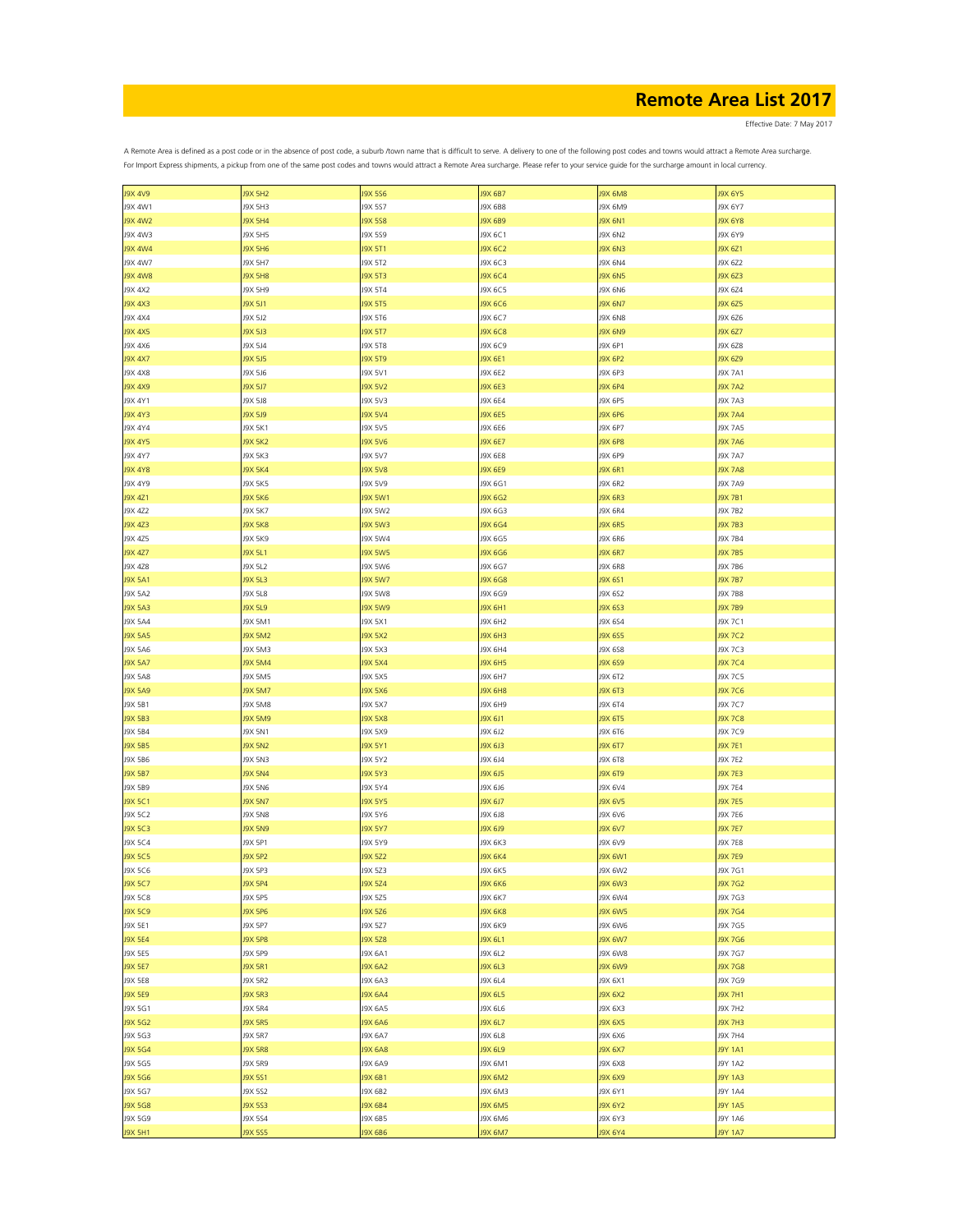# Remote Area List 2017

Effective Date: 7 May 2017

A Remote Area is defined as a post code or in the absence of post code, a suburb /town name that is difficult to serve. A delivery to one of the following post codes and towns would attract a Remote Area surcharge.
For Import Express shipments, a pickup from one of the same post codes and towns would attract a Remote Area surcharge. Please refer to your service guide for the surcharge amount in local currency.

| | | | | | |
|---|---|---|---|---|---|
| J9X 4V9 | J9X 5H2 | J9X 5S6 | J9X 6B7 | J9X 6M8 | J9X 6Y5 |
| J9X 4W1 | J9X 5H3 | J9X 5S7 | J9X 6B8 | J9X 6M9 | J9X 6Y7 |
| J9X 4W2 | J9X 5H4 | J9X 5S8 | J9X 6B9 | J9X 6N1 | J9X 6Y8 |
| J9X 4W3 | J9X 5H5 | J9X 5S9 | J9X 6C1 | J9X 6N2 | J9X 6Y9 |
| J9X 4W4 | J9X 5H6 | J9X 5T1 | J9X 6C2 | J9X 6N3 | J9X 6Z1 |
| J9X 4W7 | J9X 5H7 | J9X 5T2 | J9X 6C3 | J9X 6N4 | J9X 6Z2 |
| J9X 4W8 | J9X 5H8 | J9X 5T3 | J9X 6C4 | J9X 6N5 | J9X 6Z3 |
| J9X 4X2 | J9X 5H9 | J9X 5T4 | J9X 6C5 | J9X 6N6 | J9X 6Z4 |
| J9X 4X3 | J9X 5J1 | J9X 5T5 | J9X 6C6 | J9X 6N7 | J9X 6Z5 |
| J9X 4X4 | J9X 5J2 | J9X 5T6 | J9X 6C7 | J9X 6N8 | J9X 6Z6 |
| J9X 4X5 | J9X 5J3 | J9X 5T7 | J9X 6C8 | J9X 6N9 | J9X 6Z7 |
| J9X 4X6 | J9X 5J4 | J9X 5T8 | J9X 6C9 | J9X 6P1 | J9X 6Z8 |
| J9X 4X7 | J9X 5J5 | J9X 5T9 | J9X 6E1 | J9X 6P2 | J9X 6Z9 |
| J9X 4X8 | J9X 5J6 | J9X 5V1 | J9X 6E2 | J9X 6P3 | J9X 7A1 |
| J9X 4X9 | J9X 5J7 | J9X 5V2 | J9X 6E3 | J9X 6P4 | J9X 7A2 |
| J9X 4Y1 | J9X 5J8 | J9X 5V3 | J9X 6E4 | J9X 6P5 | J9X 7A3 |
| J9X 4Y3 | J9X 5J9 | J9X 5V4 | J9X 6E5 | J9X 6P6 | J9X 7A4 |
| J9X 4Y4 | J9X 5K1 | J9X 5V5 | J9X 6E6 | J9X 6P7 | J9X 7A5 |
| J9X 4Y5 | J9X 5K2 | J9X 5V6 | J9X 6E7 | J9X 6P8 | J9X 7A6 |
| J9X 4Y7 | J9X 5K3 | J9X 5V7 | J9X 6E8 | J9X 6P9 | J9X 7A7 |
| J9X 4Y8 | J9X 5K4 | J9X 5V8 | J9X 6E9 | J9X 6R1 | J9X 7A8 |
| J9X 4Y9 | J9X 5K5 | J9X 5V9 | J9X 6G1 | J9X 6R2 | J9X 7A9 |
| J9X 4Z1 | J9X 5K6 | J9X 5W1 | J9X 6G2 | J9X 6R3 | J9X 7B1 |
| J9X 4Z2 | J9X 5K7 | J9X 5W2 | J9X 6G3 | J9X 6R4 | J9X 7B2 |
| J9X 4Z3 | J9X 5K8 | J9X 5W3 | J9X 6G4 | J9X 6R5 | J9X 7B3 |
| J9X 4Z5 | J9X 5K9 | J9X 5W4 | J9X 6G5 | J9X 6R6 | J9X 7B4 |
| J9X 4Z7 | J9X 5L1 | J9X 5W5 | J9X 6G6 | J9X 6R7 | J9X 7B5 |
| J9X 4Z8 | J9X 5L2 | J9X 5W6 | J9X 6G7 | J9X 6R8 | J9X 7B6 |
| J9X 5A1 | J9X 5L3 | J9X 5W7 | J9X 6G8 | J9X 6S1 | J9X 7B7 |
| J9X 5A2 | J9X 5L8 | J9X 5W8 | J9X 6G9 | J9X 6S2 | J9X 7B8 |
| J9X 5A3 | J9X 5L9 | J9X 5W9 | J9X 6H1 | J9X 6S3 | J9X 7B9 |
| J9X 5A4 | J9X 5M1 | J9X 5X1 | J9X 6H2 | J9X 6S4 | J9X 7C1 |
| J9X 5A5 | J9X 5M2 | J9X 5X2 | J9X 6H3 | J9X 6S5 | J9X 7C2 |
| J9X 5A6 | J9X 5M3 | J9X 5X3 | J9X 6H4 | J9X 6S8 | J9X 7C3 |
| J9X 5A7 | J9X 5M4 | J9X 5X4 | J9X 6H5 | J9X 6S9 | J9X 7C4 |
| J9X 5A8 | J9X 5M5 | J9X 5X5 | J9X 6H7 | J9X 6T2 | J9X 7C5 |
| J9X 5A9 | J9X 5M7 | J9X 5X6 | J9X 6H8 | J9X 6T3 | J9X 7C6 |
| J9X 5B1 | J9X 5M8 | J9X 5X7 | J9X 6H9 | J9X 6T4 | J9X 7C7 |
| J9X 5B3 | J9X 5M9 | J9X 5X8 | J9X 6J1 | J9X 6T5 | J9X 7C8 |
| J9X 5B4 | J9X 5N1 | J9X 5X9 | J9X 6J2 | J9X 6T6 | J9X 7C9 |
| J9X 5B5 | J9X 5N2 | J9X 5Y1 | J9X 6J3 | J9X 6T7 | J9X 7E1 |
| J9X 5B6 | J9X 5N3 | J9X 5Y2 | J9X 6J4 | J9X 6T8 | J9X 7E2 |
| J9X 5B7 | J9X 5N4 | J9X 5Y3 | J9X 6J5 | J9X 6T9 | J9X 7E3 |
| J9X 5B9 | J9X 5N6 | J9X 5Y4 | J9X 6J6 | J9X 6V4 | J9X 7E4 |
| J9X 5C1 | J9X 5N7 | J9X 5Y5 | J9X 6J7 | J9X 6V5 | J9X 7E5 |
| J9X 5C2 | J9X 5N8 | J9X 5Y6 | J9X 6J8 | J9X 6V6 | J9X 7E6 |
| J9X 5C3 | J9X 5N9 | J9X 5Y7 | J9X 6J9 | J9X 6V7 | J9X 7E7 |
| J9X 5C4 | J9X 5P1 | J9X 5Y9 | J9X 6K3 | J9X 6V9 | J9X 7E8 |
| J9X 5C5 | J9X 5P2 | J9X 5Z2 | J9X 6K4 | J9X 6W1 | J9X 7E9 |
| J9X 5C6 | J9X 5P3 | J9X 5Z3 | J9X 6K5 | J9X 6W2 | J9X 7G1 |
| J9X 5C7 | J9X 5P4 | J9X 5Z4 | J9X 6K6 | J9X 6W3 | J9X 7G2 |
| J9X 5C8 | J9X 5P5 | J9X 5Z5 | J9X 6K7 | J9X 6W4 | J9X 7G3 |
| J9X 5C9 | J9X 5P6 | J9X 5Z6 | J9X 6K8 | J9X 6W5 | J9X 7G4 |
| J9X 5E1 | J9X 5P7 | J9X 5Z7 | J9X 6K9 | J9X 6W6 | J9X 7G5 |
| J9X 5E4 | J9X 5P8 | J9X 5Z8 | J9X 6L1 | J9X 6W7 | J9X 7G6 |
| J9X 5E5 | J9X 5P9 | J9X 6A1 | J9X 6L2 | J9X 6W8 | J9X 7G7 |
| J9X 5E7 | J9X 5R1 | J9X 6A2 | J9X 6L3 | J9X 6W9 | J9X 7G8 |
| J9X 5E8 | J9X 5R2 | J9X 6A3 | J9X 6L4 | J9X 6X1 | J9X 7G9 |
| J9X 5E9 | J9X 5R3 | J9X 6A4 | J9X 6L5 | J9X 6X2 | J9X 7H1 |
| J9X 5G1 | J9X 5R4 | J9X 6A5 | J9X 6L6 | J9X 6X3 | J9X 7H2 |
| J9X 5G2 | J9X 5R5 | J9X 6A6 | J9X 6L7 | J9X 6X5 | J9X 7H3 |
| J9X 5G3 | J9X 5R7 | J9X 6A7 | J9X 6L8 | J9X 6X6 | J9X 7H4 |
| J9X 5G4 | J9X 5R8 | J9X 6A8 | J9X 6L9 | J9X 6X7 | J9Y 1A1 |
| J9X 5G5 | J9X 5R9 | J9X 6A9 | J9X 6M1 | J9X 6X8 | J9Y 1A2 |
| J9X 5G6 | J9X 5S1 | J9X 6B1 | J9X 6M2 | J9X 6X9 | J9Y 1A3 |
| J9X 5G7 | J9X 5S2 | J9X 6B2 | J9X 6M3 | J9X 6Y1 | J9Y 1A4 |
| J9X 5G8 | J9X 5S3 | J9X 6B4 | J9X 6M5 | J9X 6Y2 | J9Y 1A5 |
| J9X 5G9 | J9X 5S4 | J9X 6B5 | J9X 6M6 | J9X 6Y3 | J9Y 1A6 |
| J9X 5H1 | J9X 5S5 | J9X 6B6 | J9X 6M7 | J9X 6Y4 | J9Y 1A7 |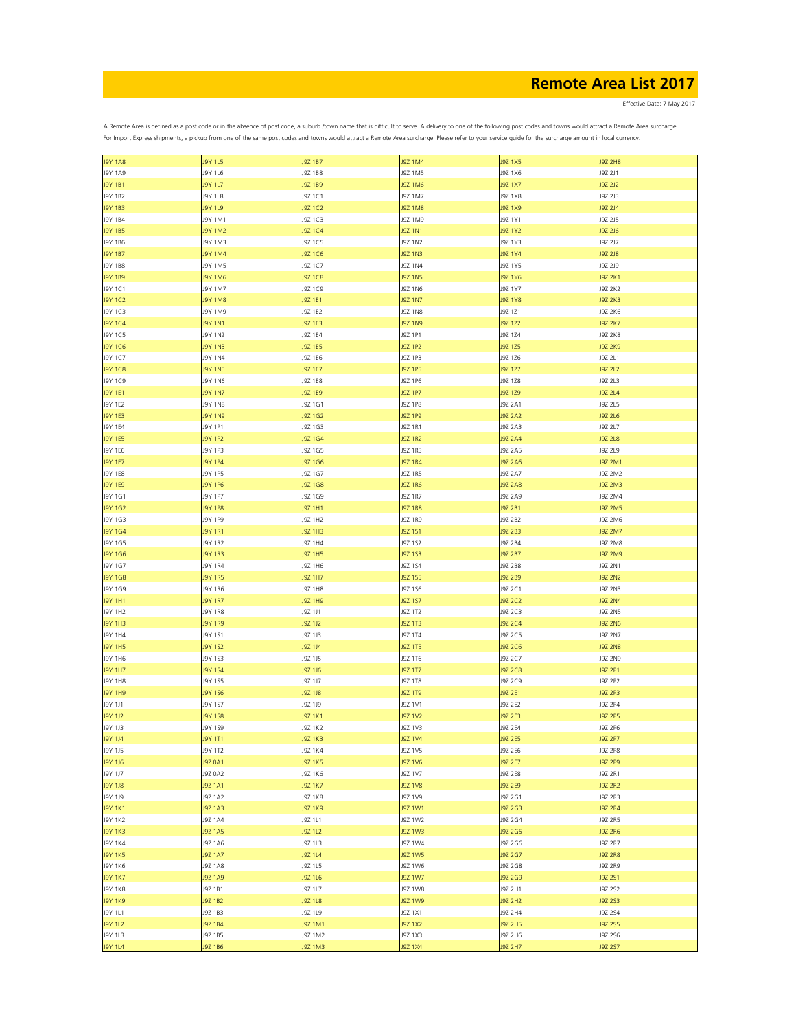# Remote Area List 2017

Effective Date: 7 May 2017

A Remote Area is defined as a post code or in the absence of post code, a suburb /town name that is difficult to serve. A delivery to one of the following post codes and towns would attract a Remote Area surcharge. For Import Express shipments, a pickup from one of the same post codes and towns would attract a Remote Area surcharge. Please refer to your service guide for the surcharge amount in local currency.

| | | | | | |
|---|---|---|---|---|---|
| J9Y 1A8 | J9Y 1L5 | J9Z 1B7 | J9Z 1M4 | J9Z 1X5 | J9Z 2H8 |
| J9Y 1A9 | J9Y 1L6 | J9Z 1B8 | J9Z 1M5 | J9Z 1X6 | J9Z 2J1 |
| J9Y 1B1 | J9Y 1L7 | J9Z 1B9 | J9Z 1M6 | J9Z 1X7 | J9Z 2J2 |
| J9Y 1B2 | J9Y 1L8 | J9Z 1C1 | J9Z 1M7 | J9Z 1X8 | J9Z 2J3 |
| J9Y 1B3 | J9Y 1L9 | J9Z 1C2 | J9Z 1M8 | J9Z 1X9 | J9Z 2J4 |
| J9Y 1B4 | J9Y 1M1 | J9Z 1C3 | J9Z 1M9 | J9Z 1Y1 | J9Z 2J5 |
| J9Y 1B5 | J9Y 1M2 | J9Z 1C4 | J9Z 1N1 | J9Z 1Y2 | J9Z 2J6 |
| J9Y 1B6 | J9Y 1M3 | J9Z 1C5 | J9Z 1N2 | J9Z 1Y3 | J9Z 2J7 |
| J9Y 1B7 | J9Y 1M4 | J9Z 1C6 | J9Z 1N3 | J9Z 1Y4 | J9Z 2J8 |
| J9Y 1B8 | J9Y 1M5 | J9Z 1C7 | J9Z 1N4 | J9Z 1Y5 | J9Z 2J9 |
| J9Y 1B9 | J9Y 1M6 | J9Z 1C8 | J9Z 1N5 | J9Z 1Y6 | J9Z 2K1 |
| J9Y 1C1 | J9Y 1M7 | J9Z 1C9 | J9Z 1N6 | J9Z 1Y7 | J9Z 2K2 |
| J9Y 1C2 | J9Y 1M8 | J9Z 1E1 | J9Z 1N7 | J9Z 1Y8 | J9Z 2K3 |
| J9Y 1C3 | J9Y 1M9 | J9Z 1E2 | J9Z 1N8 | J9Z 1Z1 | J9Z 2K6 |
| J9Y 1C4 | J9Y 1N1 | J9Z 1E3 | J9Z 1N9 | J9Z 1Z2 | J9Z 2K7 |
| J9Y 1C5 | J9Y 1N2 | J9Z 1E4 | J9Z 1P1 | J9Z 1Z4 | J9Z 2K8 |
| J9Y 1C6 | J9Y 1N3 | J9Z 1E5 | J9Z 1P2 | J9Z 1Z5 | J9Z 2K9 |
| J9Y 1C7 | J9Y 1N4 | J9Z 1E6 | J9Z 1P3 | J9Z 1Z6 | J9Z 2L1 |
| J9Y 1C8 | J9Y 1N5 | J9Z 1E7 | J9Z 1P5 | J9Z 1Z7 | J9Z 2L2 |
| J9Y 1C9 | J9Y 1N6 | J9Z 1E8 | J9Z 1P6 | J9Z 1Z8 | J9Z 2L3 |
| J9Y 1E1 | J9Y 1N7 | J9Z 1E9 | J9Z 1P7 | J9Z 1Z9 | J9Z 2L4 |
| J9Y 1E2 | J9Y 1N8 | J9Z 1G1 | J9Z 1P8 | J9Z 2A1 | J9Z 2L5 |
| J9Y 1E3 | J9Y 1N9 | J9Z 1G2 | J9Z 1P9 | J9Z 2A2 | J9Z 2L6 |
| J9Y 1E4 | J9Y 1P1 | J9Z 1G3 | J9Z 1R1 | J9Z 2A3 | J9Z 2L7 |
| J9Y 1E5 | J9Y 1P2 | J9Z 1G4 | J9Z 1R2 | J9Z 2A4 | J9Z 2L8 |
| J9Y 1E6 | J9Y 1P3 | J9Z 1G5 | J9Z 1R3 | J9Z 2A5 | J9Z 2L9 |
| J9Y 1E7 | J9Y 1P4 | J9Z 1G6 | J9Z 1R4 | J9Z 2A6 | J9Z 2M1 |
| J9Y 1E8 | J9Y 1P5 | J9Z 1G7 | J9Z 1R5 | J9Z 2A7 | J9Z 2M2 |
| J9Y 1E9 | J9Y 1P6 | J9Z 1G8 | J9Z 1R6 | J9Z 2A8 | J9Z 2M3 |
| J9Y 1G1 | J9Y 1P7 | J9Z 1G9 | J9Z 1R7 | J9Z 2A9 | J9Z 2M4 |
| J9Y 1G2 | J9Y 1P8 | J9Z 1H1 | J9Z 1R8 | J9Z 2B1 | J9Z 2M5 |
| J9Y 1G3 | J9Y 1P9 | J9Z 1H2 | J9Z 1R9 | J9Z 2B2 | J9Z 2M6 |
| J9Y 1G4 | J9Y 1R1 | J9Z 1H3 | J9Z 1S1 | J9Z 2B3 | J9Z 2M7 |
| J9Y 1G5 | J9Y 1R2 | J9Z 1H4 | J9Z 1S2 | J9Z 2B4 | J9Z 2M8 |
| J9Y 1G6 | J9Y 1R3 | J9Z 1H5 | J9Z 1S3 | J9Z 2B7 | J9Z 2M9 |
| J9Y 1G7 | J9Y 1R4 | J9Z 1H6 | J9Z 1S4 | J9Z 2B8 | J9Z 2N1 |
| J9Y 1G8 | J9Y 1R5 | J9Z 1H7 | J9Z 1S5 | J9Z 2B9 | J9Z 2N2 |
| J9Y 1G9 | J9Y 1R6 | J9Z 1H8 | J9Z 1S6 | J9Z 2C1 | J9Z 2N3 |
| J9Y 1H1 | J9Y 1R7 | J9Z 1H9 | J9Z 1S7 | J9Z 2C2 | J9Z 2N4 |
| J9Y 1H2 | J9Y 1R8 | J9Z 1J1 | J9Z 1T2 | J9Z 2C3 | J9Z 2N5 |
| J9Y 1H3 | J9Y 1R9 | J9Z 1J2 | J9Z 1T3 | J9Z 2C4 | J9Z 2N6 |
| J9Y 1H4 | J9Y 1S1 | J9Z 1J3 | J9Z 1T4 | J9Z 2C5 | J9Z 2N7 |
| J9Y 1H5 | J9Y 1S2 | J9Z 1J4 | J9Z 1T5 | J9Z 2C6 | J9Z 2N8 |
| J9Y 1H6 | J9Y 1S3 | J9Z 1J5 | J9Z 1T6 | J9Z 2C7 | J9Z 2N9 |
| J9Y 1H7 | J9Y 1S4 | J9Z 1J6 | J9Z 1T7 | J9Z 2C8 | J9Z 2P1 |
| J9Y 1H8 | J9Y 1S5 | J9Z 1J7 | J9Z 1T8 | J9Z 2C9 | J9Z 2P2 |
| J9Y 1H9 | J9Y 1S6 | J9Z 1J8 | J9Z 1T9 | J9Z 2E1 | J9Z 2P3 |
| J9Y 1J1 | J9Y 1S7 | J9Z 1J9 | J9Z 1V1 | J9Z 2E2 | J9Z 2P4 |
| J9Y 1J2 | J9Y 1S8 | J9Z 1K1 | J9Z 1V2 | J9Z 2E3 | J9Z 2P5 |
| J9Y 1J3 | J9Y 1S9 | J9Z 1K2 | J9Z 1V3 | J9Z 2E4 | J9Z 2P6 |
| J9Y 1J4 | J9Y 1T1 | J9Z 1K3 | J9Z 1V4 | J9Z 2E5 | J9Z 2P7 |
| J9Y 1J5 | J9Y 1T2 | J9Z 1K4 | J9Z 1V5 | J9Z 2E6 | J9Z 2P8 |
| J9Y 1J6 | J9Z 0A1 | J9Z 1K5 | J9Z 1V6 | J9Z 2E7 | J9Z 2P9 |
| J9Y 1J7 | J9Z 0A2 | J9Z 1K6 | J9Z 1V7 | J9Z 2E8 | J9Z 2R1 |
| J9Y 1J8 | J9Z 1A1 | J9Z 1K7 | J9Z 1V8 | J9Z 2E9 | J9Z 2R2 |
| J9Y 1J9 | J9Z 1A2 | J9Z 1K8 | J9Z 1V9 | J9Z 2G1 | J9Z 2R3 |
| J9Y 1K1 | J9Z 1A3 | J9Z 1K9 | J9Z 1W1 | J9Z 2G3 | J9Z 2R4 |
| J9Y 1K2 | J9Z 1A4 | J9Z 1L1 | J9Z 1W2 | J9Z 2G4 | J9Z 2R5 |
| J9Y 1K3 | J9Z 1A5 | J9Z 1L2 | J9Z 1W3 | J9Z 2G5 | J9Z 2R6 |
| J9Y 1K4 | J9Z 1A6 | J9Z 1L3 | J9Z 1W4 | J9Z 2G6 | J9Z 2R7 |
| J9Y 1K5 | J9Z 1A7 | J9Z 1L4 | J9Z 1W5 | J9Z 2G7 | J9Z 2R8 |
| J9Y 1K6 | J9Z 1A8 | J9Z 1L5 | J9Z 1W6 | J9Z 2G8 | J9Z 2R9 |
| J9Y 1K7 | J9Z 1A9 | J9Z 1L6 | J9Z 1W7 | J9Z 2G9 | J9Z 2S1 |
| J9Y 1K8 | J9Z 1B1 | J9Z 1L7 | J9Z 1W8 | J9Z 2H1 | J9Z 2S2 |
| J9Y 1K9 | J9Z 1B2 | J9Z 1L8 | J9Z 1W9 | J9Z 2H2 | J9Z 2S3 |
| J9Y 1L1 | J9Z 1B3 | J9Z 1L9 | J9Z 1X1 | J9Z 2H4 | J9Z 2S4 |
| J9Y 1L2 | J9Z 1B4 | J9Z 1M1 | J9Z 1X2 | J9Z 2H5 | J9Z 2S5 |
| J9Y 1L3 | J9Z 1B5 | J9Z 1M2 | J9Z 1X3 | J9Z 2H6 | J9Z 2S6 |
| J9Y 1L4 | J9Z 1B6 | J9Z 1M3 | J9Z 1X4 | J9Z 2H7 | J9Z 2S7 |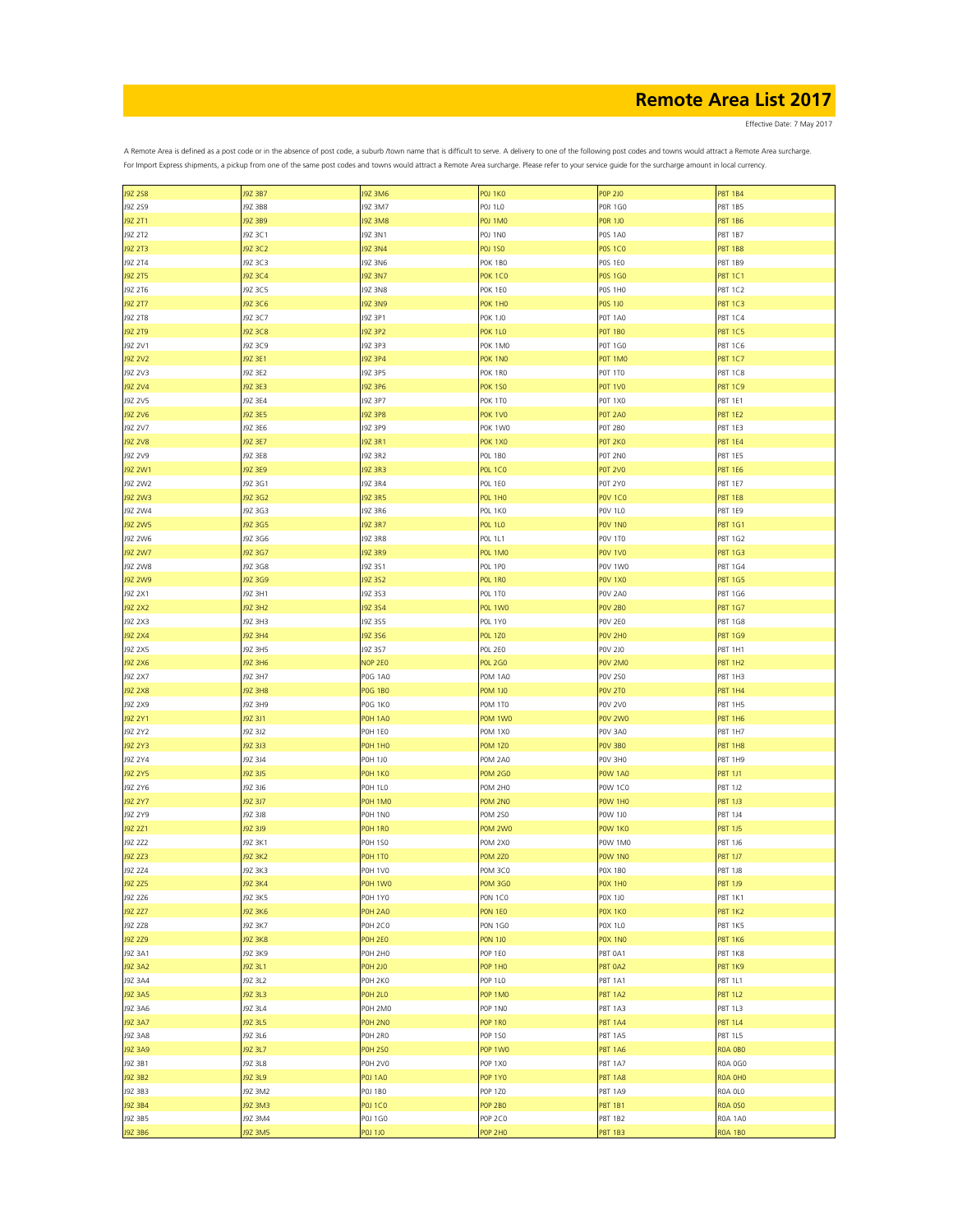# Remote Area List 2017

Effective Date: 7 May 2017

A Remote Area is defined as a post code or in the absence of post code, a suburb /town name that is difficult to serve. A delivery to one of the following post codes and towns would attract a Remote Area surcharge.
For Import Express shipments, a pickup from one of the same post codes and towns would attract a Remote Area surcharge. Please refer to your service guide for the surcharge amount in local currency.

| | | | | | |
|---|---|---|---|---|---|
| J9Z 2S8 | J9Z 3B7 | J9Z 3M6 | P0J 1K0 | P0P 2J0 | P8T 1B4 |
| J9Z 2S9 | J9Z 3B8 | J9Z 3M7 | P0J 1L0 | P0R 1G0 | P8T 1B5 |
| J9Z 2T1 | J9Z 3B9 | J9Z 3M8 | P0J 1M0 | P0R 1J0 | P8T 1B6 |
| J9Z 2T2 | J9Z 3C1 | J9Z 3N1 | P0J 1N0 | P0S 1A0 | P8T 1B7 |
| J9Z 2T3 | J9Z 3C2 | J9Z 3N4 | P0J 1S0 | P0S 1C0 | P8T 1B8 |
| J9Z 2T4 | J9Z 3C3 | J9Z 3N6 | P0K 1B0 | P0S 1E0 | P8T 1B9 |
| J9Z 2T5 | J9Z 3C4 | J9Z 3N7 | P0K 1C0 | P0S 1G0 | P8T 1C1 |
| J9Z 2T6 | J9Z 3C5 | J9Z 3N8 | P0K 1E0 | P0S 1H0 | P8T 1C2 |
| J9Z 2T7 | J9Z 3C6 | J9Z 3N9 | P0K 1H0 | P0S 1J0 | P8T 1C3 |
| J9Z 2T8 | J9Z 3C7 | J9Z 3P1 | P0K 1J0 | P0T 1A0 | P8T 1C4 |
| J9Z 2T9 | J9Z 3C8 | J9Z 3P2 | P0K 1L0 | P0T 1B0 | P8T 1C5 |
| J9Z 2V1 | J9Z 3C9 | J9Z 3P3 | P0K 1M0 | P0T 1G0 | P8T 1C6 |
| J9Z 2V2 | J9Z 3E1 | J9Z 3P4 | P0K 1N0 | P0T 1M0 | P8T 1C7 |
| J9Z 2V3 | J9Z 3E2 | J9Z 3P5 | P0K 1R0 | P0T 1T0 | P8T 1C8 |
| J9Z 2V4 | J9Z 3E3 | J9Z 3P6 | P0K 1S0 | P0T 1V0 | P8T 1C9 |
| J9Z 2V5 | J9Z 3E4 | J9Z 3P7 | P0K 1T0 | P0T 1X0 | P8T 1E1 |
| J9Z 2V6 | J9Z 3E5 | J9Z 3P8 | P0K 1V0 | P0T 2A0 | P8T 1E2 |
| J9Z 2V7 | J9Z 3E6 | J9Z 3P9 | P0K 1W0 | P0T 2B0 | P8T 1E3 |
| J9Z 2V8 | J9Z 3E7 | J9Z 3R1 | P0K 1X0 | P0T 2K0 | P8T 1E4 |
| J9Z 2V9 | J9Z 3E8 | J9Z 3R2 | P0L 1B0 | P0T 2N0 | P8T 1E5 |
| J9Z 2W1 | J9Z 3E9 | J9Z 3R3 | P0L 1C0 | P0T 2V0 | P8T 1E6 |
| J9Z 2W2 | J9Z 3G1 | J9Z 3R4 | P0L 1E0 | P0T 2Y0 | P8T 1E7 |
| J9Z 2W3 | J9Z 3G2 | J9Z 3R5 | P0L 1H0 | P0V 1C0 | P8T 1E8 |
| J9Z 2W4 | J9Z 3G3 | J9Z 3R6 | P0L 1K0 | P0V 1L0 | P8T 1E9 |
| J9Z 2W5 | J9Z 3G5 | J9Z 3R7 | P0L 1L0 | P0V 1N0 | P8T 1G1 |
| J9Z 2W6 | J9Z 3G6 | J9Z 3R8 | P0L 1L1 | P0V 1T0 | P8T 1G2 |
| J9Z 2W7 | J9Z 3G7 | J9Z 3R9 | P0L 1M0 | P0V 1V0 | P8T 1G3 |
| J9Z 2W8 | J9Z 3G8 | J9Z 3S1 | P0L 1P0 | P0V 1W0 | P8T 1G4 |
| J9Z 2W9 | J9Z 3G9 | J9Z 3S2 | P0L 1R0 | P0V 1X0 | P8T 1G5 |
| J9Z 2X1 | J9Z 3H1 | J9Z 3S3 | P0L 1T0 | P0V 2A0 | P8T 1G6 |
| J9Z 2X2 | J9Z 3H2 | J9Z 3S4 | P0L 1W0 | P0V 2B0 | P8T 1G7 |
| J9Z 2X3 | J9Z 3H3 | J9Z 3S5 | P0L 1Y0 | P0V 2E0 | P8T 1G8 |
| J9Z 2X4 | J9Z 3H4 | J9Z 3S6 | P0L 1Z0 | P0V 2H0 | P8T 1G9 |
| J9Z 2X5 | J9Z 3H5 | J9Z 3S7 | P0L 2E0 | P0V 2J0 | P8T 1H1 |
| J9Z 2X6 | J9Z 3H6 | N0P 2E0 | P0L 2G0 | P0V 2M0 | P8T 1H2 |
| J9Z 2X7 | J9Z 3H7 | P0G 1A0 | P0M 1A0 | P0V 2S0 | P8T 1H3 |
| J9Z 2X8 | J9Z 3H8 | P0G 1B0 | P0M 1J0 | P0V 2T0 | P8T 1H4 |
| J9Z 2X9 | J9Z 3H9 | P0G 1K0 | P0M 1T0 | P0V 2V0 | P8T 1H5 |
| J9Z 2Y1 | J9Z 3J1 | P0H 1A0 | P0M 1W0 | P0V 2W0 | P8T 1H6 |
| J9Z 2Y2 | J9Z 3J2 | P0H 1E0 | P0M 1X0 | P0V 3A0 | P8T 1H7 |
| J9Z 2Y3 | J9Z 3J3 | P0H 1H0 | P0M 1Z0 | P0V 3B0 | P8T 1H8 |
| J9Z 2Y4 | J9Z 3J4 | P0H 1J0 | P0M 2A0 | P0V 3H0 | P8T 1H9 |
| J9Z 2Y5 | J9Z 3J5 | P0H 1K0 | P0M 2G0 | P0W 1A0 | P8T 1J1 |
| J9Z 2Y6 | J9Z 3J6 | P0H 1L0 | P0M 2H0 | P0W 1C0 | P8T 1J2 |
| J9Z 2Y7 | J9Z 3J7 | P0H 1M0 | P0M 2N0 | P0W 1H0 | P8T 1J3 |
| J9Z 2Y9 | J9Z 3J8 | P0H 1N0 | P0M 2S0 | P0W 1J0 | P8T 1J4 |
| J9Z 2Z1 | J9Z 3J9 | P0H 1R0 | P0M 2W0 | P0W 1K0 | P8T 1J5 |
| J9Z 2Z2 | J9Z 3K1 | P0H 1S0 | P0M 2X0 | P0W 1M0 | P8T 1J6 |
| J9Z 2Z3 | J9Z 3K2 | P0H 1T0 | P0M 2Z0 | P0W 1N0 | P8T 1J7 |
| J9Z 2Z4 | J9Z 3K3 | P0H 1V0 | P0M 3C0 | P0X 1B0 | P8T 1J8 |
| J9Z 2Z5 | J9Z 3K4 | P0H 1W0 | P0M 3G0 | P0X 1H0 | P8T 1J9 |
| J9Z 2Z6 | J9Z 3K5 | P0H 1Y0 | P0N 1C0 | P0X 1J0 | P8T 1K1 |
| J9Z 2Z7 | J9Z 3K6 | P0H 2A0 | P0N 1E0 | P0X 1K0 | P8T 1K2 |
| J9Z 2Z8 | J9Z 3K7 | P0H 2C0 | P0N 1G0 | P0X 1L0 | P8T 1K5 |
| J9Z 2Z9 | J9Z 3K8 | P0H 2E0 | P0N 1J0 | P0X 1N0 | P8T 1K6 |
| J9Z 3A1 | J9Z 3K9 | P0H 2H0 | P0P 1E0 | P8T 0A1 | P8T 1K8 |
| J9Z 3A2 | J9Z 3L1 | P0H 2J0 | P0P 1H0 | P8T 0A2 | P8T 1K9 |
| J9Z 3A4 | J9Z 3L2 | P0H 2K0 | P0P 1L0 | P8T 1A1 | P8T 1L1 |
| J9Z 3A5 | J9Z 3L3 | P0H 2L0 | P0P 1M0 | P8T 1A2 | P8T 1L2 |
| J9Z 3A6 | J9Z 3L4 | P0H 2M0 | P0P 1N0 | P8T 1A3 | P8T 1L3 |
| J9Z 3A7 | J9Z 3L5 | P0H 2N0 | P0P 1R0 | P8T 1A4 | P8T 1L4 |
| J9Z 3A8 | J9Z 3L6 | P0H 2R0 | P0P 1S0 | P8T 1A5 | P8T 1L5 |
| J9Z 3A9 | J9Z 3L7 | P0H 2S0 | P0P 1W0 | P8T 1A6 | R0A 0B0 |
| J9Z 3B1 | J9Z 3L8 | P0H 2V0 | P0P 1X0 | P8T 1A7 | R0A 0G0 |
| J9Z 3B2 | J9Z 3L9 | P0J 1A0 | P0P 1Y0 | P8T 1A8 | R0A 0H0 |
| J9Z 3B3 | J9Z 3M2 | P0J 1B0 | P0P 1Z0 | P8T 1A9 | R0A 0L0 |
| J9Z 3B4 | J9Z 3M3 | P0J 1C0 | P0P 2B0 | P8T 1B1 | R0A 0S0 |
| J9Z 3B5 | J9Z 3M4 | P0J 1G0 | P0P 2C0 | P8T 1B2 | R0A 1A0 |
| J9Z 3B6 | J9Z 3M5 | P0J 1J0 | P0P 2H0 | P8T 1B3 | R0A 1B0 |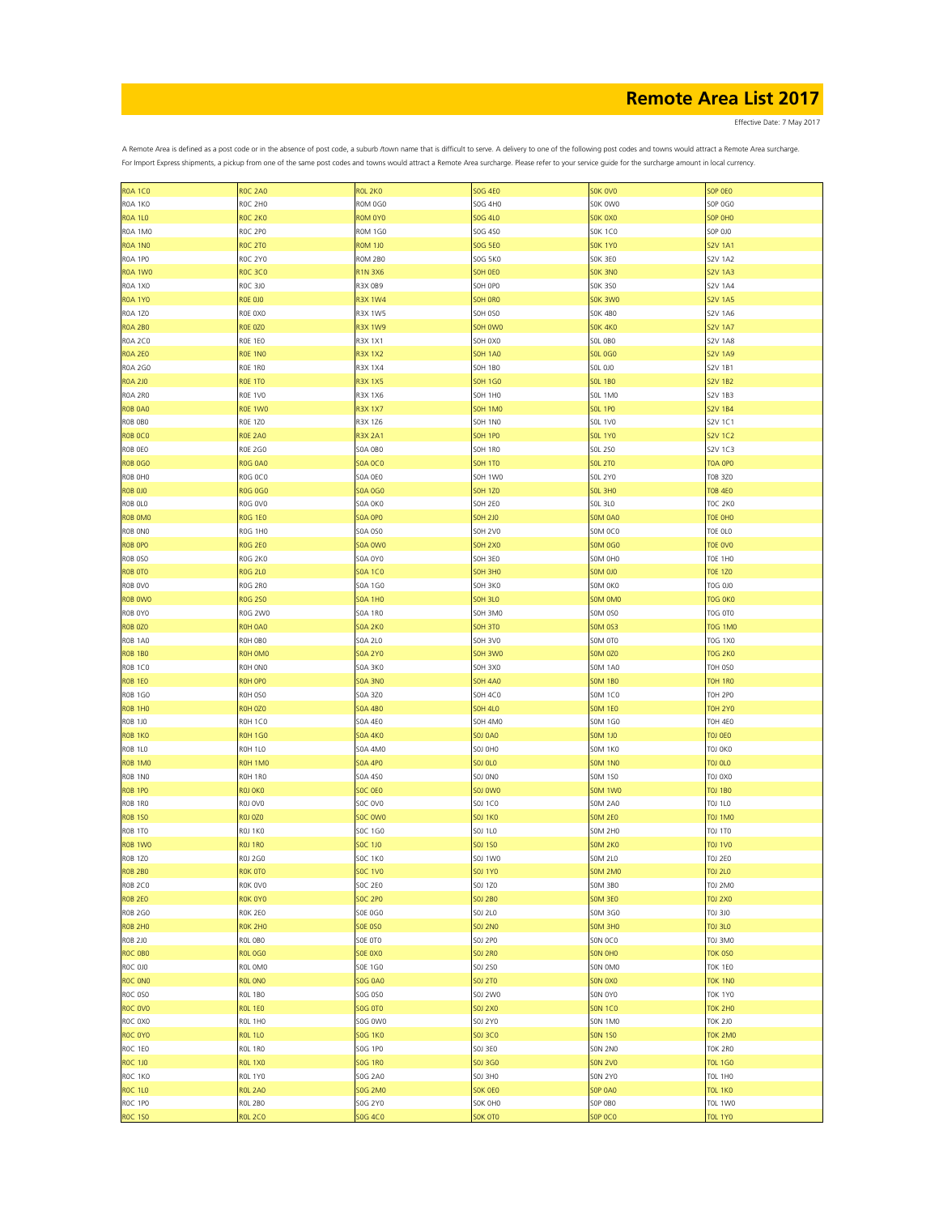# Remote Area List 2017

Effective Date: 7 May 2017

A Remote Area is defined as a post code or in the absence of post code, a suburb /town name that is difficult to serve. A delivery to one of the following post codes and towns would attract a Remote Area surcharge.
For Import Express shipments, a pickup from one of the same post codes and towns would attract a Remote Area surcharge. Please refer to your service guide for the surcharge amount in local currency.

| | | | | | |
|---|---|---|---|---|---|
| R0A 1C0 | R0C 2A0 | R0L 2K0 | S0G 4E0 | S0K 0V0 | S0P 0E0 |
| R0A 1K0 | R0C 2H0 | R0M 0G0 | S0G 4H0 | S0K 0W0 | S0P 0G0 |
| R0A 1L0 | R0C 2K0 | R0M 0Y0 | S0G 4L0 | S0K 0X0 | S0P 0H0 |
| R0A 1M0 | R0C 2P0 | R0M 1G0 | S0G 4S0 | S0K 1C0 | S0P 0J0 |
| R0A 1N0 | R0C 2T0 | R0M 1J0 | S0G 5E0 | S0K 1Y0 | S2V 1A1 |
| R0A 1P0 | R0C 2Y0 | R0M 2B0 | S0G 5K0 | S0K 3E0 | S2V 1A2 |
| R0A 1W0 | R0C 3C0 | R1N 3X6 | S0H 0E0 | S0K 3N0 | S2V 1A3 |
| R0A 1X0 | R0C 3J0 | R3X 0B9 | S0H 0P0 | S0K 3S0 | S2V 1A4 |
| R0A 1Y0 | R0E 0J0 | R3X 1W4 | S0H 0R0 | S0K 3W0 | S2V 1A5 |
| R0A 1Z0 | R0E 0X0 | R3X 1W5 | S0H 0S0 | S0K 4B0 | S2V 1A6 |
| R0A 2B0 | R0E 0Z0 | R3X 1W9 | S0H 0W0 | S0K 4K0 | S2V 1A7 |
| R0A 2C0 | R0E 1E0 | R3X 1X1 | S0H 0X0 | S0L 0B0 | S2V 1A8 |
| R0A 2E0 | R0E 1N0 | R3X 1X2 | S0H 1A0 | S0L 0G0 | S2V 1A9 |
| R0A 2G0 | R0E 1R0 | R3X 1X4 | S0H 1B0 | S0L 0J0 | S2V 1B1 |
| R0A 2J0 | R0E 1T0 | R3X 1X5 | S0H 1G0 | S0L 1B0 | S2V 1B2 |
| R0A 2R0 | R0E 1V0 | R3X 1X6 | S0H 1H0 | S0L 1M0 | S2V 1B3 |
| R0B 0A0 | R0E 1W0 | R3X 1X7 | S0H 1M0 | S0L 1P0 | S2V 1B4 |
| R0B 0B0 | R0E 1Z0 | R3X 1Z6 | S0H 1N0 | S0L 1V0 | S2V 1C1 |
| R0B 0C0 | R0E 2A0 | R3X 2A1 | S0H 1P0 | S0L 1Y0 | S2V 1C2 |
| R0B 0E0 | R0E 2G0 | S0A 0B0 | S0H 1R0 | S0L 2S0 | S2V 1C3 |
| R0B 0G0 | R0G 0A0 | S0A 0C0 | S0H 1T0 | S0L 2T0 | T0A 0P0 |
| R0B 0H0 | R0G 0C0 | S0A 0E0 | S0H 1W0 | S0L 2Y0 | T0B 3Z0 |
| R0B 0J0 | R0G 0G0 | S0A 0G0 | S0H 1Z0 | S0L 3H0 | T0B 4E0 |
| R0B 0L0 | R0G 0V0 | S0A 0K0 | S0H 2E0 | S0L 3L0 | T0C 2K0 |
| R0B 0M0 | R0G 1E0 | S0A 0P0 | S0H 2J0 | S0M 0A0 | T0E 0H0 |
| R0B 0N0 | R0G 1H0 | S0A 0S0 | S0H 2V0 | S0M 0C0 | T0E 0L0 |
| R0B 0P0 | R0G 2E0 | S0A 0W0 | S0H 2X0 | S0M 0G0 | T0E 0V0 |
| R0B 0S0 | R0G 2K0 | S0A 0Y0 | S0H 3E0 | S0M 0H0 | T0E 1H0 |
| R0B 0T0 | R0G 2L0 | S0A 1C0 | S0H 3H0 | S0M 0J0 | T0E 1Z0 |
| R0B 0V0 | R0G 2R0 | S0A 1G0 | S0H 3K0 | S0M 0K0 | T0G 0J0 |
| R0B 0W0 | R0G 2S0 | S0A 1H0 | S0H 3L0 | S0M 0M0 | T0G 0K0 |
| R0B 0Y0 | R0G 2W0 | S0A 1R0 | S0H 3M0 | S0M 0S0 | T0G 0T0 |
| R0B 0Z0 | R0H 0A0 | S0A 2K0 | S0H 3T0 | S0M 0S3 | T0G 1M0 |
| R0B 1A0 | R0H 0B0 | S0A 2L0 | S0H 3V0 | S0M 0T0 | T0G 1X0 |
| R0B 1B0 | R0H 0M0 | S0A 2Y0 | S0H 3W0 | S0M 0Z0 | T0G 2K0 |
| R0B 1C0 | R0H 0N0 | S0A 3K0 | S0H 3X0 | S0M 1A0 | T0H 0S0 |
| R0B 1E0 | R0H 0P0 | S0A 3N0 | S0H 4A0 | S0M 1B0 | T0H 1R0 |
| R0B 1G0 | R0H 0S0 | S0A 3Z0 | S0H 4C0 | S0M 1C0 | T0H 2P0 |
| R0B 1H0 | R0H 0Z0 | S0A 4B0 | S0H 4L0 | S0M 1E0 | T0H 2Y0 |
| R0B 1J0 | R0H 1C0 | S0A 4E0 | S0H 4M0 | S0M 1G0 | T0H 4E0 |
| R0B 1K0 | R0H 1G0 | S0A 4K0 | S0J 0A0 | S0M 1J0 | T0J 0E0 |
| R0B 1L0 | R0H 1L0 | S0A 4M0 | S0J 0H0 | S0M 1K0 | T0J 0K0 |
| R0B 1M0 | R0H 1M0 | S0A 4P0 | S0J 0L0 | S0M 1N0 | T0J 0L0 |
| R0B 1N0 | R0H 1R0 | S0A 4S0 | S0J 0N0 | S0M 1S0 | T0J 0X0 |
| R0B 1P0 | R0J 0K0 | S0C 0E0 | S0J 0W0 | S0M 1W0 | T0J 1B0 |
| R0B 1R0 | R0J 0V0 | S0C 0V0 | S0J 1C0 | S0M 2A0 | T0J 1L0 |
| R0B 1S0 | R0J 0Z0 | S0C 0W0 | S0J 1K0 | S0M 2E0 | T0J 1M0 |
| R0B 1T0 | R0J 1K0 | S0C 1G0 | S0J 1L0 | S0M 2H0 | T0J 1T0 |
| R0B 1W0 | R0J 1R0 | S0C 1J0 | S0J 1S0 | S0M 2K0 | T0J 1V0 |
| R0B 1Z0 | R0J 2G0 | S0C 1K0 | S0J 1W0 | S0M 2L0 | T0J 2E0 |
| R0B 2B0 | R0K 0T0 | S0C 1V0 | S0J 1Y0 | S0M 2M0 | T0J 2L0 |
| R0B 2C0 | R0K 0V0 | S0C 2E0 | S0J 1Z0 | S0M 3B0 | T0J 2M0 |
| R0B 2E0 | R0K 0Y0 | S0C 2P0 | S0J 2B0 | S0M 3E0 | T0J 2X0 |
| R0B 2G0 | R0K 2E0 | S0E 0G0 | S0J 2L0 | S0M 3G0 | T0J 3J0 |
| R0B 2H0 | R0K 2H0 | S0E 0S0 | S0J 2N0 | S0M 3H0 | T0J 3L0 |
| R0B 2J0 | R0L 0B0 | S0E 0T0 | S0J 2P0 | S0N 0C0 | T0J 3M0 |
| R0C 0B0 | R0L 0G0 | S0E 0X0 | S0J 2R0 | S0N 0H0 | T0K 0S0 |
| R0C 0J0 | R0L 0M0 | S0E 1G0 | S0J 2S0 | S0N 0M0 | T0K 1E0 |
| R0C 0N0 | R0L 0N0 | S0G 0A0 | S0J 2T0 | S0N 0X0 | T0K 1N0 |
| R0C 0S0 | R0L 1B0 | S0G 0S0 | S0J 2W0 | S0N 0Y0 | T0K 1Y0 |
| R0C 0V0 | R0L 1E0 | S0G 0T0 | S0J 2X0 | S0N 1C0 | T0K 2H0 |
| R0C 0X0 | R0L 1H0 | S0G 0W0 | S0J 2Y0 | S0N 1M0 | T0K 2J0 |
| R0C 0Y0 | R0L 1L0 | S0G 1K0 | S0J 3C0 | S0N 1S0 | T0K 2M0 |
| R0C 1E0 | R0L 1R0 | S0G 1P0 | S0J 3E0 | S0N 2N0 | T0K 2R0 |
| R0C 1J0 | R0L 1X0 | S0G 1R0 | S0J 3G0 | S0N 2V0 | T0L 1G0 |
| R0C 1K0 | R0L 1Y0 | S0G 2A0 | S0J 3H0 | S0N 2Y0 | T0L 1H0 |
| R0C 1L0 | R0L 2A0 | S0G 2M0 | S0K 0E0 | S0P 0A0 | T0L 1K0 |
| R0C 1P0 | R0L 2B0 | S0G 2Y0 | S0K 0H0 | S0P 0B0 | T0L 1W0 |
| R0C 1S0 | R0L 2C0 | S0G 4C0 | S0K 0T0 | S0P 0C0 | T0L 1Y0 |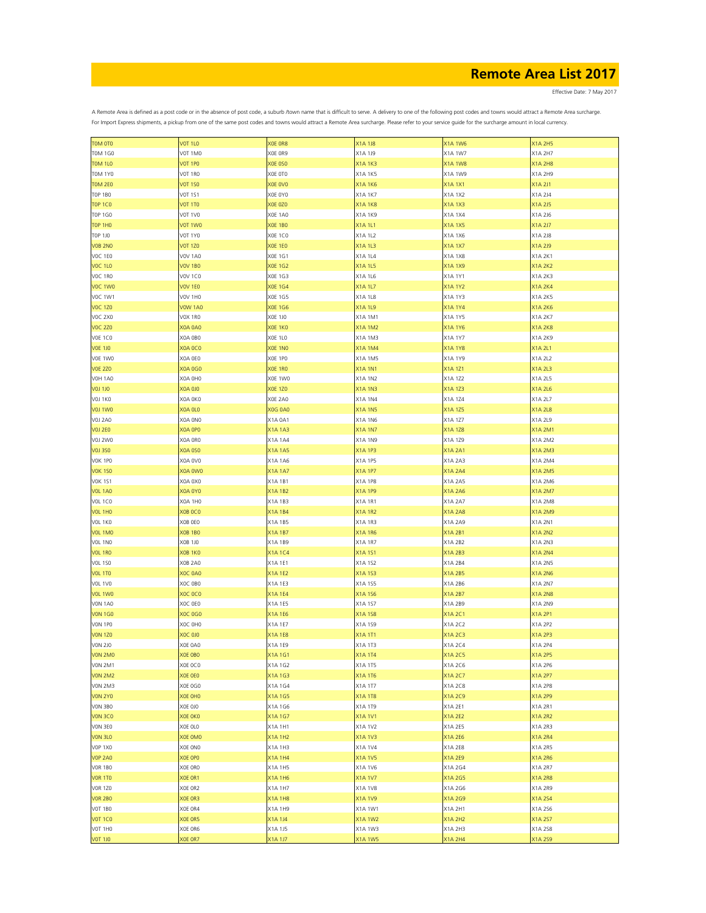# Remote Area List 2017

Effective Date: 7 May 2017

A Remote Area is defined as a post code or in the absence of post code, a suburb /town name that is difficult to serve. A delivery to one of the following post codes and towns would attract a Remote Area surcharge.
For Import Express shipments, a pickup from one of the same post codes and towns would attract a Remote Area surcharge. Please refer to your service guide for the surcharge amount in local currency.

| T0M 0T0 | V0T 1L0 | X0E 0R8 | X1A 1J8 | X1A 1W6 | X1A 2H5 |
|---|---|---|---|---|---|
| T0M 1G0 | V0T 1M0 | X0E 0R9 | X1A 1J9 | X1A 1W7 | X1A 2H7 |
| T0M 1L0 | V0T 1P0 | X0E 0S0 | X1A 1K3 | X1A 1W8 | X1A 2H8 |
| T0M 1Y0 | V0T 1R0 | X0E 0T0 | X1A 1K5 | X1A 1W9 | X1A 2H9 |
| T0M 2E0 | V0T 1S0 | X0E 0V0 | X1A 1K6 | X1A 1X1 | X1A 2J1 |
| T0P 1B0 | V0T 1S1 | X0E 0Y0 | X1A 1K7 | X1A 1X2 | X1A 2J4 |
| T0P 1C0 | V0T 1T0 | X0E 0Z0 | X1A 1K8 | X1A 1X3 | X1A 2J5 |
| T0P 1G0 | V0T 1V0 | X0E 1A0 | X1A 1K9 | X1A 1X4 | X1A 2J6 |
| T0P 1H0 | V0T 1W0 | X0E 1B0 | X1A 1L1 | X1A 1X5 | X1A 2J7 |
| T0P 1J0 | V0T 1Y0 | X0E 1C0 | X1A 1L2 | X1A 1X6 | X1A 2J8 |
| V0B 2N0 | V0T 1Z0 | X0E 1E0 | X1A 1L3 | X1A 1X7 | X1A 2J9 |
| V0C 1E0 | V0V 1A0 | X0E 1G1 | X1A 1L4 | X1A 1X8 | X1A 2K1 |
| V0C 1L0 | V0V 1B0 | X0E 1G2 | X1A 1L5 | X1A 1X9 | X1A 2K2 |
| V0C 1R0 | V0V 1C0 | X0E 1G3 | X1A 1L6 | X1A 1Y1 | X1A 2K3 |
| V0C 1W0 | V0V 1E0 | X0E 1G4 | X1A 1L7 | X1A 1Y2 | X1A 2K4 |
| V0C 1W1 | V0V 1H0 | X0E 1G5 | X1A 1L8 | X1A 1Y3 | X1A 2K5 |
| V0C 1Z0 | V0W 1A0 | X0E 1G6 | X1A 1L9 | X1A 1Y4 | X1A 2K6 |
| V0C 2X0 | V0X 1R0 | X0E 1J0 | X1A 1M1 | X1A 1Y5 | X1A 2K7 |
| V0C 2Z0 | X0A 0A0 | X0E 1K0 | X1A 1M2 | X1A 1Y6 | X1A 2K8 |
| V0E 1C0 | X0A 0B0 | X0E 1L0 | X1A 1M3 | X1A 1Y7 | X1A 2K9 |
| V0E 1J0 | X0A 0C0 | X0E 1N0 | X1A 1M4 | X1A 1Y8 | X1A 2L1 |
| V0E 1W0 | X0A 0E0 | X0E 1P0 | X1A 1M5 | X1A 1Y9 | X1A 2L2 |
| V0E 2Z0 | X0A 0G0 | X0E 1R0 | X1A 1N1 | X1A 1Z1 | X1A 2L3 |
| V0H 1A0 | X0A 0H0 | X0E 1W0 | X1A 1N2 | X1A 1Z2 | X1A 2L5 |
| V0J 1J0 | X0A 0J0 | X0E 1Z0 | X1A 1N3 | X1A 1Z3 | X1A 2L6 |
| V0J 1K0 | X0A 0K0 | X0E 2A0 | X1A 1N4 | X1A 1Z4 | X1A 2L7 |
| V0J 1W0 | X0A 0L0 | X0G 0A0 | X1A 1N5 | X1A 1Z5 | X1A 2L8 |
| V0J 2A0 | X0A 0N0 | X1A 0A1 | X1A 1N6 | X1A 1Z7 | X1A 2L9 |
| V0J 2E0 | X0A 0P0 | X1A 1A3 | X1A 1N7 | X1A 1Z8 | X1A 2M1 |
| V0J 2W0 | X0A 0R0 | X1A 1A4 | X1A 1N9 | X1A 1Z9 | X1A 2M2 |
| V0J 3S0 | X0A 0S0 | X1A 1A5 | X1A 1P3 | X1A 2A1 | X1A 2M3 |
| V0K 1P0 | X0A 0V0 | X1A 1A6 | X1A 1P5 | X1A 2A3 | X1A 2M4 |
| V0K 1S0 | X0A 0W0 | X1A 1A7 | X1A 1P7 | X1A 2A4 | X1A 2M5 |
| V0K 1S1 | X0A 0X0 | X1A 1B1 | X1A 1P8 | X1A 2A5 | X1A 2M6 |
| V0L 1A0 | X0A 0Y0 | X1A 1B2 | X1A 1P9 | X1A 2A6 | X1A 2M7 |
| V0L 1C0 | X0A 1H0 | X1A 1B3 | X1A 1R1 | X1A 2A7 | X1A 2M8 |
| V0L 1H0 | X0B 0C0 | X1A 1B4 | X1A 1R2 | X1A 2A8 | X1A 2M9 |
| V0L 1K0 | X0B 0E0 | X1A 1B5 | X1A 1R3 | X1A 2A9 | X1A 2N1 |
| V0L 1M0 | X0B 1B0 | X1A 1B7 | X1A 1R6 | X1A 2B1 | X1A 2N2 |
| V0L 1N0 | X0B 1J0 | X1A 1B9 | X1A 1R7 | X1A 2B2 | X1A 2N3 |
| V0L 1R0 | X0B 1K0 | X1A 1C4 | X1A 1S1 | X1A 2B3 | X1A 2N4 |
| V0L 1S0 | X0B 2A0 | X1A 1E1 | X1A 1S2 | X1A 2B4 | X1A 2N5 |
| V0L 1T0 | X0C 0A0 | X1A 1E2 | X1A 1S3 | X1A 2B5 | X1A 2N6 |
| V0L 1V0 | X0C 0B0 | X1A 1E3 | X1A 1S5 | X1A 2B6 | X1A 2N7 |
| V0L 1W0 | X0C 0C0 | X1A 1E4 | X1A 1S6 | X1A 2B7 | X1A 2N8 |
| V0N 1A0 | X0C 0E0 | X1A 1E5 | X1A 1S7 | X1A 2B9 | X1A 2N9 |
| V0N 1G0 | X0C 0G0 | X1A 1E6 | X1A 1S8 | X1A 2C1 | X1A 2P1 |
| V0N 1P0 | X0C 0H0 | X1A 1E7 | X1A 1S9 | X1A 2C2 | X1A 2P2 |
| V0N 1Z0 | X0C 0J0 | X1A 1E8 | X1A 1T1 | X1A 2C3 | X1A 2P3 |
| V0N 2J0 | X0E 0A0 | X1A 1E9 | X1A 1T3 | X1A 2C4 | X1A 2P4 |
| V0N 2M0 | X0E 0B0 | X1A 1G1 | X1A 1T4 | X1A 2C5 | X1A 2P5 |
| V0N 2M1 | X0E 0C0 | X1A 1G2 | X1A 1T5 | X1A 2C6 | X1A 2P6 |
| V0N 2M2 | X0E 0E0 | X1A 1G3 | X1A 1T6 | X1A 2C7 | X1A 2P7 |
| V0N 2M3 | X0E 0G0 | X1A 1G4 | X1A 1T7 | X1A 2C8 | X1A 2P8 |
| V0N 2Y0 | X0E 0H0 | X1A 1G5 | X1A 1T8 | X1A 2C9 | X1A 2P9 |
| V0N 3B0 | X0E 0J0 | X1A 1G6 | X1A 1T9 | X1A 2E1 | X1A 2R1 |
| V0N 3C0 | X0E 0K0 | X1A 1G7 | X1A 1V1 | X1A 2E2 | X1A 2R2 |
| V0N 3E0 | X0E 0L0 | X1A 1H1 | X1A 1V2 | X1A 2E5 | X1A 2R3 |
| V0N 3L0 | X0E 0M0 | X1A 1H2 | X1A 1V3 | X1A 2E6 | X1A 2R4 |
| V0P 1X0 | X0E 0N0 | X1A 1H3 | X1A 1V4 | X1A 2E8 | X1A 2R5 |
| V0P 2A0 | X0E 0P0 | X1A 1H4 | X1A 1V5 | X1A 2E9 | X1A 2R6 |
| V0R 1B0 | X0E 0R0 | X1A 1H5 | X1A 1V6 | X1A 2G4 | X1A 2R7 |
| V0R 1T0 | X0E 0R1 | X1A 1H6 | X1A 1V7 | X1A 2G5 | X1A 2R8 |
| V0R 1Z0 | X0E 0R2 | X1A 1H7 | X1A 1V8 | X1A 2G6 | X1A 2R9 |
| V0R 2B0 | X0E 0R3 | X1A 1H8 | X1A 1V9 | X1A 2G9 | X1A 2S4 |
| V0T 1B0 | X0E 0R4 | X1A 1H9 | X1A 1W1 | X1A 2H1 | X1A 2S6 |
| V0T 1C0 | X0E 0R5 | X1A 1J4 | X1A 1W2 | X1A 2H2 | X1A 2S7 |
| V0T 1H0 | X0E 0R6 | X1A 1J5 | X1A 1W3 | X1A 2H3 | X1A 2S8 |
| V0T 1J0 | X0E 0R7 | X1A 1J7 | X1A 1W5 | X1A 2H4 | X1A 2S9 |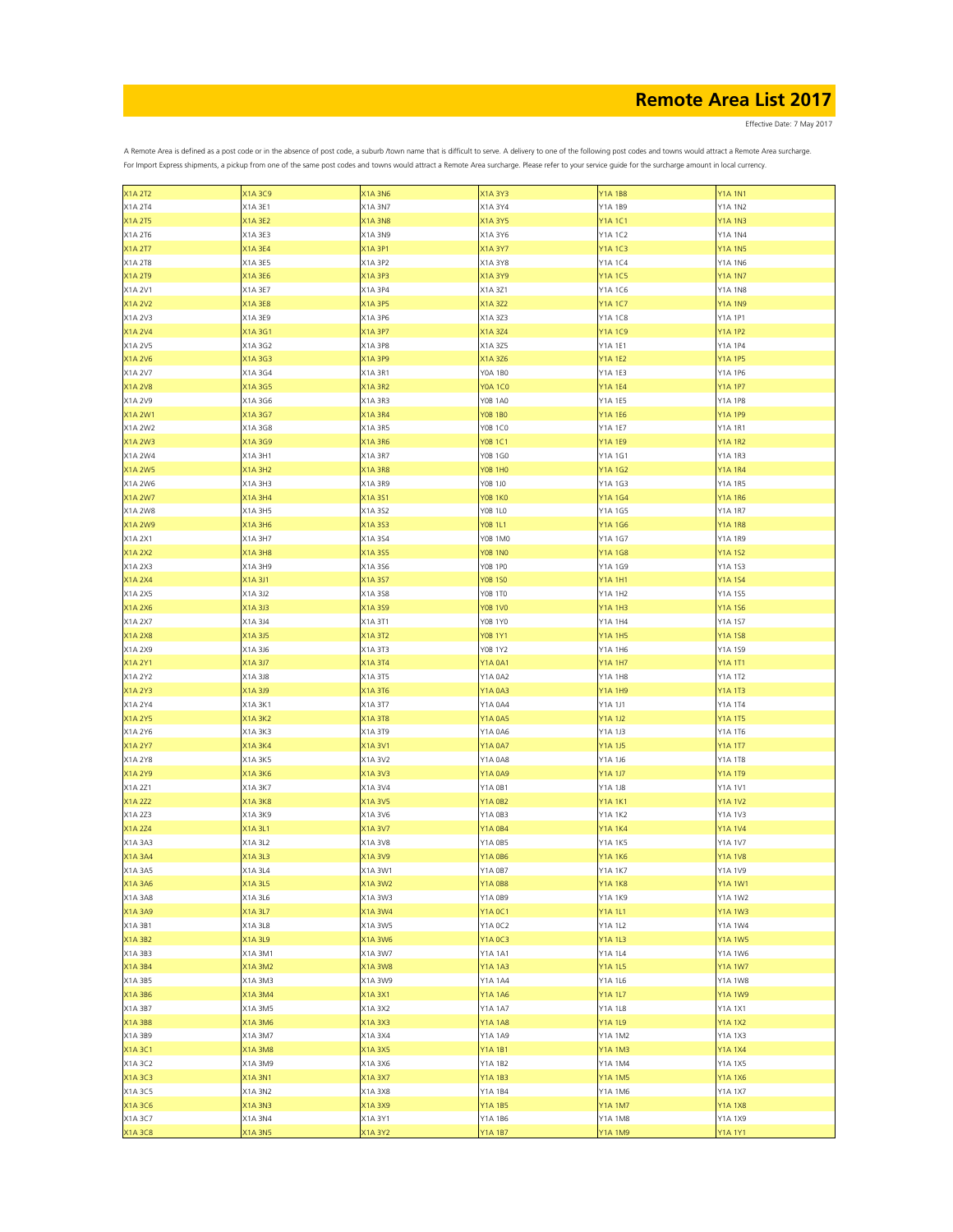# Remote Area List 2017

Effective Date: 7 May 2017

A Remote Area is defined as a post code or in the absence of post code, a suburb /town name that is difficult to serve. A delivery to one of the following post codes and towns would attract a Remote Area surcharge.
For Import Express shipments, a pickup from one of the same post codes and towns would attract a Remote Area surcharge. Please refer to your service guide for the surcharge amount in local currency.

| | | | | | |
|---|---|---|---|---|---|
| X1A 2T2 | X1A 3C9 | X1A 3N6 | X1A 3Y3 | Y1A 1B8 | Y1A 1N1 |
| X1A 2T4 | X1A 3E1 | X1A 3N7 | X1A 3Y4 | Y1A 1B9 | Y1A 1N2 |
| X1A 2T5 | X1A 3E2 | X1A 3N8 | X1A 3Y5 | Y1A 1C1 | Y1A 1N3 |
| X1A 2T6 | X1A 3E3 | X1A 3N9 | X1A 3Y6 | Y1A 1C2 | Y1A 1N4 |
| X1A 2T7 | X1A 3E4 | X1A 3P1 | X1A 3Y7 | Y1A 1C3 | Y1A 1N5 |
| X1A 2T8 | X1A 3E5 | X1A 3P2 | X1A 3Y8 | Y1A 1C4 | Y1A 1N6 |
| X1A 2T9 | X1A 3E6 | X1A 3P3 | X1A 3Y9 | Y1A 1C5 | Y1A 1N7 |
| X1A 2V1 | X1A 3E7 | X1A 3P4 | X1A 3Z1 | Y1A 1C6 | Y1A 1N8 |
| X1A 2V2 | X1A 3E8 | X1A 3P5 | X1A 3Z2 | Y1A 1C7 | Y1A 1N9 |
| X1A 2V3 | X1A 3E9 | X1A 3P6 | X1A 3Z3 | Y1A 1C8 | Y1A 1P1 |
| X1A 2V4 | X1A 3G1 | X1A 3P7 | X1A 3Z4 | Y1A 1C9 | Y1A 1P2 |
| X1A 2V5 | X1A 3G2 | X1A 3P8 | X1A 3Z5 | Y1A 1E1 | Y1A 1P4 |
| X1A 2V6 | X1A 3G3 | X1A 3P9 | X1A 3Z6 | Y1A 1E2 | Y1A 1P5 |
| X1A 2V7 | X1A 3G4 | X1A 3R1 | Y0A 1B0 | Y1A 1E3 | Y1A 1P6 |
| X1A 2V8 | X1A 3G5 | X1A 3R2 | Y0A 1C0 | Y1A 1E4 | Y1A 1P7 |
| X1A 2V9 | X1A 3G6 | X1A 3R3 | Y0B 1A0 | Y1A 1E5 | Y1A 1P8 |
| X1A 2W1 | X1A 3G7 | X1A 3R4 | Y0B 1B0 | Y1A 1E6 | Y1A 1P9 |
| X1A 2W2 | X1A 3G8 | X1A 3R5 | Y0B 1C0 | Y1A 1E7 | Y1A 1R1 |
| X1A 2W3 | X1A 3G9 | X1A 3R6 | Y0B 1C1 | Y1A 1E9 | Y1A 1R2 |
| X1A 2W4 | X1A 3H1 | X1A 3R7 | Y0B 1G0 | Y1A 1G1 | Y1A 1R3 |
| X1A 2W5 | X1A 3H2 | X1A 3R8 | Y0B 1H0 | Y1A 1G2 | Y1A 1R4 |
| X1A 2W6 | X1A 3H3 | X1A 3R9 | Y0B 1J0 | Y1A 1G3 | Y1A 1R5 |
| X1A 2W7 | X1A 3H4 | X1A 3S1 | Y0B 1K0 | Y1A 1G4 | Y1A 1R6 |
| X1A 2W8 | X1A 3H5 | X1A 3S2 | Y0B 1L0 | Y1A 1G5 | Y1A 1R7 |
| X1A 2W9 | X1A 3H6 | X1A 3S3 | Y0B 1L1 | Y1A 1G6 | Y1A 1R8 |
| X1A 2X1 | X1A 3H7 | X1A 3S4 | Y0B 1M0 | Y1A 1G7 | Y1A 1R9 |
| X1A 2X2 | X1A 3H8 | X1A 3S5 | Y0B 1N0 | Y1A 1G8 | Y1A 1S2 |
| X1A 2X3 | X1A 3H9 | X1A 3S6 | Y0B 1P0 | Y1A 1G9 | Y1A 1S3 |
| X1A 2X4 | X1A 3J1 | X1A 3S7 | Y0B 1S0 | Y1A 1H1 | Y1A 1S4 |
| X1A 2X5 | X1A 3J2 | X1A 3S8 | Y0B 1T0 | Y1A 1H2 | Y1A 1S5 |
| X1A 2X6 | X1A 3J3 | X1A 3S9 | Y0B 1V0 | Y1A 1H3 | Y1A 1S6 |
| X1A 2X7 | X1A 3J4 | X1A 3T1 | Y0B 1Y0 | Y1A 1H4 | Y1A 1S7 |
| X1A 2X8 | X1A 3J5 | X1A 3T2 | Y0B 1Y1 | Y1A 1H5 | Y1A 1S8 |
| X1A 2X9 | X1A 3J6 | X1A 3T3 | Y0B 1Y2 | Y1A 1H6 | Y1A 1S9 |
| X1A 2Y1 | X1A 3J7 | X1A 3T4 | Y1A 0A1 | Y1A 1H7 | Y1A 1T1 |
| X1A 2Y2 | X1A 3J8 | X1A 3T5 | Y1A 0A2 | Y1A 1H8 | Y1A 1T2 |
| X1A 2Y3 | X1A 3J9 | X1A 3T6 | Y1A 0A3 | Y1A 1H9 | Y1A 1T3 |
| X1A 2Y4 | X1A 3K1 | X1A 3T7 | Y1A 0A4 | Y1A 1J1 | Y1A 1T4 |
| X1A 2Y5 | X1A 3K2 | X1A 3T8 | Y1A 0A5 | Y1A 1J2 | Y1A 1T5 |
| X1A 2Y6 | X1A 3K3 | X1A 3T9 | Y1A 0A6 | Y1A 1J3 | Y1A 1T6 |
| X1A 2Y7 | X1A 3K4 | X1A 3V1 | Y1A 0A7 | Y1A 1J5 | Y1A 1T7 |
| X1A 2Y8 | X1A 3K5 | X1A 3V2 | Y1A 0A8 | Y1A 1J6 | Y1A 1T8 |
| X1A 2Y9 | X1A 3K6 | X1A 3V3 | Y1A 0A9 | Y1A 1J7 | Y1A 1T9 |
| X1A 2Z1 | X1A 3K7 | X1A 3V4 | Y1A 0B1 | Y1A 1J8 | Y1A 1V1 |
| X1A 2Z2 | X1A 3K8 | X1A 3V5 | Y1A 0B2 | Y1A 1K1 | Y1A 1V2 |
| X1A 2Z3 | X1A 3K9 | X1A 3V6 | Y1A 0B3 | Y1A 1K2 | Y1A 1V3 |
| X1A 2Z4 | X1A 3L1 | X1A 3V7 | Y1A 0B4 | Y1A 1K4 | Y1A 1V4 |
| X1A 3A3 | X1A 3L2 | X1A 3V8 | Y1A 0B5 | Y1A 1K5 | Y1A 1V7 |
| X1A 3A4 | X1A 3L3 | X1A 3V9 | Y1A 0B6 | Y1A 1K6 | Y1A 1V8 |
| X1A 3A5 | X1A 3L4 | X1A 3W1 | Y1A 0B7 | Y1A 1K7 | Y1A 1V9 |
| X1A 3A6 | X1A 3L5 | X1A 3W2 | Y1A 0B8 | Y1A 1K8 | Y1A 1W1 |
| X1A 3A8 | X1A 3L6 | X1A 3W3 | Y1A 0B9 | Y1A 1K9 | Y1A 1W2 |
| X1A 3A9 | X1A 3L7 | X1A 3W4 | Y1A 0C1 | Y1A 1L1 | Y1A 1W3 |
| X1A 3B1 | X1A 3L8 | X1A 3W5 | Y1A 0C2 | Y1A 1L2 | Y1A 1W4 |
| X1A 3B2 | X1A 3L9 | X1A 3W6 | Y1A 0C3 | Y1A 1L3 | Y1A 1W5 |
| X1A 3B3 | X1A 3M1 | X1A 3W7 | Y1A 1A1 | Y1A 1L4 | Y1A 1W6 |
| X1A 3B4 | X1A 3M2 | X1A 3W8 | Y1A 1A3 | Y1A 1L5 | Y1A 1W7 |
| X1A 3B5 | X1A 3M3 | X1A 3W9 | Y1A 1A4 | Y1A 1L6 | Y1A 1W8 |
| X1A 3B6 | X1A 3M4 | X1A 3X1 | Y1A 1A6 | Y1A 1L7 | Y1A 1W9 |
| X1A 3B7 | X1A 3M5 | X1A 3X2 | Y1A 1A7 | Y1A 1L8 | Y1A 1X1 |
| X1A 3B8 | X1A 3M6 | X1A 3X3 | Y1A 1A8 | Y1A 1L9 | Y1A 1X2 |
| X1A 3B9 | X1A 3M7 | X1A 3X4 | Y1A 1A9 | Y1A 1M2 | Y1A 1X3 |
| X1A 3C1 | X1A 3M8 | X1A 3X5 | Y1A 1B1 | Y1A 1M3 | Y1A 1X4 |
| X1A 3C2 | X1A 3M9 | X1A 3X6 | Y1A 1B2 | Y1A 1M4 | Y1A 1X5 |
| X1A 3C3 | X1A 3N1 | X1A 3X7 | Y1A 1B3 | Y1A 1M5 | Y1A 1X6 |
| X1A 3C5 | X1A 3N2 | X1A 3X8 | Y1A 1B4 | Y1A 1M6 | Y1A 1X7 |
| X1A 3C6 | X1A 3N3 | X1A 3X9 | Y1A 1B5 | Y1A 1M7 | Y1A 1X8 |
| X1A 3C7 | X1A 3N4 | X1A 3Y1 | Y1A 1B6 | Y1A 1M8 | Y1A 1X9 |
| X1A 3C8 | X1A 3N5 | X1A 3Y2 | Y1A 1B7 | Y1A 1M9 | Y1A 1Y1 |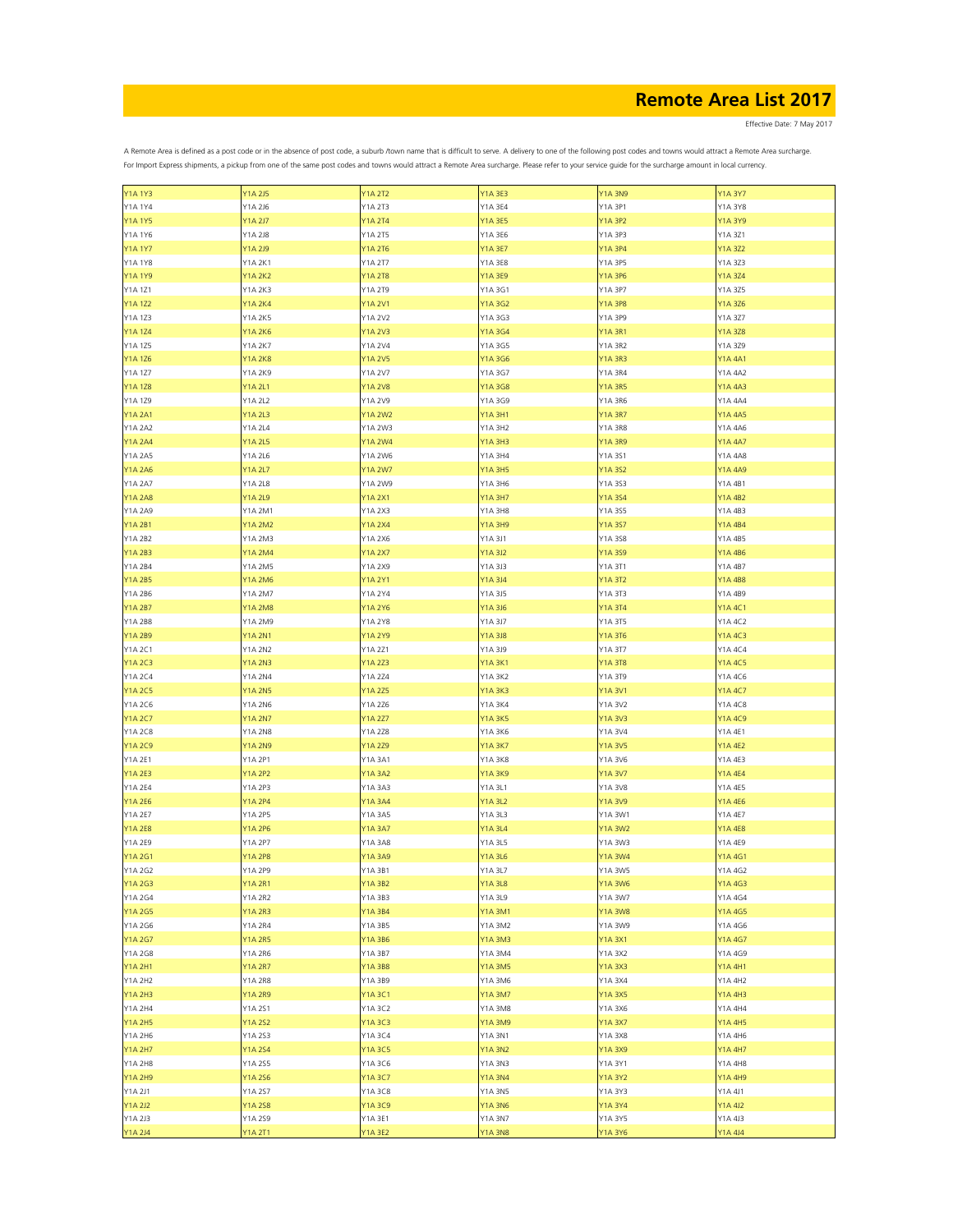# Remote Area List 2017

Effective Date: 7 May 2017

A Remote Area is defined as a post code or in the absence of post code, a suburb /town name that is difficult to serve. A delivery to one of the following post codes and towns would attract a Remote Area surcharge.
For Import Express shipments, a pickup from one of the same post codes and towns would attract a Remote Area surcharge. Please refer to your service guide for the surcharge amount in local currency.

| | | | | | |
|---|---|---|---|---|---|
| Y1A 1Y3 | Y1A 2J5 | Y1A 2T2 | Y1A 3E3 | Y1A 3N9 | Y1A 3Y7 |
| Y1A 1Y4 | Y1A 2J6 | Y1A 2T3 | Y1A 3E4 | Y1A 3P1 | Y1A 3Y8 |
| Y1A 1Y5 | Y1A 2J7 | Y1A 2T4 | Y1A 3E5 | Y1A 3P2 | Y1A 3Y9 |
| Y1A 1Y6 | Y1A 2J8 | Y1A 2T5 | Y1A 3E6 | Y1A 3P3 | Y1A 3Z1 |
| Y1A 1Y7 | Y1A 2J9 | Y1A 2T6 | Y1A 3E7 | Y1A 3P4 | Y1A 3Z2 |
| Y1A 1Y8 | Y1A 2K1 | Y1A 2T7 | Y1A 3E8 | Y1A 3P5 | Y1A 3Z3 |
| Y1A 1Y9 | Y1A 2K2 | Y1A 2T8 | Y1A 3E9 | Y1A 3P6 | Y1A 3Z4 |
| Y1A 1Z1 | Y1A 2K3 | Y1A 2T9 | Y1A 3G1 | Y1A 3P7 | Y1A 3Z5 |
| Y1A 1Z2 | Y1A 2K4 | Y1A 2V1 | Y1A 3G2 | Y1A 3P8 | Y1A 3Z6 |
| Y1A 1Z3 | Y1A 2K5 | Y1A 2V2 | Y1A 3G3 | Y1A 3P9 | Y1A 3Z7 |
| Y1A 1Z4 | Y1A 2K6 | Y1A 2V3 | Y1A 3G4 | Y1A 3R1 | Y1A 3Z8 |
| Y1A 1Z5 | Y1A 2K7 | Y1A 2V4 | Y1A 3G5 | Y1A 3R2 | Y1A 3Z9 |
| Y1A 1Z6 | Y1A 2K8 | Y1A 2V5 | Y1A 3G6 | Y1A 3R3 | Y1A 4A1 |
| Y1A 1Z7 | Y1A 2K9 | Y1A 2V7 | Y1A 3G7 | Y1A 3R4 | Y1A 4A2 |
| Y1A 1Z8 | Y1A 2L1 | Y1A 2V8 | Y1A 3G8 | Y1A 3R5 | Y1A 4A3 |
| Y1A 1Z9 | Y1A 2L2 | Y1A 2V9 | Y1A 3G9 | Y1A 3R6 | Y1A 4A4 |
| Y1A 2A1 | Y1A 2L3 | Y1A 2W2 | Y1A 3H1 | Y1A 3R7 | Y1A 4A5 |
| Y1A 2A2 | Y1A 2L4 | Y1A 2W3 | Y1A 3H2 | Y1A 3R8 | Y1A 4A6 |
| Y1A 2A4 | Y1A 2L5 | Y1A 2W4 | Y1A 3H3 | Y1A 3R9 | Y1A 4A7 |
| Y1A 2A5 | Y1A 2L6 | Y1A 2W6 | Y1A 3H4 | Y1A 3S1 | Y1A 4A8 |
| Y1A 2A6 | Y1A 2L7 | Y1A 2W7 | Y1A 3H5 | Y1A 3S2 | Y1A 4A9 |
| Y1A 2A7 | Y1A 2L8 | Y1A 2W9 | Y1A 3H6 | Y1A 3S3 | Y1A 4B1 |
| Y1A 2A8 | Y1A 2L9 | Y1A 2X1 | Y1A 3H7 | Y1A 3S4 | Y1A 4B2 |
| Y1A 2A9 | Y1A 2M1 | Y1A 2X3 | Y1A 3H8 | Y1A 3S5 | Y1A 4B3 |
| Y1A 2B1 | Y1A 2M2 | Y1A 2X4 | Y1A 3H9 | Y1A 3S7 | Y1A 4B4 |
| Y1A 2B2 | Y1A 2M3 | Y1A 2X6 | Y1A 3J1 | Y1A 3S8 | Y1A 4B5 |
| Y1A 2B3 | Y1A 2M4 | Y1A 2X7 | Y1A 3J2 | Y1A 3S9 | Y1A 4B6 |
| Y1A 2B4 | Y1A 2M5 | Y1A 2X9 | Y1A 3J3 | Y1A 3T1 | Y1A 4B7 |
| Y1A 2B5 | Y1A 2M6 | Y1A 2Y1 | Y1A 3J4 | Y1A 3T2 | Y1A 4B8 |
| Y1A 2B6 | Y1A 2M7 | Y1A 2Y4 | Y1A 3J5 | Y1A 3T3 | Y1A 4B9 |
| Y1A 2B7 | Y1A 2M8 | Y1A 2Y6 | Y1A 3J6 | Y1A 3T4 | Y1A 4C1 |
| Y1A 2B8 | Y1A 2M9 | Y1A 2Y8 | Y1A 3J7 | Y1A 3T5 | Y1A 4C2 |
| Y1A 2B9 | Y1A 2N1 | Y1A 2Y9 | Y1A 3J8 | Y1A 3T6 | Y1A 4C3 |
| Y1A 2C1 | Y1A 2N2 | Y1A 2Z1 | Y1A 3J9 | Y1A 3T7 | Y1A 4C4 |
| Y1A 2C3 | Y1A 2N3 | Y1A 2Z3 | Y1A 3K1 | Y1A 3T8 | Y1A 4C5 |
| Y1A 2C4 | Y1A 2N4 | Y1A 2Z4 | Y1A 3K2 | Y1A 3T9 | Y1A 4C6 |
| Y1A 2C5 | Y1A 2N5 | Y1A 2Z5 | Y1A 3K3 | Y1A 3V1 | Y1A 4C7 |
| Y1A 2C6 | Y1A 2N6 | Y1A 2Z6 | Y1A 3K4 | Y1A 3V2 | Y1A 4C8 |
| Y1A 2C7 | Y1A 2N7 | Y1A 2Z7 | Y1A 3K5 | Y1A 3V3 | Y1A 4C9 |
| Y1A 2C8 | Y1A 2N8 | Y1A 2Z8 | Y1A 3K6 | Y1A 3V4 | Y1A 4E1 |
| Y1A 2C9 | Y1A 2N9 | Y1A 2Z9 | Y1A 3K7 | Y1A 3V5 | Y1A 4E2 |
| Y1A 2E1 | Y1A 2P1 | Y1A 3A1 | Y1A 3K8 | Y1A 3V6 | Y1A 4E3 |
| Y1A 2E3 | Y1A 2P2 | Y1A 3A2 | Y1A 3K9 | Y1A 3V7 | Y1A 4E4 |
| Y1A 2E4 | Y1A 2P3 | Y1A 3A3 | Y1A 3L1 | Y1A 3V8 | Y1A 4E5 |
| Y1A 2E6 | Y1A 2P4 | Y1A 3A4 | Y1A 3L2 | Y1A 3V9 | Y1A 4E6 |
| Y1A 2E7 | Y1A 2P5 | Y1A 3A5 | Y1A 3L3 | Y1A 3W1 | Y1A 4E7 |
| Y1A 2E8 | Y1A 2P6 | Y1A 3A7 | Y1A 3L4 | Y1A 3W2 | Y1A 4E8 |
| Y1A 2E9 | Y1A 2P7 | Y1A 3A8 | Y1A 3L5 | Y1A 3W3 | Y1A 4E9 |
| Y1A 2G1 | Y1A 2P8 | Y1A 3A9 | Y1A 3L6 | Y1A 3W4 | Y1A 4G1 |
| Y1A 2G2 | Y1A 2P9 | Y1A 3B1 | Y1A 3L7 | Y1A 3W5 | Y1A 4G2 |
| Y1A 2G3 | Y1A 2R1 | Y1A 3B2 | Y1A 3L8 | Y1A 3W6 | Y1A 4G3 |
| Y1A 2G4 | Y1A 2R2 | Y1A 3B3 | Y1A 3L9 | Y1A 3W7 | Y1A 4G4 |
| Y1A 2G5 | Y1A 2R3 | Y1A 3B4 | Y1A 3M1 | Y1A 3W8 | Y1A 4G5 |
| Y1A 2G6 | Y1A 2R4 | Y1A 3B5 | Y1A 3M2 | Y1A 3W9 | Y1A 4G6 |
| Y1A 2G7 | Y1A 2R5 | Y1A 3B6 | Y1A 3M3 | Y1A 3X1 | Y1A 4G7 |
| Y1A 2G8 | Y1A 2R6 | Y1A 3B7 | Y1A 3M4 | Y1A 3X2 | Y1A 4G9 |
| Y1A 2H1 | Y1A 2R7 | Y1A 3B8 | Y1A 3M5 | Y1A 3X3 | Y1A 4H1 |
| Y1A 2H2 | Y1A 2R8 | Y1A 3B9 | Y1A 3M6 | Y1A 3X4 | Y1A 4H2 |
| Y1A 2H3 | Y1A 2R9 | Y1A 3C1 | Y1A 3M7 | Y1A 3X5 | Y1A 4H3 |
| Y1A 2H4 | Y1A 2S1 | Y1A 3C2 | Y1A 3M8 | Y1A 3X6 | Y1A 4H4 |
| Y1A 2H5 | Y1A 2S2 | Y1A 3C3 | Y1A 3M9 | Y1A 3X7 | Y1A 4H5 |
| Y1A 2H6 | Y1A 2S3 | Y1A 3C4 | Y1A 3N1 | Y1A 3X8 | Y1A 4H6 |
| Y1A 2H7 | Y1A 2S4 | Y1A 3C5 | Y1A 3N2 | Y1A 3X9 | Y1A 4H7 |
| Y1A 2H8 | Y1A 2S5 | Y1A 3C6 | Y1A 3N3 | Y1A 3Y1 | Y1A 4H8 |
| Y1A 2H9 | Y1A 2S6 | Y1A 3C7 | Y1A 3N4 | Y1A 3Y2 | Y1A 4H9 |
| Y1A 2J1 | Y1A 2S7 | Y1A 3C8 | Y1A 3N5 | Y1A 3Y3 | Y1A 4J1 |
| Y1A 2J2 | Y1A 2S8 | Y1A 3C9 | Y1A 3N6 | Y1A 3Y4 | Y1A 4J2 |
| Y1A 2J3 | Y1A 2S9 | Y1A 3E1 | Y1A 3N7 | Y1A 3Y5 | Y1A 4J3 |
| Y1A 2J4 | Y1A 2T1 | Y1A 3E2 | Y1A 3N8 | Y1A 3Y6 | Y1A 4J4 |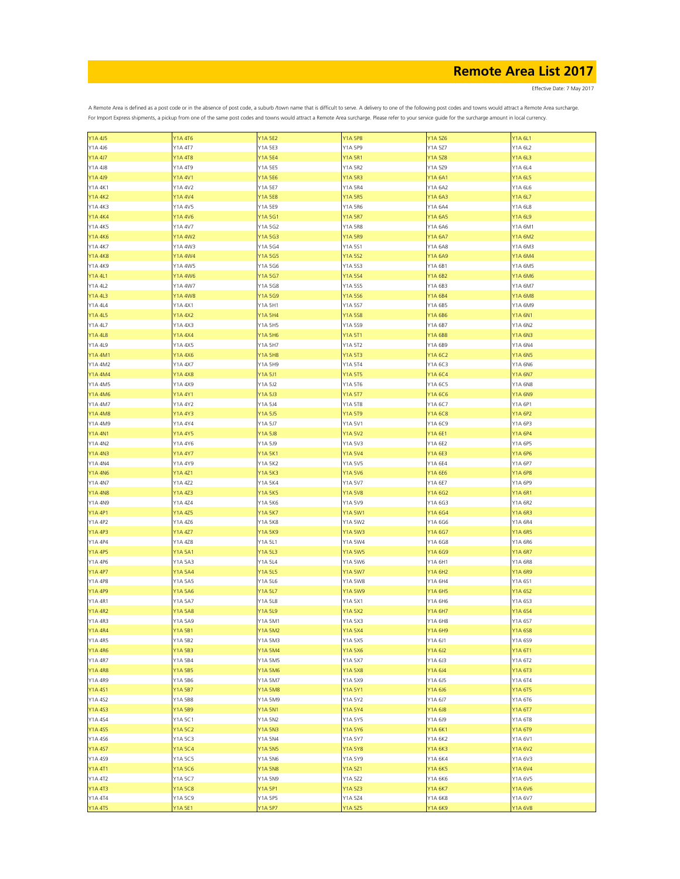# Remote Area List 2017

Effective Date: 7 May 2017

A Remote Area is defined as a post code or in the absence of post code, a suburb /town name that is difficult to serve. A delivery to one of the following post codes and towns would attract a Remote Area surcharge.
For Import Express shipments, a pickup from one of the same post codes and towns would attract a Remote Area surcharge. Please refer to your service guide for the surcharge amount in local currency.

| | | | | | |
|---|---|---|---|---|---|
| Y1A 4J5 | Y1A 4T6 | Y1A 5E2 | Y1A 5P8 | Y1A 5Z6 | Y1A 6L1 |
| Y1A 4J6 | Y1A 4T7 | Y1A 5E3 | Y1A 5P9 | Y1A 5Z7 | Y1A 6L2 |
| Y1A 4J7 | Y1A 4T8 | Y1A 5E4 | Y1A 5R1 | Y1A 5Z8 | Y1A 6L3 |
| Y1A 4J8 | Y1A 4T9 | Y1A 5E5 | Y1A 5R2 | Y1A 5Z9 | Y1A 6L4 |
| Y1A 4J9 | Y1A 4V1 | Y1A 5E6 | Y1A 5R3 | Y1A 6A1 | Y1A 6L5 |
| Y1A 4K1 | Y1A 4V2 | Y1A 5E7 | Y1A 5R4 | Y1A 6A2 | Y1A 6L6 |
| Y1A 4K2 | Y1A 4V4 | Y1A 5E8 | Y1A 5R5 | Y1A 6A3 | Y1A 6L7 |
| Y1A 4K3 | Y1A 4V5 | Y1A 5E9 | Y1A 5R6 | Y1A 6A4 | Y1A 6L8 |
| Y1A 4K4 | Y1A 4V6 | Y1A 5G1 | Y1A 5R7 | Y1A 6A5 | Y1A 6L9 |
| Y1A 4K5 | Y1A 4V7 | Y1A 5G2 | Y1A 5R8 | Y1A 6A6 | Y1A 6M1 |
| Y1A 4K6 | Y1A 4W2 | Y1A 5G3 | Y1A 5R9 | Y1A 6A7 | Y1A 6M2 |
| Y1A 4K7 | Y1A 4W3 | Y1A 5G4 | Y1A 5S1 | Y1A 6A8 | Y1A 6M3 |
| Y1A 4K8 | Y1A 4W4 | Y1A 5G5 | Y1A 5S2 | Y1A 6A9 | Y1A 6M4 |
| Y1A 4K9 | Y1A 4W5 | Y1A 5G6 | Y1A 5S3 | Y1A 6B1 | Y1A 6M5 |
| Y1A 4L1 | Y1A 4W6 | Y1A 5G7 | Y1A 5S4 | Y1A 6B2 | Y1A 6M6 |
| Y1A 4L2 | Y1A 4W7 | Y1A 5G8 | Y1A 5S5 | Y1A 6B3 | Y1A 6M7 |
| Y1A 4L3 | Y1A 4W8 | Y1A 5G9 | Y1A 5S6 | Y1A 6B4 | Y1A 6M8 |
| Y1A 4L4 | Y1A 4X1 | Y1A 5H1 | Y1A 5S7 | Y1A 6B5 | Y1A 6M9 |
| Y1A 4L5 | Y1A 4X2 | Y1A 5H4 | Y1A 5S8 | Y1A 6B6 | Y1A 6N1 |
| Y1A 4L7 | Y1A 4X3 | Y1A 5H5 | Y1A 5S9 | Y1A 6B7 | Y1A 6N2 |
| Y1A 4L8 | Y1A 4X4 | Y1A 5H6 | Y1A 5T1 | Y1A 6B8 | Y1A 6N3 |
| Y1A 4L9 | Y1A 4X5 | Y1A 5H7 | Y1A 5T2 | Y1A 6B9 | Y1A 6N4 |
| Y1A 4M1 | Y1A 4X6 | Y1A 5H8 | Y1A 5T3 | Y1A 6C2 | Y1A 6N5 |
| Y1A 4M2 | Y1A 4X7 | Y1A 5H9 | Y1A 5T4 | Y1A 6C3 | Y1A 6N6 |
| Y1A 4M4 | Y1A 4X8 | Y1A 5J1 | Y1A 5T5 | Y1A 6C4 | Y1A 6N7 |
| Y1A 4M5 | Y1A 4X9 | Y1A 5J2 | Y1A 5T6 | Y1A 6C5 | Y1A 6N8 |
| Y1A 4M6 | Y1A 4Y1 | Y1A 5J3 | Y1A 5T7 | Y1A 6C6 | Y1A 6N9 |
| Y1A 4M7 | Y1A 4Y2 | Y1A 5J4 | Y1A 5T8 | Y1A 6C7 | Y1A 6P1 |
| Y1A 4M8 | Y1A 4Y3 | Y1A 5J5 | Y1A 5T9 | Y1A 6C8 | Y1A 6P2 |
| Y1A 4M9 | Y1A 4Y4 | Y1A 5J7 | Y1A 5V1 | Y1A 6C9 | Y1A 6P3 |
| Y1A 4N1 | Y1A 4Y5 | Y1A 5J8 | Y1A 5V2 | Y1A 6E1 | Y1A 6P4 |
| Y1A 4N2 | Y1A 4Y6 | Y1A 5J9 | Y1A 5V3 | Y1A 6E2 | Y1A 6P5 |
| Y1A 4N3 | Y1A 4Y7 | Y1A 5K1 | Y1A 5V4 | Y1A 6E3 | Y1A 6P6 |
| Y1A 4N4 | Y1A 4Y9 | Y1A 5K2 | Y1A 5V5 | Y1A 6E4 | Y1A 6P7 |
| Y1A 4N6 | Y1A 4Z1 | Y1A 5K3 | Y1A 5V6 | Y1A 6E6 | Y1A 6P8 |
| Y1A 4N7 | Y1A 4Z2 | Y1A 5K4 | Y1A 5V7 | Y1A 6E7 | Y1A 6P9 |
| Y1A 4N8 | Y1A 4Z3 | Y1A 5K5 | Y1A 5V8 | Y1A 6G2 | Y1A 6R1 |
| Y1A 4N9 | Y1A 4Z4 | Y1A 5K6 | Y1A 5V9 | Y1A 6G3 | Y1A 6R2 |
| Y1A 4P1 | Y1A 4Z5 | Y1A 5K7 | Y1A 5W1 | Y1A 6G4 | Y1A 6R3 |
| Y1A 4P2 | Y1A 4Z6 | Y1A 5K8 | Y1A 5W2 | Y1A 6G6 | Y1A 6R4 |
| Y1A 4P3 | Y1A 4Z7 | Y1A 5K9 | Y1A 5W3 | Y1A 6G7 | Y1A 6R5 |
| Y1A 4P4 | Y1A 4Z8 | Y1A 5L1 | Y1A 5W4 | Y1A 6G8 | Y1A 6R6 |
| Y1A 4P5 | Y1A 5A1 | Y1A 5L3 | Y1A 5W5 | Y1A 6G9 | Y1A 6R7 |
| Y1A 4P6 | Y1A 5A3 | Y1A 5L4 | Y1A 5W6 | Y1A 6H1 | Y1A 6R8 |
| Y1A 4P7 | Y1A 5A4 | Y1A 5L5 | Y1A 5W7 | Y1A 6H2 | Y1A 6R9 |
| Y1A 4P8 | Y1A 5A5 | Y1A 5L6 | Y1A 5W8 | Y1A 6H4 | Y1A 6S1 |
| Y1A 4P9 | Y1A 5A6 | Y1A 5L7 | Y1A 5W9 | Y1A 6H5 | Y1A 6S2 |
| Y1A 4R1 | Y1A 5A7 | Y1A 5L8 | Y1A 5X1 | Y1A 6H6 | Y1A 6S3 |
| Y1A 4R2 | Y1A 5A8 | Y1A 5L9 | Y1A 5X2 | Y1A 6H7 | Y1A 6S4 |
| Y1A 4R3 | Y1A 5A9 | Y1A 5M1 | Y1A 5X3 | Y1A 6H8 | Y1A 6S7 |
| Y1A 4R4 | Y1A 5B1 | Y1A 5M2 | Y1A 5X4 | Y1A 6H9 | Y1A 6S8 |
| Y1A 4R5 | Y1A 5B2 | Y1A 5M3 | Y1A 5X5 | Y1A 6J1 | Y1A 6S9 |
| Y1A 4R6 | Y1A 5B3 | Y1A 5M4 | Y1A 5X6 | Y1A 6J2 | Y1A 6T1 |
| Y1A 4R7 | Y1A 5B4 | Y1A 5M5 | Y1A 5X7 | Y1A 6J3 | Y1A 6T2 |
| Y1A 4R8 | Y1A 5B5 | Y1A 5M6 | Y1A 5X8 | Y1A 6J4 | Y1A 6T3 |
| Y1A 4R9 | Y1A 5B6 | Y1A 5M7 | Y1A 5X9 | Y1A 6J5 | Y1A 6T4 |
| Y1A 4S1 | Y1A 5B7 | Y1A 5M8 | Y1A 5Y1 | Y1A 6J6 | Y1A 6T5 |
| Y1A 4S2 | Y1A 5B8 | Y1A 5M9 | Y1A 5Y2 | Y1A 6J7 | Y1A 6T6 |
| Y1A 4S3 | Y1A 5B9 | Y1A 5N1 | Y1A 5Y4 | Y1A 6J8 | Y1A 6T7 |
| Y1A 4S4 | Y1A 5C1 | Y1A 5N2 | Y1A 5Y5 | Y1A 6J9 | Y1A 6T8 |
| Y1A 4S5 | Y1A 5C2 | Y1A 5N3 | Y1A 5Y6 | Y1A 6K1 | Y1A 6T9 |
| Y1A 4S6 | Y1A 5C3 | Y1A 5N4 | Y1A 5Y7 | Y1A 6K2 | Y1A 6V1 |
| Y1A 4S7 | Y1A 5C4 | Y1A 5N5 | Y1A 5Y8 | Y1A 6K3 | Y1A 6V2 |
| Y1A 4S9 | Y1A 5C5 | Y1A 5N6 | Y1A 5Y9 | Y1A 6K4 | Y1A 6V3 |
| Y1A 4T1 | Y1A 5C6 | Y1A 5N8 | Y1A 5Z1 | Y1A 6K5 | Y1A 6V4 |
| Y1A 4T2 | Y1A 5C7 | Y1A 5N9 | Y1A 5Z2 | Y1A 6K6 | Y1A 6V5 |
| Y1A 4T3 | Y1A 5C8 | Y1A 5P1 | Y1A 5Z3 | Y1A 6K7 | Y1A 6V6 |
| Y1A 4T4 | Y1A 5C9 | Y1A 5P5 | Y1A 5Z4 | Y1A 6K8 | Y1A 6V7 |
| Y1A 4T5 | Y1A 5E1 | Y1A 5P7 | Y1A 5Z5 | Y1A 6K9 | Y1A 6V8 |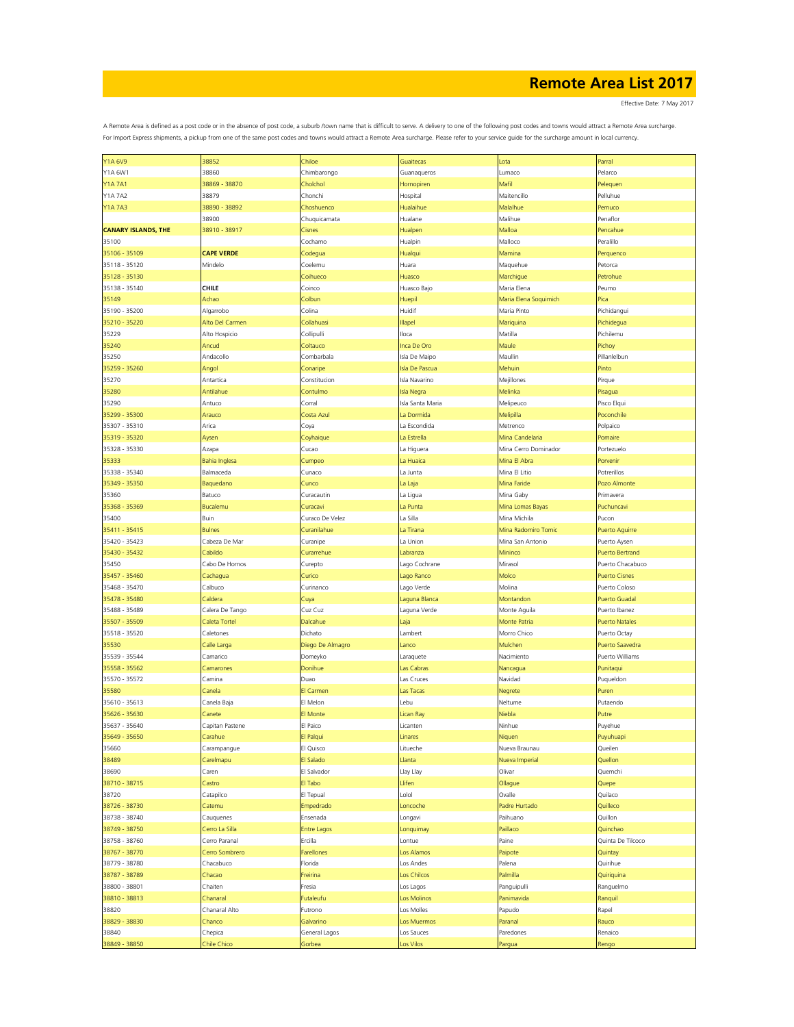# Remote Area List 2017

Effective Date: 7 May 2017

A Remote Area is defined as a post code or in the absence of post code, a suburb /town name that is difficult to serve. A delivery to one of the following post codes and towns would attract a Remote Area surcharge.
For Import Express shipments, a pickup from one of the same post codes and towns would attract a Remote Area surcharge. Please refer to your service guide for the surcharge amount in local currency.

| | | | | | |
|---|---|---|---|---|---|
| Y1A 6V9 | 38852 | Chiloe | Guaitecas | Lota | Parral |
| Y1A 6W1 | 38860 | Chimbarongo | Guanaqueros | Lumaco | Pelarco |
| Y1A 7A1 | 38869 - 38870 | Cholchol | Hornopiren | Mafil | Pelequen |
| Y1A 7A2 | 38879 | Chonchi | Hospital | Maitencillo | Pelluhue |
| Y1A 7A3 | 38890 - 38892 | Choshuenco | Hualaihue | Malalhue | Pemuco |
| | 38900 | Chuquicamata | Hualane | Malihue | Penaflor |
| **CANARY ISLANDS, THE** | 38910 - 38917 | Cisnes | Hualpen | Malloa | Pencahue |
| 35100 | | Cochamo | Hualpin | Malloco | Peralillo |
| 35106 - 35109 | **CAPE VERDE** | Codegua | Hualqui | Mamina | Perquenco |
| 35118 - 35120 | Mindelo | Coelemu | Huara | Maquehue | Petorca |
| 35128 - 35130 | | Coihueco | Huasco | Marchigue | Petrohue |
| 35138 - 35140 | **CHILE** | Coinco | Huasco Bajo | Maria Elena | Peumo |
| 35149 | Achao | Colbun | Huepil | Maria Elena Soquimich | Pica |
| 35190 - 35200 | Algarrobo | Colina | Huidif | Maria Pinto | Pichidangui |
| 35210 - 35220 | Alto Del Carmen | Collahuasi | Illapel | Mariquina | Pichidegua |
| 35229 | Alto Hospicio | Collipulli | Iloca | Matilla | Pichilemu |
| 35240 | Ancud | Coltauco | Inca De Oro | Maule | Pichoy |
| 35250 | Andacollo | Combarbala | Isla De Maipo | Maullin | Pillanlelbun |
| 35259 - 35260 | Angol | Conaripe | Isla De Pascua | Mehuin | Pinto |
| 35270 | Antartica | Constitucion | Isla Navarino | Mejillones | Pirque |
| 35280 | Antilahue | Contulmo | Isla Negra | Melinka | Pisagua |
| 35290 | Antuco | Corral | Isla Santa Maria | Melipeuco | Pisco Elqui |
| 35299 - 35300 | Arauco | Costa Azul | La Dormida | Melipilla | Poconchile |
| 35307 - 35310 | Arica | Coya | La Escondida | Metrenco | Polpaico |
| 35319 - 35320 | Aysen | Coyhaique | La Estrella | Mina Candelaria | Pomaire |
| 35328 - 35330 | Azapa | Cucao | La Higuera | Mina Cerro Dominador | Portezuelo |
| 35333 | Bahia Inglesa | Cumpeo | La Huaica | Mina El Abra | Porvenir |
| 35338 - 35340 | Balmaceda | Cunaco | La Junta | Mina El Litio | Potrerillos |
| 35349 - 35350 | Baquedano | Cunco | La Laja | Mina Faride | Pozo Almonte |
| 35360 | Batuco | Curacautin | La Ligua | Mina Gaby | Primavera |
| 35368 - 35369 | Bucalemu | Curacavi | La Punta | Mina Lomas Bayas | Puchuncavi |
| 35400 | Buin | Curaco De Velez | La Silla | Mina Michila | Pucon |
| 35411 - 35415 | Bulnes | Curanilahue | La Tirana | Mina Radomiro Tomic | Puerto Aguirre |
| 35420 - 35423 | Cabeza De Mar | Curanipe | La Union | Mina San Antonio | Puerto Aysen |
| 35430 - 35432 | Cabildo | Curarrehue | Labranza | Mininco | Puerto Bertrand |
| 35450 | Cabo De Hornos | Curepto | Lago Cochrane | Mirasol | Puerto Chacabuco |
| 35457 - 35460 | Cachagua | Curico | Lago Ranco | Molco | Puerto Cisnes |
| 35468 - 35470 | Calbuco | Curinanco | Lago Verde | Molina | Puerto Coloso |
| 35478 - 35480 | Caldera | Cuya | Laguna Blanca | Montandon | Puerto Guadal |
| 35488 - 35489 | Calera De Tango | Cuz Cuz | Laguna Verde | Monte Aguila | Puerto Ibanez |
| 35507 - 35509 | Caleta Tortel | Dalcahue | Laja | Monte Patria | Puerto Natales |
| 35518 - 35520 | Caletones | Dichato | Lambert | Morro Chico | Puerto Octay |
| 35530 | Calle Larga | Diego De Almagro | Lanco | Mulchen | Puerto Saavedra |
| 35539 - 35544 | Camarico | Domeyko | Laraquete | Nacimiento | Puerto Williams |
| 35558 - 35562 | Camarones | Donihue | Las Cabras | Nancagua | Punitaqui |
| 35570 - 35572 | Camina | Duao | Las Cruces | Navidad | Puqueldon |
| 35580 | Canela | El Carmen | Las Tacas | Negrete | Puren |
| 35610 - 35613 | Canela Baja | El Melon | Lebu | Neltume | Putaendo |
| 35626 - 35630 | Canete | El Monte | Lican Ray | Niebla | Putre |
| 35637 - 35640 | Capitan Pastene | El Paico | Licanten | Ninhue | Puyehue |
| 35649 - 35650 | Carahue | El Palqui | Linares | Niquen | Puyuhuapi |
| 35660 | Carampangue | El Quisco | Litueche | Nueva Braunau | Queilen |
| 38489 | Carelmapu | El Salado | Llanta | Nueva Imperial | Quellon |
| 38690 | Caren | El Salvador | Llay Llay | Olivar | Quemchi |
| 38710 - 38715 | Castro | El Tabo | Llifen | Ollague | Quepe |
| 38720 | Catapilco | El Tepual | Lolol | Ovalle | Quilaco |
| 38726 - 38730 | Catemu | Empedrado | Loncoche | Padre Hurtado | Quilleco |
| 38738 - 38740 | Cauquenes | Ensenada | Longavi | Paihuano | Quillon |
| 38749 - 38750 | Cerro La Silla | Entre Lagos | Lonquimay | Paillaco | Quinchao |
| 38758 - 38760 | Cerro Paranal | Ercilla | Lontue | Paine | Quinta De Tilcoco |
| 38767 - 38770 | Cerro Sombrero | Farellones | Los Alamos | Paipote | Quintay |
| 38779 - 38780 | Chacabuco | Florida | Los Andes | Palena | Quirihue |
| 38787 - 38789 | Chacao | Freirina | Los Chilcos | Palmilla | Quiriquina |
| 38800 - 38801 | Chaiten | Fresia | Los Lagos | Panguipulli | Ranguelmo |
| 38810 - 38813 | Chanaral | Futaleufu | Los Molinos | Panimavida | Ranquil |
| 38820 | Chanaral Alto | Futrono | Los Molles | Papudo | Rapel |
| 38829 - 38830 | Chanco | Galvarino | Los Muermos | Paranal | Rauco |
| 38840 | Chepica | General Lagos | Los Sauces | Paredones | Renaico |
| 38849 - 38850 | Chile Chico | Gorbea | Los Vilos | Pargua | Rengo |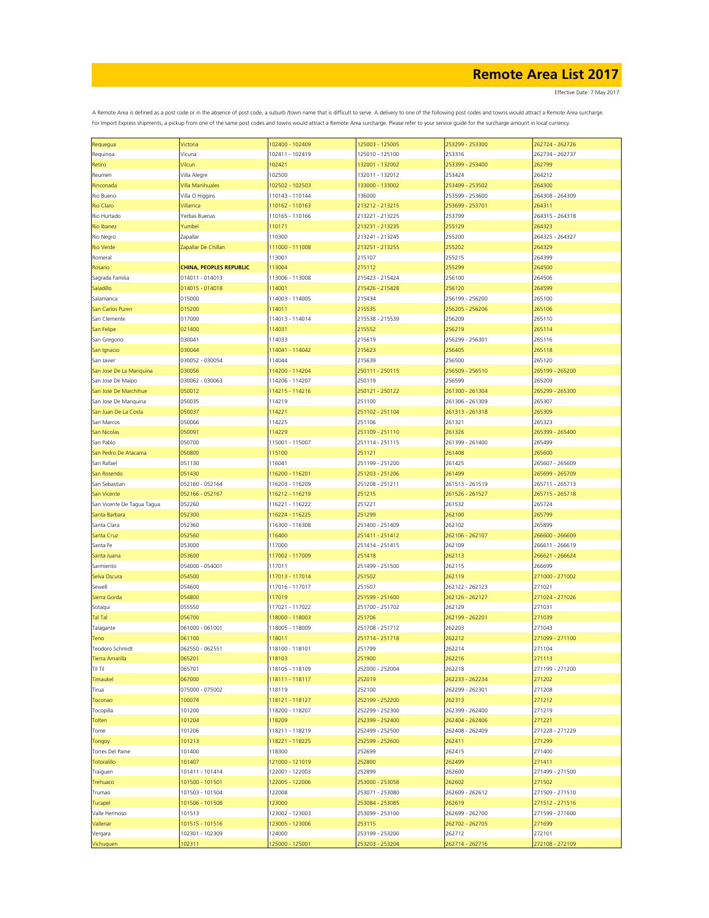# Remote Area List 2017

Effective Date: 7 May 2017

A Remote Area is defined as a post code or in the absence of post code, a suburb /town name that is difficult to serve. A delivery to one of the following post codes and towns would attract a Remote Area surcharge. For Import Express shipments, a pickup from one of the same post codes and towns would attract a Remote Area surcharge. Please refer to your service guide for the surcharge amount in local currency.

| | | | | | |
|---|---|---|---|---|---|
| Requegua | Victoria | 102400 - 102409 | 125003 - 125005 | 253299 - 253300 | 262724 - 262726 |
| Requinoa | Vicuna | 102411 - 102419 | 125010 - 125100 | 253316 | 262734 - 262737 |
| Retiro | Vilcun | 102421 | 132001 - 132002 | 253399 - 253400 | 262799 |
| Reumen | Villa Alegre | 102500 | 132011 - 132012 | 253424 | 264212 |
| Rinconada | Villa Manihuales | 102502 - 102503 | 133000 - 133002 | 253499 - 253502 | 264300 |
| Rio Bueno | Villa O Higgins | 110143 - 110144 | 136000 | 253599 - 253600 | 264308 - 264309 |
| Rio Claro | Villarrica | 110162 - 110163 | 213212 - 213215 | 253699 - 253701 | 264311 |
| Rio Hurtado | Yerbas Buenas | 110165 - 110166 | 213221 - 213225 | 253799 | 264315 - 264318 |
| Rio Ibanez | Yumbel | 110171 | 213231 - 213235 | 255129 | 264323 |
| Rio Negro | Zapallar | 110300 | 213241 - 213245 | 255200 | 264325 - 264327 |
| Rio Verde | Zapallar De Chillan | 111000 - 111008 | 213251 - 213255 | 255202 | 264329 |
| Romeral | | 113001 | 215107 | 255215 | 264399 |
| Rosario | **CHINA, PEOPLES REPUBLIC** | 113004 | 215112 | 255299 | 264500 |
| Sagrada Familia | 014011 - 014013 | 113006 - 113008 | 215423 - 215424 | 256100 | 264506 |
| Saladillo | 014015 - 014018 | 114001 | 215426 - 215428 | 256120 | 264599 |
| Salamanca | 015000 | 114003 - 114005 | 215434 | 256199 - 256200 | 265100 |
| San Carlos Puren | 015200 | 114011 | 215535 | 256205 - 256206 | 265106 |
| San Clemente | 017000 | 114013 - 114014 | 215538 - 215539 | 256209 | 265110 |
| San Felipe | 021400 | 114031 | 215552 | 256219 | 265114 |
| San Gregorio | 030041 | 114033 | 215619 | 256299 - 256301 | 265116 |
| San Ignacio | 030044 | 114041 - 114042 | 215623 | 256405 | 265118 |
| San Javier | 030052 - 030054 | 114044 | 215639 | 256500 | 265120 |
| San Jose De La Mariquina | 030056 | 114200 - 114204 | 250111 - 250115 | 256509 - 256510 | 265199 - 265200 |
| San Jose De Maipo | 030062 - 030063 | 114206 - 114207 | 250119 | 256599 | 265209 |
| San Jose De Marchihue | 050012 | 114215 - 114216 | 250121 - 250122 | 261300 - 261304 | 265299 - 265300 |
| San Jose De Mariquina | 050035 | 114219 | 251100 | 261306 - 261309 | 265307 |
| San Juan De La Costa | 050037 | 114221 | 251102 - 251104 | 261313 - 261318 | 265309 |
| San Marcos | 050066 | 114225 | 251106 | 261321 | 265323 |
| San Nicolas | 050091 | 114229 | 251109 - 251110 | 261326 | 265399 - 265400 |
| San Pablo | 050700 | 115001 - 115007 | 251114 - 251115 | 261399 - 261400 | 265499 |
| San Pedro De Atacama | 050800 | 115100 | 251121 | 261408 | 265600 |
| San Rafael | 051130 | 116041 | 251199 - 251200 | 261425 | 265607 - 265609 |
| San Rosendo | 051430 | 116200 - 116201 | 251203 - 251206 | 261499 | 265699 - 265709 |
| San Sebastian | 052160 - 052164 | 116203 - 116209 | 251208 - 251211 | 261513 - 261519 | 265711 - 265713 |
| San Vicente | 052166 - 052167 | 116212 - 116219 | 251215 | 261526 - 261527 | 265715 - 265718 |
| San Vicente De Tagua Tagua | 052260 | 116221 - 116222 | 251221 | 261532 | 265724 |
| Santa Barbara | 052300 | 116224 - 116225 | 251299 | 262100 | 265799 |
| Santa Clara | 052360 | 116300 - 116308 | 251400 - 251409 | 262102 | 265899 |
| Santa Cruz | 052560 | 116400 | 251411 - 251412 | 262106 - 262107 | 266600 - 266609 |
| Santa Fe | 053000 | 117000 | 251414 - 251415 | 262109 | 266611 - 266619 |
| Santa Juana | 053600 | 117002 - 117009 | 251418 | 262113 | 266621 - 266624 |
| Sarmiento | 054000 - 054001 | 117011 | 251499 - 251500 | 262115 | 266699 |
| Selva Oscura | 054500 | 117013 - 117014 | 251502 | 262119 | 271000 - 271002 |
| Sewell | 054600 | 117016 - 117017 | 251507 | 262122 - 262123 | 271021 |
| Sierra Gorda | 054800 | 117019 | 251599 - 251600 | 262126 - 262127 | 271024 - 271026 |
| Sotaqui | 055550 | 117021 - 117022 | 251700 - 251702 | 262129 | 271031 |
| Tal Tal | 056700 | 118000 - 118003 | 251706 | 262199 - 262201 | 271039 |
| Talagante | 061000 - 061001 | 118005 - 118009 | 251708 - 251712 | 262203 | 271043 |
| Teno | 061100 | 118011 | 251714 - 251718 | 262212 | 271099 - 271100 |
| Teodoro Schmidt | 062550 - 062551 | 118100 - 118101 | 251799 | 262214 | 271104 |
| Tierra Amarilla | 065201 | 118103 | 251900 | 262216 | 271113 |
| Til Til | 065701 | 118105 - 118109 | 252000 - 252004 | 262218 | 271199 - 271200 |
| Timaukel | 067000 | 118111 - 118117 | 252019 | 262233 - 262234 | 271202 |
| Tirua | 075000 - 075002 | 118119 | 252100 | 262299 - 262301 | 271208 |
| Toconao | 100074 | 118121 - 118127 | 252199 - 252200 | 262313 | 271212 |
| Tocopilla | 101200 | 118200 - 118207 | 252299 - 252300 | 262399 - 262400 | 271219 |
| Tolten | 101204 | 118209 | 252399 - 252400 | 262404 - 262406 | 271221 |
| Tome | 101206 | 118211 - 118219 | 252499 - 252500 | 262408 - 262409 | 271228 - 271229 |
| Tongoy | 101213 | 118221 - 118225 | 252599 - 252600 | 262411 | 271299 |
| Torres Del Paine | 101400 | 118300 | 252699 | 262415 | 271400 |
| Totoralillo | 101407 | 121000 - 121019 | 252800 | 262499 | 271411 |
| Traiguen | 101411 - 101414 | 122001 - 122003 | 252899 | 262600 | 271499 - 271500 |
| Trehuaco | 101500 - 101501 | 122005 - 122006 | 253000 - 253058 | 262602 | 271502 |
| Trumao | 101503 - 101504 | 122008 | 253071 - 253080 | 262609 - 262612 | 271509 - 271510 |
| Tucapel | 101506 - 101508 | 123000 | 253084 - 253085 | 262619 | 271512 - 271516 |
| Valle Hermoso | 101513 | 123002 - 123003 | 253099 - 253100 | 262699 - 262700 | 271599 - 271600 |
| Vallenar | 101515 - 101516 | 123005 - 123006 | 253115 | 262702 - 262705 | 271699 |
| Vergara | 102301 - 102309 | 124000 | 253199 - 253200 | 262712 | 272101 |
| Vichuquen | 102311 | 125000 - 125001 | 253203 - 253204 | 262714 - 262716 | 272108 - 272109 |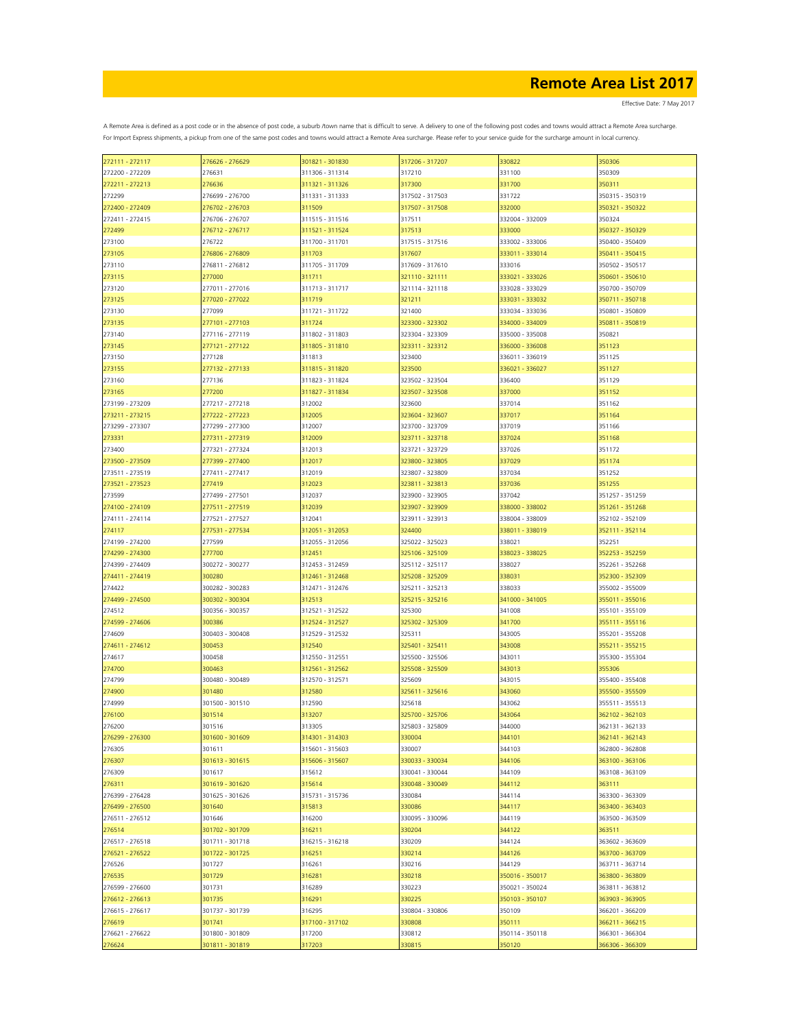# Remote Area List 2017

Effective Date: 7 May 2017

A Remote Area is defined as a post code or in the absence of post code, a suburb /town name that is difficult to serve. A delivery to one of the following post codes and towns would attract a Remote Area surcharge. For Import Express shipments, a pickup from one of the same post codes and towns would attract a Remote Area surcharge. Please refer to your service guide for the surcharge amount in local currency.

| | | | | | |
|---|---|---|---|---|---|
| 272111 - 272117 | 276626 - 276629 | 301821 - 301830 | 317206 - 317207 | 330822 | 350306 |
| 272200 - 272209 | 276631 | 311306 - 311314 | 317210 | 331100 | 350309 |
| 272211 - 272213 | 276636 | 311321 - 311326 | 317300 | 331700 | 350311 |
| 272299 | 276699 - 276700 | 311331 - 311333 | 317502 - 317503 | 331722 | 350315 - 350319 |
| 272400 - 272409 | 276702 - 276703 | 311509 | 317507 - 317508 | 332000 | 350321 - 350322 |
| 272411 - 272415 | 276706 - 276707 | 311515 - 311516 | 317511 | 332004 - 332009 | 350324 |
| 272499 | 276712 - 276717 | 311521 - 311524 | 317513 | 333000 | 350327 - 350329 |
| 273100 | 276722 | 311700 - 311701 | 317515 - 317516 | 333002 - 333006 | 350400 - 350409 |
| 273105 | 276806 - 276809 | 311703 | 317607 | 333011 - 333014 | 350411 - 350415 |
| 273110 | 276811 - 276812 | 311705 - 311709 | 317609 - 317610 | 333016 | 350502 - 350517 |
| 273115 | 277000 | 311711 | 321110 - 321111 | 333021 - 333026 | 350601 - 350610 |
| 273120 | 277011 - 277016 | 311713 - 311717 | 321114 - 321118 | 333028 - 333029 | 350700 - 350709 |
| 273125 | 277020 - 277022 | 311719 | 321211 | 333031 - 333032 | 350711 - 350718 |
| 273130 | 277099 | 311721 - 311722 | 321400 | 333034 - 333036 | 350801 - 350809 |
| 273135 | 277101 - 277103 | 311724 | 323300 - 323302 | 334000 - 334009 | 350811 - 350819 |
| 273140 | 277116 - 277119 | 311802 - 311803 | 323304 - 323309 | 335000 - 335008 | 350821 |
| 273145 | 277121 - 277122 | 311805 - 311810 | 323311 - 323312 | 336000 - 336008 | 351123 |
| 273150 | 277128 | 311813 | 323400 | 336011 - 336019 | 351125 |
| 273155 | 277132 - 277133 | 311815 - 311820 | 323500 | 336021 - 336027 | 351127 |
| 273160 | 277136 | 311823 - 311824 | 323502 - 323504 | 336400 | 351129 |
| 273165 | 277200 | 311827 - 311834 | 323507 - 323508 | 337000 | 351152 |
| 273199 - 273209 | 277217 - 277218 | 312002 | 323600 | 337014 | 351162 |
| 273211 - 273215 | 277222 - 277223 | 312005 | 323604 - 323607 | 337017 | 351164 |
| 273299 - 273307 | 277299 - 277300 | 312007 | 323700 - 323709 | 337019 | 351166 |
| 273331 | 277311 - 277319 | 312009 | 323711 - 323718 | 337024 | 351168 |
| 273400 | 277321 - 277324 | 312013 | 323721 - 323729 | 337026 | 351172 |
| 273500 - 273509 | 277399 - 277400 | 312017 | 323800 - 323805 | 337029 | 351174 |
| 273511 - 273519 | 277411 - 277417 | 312019 | 323807 - 323809 | 337034 | 351252 |
| 273521 - 273523 | 277419 | 312023 | 323811 - 323813 | 337036 | 351255 |
| 273599 | 277499 - 277501 | 312037 | 323900 - 323905 | 337042 | 351257 - 351259 |
| 274100 - 274109 | 277511 - 277519 | 312039 | 323907 - 323909 | 338000 - 338002 | 351261 - 351268 |
| 274111 - 274114 | 277521 - 277527 | 312041 | 323911 - 323913 | 338004 - 338009 | 352102 - 352109 |
| 274117 | 277531 - 277534 | 312051 - 312053 | 324400 | 338011 - 338019 | 352111 - 352114 |
| 274199 - 274200 | 277599 | 312055 - 312056 | 325022 - 325023 | 338021 | 352251 |
| 274299 - 274300 | 277700 | 312451 | 325106 - 325109 | 338023 - 338025 | 352253 - 352259 |
| 274399 - 274409 | 300272 - 300277 | 312453 - 312459 | 325112 - 325117 | 338027 | 352261 - 352268 |
| 274411 - 274419 | 300280 | 312461 - 312468 | 325208 - 325209 | 338031 | 352300 - 352309 |
| 274422 | 300282 - 300283 | 312471 - 312476 | 325211 - 325213 | 338033 | 355002 - 355009 |
| 274499 - 274500 | 300302 - 300304 | 312513 | 325215 - 325216 | 341000 - 341005 | 355011 - 355016 |
| 274512 | 300356 - 300357 | 312521 - 312522 | 325300 | 341008 | 355101 - 355109 |
| 274599 - 274606 | 300386 | 312524 - 312527 | 325302 - 325309 | 341700 | 355111 - 355116 |
| 274609 | 300403 - 300408 | 312529 - 312532 | 325311 | 343005 | 355201 - 355208 |
| 274611 - 274612 | 300453 | 312540 | 325401 - 325411 | 343008 | 355211 - 355215 |
| 274617 | 300458 | 312550 - 312551 | 325500 - 325506 | 343011 | 355300 - 355304 |
| 274700 | 300463 | 312561 - 312562 | 325508 - 325509 | 343013 | 355306 |
| 274799 | 300480 - 300489 | 312570 - 312571 | 325609 | 343015 | 355400 - 355408 |
| 274900 | 301480 | 312580 | 325611 - 325616 | 343060 | 355500 - 355509 |
| 274999 | 301500 - 301510 | 312590 | 325618 | 343062 | 355511 - 355513 |
| 276100 | 301514 | 313207 | 325700 - 325706 | 343064 | 362102 - 362103 |
| 276200 | 301516 | 313305 | 325803 - 325809 | 344000 | 362131 - 362133 |
| 276299 - 276300 | 301600 - 301609 | 314301 - 314303 | 330004 | 344101 | 362141 - 362143 |
| 276305 | 301611 | 315601 - 315603 | 330007 | 344103 | 362800 - 362808 |
| 276307 | 301613 - 301615 | 315606 - 315607 | 330033 - 330034 | 344106 | 363100 - 363106 |
| 276309 | 301617 | 315612 | 330041 - 330044 | 344109 | 363108 - 363109 |
| 276311 | 301619 - 301620 | 315614 | 330048 - 330049 | 344112 | 363111 |
| 276399 - 276428 | 301625 - 301626 | 315731 - 315736 | 330084 | 344114 | 363300 - 363309 |
| 276499 - 276500 | 301640 | 315813 | 330086 | 344117 | 363400 - 363403 |
| 276511 - 276512 | 301646 | 316200 | 330095 - 330096 | 344119 | 363500 - 363509 |
| 276514 | 301702 - 301709 | 316211 | 330204 | 344122 | 363511 |
| 276517 - 276518 | 301711 - 301718 | 316215 - 316218 | 330209 | 344124 | 363602 - 363609 |
| 276521 - 276522 | 301722 - 301725 | 316251 | 330214 | 344126 | 363700 - 363709 |
| 276526 | 301727 | 316261 | 330216 | 344129 | 363711 - 363714 |
| 276535 | 301729 | 316281 | 330218 | 350016 - 350017 | 363800 - 363809 |
| 276599 - 276600 | 301731 | 316289 | 330223 | 350021 - 350024 | 363811 - 363812 |
| 276612 - 276613 | 301735 | 316291 | 330225 | 350103 - 350107 | 363903 - 363905 |
| 276615 - 276617 | 301737 - 301739 | 316295 | 330804 - 330806 | 350109 | 366201 - 366209 |
| 276619 | 301741 | 317100 - 317102 | 330808 | 350111 | 366211 - 366215 |
| 276621 - 276622 | 301800 - 301809 | 317200 | 330812 | 350114 - 350118 | 366301 - 366304 |
| 276624 | 301811 - 301819 | 317203 | 330815 | 350120 | 366306 - 366309 |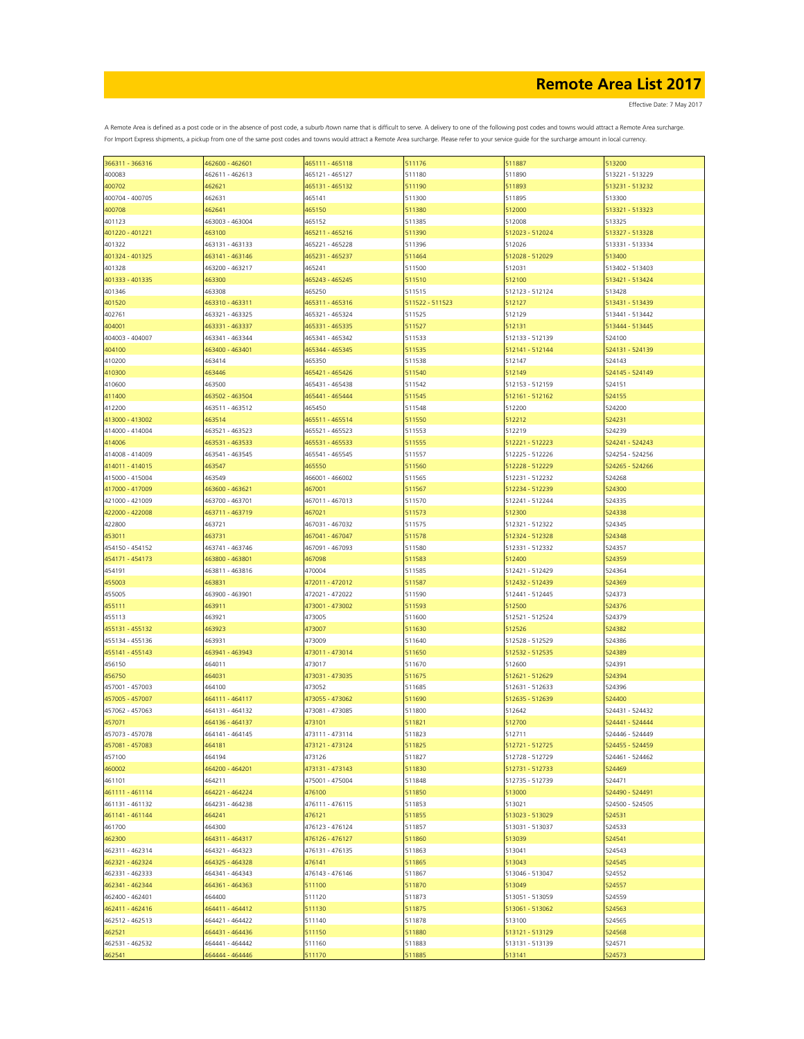# Remote Area List 2017

Effective Date: 7 May 2017

A Remote Area is defined as a post code or in the absence of post code, a suburb /town name that is difficult to serve. A delivery to one of the following post codes and towns would attract a Remote Area surcharge.
For Import Express shipments, a pickup from one of the same post codes and towns would attract a Remote Area surcharge. Please refer to your service guide for the surcharge amount in local currency.

| | | | | | |
|---|---|---|---|---|---|
| 366311 - 366316 | 462600 - 462601 | 465111 - 465118 | 511176 | 511887 | 513200 |
| 400083 | 462611 - 462613 | 465121 - 465127 | 511180 | 511890 | 513221 - 513229 |
| 400702 | 462621 | 465131 - 465132 | 511190 | 511893 | 513231 - 513232 |
| 400704 - 400705 | 462631 | 465141 | 511300 | 511895 | 513300 |
| 400708 | 462641 | 465150 | 511380 | 512000 | 513321 - 513323 |
| 401123 | 463003 - 463004 | 465152 | 511385 | 512008 | 513325 |
| 401220 - 401221 | 463100 | 465211 - 465216 | 511390 | 512023 - 512024 | 513327 - 513328 |
| 401322 | 463131 - 463133 | 465221 - 465228 | 511396 | 512026 | 513331 - 513334 |
| 401324 - 401325 | 463141 - 463146 | 465231 - 465237 | 511464 | 512028 - 512029 | 513400 |
| 401328 | 463200 - 463217 | 465241 | 511500 | 512031 | 513402 - 513403 |
| 401333 - 401335 | 463300 | 465243 - 465245 | 511510 | 512100 | 513421 - 513424 |
| 401346 | 463308 | 465250 | 511515 | 512123 - 512124 | 513428 |
| 401520 | 463310 - 463311 | 465311 - 465316 | 511522 - 511523 | 512127 | 513431 - 513439 |
| 402761 | 463321 - 463325 | 465321 - 465324 | 511525 | 512129 | 513441 - 513442 |
| 404001 | 463331 - 463337 | 465331 - 465335 | 511527 | 512131 | 513444 - 513445 |
| 404003 - 404007 | 463341 - 463344 | 465341 - 465342 | 511533 | 512133 - 512139 | 524100 |
| 404100 | 463400 - 463401 | 465344 - 465345 | 511535 | 512141 - 512144 | 524131 - 524139 |
| 410200 | 463414 | 465350 | 511538 | 512147 | 524143 |
| 410300 | 463446 | 465421 - 465426 | 511540 | 512149 | 524145 - 524149 |
| 410600 | 463500 | 465431 - 465438 | 511542 | 512153 - 512159 | 524151 |
| 411400 | 463502 - 463504 | 465441 - 465444 | 511545 | 512161 - 512162 | 524155 |
| 412200 | 463511 - 463512 | 465450 | 511548 | 512200 | 524200 |
| 413000 - 413002 | 463514 | 465511 - 465514 | 511550 | 512212 | 524231 |
| 414000 - 414004 | 463521 - 463523 | 465521 - 465523 | 511553 | 512219 | 524239 |
| 414006 | 463531 - 463533 | 465531 - 465533 | 511555 | 512221 - 512223 | 524241 - 524243 |
| 414008 - 414009 | 463541 - 463545 | 465541 - 465545 | 511557 | 512225 - 512226 | 524254 - 524256 |
| 414011 - 414015 | 463547 | 465550 | 511560 | 512228 - 512229 | 524265 - 524266 |
| 415000 - 415004 | 463549 | 466001 - 466002 | 511565 | 512231 - 512232 | 524268 |
| 417000 - 417009 | 463600 - 463621 | 467001 | 511567 | 512234 - 512239 | 524300 |
| 421000 - 421009 | 463700 - 463701 | 467011 - 467013 | 511570 | 512241 - 512244 | 524335 |
| 422000 - 422008 | 463711 - 463719 | 467021 | 511573 | 512300 | 524338 |
| 422800 | 463721 | 467031 - 467032 | 511575 | 512321 - 512322 | 524345 |
| 453011 | 463731 | 467041 - 467047 | 511578 | 512324 - 512328 | 524348 |
| 454150 - 454152 | 463741 - 463746 | 467091 - 467093 | 511580 | 512331 - 512332 | 524357 |
| 454171 - 454173 | 463800 - 463801 | 467098 | 511583 | 512400 | 524359 |
| 454191 | 463811 - 463816 | 470004 | 511585 | 512421 - 512429 | 524364 |
| 455003 | 463831 | 472011 - 472012 | 511587 | 512432 - 512439 | 524369 |
| 455005 | 463900 - 463901 | 472021 - 472022 | 511590 | 512441 - 512445 | 524373 |
| 455111 | 463911 | 473001 - 473002 | 511593 | 512500 | 524376 |
| 455113 | 463921 | 473005 | 511600 | 512521 - 512524 | 524379 |
| 455131 - 455132 | 463923 | 473007 | 511630 | 512526 | 524382 |
| 455134 - 455136 | 463931 | 473009 | 511640 | 512528 - 512529 | 524386 |
| 455141 - 455143 | 463941 - 463943 | 473011 - 473014 | 511650 | 512532 - 512535 | 524389 |
| 456150 | 464011 | 473017 | 511670 | 512600 | 524391 |
| 456750 | 464031 | 473031 - 473035 | 511675 | 512621 - 512629 | 524394 |
| 457001 - 457003 | 464100 | 473052 | 511685 | 512631 - 512633 | 524396 |
| 457005 - 457007 | 464111 - 464117 | 473055 - 473062 | 511690 | 512635 - 512639 | 524400 |
| 457062 - 457063 | 464131 - 464132 | 473081 - 473085 | 511800 | 512642 | 524431 - 524432 |
| 457071 | 464136 - 464137 | 473101 | 511821 | 512700 | 524441 - 524444 |
| 457073 - 457078 | 464141 - 464145 | 473111 - 473114 | 511823 | 512711 | 524446 - 524449 |
| 457081 - 457083 | 464181 | 473121 - 473124 | 511825 | 512721 - 512725 | 524455 - 524459 |
| 457100 | 464194 | 473126 | 511827 | 512728 - 512729 | 524461 - 524462 |
| 460002 | 464200 - 464201 | 473131 - 473143 | 511830 | 512731 - 512733 | 524469 |
| 461101 | 464211 | 475001 - 475004 | 511848 | 512735 - 512739 | 524471 |
| 461111 - 461114 | 464221 - 464224 | 476100 | 511850 | 513000 | 524490 - 524491 |
| 461131 - 461132 | 464231 - 464238 | 476111 - 476115 | 511853 | 513021 | 524500 - 524505 |
| 461141 - 461144 | 464241 | 476121 | 511855 | 513023 - 513029 | 524531 |
| 461700 | 464300 | 476123 - 476124 | 511857 | 513031 - 513037 | 524533 |
| 462300 | 464311 - 464317 | 476126 - 476127 | 511860 | 513039 | 524541 |
| 462311 - 462314 | 464321 - 464323 | 476131 - 476135 | 511863 | 513041 | 524543 |
| 462321 - 462324 | 464325 - 464328 | 476141 | 511865 | 513043 | 524545 |
| 462331 - 462333 | 464341 - 464343 | 476143 - 476146 | 511867 | 513046 - 513047 | 524552 |
| 462341 - 462344 | 464361 - 464363 | 511100 | 511870 | 513049 | 524557 |
| 462400 - 462401 | 464400 | 511120 | 511873 | 513051 - 513059 | 524559 |
| 462411 - 462416 | 464411 - 464412 | 511130 | 511875 | 513061 - 513062 | 524563 |
| 462512 - 462513 | 464421 - 464422 | 511140 | 511878 | 513100 | 524565 |
| 462521 | 464431 - 464436 | 511150 | 511880 | 513121 - 513129 | 524568 |
| 462531 - 462532 | 464441 - 464442 | 511160 | 511883 | 513131 - 513139 | 524571 |
| 462541 | 464444 - 464446 | 511170 | 511885 | 513141 | 524573 |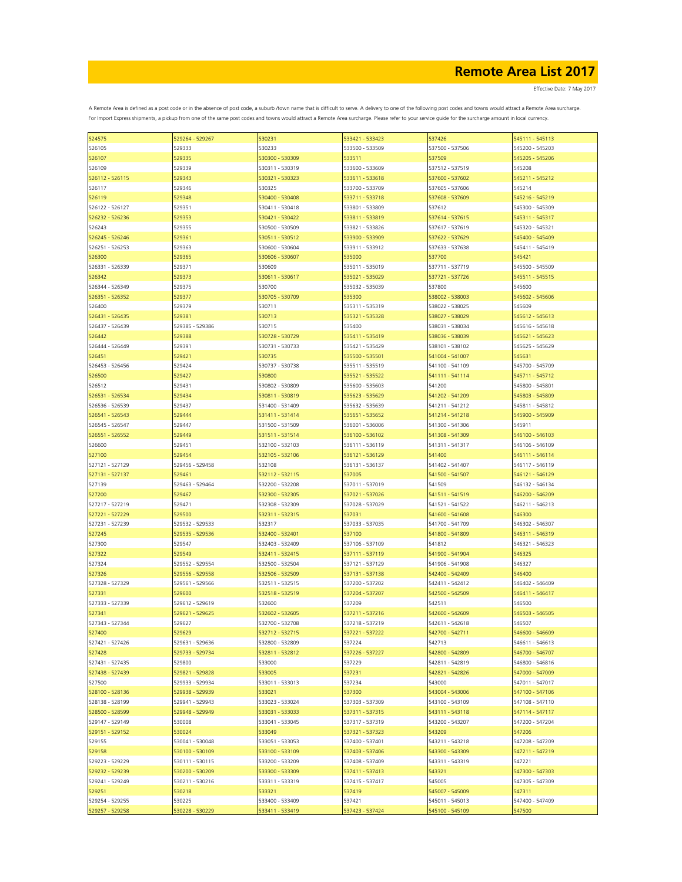# Remote Area List 2017

Effective Date: 7 May 2017

A Remote Area is defined as a post code or in the absence of post code, a suburb /town name that is difficult to serve. A delivery to one of the following post codes and towns would attract a Remote Area surcharge. For Import Express shipments, a pickup from one of the same post codes and towns would attract a Remote Area surcharge. Please refer to your service guide for the surcharge amount in local currency.

| | | | | | |
|---|---|---|---|---|---|
| 524575 | 529264 - 529267 | 530231 | 533421 - 533423 | 537426 | 545111 - 545113 |
| 526105 | 529333 | 530233 | 533500 - 533509 | 537500 - 537506 | 545200 - 545203 |
| 526107 | 529335 | 530300 - 530309 | 533511 | 537509 | 545205 - 545206 |
| 526109 | 529339 | 530311 - 530319 | 533600 - 533609 | 537512 - 537519 | 545208 |
| 526112 - 526115 | 529343 | 530321 - 530323 | 533611 - 533618 | 537600 - 537602 | 545211 - 545212 |
| 526117 | 529346 | 530325 | 533700 - 533709 | 537605 - 537606 | 545214 |
| 526119 | 529348 | 530400 - 530408 | 533711 - 533718 | 537608 - 537609 | 545216 - 545219 |
| 526122 - 526127 | 529351 | 530411 - 530418 | 533801 - 533809 | 537612 | 545300 - 545309 |
| 526232 - 526236 | 529353 | 530421 - 530422 | 533811 - 533819 | 537614 - 537615 | 545311 - 545317 |
| 526243 | 529355 | 530500 - 530509 | 533821 - 533826 | 537617 - 537619 | 545320 - 545321 |
| 526245 - 526246 | 529361 | 530511 - 530512 | 533900 - 533909 | 537622 - 537629 | 545400 - 545409 |
| 526251 - 526253 | 529363 | 530600 - 530604 | 533911 - 533912 | 537633 - 537638 | 545411 - 545419 |
| 526300 | 529365 | 530606 - 530607 | 535000 | 537700 | 545421 |
| 526331 - 526339 | 529371 | 530609 | 535011 - 535019 | 537711 - 537719 | 545500 - 545509 |
| 526342 | 529373 | 530611 - 530617 | 535021 - 535029 | 537721 - 537726 | 545511 - 545515 |
| 526344 - 526349 | 529375 | 530700 | 535032 - 535039 | 537800 | 545600 |
| 526351 - 526352 | 529377 | 530705 - 530709 | 535300 | 538002 - 538003 | 545602 - 545606 |
| 526400 | 529379 | 530711 | 535311 - 535319 | 538022 - 538025 | 545609 |
| 526431 - 526435 | 529381 | 530713 | 535321 - 535328 | 538027 - 538029 | 545612 - 545613 |
| 526437 - 526439 | 529385 - 529386 | 530715 | 535400 | 538031 - 538034 | 545616 - 545618 |
| 526442 | 529388 | 530728 - 530729 | 535411 - 535419 | 538036 - 538039 | 545621 - 545623 |
| 526444 - 526449 | 529391 | 530731 - 530733 | 535421 - 535429 | 538101 - 538102 | 545625 - 545629 |
| 526451 | 529421 | 530735 | 535500 - 535501 | 541004 - 541007 | 545631 |
| 526453 - 526456 | 529424 | 530737 - 530738 | 535511 - 535519 | 541100 - 541109 | 545700 - 545709 |
| 526500 | 529427 | 530800 | 535521 - 535522 | 541111 - 541114 | 545711 - 545712 |
| 526512 | 529431 | 530802 - 530809 | 535600 - 535603 | 541200 | 545800 - 545801 |
| 526531 - 526534 | 529434 | 530811 - 530819 | 535623 - 535629 | 541202 - 541209 | 545803 - 545809 |
| 526536 - 526539 | 529437 | 531400 - 531409 | 535632 - 535639 | 541211 - 541212 | 545811 - 545812 |
| 526541 - 526543 | 529444 | 531411 - 531414 | 535651 - 535652 | 541214 - 541218 | 545900 - 545909 |
| 526545 - 526547 | 529447 | 531500 - 531509 | 536001 - 536006 | 541300 - 541306 | 545911 |
| 526551 - 526552 | 529449 | 531511 - 531514 | 536100 - 536102 | 541308 - 541309 | 546100 - 546103 |
| 526600 | 529451 | 532100 - 532103 | 536111 - 536119 | 541311 - 541317 | 546106 - 546109 |
| 527100 | 529454 | 532105 - 532106 | 536121 - 536129 | 541400 | 546111 - 546114 |
| 527121 - 527129 | 529456 - 529458 | 532108 | 536131 - 536137 | 541402 - 541407 | 546117 - 546119 |
| 527131 - 527137 | 529461 | 532112 - 532115 | 537005 | 541500 - 541507 | 546121 - 546129 |
| 527139 | 529463 - 529464 | 532200 - 532208 | 537011 - 537019 | 541509 | 546132 - 546134 |
| 527200 | 529467 | 532300 - 532305 | 537021 - 537026 | 541511 - 541519 | 546200 - 546209 |
| 527217 - 527219 | 529471 | 532308 - 532309 | 537028 - 537029 | 541521 - 541522 | 546211 - 546213 |
| 527221 - 527229 | 529500 | 532311 - 532315 | 537031 | 541600 - 541608 | 546300 |
| 527231 - 527239 | 529532 - 529533 | 532317 | 537033 - 537035 | 541700 - 541709 | 546302 - 546307 |
| 527245 | 529535 - 529536 | 532400 - 532401 | 537100 | 541800 - 541809 | 546311 - 546319 |
| 527300 | 529547 | 532403 - 532409 | 537106 - 537109 | 541812 | 546321 - 546323 |
| 527322 | 529549 | 532411 - 532415 | 537111 - 537119 | 541900 - 541904 | 546325 |
| 527324 | 529552 - 529554 | 532500 - 532504 | 537121 - 537129 | 541906 - 541908 | 546327 |
| 527326 | 529556 - 529558 | 532506 - 532509 | 537131 - 537138 | 542400 - 542409 | 546400 |
| 527328 - 527329 | 529561 - 529566 | 532511 - 532515 | 537200 - 537202 | 542411 - 542412 | 546402 - 546409 |
| 527331 | 529600 | 532518 - 532519 | 537204 - 537207 | 542500 - 542509 | 546411 - 546417 |
| 527333 - 527339 | 529612 - 529619 | 532600 | 537209 | 542511 | 546500 |
| 527341 | 529621 - 529625 | 532602 - 532605 | 537211 - 537216 | 542600 - 542609 | 546503 - 546505 |
| 527343 - 527344 | 529627 | 532700 - 532708 | 537218 - 537219 | 542611 - 542618 | 546507 |
| 527400 | 529629 | 532712 - 532715 | 537221 - 537222 | 542700 - 542711 | 546600 - 546609 |
| 527421 - 527426 | 529631 - 529636 | 532800 - 532809 | 537224 | 542713 | 546611 - 546613 |
| 527428 | 529733 - 529734 | 532811 - 532812 | 537226 - 537227 | 542800 - 542809 | 546700 - 546707 |
| 527431 - 527435 | 529800 | 533000 | 537229 | 542811 - 542819 | 546800 - 546816 |
| 527438 - 527439 | 529821 - 529828 | 533005 | 537231 | 542821 - 542826 | 547000 - 547009 |
| 527500 | 529933 - 529934 | 533011 - 533013 | 537234 | 543000 | 547011 - 547017 |
| 528100 - 528136 | 529938 - 529939 | 533021 | 537300 | 543004 - 543006 | 547100 - 547106 |
| 528138 - 528199 | 529941 - 529943 | 533023 - 533024 | 537303 - 537309 | 543100 - 543109 | 547108 - 547110 |
| 528500 - 528599 | 529948 - 529949 | 533031 - 533033 | 537311 - 537315 | 543111 - 543118 | 547114 - 547117 |
| 529147 - 529149 | 530008 | 533041 - 533045 | 537317 - 537319 | 543200 - 543207 | 547200 - 547204 |
| 529151 - 529152 | 530024 | 533049 | 537321 - 537323 | 543209 | 547206 |
| 529155 | 530041 - 530048 | 533051 - 533053 | 537400 - 537401 | 543211 - 543218 | 547208 - 547209 |
| 529158 | 530100 - 530109 | 533100 - 533109 | 537403 - 537406 | 543300 - 543309 | 547211 - 547219 |
| 529223 - 529229 | 530111 - 530115 | 533200 - 533209 | 537408 - 537409 | 543311 - 543319 | 547221 |
| 529232 - 529239 | 530200 - 530209 | 533300 - 533309 | 537411 - 537413 | 543321 | 547300 - 547303 |
| 529241 - 529249 | 530211 - 530216 | 533311 - 533319 | 537415 - 537417 | 545005 | 547305 - 547309 |
| 529251 | 530218 | 533321 | 537419 | 545007 - 545009 | 547311 |
| 529254 - 529255 | 530225 | 533400 - 533409 | 537421 | 545011 - 545013 | 547400 - 547409 |
| 529257 - 529258 | 530228 - 530229 | 533411 - 533419 | 537423 - 537424 | 545100 - 545109 | 547500 |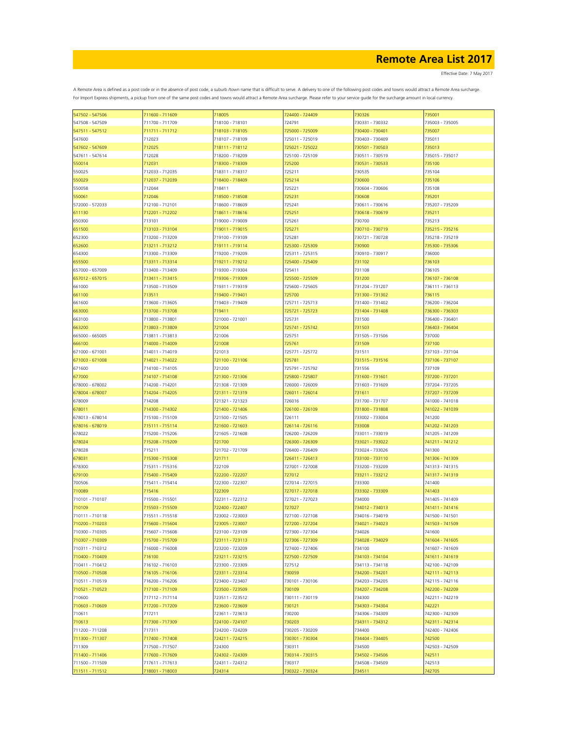# Remote Area List 2017

Effective Date: 7 May 2017

A Remote Area is defined as a post code or in the absence of post code, a suburb /town name that is difficult to serve. A delivery to one of the following post codes and towns would attract a Remote Area surcharge.
For Import Express shipments, a pickup from one of the same post codes and towns would attract a Remote Area surcharge. Please refer to your service guide for the surcharge amount in local currency.

| | | | | | |
|---|---|---|---|---|---|
| 547502 - 547506 | 711600 - 711609 | 718005 | 724400 - 724409 | 730326 | 735001 |
| 547508 - 547509 | 711700 - 711709 | 718100 - 718101 | 724791 | 730331 - 730332 | 735003 - 735005 |
| 547511 - 547512 | 711711 - 711712 | 718103 - 718105 | 725000 - 725009 | 730400 - 730401 | 735007 |
| 547600 | 712023 | 718107 - 718109 | 725011 - 725019 | 730403 - 730409 | 735011 |
| 547602 - 547609 | 712025 | 718111 - 718112 | 725021 - 725022 | 730501 - 730503 | 735013 |
| 547611 - 547614 | 712028 | 718200 - 718209 | 725100 - 725109 | 730511 - 730519 | 735015 - 735017 |
| 550014 | 712031 | 718300 - 718309 | 725200 | 730531 - 730533 | 735100 |
| 550025 | 712033 - 712035 | 718311 - 718317 | 725211 | 730535 | 735104 |
| 550029 | 712037 - 712039 | 718400 - 718409 | 725214 | 730600 | 735106 |
| 550058 | 712044 | 718411 | 725221 | 730604 - 730606 | 735108 |
| 550061 | 712046 | 718500 - 718508 | 725231 | 730608 | 735201 |
| 572000 - 572033 | 712100 - 712101 | 718600 - 718609 | 725241 | 730611 - 730616 | 735207 - 735209 |
| 611130 | 712201 - 712202 | 718611 - 718616 | 725251 | 730618 - 730619 | 735211 |
| 650300 | 713101 | 719000 - 719009 | 725261 | 730700 | 735213 |
| 651500 | 713103 - 713104 | 719011 - 719015 | 725271 | 730710 - 730719 | 735215 - 735216 |
| 652300 | 713200 - 713209 | 719100 - 719109 | 725281 | 730721 - 730728 | 735218 - 735219 |
| 652600 | 713211 - 713212 | 719111 - 719114 | 725300 - 725309 | 730900 | 735300 - 735306 |
| 654300 | 713300 - 713309 | 719200 - 719209 | 725311 - 725315 | 730910 - 730917 | 736000 |
| 655500 | 713311 - 713314 | 719211 - 719212 | 725400 - 725409 | 731102 | 736103 |
| 657000 - 657009 | 713400 - 713409 | 719300 - 719304 | 725411 | 731108 | 736105 |
| 657012 - 657015 | 713411 - 713415 | 719306 - 719309 | 725500 - 725509 | 731200 | 736107 - 736108 |
| 661000 | 713500 - 713509 | 719311 - 719319 | 725600 - 725605 | 731204 - 731207 | 736111 - 736113 |
| 661100 | 713511 | 719400 - 719401 | 725700 | 731300 - 731302 | 736115 |
| 661600 | 713600 - 713605 | 719403 - 719409 | 725711 - 725713 | 731400 - 731402 | 736200 - 736204 |
| 663000 | 713700 - 713708 | 719411 | 725721 - 725723 | 731404 - 731408 | 736300 - 736303 |
| 663100 | 713800 - 713801 | 721000 - 721001 | 725731 | 731500 | 736400 - 736401 |
| 663200 | 713803 - 713809 | 721004 | 725741 - 725742 | 731503 | 736403 - 736404 |
| 665000 - 665005 | 713811 - 713813 | 721006 | 725751 | 731505 - 731506 | 737000 |
| 666100 | 714000 - 714009 | 721008 | 725761 | 731509 | 737100 |
| 671000 - 671001 | 714011 - 714019 | 721013 | 725771 - 725772 | 731511 | 737103 - 737104 |
| 671003 - 671008 | 714021 - 714022 | 721100 - 721106 | 725781 | 731515 - 731516 | 737106 - 737107 |
| 671600 | 714100 - 714105 | 721200 | 725791 - 725792 | 731556 | 737109 |
| 677000 | 714107 - 714108 | 721300 - 721306 | 725800 - 725807 | 731600 - 731601 | 737200 - 737201 |
| 678000 - 678002 | 714200 - 714201 | 721308 - 721309 | 726000 - 726009 | 731603 - 731609 | 737204 - 737205 |
| 678004 - 678007 | 714204 - 714205 | 721311 - 721319 | 726011 - 726014 | 731611 | 737207 - 737209 |
| 678009 | 714208 | 721321 - 721323 | 726016 | 731700 - 731707 | 741000 - 741018 |
| 678011 | 714300 - 714302 | 721400 - 721406 | 726100 - 726109 | 731800 - 731808 | 741022 - 741039 |
| 678013 - 678014 | 715100 - 715109 | 721500 - 721505 | 726111 | 733002 - 733004 | 741200 |
| 678016 - 678019 | 715111 - 715114 | 721600 - 721603 | 726114 - 726116 | 733008 | 741202 - 741203 |
| 678022 | 715200 - 715206 | 721605 - 721608 | 726200 - 726209 | 733011 - 733019 | 741205 - 741209 |
| 678024 | 715208 - 715209 | 721700 | 726300 - 726309 | 733021 - 733022 | 741211 - 741212 |
| 678028 | 715211 | 721702 - 721709 | 726400 - 726409 | 733024 - 733026 | 741300 |
| 678031 | 715300 - 715308 | 721711 | 726411 - 726413 | 733100 - 733110 | 741306 - 741309 |
| 678300 | 715311 - 715316 | 722109 | 727001 - 727008 | 733200 - 733209 | 741313 - 741315 |
| 679100 | 715400 - 715409 | 722200 - 722207 | 727012 | 733211 - 733212 | 741317 - 741319 |
| 700506 | 715411 - 715414 | 722300 - 722307 | 727014 - 727015 | 733300 | 741400 |
| 710089 | 715416 | 722309 | 727017 - 727018 | 733302 - 733309 | 741403 |
| 710101 - 710107 | 715500 - 715501 | 722311 - 722312 | 727021 - 727023 | 734000 | 741405 - 741409 |
| 710109 | 715503 - 715509 | 722400 - 722407 | 727027 | 734012 - 734013 | 741411 - 741416 |
| 710111 - 710118 | 715511 - 715518 | 723002 - 723003 | 727100 - 727108 | 734016 - 734019 | 741500 - 741501 |
| 710200 - 710203 | 715600 - 715604 | 723005 - 723007 | 727200 - 727204 | 734021 - 734023 | 741503 - 741509 |
| 710300 - 710305 | 715607 - 715608 | 723100 - 723109 | 727300 - 727304 | 734026 | 741600 |
| 710307 - 710309 | 715700 - 715709 | 723111 - 723113 | 727306 - 727309 | 734028 - 734029 | 741604 - 741605 |
| 710311 - 710312 | 716000 - 716008 | 723200 - 723209 | 727400 - 727406 | 734100 | 741607 - 741609 |
| 710400 - 710409 | 716100 | 723211 - 723215 | 727500 - 727509 | 734103 - 734104 | 741611 - 741619 |
| 710411 - 710412 | 716102 - 716103 | 723300 - 723309 | 727512 | 734113 - 734118 | 742100 - 742109 |
| 710500 - 710508 | 716105 - 716106 | 723311 - 723314 | 730059 | 734200 - 734201 | 742111 - 742113 |
| 710511 - 710519 | 716200 - 716206 | 723400 - 723407 | 730101 - 730106 | 734203 - 734205 | 742115 - 742116 |
| 710521 - 710523 | 717100 - 717109 | 723500 - 723509 | 730109 | 734207 - 734208 | 742200 - 742209 |
| 710600 | 717112 - 717114 | 723511 - 723512 | 730111 - 730119 | 734300 | 742211 - 742219 |
| 710603 - 710609 | 717200 - 717209 | 723600 - 723609 | 730121 | 734303 - 734304 | 742221 |
| 710611 | 717211 | 723611 - 723613 | 730200 | 734306 - 734309 | 742300 - 742309 |
| 710613 | 717300 - 717309 | 724100 - 724107 | 730203 | 734311 - 734312 | 742311 - 742314 |
| 711200 - 711208 | 717311 | 724200 - 724209 | 730205 - 730209 | 734400 | 742400 - 742406 |
| 711300 - 711307 | 717400 - 717408 | 724211 - 724215 | 730301 - 730304 | 734404 - 734405 | 742500 |
| 711309 | 717500 - 717507 | 724300 | 730311 | 734500 | 742503 - 742509 |
| 711400 - 711406 | 717600 - 717609 | 724302 - 724309 | 730314 - 730315 | 734502 - 734506 | 742511 |
| 711500 - 711509 | 717611 - 717613 | 724311 - 724312 | 730317 | 734508 - 734509 | 742513 |
| 711511 - 711512 | 718001 - 718003 | 724314 | 730322 - 730324 | 734511 | 742705 |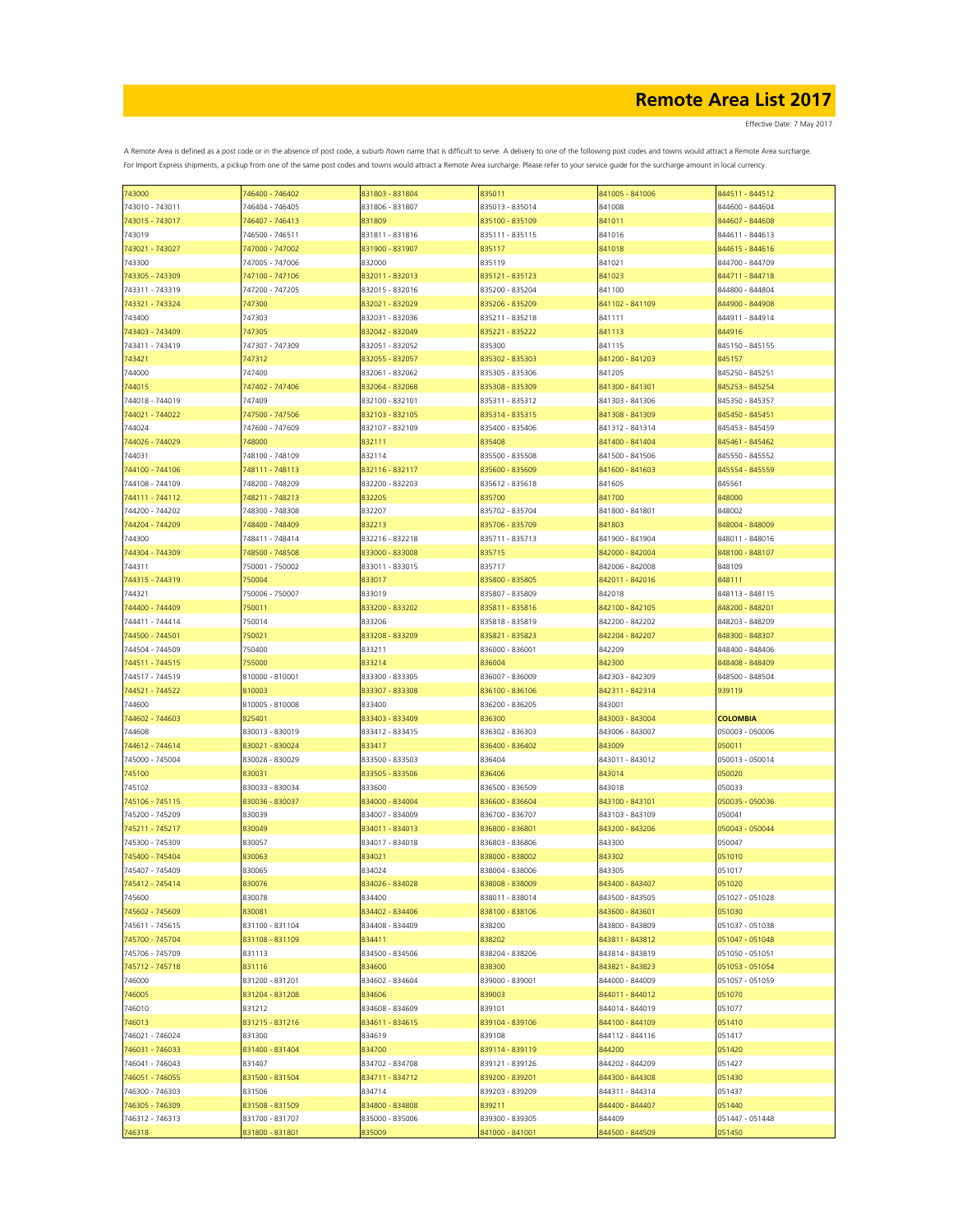# Remote Area List 2017

Effective Date: 7 May 2017

A Remote Area is defined as a post code or in the absence of post code, a suburb /town name that is difficult to serve. A delivery to one of the following post codes and towns would attract a Remote Area surcharge. For Import Express shipments, a pickup from one of the same post codes and towns would attract a Remote Area surcharge. Please refer to your service guide for the surcharge amount in local currency.

| | | | | | |
|---|---|---|---|---|---|
| 743000 | 746400 - 746402 | 831803 - 831804 | 835011 | 841005 - 841006 | 844511 - 844512 |
| 743010 - 743011 | 746404 - 746405 | 831806 - 831807 | 835013 - 835014 | 841008 | 844600 - 844604 |
| 743015 - 743017 | 746407 - 746413 | 831809 | 835100 - 835109 | 841011 | 844607 - 844608 |
| 743019 | 746500 - 746511 | 831811 - 831816 | 835111 - 835115 | 841016 | 844611 - 844613 |
| 743021 - 743027 | 747000 - 747002 | 831900 - 831907 | 835117 | 841018 | 844615 - 844616 |
| 743300 | 747005 - 747006 | 832000 | 835119 | 841021 | 844700 - 844709 |
| 743305 - 743309 | 747100 - 747106 | 832011 - 832013 | 835121 - 835123 | 841023 | 844711 - 844718 |
| 743311 - 743319 | 747200 - 747205 | 832015 - 832016 | 835200 - 835204 | 841100 | 844800 - 844804 |
| 743321 - 743324 | 747300 | 832021 - 832029 | 835206 - 835209 | 841102 - 841109 | 844900 - 844908 |
| 743400 | 747303 | 832031 - 832036 | 835211 - 835218 | 841111 | 844911 - 844914 |
| 743403 - 743409 | 747305 | 832042 - 832049 | 835221 - 835222 | 841113 | 844916 |
| 743411 - 743419 | 747307 - 747309 | 832051 - 832052 | 835300 | 841115 | 845150 - 845155 |
| 743421 | 747312 | 832055 - 832057 | 835302 - 835303 | 841200 - 841203 | 845157 |
| 744000 | 747400 | 832061 - 832062 | 835305 - 835306 | 841205 | 845250 - 845251 |
| 744015 | 747402 - 747406 | 832064 - 832068 | 835308 - 835309 | 841300 - 841301 | 845253 - 845254 |
| 744018 - 744019 | 747409 | 832100 - 832101 | 835311 - 835312 | 841303 - 841306 | 845350 - 845357 |
| 744021 - 744022 | 747500 - 747506 | 832103 - 832105 | 835314 - 835315 | 841308 - 841309 | 845450 - 845451 |
| 744024 | 747600 - 747609 | 832107 - 832109 | 835400 - 835406 | 841312 - 841314 | 845453 - 845459 |
| 744026 - 744029 | 748000 | 832111 | 835408 | 841400 - 841404 | 845461 - 845462 |
| 744031 | 748100 - 748109 | 832114 | 835500 - 835508 | 841500 - 841506 | 845550 - 845552 |
| 744100 - 744106 | 748111 - 748113 | 832116 - 832117 | 835600 - 835609 | 841600 - 841603 | 845554 - 845559 |
| 744108 - 744109 | 748200 - 748209 | 832200 - 832203 | 835612 - 835618 | 841605 | 845561 |
| 744111 - 744112 | 748211 - 748213 | 832205 | 835700 | 841700 | 848000 |
| 744200 - 744202 | 748300 - 748308 | 832207 | 835702 - 835704 | 841800 - 841801 | 848002 |
| 744204 - 744209 | 748400 - 748409 | 832213 | 835706 - 835709 | 841803 | 848004 - 848009 |
| 744300 | 748411 - 748414 | 832216 - 832218 | 835711 - 835713 | 841900 - 841904 | 848011 - 848016 |
| 744304 - 744309 | 748500 - 748508 | 833000 - 833008 | 835715 | 842000 - 842004 | 848100 - 848107 |
| 744311 | 750001 - 750002 | 833011 - 833015 | 835717 | 842006 - 842008 | 848109 |
| 744315 - 744319 | 750004 | 833017 | 835800 - 835805 | 842011 - 842016 | 848111 |
| 744321 | 750006 - 750007 | 833019 | 835807 - 835809 | 842018 | 848113 - 848115 |
| 744400 - 744409 | 750011 | 833200 - 833202 | 835811 - 835816 | 842100 - 842105 | 848200 - 848201 |
| 744411 - 744414 | 750014 | 833206 | 835818 - 835819 | 842200 - 842202 | 848203 - 848209 |
| 744500 - 744501 | 750021 | 833208 - 833209 | 835821 - 835823 | 842204 - 842207 | 848300 - 848307 |
| 744504 - 744509 | 750400 | 833211 | 836000 - 836001 | 842209 | 848400 - 848406 |
| 744511 - 744515 | 755000 | 833214 | 836004 | 842300 | 848408 - 848409 |
| 744517 - 744519 | 810000 - 810001 | 833300 - 833305 | 836007 - 836009 | 842303 - 842309 | 848500 - 848504 |
| 744521 - 744522 | 810003 | 833307 - 833308 | 836100 - 836106 | 842311 - 842314 | 939119 |
| 744600 | 810005 - 810008 | 833400 | 836200 - 836205 | 843001 | |
| 744602 - 744603 | 825401 | 833403 - 833409 | 836300 | 843003 - 843004 | **COLOMBIA** |
| 744608 | 830013 - 830019 | 833412 - 833415 | 836302 - 836303 | 843006 - 843007 | 050003 - 050006 |
| 744612 - 744614 | 830021 - 830024 | 833417 | 836400 - 836402 | 843009 | 050011 |
| 745000 - 745004 | 830028 - 830029 | 833500 - 833503 | 836404 | 843011 - 843012 | 050013 - 050014 |
| 745100 | 830031 | 833505 - 833506 | 836406 | 843014 | 050020 |
| 745102 | 830033 - 830034 | 833600 | 836500 - 836509 | 843018 | 050033 |
| 745106 - 745115 | 830036 - 830037 | 834000 - 834004 | 836600 - 836604 | 843100 - 843101 | 050035 - 050036 |
| 745200 - 745209 | 830039 | 834007 - 834009 | 836700 - 836707 | 843103 - 843109 | 050041 |
| 745211 - 745217 | 830049 | 834011 - 834013 | 836800 - 836801 | 843200 - 843206 | 050043 - 050044 |
| 745300 - 745309 | 830057 | 834017 - 834018 | 836803 - 836806 | 843300 | 050047 |
| 745400 - 745404 | 830063 | 834021 | 838000 - 838002 | 843302 | 051010 |
| 745407 - 745409 | 830065 | 834024 | 838004 - 838006 | 843305 | 051017 |
| 745412 - 745414 | 830076 | 834026 - 834028 | 838008 - 838009 | 843400 - 843407 | 051020 |
| 745600 | 830078 | 834400 | 838011 - 838014 | 843500 - 843505 | 051027 - 051028 |
| 745602 - 745609 | 830081 | 834402 - 834406 | 838100 - 838106 | 843600 - 843601 | 051030 |
| 745611 - 745615 | 831100 - 831104 | 834408 - 834409 | 838200 | 843800 - 843809 | 051037 - 051038 |
| 745700 - 745704 | 831108 - 831109 | 834411 | 838202 | 843811 - 843812 | 051047 - 051048 |
| 745706 - 745709 | 831113 | 834500 - 834506 | 838204 - 838206 | 843814 - 843819 | 051050 - 051051 |
| 745712 - 745718 | 831116 | 834600 | 838300 | 843821 - 843823 | 051053 - 051054 |
| 746000 | 831200 - 831201 | 834602 - 834604 | 839000 - 839001 | 844000 - 844009 | 051057 - 051059 |
| 746005 | 831204 - 831208 | 834606 | 839003 | 844011 - 844012 | 051070 |
| 746010 | 831212 | 834608 - 834609 | 839101 | 844014 - 844019 | 051077 |
| 746013 | 831215 - 831216 | 834611 - 834615 | 839104 - 839106 | 844100 - 844109 | 051410 |
| 746021 - 746024 | 831300 | 834619 | 839108 | 844112 - 844116 | 051417 |
| 746031 - 746033 | 831400 - 831404 | 834700 | 839114 - 839119 | 844200 | 051420 |
| 746041 - 746043 | 831407 | 834702 - 834708 | 839121 - 839126 | 844202 - 844209 | 051427 |
| 746051 - 746055 | 831500 - 831504 | 834711 - 834712 | 839200 - 839201 | 844300 - 844308 | 051430 |
| 746300 - 746303 | 831506 | 834714 | 839203 - 839209 | 844311 - 844314 | 051437 |
| 746305 - 746309 | 831508 - 831509 | 834800 - 834808 | 839211 | 844400 - 844407 | 051440 |
| 746312 - 746313 | 831700 - 831707 | 835000 - 835006 | 839300 - 839305 | 844409 | 051447 - 051448 |
| 746318 | 831800 - 831801 | 835009 | 841000 - 841001 | 844500 - 844509 | 051450 |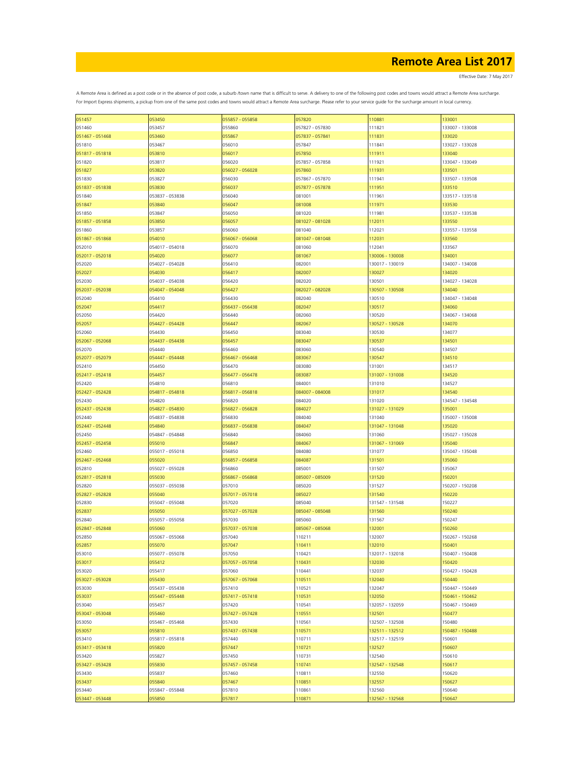# Remote Area List 2017

Effective Date: 7 May 2017

A Remote Area is defined as a post code or in the absence of post code, a suburb /town name that is difficult to serve. A delivery to one of the following post codes and towns would attract a Remote Area surcharge. For Import Express shipments, a pickup from one of the same post codes and towns would attract a Remote Area surcharge. Please refer to your service guide for the surcharge amount in local currency.

| | | | | | |
|---|---|---|---|---|---|
| 051457 | 053450 | 055857 - 055858 | 057820 | 110881 | 133001 |
| 051460 | 053457 | 055860 | 057827 - 057830 | 111821 | 133007 - 133008 |
| 051467 - 051468 | 053460 | 055867 | 057837 - 057841 | 111831 | 133020 |
| 051810 | 053467 | 056010 | 057847 | 111841 | 133027 - 133028 |
| 051817 - 051818 | 053810 | 056017 | 057850 | 111911 | 133040 |
| 051820 | 053817 | 056020 | 057857 - 057858 | 111921 | 133047 - 133049 |
| 051827 | 053820 | 056027 - 056028 | 057860 | 111931 | 133501 |
| 051830 | 053827 | 056030 | 057867 - 057870 | 111941 | 133507 - 133508 |
| 051837 - 051838 | 053830 | 056037 | 057877 - 057878 | 111951 | 133510 |
| 051840 | 053837 - 053838 | 056040 | 081001 | 111961 | 133517 - 133518 |
| 051847 | 053840 | 056047 | 081008 | 111971 | 133530 |
| 051850 | 053847 | 056050 | 081020 | 111981 | 133537 - 133538 |
| 051857 - 051858 | 053850 | 056057 | 081027 - 081028 | 112011 | 133550 |
| 051860 | 053857 | 056060 | 081040 | 112021 | 133557 - 133558 |
| 051867 - 051868 | 054010 | 056067 - 056068 | 081047 - 081048 | 112031 | 133560 |
| 052010 | 054017 - 054018 | 056070 | 081060 | 112041 | 133567 |
| 052017 - 052018 | 054020 | 056077 | 081067 | 130006 - 130008 | 134001 |
| 052020 | 054027 - 054028 | 056410 | 082001 | 130017 - 130019 | 134007 - 134008 |
| 052027 | 054030 | 056417 | 082007 | 130027 | 134020 |
| 052030 | 054037 - 054038 | 056420 | 082020 | 130501 | 134027 - 134028 |
| 052037 - 052038 | 054047 - 054048 | 056427 | 082027 - 082028 | 130507 - 130508 | 134040 |
| 052040 | 054410 | 056430 | 082040 | 130510 | 134047 - 134048 |
| 052047 | 054417 | 056437 - 056438 | 082047 | 130517 | 134060 |
| 052050 | 054420 | 056440 | 082060 | 130520 | 134067 - 134068 |
| 052057 | 054427 - 054428 | 056447 | 082067 | 130527 - 130528 | 134070 |
| 052060 | 054430 | 056450 | 083040 | 130530 | 134077 |
| 052067 - 052068 | 054437 - 054438 | 056457 | 083047 | 130537 | 134501 |
| 052070 | 054440 | 056460 | 083060 | 130540 | 134507 |
| 052077 - 052079 | 054447 - 054448 | 056467 - 056468 | 083067 | 130547 | 134510 |
| 052410 | 054450 | 056470 | 083080 | 131001 | 134517 |
| 052417 - 052418 | 054457 | 056477 - 056478 | 083087 | 131007 - 131008 | 134520 |
| 052420 | 054810 | 056810 | 084001 | 131010 | 134527 |
| 052427 - 052428 | 054817 - 054818 | 056817 - 056818 | 084007 - 084008 | 131017 | 134540 |
| 052430 | 054820 | 056820 | 084020 | 131020 | 134547 - 134548 |
| 052437 - 052438 | 054827 - 054830 | 056827 - 056828 | 084027 | 131027 - 131029 | 135001 |
| 052440 | 054837 - 054838 | 056830 | 084040 | 131040 | 135007 - 135008 |
| 052447 - 052448 | 054840 | 056837 - 056838 | 084047 | 131047 - 131048 | 135020 |
| 052450 | 054847 - 054848 | 056840 | 084060 | 131060 | 135027 - 135028 |
| 052457 - 052458 | 055010 | 056847 | 084067 | 131067 - 131069 | 135040 |
| 052460 | 055017 - 055018 | 056850 | 084080 | 131077 | 135047 - 135048 |
| 052467 - 052468 | 055020 | 056857 - 056858 | 084087 | 131501 | 135060 |
| 052810 | 055027 - 055028 | 056860 | 085001 | 131507 | 135067 |
| 052817 - 052818 | 055030 | 056867 - 056868 | 085007 - 085009 | 131520 | 150201 |
| 052820 | 055037 - 055038 | 057010 | 085020 | 131527 | 150207 - 150208 |
| 052827 - 052828 | 055040 | 057017 - 057018 | 085027 | 131540 | 150220 |
| 052830 | 055047 - 055048 | 057020 | 085040 | 131547 - 131548 | 150227 |
| 052837 | 055050 | 057027 - 057028 | 085047 - 085048 | 131560 | 150240 |
| 052840 | 055057 - 055058 | 057030 | 085060 | 131567 | 150247 |
| 052847 - 052848 | 055060 | 057037 - 057038 | 085067 - 085068 | 132001 | 150260 |
| 052850 | 055067 - 055068 | 057040 | 110211 | 132007 | 150267 - 150268 |
| 052857 | 055070 | 057047 | 110411 | 132010 | 150401 |
| 053010 | 055077 - 055078 | 057050 | 110421 | 132017 - 132018 | 150407 - 150408 |
| 053017 | 055412 | 057057 - 057058 | 110431 | 132030 | 150420 |
| 053020 | 055417 | 057060 | 110441 | 132037 | 150427 - 150428 |
| 053027 - 053028 | 055430 | 057067 - 057068 | 110511 | 132040 | 150440 |
| 053030 | 055437 - 055438 | 057410 | 110521 | 132047 | 150447 - 150449 |
| 053037 | 055447 - 055448 | 057417 - 057418 | 110531 | 132050 | 150461 - 150462 |
| 053040 | 055457 | 057420 | 110541 | 132057 - 132059 | 150467 - 150469 |
| 053047 - 053048 | 055460 | 057427 - 057428 | 110551 | 132501 | 150477 |
| 053050 | 055467 - 055468 | 057430 | 110561 | 132507 - 132508 | 150480 |
| 053057 | 055810 | 057437 - 057438 | 110571 | 132511 - 132512 | 150487 - 150488 |
| 053410 | 055817 - 055818 | 057440 | 110711 | 132517 - 132519 | 150601 |
| 053417 - 053418 | 055820 | 057447 | 110721 | 132527 | 150607 |
| 053420 | 055827 | 057450 | 110731 | 132540 | 150610 |
| 053427 - 053428 | 055830 | 057457 - 057458 | 110741 | 132547 - 132548 | 150617 |
| 053430 | 055837 | 057460 | 110811 | 132550 | 150620 |
| 053437 | 055840 | 057467 | 110851 | 132557 | 150627 |
| 053440 | 055847 - 055848 | 057810 | 110861 | 132560 | 150640 |
| 053447 - 053448 | 055850 | 057817 | 110871 | 132567 - 132568 | 150647 |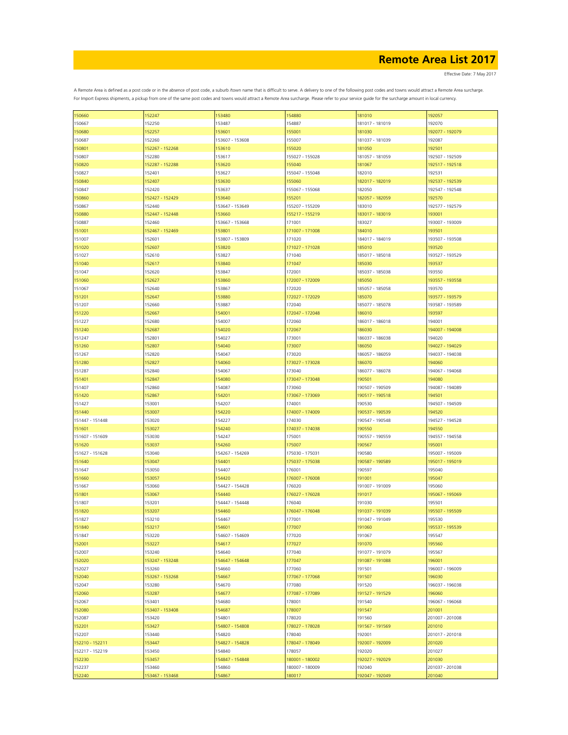# Remote Area List 2017

Effective Date: 7 May 2017

A Remote Area is defined as a post code or in the absence of post code, a suburb /town name that is difficult to serve. A delivery to one of the following post codes and towns would attract a Remote Area surcharge.
For Import Express shipments, a pickup from one of the same post codes and towns would attract a Remote Area surcharge. Please refer to your service guide for the surcharge amount in local currency.

| | | | | | |
|---|---|---|---|---|---|
| 150660 | 152247 | 153480 | 154880 | 181010 | 192057 |
| 150667 | 152250 | 153487 | 154887 | 181017 - 181019 | 192070 |
| 150680 | 152257 | 153601 | 155001 | 181030 | 192077 - 192079 |
| 150687 | 152260 | 153607 - 153608 | 155007 | 181037 - 181039 | 192087 |
| 150801 | 152267 - 152268 | 153610 | 155020 | 181050 | 192501 |
| 150807 | 152280 | 153617 | 155027 - 155028 | 181057 - 181059 | 192507 - 192509 |
| 150820 | 152287 - 152288 | 153620 | 155040 | 181067 | 192517 - 192518 |
| 150827 | 152401 | 153627 | 155047 - 155048 | 182010 | 192531 |
| 150840 | 152407 | 153630 | 155060 | 182017 - 182019 | 192537 - 192539 |
| 150847 | 152420 | 153637 | 155067 - 155068 | 182050 | 192547 - 192548 |
| 150860 | 152427 - 152429 | 153640 | 155201 | 182057 - 182059 | 192570 |
| 150867 | 152440 | 153647 - 153649 | 155207 - 155209 | 183010 | 192577 - 192579 |
| 150880 | 152447 - 152448 | 153660 | 155217 - 155219 | 183017 - 183019 | 193001 |
| 150887 | 152460 | 153667 - 153668 | 171001 | 183027 | 193007 - 193009 |
| 151001 | 152467 - 152469 | 153801 | 171007 - 171008 | 184010 | 193501 |
| 151007 | 152601 | 153807 - 153809 | 171020 | 184017 - 184019 | 193507 - 193508 |
| 151020 | 152607 | 153820 | 171027 - 171028 | 185010 | 193520 |
| 151027 | 152610 | 153827 | 171040 | 185017 - 185018 | 193527 - 193529 |
| 151040 | 152617 | 153840 | 171047 | 185030 | 193537 |
| 151047 | 152620 | 153847 | 172001 | 185037 - 185038 | 193550 |
| 151060 | 152627 | 153860 | 172007 - 172009 | 185050 | 193557 - 193558 |
| 151067 | 152640 | 153867 | 172020 | 185057 - 185058 | 193570 |
| 151201 | 152647 | 153880 | 172027 - 172029 | 185070 | 193577 - 193579 |
| 151207 | 152660 | 153887 | 172040 | 185077 - 185078 | 193587 - 193589 |
| 151220 | 152667 | 154001 | 172047 - 172048 | 186010 | 193597 |
| 151227 | 152680 | 154007 | 172060 | 186017 - 186018 | 194001 |
| 151240 | 152687 | 154020 | 172067 | 186030 | 194007 - 194008 |
| 151247 | 152801 | 154027 | 173001 | 186037 - 186038 | 194020 |
| 151260 | 152807 | 154040 | 173007 | 186050 | 194027 - 194029 |
| 151267 | 152820 | 154047 | 173020 | 186057 - 186059 | 194037 - 194038 |
| 151280 | 152827 | 154060 | 173027 - 173028 | 186070 | 194060 |
| 151287 | 152840 | 154067 | 173040 | 186077 - 186078 | 194067 - 194068 |
| 151401 | 152847 | 154080 | 173047 - 173048 | 190501 | 194080 |
| 151407 | 152860 | 154087 | 173060 | 190507 - 190509 | 194087 - 194089 |
| 151420 | 152867 | 154201 | 173067 - 173069 | 190517 - 190518 | 194501 |
| 151427 | 153001 | 154207 | 174001 | 190530 | 194507 - 194509 |
| 151440 | 153007 | 154220 | 174007 - 174009 | 190537 - 190539 | 194520 |
| 151447 - 151448 | 153020 | 154227 | 174030 | 190547 - 190548 | 194527 - 194528 |
| 151601 | 153027 | 154240 | 174037 - 174038 | 190550 | 194550 |
| 151607 - 151609 | 153030 | 154247 | 175001 | 190557 - 190559 | 194557 - 194558 |
| 151620 | 153037 | 154260 | 175007 | 190567 | 195001 |
| 151627 - 151628 | 153040 | 154267 - 154269 | 175030 - 175031 | 190580 | 195007 - 195009 |
| 151640 | 153047 | 154401 | 175037 - 175038 | 190587 - 190589 | 195017 - 195019 |
| 151647 | 153050 | 154407 | 176001 | 190597 | 195040 |
| 151660 | 153057 | 154420 | 176007 - 176008 | 191001 | 195047 |
| 151667 | 153060 | 154427 - 154428 | 176020 | 191007 - 191009 | 195060 |
| 151801 | 153067 | 154440 | 176027 - 176028 | 191017 | 195067 - 195069 |
| 151807 | 153201 | 154447 - 154448 | 176040 | 191030 | 195501 |
| 151820 | 153207 | 154460 | 176047 - 176048 | 191037 - 191039 | 195507 - 195509 |
| 151827 | 153210 | 154467 | 177001 | 191047 - 191049 | 195530 |
| 151840 | 153217 | 154601 | 177007 | 191060 | 195537 - 195539 |
| 151847 | 153220 | 154607 - 154609 | 177020 | 191067 | 195547 |
| 152001 | 153227 | 154617 | 177027 | 191070 | 195560 |
| 152007 | 153240 | 154640 | 177040 | 191077 - 191079 | 195567 |
| 152020 | 153247 - 153248 | 154647 - 154648 | 177047 | 191087 - 191088 | 196001 |
| 152027 | 153260 | 154660 | 177060 | 191501 | 196007 - 196009 |
| 152040 | 153267 - 153268 | 154667 | 177067 - 177068 | 191507 | 196030 |
| 152047 | 153280 | 154670 | 177080 | 191520 | 196037 - 196038 |
| 152060 | 153287 | 154677 | 177087 - 177089 | 191527 - 191529 | 196060 |
| 152067 | 153401 | 154680 | 178001 | 191540 | 196067 - 196068 |
| 152080 | 153407 - 153408 | 154687 | 178007 | 191547 | 201001 |
| 152087 | 153420 | 154801 | 178020 | 191560 | 201007 - 201008 |
| 152201 | 153427 | 154807 - 154808 | 178027 - 178028 | 191567 - 191569 | 201010 |
| 152207 | 153440 | 154820 | 178040 | 192001 | 201017 - 201018 |
| 152210 - 152211 | 153447 | 154827 - 154828 | 178047 - 178049 | 192007 - 192009 | 201020 |
| 152217 - 152219 | 153450 | 154840 | 178057 | 192020 | 201027 |
| 152230 | 153457 | 154847 - 154848 | 180001 - 180002 | 192027 - 192029 | 201030 |
| 152237 | 153460 | 154860 | 180007 - 180009 | 192040 | 201037 - 201038 |
| 152240 | 153467 - 153468 | 154867 | 180017 | 192047 - 192049 | 201040 |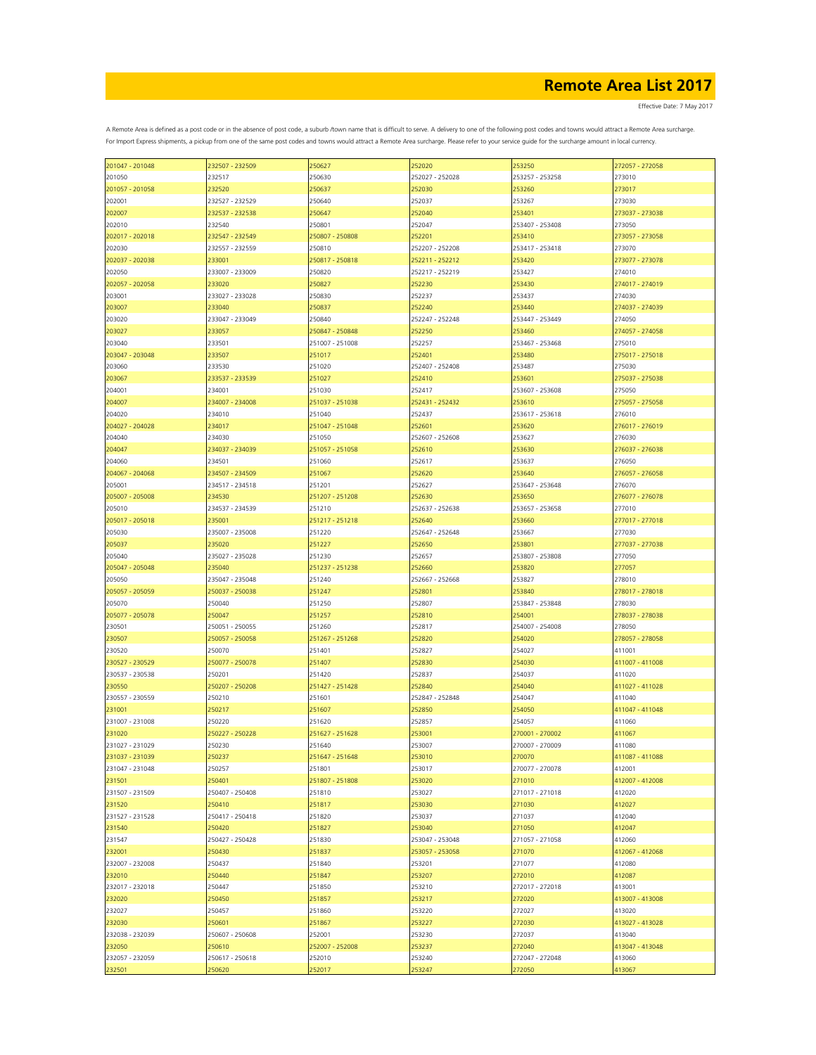# Remote Area List 2017

Effective Date: 7 May 2017

A Remote Area is defined as a post code or in the absence of post code, a suburb /town name that is difficult to serve. A delivery to one of the following post codes and towns would attract a Remote Area surcharge. For Import Express shipments, a pickup from one of the same post codes and towns would attract a Remote Area surcharge. Please refer to your service guide for the surcharge amount in local currency.

| | | | | | |
|---|---|---|---|---|---|
| 201047 - 201048 | 232507 - 232509 | 250627 | 252020 | 253250 | 272057 - 272058 |
| 201050 | 232517 | 250630 | 252027 - 252028 | 253257 - 253258 | 273010 |
| 201057 - 201058 | 232520 | 250637 | 252030 | 253260 | 273017 |
| 202001 | 232527 - 232529 | 250640 | 252037 | 253267 | 273030 |
| 202007 | 232537 - 232538 | 250647 | 252040 | 253401 | 273037 - 273038 |
| 202010 | 232540 | 250801 | 252047 | 253407 - 253408 | 273050 |
| 202017 - 202018 | 232547 - 232549 | 250807 - 250808 | 252201 | 253410 | 273057 - 273058 |
| 202030 | 232557 - 232559 | 250810 | 252207 - 252208 | 253417 - 253418 | 273070 |
| 202037 - 202038 | 233001 | 250817 - 250818 | 252211 - 252212 | 253420 | 273077 - 273078 |
| 202050 | 233007 - 233009 | 250820 | 252217 - 252219 | 253427 | 274010 |
| 202057 - 202058 | 233020 | 250827 | 252230 | 253430 | 274017 - 274019 |
| 203001 | 233027 - 233028 | 250830 | 252237 | 253437 | 274030 |
| 203007 | 233040 | 250837 | 252240 | 253440 | 274037 - 274039 |
| 203020 | 233047 - 233049 | 250840 | 252247 - 252248 | 253447 - 253449 | 274050 |
| 203027 | 233057 | 250847 - 250848 | 252250 | 253460 | 274057 - 274058 |
| 203040 | 233501 | 251007 - 251008 | 252257 | 253467 - 253468 | 275010 |
| 203047 - 203048 | 233507 | 251017 | 252401 | 253480 | 275017 - 275018 |
| 203060 | 233530 | 251020 | 252407 - 252408 | 253487 | 275030 |
| 203067 | 233537 - 233539 | 251027 | 252410 | 253601 | 275037 - 275038 |
| 204001 | 234001 | 251030 | 252417 | 253607 - 253608 | 275050 |
| 204007 | 234007 - 234008 | 251037 - 251038 | 252431 - 252432 | 253610 | 275057 - 275058 |
| 204020 | 234010 | 251040 | 252437 | 253617 - 253618 | 276010 |
| 204027 - 204028 | 234017 | 251047 - 251048 | 252601 | 253620 | 276017 - 276019 |
| 204040 | 234030 | 251050 | 252607 - 252608 | 253627 | 276030 |
| 204047 | 234037 - 234039 | 251057 - 251058 | 252610 | 253630 | 276037 - 276038 |
| 204060 | 234501 | 251060 | 252617 | 253637 | 276050 |
| 204067 - 204068 | 234507 - 234509 | 251067 | 252620 | 253640 | 276057 - 276058 |
| 205001 | 234517 - 234518 | 251201 | 252627 | 253647 - 253648 | 276070 |
| 205007 - 205008 | 234530 | 251207 - 251208 | 252630 | 253650 | 276077 - 276078 |
| 205010 | 234537 - 234539 | 251210 | 252637 - 252638 | 253657 - 253658 | 277010 |
| 205017 - 205018 | 235001 | 251217 - 251218 | 252640 | 253660 | 277017 - 277018 |
| 205030 | 235007 - 235008 | 251220 | 252647 - 252648 | 253667 | 277030 |
| 205037 | 235020 | 251227 | 252650 | 253801 | 277037 - 277038 |
| 205040 | 235027 - 235028 | 251230 | 252657 | 253807 - 253808 | 277050 |
| 205047 - 205048 | 235040 | 251237 - 251238 | 252660 | 253820 | 277057 |
| 205050 | 235047 - 235048 | 251240 | 252667 - 252668 | 253827 | 278010 |
| 205057 - 205059 | 250037 - 250038 | 251247 | 252801 | 253840 | 278017 - 278018 |
| 205070 | 250040 | 251250 | 252807 | 253847 - 253848 | 278030 |
| 205077 - 205078 | 250047 | 251257 | 252810 | 254001 | 278037 - 278038 |
| 230501 | 250051 - 250055 | 251260 | 252817 | 254007 - 254008 | 278050 |
| 230507 | 250057 - 250058 | 251267 - 251268 | 252820 | 254020 | 278057 - 278058 |
| 230520 | 250070 | 251401 | 252827 | 254027 | 411001 |
| 230527 - 230529 | 250077 - 250078 | 251407 | 252830 | 254030 | 411007 - 411008 |
| 230537 - 230538 | 250201 | 251420 | 252837 | 254037 | 411020 |
| 230550 | 250207 - 250208 | 251427 - 251428 | 252840 | 254040 | 411027 - 411028 |
| 230557 - 230559 | 250210 | 251601 | 252847 - 252848 | 254047 | 411040 |
| 231001 | 250217 | 251607 | 252850 | 254050 | 411047 - 411048 |
| 231007 - 231008 | 250220 | 251620 | 252857 | 254057 | 411060 |
| 231020 | 250227 - 250228 | 251627 - 251628 | 253001 | 270001 - 270002 | 411067 |
| 231027 - 231029 | 250230 | 251640 | 253007 | 270007 - 270009 | 411080 |
| 231037 - 231039 | 250237 | 251647 - 251648 | 253010 | 270070 | 411087 - 411088 |
| 231047 - 231048 | 250257 | 251801 | 253017 | 270077 - 270078 | 412001 |
| 231501 | 250401 | 251807 - 251808 | 253020 | 271010 | 412007 - 412008 |
| 231507 - 231509 | 250407 - 250408 | 251810 | 253027 | 271017 - 271018 | 412020 |
| 231520 | 250410 | 251817 | 253030 | 271030 | 412027 |
| 231527 - 231528 | 250417 - 250418 | 251820 | 253037 | 271037 | 412040 |
| 231540 | 250420 | 251827 | 253040 | 271050 | 412047 |
| 231547 | 250427 - 250428 | 251830 | 253047 - 253048 | 271057 - 271058 | 412060 |
| 232001 | 250430 | 251837 | 253057 - 253058 | 271070 | 412067 - 412068 |
| 232007 - 232008 | 250437 | 251840 | 253201 | 271077 | 412080 |
| 232010 | 250440 | 251847 | 253207 | 272010 | 412087 |
| 232017 - 232018 | 250447 | 251850 | 253210 | 272017 - 272018 | 413001 |
| 232020 | 250450 | 251857 | 253217 | 272020 | 413007 - 413008 |
| 232027 | 250457 | 251860 | 253220 | 272027 | 413020 |
| 232030 | 250601 | 251867 | 253227 | 272030 | 413027 - 413028 |
| 232038 - 232039 | 250607 - 250608 | 252001 | 253230 | 272037 | 413040 |
| 232050 | 250610 | 252007 - 252008 | 253237 | 272040 | 413047 - 413048 |
| 232057 - 232059 | 250617 - 250618 | 252010 | 253240 | 272047 - 272048 | 413060 |
| 232501 | 250620 | 252017 | 253247 | 272050 | 413067 |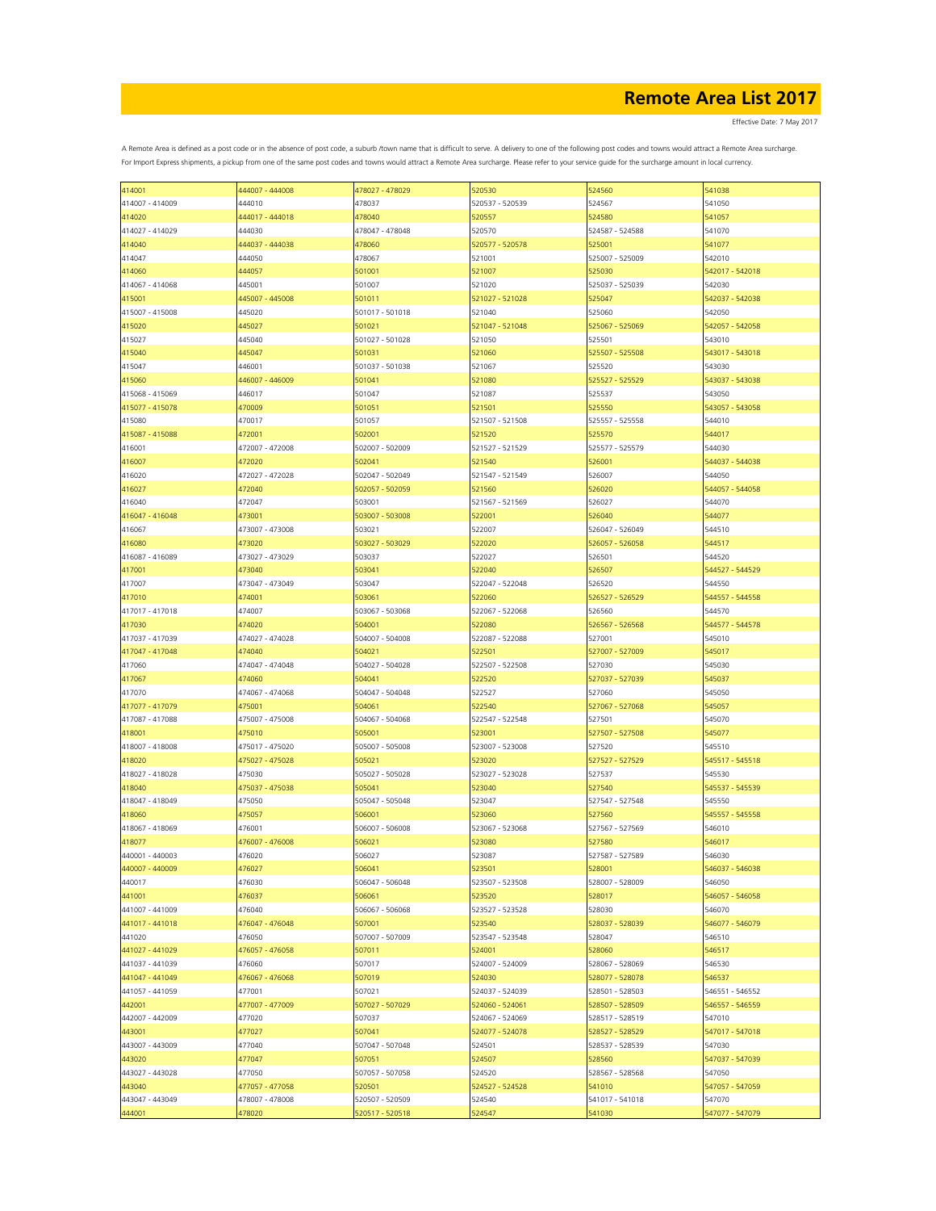# Remote Area List 2017

Effective Date: 7 May 2017

A Remote Area is defined as a post code or in the absence of post code, a suburb /town name that is difficult to serve. A delivery to one of the following post codes and towns would attract a Remote Area surcharge.
For Import Express shipments, a pickup from one of the same post codes and towns would attract a Remote Area surcharge. Please refer to your service guide for the surcharge amount in local currency.

| | | | | | |
|---|---|---|---|---|---|
| 414001 | 444007 - 444008 | 478027 - 478029 | 520530 | 524560 | 541038 |
| 414007 - 414009 | 444010 | 478037 | 520537 - 520539 | 524567 | 541050 |
| 414020 | 444017 - 444018 | 478040 | 520557 | 524580 | 541057 |
| 414027 - 414029 | 444030 | 478047 - 478048 | 520570 | 524587 - 524588 | 541070 |
| 414040 | 444037 - 444038 | 478060 | 520577 - 520578 | 525001 | 541077 |
| 414047 | 444050 | 478067 | 521001 | 525007 - 525009 | 542010 |
| 414060 | 444057 | 501001 | 521007 | 525030 | 542017 - 542018 |
| 414067 - 414068 | 445001 | 501007 | 521020 | 525037 - 525039 | 542030 |
| 415001 | 445007 - 445008 | 501011 | 521027 - 521028 | 525047 | 542037 - 542038 |
| 415007 - 415008 | 445020 | 501017 - 501018 | 521040 | 525060 | 542050 |
| 415020 | 445027 | 501021 | 521047 - 521048 | 525067 - 525069 | 542057 - 542058 |
| 415027 | 445040 | 501027 - 501028 | 521050 | 525501 | 543010 |
| 415040 | 445047 | 501031 | 521060 | 525507 - 525508 | 543017 - 543018 |
| 415047 | 446001 | 501037 - 501038 | 521067 | 525520 | 543030 |
| 415060 | 446007 - 446009 | 501041 | 521080 | 525527 - 525529 | 543037 - 543038 |
| 415068 - 415069 | 446017 | 501047 | 521087 | 525537 | 543050 |
| 415077 - 415078 | 470009 | 501051 | 521501 | 525550 | 543057 - 543058 |
| 415080 | 470017 | 501057 | 521507 - 521508 | 525557 - 525558 | 544010 |
| 415087 - 415088 | 472001 | 502001 | 521520 | 525570 | 544017 |
| 416001 | 472007 - 472008 | 502007 - 502009 | 521527 - 521529 | 525577 - 525579 | 544030 |
| 416007 | 472020 | 502041 | 521540 | 526001 | 544037 - 544038 |
| 416020 | 472027 - 472028 | 502047 - 502049 | 521547 - 521549 | 526007 | 544050 |
| 416027 | 472040 | 502057 - 502059 | 521560 | 526020 | 544057 - 544058 |
| 416040 | 472047 | 503001 | 521567 - 521569 | 526027 | 544070 |
| 416047 - 416048 | 473001 | 503007 - 503008 | 522001 | 526040 | 544077 |
| 416067 | 473007 - 473008 | 503021 | 522007 | 526047 - 526049 | 544510 |
| 416080 | 473020 | 503027 - 503029 | 522020 | 526057 - 526058 | 544517 |
| 416087 - 416089 | 473027 - 473029 | 503037 | 522027 | 526501 | 544520 |
| 417001 | 473040 | 503041 | 522040 | 526507 | 544527 - 544529 |
| 417007 | 473047 - 473049 | 503047 | 522047 - 522048 | 526520 | 544550 |
| 417010 | 474001 | 503061 | 522060 | 526527 - 526529 | 544557 - 544558 |
| 417017 - 417018 | 474007 | 503067 - 503068 | 522067 - 522068 | 526560 | 544570 |
| 417030 | 474020 | 504001 | 522080 | 526567 - 526568 | 544577 - 544578 |
| 417037 - 417039 | 474027 - 474028 | 504007 - 504008 | 522087 - 522088 | 527001 | 545010 |
| 417047 - 417048 | 474040 | 504021 | 522501 | 527007 - 527009 | 545017 |
| 417060 | 474047 - 474048 | 504027 - 504028 | 522507 - 522508 | 527030 | 545030 |
| 417067 | 474060 | 504041 | 522520 | 527037 - 527039 | 545037 |
| 417070 | 474067 - 474068 | 504047 - 504048 | 522527 | 527060 | 545050 |
| 417077 - 417079 | 475001 | 504061 | 522540 | 527067 - 527068 | 545057 |
| 417087 - 417088 | 475007 - 475008 | 504067 - 504068 | 522547 - 522548 | 527501 | 545070 |
| 418001 | 475010 | 505001 | 523001 | 527507 - 527508 | 545077 |
| 418007 - 418008 | 475017 - 475020 | 505007 - 505008 | 523007 - 523008 | 527520 | 545510 |
| 418020 | 475027 - 475028 | 505021 | 523020 | 527527 - 527529 | 545517 - 545518 |
| 418027 - 418028 | 475030 | 505027 - 505028 | 523027 - 523028 | 527537 | 545530 |
| 418040 | 475037 - 475038 | 505041 | 523040 | 527540 | 545537 - 545539 |
| 418047 - 418049 | 475050 | 505047 - 505048 | 523047 | 527547 - 527548 | 545550 |
| 418060 | 475057 | 506001 | 523060 | 527560 | 545557 - 545558 |
| 418067 - 418069 | 476001 | 506007 - 506008 | 523067 - 523068 | 527567 - 527569 | 546010 |
| 418077 | 476007 - 476008 | 506021 | 523080 | 527580 | 546017 |
| 440001 - 440003 | 476020 | 506027 | 523087 | 527587 - 527589 | 546030 |
| 440007 - 440009 | 476027 | 506041 | 523501 | 528001 | 546037 - 546038 |
| 440017 | 476030 | 506047 - 506048 | 523507 - 523508 | 528007 - 528009 | 546050 |
| 441001 | 476037 | 506061 | 523520 | 528017 | 546057 - 546058 |
| 441007 - 441009 | 476040 | 506067 - 506068 | 523527 - 523528 | 528030 | 546070 |
| 441017 - 441018 | 476047 - 476048 | 507001 | 523540 | 528037 - 528039 | 546077 - 546079 |
| 441020 | 476050 | 507007 - 507009 | 523547 - 523548 | 528047 | 546510 |
| 441027 - 441029 | 476057 - 476058 | 507011 | 524001 | 528060 | 546517 |
| 441037 - 441039 | 476060 | 507017 | 524007 - 524009 | 528067 - 528069 | 546530 |
| 441047 - 441049 | 476067 - 476068 | 507019 | 524030 | 528077 - 528078 | 546537 |
| 441057 - 441059 | 477001 | 507021 | 524037 - 524039 | 528501 - 528503 | 546551 - 546552 |
| 442001 | 477007 - 477009 | 507027 - 507029 | 524060 - 524061 | 528507 - 528509 | 546557 - 546559 |
| 442007 - 442009 | 477020 | 507037 | 524067 - 524069 | 528517 - 528519 | 547010 |
| 443001 | 477027 | 507041 | 524077 - 524078 | 528527 - 528529 | 547017 - 547018 |
| 443007 - 443009 | 477040 | 507047 - 507048 | 524501 | 528537 - 528539 | 547030 |
| 443020 | 477047 | 507051 | 524507 | 528560 | 547037 - 547039 |
| 443027 - 443028 | 477050 | 507057 - 507058 | 524520 | 528567 - 528568 | 547050 |
| 443040 | 477057 - 477058 | 520501 | 524527 - 524528 | 541010 | 547057 - 547059 |
| 443047 - 443049 | 478007 - 478008 | 520507 - 520509 | 524540 | 541017 - 541018 | 547070 |
| 444001 | 478020 | 520517 - 520518 | 524547 | 541030 | 547077 - 547079 |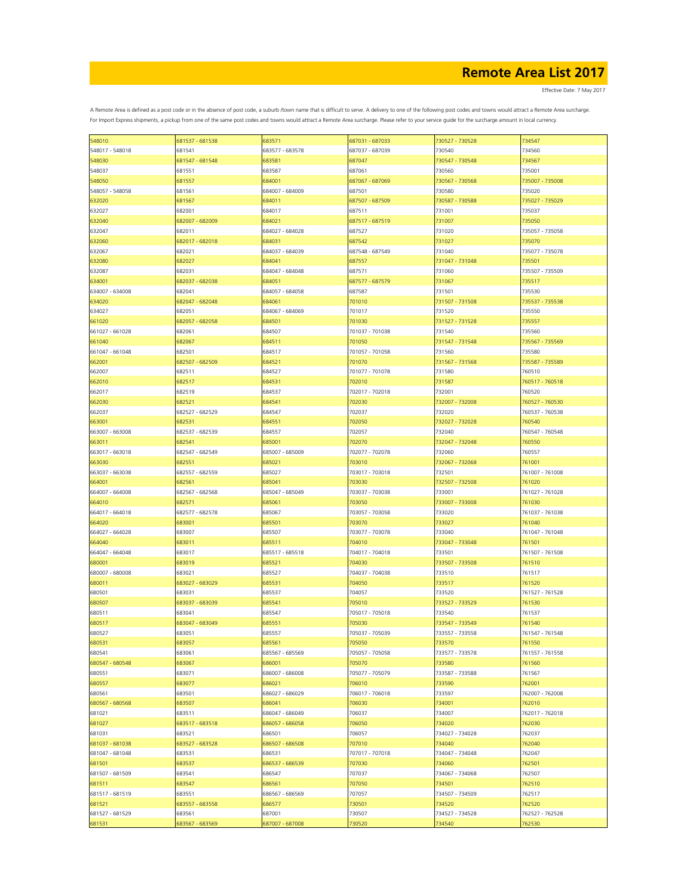# Remote Area List 2017

Effective Date: 7 May 2017

A Remote Area is defined as a post code or in the absence of post code, a suburb /town name that is difficult to serve. A delivery to one of the following post codes and towns would attract a Remote Area surcharge.
For Import Express shipments, a pickup from one of the same post codes and towns would attract a Remote Area surcharge. Please refer to your service guide for the surcharge amount in local currency.

| | | | | | |
|---|---|---|---|---|---|
| 548010 | 681537 - 681538 | 683571 | 687031 - 687033 | 730527 - 730528 | 734547 |
| 548017 - 548018 | 681541 | 683577 - 683578 | 687037 - 687039 | 730540 | 734560 |
| 548030 | 681547 - 681548 | 683581 | 687047 | 730547 - 730548 | 734567 |
| 548037 | 681551 | 683587 | 687061 | 730560 | 735001 |
| 548050 | 681557 | 684001 | 687067 - 687069 | 730567 - 730568 | 735007 - 735008 |
| 548057 - 548058 | 681561 | 684007 - 684009 | 687501 | 730580 | 735020 |
| 632020 | 681567 | 684011 | 687507 - 687509 | 730587 - 730588 | 735027 - 735029 |
| 632027 | 682001 | 684017 | 687511 | 731001 | 735037 |
| 632040 | 682007 - 682009 | 684021 | 687517 - 687519 | 731007 | 735050 |
| 632047 | 682011 | 684027 - 684028 | 687527 | 731020 | 735057 - 735058 |
| 632060 | 682017 - 682018 | 684031 | 687542 | 731027 | 735070 |
| 632067 | 682021 | 684037 - 684039 | 687548 - 687549 | 731040 | 735077 - 735078 |
| 632080 | 682027 | 684041 | 687557 | 731047 - 731048 | 735501 |
| 632087 | 682031 | 684047 - 684048 | 687571 | 731060 | 735507 - 735509 |
| 634001 | 682037 - 682038 | 684051 | 687577 - 687579 | 731067 | 735517 |
| 634007 - 634008 | 682041 | 684057 - 684058 | 687587 | 731501 | 735530 |
| 634020 | 682047 - 682048 | 684061 | 701010 | 731507 - 731508 | 735537 - 735538 |
| 634027 | 682051 | 684067 - 684069 | 701017 | 731520 | 735550 |
| 661020 | 682057 - 682058 | 684501 | 701030 | 731527 - 731528 | 735557 |
| 661027 - 661028 | 682061 | 684507 | 701037 - 701038 | 731540 | 735560 |
| 661040 | 682067 | 684511 | 701050 | 731547 - 731548 | 735567 - 735569 |
| 661047 - 661048 | 682501 | 684517 | 701057 - 701058 | 731560 | 735580 |
| 662001 | 682507 - 682509 | 684521 | 701070 | 731567 - 731568 | 735587 - 735589 |
| 662007 | 682511 | 684527 | 701077 - 701078 | 731580 | 760510 |
| 662010 | 682517 | 684531 | 702010 | 731587 | 760517 - 760518 |
| 662017 | 682519 | 684537 | 702017 - 702018 | 732001 | 760520 |
| 662030 | 682521 | 684541 | 702030 | 732007 - 732008 | 760527 - 760530 |
| 662037 | 682527 - 682529 | 684547 | 702037 | 732020 | 760537 - 760538 |
| 663001 | 682531 | 684551 | 702050 | 732027 - 732028 | 760540 |
| 663007 - 663008 | 682537 - 682539 | 684557 | 702057 | 732040 | 760547 - 760548 |
| 663011 | 682541 | 685001 | 702070 | 732047 - 732048 | 760550 |
| 663017 - 663018 | 682547 - 682549 | 685007 - 685009 | 702077 - 702078 | 732060 | 760557 |
| 663030 | 682551 | 685021 | 703010 | 732067 - 732068 | 761001 |
| 663037 - 663038 | 682557 - 682559 | 685027 | 703017 - 703018 | 732501 | 761007 - 761008 |
| 664001 | 682561 | 685041 | 703030 | 732507 - 732508 | 761020 |
| 664007 - 664008 | 682567 - 682568 | 685047 - 685049 | 703037 - 703038 | 733001 | 761027 - 761028 |
| 664010 | 682571 | 685061 | 703050 | 733007 - 733008 | 761030 |
| 664017 - 664018 | 682577 - 682578 | 685067 | 703057 - 703058 | 733020 | 761037 - 761038 |
| 664020 | 683001 | 685501 | 703070 | 733027 | 761040 |
| 664027 - 664028 | 683007 | 685507 | 703077 - 703078 | 733040 | 761047 - 761048 |
| 664040 | 683011 | 685511 | 704010 | 733047 - 733048 | 761501 |
| 664047 - 664048 | 683017 | 685517 - 685518 | 704017 - 704018 | 733501 | 761507 - 761508 |
| 680001 | 683019 | 685521 | 704030 | 733507 - 733508 | 761510 |
| 680007 - 680008 | 683021 | 685527 | 704037 - 704038 | 733510 | 761517 |
| 680011 | 683027 - 683029 | 685531 | 704050 | 733517 | 761520 |
| 680501 | 683031 | 685537 | 704057 | 733520 | 761527 - 761528 |
| 680507 | 683037 - 683039 | 685541 | 705010 | 733527 - 733529 | 761530 |
| 680511 | 683041 | 685547 | 705017 - 705018 | 733540 | 761537 |
| 680517 | 683047 - 683049 | 685551 | 705030 | 733547 - 733549 | 761540 |
| 680527 | 683051 | 685557 | 705037 - 705039 | 733557 - 733558 | 761547 - 761548 |
| 680531 | 683057 | 685561 | 705050 | 733570 | 761550 |
| 680541 | 683061 | 685567 - 685569 | 705057 - 705058 | 733577 - 733578 | 761557 - 761558 |
| 680547 - 680548 | 683067 | 686001 | 705070 | 733580 | 761560 |
| 680551 | 683071 | 686007 - 686008 | 705077 - 705079 | 733587 - 733588 | 761567 |
| 680557 | 683077 | 686021 | 706010 | 733590 | 762001 |
| 680561 | 683501 | 686027 - 686029 | 706017 - 706018 | 733597 | 762007 - 762008 |
| 680567 - 680568 | 683507 | 686041 | 706030 | 734001 | 762010 |
| 681021 | 683511 | 686047 - 686049 | 706037 | 734007 | 762017 - 762018 |
| 681027 | 683517 - 683518 | 686057 - 686058 | 706050 | 734020 | 762030 |
| 681031 | 683521 | 686501 | 706057 | 734027 - 734028 | 762037 |
| 681037 - 681038 | 683527 - 683528 | 686507 - 686508 | 707010 | 734040 | 762040 |
| 681047 - 681048 | 683531 | 686531 | 707017 - 707018 | 734047 - 734048 | 762047 |
| 681501 | 683537 | 686537 - 686539 | 707030 | 734060 | 762501 |
| 681507 - 681509 | 683541 | 686547 | 707037 | 734067 - 734068 | 762507 |
| 681511 | 683547 | 686561 | 707050 | 734501 | 762510 |
| 681517 - 681519 | 683551 | 686567 - 686569 | 707057 | 734507 - 734509 | 762517 |
| 681521 | 683557 - 683558 | 686577 | 730501 | 734520 | 762520 |
| 681527 - 681529 | 683561 | 687001 | 730507 | 734527 - 734528 | 762527 - 762528 |
| 681531 | 683567 - 683569 | 687007 - 687008 | 730520 | 734540 | 762530 |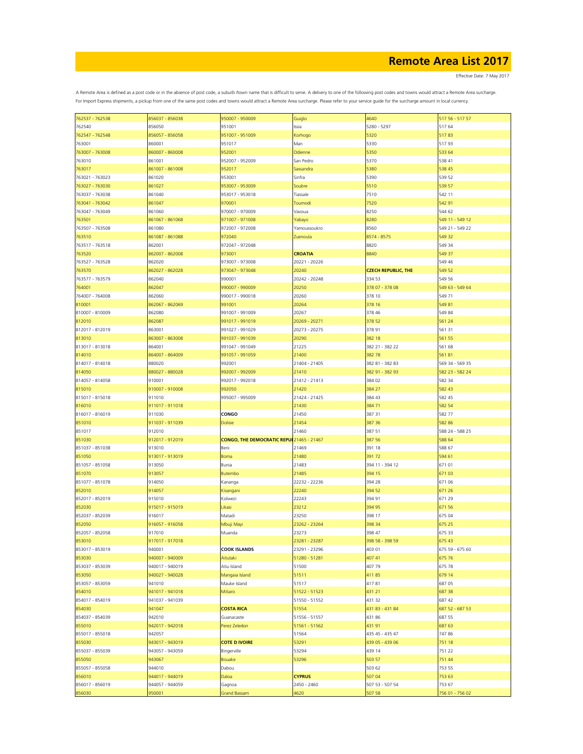# Remote Area List 2017

Effective Date: 7 May 2017

A Remote Area is defined as a post code or in the absence of post code, a suburb /town name that is difficult to serve. A delivery to one of the following post codes and towns would attract a Remote Area surcharge.
For Import Express shipments, a pickup from one of the same post codes and towns would attract a Remote Area surcharge. Please refer to your service guide for the surcharge amount in local currency.

| | | | | | |
|---|---|---|---|---|---|
| 762537 - 762538 | 856037 - 856038 | 950007 - 950009 | Guiglo | 4640 | 517 56 - 517 57 |
| 762540 | 856050 | 951001 | Issia | 5280 - 5297 | 517 64 |
| 762547 - 762548 | 856057 - 856058 | 951007 - 951009 | Korhogo | 5320 | 517 83 |
| 763001 | 860001 | 951017 | Man | 5330 | 517 93 |
| 763007 - 763008 | 860007 - 860008 | 952001 | Odienne | 5350 | 533 64 |
| 763010 | 861001 | 952007 - 952009 | San Pedro | 5370 | 538 41 |
| 763017 | 861007 - 861008 | 952017 | Sassandra | 5380 | 538 45 |
| 763021 - 763023 | 861020 | 953001 | Sinfra | 5390 | 539 52 |
| 763027 - 763030 | 861027 | 953007 - 953009 | Soubre | 5510 | 539 57 |
| 763037 - 763038 | 861040 | 953017 - 953018 | Tiassale | 7510 | 542 11 |
| 763041 - 763042 | 861047 | 970001 | Toumodi | 7520 | 542 91 |
| 763047 - 763049 | 861060 | 970007 - 970009 | Vavoua | 8250 | 544 62 |
| 763501 | 861067 - 861068 | 971007 - 971008 | Yabayo | 8280 | 549 11 - 549 12 |
| 763507 - 763508 | 861080 | 972007 - 972008 | Yamoussoukro | 8560 | 549 21 - 549 22 |
| 763510 | 861087 - 861088 | 972040 | Zuenoula | 8574 - 8575 | 549 32 |
| 763517 - 763518 | 862001 | 972047 - 972048 | | 8820 | 549 34 |
| 763520 | 862007 - 862008 | 973001 | **CROATIA** | 8840 | 549 37 |
| 763527 - 763528 | 862020 | 973007 - 973008 | 20221 - 20226 | | 549 46 |
| 763570 | 862027 - 862028 | 973047 - 973048 | 20240 | **CZECH REPUBLIC, THE** | 549 52 |
| 763577 - 763579 | 862040 | 990001 | 20242 - 20248 | 334 53 | 549 56 |
| 764001 | 862047 | 990007 - 990009 | 20250 | 378 07 - 378 08 | 549 63 - 549 64 |
| 764007 - 764008 | 862060 | 990017 - 990018 | 20260 | 378 10 | 549 71 |
| 810001 | 862067 - 862069 | 991001 | 20264 | 378 16 | 549 81 |
| 810007 - 810009 | 862080 | 991007 - 991009 | 20267 | 378 46 | 549 84 |
| 812010 | 862087 | 991017 - 991019 | 20269 - 20271 | 378 52 | 561 24 |
| 812017 - 812019 | 863001 | 991027 - 991029 | 20273 - 20275 | 378 91 | 561 31 |
| 813010 | 863007 - 863008 | 991037 - 991039 | 20290 | 382 18 | 561 55 |
| 813017 - 813018 | 864001 | 991047 - 991049 | 21225 | 382 21 - 382 22 | 561 68 |
| 814010 | 864007 - 864009 | 991057 - 991059 | 21400 | 382 78 | 561 81 |
| 814017 - 814018 | 880020 | 992001 | 21404 - 21405 | 382 81 - 382 83 | 569 34 - 569 35 |
| 814050 | 880027 - 880028 | 992007 - 992009 | 21410 | 382 91 - 382 93 | 582 23 - 582 24 |
| 814057 - 814058 | 910001 | 992017 - 992018 | 21412 - 21413 | 384 02 | 582 34 |
| 815010 | 910007 - 910008 | 992050 | 21420 | 384 27 | 582 43 |
| 815017 - 815018 | 911010 | 995007 - 995009 | 21424 - 21425 | 384 43 | 582 45 |
| 816010 | 911017 - 911018 | | 21430 | 384 71 | 582 54 |
| 816017 - 816019 | 911030 | **CONGO** | 21450 | 387 31 | 582 77 |
| 851010 | 911037 - 911039 | Dolisie | 21454 | 387 36 | 582 86 |
| 851017 | 912010 | | 21460 | 387 51 | 588 24 - 588 25 |
| 851030 | 912017 - 912019 | **CONGO, THE DEMOCRATIC REPUI** | 21465 - 21467 | 387 56 | 588 64 |
| 851037 - 851038 | 913010 | Beni | 21469 | 391 18 | 588 67 |
| 851050 | 913017 - 913019 | Boma | 21480 | 391 72 | 594 61 |
| 851057 - 851058 | 913050 | Bunia | 21483 | 394 11 - 394 12 | 671 01 |
| 851070 | 913057 | Butembo | 21485 | 394 15 | 671 03 |
| 851077 - 851078 | 914050 | Kananga | 22232 - 22236 | 394 28 | 671 06 |
| 852010 | 914057 | Kisangani | 22240 | 394 52 | 671 26 |
| 852017 - 852019 | 915010 | Kolwezi | 22243 | 394 91 | 671 29 |
| 852030 | 915017 - 915019 | Likasi | 23212 | 394 95 | 671 56 |
| 852037 - 852039 | 916017 | Matadi | 23250 | 398 17 | 675 04 |
| 852050 | 916057 - 916058 | Mbuji Mayi | 23262 - 23264 | 398 34 | 675 25 |
| 852057 - 852058 | 917010 | Muanda | 23273 | 398 47 | 675 33 |
| 853010 | 917017 - 917018 | | 23281 - 23287 | 398 58 - 398 59 | 675 43 |
| 853017 - 853019 | 940001 | **COOK ISLANDS** | 23291 - 23296 | 403 01 | 675 59 - 675 60 |
| 853030 | 940007 - 940009 | Aitutaki | 51280 - 51281 | 407 41 | 675 76 |
| 853037 - 853039 | 940017 - 940019 | Atiu Island | 51500 | 407 79 | 675 78 |
| 853050 | 940027 - 940028 | Mangaia Island | 51511 | 411 85 | 679 14 |
| 853057 - 853059 | 941010 | Mauke Island | 51517 | 417 81 | 687 05 |
| 854010 | 941017 - 941018 | Mitiaro | 51522 - 51523 | 431 21 | 687 38 |
| 854017 - 854019 | 941037 - 941039 | | 51550 - 51552 | 431 32 | 687 42 |
| 854030 | 941047 | **COSTA RICA** | 51554 | 431 83 - 431 84 | 687 52 - 687 53 |
| 854037 - 854039 | 942010 | Guanacaste | 51556 - 51557 | 431 86 | 687 55 |
| 855010 | 942017 - 942018 | Perez Zeledon | 51561 - 51562 | 431 91 | 687 63 |
| 855017 - 855018 | 942057 | | 51564 | 435 45 - 435 47 | 747 86 |
| 855030 | 943017 - 943019 | **COTE D IVOIRE** | 53291 | 439 05 - 439 06 | 751 18 |
| 855037 - 855039 | 943057 - 943059 | Bingerville | 53294 | 439 14 | 751 22 |
| 855050 | 943067 | Bouake | 53296 | 503 57 | 751 44 |
| 855057 - 855058 | 944010 | Dabou | | 503 62 | 753 55 |
| 856010 | 944017 - 944019 | Daloa | **CYPRUS** | 507 04 | 753 63 |
| 856017 - 856019 | 944057 - 944059 | Gagnoa | 2450 - 2460 | 507 53 - 507 54 | 753 67 |
| 856030 | 950001 | Grand Bassam | 4620 | 507 58 | 756 01 - 756 02 |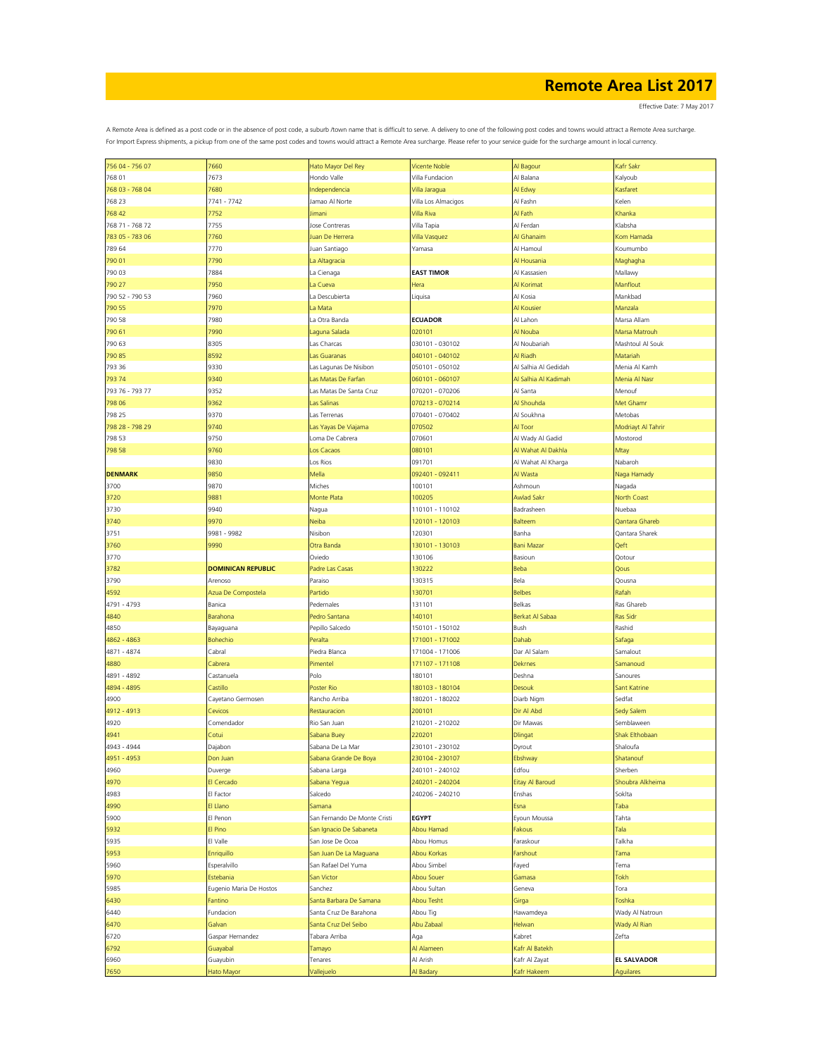# Remote Area List 2017

Effective Date: 7 May 2017

A Remote Area is defined as a post code or in the absence of post code, a suburb /town name that is difficult to serve. A delivery to one of the following post codes and towns would attract a Remote Area surcharge.
For Import Express shipments, a pickup from one of the same post codes and towns would attract a Remote Area surcharge. Please refer to your service guide for the surcharge amount in local currency.

| | | | | | |
|---|---|---|---|---|---|
| 756 04 - 756 07 | 7660 | Hato Mayor Del Rey | Vicente Noble | Al Bagour | Kafr Sakr |
| 768 01 | 7673 | Hondo Valle | Villa Fundacion | Al Balana | Kalyoub |
| 768 03 - 768 04 | 7680 | Independencia | Villa Jaragua | Al Edwy | Kasfaret |
| 768 23 | 7741 - 7742 | Jamao Al Norte | Villa Los Almacigos | Al Fashn | Kelen |
| 768 42 | 7752 | Jimani | Villa Riva | Al Fath | Khanka |
| 768 71 - 768 72 | 7755 | Jose Contreras | Villa Tapia | Al Ferdan | Klabsha |
| 783 05 - 783 06 | 7760 | Juan De Herrera | Villa Vasquez | Al Ghanaim | Kom Hamada |
| 789 64 | 7770 | Juan Santiago | Yamasa | Al Hamoul | Koumumbo |
| 790 01 | 7790 | La Altagracia | | Al Housania | Maghagha |
| 790 03 | 7884 | La Cienaga | **EAST TIMOR** | Al Kassasien | Mallawy |
| 790 27 | 7950 | La Cueva | Hera | Al Korimat | Manflout |
| 790 52 - 790 53 | 7960 | La Descubierta | Liquisa | Al Kosia | Mankbad |
| 790 55 | 7970 | La Mata | | Al Kousier | Manzala |
| 790 58 | 7980 | La Otra Banda | **ECUADOR** | Al Lahon | Marsa Allam |
| 790 61 | 7990 | Laguna Salada | 020101 | Al Nouba | Marsa Matrouh |
| 790 63 | 8305 | Las Charcas | 030101 - 030102 | Al Noubariah | Mashtoul Al Souk |
| 790 85 | 8592 | Las Guaranas | 040101 - 040102 | Al Riadh | Matariah |
| 793 36 | 9330 | Las Lagunas De Nisibon | 050101 - 050102 | Al Salhia Al Gedidah | Menia Al Kamh |
| 793 74 | 9340 | Las Matas De Farfan | 060101 - 060107 | Al Salhia Al Kadimah | Menia Al Nasr |
| 793 76 - 793 77 | 9352 | Las Matas De Santa Cruz | 070201 - 070206 | Al Santa | Menouf |
| 798 06 | 9362 | Las Salinas | 070213 - 070214 | Al Shouhda | Met Ghamr |
| 798 25 | 9370 | Las Terrenas | 070401 - 070402 | Al Soukhna | Metobas |
| 798 28 - 798 29 | 9740 | Las Yayas De Viajama | 070502 | Al Toor | Modriayt Al Tahrir |
| 798 53 | 9750 | Loma De Cabrera | 070601 | Al Wady Al Gadid | Mostorod |
| 798 58 | 9760 | Los Cacaos | 080101 | Al Wahat Al Dakhla | Mtay |
| | 9830 | Los Rios | 091701 | Al Wahat Al Kharga | Nabaroh |
| **DENMARK** | 9850 | Mella | 092401 - 092411 | Al Wasta | Naga Hamady |
| 3700 | 9870 | Miches | 100101 | Ashmoun | Nagada |
| 3720 | 9881 | Monte Plata | 100205 | Awlad Sakr | North Coast |
| 3730 | 9940 | Nagua | 110101 - 110102 | Badrasheen | Nuebaa |
| 3740 | 9970 | Neiba | 120101 - 120103 | Balteem | Qantara Ghareb |
| 3751 | 9981 - 9982 | Nisibon | 120301 | Banha | Qantara Sharek |
| 3760 | 9990 | Otra Banda | 130101 - 130103 | Bani Mazar | Qeft |
| 3770 | | Oviedo | 130106 | Basioun | Qotour |
| 3782 | **DOMINICAN REPUBLIC** | Padre Las Casas | 130222 | Beba | Qous |
| 3790 | Arenoso | Paraiso | 130315 | Bela | Qousna |
| 4592 | Azua De Compostela | Partido | 130701 | Belbes | Rafah |
| 4791 - 4793 | Banica | Pedernales | 131101 | Belkas | Ras Ghareb |
| 4840 | Barahona | Pedro Santana | 140101 | Berkat Al Sabaa | Ras Sidr |
| 4850 | Bayaguana | Pepillo Salcedo | 150101 - 150102 | Bush | Rashid |
| 4862 - 4863 | Bohechio | Peralta | 171001 - 171002 | Dahab | Safaga |
| 4871 - 4874 | Cabral | Piedra Blanca | 171004 - 171006 | Dar Al Salam | Samalout |
| 4880 | Cabrera | Pimentel | 171107 - 171108 | Dekrnes | Samanoud |
| 4891 - 4892 | Castanuela | Polo | 180101 | Deshna | Sanoures |
| 4894 - 4895 | Castillo | Poster Rio | 180103 - 180104 | Desouk | Sant Katrine |
| 4900 | Cayetano Germosen | Rancho Arriba | 180201 - 180202 | Diarb Nigm | Sedfat |
| 4912 - 4913 | Cevicos | Restauracion | 200101 | Dir Al Abd | Sedy Salem |
| 4920 | Comendador | Rio San Juan | 210201 - 210202 | Dir Mawas | Semblaween |
| 4941 | Cotui | Sabana Buey | 220201 | Dlingat | Shak Elthobaan |
| 4943 - 4944 | Dajabon | Sabana De La Mar | 230101 - 230102 | Dyrout | Shaloufa |
| 4951 - 4953 | Don Juan | Sabana Grande De Boya | 230104 - 230107 | Ebshway | Shatanouf |
| 4960 | Duverge | Sabana Larga | 240101 - 240102 | Edfou | Sherben |
| 4970 | El Cercado | Sabana Yegua | 240201 - 240204 | Eitay Al Baroud | Shoubra Alkheima |
| 4983 | El Factor | Salcedo | 240206 - 240210 | Enshas | Soklta |
| 4990 | El Llano | Samana | | Esna | Taba |
| 5900 | El Penon | San Fernando De Monte Cristi | **EGYPT** | Eyoun Moussa | Tahta |
| 5932 | El Pino | San Ignacio De Sabaneta | Abou Hamad | Fakous | Tala |
| 5935 | El Valle | San Jose De Ocoa | Abou Homus | Faraskour | Talkha |
| 5953 | Enriquillo | San Juan De La Maguana | Abou Korkas | Farshout | Tama |
| 5960 | Esperalvillo | San Rafael Del Yuma | Abou Simbel | Fayed | Tema |
| 5970 | Estebania | San Victor | Abou Souer | Gamasa | Tokh |
| 5985 | Eugenio Maria De Hostos | Sanchez | Abou Sultan | Geneva | Tora |
| 6430 | Fantino | Santa Barbara De Samana | Abou Tesht | Girga | Toshka |
| 6440 | Fundacion | Santa Cruz De Barahona | Abou Tig | Hawamdeya | Wady Al Natroun |
| 6470 | Galvan | Santa Cruz Del Seibo | Abu Zabaal | Helwan | Wady Al Rian |
| 6720 | Gaspar Hernandez | Tabara Arriba | Aga | Kabret | Zefta |
| 6792 | Guayabal | Tamayo | Al Alameen | Kafr Al Batekh | |
| 6960 | Guayubin | Tenares | Al Arish | Kafr Al Zayat | **EL SALVADOR** |
| 7650 | Hato Mayor | Vallejuelo | Al Badary | Kafr Hakeem | Aguilares |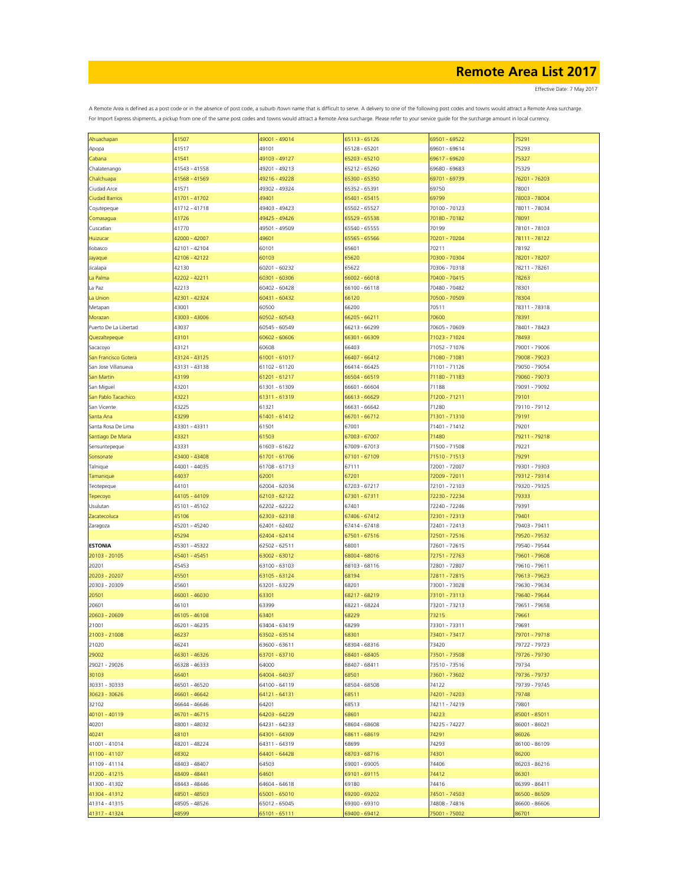# Remote Area List 2017

Effective Date: 7 May 2017

A Remote Area is defined as a post code or in the absence of post code, a suburb /town name that is difficult to serve. A delivery to one of the following post codes and towns would attract a Remote Area surcharge. For Import Express shipments, a pickup from one of the same post codes and towns would attract a Remote Area surcharge. Please refer to your service guide for the surcharge amount in local currency.

| | | | | | |
|---|---|---|---|---|---|
| Ahuachapan | 41507 | 49001 - 49014 | 65113 - 65126 | 69501 - 69522 | 75291 |
| Apopa | 41517 | 49101 | 65128 - 65201 | 69601 - 69614 | 75293 |
| Cabana | 41541 | 49103 - 49127 | 65203 - 65210 | 69617 - 69620 | 75327 |
| Chalatenango | 41543 - 41558 | 49201 - 49213 | 65212 - 65260 | 69680 - 69683 | 75329 |
| Chalchuapa | 41568 - 41569 | 49216 - 49228 | 65300 - 65350 | 69701 - 69739 | 76201 - 76203 |
| Ciudad Arce | 41571 | 49302 - 49324 | 65352 - 65391 | 69750 | 78001 |
| Ciudad Barrios | 41701 - 41702 | 49401 | 65401 - 65415 | 69799 | 78003 - 78004 |
| Cojutepeque | 41712 - 41718 | 49403 - 49423 | 65502 - 65527 | 70100 - 70123 | 78011 - 78034 |
| Comasagua | 41726 | 49425 - 49426 | 65529 - 65538 | 70180 - 70182 | 78091 |
| Cuscatlan | 41770 | 49501 - 49509 | 65540 - 65555 | 70199 | 78101 - 78103 |
| Huizucar | 42000 - 42007 | 49601 | 65565 - 65566 | 70201 - 70204 | 78111 - 78122 |
| Ilobasco | 42101 - 42104 | 60101 | 65601 | 70211 | 78192 |
| Jayaque | 42106 - 42122 | 60103 | 65620 | 70300 - 70304 | 78201 - 78207 |
| Jicalapa | 42130 | 60201 - 60232 | 65622 | 70306 - 70318 | 78211 - 78261 |
| La Palma | 42202 - 42211 | 60301 - 60306 | 66002 - 66018 | 70400 - 70415 | 78263 |
| La Paz | 42213 | 60402 - 60428 | 66100 - 66118 | 70480 - 70482 | 78301 |
| La Union | 42301 - 42324 | 60431 - 60432 | 66120 | 70500 - 70509 | 78304 |
| Metapan | 43001 | 60500 | 66200 | 70511 | 78311 - 78318 |
| Morazan | 43003 - 43006 | 60502 - 60543 | 66205 - 66211 | 70600 | 78391 |
| Puerto De La Libertad | 43037 | 60545 - 60549 | 66213 - 66299 | 70605 - 70609 | 78401 - 78423 |
| Quezaltepeque | 43101 | 60602 - 60606 | 66301 - 66309 | 71023 - 71024 | 78493 |
| Sacacoyo | 43121 | 60608 | 66403 | 71052 - 71076 | 79001 - 79006 |
| San Francisco Gotera | 43124 - 43125 | 61001 - 61017 | 66407 - 66412 | 71080 - 71081 | 79008 - 79023 |
| San Jose Villanueva | 43131 - 43138 | 61102 - 61120 | 66414 - 66425 | 71101 - 71126 | 79050 - 79054 |
| San Martin | 43199 | 61201 - 61217 | 66504 - 66519 | 71180 - 71183 | 79060 - 79073 |
| San Miguel | 43201 | 61301 - 61309 | 66601 - 66604 | 71188 | 79091 - 79092 |
| San Pablo Tacachico | 43221 | 61311 - 61319 | 66613 - 66629 | 71200 - 71211 | 79101 |
| San Vicente | 43225 | 61321 | 66631 - 66642 | 71280 | 79110 - 79112 |
| Santa Ana | 43299 | 61401 - 61412 | 66701 - 66712 | 71301 - 71310 | 79191 |
| Santa Rosa De Lima | 43301 - 43311 | 61501 | 67001 | 71401 - 71412 | 79201 |
| Santiago De Maria | 43321 | 61503 | 67003 - 67007 | 71480 | 79211 - 79218 |
| Sensuntepeque | 43331 | 61603 - 61622 | 67009 - 67013 | 71500 - 71508 | 79221 |
| Sonsonate | 43400 - 43408 | 61701 - 61706 | 67101 - 67109 | 71510 - 71513 | 79291 |
| Talnique | 44001 - 44035 | 61708 - 61713 | 67111 | 72001 - 72007 | 79301 - 79303 |
| Tamanique | 44037 | 62001 | 67201 | 72009 - 72011 | 79312 - 79314 |
| Teotepeque | 44101 | 62004 - 62034 | 67203 - 67217 | 72101 - 72103 | 79320 - 79325 |
| Tepecoyo | 44105 - 44109 | 62103 - 62122 | 67301 - 67311 | 72230 - 72234 | 79333 |
| Usulutan | 45101 - 45102 | 62202 - 62222 | 67401 | 72240 - 72246 | 79391 |
| Zacatecoluca | 45106 | 62303 - 62318 | 67406 - 67412 | 72301 - 72313 | 79401 |
| Zaragoza | 45201 - 45240 | 62401 - 62402 | 67414 - 67418 | 72401 - 72413 | 79403 - 79411 |
| | 45294 | 62404 - 62414 | 67501 - 67516 | 72501 - 72516 | 79520 - 79532 |
| **ESTONIA** | 45301 - 45322 | 62502 - 62511 | 68001 | 72601 - 72615 | 79540 - 79544 |
| 20103 - 20105 | 45401 - 45451 | 63002 - 63012 | 68004 - 68016 | 72751 - 72763 | 79601 - 79608 |
| 20201 | 45453 | 63100 - 63103 | 68103 - 68116 | 72801 - 72807 | 79610 - 79611 |
| 20203 - 20207 | 45501 | 63105 - 63124 | 68194 | 72811 - 72815 | 79613 - 79623 |
| 20303 - 20309 | 45601 | 63201 - 63229 | 68201 | 73001 - 73028 | 79630 - 79634 |
| 20501 | 46001 - 46030 | 63301 | 68217 - 68219 | 73101 - 73113 | 79640 - 79644 |
| 20601 | 46101 | 63399 | 68221 - 68224 | 73201 - 73213 | 79651 - 79658 |
| 20603 - 20609 | 46105 - 46108 | 63401 | 68229 | 73215 | 79661 |
| 21001 | 46201 - 46235 | 63404 - 63419 | 68299 | 73301 - 73311 | 79691 |
| 21003 - 21008 | 46237 | 63502 - 63514 | 68301 | 73401 - 73417 | 79701 - 79718 |
| 21020 | 46241 | 63600 - 63611 | 68304 - 68316 | 73420 | 79722 - 79723 |
| 29002 | 46301 - 46326 | 63701 - 63710 | 68401 - 68405 | 73501 - 73508 | 79726 - 79730 |
| 29021 - 29026 | 46328 - 46333 | 64000 | 68407 - 68411 | 73510 - 73516 | 79734 |
| 30103 | 46401 | 64004 - 64037 | 68501 | 73601 - 73602 | 79736 - 79737 |
| 30331 - 30333 | 46501 - 46520 | 64100 - 64119 | 68504 - 68508 | 74122 | 79739 - 79745 |
| 30623 - 30626 | 46601 - 46642 | 64121 - 64131 | 68511 | 74201 - 74203 | 79748 |
| 32102 | 46644 - 46646 | 64201 | 68513 | 74211 - 74219 | 79801 |
| 40101 - 40119 | 46701 - 46715 | 64203 - 64229 | 68601 | 74223 | 85001 - 85011 |
| 40201 | 48001 - 48032 | 64231 - 64233 | 68604 - 68608 | 74225 - 74227 | 86001 - 86021 |
| 40241 | 48101 | 64301 - 64309 | 68611 - 68619 | 74291 | 86026 |
| 41001 - 41014 | 48201 - 48224 | 64311 - 64319 | 68699 | 74293 | 86100 - 86109 |
| 41100 - 41107 | 48302 | 64401 - 64428 | 68703 - 68716 | 74301 | 86200 |
| 41109 - 41114 | 48403 - 48407 | 64503 | 69001 - 69005 | 74406 | 86203 - 86216 |
| 41200 - 41215 | 48409 - 48441 | 64601 | 69101 - 69115 | 74412 | 86301 |
| 41300 - 41302 | 48443 - 48446 | 64604 - 64618 | 69180 | 74416 | 86399 - 86411 |
| 41304 - 41312 | 48501 - 48503 | 65001 - 65010 | 69200 - 69202 | 74501 - 74503 | 86500 - 86509 |
| 41314 - 41315 | 48505 - 48526 | 65012 - 65045 | 69300 - 69310 | 74808 - 74816 | 86600 - 86606 |
| 41317 - 41324 | 48599 | 65101 - 65111 | 69400 - 69412 | 75001 - 75002 | 86701 |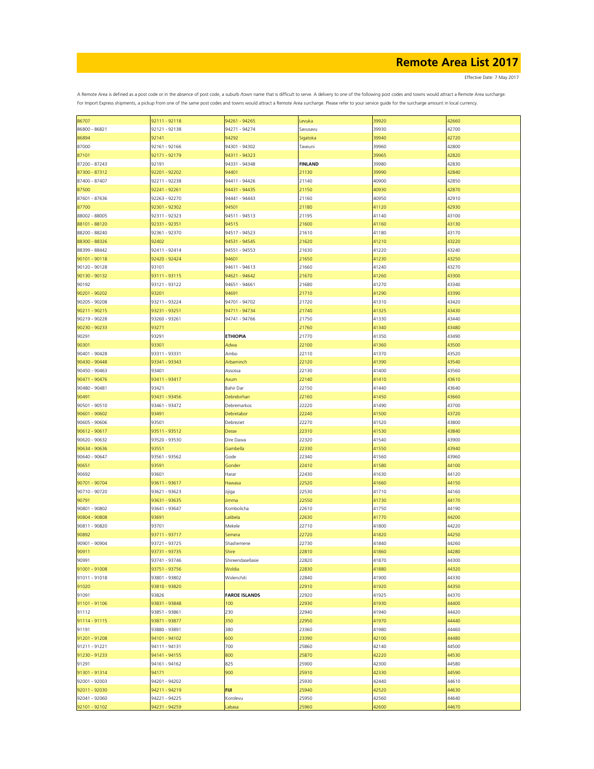# Remote Area List 2017

Effective Date: 7 May 2017

A Remote Area is defined as a post code or in the absence of post code, a suburb /town name that is difficult to serve. A delivery to one of the following post codes and towns would attract a Remote Area surcharge. For Import Express shipments, a pickup from one of the same post codes and towns would attract a Remote Area surcharge. Please refer to your service guide for the surcharge amount in local currency.

| | | | | | |
|---|---|---|---|---|---|
| 86707 | 92111 - 92118 | 94261 - 94265 | Levuka | 39920 | 42660 |
| 86800 - 86821 | 92121 - 92138 | 94271 - 94274 | Savusavu | 39930 | 42700 |
| 86894 | 92141 | 94292 | Sigatoka | 39940 | 42720 |
| 87000 | 92161 - 92166 | 94301 - 94302 | Taveuni | 39960 | 42800 |
| 87101 | 92171 - 92179 | 94311 - 94323 | | 39965 | 42820 |
| 87200 - 87243 | 92191 | 94331 - 94348 | **FINLAND** | 39980 | 42830 |
| 87300 - 87312 | 92201 - 92202 | 94401 | 21130 | 39990 | 42840 |
| 87400 - 87407 | 92211 - 92238 | 94411 - 94426 | 21140 | 40900 | 42850 |
| 87500 | 92241 - 92261 | 94431 - 94435 | 21150 | 40930 | 42870 |
| 87601 - 87636 | 92263 - 92270 | 94441 - 94443 | 21160 | 40950 | 42910 |
| 87700 | 92301 - 92302 | 94501 | 21180 | 41120 | 42930 |
| 88002 - 88005 | 92311 - 92323 | 94511 - 94513 | 21195 | 41140 | 43100 |
| 88101 - 88120 | 92331 - 92351 | 94515 | 21600 | 41160 | 43130 |
| 88200 - 88240 | 92361 - 92370 | 94517 - 94523 | 21610 | 41180 | 43170 |
| 88300 - 88326 | 92402 | 94531 - 94545 | 21620 | 41210 | 43220 |
| 88399 - 88442 | 92411 - 92414 | 94551 - 94553 | 21630 | 41220 | 43240 |
| 90101 - 90118 | 92420 - 92424 | 94601 | 21650 | 41230 | 43250 |
| 90120 - 90128 | 93101 | 94611 - 94613 | 21660 | 41240 | 43270 |
| 90130 - 90132 | 93111 - 93115 | 94621 - 94642 | 21670 | 41260 | 43300 |
| 90192 | 93121 - 93122 | 94651 - 94661 | 21680 | 41270 | 43340 |
| 90201 - 90202 | 93201 | 94691 | 21710 | 41290 | 43390 |
| 90205 - 90208 | 93211 - 93224 | 94701 - 94702 | 21720 | 41310 | 43420 |
| 90211 - 90215 | 93231 - 93251 | 94711 - 94734 | 21740 | 41325 | 43430 |
| 90219 - 90228 | 93260 - 93261 | 94741 - 94766 | 21750 | 41330 | 43440 |
| 90230 - 90233 | 93271 | | 21760 | 41340 | 43480 |
| 90291 | 93291 | **ETHIOPIA** | 21770 | 41350 | 43490 |
| 90301 | 93301 | Adwa | 22100 | 41360 | 43500 |
| 90401 - 90428 | 93311 - 93331 | Ambo | 22110 | 41370 | 43520 |
| 90430 - 90448 | 93341 - 93343 | Arbaminch | 22120 | 41390 | 43540 |
| 90450 - 90463 | 93401 | Assossa | 22130 | 41400 | 43560 |
| 90471 - 90476 | 93411 - 93417 | Axum | 22140 | 41410 | 43610 |
| 90480 - 90481 | 93421 | Bahir Dar | 22150 | 41440 | 43640 |
| 90491 | 93431 - 93456 | Debrebirhan | 22160 | 41450 | 43660 |
| 90501 - 90510 | 93461 - 93472 | Debremarkos | 22220 | 41490 | 43700 |
| 90601 - 90602 | 93491 | Debretabor | 22240 | 41500 | 43720 |
| 90605 - 90606 | 93501 | Debreziet | 22270 | 41520 | 43800 |
| 90612 - 90617 | 93511 - 93512 | Desse | 22310 | 41530 | 43840 |
| 90620 - 90632 | 93520 - 93530 | Dire Dawa | 22320 | 41540 | 43900 |
| 90634 - 90636 | 93551 | Gambella | 22330 | 41550 | 43940 |
| 90640 - 90647 | 93561 - 93562 | Gode | 22340 | 41560 | 43960 |
| 90651 | 93591 | Gonder | 22410 | 41580 | 44100 |
| 90692 | 93601 | Harar | 22430 | 41630 | 44120 |
| 90701 - 90704 | 93611 - 93617 | Hawasa | 22520 | 41660 | 44150 |
| 90710 - 90720 | 93621 - 93623 | Jijiga | 22530 | 41710 | 44160 |
| 90791 | 93631 - 93635 | Jimma | 22550 | 41730 | 44170 |
| 90801 - 90802 | 93641 - 93647 | Kombolicha | 22610 | 41750 | 44190 |
| 90804 - 90808 | 93691 | Lalibela | 22630 | 41770 | 44200 |
| 90811 - 90820 | 93701 | Mekele | 22710 | 41800 | 44220 |
| 90892 | 93711 - 93717 | Semera | 22720 | 41820 | 44250 |
| 90901 - 90904 | 93721 - 93725 | Shashemene | 22730 | 41840 | 44260 |
| 90911 | 93731 - 93735 | Shire | 22810 | 41860 | 44280 |
| 90991 | 93741 - 93746 | Shireendasellasie | 22820 | 41870 | 44300 |
| 91001 - 91008 | 93751 - 93756 | Woldia | 22830 | 41880 | 44320 |
| 91011 - 91018 | 93801 - 93802 | Wolenchiti | 22840 | 41900 | 44330 |
| 91020 | 93810 - 93820 | | 22910 | 41920 | 44350 |
| 91091 | 93826 | **FAROE ISLANDS** | 22920 | 41925 | 44370 |
| 91101 - 91106 | 93831 - 93848 | 100 | 22930 | 41930 | 44400 |
| 91112 | 93851 - 93861 | 230 | 22940 | 41940 | 44420 |
| 91114 - 91115 | 93871 - 93877 | 350 | 22950 | 41970 | 44440 |
| 91191 | 93880 - 93891 | 380 | 23360 | 41980 | 44460 |
| 91201 - 91208 | 94101 - 94102 | 600 | 23390 | 42100 | 44480 |
| 91211 - 91221 | 94111 - 94131 | 700 | 25860 | 42140 | 44500 |
| 91230 - 91233 | 94141 - 94155 | 800 | 25870 | 42220 | 44530 |
| 91291 | 94161 - 94162 | 825 | 25900 | 42300 | 44580 |
| 91301 - 91314 | 94171 | 900 | 25910 | 42330 | 44590 |
| 92001 - 92003 | 94201 - 94202 | | 25930 | 42440 | 44610 |
| 92011 - 92030 | 94211 - 94219 | **FIJI** | 25940 | 42520 | 44630 |
| 92041 - 92060 | 94221 - 94225 | Korolevu | 25950 | 42560 | 44640 |
| 92101 - 92102 | 94231 - 94259 | Labasa | 25960 | 42600 | 44670 |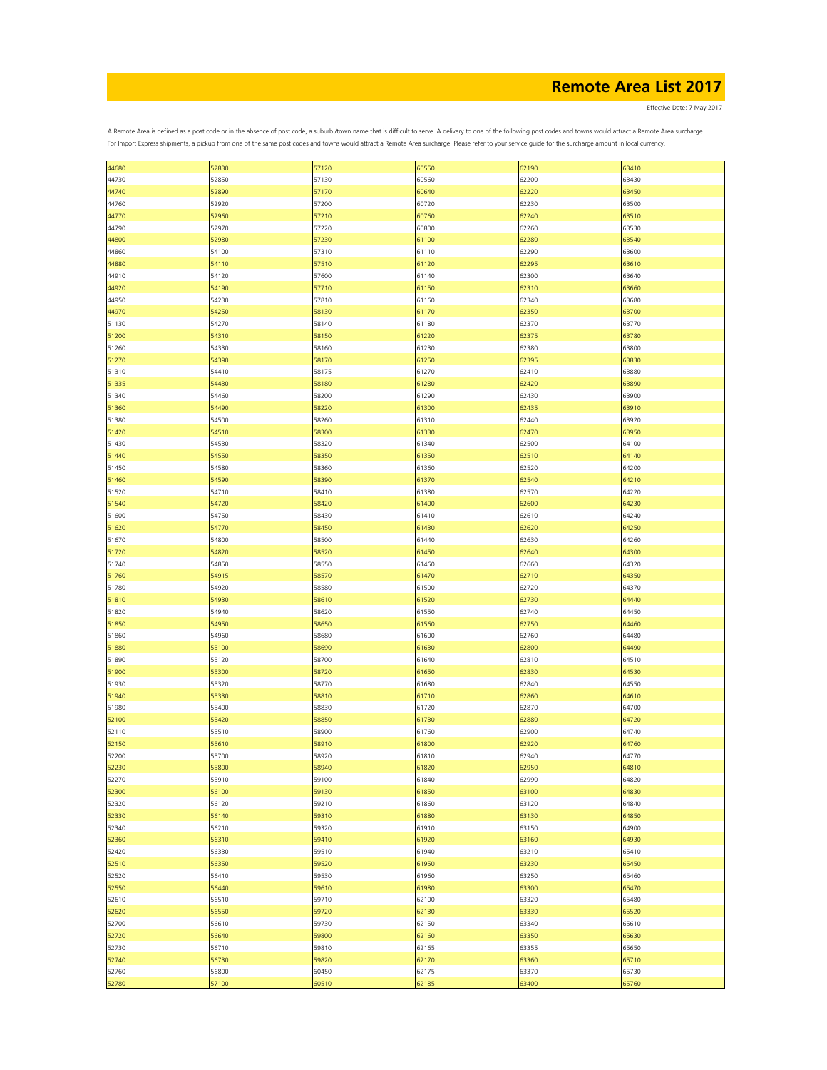# Remote Area List 2017

Effective Date: 7 May 2017

A Remote Area is defined as a post code or in the absence of post code, a suburb /town name that is difficult to serve. A delivery to one of the following post codes and towns would attract a Remote Area surcharge. For Import Express shipments, a pickup from one of the same post codes and towns would attract a Remote Area surcharge. Please refer to your service guide for the surcharge amount in local currency.

| | | | | | |
|---|---|---|---|---|---|
| 44680 | 52830 | 57120 | 60550 | 62190 | 63410 |
| 44730 | 52850 | 57130 | 60560 | 62200 | 63430 |
| 44740 | 52890 | 57170 | 60640 | 62220 | 63450 |
| 44760 | 52920 | 57200 | 60720 | 62230 | 63500 |
| 44770 | 52960 | 57210 | 60760 | 62240 | 63510 |
| 44790 | 52970 | 57220 | 60800 | 62260 | 63530 |
| 44800 | 52980 | 57230 | 61100 | 62280 | 63540 |
| 44860 | 54100 | 57310 | 61110 | 62290 | 63600 |
| 44880 | 54110 | 57510 | 61120 | 62295 | 63610 |
| 44910 | 54120 | 57600 | 61140 | 62300 | 63640 |
| 44920 | 54190 | 57710 | 61150 | 62310 | 63660 |
| 44950 | 54230 | 57810 | 61160 | 62340 | 63680 |
| 44970 | 54250 | 58130 | 61170 | 62350 | 63700 |
| 51130 | 54270 | 58140 | 61180 | 62370 | 63770 |
| 51200 | 54310 | 58150 | 61220 | 62375 | 63780 |
| 51260 | 54330 | 58160 | 61230 | 62380 | 63800 |
| 51270 | 54390 | 58170 | 61250 | 62395 | 63830 |
| 51310 | 54410 | 58175 | 61270 | 62410 | 63880 |
| 51335 | 54430 | 58180 | 61280 | 62420 | 63890 |
| 51340 | 54460 | 58200 | 61290 | 62430 | 63900 |
| 51360 | 54490 | 58220 | 61300 | 62435 | 63910 |
| 51380 | 54500 | 58260 | 61310 | 62440 | 63920 |
| 51420 | 54510 | 58300 | 61330 | 62470 | 63950 |
| 51430 | 54530 | 58320 | 61340 | 62500 | 64100 |
| 51440 | 54550 | 58350 | 61350 | 62510 | 64140 |
| 51450 | 54580 | 58360 | 61360 | 62520 | 64200 |
| 51460 | 54590 | 58390 | 61370 | 62540 | 64210 |
| 51520 | 54710 | 58410 | 61380 | 62570 | 64220 |
| 51540 | 54720 | 58420 | 61400 | 62600 | 64230 |
| 51600 | 54750 | 58430 | 61410 | 62610 | 64240 |
| 51620 | 54770 | 58450 | 61430 | 62620 | 64250 |
| 51670 | 54800 | 58500 | 61440 | 62630 | 64260 |
| 51720 | 54820 | 58520 | 61450 | 62640 | 64300 |
| 51740 | 54850 | 58550 | 61460 | 62660 | 64320 |
| 51760 | 54915 | 58570 | 61470 | 62710 | 64350 |
| 51780 | 54920 | 58580 | 61500 | 62720 | 64370 |
| 51810 | 54930 | 58610 | 61520 | 62730 | 64440 |
| 51820 | 54940 | 58620 | 61550 | 62740 | 64450 |
| 51850 | 54950 | 58650 | 61560 | 62750 | 64460 |
| 51860 | 54960 | 58680 | 61600 | 62760 | 64480 |
| 51880 | 55100 | 58690 | 61630 | 62800 | 64490 |
| 51890 | 55120 | 58700 | 61640 | 62810 | 64510 |
| 51900 | 55300 | 58720 | 61650 | 62830 | 64530 |
| 51930 | 55320 | 58770 | 61680 | 62840 | 64550 |
| 51940 | 55330 | 58810 | 61710 | 62860 | 64610 |
| 51980 | 55400 | 58830 | 61720 | 62870 | 64700 |
| 52100 | 55420 | 58850 | 61730 | 62880 | 64720 |
| 52110 | 55510 | 58900 | 61760 | 62900 | 64740 |
| 52150 | 55610 | 58910 | 61800 | 62920 | 64760 |
| 52200 | 55700 | 58920 | 61810 | 62940 | 64770 |
| 52230 | 55800 | 58940 | 61820 | 62950 | 64810 |
| 52270 | 55910 | 59100 | 61840 | 62990 | 64820 |
| 52300 | 56100 | 59130 | 61850 | 63100 | 64830 |
| 52320 | 56120 | 59210 | 61860 | 63120 | 64840 |
| 52330 | 56140 | 59310 | 61880 | 63130 | 64850 |
| 52340 | 56210 | 59320 | 61910 | 63150 | 64900 |
| 52360 | 56310 | 59410 | 61920 | 63160 | 64930 |
| 52420 | 56330 | 59510 | 61940 | 63210 | 65410 |
| 52510 | 56350 | 59520 | 61950 | 63230 | 65450 |
| 52520 | 56410 | 59530 | 61960 | 63250 | 65460 |
| 52550 | 56440 | 59610 | 61980 | 63300 | 65470 |
| 52610 | 56510 | 59710 | 62100 | 63320 | 65480 |
| 52620 | 56550 | 59720 | 62130 | 63330 | 65520 |
| 52700 | 56610 | 59730 | 62150 | 63340 | 65610 |
| 52720 | 56640 | 59800 | 62160 | 63350 | 65630 |
| 52730 | 56710 | 59810 | 62165 | 63355 | 65650 |
| 52740 | 56730 | 59820 | 62170 | 63360 | 65710 |
| 52760 | 56800 | 60450 | 62175 | 63370 | 65730 |
| 52780 | 57100 | 60510 | 62185 | 63400 | 65760 |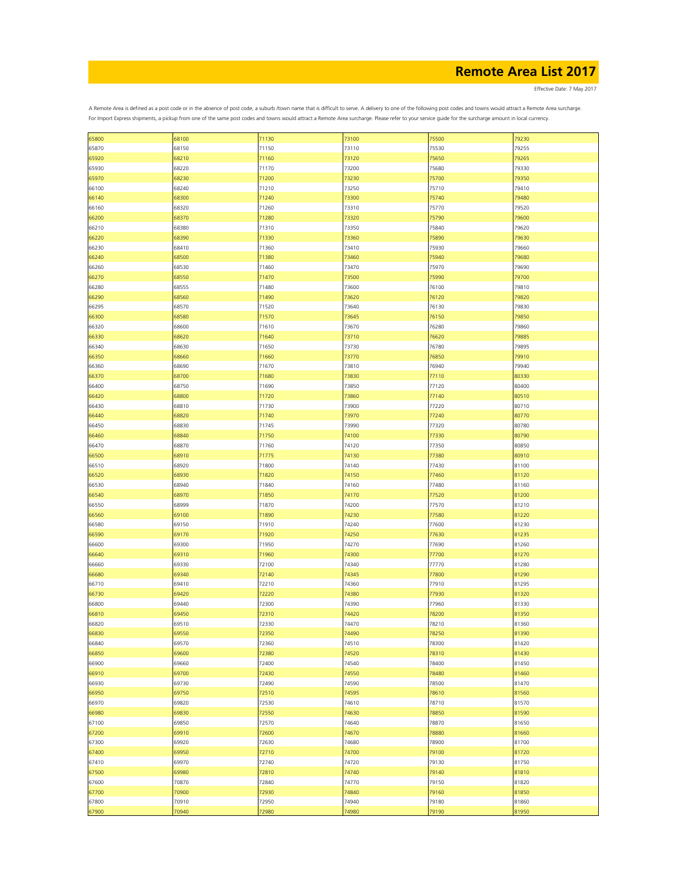# Remote Area List 2017

Effective Date: 7 May 2017

A Remote Area is defined as a post code or in the absence of post code, a suburb /town name that is difficult to serve. A delivery to one of the following post codes and towns would attract a Remote Area surcharge. For Import Express shipments, a pickup from one of the same post codes and towns would attract a Remote Area surcharge. Please refer to your service guide for the surcharge amount in local currency.

| | | | | | |
|---|---|---|---|---|---|
| 65800 | 68100 | 71130 | 73100 | 75500 | 79230 |
| 65870 | 68150 | 71150 | 73110 | 75530 | 79255 |
| 65920 | 68210 | 71160 | 73120 | 75650 | 79265 |
| 65930 | 68220 | 71170 | 73200 | 75680 | 79330 |
| 65970 | 68230 | 71200 | 73230 | 75700 | 79350 |
| 66100 | 68240 | 71210 | 73250 | 75710 | 79410 |
| 66140 | 68300 | 71240 | 73300 | 75740 | 79480 |
| 66160 | 68320 | 71260 | 73310 | 75770 | 79520 |
| 66200 | 68370 | 71280 | 73320 | 75790 | 79600 |
| 66210 | 68380 | 71310 | 73350 | 75840 | 79620 |
| 66220 | 68390 | 71330 | 73360 | 75890 | 79630 |
| 66230 | 68410 | 71360 | 73410 | 75930 | 79660 |
| 66240 | 68500 | 71380 | 73460 | 75940 | 79680 |
| 66260 | 68530 | 71460 | 73470 | 75970 | 79690 |
| 66270 | 68550 | 71470 | 73500 | 75990 | 79700 |
| 66280 | 68555 | 71480 | 73600 | 76100 | 79810 |
| 66290 | 68560 | 71490 | 73620 | 76120 | 79820 |
| 66295 | 68570 | 71520 | 73640 | 76130 | 79830 |
| 66300 | 68580 | 71570 | 73645 | 76150 | 79850 |
| 66320 | 68600 | 71610 | 73670 | 76280 | 79860 |
| 66330 | 68620 | 71640 | 73710 | 76620 | 79885 |
| 66340 | 68630 | 71650 | 73730 | 76780 | 79895 |
| 66350 | 68660 | 71660 | 73770 | 76850 | 79910 |
| 66360 | 68690 | 71670 | 73810 | 76940 | 79940 |
| 66370 | 68700 | 71680 | 73830 | 77110 | 80330 |
| 66400 | 68750 | 71690 | 73850 | 77120 | 80400 |
| 66420 | 68800 | 71720 | 73860 | 77140 | 80510 |
| 66430 | 68810 | 71730 | 73900 | 77220 | 80710 |
| 66440 | 68820 | 71740 | 73970 | 77240 | 80770 |
| 66450 | 68830 | 71745 | 73990 | 77320 | 80780 |
| 66460 | 68840 | 71750 | 74100 | 77330 | 80790 |
| 66470 | 68870 | 71760 | 74120 | 77350 | 80850 |
| 66500 | 68910 | 71775 | 74130 | 77380 | 80910 |
| 66510 | 68920 | 71800 | 74140 | 77430 | 81100 |
| 66520 | 68930 | 71820 | 74150 | 77460 | 81120 |
| 66530 | 68940 | 71840 | 74160 | 77480 | 81160 |
| 66540 | 68970 | 71850 | 74170 | 77520 | 81200 |
| 66550 | 68999 | 71870 | 74200 | 77570 | 81210 |
| 66560 | 69100 | 71890 | 74230 | 77580 | 81220 |
| 66580 | 69150 | 71910 | 74240 | 77600 | 81230 |
| 66590 | 69170 | 71920 | 74250 | 77630 | 81235 |
| 66600 | 69300 | 71950 | 74270 | 77690 | 81260 |
| 66640 | 69310 | 71960 | 74300 | 77700 | 81270 |
| 66660 | 69330 | 72100 | 74340 | 77770 | 81280 |
| 66680 | 69340 | 72140 | 74345 | 77800 | 81290 |
| 66710 | 69410 | 72210 | 74360 | 77910 | 81295 |
| 66730 | 69420 | 72220 | 74380 | 77930 | 81320 |
| 66800 | 69440 | 72300 | 74390 | 77960 | 81330 |
| 66810 | 69450 | 72310 | 74420 | 78200 | 81350 |
| 66820 | 69510 | 72330 | 74470 | 78210 | 81360 |
| 66830 | 69550 | 72350 | 74490 | 78250 | 81390 |
| 66840 | 69570 | 72360 | 74510 | 78300 | 81420 |
| 66850 | 69600 | 72380 | 74520 | 78310 | 81430 |
| 66900 | 69660 | 72400 | 74540 | 78400 | 81450 |
| 66910 | 69700 | 72430 | 74550 | 78480 | 81460 |
| 66930 | 69730 | 72490 | 74590 | 78500 | 81470 |
| 66950 | 69750 | 72510 | 74595 | 78610 | 81560 |
| 66970 | 69820 | 72530 | 74610 | 78710 | 81570 |
| 66980 | 69830 | 72550 | 74630 | 78850 | 81590 |
| 67100 | 69850 | 72570 | 74640 | 78870 | 81650 |
| 67200 | 69910 | 72600 | 74670 | 78880 | 81660 |
| 67300 | 69920 | 72630 | 74680 | 78900 | 81700 |
| 67400 | 69950 | 72710 | 74700 | 79100 | 81720 |
| 67410 | 69970 | 72740 | 74720 | 79130 | 81750 |
| 67500 | 69980 | 72810 | 74740 | 79140 | 81810 |
| 67600 | 70870 | 72840 | 74770 | 79150 | 81820 |
| 67700 | 70900 | 72930 | 74840 | 79160 | 81850 |
| 67800 | 70910 | 72950 | 74940 | 79180 | 81860 |
| 67900 | 70940 | 72980 | 74980 | 79190 | 81950 |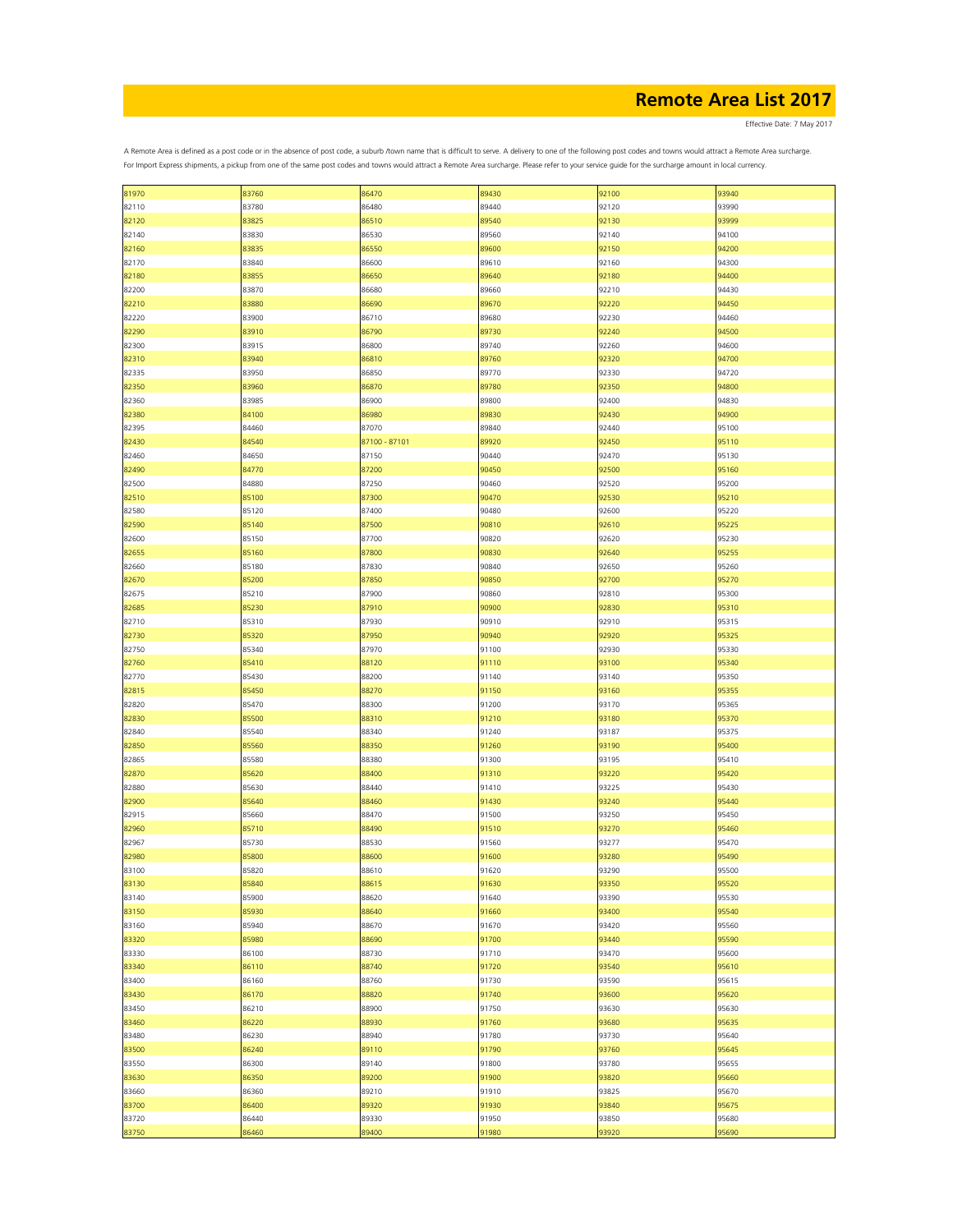# Remote Area List 2017

Effective Date: 7 May 2017

A Remote Area is defined as a post code or in the absence of post code, a suburb /town name that is difficult to serve. A delivery to one of the following post codes and towns would attract a Remote Area surcharge.
For Import Express shipments, a pickup from one of the same post codes and towns would attract a Remote Area surcharge. Please refer to your service guide for the surcharge amount in local currency.

| | | | | | |
|---|---|---|---|---|---|
| 81970 | 83760 | 86470 | 89430 | 92100 | 93940 |
| 82110 | 83780 | 86480 | 89440 | 92120 | 93990 |
| 82120 | 83825 | 86510 | 89540 | 92130 | 93999 |
| 82140 | 83830 | 86530 | 89560 | 92140 | 94100 |
| 82160 | 83835 | 86550 | 89600 | 92150 | 94200 |
| 82170 | 83840 | 86600 | 89610 | 92160 | 94300 |
| 82180 | 83855 | 86650 | 89640 | 92180 | 94400 |
| 82200 | 83870 | 86680 | 89660 | 92210 | 94430 |
| 82210 | 83880 | 86690 | 89670 | 92220 | 94450 |
| 82220 | 83900 | 86710 | 89680 | 92230 | 94460 |
| 82290 | 83910 | 86790 | 89730 | 92240 | 94500 |
| 82300 | 83915 | 86800 | 89740 | 92260 | 94600 |
| 82310 | 83940 | 86810 | 89760 | 92320 | 94700 |
| 82335 | 83950 | 86850 | 89770 | 92330 | 94720 |
| 82350 | 83960 | 86870 | 89780 | 92350 | 94800 |
| 82360 | 83985 | 86900 | 89800 | 92400 | 94830 |
| 82380 | 84100 | 86980 | 89830 | 92430 | 94900 |
| 82395 | 84460 | 87070 | 89840 | 92440 | 95100 |
| 82430 | 84540 | 87100 - 87101 | 89920 | 92450 | 95110 |
| 82460 | 84650 | 87150 | 90440 | 92470 | 95130 |
| 82490 | 84770 | 87200 | 90450 | 92500 | 95160 |
| 82500 | 84880 | 87250 | 90460 | 92520 | 95200 |
| 82510 | 85100 | 87300 | 90470 | 92530 | 95210 |
| 82580 | 85120 | 87400 | 90480 | 92600 | 95220 |
| 82590 | 85140 | 87500 | 90810 | 92610 | 95225 |
| 82600 | 85150 | 87700 | 90820 | 92620 | 95230 |
| 82655 | 85160 | 87800 | 90830 | 92640 | 95255 |
| 82660 | 85180 | 87830 | 90840 | 92650 | 95260 |
| 82670 | 85200 | 87850 | 90850 | 92700 | 95270 |
| 82675 | 85210 | 87900 | 90860 | 92810 | 95300 |
| 82685 | 85230 | 87910 | 90900 | 92830 | 95310 |
| 82710 | 85310 | 87930 | 90910 | 92910 | 95315 |
| 82730 | 85320 | 87950 | 90940 | 92920 | 95325 |
| 82750 | 85340 | 87970 | 91100 | 92930 | 95330 |
| 82760 | 85410 | 88120 | 91110 | 93100 | 95340 |
| 82770 | 85430 | 88200 | 91140 | 93140 | 95350 |
| 82815 | 85450 | 88270 | 91150 | 93160 | 95355 |
| 82820 | 85470 | 88300 | 91200 | 93170 | 95365 |
| 82830 | 85500 | 88310 | 91210 | 93180 | 95370 |
| 82840 | 85540 | 88340 | 91240 | 93187 | 95375 |
| 82850 | 85560 | 88350 | 91260 | 93190 | 95400 |
| 82865 | 85580 | 88380 | 91300 | 93195 | 95410 |
| 82870 | 85620 | 88400 | 91310 | 93220 | 95420 |
| 82880 | 85630 | 88440 | 91410 | 93225 | 95430 |
| 82900 | 85640 | 88460 | 91430 | 93240 | 95440 |
| 82915 | 85660 | 88470 | 91500 | 93250 | 95450 |
| 82960 | 85710 | 88490 | 91510 | 93270 | 95460 |
| 82967 | 85730 | 88530 | 91560 | 93277 | 95470 |
| 82980 | 85800 | 88600 | 91600 | 93280 | 95490 |
| 83100 | 85820 | 88610 | 91620 | 93290 | 95500 |
| 83130 | 85840 | 88615 | 91630 | 93350 | 95520 |
| 83140 | 85900 | 88620 | 91640 | 93390 | 95530 |
| 83150 | 85930 | 88640 | 91660 | 93400 | 95540 |
| 83160 | 85940 | 88670 | 91670 | 93420 | 95560 |
| 83320 | 85980 | 88690 | 91700 | 93440 | 95590 |
| 83330 | 86100 | 88730 | 91710 | 93470 | 95600 |
| 83340 | 86110 | 88740 | 91720 | 93540 | 95610 |
| 83400 | 86160 | 88760 | 91730 | 93590 | 95615 |
| 83430 | 86170 | 88820 | 91740 | 93600 | 95620 |
| 83450 | 86210 | 88900 | 91750 | 93630 | 95630 |
| 83460 | 86220 | 88930 | 91760 | 93680 | 95635 |
| 83480 | 86230 | 88940 | 91780 | 93730 | 95640 |
| 83500 | 86240 | 89110 | 91790 | 93760 | 95645 |
| 83550 | 86300 | 89140 | 91800 | 93780 | 95655 |
| 83630 | 86350 | 89200 | 91900 | 93820 | 95660 |
| 83660 | 86360 | 89210 | 91910 | 93825 | 95670 |
| 83700 | 86400 | 89320 | 91930 | 93840 | 95675 |
| 83720 | 86440 | 89330 | 91950 | 93850 | 95680 |
| 83750 | 86460 | 89400 | 91980 | 93920 | 95690 |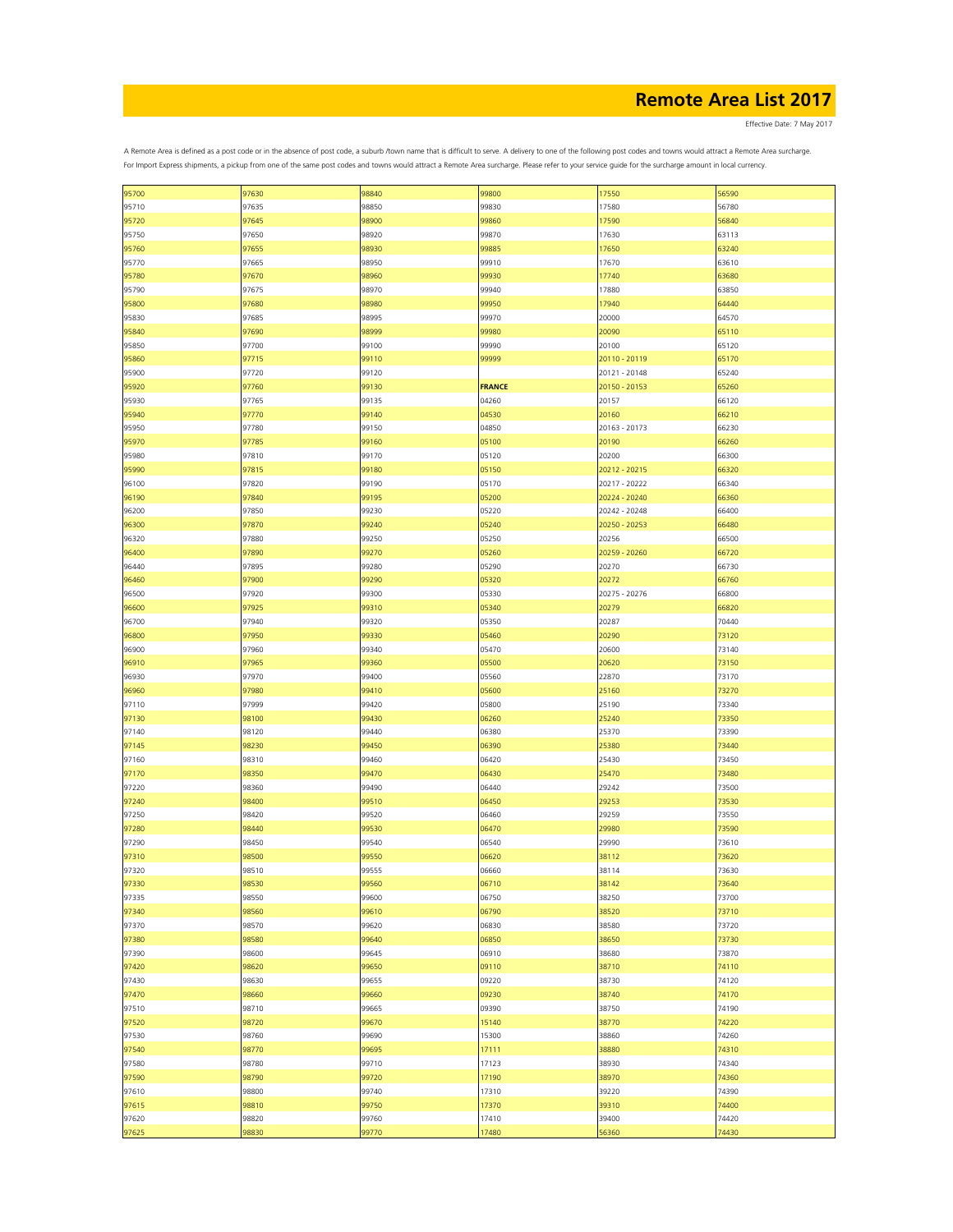# Remote Area List 2017

Effective Date: 7 May 2017

A Remote Area is defined as a post code or in the absence of post code, a suburb /town name that is difficult to serve. A delivery to one of the following post codes and towns would attract a Remote Area surcharge.
For Import Express shipments, a pickup from one of the same post codes and towns would attract a Remote Area surcharge. Please refer to your service guide for the surcharge amount in local currency.

| | | | | | |
|---|---|---|---|---|---|
| 95700 | 97630 | 98840 | 99800 | 17550 | 56590 |
| 95710 | 97635 | 98850 | 99830 | 17580 | 56780 |
| 95720 | 97645 | 98900 | 99860 | 17590 | 56840 |
| 95750 | 97650 | 98920 | 99870 | 17630 | 63113 |
| 95760 | 97655 | 98930 | 99885 | 17650 | 63240 |
| 95770 | 97665 | 98950 | 99910 | 17670 | 63610 |
| 95780 | 97670 | 98960 | 99930 | 17740 | 63680 |
| 95790 | 97675 | 98970 | 99940 | 17880 | 63850 |
| 95800 | 97680 | 98980 | 99950 | 17940 | 64440 |
| 95830 | 97685 | 98995 | 99970 | 20000 | 64570 |
| 95840 | 97690 | 98999 | 99980 | 20090 | 65110 |
| 95850 | 97700 | 99100 | 99990 | 20100 | 65120 |
| 95860 | 97715 | 99110 | 99999 | 20110 - 20119 | 65170 |
| 95900 | 97720 | 99120 | | 20121 - 20148 | 65240 |
| 95920 | 97760 | 99130 | **FRANCE** | 20150 - 20153 | 65260 |
| 95930 | 97765 | 99135 | 04260 | 20157 | 66120 |
| 95940 | 97770 | 99140 | 04530 | 20160 | 66210 |
| 95950 | 97780 | 99150 | 04850 | 20163 - 20173 | 66230 |
| 95970 | 97785 | 99160 | 05100 | 20190 | 66260 |
| 95980 | 97810 | 99170 | 05120 | 20200 | 66300 |
| 95990 | 97815 | 99180 | 05150 | 20212 - 20215 | 66320 |
| 96100 | 97820 | 99190 | 05170 | 20217 - 20222 | 66340 |
| 96190 | 97840 | 99195 | 05200 | 20224 - 20240 | 66360 |
| 96200 | 97850 | 99230 | 05220 | 20242 - 20248 | 66400 |
| 96300 | 97870 | 99240 | 05240 | 20250 - 20253 | 66480 |
| 96320 | 97880 | 99250 | 05250 | 20256 | 66500 |
| 96400 | 97890 | 99270 | 05260 | 20259 - 20260 | 66720 |
| 96440 | 97895 | 99280 | 05290 | 20270 | 66730 |
| 96460 | 97900 | 99290 | 05320 | 20272 | 66760 |
| 96500 | 97920 | 99300 | 05330 | 20275 - 20276 | 66800 |
| 96600 | 97925 | 99310 | 05340 | 20279 | 66820 |
| 96700 | 97940 | 99320 | 05350 | 20287 | 70440 |
| 96800 | 97950 | 99330 | 05460 | 20290 | 73120 |
| 96900 | 97960 | 99340 | 05470 | 20600 | 73140 |
| 96910 | 97965 | 99360 | 05500 | 20620 | 73150 |
| 96930 | 97970 | 99400 | 05560 | 22870 | 73170 |
| 96960 | 97980 | 99410 | 05600 | 25160 | 73270 |
| 97110 | 97999 | 99420 | 05800 | 25190 | 73340 |
| 97130 | 98100 | 99430 | 06260 | 25240 | 73350 |
| 97140 | 98120 | 99440 | 06380 | 25370 | 73390 |
| 97145 | 98230 | 99450 | 06390 | 25380 | 73440 |
| 97160 | 98310 | 99460 | 06420 | 25430 | 73450 |
| 97170 | 98350 | 99470 | 06430 | 25470 | 73480 |
| 97220 | 98360 | 99490 | 06440 | 29242 | 73500 |
| 97240 | 98400 | 99510 | 06450 | 29253 | 73530 |
| 97250 | 98420 | 99520 | 06460 | 29259 | 73550 |
| 97280 | 98440 | 99530 | 06470 | 29980 | 73590 |
| 97290 | 98450 | 99540 | 06540 | 29990 | 73610 |
| 97310 | 98500 | 99550 | 06620 | 38112 | 73620 |
| 97320 | 98510 | 99555 | 06660 | 38114 | 73630 |
| 97330 | 98530 | 99560 | 06710 | 38142 | 73640 |
| 97335 | 98550 | 99600 | 06750 | 38250 | 73700 |
| 97340 | 98560 | 99610 | 06790 | 38520 | 73710 |
| 97370 | 98570 | 99620 | 06830 | 38580 | 73720 |
| 97380 | 98580 | 99640 | 06850 | 38650 | 73730 |
| 97390 | 98600 | 99645 | 06910 | 38680 | 73870 |
| 97420 | 98620 | 99650 | 09110 | 38710 | 74110 |
| 97430 | 98630 | 99655 | 09220 | 38730 | 74120 |
| 97470 | 98660 | 99660 | 09230 | 38740 | 74170 |
| 97510 | 98710 | 99665 | 09390 | 38750 | 74190 |
| 97520 | 98720 | 99670 | 15140 | 38770 | 74220 |
| 97530 | 98760 | 99690 | 15300 | 38860 | 74260 |
| 97540 | 98770 | 99695 | 17111 | 38880 | 74310 |
| 97580 | 98780 | 99710 | 17123 | 38930 | 74340 |
| 97590 | 98790 | 99720 | 17190 | 38970 | 74360 |
| 97610 | 98800 | 99740 | 17310 | 39220 | 74390 |
| 97615 | 98810 | 99750 | 17370 | 39310 | 74400 |
| 97620 | 98820 | 99760 | 17410 | 39400 | 74420 |
| 97625 | 98830 | 99770 | 17480 | 56360 | 74430 |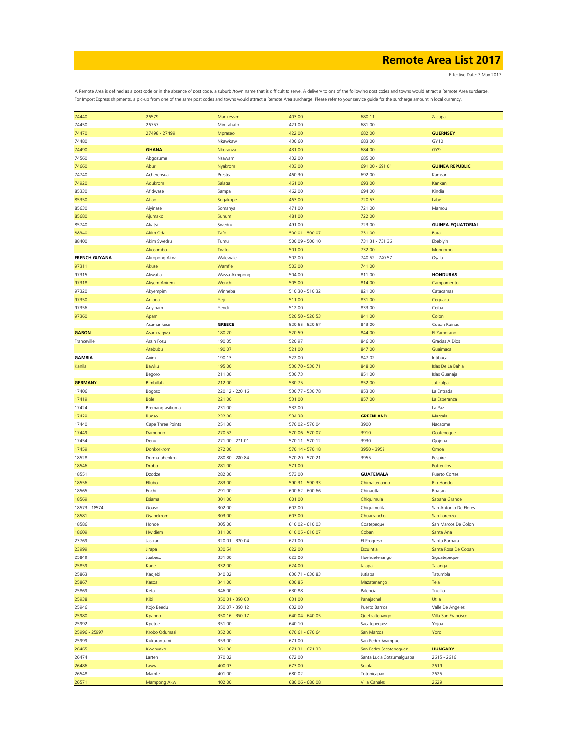# Remote Area List 2017

Effective Date: 7 May 2017

A Remote Area is defined as a post code or in the absence of post code, a suburb /town name that is difficult to serve. A delivery to one of the following post codes and towns would attract a Remote Area surcharge.
For Import Express shipments, a pickup from one of the same post codes and towns would attract a Remote Area surcharge. Please refer to your service guide for the surcharge amount in local currency.

| | | | | | |
|---|---|---|---|---|---|
| 74440 | 26579 | Mankessim | 403 00 | 680 11 | Zacapa |
| 74450 | 26757 | Mim-ahafo | 421 00 | 681 00 | |
| 74470 | 27498 - 27499 | Mpraseo | 422 00 | 682 00 | **GUERNSEY** |
| 74480 | | Nkawkaw | 430 60 | 683 00 | GY10 |
| 74490 | **GHANA** | Nkoranza | 431 00 | 684 00 | GY9 |
| 74560 | Abgozume | Nsawam | 432 00 | 685 00 | |
| 74660 | Aburi | Nyakrom | 433 00 | 691 00 - 691 01 | **GUINEA REPUBLIC** |
| 74740 | Acherensua | Prestea | 460 30 | 692 00 | Kamsar |
| 74920 | Adukrom | Salaga | 461 00 | 693 00 | Kankan |
| 85330 | Afidwase | Sampa | 462 00 | 694 00 | Kindia |
| 85350 | Aflao | Sogakope | 463 00 | 720 53 | Labe |
| 85630 | Aiyinase | Somanya | 471 00 | 721 00 | Mamou |
| 85680 | Ajumako | Suhum | 481 00 | 722 00 | |
| 85740 | Akatsi | Swedru | 491 00 | 723 00 | **GUINEA-EQUATORIAL** |
| 88340 | Akim Oda | Tafo | 500 01 - 500 07 | 731 00 | Bata |
| 88400 | Akim Swedru | Tumu | 500 09 - 500 10 | 731 31 - 731 36 | Ebebiyin |
| | Akosombo | Twifo | 501 00 | 732 00 | Mongomo |
| **FRENCH GUYANA** | Akropong Akw | Walewale | 502 00 | 740 52 - 740 57 | Oyala |
| 97311 | Akuse | Wamfie | 503 00 | 741 00 | |
| 97315 | Akwatia | Wassa Akropong | 504 00 | 811 00 | **HONDURAS** |
| 97318 | Akyem Abirem | Wenchi | 505 00 | 814 00 | Campamento |
| 97320 | Akyempim | Winneba | 510 30 - 510 32 | 821 00 | Catacamas |
| 97350 | Anloga | Yeji | 511 00 | 831 00 | Ceguaca |
| 97356 | Anyinam | Yendi | 512 00 | 833 00 | Ceiba |
| 97360 | Apam | | 520 50 - 520 53 | 841 00 | Colon |
| | Asamankese | **GREECE** | 520 55 - 520 57 | 843 00 | Copan Ruinas |
| **GABON** | Asankragwa | 180 20 | 520 59 | 844 00 | El Zamorano |
| Franceville | Assin Fosu | 190 05 | 520 97 | 846 00 | Gracias A Dios |
| | Atebubu | 190 07 | 521 00 | 847 00 | Guaimaca |
| **GAMBIA** | Axim | 190 13 | 522 00 | 847 02 | Intibuca |
| Kanilai | Bawku | 195 00 | 530 70 - 530 71 | 848 00 | Islas De La Bahia |
| | Begoro | 211 00 | 530 73 | 851 00 | Islas Guanaja |
| **GERMANY** | Bimbillah | 212 00 | 530 75 | 852 00 | Juticalpa |
| 17406 | Bogoso | 220 12 - 220 16 | 530 77 - 530 78 | 853 00 | La Entrada |
| 17419 | Bole | 221 00 | 531 00 | 857 00 | La Esperanza |
| 17424 | Bremang-asikuma | 231 00 | 532 00 | | La Paz |
| 17429 | Bunso | 232 00 | 534 38 | **GREENLAND** | Marcala |
| 17440 | Cape Three Points | 251 00 | 570 02 - 570 04 | 3900 | Nacaome |
| 17449 | Damongo | 270 52 | 570 06 - 570 07 | 3910 | Ocotepeque |
| 17454 | Denu | 271 00 - 271 01 | 570 11 - 570 12 | 3930 | Ojojona |
| 17459 | Donkorkrom | 272 00 | 570 14 - 570 18 | 3950 - 3952 | Omoa |
| 18528 | Dorma-ahenkro | 280 80 - 280 84 | 570 20 - 570 21 | 3955 | Pespire |
| 18546 | Drobo | 281 00 | 571 00 | | Potrerillos |
| 18551 | Dzodze | 282 00 | 573 00 | **GUATEMALA** | Puerto Cortes |
| 18556 | Ellubo | 283 00 | 590 31 - 590 33 | Chimaltenango | Rio Hondo |
| 18565 | Enchi | 291 00 | 600 62 - 600 66 | Chinautla | Roatan |
| 18569 | Esiama | 301 00 | 601 00 | Chiquimula | Sabana Grande |
| 18573 - 18574 | Goaso | 302 00 | 602 00 | Chiquimulilla | San Antonio De Flores |
| 18581 | Gyapekrom | 303 00 | 603 00 | Chuarrancho | San Lorenzo |
| 18586 | Hohoe | 305 00 | 610 02 - 610 03 | Coatepeque | San Marcos De Colon |
| 18609 | Hwidiem | 311 00 | 610 05 - 610 07 | Coban | Santa Ana |
| 23769 | Jasikan | 320 01 - 320 04 | 621 00 | El Progreso | Santa Barbara |
| 23999 | Jirapa | 330 54 | 622 00 | Escuintla | Santa Rosa De Copan |
| 25849 | Juabeso | 331 00 | 623 00 | Huehuetenango | Siguatepeque |
| 25859 | Kade | 332 00 | 624 00 | Jalapa | Talanga |
| 25863 | Kadjebi | 340 02 | 630 71 - 630 83 | Jutiapa | Tatumbla |
| 25867 | Kasoa | 341 00 | 630 85 | Mazatenango | Tela |
| 25869 | Keta | 346 00 | 630 88 | Palencia | Trujillo |
| 25938 | Kibi | 350 01 - 350 03 | 631 00 | Panajachel | Utila |
| 25946 | Kojo Beedu | 350 07 - 350 12 | 632 00 | Puerto Barrios | Valle De Angeles |
| 25980 | Kpando | 350 16 - 350 17 | 640 04 - 640 05 | Quetzaltenango | Villa San Francisco |
| 25992 | Kpetoe | 351 00 | 640 10 | Sacatepequez | Yojoa |
| 25996 - 25997 | Krobo Odumasi | 352 00 | 670 61 - 670 64 | San Marcos | Yoro |
| 25999 | Kukurantumi | 353 00 | 671 00 | San Pedro Ayampuc | |
| 26465 | Kwanyako | 361 00 | 671 31 - 671 33 | San Pedro Sacatepequez | **HUNGARY** |
| 26474 | Larteh | 370 02 | 672 00 | Santa Lucia Cotzumalguapa | 2615 - 2616 |
| 26486 | Lawra | 400 03 | 673 00 | Solola | 2619 |
| 26548 | Mamfe | 401 00 | 680 02 | Totonicapan | 2625 |
| 26571 | Mampong Akw | 402 00 | 680 06 - 680 08 | Villa Canales | 2629 |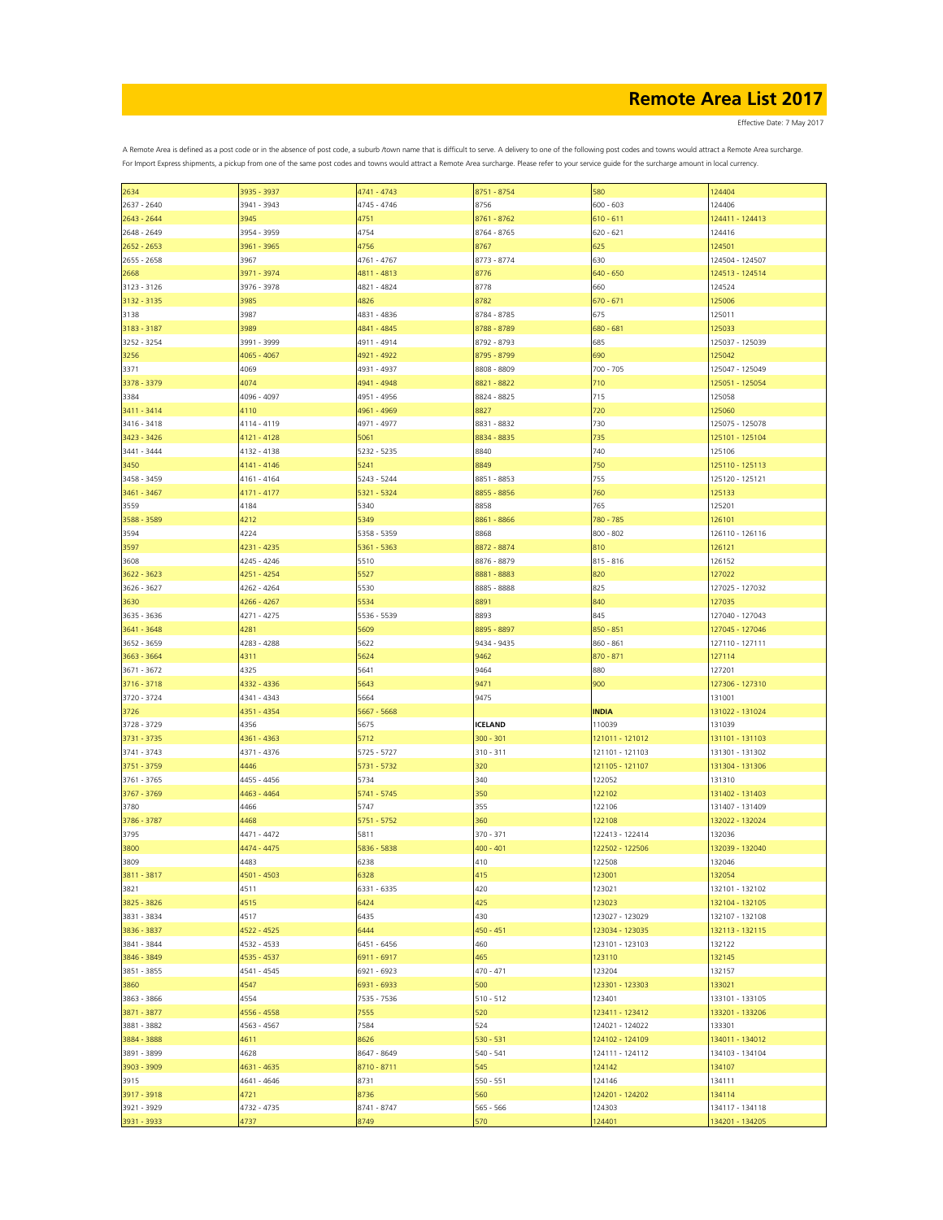# Remote Area List 2017

Effective Date: 7 May 2017

A Remote Area is defined as a post code or in the absence of post code, a suburb /town name that is difficult to serve. A delivery to one of the following post codes and towns would attract a Remote Area surcharge.
For Import Express shipments, a pickup from one of the same post codes and towns would attract a Remote Area surcharge. Please refer to your service guide for the surcharge amount in local currency.

| | | | | | |
|---|---|---|---|---|---|
| 2634 | 3935 - 3937 | 4741 - 4743 | 8751 - 8754 | 580 | 124404 |
| 2637 - 2640 | 3941 - 3943 | 4745 - 4746 | 8756 | 600 - 603 | 124406 |
| 2643 - 2644 | 3945 | 4751 | 8761 - 8762 | 610 - 611 | 124411 - 124413 |
| 2648 - 2649 | 3954 - 3959 | 4754 | 8764 - 8765 | 620 - 621 | 124416 |
| 2652 - 2653 | 3961 - 3965 | 4756 | 8767 | 625 | 124501 |
| 2655 - 2658 | 3967 | 4761 - 4767 | 8773 - 8774 | 630 | 124504 - 124507 |
| 2668 | 3971 - 3974 | 4811 - 4813 | 8776 | 640 - 650 | 124513 - 124514 |
| 3123 - 3126 | 3976 - 3978 | 4821 - 4824 | 8778 | 660 | 124524 |
| 3132 - 3135 | 3985 | 4826 | 8782 | 670 - 671 | 125006 |
| 3138 | 3987 | 4831 - 4836 | 8784 - 8785 | 675 | 125011 |
| 3183 - 3187 | 3989 | 4841 - 4845 | 8788 - 8789 | 680 - 681 | 125033 |
| 3252 - 3254 | 3991 - 3999 | 4911 - 4914 | 8792 - 8793 | 685 | 125037 - 125039 |
| 3256 | 4065 - 4067 | 4921 - 4922 | 8795 - 8799 | 690 | 125042 |
| 3371 | 4069 | 4931 - 4937 | 8808 - 8809 | 700 - 705 | 125047 - 125049 |
| 3378 - 3379 | 4074 | 4941 - 4948 | 8821 - 8822 | 710 | 125051 - 125054 |
| 3384 | 4096 - 4097 | 4951 - 4956 | 8824 - 8825 | 715 | 125058 |
| 3411 - 3414 | 4110 | 4961 - 4969 | 8827 | 720 | 125060 |
| 3416 - 3418 | 4114 - 4119 | 4971 - 4977 | 8831 - 8832 | 730 | 125075 - 125078 |
| 3423 - 3426 | 4121 - 4128 | 5061 | 8834 - 8835 | 735 | 125101 - 125104 |
| 3441 - 3444 | 4132 - 4138 | 5232 - 5235 | 8840 | 740 | 125106 |
| 3450 | 4141 - 4146 | 5241 | 8849 | 750 | 125110 - 125113 |
| 3458 - 3459 | 4161 - 4164 | 5243 - 5244 | 8851 - 8853 | 755 | 125120 - 125121 |
| 3461 - 3467 | 4171 - 4177 | 5321 - 5324 | 8855 - 8856 | 760 | 125133 |
| 3559 | 4184 | 5340 | 8858 | 765 | 125201 |
| 3588 - 3589 | 4212 | 5349 | 8861 - 8866 | 780 - 785 | 126101 |
| 3594 | 4224 | 5358 - 5359 | 8868 | 800 - 802 | 126110 - 126116 |
| 3597 | 4231 - 4235 | 5361 - 5363 | 8872 - 8874 | 810 | 126121 |
| 3608 | 4245 - 4246 | 5510 | 8876 - 8879 | 815 - 816 | 126152 |
| 3622 - 3623 | 4251 - 4254 | 5527 | 8881 - 8883 | 820 | 127022 |
| 3626 - 3627 | 4262 - 4264 | 5530 | 8885 - 8888 | 825 | 127025 - 127032 |
| 3630 | 4266 - 4267 | 5534 | 8891 | 840 | 127035 |
| 3635 - 3636 | 4271 - 4275 | 5536 - 5539 | 8893 | 845 | 127040 - 127043 |
| 3641 - 3648 | 4281 | 5609 | 8895 - 8897 | 850 - 851 | 127045 - 127046 |
| 3652 - 3659 | 4283 - 4288 | 5622 | 9434 - 9435 | 860 - 861 | 127110 - 127111 |
| 3663 - 3664 | 4311 | 5624 | 9462 | 870 - 871 | 127114 |
| 3671 - 3672 | 4325 | 5641 | 9464 | 880 | 127201 |
| 3716 - 3718 | 4332 - 4336 | 5643 | 9471 | 900 | 127306 - 127310 |
| 3720 - 3724 | 4341 - 4343 | 5664 | 9475 | | 131001 |
| 3726 | 4351 - 4354 | 5667 - 5668 | | **INDIA** | 131022 - 131024 |
| 3728 - 3729 | 4356 | 5675 | **ICELAND** | 110039 | 131039 |
| 3731 - 3735 | 4361 - 4363 | 5712 | 300 - 301 | 121011 - 121012 | 131101 - 131103 |
| 3741 - 3743 | 4371 - 4376 | 5725 - 5727 | 310 - 311 | 121101 - 121103 | 131301 - 131302 |
| 3751 - 3759 | 4446 | 5731 - 5732 | 320 | 121105 - 121107 | 131304 - 131306 |
| 3761 - 3765 | 4455 - 4456 | 5734 | 340 | 122052 | 131310 |
| 3767 - 3769 | 4463 - 4464 | 5741 - 5745 | 350 | 122102 | 131402 - 131403 |
| 3780 | 4466 | 5747 | 355 | 122106 | 131407 - 131409 |
| 3786 - 3787 | 4468 | 5751 - 5752 | 360 | 122108 | 132022 - 132024 |
| 3795 | 4471 - 4472 | 5811 | 370 - 371 | 122413 - 122414 | 132036 |
| 3800 | 4474 - 4475 | 5836 - 5838 | 400 - 401 | 122502 - 122506 | 132039 - 132040 |
| 3809 | 4483 | 6238 | 410 | 122508 | 132046 |
| 3811 - 3817 | 4501 - 4503 | 6328 | 415 | 123001 | 132054 |
| 3821 | 4511 | 6331 - 6335 | 420 | 123021 | 132101 - 132102 |
| 3825 - 3826 | 4515 | 6424 | 425 | 123023 | 132104 - 132105 |
| 3831 - 3834 | 4517 | 6435 | 430 | 123027 - 123029 | 132107 - 132108 |
| 3836 - 3837 | 4522 - 4525 | 6444 | 450 - 451 | 123034 - 123035 | 132113 - 132115 |
| 3841 - 3844 | 4532 - 4533 | 6451 - 6456 | 460 | 123101 - 123103 | 132122 |
| 3846 - 3849 | 4535 - 4537 | 6911 - 6917 | 465 | 123110 | 132145 |
| 3851 - 3855 | 4541 - 4545 | 6921 - 6923 | 470 - 471 | 123204 | 132157 |
| 3860 | 4547 | 6931 - 6933 | 500 | 123301 - 123303 | 133021 |
| 3863 - 3866 | 4554 | 7535 - 7536 | 510 - 512 | 123401 | 133101 - 133105 |
| 3871 - 3877 | 4556 - 4558 | 7555 | 520 | 123411 - 123412 | 133201 - 133206 |
| 3881 - 3882 | 4563 - 4567 | 7584 | 524 | 124021 - 124022 | 133301 |
| 3884 - 3888 | 4611 | 8626 | 530 - 531 | 124102 - 124109 | 134011 - 134012 |
| 3891 - 3899 | 4628 | 8647 - 8649 | 540 - 541 | 124111 - 124112 | 134103 - 134104 |
| 3903 - 3909 | 4631 - 4635 | 8710 - 8711 | 545 | 124142 | 134107 |
| 3915 | 4641 - 4646 | 8731 | 550 - 551 | 124146 | 134111 |
| 3917 - 3918 | 4721 | 8736 | 560 | 124201 - 124202 | 134114 |
| 3921 - 3929 | 4732 - 4735 | 8741 - 8747 | 565 - 566 | 124303 | 134117 - 134118 |
| 3931 - 3933 | 4737 | 8749 | 570 | 124401 | 134201 - 134205 |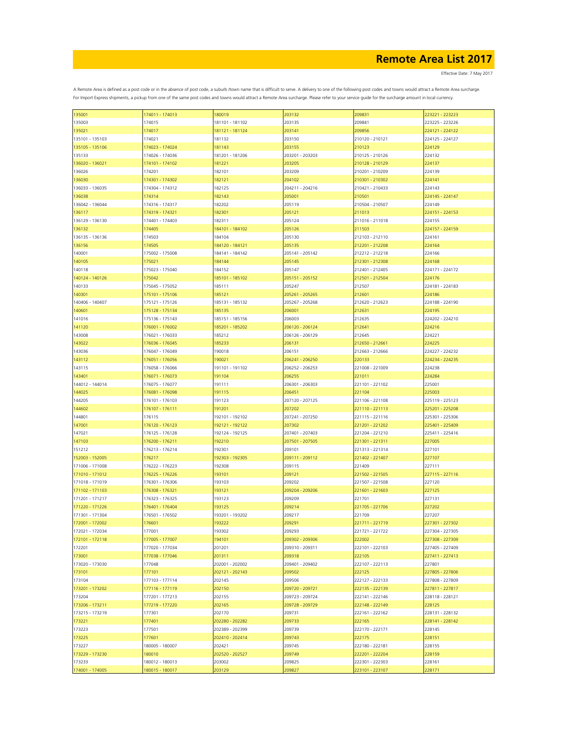# Remote Area List 2017

Effective Date: 7 May 2017

A Remote Area is defined as a post code or in the absence of post code, a suburb /town name that is difficult to serve. A delivery to one of the following post codes and towns would attract a Remote Area surcharge. For Import Express shipments, a pickup from one of the same post codes and towns would attract a Remote Area surcharge. Please refer to your service guide for the surcharge amount in local currency.

| | | | | | |
|---|---|---|---|---|---|
| 135001 | 174011 - 174013 | 180019 | 203132 | 209831 | 223221 - 223223 |
| 135003 | 174015 | 181101 - 181102 | 203135 | 209841 | 223225 - 223226 |
| 135021 | 174017 | 181121 - 181124 | 203141 | 209856 | 224121 - 224122 |
| 135101 - 135103 | 174021 | 181132 | 203150 | 210120 - 210121 | 224125 - 224127 |
| 135105 - 135106 | 174023 - 174024 | 181143 | 203155 | 210123 | 224129 |
| 135133 | 174026 - 174036 | 181201 - 181206 | 203201 - 203203 | 210125 - 210126 | 224132 |
| 136020 - 136021 | 174101 - 174102 | 181221 | 203205 | 210128 - 210129 | 224137 |
| 136026 | 174201 | 182101 | 203209 | 210201 - 210209 | 224139 |
| 136030 | 174301 - 174302 | 182121 | 204102 | 210301 - 210302 | 224141 |
| 136033 - 136035 | 174304 - 174312 | 182125 | 204211 - 204216 | 210421 - 210433 | 224143 |
| 136038 | 174314 | 182143 | 205001 | 210501 | 224145 - 224147 |
| 136042 - 136044 | 174316 - 174317 | 182202 | 205119 | 210504 - 210507 | 224149 |
| 136117 | 174319 - 174321 | 182301 | 205121 | 211013 | 224151 - 224153 |
| 136129 - 136130 | 174401 - 174403 | 182311 | 205124 | 211016 - 211018 | 224155 |
| 136132 | 174405 | 184101 - 184102 | 205126 | 211503 | 224157 - 224159 |
| 136135 - 136136 | 174503 | 184104 | 205130 | 212103 - 212110 | 224161 |
| 136156 | 174505 | 184120 - 184121 | 205135 | 212201 - 212208 | 224164 |
| 140001 | 175002 - 175008 | 184141 - 184142 | 205141 - 205142 | 212212 - 212218 | 224166 |
| 140105 | 175021 | 184144 | 205145 | 212301 - 212308 | 224168 |
| 140118 | 175023 - 175040 | 184152 | 205147 | 212401 - 212405 | 224171 - 224172 |
| 140124 - 140126 | 175042 | 185101 - 185102 | 205151 - 205152 | 212501 - 212504 | 224176 |
| 140133 | 175045 - 175052 | 185111 | 205247 | 212507 | 224181 - 224183 |
| 140301 | 175101 - 175106 | 185121 | 205261 - 205265 | 212601 | 224186 |
| 140406 - 140407 | 175121 - 175126 | 185131 - 185132 | 205267 - 205268 | 212620 - 212623 | 224188 - 224190 |
| 140601 | 175128 - 175134 | 185135 | 206001 | 212631 | 224195 |
| 141016 | 175136 - 175143 | 185151 - 185156 | 206003 | 212635 | 224202 - 224210 |
| 141120 | 176001 - 176002 | 185201 - 185202 | 206120 - 206124 | 212641 | 224216 |
| 143008 | 176021 - 176033 | 185212 | 206126 - 206129 | 212645 | 224221 |
| 143022 | 176036 - 176045 | 185233 | 206131 | 212650 - 212661 | 224225 |
| 143036 | 176047 - 176049 | 190018 | 206151 | 212663 - 212666 | 224227 - 224232 |
| 143112 | 176051 - 176056 | 190021 | 206241 - 206250 | 220133 | 224234 - 224235 |
| 143115 | 176058 - 176066 | 191101 - 191102 | 206252 - 206253 | 221008 - 221009 | 224238 |
| 143401 | 176071 - 176073 | 191104 | 206255 | 221011 | 224284 |
| 144012 - 144014 | 176075 - 176077 | 191111 | 206301 - 206303 | 221101 - 221102 | 225001 |
| 144025 | 176081 - 176098 | 191115 | 206451 | 221104 | 225003 |
| 144205 | 176101 - 176103 | 191123 | 207120 - 207125 | 221106 - 221108 | 225119 - 225123 |
| 144602 | 176107 - 176111 | 191201 | 207202 | 221110 - 221113 | 225201 - 225208 |
| 144801 | 176115 | 192101 - 192102 | 207241 - 207250 | 221115 - 221116 | 225301 - 225306 |
| 147001 | 176120 - 176123 | 192121 - 192122 | 207302 | 221201 - 221202 | 225401 - 225409 |
| 147021 | 176125 - 176128 | 192124 - 192125 | 207401 - 207403 | 221204 - 221210 | 225411 - 225416 |
| 147103 | 176200 - 176211 | 192210 | 207501 - 207505 | 221301 - 221311 | 227005 |
| 151212 | 176213 - 176214 | 192301 | 209101 | 221313 - 221314 | 227101 |
| 152003 - 152005 | 176217 | 192303 - 192305 | 209111 - 209112 | 221402 - 221407 | 227107 |
| 171006 - 171008 | 176222 - 176223 | 192308 | 209115 | 221409 | 227111 |
| 171010 - 171012 | 176225 - 176226 | 193101 | 209121 | 221502 - 221505 | 227115 - 227116 |
| 171018 - 171019 | 176301 - 176306 | 193103 | 209202 | 221507 - 221508 | 227120 |
| 171102 - 171103 | 176308 - 176321 | 193121 | 209204 - 209206 | 221601 - 221603 | 227125 |
| 171201 - 171217 | 176323 - 176325 | 193123 | 209209 | 221701 | 227131 |
| 171220 - 171226 | 176401 - 176404 | 193125 | 209214 | 221705 - 221706 | 227202 |
| 171301 - 171304 | 176501 - 176502 | 193201 - 193202 | 209217 | 221709 | 227207 |
| 172001 - 172002 | 176601 | 193222 | 209291 | 221711 - 221719 | 227301 - 227302 |
| 172021 - 172034 | 177001 | 193302 | 209293 | 221721 - 221722 | 227304 - 227305 |
| 172101 - 172118 | 177005 - 177007 | 194101 | 209302 - 209306 | 222002 | 227308 - 227309 |
| 172201 | 177020 - 177034 | 201201 | 209310 - 209311 | 222101 - 222103 | 227405 - 227409 |
| 173001 | 177038 - 177046 | 201311 | 209318 | 222105 | 227411 - 227413 |
| 173020 - 173030 | 177048 | 202001 - 202002 | 209401 - 209402 | 222107 - 222113 | 227801 |
| 173101 | 177101 | 202121 - 202143 | 209502 | 222125 | 227805 - 227806 |
| 173104 | 177103 - 177114 | 202145 | 209506 | 222127 - 222133 | 227808 - 227809 |
| 173201 - 173202 | 177116 - 177119 | 202150 | 209720 - 209721 | 222135 - 222139 | 227811 - 227817 |
| 173204 | 177201 - 177213 | 202155 | 209723 - 209724 | 222141 - 222146 | 228118 - 228121 |
| 173206 - 173211 | 177219 - 177220 | 202165 | 209728 - 209729 | 222148 - 222149 | 228125 |
| 173215 - 173219 | 177301 | 202170 | 209731 | 222161 - 222162 | 228131 - 228132 |
| 173221 | 177401 | 202280 - 202282 | 209733 | 222165 | 228141 - 228142 |
| 173223 | 177501 | 202389 - 202399 | 209739 | 222170 - 222171 | 228145 |
| 173225 | 177601 | 202410 - 202414 | 209743 | 222175 | 228151 |
| 173227 | 180005 - 180007 | 202421 | 209745 | 222180 - 222181 | 228155 |
| 173229 - 173230 | 180010 | 202520 - 202527 | 209749 | 222201 - 222204 | 228159 |
| 173233 | 180012 - 180013 | 203002 | 209825 | 222301 - 222303 | 228161 |
| 174001 - 174005 | 180015 - 180017 | 203129 | 209827 | 223101 - 223107 | 228171 |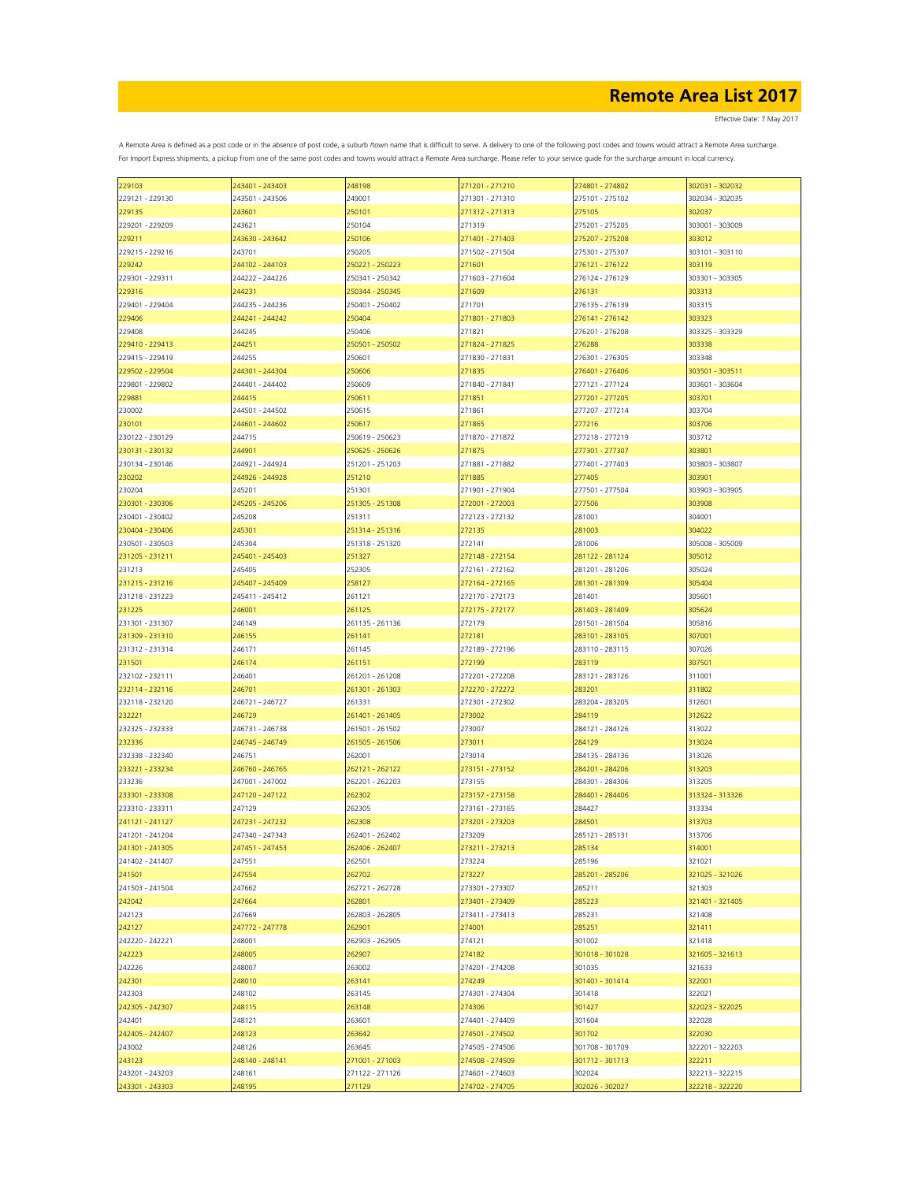# Remote Area List 2017

Effective Date: 7 May 2017

A Remote Area is defined as a post code or in the absence of post code, a suburb /town name that is difficult to serve. A delivery to one of the following post codes and towns would attract a Remote Area surcharge.
For Import Express shipments, a pickup from one of the same post codes and towns would attract a Remote Area surcharge. Please refer to your service guide for the surcharge amount in local currency.

| | | | | | |
|---|---|---|---|---|---|
| 229103 | 243401 - 243403 | 248198 | 271201 - 271210 | 274801 - 274802 | 302031 - 302032 |
| 229121 - 229130 | 243501 - 243506 | 249001 | 271301 - 271310 | 275101 - 275102 | 302034 - 302035 |
| 229135 | 243601 | 250101 | 271312 - 271313 | 275105 | 302037 |
| 229201 - 229209 | 243621 | 250104 | 271319 | 275201 - 275205 | 303001 - 303009 |
| 229211 | 243630 - 243642 | 250106 | 271401 - 271403 | 275207 - 275208 | 303012 |
| 229215 - 229216 | 243701 | 250205 | 271502 - 271504 | 275301 - 275307 | 303101 - 303110 |
| 229242 | 244102 - 244103 | 250221 - 250223 | 271601 | 276121 - 276122 | 303119 |
| 229301 - 229311 | 244222 - 244226 | 250341 - 250342 | 271603 - 271604 | 276124 - 276129 | 303301 - 303305 |
| 229316 | 244231 | 250344 - 250345 | 271609 | 276131 | 303313 |
| 229401 - 229404 | 244235 - 244236 | 250401 - 250402 | 271701 | 276135 - 276139 | 303315 |
| 229406 | 244241 - 244242 | 250404 | 271801 - 271803 | 276141 - 276142 | 303323 |
| 229408 | 244245 | 250406 | 271821 | 276201 - 276208 | 303325 - 303329 |
| 229410 - 229413 | 244251 | 250501 - 250502 | 271824 - 271825 | 276288 | 303338 |
| 229415 - 229419 | 244255 | 250601 | 271830 - 271831 | 276301 - 276305 | 303348 |
| 229502 - 229504 | 244301 - 244304 | 250606 | 271835 | 276401 - 276406 | 303501 - 303511 |
| 229801 - 229802 | 244401 - 244402 | 250609 | 271840 - 271841 | 277121 - 277124 | 303601 - 303604 |
| 229881 | 244415 | 250611 | 271851 | 277201 - 277205 | 303701 |
| 230002 | 244501 - 244502 | 250615 | 271861 | 277207 - 277214 | 303704 |
| 230101 | 244601 - 244602 | 250617 | 271865 | 277216 | 303706 |
| 230122 - 230129 | 244715 | 250619 - 250623 | 271870 - 271872 | 277218 - 277219 | 303712 |
| 230131 - 230132 | 244901 | 250625 - 250626 | 271875 | 277301 - 277307 | 303801 |
| 230134 - 230146 | 244921 - 244924 | 251201 - 251203 | 271881 - 271882 | 277401 - 277403 | 303803 - 303807 |
| 230202 | 244926 - 244928 | 251210 | 271885 | 277405 | 303901 |
| 230204 | 245201 | 251301 | 271901 - 271904 | 277501 - 277504 | 303903 - 303905 |
| 230301 - 230306 | 245205 - 245206 | 251305 - 251308 | 272001 - 272003 | 277506 | 303908 |
| 230401 - 230402 | 245208 | 251311 | 272123 - 272132 | 281001 | 304001 |
| 230404 - 230406 | 245301 | 251314 - 251316 | 272135 | 281003 | 304022 |
| 230501 - 230503 | 245304 | 251318 - 251320 | 272141 | 281006 | 305008 - 305009 |
| 231205 - 231211 | 245401 - 245403 | 251327 | 272148 - 272154 | 281122 - 281124 | 305012 |
| 231213 | 245405 | 252305 | 272161 - 272162 | 281201 - 281206 | 305024 |
| 231215 - 231216 | 245407 - 245409 | 258127 | 272164 - 272165 | 281301 - 281309 | 305404 |
| 231218 - 231223 | 245411 - 245412 | 261121 | 272170 - 272173 | 281401 | 305601 |
| 231225 | 246001 | 261125 | 272175 - 272177 | 281403 - 281409 | 305624 |
| 231301 - 231307 | 246149 | 261135 - 261136 | 272179 | 281501 - 281504 | 305816 |
| 231309 - 231310 | 246155 | 261141 | 272181 | 283101 - 283105 | 307001 |
| 231312 - 231314 | 246171 | 261145 | 272189 - 272196 | 283110 - 283115 | 307026 |
| 231501 | 246174 | 261151 | 272199 | 283119 | 307501 |
| 232102 - 232111 | 246401 | 261201 - 261208 | 272201 - 272208 | 283121 - 283126 | 311001 |
| 232114 - 232116 | 246701 | 261301 - 261303 | 272270 - 272272 | 283201 | 311802 |
| 232118 - 232120 | 246721 - 246727 | 261331 | 272301 - 272302 | 283204 - 283205 | 312601 |
| 232221 | 246729 | 261401 - 261405 | 273002 | 284119 | 312622 |
| 232325 - 232333 | 246731 - 246738 | 261501 - 261502 | 273007 | 284121 - 284126 | 313022 |
| 232336 | 246745 - 246749 | 261505 - 261506 | 273011 | 284129 | 313024 |
| 232338 - 232340 | 246751 | 262001 | 273014 | 284135 - 284136 | 313026 |
| 233221 - 233234 | 246760 - 246765 | 262121 - 262122 | 273151 - 273152 | 284201 - 284206 | 313203 |
| 233236 | 247001 - 247002 | 262201 - 262203 | 273155 | 284301 - 284306 | 313205 |
| 233301 - 233308 | 247120 - 247122 | 262302 | 273157 - 273158 | 284401 - 284406 | 313324 - 313326 |
| 233310 - 233311 | 247129 | 262305 | 273161 - 273165 | 284427 | 313334 |
| 241121 - 241127 | 247231 - 247232 | 262308 | 273201 - 273203 | 284501 | 313703 |
| 241201 - 241204 | 247340 - 247343 | 262401 - 262402 | 273209 | 285121 - 285131 | 313706 |
| 241301 - 241305 | 247451 - 247453 | 262406 - 262407 | 273211 - 273213 | 285134 | 314001 |
| 241402 - 241407 | 247551 | 262501 | 273224 | 285196 | 321021 |
| 241501 | 247554 | 262702 | 273227 | 285201 - 285206 | 321025 - 321026 |
| 241503 - 241504 | 247662 | 262721 - 262728 | 273301 - 273307 | 285211 | 321303 |
| 242042 | 247664 | 262801 | 273401 - 273409 | 285223 | 321401 - 321405 |
| 242123 | 247669 | 262803 - 262805 | 273411 - 273413 | 285231 | 321408 |
| 242127 | 247772 - 247778 | 262901 | 274001 | 285251 | 321411 |
| 242220 - 242221 | 248001 | 262903 - 262905 | 274121 | 301002 | 321418 |
| 242223 | 248005 | 262907 | 274182 | 301018 - 301028 | 321605 - 321613 |
| 242226 | 248007 | 263002 | 274201 - 274208 | 301035 | 321633 |
| 242301 | 248010 | 263141 | 274249 | 301401 - 301414 | 322001 |
| 242303 | 248102 | 263145 | 274301 - 274304 | 301418 | 322021 |
| 242305 - 242307 | 248115 | 263148 | 274306 | 301427 | 322023 - 322025 |
| 242401 | 248121 | 263601 | 274401 - 274409 | 301604 | 322028 |
| 242405 - 242407 | 248123 | 263642 | 274501 - 274502 | 301702 | 322030 |
| 243002 | 248126 | 263645 | 274505 - 274506 | 301708 - 301709 | 322201 - 322203 |
| 243123 | 248140 - 248141 | 271001 - 271003 | 274508 - 274509 | 301712 - 301713 | 322211 |
| 243201 - 243203 | 248161 | 271122 - 271126 | 274601 - 274603 | 302024 | 322213 - 322215 |
| 243301 - 243303 | 248195 | 271129 | 274702 - 274705 | 302026 - 302027 | 322218 - 322220 |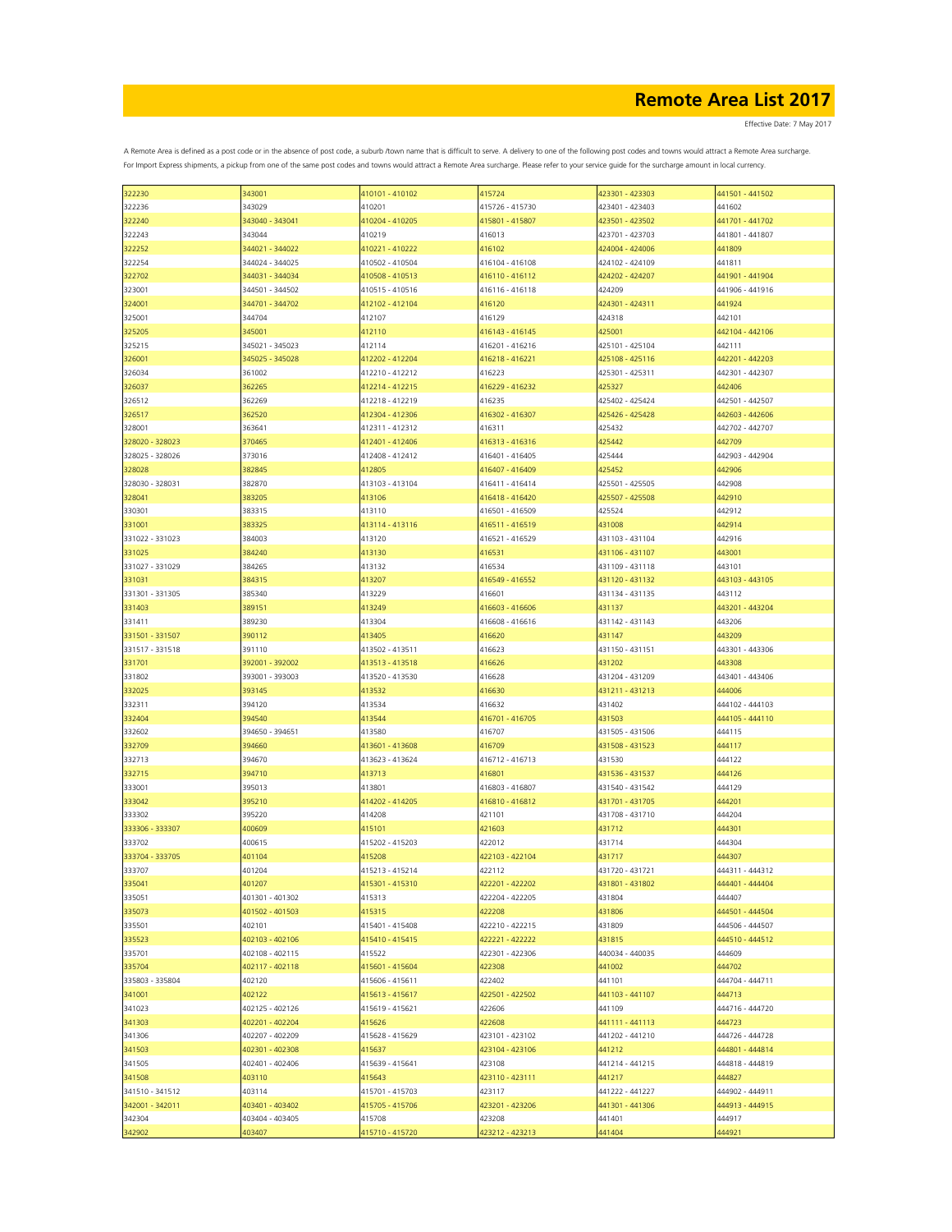# Remote Area List 2017

Effective Date: 7 May 2017

A Remote Area is defined as a post code or in the absence of post code, a suburb /town name that is difficult to serve. A delivery to one of the following post codes and towns would attract a Remote Area surcharge.
For Import Express shipments, a pickup from one of the same post codes and towns would attract a Remote Area surcharge. Please refer to your service guide for the surcharge amount in local currency.

| | | | | | |
|---|---|---|---|---|---|
| 322230 | 343001 | 410101 - 410102 | 415724 | 423301 - 423303 | 441501 - 441502 |
| 322236 | 343029 | 410201 | 415726 - 415730 | 423401 - 423403 | 441602 |
| 322240 | 343040 - 343041 | 410204 - 410205 | 415801 - 415807 | 423501 - 423502 | 441701 - 441702 |
| 322243 | 343044 | 410219 | 416013 | 423701 - 423703 | 441801 - 441807 |
| 322252 | 344021 - 344022 | 410221 - 410222 | 416102 | 424004 - 424006 | 441809 |
| 322254 | 344024 - 344025 | 410502 - 410504 | 416104 - 416108 | 424102 - 424109 | 441811 |
| 322702 | 344031 - 344034 | 410508 - 410513 | 416110 - 416112 | 424202 - 424207 | 441901 - 441904 |
| 323001 | 344501 - 344502 | 410515 - 410516 | 416116 - 416118 | 424209 | 441906 - 441916 |
| 324001 | 344701 - 344702 | 412102 - 412104 | 416120 | 424301 - 424311 | 441924 |
| 325001 | 344704 | 412107 | 416129 | 424318 | 442101 |
| 325205 | 345001 | 412110 | 416143 - 416145 | 425001 | 442104 - 442106 |
| 325215 | 345021 - 345023 | 412114 | 416201 - 416216 | 425101 - 425104 | 442111 |
| 326001 | 345025 - 345028 | 412202 - 412204 | 416218 - 416221 | 425108 - 425116 | 442201 - 442203 |
| 326034 | 361002 | 412210 - 412212 | 416223 | 425301 - 425311 | 442301 - 442307 |
| 326037 | 362265 | 412214 - 412215 | 416229 - 416232 | 425327 | 442406 |
| 326512 | 362269 | 412218 - 412219 | 416235 | 425402 - 425424 | 442501 - 442507 |
| 326517 | 362520 | 412304 - 412306 | 416302 - 416307 | 425426 - 425428 | 442603 - 442606 |
| 328001 | 363641 | 412311 - 412312 | 416311 | 425432 | 442702 - 442707 |
| 328020 - 328023 | 370465 | 412401 - 412406 | 416313 - 416316 | 425442 | 442709 |
| 328025 - 328026 | 373016 | 412408 - 412412 | 416401 - 416405 | 425444 | 442903 - 442904 |
| 328028 | 382845 | 412805 | 416407 - 416409 | 425452 | 442906 |
| 328030 - 328031 | 382870 | 413103 - 413104 | 416411 - 416414 | 425501 - 425505 | 442908 |
| 328041 | 383205 | 413106 | 416418 - 416420 | 425507 - 425508 | 442910 |
| 330301 | 383315 | 413110 | 416501 - 416509 | 425524 | 442912 |
| 331001 | 383325 | 413114 - 413116 | 416511 - 416519 | 431008 | 442914 |
| 331022 - 331023 | 384003 | 413120 | 416521 - 416529 | 431103 - 431104 | 442916 |
| 331025 | 384240 | 413130 | 416531 | 431106 - 431107 | 443001 |
| 331027 - 331029 | 384265 | 413132 | 416534 | 431109 - 431118 | 443101 |
| 331031 | 384315 | 413207 | 416549 - 416552 | 431120 - 431132 | 443103 - 443105 |
| 331301 - 331305 | 385340 | 413229 | 416601 | 431134 - 431135 | 443112 |
| 331403 | 389151 | 413249 | 416603 - 416606 | 431137 | 443201 - 443204 |
| 331411 | 389230 | 413304 | 416608 - 416616 | 431142 - 431143 | 443206 |
| 331501 - 331507 | 390112 | 413405 | 416620 | 431147 | 443209 |
| 331517 - 331518 | 391110 | 413502 - 413511 | 416623 | 431150 - 431151 | 443301 - 443306 |
| 331701 | 392001 - 392002 | 413513 - 413518 | 416626 | 431202 | 443308 |
| 331802 | 393001 - 393003 | 413520 - 413530 | 416628 | 431204 - 431209 | 443401 - 443406 |
| 332025 | 393145 | 413532 | 416630 | 431211 - 431213 | 444006 |
| 332311 | 394120 | 413534 | 416632 | 431402 | 444102 - 444103 |
| 332404 | 394540 | 413544 | 416701 - 416705 | 431503 | 444105 - 444110 |
| 332602 | 394650 - 394651 | 413580 | 416707 | 431505 - 431506 | 444115 |
| 332709 | 394660 | 413601 - 413608 | 416709 | 431508 - 431523 | 444117 |
| 332713 | 394670 | 413623 - 413624 | 416712 - 416713 | 431530 | 444122 |
| 332715 | 394710 | 413713 | 416801 | 431536 - 431537 | 444126 |
| 333001 | 395013 | 413801 | 416803 - 416807 | 431540 - 431542 | 444129 |
| 333042 | 395210 | 414202 - 414205 | 416810 - 416812 | 431701 - 431705 | 444201 |
| 333302 | 395220 | 414208 | 421101 | 431708 - 431710 | 444204 |
| 333306 - 333307 | 400609 | 415101 | 421603 | 431712 | 444301 |
| 333702 | 400615 | 415202 - 415203 | 422012 | 431714 | 444304 |
| 333704 - 333705 | 401104 | 415208 | 422103 - 422104 | 431717 | 444307 |
| 333707 | 401204 | 415213 - 415214 | 422112 | 431720 - 431721 | 444311 - 444312 |
| 335041 | 401207 | 415301 - 415310 | 422201 - 422202 | 431801 - 431802 | 444401 - 444404 |
| 335051 | 401301 - 401302 | 415313 | 422204 - 422205 | 431804 | 444407 |
| 335073 | 401502 - 401503 | 415315 | 422208 | 431806 | 444501 - 444504 |
| 335501 | 402101 | 415401 - 415408 | 422210 - 422215 | 431809 | 444506 - 444507 |
| 335523 | 402103 - 402106 | 415410 - 415415 | 422221 - 422222 | 431815 | 444510 - 444512 |
| 335701 | 402108 - 402115 | 415522 | 422301 - 422306 | 440034 - 440035 | 444609 |
| 335704 | 402117 - 402118 | 415601 - 415604 | 422308 | 441002 | 444702 |
| 335803 - 335804 | 402120 | 415606 - 415611 | 422402 | 441101 | 444704 - 444711 |
| 341001 | 402122 | 415613 - 415617 | 422501 - 422502 | 441103 - 441107 | 444713 |
| 341023 | 402125 - 402126 | 415619 - 415621 | 422606 | 441109 | 444716 - 444720 |
| 341303 | 402201 - 402204 | 415626 | 422608 | 441111 - 441113 | 444723 |
| 341306 | 402207 - 402209 | 415628 - 415629 | 423101 - 423102 | 441202 - 441210 | 444726 - 444728 |
| 341503 | 402301 - 402308 | 415637 | 423104 - 423106 | 441212 | 444801 - 444814 |
| 341505 | 402401 - 402406 | 415639 - 415641 | 423108 | 441214 - 441215 | 444818 - 444819 |
| 341508 | 403110 | 415643 | 423110 - 423111 | 441217 | 444827 |
| 341510 - 341512 | 403114 | 415701 - 415703 | 423117 | 441222 - 441227 | 444902 - 444911 |
| 342001 - 342011 | 403401 - 403402 | 415705 - 415706 | 423201 - 423206 | 441301 - 441306 | 444913 - 444915 |
| 342304 | 403404 - 403405 | 415708 | 423208 | 441401 | 444917 |
| 342902 | 403407 | 415710 - 415720 | 423212 - 423213 | 441404 | 444921 |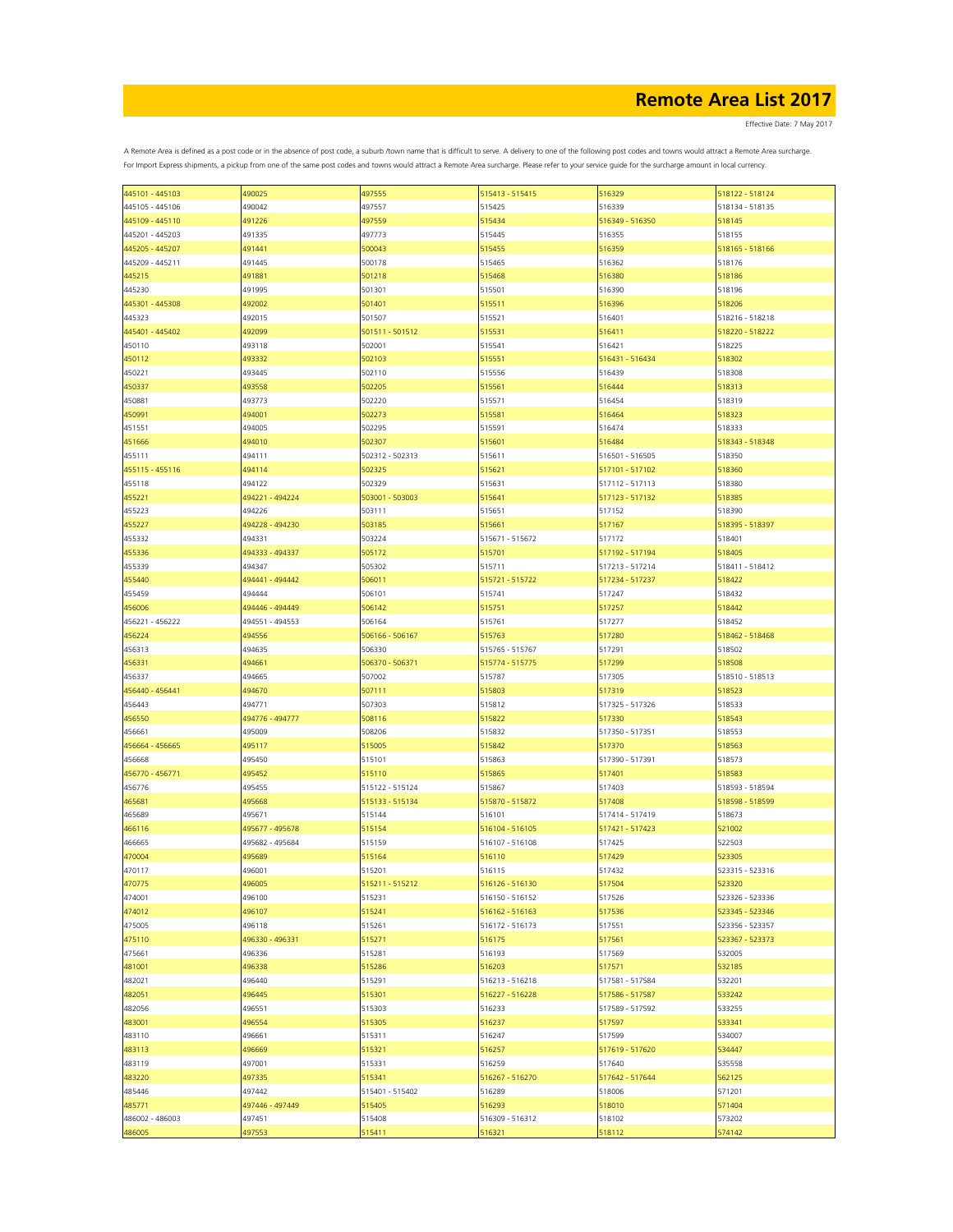# Remote Area List 2017

Effective Date: 7 May 2017

A Remote Area is defined as a post code or in the absence of post code, a suburb /town name that is difficult to serve. A delivery to one of the following post codes and towns would attract a Remote Area surcharge. For Import Express shipments, a pickup from one of the same post codes and towns would attract a Remote Area surcharge. Please refer to your service guide for the surcharge amount in local currency.

| | | | | | |
|---|---|---|---|---|---|
| 445101 - 445103 | 490025 | 497555 | 515413 - 515415 | 516329 | 518122 - 518124 |
| 445105 - 445106 | 490042 | 497557 | 515425 | 516339 | 518134 - 518135 |
| 445109 - 445110 | 491226 | 497559 | 515434 | 516349 - 516350 | 518145 |
| 445201 - 445203 | 491335 | 497773 | 515445 | 516355 | 518155 |
| 445205 - 445207 | 491441 | 500043 | 515455 | 516359 | 518165 - 518166 |
| 445209 - 445211 | 491445 | 500178 | 515465 | 516362 | 518176 |
| 445215 | 491881 | 501218 | 515468 | 516380 | 518186 |
| 445230 | 491995 | 501301 | 515501 | 516390 | 518196 |
| 445301 - 445308 | 492002 | 501401 | 515511 | 516396 | 518206 |
| 445323 | 492015 | 501507 | 515521 | 516401 | 518216 - 518218 |
| 445401 - 445402 | 492099 | 501511 - 501512 | 515531 | 516411 | 518220 - 518222 |
| 450110 | 493118 | 502001 | 515541 | 516421 | 518225 |
| 450112 | 493332 | 502103 | 515551 | 516431 - 516434 | 518302 |
| 450221 | 493445 | 502110 | 515556 | 516439 | 518308 |
| 450337 | 493558 | 502205 | 515561 | 516444 | 518313 |
| 450881 | 493773 | 502220 | 515571 | 516454 | 518319 |
| 450991 | 494001 | 502273 | 515581 | 516464 | 518323 |
| 451551 | 494005 | 502295 | 515591 | 516474 | 518333 |
| 451666 | 494010 | 502307 | 515601 | 516484 | 518343 - 518348 |
| 455111 | 494111 | 502312 - 502313 | 515611 | 516501 - 516505 | 518350 |
| 455115 - 455116 | 494114 | 502325 | 515621 | 517101 - 517102 | 518360 |
| 455118 | 494122 | 502329 | 515631 | 517112 - 517113 | 518380 |
| 455221 | 494221 - 494224 | 503001 - 503003 | 515641 | 517123 - 517132 | 518385 |
| 455223 | 494226 | 503111 | 515651 | 517152 | 518390 |
| 455227 | 494228 - 494230 | 503185 | 515661 | 517167 | 518395 - 518397 |
| 455332 | 494331 | 503224 | 515671 - 515672 | 517172 | 518401 |
| 455336 | 494333 - 494337 | 505172 | 515701 | 517192 - 517194 | 518405 |
| 455339 | 494347 | 505302 | 515711 | 517213 - 517214 | 518411 - 518412 |
| 455440 | 494441 - 494442 | 506011 | 515721 - 515722 | 517234 - 517237 | 518422 |
| 455459 | 494444 | 506101 | 515741 | 517247 | 518432 |
| 456006 | 494446 - 494449 | 506142 | 515751 | 517257 | 518442 |
| 456221 - 456222 | 494551 - 494553 | 506164 | 515761 | 517277 | 518452 |
| 456224 | 494556 | 506166 - 506167 | 515763 | 517280 | 518462 - 518468 |
| 456313 | 494635 | 506330 | 515765 - 515767 | 517291 | 518502 |
| 456331 | 494661 | 506370 - 506371 | 515774 - 515775 | 517299 | 518508 |
| 456337 | 494665 | 507002 | 515787 | 517305 | 518510 - 518513 |
| 456440 - 456441 | 494670 | 507111 | 515803 | 517319 | 518523 |
| 456443 | 494771 | 507303 | 515812 | 517325 - 517326 | 518533 |
| 456550 | 494776 - 494777 | 508116 | 515822 | 517330 | 518543 |
| 456661 | 495009 | 508206 | 515832 | 517350 - 517351 | 518553 |
| 456664 - 456665 | 495117 | 515005 | 515842 | 517370 | 518563 |
| 456668 | 495450 | 515101 | 515863 | 517390 - 517391 | 518573 |
| 456770 - 456771 | 495452 | 515110 | 515865 | 517401 | 518583 |
| 456776 | 495455 | 515122 - 515124 | 515867 | 517403 | 518593 - 518594 |
| 465681 | 495668 | 515133 - 515134 | 515870 - 515872 | 517408 | 518598 - 518599 |
| 465689 | 495671 | 515144 | 516101 | 517414 - 517419 | 518673 |
| 466116 | 495677 - 495678 | 515154 | 516104 - 516105 | 517421 - 517423 | 521002 |
| 466665 | 495682 - 495684 | 515159 | 516107 - 516108 | 517425 | 522503 |
| 470004 | 495689 | 515164 | 516110 | 517429 | 523305 |
| 470117 | 496001 | 515201 | 516115 | 517432 | 523315 - 523316 |
| 470775 | 496005 | 515211 - 515212 | 516126 - 516130 | 517504 | 523320 |
| 474001 | 496100 | 515231 | 516150 - 516152 | 517526 | 523326 - 523336 |
| 474012 | 496107 | 515241 | 516162 - 516163 | 517536 | 523345 - 523346 |
| 475005 | 496118 | 515261 | 516172 - 516173 | 517551 | 523356 - 523357 |
| 475110 | 496330 - 496331 | 515271 | 516175 | 517561 | 523367 - 523373 |
| 475661 | 496336 | 515281 | 516193 | 517569 | 532005 |
| 481001 | 496338 | 515286 | 516203 | 517571 | 532185 |
| 482021 | 496440 | 515291 | 516213 - 516218 | 517581 - 517584 | 532201 |
| 482051 | 496445 | 515301 | 516227 - 516228 | 517586 - 517587 | 533242 |
| 482056 | 496551 | 515303 | 516233 | 517589 - 517592 | 533255 |
| 483001 | 496554 | 515305 | 516237 | 517597 | 533341 |
| 483110 | 496661 | 515311 | 516247 | 517599 | 534007 |
| 483113 | 496669 | 515321 | 516257 | 517619 - 517620 | 534447 |
| 483119 | 497001 | 515331 | 516259 | 517640 | 535558 |
| 483220 | 497335 | 515341 | 516267 - 516270 | 517642 - 517644 | 562125 |
| 485446 | 497442 | 515401 - 515402 | 516289 | 518006 | 571201 |
| 485771 | 497446 - 497449 | 515405 | 516293 | 518010 | 571404 |
| 486002 - 486003 | 497451 | 515408 | 516309 - 516312 | 518102 | 573202 |
| 486005 | 497553 | 515411 | 516321 | 518112 | 574142 |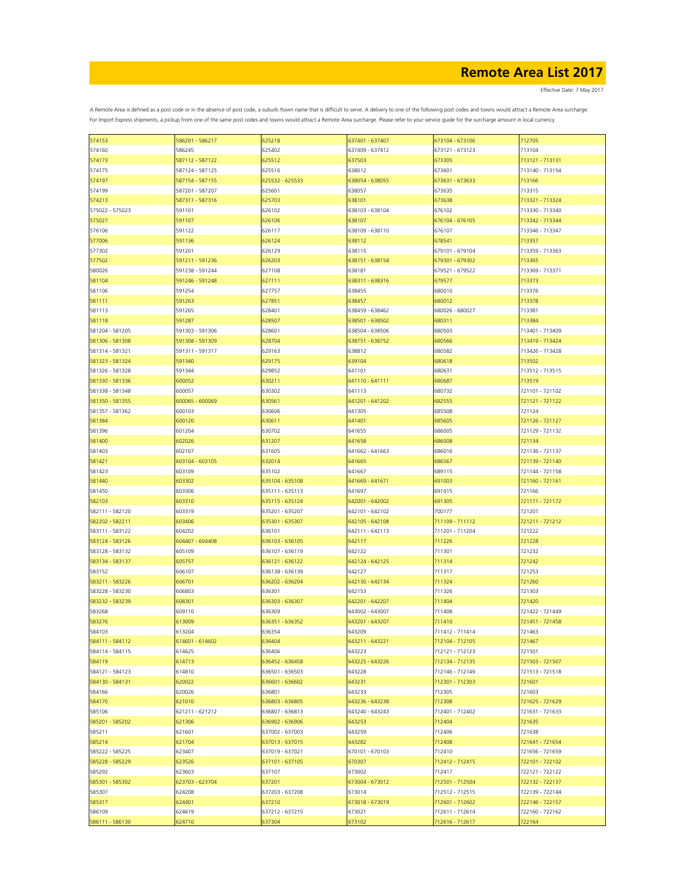# Remote Area List 2017

Effective Date: 7 May 2017

A Remote Area is defined as a post code or in the absence of post code, a suburb /town name that is difficult to serve. A delivery to one of the following post codes and towns would attract a Remote Area surcharge.
For Import Express shipments, a pickup from one of the same post codes and towns would attract a Remote Area surcharge. Please refer to your service guide for the surcharge amount in local currency.

| | | | | | |
|---|---|---|---|---|---|
| 574153 | 586201 - 586217 | 625218 | 637401 - 637407 | 673104 - 673106 | 712705 |
| 574160 | 586245 | 625402 | 637409 - 637412 | 673121 - 673123 | 713104 |
| 574173 | 587112 - 587122 | 625512 | 637503 | 673305 | 713121 - 713131 |
| 574175 | 587124 - 587125 | 625516 | 638012 | 673601 | 713140 - 713154 |
| 574197 | 587154 - 587155 | 625532 - 625533 | 638054 - 638055 | 673631 - 673633 | 713166 |
| 574199 | 587201 - 587207 | 625601 | 638057 | 673635 | 713315 |
| 574213 | 587311 - 587316 | 625703 | 638101 | 673638 | 713321 - 713324 |
| 575022 - 575023 | 591101 | 626102 | 638103 - 638104 | 676102 | 713330 - 713340 |
| 575027 | 591107 | 626106 | 638107 | 676104 - 676105 | 713342 - 713344 |
| 576106 | 591122 | 626117 | 638109 - 638110 | 676107 | 713346 - 713347 |
| 577006 | 591136 | 626124 | 638112 | 678541 | 713357 |
| 577302 | 591201 | 626129 | 638115 | 679101 - 679104 | 713359 - 713363 |
| 577502 | 591211 - 591236 | 626203 | 638151 - 638154 | 679301 - 679302 | 713365 |
| 580026 | 591238 - 591244 | 627108 | 638181 | 679521 - 679522 | 713369 - 713371 |
| 581104 | 591246 - 591248 | 627111 | 638311 - 638316 | 679577 | 713373 |
| 581106 | 591254 | 627757 | 638455 | 680010 | 713376 |
| 581111 | 591263 | 627851 | 638457 | 680012 | 713378 |
| 581113 | 591265 | 628401 | 638459 - 638462 | 680026 - 680027 | 713381 |
| 581118 | 591287 | 628507 | 638501 - 638502 | 680311 | 713384 |
| 581204 - 581205 | 591303 - 591306 | 628601 | 638504 - 638506 | 680503 | 713401 - 713409 |
| 581306 - 581308 | 591308 - 591309 | 628704 | 638751 - 638752 | 680566 | 713419 - 713424 |
| 581314 - 581321 | 591311 - 591317 | 629163 | 638812 | 680582 | 713426 - 713428 |
| 581323 - 581324 | 591340 | 629175 | 639104 | 680618 | 713502 |
| 581326 - 581328 | 591344 | 629852 | 641101 | 680631 | 713512 - 713515 |
| 581330 - 581336 | 600052 | 630211 | 641110 - 641111 | 680687 | 713519 |
| 581338 - 581348 | 600057 | 630302 | 641113 | 680732 | 721101 - 721102 |
| 581350 - 581355 | 600065 - 600069 | 630561 | 641201 - 641202 | 682555 | 721121 - 721122 |
| 581357 - 581362 | 600103 | 630606 | 641305 | 685508 | 721124 |
| 581384 | 600120 | 630611 | 641401 | 685605 | 721126 - 721127 |
| 581396 | 601204 | 630702 | 641655 | 686005 | 721129 - 721132 |
| 581400 | 602026 | 631207 | 641658 | 686008 | 721134 |
| 581403 | 602107 | 631605 | 641662 - 641663 | 686016 | 721136 - 721137 |
| 581421 | 603104 - 603105 | 632014 | 641665 | 686567 | 721139 - 721140 |
| 581423 | 603109 | 635102 | 641667 | 689115 | 721144 - 721158 |
| 581440 | 603302 | 635104 - 635108 | 641669 - 641671 | 691003 | 721160 - 721161 |
| 581450 | 603306 | 635111 - 635113 | 641697 | 691015 | 721166 |
| 582103 | 603310 | 635115 - 635124 | 642001 - 642002 | 691305 | 721171 - 721172 |
| 582111 - 582120 | 603319 | 635201 - 635207 | 642101 - 642102 | 700177 | 721201 |
| 582202 - 582211 | 603406 | 635301 - 635307 | 642105 - 642108 | 711109 - 711112 | 721211 - 721212 |
| 583111 - 583122 | 604202 | 636101 | 642111 - 642113 | 711201 - 711204 | 721222 |
| 583124 - 583126 | 604407 - 604408 | 636103 - 636105 | 642117 | 711226 | 721228 |
| 583128 - 583132 | 605109 | 636107 - 636119 | 642122 | 711301 | 721232 |
| 583134 - 583137 | 605757 | 636121 - 636122 | 642124 - 642125 | 711314 | 721242 |
| 583152 | 606107 | 636138 - 636139 | 642127 | 711317 | 721253 |
| 583211 - 583226 | 606701 | 636202 - 636204 | 642130 - 642134 | 711324 | 721260 |
| 583228 - 583230 | 606803 | 636301 | 642153 | 711326 | 721303 |
| 583232 - 583239 | 608301 | 636303 - 636307 | 642201 - 642207 | 711404 | 721420 |
| 583268 | 609110 | 636309 | 643002 - 643007 | 711408 | 721422 - 721449 |
| 583276 | 613009 | 636351 - 636352 | 643201 - 643207 | 711410 | 721451 - 721458 |
| 584103 | 613204 | 636354 | 643209 | 711412 - 711414 | 721463 |
| 584111 - 584112 | 614601 - 614602 | 636404 | 643211 - 643221 | 712104 - 712105 | 721467 |
| 584114 - 584115 | 614625 | 636406 | 643223 | 712121 - 712123 | 721501 |
| 584119 | 614713 | 636452 - 636458 | 643225 - 643226 | 712134 - 712135 | 721503 - 721507 |
| 584121 - 584123 | 614810 | 636501 - 636503 | 643228 | 712146 - 712149 | 721513 - 721518 |
| 584130 - 584131 | 620022 | 636601 - 636602 | 643231 | 712301 - 712303 | 721601 |
| 584166 | 620026 | 636801 | 643233 | 712305 | 721603 |
| 584170 | 621010 | 636803 - 636805 | 643236 - 643238 | 712308 | 721625 - 721629 |
| 585106 | 621211 - 621212 | 636807 - 636813 | 643240 - 643243 | 712401 - 712402 | 721631 - 721633 |
| 585201 - 585202 | 621306 | 636902 - 636906 | 643253 | 712404 | 721635 |
| 585211 | 621601 | 637002 - 637003 | 643259 | 712406 | 721638 |
| 585214 | 621704 | 637013 - 637015 | 643282 | 712408 | 721641 - 721654 |
| 585222 - 585225 | 623407 | 637019 - 637021 | 670101 - 670103 | 712410 | 721656 - 721659 |
| 585228 - 585229 | 623526 | 637101 - 637105 | 670307 | 712412 - 712415 | 722101 - 722102 |
| 585292 | 623603 | 637107 | 673002 | 712417 | 722121 - 722122 |
| 585301 - 585302 | 623703 - 623704 | 637201 | 673004 - 673012 | 712501 - 712504 | 722132 - 722137 |
| 585307 | 624208 | 637203 - 637208 | 673014 | 712512 - 712515 | 722139 - 722144 |
| 585317 | 624401 | 637210 | 673018 - 673019 | 712601 - 712602 | 722146 - 722157 |
| 586109 | 624619 | 637212 - 637215 | 673021 | 712611 - 712614 | 722160 - 722162 |
| 586111 - 586130 | 624710 | 637304 | 673102 | 712616 - 712617 | 722164 |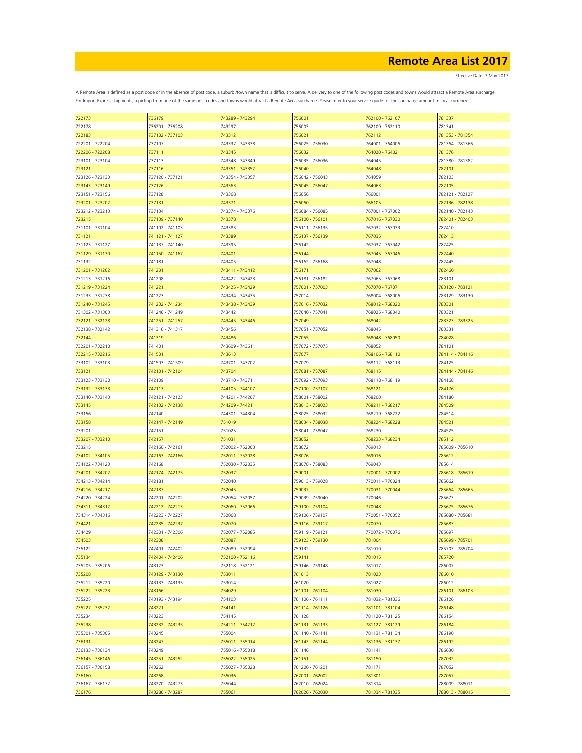# Remote Area List 2017

Effective Date: 7 May 2017

A Remote Area is defined as a post code or in the absence of post code, a suburb /town name that is difficult to serve. A delivery to one of the following post codes and towns would attract a Remote Area surcharge.
For Import Express shipments, a pickup from one of the same post codes and towns would attract a Remote Area surcharge. Please refer to your service guide for the surcharge amount in local currency.

| | | | | | |
|---|---|---|---|---|---|
| 722173 | 736179 | 743289 - 743294 | 756001 | 762100 - 762107 | 781337 |
| 722178 | 736201 - 736208 | 743297 | 756003 | 762109 - 762110 | 781341 |
| 722183 | 737102 - 737103 | 743312 | 756021 | 762112 | 781353 - 781354 |
| 722201 - 722204 | 737107 | 743337 - 743338 | 756025 - 756030 | 764001 - 764006 | 781364 - 781366 |
| 722206 - 722208 | 737111 | 743345 | 756032 | 764020 - 764021 | 781376 |
| 723101 - 723104 | 737113 | 743348 - 743349 | 756035 - 756036 | 764045 | 781380 - 781382 |
| 723121 | 737116 | 743351 - 743352 | 756040 | 764048 | 782101 |
| 723126 - 723133 | 737120 - 737121 | 743354 - 743357 | 756042 - 756043 | 764059 | 782103 |
| 723143 - 723149 | 737126 | 743363 | 756045 - 756047 | 764063 | 782105 |
| 723151 - 723156 | 737128 | 743368 | 756056 | 766001 | 782121 - 782127 |
| 723201 - 723202 | 737131 | 743371 | 756060 | 766105 | 782136 - 782138 |
| 723212 - 723213 | 737134 | 743374 - 743376 | 756084 - 756085 | 767001 - 767002 | 782140 - 782143 |
| 723215 | 737139 - 737140 | 743378 | 756100 - 756101 | 767016 - 767030 | 782401 - 782403 |
| 731101 - 731104 | 741102 - 741103 | 743383 | 756111 - 756135 | 767032 - 767033 | 782410 |
| 731121 | 741121 - 741127 | 743389 | 756137 - 756139 | 767035 | 782413 |
| 731123 - 731127 | 741137 - 741140 | 743395 | 756142 | 767037 - 767042 | 782425 |
| 731129 - 731130 | 741150 - 741167 | 743401 | 756144 | 767045 - 767046 | 782440 |
| 731132 | 741181 | 743405 | 756162 - 756168 | 767048 | 782445 |
| 731201 - 731202 | 741201 | 743411 - 743412 | 756171 | 767062 | 782460 |
| 731213 - 731216 | 741208 | 743422 - 743423 | 756181 - 756182 | 767065 - 767068 | 783101 |
| 731219 - 731224 | 741221 | 743425 - 743429 | 757001 - 757003 | 767070 - 767071 | 783120 - 783121 |
| 731233 - 731238 | 741223 | 743434 - 743435 | 757014 | 768004 - 768006 | 783129 - 783130 |
| 731240 - 731245 | 741232 - 741234 | 743438 - 743439 | 757016 - 757032 | 768012 - 768020 | 783301 |
| 731302 - 731303 | 741246 - 741249 | 743442 | 757040 - 757041 | 768025 - 768040 | 783321 |
| 732121 - 732128 | 741251 - 741257 | 743445 - 743446 | 757049 | 768042 | 783323 - 783325 |
| 732138 - 732142 | 741316 - 741317 | 743456 | 757051 - 757052 | 768045 | 783331 |
| 732144 | 741319 | 743486 | 757055 | 768048 - 768050 | 784028 |
| 732201 - 732210 | 741401 | 743609 - 743611 | 757072 - 757075 | 768052 | 784101 |
| 732215 - 732216 | 741501 | 743613 | 757077 | 768106 - 768110 | 784114 - 784116 |
| 733102 - 733103 | 741503 - 741509 | 743701 - 743702 | 757079 | 768112 - 768113 | 784125 |
| 733121 | 742101 - 742104 | 743704 | 757081 - 757087 | 768115 | 784144 - 784146 |
| 733123 - 733130 | 742109 | 743710 - 743711 | 757092 - 757093 | 768118 - 768119 | 784168 |
| 733132 - 733133 | 742113 | 744105 - 744107 | 757100 - 757107 | 768121 | 784176 |
| 733140 - 733143 | 742121 - 742123 | 744201 - 744207 | 758001 - 758002 | 768200 | 784180 |
| 733145 | 742132 - 742138 | 744209 - 744211 | 758013 - 758023 | 768211 - 768217 | 784509 |
| 733156 | 742140 | 744301 - 744304 | 758025 - 758032 | 768219 - 768222 | 784514 |
| 733158 | 742147 - 742149 | 751019 | 758034 - 758038 | 768224 - 768228 | 784521 |
| 733201 | 742151 | 751025 | 758041 - 758047 | 768230 | 784525 |
| 733207 - 733210 | 742157 | 751031 | 758052 | 768233 - 768234 | 785112 |
| 733215 | 742160 - 742161 | 752002 - 752003 | 758072 | 769013 | 785609 - 785610 |
| 734102 - 734105 | 742163 - 742166 | 752011 - 752028 | 758076 | 769016 | 785612 |
| 734122 - 734123 | 742168 | 752030 - 752035 | 758078 - 758083 | 769043 | 785614 |
| 734201 - 734202 | 742174 - 742175 | 752037 | 759001 | 770001 - 770002 | 785618 - 785619 |
| 734213 - 734214 | 742181 | 752040 | 759013 - 759028 | 770011 - 770024 | 785662 |
| 734216 - 734217 | 742187 | 752045 | 759037 | 770031 - 770044 | 785664 - 785665 |
| 734220 - 734224 | 742201 - 742202 | 752054 - 752057 | 759039 - 759040 | 770046 | 785673 |
| 734311 - 734312 | 742212 - 742213 | 752060 - 752066 | 759100 - 759104 | 770048 | 785675 - 785676 |
| 734314 - 734316 | 742223 - 742227 | 752068 | 759106 - 759107 | 770051 - 770052 | 785680 - 785681 |
| 734421 | 742235 - 742237 | 752070 | 759116 - 759117 | 770070 | 785683 |
| 734429 | 742301 - 742306 | 752077 - 752085 | 759119 - 759121 | 770072 - 770076 | 785697 |
| 734503 | 742308 | 752087 | 759123 - 759130 | 781004 | 785699 - 785701 |
| 735122 | 742401 - 742402 | 752089 - 752094 | 759132 | 781010 | 785703 - 785704 |
| 735134 | 742404 - 742406 | 752100 - 752116 | 759141 | 781015 | 785720 |
| 735205 - 735206 | 743123 | 752118 - 752121 | 759146 - 759148 | 781017 | 786007 |
| 735208 | 743129 - 743130 | 753011 | 761013 | 781023 | 786010 |
| 735212 - 735220 | 743133 - 743135 | 753014 | 761020 | 781027 | 786012 |
| 735222 - 735223 | 743166 | 754029 | 761101 - 761104 | 781030 | 786101 - 786103 |
| 735225 | 743193 - 743194 | 754103 | 761106 - 761111 | 781032 - 781036 | 786126 |
| 735227 - 735232 | 743221 | 754141 | 761114 - 761126 | 781101 - 781104 | 786148 |
| 735234 | 743223 | 754145 | 761128 | 781120 - 781125 | 786154 |
| 735238 | 743232 - 743235 | 754211 - 754212 | 761131 - 761133 | 781127 - 781129 | 786184 |
| 735301 - 735305 | 743245 | 755004 | 761140 - 761141 | 781131 - 781134 | 786190 |
| 736131 | 743247 | 755011 - 755014 | 761143 - 761144 | 781136 - 781137 | 786192 |
| 736133 - 736134 | 743249 | 755016 - 755018 | 761146 | 781141 | 786630 |
| 736145 - 736146 | 743251 - 743252 | 755022 - 755025 | 761151 | 781150 | 787032 |
| 736157 - 736158 | 743262 | 755027 - 755028 | 761200 - 761201 | 781171 | 787052 |
| 736160 | 743268 | 755036 | 762001 - 762002 | 781301 | 787057 |
| 736167 - 736172 | 743270 - 743273 | 755044 | 762010 - 762024 | 781314 | 788009 - 788011 |
| 736176 | 743286 - 743287 | 755061 | 762026 - 762030 | 781334 - 781335 | 788013 - 788015 |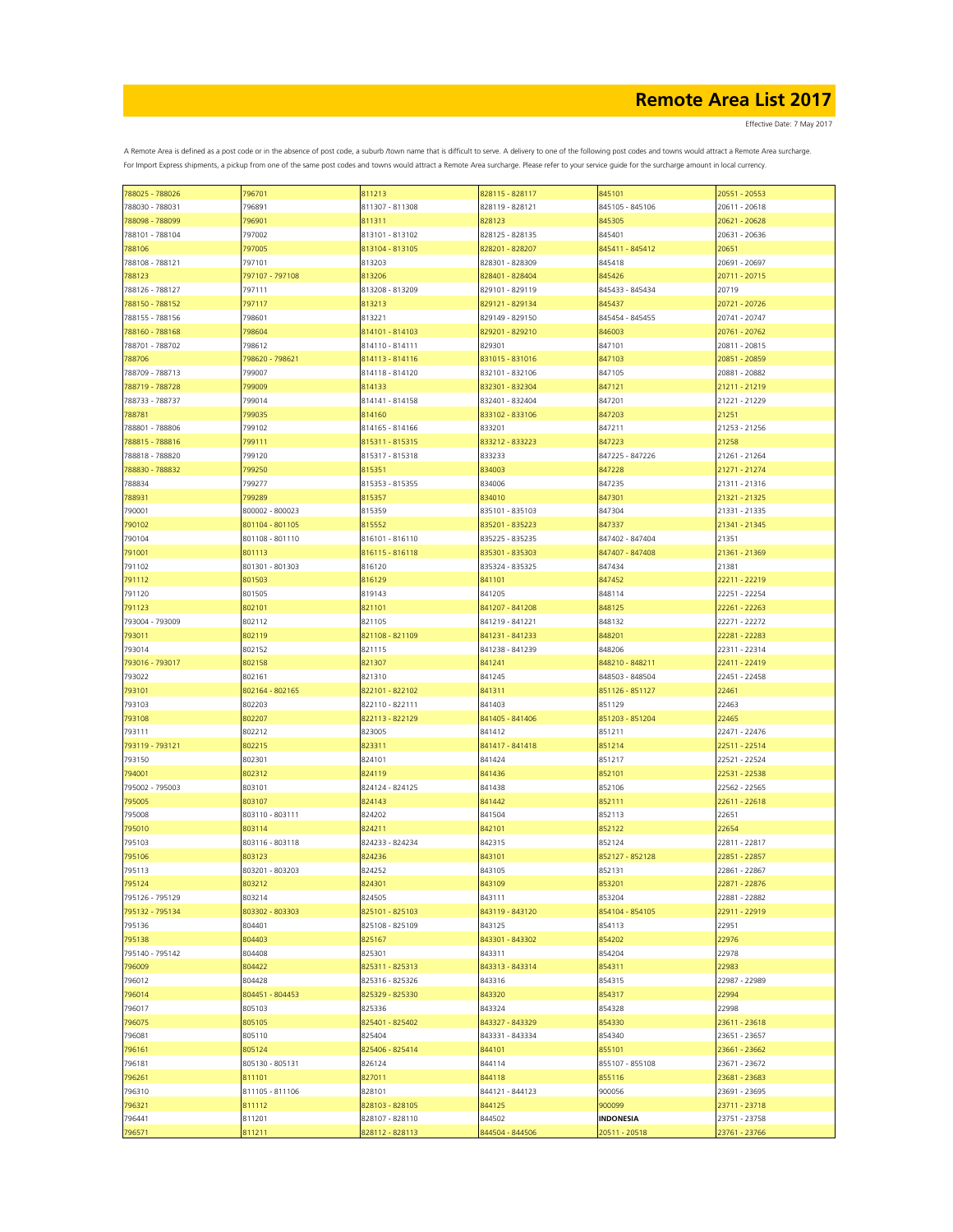# Remote Area List 2017

Effective Date: 7 May 2017

A Remote Area is defined as a post code or in the absence of post code, a suburb /town name that is difficult to serve. A delivery to one of the following post codes and towns would attract a Remote Area surcharge. For Import Express shipments, a pickup from one of the same post codes and towns would attract a Remote Area surcharge. Please refer to your service guide for the surcharge amount in local currency.

| | | | | | |
|---|---|---|---|---|---|
| 788025 - 788026 | 796701 | 811213 | 828115 - 828117 | 845101 | 20551 - 20553 |
| 788030 - 788031 | 796891 | 811307 - 811308 | 828119 - 828121 | 845105 - 845106 | 20611 - 20618 |
| 788098 - 788099 | 796901 | 811311 | 828123 | 845305 | 20621 - 20628 |
| 788101 - 788104 | 797002 | 813101 - 813102 | 828125 - 828135 | 845401 | 20631 - 20636 |
| 788106 | 797005 | 813104 - 813105 | 828201 - 828207 | 845411 - 845412 | 20651 |
| 788108 - 788121 | 797101 | 813203 | 828301 - 828309 | 845418 | 20691 - 20697 |
| 788123 | 797107 - 797108 | 813206 | 828401 - 828404 | 845426 | 20711 - 20715 |
| 788126 - 788127 | 797111 | 813208 - 813209 | 829101 - 829119 | 845433 - 845434 | 20719 |
| 788150 - 788152 | 797117 | 813213 | 829121 - 829134 | 845437 | 20721 - 20726 |
| 788155 - 788156 | 798601 | 813221 | 829149 - 829150 | 845454 - 845455 | 20741 - 20747 |
| 788160 - 788168 | 798604 | 814101 - 814103 | 829201 - 829210 | 846003 | 20761 - 20762 |
| 788701 - 788702 | 798612 | 814110 - 814111 | 829301 | 847101 | 20811 - 20815 |
| 788706 | 798620 - 798621 | 814113 - 814116 | 831015 - 831016 | 847103 | 20851 - 20859 |
| 788709 - 788713 | 799007 | 814118 - 814120 | 832101 - 832106 | 847105 | 20881 - 20882 |
| 788719 - 788728 | 799009 | 814133 | 832301 - 832304 | 847121 | 21211 - 21219 |
| 788733 - 788737 | 799014 | 814141 - 814158 | 832401 - 832404 | 847201 | 21221 - 21229 |
| 788781 | 799035 | 814160 | 833102 - 833106 | 847203 | 21251 |
| 788801 - 788806 | 799102 | 814165 - 814166 | 833201 | 847211 | 21253 - 21256 |
| 788815 - 788816 | 799111 | 815311 - 815315 | 833212 - 833223 | 847223 | 21258 |
| 788818 - 788820 | 799120 | 815317 - 815318 | 833233 | 847225 - 847226 | 21261 - 21264 |
| 788830 - 788832 | 799250 | 815351 | 834003 | 847228 | 21271 - 21274 |
| 788834 | 799277 | 815353 - 815355 | 834006 | 847235 | 21311 - 21316 |
| 788931 | 799289 | 815357 | 834010 | 847301 | 21321 - 21325 |
| 790001 | 800002 - 800023 | 815359 | 835101 - 835103 | 847304 | 21331 - 21335 |
| 790102 | 801104 - 801105 | 815552 | 835201 - 835223 | 847337 | 21341 - 21345 |
| 790104 | 801108 - 801110 | 816101 - 816110 | 835225 - 835235 | 847402 - 847404 | 21351 |
| 791001 | 801113 | 816115 - 816118 | 835301 - 835303 | 847407 - 847408 | 21361 - 21369 |
| 791102 | 801301 - 801303 | 816120 | 835324 - 835325 | 847434 | 21381 |
| 791112 | 801503 | 816129 | 841101 | 847452 | 22211 - 22219 |
| 791120 | 801505 | 819143 | 841205 | 848114 | 22251 - 22254 |
| 791123 | 802101 | 821101 | 841207 - 841208 | 848125 | 22261 - 22263 |
| 793004 - 793009 | 802112 | 821105 | 841219 - 841221 | 848132 | 22271 - 22272 |
| 793011 | 802119 | 821108 - 821109 | 841231 - 841233 | 848201 | 22281 - 22283 |
| 793014 | 802152 | 821115 | 841238 - 841239 | 848206 | 22311 - 22314 |
| 793016 - 793017 | 802158 | 821307 | 841241 | 848210 - 848211 | 22411 - 22419 |
| 793022 | 802161 | 821310 | 841245 | 848503 - 848504 | 22451 - 22458 |
| 793101 | 802164 - 802165 | 822101 - 822102 | 841311 | 851126 - 851127 | 22461 |
| 793103 | 802203 | 822110 - 822111 | 841403 | 851129 | 22463 |
| 793108 | 802207 | 822113 - 822129 | 841405 - 841406 | 851203 - 851204 | 22465 |
| 793111 | 802212 | 823005 | 841412 | 851211 | 22471 - 22476 |
| 793119 - 793121 | 802215 | 823311 | 841417 - 841418 | 851214 | 22511 - 22514 |
| 793150 | 802301 | 824101 | 841424 | 851217 | 22521 - 22524 |
| 794001 | 802312 | 824119 | 841436 | 852101 | 22531 - 22538 |
| 795002 - 795003 | 803101 | 824124 - 824125 | 841438 | 852106 | 22562 - 22565 |
| 795005 | 803107 | 824143 | 841442 | 852111 | 22611 - 22618 |
| 795008 | 803110 - 803111 | 824202 | 841504 | 852113 | 22651 |
| 795010 | 803114 | 824211 | 842101 | 852122 | 22654 |
| 795103 | 803116 - 803118 | 824233 - 824234 | 842315 | 852124 | 22811 - 22817 |
| 795106 | 803123 | 824236 | 843101 | 852127 - 852128 | 22851 - 22857 |
| 795113 | 803201 - 803203 | 824252 | 843105 | 852131 | 22861 - 22867 |
| 795124 | 803212 | 824301 | 843109 | 853201 | 22871 - 22876 |
| 795126 - 795129 | 803214 | 824505 | 843111 | 853204 | 22881 - 22882 |
| 795132 - 795134 | 803302 - 803303 | 825101 - 825103 | 843119 - 843120 | 854104 - 854105 | 22911 - 22919 |
| 795136 | 804401 | 825108 - 825109 | 843125 | 854113 | 22951 |
| 795138 | 804403 | 825167 | 843301 - 843302 | 854202 | 22976 |
| 795140 - 795142 | 804408 | 825301 | 843311 | 854204 | 22978 |
| 796009 | 804422 | 825311 - 825313 | 843313 - 843314 | 854311 | 22983 |
| 796012 | 804428 | 825316 - 825326 | 843316 | 854315 | 22987 - 22989 |
| 796014 | 804451 - 804453 | 825329 - 825330 | 843320 | 854317 | 22994 |
| 796017 | 805103 | 825336 | 843324 | 854328 | 22998 |
| 796075 | 805105 | 825401 - 825402 | 843327 - 843329 | 854330 | 23611 - 23618 |
| 796081 | 805110 | 825404 | 843331 - 843334 | 854340 | 23651 - 23657 |
| 796161 | 805124 | 825406 - 825414 | 844101 | 855101 | 23661 - 23662 |
| 796181 | 805130 - 805131 | 826124 | 844114 | 855107 - 855108 | 23671 - 23672 |
| 796261 | 811101 | 827011 | 844118 | 855116 | 23681 - 23683 |
| 796310 | 811105 - 811106 | 828101 | 844121 - 844123 | 900056 | 23691 - 23695 |
| 796321 | 811112 | 828103 - 828105 | 844125 | 900099 | 23711 - 23718 |
| 796441 | 811201 | 828107 - 828110 | 844502 | **INDONESIA** | 23751 - 23758 |
| 796571 | 811211 | 828112 - 828113 | 844504 - 844506 | 20511 - 20518 | 23761 - 23766 |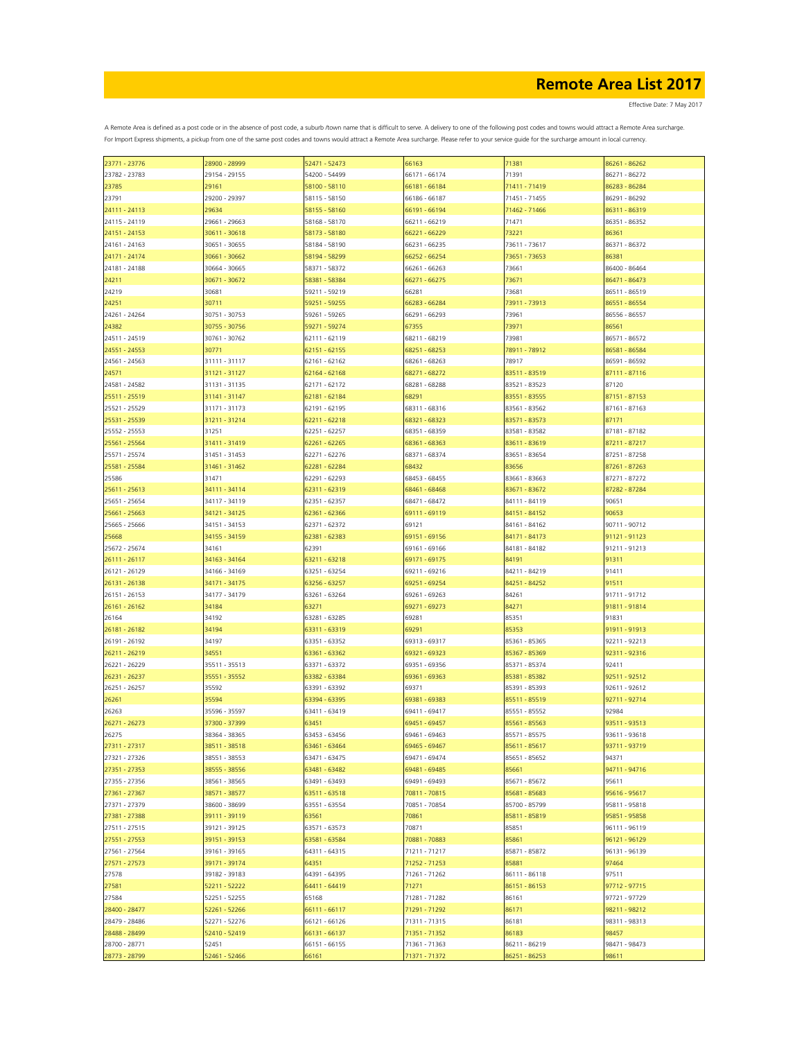# Remote Area List 2017

Effective Date: 7 May 2017

A Remote Area is defined as a post code or in the absence of post code, a suburb /town name that is difficult to serve. A delivery to one of the following post codes and towns would attract a Remote Area surcharge.
For Import Express shipments, a pickup from one of the same post codes and towns would attract a Remote Area surcharge. Please refer to your service guide for the surcharge amount in local currency.

| | | | | | |
|---|---|---|---|---|---|
| 23771 - 23776 | 28900 - 28999 | 52471 - 52473 | 66163 | 71381 | 86261 - 86262 |
| 23782 - 23783 | 29154 - 29155 | 54200 - 54499 | 66171 - 66174 | 71391 | 86271 - 86272 |
| 23785 | 29161 | 58100 - 58110 | 66181 - 66184 | 71411 - 71419 | 86283 - 86284 |
| 23791 | 29200 - 29397 | 58115 - 58150 | 66186 - 66187 | 71451 - 71455 | 86291 - 86292 |
| 24111 - 24113 | 29634 | 58155 - 58160 | 66191 - 66194 | 71462 - 71466 | 86311 - 86319 |
| 24115 - 24119 | 29661 - 29663 | 58168 - 58170 | 66211 - 66219 | 71471 | 86351 - 86352 |
| 24151 - 24153 | 30611 - 30618 | 58173 - 58180 | 66221 - 66229 | 73221 | 86361 |
| 24161 - 24163 | 30651 - 30655 | 58184 - 58190 | 66231 - 66235 | 73611 - 73617 | 86371 - 86372 |
| 24171 - 24174 | 30661 - 30662 | 58194 - 58299 | 66252 - 66254 | 73651 - 73653 | 86381 |
| 24181 - 24188 | 30664 - 30665 | 58371 - 58372 | 66261 - 66263 | 73661 | 86400 - 86464 |
| 24211 | 30671 - 30672 | 58381 - 58384 | 66271 - 66275 | 73671 | 86471 - 86473 |
| 24219 | 30681 | 59211 - 59219 | 66281 | 73681 | 86511 - 86519 |
| 24251 | 30711 | 59251 - 59255 | 66283 - 66284 | 73911 - 73913 | 86551 - 86554 |
| 24261 - 24264 | 30751 - 30753 | 59261 - 59265 | 66291 - 66293 | 73961 | 86556 - 86557 |
| 24382 | 30755 - 30756 | 59271 - 59274 | 67355 | 73971 | 86561 |
| 24511 - 24519 | 30761 - 30762 | 62111 - 62119 | 68211 - 68219 | 73981 | 86571 - 86572 |
| 24551 - 24553 | 30771 | 62151 - 62155 | 68251 - 68253 | 78911 - 78912 | 86581 - 86584 |
| 24561 - 24563 | 31111 - 31117 | 62161 - 62162 | 68261 - 68263 | 78917 | 86591 - 86592 |
| 24571 | 31121 - 31127 | 62164 - 62168 | 68271 - 68272 | 83511 - 83519 | 87111 - 87116 |
| 24581 - 24582 | 31131 - 31135 | 62171 - 62172 | 68281 - 68288 | 83521 - 83523 | 87120 |
| 25511 - 25519 | 31141 - 31147 | 62181 - 62184 | 68291 | 83551 - 83555 | 87151 - 87153 |
| 25521 - 25529 | 31171 - 31173 | 62191 - 62195 | 68311 - 68316 | 83561 - 83562 | 87161 - 87163 |
| 25531 - 25539 | 31211 - 31214 | 62211 - 62218 | 68321 - 68323 | 83571 - 83573 | 87171 |
| 25552 - 25553 | 31251 | 62251 - 62257 | 68351 - 68359 | 83581 - 83582 | 87181 - 87182 |
| 25561 - 25564 | 31411 - 31419 | 62261 - 62265 | 68361 - 68363 | 83611 - 83619 | 87211 - 87217 |
| 25571 - 25574 | 31451 - 31453 | 62271 - 62276 | 68371 - 68374 | 83651 - 83654 | 87251 - 87258 |
| 25581 - 25584 | 31461 - 31462 | 62281 - 62284 | 68432 | 83656 | 87261 - 87263 |
| 25586 | 31471 | 62291 - 62293 | 68453 - 68455 | 83661 - 83663 | 87271 - 87272 |
| 25611 - 25613 | 34111 - 34114 | 62311 - 62319 | 68461 - 68468 | 83671 - 83672 | 87282 - 87284 |
| 25651 - 25654 | 34117 - 34119 | 62351 - 62357 | 68471 - 68472 | 84111 - 84119 | 90651 |
| 25661 - 25663 | 34121 - 34125 | 62361 - 62366 | 69111 - 69119 | 84151 - 84152 | 90653 |
| 25665 - 25666 | 34151 - 34153 | 62371 - 62372 | 69121 | 84161 - 84162 | 90711 - 90712 |
| 25668 | 34155 - 34159 | 62381 - 62383 | 69151 - 69156 | 84171 - 84173 | 91121 - 91123 |
| 25672 - 25674 | 34161 | 62391 | 69161 - 69166 | 84181 - 84182 | 91211 - 91213 |
| 26111 - 26117 | 34163 - 34164 | 63211 - 63218 | 69171 - 69175 | 84191 | 91311 |
| 26121 - 26129 | 34166 - 34169 | 63251 - 63254 | 69211 - 69216 | 84211 - 84219 | 91411 |
| 26131 - 26138 | 34171 - 34175 | 63256 - 63257 | 69251 - 69254 | 84251 - 84252 | 91511 |
| 26151 - 26153 | 34177 - 34179 | 63261 - 63264 | 69261 - 69263 | 84261 | 91711 - 91712 |
| 26161 - 26162 | 34184 | 63271 | 69271 - 69273 | 84271 | 91811 - 91814 |
| 26164 | 34192 | 63281 - 63285 | 69281 | 85351 | 91831 |
| 26181 - 26182 | 34194 | 63311 - 63319 | 69291 | 85353 | 91911 - 91913 |
| 26191 - 26192 | 34197 | 63351 - 63352 | 69313 - 69317 | 85361 - 85365 | 92211 - 92213 |
| 26211 - 26219 | 34551 | 63361 - 63362 | 69321 - 69323 | 85367 - 85369 | 92311 - 92316 |
| 26221 - 26229 | 35511 - 35513 | 63371 - 63372 | 69351 - 69356 | 85371 - 85374 | 92411 |
| 26231 - 26237 | 35551 - 35552 | 63382 - 63384 | 69361 - 69363 | 85381 - 85382 | 92511 - 92512 |
| 26251 - 26257 | 35592 | 63391 - 63392 | 69371 | 85391 - 85393 | 92611 - 92612 |
| 26261 | 35594 | 63394 - 63395 | 69381 - 69383 | 85511 - 85519 | 92711 - 92714 |
| 26263 | 35596 - 35597 | 63411 - 63419 | 69411 - 69417 | 85551 - 85552 | 92984 |
| 26271 - 26273 | 37300 - 37399 | 63451 | 69451 - 69457 | 85561 - 85563 | 93511 - 93513 |
| 26275 | 38364 - 38365 | 63453 - 63456 | 69461 - 69463 | 85571 - 85575 | 93611 - 93618 |
| 27311 - 27317 | 38511 - 38518 | 63461 - 63464 | 69465 - 69467 | 85611 - 85617 | 93711 - 93719 |
| 27321 - 27326 | 38551 - 38553 | 63471 - 63475 | 69471 - 69474 | 85651 - 85652 | 94371 |
| 27351 - 27353 | 38555 - 38556 | 63481 - 63482 | 69481 - 69485 | 85661 | 94711 - 94716 |
| 27355 - 27356 | 38561 - 38565 | 63491 - 63493 | 69491 - 69493 | 85671 - 85672 | 95611 |
| 27361 - 27367 | 38571 - 38577 | 63511 - 63518 | 70811 - 70815 | 85681 - 85683 | 95616 - 95617 |
| 27371 - 27379 | 38600 - 38699 | 63551 - 63554 | 70851 - 70854 | 85700 - 85799 | 95811 - 95818 |
| 27381 - 27388 | 39111 - 39119 | 63561 | 70861 | 85811 - 85819 | 95851 - 95858 |
| 27511 - 27515 | 39121 - 39125 | 63571 - 63573 | 70871 | 85851 | 96111 - 96119 |
| 27551 - 27553 | 39151 - 39153 | 63581 - 63584 | 70881 - 70883 | 85861 | 96121 - 96129 |
| 27561 - 27564 | 39161 - 39165 | 64311 - 64315 | 71211 - 71217 | 85871 - 85872 | 96131 - 96139 |
| 27571 - 27573 | 39171 - 39174 | 64351 | 71252 - 71253 | 85881 | 97464 |
| 27578 | 39182 - 39183 | 64391 - 64395 | 71261 - 71262 | 86111 - 86118 | 97511 |
| 27581 | 52211 - 52222 | 64411 - 64419 | 71271 | 86151 - 86153 | 97712 - 97715 |
| 27584 | 52251 - 52255 | 65168 | 71281 - 71282 | 86161 | 97721 - 97729 |
| 28400 - 28477 | 52261 - 52266 | 66111 - 66117 | 71291 - 71292 | 86171 | 98211 - 98212 |
| 28479 - 28486 | 52271 - 52276 | 66121 - 66126 | 71311 - 71315 | 86181 | 98311 - 98313 |
| 28488 - 28499 | 52410 - 52419 | 66131 - 66137 | 71351 - 71352 | 86183 | 98457 |
| 28700 - 28771 | 52451 | 66151 - 66155 | 71361 - 71363 | 86211 - 86219 | 98471 - 98473 |
| 28773 - 28799 | 52461 - 52466 | 66161 | 71371 - 71372 | 86251 - 86253 | 98611 |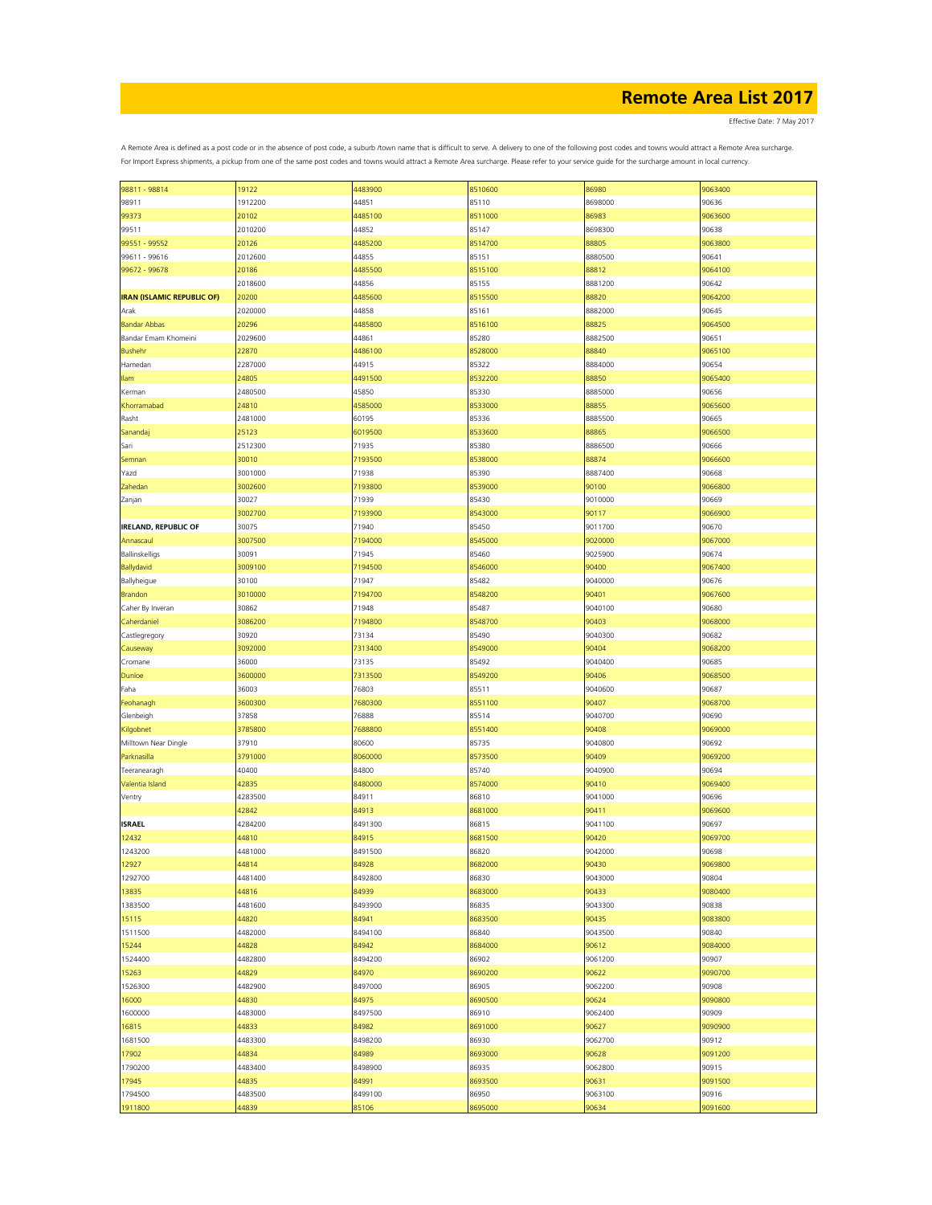# Remote Area List 2017

Effective Date: 7 May 2017

A Remote Area is defined as a post code or in the absence of post code, a suburb /town name that is difficult to serve. A delivery to one of the following post codes and towns would attract a Remote Area surcharge. For Import Express shipments, a pickup from one of the same post codes and towns would attract a Remote Area surcharge. Please refer to your service guide for the surcharge amount in local currency.

| | | | | | |
|---|---|---|---|---|---|
| 98811 - 98814 | 19122 | 4483900 | 8510600 | 86980 | 9063400 |
| 98911 | 1912200 | 44851 | 85110 | 8698000 | 90636 |
| 99373 | 20102 | 4485100 | 8511000 | 86983 | 9063600 |
| 99511 | 2010200 | 44852 | 85147 | 8698300 | 90638 |
| 99551 - 99552 | 20126 | 4485200 | 8514700 | 88805 | 9063800 |
| 99611 - 99616 | 2012600 | 44855 | 85151 | 8880500 | 90641 |
| 99672 - 99678 | 20186 | 4485500 | 8515100 | 88812 | 9064100 |
| | 2018600 | 44856 | 85155 | 8881200 | 90642 |
| **IRAN (ISLAMIC REPUBLIC OF)** | 20200 | 4485600 | 8515500 | 88820 | 9064200 |
| Arak | 2020000 | 44858 | 85161 | 8882000 | 90645 |
| Bandar Abbas | 20296 | 4485800 | 8516100 | 88825 | 9064500 |
| Bandar Emam Khomeini | 2029600 | 44861 | 85280 | 8882500 | 90651 |
| Bushehr | 22870 | 4486100 | 8528000 | 88840 | 9065100 |
| Hamedan | 2287000 | 44915 | 85322 | 8884000 | 90654 |
| Ilam | 24805 | 4491500 | 8532200 | 88850 | 9065400 |
| Kerman | 2480500 | 45850 | 85330 | 8885000 | 90656 |
| Khorramabad | 24810 | 4585000 | 8533000 | 88855 | 9065600 |
| Rasht | 2481000 | 60195 | 85336 | 8885500 | 90665 |
| Sanandaj | 25123 | 6019500 | 8533600 | 88865 | 9066500 |
| Sari | 2512300 | 71935 | 85380 | 8886500 | 90666 |
| Semnan | 30010 | 7193500 | 8538000 | 88874 | 9066600 |
| Yazd | 3001000 | 71938 | 85390 | 8887400 | 90668 |
| Zahedan | 3002600 | 7193800 | 8539000 | 90100 | 9066800 |
| Zanjan | 30027 | 71939 | 85430 | 9010000 | 90669 |
| | 3002700 | 7193900 | 8543000 | 90117 | 9066900 |
| **IRELAND, REPUBLIC OF** | 30075 | 71940 | 85450 | 9011700 | 90670 |
| Annascaul | 3007500 | 7194000 | 8545000 | 9020000 | 9067000 |
| Ballinskelligs | 30091 | 71945 | 85460 | 9025900 | 90674 |
| Ballydavid | 3009100 | 7194500 | 8546000 | 90400 | 9067400 |
| Ballyheigue | 30100 | 71947 | 85482 | 9040000 | 90676 |
| Brandon | 3010000 | 7194700 | 8548200 | 90401 | 9067600 |
| Caher By Inveran | 30862 | 71948 | 85487 | 9040100 | 90680 |
| Caherdaniel | 3086200 | 7194800 | 8548700 | 90403 | 9068000 |
| Castlegregory | 30920 | 73134 | 85490 | 9040300 | 90682 |
| Causeway | 3092000 | 7313400 | 8549000 | 90404 | 9068200 |
| Cromane | 36000 | 73135 | 85492 | 9040400 | 90685 |
| Dunloe | 3600000 | 7313500 | 8549200 | 90406 | 9068500 |
| Faha | 36003 | 76803 | 85511 | 9040600 | 90687 |
| Feohanagh | 3600300 | 7680300 | 8551100 | 90407 | 9068700 |
| Glenbeigh | 37858 | 76888 | 85514 | 9040700 | 90690 |
| Kilgobnet | 3785800 | 7688800 | 8551400 | 90408 | 9069000 |
| Milltown Near Dingle | 37910 | 80600 | 85735 | 9040800 | 90692 |
| Parknasilla | 3791000 | 8060000 | 8573500 | 90409 | 9069200 |
| Teeranearagh | 40400 | 84800 | 85740 | 9040900 | 90694 |
| Valentia Island | 42835 | 8480000 | 8574000 | 90410 | 9069400 |
| Ventry | 4283500 | 84911 | 86810 | 9041000 | 90696 |
| | 42842 | 84913 | 8681000 | 90411 | 9069600 |
| **ISRAEL** | 4284200 | 8491300 | 86815 | 9041100 | 90697 |
| 12432 | 44810 | 84915 | 8681500 | 90420 | 9069700 |
| 1243200 | 4481000 | 8491500 | 86820 | 9042000 | 90698 |
| 12927 | 44814 | 84928 | 8682000 | 90430 | 9069800 |
| 1292700 | 4481400 | 8492800 | 86830 | 9043000 | 90804 |
| 13835 | 44816 | 84939 | 8683000 | 90433 | 9080400 |
| 1383500 | 4481600 | 8493900 | 86835 | 9043300 | 90838 |
| 15115 | 44820 | 84941 | 8683500 | 90435 | 9083800 |
| 1511500 | 4482000 | 8494100 | 86840 | 9043500 | 90840 |
| 15244 | 44828 | 84942 | 8684000 | 90612 | 9084000 |
| 1524400 | 4482800 | 8494200 | 86902 | 9061200 | 90907 |
| 15263 | 44829 | 84970 | 8690200 | 90622 | 9090700 |
| 1526300 | 4482900 | 8497000 | 86905 | 9062200 | 90908 |
| 16000 | 44830 | 84975 | 8690500 | 90624 | 9090800 |
| 1600000 | 4483000 | 8497500 | 86910 | 9062400 | 90909 |
| 16815 | 44833 | 84982 | 8691000 | 90627 | 9090900 |
| 1681500 | 4483300 | 8498200 | 86930 | 9062700 | 90912 |
| 17902 | 44834 | 84989 | 8693000 | 90628 | 9091200 |
| 1790200 | 4483400 | 8498900 | 86935 | 9062800 | 90915 |
| 17945 | 44835 | 84991 | 8693500 | 90631 | 9091500 |
| 1794500 | 4483500 | 8499100 | 86950 | 9063100 | 90916 |
| 1911800 | 44839 | 85106 | 8695000 | 90634 | 9091600 |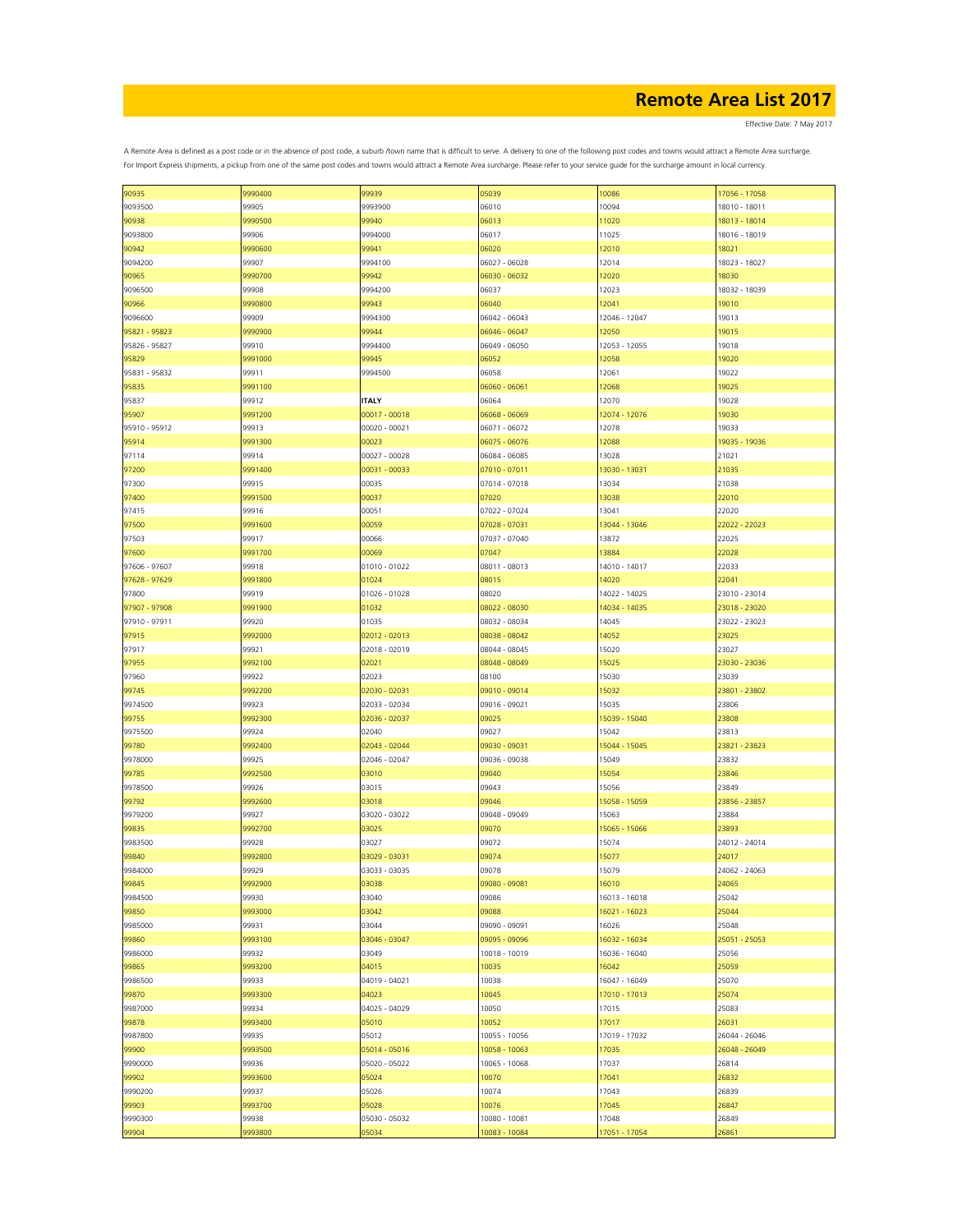# Remote Area List 2017

Effective Date: 7 May 2017

A Remote Area is defined as a post code or in the absence of post code, a suburb /town name that is difficult to serve. A delivery to one of the following post codes and towns would attract a Remote Area surcharge.
For Import Express shipments, a pickup from one of the same post codes and towns would attract a Remote Area surcharge. Please refer to your service guide for the surcharge amount in local currency.

| | | | | | |
|---|---|---|---|---|---|
| 90935 | 9990400 | 99939 | 05039 | 10086 | 17056 - 17058 |
| 9093500 | 99905 | 9993900 | 06010 | 10094 | 18010 - 18011 |
| 90938 | 9990500 | 99940 | 06013 | 11020 | 18013 - 18014 |
| 9093800 | 99906 | 9994000 | 06017 | 11025 | 18016 - 18019 |
| 90942 | 9990600 | 99941 | 06020 | 12010 | 18021 |
| 9094200 | 99907 | 9994100 | 06027 - 06028 | 12014 | 18023 - 18027 |
| 90965 | 9990700 | 99942 | 06030 - 06032 | 12020 | 18030 |
| 9096500 | 99908 | 9994200 | 06037 | 12023 | 18032 - 18039 |
| 90966 | 9990800 | 99943 | 06040 | 12041 | 19010 |
| 9096600 | 99909 | 9994300 | 06042 - 06043 | 12046 - 12047 | 19013 |
| 95821 - 95823 | 9990900 | 99944 | 06046 - 06047 | 12050 | 19015 |
| 95826 - 95827 | 99910 | 9994400 | 06049 - 06050 | 12053 - 12055 | 19018 |
| 95829 | 9991000 | 99945 | 06052 | 12058 | 19020 |
| 95831 - 95832 | 99911 | 9994500 | 06058 | 12061 | 19022 |
| 95835 | 9991100 | | 06060 - 06061 | 12068 | 19025 |
| 95837 | 99912 | **ITALY** | 06064 | 12070 | 19028 |
| 95907 | 9991200 | 00017 - 00018 | 06068 - 06069 | 12074 - 12076 | 19030 |
| 95910 - 95912 | 99913 | 00020 - 00021 | 06071 - 06072 | 12078 | 19033 |
| 95914 | 9991300 | 00023 | 06075 - 06076 | 12088 | 19035 - 19036 |
| 97114 | 99914 | 00027 - 00028 | 06084 - 06085 | 13028 | 21021 |
| 97200 | 9991400 | 00031 - 00033 | 07010 - 07011 | 13030 - 13031 | 21035 |
| 97300 | 99915 | 00035 | 07014 - 07018 | 13034 | 21038 |
| 97400 | 9991500 | 00037 | 07020 | 13038 | 22010 |
| 97415 | 99916 | 00051 | 07022 - 07024 | 13041 | 22020 |
| 97500 | 9991600 | 00059 | 07028 - 07031 | 13044 - 13046 | 22022 - 22023 |
| 97503 | 99917 | 00066 | 07037 - 07040 | 13872 | 22025 |
| 97600 | 9991700 | 00069 | 07047 | 13884 | 22028 |
| 97606 - 97607 | 99918 | 01010 - 01022 | 08011 - 08013 | 14010 - 14017 | 22033 |
| 97628 - 97629 | 9991800 | 01024 | 08015 | 14020 | 22041 |
| 97800 | 99919 | 01026 - 01028 | 08020 | 14022 - 14025 | 23010 - 23014 |
| 97907 - 97908 | 9991900 | 01032 | 08022 - 08030 | 14034 - 14035 | 23018 - 23020 |
| 97910 - 97911 | 99920 | 01035 | 08032 - 08034 | 14045 | 23022 - 23023 |
| 97915 | 9992000 | 02012 - 02013 | 08038 - 08042 | 14052 | 23025 |
| 97917 | 99921 | 02018 - 02019 | 08044 - 08045 | 15020 | 23027 |
| 97955 | 9992100 | 02021 | 08048 - 08049 | 15025 | 23030 - 23036 |
| 97960 | 99922 | 02023 | 08100 | 15030 | 23039 |
| 99745 | 9992200 | 02030 - 02031 | 09010 - 09014 | 15032 | 23801 - 23802 |
| 9974500 | 99923 | 02033 - 02034 | 09016 - 09021 | 15035 | 23806 |
| 99755 | 9992300 | 02036 - 02037 | 09025 | 15039 - 15040 | 23808 |
| 9975500 | 99924 | 02040 | 09027 | 15042 | 23813 |
| 99780 | 9992400 | 02043 - 02044 | 09030 - 09031 | 15044 - 15045 | 23821 - 23823 |
| 9978000 | 99925 | 02046 - 02047 | 09036 - 09038 | 15049 | 23832 |
| 99785 | 9992500 | 03010 | 09040 | 15054 | 23846 |
| 9978500 | 99926 | 03015 | 09043 | 15056 | 23849 |
| 99792 | 9992600 | 03018 | 09046 | 15058 - 15059 | 23856 - 23857 |
| 9979200 | 99927 | 03020 - 03022 | 09048 - 09049 | 15063 | 23884 |
| 99835 | 9992700 | 03025 | 09070 | 15065 - 15066 | 23893 |
| 9983500 | 99928 | 03027 | 09072 | 15074 | 24012 - 24014 |
| 99840 | 9992800 | 03029 - 03031 | 09074 | 15077 | 24017 |
| 9984000 | 99929 | 03033 - 03035 | 09078 | 15079 | 24062 - 24063 |
| 99845 | 9992900 | 03038 | 09080 - 09081 | 16010 | 24065 |
| 9984500 | 99930 | 03040 | 09086 | 16013 - 16018 | 25042 |
| 99850 | 9993000 | 03042 | 09088 | 16021 - 16023 | 25044 |
| 9985000 | 99931 | 03044 | 09090 - 09091 | 16026 | 25048 |
| 99860 | 9993100 | 03046 - 03047 | 09095 - 09096 | 16032 - 16034 | 25051 - 25053 |
| 9986000 | 99932 | 03049 | 10018 - 10019 | 16036 - 16040 | 25056 |
| 99865 | 9993200 | 04015 | 10035 | 16042 | 25059 |
| 9986500 | 99933 | 04019 - 04021 | 10038 | 16047 - 16049 | 25070 |
| 99870 | 9993300 | 04023 | 10045 | 17010 - 17013 | 25074 |
| 9987000 | 99934 | 04025 - 04029 | 10050 | 17015 | 25083 |
| 99878 | 9993400 | 05010 | 10052 | 17017 | 26031 |
| 9987800 | 99935 | 05012 | 10055 - 10056 | 17019 - 17032 | 26044 - 26046 |
| 99900 | 9993500 | 05014 - 05016 | 10058 - 10063 | 17035 | 26048 - 26049 |
| 9990000 | 99936 | 05020 - 05022 | 10065 - 10068 | 17037 | 26814 |
| 99902 | 9993600 | 05024 | 10070 | 17041 | 26832 |
| 9990200 | 99937 | 05026 | 10074 | 17043 | 26839 |
| 99903 | 9993700 | 05028 | 10076 | 17045 | 26847 |
| 9990300 | 99938 | 05030 - 05032 | 10080 - 10081 | 17048 | 26849 |
| 99904 | 9993800 | 05034 | 10083 - 10084 | 17051 - 17054 | 26861 |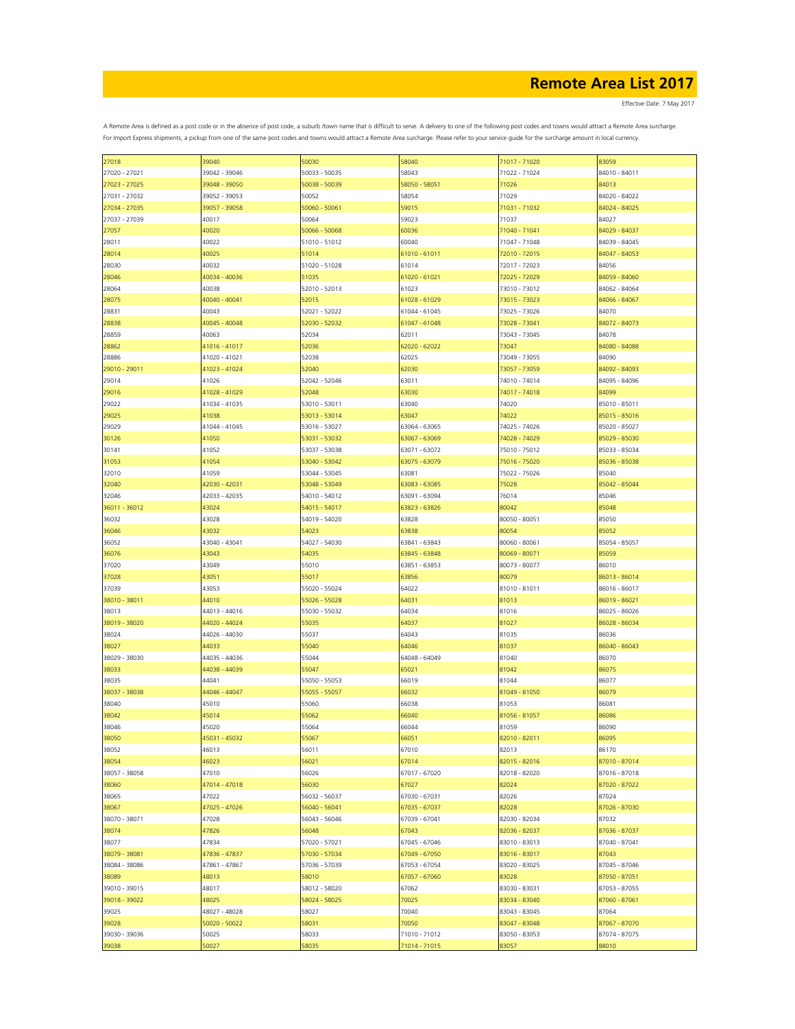# Remote Area List 2017

Effective Date: 7 May 2017

A Remote Area is defined as a post code or in the absence of post code, a suburb /town name that is difficult to serve. A delivery to one of the following post codes and towns would attract a Remote Area surcharge.
For Import Express shipments, a pickup from one of the same post codes and towns would attract a Remote Area surcharge. Please refer to your service guide for the surcharge amount in local currency.

| | | | | | |
|---|---|---|---|---|---|
| 27018 | 39040 | 50030 | 58040 | 71017 - 71020 | 83059 |
| 27020 - 27021 | 39042 - 39046 | 50033 - 50035 | 58043 | 71022 - 71024 | 84010 - 84011 |
| 27023 - 27025 | 39048 - 39050 | 50038 - 50039 | 58050 - 58051 | 71026 | 84013 |
| 27031 - 27032 | 39052 - 39053 | 50052 | 58054 | 71029 | 84020 - 84022 |
| 27034 - 27035 | 39057 - 39058 | 50060 - 50061 | 59015 | 71031 - 71032 | 84024 - 84025 |
| 27037 - 27039 | 40017 | 50064 | 59023 | 71037 | 84027 |
| 27057 | 40020 | 50066 - 50068 | 60036 | 71040 - 71041 | 84029 - 84037 |
| 28011 | 40022 | 51010 - 51012 | 60040 | 71047 - 71048 | 84039 - 84045 |
| 28014 | 40025 | 51014 | 61010 - 61011 | 72010 - 72015 | 84047 - 84053 |
| 28030 | 40032 | 51020 - 51028 | 61014 | 72017 - 72023 | 84056 |
| 28046 | 40034 - 40036 | 51035 | 61020 - 61021 | 72025 - 72029 | 84059 - 84060 |
| 28064 | 40038 | 52010 - 52013 | 61023 | 73010 - 73012 | 84062 - 84064 |
| 28075 | 40040 - 40041 | 52015 | 61028 - 61029 | 73015 - 73023 | 84066 - 84067 |
| 28831 | 40043 | 52021 - 52022 | 61044 - 61045 | 73025 - 73026 | 84070 |
| 28838 | 40045 - 40048 | 52030 - 52032 | 61047 - 61048 | 73028 - 73041 | 84072 - 84073 |
| 28859 | 40063 | 52034 | 62011 | 73043 - 73045 | 84078 |
| 28862 | 41016 - 41017 | 52036 | 62020 - 62022 | 73047 | 84080 - 84088 |
| 28886 | 41020 - 41021 | 52038 | 62025 | 73049 - 73055 | 84090 |
| 29010 - 29011 | 41023 - 41024 | 52040 | 62030 | 73057 - 73059 | 84092 - 84093 |
| 29014 | 41026 | 52042 - 52046 | 63011 | 74010 - 74014 | 84095 - 84096 |
| 29016 | 41028 - 41029 | 52048 | 63030 | 74017 - 74018 | 84099 |
| 29022 | 41034 - 41035 | 53010 - 53011 | 63040 | 74020 | 85010 - 85011 |
| 29025 | 41038 | 53013 - 53014 | 63047 | 74022 | 85015 - 85016 |
| 29029 | 41044 - 41045 | 53016 - 53027 | 63064 - 63065 | 74025 - 74026 | 85020 - 85027 |
| 30126 | 41050 | 53031 - 53032 | 63067 - 63069 | 74028 - 74029 | 85029 - 85030 |
| 30141 | 41052 | 53037 - 53038 | 63071 - 63072 | 75010 - 75012 | 85033 - 85034 |
| 31053 | 41054 | 53040 - 53042 | 63075 - 63079 | 75016 - 75020 | 85036 - 85038 |
| 32010 | 41059 | 53044 - 53045 | 63081 | 75022 - 75026 | 85040 |
| 32040 | 42030 - 42031 | 53048 - 53049 | 63083 - 63085 | 75028 | 85042 - 85044 |
| 32046 | 42033 - 42035 | 54010 - 54012 | 63091 - 63094 | 76014 | 85046 |
| 36011 - 36012 | 43024 | 54015 - 54017 | 63823 - 63826 | 80042 | 85048 |
| 36032 | 43028 | 54019 - 54020 | 63828 | 80050 - 80051 | 85050 |
| 36046 | 43032 | 54023 | 63838 | 80054 | 85052 |
| 36052 | 43040 - 43041 | 54027 - 54030 | 63841 - 63843 | 80060 - 80061 | 85054 - 85057 |
| 36076 | 43043 | 54035 | 63845 - 63848 | 80069 - 80071 | 85059 |
| 37020 | 43049 | 55010 | 63851 - 63853 | 80073 - 80077 | 86010 |
| 37028 | 43051 | 55017 | 63856 | 80079 | 86013 - 86014 |
| 37039 | 43053 | 55020 - 55024 | 64022 | 81010 - 81011 | 86016 - 86017 |
| 38010 - 38011 | 44010 | 55026 - 55028 | 64031 | 81013 | 86019 - 86021 |
| 38013 | 44013 - 44016 | 55030 - 55032 | 64034 | 81016 | 86025 - 86026 |
| 38019 - 38020 | 44020 - 44024 | 55035 | 64037 | 81027 | 86028 - 86034 |
| 38024 | 44026 - 44030 | 55037 | 64043 | 81035 | 86036 |
| 38027 | 44033 | 55040 | 64046 | 81037 | 86040 - 86043 |
| 38029 - 38030 | 44035 - 44036 | 55044 | 64048 - 64049 | 81040 | 86070 |
| 38033 | 44038 - 44039 | 55047 | 65021 | 81042 | 86075 |
| 38035 | 44041 | 55050 - 55053 | 66019 | 81044 | 86077 |
| 38037 - 38038 | 44046 - 44047 | 55055 - 55057 | 66032 | 81049 - 81050 | 86079 |
| 38040 | 45010 | 55060 | 66038 | 81053 | 86081 |
| 38042 | 45014 | 55062 | 66040 | 81056 - 81057 | 86086 |
| 38046 | 45020 | 55064 | 66044 | 81059 | 86090 |
| 38050 | 45031 - 45032 | 55067 | 66051 | 82010 - 82011 | 86095 |
| 38052 | 46013 | 56011 | 67010 | 82013 | 86170 |
| 38054 | 46023 | 56021 | 67014 | 82015 - 82016 | 87010 - 87014 |
| 38057 - 38058 | 47010 | 56026 | 67017 - 67020 | 82018 - 82020 | 87016 - 87018 |
| 38060 | 47014 - 47018 | 56030 | 67027 | 82024 | 87020 - 87022 |
| 38065 | 47022 | 56032 - 56037 | 67030 - 67031 | 82026 | 87024 |
| 38067 | 47025 - 47026 | 56040 - 56041 | 67035 - 67037 | 82028 | 87026 - 87030 |
| 38070 - 38071 | 47028 | 56043 - 56046 | 67039 - 67041 | 82030 - 82034 | 87032 |
| 38074 | 47826 | 56048 | 67043 | 82036 - 82037 | 87036 - 87037 |
| 38077 | 47834 | 57020 - 57021 | 67045 - 67046 | 83010 - 83013 | 87040 - 87041 |
| 38079 - 38081 | 47836 - 47837 | 57030 - 57034 | 67049 - 67050 | 83016 - 83017 | 87043 |
| 38084 - 38086 | 47861 - 47867 | 57036 - 57039 | 67053 - 67054 | 83020 - 83025 | 87045 - 87046 |
| 38089 | 48013 | 58010 | 67057 - 67060 | 83028 | 87050 - 87051 |
| 39010 - 39015 | 48017 | 58012 - 58020 | 67062 | 83030 - 83031 | 87053 - 87055 |
| 39018 - 39022 | 48025 | 58024 - 58025 | 70025 | 83034 - 83040 | 87060 - 87061 |
| 39025 | 48027 - 48028 | 58027 | 70040 | 83043 - 83045 | 87064 |
| 39028 | 50020 - 50022 | 58031 | 70050 | 83047 - 83048 | 87067 - 87070 |
| 39030 - 39036 | 50025 | 58033 | 71010 - 71012 | 83050 - 83053 | 87074 - 87075 |
| 39038 | 50027 | 58035 | 71014 - 71015 | 83057 | 88010 |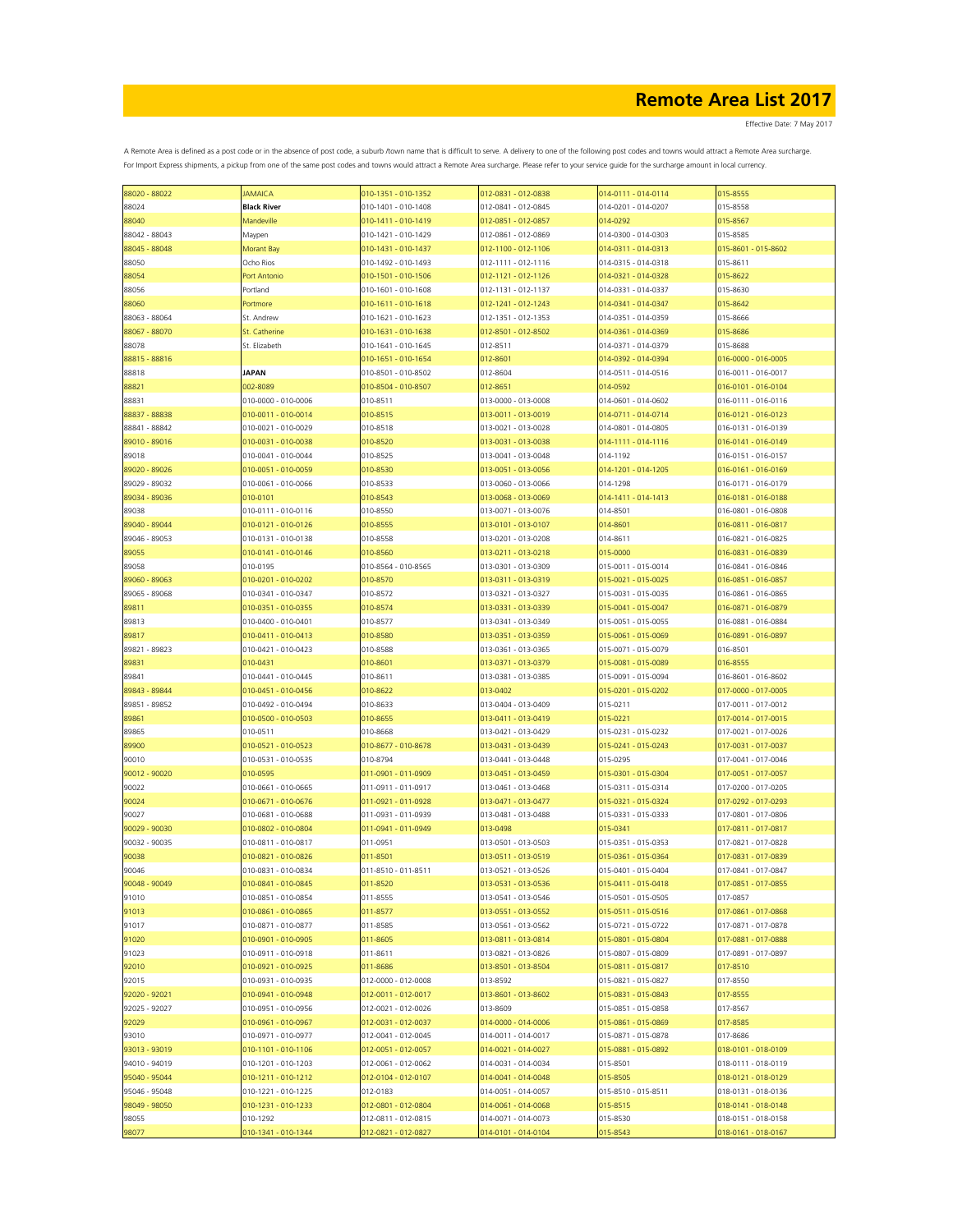# Remote Area List 2017

Effective Date: 7 May 2017

A Remote Area is defined as a post code or in the absence of post code, a suburb /town name that is difficult to serve. A delivery to one of the following post codes and towns would attract a Remote Area surcharge. For Import Express shipments, a pickup from one of the same post codes and towns would attract a Remote Area surcharge. Please refer to your service guide for the surcharge amount in local currency.

| | | | | | |
|---|---|---|---|---|---|
| 88020 - 88022 | JAMAICA | 010-1351 - 010-1352 | 012-0831 - 012-0838 | 014-0111 - 014-0114 | 015-8555 |
| 88024 | **Black River** | 010-1401 - 010-1408 | 012-0841 - 012-0845 | 014-0201 - 014-0207 | 015-8558 |
| 88040 | Mandeville | 010-1411 - 010-1419 | 012-0851 - 012-0857 | 014-0292 | 015-8567 |
| 88042 - 88043 | Maypen | 010-1421 - 010-1429 | 012-0861 - 012-0869 | 014-0300 - 014-0303 | 015-8585 |
| 88045 - 88048 | Morant Bay | 010-1431 - 010-1437 | 012-1100 - 012-1106 | 014-0311 - 014-0313 | 015-8601 - 015-8602 |
| 88050 | Ocho Rios | 010-1492 - 010-1493 | 012-1111 - 012-1116 | 014-0315 - 014-0318 | 015-8611 |
| 88054 | Port Antonio | 010-1501 - 010-1506 | 012-1121 - 012-1126 | 014-0321 - 014-0328 | 015-8622 |
| 88056 | Portland | 010-1601 - 010-1608 | 012-1131 - 012-1137 | 014-0331 - 014-0337 | 015-8630 |
| 88060 | Portmore | 010-1611 - 010-1618 | 012-1241 - 012-1243 | 014-0341 - 014-0347 | 015-8642 |
| 88063 - 88064 | St. Andrew | 010-1621 - 010-1623 | 012-1351 - 012-1353 | 014-0351 - 014-0359 | 015-8666 |
| 88067 - 88070 | St. Catherine | 010-1631 - 010-1638 | 012-8501 - 012-8502 | 014-0361 - 014-0369 | 015-8686 |
| 88078 | St. Elizabeth | 010-1641 - 010-1645 | 012-8511 | 014-0371 - 014-0379 | 015-8688 |
| 88815 - 88816 | | 010-1651 - 010-1654 | 012-8601 | 014-0392 - 014-0394 | 016-0000 - 016-0005 |
| 88818 | **JAPAN** | 010-8501 - 010-8502 | 012-8604 | 014-0511 - 014-0516 | 016-0011 - 016-0017 |
| 88821 | 002-8089 | 010-8504 - 010-8507 | 012-8651 | 014-0592 | 016-0101 - 016-0104 |
| 88831 | 010-0000 - 010-0006 | 010-8511 | 013-0000 - 013-0008 | 014-0601 - 014-0602 | 016-0111 - 016-0116 |
| 88837 - 88838 | 010-0011 - 010-0014 | 010-8515 | 013-0011 - 013-0019 | 014-0711 - 014-0714 | 016-0121 - 016-0123 |
| 88841 - 88842 | 010-0021 - 010-0029 | 010-8518 | 013-0021 - 013-0028 | 014-0801 - 014-0805 | 016-0131 - 016-0139 |
| 89010 - 89016 | 010-0031 - 010-0038 | 010-8520 | 013-0031 - 013-0038 | 014-1111 - 014-1116 | 016-0141 - 016-0149 |
| 89018 | 010-0041 - 010-0044 | 010-8525 | 013-0041 - 013-0048 | 014-1192 | 016-0151 - 016-0157 |
| 89020 - 89026 | 010-0051 - 010-0059 | 010-8530 | 013-0051 - 013-0056 | 014-1201 - 014-1205 | 016-0161 - 016-0169 |
| 89029 - 89032 | 010-0061 - 010-0066 | 010-8533 | 013-0060 - 013-0066 | 014-1298 | 016-0171 - 016-0179 |
| 89034 - 89036 | 010-0101 | 010-8543 | 013-0068 - 013-0069 | 014-1411 - 014-1413 | 016-0181 - 016-0188 |
| 89038 | 010-0111 - 010-0116 | 010-8550 | 013-0071 - 013-0076 | 014-8501 | 016-0801 - 016-0808 |
| 89040 - 89044 | 010-0121 - 010-0126 | 010-8555 | 013-0101 - 013-0107 | 014-8601 | 016-0811 - 016-0817 |
| 89046 - 89053 | 010-0131 - 010-0138 | 010-8558 | 013-0201 - 013-0208 | 014-8611 | 016-0821 - 016-0825 |
| 89055 | 010-0141 - 010-0146 | 010-8560 | 013-0211 - 013-0218 | 015-0000 | 016-0831 - 016-0839 |
| 89058 | 010-0195 | 010-8564 - 010-8565 | 013-0301 - 013-0309 | 015-0011 - 015-0014 | 016-0841 - 016-0846 |
| 89060 - 89063 | 010-0201 - 010-0202 | 010-8570 | 013-0311 - 013-0319 | 015-0021 - 015-0025 | 016-0851 - 016-0857 |
| 89065 - 89068 | 010-0341 - 010-0347 | 010-8572 | 013-0321 - 013-0327 | 015-0031 - 015-0035 | 016-0861 - 016-0865 |
| 89811 | 010-0351 - 010-0355 | 010-8574 | 013-0331 - 013-0339 | 015-0041 - 015-0047 | 016-0871 - 016-0879 |
| 89813 | 010-0400 - 010-0401 | 010-8577 | 013-0341 - 013-0349 | 015-0051 - 015-0055 | 016-0881 - 016-0884 |
| 89817 | 010-0411 - 010-0413 | 010-8580 | 013-0351 - 013-0359 | 015-0061 - 015-0069 | 016-0891 - 016-0897 |
| 89821 - 89823 | 010-0421 - 010-0423 | 010-8588 | 013-0361 - 013-0365 | 015-0071 - 015-0079 | 016-8501 |
| 89831 | 010-0431 | 010-8601 | 013-0371 - 013-0379 | 015-0081 - 015-0089 | 016-8555 |
| 89841 | 010-0441 - 010-0445 | 010-8611 | 013-0381 - 013-0385 | 015-0091 - 015-0094 | 016-8601 - 016-8602 |
| 89843 - 89844 | 010-0451 - 010-0456 | 010-8622 | 013-0402 | 015-0201 - 015-0202 | 017-0000 - 017-0005 |
| 89851 - 89852 | 010-0492 - 010-0494 | 010-8633 | 013-0404 - 013-0409 | 015-0211 | 017-0011 - 017-0012 |
| 89861 | 010-0500 - 010-0503 | 010-8655 | 013-0411 - 013-0419 | 015-0221 | 017-0014 - 017-0015 |
| 89865 | 010-0511 | 010-8668 | 013-0421 - 013-0429 | 015-0231 - 015-0232 | 017-0021 - 017-0026 |
| 89900 | 010-0521 - 010-0523 | 010-8677 - 010-8678 | 013-0431 - 013-0439 | 015-0241 - 015-0243 | 017-0031 - 017-0037 |
| 90010 | 010-0531 - 010-0535 | 010-8794 | 013-0441 - 013-0448 | 015-0295 | 017-0041 - 017-0046 |
| 90012 - 90020 | 010-0595 | 011-0901 - 011-0909 | 013-0451 - 013-0459 | 015-0301 - 015-0304 | 017-0051 - 017-0057 |
| 90022 | 010-0661 - 010-0665 | 011-0911 - 011-0917 | 013-0461 - 013-0468 | 015-0311 - 015-0314 | 017-0200 - 017-0205 |
| 90024 | 010-0671 - 010-0676 | 011-0921 - 011-0928 | 013-0471 - 013-0477 | 015-0321 - 015-0324 | 017-0292 - 017-0293 |
| 90027 | 010-0681 - 010-0688 | 011-0931 - 011-0939 | 013-0481 - 013-0488 | 015-0331 - 015-0333 | 017-0801 - 017-0806 |
| 90029 - 90030 | 010-0802 - 010-0804 | 011-0941 - 011-0949 | 013-0498 | 015-0341 | 017-0811 - 017-0817 |
| 90032 - 90035 | 010-0811 - 010-0817 | 011-0951 | 013-0501 - 013-0503 | 015-0351 - 015-0353 | 017-0821 - 017-0828 |
| 90038 | 010-0821 - 010-0826 | 011-8501 | 013-0511 - 013-0519 | 015-0361 - 015-0364 | 017-0831 - 017-0839 |
| 90046 | 010-0831 - 010-0834 | 011-8510 - 011-8511 | 013-0521 - 013-0526 | 015-0401 - 015-0404 | 017-0841 - 017-0847 |
| 90048 - 90049 | 010-0841 - 010-0845 | 011-8520 | 013-0531 - 013-0536 | 015-0411 - 015-0418 | 017-0851 - 017-0855 |
| 91010 | 010-0851 - 010-0854 | 011-8555 | 013-0541 - 013-0546 | 015-0501 - 015-0505 | 017-0857 |
| 91013 | 010-0861 - 010-0865 | 011-8577 | 013-0551 - 013-0552 | 015-0511 - 015-0516 | 017-0861 - 017-0868 |
| 91017 | 010-0871 - 010-0877 | 011-8585 | 013-0561 - 013-0562 | 015-0721 - 015-0722 | 017-0871 - 017-0878 |
| 91020 | 010-0901 - 010-0905 | 011-8605 | 013-0811 - 013-0814 | 015-0801 - 015-0804 | 017-0881 - 017-0888 |
| 91023 | 010-0911 - 010-0918 | 011-8611 | 013-0821 - 013-0826 | 015-0807 - 015-0809 | 017-0891 - 017-0897 |
| 92010 | 010-0921 - 010-0925 | 011-8686 | 013-8501 - 013-8504 | 015-0811 - 015-0817 | 017-8510 |
| 92015 | 010-0931 - 010-0935 | 012-0000 - 012-0008 | 013-8592 | 015-0821 - 015-0827 | 017-8550 |
| 92020 - 92021 | 010-0941 - 010-0948 | 012-0011 - 012-0017 | 013-8601 - 013-8602 | 015-0831 - 015-0843 | 017-8555 |
| 92025 - 92027 | 010-0951 - 010-0956 | 012-0021 - 012-0026 | 013-8609 | 015-0851 - 015-0858 | 017-8567 |
| 92029 | 010-0961 - 010-0967 | 012-0031 - 012-0037 | 014-0000 - 014-0006 | 015-0861 - 015-0869 | 017-8585 |
| 93010 | 010-0971 - 010-0977 | 012-0041 - 012-0045 | 014-0011 - 014-0017 | 015-0871 - 015-0878 | 017-8686 |
| 93013 - 93019 | 010-1101 - 010-1106 | 012-0051 - 012-0057 | 014-0021 - 014-0027 | 015-0881 - 015-0892 | 018-0101 - 018-0109 |
| 94010 - 94019 | 010-1201 - 010-1203 | 012-0061 - 012-0062 | 014-0031 - 014-0034 | 015-8501 | 018-0111 - 018-0119 |
| 95040 - 95044 | 010-1211 - 010-1212 | 012-0104 - 012-0107 | 014-0041 - 014-0048 | 015-8505 | 018-0121 - 018-0129 |
| 95046 - 95048 | 010-1221 - 010-1225 | 012-0183 | 014-0051 - 014-0057 | 015-8510 - 015-8511 | 018-0131 - 018-0136 |
| 98049 - 98050 | 010-1231 - 010-1233 | 012-0801 - 012-0804 | 014-0061 - 014-0068 | 015-8515 | 018-0141 - 018-0148 |
| 98055 | 010-1292 | 012-0811 - 012-0815 | 014-0071 - 014-0073 | 015-8530 | 018-0151 - 018-0158 |
| 98077 | 010-1341 - 010-1344 | 012-0821 - 012-0827 | 014-0101 - 014-0104 | 015-8543 | 018-0161 - 018-0167 |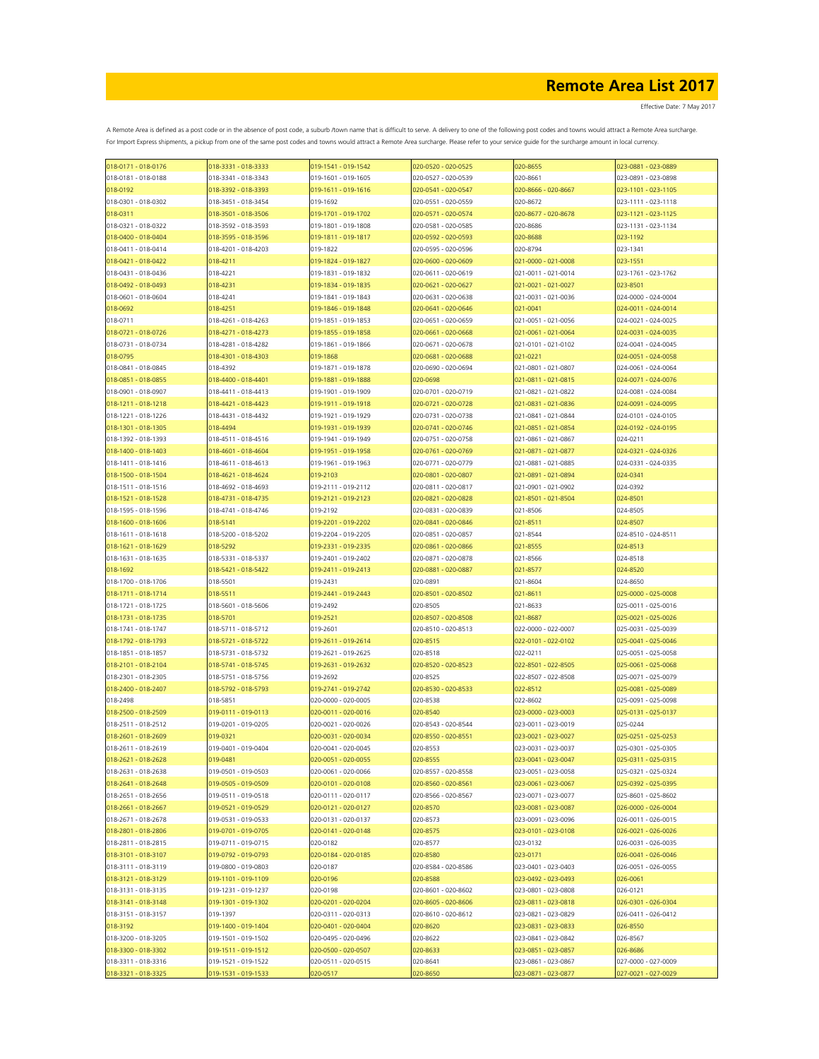# Remote Area List 2017

Effective Date: 7 May 2017

A Remote Area is defined as a post code or in the absence of post code, a suburb /town name that is difficult to serve. A delivery to one of the following post codes and towns would attract a Remote Area surcharge. For Import Express shipments, a pickup from one of the same post codes and towns would attract a Remote Area surcharge. Please refer to your service guide for the surcharge amount in local currency.

| | | | | | |
|---|---|---|---|---|---|
| 018-0171 - 018-0176 | 018-3331 - 018-3333 | 019-1541 - 019-1542 | 020-0520 - 020-0525 | 020-8655 | 023-0881 - 023-0889 |
| 018-0181 - 018-0188 | 018-3341 - 018-3343 | 019-1601 - 019-1605 | 020-0527 - 020-0539 | 020-8661 | 023-0891 - 023-0898 |
| 018-0192 | 018-3392 - 018-3393 | 019-1611 - 019-1616 | 020-0541 - 020-0547 | 020-8666 - 020-8667 | 023-1101 - 023-1105 |
| 018-0301 - 018-0302 | 018-3451 - 018-3454 | 019-1692 | 020-0551 - 020-0559 | 020-8672 | 023-1111 - 023-1118 |
| 018-0311 | 018-3501 - 018-3506 | 019-1701 - 019-1702 | 020-0571 - 020-0574 | 020-8677 - 020-8678 | 023-1121 - 023-1125 |
| 018-0321 - 018-0322 | 018-3592 - 018-3593 | 019-1801 - 019-1808 | 020-0581 - 020-0585 | 020-8686 | 023-1131 - 023-1134 |
| 018-0400 - 018-0404 | 018-3595 - 018-3596 | 019-1811 - 019-1817 | 020-0592 - 020-0593 | 020-8688 | 023-1192 |
| 018-0411 - 018-0414 | 018-4201 - 018-4203 | 019-1822 | 020-0595 - 020-0596 | 020-8794 | 023-1341 |
| 018-0421 - 018-0422 | 018-4211 | 019-1824 - 019-1827 | 020-0600 - 020-0609 | 021-0000 - 021-0008 | 023-1551 |
| 018-0431 - 018-0436 | 018-4221 | 019-1831 - 019-1832 | 020-0611 - 020-0619 | 021-0011 - 021-0014 | 023-1761 - 023-1762 |
| 018-0492 - 018-0493 | 018-4231 | 019-1834 - 019-1835 | 020-0621 - 020-0627 | 021-0021 - 021-0027 | 023-8501 |
| 018-0601 - 018-0604 | 018-4241 | 019-1841 - 019-1843 | 020-0631 - 020-0638 | 021-0031 - 021-0036 | 024-0000 - 024-0004 |
| 018-0692 | 018-4251 | 019-1846 - 019-1848 | 020-0641 - 020-0646 | 021-0041 | 024-0011 - 024-0014 |
| 018-0711 | 018-4261 - 018-4263 | 019-1851 - 019-1853 | 020-0651 - 020-0659 | 021-0051 - 021-0056 | 024-0021 - 024-0025 |
| 018-0721 - 018-0726 | 018-4271 - 018-4273 | 019-1855 - 019-1858 | 020-0661 - 020-0668 | 021-0061 - 021-0064 | 024-0031 - 024-0035 |
| 018-0731 - 018-0734 | 018-4281 - 018-4282 | 019-1861 - 019-1866 | 020-0671 - 020-0678 | 021-0101 - 021-0102 | 024-0041 - 024-0045 |
| 018-0795 | 018-4301 - 018-4303 | 019-1868 | 020-0681 - 020-0688 | 021-0221 | 024-0051 - 024-0058 |
| 018-0841 - 018-0845 | 018-4392 | 019-1871 - 019-1878 | 020-0690 - 020-0694 | 021-0801 - 021-0807 | 024-0061 - 024-0064 |
| 018-0851 - 018-0855 | 018-4400 - 018-4401 | 019-1881 - 019-1888 | 020-0698 | 021-0811 - 021-0815 | 024-0071 - 024-0076 |
| 018-0901 - 018-0907 | 018-4411 - 018-4413 | 019-1901 - 019-1909 | 020-0701 - 020-0719 | 021-0821 - 021-0822 | 024-0081 - 024-0084 |
| 018-1211 - 018-1218 | 018-4421 - 018-4423 | 019-1911 - 019-1918 | 020-0721 - 020-0728 | 021-0831 - 021-0836 | 024-0091 - 024-0095 |
| 018-1221 - 018-1226 | 018-4431 - 018-4432 | 019-1921 - 019-1929 | 020-0731 - 020-0738 | 021-0841 - 021-0844 | 024-0101 - 024-0105 |
| 018-1301 - 018-1305 | 018-4494 | 019-1931 - 019-1939 | 020-0741 - 020-0746 | 021-0851 - 021-0854 | 024-0192 - 024-0195 |
| 018-1392 - 018-1393 | 018-4511 - 018-4516 | 019-1941 - 019-1949 | 020-0751 - 020-0758 | 021-0861 - 021-0867 | 024-0211 |
| 018-1400 - 018-1403 | 018-4601 - 018-4604 | 019-1951 - 019-1958 | 020-0761 - 020-0769 | 021-0871 - 021-0877 | 024-0321 - 024-0326 |
| 018-1411 - 018-1416 | 018-4611 - 018-4613 | 019-1961 - 019-1963 | 020-0771 - 020-0779 | 021-0881 - 021-0885 | 024-0331 - 024-0335 |
| 018-1500 - 018-1504 | 018-4621 - 018-4624 | 019-2103 | 020-0801 - 020-0807 | 021-0891 - 021-0894 | 024-0341 |
| 018-1511 - 018-1516 | 018-4692 - 018-4693 | 019-2111 - 019-2112 | 020-0811 - 020-0817 | 021-0901 - 021-0902 | 024-0392 |
| 018-1521 - 018-1528 | 018-4731 - 018-4735 | 019-2121 - 019-2123 | 020-0821 - 020-0828 | 021-8501 - 021-8504 | 024-8501 |
| 018-1595 - 018-1596 | 018-4741 - 018-4746 | 019-2192 | 020-0831 - 020-0839 | 021-8506 | 024-8505 |
| 018-1600 - 018-1606 | 018-5141 | 019-2201 - 019-2202 | 020-0841 - 020-0846 | 021-8511 | 024-8507 |
| 018-1611 - 018-1618 | 018-5200 - 018-5202 | 019-2204 - 019-2205 | 020-0851 - 020-0857 | 021-8544 | 024-8510 - 024-8511 |
| 018-1621 - 018-1629 | 018-5292 | 019-2331 - 019-2335 | 020-0861 - 020-0866 | 021-8555 | 024-8513 |
| 018-1631 - 018-1635 | 018-5331 - 018-5337 | 019-2401 - 019-2402 | 020-0871 - 020-0878 | 021-8566 | 024-8518 |
| 018-1692 | 018-5421 - 018-5422 | 019-2411 - 019-2413 | 020-0881 - 020-0887 | 021-8577 | 024-8520 |
| 018-1700 - 018-1706 | 018-5501 | 019-2431 | 020-0891 | 021-8604 | 024-8650 |
| 018-1711 - 018-1714 | 018-5511 | 019-2441 - 019-2443 | 020-8501 - 020-8502 | 021-8611 | 025-0000 - 025-0008 |
| 018-1721 - 018-1725 | 018-5601 - 018-5606 | 019-2492 | 020-8505 | 021-8633 | 025-0011 - 025-0016 |
| 018-1731 - 018-1735 | 018-5701 | 019-2521 | 020-8507 - 020-8508 | 021-8687 | 025-0021 - 025-0026 |
| 018-1741 - 018-1747 | 018-5711 - 018-5712 | 019-2601 | 020-8510 - 020-8513 | 022-0000 - 022-0007 | 025-0031 - 025-0039 |
| 018-1792 - 018-1793 | 018-5721 - 018-5722 | 019-2611 - 019-2614 | 020-8515 | 022-0101 - 022-0102 | 025-0041 - 025-0046 |
| 018-1851 - 018-1857 | 018-5731 - 018-5732 | 019-2621 - 019-2625 | 020-8518 | 022-0211 | 025-0051 - 025-0058 |
| 018-2101 - 018-2104 | 018-5741 - 018-5745 | 019-2631 - 019-2632 | 020-8520 - 020-8523 | 022-8501 - 022-8505 | 025-0061 - 025-0068 |
| 018-2301 - 018-2305 | 018-5751 - 018-5756 | 019-2692 | 020-8525 | 022-8507 - 022-8508 | 025-0071 - 025-0079 |
| 018-2400 - 018-2407 | 018-5792 - 018-5793 | 019-2741 - 019-2742 | 020-8530 - 020-8533 | 022-8512 | 025-0081 - 025-0089 |
| 018-2498 | 018-5851 | 020-0000 - 020-0005 | 020-8538 | 022-8602 | 025-0091 - 025-0098 |
| 018-2500 - 018-2509 | 019-0111 - 019-0113 | 020-0011 - 020-0016 | 020-8540 | 023-0000 - 023-0003 | 025-0131 - 025-0137 |
| 018-2511 - 018-2512 | 019-0201 - 019-0205 | 020-0021 - 020-0026 | 020-8543 - 020-8544 | 023-0011 - 023-0019 | 025-0244 |
| 018-2601 - 018-2609 | 019-0321 | 020-0031 - 020-0034 | 020-8550 - 020-8551 | 023-0021 - 023-0027 | 025-0251 - 025-0253 |
| 018-2611 - 018-2619 | 019-0401 - 019-0404 | 020-0041 - 020-0045 | 020-8553 | 023-0031 - 023-0037 | 025-0301 - 025-0305 |
| 018-2621 - 018-2628 | 019-0481 | 020-0051 - 020-0055 | 020-8555 | 023-0041 - 023-0047 | 025-0311 - 025-0315 |
| 018-2631 - 018-2638 | 019-0501 - 019-0503 | 020-0061 - 020-0066 | 020-8557 - 020-8558 | 023-0051 - 023-0058 | 025-0321 - 025-0324 |
| 018-2641 - 018-2648 | 019-0505 - 019-0509 | 020-0101 - 020-0108 | 020-8560 - 020-8561 | 023-0061 - 023-0067 | 025-0392 - 025-0395 |
| 018-2651 - 018-2656 | 019-0511 - 019-0518 | 020-0111 - 020-0117 | 020-8566 - 020-8567 | 023-0071 - 023-0077 | 025-8601 - 025-8602 |
| 018-2661 - 018-2667 | 019-0521 - 019-0529 | 020-0121 - 020-0127 | 020-8570 | 023-0081 - 023-0087 | 026-0000 - 026-0004 |
| 018-2671 - 018-2678 | 019-0531 - 019-0533 | 020-0131 - 020-0137 | 020-8573 | 023-0091 - 023-0096 | 026-0011 - 026-0015 |
| 018-2801 - 018-2806 | 019-0701 - 019-0705 | 020-0141 - 020-0148 | 020-8575 | 023-0101 - 023-0108 | 026-0021 - 026-0026 |
| 018-2811 - 018-2815 | 019-0711 - 019-0715 | 020-0182 | 020-8577 | 023-0132 | 026-0031 - 026-0035 |
| 018-3101 - 018-3107 | 019-0792 - 019-0793 | 020-0184 - 020-0185 | 020-8580 | 023-0171 | 026-0041 - 026-0046 |
| 018-3111 - 018-3119 | 019-0800 - 019-0803 | 020-0187 | 020-8584 - 020-8586 | 023-0401 - 023-0403 | 026-0051 - 026-0055 |
| 018-3121 - 018-3129 | 019-1101 - 019-1109 | 020-0196 | 020-8588 | 023-0492 - 023-0493 | 026-0061 |
| 018-3131 - 018-3135 | 019-1231 - 019-1237 | 020-0198 | 020-8601 - 020-8602 | 023-0801 - 023-0808 | 026-0121 |
| 018-3141 - 018-3148 | 019-1301 - 019-1302 | 020-0201 - 020-0204 | 020-8605 - 020-8606 | 023-0811 - 023-0818 | 026-0301 - 026-0304 |
| 018-3151 - 018-3157 | 019-1397 | 020-0311 - 020-0313 | 020-8610 - 020-8612 | 023-0821 - 023-0829 | 026-0411 - 026-0412 |
| 018-3192 | 019-1400 - 019-1404 | 020-0401 - 020-0404 | 020-8620 | 023-0831 - 023-0833 | 026-8550 |
| 018-3200 - 018-3205 | 019-1501 - 019-1502 | 020-0495 - 020-0496 | 020-8622 | 023-0841 - 023-0842 | 026-8567 |
| 018-3300 - 018-3302 | 019-1511 - 019-1512 | 020-0500 - 020-0507 | 020-8633 | 023-0851 - 023-0857 | 026-8686 |
| 018-3311 - 018-3316 | 019-1521 - 019-1522 | 020-0511 - 020-0515 | 020-8641 | 023-0861 - 023-0867 | 027-0000 - 027-0009 |
| 018-3321 - 018-3325 | 019-1531 - 019-1533 | 020-0517 | 020-8650 | 023-0871 - 023-0877 | 027-0021 - 027-0029 |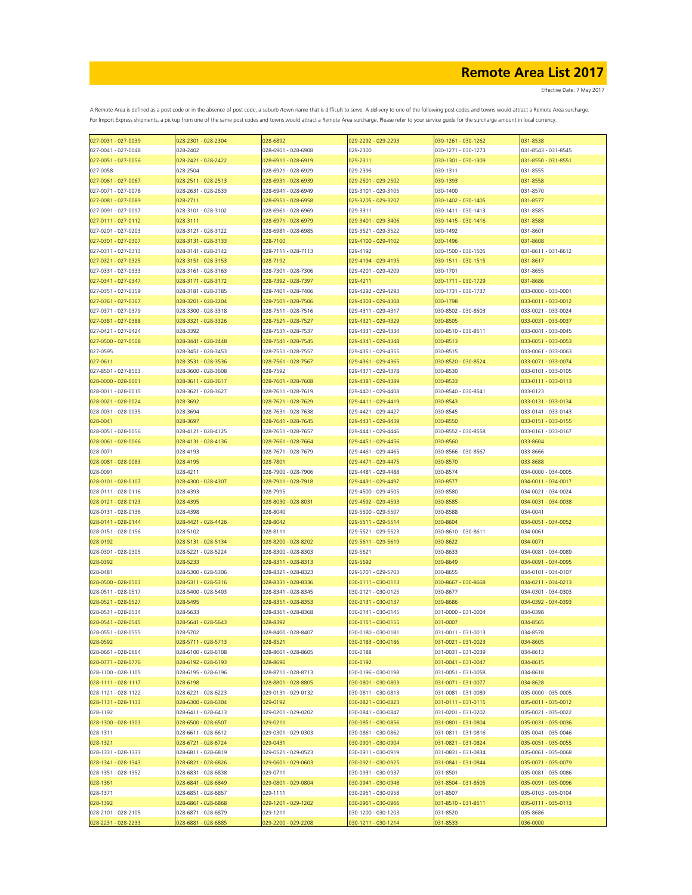# Remote Area List 2017

Effective Date: 7 May 2017

A Remote Area is defined as a post code or in the absence of post code, a suburb /town name that is difficult to serve. A delivery to one of the following post codes and towns would attract a Remote Area surcharge. For Import Express shipments, a pickup from one of the same post codes and towns would attract a Remote Area surcharge. Please refer to your service guide for the surcharge amount in local currency.

| | | | | | |
|---|---|---|---|---|---|
| 027-0031 - 027-0039 | 028-2301 - 028-2304 | 028-6892 | 029-2292 - 029-2293 | 030-1261 - 030-1262 | 031-8538 |
| 027-0041 - 027-0048 | 028-2402 | 028-6901 - 028-6908 | 029-2300 | 030-1271 - 030-1273 | 031-8543 - 031-8545 |
| 027-0051 - 027-0056 | 028-2421 - 028-2422 | 028-6911 - 028-6919 | 029-2311 | 030-1301 - 030-1309 | 031-8550 - 031-8551 |
| 027-0058 | 028-2504 | 028-6921 - 028-6929 | 029-2396 | 030-1311 | 031-8555 |
| 027-0061 - 027-0067 | 028-2511 - 028-2513 | 028-6931 - 028-6939 | 029-2501 - 029-2502 | 030-1393 | 031-8558 |
| 027-0071 - 027-0078 | 028-2631 - 028-2633 | 028-6941 - 028-6949 | 029-3101 - 029-3105 | 030-1400 | 031-8570 |
| 027-0081 - 027-0089 | 028-2711 | 028-6951 - 028-6958 | 029-3205 - 029-3207 | 030-1402 - 030-1405 | 031-8577 |
| 027-0091 - 027-0097 | 028-3101 - 028-3102 | 028-6961 - 028-6969 | 029-3311 | 030-1411 - 030-1413 | 031-8585 |
| 027-0111 - 027-0112 | 028-3111 | 028-6971 - 028-6979 | 029-3401 - 029-3406 | 030-1415 - 030-1416 | 031-8588 |
| 027-0201 - 027-0203 | 028-3121 - 028-3122 | 028-6981 - 028-6985 | 029-3521 - 029-3522 | 030-1492 | 031-8601 |
| 027-0301 - 027-0307 | 028-3131 - 028-3133 | 028-7100 | 029-4100 - 029-4102 | 030-1496 | 031-8608 |
| 027-0311 - 027-0313 | 028-3141 - 028-3142 | 028-7111 - 028-7113 | 029-4192 | 030-1500 - 030-1505 | 031-8611 - 031-8612 |
| 027-0321 - 027-0325 | 028-3151 - 028-3153 | 028-7192 | 029-4194 - 029-4195 | 030-1511 - 030-1515 | 031-8617 |
| 027-0331 - 027-0333 | 028-3161 - 028-3163 | 028-7301 - 028-7306 | 029-4201 - 029-4209 | 030-1701 | 031-8655 |
| 027-0341 - 027-0347 | 028-3171 - 028-3172 | 028-7392 - 028-7397 | 029-4211 | 030-1711 - 030-1729 | 031-8686 |
| 027-0351 - 027-0359 | 028-3181 - 028-3185 | 028-7401 - 028-7406 | 029-4292 - 029-4293 | 030-1731 - 030-1737 | 033-0000 - 033-0001 |
| 027-0361 - 027-0367 | 028-3201 - 028-3204 | 028-7501 - 028-7506 | 029-4303 - 029-4308 | 030-1798 | 033-0011 - 033-0012 |
| 027-0371 - 027-0379 | 028-3300 - 028-3318 | 028-7511 - 028-7516 | 029-4311 - 029-4317 | 030-8502 - 030-8503 | 033-0021 - 033-0024 |
| 027-0381 - 027-0388 | 028-3321 - 028-3326 | 028-7521 - 028-7527 | 029-4321 - 029-4329 | 030-8505 | 033-0031 - 033-0037 |
| 027-0421 - 027-0424 | 028-3392 | 028-7531 - 028-7537 | 029-4331 - 029-4334 | 030-8510 - 030-8511 | 033-0041 - 033-0045 |
| 027-0500 - 027-0508 | 028-3441 - 028-3448 | 028-7541 - 028-7545 | 029-4341 - 029-4348 | 030-8513 | 033-0051 - 033-0053 |
| 027-0595 | 028-3451 - 028-3453 | 028-7551 - 028-7557 | 029-4351 - 029-4355 | 030-8515 | 033-0061 - 033-0063 |
| 027-0611 | 028-3531 - 028-3536 | 028-7561 - 028-7567 | 029-4361 - 029-4365 | 030-8520 - 030-8524 | 033-0071 - 033-0074 |
| 027-8501 - 027-8503 | 028-3600 - 028-3608 | 028-7592 | 029-4371 - 029-4378 | 030-8530 | 033-0101 - 033-0105 |
| 028-0000 - 028-0001 | 028-3611 - 028-3617 | 028-7601 - 028-7608 | 029-4381 - 029-4389 | 030-8533 | 033-0111 - 033-0113 |
| 028-0011 - 028-0015 | 028-3621 - 028-3627 | 028-7611 - 028-7619 | 029-4401 - 029-4408 | 030-8540 - 030-8541 | 033-0123 |
| 028-0021 - 028-0024 | 028-3692 | 028-7621 - 028-7629 | 029-4411 - 029-4419 | 030-8543 | 033-0131 - 033-0134 |
| 028-0031 - 028-0035 | 028-3694 | 028-7631 - 028-7638 | 029-4421 - 029-4427 | 030-8545 | 033-0141 - 033-0143 |
| 028-0041 | 028-3697 | 028-7641 - 028-7645 | 029-4431 - 029-4439 | 030-8550 | 033-0151 - 033-0155 |
| 028-0051 - 028-0056 | 028-4121 - 028-4125 | 028-7651 - 028-7657 | 029-4441 - 029-4446 | 030-8552 - 030-8558 | 033-0161 - 033-0167 |
| 028-0061 - 028-0066 | 028-4131 - 028-4136 | 028-7661 - 028-7664 | 029-4451 - 029-4456 | 030-8560 | 033-8604 |
| 028-0071 | 028-4193 | 028-7671 - 028-7679 | 029-4461 - 029-4465 | 030-8566 - 030-8567 | 033-8666 |
| 028-0081 - 028-0083 | 028-4195 | 028-7801 | 029-4471 - 029-4475 | 030-8570 | 033-8688 |
| 028-0091 | 028-4211 | 028-7900 - 028-7906 | 029-4481 - 029-4488 | 030-8574 | 034-0000 - 034-0005 |
| 028-0101 - 028-0107 | 028-4300 - 028-4307 | 028-7911 - 028-7918 | 029-4491 - 029-4497 | 030-8577 | 034-0011 - 034-0017 |
| 028-0111 - 028-0116 | 028-4393 | 028-7995 | 029-4500 - 029-4505 | 030-8580 | 034-0021 - 034-0024 |
| 028-0121 - 028-0123 | 028-4395 | 028-8030 - 028-8031 | 029-4592 - 029-4593 | 030-8585 | 034-0031 - 034-0038 |
| 028-0131 - 028-0136 | 028-4398 | 028-8040 | 029-5500 - 029-5507 | 030-8588 | 034-0041 |
| 028-0141 - 028-0144 | 028-4421 - 028-4426 | 028-8042 | 029-5511 - 029-5514 | 030-8604 | 034-0051 - 034-0052 |
| 028-0151 - 028-0156 | 028-5102 | 028-8111 | 029-5521 - 029-5523 | 030-8610 - 030-8611 | 034-0061 |
| 028-0192 | 028-5131 - 028-5134 | 028-8200 - 028-8202 | 029-5611 - 029-5619 | 030-8622 | 034-0071 |
| 028-0301 - 028-0305 | 028-5221 - 028-5224 | 028-8300 - 028-8303 | 029-5621 | 030-8633 | 034-0081 - 034-0089 |
| 028-0392 | 028-5233 | 028-8311 - 028-8313 | 029-5692 | 030-8649 | 034-0091 - 034-0095 |
| 028-0481 | 028-5300 - 028-5306 | 028-8321 - 028-8323 | 029-5701 - 029-5703 | 030-8655 | 034-0101 - 034-0107 |
| 028-0500 - 028-0503 | 028-5311 - 028-5316 | 028-8331 - 028-8336 | 030-0111 - 030-0113 | 030-8667 - 030-8668 | 034-0211 - 034-0213 |
| 028-0511 - 028-0517 | 028-5400 - 028-5403 | 028-8341 - 028-8345 | 030-0121 - 030-0125 | 030-8677 | 034-0301 - 034-0303 |
| 028-0521 - 028-0527 | 028-5495 | 028-8351 - 028-8353 | 030-0131 - 030-0137 | 030-8686 | 034-0392 - 034-0393 |
| 028-0531 - 028-0534 | 028-5633 | 028-8361 - 028-8368 | 030-0141 - 030-0145 | 031-0000 - 031-0004 | 034-0398 |
| 028-0541 - 028-0545 | 028-5641 - 028-5643 | 028-8392 | 030-0151 - 030-0155 | 031-0007 | 034-8565 |
| 028-0551 - 028-0555 | 028-5702 | 028-8400 - 028-8407 | 030-0180 - 030-0181 | 031-0011 - 031-0013 | 034-8578 |
| 028-0592 | 028-5711 - 028-5713 | 028-8521 | 030-0183 - 030-0186 | 031-0021 - 031-0023 | 034-8605 |
| 028-0661 - 028-0664 | 028-6100 - 028-6108 | 028-8601 - 028-8605 | 030-0188 | 031-0031 - 031-0039 | 034-8613 |
| 028-0771 - 028-0776 | 028-6192 - 028-6193 | 028-8696 | 030-0192 | 031-0041 - 031-0047 | 034-8615 |
| 028-1100 - 028-1105 | 028-6195 - 028-6196 | 028-8711 - 028-8713 | 030-0196 - 030-0198 | 031-0051 - 031-0058 | 034-8618 |
| 028-1111 - 028-1117 | 028-6198 | 028-8801 - 028-8805 | 030-0801 - 030-0803 | 031-0071 - 031-0077 | 034-8628 |
| 028-1121 - 028-1122 | 028-6221 - 028-6223 | 029-0131 - 029-0132 | 030-0811 - 030-0813 | 031-0081 - 031-0089 | 035-0000 - 035-0005 |
| 028-1131 - 028-1133 | 028-6300 - 028-6304 | 029-0192 | 030-0821 - 030-0823 | 031-0111 - 031-0115 | 035-0011 - 035-0012 |
| 028-1192 | 028-6411 - 028-6413 | 029-0201 - 029-0202 | 030-0841 - 030-0847 | 031-0201 - 031-0202 | 035-0021 - 035-0022 |
| 028-1300 - 028-1303 | 028-6500 - 028-6507 | 029-0211 | 030-0851 - 030-0856 | 031-0801 - 031-0804 | 035-0031 - 035-0036 |
| 028-1311 | 028-6611 - 028-6612 | 029-0301 - 029-0303 | 030-0861 - 030-0862 | 031-0811 - 031-0816 | 035-0041 - 035-0046 |
| 028-1321 | 028-6721 - 028-6724 | 029-0431 | 030-0901 - 030-0904 | 031-0821 - 031-0824 | 035-0051 - 035-0055 |
| 028-1331 - 028-1333 | 028-6811 - 028-6819 | 029-0521 - 029-0523 | 030-0911 - 030-0919 | 031-0831 - 031-0834 | 035-0061 - 035-0068 |
| 028-1341 - 028-1343 | 028-6821 - 028-6826 | 029-0601 - 029-0603 | 030-0921 - 030-0925 | 031-0841 - 031-0844 | 035-0071 - 035-0079 |
| 028-1351 - 028-1352 | 028-6831 - 028-6838 | 029-0711 | 030-0931 - 030-0937 | 031-8501 | 035-0081 - 035-0086 |
| 028-1361 | 028-6841 - 028-6849 | 029-0801 - 029-0804 | 030-0941 - 030-0948 | 031-8504 - 031-8505 | 035-0091 - 035-0096 |
| 028-1371 | 028-6851 - 028-6857 | 029-1111 | 030-0951 - 030-0958 | 031-8507 | 035-0103 - 035-0104 |
| 028-1392 | 028-6861 - 028-6868 | 029-1201 - 029-1202 | 030-0961 - 030-0966 | 031-8510 - 031-8511 | 035-0111 - 035-0113 |
| 028-2101 - 028-2105 | 028-6871 - 028-6879 | 029-1211 | 030-1200 - 030-1203 | 031-8520 | 035-8686 |
| 028-2231 - 028-2233 | 028-6881 - 028-6885 | 029-2200 - 029-2208 | 030-1211 - 030-1214 | 031-8533 | 036-0000 |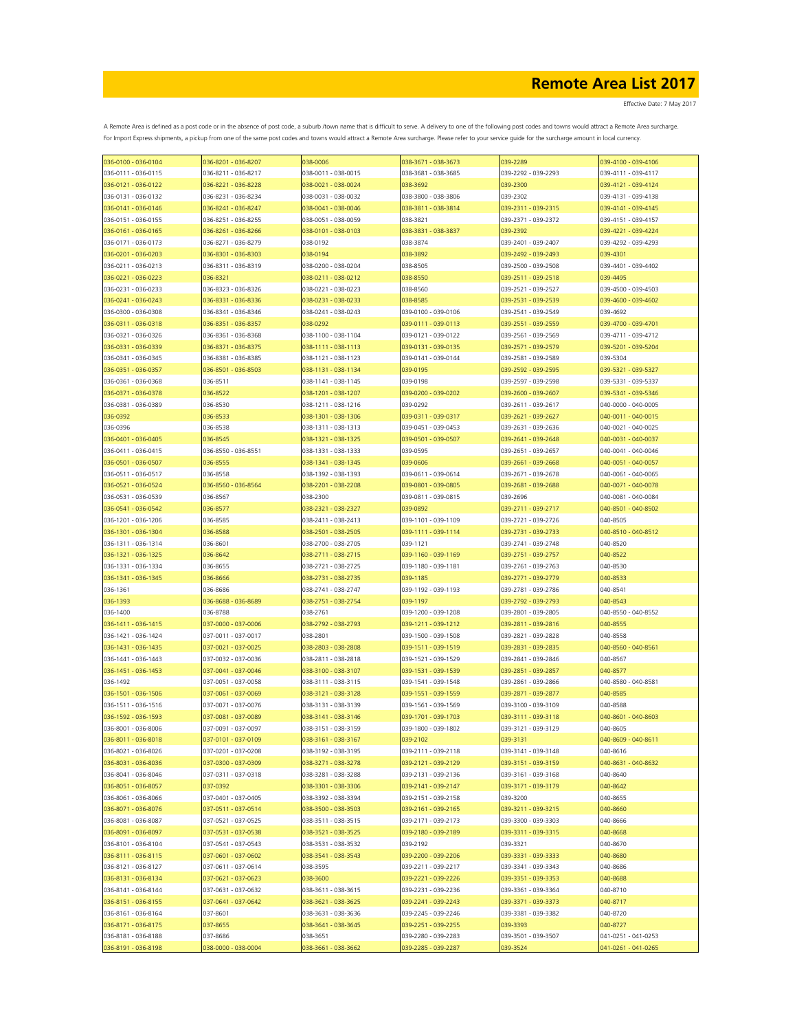# Remote Area List 2017

Effective Date: 7 May 2017

A Remote Area is defined as a post code or in the absence of post code, a suburb /town name that is difficult to serve. A delivery to one of the following post codes and towns would attract a Remote Area surcharge. For Import Express shipments, a pickup from one of the same post codes and towns would attract a Remote Area surcharge. Please refer to your service guide for the surcharge amount in local currency.

| | | | | | |
|---|---|---|---|---|---|
| 036-0100 - 036-0104 | 036-8201 - 036-8207 | 038-0006 | 038-3671 - 038-3673 | 039-2289 | 039-4100 - 039-4106 |
| 036-0111 - 036-0115 | 036-8211 - 036-8217 | 038-0011 - 038-0015 | 038-3681 - 038-3685 | 039-2292 - 039-2293 | 039-4111 - 039-4117 |
| 036-0121 - 036-0122 | 036-8221 - 036-8228 | 038-0021 - 038-0024 | 038-3692 | 039-2300 | 039-4121 - 039-4124 |
| 036-0131 - 036-0132 | 036-8231 - 036-8234 | 038-0031 - 038-0032 | 038-3800 - 038-3806 | 039-2302 | 039-4131 - 039-4138 |
| 036-0141 - 036-0146 | 036-8241 - 036-8247 | 038-0041 - 038-0046 | 038-3811 - 038-3814 | 039-2311 - 039-2315 | 039-4141 - 039-4145 |
| 036-0151 - 036-0155 | 036-8251 - 036-8255 | 038-0051 - 038-0059 | 038-3821 | 039-2371 - 039-2372 | 039-4151 - 039-4157 |
| 036-0161 - 036-0165 | 036-8261 - 036-8266 | 038-0101 - 038-0103 | 038-3831 - 038-3837 | 039-2392 | 039-4221 - 039-4224 |
| 036-0171 - 036-0173 | 036-8271 - 036-8279 | 038-0192 | 038-3874 | 039-2401 - 039-2407 | 039-4292 - 039-4293 |
| 036-0201 - 036-0203 | 036-8301 - 036-8303 | 038-0194 | 038-3892 | 039-2492 - 039-2493 | 039-4301 |
| 036-0211 - 036-0213 | 036-8311 - 036-8319 | 038-0200 - 038-0204 | 038-8505 | 039-2500 - 039-2508 | 039-4401 - 039-4402 |
| 036-0221 - 036-0223 | 036-8321 | 038-0211 - 038-0212 | 038-8550 | 039-2511 - 039-2518 | 039-4495 |
| 036-0231 - 036-0233 | 036-8323 - 036-8326 | 038-0221 - 038-0223 | 038-8560 | 039-2521 - 039-2527 | 039-4500 - 039-4503 |
| 036-0241 - 036-0243 | 036-8331 - 036-8336 | 038-0231 - 038-0233 | 038-8585 | 039-2531 - 039-2539 | 039-4600 - 039-4602 |
| 036-0300 - 036-0308 | 036-8341 - 036-8346 | 038-0241 - 038-0243 | 039-0100 - 039-0106 | 039-2541 - 039-2549 | 039-4692 |
| 036-0311 - 036-0318 | 036-8351 - 036-8357 | 038-0292 | 039-0111 - 039-0113 | 039-2551 - 039-2559 | 039-4700 - 039-4701 |
| 036-0321 - 036-0326 | 036-8361 - 036-8368 | 038-1100 - 038-1104 | 039-0121 - 039-0122 | 039-2561 - 039-2569 | 039-4711 - 039-4712 |
| 036-0331 - 036-0339 | 036-8371 - 036-8375 | 038-1111 - 038-1113 | 039-0131 - 039-0135 | 039-2571 - 039-2579 | 039-5201 - 039-5204 |
| 036-0341 - 036-0345 | 036-8381 - 036-8385 | 038-1121 - 038-1123 | 039-0141 - 039-0144 | 039-2581 - 039-2589 | 039-5304 |
| 036-0351 - 036-0357 | 036-8501 - 036-8503 | 038-1131 - 038-1134 | 039-0195 | 039-2592 - 039-2595 | 039-5321 - 039-5327 |
| 036-0361 - 036-0368 | 036-8511 | 038-1141 - 038-1145 | 039-0198 | 039-2597 - 039-2598 | 039-5331 - 039-5337 |
| 036-0371 - 036-0378 | 036-8522 | 038-1201 - 038-1207 | 039-0200 - 039-0202 | 039-2600 - 039-2607 | 039-5341 - 039-5346 |
| 036-0381 - 036-0389 | 036-8530 | 038-1211 - 038-1216 | 039-0292 | 039-2611 - 039-2617 | 040-0000 - 040-0005 |
| 036-0392 | 036-8533 | 038-1301 - 038-1306 | 039-0311 - 039-0317 | 039-2621 - 039-2627 | 040-0011 - 040-0015 |
| 036-0396 | 036-8538 | 038-1311 - 038-1313 | 039-0451 - 039-0453 | 039-2631 - 039-2636 | 040-0021 - 040-0025 |
| 036-0401 - 036-0405 | 036-8545 | 038-1321 - 038-1325 | 039-0501 - 039-0507 | 039-2641 - 039-2648 | 040-0031 - 040-0037 |
| 036-0411 - 036-0415 | 036-8550 - 036-8551 | 038-1331 - 038-1333 | 039-0595 | 039-2651 - 039-2657 | 040-0041 - 040-0046 |
| 036-0501 - 036-0507 | 036-8555 | 038-1341 - 038-1345 | 039-0606 | 039-2661 - 039-2668 | 040-0051 - 040-0057 |
| 036-0511 - 036-0517 | 036-8558 | 038-1392 - 038-1393 | 039-0611 - 039-0614 | 039-2671 - 039-2678 | 040-0061 - 040-0065 |
| 036-0521 - 036-0524 | 036-8560 - 036-8564 | 038-2201 - 038-2208 | 039-0801 - 039-0805 | 039-2681 - 039-2688 | 040-0071 - 040-0078 |
| 036-0531 - 036-0539 | 036-8567 | 038-2300 | 039-0811 - 039-0815 | 039-2696 | 040-0081 - 040-0084 |
| 036-0541 - 036-0542 | 036-8577 | 038-2321 - 038-2327 | 039-0892 | 039-2711 - 039-2717 | 040-8501 - 040-8502 |
| 036-1201 - 036-1206 | 036-8585 | 038-2411 - 038-2413 | 039-1101 - 039-1109 | 039-2721 - 039-2726 | 040-8505 |
| 036-1301 - 036-1304 | 036-8588 | 038-2501 - 038-2505 | 039-1111 - 039-1114 | 039-2731 - 039-2733 | 040-8510 - 040-8512 |
| 036-1311 - 036-1314 | 036-8601 | 038-2700 - 038-2705 | 039-1121 | 039-2741 - 039-2748 | 040-8520 |
| 036-1321 - 036-1325 | 036-8642 | 038-2711 - 038-2715 | 039-1160 - 039-1169 | 039-2751 - 039-2757 | 040-8522 |
| 036-1331 - 036-1334 | 036-8655 | 038-2721 - 038-2725 | 039-1180 - 039-1181 | 039-2761 - 039-2763 | 040-8530 |
| 036-1341 - 036-1345 | 036-8666 | 038-2731 - 038-2735 | 039-1185 | 039-2771 - 039-2779 | 040-8533 |
| 036-1361 | 036-8686 | 038-2741 - 038-2747 | 039-1192 - 039-1193 | 039-2781 - 039-2786 | 040-8541 |
| 036-1393 | 036-8688 - 036-8689 | 038-2751 - 038-2754 | 039-1197 | 039-2792 - 039-2793 | 040-8543 |
| 036-1400 | 036-8788 | 038-2761 | 039-1200 - 039-1208 | 039-2801 - 039-2805 | 040-8550 - 040-8552 |
| 036-1411 - 036-1415 | 037-0000 - 037-0006 | 038-2792 - 038-2793 | 039-1211 - 039-1212 | 039-2811 - 039-2816 | 040-8555 |
| 036-1421 - 036-1424 | 037-0011 - 037-0017 | 038-2801 | 039-1500 - 039-1508 | 039-2821 - 039-2828 | 040-8558 |
| 036-1431 - 036-1435 | 037-0021 - 037-0025 | 038-2803 - 038-2808 | 039-1511 - 039-1519 | 039-2831 - 039-2835 | 040-8560 - 040-8561 |
| 036-1441 - 036-1443 | 037-0032 - 037-0036 | 038-2811 - 038-2818 | 039-1521 - 039-1529 | 039-2841 - 039-2846 | 040-8567 |
| 036-1451 - 036-1453 | 037-0041 - 037-0046 | 038-3100 - 038-3107 | 039-1531 - 039-1539 | 039-2851 - 039-2857 | 040-8577 |
| 036-1492 | 037-0051 - 037-0058 | 038-3111 - 038-3115 | 039-1541 - 039-1548 | 039-2861 - 039-2866 | 040-8580 - 040-8581 |
| 036-1501 - 036-1506 | 037-0061 - 037-0069 | 038-3121 - 038-3128 | 039-1551 - 039-1559 | 039-2871 - 039-2877 | 040-8585 |
| 036-1511 - 036-1516 | 037-0071 - 037-0076 | 038-3131 - 038-3139 | 039-1561 - 039-1569 | 039-3100 - 039-3109 | 040-8588 |
| 036-1592 - 036-1593 | 037-0081 - 037-0089 | 038-3141 - 038-3146 | 039-1701 - 039-1703 | 039-3111 - 039-3118 | 040-8601 - 040-8603 |
| 036-8001 - 036-8006 | 037-0091 - 037-0097 | 038-3151 - 038-3159 | 039-1800 - 039-1802 | 039-3121 - 039-3129 | 040-8605 |
| 036-8011 - 036-8018 | 037-0101 - 037-0109 | 038-3161 - 038-3167 | 039-2102 | 039-3131 | 040-8609 - 040-8611 |
| 036-8021 - 036-8026 | 037-0201 - 037-0208 | 038-3192 - 038-3195 | 039-2111 - 039-2118 | 039-3141 - 039-3148 | 040-8616 |
| 036-8031 - 036-8036 | 037-0300 - 037-0309 | 038-3271 - 038-3278 | 039-2121 - 039-2129 | 039-3151 - 039-3159 | 040-8631 - 040-8632 |
| 036-8041 - 036-8046 | 037-0311 - 037-0318 | 038-3281 - 038-3288 | 039-2131 - 039-2136 | 039-3161 - 039-3168 | 040-8640 |
| 036-8051 - 036-8057 | 037-0392 | 038-3301 - 038-3306 | 039-2141 - 039-2147 | 039-3171 - 039-3179 | 040-8642 |
| 036-8061 - 036-8066 | 037-0401 - 037-0405 | 038-3392 - 038-3394 | 039-2151 - 039-2158 | 039-3200 | 040-8655 |
| 036-8071 - 036-8076 | 037-0511 - 037-0514 | 038-3500 - 038-3503 | 039-2161 - 039-2165 | 039-3211 - 039-3215 | 040-8660 |
| 036-8081 - 036-8087 | 037-0521 - 037-0525 | 038-3511 - 038-3515 | 039-2171 - 039-2173 | 039-3300 - 039-3303 | 040-8666 |
| 036-8091 - 036-8097 | 037-0531 - 037-0538 | 038-3521 - 038-3525 | 039-2180 - 039-2189 | 039-3311 - 039-3315 | 040-8668 |
| 036-8101 - 036-8104 | 037-0541 - 037-0543 | 038-3531 - 038-3532 | 039-2192 | 039-3321 | 040-8670 |
| 036-8111 - 036-8115 | 037-0601 - 037-0602 | 038-3541 - 038-3543 | 039-2200 - 039-2206 | 039-3331 - 039-3333 | 040-8680 |
| 036-8121 - 036-8127 | 037-0611 - 037-0614 | 038-3595 | 039-2211 - 039-2217 | 039-3341 - 039-3343 | 040-8686 |
| 036-8131 - 036-8134 | 037-0621 - 037-0623 | 038-3600 | 039-2221 - 039-2226 | 039-3351 - 039-3353 | 040-8688 |
| 036-8141 - 036-8144 | 037-0631 - 037-0632 | 038-3611 - 038-3615 | 039-2231 - 039-2236 | 039-3361 - 039-3364 | 040-8710 |
| 036-8151 - 036-8155 | 037-0641 - 037-0642 | 038-3621 - 038-3625 | 039-2241 - 039-2243 | 039-3371 - 039-3373 | 040-8717 |
| 036-8161 - 036-8164 | 037-8601 | 038-3631 - 038-3636 | 039-2245 - 039-2246 | 039-3381 - 039-3382 | 040-8720 |
| 036-8171 - 036-8175 | 037-8655 | 038-3641 - 038-3645 | 039-2251 - 039-2255 | 039-3393 | 040-8727 |
| 036-8181 - 036-8188 | 037-8686 | 038-3651 | 039-2280 - 039-2283 | 039-3501 - 039-3507 | 041-0251 - 041-0253 |
| 036-8191 - 036-8198 | 038-0000 - 038-0004 | 038-3661 - 038-3662 | 039-2285 - 039-2287 | 039-3524 | 041-0261 - 041-0265 |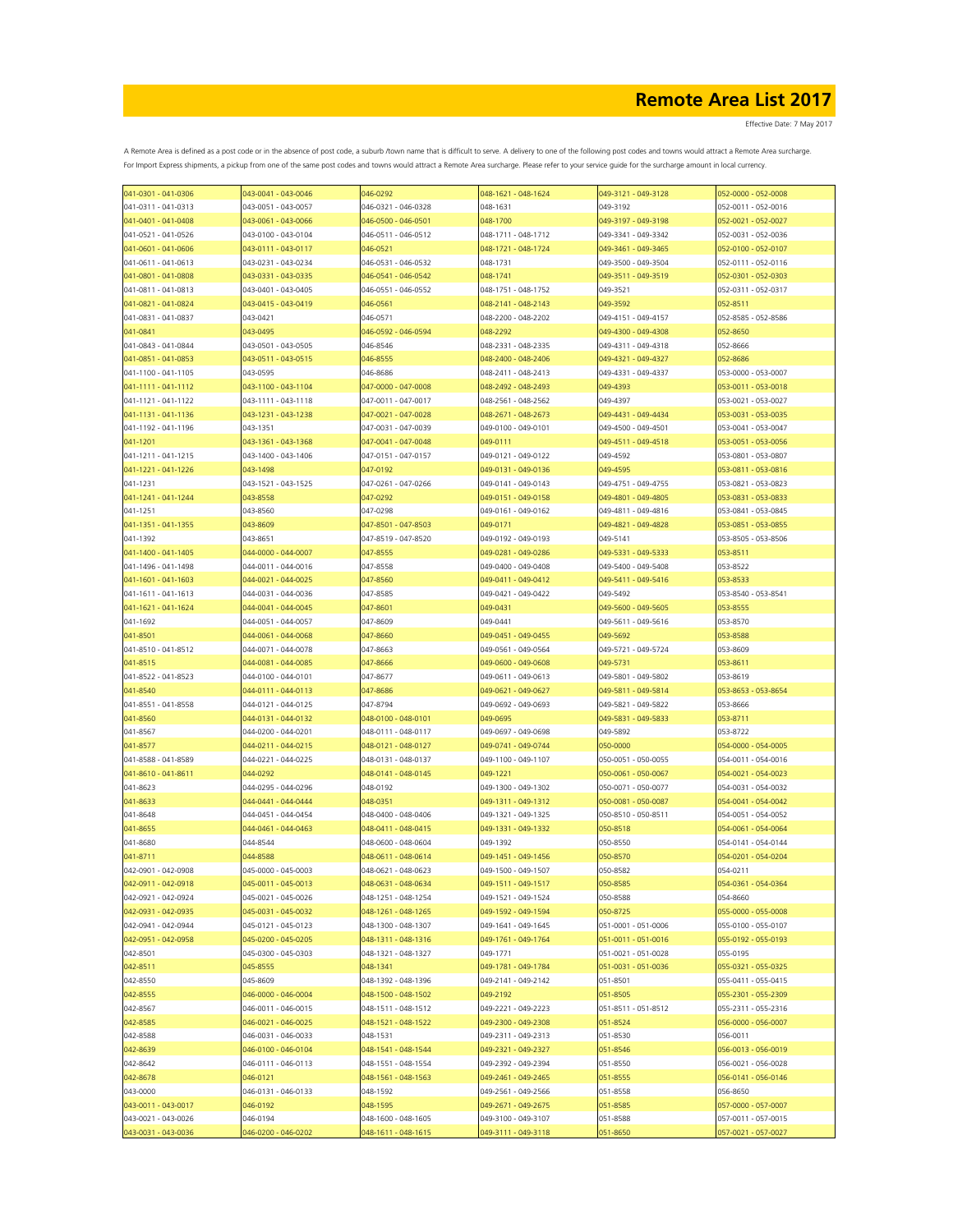# Remote Area List 2017

Effective Date: 7 May 2017

A Remote Area is defined as a post code or in the absence of post code, a suburb /town name that is difficult to serve. A delivery to one of the following post codes and towns would attract a Remote Area surcharge. For Import Express shipments, a pickup from one of the same post codes and towns would attract a Remote Area surcharge. Please refer to your service guide for the surcharge amount in local currency.

| | | | | | |
|---|---|---|---|---|---|
| 041-0301 - 041-0306 | 043-0041 - 043-0046 | 046-0292 | 048-1621 - 048-1624 | 049-3121 - 049-3128 | 052-0000 - 052-0008 |
| 041-0311 - 041-0313 | 043-0051 - 043-0057 | 046-0321 - 046-0328 | 048-1631 | 049-3192 | 052-0011 - 052-0016 |
| 041-0401 - 041-0408 | 043-0061 - 043-0066 | 046-0500 - 046-0501 | 048-1700 | 049-3197 - 049-3198 | 052-0021 - 052-0027 |
| 041-0521 - 041-0526 | 043-0100 - 043-0104 | 046-0511 - 046-0512 | 048-1711 - 048-1712 | 049-3341 - 049-3342 | 052-0031 - 052-0036 |
| 041-0601 - 041-0606 | 043-0111 - 043-0117 | 046-0521 | 048-1721 - 048-1724 | 049-3461 - 049-3465 | 052-0100 - 052-0107 |
| 041-0611 - 041-0613 | 043-0231 - 043-0234 | 046-0531 - 046-0532 | 048-1731 | 049-3500 - 049-3504 | 052-0111 - 052-0116 |
| 041-0801 - 041-0808 | 043-0331 - 043-0335 | 046-0541 - 046-0542 | 048-1741 | 049-3511 - 049-3519 | 052-0301 - 052-0303 |
| 041-0811 - 041-0813 | 043-0401 - 043-0405 | 046-0551 - 046-0552 | 048-1751 - 048-1752 | 049-3521 | 052-0311 - 052-0317 |
| 041-0821 - 041-0824 | 043-0415 - 043-0419 | 046-0561 | 048-2141 - 048-2143 | 049-3592 | 052-8511 |
| 041-0831 - 041-0837 | 043-0421 | 046-0571 | 048-2200 - 048-2202 | 049-4151 - 049-4157 | 052-8585 - 052-8586 |
| 041-0841 | 043-0495 | 046-0592 - 046-0594 | 048-2292 | 049-4300 - 049-4308 | 052-8650 |
| 041-0843 - 041-0844 | 043-0501 - 043-0505 | 046-8546 | 048-2331 - 048-2335 | 049-4311 - 049-4318 | 052-8666 |
| 041-0851 - 041-0853 | 043-0511 - 043-0515 | 046-8555 | 048-2400 - 048-2406 | 049-4321 - 049-4327 | 052-8686 |
| 041-1100 - 041-1105 | 043-0595 | 046-8686 | 048-2411 - 048-2413 | 049-4331 - 049-4337 | 053-0000 - 053-0007 |
| 041-1111 - 041-1112 | 043-1100 - 043-1104 | 047-0000 - 047-0008 | 048-2492 - 048-2493 | 049-4393 | 053-0011 - 053-0018 |
| 041-1121 - 041-1122 | 043-1111 - 043-1118 | 047-0011 - 047-0017 | 048-2561 - 048-2562 | 049-4397 | 053-0021 - 053-0027 |
| 041-1131 - 041-1136 | 043-1231 - 043-1238 | 047-0021 - 047-0028 | 048-2671 - 048-2673 | 049-4431 - 049-4434 | 053-0031 - 053-0035 |
| 041-1192 - 041-1196 | 043-1351 | 047-0031 - 047-0039 | 049-0100 - 049-0101 | 049-4500 - 049-4501 | 053-0041 - 053-0047 |
| 041-1201 | 043-1361 - 043-1368 | 047-0041 - 047-0048 | 049-0111 | 049-4511 - 049-4518 | 053-0051 - 053-0056 |
| 041-1211 - 041-1215 | 043-1400 - 043-1406 | 047-0151 - 047-0157 | 049-0121 - 049-0122 | 049-4592 | 053-0801 - 053-0807 |
| 041-1221 - 041-1226 | 043-1498 | 047-0192 | 049-0131 - 049-0136 | 049-4595 | 053-0811 - 053-0816 |
| 041-1231 | 043-1521 - 043-1525 | 047-0261 - 047-0266 | 049-0141 - 049-0143 | 049-4751 - 049-4755 | 053-0821 - 053-0823 |
| 041-1241 - 041-1244 | 043-8558 | 047-0292 | 049-0151 - 049-0158 | 049-4801 - 049-4805 | 053-0831 - 053-0833 |
| 041-1251 | 043-8560 | 047-0298 | 049-0161 - 049-0162 | 049-4811 - 049-4816 | 053-0841 - 053-0845 |
| 041-1351 - 041-1355 | 043-8609 | 047-8501 - 047-8503 | 049-0171 | 049-4821 - 049-4828 | 053-0851 - 053-0855 |
| 041-1392 | 043-8651 | 047-8519 - 047-8520 | 049-0192 - 049-0193 | 049-5141 | 053-8505 - 053-8506 |
| 041-1400 - 041-1405 | 044-0000 - 044-0007 | 047-8555 | 049-0281 - 049-0286 | 049-5331 - 049-5333 | 053-8511 |
| 041-1496 - 041-1498 | 044-0011 - 044-0016 | 047-8558 | 049-0400 - 049-0408 | 049-5400 - 049-5408 | 053-8522 |
| 041-1601 - 041-1603 | 044-0021 - 044-0025 | 047-8560 | 049-0411 - 049-0412 | 049-5411 - 049-5416 | 053-8533 |
| 041-1611 - 041-1613 | 044-0031 - 044-0036 | 047-8585 | 049-0421 - 049-0422 | 049-5492 | 053-8540 - 053-8541 |
| 041-1621 - 041-1624 | 044-0041 - 044-0045 | 047-8601 | 049-0431 | 049-5600 - 049-5605 | 053-8555 |
| 041-1692 | 044-0051 - 044-0057 | 047-8609 | 049-0441 | 049-5611 - 049-5616 | 053-8570 |
| 041-8501 | 044-0061 - 044-0068 | 047-8660 | 049-0451 - 049-0455 | 049-5692 | 053-8588 |
| 041-8510 - 041-8512 | 044-0071 - 044-0078 | 047-8663 | 049-0561 - 049-0564 | 049-5721 - 049-5724 | 053-8609 |
| 041-8515 | 044-0081 - 044-0085 | 047-8666 | 049-0600 - 049-0608 | 049-5731 | 053-8611 |
| 041-8522 - 041-8523 | 044-0100 - 044-0101 | 047-8677 | 049-0611 - 049-0613 | 049-5801 - 049-5802 | 053-8619 |
| 041-8540 | 044-0111 - 044-0113 | 047-8686 | 049-0621 - 049-0627 | 049-5811 - 049-5814 | 053-8653 - 053-8654 |
| 041-8551 - 041-8558 | 044-0121 - 044-0125 | 047-8794 | 049-0692 - 049-0693 | 049-5821 - 049-5822 | 053-8666 |
| 041-8560 | 044-0131 - 044-0132 | 048-0100 - 048-0101 | 049-0695 | 049-5831 - 049-5833 | 053-8711 |
| 041-8567 | 044-0200 - 044-0201 | 048-0111 - 048-0117 | 049-0697 - 049-0698 | 049-5892 | 053-8722 |
| 041-8577 | 044-0211 - 044-0215 | 048-0121 - 048-0127 | 049-0741 - 049-0744 | 050-0000 | 054-0000 - 054-0005 |
| 041-8588 - 041-8589 | 044-0221 - 044-0225 | 048-0131 - 048-0137 | 049-1100 - 049-1107 | 050-0051 - 050-0055 | 054-0011 - 054-0016 |
| 041-8610 - 041-8611 | 044-0292 | 048-0141 - 048-0145 | 049-1221 | 050-0061 - 050-0067 | 054-0021 - 054-0023 |
| 041-8623 | 044-0295 - 044-0296 | 048-0192 | 049-1300 - 049-1302 | 050-0071 - 050-0077 | 054-0031 - 054-0032 |
| 041-8633 | 044-0441 - 044-0444 | 048-0351 | 049-1311 - 049-1312 | 050-0081 - 050-0087 | 054-0041 - 054-0042 |
| 041-8648 | 044-0451 - 044-0454 | 048-0400 - 048-0406 | 049-1321 - 049-1325 | 050-8510 - 050-8511 | 054-0051 - 054-0052 |
| 041-8655 | 044-0461 - 044-0463 | 048-0411 - 048-0415 | 049-1331 - 049-1332 | 050-8518 | 054-0061 - 054-0064 |
| 041-8680 | 044-8544 | 048-0600 - 048-0604 | 049-1392 | 050-8550 | 054-0141 - 054-0144 |
| 041-8711 | 044-8588 | 048-0611 - 048-0614 | 049-1451 - 049-1456 | 050-8570 | 054-0201 - 054-0204 |
| 042-0901 - 042-0908 | 045-0000 - 045-0003 | 048-0621 - 048-0623 | 049-1500 - 049-1507 | 050-8582 | 054-0211 |
| 042-0911 - 042-0918 | 045-0011 - 045-0013 | 048-0631 - 048-0634 | 049-1511 - 049-1517 | 050-8585 | 054-0361 - 054-0364 |
| 042-0921 - 042-0924 | 045-0021 - 045-0026 | 048-1251 - 048-1254 | 049-1521 - 049-1524 | 050-8588 | 054-8660 |
| 042-0931 - 042-0935 | 045-0031 - 045-0032 | 048-1261 - 048-1265 | 049-1592 - 049-1594 | 050-8725 | 055-0000 - 055-0008 |
| 042-0941 - 042-0944 | 045-0121 - 045-0123 | 048-1300 - 048-1307 | 049-1641 - 049-1645 | 051-0001 - 051-0006 | 055-0100 - 055-0107 |
| 042-0951 - 042-0958 | 045-0200 - 045-0205 | 048-1311 - 048-1316 | 049-1761 - 049-1764 | 051-0011 - 051-0016 | 055-0192 - 055-0193 |
| 042-8501 | 045-0300 - 045-0303 | 048-1321 - 048-1327 | 049-1771 | 051-0021 - 051-0028 | 055-0195 |
| 042-8511 | 045-8555 | 048-1341 | 049-1781 - 049-1784 | 051-0031 - 051-0036 | 055-0321 - 055-0325 |
| 042-8550 | 045-8609 | 048-1392 - 048-1396 | 049-2141 - 049-2142 | 051-8501 | 055-0411 - 055-0415 |
| 042-8555 | 046-0000 - 046-0004 | 048-1500 - 048-1502 | 049-2192 | 051-8505 | 055-2301 - 055-2309 |
| 042-8567 | 046-0011 - 046-0015 | 048-1511 - 048-1512 | 049-2221 - 049-2223 | 051-8511 - 051-8512 | 055-2311 - 055-2316 |
| 042-8585 | 046-0021 - 046-0025 | 048-1521 - 048-1522 | 049-2300 - 049-2308 | 051-8524 | 056-0000 - 056-0007 |
| 042-8588 | 046-0031 - 046-0033 | 048-1531 | 049-2311 - 049-2313 | 051-8530 | 056-0011 |
| 042-8639 | 046-0100 - 046-0104 | 048-1541 - 048-1544 | 049-2321 - 049-2327 | 051-8546 | 056-0013 - 056-0019 |
| 042-8642 | 046-0111 - 046-0113 | 048-1551 - 048-1554 | 049-2392 - 049-2394 | 051-8550 | 056-0021 - 056-0028 |
| 042-8678 | 046-0121 | 048-1561 - 048-1563 | 049-2461 - 049-2465 | 051-8555 | 056-0141 - 056-0146 |
| 043-0000 | 046-0131 - 046-0133 | 048-1592 | 049-2561 - 049-2566 | 051-8558 | 056-8650 |
| 043-0011 - 043-0017 | 046-0192 | 048-1595 | 049-2671 - 049-2675 | 051-8585 | 057-0000 - 057-0007 |
| 043-0021 - 043-0026 | 046-0194 | 048-1600 - 048-1605 | 049-3100 - 049-3107 | 051-8588 | 057-0011 - 057-0015 |
| 043-0031 - 043-0036 | 046-0200 - 046-0202 | 048-1611 - 048-1615 | 049-3111 - 049-3118 | 051-8650 | 057-0021 - 057-0027 |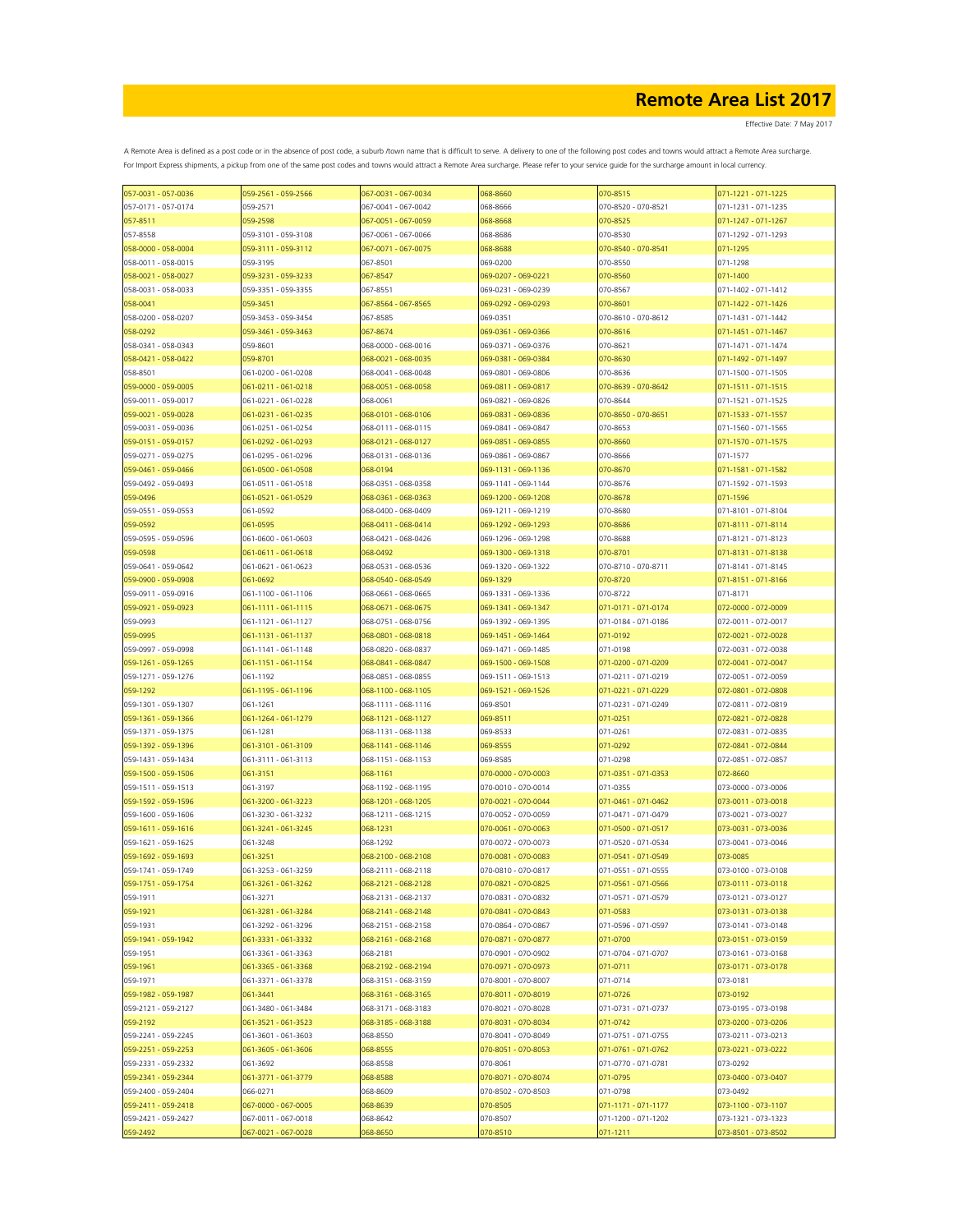# Remote Area List 2017

Effective Date: 7 May 2017

A Remote Area is defined as a post code or in the absence of post code, a suburb /town name that is difficult to serve. A delivery to one of the following post codes and towns would attract a Remote Area surcharge. For Import Express shipments, a pickup from one of the same post codes and towns would attract a Remote Area surcharge. Please refer to your service guide for the surcharge amount in local currency.

| | | | | | |
|---|---|---|---|---|---|
| 057-0031 - 057-0036 | 059-2561 - 059-2566 | 067-0031 - 067-0034 | 068-8660 | 070-8515 | 071-1221 - 071-1225 |
| 057-0171 - 057-0174 | 059-2571 | 067-0041 - 067-0042 | 068-8666 | 070-8520 - 070-8521 | 071-1231 - 071-1235 |
| 057-8511 | 059-2598 | 067-0051 - 067-0059 | 068-8668 | 070-8525 | 071-1247 - 071-1267 |
| 057-8558 | 059-3101 - 059-3108 | 067-0061 - 067-0066 | 068-8686 | 070-8530 | 071-1292 - 071-1293 |
| 058-0000 - 058-0004 | 059-3111 - 059-3112 | 067-0071 - 067-0075 | 068-8688 | 070-8540 - 070-8541 | 071-1295 |
| 058-0011 - 058-0015 | 059-3195 | 067-8501 | 069-0200 | 070-8550 | 071-1298 |
| 058-0021 - 058-0027 | 059-3231 - 059-3233 | 067-8547 | 069-0207 - 069-0221 | 070-8560 | 071-1400 |
| 058-0031 - 058-0033 | 059-3351 - 059-3355 | 067-8551 | 069-0231 - 069-0239 | 070-8567 | 071-1402 - 071-1412 |
| 058-0041 | 059-3451 | 067-8564 - 067-8565 | 069-0292 - 069-0293 | 070-8601 | 071-1422 - 071-1426 |
| 058-0200 - 058-0207 | 059-3453 - 059-3454 | 067-8585 | 069-0351 | 070-8610 - 070-8612 | 071-1431 - 071-1442 |
| 058-0292 | 059-3461 - 059-3463 | 067-8674 | 069-0361 - 069-0366 | 070-8616 | 071-1451 - 071-1467 |
| 058-0341 - 058-0343 | 059-8601 | 068-0000 - 068-0016 | 069-0371 - 069-0376 | 070-8621 | 071-1471 - 071-1474 |
| 058-0421 - 058-0422 | 059-8701 | 068-0021 - 068-0035 | 069-0381 - 069-0384 | 070-8630 | 071-1492 - 071-1497 |
| 058-8501 | 061-0200 - 061-0208 | 068-0041 - 068-0048 | 069-0801 - 069-0806 | 070-8636 | 071-1500 - 071-1505 |
| 059-0000 - 059-0005 | 061-0211 - 061-0218 | 068-0051 - 068-0058 | 069-0811 - 069-0817 | 070-8639 - 070-8642 | 071-1511 - 071-1515 |
| 059-0011 - 059-0017 | 061-0221 - 061-0228 | 068-0061 | 069-0821 - 069-0826 | 070-8644 | 071-1521 - 071-1525 |
| 059-0021 - 059-0028 | 061-0231 - 061-0235 | 068-0101 - 068-0106 | 069-0831 - 069-0836 | 070-8650 - 070-8651 | 071-1533 - 071-1557 |
| 059-0031 - 059-0036 | 061-0251 - 061-0254 | 068-0111 - 068-0115 | 069-0841 - 069-0847 | 070-8653 | 071-1560 - 071-1565 |
| 059-0151 - 059-0157 | 061-0292 - 061-0293 | 068-0121 - 068-0127 | 069-0851 - 069-0855 | 070-8660 | 071-1570 - 071-1575 |
| 059-0271 - 059-0275 | 061-0295 - 061-0296 | 068-0131 - 068-0136 | 069-0861 - 069-0867 | 070-8666 | 071-1577 |
| 059-0461 - 059-0466 | 061-0500 - 061-0508 | 068-0194 | 069-1131 - 069-1136 | 070-8670 | 071-1581 - 071-1582 |
| 059-0492 - 059-0493 | 061-0511 - 061-0518 | 068-0351 - 068-0358 | 069-1141 - 069-1144 | 070-8676 | 071-1592 - 071-1593 |
| 059-0496 | 061-0521 - 061-0529 | 068-0361 - 068-0363 | 069-1200 - 069-1208 | 070-8678 | 071-1596 |
| 059-0551 - 059-0553 | 061-0592 | 068-0400 - 068-0409 | 069-1211 - 069-1219 | 070-8680 | 071-8101 - 071-8104 |
| 059-0592 | 061-0595 | 068-0411 - 068-0414 | 069-1292 - 069-1293 | 070-8686 | 071-8111 - 071-8114 |
| 059-0595 - 059-0596 | 061-0600 - 061-0603 | 068-0421 - 068-0426 | 069-1296 - 069-1298 | 070-8688 | 071-8121 - 071-8123 |
| 059-0598 | 061-0611 - 061-0618 | 068-0492 | 069-1300 - 069-1318 | 070-8701 | 071-8131 - 071-8138 |
| 059-0641 - 059-0642 | 061-0621 - 061-0623 | 068-0531 - 068-0536 | 069-1320 - 069-1322 | 070-8710 - 070-8711 | 071-8141 - 071-8145 |
| 059-0900 - 059-0908 | 061-0692 | 068-0540 - 068-0549 | 069-1329 | 070-8720 | 071-8151 - 071-8166 |
| 059-0911 - 059-0916 | 061-1100 - 061-1106 | 068-0661 - 068-0665 | 069-1331 - 069-1336 | 070-8722 | 071-8171 |
| 059-0921 - 059-0923 | 061-1111 - 061-1115 | 068-0671 - 068-0675 | 069-1341 - 069-1347 | 071-0171 - 071-0174 | 072-0000 - 072-0009 |
| 059-0993 | 061-1121 - 061-1127 | 068-0751 - 068-0756 | 069-1392 - 069-1395 | 071-0184 - 071-0186 | 072-0011 - 072-0017 |
| 059-0995 | 061-1131 - 061-1137 | 068-0801 - 068-0818 | 069-1451 - 069-1464 | 071-0192 | 072-0021 - 072-0028 |
| 059-0997 - 059-0998 | 061-1141 - 061-1148 | 068-0820 - 068-0837 | 069-1471 - 069-1485 | 071-0198 | 072-0031 - 072-0038 |
| 059-1261 - 059-1265 | 061-1151 - 061-1154 | 068-0841 - 068-0847 | 069-1500 - 069-1508 | 071-0200 - 071-0209 | 072-0041 - 072-0047 |
| 059-1271 - 059-1276 | 061-1192 | 068-0851 - 068-0855 | 069-1511 - 069-1513 | 071-0211 - 071-0219 | 072-0051 - 072-0059 |
| 059-1292 | 061-1195 - 061-1196 | 068-1100 - 068-1105 | 069-1521 - 069-1526 | 071-0221 - 071-0229 | 072-0801 - 072-0808 |
| 059-1301 - 059-1307 | 061-1261 | 068-1111 - 068-1116 | 069-8501 | 071-0231 - 071-0249 | 072-0811 - 072-0819 |
| 059-1361 - 059-1366 | 061-1264 - 061-1279 | 068-1121 - 068-1127 | 069-8511 | 071-0251 | 072-0821 - 072-0828 |
| 059-1371 - 059-1375 | 061-1281 | 068-1131 - 068-1138 | 069-8533 | 071-0261 | 072-0831 - 072-0835 |
| 059-1392 - 059-1396 | 061-3101 - 061-3109 | 068-1141 - 068-1146 | 069-8555 | 071-0292 | 072-0841 - 072-0844 |
| 059-1431 - 059-1434 | 061-3111 - 061-3113 | 068-1151 - 068-1153 | 069-8585 | 071-0298 | 072-0851 - 072-0857 |
| 059-1500 - 059-1506 | 061-3151 | 068-1161 | 070-0000 - 070-0003 | 071-0351 - 071-0353 | 072-8660 |
| 059-1511 - 059-1513 | 061-3197 | 068-1192 - 068-1195 | 070-0010 - 070-0014 | 071-0355 | 073-0000 - 073-0006 |
| 059-1592 - 059-1596 | 061-3200 - 061-3223 | 068-1201 - 068-1205 | 070-0021 - 070-0044 | 071-0461 - 071-0462 | 073-0011 - 073-0018 |
| 059-1600 - 059-1606 | 061-3230 - 061-3232 | 068-1211 - 068-1215 | 070-0052 - 070-0059 | 071-0471 - 071-0479 | 073-0021 - 073-0027 |
| 059-1611 - 059-1616 | 061-3241 - 061-3245 | 068-1231 | 070-0061 - 070-0063 | 071-0500 - 071-0517 | 073-0031 - 073-0036 |
| 059-1621 - 059-1625 | 061-3248 | 068-1292 | 070-0072 - 070-0073 | 071-0520 - 071-0534 | 073-0041 - 073-0046 |
| 059-1692 - 059-1693 | 061-3251 | 068-2100 - 068-2108 | 070-0081 - 070-0083 | 071-0541 - 071-0549 | 073-0085 |
| 059-1741 - 059-1749 | 061-3253 - 061-3259 | 068-2111 - 068-2118 | 070-0810 - 070-0817 | 071-0551 - 071-0555 | 073-0100 - 073-0108 |
| 059-1751 - 059-1754 | 061-3261 - 061-3262 | 068-2121 - 068-2128 | 070-0821 - 070-0825 | 071-0561 - 071-0566 | 073-0111 - 073-0118 |
| 059-1911 | 061-3271 | 068-2131 - 068-2137 | 070-0831 - 070-0832 | 071-0571 - 071-0579 | 073-0121 - 073-0127 |
| 059-1921 | 061-3281 - 061-3284 | 068-2141 - 068-2148 | 070-0841 - 070-0843 | 071-0583 | 073-0131 - 073-0138 |
| 059-1931 | 061-3292 - 061-3296 | 068-2151 - 068-2158 | 070-0864 - 070-0867 | 071-0596 - 071-0597 | 073-0141 - 073-0148 |
| 059-1941 - 059-1942 | 061-3331 - 061-3332 | 068-2161 - 068-2168 | 070-0871 - 070-0877 | 071-0700 | 073-0151 - 073-0159 |
| 059-1951 | 061-3361 - 061-3363 | 068-2181 | 070-0901 - 070-0902 | 071-0704 - 071-0707 | 073-0161 - 073-0168 |
| 059-1961 | 061-3365 - 061-3368 | 068-2192 - 068-2194 | 070-0971 - 070-0973 | 071-0711 | 073-0171 - 073-0178 |
| 059-1971 | 061-3371 - 061-3378 | 068-3151 - 068-3159 | 070-8001 - 070-8007 | 071-0714 | 073-0181 |
| 059-1982 - 059-1987 | 061-3441 | 068-3161 - 068-3165 | 070-8011 - 070-8019 | 071-0726 | 073-0192 |
| 059-2121 - 059-2127 | 061-3480 - 061-3484 | 068-3171 - 068-3183 | 070-8021 - 070-8028 | 071-0731 - 071-0737 | 073-0195 - 073-0198 |
| 059-2192 | 061-3521 - 061-3523 | 068-3185 - 068-3188 | 070-8031 - 070-8034 | 071-0742 | 073-0200 - 073-0206 |
| 059-2241 - 059-2245 | 061-3601 - 061-3603 | 068-8550 | 070-8041 - 070-8049 | 071-0751 - 071-0755 | 073-0211 - 073-0213 |
| 059-2251 - 059-2253 | 061-3605 - 061-3606 | 068-8555 | 070-8051 - 070-8053 | 071-0761 - 071-0762 | 073-0221 - 073-0222 |
| 059-2331 - 059-2332 | 061-3692 | 068-8558 | 070-8061 | 071-0770 - 071-0781 | 073-0292 |
| 059-2341 - 059-2344 | 061-3771 - 061-3779 | 068-8588 | 070-8071 - 070-8074 | 071-0795 | 073-0400 - 073-0407 |
| 059-2400 - 059-2404 | 066-0271 | 068-8609 | 070-8502 - 070-8503 | 071-0798 | 073-0492 |
| 059-2411 - 059-2418 | 067-0000 - 067-0005 | 068-8639 | 070-8505 | 071-1171 - 071-1177 | 073-1100 - 073-1107 |
| 059-2421 - 059-2427 | 067-0011 - 067-0018 | 068-8642 | 070-8507 | 071-1200 - 071-1202 | 073-1321 - 073-1323 |
| 059-2492 | 067-0021 - 067-0028 | 068-8650 | 070-8510 | 071-1211 | 073-8501 - 073-8502 |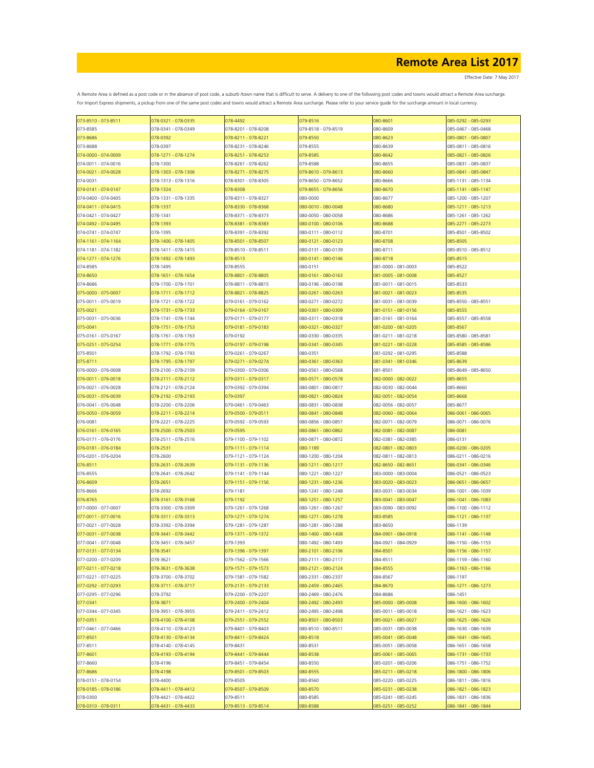# Remote Area List 2017

Effective Date: 7 May 2017

A Remote Area is defined as a post code or in the absence of post code, a suburb /town name that is difficult to serve. A delivery to one of the following post codes and towns would attract a Remote Area surcharge. For Import Express shipments, a pickup from one of the same post codes and towns would attract a Remote Area surcharge. Please refer to your service guide for the surcharge amount in local currency.

| | | | | | |
|---|---|---|---|---|---|
| 073-8510 - 073-8511 | 078-0321 - 078-0335 | 078-4492 | 079-8516 | 080-8601 | 085-0292 - 085-0293 |
| 073-8585 | 078-0341 - 078-0349 | 078-8201 - 078-8208 | 079-8518 - 079-8519 | 080-8609 | 085-0467 - 085-0468 |
| 073-8686 | 078-0392 | 078-8211 - 078-8221 | 079-8550 | 080-8623 | 085-0801 - 085-0807 |
| 073-8688 | 078-0397 | 078-8231 - 078-8246 | 079-8555 | 080-8639 | 085-0811 - 085-0816 |
| 074-0000 - 074-0009 | 078-1271 - 078-1274 | 078-8251 - 078-8253 | 079-8585 | 080-8642 | 085-0821 - 085-0826 |
| 074-0011 - 074-0016 | 078-1300 | 078-8261 - 078-8262 | 079-8588 | 080-8655 | 085-0831 - 085-0837 |
| 074-0021 - 074-0028 | 078-1303 - 078-1306 | 078-8271 - 078-8275 | 079-8610 - 079-8613 | 080-8660 | 085-0841 - 085-0847 |
| 074-0031 | 078-1313 - 078-1316 | 078-8301 - 078-8305 | 079-8650 - 079-8652 | 080-8666 | 085-1131 - 085-1134 |
| 074-0141 - 074-0147 | 078-1324 | 078-8308 | 079-8655 - 079-8656 | 080-8670 | 085-1141 - 085-1147 |
| 074-0400 - 074-0405 | 078-1331 - 078-1335 | 078-8311 - 078-8327 | 080-0000 | 080-8677 | 085-1200 - 085-1207 |
| 074-0411 - 074-0415 | 078-1337 | 078-8330 - 078-8368 | 080-0010 - 080-0048 | 080-8680 | 085-1211 - 085-1213 |
| 074-0421 - 074-0427 | 078-1341 | 078-8371 - 078-8373 | 080-0050 - 080-0058 | 080-8686 | 085-1261 - 085-1262 |
| 074-0492 - 074-0495 | 078-1393 | 078-8381 - 078-8383 | 080-0100 - 080-0106 | 080-8688 | 085-2271 - 085-2273 |
| 074-0741 - 074-0747 | 078-1395 | 078-8391 - 078-8392 | 080-0111 - 080-0112 | 080-8701 | 085-8501 - 085-8502 |
| 074-1161 - 074-1164 | 078-1400 - 078-1405 | 078-8501 - 078-8507 | 080-0121 - 080-0123 | 080-8708 | 085-8505 |
| 074-1181 - 074-1182 | 078-1411 - 078-1415 | 078-8510 - 078-8511 | 080-0131 - 080-0139 | 080-8711 | 085-8510 - 085-8512 |
| 074-1271 - 074-1276 | 078-1492 - 078-1493 | 078-8513 | 080-0141 - 080-0146 | 080-8718 | 085-8515 |
| 074-8585 | 078-1495 | 078-8555 | 080-0151 | 081-0000 - 081-0003 | 085-8522 |
| 074-8650 | 078-1651 - 078-1654 | 078-8801 - 078-8805 | 080-0161 - 080-0163 | 081-0005 - 081-0008 | 085-8527 |
| 074-8686 | 078-1700 - 078-1701 | 078-8811 - 078-8815 | 080-0196 - 080-0198 | 081-0011 - 081-0015 | 085-8533 |
| 075-0000 - 075-0007 | 078-1711 - 078-1712 | 078-8821 - 078-8825 | 080-0261 - 080-0263 | 081-0021 - 081-0023 | 085-8535 |
| 075-0011 - 075-0019 | 078-1721 - 078-1722 | 079-0161 - 079-0162 | 080-0271 - 080-0272 | 081-0031 - 081-0039 | 085-8550 - 085-8551 |
| 075-0021 | 078-1731 - 078-1733 | 079-0164 - 079-0167 | 080-0301 - 080-0309 | 081-0151 - 081-0156 | 085-8555 |
| 075-0031 - 075-0036 | 078-1741 - 078-1744 | 079-0171 - 079-0177 | 080-0311 - 080-0318 | 081-0161 - 081-0164 | 085-8557 - 085-8558 |
| 075-0041 | 078-1751 - 078-1753 | 079-0181 - 079-0183 | 080-0321 - 080-0327 | 081-0200 - 081-0205 | 085-8567 |
| 075-0161 - 075-0167 | 078-1761 - 078-1763 | 079-0192 | 080-0330 - 080-0335 | 081-0211 - 081-0218 | 085-8580 - 085-8581 |
| 075-0251 - 075-0254 | 078-1771 - 078-1775 | 079-0197 - 079-0198 | 080-0341 - 080-0345 | 081-0221 - 081-0228 | 085-8585 - 085-8586 |
| 075-8501 | 078-1792 - 078-1793 | 079-0261 - 079-0267 | 080-0351 | 081-0292 - 081-0295 | 085-8588 |
| 075-8711 | 078-1795 - 078-1797 | 079-0271 - 079-0274 | 080-0361 - 080-0363 | 081-0341 - 081-0346 | 085-8639 |
| 076-0000 - 076-0008 | 078-2100 - 078-2109 | 079-0300 - 079-0306 | 080-0561 - 080-0568 | 081-8501 | 085-8649 - 085-8650 |
| 076-0011 - 076-0018 | 078-2111 - 078-2112 | 079-0311 - 079-0317 | 080-0571 - 080-0578 | 082-0000 - 082-0022 | 085-8655 |
| 076-0021 - 076-0028 | 078-2121 - 078-2124 | 079-0392 - 079-0394 | 080-0801 - 080-0817 | 082-0030 - 082-0044 | 085-8660 |
| 076-0031 - 076-0039 | 078-2192 - 078-2193 | 079-0397 | 080-0821 - 080-0824 | 082-0051 - 082-0054 | 085-8668 |
| 076-0041 - 076-0048 | 078-2200 - 078-2206 | 079-0461 - 079-0463 | 080-0831 - 080-0838 | 082-0056 - 082-0057 | 085-8677 |
| 076-0050 - 076-0059 | 078-2211 - 078-2214 | 079-0500 - 079-0511 | 080-0841 - 080-0848 | 082-0060 - 082-0064 | 086-0061 - 086-0065 |
| 076-0081 | 078-2221 - 078-2225 | 079-0592 - 079-0593 | 080-0856 - 080-0857 | 082-0071 - 082-0079 | 086-0071 - 086-0076 |
| 076-0161 - 076-0165 | 078-2500 - 078-2503 | 079-0595 | 080-0861 - 080-0862 | 082-0081 - 082-0087 | 086-0081 |
| 076-0171 - 076-0176 | 078-2511 - 078-2516 | 079-1100 - 079-1102 | 080-0871 - 080-0872 | 082-0381 - 082-0385 | 086-0131 |
| 076-0181 - 076-0184 | 078-2531 | 079-1111 - 079-1114 | 080-1189 | 082-0801 - 082-0803 | 086-0200 - 086-0205 |
| 076-0201 - 076-0204 | 078-2600 | 079-1121 - 079-1124 | 080-1200 - 080-1204 | 082-0811 - 082-0813 | 086-0211 - 086-0216 |
| 076-8511 | 078-2631 - 078-2639 | 079-1131 - 079-1136 | 080-1211 - 080-1217 | 082-8650 - 082-8651 | 086-0341 - 086-0346 |
| 076-8555 | 078-2641 - 078-2642 | 079-1141 - 079-1144 | 080-1221 - 080-1227 | 083-0000 - 083-0004 | 086-0521 - 086-0523 |
| 076-8609 | 078-2651 | 079-1151 - 079-1156 | 080-1231 - 080-1236 | 083-0020 - 083-0023 | 086-0651 - 086-0657 |
| 076-8666 | 078-2692 | 079-1181 | 080-1241 - 080-1248 | 083-0031 - 083-0034 | 086-1001 - 086-1039 |
| 076-8765 | 078-3161 - 078-3168 | 079-1192 | 080-1251 - 080-1257 | 083-0041 - 083-0047 | 086-1041 - 086-1083 |
| 077-0000 - 077-0007 | 078-3300 - 078-3309 | 079-1261 - 079-1268 | 080-1261 - 080-1267 | 083-0090 - 083-0092 | 086-1100 - 086-1112 |
| 077-0011 - 077-0016 | 078-3311 - 078-3313 | 079-1271 - 079-1274 | 080-1271 - 080-1278 | 083-8585 | 086-1121 - 086-1137 |
| 077-0021 - 077-0028 | 078-3392 - 078-3394 | 079-1281 - 079-1287 | 080-1281 - 080-1288 | 083-8650 | 086-1139 |
| 077-0031 - 077-0038 | 078-3441 - 078-3442 | 079-1371 - 079-1372 | 080-1400 - 080-1408 | 084-0901 - 084-0918 | 086-1141 - 086-1148 |
| 077-0041 - 077-0048 | 078-3451 - 078-3457 | 079-1393 | 080-1492 - 080-1493 | 084-0921 - 084-0929 | 086-1150 - 086-1153 |
| 077-0131 - 077-0134 | 078-3541 | 079-1396 - 079-1397 | 080-2101 - 080-2106 | 084-8501 | 086-1156 - 086-1157 |
| 077-0200 - 077-0209 | 078-3621 | 079-1562 - 079-1566 | 080-2111 - 080-2117 | 084-8511 | 086-1159 - 086-1160 |
| 077-0211 - 077-0218 | 078-3631 - 078-3638 | 079-1571 - 079-1573 | 080-2121 - 080-2124 | 084-8555 | 086-1163 - 086-1166 |
| 077-0221 - 077-0225 | 078-3700 - 078-3702 | 079-1581 - 079-1582 | 080-2331 - 080-2337 | 084-8567 | 086-1197 |
| 077-0292 - 077-0293 | 078-3711 - 078-3717 | 079-2131 - 079-2133 | 080-2459 - 080-2465 | 084-8670 | 086-1271 - 086-1273 |
| 077-0295 - 077-0296 | 078-3792 | 079-2200 - 079-2207 | 080-2469 - 080-2476 | 084-8686 | 086-1451 |
| 077-0341 | 078-3871 | 079-2400 - 079-2404 | 080-2492 - 080-2493 | 085-0000 - 085-0008 | 086-1600 - 086-1602 |
| 077-0344 - 077-0345 | 078-3951 - 078-3955 | 079-2411 - 079-2412 | 080-2495 - 080-2498 | 085-0011 - 085-0018 | 086-1621 - 086-1623 |
| 077-0351 | 078-4100 - 078-4108 | 079-2551 - 079-2552 | 080-8501 - 080-8503 | 085-0021 - 085-0027 | 086-1625 - 086-1626 |
| 077-0461 - 077-0466 | 078-4110 - 078-4123 | 079-8401 - 079-8403 | 080-8510 - 080-8511 | 085-0031 - 085-0038 | 086-1630 - 086-1639 |
| 077-8501 | 078-4130 - 078-4134 | 079-8411 - 079-8424 | 080-8518 | 085-0041 - 085-0048 | 086-1641 - 086-1645 |
| 077-8511 | 078-4140 - 078-4145 | 079-8431 | 080-8531 | 085-0051 - 085-0058 | 086-1651 - 086-1658 |
| 077-8601 | 078-4193 - 078-4194 | 079-8441 - 079-8444 | 080-8538 | 085-0061 - 085-0065 | 086-1731 - 086-1733 |
| 077-8660 | 078-4196 | 079-8451 - 079-8454 | 080-8550 | 085-0201 - 085-0206 | 086-1751 - 086-1752 |
| 077-8686 | 078-4198 | 079-8501 - 079-8503 | 080-8555 | 085-0211 - 085-0218 | 086-1800 - 086-1806 |
| 078-0151 - 078-0154 | 078-4400 | 079-8505 | 080-8560 | 085-0220 - 085-0225 | 086-1811 - 086-1816 |
| 078-0185 - 078-0186 | 078-4411 - 078-4412 | 079-8507 - 079-8509 | 080-8570 | 085-0231 - 085-0238 | 086-1821 - 086-1823 |
| 078-0300 | 078-4421 - 078-4422 | 079-8511 | 080-8585 | 085-0241 - 085-0245 | 086-1831 - 086-1836 |
| 078-0310 - 078-0311 | 078-4431 - 078-4433 | 079-8513 - 079-8514 | 080-8588 | 085-0251 - 085-0252 | 086-1841 - 086-1844 |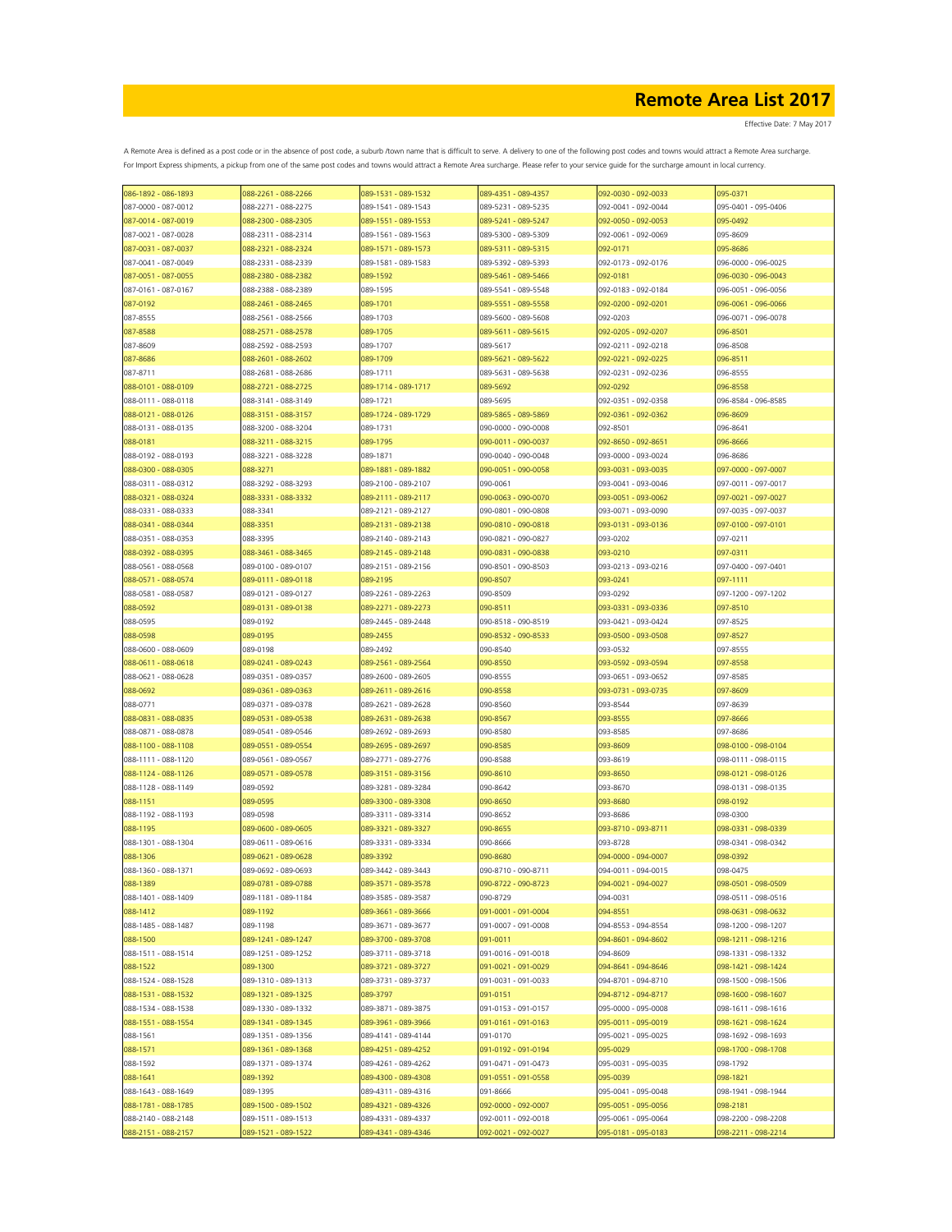# Remote Area List 2017

Effective Date: 7 May 2017

A Remote Area is defined as a post code or in the absence of post code, a suburb /town name that is difficult to serve. A delivery to one of the following post codes and towns would attract a Remote Area surcharge. For Import Express shipments, a pickup from one of the same post codes and towns would attract a Remote Area surcharge. Please refer to your service guide for the surcharge amount in local currency.

| | | | | | |
|---|---|---|---|---|---|
| 086-1892 - 086-1893 | 088-2261 - 088-2266 | 089-1531 - 089-1532 | 089-4351 - 089-4357 | 092-0030 - 092-0033 | 095-0371 |
| 087-0000 - 087-0012 | 088-2271 - 088-2275 | 089-1541 - 089-1543 | 089-5231 - 089-5235 | 092-0041 - 092-0044 | 095-0401 - 095-0406 |
| 087-0014 - 087-0019 | 088-2300 - 088-2305 | 089-1551 - 089-1553 | 089-5241 - 089-5247 | 092-0050 - 092-0053 | 095-0492 |
| 087-0021 - 087-0028 | 088-2311 - 088-2314 | 089-1561 - 089-1563 | 089-5300 - 089-5309 | 092-0061 - 092-0069 | 095-8609 |
| 087-0031 - 087-0037 | 088-2321 - 088-2324 | 089-1571 - 089-1573 | 089-5311 - 089-5315 | 092-0171 | 095-8686 |
| 087-0041 - 087-0049 | 088-2331 - 088-2339 | 089-1581 - 089-1583 | 089-5392 - 089-5393 | 092-0173 - 092-0176 | 096-0000 - 096-0025 |
| 087-0051 - 087-0055 | 088-2380 - 088-2382 | 089-1592 | 089-5461 - 089-5466 | 092-0181 | 096-0030 - 096-0043 |
| 087-0161 - 087-0167 | 088-2388 - 088-2389 | 089-1595 | 089-5541 - 089-5548 | 092-0183 - 092-0184 | 096-0051 - 096-0056 |
| 087-0192 | 088-2461 - 088-2465 | 089-1701 | 089-5551 - 089-5558 | 092-0200 - 092-0201 | 096-0061 - 096-0066 |
| 087-8555 | 088-2561 - 088-2566 | 089-1703 | 089-5600 - 089-5608 | 092-0203 | 096-0071 - 096-0078 |
| 087-8588 | 088-2571 - 088-2578 | 089-1705 | 089-5611 - 089-5615 | 092-0205 - 092-0207 | 096-8501 |
| 087-8609 | 088-2592 - 088-2593 | 089-1707 | 089-5617 | 092-0211 - 092-0218 | 096-8508 |
| 087-8686 | 088-2601 - 088-2602 | 089-1709 | 089-5621 - 089-5622 | 092-0221 - 092-0225 | 096-8511 |
| 087-8711 | 088-2681 - 088-2686 | 089-1711 | 089-5631 - 089-5638 | 092-0231 - 092-0236 | 096-8555 |
| 088-0101 - 088-0109 | 088-2721 - 088-2725 | 089-1714 - 089-1717 | 089-5692 | 092-0292 | 096-8558 |
| 088-0111 - 088-0118 | 088-3141 - 088-3149 | 089-1721 | 089-5695 | 092-0351 - 092-0358 | 096-8584 - 096-8585 |
| 088-0121 - 088-0126 | 088-3151 - 088-3157 | 089-1724 - 089-1729 | 089-5865 - 089-5869 | 092-0361 - 092-0362 | 096-8609 |
| 088-0131 - 088-0135 | 088-3200 - 088-3204 | 089-1731 | 090-0000 - 090-0008 | 092-8501 | 096-8641 |
| 088-0181 | 088-3211 - 088-3215 | 089-1795 | 090-0011 - 090-0037 | 092-8650 - 092-8651 | 096-8666 |
| 088-0192 - 088-0193 | 088-3221 - 088-3228 | 089-1871 | 090-0040 - 090-0048 | 093-0000 - 093-0024 | 096-8686 |
| 088-0300 - 088-0305 | 088-3271 | 089-1881 - 089-1882 | 090-0051 - 090-0058 | 093-0031 - 093-0035 | 097-0000 - 097-0007 |
| 088-0311 - 088-0312 | 088-3292 - 088-3293 | 089-2100 - 089-2107 | 090-0061 | 093-0041 - 093-0046 | 097-0011 - 097-0017 |
| 088-0321 - 088-0324 | 088-3331 - 088-3332 | 089-2111 - 089-2117 | 090-0063 - 090-0070 | 093-0051 - 093-0062 | 097-0021 - 097-0027 |
| 088-0331 - 088-0333 | 088-3341 | 089-2121 - 089-2127 | 090-0801 - 090-0808 | 093-0071 - 093-0090 | 097-0035 - 097-0037 |
| 088-0341 - 088-0344 | 088-3351 | 089-2131 - 089-2138 | 090-0810 - 090-0818 | 093-0131 - 093-0136 | 097-0100 - 097-0101 |
| 088-0351 - 088-0353 | 088-3395 | 089-2140 - 089-2143 | 090-0821 - 090-0827 | 093-0202 | 097-0211 |
| 088-0392 - 088-0395 | 088-3461 - 088-3465 | 089-2145 - 089-2148 | 090-0831 - 090-0838 | 093-0210 | 097-0311 |
| 088-0561 - 088-0568 | 089-0100 - 089-0107 | 089-2151 - 089-2156 | 090-8501 - 090-8503 | 093-0213 - 093-0216 | 097-0400 - 097-0401 |
| 088-0571 - 088-0574 | 089-0111 - 089-0118 | 089-2195 | 090-8507 | 093-0241 | 097-1111 |
| 088-0581 - 088-0587 | 089-0121 - 089-0127 | 089-2261 - 089-2263 | 090-8509 | 093-0292 | 097-1200 - 097-1202 |
| 088-0592 | 089-0131 - 089-0138 | 089-2271 - 089-2273 | 090-8511 | 093-0331 - 093-0336 | 097-8510 |
| 088-0595 | 089-0192 | 089-2445 - 089-2448 | 090-8518 - 090-8519 | 093-0421 - 093-0424 | 097-8525 |
| 088-0598 | 089-0195 | 089-2455 | 090-8532 - 090-8533 | 093-0500 - 093-0508 | 097-8527 |
| 088-0600 - 088-0609 | 089-0198 | 089-2492 | 090-8540 | 093-0532 | 097-8555 |
| 088-0611 - 088-0618 | 089-0241 - 089-0243 | 089-2561 - 089-2564 | 090-8550 | 093-0592 - 093-0594 | 097-8558 |
| 088-0621 - 088-0628 | 089-0351 - 089-0357 | 089-2600 - 089-2605 | 090-8555 | 093-0651 - 093-0652 | 097-8585 |
| 088-0692 | 089-0361 - 089-0363 | 089-2611 - 089-2616 | 090-8558 | 093-0731 - 093-0735 | 097-8609 |
| 088-0771 | 089-0371 - 089-0378 | 089-2621 - 089-2628 | 090-8560 | 093-8544 | 097-8639 |
| 088-0831 - 088-0835 | 089-0531 - 089-0538 | 089-2631 - 089-2638 | 090-8567 | 093-8555 | 097-8666 |
| 088-0871 - 088-0878 | 089-0541 - 089-0546 | 089-2692 - 089-2693 | 090-8580 | 093-8585 | 097-8686 |
| 088-1100 - 088-1108 | 089-0551 - 089-0554 | 089-2695 - 089-2697 | 090-8585 | 093-8609 | 098-0100 - 098-0104 |
| 088-1111 - 088-1120 | 089-0561 - 089-0567 | 089-2771 - 089-2776 | 090-8588 | 093-8619 | 098-0111 - 098-0115 |
| 088-1124 - 088-1126 | 089-0571 - 089-0578 | 089-3151 - 089-3156 | 090-8610 | 093-8650 | 098-0121 - 098-0126 |
| 088-1128 - 088-1149 | 089-0592 | 089-3281 - 089-3284 | 090-8642 | 093-8670 | 098-0131 - 098-0135 |
| 088-1151 | 089-0595 | 089-3300 - 089-3308 | 090-8650 | 093-8680 | 098-0192 |
| 088-1192 - 088-1193 | 089-0598 | 089-3311 - 089-3314 | 090-8652 | 093-8686 | 098-0300 |
| 088-1195 | 089-0600 - 089-0605 | 089-3321 - 089-3327 | 090-8655 | 093-8710 - 093-8711 | 098-0331 - 098-0339 |
| 088-1301 - 088-1304 | 089-0611 - 089-0616 | 089-3331 - 089-3334 | 090-8666 | 093-8728 | 098-0341 - 098-0342 |
| 088-1306 | 089-0621 - 089-0628 | 089-3392 | 090-8680 | 094-0000 - 094-0007 | 098-0392 |
| 088-1360 - 088-1371 | 089-0692 - 089-0693 | 089-3442 - 089-3443 | 090-8710 - 090-8711 | 094-0011 - 094-0015 | 098-0475 |
| 088-1389 | 089-0781 - 089-0788 | 089-3571 - 089-3578 | 090-8722 - 090-8723 | 094-0021 - 094-0027 | 098-0501 - 098-0509 |
| 088-1401 - 088-1409 | 089-1181 - 089-1184 | 089-3585 - 089-3587 | 090-8729 | 094-0031 | 098-0511 - 098-0516 |
| 088-1412 | 089-1192 | 089-3661 - 089-3666 | 091-0001 - 091-0004 | 094-8551 | 098-0631 - 098-0632 |
| 088-1485 - 088-1487 | 089-1198 | 089-3671 - 089-3677 | 091-0007 - 091-0008 | 094-8553 - 094-8554 | 098-1200 - 098-1207 |
| 088-1500 | 089-1241 - 089-1247 | 089-3700 - 089-3708 | 091-0011 | 094-8601 - 094-8602 | 098-1211 - 098-1216 |
| 088-1511 - 088-1514 | 089-1251 - 089-1252 | 089-3711 - 089-3718 | 091-0016 - 091-0018 | 094-8609 | 098-1331 - 098-1332 |
| 088-1522 | 089-1300 | 089-3721 - 089-3727 | 091-0021 - 091-0029 | 094-8641 - 094-8646 | 098-1421 - 098-1424 |
| 088-1524 - 088-1528 | 089-1310 - 089-1313 | 089-3731 - 089-3737 | 091-0031 - 091-0033 | 094-8701 - 094-8710 | 098-1500 - 098-1506 |
| 088-1531 - 088-1532 | 089-1321 - 089-1325 | 089-3797 | 091-0151 | 094-8712 - 094-8717 | 098-1600 - 098-1607 |
| 088-1534 - 088-1538 | 089-1330 - 089-1332 | 089-3871 - 089-3875 | 091-0153 - 091-0157 | 095-0000 - 095-0008 | 098-1611 - 098-1616 |
| 088-1551 - 088-1554 | 089-1341 - 089-1345 | 089-3961 - 089-3966 | 091-0161 - 091-0163 | 095-0011 - 095-0019 | 098-1621 - 098-1624 |
| 088-1561 | 089-1351 - 089-1356 | 089-4141 - 089-4144 | 091-0170 | 095-0021 - 095-0025 | 098-1692 - 098-1693 |
| 088-1571 | 089-1361 - 089-1368 | 089-4251 - 089-4252 | 091-0192 - 091-0194 | 095-0029 | 098-1700 - 098-1708 |
| 088-1592 | 089-1371 - 089-1374 | 089-4261 - 089-4262 | 091-0471 - 091-0473 | 095-0031 - 095-0035 | 098-1792 |
| 088-1641 | 089-1392 | 089-4300 - 089-4308 | 091-0551 - 091-0558 | 095-0039 | 098-1821 |
| 088-1643 - 088-1649 | 089-1395 | 089-4311 - 089-4316 | 091-8666 | 095-0041 - 095-0048 | 098-1941 - 098-1944 |
| 088-1781 - 088-1785 | 089-1500 - 089-1502 | 089-4321 - 089-4326 | 092-0000 - 092-0007 | 095-0051 - 095-0056 | 098-2181 |
| 088-2140 - 088-2148 | 089-1511 - 089-1513 | 089-4331 - 089-4337 | 092-0011 - 092-0018 | 095-0061 - 095-0064 | 098-2200 - 098-2208 |
| 088-2151 - 088-2157 | 089-1521 - 089-1522 | 089-4341 - 089-4346 | 092-0021 - 092-0027 | 095-0181 - 095-0183 | 098-2211 - 098-2214 |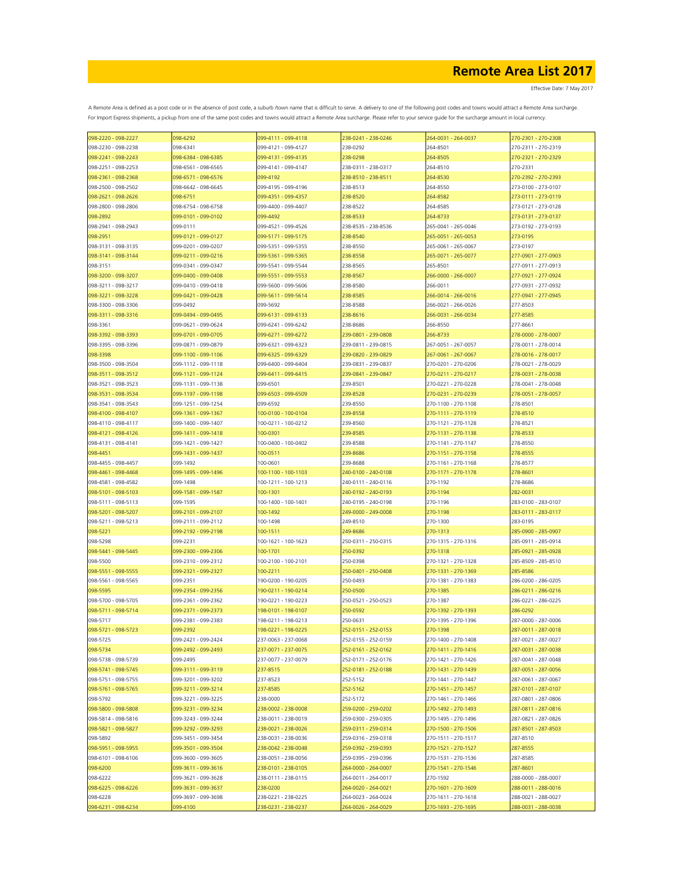# Remote Area List 2017

Effective Date: 7 May 2017

A Remote Area is defined as a post code or in the absence of post code, a suburb /town name that is difficult to serve. A delivery to one of the following post codes and towns would attract a Remote Area surcharge.
For Import Express shipments, a pickup from one of the same post codes and towns would attract a Remote Area surcharge. Please refer to your service guide for the surcharge amount in local currency.

| | | | | | |
|---|---|---|---|---|---|
| 098-2220 - 098-2227 | 098-6292 | 099-4111 - 099-4118 | 238-0241 - 238-0246 | 264-0031 - 264-0037 | 270-2301 - 270-2308 |
| 098-2230 - 098-2238 | 098-6341 | 099-4121 - 099-4127 | 238-0292 | 264-8501 | 270-2311 - 270-2319 |
| 098-2241 - 098-2243 | 098-6384 - 098-6385 | 099-4131 - 099-4135 | 238-0298 | 264-8505 | 270-2321 - 270-2329 |
| 098-2251 - 098-2253 | 098-6561 - 098-6565 | 099-4141 - 099-4147 | 238-0311 - 238-0317 | 264-8510 | 270-2331 |
| 098-2361 - 098-2368 | 098-6571 - 098-6576 | 099-4192 | 238-8510 - 238-8511 | 264-8530 | 270-2392 - 270-2393 |
| 098-2500 - 098-2502 | 098-6642 - 098-6645 | 099-4195 - 099-4196 | 238-8513 | 264-8550 | 273-0100 - 273-0107 |
| 098-2621 - 098-2626 | 098-6751 | 099-4351 - 099-4357 | 238-8520 | 264-8582 | 273-0111 - 273-0119 |
| 098-2800 - 098-2806 | 098-6754 - 098-6758 | 099-4400 - 099-4407 | 238-8522 | 264-8585 | 273-0121 - 273-0128 |
| 098-2892 | 099-0101 - 099-0102 | 099-4492 | 238-8533 | 264-8733 | 273-0131 - 273-0137 |
| 098-2941 - 098-2943 | 099-0111 | 099-4521 - 099-4526 | 238-8535 - 238-8536 | 265-0041 - 265-0046 | 273-0192 - 273-0193 |
| 098-2951 | 099-0121 - 099-0127 | 099-5171 - 099-5175 | 238-8540 | 265-0051 - 265-0053 | 273-0195 |
| 098-3131 - 098-3135 | 099-0201 - 099-0207 | 099-5351 - 099-5355 | 238-8550 | 265-0061 - 265-0067 | 273-0197 |
| 098-3141 - 098-3144 | 099-0211 - 099-0216 | 099-5361 - 099-5365 | 238-8558 | 265-0071 - 265-0077 | 277-0901 - 277-0903 |
| 098-3151 | 099-0341 - 099-0347 | 099-5541 - 099-5544 | 238-8565 | 265-8501 | 277-0911 - 277-0913 |
| 098-3200 - 098-3207 | 099-0400 - 099-0408 | 099-5551 - 099-5553 | 238-8567 | 266-0000 - 266-0007 | 277-0921 - 277-0924 |
| 098-3211 - 098-3217 | 099-0410 - 099-0418 | 099-5600 - 099-5606 | 238-8580 | 266-0011 | 277-0931 - 277-0932 |
| 098-3221 - 098-3228 | 099-0421 - 099-0428 | 099-5611 - 099-5614 | 238-8585 | 266-0014 - 266-0016 | 277-0941 - 277-0945 |
| 098-3300 - 098-3306 | 099-0492 | 099-5692 | 238-8588 | 266-0021 - 266-0026 | 277-8503 |
| 098-3311 - 098-3316 | 099-0494 - 099-0495 | 099-6131 - 099-6133 | 238-8616 | 266-0031 - 266-0034 | 277-8585 |
| 098-3361 | 099-0621 - 099-0624 | 099-6241 - 099-6242 | 238-8686 | 266-8550 | 277-8661 |
| 098-3392 - 098-3393 | 099-0701 - 099-0705 | 099-6271 - 099-6272 | 239-0801 - 239-0808 | 266-8733 | 278-0000 - 278-0007 |
| 098-3395 - 098-3396 | 099-0871 - 099-0879 | 099-6321 - 099-6323 | 239-0811 - 239-0815 | 267-0051 - 267-0057 | 278-0011 - 278-0014 |
| 098-3398 | 099-1100 - 099-1106 | 099-6325 - 099-6329 | 239-0820 - 239-0829 | 267-0061 - 267-0067 | 278-0016 - 278-0017 |
| 098-3500 - 098-3504 | 099-1112 - 099-1118 | 099-6400 - 099-6404 | 239-0831 - 239-0837 | 270-0201 - 270-0206 | 278-0021 - 278-0029 |
| 098-3511 - 098-3512 | 099-1121 - 099-1124 | 099-6411 - 099-6415 | 239-0841 - 239-0847 | 270-0211 - 270-0217 | 278-0031 - 278-0038 |
| 098-3521 - 098-3523 | 099-1131 - 099-1138 | 099-6501 | 239-8501 | 270-0221 - 270-0228 | 278-0041 - 278-0048 |
| 098-3531 - 098-3534 | 099-1197 - 099-1198 | 099-6503 - 099-6509 | 239-8528 | 270-0231 - 270-0239 | 278-0051 - 278-0057 |
| 098-3541 - 098-3543 | 099-1251 - 099-1254 | 099-6592 | 239-8550 | 270-1100 - 270-1108 | 278-8501 |
| 098-4100 - 098-4107 | 099-1361 - 099-1367 | 100-0100 - 100-0104 | 239-8558 | 270-1111 - 270-1119 | 278-8510 |
| 098-4110 - 098-4117 | 099-1400 - 099-1407 | 100-0211 - 100-0212 | 239-8560 | 270-1121 - 270-1128 | 278-8521 |
| 098-4121 - 098-4126 | 099-1411 - 099-1418 | 100-0301 | 239-8585 | 270-1131 - 270-1138 | 278-8533 |
| 098-4131 - 098-4141 | 099-1421 - 099-1427 | 100-0400 - 100-0402 | 239-8588 | 270-1141 - 270-1147 | 278-8550 |
| 098-4451 | 099-1431 - 099-1437 | 100-0511 | 239-8686 | 270-1151 - 270-1158 | 278-8555 |
| 098-4455 - 098-4457 | 099-1492 | 100-0601 | 239-8688 | 270-1161 - 270-1168 | 278-8577 |
| 098-4461 - 098-4468 | 099-1495 - 099-1496 | 100-1100 - 100-1103 | 240-0100 - 240-0108 | 270-1171 - 270-1178 | 278-8601 |
| 098-4581 - 098-4582 | 099-1498 | 100-1211 - 100-1213 | 240-0111 - 240-0116 | 270-1192 | 278-8686 |
| 098-5101 - 098-5103 | 099-1581 - 099-1587 | 100-1301 | 240-0192 - 240-0193 | 270-1194 | 282-0031 |
| 098-5111 - 098-5113 | 099-1595 | 100-1400 - 100-1401 | 240-0195 - 240-0198 | 270-1196 | 283-0100 - 283-0107 |
| 098-5201 - 098-5207 | 099-2101 - 099-2107 | 100-1492 | 249-0000 - 249-0008 | 270-1198 | 283-0111 - 283-0117 |
| 098-5211 - 098-5213 | 099-2111 - 099-2112 | 100-1498 | 249-8510 | 270-1300 | 283-0195 |
| 098-5221 | 099-2192 - 099-2198 | 100-1511 | 249-8686 | 270-1313 | 285-0900 - 285-0907 |
| 098-5298 | 099-2231 | 100-1621 - 100-1623 | 250-0311 - 250-0315 | 270-1315 - 270-1316 | 285-0911 - 285-0914 |
| 098-5441 - 098-5445 | 099-2300 - 099-2306 | 100-1701 | 250-0392 | 270-1318 | 285-0921 - 285-0928 |
| 098-5500 | 099-2310 - 099-2312 | 100-2100 - 100-2101 | 250-0398 | 270-1321 - 270-1328 | 285-8509 - 285-8510 |
| 098-5551 - 098-5555 | 099-2321 - 099-2327 | 100-2211 | 250-0401 - 250-0408 | 270-1331 - 270-1369 | 285-8586 |
| 098-5561 - 098-5565 | 099-2351 | 190-0200 - 190-0205 | 250-0493 | 270-1381 - 270-1383 | 286-0200 - 286-0205 |
| 098-5595 | 099-2354 - 099-2356 | 190-0211 - 190-0214 | 250-0500 | 270-1385 | 286-0211 - 286-0216 |
| 098-5700 - 098-5705 | 099-2361 - 099-2362 | 190-0221 - 190-0223 | 250-0521 - 250-0523 | 270-1387 | 286-0221 - 286-0225 |
| 098-5711 - 098-5714 | 099-2371 - 099-2373 | 198-0101 - 198-0107 | 250-0592 | 270-1392 - 270-1393 | 286-0292 |
| 098-5717 | 099-2381 - 099-2383 | 198-0211 - 198-0213 | 250-0631 | 270-1395 - 270-1396 | 287-0000 - 287-0006 |
| 098-5721 - 098-5723 | 099-2392 | 198-0221 - 198-0225 | 252-0151 - 252-0153 | 270-1398 | 287-0011 - 287-0018 |
| 098-5725 | 099-2421 - 099-2424 | 237-0063 - 237-0068 | 252-0155 - 252-0159 | 270-1400 - 270-1408 | 287-0021 - 287-0027 |
| 098-5734 | 099-2492 - 099-2493 | 237-0071 - 237-0075 | 252-0161 - 252-0162 | 270-1411 - 270-1416 | 287-0031 - 287-0038 |
| 098-5738 - 098-5739 | 099-2495 | 237-0077 - 237-0079 | 252-0171 - 252-0176 | 270-1421 - 270-1426 | 287-0041 - 287-0048 |
| 098-5741 - 098-5745 | 099-3111 - 099-3119 | 237-8515 | 252-0181 - 252-0188 | 270-1431 - 270-1439 | 287-0051 - 287-0056 |
| 098-5751 - 098-5755 | 099-3201 - 099-3202 | 237-8523 | 252-5152 | 270-1441 - 270-1447 | 287-0061 - 287-0067 |
| 098-5761 - 098-5765 | 099-3211 - 099-3214 | 237-8585 | 252-5162 | 270-1451 - 270-1457 | 287-0101 - 287-0107 |
| 098-5792 | 099-3221 - 099-3225 | 238-0000 | 252-5172 | 270-1461 - 270-1466 | 287-0801 - 287-0806 |
| 098-5800 - 098-5808 | 099-3231 - 099-3234 | 238-0002 - 238-0008 | 259-0200 - 259-0202 | 270-1492 - 270-1493 | 287-0811 - 287-0816 |
| 098-5814 - 098-5816 | 099-3243 - 099-3244 | 238-0011 - 238-0019 | 259-0300 - 259-0305 | 270-1495 - 270-1496 | 287-0821 - 287-0826 |
| 098-5821 - 098-5827 | 099-3292 - 099-3293 | 238-0021 - 238-0026 | 259-0311 - 259-0314 | 270-1500 - 270-1506 | 287-8501 - 287-8503 |
| 098-5892 | 099-3451 - 099-3454 | 238-0031 - 238-0036 | 259-0316 - 259-0318 | 270-1511 - 270-1517 | 287-8510 |
| 098-5951 - 098-5955 | 099-3501 - 099-3504 | 238-0042 - 238-0048 | 259-0392 - 259-0393 | 270-1521 - 270-1527 | 287-8555 |
| 098-6101 - 098-6106 | 099-3600 - 099-3605 | 238-0051 - 238-0056 | 259-0395 - 259-0396 | 270-1531 - 270-1536 | 287-8585 |
| 098-6200 | 099-3611 - 099-3616 | 238-0101 - 238-0105 | 264-0000 - 264-0007 | 270-1541 - 270-1546 | 287-8601 |
| 098-6222 | 099-3621 - 099-3628 | 238-0111 - 238-0115 | 264-0011 - 264-0017 | 270-1592 | 288-0000 - 288-0007 |
| 098-6225 - 098-6226 | 099-3631 - 099-3637 | 238-0200 | 264-0020 - 264-0021 | 270-1601 - 270-1609 | 288-0011 - 288-0016 |
| 098-6228 | 099-3697 - 099-3698 | 238-0221 - 238-0225 | 264-0023 - 264-0024 | 270-1611 - 270-1618 | 288-0021 - 288-0027 |
| 098-6231 - 098-6234 | 099-4100 | 238-0231 - 238-0237 | 264-0026 - 264-0029 | 270-1693 - 270-1695 | 288-0031 - 288-0038 |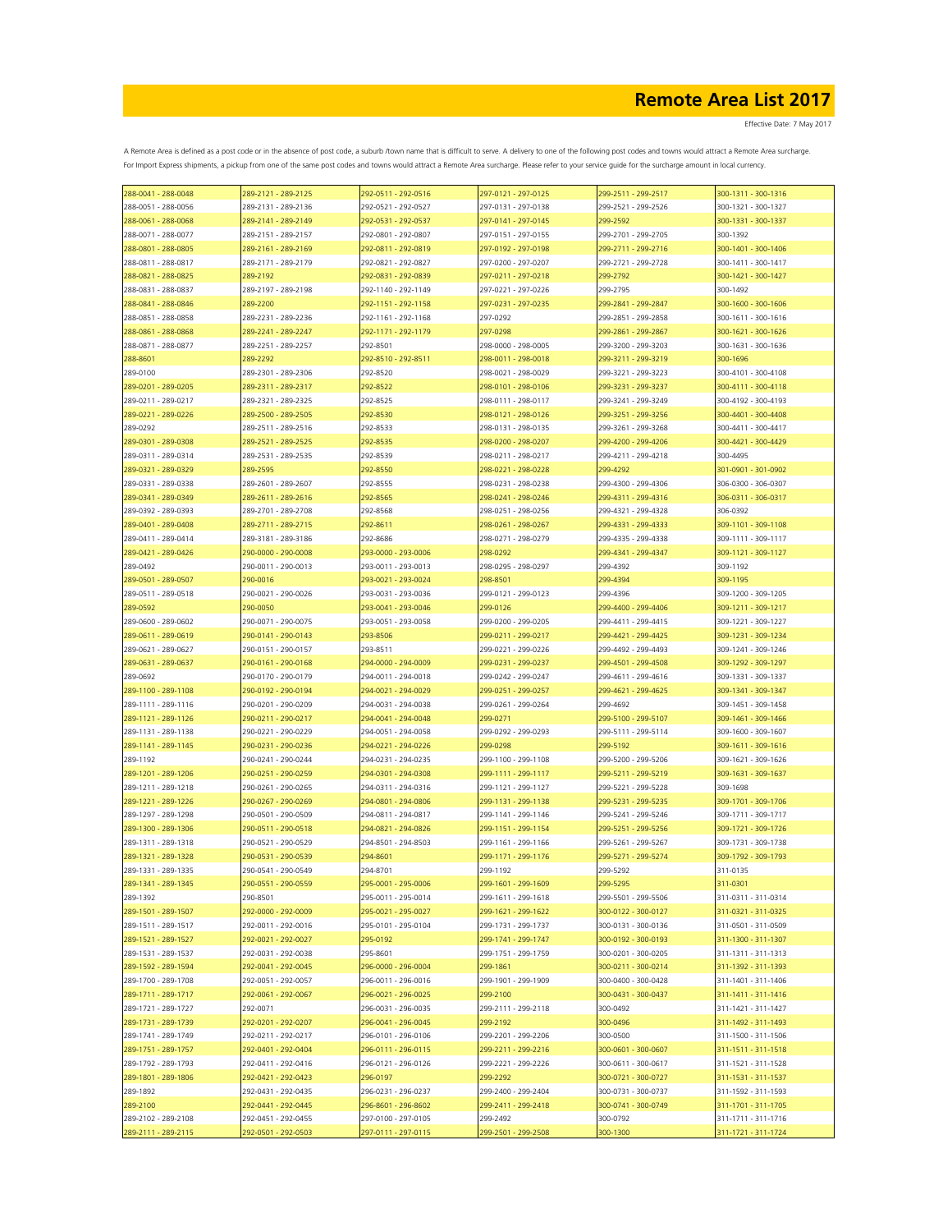# Remote Area List 2017

Effective Date: 7 May 2017

A Remote Area is defined as a post code or in the absence of post code, a suburb /town name that is difficult to serve. A delivery to one of the following post codes and towns would attract a Remote Area surcharge. For Import Express shipments, a pickup from one of the same post codes and towns would attract a Remote Area surcharge. Please refer to your service guide for the surcharge amount in local currency.

| | | | | | |
|---|---|---|---|---|---|
| 288-0041 - 288-0048 | 289-2121 - 289-2125 | 292-0511 - 292-0516 | 297-0121 - 297-0125 | 299-2511 - 299-2517 | 300-1311 - 300-1316 |
| 288-0051 - 288-0056 | 289-2131 - 289-2136 | 292-0521 - 292-0527 | 297-0131 - 297-0138 | 299-2521 - 299-2526 | 300-1321 - 300-1327 |
| 288-0061 - 288-0068 | 289-2141 - 289-2149 | 292-0531 - 292-0537 | 297-0141 - 297-0145 | 299-2592 | 300-1331 - 300-1337 |
| 288-0071 - 288-0077 | 289-2151 - 289-2157 | 292-0801 - 292-0807 | 297-0151 - 297-0155 | 299-2701 - 299-2705 | 300-1392 |
| 288-0801 - 288-0805 | 289-2161 - 289-2169 | 292-0811 - 292-0819 | 297-0192 - 297-0198 | 299-2711 - 299-2716 | 300-1401 - 300-1406 |
| 288-0811 - 288-0817 | 289-2171 - 289-2179 | 292-0821 - 292-0827 | 297-0200 - 297-0207 | 299-2721 - 299-2728 | 300-1411 - 300-1417 |
| 288-0821 - 288-0825 | 289-2192 | 292-0831 - 292-0839 | 297-0211 - 297-0218 | 299-2792 | 300-1421 - 300-1427 |
| 288-0831 - 288-0837 | 289-2197 - 289-2198 | 292-1140 - 292-1149 | 297-0221 - 297-0226 | 299-2795 | 300-1492 |
| 288-0841 - 288-0846 | 289-2200 | 292-1151 - 292-1158 | 297-0231 - 297-0235 | 299-2841 - 299-2847 | 300-1600 - 300-1606 |
| 288-0851 - 288-0858 | 289-2231 - 289-2236 | 292-1161 - 292-1168 | 297-0292 | 299-2851 - 299-2858 | 300-1611 - 300-1616 |
| 288-0861 - 288-0868 | 289-2241 - 289-2247 | 292-1171 - 292-1179 | 297-0298 | 299-2861 - 299-2867 | 300-1621 - 300-1626 |
| 288-0871 - 288-0877 | 289-2251 - 289-2257 | 292-8501 | 298-0000 - 298-0005 | 299-3200 - 299-3203 | 300-1631 - 300-1636 |
| 288-8601 | 289-2292 | 292-8510 - 292-8511 | 298-0011 - 298-0018 | 299-3211 - 299-3219 | 300-1696 |
| 289-0100 | 289-2301 - 289-2306 | 292-8520 | 298-0021 - 298-0029 | 299-3221 - 299-3223 | 300-4101 - 300-4108 |
| 289-0201 - 289-0205 | 289-2311 - 289-2317 | 292-8522 | 298-0101 - 298-0106 | 299-3231 - 299-3237 | 300-4111 - 300-4118 |
| 289-0211 - 289-0217 | 289-2321 - 289-2325 | 292-8525 | 298-0111 - 298-0117 | 299-3241 - 299-3249 | 300-4192 - 300-4193 |
| 289-0221 - 289-0226 | 289-2500 - 289-2505 | 292-8530 | 298-0121 - 298-0126 | 299-3251 - 299-3256 | 300-4401 - 300-4408 |
| 289-0292 | 289-2511 - 289-2516 | 292-8533 | 298-0131 - 298-0135 | 299-3261 - 299-3268 | 300-4411 - 300-4417 |
| 289-0301 - 289-0308 | 289-2521 - 289-2525 | 292-8535 | 298-0200 - 298-0207 | 299-4200 - 299-4206 | 300-4421 - 300-4429 |
| 289-0311 - 289-0314 | 289-2531 - 289-2535 | 292-8539 | 298-0211 - 298-0217 | 299-4211 - 299-4218 | 300-4495 |
| 289-0321 - 289-0329 | 289-2595 | 292-8550 | 298-0221 - 298-0228 | 299-4292 | 301-0901 - 301-0902 |
| 289-0331 - 289-0338 | 289-2601 - 289-2607 | 292-8555 | 298-0231 - 298-0238 | 299-4300 - 299-4306 | 306-0300 - 306-0307 |
| 289-0341 - 289-0349 | 289-2611 - 289-2616 | 292-8565 | 298-0241 - 298-0246 | 299-4311 - 299-4316 | 306-0311 - 306-0317 |
| 289-0392 - 289-0393 | 289-2701 - 289-2708 | 292-8568 | 298-0251 - 298-0256 | 299-4321 - 299-4328 | 306-0392 |
| 289-0401 - 289-0408 | 289-2711 - 289-2715 | 292-8611 | 298-0261 - 298-0267 | 299-4331 - 299-4333 | 309-1101 - 309-1108 |
| 289-0411 - 289-0414 | 289-3181 - 289-3186 | 292-8686 | 298-0271 - 298-0279 | 299-4335 - 299-4338 | 309-1111 - 309-1117 |
| 289-0421 - 289-0426 | 290-0000 - 290-0008 | 293-0000 - 293-0006 | 298-0292 | 299-4341 - 299-4347 | 309-1121 - 309-1127 |
| 289-0492 | 290-0011 - 290-0013 | 293-0011 - 293-0013 | 298-0295 - 298-0297 | 299-4392 | 309-1192 |
| 289-0501 - 289-0507 | 290-0016 | 293-0021 - 293-0024 | 298-8501 | 299-4394 | 309-1195 |
| 289-0511 - 289-0518 | 290-0021 - 290-0026 | 293-0031 - 293-0036 | 299-0121 - 299-0123 | 299-4396 | 309-1200 - 309-1205 |
| 289-0592 | 290-0050 | 293-0041 - 293-0046 | 299-0126 | 299-4400 - 299-4406 | 309-1211 - 309-1217 |
| 289-0600 - 289-0602 | 290-0071 - 290-0075 | 293-0051 - 293-0058 | 299-0200 - 299-0205 | 299-4411 - 299-4415 | 309-1221 - 309-1227 |
| 289-0611 - 289-0619 | 290-0141 - 290-0143 | 293-8506 | 299-0211 - 299-0217 | 299-4421 - 299-4425 | 309-1231 - 309-1234 |
| 289-0621 - 289-0627 | 290-0151 - 290-0157 | 293-8511 | 299-0221 - 299-0226 | 299-4492 - 299-4493 | 309-1241 - 309-1246 |
| 289-0631 - 289-0637 | 290-0161 - 290-0168 | 294-0000 - 294-0009 | 299-0231 - 299-0237 | 299-4501 - 299-4508 | 309-1292 - 309-1297 |
| 289-0692 | 290-0170 - 290-0179 | 294-0011 - 294-0018 | 299-0242 - 299-0247 | 299-4611 - 299-4616 | 309-1331 - 309-1337 |
| 289-1100 - 289-1108 | 290-0192 - 290-0194 | 294-0021 - 294-0029 | 299-0251 - 299-0257 | 299-4621 - 299-4625 | 309-1341 - 309-1347 |
| 289-1111 - 289-1116 | 290-0201 - 290-0209 | 294-0031 - 294-0038 | 299-0261 - 299-0264 | 299-4692 | 309-1451 - 309-1458 |
| 289-1121 - 289-1126 | 290-0211 - 290-0217 | 294-0041 - 294-0048 | 299-0271 | 299-5100 - 299-5107 | 309-1461 - 309-1466 |
| 289-1131 - 289-1138 | 290-0221 - 290-0229 | 294-0051 - 294-0058 | 299-0292 - 299-0293 | 299-5111 - 299-5114 | 309-1600 - 309-1607 |
| 289-1141 - 289-1145 | 290-0231 - 290-0236 | 294-0221 - 294-0226 | 299-0298 | 299-5192 | 309-1611 - 309-1616 |
| 289-1192 | 290-0241 - 290-0244 | 294-0231 - 294-0235 | 299-1100 - 299-1108 | 299-5200 - 299-5206 | 309-1621 - 309-1626 |
| 289-1201 - 289-1206 | 290-0251 - 290-0259 | 294-0301 - 294-0308 | 299-1111 - 299-1117 | 299-5211 - 299-5219 | 309-1631 - 309-1637 |
| 289-1211 - 289-1218 | 290-0261 - 290-0265 | 294-0311 - 294-0316 | 299-1121 - 299-1127 | 299-5221 - 299-5228 | 309-1698 |
| 289-1221 - 289-1226 | 290-0267 - 290-0269 | 294-0801 - 294-0806 | 299-1131 - 299-1138 | 299-5231 - 299-5235 | 309-1701 - 309-1706 |
| 289-1297 - 289-1298 | 290-0501 - 290-0509 | 294-0811 - 294-0817 | 299-1141 - 299-1146 | 299-5241 - 299-5246 | 309-1711 - 309-1717 |
| 289-1300 - 289-1306 | 290-0511 - 290-0518 | 294-0821 - 294-0826 | 299-1151 - 299-1154 | 299-5251 - 299-5256 | 309-1721 - 309-1726 |
| 289-1311 - 289-1318 | 290-0521 - 290-0529 | 294-8501 - 294-8503 | 299-1161 - 299-1166 | 299-5261 - 299-5267 | 309-1731 - 309-1738 |
| 289-1321 - 289-1328 | 290-0531 - 290-0539 | 294-8601 | 299-1171 - 299-1176 | 299-5271 - 299-5274 | 309-1792 - 309-1793 |
| 289-1331 - 289-1335 | 290-0541 - 290-0549 | 294-8701 | 299-1192 | 299-5292 | 311-0135 |
| 289-1341 - 289-1345 | 290-0551 - 290-0559 | 295-0001 - 295-0006 | 299-1601 - 299-1609 | 299-5295 | 311-0301 |
| 289-1392 | 290-8501 | 295-0011 - 295-0014 | 299-1611 - 299-1618 | 299-5501 - 299-5506 | 311-0311 - 311-0314 |
| 289-1501 - 289-1507 | 292-0000 - 292-0009 | 295-0021 - 295-0027 | 299-1621 - 299-1622 | 300-0122 - 300-0127 | 311-0321 - 311-0325 |
| 289-1511 - 289-1517 | 292-0011 - 292-0016 | 295-0101 - 295-0104 | 299-1731 - 299-1737 | 300-0131 - 300-0136 | 311-0501 - 311-0509 |
| 289-1521 - 289-1527 | 292-0021 - 292-0027 | 295-0192 | 299-1741 - 299-1747 | 300-0192 - 300-0193 | 311-1300 - 311-1307 |
| 289-1531 - 289-1537 | 292-0031 - 292-0038 | 295-8601 | 299-1751 - 299-1759 | 300-0201 - 300-0205 | 311-1311 - 311-1313 |
| 289-1592 - 289-1594 | 292-0041 - 292-0045 | 296-0000 - 296-0004 | 299-1861 | 300-0211 - 300-0214 | 311-1392 - 311-1393 |
| 289-1700 - 289-1708 | 292-0051 - 292-0057 | 296-0011 - 296-0016 | 299-1901 - 299-1909 | 300-0400 - 300-0428 | 311-1401 - 311-1406 |
| 289-1711 - 289-1717 | 292-0061 - 292-0067 | 296-0021 - 296-0025 | 299-2100 | 300-0431 - 300-0437 | 311-1411 - 311-1416 |
| 289-1721 - 289-1727 | 292-0071 | 296-0031 - 296-0035 | 299-2111 - 299-2118 | 300-0492 | 311-1421 - 311-1427 |
| 289-1731 - 289-1739 | 292-0201 - 292-0207 | 296-0041 - 296-0045 | 299-2192 | 300-0496 | 311-1492 - 311-1493 |
| 289-1741 - 289-1749 | 292-0211 - 292-0217 | 296-0101 - 296-0106 | 299-2201 - 299-2206 | 300-0500 | 311-1500 - 311-1506 |
| 289-1751 - 289-1757 | 292-0401 - 292-0404 | 296-0111 - 296-0115 | 299-2211 - 299-2216 | 300-0601 - 300-0607 | 311-1511 - 311-1518 |
| 289-1792 - 289-1793 | 292-0411 - 292-0416 | 296-0121 - 296-0126 | 299-2221 - 299-2226 | 300-0611 - 300-0617 | 311-1521 - 311-1528 |
| 289-1801 - 289-1806 | 292-0421 - 292-0423 | 296-0197 | 299-2292 | 300-0721 - 300-0727 | 311-1531 - 311-1537 |
| 289-1892 | 292-0431 - 292-0435 | 296-0231 - 296-0237 | 299-2400 - 299-2404 | 300-0731 - 300-0737 | 311-1592 - 311-1593 |
| 289-2100 | 292-0441 - 292-0445 | 296-8601 - 296-8602 | 299-2411 - 299-2418 | 300-0741 - 300-0749 | 311-1701 - 311-1705 |
| 289-2102 - 289-2108 | 292-0451 - 292-0455 | 297-0100 - 297-0105 | 299-2492 | 300-0792 | 311-1711 - 311-1716 |
| 289-2111 - 289-2115 | 292-0501 - 292-0503 | 297-0111 - 297-0115 | 299-2501 - 299-2508 | 300-1300 | 311-1721 - 311-1724 |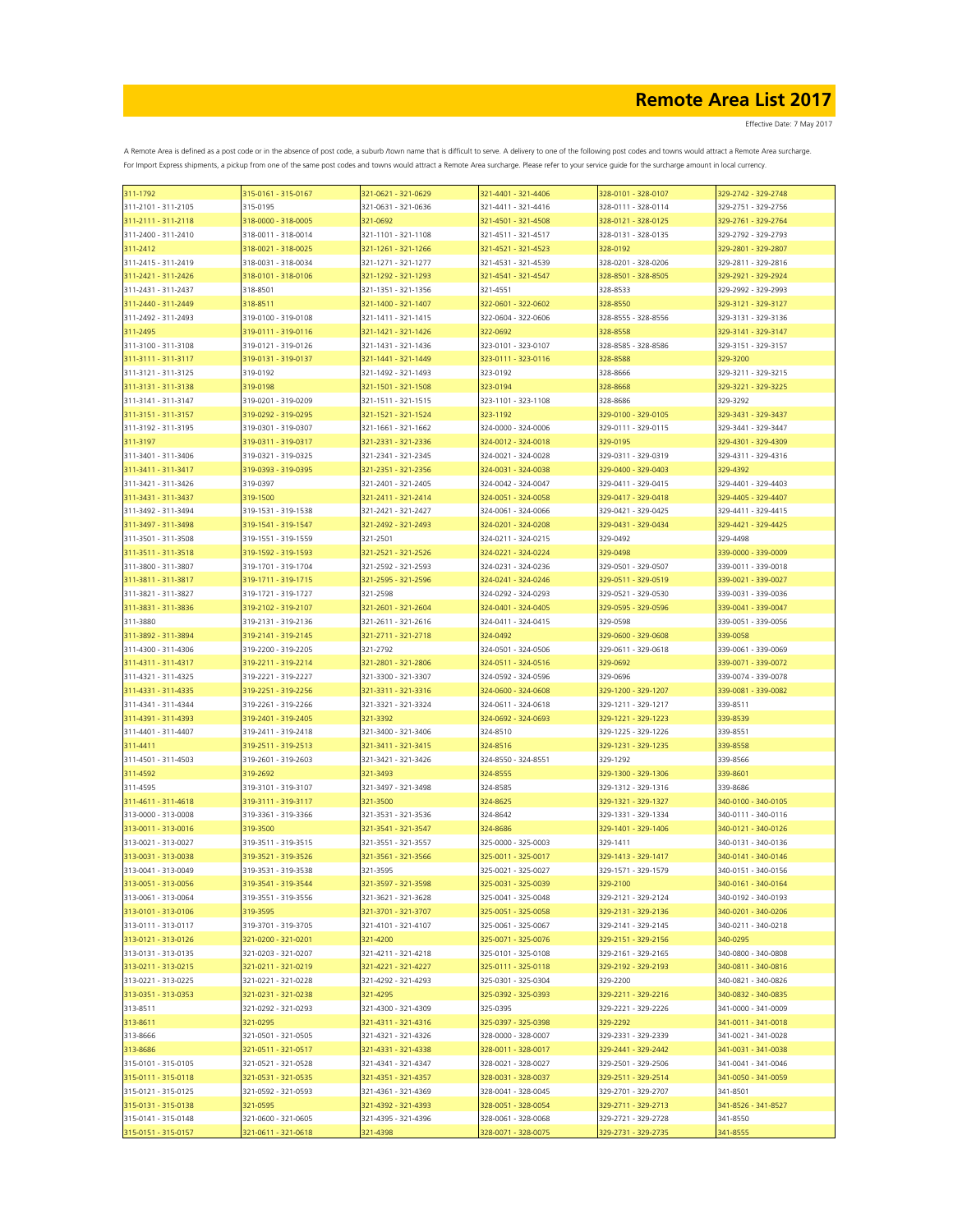# Remote Area List 2017

Effective Date: 7 May 2017

A Remote Area is defined as a post code or in the absence of post code, a suburb /town name that is difficult to serve. A delivery to one of the following post codes and towns would attract a Remote Area surcharge.
For Import Express shipments, a pickup from one of the same post codes and towns would attract a Remote Area surcharge. Please refer to your service guide for the surcharge amount in local currency.

| | | | | | |
|---|---|---|---|---|---|
| 311-1792 | 315-0161 - 315-0167 | 321-0621 - 321-0629 | 321-4401 - 321-4406 | 328-0101 - 328-0107 | 329-2742 - 329-2748 |
| 311-2101 - 311-2105 | 315-0195 | 321-0631 - 321-0636 | 321-4411 - 321-4416 | 328-0111 - 328-0114 | 329-2751 - 329-2756 |
| 311-2111 - 311-2118 | 318-0000 - 318-0005 | 321-0692 | 321-4501 - 321-4508 | 328-0121 - 328-0125 | 329-2761 - 329-2764 |
| 311-2400 - 311-2410 | 318-0011 - 318-0014 | 321-1101 - 321-1108 | 321-4511 - 321-4517 | 328-0131 - 328-0135 | 329-2792 - 329-2793 |
| 311-2412 | 318-0021 - 318-0025 | 321-1261 - 321-1266 | 321-4521 - 321-4523 | 328-0192 | 329-2801 - 329-2807 |
| 311-2415 - 311-2419 | 318-0031 - 318-0034 | 321-1271 - 321-1277 | 321-4531 - 321-4539 | 328-0201 - 328-0206 | 329-2811 - 329-2816 |
| 311-2421 - 311-2426 | 318-0101 - 318-0106 | 321-1292 - 321-1293 | 321-4541 - 321-4547 | 328-8501 - 328-8505 | 329-2921 - 329-2924 |
| 311-2431 - 311-2437 | 318-8501 | 321-1351 - 321-1356 | 321-4551 | 328-8533 | 329-2992 - 329-2993 |
| 311-2440 - 311-2449 | 318-8511 | 321-1400 - 321-1407 | 322-0601 - 322-0602 | 328-8550 | 329-3121 - 329-3127 |
| 311-2492 - 311-2493 | 319-0100 - 319-0108 | 321-1411 - 321-1415 | 322-0604 - 322-0606 | 328-8555 - 328-8556 | 329-3131 - 329-3136 |
| 311-2495 | 319-0111 - 319-0116 | 321-1421 - 321-1426 | 322-0692 | 328-8558 | 329-3141 - 329-3147 |
| 311-3100 - 311-3108 | 319-0121 - 319-0126 | 321-1431 - 321-1436 | 323-0101 - 323-0107 | 328-8585 - 328-8586 | 329-3151 - 329-3157 |
| 311-3111 - 311-3117 | 319-0131 - 319-0137 | 321-1441 - 321-1449 | 323-0111 - 323-0116 | 328-8588 | 329-3200 |
| 311-3121 - 311-3125 | 319-0192 | 321-1492 - 321-1493 | 323-0192 | 328-8666 | 329-3211 - 329-3215 |
| 311-3131 - 311-3138 | 319-0198 | 321-1501 - 321-1508 | 323-0194 | 328-8668 | 329-3221 - 329-3225 |
| 311-3141 - 311-3147 | 319-0201 - 319-0209 | 321-1511 - 321-1515 | 323-1101 - 323-1108 | 328-8686 | 329-3292 |
| 311-3151 - 311-3157 | 319-0292 - 319-0295 | 321-1521 - 321-1524 | 323-1192 | 329-0100 - 329-0105 | 329-3431 - 329-3437 |
| 311-3192 - 311-3195 | 319-0301 - 319-0307 | 321-1661 - 321-1662 | 324-0000 - 324-0006 | 329-0111 - 329-0115 | 329-3441 - 329-3447 |
| 311-3197 | 319-0311 - 319-0317 | 321-2331 - 321-2336 | 324-0012 - 324-0018 | 329-0195 | 329-4301 - 329-4309 |
| 311-3401 - 311-3406 | 319-0321 - 319-0325 | 321-2341 - 321-2345 | 324-0021 - 324-0028 | 329-0311 - 329-0319 | 329-4311 - 329-4316 |
| 311-3411 - 311-3417 | 319-0393 - 319-0395 | 321-2351 - 321-2356 | 324-0031 - 324-0038 | 329-0400 - 329-0403 | 329-4392 |
| 311-3421 - 311-3426 | 319-0397 | 321-2401 - 321-2405 | 324-0042 - 324-0047 | 329-0411 - 329-0415 | 329-4401 - 329-4403 |
| 311-3431 - 311-3437 | 319-1500 | 321-2411 - 321-2414 | 324-0051 - 324-0058 | 329-0417 - 329-0418 | 329-4405 - 329-4407 |
| 311-3492 - 311-3494 | 319-1531 - 319-1538 | 321-2421 - 321-2427 | 324-0061 - 324-0066 | 329-0421 - 329-0425 | 329-4411 - 329-4415 |
| 311-3497 - 311-3498 | 319-1541 - 319-1547 | 321-2492 - 321-2493 | 324-0201 - 324-0208 | 329-0431 - 329-0434 | 329-4421 - 329-4425 |
| 311-3501 - 311-3508 | 319-1551 - 319-1559 | 321-2501 | 324-0211 - 324-0215 | 329-0492 | 329-4498 |
| 311-3511 - 311-3518 | 319-1592 - 319-1593 | 321-2521 - 321-2526 | 324-0221 - 324-0224 | 329-0498 | 339-0000 - 339-0009 |
| 311-3800 - 311-3807 | 319-1701 - 319-1704 | 321-2592 - 321-2593 | 324-0231 - 324-0236 | 329-0501 - 329-0507 | 339-0011 - 339-0018 |
| 311-3811 - 311-3817 | 319-1711 - 319-1715 | 321-2595 - 321-2596 | 324-0241 - 324-0246 | 329-0511 - 329-0519 | 339-0021 - 339-0027 |
| 311-3821 - 311-3827 | 319-1721 - 319-1727 | 321-2598 | 324-0292 - 324-0293 | 329-0521 - 329-0530 | 339-0031 - 339-0036 |
| 311-3831 - 311-3836 | 319-2102 - 319-2107 | 321-2601 - 321-2604 | 324-0401 - 324-0405 | 329-0595 - 329-0596 | 339-0041 - 339-0047 |
| 311-3880 | 319-2131 - 319-2136 | 321-2611 - 321-2616 | 324-0411 - 324-0415 | 329-0598 | 339-0051 - 339-0056 |
| 311-3892 - 311-3894 | 319-2141 - 319-2145 | 321-2711 - 321-2718 | 324-0492 | 329-0600 - 329-0608 | 339-0058 |
| 311-4300 - 311-4306 | 319-2200 - 319-2205 | 321-2792 | 324-0501 - 324-0506 | 329-0611 - 329-0618 | 339-0061 - 339-0069 |
| 311-4311 - 311-4317 | 319-2211 - 319-2214 | 321-2801 - 321-2806 | 324-0511 - 324-0516 | 329-0692 | 339-0071 - 339-0072 |
| 311-4321 - 311-4325 | 319-2221 - 319-2227 | 321-3300 - 321-3307 | 324-0592 - 324-0596 | 329-0696 | 339-0074 - 339-0078 |
| 311-4331 - 311-4335 | 319-2251 - 319-2256 | 321-3311 - 321-3316 | 324-0600 - 324-0608 | 329-1200 - 329-1207 | 339-0081 - 339-0082 |
| 311-4341 - 311-4344 | 319-2261 - 319-2266 | 321-3321 - 321-3324 | 324-0611 - 324-0618 | 329-1211 - 329-1217 | 339-8511 |
| 311-4391 - 311-4393 | 319-2401 - 319-2405 | 321-3392 | 324-0692 - 324-0693 | 329-1221 - 329-1223 | 339-8539 |
| 311-4401 - 311-4407 | 319-2411 - 319-2418 | 321-3400 - 321-3406 | 324-8510 | 329-1225 - 329-1226 | 339-8551 |
| 311-4411 | 319-2511 - 319-2513 | 321-3411 - 321-3415 | 324-8516 | 329-1231 - 329-1235 | 339-8558 |
| 311-4501 - 311-4503 | 319-2601 - 319-2603 | 321-3421 - 321-3426 | 324-8550 - 324-8551 | 329-1292 | 339-8566 |
| 311-4592 | 319-2692 | 321-3493 | 324-8555 | 329-1300 - 329-1306 | 339-8601 |
| 311-4595 | 319-3101 - 319-3107 | 321-3497 - 321-3498 | 324-8585 | 329-1312 - 329-1316 | 339-8686 |
| 311-4611 - 311-4618 | 319-3111 - 319-3117 | 321-3500 | 324-8625 | 329-1321 - 329-1327 | 340-0100 - 340-0105 |
| 313-0000 - 313-0008 | 319-3361 - 319-3366 | 321-3531 - 321-3536 | 324-8642 | 329-1331 - 329-1334 | 340-0111 - 340-0116 |
| 313-0011 - 313-0016 | 319-3500 | 321-3541 - 321-3547 | 324-8686 | 329-1401 - 329-1406 | 340-0121 - 340-0126 |
| 313-0021 - 313-0027 | 319-3511 - 319-3515 | 321-3551 - 321-3557 | 325-0000 - 325-0003 | 329-1411 | 340-0131 - 340-0136 |
| 313-0031 - 313-0038 | 319-3521 - 319-3526 | 321-3561 - 321-3566 | 325-0011 - 325-0017 | 329-1413 - 329-1417 | 340-0141 - 340-0146 |
| 313-0041 - 313-0049 | 319-3531 - 319-3538 | 321-3595 | 325-0021 - 325-0027 | 329-1571 - 329-1579 | 340-0151 - 340-0156 |
| 313-0051 - 313-0056 | 319-3541 - 319-3544 | 321-3597 - 321-3598 | 325-0031 - 325-0039 | 329-2100 | 340-0161 - 340-0164 |
| 313-0061 - 313-0064 | 319-3551 - 319-3556 | 321-3621 - 321-3628 | 325-0041 - 325-0048 | 329-2121 - 329-2124 | 340-0192 - 340-0193 |
| 313-0101 - 313-0106 | 319-3595 | 321-3701 - 321-3707 | 325-0051 - 325-0058 | 329-2131 - 329-2136 | 340-0201 - 340-0206 |
| 313-0111 - 313-0117 | 319-3701 - 319-3705 | 321-4101 - 321-4107 | 325-0061 - 325-0067 | 329-2141 - 329-2145 | 340-0211 - 340-0218 |
| 313-0121 - 313-0126 | 321-0200 - 321-0201 | 321-4200 | 325-0071 - 325-0076 | 329-2151 - 329-2156 | 340-0295 |
| 313-0131 - 313-0135 | 321-0203 - 321-0207 | 321-4211 - 321-4218 | 325-0101 - 325-0108 | 329-2161 - 329-2165 | 340-0800 - 340-0808 |
| 313-0211 - 313-0215 | 321-0211 - 321-0219 | 321-4221 - 321-4227 | 325-0111 - 325-0118 | 329-2192 - 329-2193 | 340-0811 - 340-0816 |
| 313-0221 - 313-0225 | 321-0221 - 321-0228 | 321-4292 - 321-4293 | 325-0301 - 325-0304 | 329-2200 | 340-0821 - 340-0826 |
| 313-0351 - 313-0353 | 321-0231 - 321-0238 | 321-4295 | 325-0392 - 325-0393 | 329-2211 - 329-2216 | 340-0832 - 340-0835 |
| 313-8511 | 321-0292 - 321-0293 | 321-4300 - 321-4309 | 325-0395 | 329-2221 - 329-2226 | 341-0000 - 341-0009 |
| 313-8611 | 321-0295 | 321-4311 - 321-4316 | 325-0397 - 325-0398 | 329-2292 | 341-0011 - 341-0018 |
| 313-8666 | 321-0501 - 321-0505 | 321-4321 - 321-4326 | 328-0000 - 328-0007 | 329-2331 - 329-2339 | 341-0021 - 341-0028 |
| 313-8686 | 321-0511 - 321-0517 | 321-4331 - 321-4338 | 328-0011 - 328-0017 | 329-2441 - 329-2442 | 341-0031 - 341-0038 |
| 315-0101 - 315-0105 | 321-0521 - 321-0528 | 321-4341 - 321-4347 | 328-0021 - 328-0027 | 329-2501 - 329-2506 | 341-0041 - 341-0046 |
| 315-0111 - 315-0118 | 321-0531 - 321-0535 | 321-4351 - 321-4357 | 328-0031 - 328-0037 | 329-2511 - 329-2514 | 341-0050 - 341-0059 |
| 315-0121 - 315-0125 | 321-0592 - 321-0593 | 321-4361 - 321-4369 | 328-0041 - 328-0045 | 329-2701 - 329-2707 | 341-8501 |
| 315-0131 - 315-0138 | 321-0595 | 321-4392 - 321-4393 | 328-0051 - 328-0054 | 329-2711 - 329-2713 | 341-8526 - 341-8527 |
| 315-0141 - 315-0148 | 321-0600 - 321-0605 | 321-4395 - 321-4396 | 328-0061 - 328-0068 | 329-2721 - 329-2728 | 341-8550 |
| 315-0151 - 315-0157 | 321-0611 - 321-0618 | 321-4398 | 328-0071 - 328-0075 | 329-2731 - 329-2735 | 341-8555 |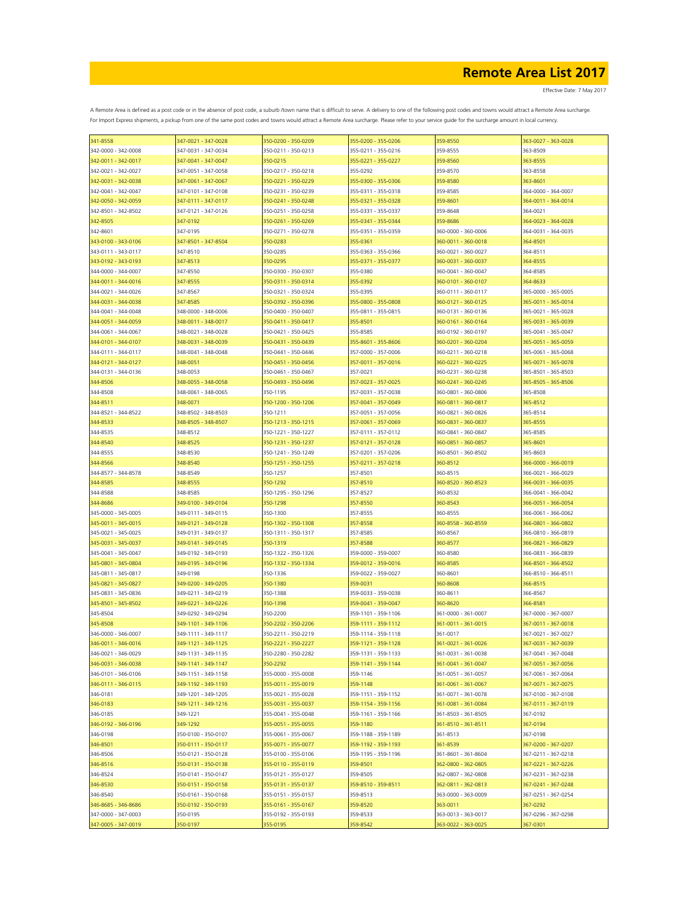# Remote Area List 2017

Effective Date: 7 May 2017

A Remote Area is defined as a post code or in the absence of post code, a suburb /town name that is difficult to serve. A delivery to one of the following post codes and towns would attract a Remote Area surcharge. For Import Express shipments, a pickup from one of the same post codes and towns would attract a Remote Area surcharge. Please refer to your service guide for the surcharge amount in local currency.

| | | | | | |
|---|---|---|---|---|---|
| 341-8558 | 347-0021 - 347-0028 | 350-0200 - 350-0209 | 355-0200 - 355-0206 | 359-8550 | 363-0027 - 363-0028 |
| 342-0000 - 342-0008 | 347-0031 - 347-0034 | 350-0211 - 350-0213 | 355-0211 - 355-0216 | 359-8555 | 363-8509 |
| 342-0011 - 342-0017 | 347-0041 - 347-0047 | 350-0215 | 355-0221 - 355-0227 | 359-8560 | 363-8555 |
| 342-0021 - 342-0027 | 347-0051 - 347-0058 | 350-0217 - 350-0218 | 355-0292 | 359-8570 | 363-8558 |
| 342-0031 - 342-0038 | 347-0061 - 347-0067 | 350-0221 - 350-0229 | 355-0300 - 355-0306 | 359-8580 | 363-8601 |
| 342-0041 - 342-0047 | 347-0101 - 347-0108 | 350-0231 - 350-0239 | 355-0311 - 355-0318 | 359-8585 | 364-0000 - 364-0007 |
| 342-0050 - 342-0059 | 347-0111 - 347-0117 | 350-0241 - 350-0248 | 355-0321 - 355-0328 | 359-8601 | 364-0011 - 364-0014 |
| 342-8501 - 342-8502 | 347-0121 - 347-0126 | 350-0251 - 350-0258 | 355-0331 - 355-0337 | 359-8648 | 364-0021 |
| 342-8505 | 347-0192 | 350-0261 - 350-0269 | 355-0341 - 355-0344 | 359-8686 | 364-0023 - 364-0028 |
| 342-8601 | 347-0195 | 350-0271 - 350-0278 | 355-0351 - 355-0359 | 360-0000 - 360-0006 | 364-0031 - 364-0035 |
| 343-0100 - 343-0106 | 347-8501 - 347-8504 | 350-0283 | 355-0361 | 360-0011 - 360-0018 | 364-8501 |
| 343-0111 - 343-0117 | 347-8510 | 350-0285 | 355-0363 - 355-0366 | 360-0021 - 360-0027 | 364-8511 |
| 343-0192 - 343-0193 | 347-8513 | 350-0295 | 355-0371 - 355-0377 | 360-0031 - 360-0037 | 364-8555 |
| 344-0000 - 344-0007 | 347-8550 | 350-0300 - 350-0307 | 355-0380 | 360-0041 - 360-0047 | 364-8585 |
| 344-0011 - 344-0016 | 347-8555 | 350-0311 - 350-0314 | 355-0392 | 360-0101 - 360-0107 | 364-8633 |
| 344-0021 - 344-0026 | 347-8567 | 350-0321 - 350-0324 | 355-0395 | 360-0111 - 360-0117 | 365-0000 - 365-0005 |
| 344-0031 - 344-0038 | 347-8585 | 350-0392 - 350-0396 | 355-0800 - 355-0808 | 360-0121 - 360-0125 | 365-0011 - 365-0014 |
| 344-0041 - 344-0048 | 348-0000 - 348-0006 | 350-0400 - 350-0407 | 355-0811 - 355-0815 | 360-0131 - 360-0136 | 365-0021 - 365-0028 |
| 344-0051 - 344-0059 | 348-0011 - 348-0017 | 350-0411 - 350-0417 | 355-8501 | 360-0161 - 360-0164 | 365-0031 - 365-0039 |
| 344-0061 - 344-0067 | 348-0021 - 348-0028 | 350-0421 - 350-0425 | 355-8585 | 360-0192 - 360-0197 | 365-0041 - 365-0047 |
| 344-0101 - 344-0107 | 348-0031 - 348-0039 | 350-0431 - 350-0439 | 355-8601 - 355-8606 | 360-0201 - 360-0204 | 365-0051 - 365-0059 |
| 344-0111 - 344-0117 | 348-0041 - 348-0048 | 350-0441 - 350-0446 | 357-0000 - 357-0006 | 360-0211 - 360-0218 | 365-0061 - 365-0068 |
| 344-0121 - 344-0127 | 348-0051 | 350-0451 - 350-0456 | 357-0011 - 357-0016 | 360-0221 - 360-0225 | 365-0071 - 365-0078 |
| 344-0131 - 344-0136 | 348-0053 | 350-0461 - 350-0467 | 357-0021 | 360-0231 - 360-0238 | 365-8501 - 365-8503 |
| 344-8506 | 348-0055 - 348-0058 | 350-0493 - 350-0496 | 357-0023 - 357-0025 | 360-0241 - 360-0245 | 365-8505 - 365-8506 |
| 344-8508 | 348-0061 - 348-0065 | 350-1195 | 357-0031 - 357-0038 | 360-0801 - 360-0806 | 365-8508 |
| 344-8511 | 348-0071 | 350-1200 - 350-1206 | 357-0041 - 357-0049 | 360-0811 - 360-0817 | 365-8512 |
| 344-8521 - 344-8522 | 348-8502 - 348-8503 | 350-1211 | 357-0051 - 357-0056 | 360-0821 - 360-0826 | 365-8514 |
| 344-8533 | 348-8505 - 348-8507 | 350-1213 - 350-1215 | 357-0061 - 357-0069 | 360-0831 - 360-0837 | 365-8555 |
| 344-8535 | 348-8512 | 350-1221 - 350-1227 | 357-0111 - 357-0112 | 360-0841 - 360-0847 | 365-8585 |
| 344-8540 | 348-8525 | 350-1231 - 350-1237 | 357-0121 - 357-0128 | 360-0851 - 360-0857 | 365-8601 |
| 344-8555 | 348-8530 | 350-1241 - 350-1249 | 357-0201 - 357-0206 | 360-8501 - 360-8502 | 365-8603 |
| 344-8566 | 348-8540 | 350-1251 - 350-1255 | 357-0211 - 357-0218 | 360-8512 | 366-0000 - 366-0019 |
| 344-8577 - 344-8578 | 348-8549 | 350-1257 | 357-8501 | 360-8515 | 366-0021 - 366-0029 |
| 344-8585 | 348-8555 | 350-1292 | 357-8510 | 360-8520 - 360-8523 | 366-0031 - 366-0035 |
| 344-8588 | 348-8585 | 350-1295 - 350-1296 | 357-8527 | 360-8532 | 366-0041 - 366-0042 |
| 344-8686 | 349-0100 - 349-0104 | 350-1298 | 357-8550 | 360-8543 | 366-0051 - 366-0054 |
| 345-0000 - 345-0005 | 349-0111 - 349-0115 | 350-1300 | 357-8555 | 360-8555 | 366-0061 - 366-0062 |
| 345-0011 - 345-0015 | 349-0121 - 349-0128 | 350-1302 - 350-1308 | 357-8558 | 360-8558 - 360-8559 | 366-0801 - 366-0802 |
| 345-0021 - 345-0025 | 349-0131 - 349-0137 | 350-1311 - 350-1317 | 357-8585 | 360-8567 | 366-0810 - 366-0819 |
| 345-0031 - 345-0037 | 349-0141 - 349-0145 | 350-1319 | 357-8588 | 360-8577 | 366-0821 - 366-0829 |
| 345-0041 - 345-0047 | 349-0192 - 349-0193 | 350-1322 - 350-1326 | 359-0000 - 359-0007 | 360-8580 | 366-0831 - 366-0839 |
| 345-0801 - 345-0804 | 349-0195 - 349-0196 | 350-1332 - 350-1334 | 359-0012 - 359-0016 | 360-8585 | 366-8501 - 366-8502 |
| 345-0811 - 345-0817 | 349-0198 | 350-1336 | 359-0022 - 359-0027 | 360-8601 | 366-8510 - 366-8511 |
| 345-0821 - 345-0827 | 349-0200 - 349-0205 | 350-1380 | 359-0031 | 360-8608 | 366-8515 |
| 345-0831 - 345-0836 | 349-0211 - 349-0219 | 350-1388 | 359-0033 - 359-0038 | 360-8611 | 366-8567 |
| 345-8501 - 345-8502 | 349-0221 - 349-0226 | 350-1398 | 359-0041 - 359-0047 | 360-8620 | 366-8581 |
| 345-8504 | 349-0292 - 349-0294 | 350-2200 | 359-1101 - 359-1106 | 361-0000 - 361-0007 | 367-0000 - 367-0007 |
| 345-8508 | 349-1101 - 349-1106 | 350-2202 - 350-2206 | 359-1111 - 359-1112 | 361-0011 - 361-0015 | 367-0011 - 367-0018 |
| 346-0000 - 346-0007 | 349-1111 - 349-1117 | 350-2211 - 350-2219 | 359-1114 - 359-1118 | 361-0017 | 367-0021 - 367-0027 |
| 346-0011 - 346-0016 | 349-1121 - 349-1125 | 350-2221 - 350-2227 | 359-1121 - 359-1128 | 361-0021 - 361-0026 | 367-0031 - 367-0039 |
| 346-0021 - 346-0029 | 349-1131 - 349-1135 | 350-2280 - 350-2282 | 359-1131 - 359-1133 | 361-0031 - 361-0038 | 367-0041 - 367-0048 |
| 346-0031 - 346-0038 | 349-1141 - 349-1147 | 350-2292 | 359-1141 - 359-1144 | 361-0041 - 361-0047 | 367-0051 - 367-0056 |
| 346-0101 - 346-0106 | 349-1151 - 349-1158 | 355-0000 - 355-0008 | 359-1146 | 361-0051 - 361-0057 | 367-0061 - 367-0064 |
| 346-0111 - 346-0115 | 349-1192 - 349-1193 | 355-0011 - 355-0019 | 359-1148 | 361-0061 - 361-0067 | 367-0071 - 367-0075 |
| 346-0181 | 349-1201 - 349-1205 | 355-0021 - 355-0028 | 359-1151 - 359-1152 | 361-0071 - 361-0078 | 367-0100 - 367-0108 |
| 346-0183 | 349-1211 - 349-1216 | 355-0031 - 355-0037 | 359-1154 - 359-1156 | 361-0081 - 361-0084 | 367-0111 - 367-0119 |
| 346-0185 | 349-1221 | 355-0041 - 355-0048 | 359-1161 - 359-1166 | 361-8503 - 361-8505 | 367-0192 |
| 346-0192 - 346-0196 | 349-1292 | 355-0051 - 355-0055 | 359-1180 | 361-8510 - 361-8511 | 367-0194 |
| 346-0198 | 350-0100 - 350-0107 | 355-0061 - 355-0067 | 359-1188 - 359-1189 | 361-8513 | 367-0198 |
| 346-8501 | 350-0111 - 350-0117 | 355-0071 - 355-0077 | 359-1192 - 359-1193 | 361-8539 | 367-0200 - 367-0207 |
| 346-8506 | 350-0121 - 350-0128 | 355-0100 - 355-0106 | 359-1195 - 359-1196 | 361-8601 - 361-8604 | 367-0211 - 367-0218 |
| 346-8516 | 350-0131 - 350-0138 | 355-0110 - 355-0119 | 359-8501 | 362-0800 - 362-0805 | 367-0221 - 367-0226 |
| 346-8524 | 350-0141 - 350-0147 | 355-0121 - 355-0127 | 359-8505 | 362-0807 - 362-0808 | 367-0231 - 367-0238 |
| 346-8530 | 350-0151 - 350-0158 | 355-0131 - 355-0137 | 359-8510 - 359-8511 | 362-0811 - 362-0813 | 367-0241 - 367-0248 |
| 346-8540 | 350-0161 - 350-0168 | 355-0151 - 355-0157 | 359-8513 | 363-0000 - 363-0009 | 367-0251 - 367-0254 |
| 346-8685 - 346-8686 | 350-0192 - 350-0193 | 355-0161 - 355-0167 | 359-8520 | 363-0011 | 367-0292 |
| 347-0000 - 347-0003 | 350-0195 | 355-0192 - 355-0193 | 359-8533 | 363-0013 - 363-0017 | 367-0296 - 367-0298 |
| 347-0005 - 347-0019 | 350-0197 | 355-0195 | 359-8542 | 363-0022 - 363-0025 | 367-0301 |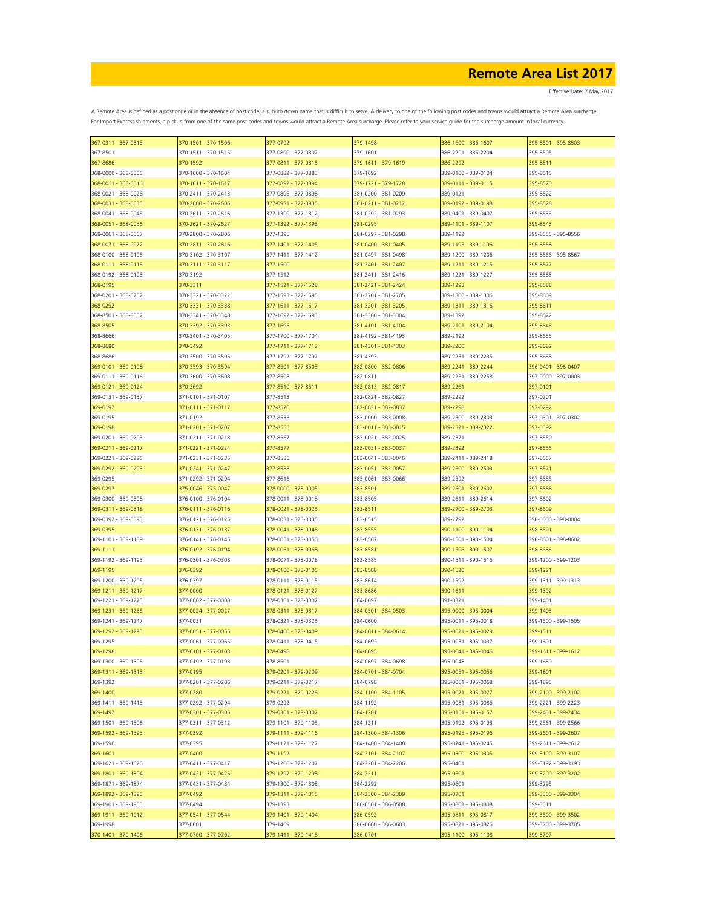# Remote Area List 2017

Effective Date: 7 May 2017

A Remote Area is defined as a post code or in the absence of post code, a suburb /town name that is difficult to serve. A delivery to one of the following post codes and towns would attract a Remote Area surcharge. For Import Express shipments, a pickup from one of the same post codes and towns would attract a Remote Area surcharge. Please refer to your service guide for the surcharge amount in local currency.

| | | | | | |
|---|---|---|---|---|---|
| 367-0311 - 367-0313 | 370-1501 - 370-1506 | 377-0792 | 379-1498 | 386-1600 - 386-1607 | 395-8501 - 395-8503 |
| 367-8501 | 370-1511 - 370-1515 | 377-0800 - 377-0807 | 379-1601 | 386-2201 - 386-2204 | 395-8505 |
| 367-8686 | 370-1592 | 377-0811 - 377-0816 | 379-1611 - 379-1619 | 386-2292 | 395-8511 |
| 368-0000 - 368-0005 | 370-1600 - 370-1604 | 377-0882 - 377-0883 | 379-1692 | 389-0100 - 389-0104 | 395-8515 |
| 368-0011 - 368-0016 | 370-1611 - 370-1617 | 377-0892 - 377-0894 | 379-1721 - 379-1728 | 389-0111 - 389-0115 | 395-8520 |
| 368-0021 - 368-0026 | 370-2411 - 370-2413 | 377-0896 - 377-0898 | 381-0200 - 381-0209 | 389-0121 | 395-8522 |
| 368-0031 - 368-0035 | 370-2600 - 370-2606 | 377-0931 - 377-0935 | 381-0211 - 381-0212 | 389-0192 - 389-0198 | 395-8528 |
| 368-0041 - 368-0046 | 370-2611 - 370-2616 | 377-1300 - 377-1312 | 381-0292 - 381-0293 | 389-0401 - 389-0407 | 395-8533 |
| 368-0051 - 368-0056 | 370-2621 - 370-2627 | 377-1392 - 377-1393 | 381-0295 | 389-1101 - 389-1107 | 395-8543 |
| 368-0061 - 368-0067 | 370-2800 - 370-2806 | 377-1395 | 381-0297 - 381-0298 | 389-1192 | 395-8555 - 395-8556 |
| 368-0071 - 368-0072 | 370-2811 - 370-2816 | 377-1401 - 377-1405 | 381-0400 - 381-0405 | 389-1195 - 389-1196 | 395-8558 |
| 368-0100 - 368-0105 | 370-3102 - 370-3107 | 377-1411 - 377-1412 | 381-0497 - 381-0498 | 389-1200 - 389-1206 | 395-8566 - 395-8567 |
| 368-0111 - 368-0115 | 370-3111 - 370-3117 | 377-1500 | 381-2401 - 381-2407 | 389-1211 - 389-1215 | 395-8577 |
| 368-0192 - 368-0193 | 370-3192 | 377-1512 | 381-2411 - 381-2416 | 389-1221 - 389-1227 | 395-8585 |
| 368-0195 | 370-3311 | 377-1521 - 377-1528 | 381-2421 - 381-2424 | 389-1293 | 395-8588 |
| 368-0201 - 368-0202 | 370-3321 - 370-3322 | 377-1593 - 377-1595 | 381-2701 - 381-2705 | 389-1300 - 389-1306 | 395-8609 |
| 368-0292 | 370-3331 - 370-3338 | 377-1611 - 377-1617 | 381-3201 - 381-3205 | 389-1311 - 389-1316 | 395-8611 |
| 368-8501 - 368-8502 | 370-3341 - 370-3348 | 377-1692 - 377-1693 | 381-3300 - 381-3304 | 389-1392 | 395-8622 |
| 368-8505 | 370-3392 - 370-3393 | 377-1695 | 381-4101 - 381-4104 | 389-2101 - 389-2104 | 395-8646 |
| 368-8666 | 370-3401 - 370-3405 | 377-1700 - 377-1704 | 381-4192 - 381-4193 | 389-2192 | 395-8655 |
| 368-8680 | 370-3492 | 377-1711 - 377-1712 | 381-4301 - 381-4303 | 389-2200 | 395-8682 |
| 368-8686 | 370-3500 - 370-3505 | 377-1792 - 377-1797 | 381-4393 | 389-2231 - 389-2235 | 395-8688 |
| 369-0101 - 369-0108 | 370-3593 - 370-3594 | 377-8501 - 377-8503 | 382-0800 - 382-0806 | 389-2241 - 389-2244 | 396-0401 - 396-0407 |
| 369-0111 - 369-0116 | 370-3600 - 370-3608 | 377-8508 | 382-0811 | 389-2251 - 389-2258 | 397-0000 - 397-0003 |
| 369-0121 - 369-0124 | 370-3692 | 377-8510 - 377-8511 | 382-0813 - 382-0817 | 389-2261 | 397-0101 |
| 369-0131 - 369-0137 | 371-0101 - 371-0107 | 377-8513 | 382-0821 - 382-0827 | 389-2292 | 397-0201 |
| 369-0192 | 371-0111 - 371-0117 | 377-8520 | 382-0831 - 382-0837 | 389-2298 | 397-0292 |
| 369-0195 | 371-0192 | 377-8533 | 383-0000 - 383-0008 | 389-2300 - 389-2303 | 397-0301 - 397-0302 |
| 369-0198 | 371-0201 - 371-0207 | 377-8555 | 383-0011 - 383-0015 | 389-2321 - 389-2322 | 397-0392 |
| 369-0201 - 369-0203 | 371-0211 - 371-0218 | 377-8567 | 383-0021 - 383-0025 | 389-2371 | 397-8550 |
| 369-0211 - 369-0217 | 371-0221 - 371-0224 | 377-8577 | 383-0031 - 383-0037 | 389-2392 | 397-8555 |
| 369-0221 - 369-0225 | 371-0231 - 371-0235 | 377-8585 | 383-0041 - 383-0046 | 389-2411 - 389-2418 | 397-8567 |
| 369-0292 - 369-0293 | 371-0241 - 371-0247 | 377-8588 | 383-0051 - 383-0057 | 389-2500 - 389-2503 | 397-8571 |
| 369-0295 | 371-0292 - 371-0294 | 377-8616 | 383-0061 - 383-0066 | 389-2592 | 397-8585 |
| 369-0297 | 375-0046 - 375-0047 | 378-0000 - 378-0005 | 383-8501 | 389-2601 - 389-2602 | 397-8588 |
| 369-0300 - 369-0308 | 376-0100 - 376-0104 | 378-0011 - 378-0018 | 383-8505 | 389-2611 - 389-2614 | 397-8602 |
| 369-0311 - 369-0318 | 376-0111 - 376-0116 | 378-0021 - 378-0026 | 383-8511 | 389-2700 - 389-2703 | 397-8609 |
| 369-0392 - 369-0393 | 376-0121 - 376-0125 | 378-0031 - 378-0035 | 383-8515 | 389-2792 | 398-0000 - 398-0004 |
| 369-0395 | 376-0131 - 376-0137 | 378-0041 - 378-0048 | 383-8555 | 390-1100 - 390-1104 | 398-8501 |
| 369-1101 - 369-1109 | 376-0141 - 376-0145 | 378-0051 - 378-0056 | 383-8567 | 390-1501 - 390-1504 | 398-8601 - 398-8602 |
| 369-1111 | 376-0192 - 376-0194 | 378-0061 - 378-0068 | 383-8581 | 390-1506 - 390-1507 | 398-8686 |
| 369-1192 - 369-1193 | 376-0301 - 376-0308 | 378-0071 - 378-0078 | 383-8585 | 390-1511 - 390-1516 | 399-1200 - 399-1203 |
| 369-1195 | 376-0392 | 378-0100 - 378-0105 | 383-8588 | 390-1520 | 399-1221 |
| 369-1200 - 369-1205 | 376-0397 | 378-0111 - 378-0115 | 383-8614 | 390-1592 | 399-1311 - 399-1313 |
| 369-1211 - 369-1217 | 377-0000 | 378-0121 - 378-0127 | 383-8686 | 390-1611 | 399-1392 |
| 369-1221 - 369-1225 | 377-0002 - 377-0008 | 378-0301 - 378-0307 | 384-0097 | 391-0321 | 399-1401 |
| 369-1231 - 369-1236 | 377-0024 - 377-0027 | 378-0311 - 378-0317 | 384-0501 - 384-0503 | 395-0000 - 395-0004 | 399-1403 |
| 369-1241 - 369-1247 | 377-0031 | 378-0321 - 378-0326 | 384-0600 | 395-0011 - 395-0018 | 399-1500 - 399-1505 |
| 369-1292 - 369-1293 | 377-0051 - 377-0055 | 378-0400 - 378-0409 | 384-0611 - 384-0614 | 395-0021 - 395-0029 | 399-1511 |
| 369-1295 | 377-0061 - 377-0065 | 378-0411 - 378-0415 | 384-0692 | 395-0031 - 395-0037 | 399-1601 |
| 369-1298 | 377-0101 - 377-0103 | 378-0498 | 384-0695 | 395-0041 - 395-0046 | 399-1611 - 399-1612 |
| 369-1300 - 369-1305 | 377-0192 - 377-0193 | 378-8501 | 384-0697 - 384-0698 | 395-0048 | 399-1689 |
| 369-1311 - 369-1313 | 377-0195 | 379-0201 - 379-0209 | 384-0701 - 384-0704 | 395-0051 - 395-0056 | 399-1801 |
| 369-1392 | 377-0201 - 377-0206 | 379-0211 - 379-0217 | 384-0798 | 395-0061 - 395-0068 | 399-1895 |
| 369-1400 | 377-0280 | 379-0221 - 379-0226 | 384-1100 - 384-1105 | 395-0071 - 395-0077 | 399-2100 - 399-2102 |
| 369-1411 - 369-1413 | 377-0292 - 377-0294 | 379-0292 | 384-1192 | 395-0081 - 395-0086 | 399-2221 - 399-2223 |
| 369-1492 | 377-0301 - 377-0305 | 379-0301 - 379-0307 | 384-1201 | 395-0151 - 395-0157 | 399-2431 - 399-2434 |
| 369-1501 - 369-1506 | 377-0311 - 377-0312 | 379-1101 - 379-1105 | 384-1211 | 395-0192 - 395-0193 | 399-2561 - 399-2566 |
| 369-1592 - 369-1593 | 377-0392 | 379-1111 - 379-1116 | 384-1300 - 384-1306 | 395-0195 - 395-0196 | 399-2601 - 399-2607 |
| 369-1596 | 377-0395 | 379-1121 - 379-1127 | 384-1400 - 384-1408 | 395-0241 - 395-0245 | 399-2611 - 399-2612 |
| 369-1601 | 377-0400 | 379-1192 | 384-2101 - 384-2107 | 395-0300 - 395-0305 | 399-3100 - 399-3107 |
| 369-1621 - 369-1626 | 377-0411 - 377-0417 | 379-1200 - 379-1207 | 384-2201 - 384-2206 | 395-0401 | 399-3192 - 399-3193 |
| 369-1801 - 369-1804 | 377-0421 - 377-0425 | 379-1297 - 379-1298 | 384-2211 | 395-0501 | 399-3200 - 399-3202 |
| 369-1871 - 369-1874 | 377-0431 - 377-0434 | 379-1300 - 379-1308 | 384-2292 | 395-0601 | 399-3295 |
| 369-1892 - 369-1895 | 377-0492 | 379-1311 - 379-1315 | 384-2300 - 384-2309 | 395-0701 | 399-3300 - 399-3304 |
| 369-1901 - 369-1903 | 377-0494 | 379-1393 | 386-0501 - 386-0508 | 395-0801 - 395-0808 | 399-3311 |
| 369-1911 - 369-1912 | 377-0541 - 377-0544 | 379-1401 - 379-1404 | 386-0592 | 395-0811 - 395-0817 | 399-3500 - 399-3502 |
| 369-1998 | 377-0601 | 379-1409 | 386-0600 - 386-0603 | 395-0821 - 395-0826 | 399-3700 - 399-3705 |
| 370-1401 - 370-1406 | 377-0700 - 377-0702 | 379-1411 - 379-1418 | 386-0701 | 395-1100 - 395-1108 | 399-3797 |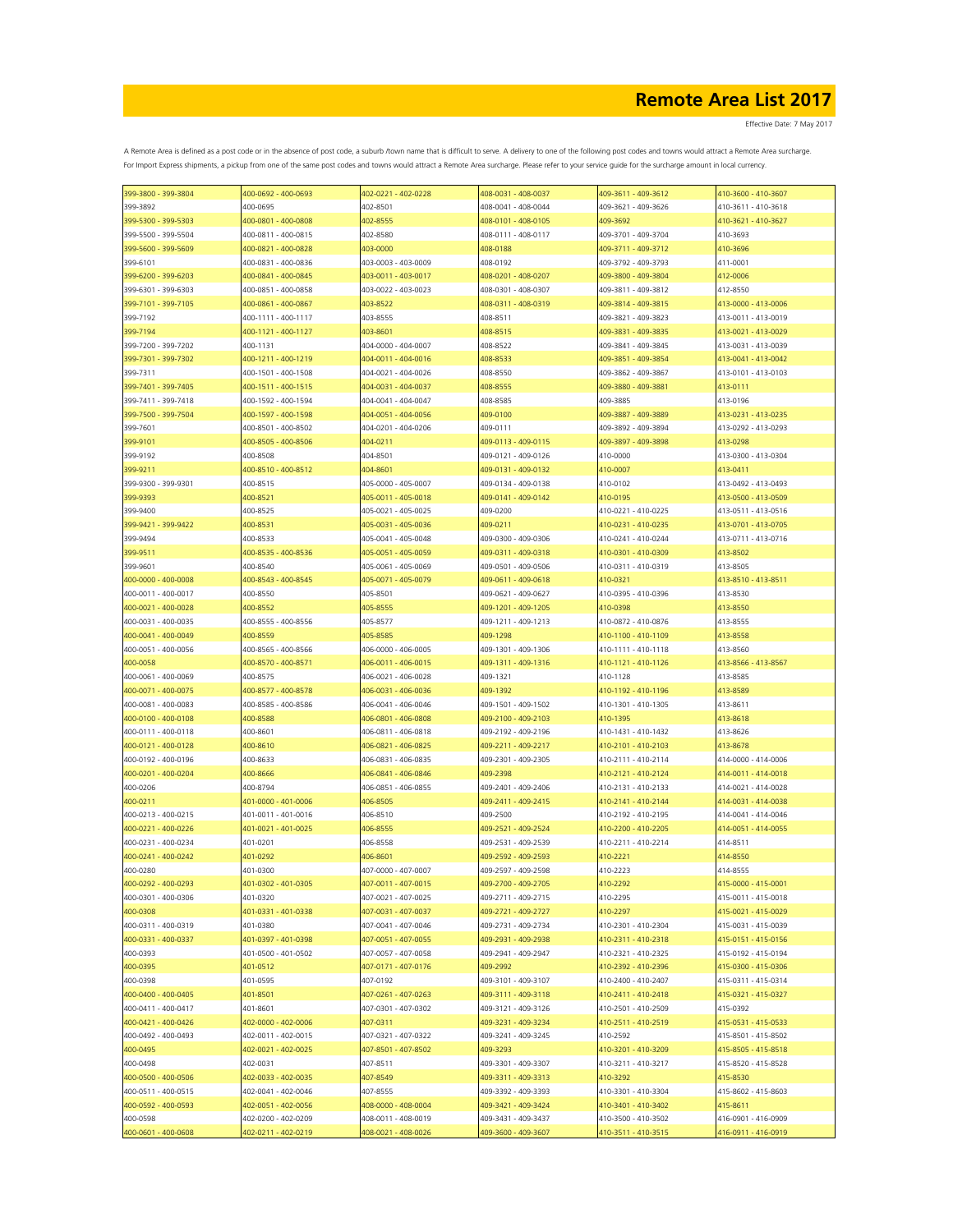# Remote Area List 2017

Effective Date: 7 May 2017

A Remote Area is defined as a post code or in the absence of post code, a suburb /town name that is difficult to serve. A delivery to one of the following post codes and towns would attract a Remote Area surcharge. For Import Express shipments, a pickup from one of the same post codes and towns would attract a Remote Area surcharge. Please refer to your service guide for the surcharge amount in local currency.

| | | | | | |
|---|---|---|---|---|---|
| 399-3800 - 399-3804 | 400-0692 - 400-0693 | 402-0221 - 402-0228 | 408-0031 - 408-0037 | 409-3611 - 409-3612 | 410-3600 - 410-3607 |
| 399-3892 | 400-0695 | 402-8501 | 408-0041 - 408-0044 | 409-3621 - 409-3626 | 410-3611 - 410-3618 |
| 399-5300 - 399-5303 | 400-0801 - 400-0808 | 402-8555 | 408-0101 - 408-0105 | 409-3692 | 410-3621 - 410-3627 |
| 399-5500 - 399-5504 | 400-0811 - 400-0815 | 402-8580 | 408-0111 - 408-0117 | 409-3701 - 409-3704 | 410-3693 |
| 399-5600 - 399-5609 | 400-0821 - 400-0828 | 403-0000 | 408-0188 | 409-3711 - 409-3712 | 410-3696 |
| 399-6101 | 400-0831 - 400-0836 | 403-0003 - 403-0009 | 408-0192 | 409-3792 - 409-3793 | 411-0001 |
| 399-6200 - 399-6203 | 400-0841 - 400-0845 | 403-0011 - 403-0017 | 408-0201 - 408-0207 | 409-3800 - 409-3804 | 412-0006 |
| 399-6301 - 399-6303 | 400-0851 - 400-0858 | 403-0022 - 403-0023 | 408-0301 - 408-0307 | 409-3811 - 409-3812 | 412-8550 |
| 399-7101 - 399-7105 | 400-0861 - 400-0867 | 403-8522 | 408-0311 - 408-0319 | 409-3814 - 409-3815 | 413-0000 - 413-0006 |
| 399-7192 | 400-1111 - 400-1117 | 403-8555 | 408-8511 | 409-3821 - 409-3823 | 413-0011 - 413-0019 |
| 399-7194 | 400-1121 - 400-1127 | 403-8601 | 408-8515 | 409-3831 - 409-3835 | 413-0021 - 413-0029 |
| 399-7200 - 399-7202 | 400-1131 | 404-0000 - 404-0007 | 408-8522 | 409-3841 - 409-3845 | 413-0031 - 413-0039 |
| 399-7301 - 399-7302 | 400-1211 - 400-1219 | 404-0011 - 404-0016 | 408-8533 | 409-3851 - 409-3854 | 413-0041 - 413-0042 |
| 399-7311 | 400-1501 - 400-1508 | 404-0021 - 404-0026 | 408-8550 | 409-3862 - 409-3867 | 413-0101 - 413-0103 |
| 399-7401 - 399-7405 | 400-1511 - 400-1515 | 404-0031 - 404-0037 | 408-8555 | 409-3880 - 409-3881 | 413-0111 |
| 399-7411 - 399-7418 | 400-1592 - 400-1594 | 404-0041 - 404-0047 | 408-8585 | 409-3885 | 413-0196 |
| 399-7500 - 399-7504 | 400-1597 - 400-1598 | 404-0051 - 404-0056 | 409-0100 | 409-3887 - 409-3889 | 413-0231 - 413-0235 |
| 399-7601 | 400-8501 - 400-8502 | 404-0201 - 404-0206 | 409-0111 | 409-3892 - 409-3894 | 413-0292 - 413-0293 |
| 399-9101 | 400-8505 - 400-8506 | 404-0211 | 409-0113 - 409-0115 | 409-3897 - 409-3898 | 413-0298 |
| 399-9192 | 400-8508 | 404-8501 | 409-0121 - 409-0126 | 410-0000 | 413-0300 - 413-0304 |
| 399-9211 | 400-8510 - 400-8512 | 404-8601 | 409-0131 - 409-0132 | 410-0007 | 413-0411 |
| 399-9300 - 399-9301 | 400-8515 | 405-0000 - 405-0007 | 409-0134 - 409-0138 | 410-0102 | 413-0492 - 413-0493 |
| 399-9393 | 400-8521 | 405-0011 - 405-0018 | 409-0141 - 409-0142 | 410-0195 | 413-0500 - 413-0509 |
| 399-9400 | 400-8525 | 405-0021 - 405-0025 | 409-0200 | 410-0221 - 410-0225 | 413-0511 - 413-0516 |
| 399-9421 - 399-9422 | 400-8531 | 405-0031 - 405-0036 | 409-0211 | 410-0231 - 410-0235 | 413-0701 - 413-0705 |
| 399-9494 | 400-8533 | 405-0041 - 405-0048 | 409-0300 - 409-0306 | 410-0241 - 410-0244 | 413-0711 - 413-0716 |
| 399-9511 | 400-8535 - 400-8536 | 405-0051 - 405-0059 | 409-0311 - 409-0318 | 410-0301 - 410-0309 | 413-8502 |
| 399-9601 | 400-8540 | 405-0061 - 405-0069 | 409-0501 - 409-0506 | 410-0311 - 410-0319 | 413-8505 |
| 400-0000 - 400-0008 | 400-8543 - 400-8545 | 405-0071 - 405-0079 | 409-0611 - 409-0618 | 410-0321 | 413-8510 - 413-8511 |
| 400-0011 - 400-0017 | 400-8550 | 405-8501 | 409-0621 - 409-0627 | 410-0395 - 410-0396 | 413-8530 |
| 400-0021 - 400-0028 | 400-8552 | 405-8555 | 409-1201 - 409-1205 | 410-0398 | 413-8550 |
| 400-0031 - 400-0035 | 400-8555 - 400-8556 | 405-8577 | 409-1211 - 409-1213 | 410-0872 - 410-0876 | 413-8555 |
| 400-0041 - 400-0049 | 400-8559 | 405-8585 | 409-1298 | 410-1100 - 410-1109 | 413-8558 |
| 400-0051 - 400-0056 | 400-8565 - 400-8566 | 406-0000 - 406-0005 | 409-1301 - 409-1306 | 410-1111 - 410-1118 | 413-8560 |
| 400-0058 | 400-8570 - 400-8571 | 406-0011 - 406-0015 | 409-1311 - 409-1316 | 410-1121 - 410-1126 | 413-8566 - 413-8567 |
| 400-0061 - 400-0069 | 400-8575 | 406-0021 - 406-0028 | 409-1321 | 410-1128 | 413-8585 |
| 400-0071 - 400-0075 | 400-8577 - 400-8578 | 406-0031 - 406-0036 | 409-1392 | 410-1192 - 410-1196 | 413-8589 |
| 400-0081 - 400-0083 | 400-8585 - 400-8586 | 406-0041 - 406-0046 | 409-1501 - 409-1502 | 410-1301 - 410-1305 | 413-8611 |
| 400-0100 - 400-0108 | 400-8588 | 406-0801 - 406-0808 | 409-2100 - 409-2103 | 410-1395 | 413-8618 |
| 400-0111 - 400-0118 | 400-8601 | 406-0811 - 406-0818 | 409-2192 - 409-2196 | 410-1431 - 410-1432 | 413-8626 |
| 400-0121 - 400-0128 | 400-8610 | 406-0821 - 406-0825 | 409-2211 - 409-2217 | 410-2101 - 410-2103 | 413-8678 |
| 400-0192 - 400-0196 | 400-8633 | 406-0831 - 406-0835 | 409-2301 - 409-2305 | 410-2111 - 410-2114 | 414-0000 - 414-0006 |
| 400-0201 - 400-0204 | 400-8666 | 406-0841 - 406-0846 | 409-2398 | 410-2121 - 410-2124 | 414-0011 - 414-0018 |
| 400-0206 | 400-8794 | 406-0851 - 406-0855 | 409-2401 - 409-2406 | 410-2131 - 410-2133 | 414-0021 - 414-0028 |
| 400-0211 | 401-0000 - 401-0006 | 406-8505 | 409-2411 - 409-2415 | 410-2141 - 410-2144 | 414-0031 - 414-0038 |
| 400-0213 - 400-0215 | 401-0011 - 401-0016 | 406-8510 | 409-2500 | 410-2192 - 410-2195 | 414-0041 - 414-0046 |
| 400-0221 - 400-0226 | 401-0021 - 401-0025 | 406-8555 | 409-2521 - 409-2524 | 410-2200 - 410-2205 | 414-0051 - 414-0055 |
| 400-0231 - 400-0234 | 401-0201 | 406-8558 | 409-2531 - 409-2539 | 410-2211 - 410-2214 | 414-8511 |
| 400-0241 - 400-0242 | 401-0292 | 406-8601 | 409-2592 - 409-2593 | 410-2221 | 414-8550 |
| 400-0280 | 401-0300 | 407-0000 - 407-0007 | 409-2597 - 409-2598 | 410-2223 | 414-8555 |
| 400-0292 - 400-0293 | 401-0302 - 401-0305 | 407-0011 - 407-0015 | 409-2700 - 409-2705 | 410-2292 | 415-0000 - 415-0001 |
| 400-0301 - 400-0306 | 401-0320 | 407-0021 - 407-0025 | 409-2711 - 409-2715 | 410-2295 | 415-0011 - 415-0018 |
| 400-0308 | 401-0331 - 401-0338 | 407-0031 - 407-0037 | 409-2721 - 409-2727 | 410-2297 | 415-0021 - 415-0029 |
| 400-0311 - 400-0319 | 401-0380 | 407-0041 - 407-0046 | 409-2731 - 409-2734 | 410-2301 - 410-2304 | 415-0031 - 415-0039 |
| 400-0331 - 400-0337 | 401-0397 - 401-0398 | 407-0051 - 407-0055 | 409-2931 - 409-2938 | 410-2311 - 410-2318 | 415-0151 - 415-0156 |
| 400-0393 | 401-0500 - 401-0502 | 407-0057 - 407-0058 | 409-2941 - 409-2947 | 410-2321 - 410-2325 | 415-0192 - 415-0194 |
| 400-0395 | 401-0512 | 407-0171 - 407-0176 | 409-2992 | 410-2392 - 410-2396 | 415-0300 - 415-0306 |
| 400-0398 | 401-0595 | 407-0192 | 409-3101 - 409-3107 | 410-2400 - 410-2407 | 415-0311 - 415-0314 |
| 400-0400 - 400-0405 | 401-8501 | 407-0261 - 407-0263 | 409-3111 - 409-3118 | 410-2411 - 410-2418 | 415-0321 - 415-0327 |
| 400-0411 - 400-0417 | 401-8601 | 407-0301 - 407-0302 | 409-3121 - 409-3126 | 410-2501 - 410-2509 | 415-0392 |
| 400-0421 - 400-0426 | 402-0000 - 402-0006 | 407-0311 | 409-3231 - 409-3234 | 410-2511 - 410-2519 | 415-0531 - 415-0533 |
| 400-0492 - 400-0493 | 402-0011 - 402-0015 | 407-0321 - 407-0322 | 409-3241 - 409-3245 | 410-2592 | 415-8501 - 415-8502 |
| 400-0495 | 402-0021 - 402-0025 | 407-8501 - 407-8502 | 409-3293 | 410-3201 - 410-3209 | 415-8505 - 415-8518 |
| 400-0498 | 402-0031 | 407-8511 | 409-3301 - 409-3307 | 410-3211 - 410-3217 | 415-8520 - 415-8528 |
| 400-0500 - 400-0506 | 402-0033 - 402-0035 | 407-8549 | 409-3311 - 409-3313 | 410-3292 | 415-8530 |
| 400-0511 - 400-0515 | 402-0041 - 402-0046 | 407-8555 | 409-3392 - 409-3393 | 410-3301 - 410-3304 | 415-8602 - 415-8603 |
| 400-0592 - 400-0593 | 402-0051 - 402-0056 | 408-0000 - 408-0004 | 409-3421 - 409-3424 | 410-3401 - 410-3402 | 415-8611 |
| 400-0598 | 402-0200 - 402-0209 | 408-0011 - 408-0019 | 409-3431 - 409-3437 | 410-3500 - 410-3502 | 416-0901 - 416-0909 |
| 400-0601 - 400-0608 | 402-0211 - 402-0219 | 408-0021 - 408-0026 | 409-3600 - 409-3607 | 410-3511 - 410-3515 | 416-0911 - 416-0919 |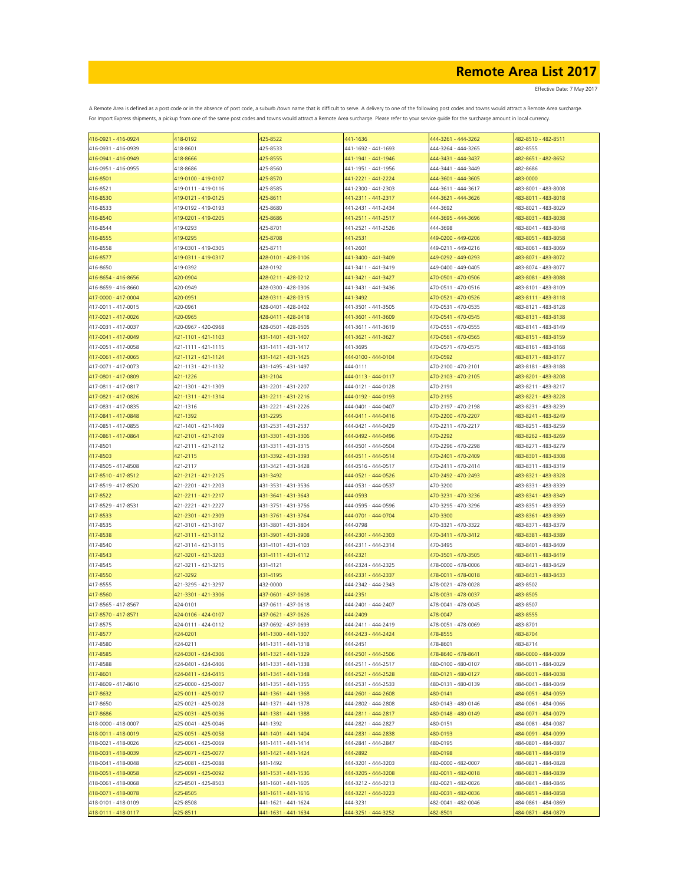# Remote Area List 2017

Effective Date: 7 May 2017

A Remote Area is defined as a post code or in the absence of post code, a suburb /town name that is difficult to serve. A delivery to one of the following post codes and towns would attract a Remote Area surcharge. For Import Express shipments, a pickup from one of the same post codes and towns would attract a Remote Area surcharge. Please refer to your service guide for the surcharge amount in local currency.

| | | | | | |
|---|---|---|---|---|---|
| 416-0921 - 416-0924 | 418-0192 | 425-8522 | 441-1636 | 444-3261 - 444-3262 | 482-8510 - 482-8511 |
| 416-0931 - 416-0939 | 418-8601 | 425-8533 | 441-1692 - 441-1693 | 444-3264 - 444-3265 | 482-8555 |
| 416-0941 - 416-0949 | 418-8666 | 425-8555 | 441-1941 - 441-1946 | 444-3431 - 444-3437 | 482-8651 - 482-8652 |
| 416-0951 - 416-0955 | 418-8686 | 425-8560 | 441-1951 - 441-1956 | 444-3441 - 444-3449 | 482-8686 |
| 416-8501 | 419-0100 - 419-0107 | 425-8570 | 441-2221 - 441-2224 | 444-3601 - 444-3605 | 483-0000 |
| 416-8521 | 419-0111 - 419-0116 | 425-8585 | 441-2300 - 441-2303 | 444-3611 - 444-3617 | 483-8001 - 483-8008 |
| 416-8530 | 419-0121 - 419-0125 | 425-8611 | 441-2311 - 441-2317 | 444-3621 - 444-3626 | 483-8011 - 483-8018 |
| 416-8533 | 419-0192 - 419-0193 | 425-8680 | 441-2431 - 441-2434 | 444-3692 | 483-8021 - 483-8029 |
| 416-8540 | 419-0201 - 419-0205 | 425-8686 | 441-2511 - 441-2517 | 444-3695 - 444-3696 | 483-8031 - 483-8038 |
| 416-8544 | 419-0293 | 425-8701 | 441-2521 - 441-2526 | 444-3698 | 483-8041 - 483-8048 |
| 416-8555 | 419-0295 | 425-8708 | 441-2531 | 449-0200 - 449-0206 | 483-8051 - 483-8058 |
| 416-8558 | 419-0301 - 419-0305 | 425-8711 | 441-2601 | 449-0211 - 449-0216 | 483-8061 - 483-8069 |
| 416-8577 | 419-0311 - 419-0317 | 428-0101 - 428-0106 | 441-3400 - 441-3409 | 449-0292 - 449-0293 | 483-8071 - 483-8072 |
| 416-8650 | 419-0392 | 428-0192 | 441-3411 - 441-3419 | 449-0400 - 449-0405 | 483-8074 - 483-8077 |
| 416-8654 - 416-8656 | 420-0904 | 428-0211 - 428-0212 | 441-3421 - 441-3427 | 470-0501 - 470-0506 | 483-8081 - 483-8088 |
| 416-8659 - 416-8660 | 420-0949 | 428-0300 - 428-0306 | 441-3431 - 441-3436 | 470-0511 - 470-0516 | 483-8101 - 483-8109 |
| 417-0000 - 417-0004 | 420-0951 | 428-0311 - 428-0315 | 441-3492 | 470-0521 - 470-0526 | 483-8111 - 483-8118 |
| 417-0011 - 417-0015 | 420-0961 | 428-0401 - 428-0402 | 441-3501 - 441-3505 | 470-0531 - 470-0535 | 483-8121 - 483-8128 |
| 417-0021 - 417-0026 | 420-0965 | 428-0411 - 428-0418 | 441-3601 - 441-3609 | 470-0541 - 470-0545 | 483-8131 - 483-8138 |
| 417-0031 - 417-0037 | 420-0967 - 420-0968 | 428-0501 - 428-0505 | 441-3611 - 441-3619 | 470-0551 - 470-0555 | 483-8141 - 483-8149 |
| 417-0041 - 417-0049 | 421-1101 - 421-1103 | 431-1401 - 431-1407 | 441-3621 - 441-3627 | 470-0561 - 470-0565 | 483-8151 - 483-8159 |
| 417-0051 - 417-0058 | 421-1111 - 421-1115 | 431-1411 - 431-1417 | 441-3695 | 470-0571 - 470-0575 | 483-8161 - 483-8168 |
| 417-0061 - 417-0065 | 421-1121 - 421-1124 | 431-1421 - 431-1425 | 444-0100 - 444-0104 | 470-0592 | 483-8171 - 483-8177 |
| 417-0071 - 417-0073 | 421-1131 - 421-1132 | 431-1495 - 431-1497 | 444-0111 | 470-2100 - 470-2101 | 483-8181 - 483-8188 |
| 417-0801 - 417-0809 | 421-1226 | 431-2104 | 444-0113 - 444-0117 | 470-2103 - 470-2105 | 483-8201 - 483-8208 |
| 417-0811 - 417-0817 | 421-1301 - 421-1309 | 431-2201 - 431-2207 | 444-0121 - 444-0128 | 470-2191 | 483-8211 - 483-8217 |
| 417-0821 - 417-0826 | 421-1311 - 421-1314 | 431-2211 - 431-2216 | 444-0192 - 444-0193 | 470-2195 | 483-8221 - 483-8228 |
| 417-0831 - 417-0835 | 421-1316 | 431-2221 - 431-2226 | 444-0401 - 444-0407 | 470-2197 - 470-2198 | 483-8231 - 483-8239 |
| 417-0841 - 417-0848 | 421-1392 | 431-2295 | 444-0411 - 444-0416 | 470-2200 - 470-2207 | 483-8241 - 483-8249 |
| 417-0851 - 417-0855 | 421-1401 - 421-1409 | 431-2531 - 431-2537 | 444-0421 - 444-0429 | 470-2211 - 470-2217 | 483-8251 - 483-8259 |
| 417-0861 - 417-0864 | 421-2101 - 421-2109 | 431-3301 - 431-3306 | 444-0492 - 444-0496 | 470-2292 | 483-8262 - 483-8269 |
| 417-8501 | 421-2111 - 421-2112 | 431-3311 - 431-3315 | 444-0501 - 444-0504 | 470-2296 - 470-2298 | 483-8271 - 483-8279 |
| 417-8503 | 421-2115 | 431-3392 - 431-3393 | 444-0511 - 444-0514 | 470-2401 - 470-2409 | 483-8301 - 483-8308 |
| 417-8505 - 417-8508 | 421-2117 | 431-3421 - 431-3428 | 444-0516 - 444-0517 | 470-2411 - 470-2414 | 483-8311 - 483-8319 |
| 417-8510 - 417-8512 | 421-2121 - 421-2125 | 431-3492 | 444-0521 - 444-0526 | 470-2492 - 470-2493 | 483-8321 - 483-8328 |
| 417-8519 - 417-8520 | 421-2201 - 421-2203 | 431-3531 - 431-3536 | 444-0531 - 444-0537 | 470-3200 | 483-8331 - 483-8339 |
| 417-8522 | 421-2211 - 421-2217 | 431-3641 - 431-3643 | 444-0593 | 470-3231 - 470-3236 | 483-8341 - 483-8349 |
| 417-8529 - 417-8531 | 421-2221 - 421-2227 | 431-3751 - 431-3756 | 444-0595 - 444-0596 | 470-3295 - 470-3296 | 483-8351 - 483-8359 |
| 417-8533 | 421-2301 - 421-2309 | 431-3761 - 431-3764 | 444-0701 - 444-0704 | 470-3300 | 483-8361 - 483-8369 |
| 417-8535 | 421-3101 - 421-3107 | 431-3801 - 431-3804 | 444-0798 | 470-3321 - 470-3322 | 483-8371 - 483-8379 |
| 417-8538 | 421-3111 - 421-3112 | 431-3901 - 431-3908 | 444-2301 - 444-2303 | 470-3411 - 470-3412 | 483-8381 - 483-8389 |
| 417-8540 | 421-3114 - 421-3115 | 431-4101 - 431-4103 | 444-2311 - 444-2314 | 470-3495 | 483-8401 - 483-8409 |
| 417-8543 | 421-3201 - 421-3203 | 431-4111 - 431-4112 | 444-2321 | 470-3501 - 470-3505 | 483-8411 - 483-8419 |
| 417-8545 | 421-3211 - 421-3215 | 431-4121 | 444-2324 - 444-2325 | 478-0000 - 478-0006 | 483-8421 - 483-8429 |
| 417-8550 | 421-3292 | 431-4195 | 444-2331 - 444-2337 | 478-0011 - 478-0018 | 483-8431 - 483-8433 |
| 417-8555 | 421-3295 - 421-3297 | 432-0000 | 444-2342 - 444-2343 | 478-0021 - 478-0028 | 483-8502 |
| 417-8560 | 421-3301 - 421-3306 | 437-0601 - 437-0608 | 444-2351 | 478-0031 - 478-0037 | 483-8505 |
| 417-8565 - 417-8567 | 424-0101 | 437-0611 - 437-0618 | 444-2401 - 444-2407 | 478-0041 - 478-0045 | 483-8507 |
| 417-8570 - 417-8571 | 424-0106 - 424-0107 | 437-0621 - 437-0626 | 444-2409 | 478-0047 | 483-8555 |
| 417-8575 | 424-0111 - 424-0112 | 437-0692 - 437-0693 | 444-2411 - 444-2419 | 478-0051 - 478-0069 | 483-8701 |
| 417-8577 | 424-0201 | 441-1300 - 441-1307 | 444-2423 - 444-2424 | 478-8555 | 483-8704 |
| 417-8580 | 424-0211 | 441-1311 - 441-1318 | 444-2451 | 478-8601 | 483-8714 |
| 417-8585 | 424-0301 - 424-0306 | 441-1321 - 441-1329 | 444-2501 - 444-2506 | 478-8640 - 478-8641 | 484-0000 - 484-0009 |
| 417-8588 | 424-0401 - 424-0406 | 441-1331 - 441-1338 | 444-2511 - 444-2517 | 480-0100 - 480-0107 | 484-0011 - 484-0029 |
| 417-8601 | 424-0411 - 424-0415 | 441-1341 - 441-1348 | 444-2521 - 444-2528 | 480-0121 - 480-0127 | 484-0031 - 484-0038 |
| 417-8609 - 417-8610 | 425-0000 - 425-0007 | 441-1351 - 441-1355 | 444-2531 - 444-2533 | 480-0131 - 480-0139 | 484-0041 - 484-0049 |
| 417-8632 | 425-0011 - 425-0017 | 441-1361 - 441-1368 | 444-2601 - 444-2608 | 480-0141 | 484-0051 - 484-0059 |
| 417-8650 | 425-0021 - 425-0028 | 441-1371 - 441-1378 | 444-2802 - 444-2808 | 480-0143 - 480-0146 | 484-0061 - 484-0066 |
| 417-8686 | 425-0031 - 425-0036 | 441-1381 - 441-1388 | 444-2811 - 444-2817 | 480-0148 - 480-0149 | 484-0071 - 484-0079 |
| 418-0000 - 418-0007 | 425-0041 - 425-0046 | 441-1392 | 444-2821 - 444-2827 | 480-0151 | 484-0081 - 484-0087 |
| 418-0011 - 418-0019 | 425-0051 - 425-0058 | 441-1401 - 441-1404 | 444-2831 - 444-2838 | 480-0193 | 484-0091 - 484-0099 |
| 418-0021 - 418-0026 | 425-0061 - 425-0069 | 441-1411 - 441-1414 | 444-2841 - 444-2847 | 480-0195 | 484-0801 - 484-0807 |
| 418-0031 - 418-0039 | 425-0071 - 425-0077 | 441-1421 - 441-1424 | 444-2892 | 480-0198 | 484-0811 - 484-0819 |
| 418-0041 - 418-0048 | 425-0081 - 425-0088 | 441-1492 | 444-3201 - 444-3203 | 482-0000 - 482-0007 | 484-0821 - 484-0828 |
| 418-0051 - 418-0058 | 425-0091 - 425-0092 | 441-1531 - 441-1536 | 444-3205 - 444-3208 | 482-0011 - 482-0018 | 484-0831 - 484-0839 |
| 418-0061 - 418-0068 | 425-8501 - 425-8503 | 441-1601 - 441-1605 | 444-3212 - 444-3213 | 482-0021 - 482-0026 | 484-0841 - 484-0846 |
| 418-0071 - 418-0078 | 425-8505 | 441-1611 - 441-1616 | 444-3221 - 444-3223 | 482-0031 - 482-0036 | 484-0851 - 484-0858 |
| 418-0101 - 418-0109 | 425-8508 | 441-1621 - 441-1624 | 444-3231 | 482-0041 - 482-0046 | 484-0861 - 484-0869 |
| 418-0111 - 418-0117 | 425-8511 | 441-1631 - 441-1634 | 444-3251 - 444-3252 | 482-8501 | 484-0871 - 484-0879 |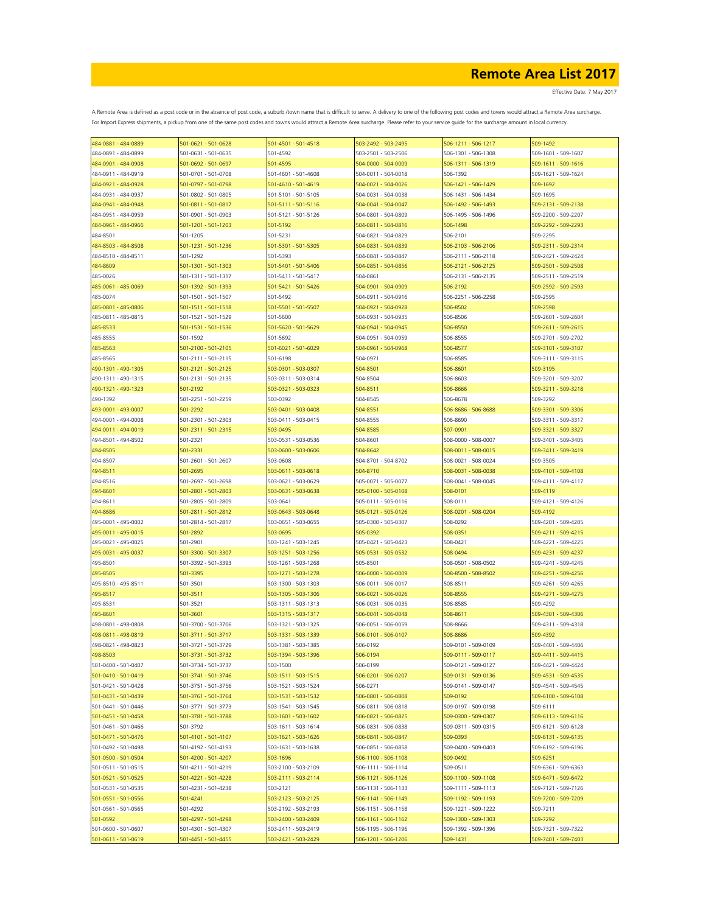# Remote Area List 2017

Effective Date: 7 May 2017

A Remote Area is defined as a post code or in the absence of post code, a suburb /town name that is difficult to serve. A delivery to one of the following post codes and towns would attract a Remote Area surcharge. For Import Express shipments, a pickup from one of the same post codes and towns would attract a Remote Area surcharge. Please refer to your service guide for the surcharge amount in local currency.

| | | | | | |
|---|---|---|---|---|---|
| 484-0881 - 484-0889 | 501-0621 - 501-0628 | 501-4501 - 501-4518 | 503-2492 - 503-2495 | 506-1211 - 506-1217 | 509-1492 |
| 484-0891 - 484-0899 | 501-0631 - 501-0635 | 501-4592 | 503-2501 - 503-2506 | 506-1301 - 506-1308 | 509-1601 - 509-1607 |
| 484-0901 - 484-0908 | 501-0692 - 501-0697 | 501-4595 | 504-0000 - 504-0009 | 506-1311 - 506-1319 | 509-1611 - 509-1616 |
| 484-0911 - 484-0919 | 501-0701 - 501-0708 | 501-4601 - 501-4608 | 504-0011 - 504-0018 | 506-1392 | 509-1621 - 509-1624 |
| 484-0921 - 484-0928 | 501-0797 - 501-0798 | 501-4610 - 501-4619 | 504-0021 - 504-0026 | 506-1421 - 506-1429 | 509-1692 |
| 484-0931 - 484-0937 | 501-0802 - 501-0805 | 501-5101 - 501-5105 | 504-0031 - 504-0038 | 506-1431 - 506-1434 | 509-1695 |
| 484-0941 - 484-0948 | 501-0811 - 501-0817 | 501-5111 - 501-5116 | 504-0041 - 504-0047 | 506-1492 - 506-1493 | 509-2131 - 509-2138 |
| 484-0951 - 484-0959 | 501-0901 - 501-0903 | 501-5121 - 501-5126 | 504-0801 - 504-0809 | 506-1495 - 506-1496 | 509-2200 - 509-2207 |
| 484-0961 - 484-0966 | 501-1201 - 501-1203 | 501-5192 | 504-0811 - 504-0816 | 506-1498 | 509-2292 - 509-2293 |
| 484-8501 | 501-1205 | 501-5231 | 504-0821 - 504-0829 | 506-2101 | 509-2295 |
| 484-8503 - 484-8508 | 501-1231 - 501-1236 | 501-5301 - 501-5305 | 504-0831 - 504-0839 | 506-2103 - 506-2106 | 509-2311 - 509-2314 |
| 484-8510 - 484-8511 | 501-1292 | 501-5393 | 504-0841 - 504-0847 | 506-2111 - 506-2118 | 509-2421 - 509-2424 |
| 484-8609 | 501-1301 - 501-1303 | 501-5401 - 501-5406 | 504-0851 - 504-0856 | 506-2121 - 506-2125 | 509-2501 - 509-2508 |
| 485-0026 | 501-1311 - 501-1317 | 501-5411 - 501-5417 | 504-0861 | 506-2131 - 506-2135 | 509-2511 - 509-2519 |
| 485-0061 - 485-0069 | 501-1392 - 501-1393 | 501-5421 - 501-5426 | 504-0901 - 504-0909 | 506-2192 | 509-2592 - 509-2593 |
| 485-0074 | 501-1501 - 501-1507 | 501-5492 | 504-0911 - 504-0916 | 506-2251 - 506-2258 | 509-2595 |
| 485-0801 - 485-0806 | 501-1511 - 501-1518 | 501-5501 - 501-5507 | 504-0921 - 504-0928 | 506-8502 | 509-2598 |
| 485-0811 - 485-0815 | 501-1521 - 501-1529 | 501-5600 | 504-0931 - 504-0935 | 506-8506 | 509-2601 - 509-2604 |
| 485-8533 | 501-1531 - 501-1536 | 501-5620 - 501-5629 | 504-0941 - 504-0945 | 506-8550 | 509-2611 - 509-2615 |
| 485-8555 | 501-1592 | 501-5692 | 504-0951 - 504-0959 | 506-8555 | 509-2701 - 509-2702 |
| 485-8563 | 501-2100 - 501-2105 | 501-6021 - 501-6029 | 504-0961 - 504-0968 | 506-8577 | 509-3101 - 509-3107 |
| 485-8565 | 501-2111 - 501-2115 | 501-6198 | 504-0971 | 506-8585 | 509-3111 - 509-3115 |
| 490-1301 - 490-1305 | 501-2121 - 501-2125 | 503-0301 - 503-0307 | 504-8501 | 506-8601 | 509-3195 |
| 490-1311 - 490-1315 | 501-2131 - 501-2135 | 503-0311 - 503-0314 | 504-8504 | 506-8603 | 509-3201 - 509-3207 |
| 490-1321 - 490-1323 | 501-2192 | 503-0321 - 503-0323 | 504-8511 | 506-8666 | 509-3211 - 509-3218 |
| 490-1392 | 501-2251 - 501-2259 | 503-0392 | 504-8545 | 506-8678 | 509-3292 |
| 493-0001 - 493-0007 | 501-2292 | 503-0401 - 503-0408 | 504-8551 | 506-8686 - 506-8688 | 509-3301 - 509-3306 |
| 494-0001 - 494-0008 | 501-2301 - 501-2303 | 503-0411 - 503-0415 | 504-8555 | 506-8690 | 509-3311 - 509-3317 |
| 494-0011 - 494-0019 | 501-2311 - 501-2315 | 503-0495 | 504-8585 | 507-0901 | 509-3321 - 509-3327 |
| 494-8501 - 494-8502 | 501-2321 | 503-0531 - 503-0536 | 504-8601 | 508-0000 - 508-0007 | 509-3401 - 509-3405 |
| 494-8505 | 501-2331 | 503-0600 - 503-0606 | 504-8642 | 508-0011 - 508-0015 | 509-3411 - 509-3419 |
| 494-8507 | 501-2601 - 501-2607 | 503-0608 | 504-8701 - 504-8702 | 508-0021 - 508-0024 | 509-3505 |
| 494-8511 | 501-2695 | 503-0611 - 503-0618 | 504-8710 | 508-0031 - 508-0038 | 509-4101 - 509-4108 |
| 494-8516 | 501-2697 - 501-2698 | 503-0621 - 503-0629 | 505-0071 - 505-0077 | 508-0041 - 508-0045 | 509-4111 - 509-4117 |
| 494-8601 | 501-2801 - 501-2803 | 503-0631 - 503-0638 | 505-0100 - 505-0108 | 508-0101 | 509-4119 |
| 494-8611 | 501-2805 - 501-2809 | 503-0641 | 505-0111 - 505-0116 | 508-0111 | 509-4121 - 509-4126 |
| 494-8686 | 501-2811 - 501-2812 | 503-0643 - 503-0648 | 505-0121 - 505-0126 | 508-0201 - 508-0204 | 509-4192 |
| 495-0001 - 495-0002 | 501-2814 - 501-2817 | 503-0651 - 503-0655 | 505-0300 - 505-0307 | 508-0292 | 509-4201 - 509-4205 |
| 495-0011 - 495-0015 | 501-2892 | 503-0695 | 505-0392 | 508-0351 | 509-4211 - 509-4215 |
| 495-0021 - 495-0025 | 501-2901 | 503-1241 - 503-1245 | 505-0421 - 505-0423 | 508-0421 | 509-4221 - 509-4225 |
| 495-0031 - 495-0037 | 501-3300 - 501-3307 | 503-1251 - 503-1256 | 505-0531 - 505-0532 | 508-0494 | 509-4231 - 509-4237 |
| 495-8501 | 501-3392 - 501-3393 | 503-1261 - 503-1268 | 505-8501 | 508-0501 - 508-0502 | 509-4241 - 509-4245 |
| 495-8505 | 501-3395 | 503-1271 - 503-1278 | 506-0000 - 506-0009 | 508-8500 - 508-8502 | 509-4251 - 509-4256 |
| 495-8510 - 495-8511 | 501-3501 | 503-1300 - 503-1303 | 506-0011 - 506-0017 | 508-8511 | 509-4261 - 509-4265 |
| 495-8517 | 501-3511 | 503-1305 - 503-1306 | 506-0021 - 506-0026 | 508-8555 | 509-4271 - 509-4275 |
| 495-8531 | 501-3521 | 503-1311 - 503-1313 | 506-0031 - 506-0035 | 508-8585 | 509-4292 |
| 495-8601 | 501-3601 | 503-1315 - 503-1317 | 506-0041 - 506-0048 | 508-8611 | 509-4301 - 509-4306 |
| 498-0801 - 498-0808 | 501-3700 - 501-3706 | 503-1321 - 503-1325 | 506-0051 - 506-0059 | 508-8666 | 509-4311 - 509-4318 |
| 498-0811 - 498-0819 | 501-3711 - 501-3717 | 503-1331 - 503-1339 | 506-0101 - 506-0107 | 508-8686 | 509-4392 |
| 498-0821 - 498-0823 | 501-3721 - 501-3729 | 503-1381 - 503-1385 | 506-0192 | 509-0101 - 509-0109 | 509-4401 - 509-4406 |
| 498-8503 | 501-3731 - 501-3732 | 503-1394 - 503-1396 | 506-0194 | 509-0111 - 509-0117 | 509-4411 - 509-4415 |
| 501-0400 - 501-0407 | 501-3734 - 501-3737 | 503-1500 | 506-0199 | 509-0121 - 509-0127 | 509-4421 - 509-4424 |
| 501-0410 - 501-0419 | 501-3741 - 501-3746 | 503-1511 - 503-1515 | 506-0201 - 506-0207 | 509-0131 - 509-0136 | 509-4531 - 509-4535 |
| 501-0421 - 501-0428 | 501-3751 - 501-3756 | 503-1521 - 503-1524 | 506-0271 | 509-0141 - 509-0147 | 509-4541 - 509-4545 |
| 501-0431 - 501-0439 | 501-3761 - 501-3764 | 503-1531 - 503-1532 | 506-0801 - 506-0808 | 509-0192 | 509-6100 - 509-6108 |
| 501-0441 - 501-0446 | 501-3771 - 501-3773 | 503-1541 - 503-1545 | 506-0811 - 506-0818 | 509-0197 - 509-0198 | 509-6111 |
| 501-0451 - 501-0458 | 501-3781 - 501-3788 | 503-1601 - 503-1602 | 506-0821 - 506-0825 | 509-0300 - 509-0307 | 509-6113 - 509-6116 |
| 501-0461 - 501-0466 | 501-3792 | 503-1611 - 503-1614 | 506-0831 - 506-0838 | 509-0311 - 509-0315 | 509-6121 - 509-6128 |
| 501-0471 - 501-0476 | 501-4101 - 501-4107 | 503-1621 - 503-1626 | 506-0841 - 506-0847 | 509-0393 | 509-6131 - 509-6135 |
| 501-0492 - 501-0498 | 501-4192 - 501-4193 | 503-1631 - 503-1638 | 506-0851 - 506-0858 | 509-0400 - 509-0403 | 509-6192 - 509-6196 |
| 501-0500 - 501-0504 | 501-4200 - 501-4207 | 503-1696 | 506-1100 - 506-1108 | 509-0492 | 509-6251 |
| 501-0511 - 501-0515 | 501-4211 - 501-4219 | 503-2100 - 503-2109 | 506-1111 - 506-1114 | 509-0511 | 509-6361 - 509-6363 |
| 501-0521 - 501-0525 | 501-4221 - 501-4228 | 503-2111 - 503-2114 | 506-1121 - 506-1126 | 509-1100 - 509-1108 | 509-6471 - 509-6472 |
| 501-0531 - 501-0535 | 501-4231 - 501-4238 | 503-2121 | 506-1131 - 506-1133 | 509-1111 - 509-1113 | 509-7121 - 509-7126 |
| 501-0551 - 501-0556 | 501-4241 | 503-2123 - 503-2125 | 506-1141 - 506-1149 | 509-1192 - 509-1193 | 509-7200 - 509-7209 |
| 501-0561 - 501-0565 | 501-4292 | 503-2192 - 503-2193 | 506-1151 - 506-1158 | 509-1221 - 509-1222 | 509-7211 |
| 501-0592 | 501-4297 - 501-4298 | 503-2400 - 503-2409 | 506-1161 - 506-1162 | 509-1300 - 509-1303 | 509-7292 |
| 501-0600 - 501-0607 | 501-4301 - 501-4307 | 503-2411 - 503-2419 | 506-1195 - 506-1196 | 509-1392 - 509-1396 | 509-7321 - 509-7322 |
| 501-0611 - 501-0619 | 501-4451 - 501-4455 | 503-2421 - 503-2429 | 506-1201 - 506-1206 | 509-1431 | 509-7401 - 509-7403 |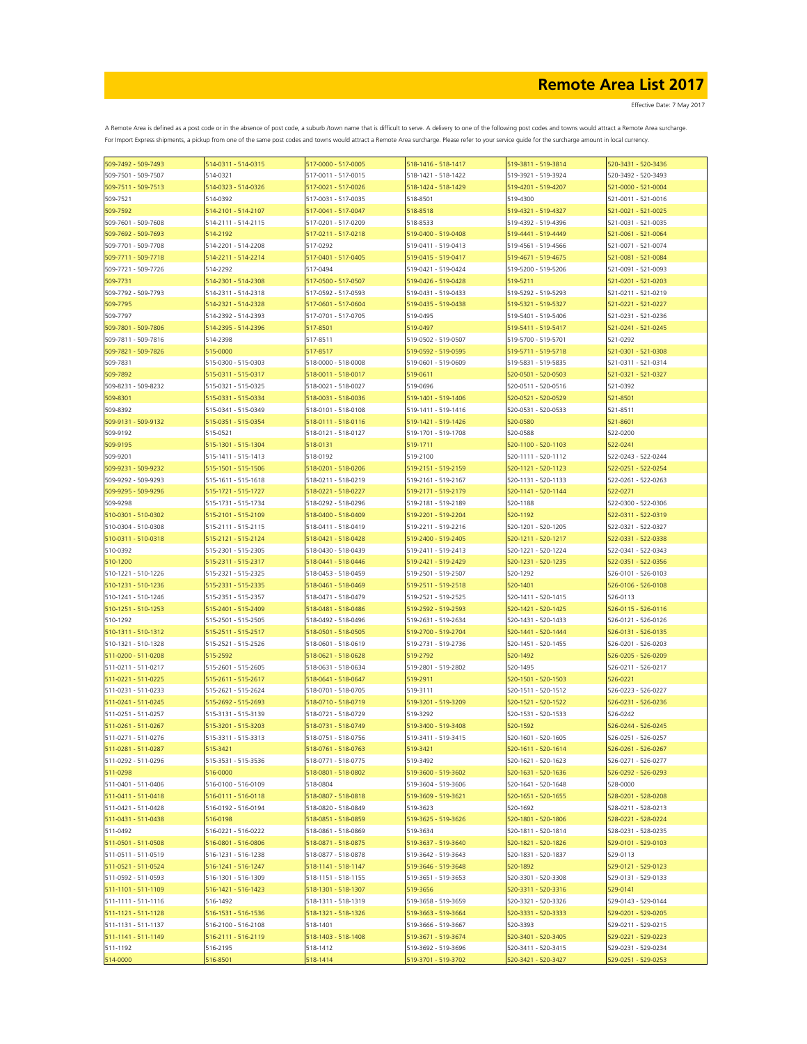# Remote Area List 2017

Effective Date: 7 May 2017

A Remote Area is defined as a post code or in the absence of post code, a suburb /town name that is difficult to serve. A delivery to one of the following post codes and towns would attract a Remote Area surcharge.
For Import Express shipments, a pickup from one of the same post codes and towns would attract a Remote Area surcharge. Please refer to your service guide for the surcharge amount in local currency.

| | | | | | |
|---|---|---|---|---|---|
| 509-7492 - 509-7493 | 514-0311 - 514-0315 | 517-0000 - 517-0005 | 518-1416 - 518-1417 | 519-3811 - 519-3814 | 520-3431 - 520-3436 |
| 509-7501 - 509-7507 | 514-0321 | 517-0011 - 517-0015 | 518-1421 - 518-1422 | 519-3921 - 519-3924 | 520-3492 - 520-3493 |
| 509-7511 - 509-7513 | 514-0323 - 514-0326 | 517-0021 - 517-0026 | 518-1424 - 518-1429 | 519-4201 - 519-4207 | 521-0000 - 521-0004 |
| 509-7521 | 514-0392 | 517-0031 - 517-0035 | 518-8501 | 519-4300 | 521-0011 - 521-0016 |
| 509-7592 | 514-2101 - 514-2107 | 517-0041 - 517-0047 | 518-8518 | 519-4321 - 519-4327 | 521-0021 - 521-0025 |
| 509-7601 - 509-7608 | 514-2111 - 514-2115 | 517-0201 - 517-0209 | 518-8533 | 519-4392 - 519-4396 | 521-0031 - 521-0035 |
| 509-7692 - 509-7693 | 514-2192 | 517-0211 - 517-0218 | 519-0400 - 519-0408 | 519-4441 - 519-4449 | 521-0061 - 521-0064 |
| 509-7701 - 509-7708 | 514-2201 - 514-2208 | 517-0292 | 519-0411 - 519-0413 | 519-4561 - 519-4566 | 521-0071 - 521-0074 |
| 509-7711 - 509-7718 | 514-2211 - 514-2214 | 517-0401 - 517-0405 | 519-0415 - 519-0417 | 519-4671 - 519-4675 | 521-0081 - 521-0084 |
| 509-7721 - 509-7726 | 514-2292 | 517-0494 | 519-0421 - 519-0424 | 519-5200 - 519-5206 | 521-0091 - 521-0093 |
| 509-7731 | 514-2301 - 514-2308 | 517-0500 - 517-0507 | 519-0426 - 519-0428 | 519-5211 | 521-0201 - 521-0203 |
| 509-7792 - 509-7793 | 514-2311 - 514-2318 | 517-0592 - 517-0593 | 519-0431 - 519-0433 | 519-5292 - 519-5293 | 521-0211 - 521-0219 |
| 509-7795 | 514-2321 - 514-2328 | 517-0601 - 517-0604 | 519-0435 - 519-0438 | 519-5321 - 519-5327 | 521-0221 - 521-0227 |
| 509-7797 | 514-2392 - 514-2393 | 517-0701 - 517-0705 | 519-0495 | 519-5401 - 519-5406 | 521-0231 - 521-0236 |
| 509-7801 - 509-7806 | 514-2395 - 514-2396 | 517-8501 | 519-0497 | 519-5411 - 519-5417 | 521-0241 - 521-0245 |
| 509-7811 - 509-7816 | 514-2398 | 517-8511 | 519-0502 - 519-0507 | 519-5700 - 519-5701 | 521-0292 |
| 509-7821 - 509-7826 | 515-0000 | 517-8517 | 519-0592 - 519-0595 | 519-5711 - 519-5718 | 521-0301 - 521-0308 |
| 509-7831 | 515-0300 - 515-0303 | 518-0000 - 518-0008 | 519-0601 - 519-0609 | 519-5831 - 519-5835 | 521-0311 - 521-0314 |
| 509-7892 | 515-0311 - 515-0317 | 518-0011 - 518-0017 | 519-0611 | 520-0501 - 520-0503 | 521-0321 - 521-0327 |
| 509-8231 - 509-8232 | 515-0321 - 515-0325 | 518-0021 - 518-0027 | 519-0696 | 520-0511 - 520-0516 | 521-0392 |
| 509-8301 | 515-0331 - 515-0334 | 518-0031 - 518-0036 | 519-1401 - 519-1406 | 520-0521 - 520-0529 | 521-8501 |
| 509-8392 | 515-0341 - 515-0349 | 518-0101 - 518-0108 | 519-1411 - 519-1416 | 520-0531 - 520-0533 | 521-8511 |
| 509-9131 - 509-9132 | 515-0351 - 515-0354 | 518-0111 - 518-0116 | 519-1421 - 519-1426 | 520-0580 | 521-8601 |
| 509-9192 | 515-0521 | 518-0121 - 518-0127 | 519-1701 - 519-1708 | 520-0588 | 522-0200 |
| 509-9195 | 515-1301 - 515-1304 | 518-0131 | 519-1711 | 520-1100 - 520-1103 | 522-0241 |
| 509-9201 | 515-1411 - 515-1413 | 518-0192 | 519-2100 | 520-1111 - 520-1112 | 522-0243 - 522-0244 |
| 509-9231 - 509-9232 | 515-1501 - 515-1506 | 518-0201 - 518-0206 | 519-2151 - 519-2159 | 520-1121 - 520-1123 | 522-0251 - 522-0254 |
| 509-9292 - 509-9293 | 515-1611 - 515-1618 | 518-0211 - 518-0219 | 519-2161 - 519-2167 | 520-1131 - 520-1133 | 522-0261 - 522-0263 |
| 509-9295 - 509-9296 | 515-1721 - 515-1727 | 518-0221 - 518-0227 | 519-2171 - 519-2179 | 520-1141 - 520-1144 | 522-0271 |
| 509-9298 | 515-1731 - 515-1734 | 518-0292 - 518-0296 | 519-2181 - 519-2189 | 520-1188 | 522-0300 - 522-0306 |
| 510-0301 - 510-0302 | 515-2101 - 515-2109 | 518-0400 - 518-0409 | 519-2201 - 519-2204 | 520-1192 | 522-0311 - 522-0319 |
| 510-0304 - 510-0308 | 515-2111 - 515-2115 | 518-0411 - 518-0419 | 519-2211 - 519-2216 | 520-1201 - 520-1205 | 522-0321 - 522-0327 |
| 510-0311 - 510-0318 | 515-2121 - 515-2124 | 518-0421 - 518-0428 | 519-2400 - 519-2405 | 520-1211 - 520-1217 | 522-0331 - 522-0338 |
| 510-0392 | 515-2301 - 515-2305 | 518-0430 - 518-0439 | 519-2411 - 519-2413 | 520-1221 - 520-1224 | 522-0341 - 522-0343 |
| 510-1200 | 515-2311 - 515-2317 | 518-0441 - 518-0446 | 519-2421 - 519-2429 | 520-1231 - 520-1235 | 522-0351 - 522-0356 |
| 510-1221 - 510-1226 | 515-2321 - 515-2325 | 518-0453 - 518-0459 | 519-2501 - 519-2507 | 520-1292 | 526-0101 - 526-0103 |
| 510-1231 - 510-1236 | 515-2331 - 515-2335 | 518-0461 - 518-0469 | 519-2511 - 519-2518 | 520-1401 | 526-0106 - 526-0108 |
| 510-1241 - 510-1246 | 515-2351 - 515-2357 | 518-0471 - 518-0479 | 519-2521 - 519-2525 | 520-1411 - 520-1415 | 526-0113 |
| 510-1251 - 510-1253 | 515-2401 - 515-2409 | 518-0481 - 518-0486 | 519-2592 - 519-2593 | 520-1421 - 520-1425 | 526-0115 - 526-0116 |
| 510-1292 | 515-2501 - 515-2505 | 518-0492 - 518-0496 | 519-2631 - 519-2634 | 520-1431 - 520-1433 | 526-0121 - 526-0126 |
| 510-1311 - 510-1312 | 515-2511 - 515-2517 | 518-0501 - 518-0505 | 519-2700 - 519-2704 | 520-1441 - 520-1444 | 526-0131 - 526-0135 |
| 510-1321 - 510-1328 | 515-2521 - 515-2526 | 518-0601 - 518-0619 | 519-2731 - 519-2736 | 520-1451 - 520-1455 | 526-0201 - 526-0203 |
| 511-0200 - 511-0208 | 515-2592 | 518-0621 - 518-0628 | 519-2792 | 520-1492 | 526-0205 - 526-0209 |
| 511-0211 - 511-0217 | 515-2601 - 515-2605 | 518-0631 - 518-0634 | 519-2801 - 519-2802 | 520-1495 | 526-0211 - 526-0217 |
| 511-0221 - 511-0225 | 515-2611 - 515-2617 | 518-0641 - 518-0647 | 519-2911 | 520-1501 - 520-1503 | 526-0221 |
| 511-0231 - 511-0233 | 515-2621 - 515-2624 | 518-0701 - 518-0705 | 519-3111 | 520-1511 - 520-1512 | 526-0223 - 526-0227 |
| 511-0241 - 511-0245 | 515-2692 - 515-2693 | 518-0710 - 518-0719 | 519-3201 - 519-3209 | 520-1521 - 520-1522 | 526-0231 - 526-0236 |
| 511-0251 - 511-0257 | 515-3131 - 515-3139 | 518-0721 - 518-0729 | 519-3292 | 520-1531 - 520-1533 | 526-0242 |
| 511-0261 - 511-0267 | 515-3201 - 515-3203 | 518-0731 - 518-0749 | 519-3400 - 519-3408 | 520-1592 | 526-0244 - 526-0245 |
| 511-0271 - 511-0276 | 515-3311 - 515-3313 | 518-0751 - 518-0756 | 519-3411 - 519-3415 | 520-1601 - 520-1605 | 526-0251 - 526-0257 |
| 511-0281 - 511-0287 | 515-3421 | 518-0761 - 518-0763 | 519-3421 | 520-1611 - 520-1614 | 526-0261 - 526-0267 |
| 511-0292 - 511-0296 | 515-3531 - 515-3536 | 518-0771 - 518-0775 | 519-3492 | 520-1621 - 520-1623 | 526-0271 - 526-0277 |
| 511-0298 | 516-0000 | 518-0801 - 518-0802 | 519-3600 - 519-3602 | 520-1631 - 520-1636 | 526-0292 - 526-0293 |
| 511-0401 - 511-0406 | 516-0100 - 516-0109 | 518-0804 | 519-3604 - 519-3606 | 520-1641 - 520-1648 | 528-0000 |
| 511-0411 - 511-0418 | 516-0111 - 516-0118 | 518-0807 - 518-0818 | 519-3609 - 519-3621 | 520-1651 - 520-1655 | 528-0201 - 528-0208 |
| 511-0421 - 511-0428 | 516-0192 - 516-0194 | 518-0821 - 518-0849 | 519-3623 | 520-1692 | 528-0211 - 528-0213 |
| 511-0431 - 511-0438 | 516-0198 | 518-0851 - 518-0859 | 519-3625 - 519-3626 | 520-1801 - 520-1806 | 528-0221 - 528-0224 |
| 511-0492 | 516-0221 - 516-0222 | 518-0861 - 518-0869 | 519-3634 | 520-1811 - 520-1814 | 528-0231 - 528-0235 |
| 511-0501 - 511-0508 | 516-0801 - 516-0806 | 518-0871 - 518-0875 | 519-3637 - 519-3640 | 520-1821 - 520-1826 | 529-0101 - 529-0103 |
| 511-0511 - 511-0519 | 516-1231 - 516-1238 | 518-0877 - 518-0878 | 519-3642 - 519-3643 | 520-1831 - 520-1837 | 529-0113 |
| 511-0521 - 511-0524 | 516-1241 - 516-1247 | 518-1141 - 518-1147 | 519-3646 - 519-3648 | 520-1892 | 529-0121 - 529-0123 |
| 511-0592 - 511-0593 | 516-1301 - 516-1309 | 518-1151 - 518-1155 | 519-3651 - 519-3653 | 520-3301 - 520-3308 | 529-0131 - 529-0133 |
| 511-1101 - 511-1109 | 516-1421 - 516-1423 | 518-1301 - 518-1307 | 519-3656 | 520-3311 - 520-3316 | 529-0141 |
| 511-1111 - 511-1116 | 516-1492 | 518-1311 - 518-1319 | 519-3658 - 519-3659 | 520-3321 - 520-3326 | 529-0143 - 529-0144 |
| 511-1121 - 511-1128 | 516-1531 - 516-1536 | 518-1321 - 518-1326 | 519-3663 - 519-3664 | 520-3331 - 520-3333 | 529-0201 - 529-0205 |
| 511-1131 - 511-1137 | 516-2100 - 516-2108 | 518-1401 | 519-3666 - 519-3667 | 520-3393 | 529-0211 - 529-0215 |
| 511-1141 - 511-1149 | 516-2111 - 516-2119 | 518-1403 - 518-1408 | 519-3671 - 519-3674 | 520-3401 - 520-3405 | 529-0221 - 529-0223 |
| 511-1192 | 516-2195 | 518-1412 | 519-3692 - 519-3696 | 520-3411 - 520-3415 | 529-0231 - 529-0234 |
| 514-0000 | 516-8501 | 518-1414 | 519-3701 - 519-3702 | 520-3421 - 520-3427 | 529-0251 - 529-0253 |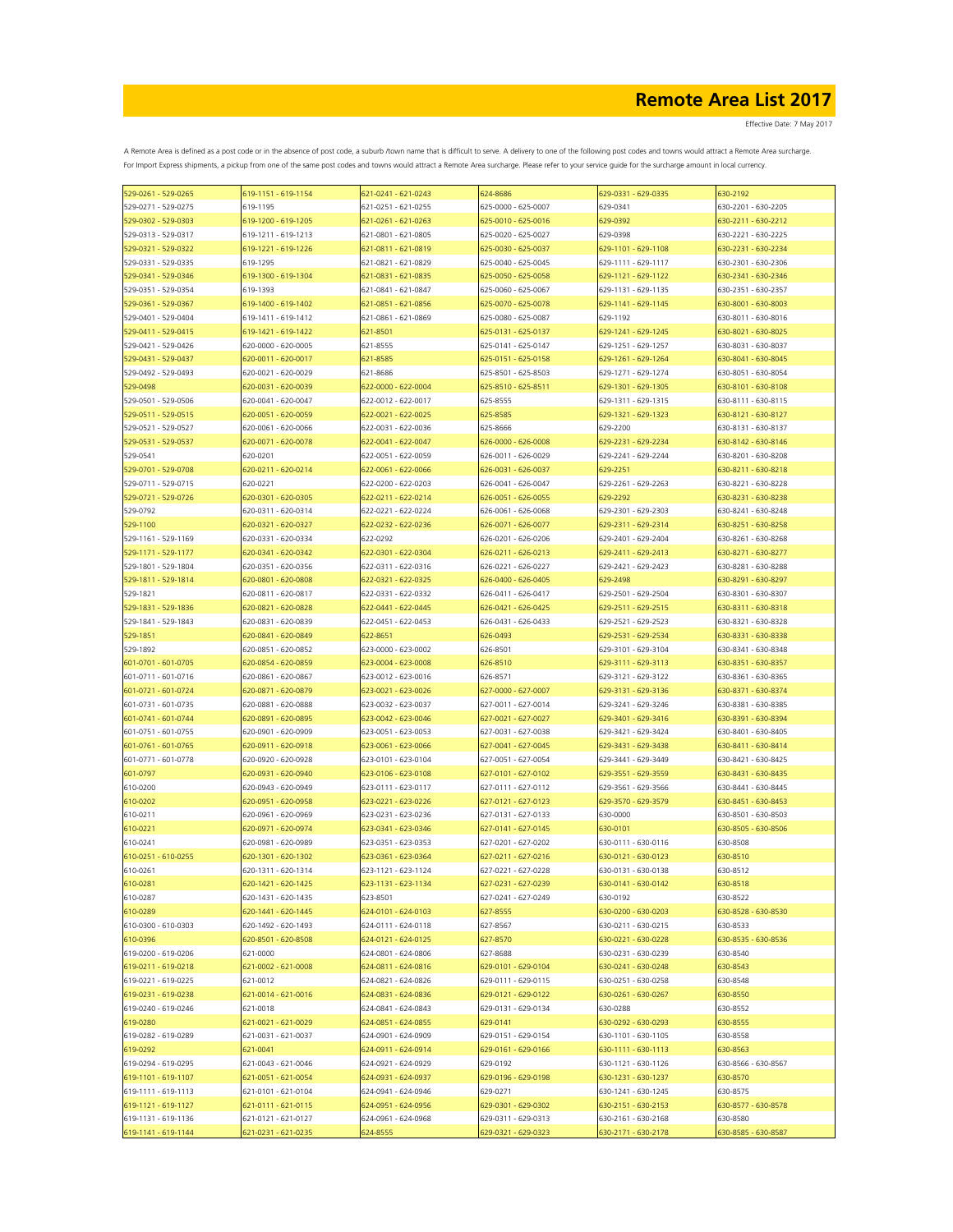# Remote Area List 2017

Effective Date: 7 May 2017

A Remote Area is defined as a post code or in the absence of post code, a suburb /town name that is difficult to serve. A delivery to one of the following post codes and towns would attract a Remote Area surcharge. For Import Express shipments, a pickup from one of the same post codes and towns would attract a Remote Area surcharge. Please refer to your service guide for the surcharge amount in local currency.

| | | | | | |
|---|---|---|---|---|---|
| 529-0261 - 529-0265 | 619-1151 - 619-1154 | 621-0241 - 621-0243 | 624-8686 | 629-0331 - 629-0335 | 630-2192 |
| 529-0271 - 529-0275 | 619-1195 | 621-0251 - 621-0255 | 625-0000 - 625-0007 | 629-0341 | 630-2201 - 630-2205 |
| 529-0302 - 529-0303 | 619-1200 - 619-1205 | 621-0261 - 621-0263 | 625-0010 - 625-0016 | 629-0392 | 630-2211 - 630-2212 |
| 529-0313 - 529-0317 | 619-1211 - 619-1213 | 621-0801 - 621-0805 | 625-0020 - 625-0027 | 629-0398 | 630-2221 - 630-2225 |
| 529-0321 - 529-0322 | 619-1221 - 619-1226 | 621-0811 - 621-0819 | 625-0030 - 625-0037 | 629-1101 - 629-1108 | 630-2231 - 630-2234 |
| 529-0331 - 529-0335 | 619-1295 | 621-0821 - 621-0829 | 625-0040 - 625-0045 | 629-1111 - 629-1117 | 630-2301 - 630-2306 |
| 529-0341 - 529-0346 | 619-1300 - 619-1304 | 621-0831 - 621-0835 | 625-0050 - 625-0058 | 629-1121 - 629-1122 | 630-2341 - 630-2346 |
| 529-0351 - 529-0354 | 619-1393 | 621-0841 - 621-0847 | 625-0060 - 625-0067 | 629-1131 - 629-1135 | 630-2351 - 630-2357 |
| 529-0361 - 529-0367 | 619-1400 - 619-1402 | 621-0851 - 621-0856 | 625-0070 - 625-0078 | 629-1141 - 629-1145 | 630-8001 - 630-8003 |
| 529-0401 - 529-0404 | 619-1411 - 619-1412 | 621-0861 - 621-0869 | 625-0080 - 625-0087 | 629-1192 | 630-8011 - 630-8016 |
| 529-0411 - 529-0415 | 619-1421 - 619-1422 | 621-8501 | 625-0131 - 625-0137 | 629-1241 - 629-1245 | 630-8021 - 630-8025 |
| 529-0421 - 529-0426 | 620-0000 - 620-0005 | 621-8555 | 625-0141 - 625-0147 | 629-1251 - 629-1257 | 630-8031 - 630-8037 |
| 529-0431 - 529-0437 | 620-0011 - 620-0017 | 621-8585 | 625-0151 - 625-0158 | 629-1261 - 629-1264 | 630-8041 - 630-8045 |
| 529-0492 - 529-0493 | 620-0021 - 620-0029 | 621-8686 | 625-8501 - 625-8503 | 629-1271 - 629-1274 | 630-8051 - 630-8054 |
| 529-0498 | 620-0031 - 620-0039 | 622-0000 - 622-0004 | 625-8510 - 625-8511 | 629-1301 - 629-1305 | 630-8101 - 630-8108 |
| 529-0501 - 529-0506 | 620-0041 - 620-0047 | 622-0012 - 622-0017 | 625-8555 | 629-1311 - 629-1315 | 630-8111 - 630-8115 |
| 529-0511 - 529-0515 | 620-0051 - 620-0059 | 622-0021 - 622-0025 | 625-8585 | 629-1321 - 629-1323 | 630-8121 - 630-8127 |
| 529-0521 - 529-0527 | 620-0061 - 620-0066 | 622-0031 - 622-0036 | 625-8666 | 629-2200 | 630-8131 - 630-8137 |
| 529-0531 - 529-0537 | 620-0071 - 620-0078 | 622-0041 - 622-0047 | 626-0000 - 626-0008 | 629-2231 - 629-2234 | 630-8142 - 630-8146 |
| 529-0541 | 620-0201 | 622-0051 - 622-0059 | 626-0011 - 626-0029 | 629-2241 - 629-2244 | 630-8201 - 630-8208 |
| 529-0701 - 529-0708 | 620-0211 - 620-0214 | 622-0061 - 622-0066 | 626-0031 - 626-0037 | 629-2251 | 630-8211 - 630-8218 |
| 529-0711 - 529-0715 | 620-0221 | 622-0200 - 622-0203 | 626-0041 - 626-0047 | 629-2261 - 629-2263 | 630-8221 - 630-8228 |
| 529-0721 - 529-0726 | 620-0301 - 620-0305 | 622-0211 - 622-0214 | 626-0051 - 626-0055 | 629-2292 | 630-8231 - 630-8238 |
| 529-0792 | 620-0311 - 620-0314 | 622-0221 - 622-0224 | 626-0061 - 626-0068 | 629-2301 - 629-2303 | 630-8241 - 630-8248 |
| 529-1100 | 620-0321 - 620-0327 | 622-0232 - 622-0236 | 626-0071 - 626-0077 | 629-2311 - 629-2314 | 630-8251 - 630-8258 |
| 529-1161 - 529-1169 | 620-0331 - 620-0334 | 622-0292 | 626-0201 - 626-0206 | 629-2401 - 629-2404 | 630-8261 - 630-8268 |
| 529-1171 - 529-1177 | 620-0341 - 620-0342 | 622-0301 - 622-0304 | 626-0211 - 626-0213 | 629-2411 - 629-2413 | 630-8271 - 630-8277 |
| 529-1801 - 529-1804 | 620-0351 - 620-0356 | 622-0311 - 622-0316 | 626-0221 - 626-0227 | 629-2421 - 629-2423 | 630-8281 - 630-8288 |
| 529-1811 - 529-1814 | 620-0801 - 620-0808 | 622-0321 - 622-0325 | 626-0400 - 626-0405 | 629-2498 | 630-8291 - 630-8297 |
| 529-1821 | 620-0811 - 620-0817 | 622-0331 - 622-0332 | 626-0411 - 626-0417 | 629-2501 - 629-2504 | 630-8301 - 630-8307 |
| 529-1831 - 529-1836 | 620-0821 - 620-0828 | 622-0441 - 622-0445 | 626-0421 - 626-0425 | 629-2511 - 629-2515 | 630-8311 - 630-8318 |
| 529-1841 - 529-1843 | 620-0831 - 620-0839 | 622-0451 - 622-0453 | 626-0431 - 626-0433 | 629-2521 - 629-2523 | 630-8321 - 630-8328 |
| 529-1851 | 620-0841 - 620-0849 | 622-8651 | 626-0493 | 629-2531 - 629-2534 | 630-8331 - 630-8338 |
| 529-1892 | 620-0851 - 620-0852 | 623-0000 - 623-0002 | 626-8501 | 629-3101 - 629-3104 | 630-8341 - 630-8348 |
| 601-0701 - 601-0705 | 620-0854 - 620-0859 | 623-0004 - 623-0008 | 626-8510 | 629-3111 - 629-3113 | 630-8351 - 630-8357 |
| 601-0711 - 601-0716 | 620-0861 - 620-0867 | 623-0012 - 623-0016 | 626-8571 | 629-3121 - 629-3122 | 630-8361 - 630-8365 |
| 601-0721 - 601-0724 | 620-0871 - 620-0879 | 623-0021 - 623-0026 | 627-0000 - 627-0007 | 629-3131 - 629-3136 | 630-8371 - 630-8376 |
| 601-0731 - 601-0735 | 620-0881 - 620-0888 | 623-0032 - 623-0037 | 627-0011 - 627-0014 | 629-3241 - 629-3246 | 630-8381 - 630-8385 |
| 601-0741 - 601-0744 | 620-0891 - 620-0895 | 623-0042 - 623-0046 | 627-0021 - 627-0027 | 629-3401 - 629-3416 | 630-8391 - 630-8394 |
| 601-0751 - 601-0755 | 620-0901 - 620-0909 | 623-0051 - 623-0053 | 627-0031 - 627-0038 | 629-3421 - 629-3424 | 630-8401 - 630-8405 |
| 601-0761 - 601-0765 | 620-0911 - 620-0918 | 623-0061 - 623-0066 | 627-0041 - 627-0045 | 629-3431 - 629-3438 | 630-8411 - 630-8414 |
| 601-0771 - 601-0778 | 620-0920 - 620-0928 | 623-0101 - 623-0104 | 627-0051 - 627-0054 | 629-3441 - 629-3449 | 630-8421 - 630-8425 |
| 601-0797 | 620-0931 - 620-0940 | 623-0106 - 623-0108 | 627-0101 - 627-0102 | 629-3551 - 629-3559 | 630-8431 - 630-8435 |
| 610-0200 | 620-0943 - 620-0949 | 623-0111 - 623-0117 | 627-0111 - 627-0112 | 629-3561 - 629-3566 | 630-8441 - 630-8445 |
| 610-0202 | 620-0951 - 620-0958 | 623-0221 - 623-0226 | 627-0121 - 627-0123 | 629-3570 - 629-3579 | 630-8451 - 630-8453 |
| 610-0211 | 620-0961 - 620-0969 | 623-0231 - 623-0236 | 627-0131 - 627-0133 | 630-0000 | 630-8501 - 630-8503 |
| 610-0221 | 620-0971 - 620-0974 | 623-0341 - 623-0346 | 627-0141 - 627-0145 | 630-0101 | 630-8505 - 630-8506 |
| 610-0241 | 620-0981 - 620-0989 | 623-0351 - 623-0353 | 627-0201 - 627-0202 | 630-0111 - 630-0116 | 630-8508 |
| 610-0251 - 610-0255 | 620-1301 - 620-1302 | 623-0361 - 623-0364 | 627-0211 - 627-0216 | 630-0121 - 630-0123 | 630-8510 |
| 610-0261 | 620-1311 - 620-1314 | 623-1121 - 623-1124 | 627-0221 - 627-0228 | 630-0131 - 630-0138 | 630-8512 |
| 610-0281 | 620-1421 - 620-1425 | 623-1131 - 623-1134 | 627-0231 - 627-0239 | 630-0141 - 630-0142 | 630-8518 |
| 610-0287 | 620-1431 - 620-1435 | 623-8501 | 627-0241 - 627-0249 | 630-0192 | 630-8522 |
| 610-0289 | 620-1441 - 620-1445 | 624-0101 - 624-0103 | 627-8555 | 630-0200 - 630-0203 | 630-8528 - 630-8530 |
| 610-0300 - 610-0303 | 620-1492 - 620-1493 | 624-0111 - 624-0118 | 627-8567 | 630-0211 - 630-0215 | 630-8533 |
| 610-0396 | 620-8501 - 620-8508 | 624-0121 - 624-0125 | 627-8570 | 630-0221 - 630-0228 | 630-8535 - 630-8536 |
| 619-0200 - 619-0206 | 621-0000 | 624-0801 - 624-0806 | 627-8688 | 630-0231 - 630-0239 | 630-8540 |
| 619-0211 - 619-0218 | 621-0002 - 621-0008 | 624-0811 - 624-0816 | 629-0101 - 629-0104 | 630-0241 - 630-0248 | 630-8543 |
| 619-0221 - 619-0225 | 621-0012 | 624-0821 - 624-0826 | 629-0111 - 629-0115 | 630-0251 - 630-0258 | 630-8548 |
| 619-0231 - 619-0238 | 621-0014 - 621-0016 | 624-0831 - 624-0836 | 629-0121 - 629-0122 | 630-0261 - 630-0267 | 630-8550 |
| 619-0240 - 619-0246 | 621-0018 | 624-0841 - 624-0843 | 629-0131 - 629-0134 | 630-0288 | 630-8552 |
| 619-0280 | 621-0021 - 621-0029 | 624-0851 - 624-0855 | 629-0141 | 630-0292 - 630-0293 | 630-8555 |
| 619-0282 - 619-0289 | 621-0031 - 621-0037 | 624-0901 - 624-0909 | 629-0151 - 629-0154 | 630-1101 - 630-1105 | 630-8558 |
| 619-0292 | 621-0041 | 624-0911 - 624-0914 | 629-0161 - 629-0166 | 630-1111 - 630-1113 | 630-8563 |
| 619-0294 - 619-0295 | 621-0043 - 621-0046 | 624-0921 - 624-0929 | 629-0192 | 630-1121 - 630-1126 | 630-8566 - 630-8567 |
| 619-1101 - 619-1107 | 621-0051 - 621-0054 | 624-0931 - 624-0937 | 629-0196 - 629-0198 | 630-1231 - 630-1237 | 630-8570 |
| 619-1111 - 619-1113 | 621-0101 - 621-0104 | 624-0941 - 624-0946 | 629-0271 | 630-1241 - 630-1245 | 630-8575 |
| 619-1121 - 619-1127 | 621-0111 - 621-0115 | 624-0951 - 624-0956 | 629-0301 - 629-0302 | 630-2151 - 630-2153 | 630-8577 - 630-8578 |
| 619-1131 - 619-1136 | 621-0121 - 621-0127 | 624-0961 - 624-0968 | 629-0311 - 629-0313 | 630-2161 - 630-2168 | 630-8580 |
| 619-1141 - 619-1144 | 621-0231 - 621-0235 | 624-8555 | 629-0321 - 629-0323 | 630-2171 - 630-2178 | 630-8585 - 630-8587 |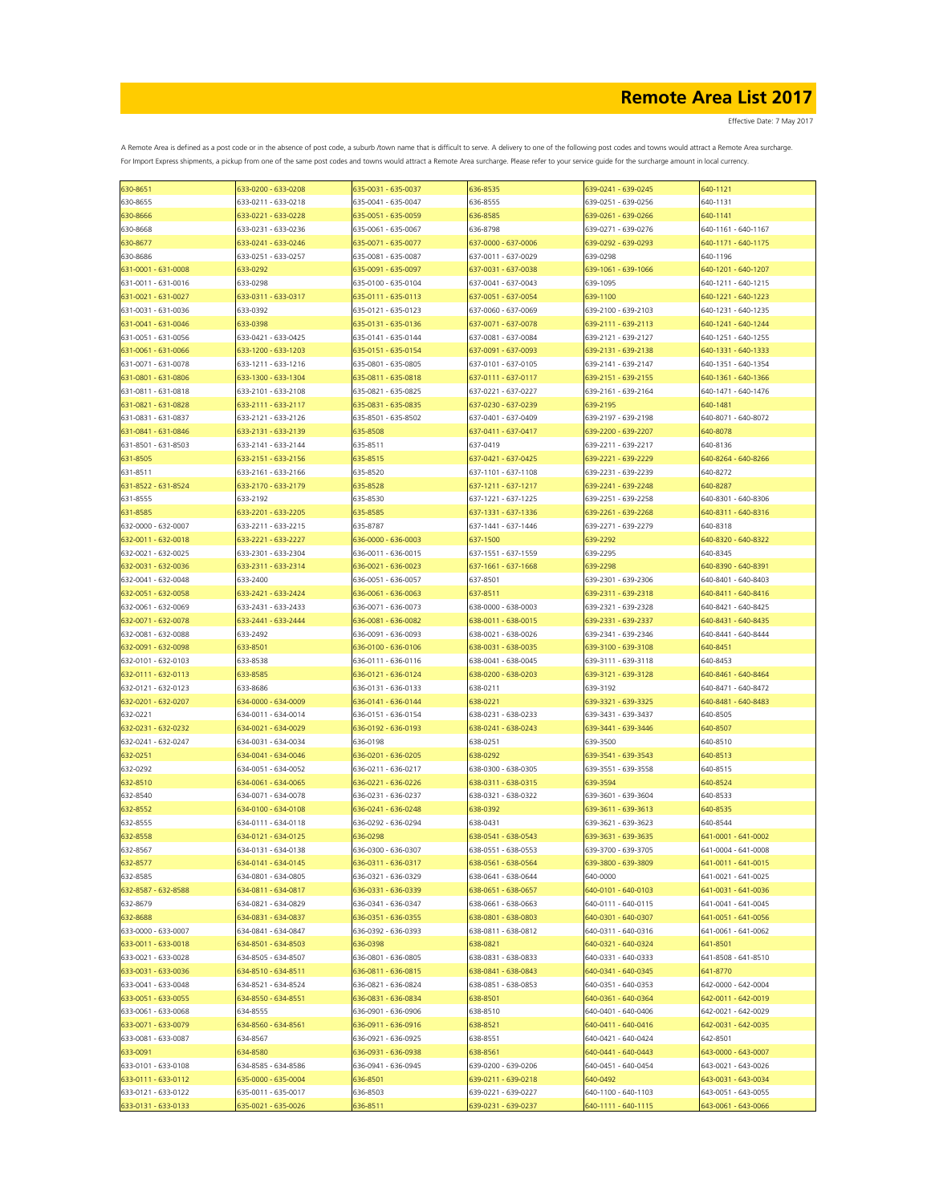# Remote Area List 2017

Effective Date: 7 May 2017

A Remote Area is defined as a post code or in the absence of post code, a suburb /town name that is difficult to serve. A delivery to one of the following post codes and towns would attract a Remote Area surcharge. For Import Express shipments, a pickup from one of the same post codes and towns would attract a Remote Area surcharge. Please refer to your service guide for the surcharge amount in local currency.

| | | | | | |
|---|---|---|---|---|---|
| 630-8651 | 633-0200 - 633-0208 | 635-0031 - 635-0037 | 636-8535 | 639-0241 - 639-0245 | 640-1121 |
| 630-8655 | 633-0211 - 633-0218 | 635-0041 - 635-0047 | 636-8555 | 639-0251 - 639-0256 | 640-1131 |
| 630-8666 | 633-0221 - 633-0228 | 635-0051 - 635-0059 | 636-8585 | 639-0261 - 639-0266 | 640-1141 |
| 630-8668 | 633-0231 - 633-0236 | 635-0061 - 635-0067 | 636-8798 | 639-0271 - 639-0276 | 640-1161 - 640-1167 |
| 630-8677 | 633-0241 - 633-0246 | 635-0071 - 635-0077 | 637-0000 - 637-0006 | 639-0292 - 639-0293 | 640-1171 - 640-1175 |
| 630-8686 | 633-0251 - 633-0257 | 635-0081 - 635-0087 | 637-0011 - 637-0029 | 639-0298 | 640-1196 |
| 631-0001 - 631-0008 | 633-0292 | 635-0091 - 635-0097 | 637-0031 - 637-0038 | 639-1061 - 639-1066 | 640-1201 - 640-1207 |
| 631-0011 - 631-0016 | 633-0298 | 635-0100 - 635-0104 | 637-0041 - 637-0043 | 639-1095 | 640-1211 - 640-1215 |
| 631-0021 - 631-0027 | 633-0311 - 633-0317 | 635-0111 - 635-0113 | 637-0051 - 637-0054 | 639-1100 | 640-1221 - 640-1223 |
| 631-0031 - 631-0036 | 633-0392 | 635-0121 - 635-0123 | 637-0060 - 637-0069 | 639-2100 - 639-2103 | 640-1231 - 640-1235 |
| 631-0041 - 631-0046 | 633-0398 | 635-0131 - 635-0136 | 637-0071 - 637-0078 | 639-2111 - 639-2113 | 640-1241 - 640-1244 |
| 631-0051 - 631-0056 | 633-0421 - 633-0425 | 635-0141 - 635-0144 | 637-0081 - 637-0084 | 639-2121 - 639-2127 | 640-1251 - 640-1255 |
| 631-0061 - 631-0066 | 633-1200 - 633-1203 | 635-0151 - 635-0154 | 637-0091 - 637-0093 | 639-2131 - 639-2138 | 640-1331 - 640-1333 |
| 631-0071 - 631-0078 | 633-1211 - 633-1216 | 635-0801 - 635-0805 | 637-0101 - 637-0105 | 639-2141 - 639-2147 | 640-1351 - 640-1354 |
| 631-0801 - 631-0806 | 633-1300 - 633-1304 | 635-0811 - 635-0818 | 637-0111 - 637-0117 | 639-2151 - 639-2155 | 640-1361 - 640-1366 |
| 631-0811 - 631-0818 | 633-2101 - 633-2108 | 635-0821 - 635-0825 | 637-0221 - 637-0227 | 639-2161 - 639-2164 | 640-1471 - 640-1476 |
| 631-0821 - 631-0828 | 633-2111 - 633-2117 | 635-0831 - 635-0835 | 637-0230 - 637-0239 | 639-2195 | 640-1481 |
| 631-0831 - 631-0837 | 633-2121 - 633-2126 | 635-8501 - 635-8502 | 637-0401 - 637-0409 | 639-2197 - 639-2198 | 640-8071 - 640-8072 |
| 631-0841 - 631-0846 | 633-2131 - 633-2139 | 635-8508 | 637-0411 - 637-0417 | 639-2200 - 639-2207 | 640-8078 |
| 631-8501 - 631-8503 | 633-2141 - 633-2144 | 635-8511 | 637-0419 | 639-2211 - 639-2217 | 640-8136 |
| 631-8505 | 633-2151 - 633-2156 | 635-8515 | 637-0421 - 637-0425 | 639-2221 - 639-2229 | 640-8264 - 640-8266 |
| 631-8511 | 633-2161 - 633-2166 | 635-8520 | 637-1101 - 637-1108 | 639-2231 - 639-2239 | 640-8272 |
| 631-8522 - 631-8524 | 633-2170 - 633-2179 | 635-8528 | 637-1211 - 637-1217 | 639-2241 - 639-2248 | 640-8287 |
| 631-8555 | 633-2192 | 635-8530 | 637-1221 - 637-1225 | 639-2251 - 639-2258 | 640-8301 - 640-8306 |
| 631-8585 | 633-2201 - 633-2205 | 635-8585 | 637-1331 - 637-1336 | 639-2261 - 639-2268 | 640-8311 - 640-8316 |
| 632-0000 - 632-0007 | 633-2211 - 633-2215 | 635-8787 | 637-1441 - 637-1446 | 639-2271 - 639-2279 | 640-8318 |
| 632-0011 - 632-0018 | 633-2221 - 633-2227 | 636-0000 - 636-0003 | 637-1500 | 639-2292 | 640-8320 - 640-8322 |
| 632-0021 - 632-0025 | 633-2301 - 633-2304 | 636-0011 - 636-0015 | 637-1551 - 637-1559 | 639-2295 | 640-8345 |
| 632-0031 - 632-0036 | 633-2311 - 633-2314 | 636-0021 - 636-0023 | 637-1661 - 637-1668 | 639-2298 | 640-8390 - 640-8391 |
| 632-0041 - 632-0048 | 633-2400 | 636-0051 - 636-0057 | 637-8501 | 639-2301 - 639-2306 | 640-8401 - 640-8403 |
| 632-0051 - 632-0058 | 633-2421 - 633-2424 | 636-0061 - 636-0063 | 637-8511 | 639-2311 - 639-2318 | 640-8411 - 640-8416 |
| 632-0061 - 632-0069 | 633-2431 - 633-2433 | 636-0071 - 636-0073 | 638-0000 - 638-0003 | 639-2321 - 639-2328 | 640-8421 - 640-8425 |
| 632-0071 - 632-0078 | 633-2441 - 633-2444 | 636-0081 - 636-0082 | 638-0011 - 638-0015 | 639-2331 - 639-2337 | 640-8431 - 640-8435 |
| 632-0081 - 632-0088 | 633-2492 | 636-0091 - 636-0093 | 638-0021 - 638-0026 | 639-2341 - 639-2346 | 640-8441 - 640-8444 |
| 632-0091 - 632-0098 | 633-8501 | 636-0100 - 636-0106 | 638-0031 - 638-0035 | 639-3100 - 639-3108 | 640-8451 |
| 632-0101 - 632-0103 | 633-8538 | 636-0111 - 636-0116 | 638-0041 - 638-0045 | 639-3111 - 639-3118 | 640-8453 |
| 632-0111 - 632-0113 | 633-8585 | 636-0121 - 636-0124 | 638-0200 - 638-0203 | 639-3121 - 639-3128 | 640-8461 - 640-8464 |
| 632-0121 - 632-0123 | 633-8686 | 636-0131 - 636-0133 | 638-0211 | 639-3192 | 640-8471 - 640-8472 |
| 632-0201 - 632-0207 | 634-0000 - 634-0009 | 636-0141 - 636-0144 | 638-0221 | 639-3321 - 639-3325 | 640-8481 - 640-8483 |
| 632-0221 | 634-0011 - 634-0014 | 636-0151 - 636-0154 | 638-0231 - 638-0233 | 639-3431 - 639-3437 | 640-8505 |
| 632-0231 - 632-0232 | 634-0021 - 634-0029 | 636-0192 - 636-0193 | 638-0241 - 638-0243 | 639-3441 - 639-3446 | 640-8507 |
| 632-0241 - 632-0247 | 634-0031 - 634-0034 | 636-0198 | 638-0251 | 639-3500 | 640-8510 |
| 632-0251 | 634-0041 - 634-0046 | 636-0201 - 636-0205 | 638-0292 | 639-3541 - 639-3543 | 640-8513 |
| 632-0292 | 634-0051 - 634-0052 | 636-0211 - 636-0217 | 638-0300 - 638-0305 | 639-3551 - 639-3558 | 640-8515 |
| 632-8510 | 634-0061 - 634-0065 | 636-0221 - 636-0226 | 638-0311 - 638-0315 | 639-3594 | 640-8524 |
| 632-8540 | 634-0071 - 634-0078 | 636-0231 - 636-0237 | 638-0321 - 638-0322 | 639-3601 - 639-3604 | 640-8533 |
| 632-8552 | 634-0100 - 634-0108 | 636-0241 - 636-0248 | 638-0392 | 639-3611 - 639-3613 | 640-8535 |
| 632-8555 | 634-0111 - 634-0118 | 636-0292 - 636-0294 | 638-0431 | 639-3621 - 639-3623 | 640-8544 |
| 632-8558 | 634-0121 - 634-0125 | 636-0298 | 638-0541 - 638-0543 | 639-3631 - 639-3635 | 641-0001 - 641-0002 |
| 632-8567 | 634-0131 - 634-0138 | 636-0300 - 636-0307 | 638-0551 - 638-0553 | 639-3700 - 639-3705 | 641-0004 - 641-0008 |
| 632-8577 | 634-0141 - 634-0145 | 636-0311 - 636-0317 | 638-0561 - 638-0564 | 639-3800 - 639-3809 | 641-0011 - 641-0015 |
| 632-8585 | 634-0801 - 634-0805 | 636-0321 - 636-0329 | 638-0641 - 638-0644 | 640-0000 | 641-0021 - 641-0025 |
| 632-8587 - 632-8588 | 634-0811 - 634-0817 | 636-0331 - 636-0339 | 638-0651 - 638-0657 | 640-0101 - 640-0103 | 641-0031 - 641-0036 |
| 632-8679 | 634-0821 - 634-0829 | 636-0341 - 636-0347 | 638-0661 - 638-0663 | 640-0111 - 640-0115 | 641-0041 - 641-0045 |
| 632-8688 | 634-0831 - 634-0837 | 636-0351 - 636-0355 | 638-0801 - 638-0803 | 640-0301 - 640-0307 | 641-0051 - 641-0056 |
| 633-0000 - 633-0007 | 634-0841 - 634-0847 | 636-0392 - 636-0393 | 638-0811 - 638-0812 | 640-0311 - 640-0316 | 641-0061 - 641-0062 |
| 633-0011 - 633-0018 | 634-8501 - 634-8503 | 636-0398 | 638-0821 | 640-0321 - 640-0324 | 641-8501 |
| 633-0021 - 633-0028 | 634-8505 - 634-8507 | 636-0801 - 636-0805 | 638-0831 - 638-0833 | 640-0331 - 640-0333 | 641-8508 - 641-8510 |
| 633-0031 - 633-0036 | 634-8510 - 634-8511 | 636-0811 - 636-0815 | 638-0841 - 638-0843 | 640-0341 - 640-0345 | 641-8770 |
| 633-0041 - 633-0048 | 634-8521 - 634-8524 | 636-0821 - 636-0824 | 638-0851 - 638-0853 | 640-0351 - 640-0353 | 642-0000 - 642-0004 |
| 633-0051 - 633-0055 | 634-8550 - 634-8551 | 636-0831 - 636-0834 | 638-8501 | 640-0361 - 640-0364 | 642-0011 - 642-0019 |
| 633-0061 - 633-0068 | 634-8555 | 636-0901 - 636-0906 | 638-8510 | 640-0401 - 640-0406 | 642-0021 - 642-0029 |
| 633-0071 - 633-0079 | 634-8560 - 634-8561 | 636-0911 - 636-0916 | 638-8521 | 640-0411 - 640-0416 | 642-0031 - 642-0035 |
| 633-0081 - 633-0087 | 634-8567 | 636-0921 - 636-0925 | 638-8551 | 640-0421 - 640-0424 | 642-8501 |
| 633-0091 | 634-8580 | 636-0931 - 636-0938 | 638-8561 | 640-0441 - 640-0443 | 643-0000 - 643-0007 |
| 633-0101 - 633-0108 | 634-8585 - 634-8586 | 636-0941 - 636-0945 | 639-0200 - 639-0206 | 640-0451 - 640-0454 | 643-0021 - 643-0026 |
| 633-0111 - 633-0112 | 635-0000 - 635-0004 | 636-8501 | 639-0211 - 639-0218 | 640-0492 | 643-0031 - 643-0034 |
| 633-0121 - 633-0122 | 635-0011 - 635-0017 | 636-8503 | 639-0221 - 639-0227 | 640-1100 - 640-1103 | 643-0051 - 643-0055 |
| 633-0131 - 633-0133 | 635-0021 - 635-0026 | 636-8511 | 639-0231 - 639-0237 | 640-1111 - 640-1115 | 643-0061 - 643-0066 |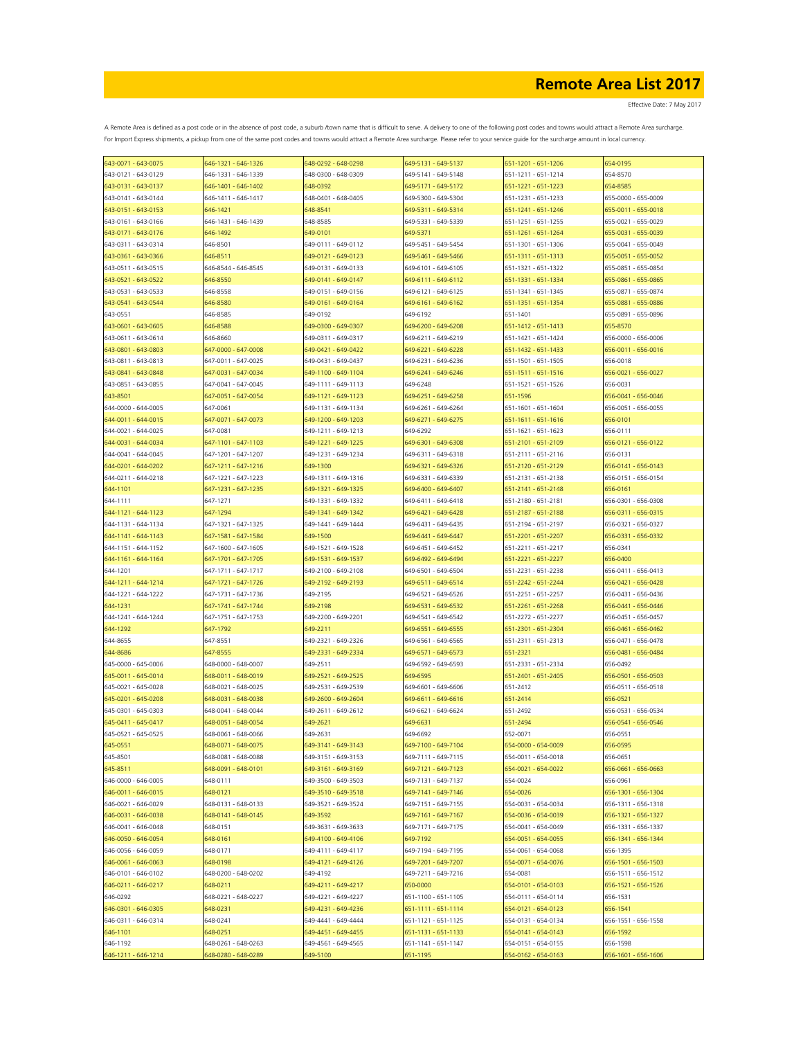# Remote Area List 2017

Effective Date: 7 May 2017

A Remote Area is defined as a post code or in the absence of post code, a suburb /town name that is difficult to serve. A delivery to one of the following post codes and towns would attract a Remote Area surcharge.
For Import Express shipments, a pickup from one of the same post codes and towns would attract a Remote Area surcharge. Please refer to your service guide for the surcharge amount in local currency.

| | | | | | |
|---|---|---|---|---|---|
| 643-0071 - 643-0075 | 646-1321 - 646-1326 | 648-0292 - 648-0298 | 649-5131 - 649-5137 | 651-1201 - 651-1206 | 654-0195 |
| 643-0121 - 643-0129 | 646-1331 - 646-1339 | 648-0300 - 648-0309 | 649-5141 - 649-5148 | 651-1211 - 651-1214 | 654-8570 |
| 643-0131 - 643-0137 | 646-1401 - 646-1402 | 648-0392 | 649-5171 - 649-5172 | 651-1221 - 651-1223 | 654-8585 |
| 643-0141 - 643-0144 | 646-1411 - 646-1417 | 648-0401 - 648-0405 | 649-5300 - 649-5304 | 651-1231 - 651-1233 | 655-0000 - 655-0009 |
| 643-0151 - 643-0153 | 646-1421 | 648-8541 | 649-5311 - 649-5314 | 651-1241 - 651-1246 | 655-0011 - 655-0018 |
| 643-0161 - 643-0166 | 646-1431 - 646-1439 | 648-8585 | 649-5331 - 649-5339 | 651-1251 - 651-1255 | 655-0021 - 655-0029 |
| 643-0171 - 643-0176 | 646-1492 | 649-0101 | 649-5371 | 651-1261 - 651-1264 | 655-0031 - 655-0039 |
| 643-0311 - 643-0314 | 646-8501 | 649-0111 - 649-0112 | 649-5451 - 649-5454 | 651-1301 - 651-1306 | 655-0041 - 655-0049 |
| 643-0361 - 643-0366 | 646-8511 | 649-0121 - 649-0123 | 649-5461 - 649-5466 | 651-1311 - 651-1313 | 655-0051 - 655-0052 |
| 643-0511 - 643-0515 | 646-8544 - 646-8545 | 649-0131 - 649-0133 | 649-6101 - 649-6105 | 651-1321 - 651-1322 | 655-0851 - 655-0854 |
| 643-0521 - 643-0522 | 646-8550 | 649-0141 - 649-0147 | 649-6111 - 649-6112 | 651-1331 - 651-1334 | 655-0861 - 655-0865 |
| 643-0531 - 643-0533 | 646-8558 | 649-0151 - 649-0156 | 649-6121 - 649-6125 | 651-1341 - 651-1345 | 655-0871 - 655-0874 |
| 643-0541 - 643-0544 | 646-8580 | 649-0161 - 649-0164 | 649-6161 - 649-6162 | 651-1351 - 651-1354 | 655-0881 - 655-0886 |
| 643-0551 | 646-8585 | 649-0192 | 649-6192 | 651-1401 | 655-0891 - 655-0896 |
| 643-0601 - 643-0605 | 646-8588 | 649-0300 - 649-0307 | 649-6200 - 649-6208 | 651-1412 - 651-1413 | 655-8570 |
| 643-0611 - 643-0614 | 646-8660 | 649-0311 - 649-0317 | 649-6211 - 649-6219 | 651-1421 - 651-1424 | 656-0000 - 656-0006 |
| 643-0801 - 643-0803 | 647-0000 - 647-0008 | 649-0421 - 649-0422 | 649-6221 - 649-6228 | 651-1432 - 651-1433 | 656-0011 - 656-0016 |
| 643-0811 - 643-0813 | 647-0011 - 647-0025 | 649-0431 - 649-0437 | 649-6231 - 649-6236 | 651-1501 - 651-1505 | 656-0018 |
| 643-0841 - 643-0848 | 647-0031 - 647-0034 | 649-1100 - 649-1104 | 649-6241 - 649-6246 | 651-1511 - 651-1516 | 656-0021 - 656-0027 |
| 643-0851 - 643-0855 | 647-0041 - 647-0045 | 649-1111 - 649-1113 | 649-6248 | 651-1521 - 651-1526 | 656-0031 |
| 643-8501 | 647-0051 - 647-0054 | 649-1121 - 649-1123 | 649-6251 - 649-6258 | 651-1596 | 656-0041 - 656-0046 |
| 644-0000 - 644-0005 | 647-0061 | 649-1131 - 649-1134 | 649-6261 - 649-6264 | 651-1601 - 651-1604 | 656-0051 - 656-0055 |
| 644-0011 - 644-0015 | 647-0071 - 647-0073 | 649-1200 - 649-1203 | 649-6271 - 649-6275 | 651-1611 - 651-1616 | 656-0101 |
| 644-0021 - 644-0025 | 647-0081 | 649-1211 - 649-1213 | 649-6292 | 651-1621 - 651-1623 | 656-0111 |
| 644-0031 - 644-0034 | 647-1101 - 647-1103 | 649-1221 - 649-1225 | 649-6301 - 649-6308 | 651-2101 - 651-2109 | 656-0121 - 656-0122 |
| 644-0041 - 644-0045 | 647-1201 - 647-1207 | 649-1231 - 649-1234 | 649-6311 - 649-6318 | 651-2111 - 651-2116 | 656-0131 |
| 644-0201 - 644-0202 | 647-1211 - 647-1216 | 649-1300 | 649-6321 - 649-6326 | 651-2120 - 651-2129 | 656-0141 - 656-0143 |
| 644-0211 - 644-0218 | 647-1221 - 647-1223 | 649-1311 - 649-1316 | 649-6331 - 649-6339 | 651-2131 - 651-2138 | 656-0151 - 656-0154 |
| 644-1101 | 647-1231 - 647-1235 | 649-1321 - 649-1325 | 649-6400 - 649-6407 | 651-2141 - 651-2148 | 656-0161 |
| 644-1111 | 647-1271 | 649-1331 - 649-1332 | 649-6411 - 649-6418 | 651-2180 - 651-2181 | 656-0301 - 656-0308 |
| 644-1121 - 644-1123 | 647-1294 | 649-1341 - 649-1342 | 649-6421 - 649-6428 | 651-2187 - 651-2188 | 656-0311 - 656-0315 |
| 644-1131 - 644-1134 | 647-1321 - 647-1325 | 649-1441 - 649-1444 | 649-6431 - 649-6435 | 651-2194 - 651-2197 | 656-0321 - 656-0327 |
| 644-1141 - 644-1143 | 647-1581 - 647-1584 | 649-1500 | 649-6441 - 649-6447 | 651-2201 - 651-2207 | 656-0331 - 656-0332 |
| 644-1151 - 644-1152 | 647-1600 - 647-1605 | 649-1521 - 649-1528 | 649-6451 - 649-6452 | 651-2211 - 651-2217 | 656-0341 |
| 644-1161 - 644-1164 | 647-1701 - 647-1705 | 649-1531 - 649-1537 | 649-6492 - 649-6494 | 651-2221 - 651-2227 | 656-0400 |
| 644-1201 | 647-1711 - 647-1717 | 649-2100 - 649-2108 | 649-6501 - 649-6504 | 651-2231 - 651-2238 | 656-0411 - 656-0413 |
| 644-1211 - 644-1214 | 647-1721 - 647-1726 | 649-2192 - 649-2193 | 649-6511 - 649-6514 | 651-2242 - 651-2244 | 656-0421 - 656-0428 |
| 644-1221 - 644-1222 | 647-1731 - 647-1736 | 649-2195 | 649-6521 - 649-6526 | 651-2251 - 651-2257 | 656-0431 - 656-0436 |
| 644-1231 | 647-1741 - 647-1744 | 649-2198 | 649-6531 - 649-6532 | 651-2261 - 651-2268 | 656-0441 - 656-0446 |
| 644-1241 - 644-1244 | 647-1751 - 647-1753 | 649-2200 - 649-2201 | 649-6541 - 649-6542 | 651-2272 - 651-2277 | 656-0451 - 656-0457 |
| 644-1292 | 647-1792 | 649-2211 | 649-6551 - 649-6555 | 651-2301 - 651-2304 | 656-0461 - 656-0462 |
| 644-8655 | 647-8551 | 649-2321 - 649-2326 | 649-6561 - 649-6565 | 651-2311 - 651-2313 | 656-0471 - 656-0478 |
| 644-8686 | 647-8555 | 649-2331 - 649-2334 | 649-6571 - 649-6573 | 651-2321 | 656-0481 - 656-0484 |
| 645-0000 - 645-0006 | 648-0000 - 648-0007 | 649-2511 | 649-6592 - 649-6593 | 651-2331 - 651-2334 | 656-0492 |
| 645-0011 - 645-0014 | 648-0011 - 648-0019 | 649-2521 - 649-2525 | 649-6595 | 651-2401 - 651-2405 | 656-0501 - 656-0503 |
| 645-0021 - 645-0028 | 648-0021 - 648-0025 | 649-2531 - 649-2539 | 649-6601 - 649-6606 | 651-2412 | 656-0511 - 656-0518 |
| 645-0201 - 645-0208 | 648-0031 - 648-0038 | 649-2600 - 649-2604 | 649-6611 - 649-6616 | 651-2414 | 656-0521 |
| 645-0301 - 645-0303 | 648-0041 - 648-0044 | 649-2611 - 649-2612 | 649-6621 - 649-6624 | 651-2492 | 656-0531 - 656-0534 |
| 645-0411 - 645-0417 | 648-0051 - 648-0054 | 649-2621 | 649-6631 | 651-2494 | 656-0541 - 656-0546 |
| 645-0521 - 645-0525 | 648-0061 - 648-0066 | 649-2631 | 649-6692 | 652-0071 | 656-0551 |
| 645-0551 | 648-0071 - 648-0075 | 649-3141 - 649-3143 | 649-7100 - 649-7104 | 654-0000 - 654-0009 | 656-0595 |
| 645-8501 | 648-0081 - 648-0088 | 649-3151 - 649-3153 | 649-7111 - 649-7115 | 654-0011 - 654-0018 | 656-0651 |
| 645-8511 | 648-0091 - 648-0101 | 649-3161 - 649-3169 | 649-7121 - 649-7123 | 654-0021 - 654-0022 | 656-0661 - 656-0663 |
| 646-0000 - 646-0005 | 648-0111 | 649-3500 - 649-3503 | 649-7131 - 649-7137 | 654-0024 | 656-0961 |
| 646-0011 - 646-0015 | 648-0121 | 649-3510 - 649-3518 | 649-7141 - 649-7146 | 654-0026 | 656-1301 - 656-1304 |
| 646-0021 - 646-0029 | 648-0131 - 648-0133 | 649-3521 - 649-3524 | 649-7151 - 649-7155 | 654-0031 - 654-0034 | 656-1311 - 656-1318 |
| 646-0031 - 646-0038 | 648-0141 - 648-0145 | 649-3592 | 649-7161 - 649-7167 | 654-0036 - 654-0039 | 656-1321 - 656-1327 |
| 646-0041 - 646-0048 | 648-0151 | 649-3631 - 649-3633 | 649-7171 - 649-7175 | 654-0041 - 654-0049 | 656-1331 - 656-1337 |
| 646-0050 - 646-0054 | 648-0161 | 649-4100 - 649-4106 | 649-7192 | 654-0051 - 654-0055 | 656-1341 - 656-1344 |
| 646-0056 - 646-0059 | 648-0171 | 649-4111 - 649-4117 | 649-7194 - 649-7195 | 654-0061 - 654-0068 | 656-1395 |
| 646-0061 - 646-0063 | 648-0198 | 649-4121 - 649-4126 | 649-7201 - 649-7207 | 654-0071 - 654-0076 | 656-1501 - 656-1503 |
| 646-0101 - 646-0102 | 648-0200 - 648-0202 | 649-4192 | 649-7211 - 649-7216 | 654-0081 | 656-1511 - 656-1512 |
| 646-0211 - 646-0217 | 648-0211 | 649-4211 - 649-4217 | 650-0000 | 654-0101 - 654-0103 | 656-1521 - 656-1526 |
| 646-0292 | 648-0221 - 648-0227 | 649-4221 - 649-4227 | 651-1100 - 651-1105 | 654-0111 - 654-0114 | 656-1531 |
| 646-0301 - 646-0305 | 648-0231 | 649-4231 - 649-4236 | 651-1111 - 651-1114 | 654-0121 - 654-0123 | 656-1541 |
| 646-0311 - 646-0314 | 648-0241 | 649-4441 - 649-4444 | 651-1121 - 651-1125 | 654-0131 - 654-0134 | 656-1551 - 656-1558 |
| 646-1101 | 648-0251 | 649-4451 - 649-4455 | 651-1131 - 651-1133 | 654-0141 - 654-0143 | 656-1592 |
| 646-1192 | 648-0261 - 648-0263 | 649-4561 - 649-4565 | 651-1141 - 651-1147 | 654-0151 - 654-0155 | 656-1598 |
| 646-1211 - 646-1214 | 648-0280 - 648-0289 | 649-5100 | 651-1195 | 654-0162 - 654-0163 | 656-1601 - 656-1606 |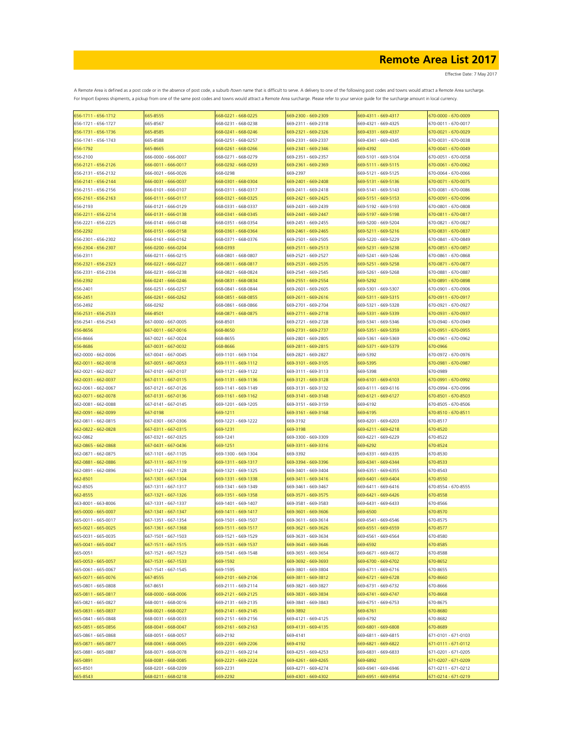# Remote Area List 2017

Effective Date: 7 May 2017

A Remote Area is defined as a post code or in the absence of post code, a suburb /town name that is difficult to serve. A delivery to one of the following post codes and towns would attract a Remote Area surcharge.
For Import Express shipments, a pickup from one of the same post codes and towns would attract a Remote Area surcharge. Please refer to your service guide for the surcharge amount in local currency.

| | | | | | |
|---|---|---|---|---|---|
| 656-1711 - 656-1712 | 665-8555 | 668-0221 - 668-0225 | 669-2300 - 669-2309 | 669-4311 - 669-4317 | 670-0000 - 670-0009 |
| 656-1721 - 656-1727 | 665-8567 | 668-0231 - 668-0238 | 669-2311 - 669-2318 | 669-4321 - 669-4325 | 670-0011 - 670-0017 |
| 656-1731 - 656-1736 | 665-8585 | 668-0241 - 668-0246 | 669-2321 - 669-2326 | 669-4331 - 669-4337 | 670-0021 - 670-0029 |
| 656-1741 - 656-1743 | 665-8588 | 668-0251 - 668-0257 | 669-2331 - 669-2337 | 669-4341 - 669-4345 | 670-0031 - 670-0038 |
| 656-1792 | 665-8665 | 668-0261 - 668-0266 | 669-2341 - 669-2346 | 669-4392 | 670-0041 - 670-0049 |
| 656-2100 | 666-0000 - 666-0007 | 668-0271 - 668-0279 | 669-2351 - 669-2357 | 669-5101 - 669-5104 | 670-0051 - 670-0058 |
| 656-2121 - 656-2126 | 666-0011 - 666-0017 | 668-0292 - 668-0293 | 669-2361 - 669-2369 | 669-5111 - 669-5115 | 670-0061 - 670-0062 |
| 656-2131 - 656-2132 | 666-0021 - 666-0026 | 668-0298 | 669-2397 | 669-5121 - 669-5125 | 670-0064 - 670-0066 |
| 656-2141 - 656-2144 | 666-0031 - 666-0037 | 668-0301 - 668-0304 | 669-2401 - 669-2408 | 669-5131 - 669-5136 | 670-0071 - 670-0075 |
| 656-2151 - 656-2156 | 666-0101 - 666-0107 | 668-0311 - 668-0317 | 669-2411 - 669-2418 | 669-5141 - 669-5143 | 670-0081 - 670-0086 |
| 656-2161 - 656-2163 | 666-0111 - 666-0117 | 668-0321 - 668-0325 | 669-2421 - 669-2425 | 669-5151 - 669-5153 | 670-0091 - 670-0096 |
| 656-2193 | 666-0121 - 666-0129 | 668-0331 - 668-0337 | 669-2431 - 669-2439 | 669-5192 - 669-5193 | 670-0801 - 670-0808 |
| 656-2211 - 656-2214 | 666-0131 - 666-0138 | 668-0341 - 668-0345 | 669-2441 - 669-2447 | 669-5197 - 669-5198 | 670-0811 - 670-0817 |
| 656-2221 - 656-2225 | 666-0141 - 666-0148 | 668-0351 - 668-0354 | 669-2451 - 669-2455 | 669-5200 - 669-5204 | 670-0821 - 670-0827 |
| 656-2292 | 666-0151 - 666-0158 | 668-0361 - 668-0364 | 669-2461 - 669-2465 | 669-5211 - 669-5216 | 670-0831 - 670-0837 |
| 656-2301 - 656-2302 | 666-0161 - 666-0162 | 668-0371 - 668-0376 | 669-2501 - 669-2505 | 669-5220 - 669-5229 | 670-0841 - 670-0849 |
| 656-2304 - 656-2307 | 666-0200 - 666-0204 | 668-0393 | 669-2511 - 669-2513 | 669-5231 - 669-5238 | 670-0851 - 670-0857 |
| 656-2311 | 666-0211 - 666-0215 | 668-0801 - 668-0807 | 669-2521 - 669-2527 | 669-5241 - 669-5246 | 670-0861 - 670-0868 |
| 656-2321 - 656-2323 | 666-0221 - 666-0227 | 668-0811 - 668-0817 | 669-2531 - 669-2535 | 669-5251 - 669-5258 | 670-0871 - 670-0877 |
| 656-2331 - 656-2334 | 666-0231 - 666-0238 | 668-0821 - 668-0824 | 669-2541 - 669-2545 | 669-5261 - 669-5268 | 670-0881 - 670-0887 |
| 656-2392 | 666-0241 - 666-0246 | 668-0831 - 668-0834 | 669-2551 - 669-2554 | 669-5292 | 670-0891 - 670-0898 |
| 656-2401 | 666-0251 - 666-0257 | 668-0841 - 668-0844 | 669-2601 - 669-2605 | 669-5301 - 669-5307 | 670-0901 - 670-0906 |
| 656-2451 | 666-0261 - 666-0262 | 668-0851 - 668-0855 | 669-2611 - 669-2616 | 669-5311 - 669-5315 | 670-0911 - 670-0917 |
| 656-2492 | 666-0292 | 668-0861 - 668-0866 | 669-2701 - 669-2704 | 669-5321 - 669-5328 | 670-0921 - 670-0927 |
| 656-2531 - 656-2533 | 666-8501 | 668-0871 - 668-0875 | 669-2711 - 669-2718 | 669-5331 - 669-5339 | 670-0931 - 670-0937 |
| 656-2541 - 656-2543 | 667-0000 - 667-0005 | 668-8501 | 669-2721 - 669-2728 | 669-5341 - 669-5346 | 670-0940 - 670-0949 |
| 656-8656 | 667-0011 - 667-0016 | 668-8650 | 669-2731 - 669-2737 | 669-5351 - 669-5359 | 670-0951 - 670-0955 |
| 656-8666 | 667-0021 - 667-0024 | 668-8655 | 669-2801 - 669-2805 | 669-5361 - 669-5369 | 670-0961 - 670-0962 |
| 656-8686 | 667-0031 - 667-0032 | 668-8666 | 669-2811 - 669-2815 | 669-5371 - 669-5379 | 670-0966 |
| 662-0000 - 662-0006 | 667-0041 - 667-0045 | 669-1101 - 669-1104 | 669-2821 - 669-2827 | 669-5392 | 670-0972 - 670-0976 |
| 662-0011 - 662-0018 | 667-0051 - 667-0053 | 669-1111 - 669-1112 | 669-3101 - 669-3105 | 669-5395 | 670-0981 - 670-0987 |
| 662-0021 - 662-0027 | 667-0101 - 667-0107 | 669-1121 - 669-1122 | 669-3111 - 669-3113 | 669-5398 | 670-0989 |
| 662-0031 - 662-0037 | 667-0111 - 667-0115 | 669-1131 - 669-1136 | 669-3121 - 669-3128 | 669-6101 - 669-6103 | 670-0991 - 670-0992 |
| 662-0061 - 662-0067 | 667-0121 - 667-0126 | 669-1141 - 669-1149 | 669-3131 - 669-3132 | 669-6111 - 669-6116 | 670-0994 - 670-0996 |
| 662-0071 - 662-0078 | 667-0131 - 667-0136 | 669-1161 - 669-1162 | 669-3141 - 669-3148 | 669-6121 - 669-6127 | 670-8501 - 670-8503 |
| 662-0081 - 662-0088 | 667-0141 - 667-0145 | 669-1201 - 669-1205 | 669-3151 - 669-3159 | 669-6192 | 670-8505 - 670-8506 |
| 662-0091 - 662-0099 | 667-0198 | 669-1211 | 669-3161 - 669-3168 | 669-6195 | 670-8510 - 670-8511 |
| 662-0811 - 662-0815 | 667-0301 - 667-0306 | 669-1221 - 669-1222 | 669-3192 | 669-6201 - 669-6203 | 670-8517 |
| 662-0822 - 662-0828 | 667-0311 - 667-0315 | 669-1231 | 669-3198 | 669-6211 - 669-6218 | 670-8520 |
| 662-0862 | 667-0321 - 667-0325 | 669-1241 | 669-3300 - 669-3309 | 669-6221 - 669-6229 | 670-8522 |
| 662-0865 - 662-0868 | 667-0431 - 667-0436 | 669-1251 | 669-3311 - 669-3316 | 669-6292 | 670-8524 |
| 662-0871 - 662-0875 | 667-1101 - 667-1105 | 669-1300 - 669-1304 | 669-3392 | 669-6331 - 669-6335 | 670-8530 |
| 662-0881 - 662-0886 | 667-1111 - 667-1119 | 669-1311 - 669-1317 | 669-3394 - 669-3396 | 669-6341 - 669-6344 | 670-8533 |
| 662-0891 - 662-0896 | 667-1121 - 667-1128 | 669-1321 - 669-1325 | 669-3401 - 669-3404 | 669-6351 - 669-6355 | 670-8543 |
| 662-8501 | 667-1301 - 667-1304 | 669-1331 - 669-1338 | 669-3411 - 669-3416 | 669-6401 - 669-6404 | 670-8550 |
| 662-8505 | 667-1311 - 667-1317 | 669-1341 - 669-1349 | 669-3461 - 669-3467 | 669-6411 - 669-6416 | 670-8554 - 670-8555 |
| 662-8555 | 667-1321 - 667-1326 | 669-1351 - 669-1358 | 669-3571 - 669-3575 | 669-6421 - 669-6426 | 670-8558 |
| 663-8001 - 663-8006 | 667-1331 - 667-1337 | 669-1401 - 669-1407 | 669-3581 - 669-3583 | 669-6431 - 669-6433 | 670-8566 |
| 665-0000 - 665-0007 | 667-1341 - 667-1347 | 669-1411 - 669-1417 | 669-3601 - 669-3606 | 669-6500 | 670-8570 |
| 665-0011 - 665-0017 | 667-1351 - 667-1354 | 669-1501 - 669-1507 | 669-3611 - 669-3614 | 669-6541 - 669-6546 | 670-8575 |
| 665-0021 - 665-0025 | 667-1361 - 667-1368 | 669-1511 - 669-1517 | 669-3621 - 669-3626 | 669-6551 - 669-6559 | 670-8577 |
| 665-0031 - 665-0035 | 667-1501 - 667-1503 | 669-1521 - 669-1529 | 669-3631 - 669-3634 | 669-6561 - 669-6564 | 670-8580 |
| 665-0041 - 665-0047 | 667-1511 - 667-1515 | 669-1531 - 669-1537 | 669-3641 - 669-3646 | 669-6592 | 670-8585 |
| 665-0051 | 667-1521 - 667-1523 | 669-1541 - 669-1548 | 669-3651 - 669-3654 | 669-6671 - 669-6672 | 670-8588 |
| 665-0053 - 665-0057 | 667-1531 - 667-1533 | 669-1592 | 669-3692 - 669-3693 | 669-6700 - 669-6702 | 670-8652 |
| 665-0061 - 665-0067 | 667-1541 - 667-1545 | 669-1595 | 669-3801 - 669-3804 | 669-6711 - 669-6716 | 670-8655 |
| 665-0071 - 665-0076 | 667-8555 | 669-2101 - 669-2106 | 669-3811 - 669-3812 | 669-6721 - 669-6728 | 670-8660 |
| 665-0801 - 665-0808 | 667-8651 | 669-2111 - 669-2114 | 669-3821 - 669-3827 | 669-6731 - 669-6732 | 670-8666 |
| 665-0811 - 665-0817 | 668-0000 - 668-0006 | 669-2121 - 669-2125 | 669-3831 - 669-3834 | 669-6741 - 669-6747 | 670-8668 |
| 665-0821 - 665-0827 | 668-0011 - 668-0016 | 669-2131 - 669-2135 | 669-3841 - 669-3843 | 669-6751 - 669-6753 | 670-8675 |
| 665-0831 - 665-0837 | 668-0021 - 668-0027 | 669-2141 - 669-2145 | 669-3892 | 669-6761 | 670-8680 |
| 665-0841 - 665-0848 | 668-0031 - 668-0033 | 669-2151 - 669-2156 | 669-4121 - 669-4125 | 669-6792 | 670-8682 |
| 665-0851 - 665-0856 | 668-0041 - 668-0047 | 669-2161 - 669-2163 | 669-4131 - 669-4135 | 669-6801 - 669-6808 | 670-8689 |
| 665-0861 - 665-0868 | 668-0051 - 668-0057 | 669-2192 | 669-4141 | 669-6811 - 669-6815 | 671-0101 - 671-0103 |
| 665-0871 - 665-0877 | 668-0061 - 668-0065 | 669-2201 - 669-2206 | 669-4192 | 669-6821 - 669-6822 | 671-0111 - 671-0112 |
| 665-0881 - 665-0887 | 668-0071 - 668-0078 | 669-2211 - 669-2214 | 669-4251 - 669-4253 | 669-6831 - 669-6833 | 671-0201 - 671-0205 |
| 665-0891 | 668-0081 - 668-0085 | 669-2221 - 669-2224 | 669-4261 - 669-4265 | 669-6892 | 671-0207 - 671-0209 |
| 665-8501 | 668-0201 - 668-0209 | 669-2231 | 669-4271 - 669-4274 | 669-6941 - 669-6946 | 671-0211 - 671-0212 |
| 665-8543 | 668-0211 - 668-0218 | 669-2292 | 669-4301 - 669-4302 | 669-6951 - 669-6954 | 671-0214 - 671-0219 |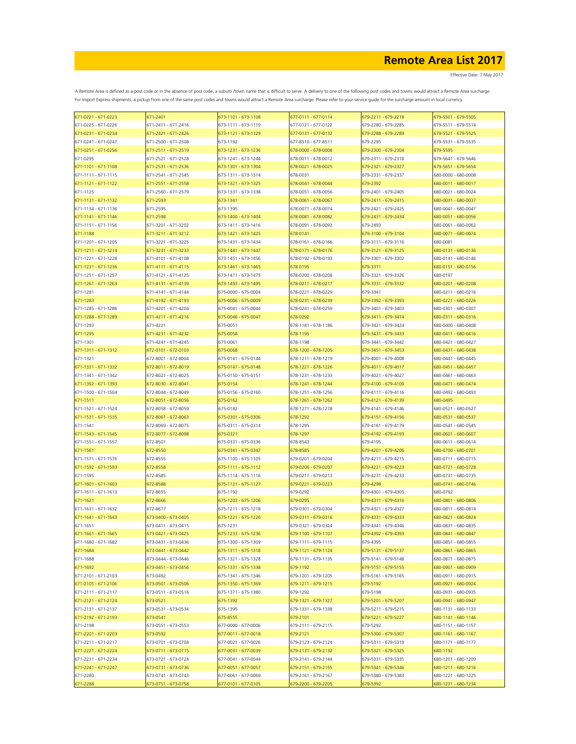# Remote Area List 2017

Effective Date: 7 May 2017

A Remote Area is defined as a post code or in the absence of post code, a suburb /town name that is difficult to serve. A delivery to one of the following post codes and towns would attract a Remote Area surcharge. For Import Express shipments, a pickup from one of the same post codes and towns would attract a Remote Area surcharge. Please refer to your service guide for the surcharge amount in local currency.

| | | | | | |
|---|---|---|---|---|---|
| 671-0221 - 671-0223 | 671-2401 | 673-1101 - 673-1108 | 677-0111 - 677-0114 | 679-2211 - 679-2218 | 679-5501 - 679-5505 |
| 671-0225 - 671-0226 | 671-2411 - 671-2416 | 673-1111 - 673-1119 | 677-0121 - 677-0122 | 679-2280 - 679-2285 | 679-5511 - 679-5514 |
| 671-0231 - 671-0234 | 671-2421 - 671-2426 | 673-1121 - 673-1129 | 677-0131 - 677-0132 | 679-2288 - 679-2289 | 679-5521 - 679-5525 |
| 671-0241 - 671-0247 | 671-2500 - 671-2508 | 673-1192 | 677-8510 - 677-8511 | 679-2295 | 679-5531 - 679-5535 |
| 671-0251 - 671-0256 | 671-2511 - 671-2519 | 673-1231 - 673-1236 | 678-0000 - 678-0008 | 679-2300 - 679-2304 | 679-5595 |
| 671-0295 | 671-2521 - 671-2528 | 673-1241 - 673-1244 | 678-0011 - 678-0012 | 679-2311 - 679-2318 | 679-5641 - 679-5646 |
| 671-1101 - 671-1108 | 671-2531 - 671-2536 | 673-1301 - 673-1304 | 678-0021 - 678-0025 | 679-2321 - 679-2327 | 679-5651 - 679-5654 |
| 671-1111 - 671-1115 | 671-2541 - 671-2545 | 673-1311 - 673-1314 | 678-0031 | 679-2331 - 679-2337 | 680-0000 - 680-0008 |
| 671-1121 - 671-1122 | 671-2551 - 671-2558 | 673-1321 - 673-1325 | 678-0041 - 678-0044 | 679-2392 | 680-0011 - 680-0017 |
| 671-1125 | 671-2560 - 671-2579 | 673-1331 - 673-1338 | 678-0051 - 678-0056 | 679-2401 - 679-2405 | 680-0021 - 680-0024 |
| 671-1131 - 671-1132 | 671-2593 | 673-1341 | 678-0061 - 678-0067 | 679-2411 - 679-2415 | 680-0031 - 680-0037 |
| 671-1134 - 671-1136 | 671-2595 | 673-1395 | 678-0071 - 678-0074 | 679-2421 - 679-2425 | 680-0041 - 680-0047 |
| 671-1141 - 671-1146 | 671-2598 | 673-1400 - 673-1404 | 678-0081 - 678-0082 | 679-2431 - 679-2434 | 680-0051 - 680-0056 |
| 671-1151 - 671-1156 | 671-3201 - 671-3202 | 673-1411 - 673-1416 | 678-0091 - 678-0092 | 679-2493 | 680-0061 - 680-0062 |
| 671-1188 | 671-3211 - 671-3212 | 673-1421 - 673-1425 | 678-0141 | 679-3100 - 679-3104 | 680-0071 - 680-0074 |
| 671-1201 - 671-1205 | 671-3221 - 671-3225 | 673-1431 - 673-1434 | 678-0161 - 678-0166 | 679-3111 - 679-3116 | 680-0081 |
| 671-1211 - 671-1214 | 671-3231 - 671-3233 | 673-1441 - 673-1447 | 678-0171 - 678-0176 | 679-3121 - 679-3125 | 680-0131 - 680-0136 |
| 671-1221 - 671-1228 | 671-4101 - 671-4108 | 673-1451 - 673-1456 | 678-0192 - 678-0193 | 679-3301 - 679-3302 | 680-0141 - 680-0146 |
| 671-1231 - 671-1236 | 671-4111 - 671-4115 | 673-1461 - 673-1465 | 678-0195 | 679-3311 | 680-0151 - 680-0156 |
| 671-1251 - 671-1257 | 671-4121 - 671-4125 | 673-1471 - 673-1475 | 678-0200 - 678-0208 | 679-3321 - 679-3326 | 680-0197 |
| 671-1261 - 671-1263 | 671-4131 - 671-4139 | 673-1493 - 673-1495 | 678-0211 - 678-0217 | 679-3331 - 679-3332 | 680-0201 - 680-0208 |
| 671-1281 | 671-4141 - 671-4144 | 675-0000 - 675-0004 | 678-0221 - 678-0229 | 679-3341 | 680-0211 - 680-0216 |
| 671-1283 | 671-4192 - 671-4193 | 675-0006 - 675-0009 | 678-0231 - 678-0239 | 679-3392 - 679-3393 | 680-0221 - 680-0226 |
| 671-1285 - 671-1286 | 671-4201 - 671-4204 | 675-0041 - 675-0044 | 678-0241 - 678-0259 | 679-3401 - 679-3403 | 680-0301 - 680-0307 |
| 671-1288 - 671-1289 | 671-4211 - 671-4216 | 675-0046 - 675-0047 | 678-0292 | 679-3411 - 679-3414 | 680-0311 - 680-0316 |
| 671-1293 | 671-4221 | 675-0051 | 678-1181 - 678-1186 | 679-3421 - 679-3424 | 680-0400 - 680-0408 |
| 671-1295 | 671-4231 - 671-4232 | 675-0058 | 678-1195 | 679-3431 - 679-3433 | 680-0411 - 680-0416 |
| 671-1301 | 671-4241 - 671-4245 | 675-0061 | 678-1198 | 679-3441 - 679-3442 | 680-0421 - 680-0427 |
| 671-1311 - 671-1312 | 672-0101 - 672-0103 | 675-0068 | 678-1200 - 678-1205 | 679-3451 - 679-3453 | 680-0431 - 680-0438 |
| 671-1321 | 672-8001 - 672-8004 | 675-0141 - 675-0144 | 678-1211 - 678-1219 | 679-4001 - 679-4008 | 680-0441 - 680-0445 |
| 671-1331 - 671-1332 | 672-8011 - 672-8019 | 675-0147 - 675-0148 | 678-1221 - 678-1226 | 679-4011 - 679-4017 | 680-0451 - 680-0457 |
| 671-1341 - 671-1342 | 672-8021 - 672-8025 | 675-0150 - 675-0151 | 678-1231 - 678-1233 | 679-4021 - 679-4027 | 680-0461 - 680-0463 |
| 671-1392 - 671-1393 | 672-8030 - 672-8041 | 675-0154 | 678-1241 - 678-1244 | 679-4100 - 679-4109 | 680-0471 - 680-0474 |
| 671-1500 - 671-1504 | 672-8044 - 672-8049 | 675-0156 - 675-0160 | 678-1251 - 678-1256 | 679-4111 - 679-4116 | 680-0492 - 680-0493 |
| 671-1511 | 672-8051 - 672-8056 | 675-0162 | 678-1261 - 678-1262 | 679-4121 - 679-4139 | 680-0495 |
| 671-1521 - 671-1524 | 672-8058 - 672-8059 | 675-0182 | 678-1271 - 678-1278 | 679-4141 - 679-4146 | 680-0521 - 680-0527 |
| 671-1531 - 671-1535 | 672-8061 - 672-8063 | 675-0301 - 675-0306 | 678-1292 | 679-4151 - 679-4156 | 680-0531 - 680-0537 |
| 671-1541 | 672-8069 - 672-8075 | 675-0311 - 675-0314 | 678-1295 | 679-4161 - 679-4179 | 680-0541 - 680-0545 |
| 671-1543 - 671-1545 | 672-8077 - 672-8098 | 675-0321 | 678-1297 | 679-4192 - 679-4193 | 680-0601 - 680-0607 |
| 671-1551 - 671-1557 | 672-8501 | 675-0331 - 675-0336 | 678-8543 | 679-4195 | 680-0611 - 680-0614 |
| 671-1561 | 672-8550 | 675-0341 - 675-0347 | 678-8585 | 679-4201 - 679-4206 | 680-0700 - 680-0701 |
| 671-1571 - 671-1576 | 672-8555 | 675-1100 - 675-1105 | 679-0201 - 679-0204 | 679-4211 - 679-4215 | 680-0711 - 680-0715 |
| 671-1592 - 671-1593 | 672-8558 | 675-1111 - 675-1112 | 679-0206 - 679-0207 | 679-4221 - 679-4223 | 680-0721 - 680-0728 |
| 671-1595 | 672-8585 | 675-1114 - 675-1116 | 679-0211 - 679-0213 | 679-4231 - 679-4233 | 680-0731 - 680-0735 |
| 671-1601 - 671-1603 | 672-8588 | 675-1121 - 675-1127 | 679-0221 - 679-0223 | 679-4298 | 680-0741 - 680-0746 |
| 671-1611 - 671-1613 | 672-8655 | 675-1192 | 679-0292 | 679-4301 - 679-4305 | 680-0792 |
| 671-1621 | 672-8666 | 675-1203 - 675-1206 | 679-0295 | 679-4311 - 679-4316 | 680-0801 - 680-0806 |
| 671-1631 - 671-1632 | 672-8677 | 675-1211 - 675-1218 | 679-0301 - 679-0304 | 679-4321 - 679-4327 | 680-0811 - 680-0814 |
| 671-1641 - 671-1643 | 673-0400 - 673-0405 | 675-1221 - 675-1226 | 679-0311 - 679-0316 | 679-4331 - 679-4333 | 680-0821 - 680-0824 |
| 671-1651 | 673-0411 - 673-0415 | 675-1231 | 679-0321 - 679-0324 | 679-4341 - 679-4346 | 680-0831 - 680-0835 |
| 671-1661 - 671-1665 | 673-0421 - 673-0425 | 675-1233 - 675-1236 | 679-1100 - 679-1107 | 679-4392 - 679-4393 | 680-0841 - 680-0847 |
| 671-1680 - 671-1682 | 673-0431 - 673-0436 | 675-1300 - 675-1309 | 679-1111 - 679-1115 | 679-4395 | 680-0851 - 680-0855 |
| 671-1684 | 673-0441 - 673-0442 | 675-1311 - 675-1318 | 679-1121 - 679-1124 | 679-5131 - 679-5137 | 680-0861 - 680-0865 |
| 671-1688 | 673-0444 - 673-0446 | 675-1321 - 675-1328 | 679-1131 - 679-1135 | 679-5141 - 679-5148 | 680-0871 - 680-0875 |
| 671-1692 | 673-0451 - 673-0456 | 675-1331 - 675-1338 | 679-1192 | 679-5151 - 679-5155 | 680-0901 - 680-0909 |
| 671-2101 - 671-2103 | 673-0492 | 675-1341 - 675-1346 | 679-1201 - 679-1205 | 679-5161 - 679-5165 | 680-0911 - 680-0915 |
| 671-2105 - 671-2106 | 673-0501 - 673-0506 | 675-1350 - 675-1369 | 679-1211 - 679-1215 | 679-5192 | 680-0921 - 680-0924 |
| 671-2111 - 671-2117 | 673-0511 - 673-0516 | 675-1371 - 675-1380 | 679-1292 | 679-5198 | 680-0931 - 680-0935 |
| 671-2121 - 671-2124 | 673-0521 | 675-1392 | 679-1321 - 679-1327 | 679-5201 - 679-5207 | 680-0941 - 680-0947 |
| 671-2131 - 671-2137 | 673-0531 - 673-0534 | 675-1395 | 679-1331 - 679-1338 | 679-5211 - 679-5215 | 680-1131 - 680-1133 |
| 671-2192 - 671-2193 | 673-0541 | 675-8555 | 679-2101 | 679-5221 - 679-5227 | 680-1141 - 680-1146 |
| 671-2198 | 673-0551 - 673-0553 | 677-0000 - 677-0006 | 679-2111 - 679-2115 | 679-5292 | 680-1151 - 680-1157 |
| 671-2201 - 671-2203 | 673-0592 | 677-0011 - 677-0018 | 679-2121 | 679-5300 - 679-5307 | 680-1161 - 680-1167 |
| 671-2211 - 671-2217 | 673-0701 - 673-0704 | 677-0021 - 677-0026 | 679-2123 - 679-2124 | 679-5311 - 679-5319 | 680-1171 - 680-1177 |
| 671-2221 - 671-2224 | 673-0711 - 673-0715 | 677-0031 - 677-0039 | 679-2131 - 679-2132 | 679-5321 - 679-5325 | 680-1192 |
| 671-2231 - 671-2234 | 673-0721 - 673-0724 | 677-0041 - 677-0044 | 679-2141 - 679-2144 | 679-5331 - 679-5335 | 680-1201 - 680-1209 |
| 671-2241 - 671-2247 | 673-0731 - 673-0736 | 677-0051 - 677-0057 | 679-2151 - 679-2155 | 679-5341 - 679-5346 | 680-1211 - 680-1216 |
| 671-2280 | 673-0741 - 673-0743 | 677-0061 - 677-0069 | 679-2161 - 679-2167 | 679-5380 - 679-5383 | 680-1221 - 680-1225 |
| 671-2288 | 673-0751 - 673-0758 | 677-0101 - 677-0105 | 679-2200 - 679-2205 | 679-5392 | 680-1231 - 680-1234 |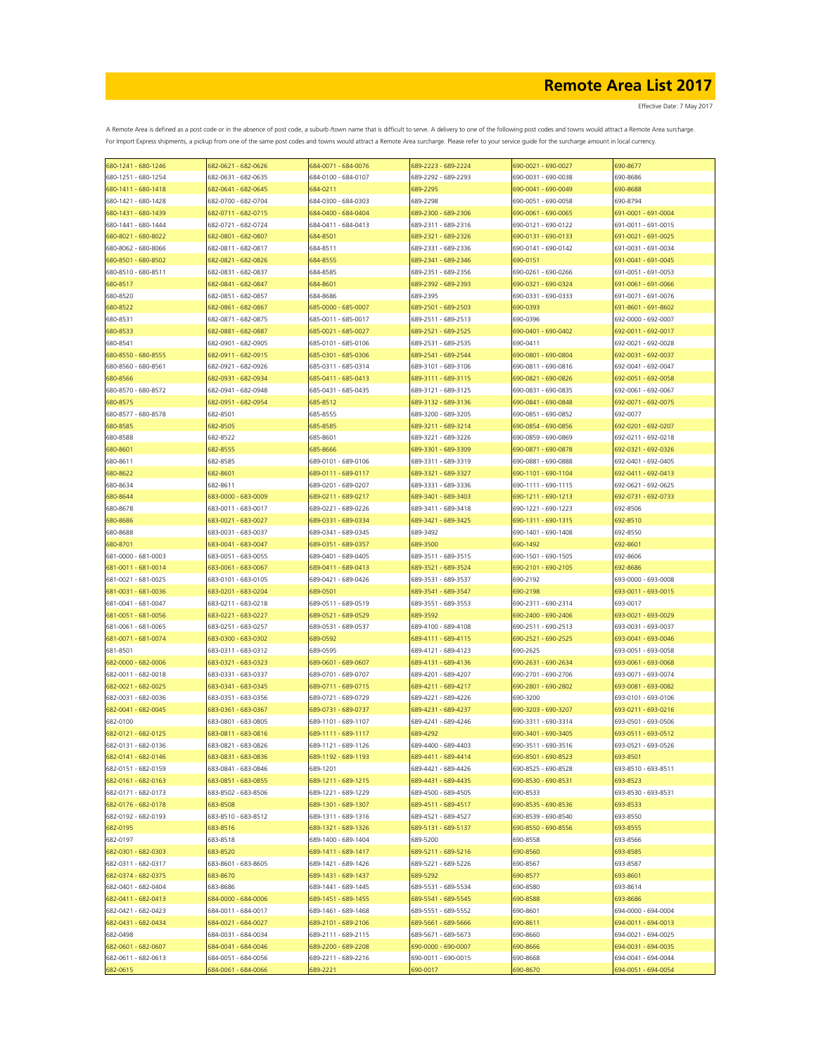# Remote Area List 2017

Effective Date: 7 May 2017

A Remote Area is defined as a post code or in the absence of post code, a suburb /town name that is difficult to serve. A delivery to one of the following post codes and towns would attract a Remote Area surcharge. For Import Express shipments, a pickup from one of the same post codes and towns would attract a Remote Area surcharge. Please refer to your service guide for the surcharge amount in local currency.

| | | | | | |
|---|---|---|---|---|---|
| 680-1241 - 680-1246 | 682-0621 - 682-0626 | 684-0071 - 684-0076 | 689-2223 - 689-2224 | 690-0021 - 690-0027 | 690-8677 |
| 680-1251 - 680-1254 | 682-0631 - 682-0635 | 684-0100 - 684-0107 | 689-2292 - 689-2293 | 690-0031 - 690-0038 | 690-8686 |
| 680-1411 - 680-1418 | 682-0641 - 682-0645 | 684-0211 | 689-2295 | 690-0041 - 690-0049 | 690-8688 |
| 680-1421 - 680-1428 | 682-0700 - 682-0704 | 684-0300 - 684-0303 | 689-2298 | 690-0051 - 690-0058 | 690-8794 |
| 680-1431 - 680-1439 | 682-0711 - 682-0715 | 684-0400 - 684-0404 | 689-2300 - 689-2306 | 690-0061 - 690-0065 | 691-0001 - 691-0004 |
| 680-1441 - 680-1444 | 682-0721 - 682-0724 | 684-0411 - 684-0413 | 689-2311 - 689-2316 | 690-0121 - 690-0122 | 691-0011 - 691-0015 |
| 680-8021 - 680-8022 | 682-0801 - 682-0807 | 684-8501 | 689-2321 - 689-2326 | 690-0131 - 690-0133 | 691-0021 - 691-0025 |
| 680-8062 - 680-8066 | 682-0811 - 682-0817 | 684-8511 | 689-2331 - 689-2336 | 690-0141 - 690-0142 | 691-0031 - 691-0034 |
| 680-8501 - 680-8502 | 682-0821 - 682-0826 | 684-8555 | 689-2341 - 689-2346 | 690-0151 | 691-0041 - 691-0045 |
| 680-8510 - 680-8511 | 682-0831 - 682-0837 | 684-8585 | 689-2351 - 689-2356 | 690-0261 - 690-0266 | 691-0051 - 691-0053 |
| 680-8517 | 682-0841 - 682-0847 | 684-8601 | 689-2392 - 689-2393 | 690-0321 - 690-0324 | 691-0061 - 691-0066 |
| 680-8520 | 682-0851 - 682-0857 | 684-8686 | 689-2395 | 690-0331 - 690-0333 | 691-0071 - 691-0076 |
| 680-8522 | 682-0861 - 682-0867 | 685-0000 - 685-0007 | 689-2501 - 689-2503 | 690-0393 | 691-8601 - 691-8602 |
| 680-8531 | 682-0871 - 682-0875 | 685-0011 - 685-0017 | 689-2511 - 689-2513 | 690-0396 | 692-0000 - 692-0007 |
| 680-8533 | 682-0881 - 682-0887 | 685-0021 - 685-0027 | 689-2521 - 689-2525 | 690-0401 - 690-0402 | 692-0011 - 692-0017 |
| 680-8541 | 682-0901 - 682-0905 | 685-0101 - 685-0106 | 689-2531 - 689-2535 | 690-0411 | 692-0021 - 692-0028 |
| 680-8550 - 680-8555 | 682-0911 - 682-0915 | 685-0301 - 685-0306 | 689-2541 - 689-2544 | 690-0801 - 690-0804 | 692-0031 - 692-0037 |
| 680-8560 - 680-8561 | 682-0921 - 682-0926 | 685-0311 - 685-0314 | 689-3101 - 689-3106 | 690-0811 - 690-0816 | 692-0041 - 692-0047 |
| 680-8566 | 682-0931 - 682-0934 | 685-0411 - 685-0413 | 689-3111 - 689-3115 | 690-0821 - 690-0826 | 692-0051 - 692-0058 |
| 680-8570 - 680-8572 | 682-0941 - 682-0948 | 685-0431 - 685-0435 | 689-3121 - 689-3125 | 690-0831 - 690-0835 | 692-0061 - 692-0067 |
| 680-8575 | 682-0951 - 682-0954 | 685-8512 | 689-3132 - 689-3136 | 690-0841 - 690-0848 | 692-0071 - 692-0075 |
| 680-8577 - 680-8578 | 682-8501 | 685-8555 | 689-3200 - 689-3205 | 690-0851 - 690-0852 | 692-0077 |
| 680-8585 | 682-8505 | 685-8585 | 689-3211 - 689-3214 | 690-0854 - 690-0856 | 692-0201 - 692-0207 |
| 680-8588 | 682-8522 | 685-8601 | 689-3221 - 689-3226 | 690-0859 - 690-0869 | 692-0211 - 692-0218 |
| 680-8601 | 682-8555 | 685-8666 | 689-3301 - 689-3309 | 690-0871 - 690-0878 | 692-0321 - 692-0326 |
| 680-8611 | 682-8585 | 689-0101 - 689-0106 | 689-3311 - 689-3319 | 690-0881 - 690-0888 | 692-0401 - 692-0405 |
| 680-8622 | 682-8601 | 689-0111 - 689-0117 | 689-3321 - 689-3327 | 690-1101 - 690-1104 | 692-0411 - 692-0413 |
| 680-8634 | 682-8611 | 689-0201 - 689-0207 | 689-3331 - 689-3336 | 690-1111 - 690-1115 | 692-0621 - 692-0625 |
| 680-8644 | 683-0000 - 683-0009 | 689-0211 - 689-0217 | 689-3401 - 689-3403 | 690-1211 - 690-1213 | 692-0731 - 692-0733 |
| 680-8678 | 683-0011 - 683-0017 | 689-0221 - 689-0226 | 689-3411 - 689-3418 | 690-1221 - 690-1223 | 692-8506 |
| 680-8686 | 683-0021 - 683-0027 | 689-0331 - 689-0334 | 689-3421 - 689-3425 | 690-1311 - 690-1315 | 692-8510 |
| 680-8688 | 683-0031 - 683-0037 | 689-0341 - 689-0345 | 689-3492 | 690-1401 - 690-1408 | 692-8550 |
| 680-8701 | 683-0041 - 683-0047 | 689-0351 - 689-0357 | 689-3500 | 690-1492 | 692-8601 |
| 681-0000 - 681-0003 | 683-0051 - 683-0055 | 689-0401 - 689-0405 | 689-3511 - 689-3515 | 690-1501 - 690-1505 | 692-8606 |
| 681-0011 - 681-0014 | 683-0061 - 683-0067 | 689-0411 - 689-0413 | 689-3521 - 689-3524 | 690-2101 - 690-2105 | 692-8686 |
| 681-0021 - 681-0025 | 683-0101 - 683-0105 | 689-0421 - 689-0426 | 689-3531 - 689-3537 | 690-2192 | 693-0000 - 693-0008 |
| 681-0031 - 681-0036 | 683-0201 - 683-0204 | 689-0501 | 689-3541 - 689-3547 | 690-2198 | 693-0011 - 693-0015 |
| 681-0041 - 681-0047 | 683-0211 - 683-0218 | 689-0511 - 689-0519 | 689-3551 - 689-3553 | 690-2311 - 690-2314 | 693-0017 |
| 681-0051 - 681-0056 | 683-0221 - 683-0227 | 689-0521 - 689-0529 | 689-3592 | 690-2400 - 690-2406 | 693-0021 - 693-0029 |
| 681-0061 - 681-0065 | 683-0251 - 683-0257 | 689-0531 - 689-0537 | 689-4100 - 689-4108 | 690-2511 - 690-2513 | 693-0031 - 693-0037 |
| 681-0071 - 681-0074 | 683-0300 - 683-0302 | 689-0592 | 689-4111 - 689-4115 | 690-2521 - 690-2525 | 693-0041 - 693-0046 |
| 681-8501 | 683-0311 - 683-0312 | 689-0595 | 689-4121 - 689-4123 | 690-2625 | 693-0051 - 693-0058 |
| 682-0000 - 682-0006 | 683-0321 - 683-0323 | 689-0601 - 689-0607 | 689-4131 - 689-4136 | 690-2631 - 690-2634 | 693-0061 - 693-0068 |
| 682-0011 - 682-0018 | 683-0331 - 683-0337 | 689-0701 - 689-0707 | 689-4201 - 689-4207 | 690-2701 - 690-2706 | 693-0071 - 693-0074 |
| 682-0021 - 682-0025 | 683-0341 - 683-0345 | 689-0711 - 689-0715 | 689-4211 - 689-4217 | 690-2801 - 690-2802 | 693-0081 - 693-0082 |
| 682-0031 - 682-0036 | 683-0351 - 683-0356 | 689-0721 - 689-0729 | 689-4221 - 689-4226 | 690-3200 | 693-0101 - 693-0106 |
| 682-0041 - 682-0045 | 683-0361 - 683-0367 | 689-0731 - 689-0737 | 689-4231 - 689-4237 | 690-3203 - 690-3207 | 693-0211 - 693-0216 |
| 682-0100 | 683-0801 - 683-0805 | 689-1101 - 689-1107 | 689-4241 - 689-4246 | 690-3311 - 690-3314 | 693-0501 - 693-0506 |
| 682-0121 - 682-0125 | 683-0811 - 683-0816 | 689-1111 - 689-1117 | 689-4292 | 690-3401 - 690-3405 | 693-0511 - 693-0512 |
| 682-0131 - 682-0136 | 683-0821 - 683-0826 | 689-1121 - 689-1126 | 689-4400 - 689-4403 | 690-3511 - 690-3516 | 693-0521 - 693-0526 |
| 682-0141 - 682-0146 | 683-0831 - 683-0836 | 689-1192 - 689-1193 | 689-4411 - 689-4414 | 690-8501 - 690-8523 | 693-8501 |
| 682-0151 - 682-0159 | 683-0841 - 683-0846 | 689-1201 | 689-4421 - 689-4426 | 690-8525 - 690-8528 | 693-8510 - 693-8511 |
| 682-0161 - 682-0163 | 683-0851 - 683-0855 | 689-1211 - 689-1215 | 689-4431 - 689-4435 | 690-8530 - 690-8531 | 693-8523 |
| 682-0171 - 682-0173 | 683-8502 - 683-8506 | 689-1221 - 689-1229 | 689-4500 - 689-4505 | 690-8533 | 693-8530 - 693-8531 |
| 682-0176 - 682-0178 | 683-8508 | 689-1301 - 689-1307 | 689-4511 - 689-4517 | 690-8535 - 690-8536 | 693-8533 |
| 682-0192 - 682-0193 | 683-8510 - 683-8512 | 689-1311 - 689-1316 | 689-4521 - 689-4527 | 690-8539 - 690-8540 | 693-8550 |
| 682-0195 | 683-8516 | 689-1321 - 689-1326 | 689-5131 - 689-5137 | 690-8550 - 690-8556 | 693-8555 |
| 682-0197 | 683-8518 | 689-1400 - 689-1404 | 689-5200 | 690-8558 | 693-8566 |
| 682-0301 - 682-0303 | 683-8520 | 689-1411 - 689-1417 | 689-5211 - 689-5216 | 690-8560 | 693-8585 |
| 682-0311 - 682-0317 | 683-8601 - 683-8605 | 689-1421 - 689-1426 | 689-5221 - 689-5226 | 690-8567 | 693-8587 |
| 682-0374 - 682-0375 | 683-8670 | 689-1431 - 689-1437 | 689-5292 | 690-8577 | 693-8601 |
| 682-0401 - 682-0404 | 683-8686 | 689-1441 - 689-1445 | 689-5531 - 689-5534 | 690-8580 | 693-8614 |
| 682-0411 - 682-0413 | 684-0000 - 684-0006 | 689-1451 - 689-1455 | 689-5541 - 689-5545 | 690-8588 | 693-8686 |
| 682-0421 - 682-0423 | 684-0011 - 684-0017 | 689-1461 - 689-1468 | 689-5551 - 689-5552 | 690-8601 | 694-0000 - 694-0004 |
| 682-0431 - 682-0434 | 684-0021 - 684-0027 | 689-2101 - 689-2106 | 689-5661 - 689-5666 | 690-8611 | 694-0011 - 694-0013 |
| 682-0498 | 684-0031 - 684-0034 | 689-2111 - 689-2115 | 689-5671 - 689-5673 | 690-8660 | 694-0021 - 694-0025 |
| 682-0601 - 682-0607 | 684-0041 - 684-0046 | 689-2200 - 689-2208 | 690-0000 - 690-0007 | 690-8666 | 694-0031 - 694-0035 |
| 682-0611 - 682-0613 | 684-0051 - 684-0056 | 689-2211 - 689-2216 | 690-0011 - 690-0015 | 690-8668 | 694-0041 - 694-0044 |
| 682-0615 | 684-0061 - 684-0066 | 689-2221 | 690-0017 | 690-8670 | 694-0051 - 694-0054 |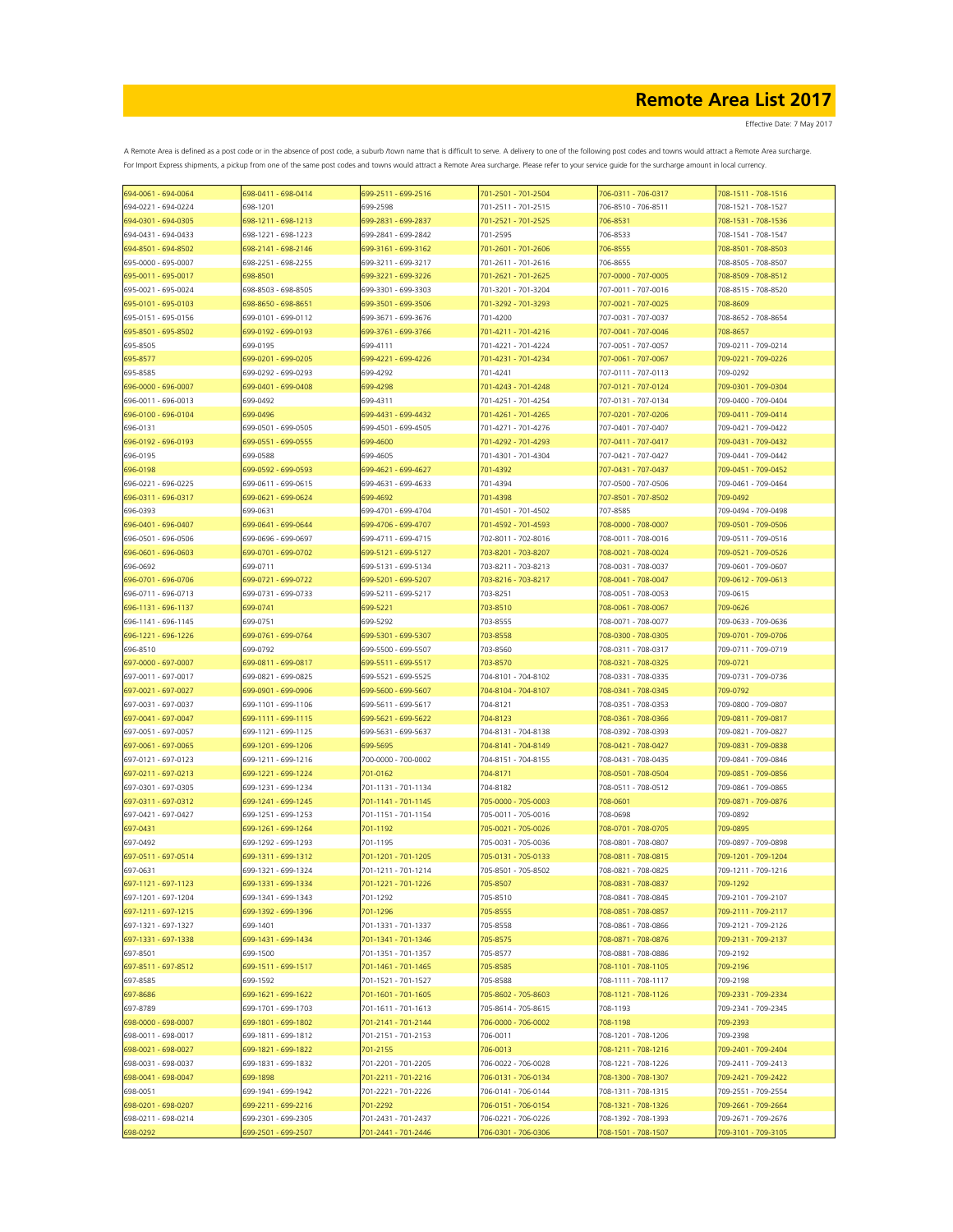# Remote Area List 2017

Effective Date: 7 May 2017

A Remote Area is defined as a post code or in the absence of post code, a suburb /town name that is difficult to serve. A delivery to one of the following post codes and towns would attract a Remote Area surcharge.
For Import Express shipments, a pickup from one of the same post codes and towns would attract a Remote Area surcharge. Please refer to your service guide for the surcharge amount in local currency.

| | | | | | |
|---|---|---|---|---|---|
| 694-0061 - 694-0064 | 698-0411 - 698-0414 | 699-2511 - 699-2516 | 701-2501 - 701-2504 | 706-0311 - 706-0317 | 708-1511 - 708-1516 |
| 694-0221 - 694-0224 | 698-1201 | 699-2598 | 701-2511 - 701-2515 | 706-8510 - 706-8511 | 708-1521 - 708-1527 |
| 694-0301 - 694-0305 | 698-1211 - 698-1213 | 699-2831 - 699-2837 | 701-2521 - 701-2525 | 706-8531 | 708-1531 - 708-1536 |
| 694-0431 - 694-0433 | 698-1221 - 698-1223 | 699-2841 - 699-2842 | 701-2595 | 706-8533 | 708-1541 - 708-1547 |
| 694-8501 - 694-8502 | 698-2141 - 698-2146 | 699-3161 - 699-3162 | 701-2601 - 701-2606 | 706-8555 | 708-8501 - 708-8503 |
| 695-0000 - 695-0007 | 698-2251 - 698-2255 | 699-3211 - 699-3217 | 701-2611 - 701-2616 | 706-8655 | 708-8505 - 708-8507 |
| 695-0011 - 695-0017 | 698-8501 | 699-3221 - 699-3226 | 701-2621 - 701-2625 | 707-0000 - 707-0005 | 708-8509 - 708-8512 |
| 695-0021 - 695-0024 | 698-8503 - 698-8505 | 699-3301 - 699-3303 | 701-3201 - 701-3204 | 707-0011 - 707-0016 | 708-8515 - 708-8520 |
| 695-0101 - 695-0103 | 698-8650 - 698-8651 | 699-3501 - 699-3506 | 701-3292 - 701-3293 | 707-0021 - 707-0025 | 708-8609 |
| 695-0151 - 695-0156 | 699-0101 - 699-0112 | 699-3671 - 699-3676 | 701-4200 | 707-0031 - 707-0037 | 708-8652 - 708-8654 |
| 695-8501 - 695-8502 | 699-0192 - 699-0193 | 699-3761 - 699-3766 | 701-4211 - 701-4216 | 707-0041 - 707-0046 | 708-8657 |
| 695-8505 | 699-0195 | 699-4111 | 701-4221 - 701-4224 | 707-0051 - 707-0057 | 709-0211 - 709-0214 |
| 695-8577 | 699-0201 - 699-0205 | 699-4221 - 699-4226 | 701-4231 - 701-4234 | 707-0061 - 707-0067 | 709-0221 - 709-0226 |
| 695-8585 | 699-0292 - 699-0293 | 699-4292 | 701-4241 | 707-0111 - 707-0113 | 709-0292 |
| 696-0000 - 696-0007 | 699-0401 - 699-0408 | 699-4298 | 701-4243 - 701-4248 | 707-0121 - 707-0124 | 709-0301 - 709-0304 |
| 696-0011 - 696-0013 | 699-0492 | 699-4311 | 701-4251 - 701-4254 | 707-0131 - 707-0134 | 709-0400 - 709-0404 |
| 696-0100 - 696-0104 | 699-0496 | 699-4431 - 699-4432 | 701-4261 - 701-4265 | 707-0201 - 707-0206 | 709-0411 - 709-0414 |
| 696-0131 | 699-0501 - 699-0505 | 699-4501 - 699-4505 | 701-4271 - 701-4276 | 707-0401 - 707-0407 | 709-0421 - 709-0422 |
| 696-0192 - 696-0193 | 699-0551 - 699-0555 | 699-4600 | 701-4292 - 701-4293 | 707-0411 - 707-0417 | 709-0431 - 709-0432 |
| 696-0195 | 699-0588 | 699-4605 | 701-4301 - 701-4304 | 707-0421 - 707-0427 | 709-0441 - 709-0442 |
| 696-0198 | 699-0592 - 699-0593 | 699-4621 - 699-4627 | 701-4392 | 707-0431 - 707-0437 | 709-0451 - 709-0452 |
| 696-0221 - 696-0225 | 699-0611 - 699-0615 | 699-4631 - 699-4633 | 701-4394 | 707-0500 - 707-0506 | 709-0461 - 709-0464 |
| 696-0311 - 696-0317 | 699-0621 - 699-0624 | 699-4692 | 701-4398 | 707-8501 - 707-8502 | 709-0492 |
| 696-0393 | 699-0631 | 699-4701 - 699-4704 | 701-4501 - 701-4502 | 707-8585 | 709-0494 - 709-0498 |
| 696-0401 - 696-0407 | 699-0641 - 699-0644 | 699-4706 - 699-4707 | 701-4592 - 701-4593 | 708-0000 - 708-0007 | 709-0501 - 709-0506 |
| 696-0501 - 696-0506 | 699-0696 - 699-0697 | 699-4711 - 699-4715 | 702-8011 - 702-8016 | 708-0011 - 708-0016 | 709-0511 - 709-0516 |
| 696-0601 - 696-0603 | 699-0701 - 699-0702 | 699-5121 - 699-5127 | 703-8201 - 703-8207 | 708-0021 - 708-0024 | 709-0521 - 709-0526 |
| 696-0692 | 699-0711 | 699-5131 - 699-5134 | 703-8211 - 703-8213 | 708-0031 - 708-0037 | 709-0601 - 709-0607 |
| 696-0701 - 696-0706 | 699-0721 - 699-0722 | 699-5201 - 699-5207 | 703-8216 - 703-8217 | 708-0041 - 708-0047 | 709-0612 - 709-0613 |
| 696-0711 - 696-0713 | 699-0731 - 699-0733 | 699-5211 - 699-5217 | 703-8251 | 708-0051 - 708-0053 | 709-0615 |
| 696-1131 - 696-1137 | 699-0741 | 699-5221 | 703-8510 | 708-0061 - 708-0067 | 709-0626 |
| 696-1141 - 696-1145 | 699-0751 | 699-5292 | 703-8555 | 708-0071 - 708-0077 | 709-0633 - 709-0636 |
| 696-1221 - 696-1226 | 699-0761 - 699-0764 | 699-5301 - 699-5307 | 703-8558 | 708-0300 - 708-0305 | 709-0701 - 709-0706 |
| 696-8510 | 699-0792 | 699-5500 - 699-5507 | 703-8560 | 708-0311 - 708-0317 | 709-0711 - 709-0719 |
| 697-0000 - 697-0007 | 699-0811 - 699-0817 | 699-5511 - 699-5517 | 703-8570 | 708-0321 - 708-0325 | 709-0721 |
| 697-0011 - 697-0017 | 699-0821 - 699-0825 | 699-5521 - 699-5525 | 704-8101 - 704-8102 | 708-0331 - 708-0335 | 709-0731 - 709-0736 |
| 697-0021 - 697-0027 | 699-0901 - 699-0906 | 699-5600 - 699-5607 | 704-8104 - 704-8107 | 708-0341 - 708-0345 | 709-0792 |
| 697-0031 - 697-0037 | 699-1101 - 699-1106 | 699-5611 - 699-5617 | 704-8121 | 708-0351 - 708-0353 | 709-0800 - 709-0807 |
| 697-0041 - 697-0047 | 699-1111 - 699-1115 | 699-5621 - 699-5622 | 704-8123 | 708-0361 - 708-0366 | 709-0811 - 709-0817 |
| 697-0051 - 697-0057 | 699-1121 - 699-1125 | 699-5631 - 699-5637 | 704-8131 - 704-8138 | 708-0392 - 708-0393 | 709-0821 - 709-0827 |
| 697-0061 - 697-0065 | 699-1201 - 699-1206 | 699-5695 | 704-8141 - 704-8149 | 708-0421 - 708-0427 | 709-0831 - 709-0838 |
| 697-0121 - 697-0123 | 699-1211 - 699-1216 | 700-0000 - 700-0002 | 704-8151 - 704-8155 | 708-0431 - 708-0435 | 709-0841 - 709-0846 |
| 697-0211 - 697-0213 | 699-1221 - 699-1224 | 701-0162 | 704-8171 | 708-0501 - 708-0504 | 709-0851 - 709-0856 |
| 697-0301 - 697-0305 | 699-1231 - 699-1234 | 701-1131 - 701-1134 | 704-8182 | 708-0511 - 708-0512 | 709-0861 - 709-0865 |
| 697-0311 - 697-0312 | 699-1241 - 699-1245 | 701-1141 - 701-1145 | 705-0000 - 705-0003 | 708-0601 | 709-0871 - 709-0876 |
| 697-0421 - 697-0427 | 699-1251 - 699-1253 | 701-1151 - 701-1154 | 705-0011 - 705-0016 | 708-0698 | 709-0892 |
| 697-0431 | 699-1261 - 699-1264 | 701-1192 | 705-0021 - 705-0026 | 708-0701 - 708-0705 | 709-0895 |
| 697-0492 | 699-1292 - 699-1293 | 701-1195 | 705-0031 - 705-0036 | 708-0801 - 708-0807 | 709-0897 - 709-0898 |
| 697-0511 - 697-0514 | 699-1311 - 699-1312 | 701-1201 - 701-1205 | 705-0131 - 705-0133 | 708-0811 - 708-0815 | 709-1201 - 709-1204 |
| 697-0631 | 699-1321 - 699-1324 | 701-1211 - 701-1214 | 705-8501 - 705-8502 | 708-0821 - 708-0825 | 709-1211 - 709-1216 |
| 697-1121 - 697-1123 | 699-1331 - 699-1334 | 701-1221 - 701-1226 | 705-8507 | 708-0831 - 708-0837 | 709-1292 |
| 697-1201 - 697-1204 | 699-1341 - 699-1343 | 701-1292 | 705-8510 | 708-0841 - 708-0845 | 709-2101 - 709-2107 |
| 697-1211 - 697-1215 | 699-1392 - 699-1396 | 701-1296 | 705-8555 | 708-0851 - 708-0857 | 709-2111 - 709-2117 |
| 697-1321 - 697-1327 | 699-1401 | 701-1331 - 701-1337 | 705-8558 | 708-0861 - 708-0866 | 709-2121 - 709-2126 |
| 697-1331 - 697-1338 | 699-1431 - 699-1434 | 701-1341 - 701-1346 | 705-8575 | 708-0871 - 708-0876 | 709-2131 - 709-2137 |
| 697-8501 | 699-1500 | 701-1351 - 701-1357 | 705-8577 | 708-0881 - 708-0886 | 709-2192 |
| 697-8511 - 697-8512 | 699-1511 - 699-1517 | 701-1461 - 701-1465 | 705-8585 | 708-1101 - 708-1105 | 709-2196 |
| 697-8585 | 699-1592 | 701-1521 - 701-1527 | 705-8588 | 708-1111 - 708-1117 | 709-2198 |
| 697-8686 | 699-1621 - 699-1622 | 701-1601 - 701-1605 | 705-8602 - 705-8603 | 708-1121 - 708-1126 | 709-2331 - 709-2334 |
| 697-8789 | 699-1701 - 699-1703 | 701-1611 - 701-1613 | 705-8614 - 705-8615 | 708-1193 | 709-2341 - 709-2345 |
| 698-0000 - 698-0007 | 699-1801 - 699-1802 | 701-2141 - 701-2144 | 706-0000 - 706-0002 | 708-1198 | 709-2393 |
| 698-0011 - 698-0017 | 699-1811 - 699-1812 | 701-2151 - 701-2153 | 706-0011 | 708-1201 - 708-1206 | 709-2398 |
| 698-0021 - 698-0027 | 699-1821 - 699-1822 | 701-2155 | 706-0013 | 708-1211 - 708-1216 | 709-2401 - 709-2404 |
| 698-0031 - 698-0037 | 699-1831 - 699-1832 | 701-2201 - 701-2205 | 706-0022 - 706-0028 | 708-1221 - 708-1226 | 709-2411 - 709-2413 |
| 698-0041 - 698-0047 | 699-1898 | 701-2211 - 701-2216 | 706-0131 - 706-0134 | 708-1300 - 708-1307 | 709-2421 - 709-2422 |
| 698-0051 | 699-1941 - 699-1942 | 701-2221 - 701-2226 | 706-0141 - 706-0144 | 708-1311 - 708-1315 | 709-2551 - 709-2554 |
| 698-0201 - 698-0207 | 699-2211 - 699-2216 | 701-2292 | 706-0151 - 706-0154 | 708-1321 - 708-1326 | 709-2661 - 709-2664 |
| 698-0211 - 698-0214 | 699-2301 - 699-2305 | 701-2431 - 701-2437 | 706-0221 - 706-0226 | 708-1392 - 708-1393 | 709-2671 - 709-2676 |
| 698-0292 | 699-2501 - 699-2507 | 701-2441 - 701-2446 | 706-0301 - 706-0306 | 708-1501 - 708-1507 | 709-3101 - 709-3105 |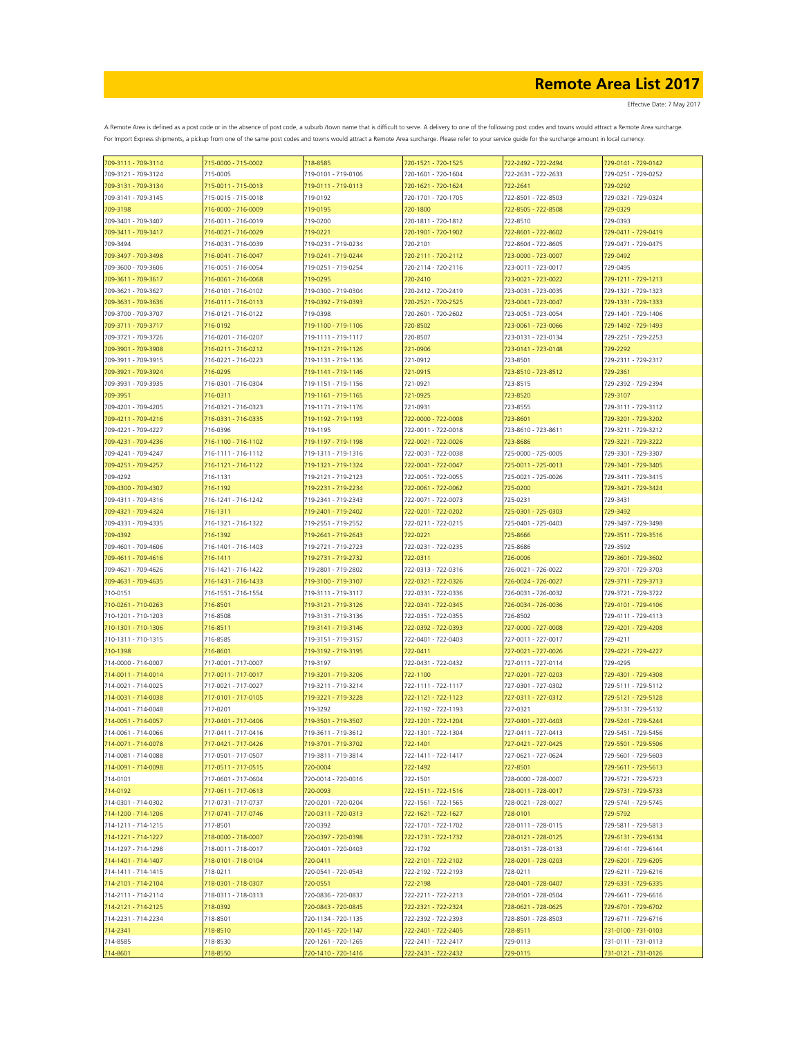# Remote Area List 2017

Effective Date: 7 May 2017

A Remote Area is defined as a post code or in the absence of post code, a suburb /town name that is difficult to serve. A delivery to one of the following post codes and towns would attract a Remote Area surcharge.
For Import Express shipments, a pickup from one of the same post codes and towns would attract a Remote Area surcharge. Please refer to your service guide for the surcharge amount in local currency.

| | | | | | |
|---|---|---|---|---|---|
| 709-3111 - 709-3114 | 715-0000 - 715-0002 | 718-8585 | 720-1521 - 720-1525 | 722-2492 - 722-2494 | 729-0141 - 729-0142 |
| 709-3121 - 709-3124 | 715-0005 | 719-0101 - 719-0106 | 720-1601 - 720-1604 | 722-2631 - 722-2633 | 729-0251 - 729-0252 |
| 709-3131 - 709-3134 | 715-0011 - 715-0013 | 719-0111 - 719-0113 | 720-1621 - 720-1624 | 722-2641 | 729-0292 |
| 709-3141 - 709-3145 | 715-0015 - 715-0018 | 719-0192 | 720-1701 - 720-1705 | 722-8501 - 722-8503 | 729-0321 - 729-0324 |
| 709-3198 | 716-0000 - 716-0009 | 719-0195 | 720-1800 | 722-8505 - 722-8508 | 729-0329 |
| 709-3401 - 709-3407 | 716-0011 - 716-0019 | 719-0200 | 720-1811 - 720-1812 | 722-8510 | 729-0393 |
| 709-3411 - 709-3417 | 716-0021 - 716-0029 | 719-0221 | 720-1901 - 720-1902 | 722-8601 - 722-8602 | 729-0411 - 729-0419 |
| 709-3494 | 716-0031 - 716-0039 | 719-0231 - 719-0234 | 720-2101 | 722-8604 - 722-8605 | 729-0471 - 729-0475 |
| 709-3497 - 709-3498 | 716-0041 - 716-0047 | 719-0241 - 719-0244 | 720-2111 - 720-2112 | 723-0000 - 723-0007 | 729-0492 |
| 709-3600 - 709-3606 | 716-0051 - 716-0054 | 719-0251 - 719-0254 | 720-2114 - 720-2116 | 723-0011 - 723-0017 | 729-0495 |
| 709-3611 - 709-3617 | 716-0061 - 716-0068 | 719-0295 | 720-2410 | 723-0021 - 723-0022 | 729-1211 - 729-1213 |
| 709-3621 - 709-3627 | 716-0101 - 716-0102 | 719-0300 - 719-0304 | 720-2412 - 720-2419 | 723-0031 - 723-0035 | 729-1321 - 729-1323 |
| 709-3631 - 709-3636 | 716-0111 - 716-0113 | 719-0392 - 719-0393 | 720-2521 - 720-2525 | 723-0041 - 723-0047 | 729-1331 - 729-1333 |
| 709-3700 - 709-3707 | 716-0121 - 716-0122 | 719-0398 | 720-2601 - 720-2602 | 723-0051 - 723-0054 | 729-1401 - 729-1406 |
| 709-3711 - 709-3717 | 716-0192 | 719-1100 - 719-1106 | 720-8502 | 723-0061 - 723-0066 | 729-1492 - 729-1493 |
| 709-3721 - 709-3726 | 716-0201 - 716-0207 | 719-1111 - 719-1117 | 720-8507 | 723-0131 - 723-0134 | 729-2251 - 729-2253 |
| 709-3901 - 709-3908 | 716-0211 - 716-0212 | 719-1121 - 719-1126 | 721-0906 | 723-0141 - 723-0148 | 729-2292 |
| 709-3911 - 709-3915 | 716-0221 - 716-0223 | 719-1131 - 719-1136 | 721-0912 | 723-8501 | 729-2311 - 729-2317 |
| 709-3921 - 709-3924 | 716-0295 | 719-1141 - 719-1146 | 721-0915 | 723-8510 - 723-8512 | 729-2361 |
| 709-3931 - 709-3935 | 716-0301 - 716-0304 | 719-1151 - 719-1156 | 721-0921 | 723-8515 | 729-2392 - 729-2394 |
| 709-3951 | 716-0311 | 719-1161 - 719-1165 | 721-0925 | 723-8520 | 729-3107 |
| 709-4201 - 709-4205 | 716-0321 - 716-0323 | 719-1171 - 719-1176 | 721-0931 | 723-8555 | 729-3111 - 729-3112 |
| 709-4211 - 709-4216 | 716-0331 - 716-0335 | 719-1192 - 719-1193 | 722-0000 - 722-0008 | 723-8601 | 729-3201 - 729-3202 |
| 709-4221 - 709-4227 | 716-0396 | 719-1195 | 722-0011 - 722-0018 | 723-8610 - 723-8611 | 729-3211 - 729-3212 |
| 709-4231 - 709-4236 | 716-1100 - 716-1102 | 719-1197 - 719-1198 | 722-0021 - 722-0026 | 723-8686 | 729-3221 - 729-3222 |
| 709-4241 - 709-4247 | 716-1111 - 716-1112 | 719-1311 - 719-1316 | 722-0031 - 722-0038 | 725-0000 - 725-0005 | 729-3301 - 729-3307 |
| 709-4251 - 709-4257 | 716-1121 - 716-1122 | 719-1321 - 719-1324 | 722-0041 - 722-0047 | 725-0011 - 725-0013 | 729-3401 - 729-3405 |
| 709-4292 | 716-1131 | 719-2121 - 719-2123 | 722-0051 - 722-0055 | 725-0021 - 725-0026 | 729-3411 - 729-3415 |
| 709-4300 - 709-4307 | 716-1192 | 719-2231 - 719-2234 | 722-0061 - 722-0062 | 725-0200 | 729-3421 - 729-3424 |
| 709-4311 - 709-4316 | 716-1241 - 716-1242 | 719-2341 - 719-2343 | 722-0071 - 722-0073 | 725-0231 | 729-3431 |
| 709-4321 - 709-4324 | 716-1311 | 719-2401 - 719-2402 | 722-0201 - 722-0202 | 725-0301 - 725-0303 | 729-3492 |
| 709-4331 - 709-4335 | 716-1321 - 716-1322 | 719-2551 - 719-2552 | 722-0211 - 722-0215 | 725-0401 - 725-0403 | 729-3497 - 729-3498 |
| 709-4392 | 716-1392 | 719-2641 - 719-2643 | 722-0221 | 725-8666 | 729-3511 - 729-3516 |
| 709-4601 - 709-4606 | 716-1401 - 716-1403 | 719-2721 - 719-2723 | 722-0231 - 722-0235 | 725-8686 | 729-3592 |
| 709-4611 - 709-4616 | 716-1411 | 719-2731 - 719-2732 | 722-0311 | 726-0006 | 729-3601 - 729-3602 |
| 709-4621 - 709-4626 | 716-1421 - 716-1422 | 719-2801 - 719-2802 | 722-0313 - 722-0316 | 726-0021 - 726-0022 | 729-3701 - 729-3703 |
| 709-4631 - 709-4635 | 716-1431 - 716-1433 | 719-3100 - 719-3107 | 722-0321 - 722-0326 | 726-0024 - 726-0027 | 729-3711 - 729-3713 |
| 710-0151 | 716-1551 - 716-1554 | 719-3111 - 719-3117 | 722-0331 - 722-0336 | 726-0031 - 726-0032 | 729-3721 - 729-3722 |
| 710-0261 - 710-0263 | 716-8501 | 719-3121 - 719-3126 | 722-0341 - 722-0345 | 726-0034 - 726-0036 | 729-4101 - 729-4106 |
| 710-1201 - 710-1203 | 716-8508 | 719-3131 - 719-3136 | 722-0351 - 722-0355 | 726-8502 | 729-4111 - 729-4113 |
| 710-1301 - 710-1306 | 716-8511 | 719-3141 - 719-3146 | 722-0392 - 722-0393 | 727-0000 - 727-0008 | 729-4201 - 729-4208 |
| 710-1311 - 710-1315 | 716-8585 | 719-3151 - 719-3157 | 722-0401 - 722-0403 | 727-0011 - 727-0017 | 729-4211 |
| 710-1398 | 716-8601 | 719-3192 - 719-3195 | 722-0411 | 727-0021 - 727-0026 | 729-4221 - 729-4227 |
| 714-0000 - 714-0007 | 717-0001 - 717-0007 | 719-3197 | 722-0431 - 722-0432 | 727-0111 - 727-0114 | 729-4295 |
| 714-0011 - 714-0014 | 717-0011 - 717-0017 | 719-3201 - 719-3206 | 722-1100 | 727-0201 - 727-0203 | 729-4301 - 729-4308 |
| 714-0021 - 714-0025 | 717-0021 - 717-0027 | 719-3211 - 719-3214 | 722-1111 - 722-1117 | 727-0301 - 727-0302 | 729-5111 - 729-5112 |
| 714-0031 - 714-0038 | 717-0101 - 717-0105 | 719-3221 - 719-3228 | 722-1121 - 722-1123 | 727-0311 - 727-0312 | 729-5121 - 729-5128 |
| 714-0041 - 714-0048 | 717-0201 | 719-3292 | 722-1192 - 722-1193 | 727-0321 | 729-5131 - 729-5132 |
| 714-0051 - 714-0057 | 717-0401 - 717-0406 | 719-3501 - 719-3507 | 722-1201 - 722-1204 | 727-0401 - 727-0403 | 729-5241 - 729-5244 |
| 714-0061 - 714-0066 | 717-0411 - 717-0416 | 719-3611 - 719-3612 | 722-1301 - 722-1304 | 727-0411 - 727-0413 | 729-5451 - 729-5456 |
| 714-0071 - 714-0078 | 717-0421 - 717-0426 | 719-3701 - 719-3702 | 722-1401 | 727-0421 - 727-0425 | 729-5501 - 729-5506 |
| 714-0081 - 714-0088 | 717-0501 - 717-0507 | 719-3811 - 719-3814 | 722-1411 - 722-1417 | 727-0621 - 727-0624 | 729-5601 - 729-5603 |
| 714-0091 - 714-0098 | 717-0511 - 717-0515 | 720-0004 | 722-1492 | 727-8501 | 729-5611 - 729-5613 |
| 714-0101 | 717-0601 - 717-0604 | 720-0014 - 720-0016 | 722-1501 | 728-0000 - 728-0007 | 729-5721 - 729-5723 |
| 714-0192 | 717-0611 - 717-0613 | 720-0093 | 722-1511 - 722-1516 | 728-0011 - 728-0017 | 729-5731 - 729-5733 |
| 714-0301 - 714-0302 | 717-0731 - 717-0737 | 720-0201 - 720-0204 | 722-1561 - 722-1565 | 728-0021 - 728-0027 | 729-5741 - 729-5745 |
| 714-1200 - 714-1206 | 717-0741 - 717-0746 | 720-0311 - 720-0313 | 722-1621 - 722-1627 | 728-0101 | 729-5792 |
| 714-1211 - 714-1215 | 717-8501 | 720-0392 | 722-1701 - 722-1702 | 728-0111 - 728-0115 | 729-5811 - 729-5813 |
| 714-1221 - 714-1227 | 718-0000 - 718-0007 | 720-0397 - 720-0398 | 722-1731 - 722-1732 | 728-0121 - 728-0125 | 729-6131 - 729-6134 |
| 714-1297 - 714-1298 | 718-0011 - 718-0017 | 720-0401 - 720-0403 | 722-1792 | 728-0131 - 728-0133 | 729-6141 - 729-6144 |
| 714-1401 - 714-1407 | 718-0101 - 718-0104 | 720-0411 | 722-2101 - 722-2102 | 728-0201 - 728-0203 | 729-6201 - 729-6205 |
| 714-1411 - 714-1415 | 718-0211 | 720-0541 - 720-0543 | 722-2192 - 722-2193 | 728-0211 | 729-6211 - 729-6216 |
| 714-2101 - 714-2104 | 718-0301 - 718-0307 | 720-0551 | 722-2198 | 728-0401 - 728-0407 | 729-6331 - 729-6335 |
| 714-2111 - 714-2114 | 718-0311 - 718-0313 | 720-0836 - 720-0837 | 722-2211 - 722-2213 | 728-0501 - 728-0504 | 729-6611 - 729-6616 |
| 714-2121 - 714-2125 | 718-0392 | 720-0843 - 720-0845 | 722-2321 - 722-2324 | 728-0621 - 728-0625 | 729-6701 - 729-6702 |
| 714-2231 - 714-2234 | 718-8501 | 720-1134 - 720-1135 | 722-2392 - 722-2393 | 728-8501 - 728-8503 | 729-6711 - 729-6716 |
| 714-2341 | 718-8510 | 720-1145 - 720-1147 | 722-2401 - 722-2405 | 728-8511 | 731-0100 - 731-0103 |
| 714-8585 | 718-8530 | 720-1261 - 720-1265 | 722-2411 - 722-2417 | 729-0113 | 731-0111 - 731-0113 |
| 714-8601 | 718-8550 | 720-1410 - 720-1416 | 722-2431 - 722-2432 | 729-0115 | 731-0121 - 731-0126 |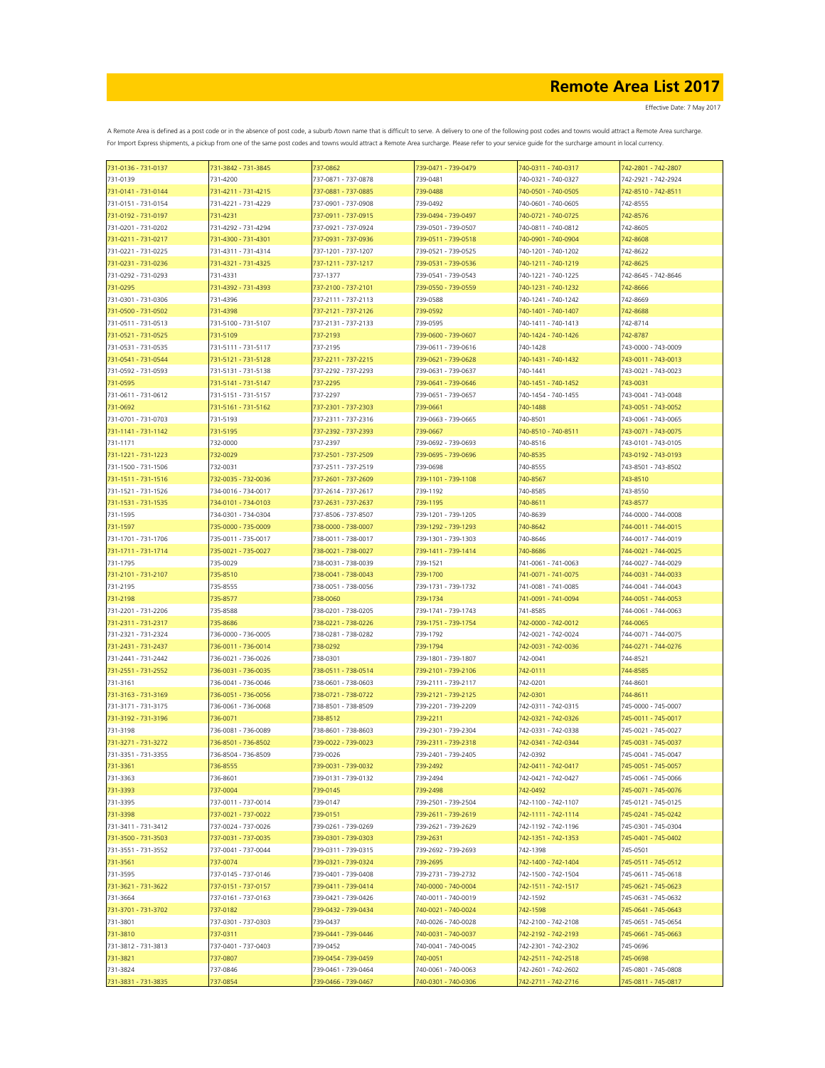# Remote Area List 2017

Effective Date: 7 May 2017

A Remote Area is defined as a post code or in the absence of post code, a suburb /town name that is difficult to serve. A delivery to one of the following post codes and towns would attract a Remote Area surcharge. For Import Express shipments, a pickup from one of the same post codes and towns would attract a Remote Area surcharge. Please refer to your service guide for the surcharge amount in local currency.

| | | | | | |
|---|---|---|---|---|---|
| 731-0136 - 731-0137 | 731-3842 - 731-3845 | 737-0862 | 739-0471 - 739-0479 | 740-0311 - 740-0317 | 742-2801 - 742-2807 |
| 731-0139 | 731-4200 | 737-0871 - 737-0878 | 739-0481 | 740-0321 - 740-0327 | 742-2921 - 742-2924 |
| 731-0141 - 731-0144 | 731-4211 - 731-4215 | 737-0881 - 737-0885 | 739-0488 | 740-0501 - 740-0505 | 742-8510 - 742-8511 |
| 731-0151 - 731-0154 | 731-4221 - 731-4229 | 737-0901 - 737-0908 | 739-0492 | 740-0601 - 740-0605 | 742-8555 |
| 731-0192 - 731-0197 | 731-4231 | 737-0911 - 737-0915 | 739-0494 - 739-0497 | 740-0721 - 740-0725 | 742-8576 |
| 731-0201 - 731-0202 | 731-4292 - 731-4294 | 737-0921 - 737-0924 | 739-0501 - 739-0507 | 740-0811 - 740-0812 | 742-8605 |
| 731-0211 - 731-0217 | 731-4300 - 731-4301 | 737-0931 - 737-0936 | 739-0511 - 739-0518 | 740-0901 - 740-0904 | 742-8608 |
| 731-0221 - 731-0225 | 731-4311 - 731-4314 | 737-1201 - 737-1207 | 739-0521 - 739-0525 | 740-1201 - 740-1202 | 742-8622 |
| 731-0231 - 731-0236 | 731-4321 - 731-4325 | 737-1211 - 737-1217 | 739-0531 - 739-0536 | 740-1211 - 740-1219 | 742-8625 |
| 731-0292 - 731-0293 | 731-4331 | 737-1377 | 739-0541 - 739-0543 | 740-1221 - 740-1225 | 742-8645 - 742-8646 |
| 731-0295 | 731-4392 - 731-4393 | 737-2100 - 737-2101 | 739-0550 - 739-0559 | 740-1231 - 740-1232 | 742-8666 |
| 731-0301 - 731-0306 | 731-4396 | 737-2111 - 737-2113 | 739-0588 | 740-1241 - 740-1242 | 742-8669 |
| 731-0500 - 731-0502 | 731-4398 | 737-2121 - 737-2126 | 739-0592 | 740-1401 - 740-1407 | 742-8688 |
| 731-0511 - 731-0513 | 731-5100 - 731-5107 | 737-2131 - 737-2133 | 739-0595 | 740-1411 - 740-1413 | 742-8714 |
| 731-0521 - 731-0525 | 731-5109 | 737-2193 | 739-0600 - 739-0607 | 740-1424 - 740-1426 | 742-8787 |
| 731-0531 - 731-0535 | 731-5111 - 731-5117 | 737-2195 | 739-0611 - 739-0616 | 740-1428 | 743-0000 - 743-0009 |
| 731-0541 - 731-0544 | 731-5121 - 731-5128 | 737-2211 - 737-2215 | 739-0621 - 739-0628 | 740-1431 - 740-1432 | 743-0011 - 743-0013 |
| 731-0592 - 731-0593 | 731-5131 - 731-5138 | 737-2292 - 737-2293 | 739-0631 - 739-0637 | 740-1441 | 743-0021 - 743-0023 |
| 731-0595 | 731-5141 - 731-5147 | 737-2295 | 739-0641 - 739-0646 | 740-1451 - 740-1452 | 743-0031 |
| 731-0611 - 731-0612 | 731-5151 - 731-5157 | 737-2297 | 739-0651 - 739-0657 | 740-1454 - 740-1455 | 743-0041 - 743-0048 |
| 731-0692 | 731-5161 - 731-5162 | 737-2301 - 737-2303 | 739-0661 | 740-1488 | 743-0051 - 743-0052 |
| 731-0701 - 731-0703 | 731-5193 | 737-2311 - 737-2316 | 739-0663 - 739-0665 | 740-8501 | 743-0061 - 743-0065 |
| 731-1141 - 731-1142 | 731-5195 | 737-2392 - 737-2393 | 739-0667 | 740-8510 - 740-8511 | 743-0071 - 743-0075 |
| 731-1171 | 732-0000 | 737-2397 | 739-0692 - 739-0693 | 740-8516 | 743-0101 - 743-0105 |
| 731-1221 - 731-1223 | 732-0029 | 737-2501 - 737-2509 | 739-0695 - 739-0696 | 740-8535 | 743-0192 - 743-0193 |
| 731-1500 - 731-1506 | 732-0031 | 737-2511 - 737-2519 | 739-0698 | 740-8555 | 743-8501 - 743-8502 |
| 731-1511 - 731-1516 | 732-0035 - 732-0036 | 737-2601 - 737-2609 | 739-1101 - 739-1108 | 740-8567 | 743-8510 |
| 731-1521 - 731-1526 | 734-0016 - 734-0017 | 737-2614 - 737-2617 | 739-1192 | 740-8585 | 743-8550 |
| 731-1531 - 731-1535 | 734-0101 - 734-0103 | 737-2631 - 737-2637 | 739-1195 | 740-8611 | 743-8577 |
| 731-1595 | 734-0301 - 734-0304 | 737-8506 - 737-8507 | 739-1201 - 739-1205 | 740-8639 | 744-0000 - 744-0008 |
| 731-1597 | 735-0000 - 735-0009 | 738-0000 - 738-0007 | 739-1292 - 739-1293 | 740-8642 | 744-0011 - 744-0015 |
| 731-1701 - 731-1706 | 735-0011 - 735-0017 | 738-0011 - 738-0017 | 739-1301 - 739-1303 | 740-8646 | 744-0017 - 744-0019 |
| 731-1711 - 731-1714 | 735-0021 - 735-0027 | 738-0021 - 738-0027 | 739-1411 - 739-1414 | 740-8686 | 744-0021 - 744-0025 |
| 731-1795 | 735-0029 | 738-0031 - 738-0039 | 739-1521 | 741-0061 - 741-0063 | 744-0027 - 744-0029 |
| 731-2101 - 731-2107 | 735-8510 | 738-0041 - 738-0043 | 739-1700 | 741-0071 - 741-0075 | 744-0031 - 744-0033 |
| 731-2195 | 735-8555 | 738-0051 - 738-0056 | 739-1731 - 739-1732 | 741-0081 - 741-0085 | 744-0041 - 744-0043 |
| 731-2198 | 735-8577 | 738-0060 | 739-1734 | 741-0091 - 741-0094 | 744-0051 - 744-0053 |
| 731-2201 - 731-2206 | 735-8588 | 738-0201 - 738-0205 | 739-1741 - 739-1743 | 741-8585 | 744-0061 - 744-0063 |
| 731-2311 - 731-2317 | 735-8686 | 738-0221 - 738-0226 | 739-1751 - 739-1754 | 742-0000 - 742-0012 | 744-0065 |
| 731-2321 - 731-2324 | 736-0000 - 736-0005 | 738-0281 - 738-0282 | 739-1792 | 742-0021 - 742-0024 | 744-0071 - 744-0075 |
| 731-2431 - 731-2437 | 736-0011 - 736-0014 | 738-0292 | 739-1794 | 742-0031 - 742-0036 | 744-0271 - 744-0276 |
| 731-2441 - 731-2442 | 736-0021 - 736-0026 | 738-0301 | 739-1801 - 739-1807 | 742-0041 | 744-8521 |
| 731-2551 - 731-2552 | 736-0031 - 736-0035 | 738-0511 - 738-0514 | 739-2101 - 739-2106 | 742-0111 | 744-8585 |
| 731-3161 | 736-0041 - 736-0046 | 738-0601 - 738-0603 | 739-2111 - 739-2117 | 742-0201 | 744-8601 |
| 731-3163 - 731-3169 | 736-0051 - 736-0056 | 738-0721 - 738-0722 | 739-2121 - 739-2125 | 742-0301 | 744-8611 |
| 731-3171 - 731-3175 | 736-0061 - 736-0068 | 738-8501 - 738-8509 | 739-2201 - 739-2209 | 742-0311 - 742-0315 | 745-0000 - 745-0007 |
| 731-3192 - 731-3196 | 736-0071 | 738-8512 | 739-2211 | 742-0321 - 742-0326 | 745-0011 - 745-0017 |
| 731-3198 | 736-0081 - 736-0089 | 738-8601 - 738-8603 | 739-2301 - 739-2304 | 742-0331 - 742-0338 | 745-0021 - 745-0027 |
| 731-3271 - 731-3272 | 736-8501 - 736-8502 | 739-0022 - 739-0023 | 739-2311 - 739-2318 | 742-0341 - 742-0344 | 745-0031 - 745-0037 |
| 731-3351 - 731-3355 | 736-8504 - 736-8509 | 739-0026 | 739-2401 - 739-2405 | 742-0392 | 745-0041 - 745-0047 |
| 731-3361 | 736-8555 | 739-0031 - 739-0032 | 739-2492 | 742-0411 - 742-0417 | 745-0051 - 745-0057 |
| 731-3363 | 736-8601 | 739-0131 - 739-0132 | 739-2494 | 742-0421 - 742-0427 | 745-0061 - 745-0066 |
| 731-3393 | 737-0004 | 739-0145 | 739-2498 | 742-0492 | 745-0071 - 745-0076 |
| 731-3395 | 737-0011 - 737-0014 | 739-0147 | 739-2501 - 739-2504 | 742-1100 - 742-1107 | 745-0121 - 745-0125 |
| 731-3398 | 737-0021 - 737-0022 | 739-0151 | 739-2611 - 739-2619 | 742-1111 - 742-1114 | 745-0241 - 745-0242 |
| 731-3411 - 731-3412 | 737-0024 - 737-0026 | 739-0261 - 739-0269 | 739-2621 - 739-2629 | 742-1192 - 742-1196 | 745-0301 - 745-0304 |
| 731-3500 - 731-3503 | 737-0031 - 737-0035 | 739-0301 - 739-0303 | 739-2631 | 742-1351 - 742-1353 | 745-0401 - 745-0402 |
| 731-3551 - 731-3552 | 737-0041 - 737-0044 | 739-0311 - 739-0315 | 739-2692 - 739-2693 | 742-1398 | 745-0501 |
| 731-3561 | 737-0074 | 739-0321 - 739-0324 | 739-2695 | 742-1400 - 742-1404 | 745-0511 - 745-0512 |
| 731-3595 | 737-0145 - 737-0146 | 739-0401 - 739-0408 | 739-2731 - 739-2732 | 742-1500 - 742-1504 | 745-0611 - 745-0618 |
| 731-3621 - 731-3622 | 737-0151 - 737-0157 | 739-0411 - 739-0414 | 740-0000 - 740-0004 | 742-1511 - 742-1517 | 745-0621 - 745-0623 |
| 731-3664 | 737-0161 - 737-0163 | 739-0421 - 739-0426 | 740-0011 - 740-0019 | 742-1592 | 745-0631 - 745-0632 |
| 731-3701 - 731-3702 | 737-0182 | 739-0432 - 739-0434 | 740-0021 - 740-0024 | 742-1598 | 745-0641 - 745-0643 |
| 731-3801 | 737-0301 - 737-0303 | 739-0437 | 740-0026 - 740-0028 | 742-2100 - 742-2108 | 745-0651 - 745-0654 |
| 731-3810 | 737-0311 | 739-0441 - 739-0446 | 740-0031 - 740-0037 | 742-2192 - 742-2193 | 745-0661 - 745-0663 |
| 731-3812 - 731-3813 | 737-0401 - 737-0403 | 739-0452 | 740-0041 - 740-0045 | 742-2301 - 742-2302 | 745-0696 |
| 731-3821 | 737-0807 | 739-0454 - 739-0459 | 740-0051 | 742-2511 - 742-2518 | 745-0698 |
| 731-3824 | 737-0846 | 739-0461 - 739-0464 | 740-0061 - 740-0063 | 742-2601 - 742-2602 | 745-0801 - 745-0808 |
| 731-3831 - 731-3835 | 737-0854 | 739-0466 - 739-0467 | 740-0301 - 740-0306 | 742-2711 - 742-2716 | 745-0811 - 745-0817 |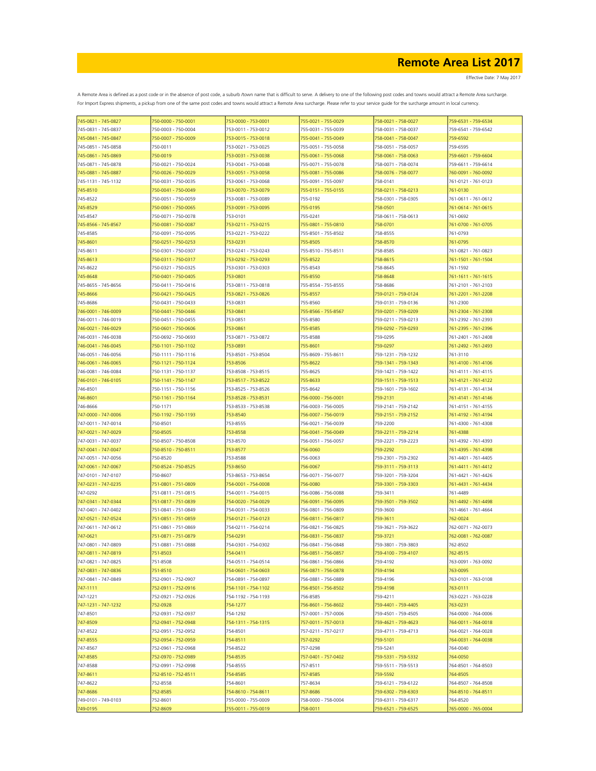# Remote Area List 2017

Effective Date: 7 May 2017

A Remote Area is defined as a post code or in the absence of post code, a suburb /town name that is difficult to serve. A delivery to one of the following post codes and towns would attract a Remote Area surcharge.
For Import Express shipments, a pickup from one of the same post codes and towns would attract a Remote Area surcharge. Please refer to your service guide for the surcharge amount in local currency.

| | | | | | |
|---|---|---|---|---|---|
| 745-0821 - 745-0827 | 750-0000 - 750-0001 | 753-0000 - 753-0001 | 755-0021 - 755-0029 | 758-0021 - 758-0027 | 759-6531 - 759-6534 |
| 745-0831 - 745-0837 | 750-0003 - 750-0004 | 753-0011 - 753-0012 | 755-0031 - 755-0039 | 758-0031 - 758-0037 | 759-6541 - 759-6542 |
| 745-0841 - 745-0847 | 750-0007 - 750-0009 | 753-0015 - 753-0018 | 755-0041 - 755-0049 | 758-0041 - 758-0047 | 759-6592 |
| 745-0851 - 745-0858 | 750-0011 | 753-0021 - 753-0025 | 755-0051 - 755-0058 | 758-0051 - 758-0057 | 759-6595 |
| 745-0861 - 745-0869 | 750-0019 | 753-0031 - 753-0038 | 755-0061 - 755-0068 | 758-0061 - 758-0063 | 759-6601 - 759-6604 |
| 745-0871 - 745-0878 | 750-0021 - 750-0024 | 753-0041 - 753-0048 | 755-0071 - 755-0078 | 758-0071 - 758-0074 | 759-6611 - 759-6614 |
| 745-0881 - 745-0887 | 750-0026 - 750-0029 | 753-0051 - 753-0058 | 755-0081 - 755-0086 | 758-0076 - 758-0077 | 760-0091 - 760-0092 |
| 745-1131 - 745-1132 | 750-0031 - 750-0035 | 753-0061 - 753-0068 | 755-0091 - 755-0097 | 758-0141 | 761-0121 - 761-0123 |
| 745-8510 | 750-0041 - 750-0049 | 753-0070 - 753-0079 | 755-0151 - 755-0155 | 758-0211 - 758-0213 | 761-0130 |
| 745-8522 | 750-0051 - 750-0059 | 753-0081 - 753-0089 | 755-0192 | 758-0301 - 758-0305 | 761-0611 - 761-0612 |
| 745-8529 | 750-0061 - 750-0065 | 753-0091 - 753-0095 | 755-0195 | 758-0501 | 761-0614 - 761-0615 |
| 745-8547 | 750-0071 - 750-0078 | 753-0101 | 755-0241 | 758-0611 - 758-0613 | 761-0692 |
| 745-8566 - 745-8567 | 750-0081 - 750-0087 | 753-0211 - 753-0215 | 755-0801 - 755-0810 | 758-0701 | 761-0700 - 761-0705 |
| 745-8585 | 750-0091 - 750-0095 | 753-0221 - 753-0222 | 755-8501 - 755-8502 | 758-8555 | 761-0793 |
| 745-8601 | 750-0251 - 750-0253 | 753-0231 | 755-8505 | 758-8570 | 761-0795 |
| 745-8611 | 750-0301 - 750-0307 | 753-0241 - 753-0243 | 755-8510 - 755-8511 | 758-8585 | 761-0821 - 761-0823 |
| 745-8613 | 750-0311 - 750-0317 | 753-0292 - 753-0293 | 755-8522 | 758-8615 | 761-1501 - 761-1504 |
| 745-8622 | 750-0321 - 750-0325 | 753-0301 - 753-0303 | 755-8543 | 758-8645 | 761-1592 |
| 745-8648 | 750-0401 - 750-0405 | 753-0801 | 755-8550 | 758-8648 | 761-1611 - 761-1615 |
| 745-8655 - 745-8656 | 750-0411 - 750-0416 | 753-0811 - 753-0818 | 755-8554 - 755-8555 | 758-8686 | 761-2101 - 761-2103 |
| 745-8666 | 750-0421 - 750-0425 | 753-0821 - 753-0826 | 755-8557 | 759-0121 - 759-0124 | 761-2201 - 761-2208 |
| 745-8686 | 750-0431 - 750-0433 | 753-0831 | 755-8560 | 759-0131 - 759-0136 | 761-2300 |
| 746-0001 - 746-0009 | 750-0441 - 750-0446 | 753-0841 | 755-8566 - 755-8567 | 759-0201 - 759-0209 | 761-2304 - 761-2308 |
| 746-0011 - 746-0019 | 750-0451 - 750-0455 | 753-0851 | 755-8580 | 759-0211 - 759-0213 | 761-2392 - 761-2393 |
| 746-0021 - 746-0029 | 750-0601 - 750-0606 | 753-0861 | 755-8585 | 759-0292 - 759-0293 | 761-2395 - 761-2396 |
| 746-0031 - 746-0038 | 750-0692 - 750-0693 | 753-0871 - 753-0872 | 755-8588 | 759-0295 | 761-2401 - 761-2408 |
| 746-0041 - 746-0045 | 750-1101 - 750-1102 | 753-0891 | 755-8601 | 759-0297 | 761-2492 - 761-2493 |
| 746-0051 - 746-0056 | 750-1111 - 750-1116 | 753-8501 - 753-8504 | 755-8609 - 755-8611 | 759-1231 - 759-1232 | 761-3110 |
| 746-0061 - 746-0065 | 750-1121 - 750-1124 | 753-8506 | 755-8622 | 759-1341 - 759-1343 | 761-4100 - 761-4106 |
| 746-0081 - 746-0084 | 750-1131 - 750-1137 | 753-8508 - 753-8515 | 755-8625 | 759-1421 - 759-1422 | 761-4111 - 761-4115 |
| 746-0101 - 746-0105 | 750-1141 - 750-1147 | 753-8517 - 753-8522 | 755-8633 | 759-1511 - 759-1513 | 761-4121 - 761-4122 |
| 746-8501 | 750-1151 - 750-1156 | 753-8525 - 753-8526 | 755-8642 | 759-1601 - 759-1602 | 761-4131 - 761-4134 |
| 746-8601 | 750-1161 - 750-1164 | 753-8528 - 753-8531 | 756-0000 - 756-0001 | 759-2131 | 761-4141 - 761-4146 |
| 746-8666 | 750-1171 | 753-8533 - 753-8538 | 756-0003 - 756-0005 | 759-2141 - 759-2142 | 761-4151 - 761-4155 |
| 747-0000 - 747-0006 | 750-1192 - 750-1193 | 753-8540 | 756-0007 - 756-0019 | 759-2151 - 759-2152 | 761-4192 - 761-4194 |
| 747-0011 - 747-0014 | 750-8501 | 753-8555 | 756-0021 - 756-0039 | 759-2200 | 761-4300 - 761-4308 |
| 747-0021 - 747-0029 | 750-8505 | 753-8558 | 756-0041 - 756-0049 | 759-2211 - 759-2214 | 761-4388 |
| 747-0031 - 747-0037 | 750-8507 - 750-8508 | 753-8570 | 756-0051 - 756-0057 | 759-2221 - 759-2223 | 761-4392 - 761-4393 |
| 747-0041 - 747-0047 | 750-8510 - 750-8511 | 753-8577 | 756-0060 | 759-2292 | 761-4395 - 761-4398 |
| 747-0051 - 747-0056 | 750-8520 | 753-8588 | 756-0063 | 759-2301 - 759-2302 | 761-4401 - 761-4405 |
| 747-0061 - 747-0067 | 750-8524 - 750-8525 | 753-8650 | 756-0067 | 759-3111 - 759-3113 | 761-4411 - 761-4412 |
| 747-0101 - 747-0107 | 750-8607 | 753-8653 - 753-8654 | 756-0071 - 756-0077 | 759-3201 - 759-3204 | 761-4421 - 761-4426 |
| 747-0231 - 747-0235 | 751-0801 - 751-0809 | 754-0001 - 754-0008 | 756-0080 | 759-3301 - 759-3303 | 761-4431 - 761-4434 |
| 747-0292 | 751-0811 - 751-0815 | 754-0011 - 754-0015 | 756-0086 - 756-0088 | 759-3411 | 761-4489 |
| 747-0341 - 747-0344 | 751-0817 - 751-0839 | 754-0020 - 754-0029 | 756-0091 - 756-0095 | 759-3501 - 759-3502 | 761-4492 - 761-4498 |
| 747-0401 - 747-0402 | 751-0841 - 751-0849 | 754-0031 - 754-0033 | 756-0801 - 756-0809 | 759-3600 | 761-4661 - 761-4664 |
| 747-0521 - 747-0524 | 751-0851 - 751-0859 | 754-0121 - 754-0123 | 756-0811 - 756-0817 | 759-3611 | 762-0024 |
| 747-0611 - 747-0612 | 751-0861 - 751-0869 | 754-0211 - 754-0214 | 756-0821 - 756-0825 | 759-3621 - 759-3622 | 762-0071 - 762-0073 |
| 747-0621 | 751-0871 - 751-0879 | 754-0291 | 756-0831 - 756-0837 | 759-3721 | 762-0081 - 762-0087 |
| 747-0801 - 747-0809 | 751-0881 - 751-0888 | 754-0301 - 754-0302 | 756-0841 - 756-0848 | 759-3801 - 759-3803 | 762-8502 |
| 747-0811 - 747-0819 | 751-8503 | 754-0411 | 756-0851 - 756-0857 | 759-4100 - 759-4107 | 762-8515 |
| 747-0821 - 747-0825 | 751-8508 | 754-0511 - 754-0514 | 756-0861 - 756-0866 | 759-4192 | 763-0091 - 763-0092 |
| 747-0831 - 747-0836 | 751-8510 | 754-0601 - 754-0603 | 756-0871 - 756-0878 | 759-4194 | 763-0095 |
| 747-0841 - 747-0849 | 752-0901 - 752-0907 | 754-0891 - 754-0897 | 756-0881 - 756-0889 | 759-4196 | 763-0101 - 763-0108 |
| 747-1111 | 752-0911 - 752-0916 | 754-1101 - 754-1102 | 756-8501 - 756-8502 | 759-4198 | 763-0111 |
| 747-1221 | 752-0921 - 752-0926 | 754-1192 - 754-1193 | 756-8585 | 759-4211 | 763-0221 - 763-0228 |
| 747-1231 - 747-1232 | 752-0928 | 754-1277 | 756-8601 - 756-8602 | 759-4401 - 759-4405 | 763-0231 |
| 747-8501 | 752-0931 - 752-0937 | 754-1292 | 757-0001 - 757-0006 | 759-4501 - 759-4505 | 764-0000 - 764-0006 |
| 747-8509 | 752-0941 - 752-0948 | 754-1311 - 754-1315 | 757-0011 - 757-0013 | 759-4621 - 759-4623 | 764-0011 - 764-0018 |
| 747-8522 | 752-0951 - 752-0952 | 754-8501 | 757-0211 - 757-0217 | 759-4711 - 759-4713 | 764-0021 - 764-0028 |
| 747-8555 | 752-0954 - 752-0959 | 754-8511 | 757-0292 | 759-5101 | 764-0031 - 764-0038 |
| 747-8567 | 752-0961 - 752-0968 | 754-8522 | 757-0298 | 759-5241 | 764-0040 |
| 747-8585 | 752-0970 - 752-0989 | 754-8535 | 757-0401 - 757-0402 | 759-5331 - 759-5332 | 764-0050 |
| 747-8588 | 752-0991 - 752-0998 | 754-8555 | 757-8511 | 759-5511 - 759-5513 | 764-8501 - 764-8503 |
| 747-8611 | 752-8510 - 752-8511 | 754-8585 | 757-8585 | 759-5592 | 764-8505 |
| 747-8622 | 752-8558 | 754-8601 | 757-8634 | 759-6121 - 759-6122 | 764-8507 - 764-8508 |
| 747-8686 | 752-8585 | 754-8610 - 754-8611 | 757-8686 | 759-6302 - 759-6303 | 764-8510 - 764-8511 |
| 749-0101 - 749-0103 | 752-8601 | 755-0000 - 755-0009 | 758-0000 - 758-0004 | 759-6311 - 759-6317 | 764-8520 |
| 749-0195 | 752-8609 | 755-0011 - 755-0019 | 758-0011 | 759-6521 - 759-6525 | 765-0000 - 765-0004 |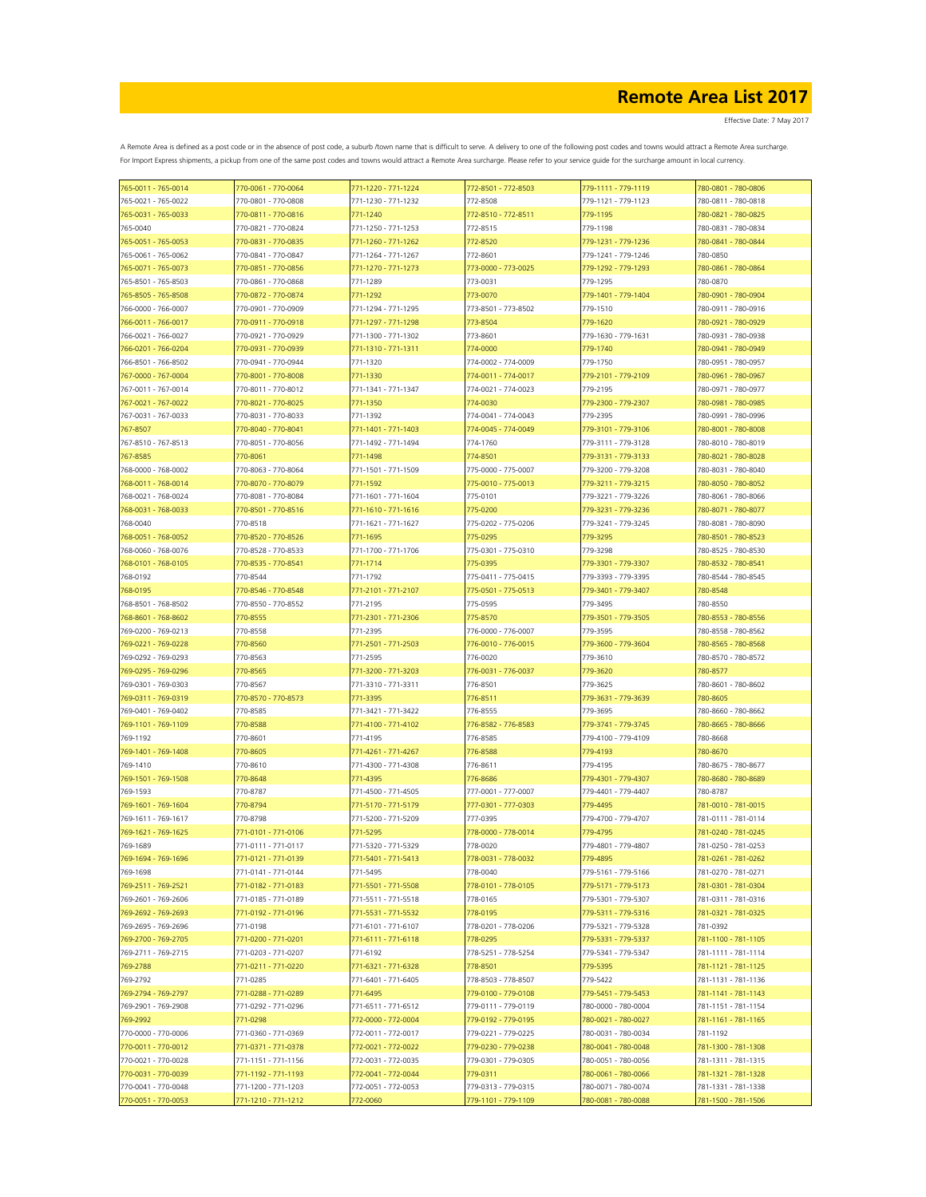# Remote Area List 2017

Effective Date: 7 May 2017

A Remote Area is defined as a post code or in the absence of post code, a suburb /town name that is difficult to serve. A delivery to one of the following post codes and towns would attract a Remote Area surcharge. For Import Express shipments, a pickup from one of the same post codes and towns would attract a Remote Area surcharge. Please refer to your service guide for the surcharge amount in local currency.

| | | | | | |
|---|---|---|---|---|---|
| 765-0011 - 765-0014 | 770-0061 - 770-0064 | 771-1220 - 771-1224 | 772-8501 - 772-8503 | 779-1111 - 779-1119 | 780-0801 - 780-0806 |
| 765-0021 - 765-0022 | 770-0801 - 770-0808 | 771-1230 - 771-1232 | 772-8508 | 779-1121 - 779-1123 | 780-0811 - 780-0818 |
| 765-0031 - 765-0033 | 770-0811 - 770-0816 | 771-1240 | 772-8510 - 772-8511 | 779-1195 | 780-0821 - 780-0825 |
| 765-0040 | 770-0821 - 770-0824 | 771-1250 - 771-1253 | 772-8515 | 779-1198 | 780-0831 - 780-0834 |
| 765-0051 - 765-0053 | 770-0831 - 770-0835 | 771-1260 - 771-1262 | 772-8520 | 779-1231 - 779-1236 | 780-0841 - 780-0844 |
| 765-0061 - 765-0062 | 770-0841 - 770-0847 | 771-1264 - 771-1267 | 772-8601 | 779-1241 - 779-1246 | 780-0850 |
| 765-0071 - 765-0073 | 770-0851 - 770-0856 | 771-1270 - 771-1273 | 773-0000 - 773-0025 | 779-1292 - 779-1293 | 780-0861 - 780-0864 |
| 765-8501 - 765-8503 | 770-0861 - 770-0868 | 771-1289 | 773-0031 | 779-1295 | 780-0870 |
| 765-8505 - 765-8508 | 770-0872 - 770-0874 | 771-1292 | 773-0070 | 779-1401 - 779-1404 | 780-0901 - 780-0904 |
| 766-0000 - 766-0007 | 770-0901 - 770-0909 | 771-1294 - 771-1295 | 773-8501 - 773-8502 | 779-1510 | 780-0911 - 780-0916 |
| 766-0011 - 766-0017 | 770-0911 - 770-0918 | 771-1297 - 771-1298 | 773-8504 | 779-1620 | 780-0921 - 780-0929 |
| 766-0021 - 766-0027 | 770-0921 - 770-0929 | 771-1300 - 771-1302 | 773-8601 | 779-1630 - 779-1631 | 780-0931 - 780-0938 |
| 766-0201 - 766-0204 | 770-0931 - 770-0939 | 771-1310 - 771-1311 | 774-0000 | 779-1740 | 780-0941 - 780-0949 |
| 766-8501 - 766-8502 | 770-0941 - 770-0944 | 771-1320 | 774-0002 - 774-0009 | 779-1750 | 780-0951 - 780-0957 |
| 767-0000 - 767-0004 | 770-8001 - 770-8008 | 771-1330 | 774-0011 - 774-0017 | 779-2101 - 779-2109 | 780-0961 - 780-0967 |
| 767-0011 - 767-0014 | 770-8011 - 770-8012 | 771-1341 - 771-1347 | 774-0021 - 774-0023 | 779-2195 | 780-0971 - 780-0977 |
| 767-0021 - 767-0022 | 770-8021 - 770-8025 | 771-1350 | 774-0030 | 779-2300 - 779-2307 | 780-0981 - 780-0985 |
| 767-0031 - 767-0033 | 770-8031 - 770-8033 | 771-1392 | 774-0041 - 774-0043 | 779-2395 | 780-0991 - 780-0996 |
| 767-8507 | 770-8040 - 770-8041 | 771-1401 - 771-1403 | 774-0045 - 774-0049 | 779-3101 - 779-3106 | 780-8001 - 780-8008 |
| 767-8510 - 767-8513 | 770-8051 - 770-8056 | 771-1492 - 771-1494 | 774-1760 | 779-3111 - 779-3128 | 780-8010 - 780-8019 |
| 767-8585 | 770-8061 | 771-1498 | 774-8501 | 779-3131 - 779-3133 | 780-8021 - 780-8028 |
| 768-0000 - 768-0002 | 770-8063 - 770-8064 | 771-1501 - 771-1509 | 775-0000 - 775-0007 | 779-3200 - 779-3208 | 780-8031 - 780-8040 |
| 768-0011 - 768-0014 | 770-8070 - 770-8079 | 771-1592 | 775-0010 - 775-0013 | 779-3211 - 779-3215 | 780-8050 - 780-8052 |
| 768-0021 - 768-0024 | 770-8081 - 770-8084 | 771-1601 - 771-1604 | 775-0101 | 779-3221 - 779-3226 | 780-8061 - 780-8066 |
| 768-0031 - 768-0033 | 770-8501 - 770-8516 | 771-1610 - 771-1616 | 775-0200 | 779-3231 - 779-3236 | 780-8071 - 780-8077 |
| 768-0040 | 770-8518 | 771-1621 - 771-1627 | 775-0202 - 775-0206 | 779-3241 - 779-3245 | 780-8081 - 780-8090 |
| 768-0051 - 768-0052 | 770-8520 - 770-8526 | 771-1695 | 775-0295 | 779-3295 | 780-8501 - 780-8523 |
| 768-0060 - 768-0076 | 770-8528 - 770-8533 | 771-1700 - 771-1706 | 775-0301 - 775-0310 | 779-3298 | 780-8525 - 780-8530 |
| 768-0101 - 768-0105 | 770-8535 - 770-8541 | 771-1714 | 775-0395 | 779-3301 - 779-3307 | 780-8532 - 780-8541 |
| 768-0192 | 770-8544 | 771-1792 | 775-0411 - 775-0415 | 779-3393 - 779-3395 | 780-8544 - 780-8545 |
| 768-0195 | 770-8546 - 770-8548 | 771-2101 - 771-2107 | 775-0501 - 775-0513 | 779-3401 - 779-3407 | 780-8548 |
| 768-8501 - 768-8502 | 770-8550 - 770-8552 | 771-2195 | 775-0595 | 779-3495 | 780-8550 |
| 768-8601 - 768-8602 | 770-8555 | 771-2301 - 771-2306 | 775-8570 | 779-3501 - 779-3505 | 780-8553 - 780-8556 |
| 769-0200 - 769-0213 | 770-8558 | 771-2395 | 776-0000 - 776-0007 | 779-3595 | 780-8558 - 780-8562 |
| 769-0221 - 769-0228 | 770-8560 | 771-2501 - 771-2503 | 776-0010 - 776-0015 | 779-3600 - 779-3604 | 780-8565 - 780-8568 |
| 769-0292 - 769-0293 | 770-8563 | 771-2595 | 776-0020 | 779-3610 | 780-8570 - 780-8572 |
| 769-0295 - 769-0296 | 770-8565 | 771-3200 - 771-3203 | 776-0031 - 776-0037 | 779-3620 | 780-8577 |
| 769-0301 - 769-0303 | 770-8567 | 771-3310 - 771-3311 | 776-8501 | 779-3625 | 780-8601 - 780-8602 |
| 769-0311 - 769-0319 | 770-8570 - 770-8573 | 771-3395 | 776-8511 | 779-3631 - 779-3639 | 780-8605 |
| 769-0401 - 769-0402 | 770-8585 | 771-3421 - 771-3422 | 776-8555 | 779-3695 | 780-8660 - 780-8662 |
| 769-1101 - 769-1109 | 770-8588 | 771-4100 - 771-4102 | 776-8582 - 776-8583 | 779-3741 - 779-3745 | 780-8665 - 780-8666 |
| 769-1192 | 770-8601 | 771-4195 | 776-8585 | 779-4100 - 779-4109 | 780-8668 |
| 769-1401 - 769-1408 | 770-8605 | 771-4261 - 771-4267 | 776-8588 | 779-4193 | 780-8670 |
| 769-1410 | 770-8610 | 771-4300 - 771-4308 | 776-8611 | 779-4195 | 780-8675 - 780-8677 |
| 769-1501 - 769-1508 | 770-8648 | 771-4395 | 776-8686 | 779-4301 - 779-4307 | 780-8680 - 780-8689 |
| 769-1593 | 770-8787 | 771-4500 - 771-4505 | 777-0001 - 777-0007 | 779-4401 - 779-4407 | 780-8787 |
| 769-1601 - 769-1604 | 770-8794 | 771-5170 - 771-5179 | 777-0301 - 777-0303 | 779-4495 | 781-0010 - 781-0015 |
| 769-1611 - 769-1617 | 770-8798 | 771-5200 - 771-5209 | 777-0395 | 779-4700 - 779-4707 | 781-0111 - 781-0114 |
| 769-1621 - 769-1625 | 771-0101 - 771-0106 | 771-5295 | 778-0000 - 778-0014 | 779-4795 | 781-0240 - 781-0245 |
| 769-1689 | 771-0111 - 771-0117 | 771-5320 - 771-5329 | 778-0020 | 779-4801 - 779-4807 | 781-0250 - 781-0253 |
| 769-1694 - 769-1696 | 771-0121 - 771-0139 | 771-5401 - 771-5413 | 778-0031 - 778-0032 | 779-4895 | 781-0261 - 781-0262 |
| 769-1698 | 771-0141 - 771-0144 | 771-5495 | 778-0040 | 779-5161 - 779-5166 | 781-0270 - 781-0271 |
| 769-2511 - 769-2521 | 771-0182 - 771-0183 | 771-5501 - 771-5508 | 778-0101 - 778-0105 | 779-5171 - 779-5173 | 781-0301 - 781-0304 |
| 769-2601 - 769-2606 | 771-0185 - 771-0189 | 771-5511 - 771-5518 | 778-0165 | 779-5301 - 779-5307 | 781-0311 - 781-0316 |
| 769-2692 - 769-2693 | 771-0192 - 771-0196 | 771-5531 - 771-5532 | 778-0195 | 779-5311 - 779-5316 | 781-0321 - 781-0325 |
| 769-2695 - 769-2696 | 771-0198 | 771-6101 - 771-6107 | 778-0201 - 778-0206 | 779-5321 - 779-5328 | 781-0392 |
| 769-2700 - 769-2705 | 771-0200 - 771-0201 | 771-6111 - 771-6118 | 778-0295 | 779-5331 - 779-5337 | 781-1100 - 781-1105 |
| 769-2711 - 769-2715 | 771-0203 - 771-0207 | 771-6192 | 778-5251 - 778-5254 | 779-5341 - 779-5347 | 781-1111 - 781-1114 |
| 769-2788 | 771-0211 - 771-0220 | 771-6321 - 771-6328 | 778-8501 | 779-5395 | 781-1121 - 781-1125 |
| 769-2792 | 771-0285 | 771-6401 - 771-6405 | 778-8503 - 778-8507 | 779-5422 | 781-1131 - 781-1136 |
| 769-2794 - 769-2797 | 771-0288 - 771-0289 | 771-6495 | 779-0100 - 779-0108 | 779-5451 - 779-5453 | 781-1141 - 781-1143 |
| 769-2901 - 769-2908 | 771-0292 - 771-0296 | 771-6511 - 771-6512 | 779-0111 - 779-0119 | 780-0000 - 780-0004 | 781-1151 - 781-1154 |
| 769-2992 | 771-0298 | 772-0000 - 772-0004 | 779-0192 - 779-0195 | 780-0021 - 780-0027 | 781-1161 - 781-1165 |
| 770-0000 - 770-0006 | 771-0360 - 771-0369 | 772-0011 - 772-0017 | 779-0221 - 779-0225 | 780-0031 - 780-0034 | 781-1192 |
| 770-0011 - 770-0012 | 771-0371 - 771-0378 | 772-0021 - 772-0022 | 779-0230 - 779-0238 | 780-0041 - 780-0048 | 781-1300 - 781-1308 |
| 770-0021 - 770-0028 | 771-1151 - 771-1156 | 772-0031 - 772-0035 | 779-0301 - 779-0305 | 780-0051 - 780-0056 | 781-1311 - 781-1315 |
| 770-0031 - 770-0039 | 771-1192 - 771-1193 | 772-0041 - 772-0044 | 779-0311 | 780-0061 - 780-0066 | 781-1321 - 781-1328 |
| 770-0041 - 770-0048 | 771-1200 - 771-1203 | 772-0051 - 772-0053 | 779-0313 - 779-0315 | 780-0071 - 780-0074 | 781-1331 - 781-1338 |
| 770-0051 - 770-0053 | 771-1210 - 771-1212 | 772-0060 | 779-1101 - 779-1109 | 780-0081 - 780-0088 | 781-1500 - 781-1506 |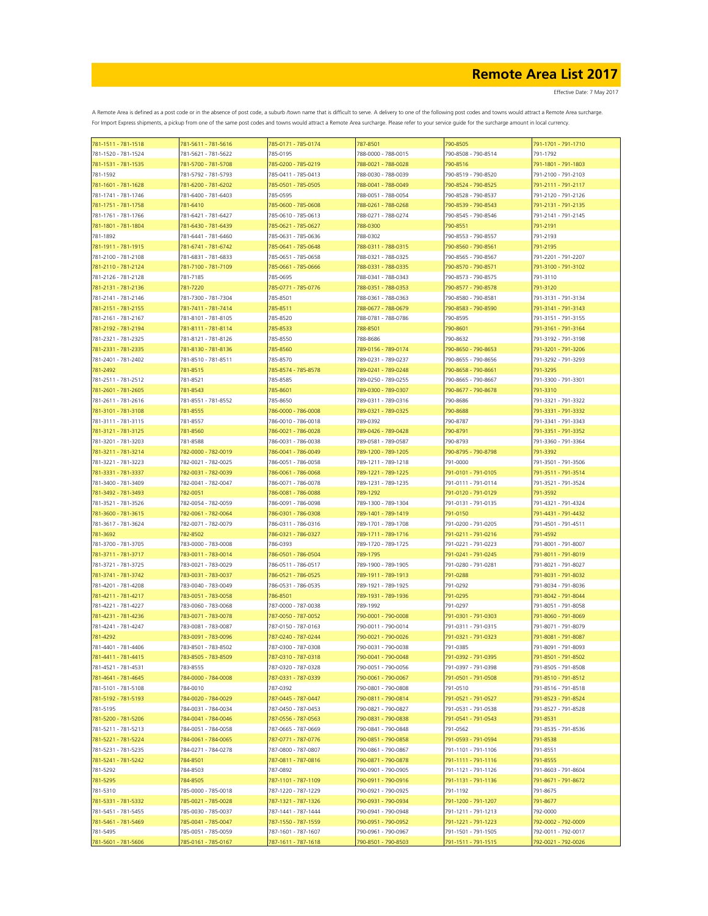# Remote Area List 2017

Effective Date: 7 May 2017

A Remote Area is defined as a post code or in the absence of post code, a suburb /town name that is difficult to serve. A delivery to one of the following post codes and towns would attract a Remote Area surcharge.
For Import Express shipments, a pickup from one of the same post codes and towns would attract a Remote Area surcharge. Please refer to your service guide for the surcharge amount in local currency.

| | | | | | |
|---|---|---|---|---|---|
| 781-1511 - 781-1518 | 781-5611 - 781-5616 | 785-0171 - 785-0174 | 787-8501 | 790-8505 | 791-1701 - 791-1710 |
| 781-1520 - 781-1524 | 781-5621 - 781-5622 | 785-0195 | 788-0000 - 788-0015 | 790-8508 - 790-8514 | 791-1792 |
| 781-1531 - 781-1535 | 781-5700 - 781-5708 | 785-0200 - 785-0219 | 788-0021 - 788-0028 | 790-8516 | 791-1801 - 791-1803 |
| 781-1592 | 781-5792 - 781-5793 | 785-0411 - 785-0413 | 788-0030 - 788-0039 | 790-8519 - 790-8520 | 791-2100 - 791-2103 |
| 781-1601 - 781-1628 | 781-6200 - 781-6202 | 785-0501 - 785-0505 | 788-0041 - 788-0049 | 790-8524 - 790-8525 | 791-2111 - 791-2117 |
| 781-1741 - 781-1746 | 781-6400 - 781-6403 | 785-0595 | 788-0051 - 788-0054 | 790-8528 - 790-8537 | 791-2120 - 791-2126 |
| 781-1751 - 781-1758 | 781-6410 | 785-0600 - 785-0608 | 788-0261 - 788-0268 | 790-8539 - 790-8543 | 791-2131 - 791-2135 |
| 781-1761 - 781-1766 | 781-6421 - 781-6427 | 785-0610 - 785-0613 | 788-0271 - 788-0274 | 790-8545 - 790-8546 | 791-2141 - 791-2145 |
| 781-1801 - 781-1804 | 781-6430 - 781-6439 | 785-0621 - 785-0627 | 788-0300 | 790-8551 | 791-2191 |
| 781-1892 | 781-6441 - 781-6460 | 785-0631 - 785-0636 | 788-0302 | 790-8553 - 790-8557 | 791-2193 |
| 781-1911 - 781-1915 | 781-6741 - 781-6742 | 785-0641 - 785-0648 | 788-0311 - 788-0315 | 790-8560 - 790-8561 | 791-2195 |
| 781-2100 - 781-2108 | 781-6831 - 781-6833 | 785-0651 - 785-0658 | 788-0321 - 788-0325 | 790-8565 - 790-8567 | 791-2201 - 791-2207 |
| 781-2110 - 781-2124 | 781-7100 - 781-7109 | 785-0661 - 785-0666 | 788-0331 - 788-0335 | 790-8570 - 790-8571 | 791-3100 - 791-3102 |
| 781-2126 - 781-2128 | 781-7185 | 785-0695 | 788-0341 - 788-0343 | 790-8573 - 790-8575 | 791-3110 |
| 781-2131 - 781-2136 | 781-7220 | 785-0771 - 785-0776 | 788-0351 - 788-0353 | 790-8577 - 790-8578 | 791-3120 |
| 781-2141 - 781-2146 | 781-7300 - 781-7304 | 785-8501 | 788-0361 - 788-0363 | 790-8580 - 790-8581 | 791-3131 - 791-3134 |
| 781-2151 - 781-2155 | 781-7411 - 781-7414 | 785-8511 | 788-0677 - 788-0679 | 790-8583 - 790-8590 | 791-3141 - 791-3143 |
| 781-2161 - 781-2167 | 781-8101 - 781-8105 | 785-8520 | 788-0781 - 788-0786 | 790-8595 | 791-3151 - 791-3155 |
| 781-2192 - 781-2194 | 781-8111 - 781-8114 | 785-8533 | 788-8501 | 790-8601 | 791-3161 - 791-3164 |
| 781-2321 - 781-2325 | 781-8121 - 781-8126 | 785-8550 | 788-8686 | 790-8632 | 791-3192 - 791-3198 |
| 781-2331 - 781-2335 | 781-8130 - 781-8136 | 785-8560 | 789-0156 - 789-0174 | 790-8650 - 790-8653 | 791-3201 - 791-3206 |
| 781-2401 - 781-2402 | 781-8510 - 781-8511 | 785-8570 | 789-0231 - 789-0237 | 790-8655 - 790-8656 | 791-3292 - 791-3293 |
| 781-2492 | 781-8515 | 785-8574 - 785-8578 | 789-0241 - 789-0248 | 790-8658 - 790-8661 | 791-3295 |
| 781-2511 - 781-2512 | 781-8521 | 785-8585 | 789-0250 - 789-0255 | 790-8665 - 790-8667 | 791-3300 - 791-3301 |
| 781-2601 - 781-2605 | 781-8543 | 785-8601 | 789-0300 - 789-0307 | 790-8677 - 790-8678 | 791-3310 |
| 781-2611 - 781-2616 | 781-8551 - 781-8552 | 785-8650 | 789-0311 - 789-0316 | 790-8686 | 791-3321 - 791-3322 |
| 781-3101 - 781-3108 | 781-8555 | 786-0000 - 786-0008 | 789-0321 - 789-0325 | 790-8688 | 791-3331 - 791-3332 |
| 781-3111 - 781-3115 | 781-8557 | 786-0010 - 786-0018 | 789-0392 | 790-8787 | 791-3341 - 791-3343 |
| 781-3121 - 781-3125 | 781-8560 | 786-0021 - 786-0028 | 789-0426 - 789-0428 | 790-8791 | 791-3351 - 791-3352 |
| 781-3201 - 781-3203 | 781-8588 | 786-0031 - 786-0038 | 789-0581 - 789-0587 | 790-8793 | 791-3360 - 791-3364 |
| 781-3211 - 781-3214 | 782-0000 - 782-0019 | 786-0041 - 786-0049 | 789-1200 - 789-1205 | 790-8795 - 790-8798 | 791-3392 |
| 781-3221 - 781-3223 | 782-0021 - 782-0025 | 786-0051 - 786-0058 | 789-1211 - 789-1218 | 791-0000 | 791-3501 - 791-3506 |
| 781-3331 - 781-3337 | 782-0031 - 782-0039 | 786-0061 - 786-0068 | 789-1221 - 789-1225 | 791-0101 - 791-0105 | 791-3511 - 791-3514 |
| 781-3400 - 781-3409 | 782-0041 - 782-0047 | 786-0071 - 786-0078 | 789-1231 - 789-1235 | 791-0111 - 791-0114 | 791-3521 - 791-3524 |
| 781-3492 - 781-3493 | 782-0051 | 786-0081 - 786-0088 | 789-1292 | 791-0120 - 791-0129 | 791-3592 |
| 781-3521 - 781-3526 | 782-0054 - 782-0059 | 786-0091 - 786-0098 | 789-1300 - 789-1304 | 791-0131 - 791-0135 | 791-4321 - 791-4324 |
| 781-3600 - 781-3615 | 782-0061 - 782-0064 | 786-0301 - 786-0308 | 789-1401 - 789-1419 | 791-0150 | 791-4431 - 791-4432 |
| 781-3617 - 781-3624 | 782-0071 - 782-0079 | 786-0311 - 786-0316 | 789-1701 - 789-1708 | 791-0200 - 791-0205 | 791-4501 - 791-4511 |
| 781-3692 | 782-8502 | 786-0321 - 786-0327 | 789-1711 - 789-1716 | 791-0211 - 791-0216 | 791-4592 |
| 781-3700 - 781-3705 | 783-0000 - 783-0008 | 786-0393 | 789-1720 - 789-1725 | 791-0221 - 791-0223 | 791-8001 - 791-8007 |
| 781-3711 - 781-3717 | 783-0011 - 783-0014 | 786-0501 - 786-0504 | 789-1795 | 791-0241 - 791-0245 | 791-8011 - 791-8019 |
| 781-3721 - 781-3725 | 783-0021 - 783-0029 | 786-0511 - 786-0517 | 789-1900 - 789-1905 | 791-0280 - 791-0281 | 791-8021 - 791-8027 |
| 781-3741 - 781-3742 | 783-0031 - 783-0037 | 786-0521 - 786-0525 | 789-1911 - 789-1913 | 791-0288 | 791-8031 - 791-8032 |
| 781-4201 - 781-4208 | 783-0040 - 783-0049 | 786-0531 - 786-0535 | 789-1921 - 789-1925 | 791-0292 | 791-8034 - 791-8036 |
| 781-4211 - 781-4217 | 783-0051 - 783-0058 | 786-8501 | 789-1931 - 789-1936 | 791-0295 | 791-8042 - 791-8044 |
| 781-4221 - 781-4227 | 783-0060 - 783-0068 | 787-0000 - 787-0038 | 789-1992 | 791-0297 | 791-8051 - 791-8058 |
| 781-4231 - 781-4236 | 783-0071 - 783-0078 | 787-0050 - 787-0052 | 790-0001 - 790-0008 | 791-0301 - 791-0303 | 791-8060 - 791-8069 |
| 781-4241 - 781-4247 | 783-0081 - 783-0087 | 787-0150 - 787-0163 | 790-0011 - 790-0014 | 791-0311 - 791-0315 | 791-8071 - 791-8079 |
| 781-4292 | 783-0091 - 783-0096 | 787-0240 - 787-0244 | 790-0021 - 790-0026 | 791-0321 - 791-0323 | 791-8081 - 791-8087 |
| 781-4401 - 781-4406 | 783-8501 - 783-8502 | 787-0300 - 787-0308 | 790-0031 - 790-0038 | 791-0385 | 791-8091 - 791-8093 |
| 781-4411 - 781-4415 | 783-8505 - 783-8509 | 787-0310 - 787-0318 | 790-0041 - 790-0048 | 791-0392 - 791-0395 | 791-8501 - 791-8502 |
| 781-4521 - 781-4531 | 783-8555 | 787-0320 - 787-0328 | 790-0051 - 790-0056 | 791-0397 - 791-0398 | 791-8505 - 791-8508 |
| 781-4641 - 781-4645 | 784-0000 - 784-0008 | 787-0331 - 787-0339 | 790-0061 - 790-0067 | 791-0501 - 791-0508 | 791-8510 - 791-8512 |
| 781-5101 - 781-5108 | 784-0010 | 787-0392 | 790-0801 - 790-0808 | 791-0510 | 791-8516 - 791-8518 |
| 781-5192 - 781-5193 | 784-0020 - 784-0029 | 787-0445 - 787-0447 | 790-0811 - 790-0814 | 791-0521 - 791-0527 | 791-8523 - 791-8524 |
| 781-5195 | 784-0031 - 784-0034 | 787-0450 - 787-0453 | 790-0821 - 790-0827 | 791-0531 - 791-0538 | 791-8527 - 791-8528 |
| 781-5200 - 781-5206 | 784-0041 - 784-0046 | 787-0556 - 787-0563 | 790-0831 - 790-0838 | 791-0541 - 791-0543 | 791-8531 |
| 781-5211 - 781-5213 | 784-0051 - 784-0058 | 787-0665 - 787-0669 | 790-0841 - 790-0848 | 791-0562 | 791-8535 - 791-8536 |
| 781-5221 - 781-5224 | 784-0061 - 784-0065 | 787-0771 - 787-0776 | 790-0851 - 790-0858 | 791-0593 - 791-0594 | 791-8538 |
| 781-5231 - 781-5235 | 784-0271 - 784-0278 | 787-0800 - 787-0807 | 790-0861 - 790-0867 | 791-1101 - 791-1106 | 791-8551 |
| 781-5241 - 781-5242 | 784-8501 | 787-0811 - 787-0816 | 790-0871 - 790-0878 | 791-1111 - 791-1116 | 791-8555 |
| 781-5292 | 784-8503 | 787-0892 | 790-0901 - 790-0905 | 791-1121 - 791-1126 | 791-8603 - 791-8604 |
| 781-5295 | 784-8505 | 787-1101 - 787-1109 | 790-0911 - 790-0916 | 791-1131 - 791-1136 | 791-8671 - 791-8672 |
| 781-5310 | 785-0000 - 785-0018 | 787-1220 - 787-1229 | 790-0921 - 790-0925 | 791-1192 | 791-8675 |
| 781-5331 - 781-5332 | 785-0021 - 785-0028 | 787-1321 - 787-1326 | 790-0931 - 790-0934 | 791-1200 - 791-1207 | 791-8677 |
| 781-5451 - 781-5455 | 785-0030 - 785-0037 | 787-1441 - 787-1444 | 790-0941 - 790-0948 | 791-1211 - 791-1213 | 792-0000 |
| 781-5461 - 781-5469 | 785-0041 - 785-0047 | 787-1550 - 787-1559 | 790-0951 - 790-0952 | 791-1221 - 791-1223 | 792-0002 - 792-0009 |
| 781-5495 | 785-0051 - 785-0059 | 787-1601 - 787-1607 | 790-0961 - 790-0967 | 791-1501 - 791-1505 | 792-0011 - 792-0017 |
| 781-5601 - 781-5606 | 785-0161 - 785-0167 | 787-1611 - 787-1618 | 790-8501 - 790-8503 | 791-1511 - 791-1515 | 792-0021 - 792-0026 |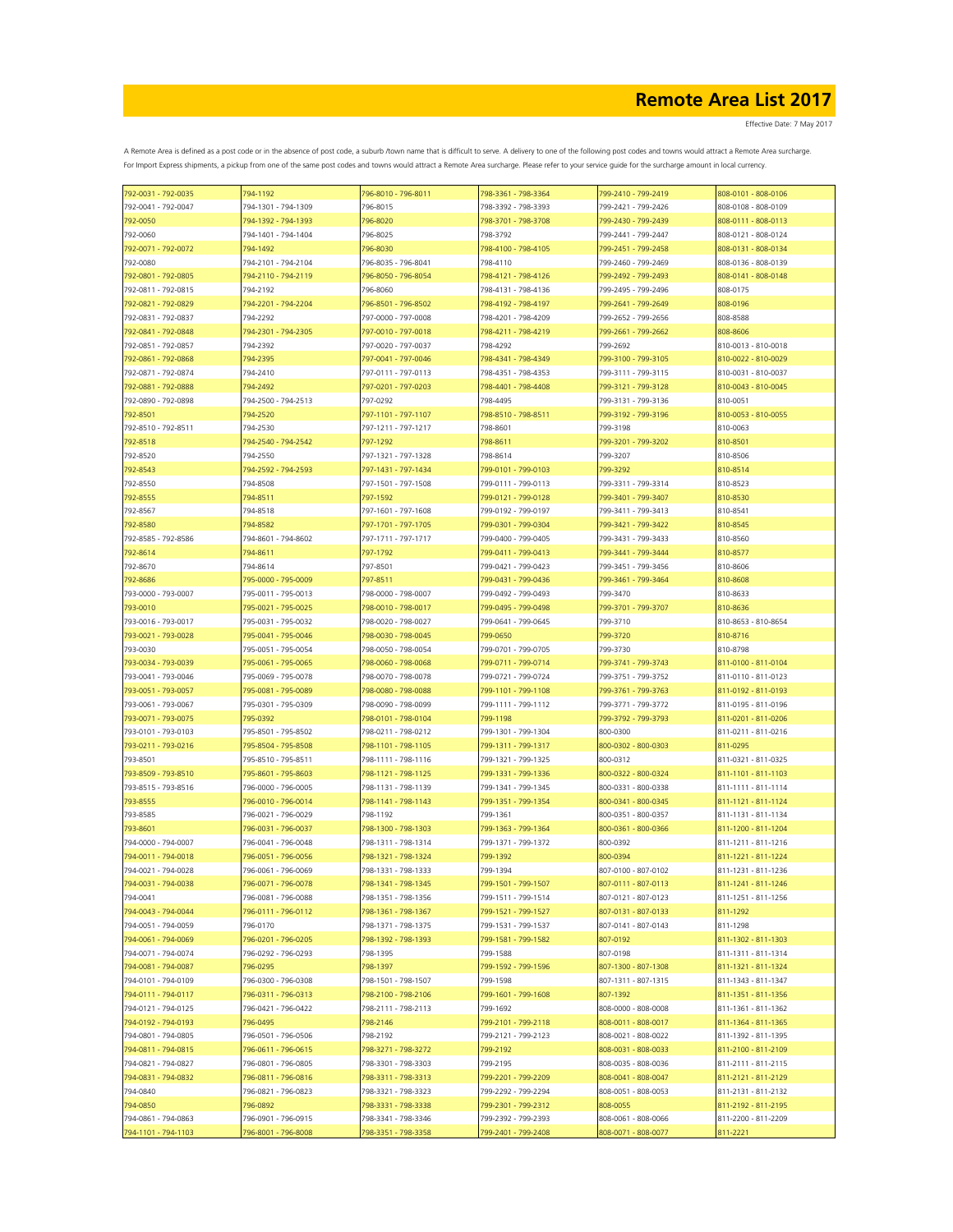# Remote Area List 2017

Effective Date: 7 May 2017

A Remote Area is defined as a post code or in the absence of post code, a suburb /town name that is difficult to serve. A delivery to one of the following post codes and towns would attract a Remote Area surcharge.
For Import Express shipments, a pickup from one of the same post codes and towns would attract a Remote Area surcharge. Please refer to your service guide for the surcharge amount in local currency.

| | | | | | |
|---|---|---|---|---|---|
| 792-0031 - 792-0035 | 794-1192 | 796-8010 - 796-8011 | 798-3361 - 798-3364 | 799-2410 - 799-2419 | 808-0101 - 808-0106 |
| 792-0041 - 792-0047 | 794-1301 - 794-1309 | 796-8015 | 798-3392 - 798-3393 | 799-2421 - 799-2426 | 808-0108 - 808-0109 |
| 792-0050 | 794-1392 - 794-1393 | 796-8020 | 798-3701 - 798-3708 | 799-2430 - 799-2439 | 808-0111 - 808-0113 |
| 792-0060 | 794-1401 - 794-1404 | 796-8025 | 798-3792 | 799-2441 - 799-2447 | 808-0121 - 808-0124 |
| 792-0071 - 792-0072 | 794-1492 | 796-8030 | 798-4100 - 798-4105 | 799-2451 - 799-2458 | 808-0131 - 808-0134 |
| 792-0080 | 794-2101 - 794-2104 | 796-8035 - 796-8041 | 798-4110 | 799-2460 - 799-2469 | 808-0136 - 808-0139 |
| 792-0801 - 792-0805 | 794-2110 - 794-2119 | 796-8050 - 796-8054 | 798-4121 - 798-4126 | 799-2492 - 799-2493 | 808-0141 - 808-0148 |
| 792-0811 - 792-0815 | 794-2192 | 796-8060 | 798-4131 - 798-4136 | 799-2495 - 799-2496 | 808-0175 |
| 792-0821 - 792-0829 | 794-2201 - 794-2204 | 796-8501 - 796-8502 | 798-4192 - 798-4197 | 799-2641 - 799-2649 | 808-0196 |
| 792-0831 - 792-0837 | 794-2292 | 797-0000 - 797-0008 | 798-4201 - 798-4209 | 799-2652 - 799-2656 | 808-8588 |
| 792-0841 - 792-0848 | 794-2301 - 794-2305 | 797-0010 - 797-0018 | 798-4211 - 798-4219 | 799-2661 - 799-2662 | 808-8606 |
| 792-0851 - 792-0857 | 794-2392 | 797-0020 - 797-0037 | 798-4292 | 799-2692 | 810-0013 - 810-0018 |
| 792-0861 - 792-0868 | 794-2395 | 797-0041 - 797-0046 | 798-4341 - 798-4349 | 799-3100 - 799-3105 | 810-0022 - 810-0029 |
| 792-0871 - 792-0874 | 794-2410 | 797-0111 - 797-0113 | 798-4351 - 798-4353 | 799-3111 - 799-3115 | 810-0031 - 810-0037 |
| 792-0881 - 792-0888 | 794-2492 | 797-0201 - 797-0203 | 798-4401 - 798-4408 | 799-3121 - 799-3128 | 810-0043 - 810-0045 |
| 792-0890 - 792-0898 | 794-2500 - 794-2513 | 797-0292 | 798-4495 | 799-3131 - 799-3136 | 810-0051 |
| 792-8501 | 794-2520 | 797-1101 - 797-1107 | 798-8510 - 798-8511 | 799-3192 - 799-3196 | 810-0053 - 810-0055 |
| 792-8510 - 792-8511 | 794-2530 | 797-1211 - 797-1217 | 798-8601 | 799-3198 | 810-0063 |
| 792-8518 | 794-2540 - 794-2542 | 797-1292 | 798-8611 | 799-3201 - 799-3202 | 810-8501 |
| 792-8520 | 794-2550 | 797-1321 - 797-1328 | 798-8614 | 799-3207 | 810-8506 |
| 792-8543 | 794-2592 - 794-2593 | 797-1431 - 797-1434 | 799-0101 - 799-0103 | 799-3292 | 810-8514 |
| 792-8550 | 794-8508 | 797-1501 - 797-1508 | 799-0111 - 799-0113 | 799-3311 - 799-3314 | 810-8523 |
| 792-8555 | 794-8511 | 797-1592 | 799-0121 - 799-0128 | 799-3401 - 799-3407 | 810-8530 |
| 792-8567 | 794-8518 | 797-1601 - 797-1608 | 799-0192 - 799-0197 | 799-3411 - 799-3413 | 810-8541 |
| 792-8580 | 794-8582 | 797-1701 - 797-1705 | 799-0301 - 799-0304 | 799-3421 - 799-3422 | 810-8545 |
| 792-8585 - 792-8586 | 794-8601 - 794-8602 | 797-1711 - 797-1717 | 799-0400 - 799-0405 | 799-3431 - 799-3433 | 810-8560 |
| 792-8614 | 794-8611 | 797-1792 | 799-0411 - 799-0413 | 799-3441 - 799-3444 | 810-8577 |
| 792-8670 | 794-8614 | 797-8501 | 799-0421 - 799-0423 | 799-3451 - 799-3456 | 810-8606 |
| 792-8686 | 795-0000 - 795-0009 | 797-8511 | 799-0431 - 799-0436 | 799-3461 - 799-3464 | 810-8608 |
| 793-0000 - 793-0007 | 795-0011 - 795-0013 | 798-0000 - 798-0007 | 799-0492 - 799-0493 | 799-3470 | 810-8633 |
| 793-0010 | 795-0021 - 795-0025 | 798-0010 - 798-0017 | 799-0495 - 799-0498 | 799-3701 - 799-3707 | 810-8636 |
| 793-0016 - 793-0017 | 795-0031 - 795-0032 | 798-0020 - 798-0027 | 799-0641 - 799-0645 | 799-3710 | 810-8653 - 810-8654 |
| 793-0021 - 793-0028 | 795-0041 - 795-0046 | 798-0030 - 798-0045 | 799-0650 | 799-3720 | 810-8716 |
| 793-0030 | 795-0051 - 795-0054 | 798-0050 - 798-0054 | 799-0701 - 799-0705 | 799-3730 | 810-8798 |
| 793-0034 - 793-0039 | 795-0061 - 795-0065 | 798-0060 - 798-0068 | 799-0711 - 799-0714 | 799-3741 - 799-3743 | 811-0100 - 811-0104 |
| 793-0041 - 793-0046 | 795-0069 - 795-0078 | 798-0070 - 798-0078 | 799-0721 - 799-0724 | 799-3751 - 799-3752 | 811-0110 - 811-0123 |
| 793-0051 - 793-0057 | 795-0081 - 795-0089 | 798-0080 - 798-0088 | 799-1101 - 799-1108 | 799-3761 - 799-3763 | 811-0192 - 811-0193 |
| 793-0061 - 793-0067 | 795-0301 - 795-0309 | 798-0090 - 798-0099 | 799-1111 - 799-1112 | 799-3771 - 799-3772 | 811-0195 - 811-0196 |
| 793-0071 - 793-0075 | 795-0392 | 798-0101 - 798-0104 | 799-1198 | 799-3792 - 799-3793 | 811-0201 - 811-0206 |
| 793-0101 - 793-0103 | 795-8501 - 795-8502 | 798-0211 - 798-0212 | 799-1301 - 799-1304 | 800-0300 | 811-0211 - 811-0216 |
| 793-0211 - 793-0216 | 795-8504 - 795-8508 | 798-1101 - 798-1105 | 799-1311 - 799-1317 | 800-0302 - 800-0303 | 811-0295 |
| 793-8501 | 795-8510 - 795-8511 | 798-1111 - 798-1116 | 799-1321 - 799-1325 | 800-0312 | 811-0321 - 811-0325 |
| 793-8509 - 793-8510 | 795-8601 - 795-8603 | 798-1121 - 798-1125 | 799-1331 - 799-1336 | 800-0322 - 800-0324 | 811-1101 - 811-1103 |
| 793-8515 - 793-8516 | 796-0000 - 796-0005 | 798-1131 - 798-1139 | 799-1341 - 799-1345 | 800-0331 - 800-0338 | 811-1111 - 811-1114 |
| 793-8555 | 796-0010 - 796-0014 | 798-1141 - 798-1143 | 799-1351 - 799-1354 | 800-0341 - 800-0345 | 811-1121 - 811-1124 |
| 793-8585 | 796-0021 - 796-0029 | 798-1192 | 799-1361 | 800-0351 - 800-0357 | 811-1131 - 811-1134 |
| 793-8601 | 796-0031 - 796-0037 | 798-1300 - 798-1303 | 799-1363 - 799-1364 | 800-0361 - 800-0366 | 811-1200 - 811-1204 |
| 794-0000 - 794-0007 | 796-0041 - 796-0048 | 798-1311 - 798-1314 | 799-1371 - 799-1372 | 800-0392 | 811-1211 - 811-1216 |
| 794-0011 - 794-0018 | 796-0051 - 796-0056 | 798-1321 - 798-1324 | 799-1392 | 800-0394 | 811-1221 - 811-1224 |
| 794-0021 - 794-0028 | 796-0061 - 796-0069 | 798-1331 - 798-1333 | 799-1394 | 807-0100 - 807-0102 | 811-1231 - 811-1236 |
| 794-0031 - 794-0038 | 796-0071 - 796-0078 | 798-1341 - 798-1345 | 799-1501 - 799-1507 | 807-0111 - 807-0113 | 811-1241 - 811-1246 |
| 794-0041 | 796-0081 - 796-0088 | 798-1351 - 798-1356 | 799-1511 - 799-1514 | 807-0121 - 807-0123 | 811-1251 - 811-1256 |
| 794-0043 - 794-0044 | 796-0111 - 796-0112 | 798-1361 - 798-1367 | 799-1521 - 799-1527 | 807-0131 - 807-0133 | 811-1292 |
| 794-0051 - 794-0059 | 796-0170 | 798-1371 - 798-1375 | 799-1531 - 799-1537 | 807-0141 - 807-0143 | 811-1298 |
| 794-0061 - 794-0069 | 796-0201 - 796-0205 | 798-1392 - 798-1393 | 799-1581 - 799-1582 | 807-0192 | 811-1302 - 811-1303 |
| 794-0071 - 794-0074 | 796-0292 - 796-0293 | 798-1395 | 799-1588 | 807-0198 | 811-1311 - 811-1314 |
| 794-0081 - 794-0087 | 796-0295 | 798-1397 | 799-1592 - 799-1596 | 807-1300 - 807-1308 | 811-1321 - 811-1324 |
| 794-0101 - 794-0109 | 796-0300 - 796-0308 | 798-1501 - 798-1507 | 799-1598 | 807-1311 - 807-1315 | 811-1343 - 811-1347 |
| 794-0111 - 794-0117 | 796-0311 - 796-0313 | 798-2100 - 798-2106 | 799-1601 - 799-1608 | 807-1392 | 811-1351 - 811-1356 |
| 794-0121 - 794-0125 | 796-0421 - 796-0422 | 798-2111 - 798-2113 | 799-1692 | 808-0000 - 808-0008 | 811-1361 - 811-1362 |
| 794-0192 - 794-0193 | 796-0495 | 798-2146 | 799-2101 - 799-2118 | 808-0011 - 808-0017 | 811-1364 - 811-1365 |
| 794-0801 - 794-0805 | 796-0501 - 796-0506 | 798-2192 | 799-2121 - 799-2123 | 808-0021 - 808-0022 | 811-1392 - 811-1395 |
| 794-0811 - 794-0815 | 796-0611 - 796-0615 | 798-3271 - 798-3272 | 799-2192 | 808-0031 - 808-0033 | 811-2100 - 811-2109 |
| 794-0821 - 794-0827 | 796-0801 - 796-0805 | 798-3301 - 798-3303 | 799-2195 | 808-0035 - 808-0036 | 811-2111 - 811-2115 |
| 794-0831 - 794-0832 | 796-0811 - 796-0816 | 798-3311 - 798-3313 | 799-2201 - 799-2209 | 808-0041 - 808-0047 | 811-2121 - 811-2129 |
| 794-0840 | 796-0821 - 796-0823 | 798-3321 - 798-3323 | 799-2292 - 799-2294 | 808-0051 - 808-0053 | 811-2131 - 811-2132 |
| 794-0850 | 796-0892 | 798-3331 - 798-3338 | 799-2301 - 799-2312 | 808-0055 | 811-2192 - 811-2195 |
| 794-0861 - 794-0863 | 796-0901 - 796-0915 | 798-3341 - 798-3346 | 799-2392 - 799-2393 | 808-0061 - 808-0066 | 811-2200 - 811-2209 |
| 794-1101 - 794-1103 | 796-8001 - 796-8008 | 798-3351 - 798-3358 | 799-2401 - 799-2408 | 808-0071 - 808-0077 | 811-2221 |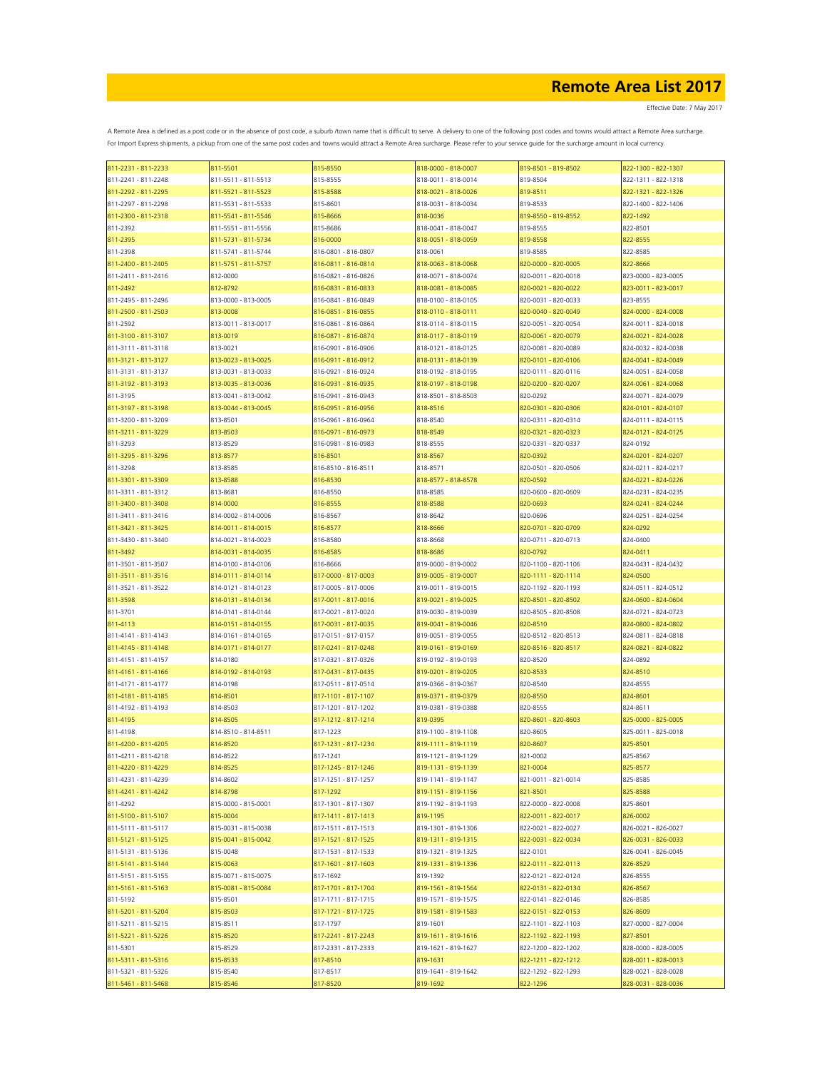# Remote Area List 2017

Effective Date: 7 May 2017

A Remote Area is defined as a post code or in the absence of post code, a suburb /town name that is difficult to serve. A delivery to one of the following post codes and towns would attract a Remote Area surcharge.
For Import Express shipments, a pickup from one of the same post codes and towns would attract a Remote Area surcharge. Please refer to your service guide for the surcharge amount in local currency.

| | | | | | |
|---|---|---|---|---|---|
| 811-2231 - 811-2233 | 811-5501 | 815-8550 | 818-0000 - 818-0007 | 819-8501 - 819-8502 | 822-1300 - 822-1307 |
| 811-2241 - 811-2248 | 811-5511 - 811-5513 | 815-8555 | 818-0011 - 818-0014 | 819-8504 | 822-1311 - 822-1318 |
| 811-2292 - 811-2295 | 811-5521 - 811-5523 | 815-8588 | 818-0021 - 818-0026 | 819-8511 | 822-1321 - 822-1326 |
| 811-2297 - 811-2298 | 811-5531 - 811-5533 | 815-8601 | 818-0031 - 818-0034 | 819-8533 | 822-1400 - 822-1406 |
| 811-2300 - 811-2318 | 811-5541 - 811-5546 | 815-8666 | 818-0036 | 819-8550 - 819-8552 | 822-1492 |
| 811-2392 | 811-5551 - 811-5556 | 815-8686 | 818-0041 - 818-0047 | 819-8555 | 822-8501 |
| 811-2395 | 811-5731 - 811-5734 | 816-0000 | 818-0051 - 818-0059 | 819-8558 | 822-8555 |
| 811-2398 | 811-5741 - 811-5744 | 816-0801 - 816-0807 | 818-0061 | 819-8585 | 822-8585 |
| 811-2400 - 811-2405 | 811-5751 - 811-5757 | 816-0811 - 816-0814 | 818-0063 - 818-0068 | 820-0000 - 820-0005 | 822-8666 |
| 811-2411 - 811-2416 | 812-0000 | 816-0821 - 816-0826 | 818-0071 - 818-0074 | 820-0011 - 820-0018 | 823-0000 - 823-0005 |
| 811-2492 | 812-8792 | 816-0831 - 816-0833 | 818-0081 - 818-0085 | 820-0021 - 820-0022 | 823-0011 - 823-0017 |
| 811-2495 - 811-2496 | 813-0000 - 813-0005 | 816-0841 - 816-0849 | 818-0100 - 818-0105 | 820-0031 - 820-0033 | 823-8555 |
| 811-2500 - 811-2503 | 813-0008 | 816-0851 - 816-0855 | 818-0110 - 818-0111 | 820-0040 - 820-0049 | 824-0000 - 824-0008 |
| 811-2592 | 813-0011 - 813-0017 | 816-0861 - 816-0864 | 818-0114 - 818-0115 | 820-0051 - 820-0054 | 824-0011 - 824-0018 |
| 811-3100 - 811-3107 | 813-0019 | 816-0871 - 816-0874 | 818-0117 - 818-0119 | 820-0061 - 820-0079 | 824-0021 - 824-0028 |
| 811-3111 - 811-3118 | 813-0021 | 816-0901 - 816-0906 | 818-0121 - 818-0125 | 820-0081 - 820-0089 | 824-0032 - 824-0038 |
| 811-3121 - 811-3127 | 813-0023 - 813-0025 | 816-0911 - 816-0912 | 818-0131 - 818-0139 | 820-0101 - 820-0106 | 824-0041 - 824-0049 |
| 811-3131 - 811-3137 | 813-0031 - 813-0033 | 816-0921 - 816-0924 | 818-0192 - 818-0195 | 820-0111 - 820-0116 | 824-0051 - 824-0058 |
| 811-3192 - 811-3193 | 813-0035 - 813-0036 | 816-0931 - 816-0935 | 818-0197 - 818-0198 | 820-0200 - 820-0207 | 824-0061 - 824-0068 |
| 811-3195 | 813-0041 - 813-0042 | 816-0941 - 816-0943 | 818-8501 - 818-8503 | 820-0292 | 824-0071 - 824-0079 |
| 811-3197 - 811-3198 | 813-0044 - 813-0045 | 816-0951 - 816-0956 | 818-8516 | 820-0301 - 820-0306 | 824-0101 - 824-0107 |
| 811-3200 - 811-3209 | 813-8501 | 816-0961 - 816-0964 | 818-8540 | 820-0311 - 820-0314 | 824-0111 - 824-0115 |
| 811-3211 - 811-3229 | 813-8503 | 816-0971 - 816-0973 | 818-8549 | 820-0321 - 820-0323 | 824-0121 - 824-0125 |
| 811-3293 | 813-8529 | 816-0981 - 816-0983 | 818-8555 | 820-0331 - 820-0337 | 824-0192 |
| 811-3295 - 811-3296 | 813-8577 | 816-8501 | 818-8567 | 820-0392 | 824-0201 - 824-0207 |
| 811-3298 | 813-8585 | 816-8510 - 816-8511 | 818-8571 | 820-0501 - 820-0506 | 824-0211 - 824-0217 |
| 811-3301 - 811-3309 | 813-8588 | 816-8530 | 818-8577 - 818-8578 | 820-0592 | 824-0221 - 824-0226 |
| 811-3311 - 811-3312 | 813-8681 | 816-8550 | 818-8585 | 820-0600 - 820-0609 | 824-0231 - 824-0235 |
| 811-3400 - 811-3408 | 814-0000 | 816-8555 | 818-8588 | 820-0693 | 824-0241 - 824-0244 |
| 811-3411 - 811-3416 | 814-0002 - 814-0006 | 816-8567 | 818-8642 | 820-0696 | 824-0251 - 824-0254 |
| 811-3421 - 811-3425 | 814-0011 - 814-0015 | 816-8577 | 818-8666 | 820-0701 - 820-0709 | 824-0292 |
| 811-3430 - 811-3440 | 814-0021 - 814-0023 | 816-8580 | 818-8668 | 820-0711 - 820-0713 | 824-0400 |
| 811-3492 | 814-0031 - 814-0035 | 816-8585 | 818-8686 | 820-0792 | 824-0411 |
| 811-3501 - 811-3507 | 814-0100 - 814-0106 | 816-8666 | 819-0000 - 819-0002 | 820-1100 - 820-1106 | 824-0431 - 824-0432 |
| 811-3511 - 811-3516 | 814-0111 - 814-0114 | 817-0000 - 817-0003 | 819-0005 - 819-0007 | 820-1111 - 820-1114 | 824-0500 |
| 811-3521 - 811-3522 | 814-0121 - 814-0123 | 817-0005 - 817-0006 | 819-0011 - 819-0015 | 820-1192 - 820-1193 | 824-0511 - 824-0512 |
| 811-3598 | 814-0131 - 814-0134 | 817-0011 - 817-0016 | 819-0021 - 819-0025 | 820-8501 - 820-8502 | 824-0600 - 824-0604 |
| 811-3701 | 814-0141 - 814-0144 | 817-0021 - 817-0024 | 819-0030 - 819-0039 | 820-8505 - 820-8508 | 824-0721 - 824-0723 |
| 811-4113 | 814-0151 - 814-0155 | 817-0031 - 817-0035 | 819-0041 - 819-0046 | 820-8510 | 824-0800 - 824-0802 |
| 811-4141 - 811-4143 | 814-0161 - 814-0165 | 817-0151 - 817-0157 | 819-0051 - 819-0055 | 820-8512 - 820-8513 | 824-0811 - 824-0818 |
| 811-4145 - 811-4148 | 814-0171 - 814-0177 | 817-0241 - 817-0248 | 819-0161 - 819-0169 | 820-8516 - 820-8517 | 824-0821 - 824-0822 |
| 811-4151 - 811-4157 | 814-0180 | 817-0321 - 817-0326 | 819-0192 - 819-0193 | 820-8520 | 824-0892 |
| 811-4161 - 811-4166 | 814-0192 - 814-0193 | 817-0431 - 817-0435 | 819-0201 - 819-0205 | 820-8533 | 824-8510 |
| 811-4171 - 811-4177 | 814-0198 | 817-0511 - 817-0514 | 819-0366 - 819-0367 | 820-8540 | 824-8555 |
| 811-4181 - 811-4185 | 814-8501 | 817-1101 - 817-1107 | 819-0371 - 819-0379 | 820-8550 | 824-8601 |
| 811-4192 - 811-4193 | 814-8503 | 817-1201 - 817-1202 | 819-0381 - 819-0388 | 820-8555 | 824-8611 |
| 811-4195 | 814-8505 | 817-1212 - 817-1214 | 819-0395 | 820-8601 - 820-8603 | 825-0000 - 825-0005 |
| 811-4198 | 814-8510 - 814-8511 | 817-1223 | 819-1100 - 819-1108 | 820-8605 | 825-0011 - 825-0018 |
| 811-4200 - 811-4205 | 814-8520 | 817-1231 - 817-1234 | 819-1111 - 819-1119 | 820-8607 | 825-8501 |
| 811-4211 - 811-4218 | 814-8522 | 817-1241 | 819-1121 - 819-1129 | 821-0002 | 825-8567 |
| 811-4220 - 811-4229 | 814-8525 | 817-1245 - 817-1246 | 819-1131 - 819-1139 | 821-0004 | 825-8577 |
| 811-4231 - 811-4239 | 814-8602 | 817-1251 - 817-1257 | 819-1141 - 819-1147 | 821-0011 - 821-0014 | 825-8585 |
| 811-4241 - 811-4242 | 814-8798 | 817-1292 | 819-1151 - 819-1156 | 821-8501 | 825-8588 |
| 811-4292 | 815-0000 - 815-0001 | 817-1301 - 817-1307 | 819-1192 - 819-1193 | 822-0000 - 822-0008 | 825-8601 |
| 811-5100 - 811-5107 | 815-0004 | 817-1411 - 817-1413 | 819-1195 | 822-0011 - 822-0017 | 826-0002 |
| 811-5111 - 811-5117 | 815-0031 - 815-0038 | 817-1511 - 817-1513 | 819-1301 - 819-1306 | 822-0021 - 822-0027 | 826-0021 - 826-0027 |
| 811-5121 - 811-5125 | 815-0041 - 815-0042 | 817-1521 - 817-1525 | 819-1311 - 819-1315 | 822-0031 - 822-0034 | 826-0031 - 826-0033 |
| 811-5131 - 811-5136 | 815-0048 | 817-1531 - 817-1533 | 819-1321 - 819-1325 | 822-0101 | 826-0041 - 826-0045 |
| 811-5141 - 811-5144 | 815-0063 | 817-1601 - 817-1603 | 819-1331 - 819-1336 | 822-0111 - 822-0113 | 826-8529 |
| 811-5151 - 811-5155 | 815-0071 - 815-0075 | 817-1692 | 819-1392 | 822-0121 - 822-0124 | 826-8555 |
| 811-5161 - 811-5163 | 815-0081 - 815-0084 | 817-1701 - 817-1704 | 819-1561 - 819-1564 | 822-0131 - 822-0134 | 826-8567 |
| 811-5192 | 815-8501 | 817-1711 - 817-1715 | 819-1571 - 819-1575 | 822-0141 - 822-0146 | 826-8585 |
| 811-5201 - 811-5204 | 815-8503 | 817-1721 - 817-1725 | 819-1581 - 819-1583 | 822-0151 - 822-0153 | 826-8609 |
| 811-5211 - 811-5215 | 815-8511 | 817-1797 | 819-1601 | 822-1101 - 822-1103 | 827-0000 - 827-0004 |
| 811-5221 - 811-5226 | 815-8520 | 817-2241 - 817-2243 | 819-1611 - 819-1616 | 822-1192 - 822-1193 | 827-8501 |
| 811-5301 | 815-8529 | 817-2331 - 817-2333 | 819-1621 - 819-1627 | 822-1200 - 822-1202 | 828-0000 - 828-0005 |
| 811-5311 - 811-5316 | 815-8533 | 817-8510 | 819-1631 | 822-1211 - 822-1212 | 828-0011 - 828-0013 |
| 811-5321 - 811-5326 | 815-8540 | 817-8517 | 819-1641 - 819-1642 | 822-1292 - 822-1293 | 828-0021 - 828-0028 |
| 811-5461 - 811-5468 | 815-8546 | 817-8520 | 819-1692 | 822-1296 | 828-0031 - 828-0036 |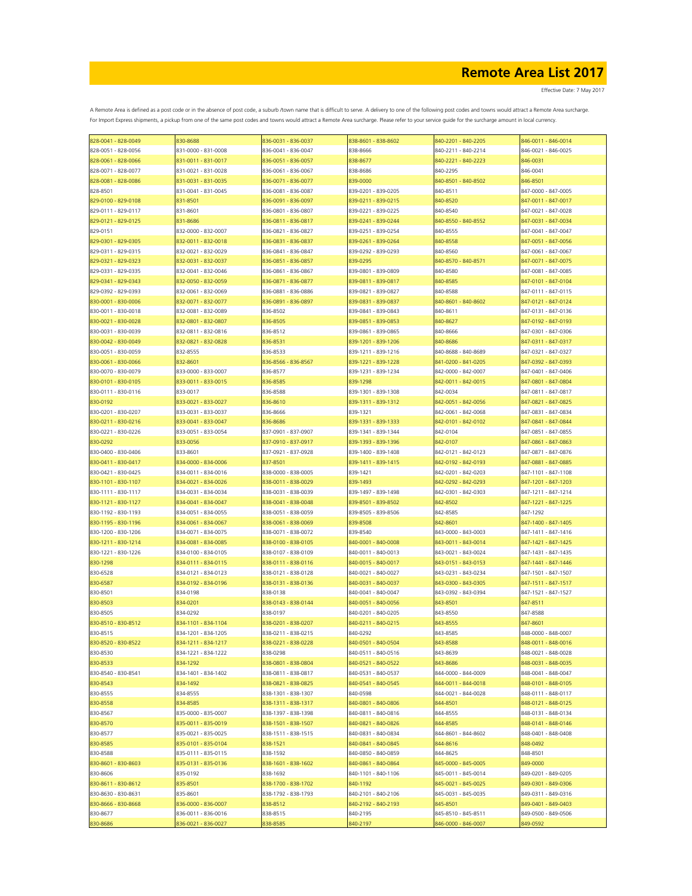# Remote Area List 2017

Effective Date: 7 May 2017

A Remote Area is defined as a post code or in the absence of post code, a suburb /town name that is difficult to serve. A delivery to one of the following post codes and towns would attract a Remote Area surcharge. For Import Express shipments, a pickup from one of the same post codes and towns would attract a Remote Area surcharge. Please refer to your service guide for the surcharge amount in local currency.

| | | | | | |
|---|---|---|---|---|---|
| 828-0041 - 828-0049 | 830-8688 | 836-0031 - 836-0037 | 838-8601 - 838-8602 | 840-2201 - 840-2205 | 846-0011 - 846-0014 |
| 828-0051 - 828-0056 | 831-0000 - 831-0008 | 836-0041 - 836-0047 | 838-8666 | 840-2211 - 840-2214 | 846-0021 - 846-0025 |
| 828-0061 - 828-0066 | 831-0011 - 831-0017 | 836-0051 - 836-0057 | 838-8677 | 840-2221 - 840-2223 | 846-0031 |
| 828-0071 - 828-0077 | 831-0021 - 831-0028 | 836-0061 - 836-0067 | 838-8686 | 840-2295 | 846-0041 |
| 828-0081 - 828-0086 | 831-0031 - 831-0035 | 836-0071 - 836-0077 | 839-0000 | 840-8501 - 840-8502 | 846-8501 |
| 828-8501 | 831-0041 - 831-0045 | 836-0081 - 836-0087 | 839-0201 - 839-0205 | 840-8511 | 847-0000 - 847-0005 |
| 829-0100 - 829-0108 | 831-8501 | 836-0091 - 836-0097 | 839-0211 - 839-0215 | 840-8520 | 847-0011 - 847-0017 |
| 829-0111 - 829-0117 | 831-8601 | 836-0801 - 836-0807 | 839-0221 - 839-0225 | 840-8540 | 847-0021 - 847-0028 |
| 829-0121 - 829-0125 | 831-8686 | 836-0811 - 836-0817 | 839-0241 - 839-0244 | 840-8550 - 840-8552 | 847-0031 - 847-0034 |
| 829-0151 | 832-0000 - 832-0007 | 836-0821 - 836-0827 | 839-0251 - 839-0254 | 840-8555 | 847-0041 - 847-0047 |
| 829-0301 - 829-0305 | 832-0011 - 832-0018 | 836-0831 - 836-0837 | 839-0261 - 839-0264 | 840-8558 | 847-0051 - 847-0056 |
| 829-0311 - 829-0315 | 832-0021 - 832-0029 | 836-0841 - 836-0847 | 839-0292 - 839-0293 | 840-8560 | 847-0061 - 847-0067 |
| 829-0321 - 829-0323 | 832-0031 - 832-0037 | 836-0851 - 836-0857 | 839-0295 | 840-8570 - 840-8571 | 847-0071 - 847-0075 |
| 829-0331 - 829-0335 | 832-0041 - 832-0046 | 836-0861 - 836-0867 | 839-0801 - 839-0809 | 840-8580 | 847-0081 - 847-0085 |
| 829-0341 - 829-0343 | 832-0050 - 832-0059 | 836-0871 - 836-0877 | 839-0811 - 839-0817 | 840-8585 | 847-0101 - 847-0104 |
| 829-0392 - 829-0393 | 832-0061 - 832-0069 | 836-0881 - 836-0886 | 839-0821 - 839-0827 | 840-8588 | 847-0111 - 847-0115 |
| 830-0001 - 830-0006 | 832-0071 - 832-0077 | 836-0891 - 836-0897 | 839-0831 - 839-0837 | 840-8601 - 840-8602 | 847-0121 - 847-0124 |
| 830-0011 - 830-0018 | 832-0081 - 832-0089 | 836-8502 | 839-0841 - 839-0843 | 840-8611 | 847-0131 - 847-0136 |
| 830-0021 - 830-0028 | 832-0801 - 832-0807 | 836-8505 | 839-0851 - 839-0853 | 840-8627 | 847-0192 - 847-0193 |
| 830-0031 - 830-0039 | 832-0811 - 832-0816 | 836-8512 | 839-0861 - 839-0865 | 840-8666 | 847-0301 - 847-0306 |
| 830-0042 - 830-0049 | 832-0821 - 832-0828 | 836-8531 | 839-1201 - 839-1206 | 840-8686 | 847-0311 - 847-0317 |
| 830-0051 - 830-0059 | 832-8555 | 836-8533 | 839-1211 - 839-1216 | 840-8688 - 840-8689 | 847-0321 - 847-0327 |
| 830-0061 - 830-0066 | 832-8601 | 836-8566 - 836-8567 | 839-1221 - 839-1228 | 841-0200 - 841-0205 | 847-0392 - 847-0393 |
| 830-0070 - 830-0079 | 833-0000 - 833-0007 | 836-8577 | 839-1231 - 839-1234 | 842-0000 - 842-0007 | 847-0401 - 847-0406 |
| 830-0101 - 830-0105 | 833-0011 - 833-0015 | 836-8585 | 839-1298 | 842-0011 - 842-0015 | 847-0801 - 847-0804 |
| 830-0111 - 830-0116 | 833-0017 | 836-8588 | 839-1301 - 839-1308 | 842-0034 | 847-0811 - 847-0817 |
| 830-0192 | 833-0021 - 833-0027 | 836-8610 | 839-1311 - 839-1312 | 842-0051 - 842-0056 | 847-0821 - 847-0825 |
| 830-0201 - 830-0207 | 833-0031 - 833-0037 | 836-8666 | 839-1321 | 842-0061 - 842-0068 | 847-0831 - 847-0834 |
| 830-0211 - 830-0216 | 833-0041 - 833-0047 | 836-8686 | 839-1331 - 839-1333 | 842-0101 - 842-0102 | 847-0841 - 847-0844 |
| 830-0221 - 830-0226 | 833-0051 - 833-0054 | 837-0901 - 837-0907 | 839-1341 - 839-1344 | 842-0104 | 847-0851 - 847-0855 |
| 830-0292 | 833-0056 | 837-0910 - 837-0917 | 839-1393 - 839-1396 | 842-0107 | 847-0861 - 847-0863 |
| 830-0400 - 830-0406 | 833-8601 | 837-0921 - 837-0928 | 839-1400 - 839-1408 | 842-0121 - 842-0123 | 847-0871 - 847-0876 |
| 830-0411 - 830-0417 | 834-0000 - 834-0006 | 837-8501 | 839-1411 - 839-1415 | 842-0192 - 842-0193 | 847-0881 - 847-0885 |
| 830-0421 - 830-0425 | 834-0011 - 834-0016 | 838-0000 - 838-0005 | 839-1421 | 842-0201 - 842-0203 | 847-1101 - 847-1108 |
| 830-1101 - 830-1107 | 834-0021 - 834-0026 | 838-0011 - 838-0029 | 839-1493 | 842-0292 - 842-0293 | 847-1201 - 847-1203 |
| 830-1111 - 830-1117 | 834-0031 - 834-0034 | 838-0031 - 838-0039 | 839-1497 - 839-1498 | 842-0301 - 842-0303 | 847-1211 - 847-1214 |
| 830-1121 - 830-1127 | 834-0041 - 834-0047 | 838-0041 - 838-0048 | 839-8501 - 839-8502 | 842-8502 | 847-1221 - 847-1225 |
| 830-1192 - 830-1193 | 834-0051 - 834-0055 | 838-0051 - 838-0059 | 839-8505 - 839-8506 | 842-8585 | 847-1292 |
| 830-1195 - 830-1196 | 834-0061 - 834-0067 | 838-0061 - 838-0069 | 839-8508 | 842-8601 | 847-1400 - 847-1405 |
| 830-1200 - 830-1206 | 834-0071 - 834-0075 | 838-0071 - 838-0072 | 839-8540 | 843-0000 - 843-0003 | 847-1411 - 847-1416 |
| 830-1211 - 830-1214 | 834-0081 - 834-0085 | 838-0100 - 838-0105 | 840-0001 - 840-0008 | 843-0011 - 843-0014 | 847-1421 - 847-1425 |
| 830-1221 - 830-1226 | 834-0100 - 834-0105 | 838-0107 - 838-0109 | 840-0011 - 840-0013 | 843-0021 - 843-0024 | 847-1431 - 847-1435 |
| 830-1298 | 834-0111 - 834-0115 | 838-0111 - 838-0116 | 840-0015 - 840-0017 | 843-0151 - 843-0153 | 847-1441 - 847-1446 |
| 830-6528 | 834-0121 - 834-0123 | 838-0121 - 838-0128 | 840-0021 - 840-0027 | 843-0231 - 843-0234 | 847-1501 - 847-1507 |
| 830-6587 | 834-0192 - 834-0196 | 838-0131 - 838-0136 | 840-0031 - 840-0037 | 843-0300 - 843-0305 | 847-1511 - 847-1517 |
| 830-8501 | 834-0198 | 838-0138 | 840-0041 - 840-0047 | 843-0392 - 843-0394 | 847-1521 - 847-1527 |
| 830-8503 | 834-0201 | 838-0143 - 838-0144 | 840-0051 - 840-0056 | 843-8501 | 847-8511 |
| 830-8505 | 834-0292 | 838-0197 | 840-0201 - 840-0205 | 843-8550 | 847-8588 |
| 830-8510 - 830-8512 | 834-1101 - 834-1104 | 838-0201 - 838-0207 | 840-0211 - 840-0215 | 843-8555 | 847-8601 |
| 830-8515 | 834-1201 - 834-1205 | 838-0211 - 838-0215 | 840-0292 | 843-8585 | 848-0000 - 848-0007 |
| 830-8520 - 830-8522 | 834-1211 - 834-1217 | 838-0221 - 838-0228 | 840-0501 - 840-0504 | 843-8588 | 848-0011 - 848-0016 |
| 830-8530 | 834-1221 - 834-1222 | 838-0298 | 840-0511 - 840-0516 | 843-8639 | 848-0021 - 848-0028 |
| 830-8533 | 834-1292 | 838-0801 - 838-0804 | 840-0521 - 840-0522 | 843-8686 | 848-0031 - 848-0035 |
| 830-8540 - 830-8541 | 834-1401 - 834-1402 | 838-0811 - 838-0817 | 840-0531 - 840-0537 | 844-0000 - 844-0009 | 848-0041 - 848-0047 |
| 830-8543 | 834-1492 | 838-0821 - 838-0825 | 840-0541 - 840-0545 | 844-0011 - 844-0018 | 848-0101 - 848-0105 |
| 830-8555 | 834-8555 | 838-1301 - 838-1307 | 840-0598 | 844-0021 - 844-0028 | 848-0111 - 848-0117 |
| 830-8558 | 834-8585 | 838-1311 - 838-1317 | 840-0801 - 840-0806 | 844-8501 | 848-0121 - 848-0125 |
| 830-8567 | 835-0000 - 835-0007 | 838-1397 - 838-1398 | 840-0811 - 840-0816 | 844-8555 | 848-0131 - 848-0134 |
| 830-8570 | 835-0011 - 835-0019 | 838-1501 - 838-1507 | 840-0821 - 840-0826 | 844-8585 | 848-0141 - 848-0146 |
| 830-8577 | 835-0021 - 835-0025 | 838-1511 - 838-1515 | 840-0831 - 840-0834 | 844-8601 - 844-8602 | 848-0401 - 848-0408 |
| 830-8585 | 835-0101 - 835-0104 | 838-1521 | 840-0841 - 840-0845 | 844-8616 | 848-0492 |
| 830-8588 | 835-0111 - 835-0115 | 838-1592 | 840-0850 - 840-0859 | 844-8625 | 848-8501 |
| 830-8601 - 830-8603 | 835-0131 - 835-0136 | 838-1601 - 838-1602 | 840-0861 - 840-0864 | 845-0000 - 845-0005 | 849-0000 |
| 830-8606 | 835-0192 | 838-1692 | 840-1101 - 840-1106 | 845-0011 - 845-0014 | 849-0201 - 849-0205 |
| 830-8611 - 830-8612 | 835-8501 | 838-1700 - 838-1702 | 840-1192 | 845-0021 - 845-0025 | 849-0301 - 849-0306 |
| 830-8630 - 830-8631 | 835-8601 | 838-1792 - 838-1793 | 840-2101 - 840-2106 | 845-0031 - 845-0035 | 849-0311 - 849-0316 |
| 830-8666 - 830-8668 | 836-0000 - 836-0007 | 838-8512 | 840-2192 - 840-2193 | 845-8501 | 849-0401 - 849-0403 |
| 830-8677 | 836-0011 - 836-0016 | 838-8515 | 840-2195 | 845-8510 - 845-8511 | 849-0500 - 849-0506 |
| 830-8686 | 836-0021 - 836-0027 | 838-8585 | 840-2197 | 846-0000 - 846-0007 | 849-0592 |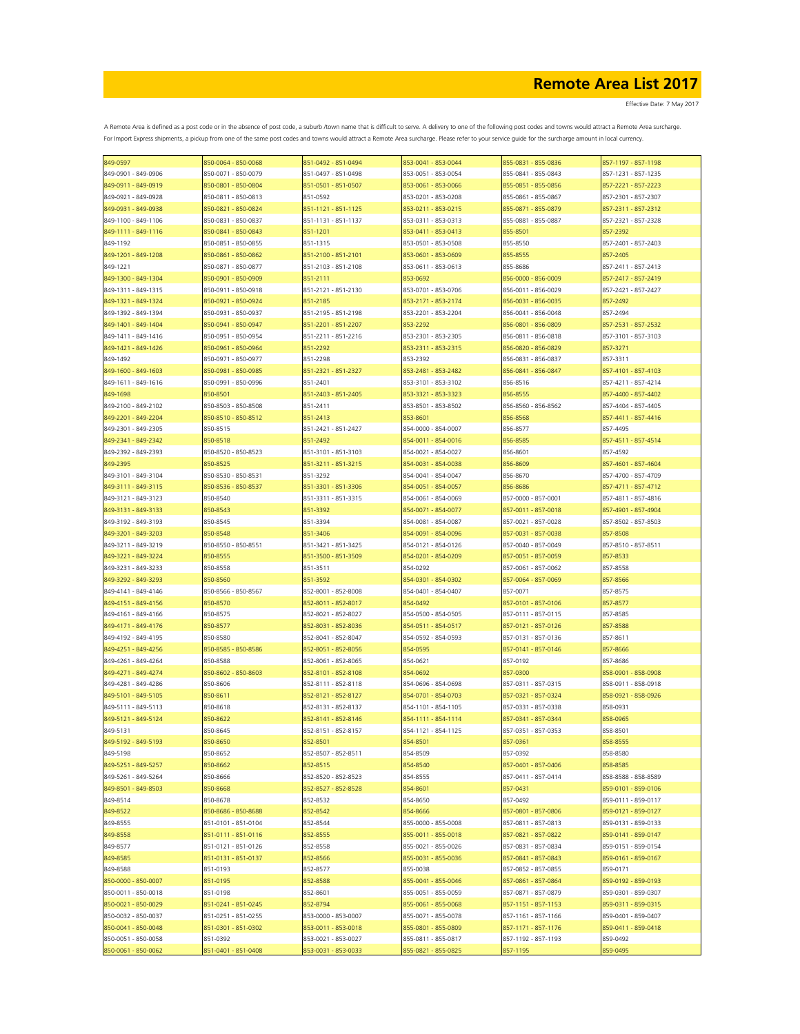# Remote Area List 2017

Effective Date: 7 May 2017

A Remote Area is defined as a post code or in the absence of post code, a suburb /town name that is difficult to serve. A delivery to one of the following post codes and towns would attract a Remote Area surcharge. For Import Express shipments, a pickup from one of the same post codes and towns would attract a Remote Area surcharge. Please refer to your service guide for the surcharge amount in local currency.

| | | | | | |
|---|---|---|---|---|---|
| 849-0597 | 850-0064 - 850-0068 | 851-0492 - 851-0494 | 853-0041 - 853-0044 | 855-0831 - 855-0836 | 857-1197 - 857-1198 |
| 849-0901 - 849-0906 | 850-0071 - 850-0079 | 851-0497 - 851-0498 | 853-0051 - 853-0054 | 855-0841 - 855-0843 | 857-1231 - 857-1235 |
| 849-0911 - 849-0919 | 850-0801 - 850-0804 | 851-0501 - 851-0507 | 853-0061 - 853-0066 | 855-0851 - 855-0856 | 857-2221 - 857-2223 |
| 849-0921 - 849-0928 | 850-0811 - 850-0813 | 851-0592 | 853-0201 - 853-0208 | 855-0861 - 855-0867 | 857-2301 - 857-2307 |
| 849-0931 - 849-0938 | 850-0821 - 850-0824 | 851-1121 - 851-1125 | 853-0211 - 853-0215 | 855-0871 - 855-0879 | 857-2311 - 857-2312 |
| 849-1100 - 849-1106 | 850-0831 - 850-0837 | 851-1131 - 851-1137 | 853-0311 - 853-0313 | 855-0881 - 855-0887 | 857-2321 - 857-2328 |
| 849-1111 - 849-1116 | 850-0841 - 850-0843 | 851-1201 | 853-0411 - 853-0413 | 855-8501 | 857-2392 |
| 849-1192 | 850-0851 - 850-0855 | 851-1315 | 853-0501 - 853-0508 | 855-8550 | 857-2401 - 857-2403 |
| 849-1201 - 849-1208 | 850-0861 - 850-0862 | 851-2100 - 851-2101 | 853-0601 - 853-0609 | 855-8555 | 857-2405 |
| 849-1221 | 850-0871 - 850-0877 | 851-2103 - 851-2108 | 853-0611 - 853-0613 | 855-8686 | 857-2411 - 857-2413 |
| 849-1300 - 849-1304 | 850-0901 - 850-0909 | 851-2111 | 853-0692 | 856-0000 - 856-0009 | 857-2417 - 857-2419 |
| 849-1311 - 849-1315 | 850-0911 - 850-0918 | 851-2121 - 851-2130 | 853-0701 - 853-0706 | 856-0011 - 856-0029 | 857-2421 - 857-2427 |
| 849-1321 - 849-1324 | 850-0921 - 850-0924 | 851-2185 | 853-2171 - 853-2174 | 856-0031 - 856-0035 | 857-2492 |
| 849-1392 - 849-1394 | 850-0931 - 850-0937 | 851-2195 - 851-2198 | 853-2201 - 853-2204 | 856-0041 - 856-0048 | 857-2494 |
| 849-1401 - 849-1404 | 850-0941 - 850-0947 | 851-2201 - 851-2207 | 853-2292 | 856-0801 - 856-0809 | 857-2531 - 857-2532 |
| 849-1411 - 849-1416 | 850-0951 - 850-0954 | 851-2211 - 851-2216 | 853-2301 - 853-2305 | 856-0811 - 856-0818 | 857-3101 - 857-3103 |
| 849-1421 - 849-1426 | 850-0961 - 850-0964 | 851-2292 | 853-2311 - 853-2315 | 856-0820 - 856-0829 | 857-3271 |
| 849-1492 | 850-0971 - 850-0977 | 851-2298 | 853-2392 | 856-0831 - 856-0837 | 857-3311 |
| 849-1600 - 849-1603 | 850-0981 - 850-0985 | 851-2321 - 851-2327 | 853-2481 - 853-2482 | 856-0841 - 856-0847 | 857-4101 - 857-4103 |
| 849-1611 - 849-1616 | 850-0991 - 850-0996 | 851-2401 | 853-3101 - 853-3102 | 856-8516 | 857-4211 - 857-4214 |
| 849-1698 | 850-8501 | 851-2403 - 851-2405 | 853-3321 - 853-3323 | 856-8555 | 857-4400 - 857-4402 |
| 849-2100 - 849-2102 | 850-8503 - 850-8508 | 851-2411 | 853-8501 - 853-8502 | 856-8560 - 856-8562 | 857-4404 - 857-4405 |
| 849-2201 - 849-2204 | 850-8510 - 850-8512 | 851-2413 | 853-8601 | 856-8568 | 857-4411 - 857-4416 |
| 849-2301 - 849-2305 | 850-8515 | 851-2421 - 851-2427 | 854-0000 - 854-0007 | 856-8577 | 857-4495 |
| 849-2341 - 849-2342 | 850-8518 | 851-2492 | 854-0011 - 854-0016 | 856-8585 | 857-4511 - 857-4514 |
| 849-2392 - 849-2393 | 850-8520 - 850-8523 | 851-3101 - 851-3103 | 854-0021 - 854-0027 | 856-8601 | 857-4592 |
| 849-2395 | 850-8525 | 851-3211 - 851-3215 | 854-0031 - 854-0038 | 856-8609 | 857-4601 - 857-4604 |
| 849-3101 - 849-3104 | 850-8530 - 850-8531 | 851-3292 | 854-0041 - 854-0047 | 856-8670 | 857-4700 - 857-4709 |
| 849-3111 - 849-3115 | 850-8536 - 850-8537 | 851-3301 - 851-3306 | 854-0051 - 854-0057 | 856-8686 | 857-4711 - 857-4712 |
| 849-3121 - 849-3123 | 850-8540 | 851-3311 - 851-3315 | 854-0061 - 854-0069 | 857-0000 - 857-0001 | 857-4811 - 857-4816 |
| 849-3131 - 849-3133 | 850-8543 | 851-3392 | 854-0071 - 854-0077 | 857-0011 - 857-0018 | 857-4901 - 857-4904 |
| 849-3192 - 849-3193 | 850-8545 | 851-3394 | 854-0081 - 854-0087 | 857-0021 - 857-0028 | 857-8502 - 857-8503 |
| 849-3201 - 849-3203 | 850-8548 | 851-3406 | 854-0091 - 854-0096 | 857-0031 - 857-0038 | 857-8508 |
| 849-3211 - 849-3219 | 850-8550 - 850-8551 | 851-3421 - 851-3425 | 854-0121 - 854-0126 | 857-0040 - 857-0049 | 857-8510 - 857-8511 |
| 849-3221 - 849-3224 | 850-8555 | 851-3500 - 851-3509 | 854-0201 - 854-0209 | 857-0051 - 857-0059 | 857-8533 |
| 849-3231 - 849-3233 | 850-8558 | 851-3511 | 854-0292 | 857-0061 - 857-0062 | 857-8558 |
| 849-3292 - 849-3293 | 850-8560 | 851-3592 | 854-0301 - 854-0302 | 857-0064 - 857-0069 | 857-8566 |
| 849-4141 - 849-4146 | 850-8566 - 850-8567 | 852-8001 - 852-8008 | 854-0401 - 854-0407 | 857-0071 | 857-8575 |
| 849-4151 - 849-4156 | 850-8570 | 852-8011 - 852-8017 | 854-0492 | 857-0101 - 857-0106 | 857-8577 |
| 849-4161 - 849-4166 | 850-8575 | 852-8021 - 852-8027 | 854-0500 - 854-0505 | 857-0111 - 857-0115 | 857-8585 |
| 849-4171 - 849-4176 | 850-8577 | 852-8031 - 852-8036 | 854-0511 - 854-0517 | 857-0121 - 857-0126 | 857-8588 |
| 849-4192 - 849-4195 | 850-8580 | 852-8041 - 852-8047 | 854-0592 - 854-0593 | 857-0131 - 857-0136 | 857-8611 |
| 849-4251 - 849-4256 | 850-8585 - 850-8586 | 852-8051 - 852-8056 | 854-0595 | 857-0141 - 857-0146 | 857-8666 |
| 849-4261 - 849-4264 | 850-8588 | 852-8061 - 852-8065 | 854-0621 | 857-0192 | 857-8686 |
| 849-4271 - 849-4274 | 850-8602 - 850-8603 | 852-8101 - 852-8108 | 854-0692 | 857-0300 | 858-0901 - 858-0908 |
| 849-4281 - 849-4286 | 850-8606 | 852-8111 - 852-8118 | 854-0696 - 854-0698 | 857-0311 - 857-0315 | 858-0911 - 858-0918 |
| 849-5101 - 849-5105 | 850-8611 | 852-8121 - 852-8127 | 854-0701 - 854-0703 | 857-0321 - 857-0324 | 858-0921 - 858-0926 |
| 849-5111 - 849-5113 | 850-8618 | 852-8131 - 852-8137 | 854-1101 - 854-1105 | 857-0331 - 857-0338 | 858-0931 |
| 849-5121 - 849-5124 | 850-8622 | 852-8141 - 852-8146 | 854-1111 - 854-1114 | 857-0341 - 857-0344 | 858-0965 |
| 849-5131 | 850-8645 | 852-8151 - 852-8157 | 854-1121 - 854-1125 | 857-0351 - 857-0353 | 858-8501 |
| 849-5192 - 849-5193 | 850-8650 | 852-8501 | 854-8501 | 857-0361 | 858-8555 |
| 849-5198 | 850-8652 | 852-8507 - 852-8511 | 854-8509 | 857-0392 | 858-8580 |
| 849-5251 - 849-5257 | 850-8662 | 852-8515 | 854-8540 | 857-0401 - 857-0406 | 858-8585 |
| 849-5261 - 849-5264 | 850-8666 | 852-8520 - 852-8523 | 854-8555 | 857-0411 - 857-0414 | 858-8588 - 858-8589 |
| 849-8501 - 849-8503 | 850-8668 | 852-8527 - 852-8528 | 854-8601 | 857-0431 | 859-0101 - 859-0106 |
| 849-8514 | 850-8678 | 852-8532 | 854-8650 | 857-0492 | 859-0111 - 859-0117 |
| 849-8522 | 850-8686 - 850-8688 | 852-8542 | 854-8666 | 857-0801 - 857-0806 | 859-0121 - 859-0127 |
| 849-8555 | 851-0101 - 851-0104 | 852-8544 | 855-0000 - 855-0008 | 857-0811 - 857-0813 | 859-0131 - 859-0133 |
| 849-8558 | 851-0111 - 851-0116 | 852-8555 | 855-0011 - 855-0018 | 857-0821 - 857-0822 | 859-0141 - 859-0147 |
| 849-8577 | 851-0121 - 851-0126 | 852-8558 | 855-0021 - 855-0026 | 857-0831 - 857-0834 | 859-0151 - 859-0154 |
| 849-8585 | 851-0131 - 851-0137 | 852-8566 | 855-0031 - 855-0036 | 857-0841 - 857-0843 | 859-0161 - 859-0167 |
| 849-8588 | 851-0193 | 852-8577 | 855-0038 | 857-0852 - 857-0855 | 859-0171 |
| 850-0000 - 850-0007 | 851-0195 | 852-8588 | 855-0041 - 855-0046 | 857-0861 - 857-0864 | 859-0192 - 859-0193 |
| 850-0011 - 850-0018 | 851-0198 | 852-8601 | 855-0051 - 855-0059 | 857-0871 - 857-0879 | 859-0301 - 859-0307 |
| 850-0021 - 850-0029 | 851-0241 - 851-0245 | 852-8794 | 855-0061 - 855-0068 | 857-1151 - 857-1153 | 859-0311 - 859-0315 |
| 850-0032 - 850-0037 | 851-0251 - 851-0255 | 853-0000 - 853-0007 | 855-0071 - 855-0078 | 857-1161 - 857-1166 | 859-0401 - 859-0407 |
| 850-0041 - 850-0048 | 851-0301 - 851-0302 | 853-0011 - 853-0018 | 855-0801 - 855-0809 | 857-1171 - 857-1176 | 859-0411 - 859-0418 |
| 850-0051 - 850-0058 | 851-0392 | 853-0021 - 853-0027 | 855-0811 - 855-0817 | 857-1192 - 857-1193 | 859-0492 |
| 850-0061 - 850-0062 | 851-0401 - 851-0408 | 853-0031 - 853-0033 | 855-0821 - 855-0825 | 857-1195 | 859-0495 |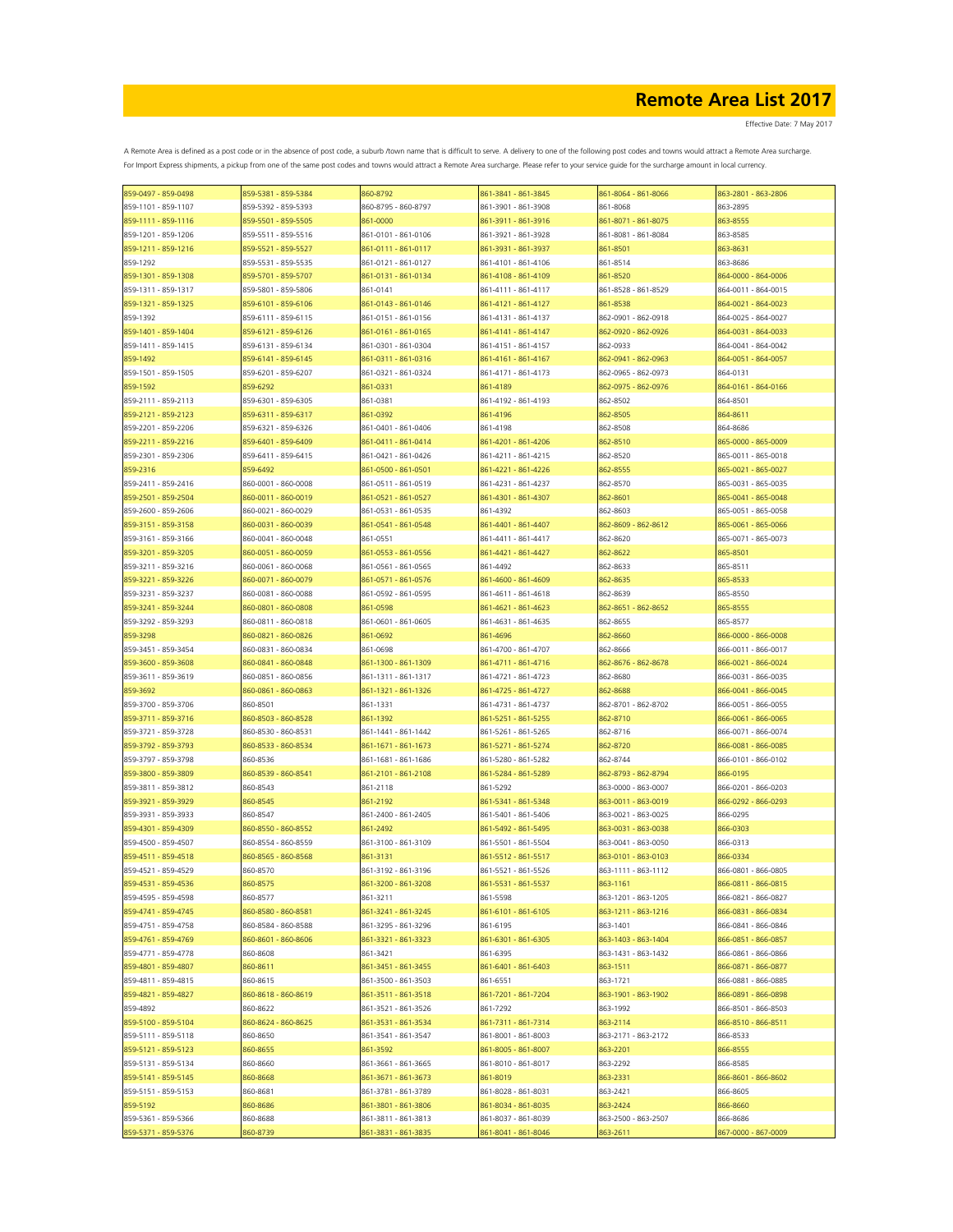# Remote Area List 2017

Effective Date: 7 May 2017

A Remote Area is defined as a post code or in the absence of post code, a suburb /town name that is difficult to serve. A delivery to one of the following post codes and towns would attract a Remote Area surcharge.
For Import Express shipments, a pickup from one of the same post codes and towns would attract a Remote Area surcharge. Please refer to your service guide for the surcharge amount in local currency.

| | | | | | |
|---|---|---|---|---|---|
| 859-0497 - 859-0498 | 859-5381 - 859-5384 | 860-8792 | 861-3841 - 861-3845 | 861-8064 - 861-8066 | 863-2801 - 863-2806 |
| 859-1101 - 859-1107 | 859-5392 - 859-5393 | 860-8795 - 860-8797 | 861-3901 - 861-3908 | 861-8068 | 863-2895 |
| 859-1111 - 859-1116 | 859-5501 - 859-5505 | 861-0000 | 861-3911 - 861-3916 | 861-8071 - 861-8075 | 863-8555 |
| 859-1201 - 859-1206 | 859-5511 - 859-5516 | 861-0101 - 861-0106 | 861-3921 - 861-3928 | 861-8081 - 861-8084 | 863-8585 |
| 859-1211 - 859-1216 | 859-5521 - 859-5527 | 861-0111 - 861-0117 | 861-3931 - 861-3937 | 861-8501 | 863-8631 |
| 859-1292 | 859-5531 - 859-5535 | 861-0121 - 861-0127 | 861-4101 - 861-4106 | 861-8514 | 863-8686 |
| 859-1301 - 859-1308 | 859-5701 - 859-5707 | 861-0131 - 861-0134 | 861-4108 - 861-4109 | 861-8520 | 864-0000 - 864-0006 |
| 859-1311 - 859-1317 | 859-5801 - 859-5806 | 861-0141 | 861-4111 - 861-4117 | 861-8528 - 861-8529 | 864-0011 - 864-0015 |
| 859-1321 - 859-1325 | 859-6101 - 859-6106 | 861-0143 - 861-0146 | 861-4121 - 861-4127 | 861-8538 | 864-0021 - 864-0023 |
| 859-1392 | 859-6111 - 859-6115 | 861-0151 - 861-0156 | 861-4131 - 861-4137 | 862-0901 - 862-0918 | 864-0025 - 864-0027 |
| 859-1401 - 859-1404 | 859-6121 - 859-6126 | 861-0161 - 861-0165 | 861-4141 - 861-4147 | 862-0920 - 862-0926 | 864-0031 - 864-0033 |
| 859-1411 - 859-1415 | 859-6131 - 859-6134 | 861-0301 - 861-0304 | 861-4151 - 861-4157 | 862-0933 | 864-0041 - 864-0042 |
| 859-1492 | 859-6141 - 859-6145 | 861-0311 - 861-0316 | 861-4161 - 861-4167 | 862-0941 - 862-0963 | 864-0051 - 864-0057 |
| 859-1501 - 859-1505 | 859-6201 - 859-6207 | 861-0321 - 861-0324 | 861-4171 - 861-4173 | 862-0965 - 862-0973 | 864-0131 |
| 859-1592 | 859-6292 | 861-0331 | 861-4189 | 862-0975 - 862-0976 | 864-0161 - 864-0166 |
| 859-2111 - 859-2113 | 859-6301 - 859-6305 | 861-0381 | 861-4192 - 861-4193 | 862-8502 | 864-8501 |
| 859-2121 - 859-2123 | 859-6311 - 859-6317 | 861-0392 | 861-4196 | 862-8505 | 864-8611 |
| 859-2201 - 859-2206 | 859-6321 - 859-6326 | 861-0401 - 861-0406 | 861-4198 | 862-8508 | 864-8686 |
| 859-2211 - 859-2216 | 859-6401 - 859-6409 | 861-0411 - 861-0414 | 861-4201 - 861-4206 | 862-8510 | 865-0000 - 865-0009 |
| 859-2301 - 859-2306 | 859-6411 - 859-6415 | 861-0421 - 861-0426 | 861-4211 - 861-4215 | 862-8520 | 865-0011 - 865-0018 |
| 859-2316 | 859-6492 | 861-0500 - 861-0501 | 861-4221 - 861-4226 | 862-8555 | 865-0021 - 865-0027 |
| 859-2411 - 859-2416 | 860-0001 - 860-0008 | 861-0511 - 861-0519 | 861-4231 - 861-4237 | 862-8570 | 865-0031 - 865-0035 |
| 859-2501 - 859-2504 | 860-0011 - 860-0019 | 861-0521 - 861-0527 | 861-4301 - 861-4307 | 862-8601 | 865-0041 - 865-0048 |
| 859-2600 - 859-2606 | 860-0021 - 860-0029 | 861-0531 - 861-0535 | 861-4392 | 862-8603 | 865-0051 - 865-0058 |
| 859-3151 - 859-3158 | 860-0031 - 860-0039 | 861-0541 - 861-0548 | 861-4401 - 861-4407 | 862-8609 - 862-8612 | 865-0061 - 865-0066 |
| 859-3161 - 859-3166 | 860-0041 - 860-0048 | 861-0551 | 861-4411 - 861-4417 | 862-8620 | 865-0071 - 865-0073 |
| 859-3201 - 859-3205 | 860-0051 - 860-0059 | 861-0553 - 861-0556 | 861-4421 - 861-4427 | 862-8622 | 865-8501 |
| 859-3211 - 859-3216 | 860-0061 - 860-0068 | 861-0561 - 861-0565 | 861-4492 | 862-8633 | 865-8511 |
| 859-3221 - 859-3226 | 860-0071 - 860-0079 | 861-0571 - 861-0576 | 861-4600 - 861-4609 | 862-8635 | 865-8533 |
| 859-3231 - 859-3237 | 860-0081 - 860-0088 | 861-0592 - 861-0595 | 861-4611 - 861-4618 | 862-8639 | 865-8550 |
| 859-3241 - 859-3244 | 860-0801 - 860-0808 | 861-0598 | 861-4621 - 861-4623 | 862-8651 - 862-8652 | 865-8555 |
| 859-3292 - 859-3293 | 860-0811 - 860-0818 | 861-0601 - 861-0605 | 861-4631 - 861-4635 | 862-8655 | 865-8577 |
| 859-3298 | 860-0821 - 860-0826 | 861-0692 | 861-4696 | 862-8660 | 866-0000 - 866-0008 |
| 859-3451 - 859-3454 | 860-0831 - 860-0834 | 861-0698 | 861-4700 - 861-4707 | 862-8666 | 866-0011 - 866-0017 |
| 859-3600 - 859-3608 | 860-0841 - 860-0848 | 861-1300 - 861-1309 | 861-4711 - 861-4716 | 862-8676 - 862-8678 | 866-0021 - 866-0024 |
| 859-3611 - 859-3619 | 860-0851 - 860-0856 | 861-1311 - 861-1317 | 861-4721 - 861-4723 | 862-8680 | 866-0031 - 866-0035 |
| 859-3692 | 860-0861 - 860-0863 | 861-1321 - 861-1326 | 861-4725 - 861-4727 | 862-8688 | 866-0041 - 866-0045 |
| 859-3700 - 859-3706 | 860-8501 | 861-1331 | 861-4731 - 861-4737 | 862-8701 - 862-8702 | 866-0051 - 866-0055 |
| 859-3711 - 859-3716 | 860-8503 - 860-8528 | 861-1392 | 861-5251 - 861-5255 | 862-8710 | 866-0061 - 866-0065 |
| 859-3721 - 859-3728 | 860-8530 - 860-8531 | 861-1441 - 861-1442 | 861-5261 - 861-5265 | 862-8716 | 866-0071 - 866-0074 |
| 859-3792 - 859-3793 | 860-8533 - 860-8534 | 861-1671 - 861-1673 | 861-5271 - 861-5274 | 862-8720 | 866-0081 - 866-0085 |
| 859-3797 - 859-3798 | 860-8536 | 861-1681 - 861-1686 | 861-5280 - 861-5282 | 862-8744 | 866-0101 - 866-0102 |
| 859-3800 - 859-3809 | 860-8539 - 860-8541 | 861-2101 - 861-2108 | 861-5284 - 861-5289 | 862-8793 - 862-8794 | 866-0195 |
| 859-3811 - 859-3812 | 860-8543 | 861-2118 | 861-5292 | 863-0000 - 863-0007 | 866-0201 - 866-0203 |
| 859-3921 - 859-3929 | 860-8545 | 861-2192 | 861-5341 - 861-5348 | 863-0011 - 863-0019 | 866-0292 - 866-0293 |
| 859-3931 - 859-3933 | 860-8547 | 861-2400 - 861-2405 | 861-5401 - 861-5406 | 863-0021 - 863-0025 | 866-0295 |
| 859-4301 - 859-4309 | 860-8550 - 860-8552 | 861-2492 | 861-5492 - 861-5495 | 863-0031 - 863-0038 | 866-0303 |
| 859-4500 - 859-4507 | 860-8554 - 860-8559 | 861-3100 - 861-3109 | 861-5501 - 861-5504 | 863-0041 - 863-0050 | 866-0313 |
| 859-4511 - 859-4518 | 860-8565 - 860-8568 | 861-3131 | 861-5512 - 861-5517 | 863-0101 - 863-0103 | 866-0334 |
| 859-4521 - 859-4529 | 860-8570 | 861-3192 - 861-3196 | 861-5521 - 861-5526 | 863-1111 - 863-1112 | 866-0801 - 866-0805 |
| 859-4531 - 859-4536 | 860-8575 | 861-3200 - 861-3208 | 861-5531 - 861-5537 | 863-1161 | 866-0811 - 866-0815 |
| 859-4595 - 859-4598 | 860-8577 | 861-3211 | 861-5598 | 863-1201 - 863-1205 | 866-0821 - 866-0827 |
| 859-4741 - 859-4745 | 860-8580 - 860-8581 | 861-3241 - 861-3245 | 861-6101 - 861-6105 | 863-1211 - 863-1216 | 866-0831 - 866-0834 |
| 859-4751 - 859-4758 | 860-8584 - 860-8588 | 861-3295 - 861-3296 | 861-6195 | 863-1401 | 866-0841 - 866-0846 |
| 859-4761 - 859-4769 | 860-8601 - 860-8606 | 861-3321 - 861-3323 | 861-6301 - 861-6305 | 863-1403 - 863-1404 | 866-0851 - 866-0857 |
| 859-4771 - 859-4778 | 860-8608 | 861-3421 | 861-6395 | 863-1431 - 863-1432 | 866-0861 - 866-0866 |
| 859-4801 - 859-4807 | 860-8611 | 861-3451 - 861-3455 | 861-6401 - 861-6403 | 863-1511 | 866-0871 - 866-0877 |
| 859-4811 - 859-4815 | 860-8615 | 861-3500 - 861-3503 | 861-6551 | 863-1721 | 866-0881 - 866-0885 |
| 859-4821 - 859-4827 | 860-8618 - 860-8619 | 861-3511 - 861-3518 | 861-7201 - 861-7204 | 863-1901 - 863-1902 | 866-0891 - 866-0898 |
| 859-4892 | 860-8622 | 861-3521 - 861-3526 | 861-7292 | 863-1992 | 866-8501 - 866-8503 |
| 859-5100 - 859-5104 | 860-8624 - 860-8625 | 861-3531 - 861-3534 | 861-7311 - 861-7314 | 863-2114 | 866-8510 - 866-8511 |
| 859-5111 - 859-5118 | 860-8650 | 861-3541 - 861-3547 | 861-8001 - 861-8003 | 863-2171 - 863-2172 | 866-8533 |
| 859-5121 - 859-5123 | 860-8655 | 861-3592 | 861-8005 - 861-8007 | 863-2201 | 866-8555 |
| 859-5131 - 859-5134 | 860-8660 | 861-3661 - 861-3665 | 861-8010 - 861-8017 | 863-2292 | 866-8585 |
| 859-5141 - 859-5145 | 860-8668 | 861-3671 - 861-3673 | 861-8019 | 863-2331 | 866-8601 - 866-8602 |
| 859-5151 - 859-5153 | 860-8681 | 861-3781 - 861-3789 | 861-8028 - 861-8031 | 863-2421 | 866-8605 |
| 859-5192 | 860-8686 | 861-3801 - 861-3806 | 861-8034 - 861-8035 | 863-2424 | 866-8660 |
| 859-5361 - 859-5366 | 860-8688 | 861-3811 - 861-3813 | 861-8037 - 861-8039 | 863-2500 - 863-2507 | 866-8686 |
| 859-5371 - 859-5376 | 860-8739 | 861-3831 - 861-3835 | 861-8041 - 861-8046 | 863-2611 | 867-0000 - 867-0009 |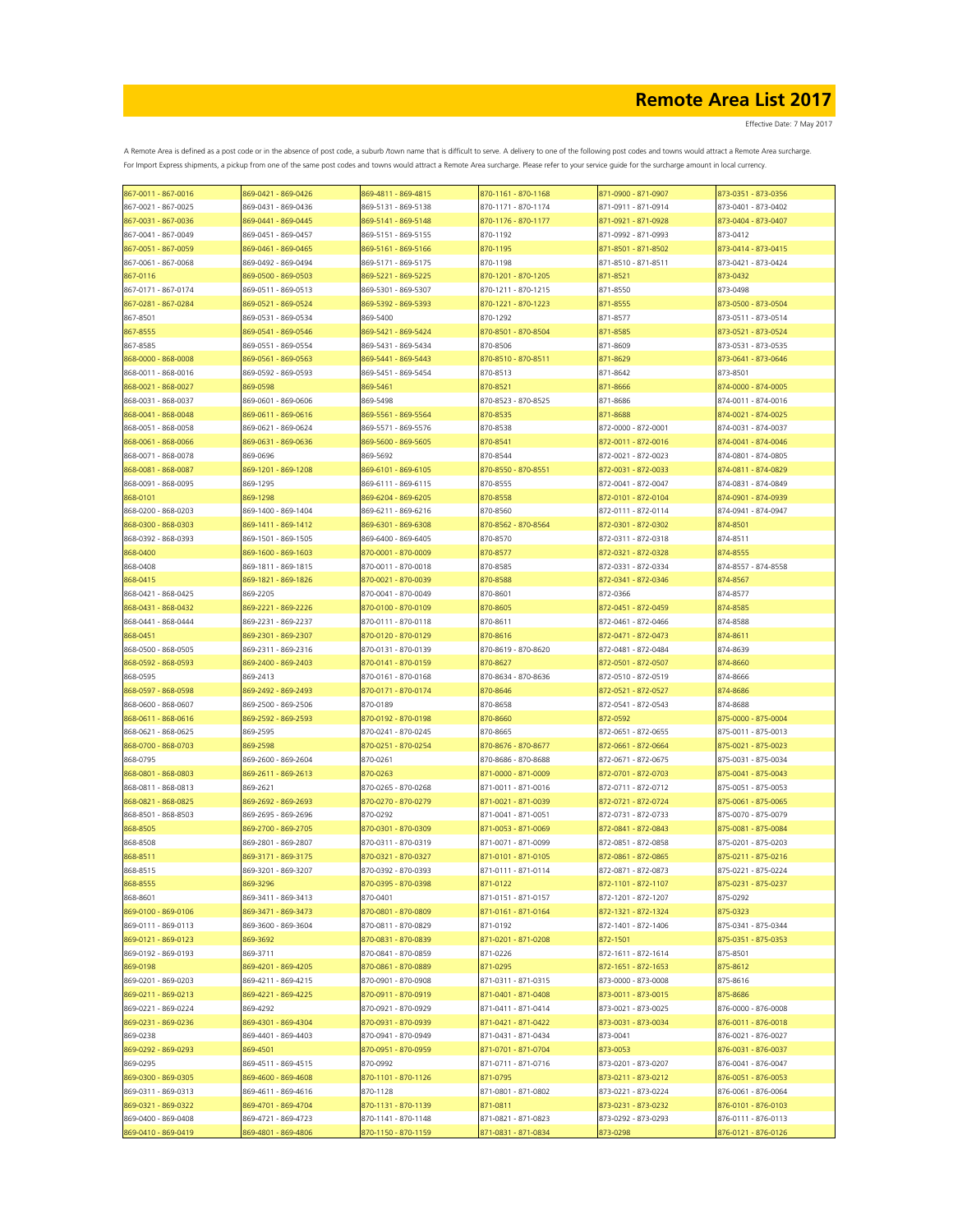# Remote Area List 2017

Effective Date: 7 May 2017

A Remote Area is defined as a post code or in the absence of post code, a suburb /town name that is difficult to serve. A delivery to one of the following post codes and towns would attract a Remote Area surcharge. For Import Express shipments, a pickup from one of the same post codes and towns would attract a Remote Area surcharge. Please refer to your service guide for the surcharge amount in local currency.

| | | | | | |
|---|---|---|---|---|---|
| 867-0011 - 867-0016 | 869-0421 - 869-0426 | 869-4811 - 869-4815 | 870-1161 - 870-1168 | 871-0900 - 871-0907 | 873-0351 - 873-0356 |
| 867-0021 - 867-0025 | 869-0431 - 869-0436 | 869-5131 - 869-5138 | 870-1171 - 870-1174 | 871-0911 - 871-0914 | 873-0401 - 873-0402 |
| 867-0031 - 867-0036 | 869-0441 - 869-0445 | 869-5141 - 869-5148 | 870-1176 - 870-1177 | 871-0921 - 871-0928 | 873-0404 - 873-0407 |
| 867-0041 - 867-0049 | 869-0451 - 869-0457 | 869-5151 - 869-5155 | 870-1192 | 871-0992 - 871-0993 | 873-0412 |
| 867-0051 - 867-0059 | 869-0461 - 869-0465 | 869-5161 - 869-5166 | 870-1195 | 871-8501 - 871-8502 | 873-0414 - 873-0415 |
| 867-0061 - 867-0068 | 869-0492 - 869-0494 | 869-5171 - 869-5175 | 870-1198 | 871-8510 - 871-8511 | 873-0421 - 873-0424 |
| 867-0116 | 869-0500 - 869-0503 | 869-5221 - 869-5225 | 870-1201 - 870-1205 | 871-8521 | 873-0432 |
| 867-0171 - 867-0174 | 869-0511 - 869-0513 | 869-5301 - 869-5307 | 870-1211 - 870-1215 | 871-8550 | 873-0498 |
| 867-0281 - 867-0284 | 869-0521 - 869-0524 | 869-5392 - 869-5393 | 870-1221 - 870-1223 | 871-8555 | 873-0500 - 873-0504 |
| 867-8501 | 869-0531 - 869-0534 | 869-5400 | 870-1292 | 871-8577 | 873-0511 - 873-0514 |
| 867-8555 | 869-0541 - 869-0546 | 869-5421 - 869-5424 | 870-8501 - 870-8504 | 871-8585 | 873-0521 - 873-0524 |
| 867-8585 | 869-0551 - 869-0554 | 869-5431 - 869-5434 | 870-8506 | 871-8609 | 873-0531 - 873-0535 |
| 868-0000 - 868-0008 | 869-0561 - 869-0563 | 869-5441 - 869-5443 | 870-8510 - 870-8511 | 871-8629 | 873-0641 - 873-0646 |
| 868-0011 - 868-0016 | 869-0592 - 869-0593 | 869-5451 - 869-5454 | 870-8513 | 871-8642 | 873-8501 |
| 868-0021 - 868-0027 | 869-0598 | 869-5461 | 870-8521 | 871-8666 | 874-0000 - 874-0005 |
| 868-0031 - 868-0037 | 869-0601 - 869-0606 | 869-5498 | 870-8523 - 870-8525 | 871-8686 | 874-0011 - 874-0016 |
| 868-0041 - 868-0048 | 869-0611 - 869-0616 | 869-5561 - 869-5564 | 870-8535 | 871-8688 | 874-0021 - 874-0025 |
| 868-0051 - 868-0058 | 869-0621 - 869-0624 | 869-5571 - 869-5576 | 870-8538 | 872-0000 - 872-0001 | 874-0031 - 874-0037 |
| 868-0061 - 868-0066 | 869-0631 - 869-0636 | 869-5600 - 869-5605 | 870-8541 | 872-0011 - 872-0016 | 874-0041 - 874-0046 |
| 868-0071 - 868-0078 | 869-0696 | 869-5692 | 870-8544 | 872-0021 - 872-0023 | 874-0801 - 874-0805 |
| 868-0081 - 868-0087 | 869-1201 - 869-1208 | 869-6101 - 869-6105 | 870-8550 - 870-8551 | 872-0031 - 872-0033 | 874-0811 - 874-0829 |
| 868-0091 - 868-0095 | 869-1295 | 869-6111 - 869-6115 | 870-8555 | 872-0041 - 872-0047 | 874-0831 - 874-0849 |
| 868-0101 | 869-1298 | 869-6204 - 869-6205 | 870-8558 | 872-0101 - 872-0104 | 874-0901 - 874-0939 |
| 868-0200 - 868-0203 | 869-1400 - 869-1404 | 869-6211 - 869-6216 | 870-8560 | 872-0111 - 872-0114 | 874-0941 - 874-0947 |
| 868-0300 - 868-0303 | 869-1411 - 869-1412 | 869-6301 - 869-6308 | 870-8562 - 870-8564 | 872-0301 - 872-0302 | 874-8501 |
| 868-0392 - 868-0393 | 869-1501 - 869-1505 | 869-6400 - 869-6405 | 870-8570 | 872-0311 - 872-0318 | 874-8511 |
| 868-0400 | 869-1600 - 869-1603 | 870-0001 - 870-0009 | 870-8577 | 872-0321 - 872-0328 | 874-8555 |
| 868-0408 | 869-1811 - 869-1815 | 870-0011 - 870-0018 | 870-8585 | 872-0331 - 872-0334 | 874-8557 - 874-8558 |
| 868-0415 | 869-1821 - 869-1826 | 870-0021 - 870-0039 | 870-8588 | 872-0341 - 872-0346 | 874-8567 |
| 868-0421 - 868-0425 | 869-2205 | 870-0041 - 870-0049 | 870-8601 | 872-0366 | 874-8577 |
| 868-0431 - 868-0432 | 869-2221 - 869-2226 | 870-0100 - 870-0109 | 870-8605 | 872-0451 - 872-0459 | 874-8585 |
| 868-0441 - 868-0444 | 869-2231 - 869-2237 | 870-0111 - 870-0118 | 870-8611 | 872-0461 - 872-0466 | 874-8588 |
| 868-0451 | 869-2301 - 869-2307 | 870-0120 - 870-0129 | 870-8616 | 872-0471 - 872-0473 | 874-8611 |
| 868-0500 - 868-0505 | 869-2311 - 869-2316 | 870-0131 - 870-0139 | 870-8619 - 870-8620 | 872-0481 - 872-0484 | 874-8639 |
| 868-0592 - 868-0593 | 869-2400 - 869-2403 | 870-0141 - 870-0159 | 870-8627 | 872-0501 - 872-0507 | 874-8660 |
| 868-0595 | 869-2413 | 870-0161 - 870-0168 | 870-8634 - 870-8636 | 872-0510 - 872-0519 | 874-8666 |
| 868-0597 - 868-0598 | 869-2492 - 869-2493 | 870-0171 - 870-0174 | 870-8646 | 872-0521 - 872-0527 | 874-8686 |
| 868-0600 - 868-0607 | 869-2500 - 869-2506 | 870-0189 | 870-8658 | 872-0541 - 872-0543 | 874-8688 |
| 868-0611 - 868-0616 | 869-2592 - 869-2593 | 870-0192 - 870-0198 | 870-8660 | 872-0592 | 875-0000 - 875-0004 |
| 868-0621 - 868-0625 | 869-2595 | 870-0241 - 870-0245 | 870-8665 | 872-0651 - 872-0655 | 875-0011 - 875-0013 |
| 868-0700 - 868-0703 | 869-2598 | 870-0251 - 870-0254 | 870-8676 - 870-8677 | 872-0661 - 872-0664 | 875-0021 - 875-0023 |
| 868-0795 | 869-2600 - 869-2604 | 870-0261 | 870-8686 - 870-8688 | 872-0671 - 872-0675 | 875-0031 - 875-0034 |
| 868-0801 - 868-0803 | 869-2611 - 869-2613 | 870-0263 | 871-0000 - 871-0009 | 872-0701 - 872-0703 | 875-0041 - 875-0043 |
| 868-0811 - 868-0813 | 869-2621 | 870-0265 - 870-0268 | 871-0011 - 871-0016 | 872-0711 - 872-0712 | 875-0051 - 875-0053 |
| 868-0821 - 868-0825 | 869-2692 - 869-2693 | 870-0270 - 870-0279 | 871-0021 - 871-0039 | 872-0721 - 872-0724 | 875-0061 - 875-0065 |
| 868-8501 - 868-8503 | 869-2695 - 869-2696 | 870-0292 | 871-0041 - 871-0051 | 872-0731 - 872-0733 | 875-0070 - 875-0079 |
| 868-8505 | 869-2700 - 869-2705 | 870-0301 - 870-0309 | 871-0053 - 871-0069 | 872-0841 - 872-0843 | 875-0081 - 875-0084 |
| 868-8508 | 869-2801 - 869-2807 | 870-0311 - 870-0319 | 871-0071 - 871-0099 | 872-0851 - 872-0858 | 875-0201 - 875-0203 |
| 868-8511 | 869-3171 - 869-3175 | 870-0321 - 870-0327 | 871-0101 - 871-0105 | 872-0861 - 872-0865 | 875-0211 - 875-0216 |
| 868-8515 | 869-3201 - 869-3207 | 870-0392 - 870-0393 | 871-0111 - 871-0114 | 872-0871 - 872-0873 | 875-0221 - 875-0224 |
| 868-8555 | 869-3296 | 870-0395 - 870-0398 | 871-0122 | 872-1101 - 872-1107 | 875-0231 - 875-0237 |
| 868-8601 | 869-3411 - 869-3413 | 870-0401 | 871-0151 - 871-0157 | 872-1201 - 872-1207 | 875-0292 |
| 869-0100 - 869-0106 | 869-3471 - 869-3473 | 870-0801 - 870-0809 | 871-0161 - 871-0164 | 872-1321 - 872-1324 | 875-0323 |
| 869-0111 - 869-0113 | 869-3600 - 869-3604 | 870-0811 - 870-0829 | 871-0192 | 872-1401 - 872-1406 | 875-0341 - 875-0344 |
| 869-0121 - 869-0123 | 869-3692 | 870-0831 - 870-0839 | 871-0201 - 871-0208 | 872-1501 | 875-0351 - 875-0353 |
| 869-0192 - 869-0193 | 869-3711 | 870-0841 - 870-0859 | 871-0226 | 872-1611 - 872-1614 | 875-8501 |
| 869-0198 | 869-4201 - 869-4205 | 870-0861 - 870-0889 | 871-0295 | 872-1651 - 872-1653 | 875-8612 |
| 869-0201 - 869-0203 | 869-4211 - 869-4215 | 870-0901 - 870-0908 | 871-0311 - 871-0315 | 873-0000 - 873-0008 | 875-8616 |
| 869-0211 - 869-0213 | 869-4221 - 869-4225 | 870-0911 - 870-0919 | 871-0401 - 871-0408 | 873-0011 - 873-0015 | 875-8686 |
| 869-0221 - 869-0224 | 869-4292 | 870-0921 - 870-0929 | 871-0411 - 871-0414 | 873-0021 - 873-0025 | 876-0000 - 876-0008 |
| 869-0231 - 869-0236 | 869-4301 - 869-4304 | 870-0931 - 870-0939 | 871-0421 - 871-0422 | 873-0031 - 873-0034 | 876-0011 - 876-0018 |
| 869-0238 | 869-4401 - 869-4403 | 870-0941 - 870-0949 | 871-0431 - 871-0434 | 873-0041 | 876-0021 - 876-0027 |
| 869-0292 - 869-0293 | 869-4501 | 870-0951 - 870-0959 | 871-0701 - 871-0704 | 873-0053 | 876-0031 - 876-0037 |
| 869-0295 | 869-4511 - 869-4515 | 870-0992 | 871-0711 - 871-0716 | 873-0201 - 873-0207 | 876-0041 - 876-0047 |
| 869-0300 - 869-0305 | 869-4600 - 869-4608 | 870-1101 - 870-1126 | 871-0795 | 873-0211 - 873-0212 | 876-0051 - 876-0053 |
| 869-0311 - 869-0313 | 869-4611 - 869-4616 | 870-1128 | 871-0801 - 871-0802 | 873-0221 - 873-0224 | 876-0061 - 876-0064 |
| 869-0321 - 869-0322 | 869-4701 - 869-4704 | 870-1131 - 870-1139 | 871-0811 | 873-0231 - 873-0232 | 876-0101 - 876-0103 |
| 869-0400 - 869-0408 | 869-4721 - 869-4723 | 870-1141 - 870-1148 | 871-0821 - 871-0823 | 873-0292 - 873-0293 | 876-0111 - 876-0113 |
| 869-0410 - 869-0419 | 869-4801 - 869-4806 | 870-1150 - 870-1159 | 871-0831 - 871-0834 | 873-0298 | 876-0121 - 876-0126 |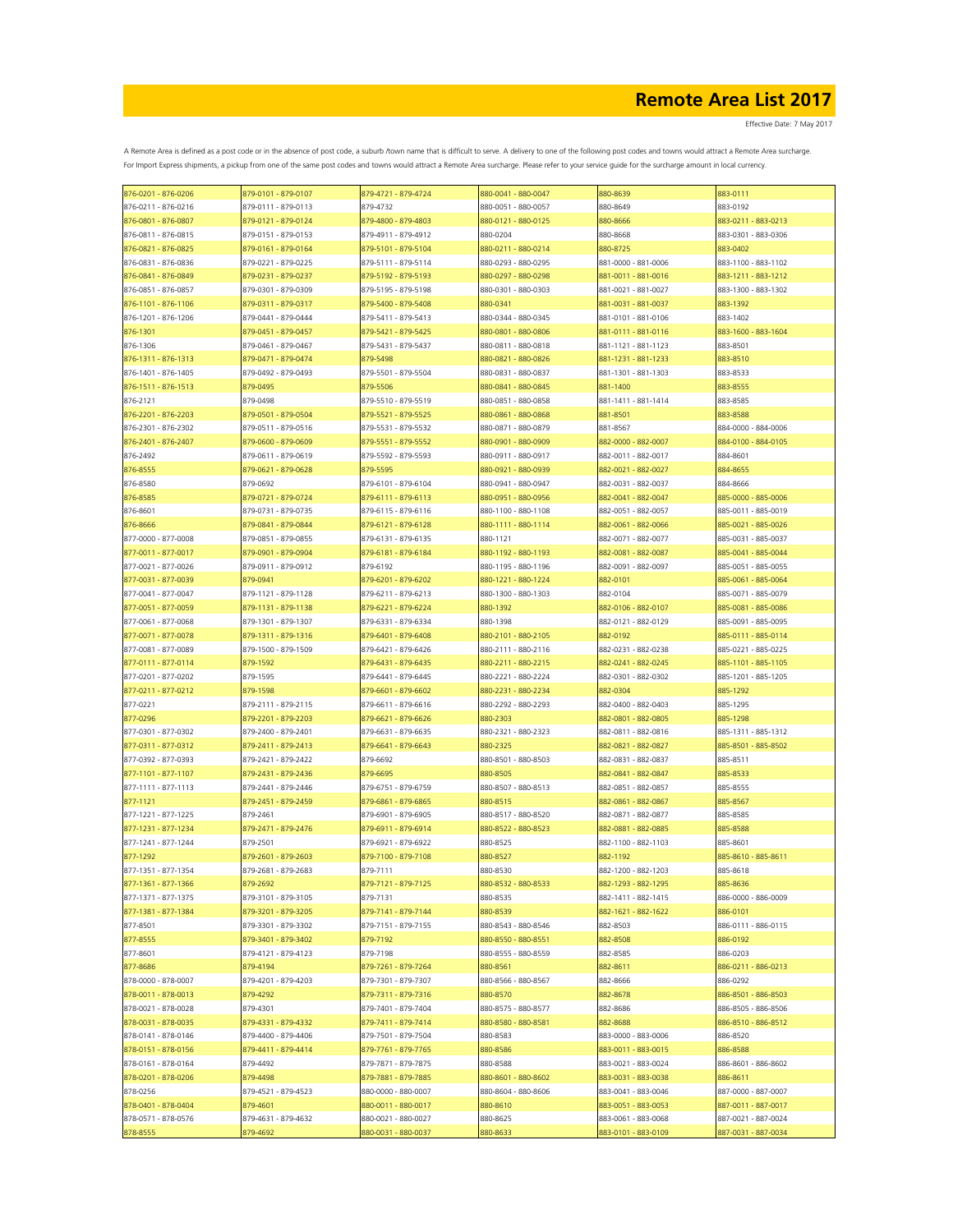# Remote Area List 2017

Effective Date: 7 May 2017

A Remote Area is defined as a post code or in the absence of post code, a suburb /town name that is difficult to serve. A delivery to one of the following post codes and towns would attract a Remote Area surcharge.
For Import Express shipments, a pickup from one of the same post codes and towns would attract a Remote Area surcharge. Please refer to your service guide for the surcharge amount in local currency.

| | | | | | |
|---|---|---|---|---|---|
| 876-0201 - 876-0206 | 879-0101 - 879-0107 | 879-4721 - 879-4724 | 880-0041 - 880-0047 | 880-8639 | 883-0111 |
| 876-0211 - 876-0216 | 879-0111 - 879-0113 | 879-4732 | 880-0051 - 880-0057 | 880-8649 | 883-0192 |
| 876-0801 - 876-0807 | 879-0121 - 879-0124 | 879-4800 - 879-4803 | 880-0121 - 880-0125 | 880-8666 | 883-0211 - 883-0213 |
| 876-0811 - 876-0815 | 879-0151 - 879-0153 | 879-4911 - 879-4912 | 880-0204 | 880-8668 | 883-0301 - 883-0306 |
| 876-0821 - 876-0825 | 879-0161 - 879-0164 | 879-5101 - 879-5104 | 880-0211 - 880-0214 | 880-8725 | 883-0402 |
| 876-0831 - 876-0836 | 879-0221 - 879-0225 | 879-5111 - 879-5114 | 880-0293 - 880-0295 | 881-0000 - 881-0006 | 883-1100 - 883-1102 |
| 876-0841 - 876-0849 | 879-0231 - 879-0237 | 879-5192 - 879-5193 | 880-0297 - 880-0298 | 881-0011 - 881-0016 | 883-1211 - 883-1212 |
| 876-0851 - 876-0857 | 879-0301 - 879-0309 | 879-5195 - 879-5198 | 880-0301 - 880-0303 | 881-0021 - 881-0027 | 883-1300 - 883-1302 |
| 876-1101 - 876-1106 | 879-0311 - 879-0317 | 879-5400 - 879-5408 | 880-0341 | 881-0031 - 881-0037 | 883-1392 |
| 876-1201 - 876-1206 | 879-0441 - 879-0444 | 879-5411 - 879-5413 | 880-0344 - 880-0345 | 881-0101 - 881-0106 | 883-1402 |
| 876-1301 | 879-0451 - 879-0457 | 879-5421 - 879-5425 | 880-0801 - 880-0806 | 881-0111 - 881-0116 | 883-1600 - 883-1604 |
| 876-1306 | 879-0461 - 879-0467 | 879-5431 - 879-5437 | 880-0811 - 880-0818 | 881-1121 - 881-1123 | 883-8501 |
| 876-1311 - 876-1313 | 879-0471 - 879-0474 | 879-5498 | 880-0821 - 880-0826 | 881-1231 - 881-1233 | 883-8510 |
| 876-1401 - 876-1405 | 879-0492 - 879-0493 | 879-5501 - 879-5504 | 880-0831 - 880-0837 | 881-1301 - 881-1303 | 883-8533 |
| 876-1511 - 876-1513 | 879-0495 | 879-5506 | 880-0841 - 880-0845 | 881-1400 | 883-8555 |
| 876-2121 | 879-0498 | 879-5510 - 879-5519 | 880-0851 - 880-0858 | 881-1411 - 881-1414 | 883-8585 |
| 876-2201 - 876-2203 | 879-0501 - 879-0504 | 879-5521 - 879-5525 | 880-0861 - 880-0868 | 881-8501 | 883-8588 |
| 876-2301 - 876-2302 | 879-0511 - 879-0516 | 879-5531 - 879-5532 | 880-0871 - 880-0879 | 881-8567 | 884-0000 - 884-0006 |
| 876-2401 - 876-2407 | 879-0600 - 879-0609 | 879-5551 - 879-5552 | 880-0901 - 880-0909 | 882-0000 - 882-0007 | 884-0100 - 884-0105 |
| 876-2492 | 879-0611 - 879-0619 | 879-5592 - 879-5593 | 880-0911 - 880-0917 | 882-0011 - 882-0017 | 884-8601 |
| 876-8555 | 879-0621 - 879-0628 | 879-5595 | 880-0921 - 880-0939 | 882-0021 - 882-0027 | 884-8655 |
| 876-8580 | 879-0692 | 879-6101 - 879-6104 | 880-0941 - 880-0947 | 882-0031 - 882-0037 | 884-8666 |
| 876-8585 | 879-0721 - 879-0724 | 879-6111 - 879-6113 | 880-0951 - 880-0956 | 882-0041 - 882-0047 | 885-0000 - 885-0006 |
| 876-8601 | 879-0731 - 879-0735 | 879-6115 - 879-6116 | 880-1100 - 880-1108 | 882-0051 - 882-0057 | 885-0011 - 885-0019 |
| 876-8666 | 879-0841 - 879-0844 | 879-6121 - 879-6128 | 880-1111 - 880-1114 | 882-0061 - 882-0066 | 885-0021 - 885-0026 |
| 877-0000 - 877-0008 | 879-0851 - 879-0855 | 879-6131 - 879-6135 | 880-1121 | 882-0071 - 882-0077 | 885-0031 - 885-0037 |
| 877-0011 - 877-0017 | 879-0901 - 879-0904 | 879-6181 - 879-6184 | 880-1192 - 880-1193 | 882-0081 - 882-0087 | 885-0041 - 885-0044 |
| 877-0021 - 877-0026 | 879-0911 - 879-0912 | 879-6192 | 880-1195 - 880-1196 | 882-0091 - 882-0097 | 885-0051 - 885-0055 |
| 877-0031 - 877-0039 | 879-0941 | 879-6201 - 879-6202 | 880-1221 - 880-1224 | 882-0101 | 885-0061 - 885-0064 |
| 877-0041 - 877-0047 | 879-1121 - 879-1128 | 879-6211 - 879-6213 | 880-1300 - 880-1303 | 882-0104 | 885-0071 - 885-0079 |
| 877-0051 - 877-0059 | 879-1131 - 879-1138 | 879-6221 - 879-6224 | 880-1392 | 882-0106 - 882-0107 | 885-0081 - 885-0086 |
| 877-0061 - 877-0068 | 879-1301 - 879-1307 | 879-6331 - 879-6334 | 880-1398 | 882-0121 - 882-0129 | 885-0091 - 885-0095 |
| 877-0071 - 877-0078 | 879-1311 - 879-1316 | 879-6401 - 879-6408 | 880-2101 - 880-2105 | 882-0192 | 885-0111 - 885-0114 |
| 877-0081 - 877-0089 | 879-1500 - 879-1509 | 879-6421 - 879-6426 | 880-2111 - 880-2116 | 882-0231 - 882-0238 | 885-0221 - 885-0225 |
| 877-0111 - 877-0114 | 879-1592 | 879-6431 - 879-6435 | 880-2211 - 880-2215 | 882-0241 - 882-0245 | 885-1101 - 885-1105 |
| 877-0201 - 877-0202 | 879-1595 | 879-6441 - 879-6445 | 880-2221 - 880-2224 | 882-0301 - 882-0302 | 885-1201 - 885-1205 |
| 877-0211 - 877-0212 | 879-1598 | 879-6601 - 879-6602 | 880-2231 - 880-2234 | 882-0304 | 885-1292 |
| 877-0221 | 879-2111 - 879-2115 | 879-6611 - 879-6616 | 880-2292 - 880-2293 | 882-0400 - 882-0403 | 885-1295 |
| 877-0296 | 879-2201 - 879-2203 | 879-6621 - 879-6626 | 880-2303 | 882-0801 - 882-0805 | 885-1298 |
| 877-0301 - 877-0302 | 879-2400 - 879-2401 | 879-6631 - 879-6635 | 880-2321 - 880-2323 | 882-0811 - 882-0816 | 885-1311 - 885-1312 |
| 877-0311 - 877-0312 | 879-2411 - 879-2413 | 879-6641 - 879-6643 | 880-2325 | 882-0821 - 882-0827 | 885-8501 - 885-8502 |
| 877-0392 - 877-0393 | 879-2421 - 879-2422 | 879-6692 | 880-8501 - 880-8503 | 882-0831 - 882-0837 | 885-8511 |
| 877-1101 - 877-1107 | 879-2431 - 879-2436 | 879-6695 | 880-8505 | 882-0841 - 882-0847 | 885-8533 |
| 877-1111 - 877-1113 | 879-2441 - 879-2446 | 879-6751 - 879-6759 | 880-8507 - 880-8513 | 882-0851 - 882-0857 | 885-8555 |
| 877-1121 | 879-2451 - 879-2459 | 879-6861 - 879-6865 | 880-8515 | 882-0861 - 882-0867 | 885-8567 |
| 877-1221 - 877-1225 | 879-2461 | 879-6901 - 879-6905 | 880-8517 - 880-8520 | 882-0871 - 882-0877 | 885-8585 |
| 877-1231 - 877-1234 | 879-2471 - 879-2476 | 879-6911 - 879-6914 | 880-8522 - 880-8523 | 882-0881 - 882-0885 | 885-8588 |
| 877-1241 - 877-1244 | 879-2501 | 879-6921 - 879-6922 | 880-8525 | 882-1100 - 882-1103 | 885-8601 |
| 877-1292 | 879-2601 - 879-2603 | 879-7100 - 879-7108 | 880-8527 | 882-1192 | 885-8610 - 885-8611 |
| 877-1351 - 877-1354 | 879-2681 - 879-2683 | 879-7111 | 880-8530 | 882-1200 - 882-1203 | 885-8618 |
| 877-1361 - 877-1366 | 879-2692 | 879-7121 - 879-7125 | 880-8532 - 880-8533 | 882-1293 - 882-1295 | 885-8636 |
| 877-1371 - 877-1375 | 879-3101 - 879-3105 | 879-7131 | 880-8535 | 882-1411 - 882-1415 | 886-0000 - 886-0009 |
| 877-1381 - 877-1384 | 879-3201 - 879-3205 | 879-7141 - 879-7144 | 880-8539 | 882-1621 - 882-1622 | 886-0101 |
| 877-8501 | 879-3301 - 879-3302 | 879-7151 - 879-7155 | 880-8543 - 880-8546 | 882-8503 | 886-0111 - 886-0115 |
| 877-8555 | 879-3401 - 879-3402 | 879-7192 | 880-8550 - 880-8551 | 882-8508 | 886-0192 |
| 877-8601 | 879-4121 - 879-4123 | 879-7198 | 880-8555 - 880-8559 | 882-8585 | 886-0203 |
| 877-8686 | 879-4194 | 879-7261 - 879-7264 | 880-8561 | 882-8611 | 886-0211 - 886-0213 |
| 878-0000 - 878-0007 | 879-4201 - 879-4203 | 879-7301 - 879-7307 | 880-8566 - 880-8567 | 882-8666 | 886-0292 |
| 878-0011 - 878-0013 | 879-4292 | 879-7311 - 879-7316 | 880-8570 | 882-8678 | 886-8501 - 886-8503 |
| 878-0021 - 878-0028 | 879-4301 | 879-7401 - 879-7404 | 880-8575 - 880-8577 | 882-8686 | 886-8505 - 886-8506 |
| 878-0031 - 878-0035 | 879-4331 - 879-4332 | 879-7411 - 879-7414 | 880-8580 - 880-8581 | 882-8688 | 886-8510 - 886-8512 |
| 878-0141 - 878-0146 | 879-4400 - 879-4406 | 879-7501 - 879-7504 | 880-8583 | 883-0000 - 883-0006 | 886-8520 |
| 878-0151 - 878-0156 | 879-4411 - 879-4414 | 879-7761 - 879-7765 | 880-8586 | 883-0011 - 883-0015 | 886-8588 |
| 878-0161 - 878-0164 | 879-4492 | 879-7871 - 879-7875 | 880-8588 | 883-0021 - 883-0024 | 886-8601 - 886-8602 |
| 878-0201 - 878-0206 | 879-4498 | 879-7881 - 879-7885 | 880-8601 - 880-8602 | 883-0031 - 883-0038 | 886-8611 |
| 878-0256 | 879-4521 - 879-4523 | 880-0000 - 880-0007 | 880-8604 - 880-8606 | 883-0041 - 883-0046 | 887-0000 - 887-0007 |
| 878-0401 - 878-0404 | 879-4601 | 880-0011 - 880-0017 | 880-8610 | 883-0051 - 883-0053 | 887-0011 - 887-0017 |
| 878-0571 - 878-0576 | 879-4631 - 879-4632 | 880-0021 - 880-0027 | 880-8625 | 883-0061 - 883-0068 | 887-0021 - 887-0024 |
| 878-8555 | 879-4692 | 880-0031 - 880-0037 | 880-8633 | 883-0101 - 883-0109 | 887-0031 - 887-0034 |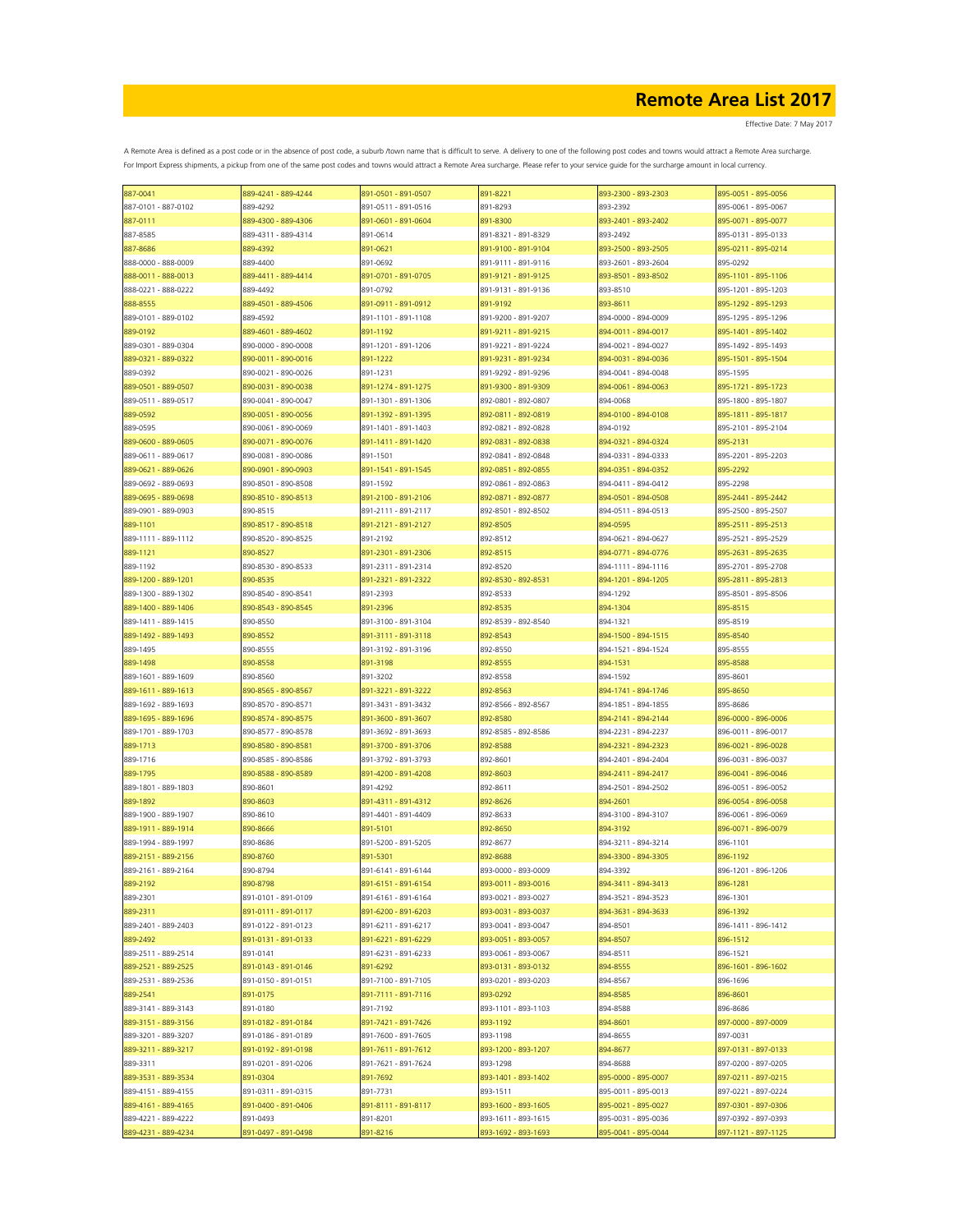# Remote Area List 2017

Effective Date: 7 May 2017

A Remote Area is defined as a post code or in the absence of post code, a suburb /town name that is difficult to serve. A delivery to one of the following post codes and towns would attract a Remote Area surcharge. For Import Express shipments, a pickup from one of the same post codes and towns would attract a Remote Area surcharge. Please refer to your service guide for the surcharge amount in local currency.

| | | | | | |
|---|---|---|---|---|---|
| 887-0041 | 889-4241 - 889-4244 | 891-0501 - 891-0507 | 891-8221 | 893-2300 - 893-2303 | 895-0051 - 895-0056 |
| 887-0101 - 887-0102 | 889-4292 | 891-0511 - 891-0516 | 891-8293 | 893-2392 | 895-0061 - 895-0067 |
| 887-0111 | 889-4300 - 889-4306 | 891-0601 - 891-0604 | 891-8300 | 893-2401 - 893-2402 | 895-0071 - 895-0077 |
| 887-8585 | 889-4311 - 889-4314 | 891-0614 | 891-8321 - 891-8329 | 893-2492 | 895-0131 - 895-0133 |
| 887-8686 | 889-4392 | 891-0621 | 891-9100 - 891-9104 | 893-2500 - 893-2505 | 895-0211 - 895-0214 |
| 888-0000 - 888-0009 | 889-4400 | 891-0692 | 891-9111 - 891-9116 | 893-2601 - 893-2604 | 895-0292 |
| 888-0011 - 888-0013 | 889-4411 - 889-4414 | 891-0701 - 891-0705 | 891-9121 - 891-9125 | 893-8501 - 893-8502 | 895-1101 - 895-1106 |
| 888-0221 - 888-0222 | 889-4492 | 891-0792 | 891-9131 - 891-9136 | 893-8510 | 895-1201 - 895-1203 |
| 888-8555 | 889-4501 - 889-4506 | 891-0911 - 891-0912 | 891-9192 | 893-8611 | 895-1292 - 895-1293 |
| 889-0101 - 889-0102 | 889-4592 | 891-1101 - 891-1108 | 891-9200 - 891-9207 | 894-0000 - 894-0009 | 895-1295 - 895-1296 |
| 889-0192 | 889-4601 - 889-4602 | 891-1192 | 891-9211 - 891-9215 | 894-0011 - 894-0017 | 895-1401 - 895-1402 |
| 889-0301 - 889-0304 | 890-0000 - 890-0008 | 891-1201 - 891-1206 | 891-9221 - 891-9224 | 894-0021 - 894-0027 | 895-1492 - 895-1493 |
| 889-0321 - 889-0322 | 890-0011 - 890-0016 | 891-1222 | 891-9231 - 891-9234 | 894-0031 - 894-0036 | 895-1501 - 895-1504 |
| 889-0392 | 890-0021 - 890-0026 | 891-1231 | 891-9292 - 891-9296 | 894-0041 - 894-0048 | 895-1595 |
| 889-0501 - 889-0507 | 890-0031 - 890-0038 | 891-1274 - 891-1275 | 891-9300 - 891-9309 | 894-0061 - 894-0063 | 895-1721 - 895-1723 |
| 889-0511 - 889-0517 | 890-0041 - 890-0047 | 891-1301 - 891-1306 | 892-0801 - 892-0807 | 894-0068 | 895-1800 - 895-1807 |
| 889-0592 | 890-0051 - 890-0056 | 891-1392 - 891-1395 | 892-0811 - 892-0819 | 894-0100 - 894-0108 | 895-1811 - 895-1817 |
| 889-0595 | 890-0061 - 890-0069 | 891-1401 - 891-1403 | 892-0821 - 892-0828 | 894-0192 | 895-2101 - 895-2104 |
| 889-0600 - 889-0605 | 890-0071 - 890-0076 | 891-1411 - 891-1420 | 892-0831 - 892-0838 | 894-0321 - 894-0324 | 895-2131 |
| 889-0611 - 889-0617 | 890-0081 - 890-0086 | 891-1501 | 892-0841 - 892-0848 | 894-0331 - 894-0333 | 895-2201 - 895-2203 |
| 889-0621 - 889-0626 | 890-0901 - 890-0903 | 891-1541 - 891-1545 | 892-0851 - 892-0855 | 894-0351 - 894-0352 | 895-2292 |
| 889-0692 - 889-0693 | 890-8501 - 890-8508 | 891-1592 | 892-0861 - 892-0863 | 894-0411 - 894-0412 | 895-2298 |
| 889-0695 - 889-0698 | 890-8510 - 890-8513 | 891-2100 - 891-2106 | 892-0871 - 892-0877 | 894-0501 - 894-0508 | 895-2441 - 895-2442 |
| 889-0901 - 889-0903 | 890-8515 | 891-2111 - 891-2117 | 892-8501 - 892-8502 | 894-0511 - 894-0513 | 895-2500 - 895-2507 |
| 889-1101 | 890-8517 - 890-8518 | 891-2121 - 891-2127 | 892-8505 | 894-0595 | 895-2511 - 895-2513 |
| 889-1111 - 889-1112 | 890-8520 - 890-8525 | 891-2192 | 892-8512 | 894-0621 - 894-0627 | 895-2521 - 895-2529 |
| 889-1121 | 890-8527 | 891-2301 - 891-2306 | 892-8515 | 894-0771 - 894-0776 | 895-2631 - 895-2635 |
| 889-1192 | 890-8530 - 890-8533 | 891-2311 - 891-2314 | 892-8520 | 894-1111 - 894-1116 | 895-2701 - 895-2708 |
| 889-1200 - 889-1201 | 890-8535 | 891-2321 - 891-2322 | 892-8530 - 892-8531 | 894-1201 - 894-1205 | 895-2811 - 895-2813 |
| 889-1300 - 889-1302 | 890-8540 - 890-8541 | 891-2393 | 892-8533 | 894-1292 | 895-8501 - 895-8506 |
| 889-1400 - 889-1406 | 890-8543 - 890-8545 | 891-2396 | 892-8535 | 894-1304 | 895-8515 |
| 889-1411 - 889-1415 | 890-8550 | 891-3100 - 891-3104 | 892-8539 - 892-8540 | 894-1321 | 895-8519 |
| 889-1492 - 889-1493 | 890-8552 | 891-3111 - 891-3118 | 892-8543 | 894-1500 - 894-1515 | 895-8540 |
| 889-1495 | 890-8555 | 891-3192 - 891-3196 | 892-8550 | 894-1521 - 894-1524 | 895-8555 |
| 889-1498 | 890-8558 | 891-3198 | 892-8555 | 894-1531 | 895-8588 |
| 889-1601 - 889-1609 | 890-8560 | 891-3202 | 892-8558 | 894-1592 | 895-8601 |
| 889-1611 - 889-1613 | 890-8565 - 890-8567 | 891-3221 - 891-3222 | 892-8563 | 894-1741 - 894-1746 | 895-8650 |
| 889-1692 - 889-1693 | 890-8570 - 890-8571 | 891-3431 - 891-3432 | 892-8566 - 892-8567 | 894-1851 - 894-1855 | 895-8686 |
| 889-1695 - 889-1696 | 890-8574 - 890-8575 | 891-3600 - 891-3607 | 892-8580 | 894-2141 - 894-2144 | 896-0000 - 896-0006 |
| 889-1701 - 889-1703 | 890-8577 - 890-8578 | 891-3692 - 891-3693 | 892-8585 - 892-8586 | 894-2231 - 894-2237 | 896-0011 - 896-0017 |
| 889-1713 | 890-8580 - 890-8581 | 891-3700 - 891-3706 | 892-8588 | 894-2321 - 894-2323 | 896-0021 - 896-0028 |
| 889-1716 | 890-8585 - 890-8586 | 891-3792 - 891-3793 | 892-8601 | 894-2401 - 894-2404 | 896-0031 - 896-0037 |
| 889-1795 | 890-8588 - 890-8589 | 891-4200 - 891-4208 | 892-8603 | 894-2411 - 894-2417 | 896-0041 - 896-0046 |
| 889-1801 - 889-1803 | 890-8601 | 891-4292 | 892-8611 | 894-2501 - 894-2502 | 896-0051 - 896-0052 |
| 889-1892 | 890-8603 | 891-4311 - 891-4312 | 892-8626 | 894-2601 | 896-0054 - 896-0058 |
| 889-1900 - 889-1907 | 890-8610 | 891-4401 - 891-4409 | 892-8633 | 894-3100 - 894-3107 | 896-0061 - 896-0069 |
| 889-1911 - 889-1914 | 890-8666 | 891-5101 | 892-8650 | 894-3192 | 896-0071 - 896-0079 |
| 889-1994 - 889-1997 | 890-8686 | 891-5200 - 891-5205 | 892-8677 | 894-3211 - 894-3214 | 896-1101 |
| 889-2151 - 889-2156 | 890-8760 | 891-5301 | 892-8688 | 894-3300 - 894-3305 | 896-1192 |
| 889-2161 - 889-2164 | 890-8794 | 891-6141 - 891-6144 | 893-0000 - 893-0009 | 894-3392 | 896-1201 - 896-1206 |
| 889-2192 | 890-8798 | 891-6151 - 891-6154 | 893-0011 - 893-0016 | 894-3411 - 894-3413 | 896-1281 |
| 889-2301 | 891-0101 - 891-0109 | 891-6161 - 891-6164 | 893-0021 - 893-0027 | 894-3521 - 894-3523 | 896-1301 |
| 889-2311 | 891-0111 - 891-0117 | 891-6200 - 891-6203 | 893-0031 - 893-0037 | 894-3631 - 894-3633 | 896-1392 |
| 889-2401 - 889-2403 | 891-0122 - 891-0123 | 891-6211 - 891-6217 | 893-0041 - 893-0047 | 894-8501 | 896-1411 - 896-1412 |
| 889-2492 | 891-0131 - 891-0133 | 891-6221 - 891-6229 | 893-0051 - 893-0057 | 894-8507 | 896-1512 |
| 889-2511 - 889-2514 | 891-0141 | 891-6231 - 891-6233 | 893-0061 - 893-0067 | 894-8511 | 896-1521 |
| 889-2521 - 889-2525 | 891-0143 - 891-0146 | 891-6292 | 893-0131 - 893-0132 | 894-8555 | 896-1601 - 896-1602 |
| 889-2531 - 889-2536 | 891-0150 - 891-0151 | 891-7100 - 891-7105 | 893-0201 - 893-0203 | 894-8567 | 896-1696 |
| 889-2541 | 891-0175 | 891-7111 - 891-7116 | 893-0292 | 894-8585 | 896-8601 |
| 889-3141 - 889-3143 | 891-0180 | 891-7192 | 893-1101 - 893-1103 | 894-8588 | 896-8686 |
| 889-3151 - 889-3156 | 891-0182 - 891-0184 | 891-7421 - 891-7426 | 893-1192 | 894-8601 | 897-0000 - 897-0009 |
| 889-3201 - 889-3207 | 891-0186 - 891-0189 | 891-7600 - 891-7605 | 893-1198 | 894-8655 | 897-0031 |
| 889-3211 - 889-3217 | 891-0192 - 891-0198 | 891-7611 - 891-7612 | 893-1200 - 893-1207 | 894-8677 | 897-0131 - 897-0133 |
| 889-3311 | 891-0201 - 891-0206 | 891-7621 - 891-7624 | 893-1298 | 894-8688 | 897-0200 - 897-0205 |
| 889-3531 - 889-3534 | 891-0304 | 891-7692 | 893-1401 - 893-1402 | 895-0000 - 895-0007 | 897-0211 - 897-0215 |
| 889-4151 - 889-4155 | 891-0311 - 891-0315 | 891-7731 | 893-1511 | 895-0011 - 895-0013 | 897-0221 - 897-0224 |
| 889-4161 - 889-4165 | 891-0400 - 891-0406 | 891-8111 - 891-8117 | 893-1600 - 893-1605 | 895-0021 - 895-0027 | 897-0301 - 897-0306 |
| 889-4221 - 889-4222 | 891-0493 | 891-8201 | 893-1611 - 893-1615 | 895-0031 - 895-0036 | 897-0392 - 897-0393 |
| 889-4231 - 889-4234 | 891-0497 - 891-0498 | 891-8216 | 893-1692 - 893-1693 | 895-0041 - 895-0044 | 897-1121 - 897-1125 |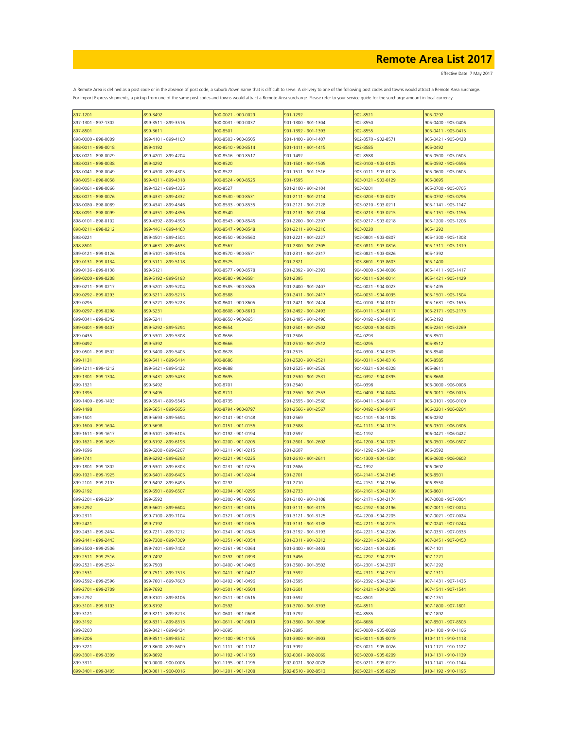# Remote Area List 2017

Effective Date: 7 May 2017

A Remote Area is defined as a post code or in the absence of post code, a suburb /town name that is difficult to serve. A delivery to one of the following post codes and towns would attract a Remote Area surcharge. For Import Express shipments, a pickup from one of the same post codes and towns would attract a Remote Area surcharge. Please refer to your service guide for the surcharge amount in local currency.

| | | | | | |
|---|---|---|---|---|---|
| 897-1201 | 899-3492 | 900-0021 - 900-0029 | 901-1292 | 902-8521 | 905-0292 |
| 897-1301 - 897-1302 | 899-3511 - 899-3516 | 900-0031 - 900-0037 | 901-1300 - 901-1304 | 902-8550 | 905-0400 - 905-0406 |
| 897-8501 | 899-3611 | 900-8501 | 901-1392 - 901-1393 | 902-8555 | 905-0411 - 905-0415 |
| 898-0000 - 898-0009 | 899-4101 - 899-4103 | 900-8503 - 900-8505 | 901-1400 - 901-1407 | 902-8570 - 902-8571 | 905-0421 - 905-0428 |
| 898-0011 - 898-0018 | 899-4192 | 900-8510 - 900-8514 | 901-1411 - 901-1415 | 902-8585 | 905-0492 |
| 898-0021 - 898-0029 | 899-4201 - 899-4204 | 900-8516 - 900-8517 | 901-1492 | 902-8588 | 905-0500 - 905-0505 |
| 898-0031 - 898-0038 | 899-4292 | 900-8520 | 901-1501 - 901-1505 | 903-0100 - 903-0105 | 905-0592 - 905-0596 |
| 898-0041 - 898-0049 | 899-4300 - 899-4305 | 900-8522 | 901-1511 - 901-1516 | 903-0111 - 903-0118 | 905-0600 - 905-0605 |
| 898-0051 - 898-0058 | 899-4311 - 899-4318 | 900-8524 - 900-8525 | 901-1595 | 903-0121 - 903-0129 | 905-0695 |
| 898-0061 - 898-0066 | 899-4321 - 899-4325 | 900-8527 | 901-2100 - 901-2104 | 903-0201 | 905-0700 - 905-0705 |
| 898-0071 - 898-0076 | 899-4331 - 899-4332 | 900-8530 - 900-8531 | 901-2111 - 901-2114 | 903-0203 - 903-0207 | 905-0792 - 905-0796 |
| 898-0080 - 898-0089 | 899-4341 - 899-4346 | 900-8533 - 900-8535 | 901-2121 - 901-2128 | 903-0210 - 903-0211 | 905-1141 - 905-1147 |
| 898-0091 - 898-0099 | 899-4351 - 899-4356 | 900-8540 | 901-2131 - 901-2134 | 903-0213 - 903-0215 | 905-1151 - 905-1156 |
| 898-0101 - 898-0102 | 899-4392 - 899-4396 | 900-8543 - 900-8545 | 901-2200 - 901-2207 | 903-0217 - 903-0218 | 905-1200 - 905-1206 |
| 898-0211 - 898-0212 | 899-4461 - 899-4463 | 900-8547 - 900-8548 | 901-2211 - 901-2216 | 903-0220 | 905-1292 |
| 898-0221 | 899-4501 - 899-4504 | 900-8550 - 900-8560 | 901-2221 - 901-2227 | 903-0801 - 903-0807 | 905-1300 - 905-1308 |
| 898-8501 | 899-4631 - 899-4633 | 900-8567 | 901-2300 - 901-2305 | 903-0811 - 903-0816 | 905-1311 - 905-1319 |
| 899-0121 - 899-0126 | 899-5101 - 899-5106 | 900-8570 - 900-8571 | 901-2311 - 901-2317 | 903-0821 - 903-0826 | 905-1392 |
| 899-0131 - 899-0134 | 899-5111 - 899-5118 | 900-8575 | 901-2321 | 903-8601 - 903-8603 | 905-1400 |
| 899-0136 - 899-0138 | 899-5121 | 900-8577 - 900-8578 | 901-2392 - 901-2393 | 904-0000 - 904-0006 | 905-1411 - 905-1417 |
| 899-0200 - 899-0208 | 899-5192 - 899-5193 | 900-8580 - 900-8581 | 901-2395 | 904-0011 - 904-0014 | 905-1421 - 905-1429 |
| 899-0211 - 899-0217 | 899-5201 - 899-5204 | 900-8585 - 900-8586 | 901-2400 - 901-2407 | 904-0021 - 904-0023 | 905-1495 |
| 899-0292 - 899-0293 | 899-5211 - 899-5215 | 900-8588 | 901-2411 - 901-2417 | 904-0031 - 904-0035 | 905-1501 - 905-1504 |
| 899-0295 | 899-5221 - 899-5223 | 900-8601 - 900-8605 | 901-2421 - 901-2424 | 904-0100 - 904-0107 | 905-1631 - 905-1635 |
| 899-0297 - 899-0298 | 899-5231 | 900-8608 - 900-8610 | 901-2492 - 901-2493 | 904-0111 - 904-0117 | 905-2171 - 905-2173 |
| 899-0341 - 899-0342 | 899-5241 | 900-8650 - 900-8651 | 901-2495 - 901-2496 | 904-0192 - 904-0195 | 905-2192 |
| 899-0401 - 899-0407 | 899-5292 - 899-5294 | 900-8654 | 901-2501 - 901-2502 | 904-0200 - 904-0205 | 905-2261 - 905-2269 |
| 899-0435 | 899-5301 - 899-5308 | 900-8656 | 901-2506 | 904-0293 | 905-8501 |
| 899-0492 | 899-5392 | 900-8666 | 901-2510 - 901-2512 | 904-0295 | 905-8512 |
| 899-0501 - 899-0502 | 899-5400 - 899-5405 | 900-8678 | 901-2515 | 904-0300 - 904-0305 | 905-8540 |
| 899-1131 | 899-5411 - 899-5414 | 900-8686 | 901-2520 - 901-2521 | 904-0311 - 904-0316 | 905-8585 |
| 899-1211 - 899-1212 | 899-5421 - 899-5422 | 900-8688 | 901-2525 - 901-2526 | 904-0321 - 904-0328 | 905-8611 |
| 899-1301 - 899-1304 | 899-5431 - 899-5433 | 900-8695 | 901-2530 - 901-2531 | 904-0392 - 904-0395 | 905-8668 |
| 899-1321 | 899-5492 | 900-8701 | 901-2540 | 904-0398 | 906-0000 - 906-0008 |
| 899-1395 | 899-5495 | 900-8711 | 901-2550 - 901-2553 | 904-0400 - 904-0404 | 906-0011 - 906-0015 |
| 899-1400 - 899-1403 | 899-5541 - 899-5545 | 900-8735 | 901-2555 - 901-2560 | 904-0411 - 904-0417 | 906-0101 - 906-0109 |
| 899-1498 | 899-5651 - 899-5656 | 900-8794 - 900-8797 | 901-2566 - 901-2567 | 904-0492 - 904-0497 | 906-0201 - 906-0204 |
| 899-1501 | 899-5693 - 899-5694 | 901-0141 - 901-0148 | 901-2569 | 904-1101 - 904-1108 | 906-0292 |
| 899-1600 - 899-1604 | 899-5698 | 901-0151 - 901-0156 | 901-2588 | 904-1111 - 904-1115 | 906-0301 - 906-0306 |
| 899-1611 - 899-1617 | 899-6101 - 899-6105 | 901-0192 - 901-0194 | 901-2597 | 904-1192 | 906-0421 - 906-0422 |
| 899-1621 - 899-1629 | 899-6192 - 899-6193 | 901-0200 - 901-0205 | 901-2601 - 901-2602 | 904-1200 - 904-1203 | 906-0501 - 906-0507 |
| 899-1696 | 899-6200 - 899-6207 | 901-0211 - 901-0215 | 901-2607 | 904-1292 - 904-1294 | 906-0592 |
| 899-1741 | 899-6292 - 899-6293 | 901-0221 - 901-0225 | 901-2610 - 901-2611 | 904-1300 - 904-1304 | 906-0600 - 906-0603 |
| 899-1801 - 899-1802 | 899-6301 - 899-6303 | 901-0231 - 901-0235 | 901-2686 | 904-1392 | 906-0692 |
| 899-1921 - 899-1925 | 899-6401 - 899-6405 | 901-0241 - 901-0244 | 901-2701 | 904-2141 - 904-2145 | 906-8501 |
| 899-2101 - 899-2103 | 899-6492 - 899-6495 | 901-0292 | 901-2710 | 904-2151 - 904-2156 | 906-8550 |
| 899-2192 | 899-6501 - 899-6507 | 901-0294 - 901-0295 | 901-2733 | 904-2161 - 904-2166 | 906-8601 |
| 899-2201 - 899-2204 | 899-6592 | 901-0300 - 901-0306 | 901-3100 - 901-3108 | 904-2171 - 904-2174 | 907-0000 - 907-0004 |
| 899-2292 | 899-6601 - 899-6604 | 901-0311 - 901-0315 | 901-3111 - 901-3115 | 904-2192 - 904-2196 | 907-0011 - 907-0014 |
| 899-2311 | 899-7100 - 899-7104 | 901-0321 - 901-0325 | 901-3121 - 901-3125 | 904-2200 - 904-2205 | 907-0021 - 907-0024 |
| 899-2421 | 899-7192 | 901-0331 - 901-0336 | 901-3131 - 901-3138 | 904-2211 - 904-2215 | 907-0241 - 907-0244 |
| 899-2431 - 899-2434 | 899-7211 - 899-7212 | 901-0341 - 901-0345 | 901-3192 - 901-3193 | 904-2221 - 904-2226 | 907-0331 - 907-0333 |
| 899-2441 - 899-2443 | 899-7300 - 899-7309 | 901-0351 - 901-0354 | 901-3311 - 901-3312 | 904-2231 - 904-2236 | 907-0451 - 907-0453 |
| 899-2500 - 899-2506 | 899-7401 - 899-7403 | 901-0361 - 901-0364 | 901-3400 - 901-3403 | 904-2241 - 904-2245 | 907-1101 |
| 899-2511 - 899-2516 | 899-7492 | 901-0392 - 901-0393 | 901-3496 | 904-2292 - 904-2293 | 907-1221 |
| 899-2521 - 899-2524 | 899-7503 | 901-0400 - 901-0406 | 901-3500 - 901-3502 | 904-2301 - 904-2307 | 907-1292 |
| 899-2531 | 899-7511 - 899-7513 | 901-0411 - 901-0417 | 901-3592 | 904-2311 - 904-2317 | 907-1311 |
| 899-2592 - 899-2596 | 899-7601 - 899-7603 | 901-0492 - 901-0496 | 901-3595 | 904-2392 - 904-2394 | 907-1431 - 907-1435 |
| 899-2701 - 899-2709 | 899-7692 | 901-0501 - 901-0504 | 901-3601 | 904-2421 - 904-2428 | 907-1541 - 907-1544 |
| 899-2792 | 899-8101 - 899-8106 | 901-0511 - 901-0516 | 901-3692 | 904-8501 | 907-1751 |
| 899-3101 - 899-3103 | 899-8192 | 901-0592 | 901-3700 - 901-3703 | 904-8511 | 907-1800 - 907-1801 |
| 899-3121 | 899-8211 - 899-8213 | 901-0601 - 901-0608 | 901-3792 | 904-8585 | 907-1892 |
| 899-3192 | 899-8311 - 899-8313 | 901-0611 - 901-0619 | 901-3800 - 901-3806 | 904-8686 | 907-8501 - 907-8503 |
| 899-3203 | 899-8421 - 899-8424 | 901-0695 | 901-3895 | 905-0000 - 905-0009 | 910-1100 - 910-1106 |
| 899-3206 | 899-8511 - 899-8512 | 901-1100 - 901-1105 | 901-3900 - 901-3903 | 905-0011 - 905-0019 | 910-1111 - 910-1118 |
| 899-3221 | 899-8600 - 899-8609 | 901-1111 - 901-1117 | 901-3992 | 905-0021 - 905-0026 | 910-1121 - 910-1127 |
| 899-3301 - 899-3309 | 899-8692 | 901-1192 - 901-1193 | 902-0061 - 902-0069 | 905-0200 - 905-0209 | 910-1131 - 910-1139 |
| 899-3311 | 900-0000 - 900-0006 | 901-1195 - 901-1196 | 902-0071 - 902-0078 | 905-0211 - 905-0219 | 910-1141 - 910-1144 |
| 899-3401 - 899-3405 | 900-0011 - 900-0016 | 901-1201 - 901-1208 | 902-8510 - 902-8513 | 905-0221 - 905-0229 | 910-1192 - 910-1195 |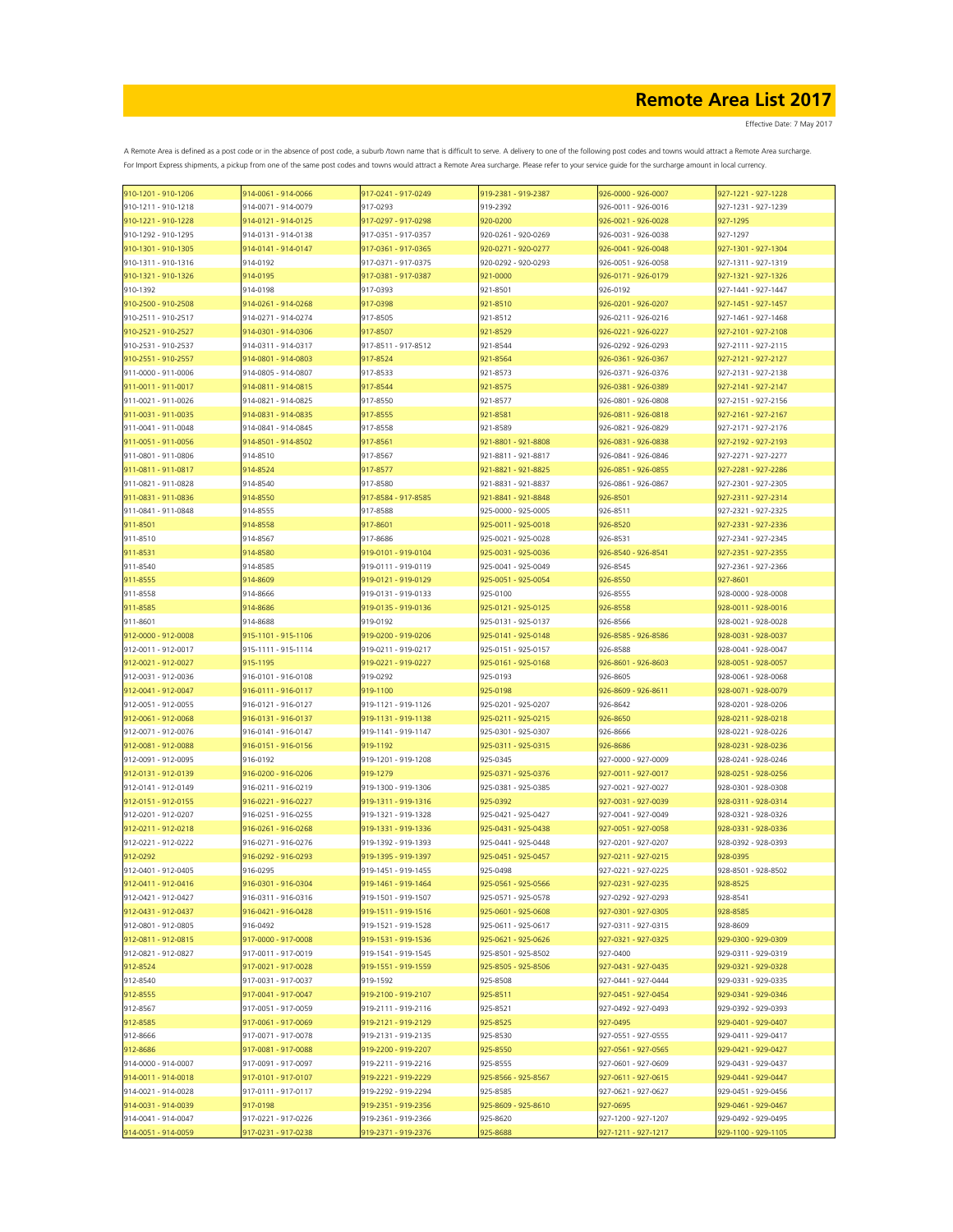# Remote Area List 2017

Effective Date: 7 May 2017

A Remote Area is defined as a post code or in the absence of post code, a suburb /town name that is difficult to serve. A delivery to one of the following post codes and towns would attract a Remote Area surcharge.
For Import Express shipments, a pickup from one of the same post codes and towns would attract a Remote Area surcharge. Please refer to your service guide for the surcharge amount in local currency.

| | | | | | |
|---|---|---|---|---|---|
| 910-1201 - 910-1206 | 914-0061 - 914-0066 | 917-0241 - 917-0249 | 919-2381 - 919-2387 | 926-0000 - 926-0007 | 927-1221 - 927-1228 |
| 910-1211 - 910-1218 | 914-0071 - 914-0079 | 917-0293 | 919-2392 | 926-0011 - 926-0016 | 927-1231 - 927-1239 |
| 910-1221 - 910-1228 | 914-0121 - 914-0125 | 917-0297 - 917-0298 | 920-0200 | 926-0021 - 926-0028 | 927-1295 |
| 910-1292 - 910-1295 | 914-0131 - 914-0138 | 917-0351 - 917-0357 | 920-0261 - 920-0269 | 926-0031 - 926-0038 | 927-1297 |
| 910-1301 - 910-1305 | 914-0141 - 914-0147 | 917-0361 - 917-0365 | 920-0271 - 920-0277 | 926-0041 - 926-0048 | 927-1301 - 927-1304 |
| 910-1311 - 910-1316 | 914-0192 | 917-0371 - 917-0375 | 920-0292 - 920-0293 | 926-0051 - 926-0058 | 927-1311 - 927-1319 |
| 910-1321 - 910-1326 | 914-0195 | 917-0381 - 917-0387 | 921-0000 | 926-0171 - 926-0179 | 927-1321 - 927-1326 |
| 910-1392 | 914-0198 | 917-0393 | 921-8501 | 926-0192 | 927-1441 - 927-1447 |
| 910-2500 - 910-2508 | 914-0261 - 914-0268 | 917-0398 | 921-8510 | 926-0201 - 926-0207 | 927-1451 - 927-1457 |
| 910-2511 - 910-2517 | 914-0271 - 914-0274 | 917-8505 | 921-8512 | 926-0211 - 926-0216 | 927-1461 - 927-1468 |
| 910-2521 - 910-2527 | 914-0301 - 914-0306 | 917-8507 | 921-8529 | 926-0221 - 926-0227 | 927-2101 - 927-2108 |
| 910-2531 - 910-2537 | 914-0311 - 914-0317 | 917-8511 - 917-8512 | 921-8544 | 926-0292 - 926-0293 | 927-2111 - 927-2115 |
| 910-2551 - 910-2557 | 914-0801 - 914-0803 | 917-8524 | 921-8564 | 926-0361 - 926-0367 | 927-2121 - 927-2127 |
| 911-0000 - 911-0006 | 914-0805 - 914-0807 | 917-8533 | 921-8573 | 926-0371 - 926-0376 | 927-2131 - 927-2138 |
| 911-0011 - 911-0017 | 914-0811 - 914-0815 | 917-8544 | 921-8575 | 926-0381 - 926-0389 | 927-2141 - 927-2147 |
| 911-0021 - 911-0026 | 914-0821 - 914-0825 | 917-8550 | 921-8577 | 926-0801 - 926-0808 | 927-2151 - 927-2156 |
| 911-0031 - 911-0035 | 914-0831 - 914-0835 | 917-8555 | 921-8581 | 926-0811 - 926-0818 | 927-2161 - 927-2167 |
| 911-0041 - 911-0048 | 914-0841 - 914-0845 | 917-8558 | 921-8589 | 926-0821 - 926-0829 | 927-2171 - 927-2176 |
| 911-0051 - 911-0056 | 914-8501 - 914-8502 | 917-8561 | 921-8801 - 921-8808 | 926-0831 - 926-0838 | 927-2192 - 927-2193 |
| 911-0801 - 911-0806 | 914-8510 | 917-8567 | 921-8811 - 921-8817 | 926-0841 - 926-0846 | 927-2271 - 927-2277 |
| 911-0811 - 911-0817 | 914-8524 | 917-8577 | 921-8821 - 921-8825 | 926-0851 - 926-0855 | 927-2281 - 927-2286 |
| 911-0821 - 911-0828 | 914-8540 | 917-8580 | 921-8831 - 921-8837 | 926-0861 - 926-0867 | 927-2301 - 927-2305 |
| 911-0831 - 911-0836 | 914-8550 | 917-8584 - 917-8585 | 921-8841 - 921-8848 | 926-8501 | 927-2311 - 927-2314 |
| 911-0841 - 911-0848 | 914-8555 | 917-8588 | 925-0000 - 925-0005 | 926-8511 | 927-2321 - 927-2325 |
| 911-8501 | 914-8558 | 917-8601 | 925-0011 - 925-0018 | 926-8520 | 927-2331 - 927-2336 |
| 911-8510 | 914-8567 | 917-8686 | 925-0021 - 925-0028 | 926-8531 | 927-2341 - 927-2345 |
| 911-8531 | 914-8580 | 919-0101 - 919-0104 | 925-0031 - 925-0036 | 926-8540 - 926-8541 | 927-2351 - 927-2355 |
| 911-8540 | 914-8585 | 919-0111 - 919-0119 | 925-0041 - 925-0049 | 926-8545 | 927-2361 - 927-2366 |
| 911-8555 | 914-8609 | 919-0121 - 919-0129 | 925-0051 - 925-0054 | 926-8550 | 927-8601 |
| 911-8558 | 914-8666 | 919-0131 - 919-0133 | 925-0100 | 926-8555 | 928-0000 - 928-0008 |
| 911-8585 | 914-8686 | 919-0135 - 919-0136 | 925-0121 - 925-0125 | 926-8558 | 928-0011 - 928-0016 |
| 911-8601 | 914-8688 | 919-0192 | 925-0131 - 925-0137 | 926-8566 | 928-0021 - 928-0028 |
| 912-0000 - 912-0008 | 915-1101 - 915-1106 | 919-0200 - 919-0206 | 925-0141 - 925-0148 | 926-8585 - 926-8586 | 928-0031 - 928-0037 |
| 912-0011 - 912-0017 | 915-1111 - 915-1114 | 919-0211 - 919-0217 | 925-0151 - 925-0157 | 926-8588 | 928-0041 - 928-0047 |
| 912-0021 - 912-0027 | 915-1195 | 919-0221 - 919-0227 | 925-0161 - 925-0168 | 926-8601 - 926-8603 | 928-0051 - 928-0057 |
| 912-0031 - 912-0036 | 916-0101 - 916-0108 | 919-0292 | 925-0193 | 926-8605 | 928-0061 - 928-0068 |
| 912-0041 - 912-0047 | 916-0111 - 916-0117 | 919-1100 | 925-0198 | 926-8609 - 926-8611 | 928-0071 - 928-0079 |
| 912-0051 - 912-0055 | 916-0121 - 916-0127 | 919-1121 - 919-1126 | 925-0201 - 925-0207 | 926-8642 | 928-0201 - 928-0206 |
| 912-0061 - 912-0068 | 916-0131 - 916-0137 | 919-1131 - 919-1138 | 925-0211 - 925-0215 | 926-8650 | 928-0211 - 928-0218 |
| 912-0071 - 912-0076 | 916-0141 - 916-0147 | 919-1141 - 919-1147 | 925-0301 - 925-0307 | 926-8666 | 928-0221 - 928-0226 |
| 912-0081 - 912-0088 | 916-0151 - 916-0156 | 919-1192 | 925-0311 - 925-0315 | 926-8686 | 928-0231 - 928-0236 |
| 912-0091 - 912-0095 | 916-0192 | 919-1201 - 919-1208 | 925-0345 | 927-0000 - 927-0009 | 928-0241 - 928-0246 |
| 912-0131 - 912-0139 | 916-0200 - 916-0206 | 919-1279 | 925-0371 - 925-0376 | 927-0011 - 927-0017 | 928-0251 - 928-0256 |
| 912-0141 - 912-0149 | 916-0211 - 916-0219 | 919-1300 - 919-1306 | 925-0381 - 925-0385 | 927-0021 - 927-0027 | 928-0301 - 928-0308 |
| 912-0151 - 912-0155 | 916-0221 - 916-0227 | 919-1311 - 919-1316 | 925-0392 | 927-0031 - 927-0039 | 928-0311 - 928-0314 |
| 912-0201 - 912-0207 | 916-0251 - 916-0255 | 919-1321 - 919-1328 | 925-0421 - 925-0427 | 927-0041 - 927-0049 | 928-0321 - 928-0326 |
| 912-0211 - 912-0218 | 916-0261 - 916-0268 | 919-1331 - 919-1336 | 925-0431 - 925-0438 | 927-0051 - 927-0058 | 928-0331 - 928-0336 |
| 912-0221 - 912-0222 | 916-0271 - 916-0276 | 919-1392 - 919-1393 | 925-0441 - 925-0448 | 927-0201 - 927-0207 | 928-0392 - 928-0393 |
| 912-0292 | 916-0292 - 916-0293 | 919-1395 - 919-1397 | 925-0451 - 925-0457 | 927-0211 - 927-0215 | 928-0395 |
| 912-0401 - 912-0405 | 916-0295 | 919-1451 - 919-1455 | 925-0498 | 927-0221 - 927-0225 | 928-8501 - 928-8502 |
| 912-0411 - 912-0416 | 916-0301 - 916-0304 | 919-1461 - 919-1464 | 925-0561 - 925-0566 | 927-0231 - 927-0235 | 928-8525 |
| 912-0421 - 912-0427 | 916-0311 - 916-0316 | 919-1501 - 919-1507 | 925-0571 - 925-0578 | 927-0292 - 927-0293 | 928-8541 |
| 912-0431 - 912-0437 | 916-0421 - 916-0428 | 919-1511 - 919-1516 | 925-0601 - 925-0608 | 927-0301 - 927-0305 | 928-8585 |
| 912-0801 - 912-0805 | 916-0492 | 919-1521 - 919-1528 | 925-0611 - 925-0617 | 927-0311 - 927-0315 | 928-8609 |
| 912-0811 - 912-0815 | 917-0000 - 917-0008 | 919-1531 - 919-1536 | 925-0621 - 925-0626 | 927-0321 - 927-0325 | 929-0300 - 929-0309 |
| 912-0821 - 912-0827 | 917-0011 - 917-0019 | 919-1541 - 919-1545 | 925-8501 - 925-8502 | 927-0400 | 929-0311 - 929-0319 |
| 912-8524 | 917-0021 - 917-0028 | 919-1551 - 919-1559 | 925-8505 - 925-8506 | 927-0431 - 927-0435 | 929-0321 - 929-0328 |
| 912-8540 | 917-0031 - 917-0037 | 919-1592 | 925-8508 | 927-0441 - 927-0444 | 929-0331 - 929-0335 |
| 912-8555 | 917-0041 - 917-0047 | 919-2100 - 919-2107 | 925-8511 | 927-0451 - 927-0454 | 929-0341 - 929-0346 |
| 912-8567 | 917-0051 - 917-0059 | 919-2111 - 919-2116 | 925-8521 | 927-0492 - 927-0493 | 929-0392 - 929-0393 |
| 912-8585 | 917-0061 - 917-0069 | 919-2121 - 919-2129 | 925-8525 | 927-0495 | 929-0401 - 929-0407 |
| 912-8666 | 917-0071 - 917-0078 | 919-2131 - 919-2135 | 925-8530 | 927-0551 - 927-0555 | 929-0411 - 929-0417 |
| 912-8686 | 917-0081 - 917-0088 | 919-2200 - 919-2207 | 925-8550 | 927-0561 - 927-0565 | 929-0421 - 929-0427 |
| 914-0000 - 914-0007 | 917-0091 - 917-0097 | 919-2211 - 919-2216 | 925-8555 | 927-0601 - 927-0609 | 929-0431 - 929-0437 |
| 914-0011 - 914-0018 | 917-0101 - 917-0107 | 919-2221 - 919-2229 | 925-8566 - 925-8567 | 927-0611 - 927-0615 | 929-0441 - 929-0447 |
| 914-0021 - 914-0028 | 917-0111 - 917-0117 | 919-2292 - 919-2294 | 925-8585 | 927-0621 - 927-0627 | 929-0451 - 929-0456 |
| 914-0031 - 914-0039 | 917-0198 | 919-2351 - 919-2356 | 925-8609 - 925-8610 | 927-0695 | 929-0461 - 929-0467 |
| 914-0041 - 914-0047 | 917-0221 - 917-0226 | 919-2361 - 919-2366 | 925-8620 | 927-1200 - 927-1207 | 929-0492 - 929-0495 |
| 914-0051 - 914-0059 | 917-0231 - 917-0238 | 919-2371 - 919-2376 | 925-8688 | 927-1211 - 927-1217 | 929-1100 - 929-1105 |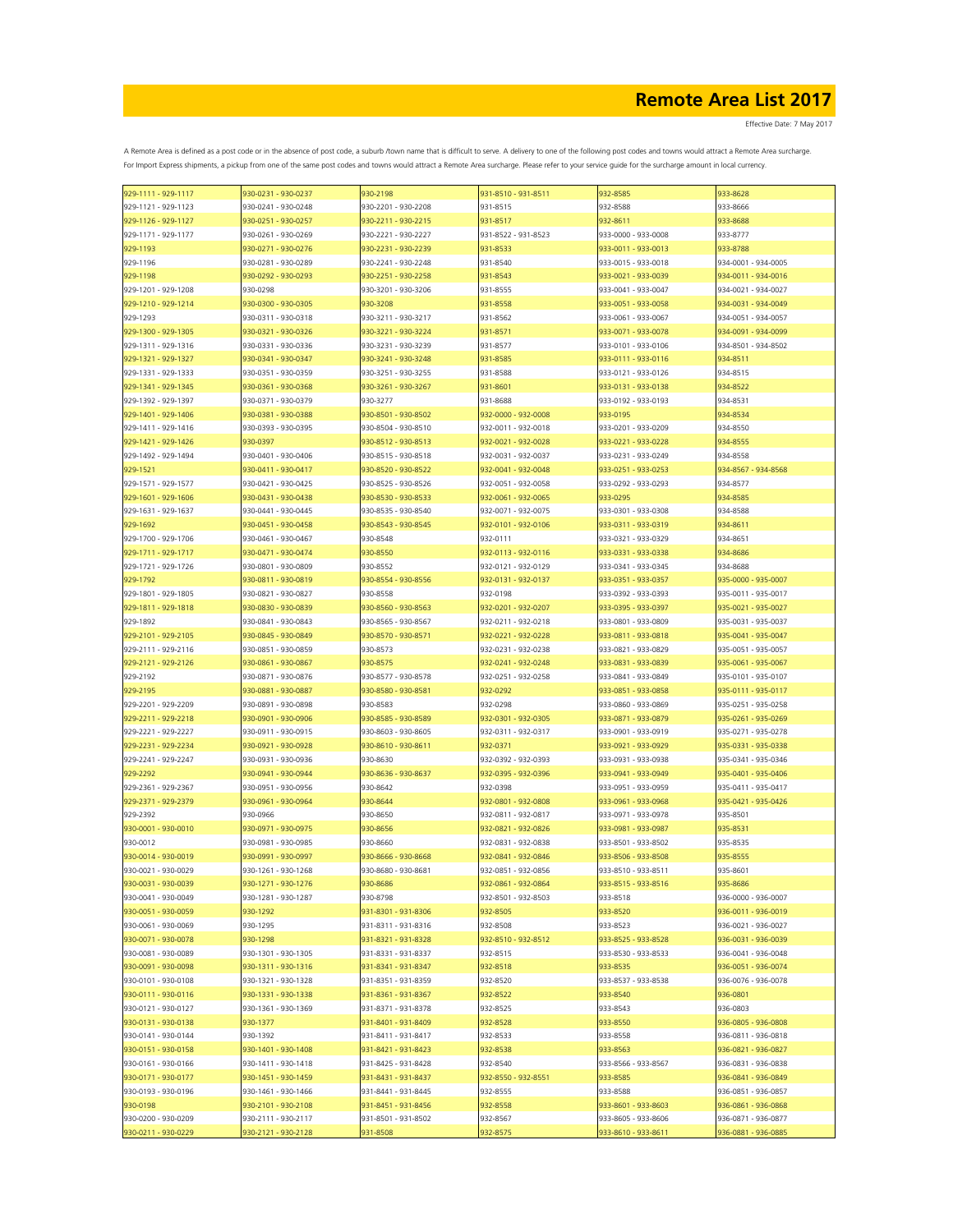# Remote Area List 2017

Effective Date: 7 May 2017

A Remote Area is defined as a post code or in the absence of post code, a suburb /town name that is difficult to serve. A delivery to one of the following post codes and towns would attract a Remote Area surcharge.
For Import Express shipments, a pickup from one of the same post codes and towns would attract a Remote Area surcharge. Please refer to your service guide for the surcharge amount in local currency.

| | | | | | |
|---|---|---|---|---|---|
| 929-1111 - 929-1117 | 930-0231 - 930-0237 | 930-2198 | 931-8510 - 931-8511 | 932-8585 | 933-8628 |
| 929-1121 - 929-1123 | 930-0241 - 930-0248 | 930-2201 - 930-2208 | 931-8515 | 932-8588 | 933-8666 |
| 929-1126 - 929-1127 | 930-0251 - 930-0257 | 930-2211 - 930-2215 | 931-8517 | 932-8611 | 933-8688 |
| 929-1171 - 929-1177 | 930-0261 - 930-0269 | 930-2221 - 930-2227 | 931-8522 - 931-8523 | 933-0000 - 933-0008 | 933-8777 |
| 929-1193 | 930-0271 - 930-0276 | 930-2231 - 930-2239 | 931-8533 | 933-0011 - 933-0013 | 933-8788 |
| 929-1196 | 930-0281 - 930-0289 | 930-2241 - 930-2248 | 931-8540 | 933-0015 - 933-0018 | 934-0001 - 934-0005 |
| 929-1198 | 930-0292 - 930-0293 | 930-2251 - 930-2258 | 931-8543 | 933-0021 - 933-0039 | 934-0011 - 934-0016 |
| 929-1201 - 929-1208 | 930-0298 | 930-3201 - 930-3206 | 931-8555 | 933-0041 - 933-0047 | 934-0021 - 934-0027 |
| 929-1210 - 929-1214 | 930-0300 - 930-0305 | 930-3208 | 931-8558 | 933-0051 - 933-0058 | 934-0031 - 934-0049 |
| 929-1293 | 930-0311 - 930-0318 | 930-3211 - 930-3217 | 931-8562 | 933-0061 - 933-0067 | 934-0051 - 934-0057 |
| 929-1300 - 929-1305 | 930-0321 - 930-0326 | 930-3221 - 930-3224 | 931-8571 | 933-0071 - 933-0078 | 934-0091 - 934-0099 |
| 929-1311 - 929-1316 | 930-0331 - 930-0336 | 930-3231 - 930-3239 | 931-8577 | 933-0101 - 933-0106 | 934-8501 - 934-8502 |
| 929-1321 - 929-1327 | 930-0341 - 930-0347 | 930-3241 - 930-3248 | 931-8585 | 933-0111 - 933-0116 | 934-8511 |
| 929-1331 - 929-1333 | 930-0351 - 930-0359 | 930-3251 - 930-3255 | 931-8588 | 933-0121 - 933-0126 | 934-8515 |
| 929-1341 - 929-1345 | 930-0361 - 930-0368 | 930-3261 - 930-3267 | 931-8601 | 933-0131 - 933-0138 | 934-8522 |
| 929-1392 - 929-1397 | 930-0371 - 930-0379 | 930-3277 | 931-8688 | 933-0192 - 933-0193 | 934-8531 |
| 929-1401 - 929-1406 | 930-0381 - 930-0388 | 930-8501 - 930-8502 | 932-0000 - 932-0008 | 933-0195 | 934-8534 |
| 929-1411 - 929-1416 | 930-0393 - 930-0395 | 930-8504 - 930-8510 | 932-0011 - 932-0018 | 933-0201 - 933-0209 | 934-8550 |
| 929-1421 - 929-1426 | 930-0397 | 930-8512 - 930-8513 | 932-0021 - 932-0028 | 933-0221 - 933-0228 | 934-8555 |
| 929-1492 - 929-1494 | 930-0401 - 930-0406 | 930-8515 - 930-8518 | 932-0031 - 932-0037 | 933-0231 - 933-0249 | 934-8558 |
| 929-1521 | 930-0411 - 930-0417 | 930-8520 - 930-8522 | 932-0041 - 932-0048 | 933-0251 - 933-0253 | 934-8567 - 934-8568 |
| 929-1571 - 929-1577 | 930-0421 - 930-0425 | 930-8525 - 930-8526 | 932-0051 - 932-0058 | 933-0292 - 933-0293 | 934-8577 |
| 929-1601 - 929-1606 | 930-0431 - 930-0438 | 930-8530 - 930-8533 | 932-0061 - 932-0065 | 933-0295 | 934-8585 |
| 929-1631 - 929-1637 | 930-0441 - 930-0445 | 930-8535 - 930-8540 | 932-0071 - 932-0075 | 933-0301 - 933-0308 | 934-8588 |
| 929-1692 | 930-0451 - 930-0458 | 930-8543 - 930-8545 | 932-0101 - 932-0106 | 933-0311 - 933-0319 | 934-8611 |
| 929-1700 - 929-1706 | 930-0461 - 930-0467 | 930-8548 | 932-0111 | 933-0321 - 933-0329 | 934-8651 |
| 929-1711 - 929-1717 | 930-0471 - 930-0474 | 930-8550 | 932-0113 - 932-0116 | 933-0331 - 933-0338 | 934-8686 |
| 929-1721 - 929-1726 | 930-0801 - 930-0809 | 930-8552 | 932-0121 - 932-0129 | 933-0341 - 933-0345 | 934-8688 |
| 929-1792 | 930-0811 - 930-0819 | 930-8554 - 930-8556 | 932-0131 - 932-0137 | 933-0351 - 933-0357 | 935-0000 - 935-0007 |
| 929-1801 - 929-1805 | 930-0821 - 930-0827 | 930-8558 | 932-0198 | 933-0392 - 933-0393 | 935-0011 - 935-0017 |
| 929-1811 - 929-1818 | 930-0830 - 930-0839 | 930-8560 - 930-8563 | 932-0201 - 932-0207 | 933-0395 - 933-0397 | 935-0021 - 935-0027 |
| 929-1892 | 930-0841 - 930-0843 | 930-8565 - 930-8567 | 932-0211 - 932-0218 | 933-0801 - 933-0809 | 935-0031 - 935-0037 |
| 929-2101 - 929-2105 | 930-0845 - 930-0849 | 930-8570 - 930-8571 | 932-0221 - 932-0228 | 933-0811 - 933-0818 | 935-0041 - 935-0047 |
| 929-2111 - 929-2116 | 930-0851 - 930-0859 | 930-8573 | 932-0231 - 932-0238 | 933-0821 - 933-0829 | 935-0051 - 935-0057 |
| 929-2121 - 929-2126 | 930-0861 - 930-0867 | 930-8575 | 932-0241 - 932-0248 | 933-0831 - 933-0839 | 935-0061 - 935-0067 |
| 929-2192 | 930-0871 - 930-0876 | 930-8577 - 930-8578 | 932-0251 - 932-0258 | 933-0841 - 933-0849 | 935-0101 - 935-0107 |
| 929-2195 | 930-0881 - 930-0887 | 930-8580 - 930-8581 | 932-0292 | 933-0851 - 933-0858 | 935-0111 - 935-0117 |
| 929-2201 - 929-2209 | 930-0891 - 930-0898 | 930-8583 | 932-0298 | 933-0860 - 933-0869 | 935-0251 - 935-0258 |
| 929-2211 - 929-2218 | 930-0901 - 930-0906 | 930-8585 - 930-8589 | 932-0301 - 932-0305 | 933-0871 - 933-0879 | 935-0261 - 935-0269 |
| 929-2221 - 929-2227 | 930-0911 - 930-0915 | 930-8603 - 930-8605 | 932-0311 - 932-0317 | 933-0901 - 933-0919 | 935-0271 - 935-0278 |
| 929-2231 - 929-2234 | 930-0921 - 930-0928 | 930-8610 - 930-8611 | 932-0371 | 933-0921 - 933-0929 | 935-0331 - 935-0338 |
| 929-2241 - 929-2247 | 930-0931 - 930-0936 | 930-8630 | 932-0392 - 932-0393 | 933-0931 - 933-0938 | 935-0341 - 935-0346 |
| 929-2292 | 930-0941 - 930-0944 | 930-8636 - 930-8637 | 932-0395 - 932-0396 | 933-0941 - 933-0949 | 935-0401 - 935-0406 |
| 929-2361 - 929-2367 | 930-0951 - 930-0956 | 930-8642 | 932-0398 | 933-0951 - 933-0959 | 935-0411 - 935-0417 |
| 929-2371 - 929-2379 | 930-0961 - 930-0964 | 930-8644 | 932-0801 - 932-0808 | 933-0961 - 933-0968 | 935-0421 - 935-0426 |
| 929-2392 | 930-0966 | 930-8650 | 932-0811 - 932-0817 | 933-0971 - 933-0978 | 935-8501 |
| 930-0001 - 930-0010 | 930-0971 - 930-0975 | 930-8656 | 932-0821 - 932-0826 | 933-0981 - 933-0987 | 935-8531 |
| 930-0012 | 930-0981 - 930-0985 | 930-8660 | 932-0831 - 932-0838 | 933-8501 - 933-8502 | 935-8535 |
| 930-0014 - 930-0019 | 930-0991 - 930-0997 | 930-8666 - 930-8668 | 932-0841 - 932-0846 | 933-8506 - 933-8508 | 935-8555 |
| 930-0021 - 930-0029 | 930-1261 - 930-1268 | 930-8680 - 930-8681 | 932-0851 - 932-0856 | 933-8510 - 933-8511 | 935-8601 |
| 930-0031 - 930-0039 | 930-1271 - 930-1276 | 930-8686 | 932-0861 - 932-0864 | 933-8515 - 933-8516 | 935-8686 |
| 930-0041 - 930-0049 | 930-1281 - 930-1287 | 930-8798 | 932-8501 - 932-8503 | 933-8518 | 936-0000 - 936-0007 |
| 930-0051 - 930-0059 | 930-1292 | 931-8301 - 931-8306 | 932-8505 | 933-8520 | 936-0011 - 936-0019 |
| 930-0061 - 930-0069 | 930-1295 | 931-8311 - 931-8316 | 932-8508 | 933-8523 | 936-0021 - 936-0027 |
| 930-0071 - 930-0078 | 930-1298 | 931-8321 - 931-8328 | 932-8510 - 932-8512 | 933-8525 - 933-8528 | 936-0031 - 936-0039 |
| 930-0081 - 930-0089 | 930-1301 - 930-1305 | 931-8331 - 931-8337 | 932-8515 | 933-8530 - 933-8533 | 936-0041 - 936-0048 |
| 930-0091 - 930-0098 | 930-1311 - 930-1316 | 931-8341 - 931-8347 | 932-8518 | 933-8535 | 936-0051 - 936-0074 |
| 930-0101 - 930-0108 | 930-1321 - 930-1328 | 931-8351 - 931-8359 | 932-8520 | 933-8537 - 933-8538 | 936-0076 - 936-0078 |
| 930-0111 - 930-0116 | 930-1331 - 930-1338 | 931-8361 - 931-8367 | 932-8522 | 933-8540 | 936-0801 |
| 930-0121 - 930-0127 | 930-1361 - 930-1369 | 931-8371 - 931-8378 | 932-8525 | 933-8543 | 936-0803 |
| 930-0131 - 930-0138 | 930-1377 | 931-8401 - 931-8409 | 932-8528 | 933-8550 | 936-0805 - 936-0808 |
| 930-0141 - 930-0144 | 930-1392 | 931-8411 - 931-8417 | 932-8533 | 933-8558 | 936-0811 - 936-0818 |
| 930-0151 - 930-0158 | 930-1401 - 930-1408 | 931-8421 - 931-8423 | 932-8538 | 933-8563 | 936-0821 - 936-0827 |
| 930-0161 - 930-0166 | 930-1411 - 930-1418 | 931-8425 - 931-8428 | 932-8540 | 933-8566 - 933-8567 | 936-0831 - 936-0838 |
| 930-0171 - 930-0177 | 930-1451 - 930-1459 | 931-8431 - 931-8437 | 932-8550 - 932-8551 | 933-8585 | 936-0841 - 936-0849 |
| 930-0193 - 930-0196 | 930-1461 - 930-1466 | 931-8441 - 931-8445 | 932-8555 | 933-8588 | 936-0851 - 936-0857 |
| 930-0198 | 930-2101 - 930-2108 | 931-8451 - 931-8456 | 932-8558 | 933-8601 - 933-8603 | 936-0861 - 936-0868 |
| 930-0200 - 930-0209 | 930-2111 - 930-2117 | 931-8501 - 931-8502 | 932-8567 | 933-8605 - 933-8606 | 936-0871 - 936-0877 |
| 930-0211 - 930-0229 | 930-2121 - 930-2128 | 931-8508 | 932-8575 | 933-8610 - 933-8611 | 936-0881 - 936-0885 |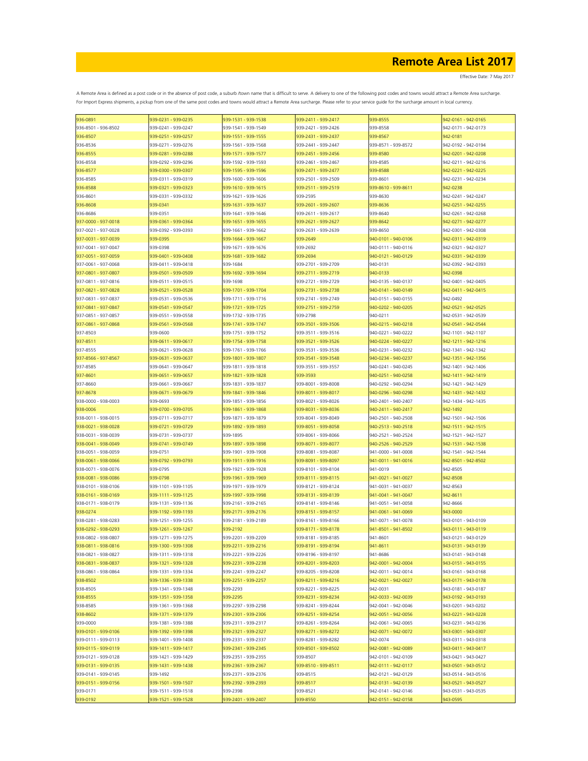# Remote Area List 2017

Effective Date: 7 May 2017

A Remote Area is defined as a post code or in the absence of post code, a suburb /town name that is difficult to serve. A delivery to one of the following post codes and towns would attract a Remote Area surcharge.
For Import Express shipments, a pickup from one of the same post codes and towns would attract a Remote Area surcharge. Please refer to your service guide for the surcharge amount in local currency.

| | | | | | |
|---|---|---|---|---|---|
| 936-0891 | 939-0231 - 939-0235 | 939-1531 - 939-1538 | 939-2411 - 939-2417 | 939-8555 | 942-0161 - 942-0165 |
| 936-8501 - 936-8502 | 939-0241 - 939-0247 | 939-1541 - 939-1549 | 939-2421 - 939-2426 | 939-8558 | 942-0171 - 942-0173 |
| 936-8507 | 939-0251 - 939-0257 | 939-1551 - 939-1555 | 939-2431 - 939-2437 | 939-8567 | 942-0181 |
| 936-8536 | 939-0271 - 939-0276 | 939-1561 - 939-1568 | 939-2441 - 939-2447 | 939-8571 - 939-8572 | 942-0192 - 942-0194 |
| 936-8555 | 939-0281 - 939-0288 | 939-1571 - 939-1577 | 939-2451 - 939-2456 | 939-8580 | 942-0201 - 942-0208 |
| 936-8558 | 939-0292 - 939-0296 | 939-1592 - 939-1593 | 939-2461 - 939-2467 | 939-8585 | 942-0211 - 942-0216 |
| 936-8577 | 939-0300 - 939-0307 | 939-1595 - 939-1596 | 939-2471 - 939-2477 | 939-8588 | 942-0221 - 942-0225 |
| 936-8585 | 939-0311 - 939-0319 | 939-1600 - 939-1606 | 939-2501 - 939-2509 | 939-8601 | 942-0231 - 942-0234 |
| 936-8588 | 939-0321 - 939-0323 | 939-1610 - 939-1615 | 939-2511 - 939-2519 | 939-8610 - 939-8611 | 942-0238 |
| 936-8601 | 939-0331 - 939-0332 | 939-1621 - 939-1626 | 939-2595 | 939-8630 | 942-0241 - 942-0247 |
| 936-8608 | 939-0341 | 939-1631 - 939-1637 | 939-2601 - 939-2607 | 939-8636 | 942-0251 - 942-0255 |
| 936-8686 | 939-0351 | 939-1641 - 939-1646 | 939-2611 - 939-2617 | 939-8640 | 942-0261 - 942-0268 |
| 937-0000 - 937-0018 | 939-0361 - 939-0364 | 939-1651 - 939-1655 | 939-2621 - 939-2627 | 939-8642 | 942-0271 - 942-0277 |
| 937-0021 - 937-0028 | 939-0392 - 939-0393 | 939-1661 - 939-1662 | 939-2631 - 939-2639 | 939-8650 | 942-0301 - 942-0308 |
| 937-0031 - 937-0039 | 939-0395 | 939-1664 - 939-1667 | 939-2649 | 940-0101 - 940-0106 | 942-0311 - 942-0319 |
| 937-0041 - 937-0047 | 939-0398 | 939-1671 - 939-1676 | 939-2692 | 940-0111 - 940-0116 | 942-0321 - 942-0327 |
| 937-0051 - 937-0059 | 939-0401 - 939-0408 | 939-1681 - 939-1682 | 939-2694 | 940-0121 - 940-0129 | 942-0331 - 942-0339 |
| 937-0061 - 937-0068 | 939-0411 - 939-0418 | 939-1684 | 939-2701 - 939-2709 | 940-0131 | 942-0392 - 942-0393 |
| 937-0801 - 937-0807 | 939-0501 - 939-0509 | 939-1692 - 939-1694 | 939-2711 - 939-2719 | 940-0133 | 942-0398 |
| 937-0811 - 937-0816 | 939-0511 - 939-0515 | 939-1698 | 939-2721 - 939-2729 | 940-0135 - 940-0137 | 942-0401 - 942-0405 |
| 937-0821 - 937-0828 | 939-0521 - 939-0528 | 939-1701 - 939-1704 | 939-2731 - 939-2738 | 940-0141 - 940-0149 | 942-0411 - 942-0415 |
| 937-0831 - 937-0837 | 939-0531 - 939-0536 | 939-1711 - 939-1716 | 939-2741 - 939-2749 | 940-0151 - 940-0155 | 942-0492 |
| 937-0841 - 937-0847 | 939-0541 - 939-0547 | 939-1721 - 939-1725 | 939-2751 - 939-2759 | 940-0202 - 940-0205 | 942-0521 - 942-0525 |
| 937-0851 - 937-0857 | 939-0551 - 939-0558 | 939-1732 - 939-1735 | 939-2798 | 940-0211 | 942-0531 - 942-0539 |
| 937-0861 - 937-0868 | 939-0561 - 939-0568 | 939-1741 - 939-1747 | 939-3501 - 939-3506 | 940-0215 - 940-0218 | 942-0541 - 942-0544 |
| 937-8503 | 939-0600 | 939-1751 - 939-1752 | 939-3511 - 939-3516 | 940-0221 - 940-0222 | 942-1101 - 942-1107 |
| 937-8511 | 939-0611 - 939-0617 | 939-1754 - 939-1758 | 939-3521 - 939-3526 | 940-0224 - 940-0227 | 942-1211 - 942-1216 |
| 937-8555 | 939-0621 - 939-0628 | 939-1761 - 939-1766 | 939-3531 - 939-3536 | 940-0231 - 940-0232 | 942-1341 - 942-1342 |
| 937-8566 - 937-8567 | 939-0631 - 939-0637 | 939-1801 - 939-1807 | 939-3541 - 939-3548 | 940-0234 - 940-0237 | 942-1351 - 942-1356 |
| 937-8585 | 939-0641 - 939-0647 | 939-1811 - 939-1818 | 939-3551 - 939-3557 | 940-0241 - 940-0245 | 942-1401 - 942-1406 |
| 937-8601 | 939-0651 - 939-0657 | 939-1821 - 939-1828 | 939-3593 | 940-0251 - 940-0258 | 942-1411 - 942-1419 |
| 937-8660 | 939-0661 - 939-0667 | 939-1831 - 939-1837 | 939-8001 - 939-8008 | 940-0292 - 940-0294 | 942-1421 - 942-1429 |
| 937-8678 | 939-0671 - 939-0679 | 939-1841 - 939-1846 | 939-8011 - 939-8017 | 940-0296 - 940-0298 | 942-1431 - 942-1432 |
| 938-0000 - 938-0003 | 939-0693 | 939-1851 - 939-1856 | 939-8021 - 939-8026 | 940-2401 - 940-2407 | 942-1434 - 942-1435 |
| 938-0006 | 939-0700 - 939-0705 | 939-1861 - 939-1868 | 939-8031 - 939-8036 | 940-2411 - 940-2417 | 942-1492 |
| 938-0011 - 938-0015 | 939-0711 - 939-0717 | 939-1871 - 939-1879 | 939-8041 - 939-8049 | 940-2501 - 940-2508 | 942-1501 - 942-1506 |
| 938-0021 - 938-0028 | 939-0721 - 939-0729 | 939-1892 - 939-1893 | 939-8051 - 939-8058 | 940-2513 - 940-2518 | 942-1511 - 942-1515 |
| 938-0031 - 938-0039 | 939-0731 - 939-0737 | 939-1895 | 939-8061 - 939-8066 | 940-2521 - 940-2524 | 942-1521 - 942-1527 |
| 938-0041 - 938-0049 | 939-0741 - 939-0749 | 939-1897 - 939-1898 | 939-8071 - 939-8077 | 940-2526 - 940-2529 | 942-1531 - 942-1538 |
| 938-0051 - 938-0059 | 939-0751 | 939-1901 - 939-1908 | 939-8081 - 939-8087 | 941-0000 - 941-0008 | 942-1541 - 942-1544 |
| 938-0061 - 938-0066 | 939-0792 - 939-0793 | 939-1911 - 939-1916 | 939-8091 - 939-8097 | 941-0011 - 941-0016 | 942-8501 - 942-8502 |
| 938-0071 - 938-0076 | 939-0795 | 939-1921 - 939-1928 | 939-8101 - 939-8104 | 941-0019 | 942-8505 |
| 938-0081 - 938-0086 | 939-0798 | 939-1961 - 939-1969 | 939-8111 - 939-8115 | 941-0021 - 941-0027 | 942-8508 |
| 938-0101 - 938-0106 | 939-1101 - 939-1105 | 939-1971 - 939-1979 | 939-8121 - 939-8124 | 941-0031 - 941-0037 | 942-8563 |
| 938-0161 - 938-0169 | 939-1111 - 939-1125 | 939-1997 - 939-1998 | 939-8131 - 939-8139 | 941-0041 - 941-0047 | 942-8611 |
| 938-0171 - 938-0179 | 939-1131 - 939-1136 | 939-2161 - 939-2165 | 939-8141 - 939-8146 | 941-0051 - 941-0058 | 942-8666 |
| 938-0274 | 939-1192 - 939-1193 | 939-2171 - 939-2176 | 939-8151 - 939-8157 | 941-0061 - 941-0069 | 943-0000 |
| 938-0281 - 938-0283 | 939-1251 - 939-1255 | 939-2181 - 939-2189 | 939-8161 - 939-8166 | 941-0071 - 941-0078 | 943-0101 - 943-0109 |
| 938-0292 - 938-0293 | 939-1261 - 939-1267 | 939-2192 | 939-8171 - 939-8178 | 941-8501 - 941-8502 | 943-0111 - 943-0119 |
| 938-0802 - 938-0807 | 939-1271 - 939-1275 | 939-2201 - 939-2209 | 939-8181 - 939-8185 | 941-8601 | 943-0121 - 943-0129 |
| 938-0811 - 938-0816 | 939-1300 - 939-1308 | 939-2211 - 939-2216 | 939-8191 - 939-8194 | 941-8611 | 943-0131 - 943-0139 |
| 938-0821 - 938-0827 | 939-1311 - 939-1318 | 939-2221 - 939-2226 | 939-8196 - 939-8197 | 941-8686 | 943-0141 - 943-0148 |
| 938-0831 - 938-0837 | 939-1321 - 939-1328 | 939-2231 - 939-2238 | 939-8201 - 939-8203 | 942-0001 - 942-0004 | 943-0151 - 943-0155 |
| 938-0861 - 938-0864 | 939-1331 - 939-1334 | 939-2241 - 939-2247 | 939-8205 - 939-8208 | 942-0011 - 942-0014 | 943-0161 - 943-0168 |
| 938-8502 | 939-1336 - 939-1338 | 939-2251 - 939-2257 | 939-8211 - 939-8216 | 942-0021 - 942-0027 | 943-0171 - 943-0178 |
| 938-8505 | 939-1341 - 939-1348 | 939-2293 | 939-8221 - 939-8225 | 942-0031 | 943-0181 - 943-0187 |
| 938-8555 | 939-1351 - 939-1358 | 939-2295 | 939-8231 - 939-8234 | 942-0033 - 942-0039 | 943-0192 - 943-0193 |
| 938-8585 | 939-1361 - 939-1368 | 939-2297 - 939-2298 | 939-8241 - 939-8244 | 942-0041 - 942-0046 | 943-0201 - 943-0202 |
| 938-8602 | 939-1371 - 939-1379 | 939-2301 - 939-2306 | 939-8251 - 939-8254 | 942-0051 - 942-0056 | 943-0221 - 943-0228 |
| 939-0000 | 939-1381 - 939-1388 | 939-2311 - 939-2317 | 939-8261 - 939-8264 | 942-0061 - 942-0065 | 943-0231 - 943-0236 |
| 939-0101 - 939-0106 | 939-1392 - 939-1398 | 939-2321 - 939-2327 | 939-8271 - 939-8272 | 942-0071 - 942-0072 | 943-0301 - 943-0307 |
| 939-0111 - 939-0113 | 939-1401 - 939-1408 | 939-2331 - 939-2337 | 939-8281 - 939-8282 | 942-0074 | 943-0311 - 943-0318 |
| 939-0115 - 939-0119 | 939-1411 - 939-1417 | 939-2341 - 939-2345 | 939-8501 - 939-8502 | 942-0081 - 942-0089 | 943-0411 - 943-0417 |
| 939-0121 - 939-0128 | 939-1421 - 939-1429 | 939-2351 - 939-2355 | 939-8507 | 942-0101 - 942-0109 | 943-0421 - 943-0427 |
| 939-0131 - 939-0135 | 939-1431 - 939-1438 | 939-2361 - 939-2367 | 939-8510 - 939-8511 | 942-0111 - 942-0117 | 943-0501 - 943-0512 |
| 939-0141 - 939-0145 | 939-1492 | 939-2371 - 939-2376 | 939-8515 | 942-0121 - 942-0129 | 943-0514 - 943-0516 |
| 939-0151 - 939-0156 | 939-1501 - 939-1507 | 939-2392 - 939-2393 | 939-8517 | 942-0131 - 942-0139 | 943-0521 - 943-0527 |
| 939-0171 | 939-1511 - 939-1518 | 939-2398 | 939-8521 | 942-0141 - 942-0146 | 943-0531 - 943-0535 |
| 939-0192 | 939-1521 - 939-1528 | 939-2401 - 939-2407 | 939-8550 | 942-0151 - 942-0158 | 943-0595 |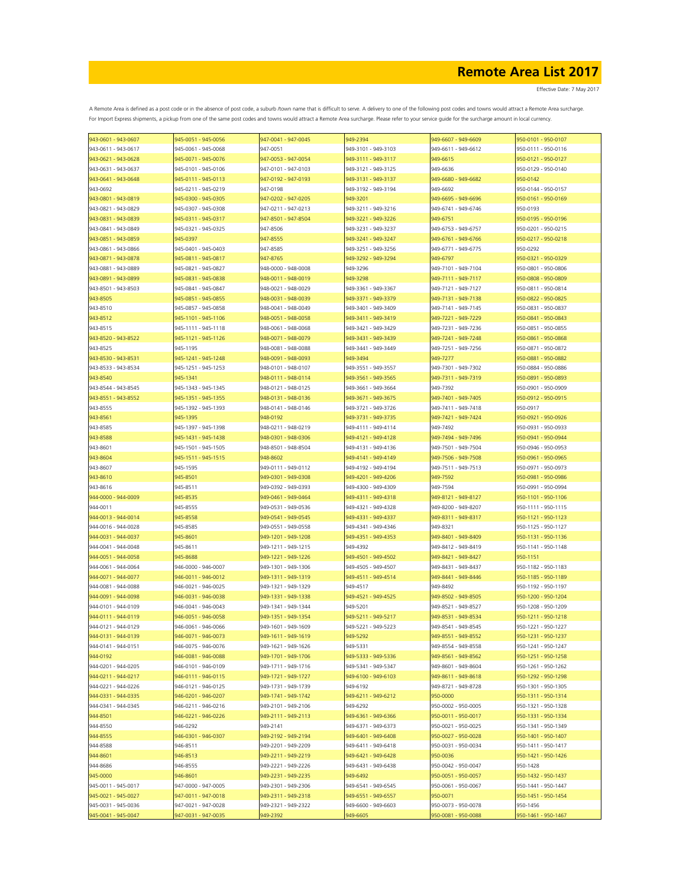# Remote Area List 2017

Effective Date: 7 May 2017

A Remote Area is defined as a post code or in the absence of post code, a suburb /town name that is difficult to serve. A delivery to one of the following post codes and towns would attract a Remote Area surcharge. For Import Express shipments, a pickup from one of the same post codes and towns would attract a Remote Area surcharge. Please refer to your service guide for the surcharge amount in local currency.

| | | | | | |
|---|---|---|---|---|---|
| 943-0601 - 943-0607 | 945-0051 - 945-0056 | 947-0041 - 947-0045 | 949-2394 | 949-6607 - 949-6609 | 950-0101 - 950-0107 |
| 943-0611 - 943-0617 | 945-0061 - 945-0068 | 947-0051 | 949-3101 - 949-3103 | 949-6611 - 949-6612 | 950-0111 - 950-0116 |
| 943-0621 - 943-0628 | 945-0071 - 945-0076 | 947-0053 - 947-0054 | 949-3111 - 949-3117 | 949-6615 | 950-0121 - 950-0127 |
| 943-0631 - 943-0637 | 945-0101 - 945-0106 | 947-0101 - 947-0103 | 949-3121 - 949-3125 | 949-6636 | 950-0129 - 950-0140 |
| 943-0641 - 943-0648 | 945-0111 - 945-0113 | 947-0192 - 947-0193 | 949-3131 - 949-3137 | 949-6680 - 949-6682 | 950-0142 |
| 943-0692 | 945-0211 - 945-0219 | 947-0198 | 949-3192 - 949-3194 | 949-6692 | 950-0144 - 950-0157 |
| 943-0801 - 943-0819 | 945-0300 - 945-0305 | 947-0202 - 947-0205 | 949-3201 | 949-6695 - 949-6696 | 950-0161 - 950-0169 |
| 943-0821 - 943-0829 | 945-0307 - 945-0308 | 947-0211 - 947-0213 | 949-3211 - 949-3216 | 949-6741 - 949-6746 | 950-0193 |
| 943-0831 - 943-0839 | 945-0311 - 945-0317 | 947-8501 - 947-8504 | 949-3221 - 949-3226 | 949-6751 | 950-0195 - 950-0196 |
| 943-0841 - 943-0849 | 945-0321 - 945-0325 | 947-8506 | 949-3231 - 949-3237 | 949-6753 - 949-6757 | 950-0201 - 950-0215 |
| 943-0851 - 943-0859 | 945-0397 | 947-8555 | 949-3241 - 949-3247 | 949-6761 - 949-6766 | 950-0217 - 950-0218 |
| 943-0861 - 943-0866 | 945-0401 - 945-0403 | 947-8585 | 949-3251 - 949-3256 | 949-6771 - 949-6775 | 950-0292 |
| 943-0871 - 943-0878 | 945-0811 - 945-0817 | 947-8765 | 949-3292 - 949-3294 | 949-6797 | 950-0321 - 950-0329 |
| 943-0881 - 943-0889 | 945-0821 - 945-0827 | 948-0000 - 948-0008 | 949-3296 | 949-7101 - 949-7104 | 950-0801 - 950-0806 |
| 943-0891 - 943-0899 | 945-0831 - 945-0838 | 948-0011 - 948-0019 | 949-3298 | 949-7111 - 949-7117 | 950-0808 - 950-0809 |
| 943-8501 - 943-8503 | 945-0841 - 945-0847 | 948-0021 - 948-0029 | 949-3361 - 949-3367 | 949-7121 - 949-7127 | 950-0811 - 950-0814 |
| 943-8505 | 945-0851 - 945-0855 | 948-0031 - 948-0039 | 949-3371 - 949-3379 | 949-7131 - 949-7138 | 950-0822 - 950-0825 |
| 943-8510 | 945-0857 - 945-0858 | 948-0041 - 948-0049 | 949-3401 - 949-3409 | 949-7141 - 949-7145 | 950-0831 - 950-0837 |
| 943-8512 | 945-1101 - 945-1106 | 948-0051 - 948-0058 | 949-3411 - 949-3419 | 949-7221 - 949-7229 | 950-0841 - 950-0843 |
| 943-8515 | 945-1111 - 945-1118 | 948-0061 - 948-0068 | 949-3421 - 949-3429 | 949-7231 - 949-7236 | 950-0851 - 950-0855 |
| 943-8520 - 943-8522 | 945-1121 - 945-1126 | 948-0071 - 948-0079 | 949-3431 - 949-3439 | 949-7241 - 949-7248 | 950-0861 - 950-0868 |
| 943-8525 | 945-1195 | 948-0081 - 948-0088 | 949-3441 - 949-3449 | 949-7251 - 949-7256 | 950-0871 - 950-0872 |
| 943-8530 - 943-8531 | 945-1241 - 945-1248 | 948-0091 - 948-0093 | 949-3494 | 949-7277 | 950-0881 - 950-0882 |
| 943-8533 - 943-8534 | 945-1251 - 945-1253 | 948-0101 - 948-0107 | 949-3551 - 949-3557 | 949-7301 - 949-7302 | 950-0884 - 950-0886 |
| 943-8540 | 945-1341 | 948-0111 - 948-0114 | 949-3561 - 949-3565 | 949-7311 - 949-7319 | 950-0891 - 950-0893 |
| 943-8544 - 943-8545 | 945-1343 - 945-1345 | 948-0121 - 948-0125 | 949-3661 - 949-3664 | 949-7392 | 950-0901 - 950-0909 |
| 943-8551 - 943-8552 | 945-1351 - 945-1355 | 948-0131 - 948-0136 | 949-3671 - 949-3675 | 949-7401 - 949-7405 | 950-0912 - 950-0915 |
| 943-8555 | 945-1392 - 945-1393 | 948-0141 - 948-0146 | 949-3721 - 949-3726 | 949-7411 - 949-7418 | 950-0917 |
| 943-8561 | 945-1395 | 948-0192 | 949-3731 - 949-3735 | 949-7421 - 949-7424 | 950-0921 - 950-0926 |
| 943-8585 | 945-1397 - 945-1398 | 948-0211 - 948-0219 | 949-4111 - 949-4114 | 949-7492 | 950-0931 - 950-0933 |
| 943-8588 | 945-1431 - 945-1438 | 948-0301 - 948-0306 | 949-4121 - 949-4128 | 949-7494 - 949-7496 | 950-0941 - 950-0944 |
| 943-8601 | 945-1501 - 945-1505 | 948-8501 - 948-8504 | 949-4131 - 949-4136 | 949-7501 - 949-7504 | 950-0946 - 950-0953 |
| 943-8604 | 945-1511 - 945-1515 | 948-8602 | 949-4141 - 949-4149 | 949-7506 - 949-7508 | 950-0961 - 950-0965 |
| 943-8607 | 945-1595 | 949-0111 - 949-0112 | 949-4192 - 949-4194 | 949-7511 - 949-7513 | 950-0971 - 950-0973 |
| 943-8610 | 945-8501 | 949-0301 - 949-0308 | 949-4201 - 949-4206 | 949-7592 | 950-0981 - 950-0986 |
| 943-8616 | 945-8511 | 949-0392 - 949-0393 | 949-4300 - 949-4309 | 949-7594 | 950-0991 - 950-0994 |
| 944-0000 - 944-0009 | 945-8535 | 949-0461 - 949-0464 | 949-4311 - 949-4318 | 949-8121 - 949-8127 | 950-1101 - 950-1106 |
| 944-0011 | 945-8555 | 949-0531 - 949-0536 | 949-4321 - 949-4328 | 949-8200 - 949-8207 | 950-1111 - 950-1115 |
| 944-0013 - 944-0014 | 945-8558 | 949-0541 - 949-0545 | 949-4331 - 949-4337 | 949-8311 - 949-8317 | 950-1121 - 950-1123 |
| 944-0016 - 944-0028 | 945-8585 | 949-0551 - 949-0558 | 949-4341 - 949-4346 | 949-8321 | 950-1125 - 950-1127 |
| 944-0031 - 944-0037 | 945-8601 | 949-1201 - 949-1208 | 949-4351 - 949-4353 | 949-8401 - 949-8409 | 950-1131 - 950-1136 |
| 944-0041 - 944-0048 | 945-8611 | 949-1211 - 949-1215 | 949-4392 | 949-8412 - 949-8419 | 950-1141 - 950-1148 |
| 944-0051 - 944-0058 | 945-8688 | 949-1221 - 949-1226 | 949-4501 - 949-4502 | 949-8421 - 949-8427 | 950-1151 |
| 944-0061 - 944-0064 | 946-0000 - 946-0007 | 949-1301 - 949-1306 | 949-4505 - 949-4507 | 949-8431 - 949-8437 | 950-1182 - 950-1183 |
| 944-0071 - 944-0077 | 946-0011 - 946-0012 | 949-1311 - 949-1319 | 949-4511 - 949-4514 | 949-8441 - 949-8446 | 950-1185 - 950-1189 |
| 944-0081 - 944-0088 | 946-0021 - 946-0025 | 949-1321 - 949-1329 | 949-4517 | 949-8492 | 950-1192 - 950-1197 |
| 944-0091 - 944-0098 | 946-0031 - 946-0038 | 949-1331 - 949-1338 | 949-4521 - 949-4525 | 949-8502 - 949-8505 | 950-1200 - 950-1204 |
| 944-0101 - 944-0109 | 946-0041 - 946-0043 | 949-1341 - 949-1344 | 949-5201 | 949-8521 - 949-8527 | 950-1208 - 950-1209 |
| 944-0111 - 944-0119 | 946-0051 - 946-0058 | 949-1351 - 949-1354 | 949-5211 - 949-5217 | 949-8531 - 949-8534 | 950-1211 - 950-1218 |
| 944-0121 - 944-0129 | 946-0061 - 946-0066 | 949-1601 - 949-1609 | 949-5221 - 949-5223 | 949-8541 - 949-8545 | 950-1221 - 950-1227 |
| 944-0131 - 944-0139 | 946-0071 - 946-0073 | 949-1611 - 949-1619 | 949-5292 | 949-8551 - 949-8552 | 950-1231 - 950-1237 |
| 944-0141 - 944-0151 | 946-0075 - 946-0076 | 949-1621 - 949-1626 | 949-5331 | 949-8554 - 949-8558 | 950-1241 - 950-1247 |
| 944-0192 | 946-0081 - 946-0088 | 949-1701 - 949-1706 | 949-5333 - 949-5336 | 949-8561 - 949-8562 | 950-1251 - 950-1258 |
| 944-0201 - 944-0205 | 946-0101 - 946-0109 | 949-1711 - 949-1716 | 949-5341 - 949-5347 | 949-8601 - 949-8604 | 950-1261 - 950-1262 |
| 944-0211 - 944-0217 | 946-0111 - 946-0115 | 949-1721 - 949-1727 | 949-6100 - 949-6103 | 949-8611 - 949-8618 | 950-1292 - 950-1298 |
| 944-0221 - 944-0226 | 946-0121 - 946-0125 | 949-1731 - 949-1739 | 949-6192 | 949-8721 - 949-8728 | 950-1301 - 950-1305 |
| 944-0331 - 944-0335 | 946-0201 - 946-0207 | 949-1741 - 949-1742 | 949-6211 - 949-6212 | 950-0000 | 950-1311 - 950-1314 |
| 944-0341 - 944-0345 | 946-0211 - 946-0216 | 949-2101 - 949-2106 | 949-6292 | 950-0002 - 950-0005 | 950-1321 - 950-1328 |
| 944-8501 | 946-0221 - 946-0226 | 949-2111 - 949-2113 | 949-6361 - 949-6366 | 950-0011 - 950-0017 | 950-1331 - 950-1334 |
| 944-8550 | 946-0292 | 949-2141 | 949-6371 - 949-6373 | 950-0021 - 950-0025 | 950-1341 - 950-1349 |
| 944-8555 | 946-0301 - 946-0307 | 949-2192 - 949-2194 | 949-6401 - 949-6408 | 950-0027 - 950-0028 | 950-1401 - 950-1407 |
| 944-8588 | 946-8511 | 949-2201 - 949-2209 | 949-6411 - 949-6418 | 950-0031 - 950-0034 | 950-1411 - 950-1417 |
| 944-8601 | 946-8513 | 949-2211 - 949-2219 | 949-6421 - 949-6428 | 950-0036 | 950-1421 - 950-1426 |
| 944-8686 | 946-8555 | 949-2221 - 949-2226 | 949-6431 - 949-6438 | 950-0042 - 950-0047 | 950-1428 |
| 945-0000 | 946-8601 | 949-2231 - 949-2235 | 949-6492 | 950-0051 - 950-0057 | 950-1432 - 950-1437 |
| 945-0011 - 945-0017 | 947-0000 - 947-0005 | 949-2301 - 949-2306 | 949-6541 - 949-6545 | 950-0061 - 950-0067 | 950-1441 - 950-1447 |
| 945-0021 - 945-0027 | 947-0011 - 947-0018 | 949-2311 - 949-2318 | 949-6551 - 949-6557 | 950-0071 | 950-1451 - 950-1454 |
| 945-0031 - 945-0036 | 947-0021 - 947-0028 | 949-2321 - 949-2322 | 949-6600 - 949-6603 | 950-0073 - 950-0078 | 950-1456 |
| 945-0041 - 945-0047 | 947-0031 - 947-0035 | 949-2392 | 949-6605 | 950-0081 - 950-0088 | 950-1461 - 950-1467 |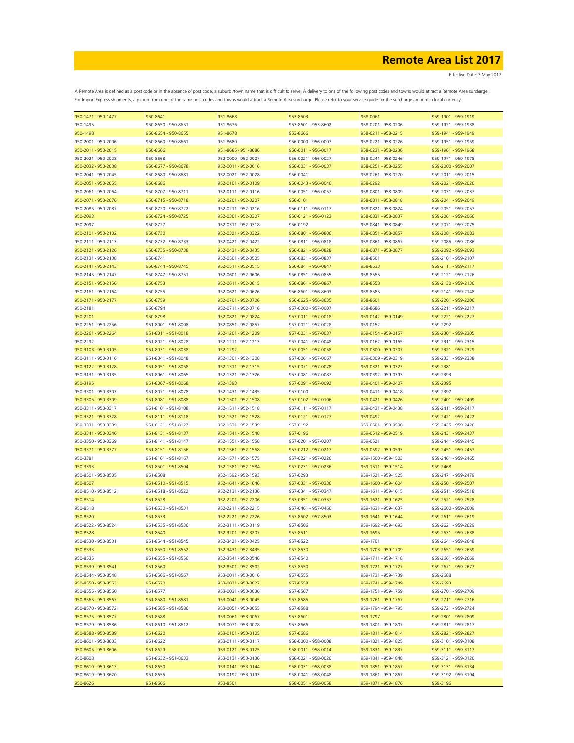# Remote Area List 2017

Effective Date: 7 May 2017

A Remote Area is defined as a post code or in the absence of post code, a suburb /town name that is difficult to serve. A delivery to one of the following post codes and towns would attract a Remote Area surcharge. For Import Express shipments, a pickup from one of the same post codes and towns would attract a Remote Area surcharge. Please refer to your service guide for the surcharge amount in local currency.

| | | | | | |
|---|---|---|---|---|---|
| 950-1471 - 950-1477 | 950-8641 | 951-8668 | 953-8503 | 958-0061 | 959-1901 - 959-1919 |
| 950-1495 | 950-8650 - 950-8651 | 951-8676 | 953-8601 - 953-8602 | 958-0201 - 958-0206 | 959-1921 - 959-1938 |
| 950-1498 | 950-8654 - 950-8655 | 951-8678 | 953-8666 | 958-0211 - 958-0215 | 959-1941 - 959-1949 |
| 950-2001 - 950-2006 | 950-8660 - 950-8661 | 951-8680 | 956-0000 - 956-0007 | 958-0221 - 958-0226 | 959-1951 - 959-1959 |
| 950-2011 - 950-2015 | 950-8666 | 951-8685 - 951-8686 | 956-0011 - 956-0017 | 958-0231 - 958-0236 | 959-1961 - 959-1968 |
| 950-2021 - 950-2028 | 950-8668 | 952-0000 - 952-0007 | 956-0021 - 956-0027 | 958-0241 - 958-0246 | 959-1971 - 959-1978 |
| 950-2032 - 950-2038 | 950-8677 - 950-8678 | 952-0011 - 952-0016 | 956-0031 - 956-0037 | 958-0251 - 958-0255 | 959-2000 - 959-2007 |
| 950-2041 - 950-2045 | 950-8680 - 950-8681 | 952-0021 - 952-0028 | 956-0041 | 958-0261 - 958-0270 | 959-2011 - 959-2015 |
| 950-2051 - 950-2055 | 950-8686 | 952-0101 - 952-0109 | 956-0043 - 956-0046 | 958-0292 | 959-2021 - 959-2026 |
| 950-2061 - 950-2064 | 950-8707 - 950-8711 | 952-0111 - 952-0116 | 956-0051 - 956-0057 | 958-0801 - 958-0809 | 959-2031 - 959-2037 |
| 950-2071 - 950-2076 | 950-8715 - 950-8718 | 952-0201 - 952-0207 | 956-0101 | 958-0811 - 958-0818 | 959-2041 - 959-2049 |
| 950-2085 - 950-2087 | 950-8720 - 950-8722 | 952-0211 - 952-0216 | 956-0111 - 956-0117 | 958-0821 - 958-0824 | 959-2051 - 959-2057 |
| 950-2093 | 950-8724 - 950-8725 | 952-0301 - 952-0307 | 956-0121 - 956-0123 | 958-0831 - 958-0837 | 959-2061 - 959-2066 |
| 950-2097 | 950-8727 | 952-0311 - 952-0318 | 956-0192 | 958-0841 - 958-0849 | 959-2071 - 959-2075 |
| 950-2101 - 950-2102 | 950-8730 | 952-0321 - 952-0322 | 956-0801 - 956-0806 | 958-0851 - 958-0857 | 959-2081 - 959-2083 |
| 950-2111 - 950-2113 | 950-8732 - 950-8733 | 952-0421 - 952-0422 | 956-0811 - 956-0818 | 958-0861 - 958-0867 | 959-2085 - 959-2086 |
| 950-2121 - 950-2126 | 950-8735 - 950-8738 | 952-0431 - 952-0435 | 956-0821 - 956-0828 | 958-0871 - 958-0877 | 959-2092 - 959-2093 |
| 950-2131 - 950-2138 | 950-8741 | 952-0501 - 952-0505 | 956-0831 - 956-0837 | 958-8501 | 959-2101 - 959-2107 |
| 950-2141 - 950-2143 | 950-8744 - 950-8745 | 952-0511 - 952-0515 | 956-0841 - 956-0847 | 958-8533 | 959-2111 - 959-2117 |
| 950-2145 - 950-2147 | 950-8747 - 950-8751 | 952-0601 - 952-0606 | 956-0851 - 956-0855 | 958-8555 | 959-2121 - 959-2126 |
| 950-2151 - 950-2156 | 950-8753 | 952-0611 - 952-0615 | 956-0861 - 956-0867 | 958-8558 | 959-2130 - 959-2136 |
| 950-2161 - 950-2164 | 950-8755 | 952-0621 - 952-0626 | 956-8601 - 956-8603 | 958-8585 | 959-2141 - 959-2148 |
| 950-2171 - 950-2177 | 950-8759 | 952-0701 - 952-0706 | 956-8625 - 956-8635 | 958-8601 | 959-2201 - 959-2206 |
| 950-2181 | 950-8794 | 952-0711 - 952-0716 | 957-0000 - 957-0007 | 958-8686 | 959-2211 - 959-2217 |
| 950-2201 | 950-8798 | 952-0821 - 952-0824 | 957-0011 - 957-0018 | 959-0142 - 959-0149 | 959-2221 - 959-2227 |
| 950-2251 - 950-2256 | 951-8001 - 951-8008 | 952-0851 - 952-0857 | 957-0021 - 957-0028 | 959-0152 | 959-2292 |
| 950-2261 - 950-2264 | 951-8011 - 951-8018 | 952-1201 - 952-1209 | 957-0031 - 957-0037 | 959-0154 - 959-0157 | 959-2301 - 959-2305 |
| 950-2292 | 951-8021 - 951-8028 | 952-1211 - 952-1213 | 957-0041 - 957-0048 | 959-0162 - 959-0165 | 959-2311 - 959-2315 |
| 950-3103 - 950-3105 | 951-8031 - 951-8038 | 952-1292 | 957-0051 - 957-0058 | 959-0300 - 959-0307 | 959-2321 - 959-2329 |
| 950-3111 - 950-3116 | 951-8041 - 951-8048 | 952-1301 - 952-1308 | 957-0061 - 957-0067 | 959-0309 - 959-0319 | 959-2331 - 959-2338 |
| 950-3122 - 950-3128 | 951-8051 - 951-8058 | 952-1311 - 952-1315 | 957-0071 - 957-0078 | 959-0321 - 959-0323 | 959-2381 |
| 950-3131 - 950-3135 | 951-8061 - 951-8065 | 952-1321 - 952-1326 | 957-0081 - 957-0087 | 959-0392 - 959-0393 | 959-2393 |
| 950-3195 | 951-8067 - 951-8068 | 952-1393 | 957-0091 - 957-0092 | 959-0401 - 959-0407 | 959-2395 |
| 950-3301 - 950-3303 | 951-8071 - 951-8078 | 952-1431 - 952-1435 | 957-0100 | 959-0411 - 959-0418 | 959-2397 |
| 950-3305 - 950-3309 | 951-8081 - 951-8088 | 952-1501 - 952-1508 | 957-0102 - 957-0106 | 959-0421 - 959-0426 | 959-2401 - 959-2409 |
| 950-3311 - 950-3317 | 951-8101 - 951-8108 | 952-1511 - 952-1518 | 957-0111 - 957-0117 | 959-0431 - 959-0438 | 959-2411 - 959-2417 |
| 950-3321 - 950-3328 | 951-8111 - 951-8118 | 952-1521 - 952-1528 | 957-0121 - 957-0127 | 959-0492 | 959-2421 - 959-2422 |
| 950-3331 - 950-3339 | 951-8121 - 951-8127 | 952-1531 - 952-1539 | 957-0192 | 959-0501 - 959-0508 | 959-2425 - 959-2426 |
| 950-3341 - 950-3346 | 951-8131 - 951-8137 | 952-1541 - 952-1548 | 957-0196 | 959-0512 - 959-0519 | 959-2431 - 959-2437 |
| 950-3350 - 950-3369 | 951-8141 - 951-8147 | 952-1551 - 952-1558 | 957-0201 - 957-0207 | 959-0521 | 959-2441 - 959-2445 |
| 950-3371 - 950-3377 | 951-8151 - 951-8156 | 952-1561 - 952-1568 | 957-0212 - 957-0217 | 959-0592 - 959-0593 | 959-2451 - 959-2457 |
| 950-3381 | 951-8161 - 951-8167 | 952-1571 - 952-1575 | 957-0221 - 957-0226 | 959-1500 - 959-1503 | 959-2461 - 959-2465 |
| 950-3393 | 951-8501 - 951-8504 | 952-1581 - 952-1584 | 957-0231 - 957-0236 | 959-1511 - 959-1514 | 959-2468 |
| 950-8501 - 950-8505 | 951-8508 | 952-1592 - 952-1593 | 957-0293 | 959-1521 - 959-1525 | 959-2471 - 959-2479 |
| 950-8507 | 951-8510 - 951-8515 | 952-1641 - 952-1646 | 957-0331 - 957-0336 | 959-1600 - 959-1604 | 959-2501 - 959-2507 |
| 950-8510 - 950-8512 | 951-8518 - 951-8522 | 952-2131 - 952-2136 | 957-0341 - 957-0347 | 959-1611 - 959-1615 | 959-2511 - 959-2518 |
| 950-8514 | 951-8528 | 952-2201 - 952-2206 | 957-0351 - 957-0357 | 959-1621 - 959-1625 | 959-2521 - 959-2528 |
| 950-8518 | 951-8530 - 951-8531 | 952-2211 - 952-2215 | 957-0461 - 957-0466 | 959-1631 - 959-1637 | 959-2600 - 959-2609 |
| 950-8520 | 951-8533 | 952-2221 - 952-2226 | 957-8502 - 957-8503 | 959-1641 - 959-1644 | 959-2611 - 959-2619 |
| 950-8522 - 950-8524 | 951-8535 - 951-8536 | 952-3111 - 952-3119 | 957-8506 | 959-1692 - 959-1693 | 959-2621 - 959-2629 |
| 950-8528 | 951-8540 | 952-3201 - 952-3207 | 957-8511 | 959-1695 | 959-2631 - 959-2638 |
| 950-8530 - 950-8531 | 951-8544 - 951-8545 | 952-3421 - 952-3425 | 957-8522 | 959-1701 | 959-2641 - 959-2648 |
| 950-8533 | 951-8550 - 951-8552 | 952-3431 - 952-3435 | 957-8530 | 959-1703 - 959-1709 | 959-2651 - 959-2659 |
| 950-8535 | 951-8555 - 951-8556 | 952-3541 - 952-3546 | 957-8540 | 959-1711 - 959-1718 | 959-2661 - 959-2669 |
| 950-8539 - 950-8541 | 951-8560 | 952-8501 - 952-8502 | 957-8550 | 959-1721 - 959-1727 | 959-2671 - 959-2677 |
| 950-8544 - 950-8548 | 951-8566 - 951-8567 | 953-0011 - 953-0016 | 957-8555 | 959-1731 - 959-1739 | 959-2688 |
| 950-8550 - 950-8553 | 951-8570 | 953-0021 - 953-0027 | 957-8558 | 959-1741 - 959-1749 | 959-2693 |
| 950-8555 - 950-8560 | 951-8577 | 953-0031 - 953-0036 | 957-8567 | 959-1751 - 959-1759 | 959-2701 - 959-2709 |
| 950-8565 - 950-8567 | 951-8580 - 951-8581 | 953-0041 - 953-0045 | 957-8585 | 959-1761 - 959-1767 | 959-2711 - 959-2716 |
| 950-8570 - 950-8572 | 951-8585 - 951-8586 | 953-0051 - 953-0055 | 957-8588 | 959-1794 - 959-1795 | 959-2721 - 959-2724 |
| 950-8575 - 950-8577 | 951-8588 | 953-0061 - 953-0067 | 957-8601 | 959-1797 | 959-2801 - 959-2809 |
| 950-8579 - 950-8586 | 951-8610 - 951-8612 | 953-0071 - 953-0078 | 957-8666 | 959-1801 - 959-1807 | 959-2811 - 959-2817 |
| 950-8588 - 950-8589 | 951-8620 | 953-0101 - 953-0105 | 957-8686 | 959-1811 - 959-1814 | 959-2821 - 959-2827 |
| 950-8601 - 950-8603 | 951-8622 | 953-0111 - 953-0117 | 958-0000 - 958-0008 | 959-1821 - 959-1825 | 959-3101 - 959-3108 |
| 950-8605 - 950-8606 | 951-8629 | 953-0121 - 953-0125 | 958-0011 - 958-0014 | 959-1831 - 959-1837 | 959-3111 - 959-3117 |
| 950-8608 | 951-8632 - 951-8633 | 953-0131 - 953-0136 | 958-0021 - 958-0026 | 959-1841 - 959-1848 | 959-3121 - 959-3126 |
| 950-8610 - 950-8613 | 951-8650 | 953-0141 - 953-0144 | 958-0031 - 958-0038 | 959-1851 - 959-1857 | 959-3131 - 959-3134 |
| 950-8619 - 950-8620 | 951-8655 | 953-0192 - 953-0193 | 958-0041 - 958-0048 | 959-1861 - 959-1867 | 959-3192 - 959-3194 |
| 950-8626 | 951-8666 | 953-8501 | 958-0051 - 958-0058 | 959-1871 - 959-1876 | 959-3196 |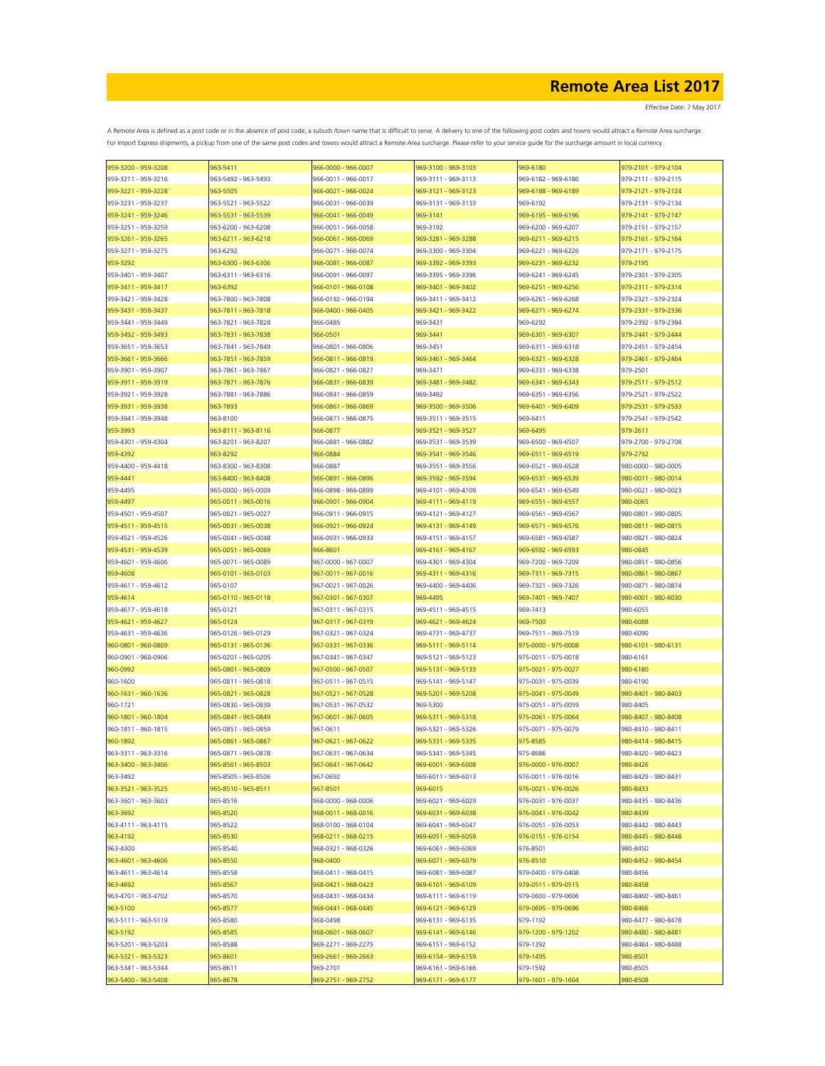# Remote Area List 2017

Effective Date: 7 May 2017

A Remote Area is defined as a post code or in the absence of post code, a suburb /town name that is difficult to serve. A delivery to one of the following post codes and towns would attract a Remote Area surcharge. For Import Express shipments, a pickup from one of the same post codes and towns would attract a Remote Area surcharge. Please refer to your service guide for the surcharge amount in local currency.

| | | | | | |
|---|---|---|---|---|---|
| 959-3200 - 959-3208 | 963-5411 | 966-0000 - 966-0007 | 969-3100 - 969-3103 | 969-6180 | 979-2101 - 979-2104 |
| 959-3211 - 959-3216 | 963-5492 - 963-5493 | 966-0011 - 966-0017 | 969-3111 - 969-3113 | 969-6182 - 969-6186 | 979-2111 - 979-2115 |
| 959-3221 - 959-3228 | 963-5505 | 966-0021 - 966-0024 | 969-3121 - 969-3123 | 969-6188 - 969-6189 | 979-2121 - 979-2124 |
| 959-3231 - 959-3237 | 963-5521 - 963-5522 | 966-0031 - 966-0039 | 969-3131 - 969-3133 | 969-6192 | 979-2131 - 979-2134 |
| 959-3241 - 959-3246 | 963-5531 - 963-5539 | 966-0041 - 966-0049 | 969-3141 | 969-6195 - 969-6196 | 979-2141 - 979-2147 |
| 959-3251 - 959-3259 | 963-6200 - 963-6208 | 966-0051 - 966-0058 | 969-3192 | 969-6200 - 969-6207 | 979-2151 - 979-2157 |
| 959-3261 - 959-3265 | 963-6211 - 963-6218 | 966-0061 - 966-0069 | 969-3281 - 969-3288 | 969-6211 - 969-6215 | 979-2161 - 979-2164 |
| 959-3271 - 959-3275 | 963-6292 | 966-0071 - 966-0074 | 969-3300 - 969-3304 | 969-6221 - 969-6226 | 979-2171 - 979-2175 |
| 959-3292 | 963-6300 - 963-6306 | 966-0081 - 966-0087 | 969-3392 - 969-3393 | 969-6231 - 969-6232 | 979-2195 |
| 959-3401 - 959-3407 | 963-6311 - 963-6316 | 966-0091 - 966-0097 | 969-3395 - 969-3396 | 969-6241 - 969-6245 | 979-2301 - 979-2305 |
| 959-3411 - 959-3417 | 963-6392 | 966-0101 - 966-0108 | 969-3401 - 969-3402 | 969-6251 - 969-6256 | 979-2311 - 979-2314 |
| 959-3421 - 959-3428 | 963-7800 - 963-7808 | 966-0192 - 966-0194 | 969-3411 - 969-3412 | 969-6261 - 969-6268 | 979-2321 - 979-2324 |
| 959-3431 - 959-3437 | 963-7811 - 963-7818 | 966-0400 - 966-0405 | 969-3421 - 969-3422 | 969-6271 - 969-6274 | 979-2331 - 979-2336 |
| 959-3441 - 959-3449 | 963-7821 - 963-7828 | 966-0485 | 969-3431 | 969-6292 | 979-2392 - 979-2394 |
| 959-3492 - 959-3493 | 963-7831 - 963-7838 | 966-0501 | 969-3441 | 969-6301 - 969-6307 | 979-2441 - 979-2444 |
| 959-3651 - 959-3653 | 963-7841 - 963-7849 | 966-0801 - 966-0806 | 969-3451 | 969-6311 - 969-6318 | 979-2451 - 979-2454 |
| 959-3661 - 959-3666 | 963-7851 - 963-7859 | 966-0811 - 966-0819 | 969-3461 - 969-3464 | 969-6321 - 969-6328 | 979-2461 - 979-2464 |
| 959-3901 - 959-3907 | 963-7861 - 963-7867 | 966-0821 - 966-0827 | 969-3471 | 969-6331 - 969-6338 | 979-2501 |
| 959-3911 - 959-3919 | 963-7871 - 963-7876 | 966-0831 - 966-0839 | 969-3481 - 969-3482 | 969-6341 - 969-6343 | 979-2511 - 979-2512 |
| 959-3921 - 959-3928 | 963-7881 - 963-7886 | 966-0841 - 966-0859 | 969-3492 | 969-6351 - 969-6356 | 979-2521 - 979-2522 |
| 959-3931 - 959-3938 | 963-7893 | 966-0861 - 966-0869 | 969-3500 - 969-3506 | 969-6401 - 969-6409 | 979-2531 - 979-2533 |
| 959-3941 - 959-3948 | 963-8100 | 966-0871 - 966-0875 | 969-3511 - 969-3515 | 969-6411 | 979-2541 - 979-2542 |
| 959-3993 | 963-8111 - 963-8116 | 966-0877 | 969-3521 - 969-3527 | 969-6495 | 979-2611 |
| 959-4301 - 959-4304 | 963-8201 - 963-8207 | 966-0881 - 966-0882 | 969-3531 - 969-3539 | 969-6500 - 969-6507 | 979-2700 - 979-2708 |
| 959-4392 | 963-8292 | 966-0884 | 969-3541 - 969-3546 | 969-6511 - 969-6519 | 979-2792 |
| 959-4400 - 959-4418 | 963-8300 - 963-8308 | 966-0887 | 969-3551 - 969-3556 | 969-6521 - 969-6528 | 980-0000 - 980-0005 |
| 959-4441 | 963-8400 - 963-8408 | 966-0891 - 966-0896 | 969-3592 - 969-3594 | 969-6531 - 969-6539 | 980-0011 - 980-0014 |
| 959-4495 | 965-0000 - 965-0009 | 966-0898 - 966-0899 | 969-4101 - 969-4109 | 969-6541 - 969-6549 | 980-0021 - 980-0023 |
| 959-4497 | 965-0011 - 965-0016 | 966-0901 - 966-0904 | 969-4111 - 969-4119 | 969-6551 - 969-6557 | 980-0065 |
| 959-4501 - 959-4507 | 965-0021 - 965-0027 | 966-0911 - 966-0915 | 969-4121 - 969-4127 | 969-6561 - 969-6567 | 980-0801 - 980-0805 |
| 959-4511 - 959-4515 | 965-0031 - 965-0038 | 966-0921 - 966-0924 | 969-4131 - 969-4149 | 969-6571 - 969-6576 | 980-0811 - 980-0815 |
| 959-4521 - 959-4526 | 965-0041 - 965-0048 | 966-0931 - 966-0933 | 969-4151 - 969-4157 | 969-6581 - 969-6587 | 980-0821 - 980-0824 |
| 959-4531 - 959-4539 | 965-0051 - 965-0069 | 966-8601 | 969-4161 - 969-4167 | 969-6592 - 969-6593 | 980-0845 |
| 959-4601 - 959-4606 | 965-0071 - 965-0089 | 967-0000 - 967-0007 | 969-4301 - 969-4304 | 969-7200 - 969-7209 | 980-0851 - 980-0856 |
| 959-4608 | 965-0101 - 965-0103 | 967-0011 - 967-0016 | 969-4311 - 969-4316 | 969-7311 - 969-7315 | 980-0861 - 980-0867 |
| 959-4611 - 959-4612 | 965-0107 | 967-0021 - 967-0026 | 969-4400 - 969-4406 | 969-7321 - 969-7326 | 980-0871 - 980-0874 |
| 959-4614 | 965-0110 - 965-0118 | 967-0301 - 967-0307 | 969-4495 | 969-7401 - 969-7407 | 980-6001 - 980-6030 |
| 959-4617 - 959-4618 | 965-0121 | 967-0311 - 967-0315 | 969-4511 - 969-4515 | 969-7413 | 980-6055 |
| 959-4621 - 959-4627 | 965-0124 | 967-0317 - 967-0319 | 969-4621 - 969-4624 | 969-7500 | 980-6088 |
| 959-4631 - 959-4636 | 965-0126 - 965-0129 | 967-0321 - 967-0324 | 969-4731 - 969-4737 | 969-7511 - 969-7519 | 980-6090 |
| 960-0801 - 960-0809 | 965-0131 - 965-0136 | 967-0331 - 967-0336 | 969-5111 - 969-5114 | 975-0000 - 975-0008 | 980-6101 - 980-6131 |
| 960-0901 - 960-0906 | 965-0201 - 965-0205 | 967-0341 - 967-0347 | 969-5121 - 969-5123 | 975-0011 - 975-0018 | 980-6161 |
| 960-0992 | 965-0801 - 965-0809 | 967-0500 - 967-0507 | 969-5131 - 969-5133 | 975-0021 - 975-0027 | 980-6180 |
| 960-1600 | 965-0811 - 965-0818 | 967-0511 - 967-0515 | 969-5141 - 969-5147 | 975-0031 - 975-0039 | 980-6190 |
| 960-1631 - 960-1636 | 965-0821 - 965-0828 | 967-0521 - 967-0528 | 969-5201 - 969-5208 | 975-0041 - 975-0049 | 980-8401 - 980-8403 |
| 960-1721 | 965-0830 - 965-0839 | 967-0531 - 967-0532 | 969-5300 | 975-0051 - 975-0059 | 980-8405 |
| 960-1801 - 960-1804 | 965-0841 - 965-0849 | 967-0601 - 967-0605 | 969-5311 - 969-5318 | 975-0061 - 975-0064 | 980-8407 - 980-8408 |
| 960-1811 - 960-1815 | 965-0851 - 965-0859 | 967-0611 | 969-5321 - 969-5326 | 975-0071 - 975-0079 | 980-8410 - 980-8411 |
| 960-1892 | 965-0861 - 965-0867 | 967-0621 - 967-0622 | 969-5331 - 969-5335 | 975-8585 | 980-8414 - 980-8415 |
| 963-3311 - 963-3316 | 965-0871 - 965-0878 | 967-0631 - 967-0634 | 969-5341 - 969-5345 | 975-8686 | 980-8420 - 980-8423 |
| 963-3400 - 963-3406 | 965-8501 - 965-8503 | 967-0641 - 967-0642 | 969-6001 - 969-6008 | 976-0000 - 976-0007 | 980-8426 |
| 963-3492 | 965-8505 - 965-8506 | 967-0692 | 969-6011 - 969-6013 | 976-0011 - 976-0016 | 980-8429 - 980-8431 |
| 963-3521 - 963-3525 | 965-8510 - 965-8511 | 967-8501 | 969-6015 | 976-0021 - 976-0026 | 980-8433 |
| 963-3601 - 963-3603 | 965-8516 | 968-0000 - 968-0006 | 969-6021 - 969-6029 | 976-0031 - 976-0037 | 980-8435 - 980-8436 |
| 963-3692 | 965-8520 | 968-0011 - 968-0016 | 969-6031 - 969-6038 | 976-0041 - 976-0042 | 980-8439 |
| 963-4111 - 963-4115 | 965-8522 | 968-0100 - 968-0104 | 969-6041 - 969-6047 | 976-0051 - 976-0053 | 980-8442 - 980-8443 |
| 963-4192 | 965-8530 | 968-0211 - 968-0215 | 969-6051 - 969-6059 | 976-0151 - 976-0154 | 980-8445 - 980-8448 |
| 963-4300 | 965-8540 | 968-0321 - 968-0326 | 969-6061 - 969-6069 | 976-8501 | 980-8450 |
| 963-4601 - 963-4606 | 965-8550 | 968-0400 | 969-6071 - 969-6079 | 976-8510 | 980-8452 - 980-8454 |
| 963-4611 - 963-4614 | 965-8558 | 968-0411 - 968-0415 | 969-6081 - 969-6087 | 979-0400 - 979-0408 | 980-8456 |
| 963-4692 | 965-8567 | 968-0421 - 968-0423 | 969-6101 - 969-6109 | 979-0511 - 979-0515 | 980-8458 |
| 963-4701 - 963-4702 | 965-8570 | 968-0431 - 968-0434 | 969-6111 - 969-6119 | 979-0600 - 979-0606 | 980-8460 - 980-8461 |
| 963-5100 | 965-8577 | 968-0441 - 968-0445 | 969-6121 - 969-6129 | 979-0695 - 979-0696 | 980-8466 |
| 963-5111 - 963-5119 | 965-8580 | 968-0498 | 969-6131 - 969-6135 | 979-1192 | 980-8477 - 980-8478 |
| 963-5192 | 965-8585 | 968-0601 - 968-0607 | 969-6141 - 969-6146 | 979-1200 - 979-1202 | 980-8480 - 980-8481 |
| 963-5201 - 963-5203 | 965-8588 | 969-2271 - 969-2275 | 969-6151 - 969-6152 | 979-1392 | 980-8484 - 980-8488 |
| 963-5321 - 963-5323 | 965-8601 | 969-2661 - 969-2663 | 969-6154 - 969-6159 | 979-1495 | 980-8501 |
| 963-5341 - 963-5344 | 965-8611 | 969-2701 | 969-6161 - 969-6166 | 979-1592 | 980-8505 |
| 963-5400 - 963-5408 | 965-8678 | 969-2751 - 969-2752 | 969-6171 - 969-6177 | 979-1601 - 979-1604 | 980-8508 |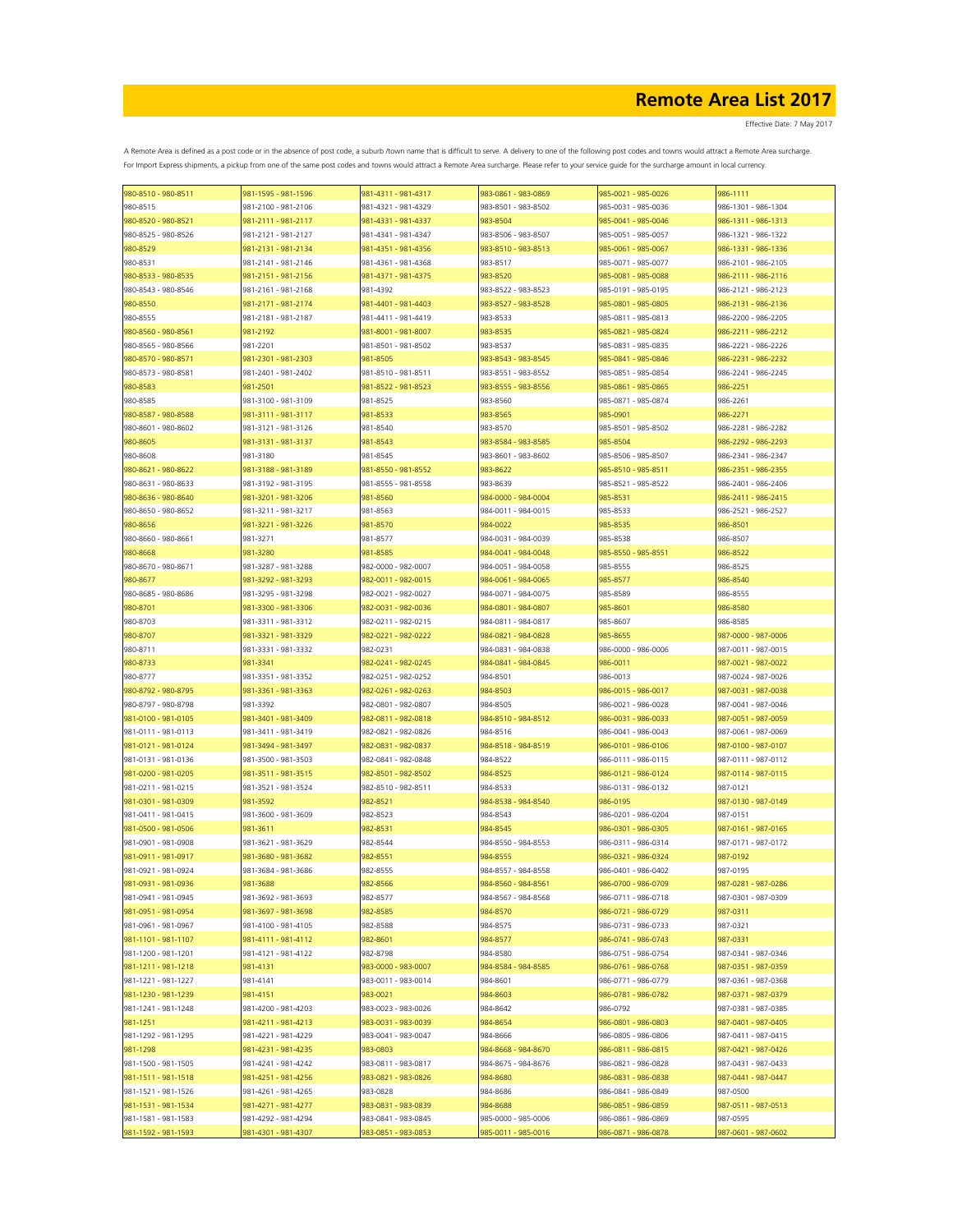# Remote Area List 2017

Effective Date: 7 May 2017

A Remote Area is defined as a post code or in the absence of post code, a suburb /town name that is difficult to serve. A delivery to one of the following post codes and towns would attract a Remote Area surcharge.
For Import Express shipments, a pickup from one of the same post codes and towns would attract a Remote Area surcharge. Please refer to your service guide for the surcharge amount in local currency.

| | | | | | |
|---|---|---|---|---|---|
| 980-8510 - 980-8511 | 981-1595 - 981-1596 | 981-4311 - 981-4317 | 983-0861 - 983-0869 | 985-0021 - 985-0026 | 986-1111 |
| 980-8515 | 981-2100 - 981-2106 | 981-4321 - 981-4329 | 983-8501 - 983-8502 | 985-0031 - 985-0036 | 986-1301 - 986-1304 |
| 980-8520 - 980-8521 | 981-2111 - 981-2117 | 981-4331 - 981-4337 | 983-8504 | 985-0041 - 985-0046 | 986-1311 - 986-1313 |
| 980-8525 - 980-8526 | 981-2121 - 981-2127 | 981-4341 - 981-4347 | 983-8506 - 983-8507 | 985-0051 - 985-0057 | 986-1321 - 986-1322 |
| 980-8529 | 981-2131 - 981-2134 | 981-4351 - 981-4356 | 983-8510 - 983-8513 | 985-0061 - 985-0067 | 986-1331 - 986-1336 |
| 980-8531 | 981-2141 - 981-2146 | 981-4361 - 981-4368 | 983-8517 | 985-0071 - 985-0077 | 986-2101 - 986-2105 |
| 980-8533 - 980-8535 | 981-2151 - 981-2156 | 981-4371 - 981-4375 | 983-8520 | 985-0081 - 985-0088 | 986-2111 - 986-2116 |
| 980-8543 - 980-8546 | 981-2161 - 981-2168 | 981-4392 | 983-8522 - 983-8523 | 985-0191 - 985-0195 | 986-2121 - 986-2123 |
| 980-8550 | 981-2171 - 981-2174 | 981-4401 - 981-4403 | 983-8527 - 983-8528 | 985-0801 - 985-0805 | 986-2131 - 986-2136 |
| 980-8555 | 981-2181 - 981-2187 | 981-4411 - 981-4419 | 983-8533 | 985-0811 - 985-0813 | 986-2200 - 986-2205 |
| 980-8560 - 980-8561 | 981-2192 | 981-8001 - 981-8007 | 983-8535 | 985-0821 - 985-0824 | 986-2211 - 986-2212 |
| 980-8565 - 980-8566 | 981-2201 | 981-8501 - 981-8502 | 983-8537 | 985-0831 - 985-0835 | 986-2221 - 986-2226 |
| 980-8570 - 980-8571 | 981-2301 - 981-2303 | 981-8505 | 983-8543 - 983-8545 | 985-0841 - 985-0846 | 986-2231 - 986-2232 |
| 980-8573 - 980-8581 | 981-2401 - 981-2402 | 981-8510 - 981-8511 | 983-8551 - 983-8552 | 985-0851 - 985-0854 | 986-2241 - 986-2245 |
| 980-8583 | 981-2501 | 981-8522 - 981-8523 | 983-8555 - 983-8556 | 985-0861 - 985-0865 | 986-2251 |
| 980-8585 | 981-3100 - 981-3109 | 981-8525 | 983-8560 | 985-0871 - 985-0874 | 986-2261 |
| 980-8587 - 980-8588 | 981-3111 - 981-3117 | 981-8533 | 983-8565 | 985-0901 | 986-2271 |
| 980-8601 - 980-8602 | 981-3121 - 981-3126 | 981-8540 | 983-8570 | 985-8501 - 985-8502 | 986-2281 - 986-2282 |
| 980-8605 | 981-3131 - 981-3137 | 981-8543 | 983-8584 - 983-8585 | 985-8504 | 986-2292 - 986-2293 |
| 980-8608 | 981-3180 | 981-8545 | 983-8601 - 983-8602 | 985-8506 - 985-8507 | 986-2341 - 986-2347 |
| 980-8621 - 980-8622 | 981-3188 - 981-3189 | 981-8550 - 981-8552 | 983-8622 | 985-8510 - 985-8511 | 986-2351 - 986-2355 |
| 980-8631 - 980-8633 | 981-3192 - 981-3195 | 981-8555 - 981-8558 | 983-8639 | 985-8521 - 985-8522 | 986-2401 - 986-2406 |
| 980-8636 - 980-8640 | 981-3201 - 981-3206 | 981-8560 | 984-0000 - 984-0004 | 985-8531 | 986-2411 - 986-2415 |
| 980-8650 - 980-8652 | 981-3211 - 981-3217 | 981-8563 | 984-0011 - 984-0015 | 985-8533 | 986-2521 - 986-2527 |
| 980-8656 | 981-3221 - 981-3226 | 981-8570 | 984-0022 | 985-8535 | 986-8501 |
| 980-8660 - 980-8661 | 981-3271 | 981-8577 | 984-0031 - 984-0039 | 985-8538 | 986-8507 |
| 980-8668 | 981-3280 | 981-8585 | 984-0041 - 984-0048 | 985-8550 - 985-8551 | 986-8522 |
| 980-8670 - 980-8671 | 981-3287 - 981-3288 | 982-0000 - 982-0007 | 984-0051 - 984-0058 | 985-8555 | 986-8525 |
| 980-8677 | 981-3292 - 981-3293 | 982-0011 - 982-0015 | 984-0061 - 984-0065 | 985-8577 | 986-8540 |
| 980-8685 - 980-8686 | 981-3295 - 981-3298 | 982-0021 - 982-0027 | 984-0071 - 984-0075 | 985-8589 | 986-8555 |
| 980-8701 | 981-3300 - 981-3306 | 982-0031 - 982-0036 | 984-0801 - 984-0807 | 985-8601 | 986-8580 |
| 980-8703 | 981-3311 - 981-3312 | 982-0211 - 982-0215 | 984-0811 - 984-0817 | 985-8607 | 986-8585 |
| 980-8707 | 981-3321 - 981-3329 | 982-0221 - 982-0222 | 984-0821 - 984-0828 | 985-8655 | 987-0000 - 987-0006 |
| 980-8711 | 981-3331 - 981-3332 | 982-0231 | 984-0831 - 984-0838 | 986-0000 - 986-0006 | 987-0011 - 987-0015 |
| 980-8733 | 981-3341 | 982-0241 - 982-0245 | 984-0841 - 984-0845 | 986-0011 | 987-0021 - 987-0022 |
| 980-8777 | 981-3351 - 981-3352 | 982-0251 - 982-0252 | 984-8501 | 986-0013 | 987-0024 - 987-0026 |
| 980-8792 - 980-8795 | 981-3361 - 981-3363 | 982-0261 - 982-0263 | 984-8503 | 986-0015 - 986-0017 | 987-0031 - 987-0038 |
| 980-8797 - 980-8798 | 981-3392 | 982-0801 - 982-0807 | 984-8505 | 986-0021 - 986-0028 | 987-0041 - 987-0046 |
| 981-0100 - 981-0105 | 981-3401 - 981-3409 | 982-0811 - 982-0818 | 984-8510 - 984-8512 | 986-0031 - 986-0033 | 987-0051 - 987-0059 |
| 981-0111 - 981-0113 | 981-3411 - 981-3419 | 982-0821 - 982-0826 | 984-8516 | 986-0041 - 986-0043 | 987-0061 - 987-0069 |
| 981-0121 - 981-0124 | 981-3494 - 981-3497 | 982-0831 - 982-0837 | 984-8518 - 984-8519 | 986-0101 - 986-0106 | 987-0100 - 987-0107 |
| 981-0131 - 981-0136 | 981-3500 - 981-3503 | 982-0841 - 982-0848 | 984-8522 | 986-0111 - 986-0115 | 987-0111 - 987-0112 |
| 981-0200 - 981-0205 | 981-3511 - 981-3515 | 982-8501 - 982-8502 | 984-8525 | 986-0121 - 986-0124 | 987-0114 - 987-0115 |
| 981-0211 - 981-0215 | 981-3521 - 981-3524 | 982-8510 - 982-8511 | 984-8533 | 986-0131 - 986-0132 | 987-0121 |
| 981-0301 - 981-0309 | 981-3592 | 982-8521 | 984-8538 - 984-8540 | 986-0195 | 987-0130 - 987-0149 |
| 981-0411 - 981-0415 | 981-3600 - 981-3609 | 982-8523 | 984-8543 | 986-0201 - 986-0204 | 987-0151 |
| 981-0500 - 981-0506 | 981-3611 | 982-8531 | 984-8545 | 986-0301 - 986-0305 | 987-0161 - 987-0165 |
| 981-0901 - 981-0908 | 981-3621 - 981-3629 | 982-8544 | 984-8550 - 984-8553 | 986-0311 - 986-0314 | 987-0171 - 987-0172 |
| 981-0911 - 981-0917 | 981-3680 - 981-3682 | 982-8551 | 984-8555 | 986-0321 - 986-0324 | 987-0192 |
| 981-0921 - 981-0924 | 981-3684 - 981-3686 | 982-8555 | 984-8557 - 984-8558 | 986-0401 - 986-0402 | 987-0195 |
| 981-0931 - 981-0936 | 981-3688 | 982-8566 | 984-8560 - 984-8561 | 986-0700 - 986-0709 | 987-0281 - 987-0286 |
| 981-0941 - 981-0945 | 981-3692 - 981-3693 | 982-8577 | 984-8567 - 984-8568 | 986-0711 - 986-0718 | 987-0301 - 987-0309 |
| 981-0951 - 981-0954 | 981-3697 - 981-3698 | 982-8585 | 984-8570 | 986-0721 - 986-0729 | 987-0311 |
| 981-0961 - 981-0967 | 981-4100 - 981-4105 | 982-8588 | 984-8575 | 986-0731 - 986-0733 | 987-0321 |
| 981-1101 - 981-1107 | 981-4111 - 981-4112 | 982-8601 | 984-8577 | 986-0741 - 986-0743 | 987-0331 |
| 981-1200 - 981-1201 | 981-4121 - 981-4122 | 982-8798 | 984-8580 | 986-0751 - 986-0754 | 987-0341 - 987-0346 |
| 981-1211 - 981-1218 | 981-4131 | 983-0000 - 983-0007 | 984-8584 - 984-8585 | 986-0761 - 986-0768 | 987-0351 - 987-0359 |
| 981-1221 - 981-1227 | 981-4141 | 983-0011 - 983-0014 | 984-8601 | 986-0771 - 986-0779 | 987-0361 - 987-0368 |
| 981-1230 - 981-1239 | 981-4151 | 983-0021 | 984-8603 | 986-0781 - 986-0782 | 987-0371 - 987-0379 |
| 981-1241 - 981-1248 | 981-4200 - 981-4203 | 983-0023 - 983-0026 | 984-8642 | 986-0792 | 987-0381 - 987-0385 |
| 981-1251 | 981-4211 - 981-4213 | 983-0031 - 983-0039 | 984-8654 | 986-0801 - 986-0803 | 987-0401 - 987-0405 |
| 981-1292 - 981-1295 | 981-4221 - 981-4229 | 983-0041 - 983-0047 | 984-8666 | 986-0805 - 986-0806 | 987-0411 - 987-0415 |
| 981-1298 | 981-4231 - 981-4235 | 983-0803 | 984-8668 - 984-8670 | 986-0811 - 986-0815 | 987-0421 - 987-0426 |
| 981-1500 - 981-1505 | 981-4241 - 981-4242 | 983-0811 - 983-0817 | 984-8675 - 984-8676 | 986-0821 - 986-0828 | 987-0431 - 987-0433 |
| 981-1511 - 981-1518 | 981-4251 - 981-4256 | 983-0821 - 983-0826 | 984-8680 | 986-0831 - 986-0838 | 987-0441 - 987-0447 |
| 981-1521 - 981-1526 | 981-4261 - 981-4265 | 983-0828 | 984-8686 | 986-0841 - 986-0849 | 987-0500 |
| 981-1531 - 981-1534 | 981-4271 - 981-4277 | 983-0831 - 983-0839 | 984-8688 | 986-0851 - 986-0859 | 987-0511 - 987-0513 |
| 981-1581 - 981-1583 | 981-4292 - 981-4294 | 983-0841 - 983-0845 | 985-0000 - 985-0006 | 986-0861 - 986-0869 | 987-0595 |
| 981-1592 - 981-1593 | 981-4301 - 981-4307 | 983-0851 - 983-0853 | 985-0011 - 985-0016 | 986-0871 - 986-0878 | 987-0601 - 987-0602 |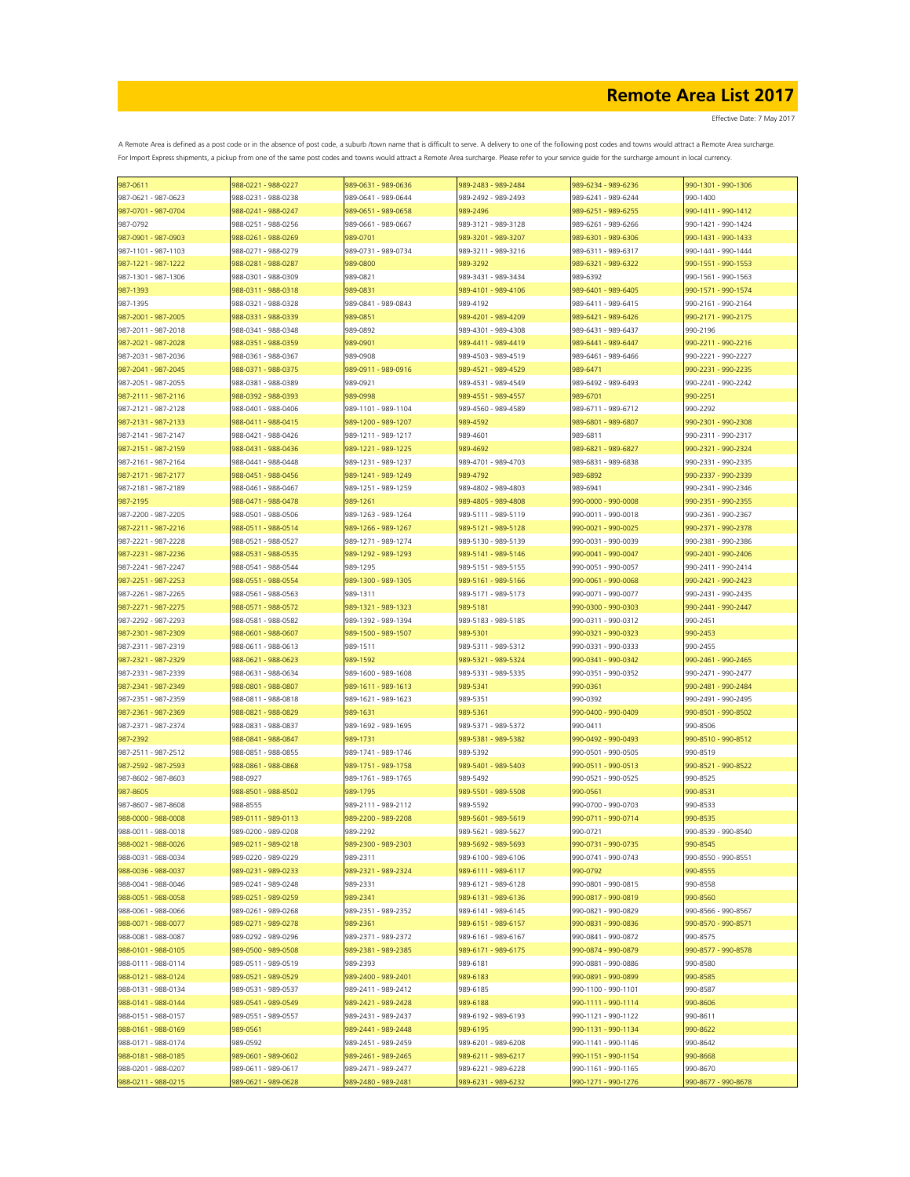# Remote Area List 2017

Effective Date: 7 May 2017

A Remote Area is defined as a post code or in the absence of post code, a suburb /town name that is difficult to serve. A delivery to one of the following post codes and towns would attract a Remote Area surcharge. For Import Express shipments, a pickup from one of the same post codes and towns would attract a Remote Area surcharge. Please refer to your service guide for the surcharge amount in local currency.

| | | | | | |
|---|---|---|---|---|---|
| 987-0611 | 988-0221 - 988-0227 | 989-0631 - 989-0636 | 989-2483 - 989-2484 | 989-6234 - 989-6236 | 990-1301 - 990-1306 |
| 987-0621 - 987-0623 | 988-0231 - 988-0238 | 989-0641 - 989-0644 | 989-2492 - 989-2493 | 989-6241 - 989-6244 | 990-1400 |
| 987-0701 - 987-0704 | 988-0241 - 988-0247 | 989-0651 - 989-0658 | 989-2496 | 989-6251 - 989-6255 | 990-1411 - 990-1412 |
| 987-0792 | 988-0251 - 988-0256 | 989-0661 - 989-0667 | 989-3121 - 989-3128 | 989-6261 - 989-6266 | 990-1421 - 990-1424 |
| 987-0901 - 987-0903 | 988-0261 - 988-0269 | 989-0701 | 989-3201 - 989-3207 | 989-6301 - 989-6306 | 990-1431 - 990-1433 |
| 987-1101 - 987-1103 | 988-0271 - 988-0279 | 989-0731 - 989-0734 | 989-3211 - 989-3216 | 989-6311 - 989-6317 | 990-1441 - 990-1444 |
| 987-1221 - 987-1222 | 988-0281 - 988-0287 | 989-0800 | 989-3292 | 989-6321 - 989-6322 | 990-1551 - 990-1553 |
| 987-1301 - 987-1306 | 988-0301 - 988-0309 | 989-0821 | 989-3431 - 989-3434 | 989-6392 | 990-1561 - 990-1563 |
| 987-1393 | 988-0311 - 988-0318 | 989-0831 | 989-4101 - 989-4106 | 989-6401 - 989-6405 | 990-1571 - 990-1574 |
| 987-1395 | 988-0321 - 988-0328 | 989-0841 - 989-0843 | 989-4192 | 989-6411 - 989-6415 | 990-2161 - 990-2164 |
| 987-2001 - 987-2005 | 988-0331 - 988-0339 | 989-0851 | 989-4201 - 989-4209 | 989-6421 - 989-6426 | 990-2171 - 990-2175 |
| 987-2011 - 987-2018 | 988-0341 - 988-0348 | 989-0892 | 989-4301 - 989-4308 | 989-6431 - 989-6437 | 990-2196 |
| 987-2021 - 987-2028 | 988-0351 - 988-0359 | 989-0901 | 989-4411 - 989-4419 | 989-6441 - 989-6447 | 990-2211 - 990-2216 |
| 987-2031 - 987-2036 | 988-0361 - 988-0367 | 989-0908 | 989-4503 - 989-4519 | 989-6461 - 989-6466 | 990-2221 - 990-2227 |
| 987-2041 - 987-2045 | 988-0371 - 988-0375 | 989-0911 - 989-0916 | 989-4521 - 989-4529 | 989-6471 | 990-2231 - 990-2235 |
| 987-2051 - 987-2055 | 988-0381 - 988-0389 | 989-0921 | 989-4531 - 989-4549 | 989-6492 - 989-6493 | 990-2241 - 990-2242 |
| 987-2111 - 987-2116 | 988-0392 - 988-0393 | 989-0998 | 989-4551 - 989-4557 | 989-6701 | 990-2251 |
| 987-2121 - 987-2128 | 988-0401 - 988-0406 | 989-1101 - 989-1104 | 989-4560 - 989-4589 | 989-6711 - 989-6712 | 990-2292 |
| 987-2131 - 987-2133 | 988-0411 - 988-0415 | 989-1200 - 989-1207 | 989-4592 | 989-6801 - 989-6807 | 990-2301 - 990-2308 |
| 987-2141 - 987-2147 | 988-0421 - 988-0426 | 989-1211 - 989-1217 | 989-4601 | 989-6811 | 990-2311 - 990-2317 |
| 987-2151 - 987-2159 | 988-0431 - 988-0436 | 989-1221 - 989-1225 | 989-4692 | 989-6821 - 989-6827 | 990-2321 - 990-2324 |
| 987-2161 - 987-2164 | 988-0441 - 988-0448 | 989-1231 - 989-1237 | 989-4701 - 989-4703 | 989-6831 - 989-6838 | 990-2331 - 990-2335 |
| 987-2171 - 987-2177 | 988-0451 - 988-0456 | 989-1241 - 989-1249 | 989-4792 | 989-6892 | 990-2337 - 990-2339 |
| 987-2181 - 987-2189 | 988-0461 - 988-0467 | 989-1251 - 989-1259 | 989-4802 - 989-4803 | 989-6941 | 990-2341 - 990-2346 |
| 987-2195 | 988-0471 - 988-0478 | 989-1261 | 989-4805 - 989-4808 | 990-0000 - 990-0008 | 990-2351 - 990-2355 |
| 987-2200 - 987-2205 | 988-0501 - 988-0506 | 989-1263 - 989-1264 | 989-5111 - 989-5119 | 990-0011 - 990-0018 | 990-2361 - 990-2367 |
| 987-2211 - 987-2216 | 988-0511 - 988-0514 | 989-1266 - 989-1267 | 989-5121 - 989-5128 | 990-0021 - 990-0025 | 990-2371 - 990-2378 |
| 987-2221 - 987-2228 | 988-0521 - 988-0527 | 989-1271 - 989-1274 | 989-5130 - 989-5139 | 990-0031 - 990-0039 | 990-2381 - 990-2386 |
| 987-2231 - 987-2236 | 988-0531 - 988-0535 | 989-1292 - 989-1293 | 989-5141 - 989-5146 | 990-0041 - 990-0047 | 990-2401 - 990-2406 |
| 987-2241 - 987-2247 | 988-0541 - 988-0544 | 989-1295 | 989-5151 - 989-5155 | 990-0051 - 990-0057 | 990-2411 - 990-2414 |
| 987-2251 - 987-2253 | 988-0551 - 988-0554 | 989-1300 - 989-1305 | 989-5161 - 989-5166 | 990-0061 - 990-0068 | 990-2421 - 990-2423 |
| 987-2261 - 987-2265 | 988-0561 - 988-0563 | 989-1311 | 989-5171 - 989-5173 | 990-0071 - 990-0077 | 990-2431 - 990-2435 |
| 987-2271 - 987-2275 | 988-0571 - 988-0572 | 989-1321 - 989-1323 | 989-5181 | 990-0300 - 990-0303 | 990-2441 - 990-2447 |
| 987-2292 - 987-2293 | 988-0581 - 988-0582 | 989-1392 - 989-1394 | 989-5183 - 989-5185 | 990-0311 - 990-0312 | 990-2451 |
| 987-2301 - 987-2309 | 988-0601 - 988-0607 | 989-1500 - 989-1507 | 989-5301 | 990-0321 - 990-0323 | 990-2453 |
| 987-2311 - 987-2319 | 988-0611 - 988-0613 | 989-1511 | 989-5311 - 989-5312 | 990-0331 - 990-0333 | 990-2455 |
| 987-2321 - 987-2329 | 988-0621 - 988-0623 | 989-1592 | 989-5321 - 989-5324 | 990-0341 - 990-0342 | 990-2461 - 990-2465 |
| 987-2331 - 987-2339 | 988-0631 - 988-0634 | 989-1600 - 989-1608 | 989-5331 - 989-5335 | 990-0351 - 990-0352 | 990-2471 - 990-2477 |
| 987-2341 - 987-2349 | 988-0801 - 988-0807 | 989-1611 - 989-1613 | 989-5341 | 990-0361 | 990-2481 - 990-2484 |
| 987-2351 - 987-2359 | 988-0811 - 988-0818 | 989-1621 - 989-1623 | 989-5351 | 990-0392 | 990-2491 - 990-2495 |
| 987-2361 - 987-2369 | 988-0821 - 988-0829 | 989-1631 | 989-5361 | 990-0400 - 990-0409 | 990-8501 - 990-8502 |
| 987-2371 - 987-2374 | 988-0831 - 988-0837 | 989-1692 - 989-1695 | 989-5371 - 989-5372 | 990-0411 | 990-8506 |
| 987-2392 | 988-0841 - 988-0847 | 989-1731 | 989-5381 - 989-5382 | 990-0492 - 990-0493 | 990-8510 - 990-8512 |
| 987-2511 - 987-2512 | 988-0851 - 988-0855 | 989-1741 - 989-1746 | 989-5392 | 990-0501 - 990-0505 | 990-8519 |
| 987-2592 - 987-2593 | 988-0861 - 988-0868 | 989-1751 - 989-1758 | 989-5401 - 989-5403 | 990-0511 - 990-0513 | 990-8521 - 990-8522 |
| 987-8602 - 987-8603 | 988-0927 | 989-1761 - 989-1765 | 989-5492 | 990-0521 - 990-0525 | 990-8525 |
| 987-8605 | 988-8501 - 988-8502 | 989-1795 | 989-5501 - 989-5508 | 990-0561 | 990-8531 |
| 987-8607 - 987-8608 | 988-8555 | 989-2111 - 989-2112 | 989-5592 | 990-0700 - 990-0703 | 990-8533 |
| 988-0000 - 988-0008 | 989-0111 - 989-0113 | 989-2200 - 989-2208 | 989-5601 - 989-5619 | 990-0711 - 990-0714 | 990-8535 |
| 988-0011 - 988-0018 | 989-0200 - 989-0208 | 989-2292 | 989-5621 - 989-5627 | 990-0721 | 990-8539 - 990-8540 |
| 988-0021 - 988-0026 | 989-0211 - 989-0218 | 989-2300 - 989-2303 | 989-5692 - 989-5693 | 990-0731 - 990-0735 | 990-8545 |
| 988-0031 - 988-0034 | 989-0220 - 989-0229 | 989-2311 | 989-6100 - 989-6106 | 990-0741 - 990-0743 | 990-8550 - 990-8551 |
| 988-0036 - 988-0037 | 989-0231 - 989-0233 | 989-2321 - 989-2324 | 989-6111 - 989-6117 | 990-0792 | 990-8555 |
| 988-0041 - 988-0046 | 989-0241 - 989-0248 | 989-2331 | 989-6121 - 989-6128 | 990-0801 - 990-0815 | 990-8558 |
| 988-0051 - 988-0058 | 989-0251 - 989-0259 | 989-2341 | 989-6131 - 989-6136 | 990-0817 - 990-0819 | 990-8560 |
| 988-0061 - 988-0066 | 989-0261 - 989-0268 | 989-2351 - 989-2352 | 989-6141 - 989-6145 | 990-0821 - 990-0829 | 990-8566 - 990-8567 |
| 988-0071 - 988-0077 | 989-0271 - 989-0278 | 989-2361 | 989-6151 - 989-6157 | 990-0831 - 990-0836 | 990-8570 - 990-8571 |
| 988-0081 - 988-0087 | 989-0292 - 989-0296 | 989-2371 - 989-2372 | 989-6161 - 989-6167 | 990-0841 - 990-0872 | 990-8575 |
| 988-0101 - 988-0105 | 989-0500 - 989-0508 | 989-2381 - 989-2385 | 989-6171 - 989-6175 | 990-0874 - 990-0879 | 990-8577 - 990-8578 |
| 988-0111 - 988-0114 | 989-0511 - 989-0519 | 989-2393 | 989-6181 | 990-0881 - 990-0886 | 990-8580 |
| 988-0121 - 988-0124 | 989-0521 - 989-0529 | 989-2400 - 989-2401 | 989-6183 | 990-0891 - 990-0899 | 990-8585 |
| 988-0131 - 988-0134 | 989-0531 - 989-0537 | 989-2411 - 989-2412 | 989-6185 | 990-1100 - 990-1101 | 990-8587 |
| 988-0141 - 988-0144 | 989-0541 - 989-0549 | 989-2421 - 989-2428 | 989-6188 | 990-1111 - 990-1114 | 990-8606 |
| 988-0151 - 988-0157 | 989-0551 - 989-0557 | 989-2431 - 989-2437 | 989-6192 - 989-6193 | 990-1121 - 990-1122 | 990-8611 |
| 988-0161 - 988-0169 | 989-0561 | 989-2441 - 989-2448 | 989-6195 | 990-1131 - 990-1134 | 990-8622 |
| 988-0171 - 988-0174 | 989-0592 | 989-2451 - 989-2459 | 989-6201 - 989-6208 | 990-1141 - 990-1146 | 990-8642 |
| 988-0181 - 988-0185 | 989-0601 - 989-0602 | 989-2461 - 989-2465 | 989-6211 - 989-6217 | 990-1151 - 990-1154 | 990-8668 |
| 988-0201 - 988-0207 | 989-0611 - 989-0617 | 989-2471 - 989-2477 | 989-6221 - 989-6228 | 990-1161 - 990-1165 | 990-8670 |
| 988-0211 - 988-0215 | 989-0621 - 989-0628 | 989-2480 - 989-2481 | 989-6231 - 989-6232 | 990-1271 - 990-1276 | 990-8677 - 990-8678 |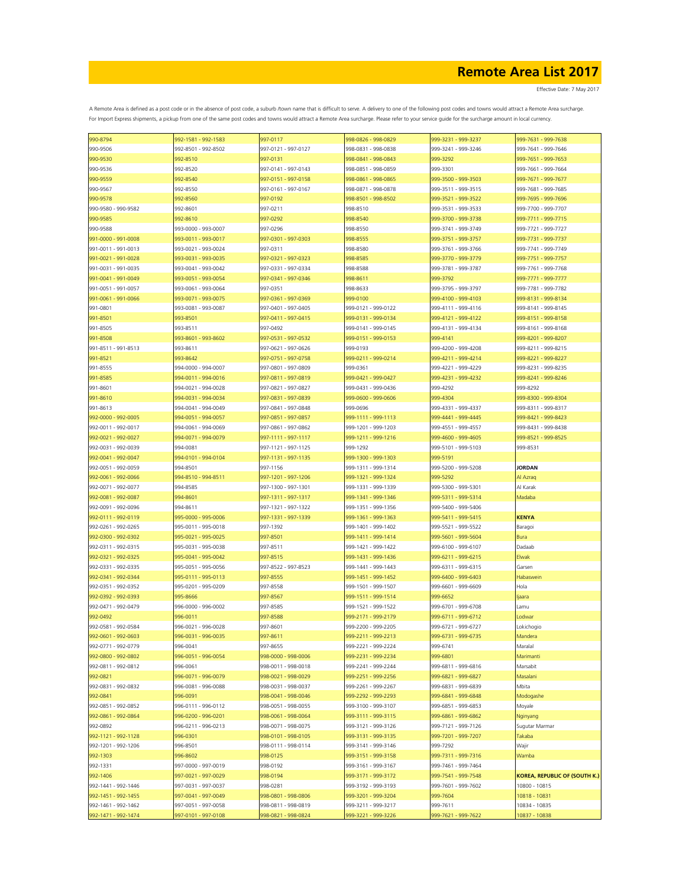# Remote Area List 2017

Effective Date: 7 May 2017

A Remote Area is defined as a post code or in the absence of post code, a suburb /town name that is difficult to serve. A delivery to one of the following post codes and towns would attract a Remote Area surcharge. For Import Express shipments, a pickup from one of the same post codes and towns would attract a Remote Area surcharge. Please refer to your service guide for the surcharge amount in local currency.

| | | | | | |
|---|---|---|---|---|---|
| 990-8794 | 992-1581 - 992-1583 | 997-0117 | 998-0826 - 998-0829 | 999-3231 - 999-3237 | 999-7631 - 999-7638 |
| 990-9506 | 992-8501 - 992-8502 | 997-0121 - 997-0127 | 998-0831 - 998-0838 | 999-3241 - 999-3246 | 999-7641 - 999-7646 |
| 990-9530 | 992-8510 | 997-0131 | 998-0841 - 998-0843 | 999-3292 | 999-7651 - 999-7653 |
| 990-9536 | 992-8520 | 997-0141 - 997-0143 | 998-0851 - 998-0859 | 999-3301 | 999-7661 - 999-7664 |
| 990-9559 | 992-8540 | 997-0151 - 997-0158 | 998-0861 - 998-0865 | 999-3500 - 999-3503 | 999-7671 - 999-7677 |
| 990-9567 | 992-8550 | 997-0161 - 997-0167 | 998-0871 - 998-0878 | 999-3511 - 999-3515 | 999-7681 - 999-7685 |
| 990-9578 | 992-8560 | 997-0192 | 998-8501 - 998-8502 | 999-3521 - 999-3522 | 999-7695 - 999-7696 |
| 990-9580 - 990-9582 | 992-8601 | 997-0211 | 998-8510 | 999-3531 - 999-3533 | 999-7700 - 999-7707 |
| 990-9585 | 992-8610 | 997-0292 | 998-8540 | 999-3700 - 999-3738 | 999-7711 - 999-7715 |
| 990-9588 | 993-0000 - 993-0007 | 997-0296 | 998-8550 | 999-3741 - 999-3749 | 999-7721 - 999-7727 |
| 991-0000 - 991-0008 | 993-0011 - 993-0017 | 997-0301 - 997-0303 | 998-8555 | 999-3751 - 999-3757 | 999-7731 - 999-7737 |
| 991-0011 - 991-0013 | 993-0021 - 993-0024 | 997-0311 | 998-8580 | 999-3761 - 999-3766 | 999-7741 - 999-7749 |
| 991-0021 - 991-0028 | 993-0031 - 993-0035 | 997-0321 - 997-0323 | 998-8585 | 999-3770 - 999-3779 | 999-7751 - 999-7757 |
| 991-0031 - 991-0035 | 993-0041 - 993-0042 | 997-0331 - 997-0334 | 998-8588 | 999-3781 - 999-3787 | 999-7761 - 999-7768 |
| 991-0041 - 991-0049 | 993-0051 - 993-0054 | 997-0341 - 997-0346 | 998-8611 | 999-3792 | 999-7771 - 999-7777 |
| 991-0051 - 991-0057 | 993-0061 - 993-0064 | 997-0351 | 998-8633 | 999-3795 - 999-3797 | 999-7781 - 999-7782 |
| 991-0061 - 991-0066 | 993-0071 - 993-0075 | 997-0361 - 997-0369 | 999-0100 | 999-4100 - 999-4103 | 999-8131 - 999-8134 |
| 991-0801 | 993-0081 - 993-0087 | 997-0401 - 997-0405 | 999-0121 - 999-0122 | 999-4111 - 999-4116 | 999-8141 - 999-8145 |
| 991-8501 | 993-8501 | 997-0411 - 997-0415 | 999-0131 - 999-0134 | 999-4121 - 999-4122 | 999-8151 - 999-8158 |
| 991-8505 | 993-8511 | 997-0492 | 999-0141 - 999-0145 | 999-4131 - 999-4134 | 999-8161 - 999-8168 |
| 991-8508 | 993-8601 - 993-8602 | 997-0531 - 997-0532 | 999-0151 - 999-0153 | 999-4141 | 999-8201 - 999-8207 |
| 991-8511 - 991-8513 | 993-8611 | 997-0621 - 997-0626 | 999-0193 | 999-4200 - 999-4208 | 999-8211 - 999-8215 |
| 991-8521 | 993-8642 | 997-0751 - 997-0758 | 999-0211 - 999-0214 | 999-4211 - 999-4214 | 999-8221 - 999-8227 |
| 991-8555 | 994-0000 - 994-0007 | 997-0801 - 997-0809 | 999-0361 | 999-4221 - 999-4229 | 999-8231 - 999-8235 |
| 991-8585 | 994-0011 - 994-0016 | 997-0811 - 997-0819 | 999-0421 - 999-0427 | 999-4231 - 999-4232 | 999-8241 - 999-8246 |
| 991-8601 | 994-0021 - 994-0028 | 997-0821 - 997-0827 | 999-0431 - 999-0436 | 999-4292 | 999-8292 |
| 991-8610 | 994-0031 - 994-0034 | 997-0831 - 997-0839 | 999-0600 - 999-0606 | 999-4304 | 999-8300 - 999-8304 |
| 991-8613 | 994-0041 - 994-0049 | 997-0841 - 997-0848 | 999-0696 | 999-4331 - 999-4337 | 999-8311 - 999-8317 |
| 992-0000 - 992-0005 | 994-0051 - 994-0057 | 997-0851 - 997-0857 | 999-1111 - 999-1113 | 999-4441 - 999-4445 | 999-8421 - 999-8423 |
| 992-0011 - 992-0017 | 994-0061 - 994-0069 | 997-0861 - 997-0862 | 999-1201 - 999-1203 | 999-4551 - 999-4557 | 999-8431 - 999-8438 |
| 992-0021 - 992-0027 | 994-0071 - 994-0079 | 997-1111 - 997-1117 | 999-1211 - 999-1216 | 999-4600 - 999-4605 | 999-8521 - 999-8525 |
| 992-0031 - 992-0039 | 994-0081 | 997-1121 - 997-1125 | 999-1292 | 999-5101 - 999-5103 | 999-8531 |
| 992-0041 - 992-0047 | 994-0101 - 994-0104 | 997-1131 - 997-1135 | 999-1300 - 999-1303 | 999-5191 | |
| 992-0051 - 992-0059 | 994-8501 | 997-1156 | 999-1311 - 999-1314 | 999-5200 - 999-5208 | **JORDAN** |
| 992-0061 - 992-0066 | 994-8510 - 994-8511 | 997-1201 - 997-1206 | 999-1321 - 999-1324 | 999-5292 | Al Azraq |
| 992-0071 - 992-0077 | 994-8585 | 997-1300 - 997-1301 | 999-1331 - 999-1339 | 999-5300 - 999-5301 | Al Karak |
| 992-0081 - 992-0087 | 994-8601 | 997-1311 - 997-1317 | 999-1341 - 999-1346 | 999-5311 - 999-5314 | Madaba |
| 992-0091 - 992-0096 | 994-8611 | 997-1321 - 997-1322 | 999-1351 - 999-1356 | 999-5400 - 999-5406 | |
| 992-0111 - 992-0119 | 995-0000 - 995-0006 | 997-1331 - 997-1339 | 999-1361 - 999-1363 | 999-5411 - 999-5415 | **KENYA** |
| 992-0261 - 992-0265 | 995-0011 - 995-0018 | 997-1392 | 999-1401 - 999-1402 | 999-5521 - 999-5522 | Baragoi |
| 992-0300 - 992-0302 | 995-0021 - 995-0025 | 997-8501 | 999-1411 - 999-1414 | 999-5601 - 999-5604 | Bura |
| 992-0311 - 992-0315 | 995-0031 - 995-0038 | 997-8511 | 999-1421 - 999-1422 | 999-6100 - 999-6107 | Dadaab |
| 992-0321 - 992-0325 | 995-0041 - 995-0042 | 997-8515 | 999-1431 - 999-1436 | 999-6211 - 999-6215 | Elwak |
| 992-0331 - 992-0335 | 995-0051 - 995-0056 | 997-8522 - 997-8523 | 999-1441 - 999-1443 | 999-6311 - 999-6315 | Garsen |
| 992-0341 - 992-0344 | 995-0111 - 995-0113 | 997-8555 | 999-1451 - 999-1452 | 999-6400 - 999-6403 | Habaswein |
| 992-0351 - 992-0352 | 995-0201 - 995-0209 | 997-8558 | 999-1501 - 999-1507 | 999-6601 - 999-6609 | Hola |
| 992-0392 - 992-0393 | 995-8666 | 997-8567 | 999-1511 - 999-1514 | 999-6652 | Ijaara |
| 992-0471 - 992-0479 | 996-0000 - 996-0002 | 997-8585 | 999-1521 - 999-1522 | 999-6701 - 999-6708 | Lamu |
| 992-0492 | 996-0011 | 997-8588 | 999-2171 - 999-2179 | 999-6711 - 999-6712 | Lodwar |
| 992-0581 - 992-0584 | 996-0021 - 996-0028 | 997-8601 | 999-2200 - 999-2205 | 999-6721 - 999-6727 | Lokichogio |
| 992-0601 - 992-0603 | 996-0031 - 996-0035 | 997-8611 | 999-2211 - 999-2213 | 999-6731 - 999-6735 | Mandera |
| 992-0771 - 992-0779 | 996-0041 | 997-8655 | 999-2221 - 999-2224 | 999-6741 | Maralal |
| 992-0800 - 992-0802 | 996-0051 - 996-0054 | 998-0000 - 998-0006 | 999-2231 - 999-2234 | 999-6801 | Marimanti |
| 992-0811 - 992-0812 | 996-0061 | 998-0011 - 998-0018 | 999-2241 - 999-2244 | 999-6811 - 999-6816 | Marsabit |
| 992-0821 | 996-0071 - 996-0079 | 998-0021 - 998-0029 | 999-2251 - 999-2256 | 999-6821 - 999-6827 | Masalani |
| 992-0831 - 992-0832 | 996-0081 - 996-0088 | 998-0031 - 998-0037 | 999-2261 - 999-2267 | 999-6831 - 999-6839 | Mbita |
| 992-0841 | 996-0091 | 998-0041 - 998-0046 | 999-2292 - 999-2293 | 999-6841 - 999-6848 | Modogashe |
| 992-0851 - 992-0852 | 996-0111 - 996-0112 | 998-0051 - 998-0055 | 999-3100 - 999-3107 | 999-6851 - 999-6853 | Moyale |
| 992-0861 - 992-0864 | 996-0200 - 996-0201 | 998-0061 - 998-0064 | 999-3111 - 999-3115 | 999-6861 - 999-6862 | Nginyang |
| 992-0892 | 996-0211 - 996-0213 | 998-0071 - 998-0075 | 999-3121 - 999-3126 | 999-7121 - 999-7126 | Sugutar Marmar |
| 992-1121 - 992-1128 | 996-0301 | 998-0101 - 998-0105 | 999-3131 - 999-3135 | 999-7201 - 999-7207 | Takaba |
| 992-1201 - 992-1206 | 996-8501 | 998-0111 - 998-0114 | 999-3141 - 999-3146 | 999-7292 | Wajir |
| 992-1303 | 996-8602 | 998-0125 | 999-3151 - 999-3158 | 999-7311 - 999-7316 | Wamba |
| 992-1331 | 997-0000 - 997-0019 | 998-0192 | 999-3161 - 999-3167 | 999-7461 - 999-7464 | |
| 992-1406 | 997-0021 - 997-0029 | 998-0194 | 999-3171 - 999-3172 | 999-7541 - 999-7548 | **KOREA, REPUBLIC OF (SOUTH K.)** |
| 992-1441 - 992-1446 | 997-0031 - 997-0037 | 998-0281 | 999-3192 - 999-3193 | 999-7601 - 999-7602 | 10800 - 10815 |
| 992-1451 - 992-1455 | 997-0041 - 997-0049 | 998-0801 - 998-0806 | 999-3201 - 999-3204 | 999-7604 | 10818 - 10831 |
| 992-1461 - 992-1462 | 997-0051 - 997-0058 | 998-0811 - 998-0819 | 999-3211 - 999-3217 | 999-7611 | 10834 - 10835 |
| 992-1471 - 992-1474 | 997-0101 - 997-0108 | 998-0821 - 998-0824 | 999-3221 - 999-3226 | 999-7621 - 999-7622 | 10837 - 10838 |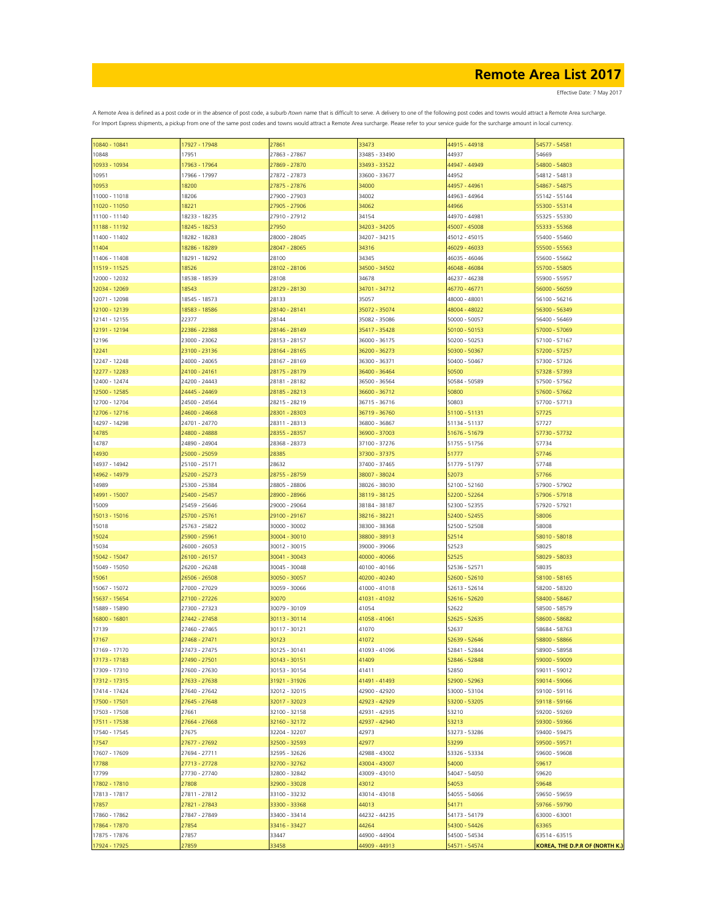# Remote Area List 2017

Effective Date: 7 May 2017

A Remote Area is defined as a post code or in the absence of post code, a suburb /town name that is difficult to serve. A delivery to one of the following post codes and towns would attract a Remote Area surcharge. For Import Express shipments, a pickup from one of the same post codes and towns would attract a Remote Area surcharge. Please refer to your service guide for the surcharge amount in local currency.

| | | | | | |
|---|---|---|---|---|---|
| 10840 - 10841 | 17927 - 17948 | 27861 | 33473 | 44915 - 44918 | 54577 - 54581 |
| 10848 | 17951 | 27863 - 27867 | 33485 - 33490 | 44937 | 54669 |
| 10933 - 10934 | 17963 - 17964 | 27869 - 27870 | 33493 - 33522 | 44947 - 44949 | 54800 - 54803 |
| 10951 | 17966 - 17997 | 27872 - 27873 | 33600 - 33677 | 44952 | 54812 - 54813 |
| 10953 | 18200 | 27875 - 27876 | 34000 | 44957 - 44961 | 54867 - 54875 |
| 11000 - 11018 | 18206 | 27900 - 27903 | 34002 | 44963 - 44964 | 55142 - 55144 |
| 11020 - 11050 | 18221 | 27905 - 27906 | 34062 | 44966 | 55300 - 55314 |
| 11100 - 11140 | 18233 - 18235 | 27910 - 27912 | 34154 | 44970 - 44981 | 55325 - 55330 |
| 11188 - 11192 | 18245 - 18253 | 27950 | 34203 - 34205 | 45007 - 45008 | 55333 - 55368 |
| 11400 - 11402 | 18282 - 18283 | 28000 - 28045 | 34207 - 34215 | 45012 - 45015 | 55400 - 55460 |
| 11404 | 18286 - 18289 | 28047 - 28065 | 34316 | 46029 - 46033 | 55500 - 55563 |
| 11406 - 11408 | 18291 - 18292 | 28100 | 34345 | 46035 - 46046 | 55600 - 55662 |
| 11519 - 11525 | 18526 | 28102 - 28106 | 34500 - 34502 | 46048 - 46084 | 55700 - 55805 |
| 12000 - 12032 | 18538 - 18539 | 28108 | 34678 | 46237 - 46238 | 55900 - 55957 |
| 12034 - 12069 | 18543 | 28129 - 28130 | 34701 - 34712 | 46770 - 46771 | 56000 - 56059 |
| 12071 - 12098 | 18545 - 18573 | 28133 | 35057 | 48000 - 48001 | 56100 - 56216 |
| 12100 - 12139 | 18583 - 18586 | 28140 - 28141 | 35072 - 35074 | 48004 - 48022 | 56300 - 56349 |
| 12141 - 12155 | 22377 | 28144 | 35082 - 35086 | 50000 - 50057 | 56400 - 56469 |
| 12191 - 12194 | 22386 - 22388 | 28146 - 28149 | 35417 - 35428 | 50100 - 50153 | 57000 - 57069 |
| 12196 | 23000 - 23062 | 28153 - 28157 | 36000 - 36175 | 50200 - 50253 | 57100 - 57167 |
| 12241 | 23100 - 23136 | 28164 - 28165 | 36200 - 36273 | 50300 - 50367 | 57200 - 57257 |
| 12247 - 12248 | 24000 - 24065 | 28167 - 28169 | 36300 - 36371 | 50400 - 50467 | 57300 - 57326 |
| 12277 - 12283 | 24100 - 24161 | 28175 - 28179 | 36400 - 36464 | 50500 | 57328 - 57393 |
| 12400 - 12474 | 24200 - 24443 | 28181 - 28182 | 36500 - 36564 | 50584 - 50589 | 57500 - 57562 |
| 12500 - 12585 | 24445 - 24469 | 28185 - 28213 | 36600 - 36712 | 50800 | 57600 - 57662 |
| 12700 - 12704 | 24500 - 24564 | 28215 - 28219 | 36715 - 36716 | 50803 | 57700 - 57713 |
| 12706 - 12716 | 24600 - 24668 | 28301 - 28303 | 36719 - 36760 | 51100 - 51131 | 57725 |
| 14297 - 14298 | 24701 - 24770 | 28311 - 28313 | 36800 - 36867 | 51134 - 51137 | 57727 |
| 14785 | 24800 - 24888 | 28355 - 28357 | 36900 - 37003 | 51676 - 51679 | 57730 - 57732 |
| 14787 | 24890 - 24904 | 28368 - 28373 | 37100 - 37276 | 51755 - 51756 | 57734 |
| 14930 | 25000 - 25059 | 28385 | 37300 - 37375 | 51777 | 57746 |
| 14937 - 14942 | 25100 - 25171 | 28632 | 37400 - 37465 | 51779 - 51797 | 57748 |
| 14962 - 14979 | 25200 - 25273 | 28755 - 28759 | 38007 - 38024 | 52073 | 57766 |
| 14989 | 25300 - 25384 | 28805 - 28806 | 38026 - 38030 | 52100 - 52160 | 57900 - 57902 |
| 14991 - 15007 | 25400 - 25457 | 28900 - 28966 | 38119 - 38125 | 52200 - 52264 | 57906 - 57918 |
| 15009 | 25459 - 25646 | 29000 - 29064 | 38184 - 38187 | 52300 - 52355 | 57920 - 57921 |
| 15013 - 15016 | 25700 - 25761 | 29100 - 29167 | 38216 - 38221 | 52400 - 52455 | 58006 |
| 15018 | 25763 - 25822 | 30000 - 30002 | 38300 - 38368 | 52500 - 52508 | 58008 |
| 15024 | 25900 - 25961 | 30004 - 30010 | 38800 - 38913 | 52514 | 58010 - 58018 |
| 15034 | 26000 - 26053 | 30012 - 30015 | 39000 - 39066 | 52523 | 58025 |
| 15042 - 15047 | 26100 - 26157 | 30041 - 30043 | 40000 - 40066 | 52525 | 58029 - 58033 |
| 15049 - 15050 | 26200 - 26248 | 30045 - 30048 | 40100 - 40166 | 52536 - 52571 | 58035 |
| 15061 | 26506 - 26508 | 30050 - 30057 | 40200 - 40240 | 52600 - 52610 | 58100 - 58165 |
| 15067 - 15072 | 27000 - 27029 | 30059 - 30066 | 41000 - 41018 | 52613 - 52614 | 58200 - 58320 |
| 15637 - 15654 | 27100 - 27226 | 30070 | 41031 - 41032 | 52616 - 52620 | 58400 - 58467 |
| 15889 - 15890 | 27300 - 27323 | 30079 - 30109 | 41054 | 52622 | 58500 - 58579 |
| 16800 - 16801 | 27442 - 27458 | 30113 - 30114 | 41058 - 41061 | 52625 - 52635 | 58600 - 58682 |
| 17139 | 27460 - 27465 | 30117 - 30121 | 41070 | 52637 | 58684 - 58763 |
| 17167 | 27468 - 27471 | 30123 | 41072 | 52639 - 52646 | 58800 - 58866 |
| 17169 - 17170 | 27473 - 27475 | 30125 - 30141 | 41093 - 41096 | 52841 - 52844 | 58900 - 58958 |
| 17173 - 17183 | 27490 - 27501 | 30143 - 30151 | 41409 | 52846 - 52848 | 59000 - 59009 |
| 17309 - 17310 | 27600 - 27630 | 30153 - 30154 | 41411 | 52850 | 59011 - 59012 |
| 17312 - 17315 | 27633 - 27638 | 31921 - 31926 | 41491 - 41493 | 52900 - 52963 | 59014 - 59066 |
| 17414 - 17424 | 27640 - 27642 | 32012 - 32015 | 42900 - 42920 | 53000 - 53104 | 59100 - 59116 |
| 17500 - 17501 | 27645 - 27648 | 32017 - 32023 | 42923 - 42929 | 53200 - 53205 | 59118 - 59166 |
| 17503 - 17508 | 27661 | 32100 - 32158 | 42931 - 42935 | 53210 | 59200 - 59269 |
| 17511 - 17538 | 27664 - 27668 | 32160 - 32172 | 42937 - 42940 | 53213 | 59300 - 59366 |
| 17540 - 17545 | 27675 | 32204 - 32207 | 42973 | 53273 - 53286 | 59400 - 59475 |
| 17547 | 27677 - 27692 | 32500 - 32593 | 42977 | 53299 | 59500 - 59571 |
| 17607 - 17609 | 27694 - 27711 | 32595 - 32626 | 42988 - 43002 | 53326 - 53334 | 59600 - 59608 |
| 17788 | 27713 - 27728 | 32700 - 32762 | 43004 - 43007 | 54000 | 59617 |
| 17799 | 27730 - 27740 | 32800 - 32842 | 43009 - 43010 | 54047 - 54050 | 59620 |
| 17802 - 17810 | 27808 | 32900 - 33028 | 43012 | 54053 | 59648 |
| 17813 - 17817 | 27811 - 27812 | 33100 - 33232 | 43014 - 43018 | 54055 - 54066 | 59650 - 59659 |
| 17857 | 27821 - 27843 | 33300 - 33368 | 44013 | 54171 | 59766 - 59790 |
| 17860 - 17862 | 27847 - 27849 | 33400 - 33414 | 44232 - 44235 | 54173 - 54179 | 63000 - 63001 |
| 17864 - 17870 | 27854 | 33416 - 33427 | 44264 | 54300 - 54426 | 63365 |
| 17875 - 17876 | 27857 | 33447 | 44900 - 44904 | 54500 - 54534 | 63514 - 63515 |
| 17924 - 17925 | 27859 | 33458 | 44909 - 44913 | 54571 - 54574 | **KOREA, THE D.P.R OF (NORTH K.)** |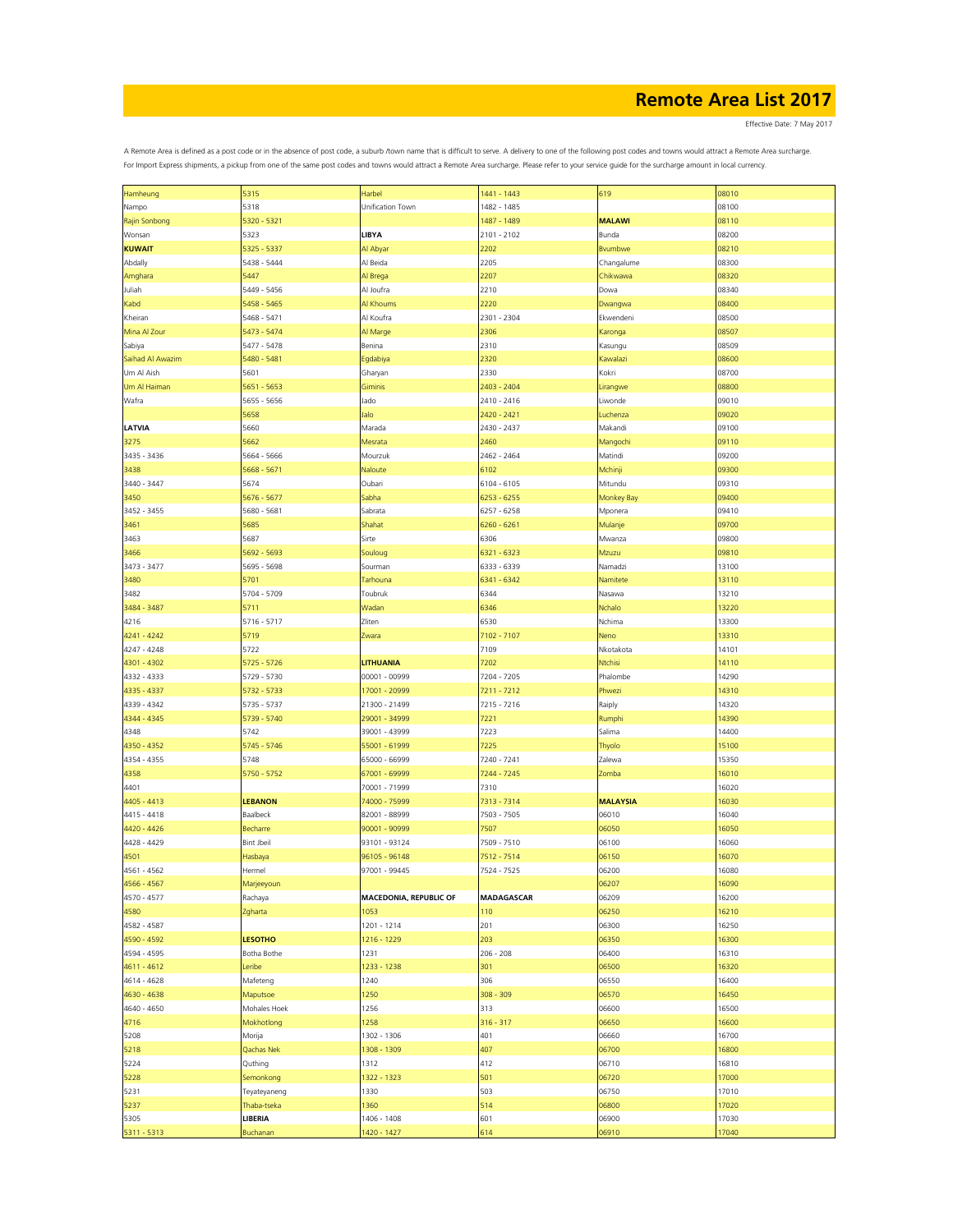# Remote Area List 2017

Effective Date: 7 May 2017

A Remote Area is defined as a post code or in the absence of post code, a suburb /town name that is difficult to serve. A delivery to one of the following post codes and towns would attract a Remote Area surcharge.
For Import Express shipments, a pickup from one of the same post codes and towns would attract a Remote Area surcharge. Please refer to your service guide for the surcharge amount in local currency.

| | | | | | |
|---|---|---|---|---|---|
| Hamheung | 5315 | Harbel | 1441 - 1443 | 619 | 08010 |
| Nampo | 5318 | Unification Town | 1482 - 1485 | | 08100 |
| Rajin Sonbong | 5320 - 5321 | | 1487 - 1489 | **MALAWI** | 08110 |
| Wonsan | 5323 | **LIBYA** | 2101 - 2102 | Bunda | 08200 |
| **KUWAIT** | 5325 - 5337 | Al Abyar | 2202 | Bvumbwe | 08210 |
| Abdally | 5438 - 5444 | Al Beida | 2205 | Changalume | 08300 |
| Amghara | 5447 | Al Brega | 2207 | Chikwawa | 08320 |
| Juliah | 5449 - 5456 | Al Joufra | 2210 | Dowa | 08340 |
| Kabd | 5458 - 5465 | Al Khoums | 2220 | Dwangwa | 08400 |
| Kheiran | 5468 - 5471 | Al Koufra | 2301 - 2304 | Ekwendeni | 08500 |
| Mina Al Zour | 5473 - 5474 | Al Marge | 2306 | Karonga | 08507 |
| Sabiya | 5477 - 5478 | Benina | 2310 | Kasungu | 08509 |
| Saihad Al Awazim | 5480 - 5481 | Egdabiya | 2320 | Kawalazi | 08600 |
| Um Al Aish | 5601 | Gharyan | 2330 | Kokri | 08700 |
| Um Al Haiman | 5651 - 5653 | Giminis | 2403 - 2404 | Lirangwe | 08800 |
| Wafra | 5655 - 5656 | Jado | 2410 - 2416 | Liwonde | 09010 |
| | 5658 | Jalo | 2420 - 2421 | Luchenza | 09020 |
| **LATVIA** | 5660 | Marada | 2430 - 2437 | Makandi | 09100 |
| 3275 | 5662 | Mesrata | 2460 | Mangochi | 09110 |
| 3435 - 3436 | 5664 - 5666 | Mourzuk | 2462 - 2464 | Matindi | 09200 |
| 3438 | 5668 - 5671 | Naloute | 6102 | Mchinji | 09300 |
| 3440 - 3447 | 5674 | Oubari | 6104 - 6105 | Mitundu | 09310 |
| 3450 | 5676 - 5677 | Sabha | 6253 - 6255 | Monkey Bay | 09400 |
| 3452 - 3455 | 5680 - 5681 | Sabrata | 6257 - 6258 | Mponera | 09410 |
| 3461 | 5685 | Shahat | 6260 - 6261 | Mulanje | 09700 |
| 3463 | 5687 | Sirte | 6306 | Mwanza | 09800 |
| 3466 | 5692 - 5693 | Souloug | 6321 - 6323 | Mzuzu | 09810 |
| 3473 - 3477 | 5695 - 5698 | Sourman | 6333 - 6339 | Namadzi | 13100 |
| 3480 | 5701 | Tarhouna | 6341 - 6342 | Namitete | 13110 |
| 3482 | 5704 - 5709 | Toubruk | 6344 | Nasawa | 13210 |
| 3484 - 3487 | 5711 | Wadan | 6346 | Nchalo | 13220 |
| 4216 | 5716 - 5717 | Zliten | 6530 | Nchima | 13300 |
| 4241 - 4242 | 5719 | Zwara | 7102 - 7107 | Neno | 13310 |
| 4247 - 4248 | 5722 | | 7109 | Nkotakota | 14101 |
| 4301 - 4302 | 5725 - 5726 | **LITHUANIA** | 7202 | Ntchisi | 14110 |
| 4332 - 4333 | 5729 - 5730 | 00001 - 00999 | 7204 - 7205 | Phalombe | 14290 |
| 4335 - 4337 | 5732 - 5733 | 17001 - 20999 | 7211 - 7212 | Phwezi | 14310 |
| 4339 - 4342 | 5735 - 5737 | 21300 - 21499 | 7215 - 7216 | Rajply | 14320 |
| 4344 - 4345 | 5739 - 5740 | 29001 - 34999 | 7221 | Rumphi | 14390 |
| 4348 | 5742 | 39001 - 43999 | 7223 | Salima | 14400 |
| 4350 - 4352 | 5745 - 5746 | 55001 - 61999 | 7225 | Thyolo | 15100 |
| 4354 - 4355 | 5748 | 65000 - 66999 | 7240 - 7241 | Zalewa | 15350 |
| 4358 | 5750 - 5752 | 67001 - 69999 | 7244 - 7245 | Zomba | 16010 |
| 4401 | | 70001 - 71999 | 7310 | | 16020 |
| 4405 - 4413 | **LEBANON** | 74000 - 75999 | 7313 - 7314 | **MALAYSIA** | 16030 |
| 4415 - 4418 | Baalbeck | 82001 - 88999 | 7503 - 7505 | 06010 | 16040 |
| 4420 - 4426 | Becharre | 90001 - 90999 | 7507 | 06050 | 16050 |
| 4428 - 4429 | Bint Jbeil | 93101 - 93124 | 7509 - 7510 | 06100 | 16060 |
| 4501 | Hasbaya | 96105 - 96148 | 7512 - 7514 | 06150 | 16070 |
| 4561 - 4562 | Hermel | 97001 - 99445 | 7524 - 7525 | 06200 | 16080 |
| 4566 - 4567 | Marjeeyoun | | | 06207 | 16090 |
| 4570 - 4577 | Rachaya | **MACEDONIA, REPUBLIC OF** | **MADAGASCAR** | 06209 | 16200 |
| 4580 | Zgharta | 1053 | 110 | 06250 | 16210 |
| 4582 - 4587 | | 1201 - 1214 | 201 | 06300 | 16250 |
| 4590 - 4592 | **LESOTHO** | 1216 - 1229 | 203 | 06350 | 16300 |
| 4594 - 4595 | Botha Bothe | 1231 | 206 - 208 | 06400 | 16310 |
| 4611 - 4612 | Leribe | 1233 - 1238 | 301 | 06500 | 16320 |
| 4614 - 4628 | Mafeteng | 1240 | 306 | 06550 | 16400 |
| 4630 - 4638 | Maputsoe | 1250 | 308 - 309 | 06570 | 16450 |
| 4640 - 4650 | Mohales Hoek | 1256 | 313 | 06600 | 16500 |
| 4716 | Mokhotlong | 1258 | 316 - 317 | 06650 | 16600 |
| 5208 | Morija | 1302 - 1306 | 401 | 06660 | 16700 |
| 5218 | Qachas Nek | 1308 - 1309 | 407 | 06700 | 16800 |
| 5224 | Quthing | 1312 | 412 | 06710 | 16810 |
| 5228 | Semonkong | 1322 - 1323 | 501 | 06720 | 17000 |
| 5231 | Teyateyaneng | 1330 | 503 | 06750 | 17010 |
| 5237 | Thaba-tseka | 1360 | 514 | 06800 | 17020 |
| 5305 | **LIBERIA** | 1406 - 1408 | 601 | 06900 | 17030 |
| 5311 - 5313 | Buchanan | 1420 - 1427 | 614 | 06910 | 17040 |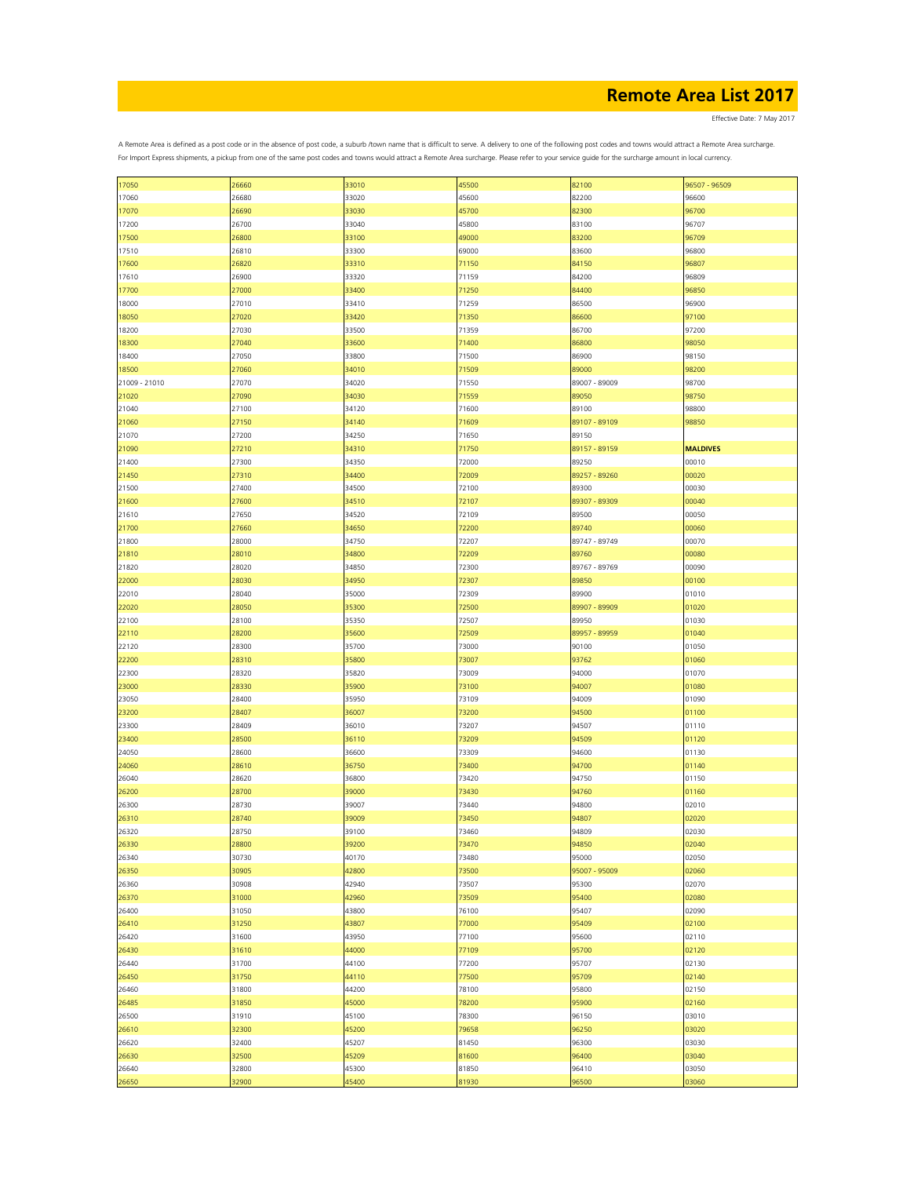# Remote Area List 2017

Effective Date: 7 May 2017

A Remote Area is defined as a post code or in the absence of post code, a suburb /town name that is difficult to serve. A delivery to one of the following post codes and towns would attract a Remote Area surcharge.
For Import Express shipments, a pickup from one of the same post codes and towns would attract a Remote Area surcharge. Please refer to your service guide for the surcharge amount in local currency.

| | | | | | |
|---|---|---|---|---|---|
| 17050 | 26660 | 33010 | 45500 | 82100 | 96507 - 96509 |
| 17060 | 26680 | 33020 | 45600 | 82200 | 96600 |
| 17070 | 26690 | 33030 | 45700 | 82300 | 96700 |
| 17200 | 26700 | 33040 | 45800 | 83100 | 96707 |
| 17500 | 26800 | 33100 | 49000 | 83200 | 96709 |
| 17510 | 26810 | 33300 | 69000 | 83600 | 96800 |
| 17600 | 26820 | 33310 | 71150 | 84150 | 96807 |
| 17610 | 26900 | 33320 | 71159 | 84200 | 96809 |
| 17700 | 27000 | 33400 | 71250 | 84400 | 96850 |
| 18000 | 27010 | 33410 | 71259 | 86500 | 96900 |
| 18050 | 27020 | 33420 | 71350 | 86600 | 97100 |
| 18200 | 27030 | 33500 | 71359 | 86700 | 97200 |
| 18300 | 27040 | 33600 | 71400 | 86800 | 98050 |
| 18400 | 27050 | 33800 | 71500 | 86900 | 98150 |
| 18500 | 27060 | 34010 | 71509 | 89000 | 98200 |
| 21009 - 21010 | 27070 | 34020 | 71550 | 89007 - 89009 | 98700 |
| 21020 | 27090 | 34030 | 71559 | 89050 | 98750 |
| 21040 | 27100 | 34120 | 71600 | 89100 | 98800 |
| 21060 | 27150 | 34140 | 71609 | 89107 - 89109 | 98850 |
| 21070 | 27200 | 34250 | 71650 | 89150 | |
| 21090 | 27210 | 34310 | 71750 | 89157 - 89159 | **MALDIVES** |
| 21400 | 27300 | 34350 | 72000 | 89250 | 00010 |
| 21450 | 27310 | 34400 | 72009 | 89257 - 89260 | 00020 |
| 21500 | 27400 | 34500 | 72100 | 89300 | 00030 |
| 21600 | 27600 | 34510 | 72107 | 89307 - 89309 | 00040 |
| 21610 | 27650 | 34520 | 72109 | 89500 | 00050 |
| 21700 | 27660 | 34650 | 72200 | 89740 | 00060 |
| 21800 | 28000 | 34750 | 72207 | 89747 - 89749 | 00070 |
| 21810 | 28010 | 34800 | 72209 | 89760 | 00080 |
| 21820 | 28020 | 34850 | 72300 | 89767 - 89769 | 00090 |
| 22000 | 28030 | 34950 | 72307 | 89850 | 00100 |
| 22010 | 28040 | 35000 | 72309 | 89900 | 01010 |
| 22020 | 28050 | 35300 | 72500 | 89907 - 89909 | 01020 |
| 22100 | 28100 | 35350 | 72507 | 89950 | 01030 |
| 22110 | 28200 | 35600 | 72509 | 89957 - 89959 | 01040 |
| 22120 | 28300 | 35700 | 73000 | 90100 | 01050 |
| 22200 | 28310 | 35800 | 73007 | 93762 | 01060 |
| 22300 | 28320 | 35820 | 73009 | 94000 | 01070 |
| 23000 | 28330 | 35900 | 73100 | 94007 | 01080 |
| 23050 | 28400 | 35950 | 73109 | 94009 | 01090 |
| 23200 | 28407 | 36007 | 73200 | 94500 | 01100 |
| 23300 | 28409 | 36010 | 73207 | 94507 | 01110 |
| 23400 | 28500 | 36110 | 73209 | 94509 | 01120 |
| 24050 | 28600 | 36600 | 73309 | 94600 | 01130 |
| 24060 | 28610 | 36750 | 73400 | 94700 | 01140 |
| 26040 | 28620 | 36800 | 73420 | 94750 | 01150 |
| 26200 | 28700 | 39000 | 73430 | 94760 | 01160 |
| 26300 | 28730 | 39007 | 73440 | 94800 | 02010 |
| 26310 | 28740 | 39009 | 73450 | 94807 | 02020 |
| 26320 | 28750 | 39100 | 73460 | 94809 | 02030 |
| 26330 | 28800 | 39200 | 73470 | 94850 | 02040 |
| 26340 | 30730 | 40170 | 73480 | 95000 | 02050 |
| 26350 | 30905 | 42800 | 73500 | 95007 - 95009 | 02060 |
| 26360 | 30908 | 42940 | 73507 | 95300 | 02070 |
| 26370 | 31000 | 42960 | 73509 | 95400 | 02080 |
| 26400 | 31050 | 43800 | 76100 | 95407 | 02090 |
| 26410 | 31250 | 43807 | 77000 | 95409 | 02100 |
| 26420 | 31600 | 43950 | 77100 | 95600 | 02110 |
| 26430 | 31610 | 44000 | 77109 | 95700 | 02120 |
| 26440 | 31700 | 44100 | 77200 | 95707 | 02130 |
| 26450 | 31750 | 44110 | 77500 | 95709 | 02140 |
| 26460 | 31800 | 44200 | 78100 | 95800 | 02150 |
| 26485 | 31850 | 45000 | 78200 | 95900 | 02160 |
| 26500 | 31910 | 45100 | 78300 | 96150 | 03010 |
| 26610 | 32300 | 45200 | 79658 | 96250 | 03020 |
| 26620 | 32400 | 45207 | 81450 | 96300 | 03030 |
| 26630 | 32500 | 45209 | 81600 | 96400 | 03040 |
| 26640 | 32800 | 45300 | 81850 | 96410 | 03050 |
| 26650 | 32900 | 45400 | 81930 | 96500 | 03060 |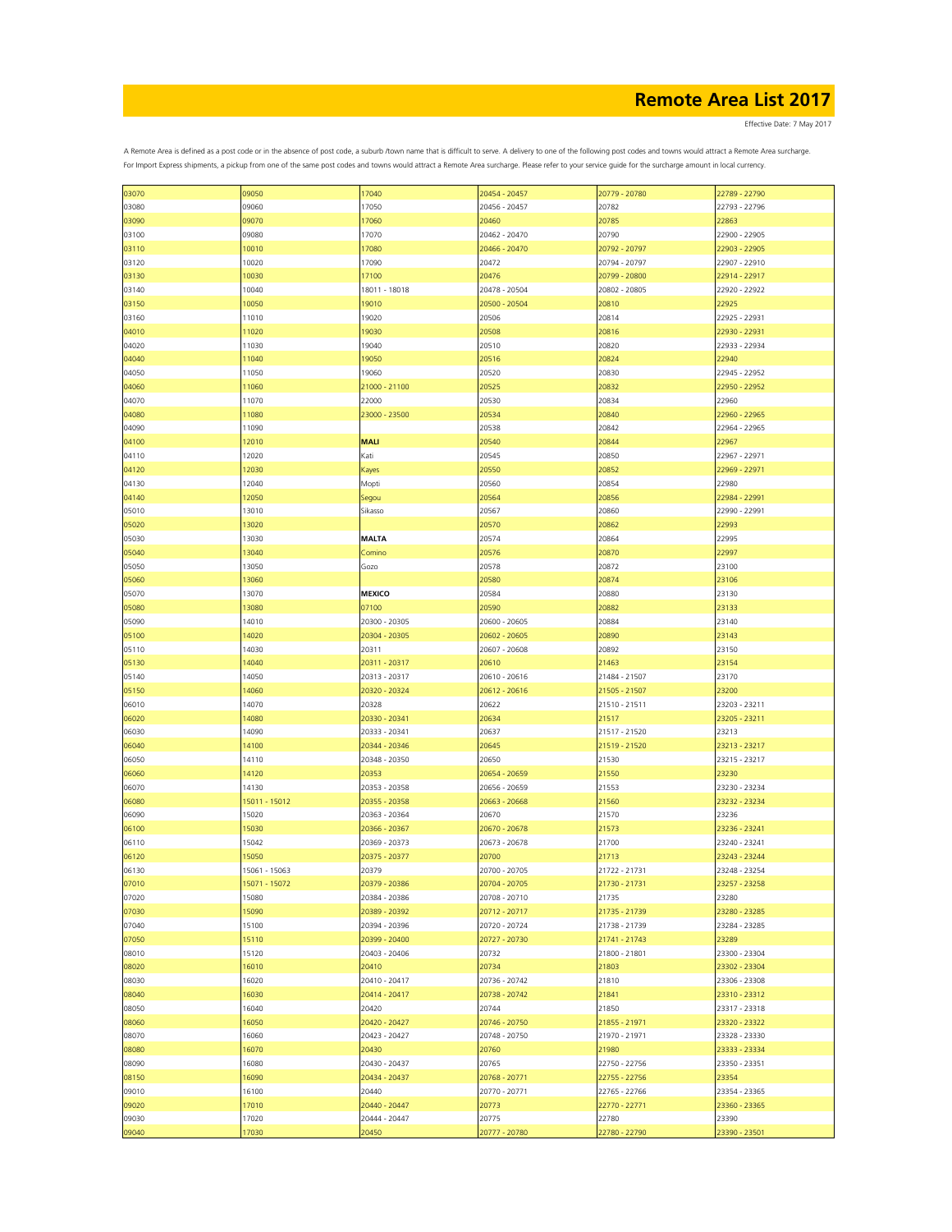# Remote Area List 2017

Effective Date: 7 May 2017

A Remote Area is defined as a post code or in the absence of post code, a suburb /town name that is difficult to serve. A delivery to one of the following post codes and towns would attract a Remote Area surcharge.
For Import Express shipments, a pickup from one of the same post codes and towns would attract a Remote Area surcharge. Please refer to your service guide for the surcharge amount in local currency.

| | | | | | |
|---|---|---|---|---|---|
| 03070 | 09050 | 17040 | 20454 - 20457 | 20779 - 20780 | 22789 - 22790 |
| 03080 | 09060 | 17050 | 20456 - 20457 | 20782 | 22793 - 22796 |
| 03090 | 09070 | 17060 | 20460 | 20785 | 22863 |
| 03100 | 09080 | 17070 | 20462 - 20470 | 20790 | 22900 - 22905 |
| 03110 | 10010 | 17080 | 20466 - 20470 | 20792 - 20797 | 22903 - 22905 |
| 03120 | 10020 | 17090 | 20472 | 20794 - 20797 | 22907 - 22910 |
| 03130 | 10030 | 17100 | 20476 | 20799 - 20800 | 22914 - 22917 |
| 03140 | 10040 | 18011 - 18018 | 20478 - 20504 | 20802 - 20805 | 22920 - 22922 |
| 03150 | 10050 | 19010 | 20500 - 20504 | 20810 | 22925 |
| 03160 | 11010 | 19020 | 20506 | 20814 | 22925 - 22931 |
| 04010 | 11020 | 19030 | 20508 | 20816 | 22930 - 22931 |
| 04020 | 11030 | 19040 | 20510 | 20820 | 22933 - 22934 |
| 04040 | 11040 | 19050 | 20516 | 20824 | 22940 |
| 04050 | 11050 | 19060 | 20520 | 20830 | 22945 - 22952 |
| 04060 | 11060 | 21000 - 21100 | 20525 | 20832 | 22950 - 22952 |
| 04070 | 11070 | 22000 | 20530 | 20834 | 22960 |
| 04080 | 11080 | 23000 - 23500 | 20534 | 20840 | 22960 - 22965 |
| 04090 | 11090 | | 20538 | 20842 | 22964 - 22965 |
| 04100 | 12010 | **MALI** | 20540 | 20844 | 22967 |
| 04110 | 12020 | Kati | 20545 | 20850 | 22967 - 22971 |
| 04120 | 12030 | Kayes | 20550 | 20852 | 22969 - 22971 |
| 04130 | 12040 | Mopti | 20560 | 20854 | 22980 |
| 04140 | 12050 | Segou | 20564 | 20856 | 22984 - 22991 |
| 05010 | 13010 | Sikasso | 20567 | 20860 | 22990 - 22991 |
| 05020 | 13020 | | 20570 | 20862 | 22993 |
| 05030 | 13030 | **MALTA** | 20574 | 20864 | 22995 |
| 05040 | 13040 | Comino | 20576 | 20870 | 22997 |
| 05050 | 13050 | Gozo | 20578 | 20872 | 23100 |
| 05060 | 13060 | | 20580 | 20874 | 23106 |
| 05070 | 13070 | **MEXICO** | 20584 | 20880 | 23130 |
| 05080 | 13080 | 07100 | 20590 | 20882 | 23133 |
| 05090 | 14010 | 20300 - 20305 | 20600 - 20605 | 20884 | 23140 |
| 05100 | 14020 | 20304 - 20305 | 20602 - 20605 | 20890 | 23143 |
| 05110 | 14030 | 20311 | 20607 - 20608 | 20892 | 23150 |
| 05130 | 14040 | 20311 - 20317 | 20610 | 21463 | 23154 |
| 05140 | 14050 | 20313 - 20317 | 20610 - 20616 | 21484 - 21507 | 23170 |
| 05150 | 14060 | 20320 - 20324 | 20612 - 20616 | 21505 - 21507 | 23200 |
| 06010 | 14070 | 20328 | 20622 | 21510 - 21511 | 23203 - 23211 |
| 06020 | 14080 | 20330 - 20341 | 20634 | 21517 | 23205 - 23211 |
| 06030 | 14090 | 20333 - 20341 | 20637 | 21517 - 21520 | 23213 |
| 06040 | 14100 | 20344 - 20346 | 20645 | 21519 - 21520 | 23213 - 23217 |
| 06050 | 14110 | 20348 - 20350 | 20650 | 21530 | 23215 - 23217 |
| 06060 | 14120 | 20353 | 20654 - 20659 | 21550 | 23230 |
| 06070 | 14130 | 20353 - 20358 | 20656 - 20659 | 21553 | 23230 - 23234 |
| 06080 | 15011 - 15012 | 20355 - 20358 | 20663 - 20668 | 21560 | 23232 - 23234 |
| 06090 | 15020 | 20363 - 20364 | 20670 | 21570 | 23236 |
| 06100 | 15030 | 20366 - 20367 | 20670 - 20678 | 21573 | 23236 - 23241 |
| 06110 | 15042 | 20369 - 20373 | 20673 - 20678 | 21700 | 23240 - 23241 |
| 06120 | 15050 | 20375 - 20377 | 20700 | 21713 | 23243 - 23244 |
| 06130 | 15061 - 15063 | 20379 | 20700 - 20705 | 21722 - 21731 | 23248 - 23254 |
| 07010 | 15071 - 15072 | 20379 - 20386 | 20704 - 20705 | 21730 - 21731 | 23257 - 23258 |
| 07020 | 15080 | 20384 - 20386 | 20708 - 20710 | 21735 | 23280 |
| 07030 | 15090 | 20389 - 20392 | 20712 - 20717 | 21735 - 21739 | 23280 - 23285 |
| 07040 | 15100 | 20394 - 20396 | 20720 - 20724 | 21738 - 21739 | 23284 - 23285 |
| 07050 | 15110 | 20399 - 20400 | 20727 - 20730 | 21741 - 21743 | 23289 |
| 08010 | 15120 | 20403 - 20406 | 20732 | 21800 - 21801 | 23300 - 23304 |
| 08020 | 16010 | 20410 | 20734 | 21803 | 23302 - 23304 |
| 08030 | 16020 | 20410 - 20417 | 20736 - 20742 | 21810 | 23306 - 23308 |
| 08040 | 16030 | 20414 - 20417 | 20738 - 20742 | 21841 | 23310 - 23312 |
| 08050 | 16040 | 20420 | 20744 | 21850 | 23317 - 23318 |
| 08060 | 16050 | 20420 - 20427 | 20746 - 20750 | 21855 - 21971 | 23320 - 23322 |
| 08070 | 16060 | 20423 - 20427 | 20748 - 20750 | 21970 - 21971 | 23328 - 23330 |
| 08080 | 16070 | 20430 | 20760 | 21980 | 23333 - 23334 |
| 08090 | 16080 | 20430 - 20437 | 20765 | 22750 - 22756 | 23350 - 23351 |
| 08150 | 16090 | 20434 - 20437 | 20768 - 20771 | 22755 - 22756 | 23354 |
| 09010 | 16100 | 20440 | 20770 - 20771 | 22765 - 22766 | 23354 - 23365 |
| 09020 | 17010 | 20440 - 20447 | 20773 | 22770 - 22771 | 23360 - 23365 |
| 09030 | 17020 | 20444 - 20447 | 20775 | 22780 | 23390 |
| 09040 | 17030 | 20450 | 20777 - 20780 | 22780 - 22790 | 23390 - 23501 |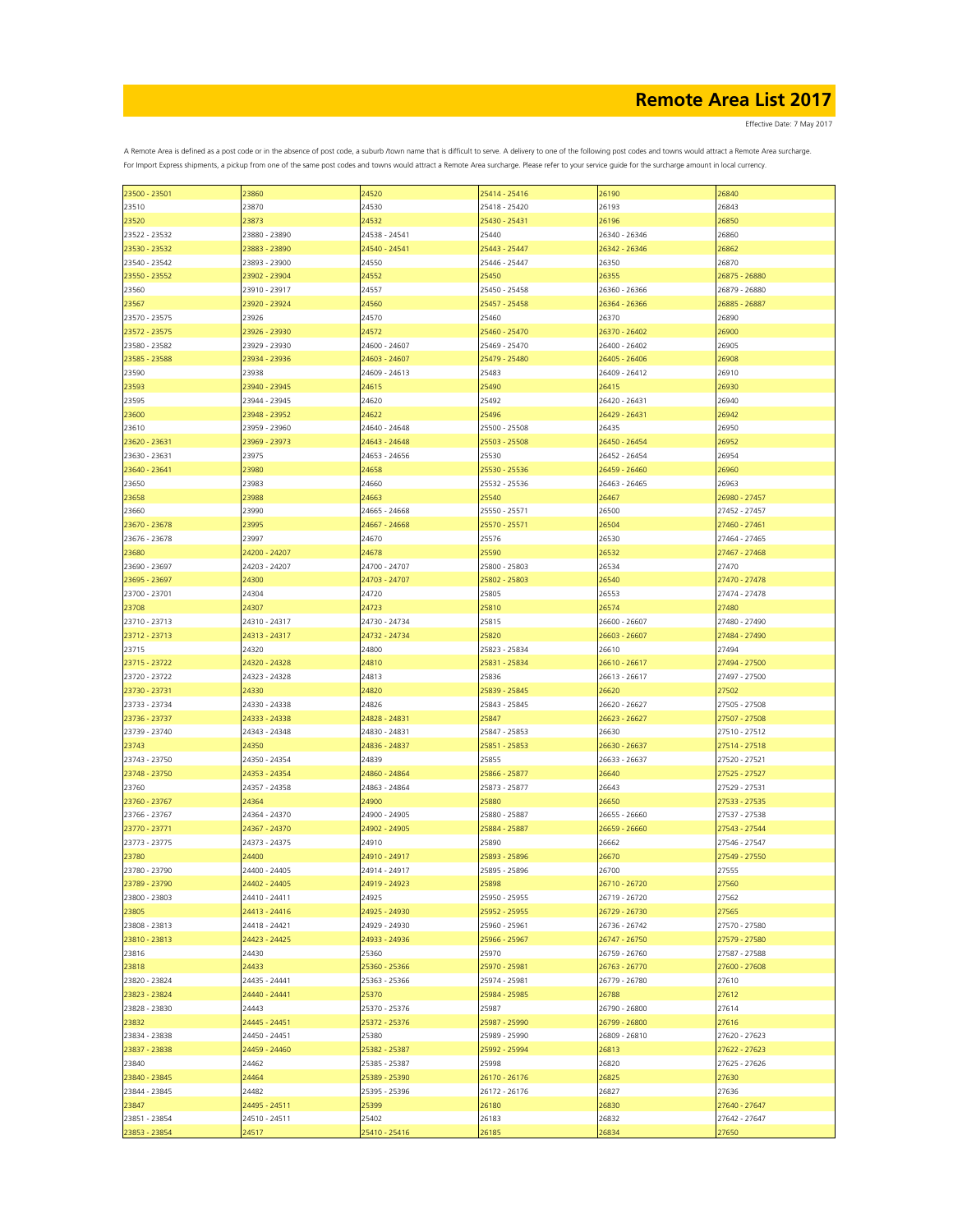# Remote Area List 2017

Effective Date: 7 May 2017

A Remote Area is defined as a post code or in the absence of post code, a suburb /town name that is difficult to serve. A delivery to one of the following post codes and towns would attract a Remote Area surcharge.
For Import Express shipments, a pickup from one of the same post codes and towns would attract a Remote Area surcharge. Please refer to your service guide for the surcharge amount in local currency.

| | | | | | |
|---|---|---|---|---|---|
| 23500 - 23501 | 23860 | 24520 | 25414 - 25416 | 26190 | 26840 |
| 23510 | 23870 | 24530 | 25418 - 25420 | 26193 | 26843 |
| 23520 | 23873 | 24532 | 25430 - 25431 | 26196 | 26850 |
| 23522 - 23532 | 23880 - 23890 | 24538 - 24541 | 25440 | 26340 - 26346 | 26860 |
| 23530 - 23532 | 23883 - 23890 | 24540 - 24541 | 25443 - 25447 | 26342 - 26346 | 26862 |
| 23540 - 23542 | 23893 - 23900 | 24550 | 25446 - 25447 | 26350 | 26870 |
| 23550 - 23552 | 23902 - 23904 | 24552 | 25450 | 26355 | 26875 - 26880 |
| 23560 | 23910 - 23917 | 24557 | 25450 - 25458 | 26360 - 26366 | 26879 - 26880 |
| 23567 | 23920 - 23924 | 24560 | 25457 - 25458 | 26364 - 26366 | 26885 - 26887 |
| 23570 - 23575 | 23926 | 24570 | 25460 | 26370 | 26890 |
| 23572 - 23575 | 23926 - 23930 | 24572 | 25460 - 25470 | 26370 - 26402 | 26900 |
| 23580 - 23582 | 23929 - 23930 | 24600 - 24607 | 25469 - 25470 | 26400 - 26402 | 26905 |
| 23585 - 23588 | 23934 - 23936 | 24603 - 24607 | 25479 - 25480 | 26405 - 26406 | 26908 |
| 23590 | 23938 | 24609 - 24613 | 25483 | 26409 - 26412 | 26910 |
| 23593 | 23940 - 23945 | 24615 | 25490 | 26415 | 26930 |
| 23595 | 23944 - 23945 | 24620 | 25492 | 26420 - 26431 | 26940 |
| 23600 | 23948 - 23952 | 24622 | 25496 | 26429 - 26431 | 26942 |
| 23610 | 23959 - 23960 | 24640 - 24648 | 25500 - 25508 | 26435 | 26950 |
| 23620 - 23631 | 23969 - 23973 | 24643 - 24648 | 25503 - 25508 | 26450 - 26454 | 26952 |
| 23630 - 23631 | 23975 | 24653 - 24656 | 25530 | 26452 - 26454 | 26954 |
| 23640 - 23641 | 23980 | 24658 | 25530 - 25536 | 26459 - 26460 | 26960 |
| 23650 | 23983 | 24660 | 25532 - 25536 | 26463 - 26465 | 26963 |
| 23658 | 23988 | 24663 | 25540 | 26467 | 26980 - 27457 |
| 23660 | 23990 | 24665 - 24668 | 25550 - 25571 | 26500 | 27452 - 27457 |
| 23670 - 23678 | 23995 | 24667 - 24668 | 25570 - 25571 | 26504 | 27460 - 27461 |
| 23676 - 23678 | 23997 | 24670 | 25576 | 26530 | 27464 - 27465 |
| 23680 | 24200 - 24207 | 24678 | 25590 | 26532 | 27467 - 27468 |
| 23690 - 23697 | 24203 - 24207 | 24700 - 24707 | 25800 - 25803 | 26534 | 27470 |
| 23695 - 23697 | 24300 | 24703 - 24707 | 25802 - 25803 | 26540 | 27470 - 27478 |
| 23700 - 23701 | 24304 | 24720 | 25805 | 26553 | 27474 - 27478 |
| 23708 | 24307 | 24723 | 25810 | 26574 | 27480 |
| 23710 - 23713 | 24310 - 24317 | 24730 - 24734 | 25815 | 26600 - 26607 | 27480 - 27490 |
| 23712 - 23713 | 24313 - 24317 | 24732 - 24734 | 25820 | 26603 - 26607 | 27484 - 27490 |
| 23715 | 24320 | 24800 | 25823 - 25834 | 26610 | 27494 |
| 23715 - 23722 | 24320 - 24328 | 24810 | 25831 - 25834 | 26610 - 26617 | 27494 - 27500 |
| 23720 - 23722 | 24323 - 24328 | 24813 | 25836 | 26613 - 26617 | 27497 - 27500 |
| 23730 - 23731 | 24330 | 24820 | 25839 - 25845 | 26620 | 27502 |
| 23733 - 23734 | 24330 - 24338 | 24826 | 25843 - 25845 | 26620 - 26627 | 27505 - 27508 |
| 23736 - 23737 | 24333 - 24338 | 24828 - 24831 | 25847 | 26623 - 26627 | 27507 - 27508 |
| 23739 - 23740 | 24343 - 24348 | 24830 - 24831 | 25847 - 25853 | 26630 | 27510 - 27512 |
| 23743 | 24350 | 24836 - 24837 | 25851 - 25853 | 26630 - 26637 | 27514 - 27518 |
| 23743 - 23750 | 24350 - 24354 | 24839 | 25855 | 26633 - 26637 | 27520 - 27521 |
| 23748 - 23750 | 24353 - 24354 | 24860 - 24864 | 25866 - 25877 | 26640 | 27525 - 27527 |
| 23760 | 24357 - 24358 | 24863 - 24864 | 25873 - 25877 | 26643 | 27529 - 27531 |
| 23760 - 23767 | 24364 | 24900 | 25880 | 26650 | 27533 - 27535 |
| 23766 - 23767 | 24364 - 24370 | 24900 - 24905 | 25880 - 25887 | 26655 - 26660 | 27537 - 27538 |
| 23770 - 23771 | 24367 - 24370 | 24902 - 24905 | 25884 - 25887 | 26659 - 26660 | 27543 - 27544 |
| 23773 - 23775 | 24373 - 24375 | 24910 | 25890 | 26662 | 27546 - 27547 |
| 23780 | 24400 | 24910 - 24917 | 25893 - 25896 | 26670 | 27549 - 27550 |
| 23780 - 23790 | 24400 - 24405 | 24914 - 24917 | 25895 - 25896 | 26700 | 27555 |
| 23789 - 23790 | 24402 - 24405 | 24919 - 24923 | 25898 | 26710 - 26720 | 27560 |
| 23800 - 23803 | 24410 - 24411 | 24925 | 25950 - 25955 | 26719 - 26720 | 27562 |
| 23805 | 24413 - 24416 | 24925 - 24930 | 25952 - 25955 | 26729 - 26730 | 27565 |
| 23808 - 23813 | 24418 - 24421 | 24929 - 24930 | 25960 - 25961 | 26736 - 26742 | 27570 - 27580 |
| 23810 - 23813 | 24423 - 24425 | 24933 - 24936 | 25966 - 25967 | 26747 - 26750 | 27579 - 27580 |
| 23816 | 24430 | 25360 | 25970 | 26759 - 26760 | 27587 - 27588 |
| 23818 | 24433 | 25360 - 25366 | 25970 - 25981 | 26763 - 26770 | 27600 - 27608 |
| 23820 - 23824 | 24435 - 24441 | 25363 - 25366 | 25974 - 25981 | 26779 - 26780 | 27610 |
| 23823 - 23824 | 24440 - 24441 | 25370 | 25984 - 25985 | 26788 | 27612 |
| 23828 - 23830 | 24443 | 25370 - 25376 | 25987 | 26790 - 26800 | 27614 |
| 23832 | 24445 - 24451 | 25372 - 25376 | 25987 - 25990 | 26799 - 26800 | 27616 |
| 23834 - 23838 | 24450 - 24451 | 25380 | 25989 - 25990 | 26809 - 26810 | 27620 - 27623 |
| 23837 - 23838 | 24459 - 24460 | 25382 - 25387 | 25992 - 25994 | 26813 | 27622 - 27623 |
| 23840 | 24462 | 25385 - 25387 | 25998 | 26820 | 27625 - 27626 |
| 23840 - 23845 | 24464 | 25389 - 25390 | 26170 - 26176 | 26825 | 27630 |
| 23844 - 23845 | 24482 | 25395 - 25396 | 26172 - 26176 | 26827 | 27636 |
| 23847 | 24495 - 24511 | 25399 | 26180 | 26830 | 27640 - 27647 |
| 23851 - 23854 | 24510 - 24511 | 25402 | 26183 | 26832 | 27642 - 27647 |
| 23853 - 23854 | 24517 | 25410 - 25416 | 26185 | 26834 | 27650 |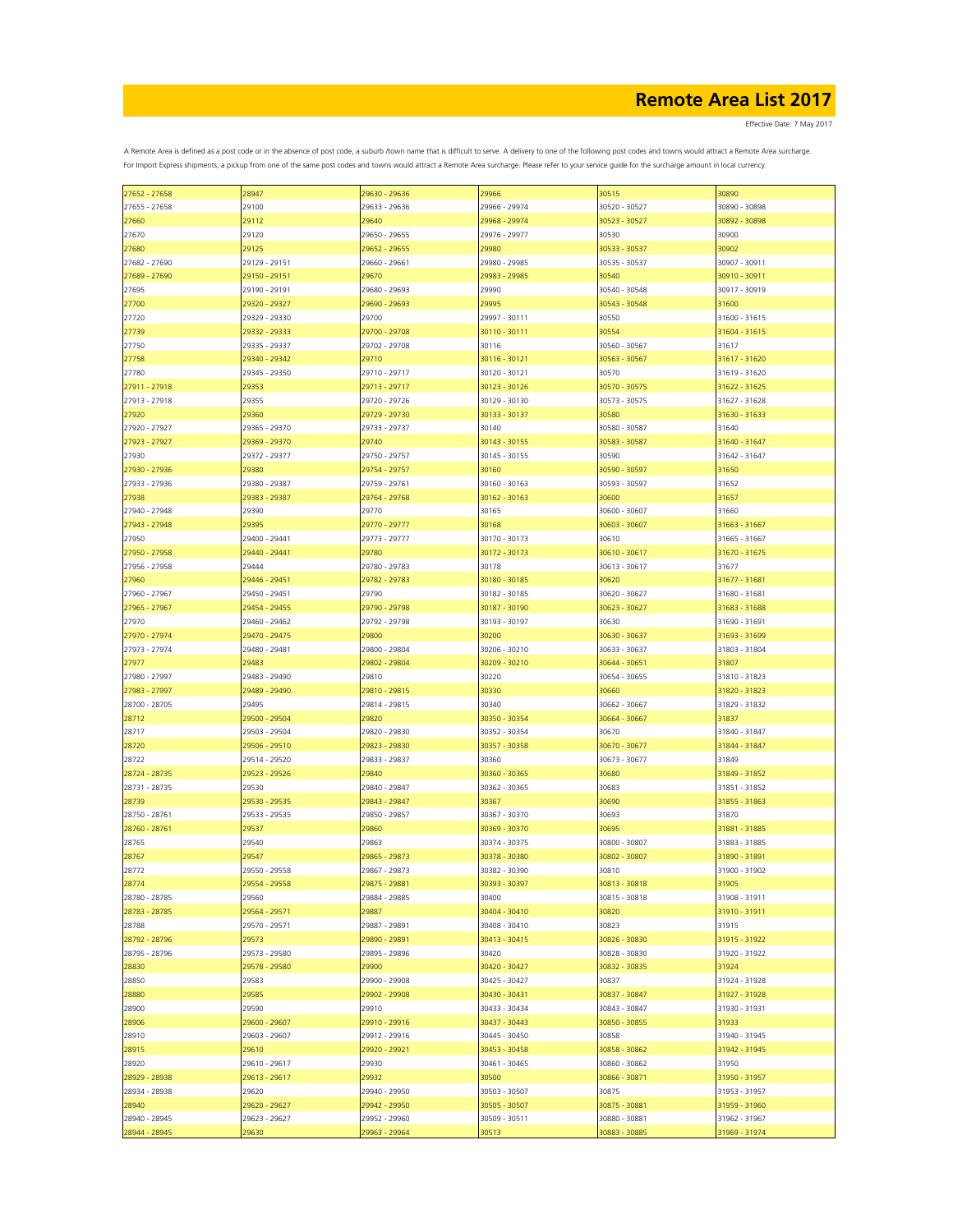# Remote Area List 2017

Effective Date: 7 May 2017

A Remote Area is defined as a post code or in the absence of post code, a suburb /town name that is difficult to serve. A delivery to one of the following post codes and towns would attract a Remote Area surcharge. For Import Express shipments, a pickup from one of the same post codes and towns would attract a Remote Area surcharge. Please refer to your service guide for the surcharge amount in local currency.

| | | | | | |
|---|---|---|---|---|---|
| 27652 - 27658 | 28947 | 29630 - 29636 | 29966 | 30515 | 30890 |
| 27655 - 27658 | 29100 | 29633 - 29636 | 29966 - 29974 | 30520 - 30527 | 30890 - 30898 |
| 27660 | 29112 | 29640 | 29968 - 29974 | 30523 - 30527 | 30892 - 30898 |
| 27670 | 29120 | 29650 - 29655 | 29976 - 29977 | 30530 | 30900 |
| 27680 | 29125 | 29652 - 29655 | 29980 | 30533 - 30537 | 30902 |
| 27682 - 27690 | 29129 - 29151 | 29660 - 29661 | 29980 - 29985 | 30535 - 30537 | 30907 - 30911 |
| 27689 - 27690 | 29150 - 29151 | 29670 | 29983 - 29985 | 30540 | 30910 - 30911 |
| 27695 | 29190 - 29191 | 29680 - 29693 | 29990 | 30540 - 30548 | 30917 - 30919 |
| 27700 | 29320 - 29327 | 29690 - 29693 | 29995 | 30543 - 30548 | 31600 |
| 27720 | 29329 - 29330 | 29700 | 29997 - 30111 | 30550 | 31600 - 31615 |
| 27739 | 29332 - 29333 | 29700 - 29708 | 30110 - 30111 | 30554 | 31604 - 31615 |
| 27750 | 29335 - 29337 | 29702 - 29708 | 30116 | 30560 - 30567 | 31617 |
| 27758 | 29340 - 29342 | 29710 | 30116 - 30121 | 30563 - 30567 | 31617 - 31620 |
| 27780 | 29345 - 29350 | 29710 - 29717 | 30120 - 30121 | 30570 | 31619 - 31620 |
| 27911 - 27918 | 29353 | 29713 - 29717 | 30123 - 30126 | 30570 - 30575 | 31622 - 31625 |
| 27913 - 27918 | 29355 | 29720 - 29726 | 30129 - 30130 | 30573 - 30575 | 31627 - 31628 |
| 27920 | 29360 | 29729 - 29730 | 30133 - 30137 | 30580 | 31630 - 31633 |
| 27920 - 27927 | 29365 - 29370 | 29733 - 29737 | 30140 | 30580 - 30587 | 31640 |
| 27923 - 27927 | 29369 - 29370 | 29740 | 30143 - 30155 | 30583 - 30587 | 31640 - 31647 |
| 27930 | 29372 - 29377 | 29750 - 29757 | 30145 - 30155 | 30590 | 31642 - 31647 |
| 27930 - 27936 | 29380 | 29754 - 29757 | 30160 | 30590 - 30597 | 31650 |
| 27933 - 27936 | 29380 - 29387 | 29759 - 29761 | 30160 - 30163 | 30593 - 30597 | 31652 |
| 27938 | 29383 - 29387 | 29764 - 29768 | 30162 - 30163 | 30600 | 31657 |
| 27940 - 27948 | 29390 | 29770 | 30165 | 30600 - 30607 | 31660 |
| 27943 - 27948 | 29395 | 29770 - 29777 | 30168 | 30603 - 30607 | 31663 - 31667 |
| 27950 | 29400 - 29441 | 29773 - 29777 | 30170 - 30173 | 30610 | 31665 - 31667 |
| 27950 - 27958 | 29440 - 29441 | 29780 | 30172 - 30173 | 30610 - 30617 | 31670 - 31675 |
| 27956 - 27958 | 29444 | 29780 - 29783 | 30178 | 30613 - 30617 | 31677 |
| 27960 | 29446 - 29451 | 29782 - 29783 | 30180 - 30185 | 30620 | 31677 - 31681 |
| 27960 - 27967 | 29450 - 29451 | 29790 | 30182 - 30185 | 30620 - 30627 | 31680 - 31681 |
| 27965 - 27967 | 29454 - 29455 | 29790 - 29798 | 30187 - 30190 | 30623 - 30627 | 31683 - 31688 |
| 27970 | 29460 - 29462 | 29792 - 29798 | 30193 - 30197 | 30630 | 31690 - 31691 |
| 27970 - 27974 | 29470 - 29475 | 29800 | 30200 | 30630 - 30637 | 31693 - 31699 |
| 27973 - 27974 | 29480 - 29481 | 29800 - 29804 | 30206 - 30210 | 30633 - 30637 | 31803 - 31804 |
| 27977 | 29483 | 29802 - 29804 | 30209 - 30210 | 30644 - 30651 | 31807 |
| 27980 - 27997 | 29483 - 29490 | 29810 | 30220 | 30654 - 30655 | 31810 - 31823 |
| 27983 - 27997 | 29489 - 29490 | 29810 - 29815 | 30330 | 30660 | 31820 - 31823 |
| 28700 - 28705 | 29495 | 29814 - 29815 | 30340 | 30662 - 30667 | 31829 - 31832 |
| 28712 | 29500 - 29504 | 29820 | 30350 - 30354 | 30664 - 30667 | 31837 |
| 28717 | 29503 - 29504 | 29820 - 29830 | 30352 - 30354 | 30670 | 31840 - 31847 |
| 28720 | 29506 - 29510 | 29823 - 29830 | 30357 - 30358 | 30670 - 30677 | 31844 - 31847 |
| 28722 | 29514 - 29520 | 29833 - 29837 | 30360 | 30673 - 30677 | 31849 |
| 28724 - 28735 | 29523 - 29526 | 29840 | 30360 - 30365 | 30680 | 31849 - 31852 |
| 28731 - 28735 | 29530 | 29840 - 29847 | 30362 - 30365 | 30683 | 31851 - 31852 |
| 28739 | 29530 - 29535 | 29843 - 29847 | 30367 | 30690 | 31855 - 31863 |
| 28750 - 28761 | 29533 - 29535 | 29850 - 29857 | 30367 - 30370 | 30693 | 31870 |
| 28760 - 28761 | 29537 | 29860 | 30369 - 30370 | 30695 | 31881 - 31885 |
| 28765 | 29540 | 29863 | 30374 - 30375 | 30800 - 30807 | 31883 - 31885 |
| 28767 | 29547 | 29865 - 29873 | 30378 - 30380 | 30802 - 30807 | 31890 - 31891 |
| 28772 | 29550 - 29558 | 29867 - 29873 | 30382 - 30390 | 30810 | 31900 - 31902 |
| 28774 | 29554 - 29558 | 29875 - 29881 | 30393 - 30397 | 30813 - 30818 | 31905 |
| 28780 - 28785 | 29560 | 29884 - 29885 | 30400 | 30815 - 30818 | 31908 - 31911 |
| 28783 - 28785 | 29564 - 29571 | 29887 | 30404 - 30410 | 30820 | 31910 - 31911 |
| 28788 | 29570 - 29571 | 29887 - 29891 | 30408 - 30410 | 30823 | 31915 |
| 28792 - 28796 | 29573 | 29890 - 29891 | 30413 - 30415 | 30826 - 30830 | 31915 - 31922 |
| 28795 - 28796 | 29573 - 29580 | 29895 - 29896 | 30420 | 30828 - 30830 | 31920 - 31922 |
| 28830 | 29578 - 29580 | 29900 | 30420 - 30427 | 30832 - 30835 | 31924 |
| 28850 | 29583 | 29900 - 29908 | 30425 - 30427 | 30837 | 31924 - 31928 |
| 28880 | 29585 | 29902 - 29908 | 30430 - 30431 | 30837 - 30847 | 31927 - 31928 |
| 28900 | 29590 | 29910 | 30433 - 30434 | 30843 - 30847 | 31930 - 31931 |
| 28906 | 29600 - 29607 | 29910 - 29916 | 30437 - 30443 | 30850 - 30855 | 31933 |
| 28910 | 29603 - 29607 | 29912 - 29916 | 30445 - 30450 | 30858 | 31940 - 31945 |
| 28915 | 29610 | 29920 - 29921 | 30453 - 30458 | 30858 - 30862 | 31942 - 31945 |
| 28920 | 29610 - 29617 | 29930 | 30461 - 30465 | 30860 - 30862 | 31950 |
| 28929 - 28938 | 29613 - 29617 | 29932 | 30500 | 30866 - 30871 | 31950 - 31957 |
| 28934 - 28938 | 29620 | 29940 - 29950 | 30503 - 30507 | 30875 | 31953 - 31957 |
| 28940 | 29620 - 29627 | 29942 - 29950 | 30505 - 30507 | 30875 - 30881 | 31959 - 31960 |
| 28940 - 28945 | 29623 - 29627 | 29952 - 29960 | 30509 - 30511 | 30880 - 30881 | 31962 - 31967 |
| 28944 - 28945 | 29630 | 29963 - 29964 | 30513 | 30883 - 30885 | 31969 - 31974 |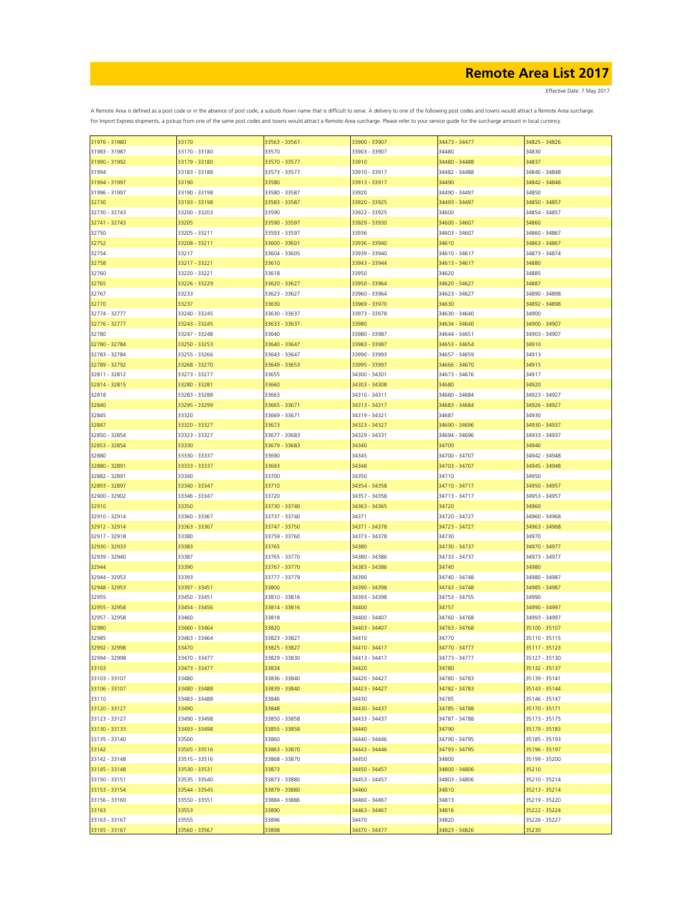# Remote Area List 2017

Effective Date: 7 May 2017

A Remote Area is defined as a post code or in the absence of post code, a suburb /town name that is difficult to serve. A delivery to one of the following post codes and towns would attract a Remote Area surcharge. For Import Express shipments, a pickup from one of the same post codes and towns would attract a Remote Area surcharge. Please refer to your service guide for the surcharge amount in local currency.

| | | | | | |
|---|---|---|---|---|---|
| 31976 - 31980 | 33170 | 33563 - 33567 | 33900 - 33907 | 34473 - 34477 | 34825 - 34826 |
| 31983 - 31987 | 33170 - 33180 | 33570 | 33903 - 33907 | 34480 | 34830 |
| 31990 - 31992 | 33179 - 33180 | 33570 - 33577 | 33910 | 34480 - 34488 | 34837 |
| 31994 | 33183 - 33188 | 33573 - 33577 | 33910 - 33917 | 34482 - 34488 | 34840 - 34848 |
| 31994 - 31997 | 33190 | 33580 | 33913 - 33917 | 34490 | 34842 - 34848 |
| 31996 - 31997 | 33190 - 33198 | 33580 - 33587 | 33920 | 34490 - 34497 | 34850 |
| 32730 | 33193 - 33198 | 33583 - 33587 | 33920 - 33925 | 34493 - 34497 | 34850 - 34857 |
| 32730 - 32743 | 33200 - 33203 | 33590 | 33922 - 33925 | 34600 | 34854 - 34857 |
| 32741 - 32743 | 33205 | 33590 - 33597 | 33929 - 33930 | 34600 - 34607 | 34860 |
| 32750 | 33205 - 33211 | 33593 - 33597 | 33936 | 34603 - 34607 | 34860 - 34867 |
| 32752 | 33208 - 33211 | 33600 - 33601 | 33936 - 33940 | 34610 | 34863 - 34867 |
| 32754 | 33217 | 33604 - 33605 | 33939 - 33940 | 34610 - 34617 | 34873 - 34874 |
| 32758 | 33217 - 33221 | 33610 | 33943 - 33944 | 34613 - 34617 | 34880 |
| 32760 | 33220 - 33221 | 33618 | 33950 | 34620 | 34885 |
| 32765 | 33226 - 33229 | 33620 - 33627 | 33950 - 33964 | 34620 - 34627 | 34887 |
| 32767 | 33233 | 33623 - 33627 | 33960 - 33964 | 34623 - 34627 | 34890 - 34898 |
| 32770 | 33237 | 33630 | 33969 - 33970 | 34630 | 34892 - 34898 |
| 32774 - 32777 | 33240 - 33245 | 33630 - 33637 | 33973 - 33978 | 34630 - 34640 | 34900 |
| 32776 - 32777 | 33243 - 33245 | 33633 - 33637 | 33980 | 34634 - 34640 | 34900 - 34907 |
| 32780 | 33247 - 33248 | 33640 | 33980 - 33987 | 34644 - 34651 | 34903 - 34907 |
| 32780 - 32784 | 33250 - 33253 | 33640 - 33647 | 33983 - 33987 | 34653 - 34654 | 34910 |
| 32783 - 32784 | 33255 - 33266 | 33643 - 33647 | 33990 - 33993 | 34657 - 34659 | 34913 |
| 32789 - 32792 | 33268 - 33270 | 33649 - 33653 | 33995 - 33997 | 34666 - 34670 | 34915 |
| 32811 - 32812 | 33273 - 33277 | 33655 | 34300 - 34301 | 34673 - 34676 | 34917 |
| 32814 - 32815 | 33280 - 33281 | 33660 | 34303 - 34308 | 34680 | 34920 |
| 32818 | 33283 - 33288 | 33663 | 34310 - 34311 | 34680 - 34684 | 34923 - 34927 |
| 32840 | 33295 - 33299 | 33665 - 33671 | 34313 - 34317 | 34683 - 34684 | 34926 - 34927 |
| 32845 | 33320 | 33669 - 33671 | 34319 - 34321 | 34687 | 34930 |
| 32847 | 33320 - 33327 | 33673 | 34323 - 34327 | 34690 - 34696 | 34930 - 34937 |
| 32850 - 32854 | 33323 - 33327 | 33677 - 33683 | 34329 - 34331 | 34694 - 34696 | 34933 - 34937 |
| 32853 - 32854 | 33330 | 33679 - 33683 | 34340 | 34700 | 34940 |
| 32880 | 33330 - 33337 | 33690 | 34345 | 34700 - 34707 | 34942 - 34948 |
| 32880 - 32891 | 33333 - 33337 | 33693 | 34348 | 34703 - 34707 | 34945 - 34948 |
| 32882 - 32891 | 33340 | 33700 | 34350 | 34710 | 34950 |
| 32893 - 32897 | 33340 - 33347 | 33710 | 34354 - 34358 | 34710 - 34717 | 34950 - 34957 |
| 32900 - 32902 | 33346 - 33347 | 33720 | 34357 - 34358 | 34713 - 34717 | 34953 - 34957 |
| 32910 | 33350 | 33730 - 33740 | 34363 - 34365 | 34720 | 34960 |
| 32910 - 32914 | 33360 - 33367 | 33737 - 33740 | 34371 | 34720 - 34727 | 34960 - 34968 |
| 32912 - 32914 | 33363 - 33367 | 33747 - 33750 | 34371 - 34378 | 34723 - 34727 | 34963 - 34968 |
| 32917 - 32918 | 33380 | 33759 - 33760 | 34373 - 34378 | 34730 | 34970 |
| 32930 - 32933 | 33383 | 33765 | 34380 | 34730 - 34737 | 34970 - 34977 |
| 32939 - 32940 | 33387 | 33765 - 33770 | 34380 - 34386 | 34733 - 34737 | 34973 - 34977 |
| 32944 | 33390 | 33767 - 33770 | 34383 - 34386 | 34740 | 34980 |
| 32944 - 32953 | 33393 | 33777 - 33779 | 34390 | 34740 - 34748 | 34980 - 34987 |
| 32948 - 32953 | 33397 - 33451 | 33800 | 34390 - 34398 | 34743 - 34748 | 34985 - 34987 |
| 32955 | 33450 - 33451 | 33810 - 33816 | 34393 - 34398 | 34753 - 34755 | 34990 |
| 32955 - 32958 | 33454 - 33456 | 33814 - 33816 | 34400 | 34757 | 34990 - 34997 |
| 32957 - 32958 | 33460 | 33818 | 34400 - 34407 | 34760 - 34768 | 34993 - 34997 |
| 32980 | 33460 - 33464 | 33820 | 34403 - 34407 | 34763 - 34768 | 35100 - 35107 |
| 32985 | 33463 - 33464 | 33823 - 33827 | 34410 | 34770 | 35110 - 35115 |
| 32992 - 32998 | 33470 | 33825 - 33827 | 34410 - 34417 | 34770 - 34777 | 35117 - 35123 |
| 32994 - 32998 | 33470 - 33477 | 33829 - 33830 | 34413 - 34417 | 34773 - 34777 | 35127 - 35130 |
| 33103 | 33473 - 33477 | 33834 | 34420 | 34780 | 35132 - 35137 |
| 33103 - 33107 | 33480 | 33836 - 33840 | 34420 - 34427 | 34780 - 34783 | 35139 - 35141 |
| 33106 - 33107 | 33480 - 33488 | 33839 - 33840 | 34423 - 34427 | 34782 - 34783 | 35143 - 35144 |
| 33110 | 33483 - 33488 | 33846 | 34430 | 34785 | 35146 - 35147 |
| 33120 - 33127 | 33490 | 33848 | 34430 - 34437 | 34785 - 34788 | 35170 - 35171 |
| 33123 - 33127 | 33490 - 33498 | 33850 - 33858 | 34433 - 34437 | 34787 - 34788 | 35173 - 35175 |
| 33130 - 33133 | 33493 - 33498 | 33855 - 33858 | 34440 | 34790 | 35179 - 35183 |
| 33135 - 33140 | 33500 | 33860 | 34440 - 34446 | 34790 - 34795 | 35185 - 35193 |
| 33142 | 33505 - 33516 | 33863 - 33870 | 34443 - 34446 | 34793 - 34795 | 35196 - 35197 |
| 33142 - 33148 | 33515 - 33516 | 33868 - 33870 | 34450 | 34800 | 35199 - 35200 |
| 33145 - 33148 | 33530 - 33531 | 33873 | 34450 - 34457 | 34800 - 34806 | 35210 |
| 33150 - 33151 | 33535 - 33540 | 33873 - 33880 | 34453 - 34457 | 34803 - 34806 | 35210 - 35214 |
| 33153 - 33154 | 33544 - 33545 | 33879 - 33880 | 34460 | 34810 | 35213 - 35214 |
| 33156 - 33160 | 33550 - 33551 | 33884 - 33886 | 34460 - 34467 | 34813 | 35219 - 35220 |
| 33163 | 33553 | 33890 | 34463 - 34467 | 34816 | 35222 - 35224 |
| 33163 - 33167 | 33555 | 33896 | 34470 | 34820 | 35226 - 35227 |
| 33165 - 33167 | 33560 - 33567 | 33898 | 34470 - 34477 | 34823 - 34826 | 35230 |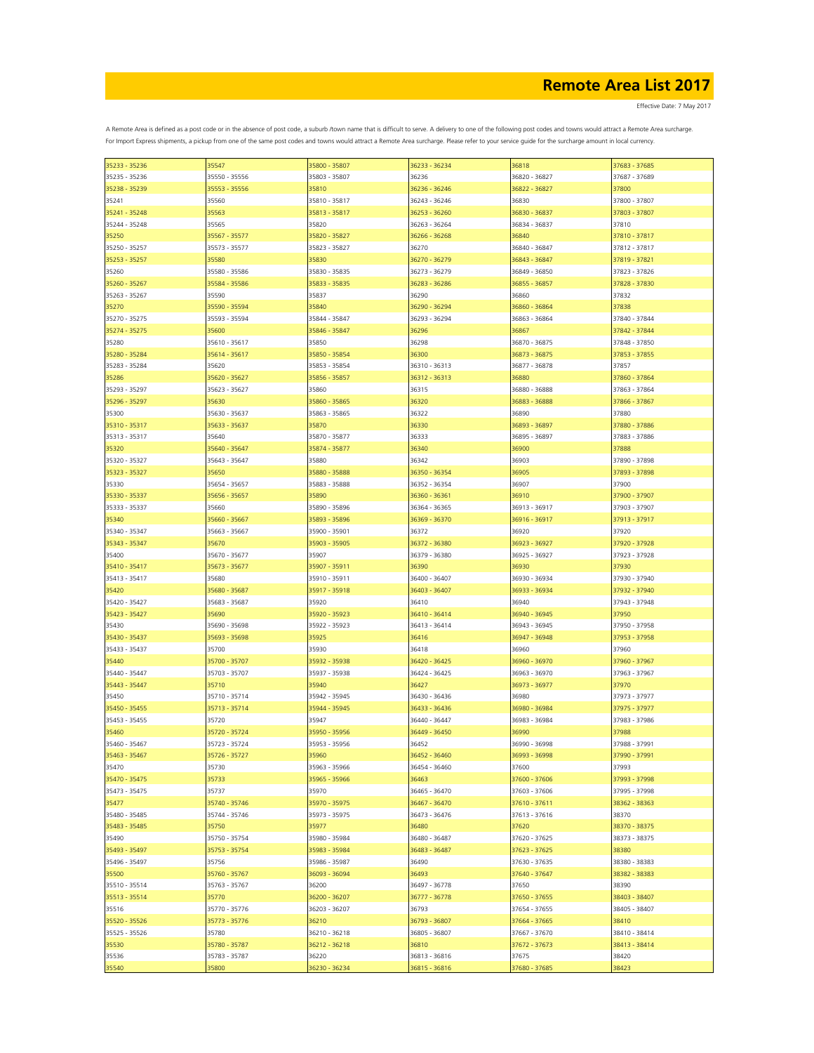# Remote Area List 2017

Effective Date: 7 May 2017

A Remote Area is defined as a post code or in the absence of post code, a suburb /town name that is difficult to serve. A delivery to one of the following post codes and towns would attract a Remote Area surcharge.
For Import Express shipments, a pickup from one of the same post codes and towns would attract a Remote Area surcharge. Please refer to your service guide for the surcharge amount in local currency.

| | | | | | |
|---|---|---|---|---|---|
| 35233 - 35236 | 35547 | 35800 - 35807 | 36233 - 36234 | 36818 | 37683 - 37685 |
| 35235 - 35236 | 35550 - 35556 | 35803 - 35807 | 36236 | 36820 - 36827 | 37687 - 37689 |
| 35238 - 35239 | 35553 - 35556 | 35810 | 36236 - 36246 | 36822 - 36827 | 37800 |
| 35241 | 35560 | 35810 - 35817 | 36243 - 36246 | 36830 | 37800 - 37807 |
| 35241 - 35248 | 35563 | 35813 - 35817 | 36253 - 36260 | 36830 - 36837 | 37803 - 37807 |
| 35244 - 35248 | 35565 | 35820 | 36263 - 36264 | 36834 - 36837 | 37810 |
| 35250 | 35567 - 35577 | 35820 - 35827 | 36266 - 36268 | 36840 | 37810 - 37817 |
| 35250 - 35257 | 35573 - 35577 | 35823 - 35827 | 36270 | 36840 - 36847 | 37812 - 37817 |
| 35253 - 35257 | 35580 | 35830 | 36270 - 36279 | 36843 - 36847 | 37819 - 37821 |
| 35260 | 35580 - 35586 | 35830 - 35835 | 36273 - 36279 | 36849 - 36850 | 37823 - 37826 |
| 35260 - 35267 | 35584 - 35586 | 35833 - 35835 | 36283 - 36286 | 36855 - 36857 | 37828 - 37830 |
| 35263 - 35267 | 35590 | 35837 | 36290 | 36860 | 37832 |
| 35270 | 35590 - 35594 | 35840 | 36290 - 36294 | 36860 - 36864 | 37838 |
| 35270 - 35275 | 35593 - 35594 | 35844 - 35847 | 36293 - 36294 | 36863 - 36864 | 37840 - 37844 |
| 35274 - 35275 | 35600 | 35846 - 35847 | 36296 | 36867 | 37842 - 37844 |
| 35280 | 35610 - 35617 | 35850 | 36298 | 36870 - 36875 | 37848 - 37850 |
| 35280 - 35284 | 35614 - 35617 | 35850 - 35854 | 36300 | 36873 - 36875 | 37853 - 37855 |
| 35283 - 35284 | 35620 | 35853 - 35854 | 36310 - 36313 | 36877 - 36878 | 37857 |
| 35286 | 35620 - 35627 | 35856 - 35857 | 36312 - 36313 | 36880 | 37860 - 37864 |
| 35293 - 35297 | 35623 - 35627 | 35860 | 36315 | 36880 - 36888 | 37863 - 37864 |
| 35296 - 35297 | 35630 | 35860 - 35865 | 36320 | 36883 - 36888 | 37866 - 37867 |
| 35300 | 35630 - 35637 | 35863 - 35865 | 36322 | 36890 | 37880 |
| 35310 - 35317 | 35633 - 35637 | 35870 | 36330 | 36893 - 36897 | 37880 - 37886 |
| 35313 - 35317 | 35640 | 35870 - 35877 | 36333 | 36895 - 36897 | 37883 - 37886 |
| 35320 | 35640 - 35647 | 35874 - 35877 | 36340 | 36900 | 37888 |
| 35320 - 35327 | 35643 - 35647 | 35880 | 36342 | 36903 | 37890 - 37898 |
| 35323 - 35327 | 35650 | 35880 - 35888 | 36350 - 36354 | 36905 | 37893 - 37898 |
| 35330 | 35654 - 35657 | 35883 - 35888 | 36352 - 36354 | 36907 | 37900 |
| 35330 - 35337 | 35656 - 35657 | 35890 | 36360 - 36361 | 36910 | 37900 - 37907 |
| 35333 - 35337 | 35660 | 35890 - 35896 | 36364 - 36365 | 36913 - 36917 | 37903 - 37907 |
| 35340 | 35660 - 35667 | 35893 - 35896 | 36369 - 36370 | 36916 - 36917 | 37913 - 37917 |
| 35340 - 35347 | 35663 - 35667 | 35900 - 35901 | 36372 | 36920 | 37920 |
| 35343 - 35347 | 35670 | 35903 - 35905 | 36372 - 36380 | 36923 - 36927 | 37920 - 37928 |
| 35400 | 35670 - 35677 | 35907 | 36379 - 36380 | 36925 - 36927 | 37923 - 37928 |
| 35410 - 35417 | 35673 - 35677 | 35907 - 35911 | 36390 | 36930 | 37930 |
| 35413 - 35417 | 35680 | 35910 - 35911 | 36400 - 36407 | 36930 - 36934 | 37930 - 37940 |
| 35420 | 35680 - 35687 | 35917 - 35918 | 36403 - 36407 | 36933 - 36934 | 37932 - 37940 |
| 35420 - 35427 | 35683 - 35687 | 35920 | 36410 | 36940 | 37943 - 37948 |
| 35423 - 35427 | 35690 | 35920 - 35923 | 36410 - 36414 | 36940 - 36945 | 37950 |
| 35430 | 35690 - 35698 | 35922 - 35923 | 36413 - 36414 | 36943 - 36945 | 37950 - 37958 |
| 35430 - 35437 | 35693 - 35698 | 35925 | 36416 | 36947 - 36948 | 37953 - 37958 |
| 35433 - 35437 | 35700 | 35930 | 36418 | 36960 | 37960 |
| 35440 | 35700 - 35707 | 35932 - 35938 | 36420 - 36425 | 36960 - 36970 | 37960 - 37967 |
| 35440 - 35447 | 35703 - 35707 | 35937 - 35938 | 36424 - 36425 | 36963 - 36970 | 37963 - 37967 |
| 35443 - 35447 | 35710 | 35940 | 36427 | 36973 - 36977 | 37970 |
| 35450 | 35710 - 35714 | 35942 - 35945 | 36430 - 36436 | 36980 | 37973 - 37977 |
| 35450 - 35455 | 35713 - 35714 | 35944 - 35945 | 36433 - 36436 | 36980 - 36984 | 37975 - 37977 |
| 35453 - 35455 | 35720 | 35947 | 36440 - 36447 | 36983 - 36984 | 37983 - 37986 |
| 35460 | 35720 - 35724 | 35950 - 35956 | 36449 - 36450 | 36990 | 37988 |
| 35460 - 35467 | 35723 - 35724 | 35953 - 35956 | 36452 | 36990 - 36998 | 37988 - 37991 |
| 35463 - 35467 | 35726 - 35727 | 35960 | 36452 - 36460 | 36993 - 36998 | 37990 - 37991 |
| 35470 | 35730 | 35963 - 35966 | 36454 - 36460 | 37600 | 37993 |
| 35470 - 35475 | 35733 | 35965 - 35966 | 36463 | 37600 - 37606 | 37993 - 37998 |
| 35473 - 35475 | 35737 | 35970 | 36465 - 36470 | 37603 - 37606 | 37995 - 37998 |
| 35477 | 35740 - 35746 | 35970 - 35975 | 36467 - 36470 | 37610 - 37611 | 38362 - 38363 |
| 35480 - 35485 | 35744 - 35746 | 35973 - 35975 | 36473 - 36476 | 37613 - 37616 | 38370 |
| 35483 - 35485 | 35750 | 35977 | 36480 | 37620 | 38370 - 38375 |
| 35490 | 35750 - 35754 | 35980 - 35984 | 36480 - 36487 | 37620 - 37625 | 38373 - 38375 |
| 35493 - 35497 | 35753 - 35754 | 35983 - 35984 | 36483 - 36487 | 37623 - 37625 | 38380 |
| 35496 - 35497 | 35756 | 35986 - 35987 | 36490 | 37630 - 37635 | 38380 - 38383 |
| 35500 | 35760 - 35767 | 36093 - 36094 | 36493 | 37640 - 37647 | 38382 - 38383 |
| 35510 - 35514 | 35763 - 35767 | 36200 | 36497 - 36778 | 37650 | 38390 |
| 35513 - 35514 | 35770 | 36200 - 36207 | 36777 - 36778 | 37650 - 37655 | 38403 - 38407 |
| 35516 | 35770 - 35776 | 36203 - 36207 | 36793 | 37654 - 37655 | 38405 - 38407 |
| 35520 - 35526 | 35773 - 35776 | 36210 | 36793 - 36807 | 37664 - 37665 | 38410 |
| 35525 - 35526 | 35780 | 36210 - 36218 | 36805 - 36807 | 37667 - 37670 | 38410 - 38414 |
| 35530 | 35780 - 35787 | 36212 - 36218 | 36810 | 37672 - 37673 | 38413 - 38414 |
| 35536 | 35783 - 35787 | 36220 | 36813 - 36816 | 37675 | 38420 |
| 35540 | 35800 | 36230 - 36234 | 36815 - 36816 | 37680 - 37685 | 38423 |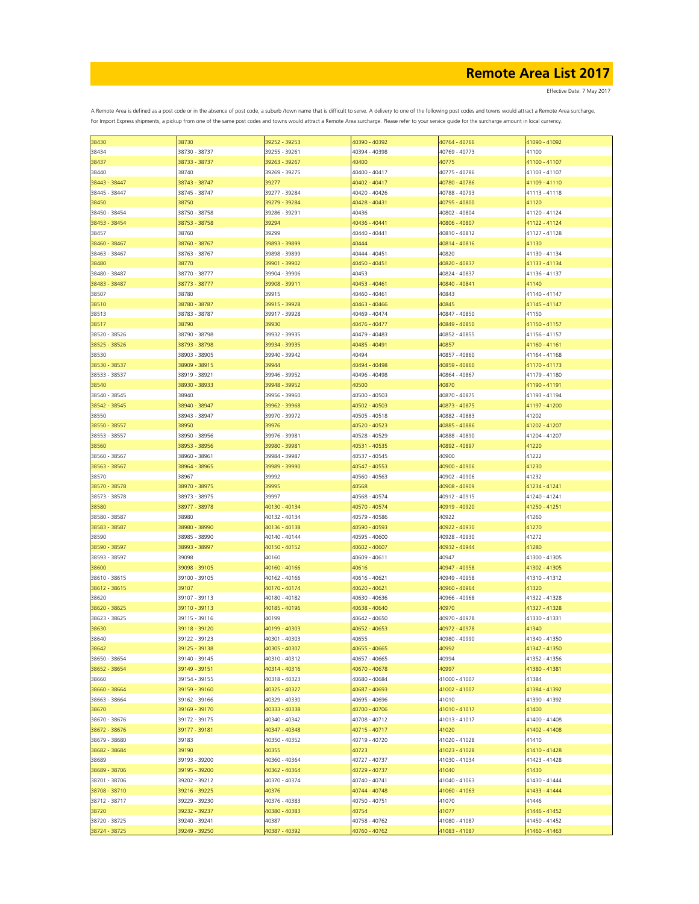# Remote Area List 2017

Effective Date: 7 May 2017

A Remote Area is defined as a post code or in the absence of post code, a suburb /town name that is difficult to serve. A delivery to one of the following post codes and towns would attract a Remote Area surcharge. For Import Express shipments, a pickup from one of the same post codes and towns would attract a Remote Area surcharge. Please refer to your service guide for the surcharge amount in local currency.

| | | | | | |
|---|---|---|---|---|---|
| 38430 | 38730 | 39252 - 39253 | 40390 - 40392 | 40764 - 40766 | 41090 - 41092 |
| 38434 | 38730 - 38737 | 39255 - 39261 | 40394 - 40398 | 40769 - 40773 | 41100 |
| 38437 | 38733 - 38737 | 39263 - 39267 | 40400 | 40775 | 41100 - 41107 |
| 38440 | 38740 | 39269 - 39275 | 40400 - 40417 | 40775 - 40786 | 41103 - 41107 |
| 38443 - 38447 | 38743 - 38747 | 39277 | 40402 - 40417 | 40780 - 40786 | 41109 - 41110 |
| 38445 - 38447 | 38745 - 38747 | 39277 - 39284 | 40420 - 40426 | 40788 - 40793 | 41113 - 41118 |
| 38450 | 38750 | 39279 - 39284 | 40428 - 40431 | 40795 - 40800 | 41120 |
| 38450 - 38454 | 38750 - 38758 | 39286 - 39291 | 40436 | 40802 - 40804 | 41120 - 41124 |
| 38453 - 38454 | 38753 - 38758 | 39294 | 40436 - 40441 | 40806 - 40807 | 41122 - 41124 |
| 38457 | 38760 | 39299 | 40440 - 40441 | 40810 - 40812 | 41127 - 41128 |
| 38460 - 38467 | 38760 - 38767 | 39893 - 39899 | 40444 | 40814 - 40816 | 41130 |
| 38463 - 38467 | 38763 - 38767 | 39898 - 39899 | 40444 - 40451 | 40820 | 41130 - 41134 |
| 38480 | 38770 | 39901 - 39902 | 40450 - 40451 | 40820 - 40837 | 41133 - 41134 |
| 38480 - 38487 | 38770 - 38777 | 39904 - 39906 | 40453 | 40824 - 40837 | 41136 - 41137 |
| 38483 - 38487 | 38773 - 38777 | 39908 - 39911 | 40453 - 40461 | 40840 - 40841 | 41140 |
| 38507 | 38780 | 39915 | 40460 - 40461 | 40843 | 41140 - 41147 |
| 38510 | 38780 - 38787 | 39915 - 39928 | 40463 - 40466 | 40845 | 41145 - 41147 |
| 38513 | 38783 - 38787 | 39917 - 39928 | 40469 - 40474 | 40847 - 40850 | 41150 |
| 38517 | 38790 | 39930 | 40476 - 40477 | 40849 - 40850 | 41150 - 41157 |
| 38520 - 38526 | 38790 - 38798 | 39932 - 39935 | 40479 - 40483 | 40852 - 40855 | 41156 - 41157 |
| 38525 - 38526 | 38793 - 38798 | 39934 - 39935 | 40485 - 40491 | 40857 | 41160 - 41161 |
| 38530 | 38903 - 38905 | 39940 - 39942 | 40494 | 40857 - 40860 | 41164 - 41168 |
| 38530 - 38537 | 38909 - 38915 | 39944 | 40494 - 40498 | 40859 - 40860 | 41170 - 41173 |
| 38533 - 38537 | 38919 - 38921 | 39946 - 39952 | 40496 - 40498 | 40864 - 40867 | 41179 - 41180 |
| 38540 | 38930 - 38933 | 39948 - 39952 | 40500 | 40870 | 41190 - 41191 |
| 38540 - 38545 | 38940 | 39956 - 39960 | 40500 - 40503 | 40870 - 40875 | 41193 - 41194 |
| 38542 - 38545 | 38940 - 38947 | 39962 - 39968 | 40502 - 40503 | 40873 - 40875 | 41197 - 41200 |
| 38550 | 38943 - 38947 | 39970 - 39972 | 40505 - 40518 | 40882 - 40883 | 41202 |
| 38550 - 38557 | 38950 | 39976 | 40520 - 40523 | 40885 - 40886 | 41202 - 41207 |
| 38553 - 38557 | 38950 - 38956 | 39976 - 39981 | 40528 - 40529 | 40888 - 40890 | 41204 - 41207 |
| 38560 | 38953 - 38956 | 39980 - 39981 | 40531 - 40535 | 40892 - 40897 | 41220 |
| 38560 - 38567 | 38960 - 38961 | 39984 - 39987 | 40537 - 40545 | 40900 | 41222 |
| 38563 - 38567 | 38964 - 38965 | 39989 - 39990 | 40547 - 40553 | 40900 - 40906 | 41230 |
| 38570 | 38967 | 39992 | 40560 - 40563 | 40902 - 40906 | 41232 |
| 38570 - 38578 | 38970 - 38975 | 39995 | 40568 | 40908 - 40909 | 41234 - 41241 |
| 38573 - 38578 | 38973 - 38975 | 39997 | 40568 - 40574 | 40912 - 40915 | 41240 - 41241 |
| 38580 | 38977 - 38978 | 40130 - 40134 | 40570 - 40574 | 40919 - 40920 | 41250 - 41251 |
| 38580 - 38587 | 38980 | 40132 - 40134 | 40579 - 40586 | 40922 | 41260 |
| 38583 - 38587 | 38980 - 38990 | 40136 - 40138 | 40590 - 40593 | 40922 - 40930 | 41270 |
| 38590 | 38985 - 38990 | 40140 - 40144 | 40595 - 40600 | 40928 - 40930 | 41272 |
| 38590 - 38597 | 38993 - 38997 | 40150 - 40152 | 40602 - 40607 | 40932 - 40944 | 41280 |
| 38593 - 38597 | 39098 | 40160 | 40609 - 40611 | 40947 | 41300 - 41305 |
| 38600 | 39098 - 39105 | 40160 - 40166 | 40616 | 40947 - 40958 | 41302 - 41305 |
| 38610 - 38615 | 39100 - 39105 | 40162 - 40166 | 40616 - 40621 | 40949 - 40958 | 41310 - 41312 |
| 38612 - 38615 | 39107 | 40170 - 40174 | 40620 - 40621 | 40960 - 40964 | 41320 |
| 38620 | 39107 - 39113 | 40180 - 40182 | 40630 - 40636 | 40966 - 40968 | 41322 - 41328 |
| 38620 - 38625 | 39110 - 39113 | 40185 - 40196 | 40638 - 40640 | 40970 | 41327 - 41328 |
| 38623 - 38625 | 39115 - 39116 | 40199 | 40642 - 40650 | 40970 - 40978 | 41330 - 41331 |
| 38630 | 39118 - 39120 | 40199 - 40303 | 40652 - 40653 | 40972 - 40978 | 41340 |
| 38640 | 39122 - 39123 | 40301 - 40303 | 40655 | 40980 - 40990 | 41340 - 41350 |
| 38642 | 39125 - 39138 | 40305 - 40307 | 40655 - 40665 | 40992 | 41347 - 41350 |
| 38650 - 38654 | 39140 - 39145 | 40310 - 40312 | 40657 - 40665 | 40994 | 41352 - 41356 |
| 38652 - 38654 | 39149 - 39151 | 40314 - 40316 | 40670 - 40678 | 40997 | 41380 - 41381 |
| 38660 | 39154 - 39155 | 40318 - 40323 | 40680 - 40684 | 41000 - 41007 | 41384 |
| 38660 - 38664 | 39159 - 39160 | 40325 - 40327 | 40687 - 40693 | 41002 - 41007 | 41384 - 41392 |
| 38663 - 38664 | 39162 - 39166 | 40329 - 40330 | 40695 - 40696 | 41010 | 41390 - 41392 |
| 38670 | 39169 - 39170 | 40333 - 40338 | 40700 - 40706 | 41010 - 41017 | 41400 |
| 38670 - 38676 | 39172 - 39175 | 40340 - 40342 | 40708 - 40712 | 41013 - 41017 | 41400 - 41408 |
| 38672 - 38676 | 39177 - 39181 | 40347 - 40348 | 40715 - 40717 | 41020 | 41402 - 41408 |
| 38679 - 38680 | 39183 | 40350 - 40352 | 40719 - 40720 | 41020 - 41028 | 41410 |
| 38682 - 38684 | 39190 | 40355 | 40723 | 41023 - 41028 | 41410 - 41428 |
| 38689 | 39193 - 39200 | 40360 - 40364 | 40727 - 40737 | 41030 - 41034 | 41423 - 41428 |
| 38689 - 38706 | 39195 - 39200 | 40362 - 40364 | 40729 - 40737 | 41040 | 41430 |
| 38701 - 38706 | 39202 - 39212 | 40370 - 40374 | 40740 - 40741 | 41040 - 41063 | 41430 - 41444 |
| 38708 - 38710 | 39216 - 39225 | 40376 | 40744 - 40748 | 41060 - 41063 | 41433 - 41444 |
| 38712 - 38717 | 39229 - 39230 | 40376 - 40383 | 40750 - 40751 | 41070 | 41446 |
| 38720 | 39232 - 39237 | 40380 - 40383 | 40754 | 41077 | 41446 - 41452 |
| 38720 - 38725 | 39240 - 39241 | 40387 | 40758 - 40762 | 41080 - 41087 | 41450 - 41452 |
| 38724 - 38725 | 39249 - 39250 | 40387 - 40392 | 40760 - 40762 | 41083 - 41087 | 41460 - 41463 |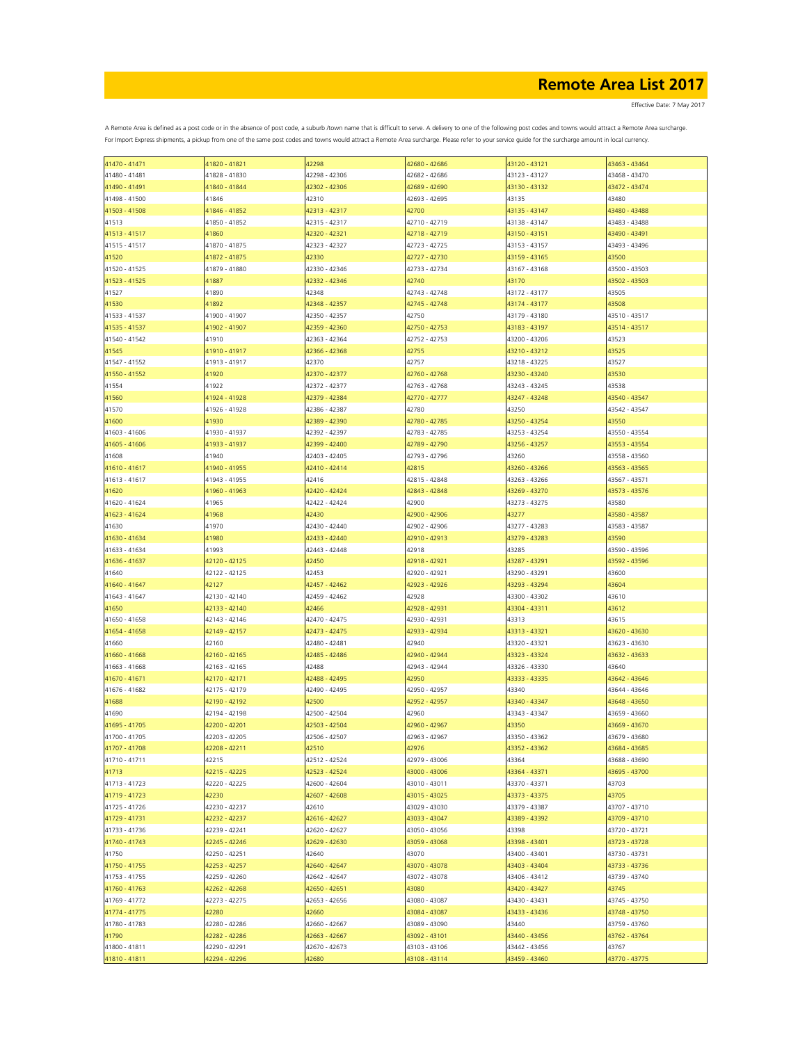# Remote Area List 2017

Effective Date: 7 May 2017

A Remote Area is defined as a post code or in the absence of post code, a suburb /town name that is difficult to serve. A delivery to one of the following post codes and towns would attract a Remote Area surcharge.
For Import Express shipments, a pickup from one of the same post codes and towns would attract a Remote Area surcharge. Please refer to your service guide for the surcharge amount in local currency.

| | | | | | |
|---|---|---|---|---|---|
| 41470 - 41471 | 41820 - 41821 | 42298 | 42680 - 42686 | 43120 - 43121 | 43463 - 43464 |
| 41480 - 41481 | 41828 - 41830 | 42298 - 42306 | 42682 - 42686 | 43123 - 43127 | 43468 - 43470 |
| 41490 - 41491 | 41840 - 41844 | 42302 - 42306 | 42689 - 42690 | 43130 - 43132 | 43472 - 43474 |
| 41498 - 41500 | 41846 | 42310 | 42693 - 42695 | 43135 | 43480 |
| 41503 - 41508 | 41846 - 41852 | 42313 - 42317 | 42700 | 43135 - 43147 | 43480 - 43488 |
| 41513 | 41850 - 41852 | 42315 - 42317 | 42710 - 42719 | 43138 - 43147 | 43483 - 43488 |
| 41513 - 41517 | 41860 | 42320 - 42321 | 42718 - 42719 | 43150 - 43151 | 43490 - 43491 |
| 41515 - 41517 | 41870 - 41875 | 42323 - 42327 | 42723 - 42725 | 43153 - 43157 | 43493 - 43496 |
| 41520 | 41872 - 41875 | 42330 | 42727 - 42730 | 43159 - 43165 | 43500 |
| 41520 - 41525 | 41879 - 41880 | 42330 - 42346 | 42733 - 42734 | 43167 - 43168 | 43500 - 43503 |
| 41523 - 41525 | 41887 | 42332 - 42346 | 42740 | 43170 | 43502 - 43503 |
| 41527 | 41890 | 42348 | 42743 - 42748 | 43172 - 43177 | 43505 |
| 41530 | 41892 | 42348 - 42357 | 42745 - 42748 | 43174 - 43177 | 43508 |
| 41533 - 41537 | 41900 - 41907 | 42350 - 42357 | 42750 | 43179 - 43180 | 43510 - 43517 |
| 41535 - 41537 | 41902 - 41907 | 42359 - 42360 | 42750 - 42753 | 43183 - 43197 | 43514 - 43517 |
| 41540 - 41542 | 41910 | 42363 - 42364 | 42752 - 42753 | 43200 - 43206 | 43523 |
| 41545 | 41910 - 41917 | 42366 - 42368 | 42755 | 43210 - 43212 | 43525 |
| 41547 - 41552 | 41913 - 41917 | 42370 | 42757 | 43218 - 43225 | 43527 |
| 41550 - 41552 | 41920 | 42370 - 42377 | 42760 - 42768 | 43230 - 43240 | 43530 |
| 41554 | 41922 | 42372 - 42377 | 42763 - 42768 | 43243 - 43245 | 43538 |
| 41560 | 41924 - 41928 | 42379 - 42384 | 42770 - 42777 | 43247 - 43248 | 43540 - 43547 |
| 41570 | 41926 - 41928 | 42386 - 42387 | 42780 | 43250 | 43542 - 43547 |
| 41600 | 41930 | 42389 - 42390 | 42780 - 42785 | 43250 - 43254 | 43550 |
| 41603 - 41606 | 41930 - 41937 | 42392 - 42397 | 42783 - 42785 | 43253 - 43254 | 43550 - 43554 |
| 41605 - 41606 | 41933 - 41937 | 42399 - 42400 | 42789 - 42790 | 43256 - 43257 | 43553 - 43554 |
| 41608 | 41940 | 42403 - 42405 | 42793 - 42796 | 43260 | 43558 - 43560 |
| 41610 - 41617 | 41940 - 41955 | 42410 - 42414 | 42815 | 43260 - 43266 | 43563 - 43565 |
| 41613 - 41617 | 41943 - 41955 | 42416 | 42815 - 42848 | 43263 - 43266 | 43567 - 43571 |
| 41620 | 41960 - 41963 | 42420 - 42424 | 42843 - 42848 | 43269 - 43270 | 43573 - 43576 |
| 41620 - 41624 | 41965 | 42422 - 42424 | 42900 | 43273 - 43275 | 43580 |
| 41623 - 41624 | 41968 | 42430 | 42900 - 42906 | 43277 | 43580 - 43587 |
| 41630 | 41970 | 42430 - 42440 | 42902 - 42906 | 43277 - 43283 | 43583 - 43587 |
| 41630 - 41634 | 41980 | 42433 - 42440 | 42910 - 42913 | 43279 - 43283 | 43590 |
| 41633 - 41634 | 41993 | 42443 - 42448 | 42918 | 43285 | 43590 - 43596 |
| 41636 - 41637 | 42120 - 42125 | 42450 | 42918 - 42921 | 43287 - 43291 | 43592 - 43596 |
| 41640 | 42122 - 42125 | 42453 | 42920 - 42921 | 43290 - 43291 | 43600 |
| 41640 - 41647 | 42127 | 42457 - 42462 | 42923 - 42926 | 43293 - 43294 | 43604 |
| 41643 - 41647 | 42130 - 42140 | 42459 - 42462 | 42928 | 43300 - 43302 | 43610 |
| 41650 | 42133 - 42140 | 42466 | 42928 - 42931 | 43304 - 43311 | 43612 |
| 41650 - 41658 | 42143 - 42146 | 42470 - 42475 | 42930 - 42931 | 43313 | 43615 |
| 41654 - 41658 | 42149 - 42157 | 42473 - 42475 | 42933 - 42934 | 43313 - 43321 | 43620 - 43630 |
| 41660 | 42160 | 42480 - 42481 | 42940 | 43320 - 43321 | 43623 - 43630 |
| 41660 - 41668 | 42160 - 42165 | 42485 - 42486 | 42940 - 42944 | 43323 - 43324 | 43632 - 43633 |
| 41663 - 41668 | 42163 - 42165 | 42488 | 42943 - 42944 | 43326 - 43330 | 43640 |
| 41670 - 41671 | 42170 - 42171 | 42488 - 42495 | 42950 | 43333 - 43335 | 43642 - 43646 |
| 41676 - 41682 | 42175 - 42179 | 42490 - 42495 | 42950 - 42957 | 43340 | 43644 - 43646 |
| 41688 | 42190 - 42192 | 42500 | 42952 - 42957 | 43340 - 43347 | 43648 - 43650 |
| 41690 | 42194 - 42198 | 42500 - 42504 | 42960 | 43343 - 43347 | 43659 - 43660 |
| 41695 - 41705 | 42200 - 42201 | 42503 - 42504 | 42960 - 42967 | 43350 | 43669 - 43670 |
| 41700 - 41705 | 42203 - 42205 | 42506 - 42507 | 42963 - 42967 | 43350 - 43362 | 43679 - 43680 |
| 41707 - 41708 | 42208 - 42211 | 42510 | 42976 | 43352 - 43362 | 43684 - 43685 |
| 41710 - 41711 | 42215 | 42512 - 42524 | 42979 - 43006 | 43364 | 43688 - 43690 |
| 41713 | 42215 - 42225 | 42523 - 42524 | 43000 - 43006 | 43364 - 43371 | 43695 - 43700 |
| 41713 - 41723 | 42220 - 42225 | 42600 - 42604 | 43010 - 43011 | 43370 - 43371 | 43703 |
| 41719 - 41723 | 42230 | 42607 - 42608 | 43015 - 43025 | 43373 - 43375 | 43705 |
| 41725 - 41726 | 42230 - 42237 | 42610 | 43029 - 43030 | 43379 - 43387 | 43707 - 43710 |
| 41729 - 41731 | 42232 - 42237 | 42616 - 42627 | 43033 - 43047 | 43389 - 43392 | 43709 - 43710 |
| 41733 - 41736 | 42239 - 42241 | 42620 - 42627 | 43050 - 43056 | 43398 | 43720 - 43721 |
| 41740 - 41743 | 42245 - 42246 | 42629 - 42630 | 43059 - 43068 | 43398 - 43401 | 43723 - 43728 |
| 41750 | 42250 - 42251 | 42640 | 43070 | 43400 - 43401 | 43730 - 43731 |
| 41750 - 41755 | 42253 - 42257 | 42640 - 42647 | 43070 - 43078 | 43403 - 43404 | 43733 - 43736 |
| 41753 - 41755 | 42259 - 42260 | 42642 - 42647 | 43072 - 43078 | 43406 - 43412 | 43739 - 43740 |
| 41760 - 41763 | 42262 - 42268 | 42650 - 42651 | 43080 | 43420 - 43427 | 43745 |
| 41769 - 41772 | 42273 - 42275 | 42653 - 42656 | 43080 - 43087 | 43430 - 43431 | 43745 - 43750 |
| 41774 - 41775 | 42280 | 42660 | 43084 - 43087 | 43433 - 43436 | 43748 - 43750 |
| 41780 - 41783 | 42280 - 42286 | 42660 - 42667 | 43089 - 43090 | 43440 | 43759 - 43760 |
| 41790 | 42282 - 42286 | 42663 - 42667 | 43092 - 43101 | 43440 - 43456 | 43762 - 43764 |
| 41800 - 41811 | 42290 - 42291 | 42670 - 42673 | 43103 - 43106 | 43442 - 43456 | 43767 |
| 41810 - 41811 | 42294 - 42296 | 42680 | 43108 - 43114 | 43459 - 43460 | 43770 - 43775 |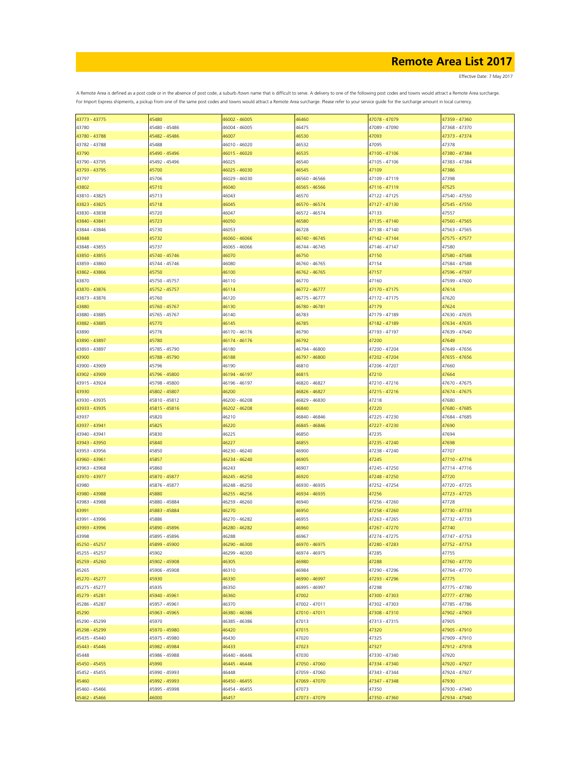# Remote Area List 2017

Effective Date: 7 May 2017

A Remote Area is defined as a post code or in the absence of post code, a suburb /town name that is difficult to serve. A delivery to one of the following post codes and towns would attract a Remote Area surcharge. For Import Express shipments, a pickup from one of the same post codes and towns would attract a Remote Area surcharge. Please refer to your service guide for the surcharge amount in local currency.

| | | | | | |
|---|---|---|---|---|---|
| 43773 - 43775 | 45480 | 46002 - 46005 | 46460 | 47078 - 47079 | 47359 - 47360 |
| 43780 | 45480 - 45486 | 46004 - 46005 | 46475 | 47089 - 47090 | 47368 - 47370 |
| 43780 - 43788 | 45482 - 45486 | 46007 | 46530 | 47093 | 47373 - 47374 |
| 43782 - 43788 | 45488 | 46010 - 46020 | 46532 | 47095 | 47378 |
| 43790 | 45490 - 45496 | 46015 - 46020 | 46535 | 47100 - 47106 | 47380 - 47384 |
| 43790 - 43795 | 45492 - 45496 | 46025 | 46540 | 47105 - 47106 | 47383 - 47384 |
| 43793 - 43795 | 45700 | 46025 - 46030 | 46545 | 47109 | 47386 |
| 43797 | 45706 | 46029 - 46030 | 46560 - 46566 | 47109 - 47119 | 47398 |
| 43802 | 45710 | 46040 | 46565 - 46566 | 47116 - 47119 | 47525 |
| 43810 - 43825 | 45713 | 46043 | 46570 | 47122 - 47125 | 47540 - 47550 |
| 43823 - 43825 | 45718 | 46045 | 46570 - 46574 | 47127 - 47130 | 47545 - 47550 |
| 43830 - 43838 | 45720 | 46047 | 46572 - 46574 | 47133 | 47557 |
| 43840 - 43841 | 45723 | 46050 | 46580 | 47135 - 47140 | 47560 - 47565 |
| 43844 - 43846 | 45730 | 46053 | 46728 | 47138 - 47140 | 47563 - 47565 |
| 43848 | 45732 | 46060 - 46066 | 46740 - 46745 | 47142 - 47144 | 47575 - 47577 |
| 43848 - 43855 | 45737 | 46065 - 46066 | 46744 - 46745 | 47146 - 47147 | 47580 |
| 43850 - 43855 | 45740 - 45746 | 46070 | 46750 | 47150 | 47580 - 47588 |
| 43859 - 43860 | 45744 - 45746 | 46080 | 46760 - 46765 | 47154 | 47584 - 47588 |
| 43862 - 43866 | 45750 | 46100 | 46762 - 46765 | 47157 | 47596 - 47597 |
| 43870 | 45750 - 45757 | 46110 | 46770 | 47160 | 47599 - 47600 |
| 43870 - 43876 | 45752 - 45757 | 46114 | 46772 - 46777 | 47170 - 47175 | 47614 |
| 43873 - 43876 | 45760 | 46120 | 46775 - 46777 | 47172 - 47175 | 47620 |
| 43880 | 45760 - 45767 | 46130 | 46780 - 46781 | 47179 | 47624 |
| 43880 - 43885 | 45765 - 45767 | 46140 | 46783 | 47179 - 47189 | 47630 - 47635 |
| 43882 - 43885 | 45770 | 46145 | 46785 | 47182 - 47189 | 47634 - 47635 |
| 43890 | 45776 | 46170 - 46176 | 46790 | 47193 - 47197 | 47639 - 47640 |
| 43890 - 43897 | 45780 | 46174 - 46176 | 46792 | 47200 | 47649 |
| 43893 - 43897 | 45785 - 45790 | 46180 | 46794 - 46800 | 47200 - 47204 | 47649 - 47656 |
| 43900 | 45788 - 45790 | 46188 | 46797 - 46800 | 47202 - 47204 | 47655 - 47656 |
| 43900 - 43909 | 45796 | 46190 | 46810 | 47206 - 47207 | 47660 |
| 43902 - 43909 | 45796 - 45800 | 46194 - 46197 | 46815 | 47210 | 47664 |
| 43915 - 43924 | 45798 - 45800 | 46196 - 46197 | 46820 - 46827 | 47210 - 47216 | 47670 - 47675 |
| 43930 | 45802 - 45807 | 46200 | 46826 - 46827 | 47215 - 47216 | 47674 - 47675 |
| 43930 - 43935 | 45810 - 45812 | 46200 - 46208 | 46829 - 46830 | 47218 | 47680 |
| 43933 - 43935 | 45815 - 45816 | 46202 - 46208 | 46840 | 47220 | 47680 - 47685 |
| 43937 | 45820 | 46210 | 46840 - 46846 | 47225 - 47230 | 47684 - 47685 |
| 43937 - 43941 | 45825 | 46220 | 46845 - 46846 | 47227 - 47230 | 47690 |
| 43940 - 43941 | 45830 | 46225 | 46850 | 47235 | 47694 |
| 43943 - 43950 | 45840 | 46227 | 46855 | 47235 - 47240 | 47698 |
| 43953 - 43956 | 45850 | 46230 - 46240 | 46900 | 47238 - 47240 | 47707 |
| 43960 - 43961 | 45857 | 46234 - 46240 | 46905 | 47245 | 47710 - 47716 |
| 43963 - 43968 | 45860 | 46243 | 46907 | 47245 - 47250 | 47714 - 47716 |
| 43970 - 43977 | 45870 - 45877 | 46245 - 46250 | 46920 | 47248 - 47250 | 47720 |
| 43980 | 45876 - 45877 | 46248 - 46250 | 46930 - 46935 | 47252 - 47254 | 47720 - 47725 |
| 43980 - 43988 | 45880 | 46255 - 46256 | 46934 - 46935 | 47256 | 47723 - 47725 |
| 43983 - 43988 | 45880 - 45884 | 46259 - 46260 | 46940 | 47256 - 47260 | 47728 |
| 43991 | 45883 - 45884 | 46270 | 46950 | 47258 - 47260 | 47730 - 47733 |
| 43991 - 43996 | 45886 | 46270 - 46282 | 46955 | 47263 - 47265 | 47732 - 47733 |
| 43993 - 43996 | 45890 - 45896 | 46280 - 46282 | 46960 | 47267 - 47270 | 47740 |
| 43998 | 45895 - 45896 | 46288 | 46967 | 47274 - 47275 | 47747 - 47753 |
| 45250 - 45257 | 45899 - 45900 | 46290 - 46300 | 46970 - 46975 | 47280 - 47283 | 47752 - 47753 |
| 45255 - 45257 | 45902 | 46299 - 46300 | 46974 - 46975 | 47285 | 47755 |
| 45259 - 45260 | 45902 - 45908 | 46305 | 46980 | 47288 | 47760 - 47770 |
| 45265 | 45906 - 45908 | 46310 | 46984 | 47290 - 47296 | 47764 - 47770 |
| 45270 - 45277 | 45930 | 46330 | 46990 - 46997 | 47293 - 47296 | 47775 |
| 45275 - 45277 | 45935 | 46350 | 46995 - 46997 | 47298 | 47775 - 47780 |
| 45279 - 45281 | 45940 - 45961 | 46360 | 47002 | 47300 - 47303 | 47777 - 47780 |
| 45286 - 45287 | 45957 - 45961 | 46370 | 47002 - 47011 | 47302 - 47303 | 47785 - 47786 |
| 45290 | 45963 - 45965 | 46380 - 46386 | 47010 - 47011 | 47308 - 47310 | 47902 - 47903 |
| 45290 - 45299 | 45970 | 46385 - 46386 | 47013 | 47313 - 47315 | 47905 |
| 45298 - 45299 | 45970 - 45980 | 46420 | 47015 | 47320 | 47905 - 47910 |
| 45435 - 45440 | 45975 - 45980 | 46430 | 47020 | 47325 | 47909 - 47910 |
| 45443 - 45446 | 45982 - 45984 | 46433 | 47023 | 47327 | 47912 - 47918 |
| 45448 | 45986 - 45988 | 46440 - 46446 | 47030 | 47330 - 47340 | 47920 |
| 45450 - 45455 | 45990 | 46445 - 46446 | 47050 - 47060 | 47334 - 47340 | 47920 - 47927 |
| 45452 - 45455 | 45990 - 45993 | 46448 | 47059 - 47060 | 47343 - 47344 | 47924 - 47927 |
| 45460 | 45992 - 45993 | 46450 - 46455 | 47069 - 47070 | 47347 - 47348 | 47930 |
| 45460 - 45466 | 45995 - 45998 | 46454 - 46455 | 47073 | 47350 | 47930 - 47940 |
| 45462 - 45466 | 46000 | 46457 | 47073 - 47079 | 47350 - 47360 | 47934 - 47940 |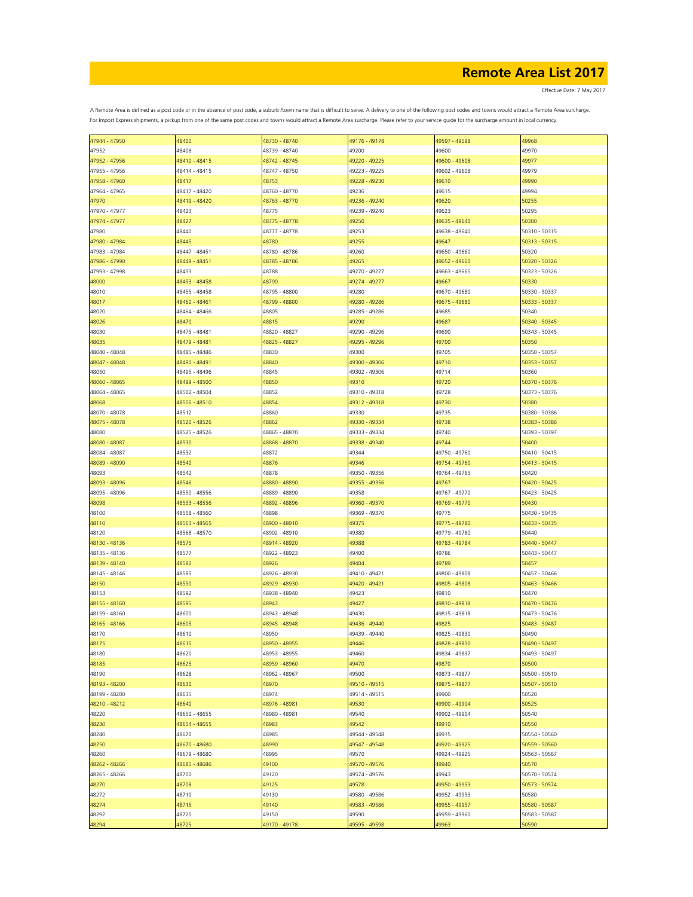# Remote Area List 2017

Effective Date: 7 May 2017

A Remote Area is defined as a post code or in the absence of post code, a suburb /town name that is difficult to serve. A delivery to one of the following post codes and towns would attract a Remote Area surcharge.
For Import Express shipments, a pickup from one of the same post codes and towns would attract a Remote Area surcharge. Please refer to your service guide for the surcharge amount in local currency.

| | | | | | |
|---|---|---|---|---|---|
| 47944 - 47950 | 48400 | 48730 - 48740 | 49176 - 49178 | 49597 - 49598 | 49968 |
| 47952 | 48408 | 48739 - 48740 | 49200 | 49600 | 49970 |
| 47952 - 47956 | 48410 - 48415 | 48742 - 48745 | 49220 - 49225 | 49600 - 49608 | 49977 |
| 47955 - 47956 | 48414 - 48415 | 48747 - 48750 | 49223 - 49225 | 49602 - 49608 | 49979 |
| 47958 - 47960 | 48417 | 48753 | 49228 - 49230 | 49610 | 49990 |
| 47964 - 47965 | 48417 - 48420 | 48760 - 48770 | 49236 | 49615 | 49994 |
| 47970 | 48419 - 48420 | 48763 - 48770 | 49236 - 49240 | 49620 | 50255 |
| 47970 - 47977 | 48423 | 48775 | 49239 - 49240 | 49623 | 50295 |
| 47974 - 47977 | 48427 | 48775 - 48778 | 49250 | 49635 - 49640 | 50300 |
| 47980 | 48440 | 48777 - 48778 | 49253 | 49638 - 49640 | 50310 - 50315 |
| 47980 - 47984 | 48445 | 48780 | 49255 | 49647 | 50313 - 50315 |
| 47983 - 47984 | 48447 - 48451 | 48780 - 48786 | 49260 | 49650 - 49660 | 50320 |
| 47986 - 47990 | 48449 - 48451 | 48785 - 48786 | 49265 | 49652 - 49660 | 50320 - 50326 |
| 47993 - 47998 | 48453 | 48788 | 49270 - 49277 | 49663 - 49665 | 50323 - 50326 |
| 48000 | 48453 - 48458 | 48790 | 49274 - 49277 | 49667 | 50330 |
| 48010 | 48455 - 48458 | 48795 - 48800 | 49280 | 49670 - 49680 | 50330 - 50337 |
| 48017 | 48460 - 48461 | 48799 - 48800 | 49280 - 49286 | 49675 - 49680 | 50333 - 50337 |
| 48020 | 48464 - 48466 | 48805 | 49285 - 49286 | 49685 | 50340 |
| 48026 | 48470 | 48815 | 49290 | 49687 | 50340 - 50345 |
| 48030 | 48475 - 48481 | 48820 - 48827 | 49290 - 49296 | 49690 | 50343 - 50345 |
| 48035 | 48479 - 48481 | 48825 - 48827 | 49295 - 49296 | 49700 | 50350 |
| 48040 - 48048 | 48485 - 48486 | 48830 | 49300 | 49705 | 50350 - 50357 |
| 48047 - 48048 | 48490 - 48491 | 48840 | 49300 - 49306 | 49710 | 50353 - 50357 |
| 48050 | 48495 - 48496 | 48845 | 49302 - 49306 | 49714 | 50360 |
| 48060 - 48065 | 48499 - 48500 | 48850 | 49310 | 49720 | 50370 - 50376 |
| 48064 - 48065 | 48502 - 48504 | 48852 | 49310 - 49318 | 49728 | 50373 - 50376 |
| 48068 | 48506 - 48510 | 48854 | 49312 - 49318 | 49730 | 50380 |
| 48070 - 48078 | 48512 | 48860 | 49330 | 49735 | 50380 - 50386 |
| 48075 - 48078 | 48520 - 48526 | 48862 | 49330 - 49334 | 49738 | 50383 - 50386 |
| 48080 | 48525 - 48526 | 48865 - 48870 | 49333 - 49334 | 49740 | 50393 - 50397 |
| 48080 - 48087 | 48530 | 48868 - 48870 | 49338 - 49340 | 49744 | 50400 |
| 48084 - 48087 | 48532 | 48872 | 49344 | 49750 - 49760 | 50410 - 50415 |
| 48089 - 48090 | 48540 | 48876 | 49346 | 49754 - 49760 | 50413 - 50415 |
| 48093 | 48542 | 48878 | 49350 - 49356 | 49764 - 49765 | 50420 |
| 48093 - 48096 | 48546 | 48880 - 48890 | 49355 - 49356 | 49767 | 50420 - 50425 |
| 48095 - 48096 | 48550 - 48556 | 48889 - 48890 | 49358 | 49767 - 49770 | 50423 - 50425 |
| 48098 | 48553 - 48556 | 48892 - 48896 | 49360 - 49370 | 49769 - 49770 | 50430 |
| 48100 | 48558 - 48560 | 48898 | 49369 - 49370 | 49775 | 50430 - 50435 |
| 48110 | 48563 - 48565 | 48900 - 48910 | 49375 | 49775 - 49780 | 50433 - 50435 |
| 48120 | 48568 - 48570 | 48902 - 48910 | 49380 | 49779 - 49780 | 50440 |
| 48130 - 48136 | 48575 | 48914 - 48920 | 49388 | 49783 - 49784 | 50440 - 50447 |
| 48135 - 48136 | 48577 | 48922 - 48923 | 49400 | 49786 | 50443 - 50447 |
| 48139 - 48140 | 48580 | 48926 | 49404 | 49789 | 50457 |
| 48145 - 48146 | 48585 | 48926 - 48930 | 49410 - 49421 | 49800 - 49808 | 50457 - 50466 |
| 48150 | 48590 | 48929 - 48930 | 49420 - 49421 | 49805 - 49808 | 50463 - 50466 |
| 48153 | 48592 | 48938 - 48940 | 49423 | 49810 | 50470 |
| 48155 - 48160 | 48595 | 48943 | 49427 | 49810 - 49818 | 50470 - 50476 |
| 48159 - 48160 | 48600 | 48943 - 48948 | 49430 | 49815 - 49818 | 50473 - 50476 |
| 48165 - 48166 | 48605 | 48945 - 48948 | 49436 - 49440 | 49825 | 50483 - 50487 |
| 48170 | 48610 | 48950 | 49439 - 49440 | 49825 - 49830 | 50490 |
| 48175 | 48615 | 48950 - 48955 | 49446 | 49828 - 49830 | 50490 - 50497 |
| 48180 | 48620 | 48953 - 48955 | 49460 | 49834 - 49837 | 50493 - 50497 |
| 48185 | 48625 | 48959 - 48960 | 49470 | 49870 | 50500 |
| 48190 | 48628 | 48962 - 48967 | 49500 | 49873 - 49877 | 50500 - 50510 |
| 48193 - 48200 | 48630 | 48970 | 49510 - 49515 | 49875 - 49877 | 50507 - 50510 |
| 48199 - 48200 | 48635 | 48974 | 49514 - 49515 | 49900 | 50520 |
| 48210 - 48212 | 48640 | 48976 - 48981 | 49530 | 49900 - 49904 | 50525 |
| 48220 | 48650 - 48655 | 48980 - 48981 | 49540 | 49902 - 49904 | 50540 |
| 48230 | 48654 - 48655 | 48983 | 49542 | 49910 | 50550 |
| 48240 | 48670 | 48985 | 49544 - 49548 | 49915 | 50554 - 50560 |
| 48250 | 48670 - 48680 | 48990 | 49547 - 49548 | 49920 - 49925 | 50559 - 50560 |
| 48260 | 48679 - 48680 | 48995 | 49570 | 49924 - 49925 | 50563 - 50567 |
| 48262 - 48266 | 48685 - 48686 | 49100 | 49570 - 49576 | 49940 | 50570 |
| 48265 - 48266 | 48700 | 49120 | 49574 - 49576 | 49943 | 50570 - 50574 |
| 48270 | 48708 | 49125 | 49578 | 49950 - 49953 | 50573 - 50574 |
| 48272 | 48710 | 49130 | 49580 - 49586 | 49952 - 49953 | 50580 |
| 48274 | 48715 | 49140 | 49583 - 49586 | 49955 - 49957 | 50580 - 50587 |
| 48292 | 48720 | 49150 | 49590 | 49959 - 49960 | 50583 - 50587 |
| 48294 | 48725 | 49170 - 49178 | 49595 - 49598 | 49963 | 50590 |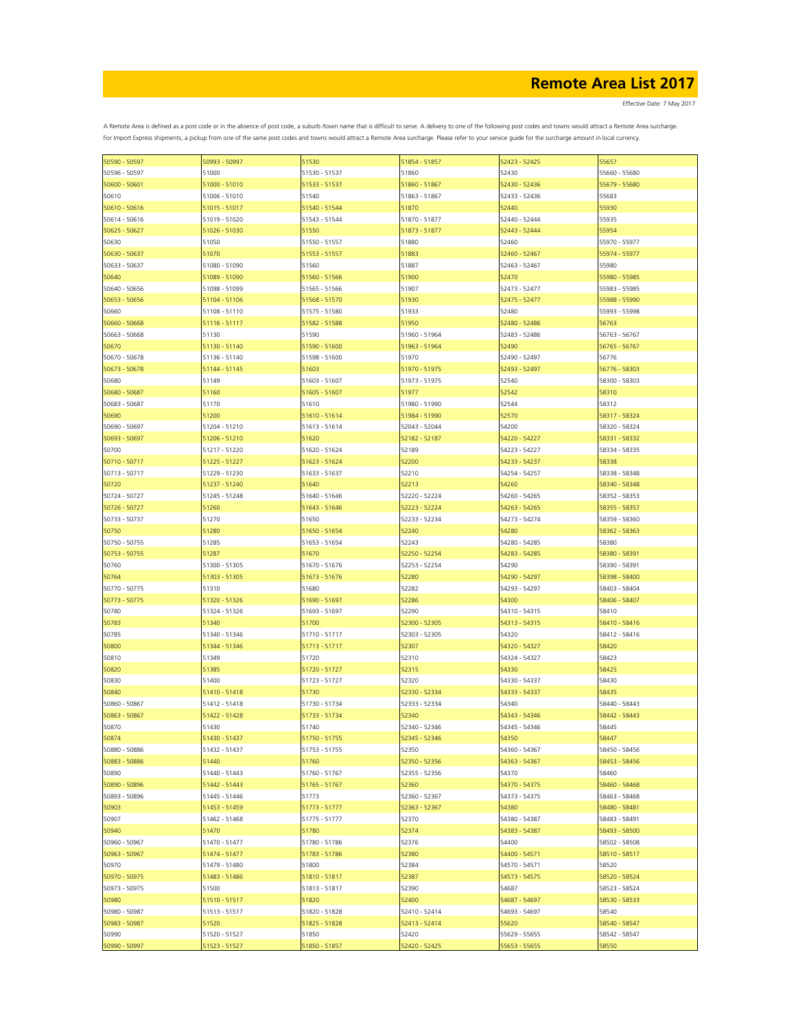# Remote Area List 2017

Effective Date: 7 May 2017

A Remote Area is defined as a post code or in the absence of post code, a suburb /town name that is difficult to serve. A delivery to one of the following post codes and towns would attract a Remote Area surcharge. For Import Express shipments, a pickup from one of the same post codes and towns would attract a Remote Area surcharge. Please refer to your service guide for the surcharge amount in local currency.

| | | | | | |
|---|---|---|---|---|---|
| 50590 - 50597 | 50993 - 50997 | 51530 | 51854 - 51857 | 52423 - 52425 | 55657 |
| 50596 - 50597 | 51000 | 51530 - 51537 | 51860 | 52430 | 55660 - 55680 |
| 50600 - 50601 | 51000 - 51010 | 51533 - 51537 | 51860 - 51867 | 52430 - 52436 | 55679 - 55680 |
| 50610 | 51006 - 51010 | 51540 | 51863 - 51867 | 52433 - 52436 | 55683 |
| 50610 - 50616 | 51015 - 51017 | 51540 - 51544 | 51870 | 52440 | 55930 |
| 50614 - 50616 | 51019 - 51020 | 51543 - 51544 | 51870 - 51877 | 52440 - 52444 | 55935 |
| 50625 - 50627 | 51026 - 51030 | 51550 | 51873 - 51877 | 52443 - 52444 | 55954 |
| 50630 | 51050 | 51550 - 51557 | 51880 | 52460 | 55970 - 55977 |
| 50630 - 50637 | 51070 | 51553 - 51557 | 51883 | 52460 - 52467 | 55974 - 55977 |
| 50633 - 50637 | 51080 - 51090 | 51560 | 51887 | 52463 - 52467 | 55980 |
| 50640 | 51089 - 51090 | 51560 - 51566 | 51900 | 52470 | 55980 - 55985 |
| 50640 - 50656 | 51098 - 51099 | 51565 - 51566 | 51907 | 52473 - 52477 | 55983 - 55985 |
| 50653 - 50656 | 51104 - 51106 | 51568 - 51570 | 51930 | 52475 - 52477 | 55988 - 55990 |
| 50660 | 51108 - 51110 | 51575 - 51580 | 51933 | 52480 | 55993 - 55998 |
| 50660 - 50668 | 51116 - 51117 | 51582 - 51588 | 51950 | 52480 - 52486 | 56763 |
| 50663 - 50668 | 51130 | 51590 | 51960 - 51964 | 52483 - 52486 | 56763 - 56767 |
| 50670 | 51130 - 51140 | 51590 - 51600 | 51963 - 51964 | 52490 | 56765 - 56767 |
| 50670 - 50678 | 51136 - 51140 | 51598 - 51600 | 51970 | 52490 - 52497 | 56776 |
| 50673 - 50678 | 51144 - 51145 | 51603 | 51970 - 51975 | 52493 - 52497 | 56776 - 58303 |
| 50680 | 51149 | 51603 - 51607 | 51973 - 51975 | 52540 | 58300 - 58303 |
| 50680 - 50687 | 51160 | 51605 - 51607 | 51977 | 52542 | 58310 |
| 50683 - 50687 | 51170 | 51610 | 51980 - 51990 | 52544 | 58312 |
| 50690 | 51200 | 51610 - 51614 | 51984 - 51990 | 52570 | 58317 - 58324 |
| 50690 - 50697 | 51204 - 51210 | 51613 - 51614 | 52043 - 52044 | 54200 | 58320 - 58324 |
| 50693 - 50697 | 51206 - 51210 | 51620 | 52182 - 52187 | 54220 - 54227 | 58331 - 58332 |
| 50700 | 51217 - 51220 | 51620 - 51624 | 52189 | 54223 - 54227 | 58334 - 58335 |
| 50710 - 50717 | 51225 - 51227 | 51623 - 51624 | 52200 | 54233 - 54237 | 58338 |
| 50713 - 50717 | 51229 - 51230 | 51633 - 51637 | 52210 | 54254 - 54257 | 58338 - 58348 |
| 50720 | 51237 - 51240 | 51640 | 52213 | 54260 | 58340 - 58348 |
| 50724 - 50727 | 51245 - 51248 | 51640 - 51646 | 52220 - 52224 | 54260 - 54265 | 58352 - 58353 |
| 50726 - 50727 | 51260 | 51643 - 51646 | 52223 - 52224 | 54263 - 54265 | 58355 - 58357 |
| 50733 - 50737 | 51270 | 51650 | 52233 - 52234 | 54273 - 54274 | 58359 - 58360 |
| 50750 | 51280 | 51650 - 51654 | 52240 | 54280 | 58362 - 58363 |
| 50750 - 50755 | 51285 | 51653 - 51654 | 52243 | 54280 - 54285 | 58380 |
| 50753 - 50755 | 51287 | 51670 | 52250 - 52254 | 54283 - 54285 | 58380 - 58391 |
| 50760 | 51300 - 51305 | 51670 - 51676 | 52253 - 52254 | 54290 | 58390 - 58391 |
| 50764 | 51303 - 51305 | 51673 - 51676 | 52280 | 54290 - 54297 | 58398 - 58400 |
| 50770 - 50775 | 51310 | 51680 | 52282 | 54293 - 54297 | 58403 - 58404 |
| 50773 - 50775 | 51320 - 51326 | 51690 - 51697 | 52286 | 54300 | 58406 - 58407 |
| 50780 | 51324 - 51326 | 51693 - 51697 | 52290 | 54310 - 54315 | 58410 |
| 50783 | 51340 | 51700 | 52300 - 52305 | 54313 - 54315 | 58410 - 58416 |
| 50785 | 51340 - 51346 | 51710 - 51717 | 52303 - 52305 | 54320 | 58412 - 58416 |
| 50800 | 51344 - 51346 | 51713 - 51717 | 52307 | 54320 - 54327 | 58420 |
| 50810 | 51349 | 51720 | 52310 | 54324 - 54327 | 58423 |
| 50820 | 51385 | 51720 - 51727 | 52315 | 54330 | 58425 |
| 50830 | 51400 | 51723 - 51727 | 52320 | 54330 - 54337 | 58430 |
| 50840 | 51410 - 51418 | 51730 | 52330 - 52334 | 54333 - 54337 | 58435 |
| 50860 - 50867 | 51412 - 51418 | 51730 - 51734 | 52333 - 52334 | 54340 | 58440 - 58443 |
| 50863 - 50867 | 51422 - 51428 | 51733 - 51734 | 52340 | 54343 - 54346 | 58442 - 58443 |
| 50870 | 51430 | 51740 | 52340 - 52346 | 54345 - 54346 | 58445 |
| 50874 | 51430 - 51437 | 51750 - 51755 | 52345 - 52346 | 54350 | 58447 |
| 50880 - 50886 | 51432 - 51437 | 51753 - 51755 | 52350 | 54360 - 54367 | 58450 - 58456 |
| 50883 - 50886 | 51440 | 51760 | 52350 - 52356 | 54363 - 54367 | 58453 - 58456 |
| 50890 | 51440 - 51443 | 51760 - 51767 | 52355 - 52356 | 54370 | 58460 |
| 50890 - 50896 | 51442 - 51443 | 51765 - 51767 | 52360 | 54370 - 54375 | 58460 - 58468 |
| 50893 - 50896 | 51445 - 51446 | 51773 | 52360 - 52367 | 54373 - 54375 | 58463 - 58468 |
| 50903 | 51453 - 51459 | 51773 - 51777 | 52363 - 52367 | 54380 | 58480 - 58481 |
| 50907 | 51462 - 51468 | 51775 - 51777 | 52370 | 54380 - 54387 | 58483 - 58491 |
| 50940 | 51470 | 51780 | 52374 | 54383 - 54387 | 58493 - 58500 |
| 50960 - 50967 | 51470 - 51477 | 51780 - 51786 | 52376 | 54400 | 58502 - 58508 |
| 50963 - 50967 | 51474 - 51477 | 51783 - 51786 | 52380 | 54400 - 54571 | 58510 - 58517 |
| 50970 | 51479 - 51480 | 51800 | 52384 | 54570 - 54571 | 58520 |
| 50970 - 50975 | 51483 - 51486 | 51810 - 51817 | 52387 | 54573 - 54575 | 58520 - 58524 |
| 50973 - 50975 | 51500 | 51813 - 51817 | 52390 | 54687 | 58523 - 58524 |
| 50980 | 51510 - 51517 | 51820 | 52400 | 54687 - 54697 | 58530 - 58533 |
| 50980 - 50987 | 51513 - 51517 | 51820 - 51828 | 52410 - 52414 | 54693 - 54697 | 58540 |
| 50983 - 50987 | 51520 | 51825 - 51828 | 52413 - 52414 | 55620 | 58540 - 58547 |
| 50990 | 51520 - 51527 | 51850 | 52420 | 55629 - 55655 | 58542 - 58547 |
| 50990 - 50997 | 51523 - 51527 | 51850 - 51857 | 52420 - 52425 | 55653 - 55655 | 58550 |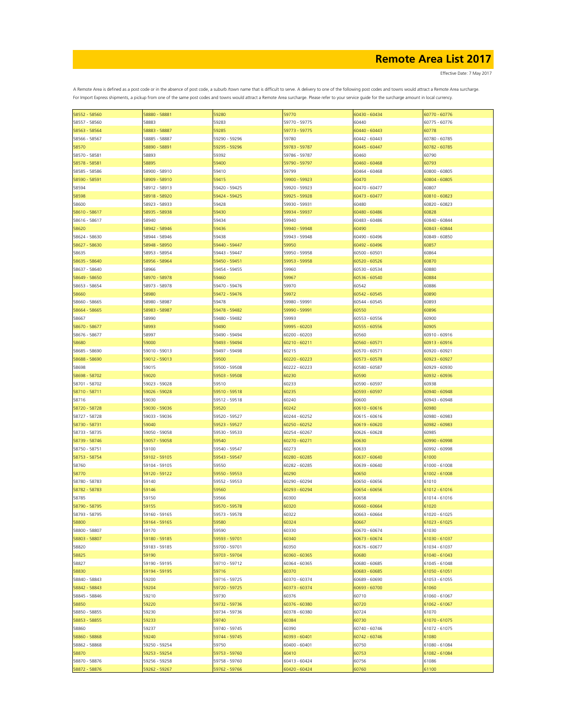# Remote Area List 2017

Effective Date: 7 May 2017

A Remote Area is defined as a post code or in the absence of post code, a suburb /town name that is difficult to serve. A delivery to one of the following post codes and towns would attract a Remote Area surcharge. For Import Express shipments, a pickup from one of the same post codes and towns would attract a Remote Area surcharge. Please refer to your service guide for the surcharge amount in local currency.

| | | | | | |
|---|---|---|---|---|---|
| 58552 - 58560 | 58880 - 58881 | 59280 | 59770 | 60430 - 60434 | 60770 - 60776 |
| 58557 - 58560 | 58883 | 59283 | 59770 - 59775 | 60440 | 60775 - 60776 |
| 58563 - 58564 | 58883 - 58887 | 59285 | 59773 - 59775 | 60440 - 60443 | 60778 |
| 58566 - 58567 | 58885 - 58887 | 59290 - 59296 | 59780 | 60442 - 60443 | 60780 - 60785 |
| 58570 | 58890 - 58891 | 59295 - 59296 | 59783 - 59787 | 60445 - 60447 | 60782 - 60785 |
| 58570 - 58581 | 58893 | 59392 | 59786 - 59787 | 60460 | 60790 |
| 58578 - 58581 | 58895 | 59400 | 59790 - 59797 | 60460 - 60468 | 60793 |
| 58585 - 58586 | 58900 - 58910 | 59410 | 59799 | 60464 - 60468 | 60800 - 60805 |
| 58590 - 58591 | 58909 - 58910 | 59415 | 59900 - 59923 | 60470 | 60804 - 60805 |
| 58594 | 58912 - 58913 | 59420 - 59425 | 59920 - 59923 | 60470 - 60477 | 60807 |
| 58598 | 58918 - 58920 | 59424 - 59425 | 59925 - 59928 | 60473 - 60477 | 60810 - 60823 |
| 58600 | 58923 - 58933 | 59428 | 59930 - 59931 | 60480 | 60820 - 60823 |
| 58610 - 58617 | 58935 - 58938 | 59430 | 59934 - 59937 | 60480 - 60486 | 60828 |
| 58616 - 58617 | 58940 | 59434 | 59940 | 60483 - 60486 | 60840 - 60844 |
| 58620 | 58942 - 58946 | 59436 | 59940 - 59948 | 60490 | 60843 - 60844 |
| 58624 - 58630 | 58944 - 58946 | 59438 | 59943 - 59948 | 60490 - 60496 | 60849 - 60850 |
| 58627 - 58630 | 58948 - 58950 | 59440 - 59447 | 59950 | 60492 - 60496 | 60857 |
| 58635 | 58953 - 58954 | 59443 - 59447 | 59950 - 59958 | 60500 - 60501 | 60864 |
| 58635 - 58640 | 58956 - 58964 | 59450 - 59451 | 59953 - 59958 | 60520 - 60526 | 60870 |
| 58637 - 58640 | 58966 | 59454 - 59455 | 59960 | 60530 - 60534 | 60880 |
| 58649 - 58650 | 58970 - 58978 | 59460 | 59967 | 60536 - 60540 | 60884 |
| 58653 - 58654 | 58973 - 58978 | 59470 - 59476 | 59970 | 60542 | 60886 |
| 58660 | 58980 | 59472 - 59476 | 59972 | 60542 - 60545 | 60890 |
| 58660 - 58665 | 58980 - 58987 | 59478 | 59980 - 59991 | 60544 - 60545 | 60893 |
| 58664 - 58665 | 58983 - 58987 | 59478 - 59482 | 59990 - 59991 | 60550 | 60896 |
| 58667 | 58990 | 59480 - 59482 | 59993 | 60553 - 60556 | 60900 |
| 58670 - 58677 | 58993 | 59490 | 59995 - 60203 | 60555 - 60556 | 60905 |
| 58676 - 58677 | 58997 | 59490 - 59494 | 60200 - 60203 | 60560 | 60910 - 60916 |
| 58680 | 59000 | 59493 - 59494 | 60210 - 60211 | 60560 - 60571 | 60913 - 60916 |
| 58685 - 58690 | 59010 - 59013 | 59497 - 59498 | 60215 | 60570 - 60571 | 60920 - 60921 |
| 58688 - 58690 | 59012 - 59013 | 59500 | 60220 - 60223 | 60573 - 60578 | 60923 - 60927 |
| 58698 | 59015 | 59500 - 59508 | 60222 - 60223 | 60580 - 60587 | 60929 - 60930 |
| 58698 - 58702 | 59020 | 59503 - 59508 | 60230 | 60590 | 60932 - 60936 |
| 58701 - 58702 | 59023 - 59028 | 59510 | 60233 | 60590 - 60597 | 60938 |
| 58710 - 58711 | 59026 - 59028 | 59510 - 59518 | 60235 | 60593 - 60597 | 60940 - 60948 |
| 58716 | 59030 | 59512 - 59518 | 60240 | 60600 | 60943 - 60948 |
| 58720 - 58728 | 59030 - 59036 | 59520 | 60242 | 60610 - 60616 | 60980 |
| 58727 - 58728 | 59033 - 59036 | 59520 - 59527 | 60244 - 60252 | 60615 - 60616 | 60980 - 60983 |
| 58730 - 58731 | 59040 | 59523 - 59527 | 60250 - 60252 | 60619 - 60620 | 60982 - 60983 |
| 58733 - 58735 | 59050 - 59058 | 59530 - 59533 | 60254 - 60267 | 60626 - 60628 | 60985 |
| 58739 - 58746 | 59057 - 59058 | 59540 | 60270 - 60271 | 60630 | 60990 - 60998 |
| 58750 - 58751 | 59100 | 59540 - 59547 | 60273 | 60633 | 60992 - 60998 |
| 58753 - 58754 | 59102 - 59105 | 59543 - 59547 | 60280 - 60285 | 60637 - 60640 | 61000 |
| 58760 | 59104 - 59105 | 59550 | 60282 - 60285 | 60639 - 60640 | 61000 - 61008 |
| 58770 | 59120 - 59122 | 59550 - 59553 | 60290 | 60650 | 61002 - 61008 |
| 58780 - 58783 | 59140 | 59552 - 59553 | 60290 - 60294 | 60650 - 60656 | 61010 |
| 58782 - 58783 | 59146 | 59560 | 60293 - 60294 | 60654 - 60656 | 61012 - 61016 |
| 58785 | 59150 | 59566 | 60300 | 60658 | 61014 - 61016 |
| 58790 - 58795 | 59155 | 59570 - 59578 | 60320 | 60660 - 60664 | 61020 |
| 58793 - 58795 | 59160 - 59165 | 59573 - 59578 | 60322 | 60663 - 60664 | 61020 - 61025 |
| 58800 | 59164 - 59165 | 59580 | 60324 | 60667 | 61023 - 61025 |
| 58800 - 58807 | 59170 | 59590 | 60330 | 60670 - 60674 | 61030 |
| 58803 - 58807 | 59180 - 59185 | 59593 - 59701 | 60340 | 60673 - 60674 | 61030 - 61037 |
| 58820 | 59183 - 59185 | 59700 - 59701 | 60350 | 60676 - 60677 | 61034 - 61037 |
| 58825 | 59190 | 59703 - 59704 | 60360 - 60365 | 60680 | 61040 - 61043 |
| 58827 | 59190 - 59195 | 59710 - 59712 | 60364 - 60365 | 60680 - 60685 | 61045 - 61048 |
| 58830 | 59194 - 59195 | 59716 | 60370 | 60683 - 60685 | 61050 - 61051 |
| 58840 - 58843 | 59200 | 59716 - 59725 | 60370 - 60374 | 60689 - 60690 | 61053 - 61055 |
| 58842 - 58843 | 59204 | 59720 - 59725 | 60373 - 60374 | 60693 - 60700 | 61060 |
| 58845 - 58846 | 59210 | 59730 | 60376 | 60710 | 61060 - 61067 |
| 58850 | 59220 | 59732 - 59736 | 60376 - 60380 | 60720 | 61062 - 61067 |
| 58850 - 58855 | 59230 | 59734 - 59736 | 60378 - 60380 | 60724 | 61070 |
| 58853 - 58855 | 59233 | 59740 | 60384 | 60730 | 61070 - 61075 |
| 58860 | 59237 | 59740 - 59745 | 60390 | 60740 - 60746 | 61072 - 61075 |
| 58860 - 58868 | 59240 | 59744 - 59745 | 60393 - 60401 | 60742 - 60746 | 61080 |
| 58862 - 58868 | 59250 - 59254 | 59750 | 60400 - 60401 | 60750 | 61080 - 61084 |
| 58870 | 59253 - 59254 | 59753 - 59760 | 60410 | 60753 | 61082 - 61084 |
| 58870 - 58876 | 59256 - 59258 | 59758 - 59760 | 60413 - 60424 | 60756 | 61086 |
| 58872 - 58876 | 59262 - 59267 | 59762 - 59766 | 60420 - 60424 | 60760 | 61100 |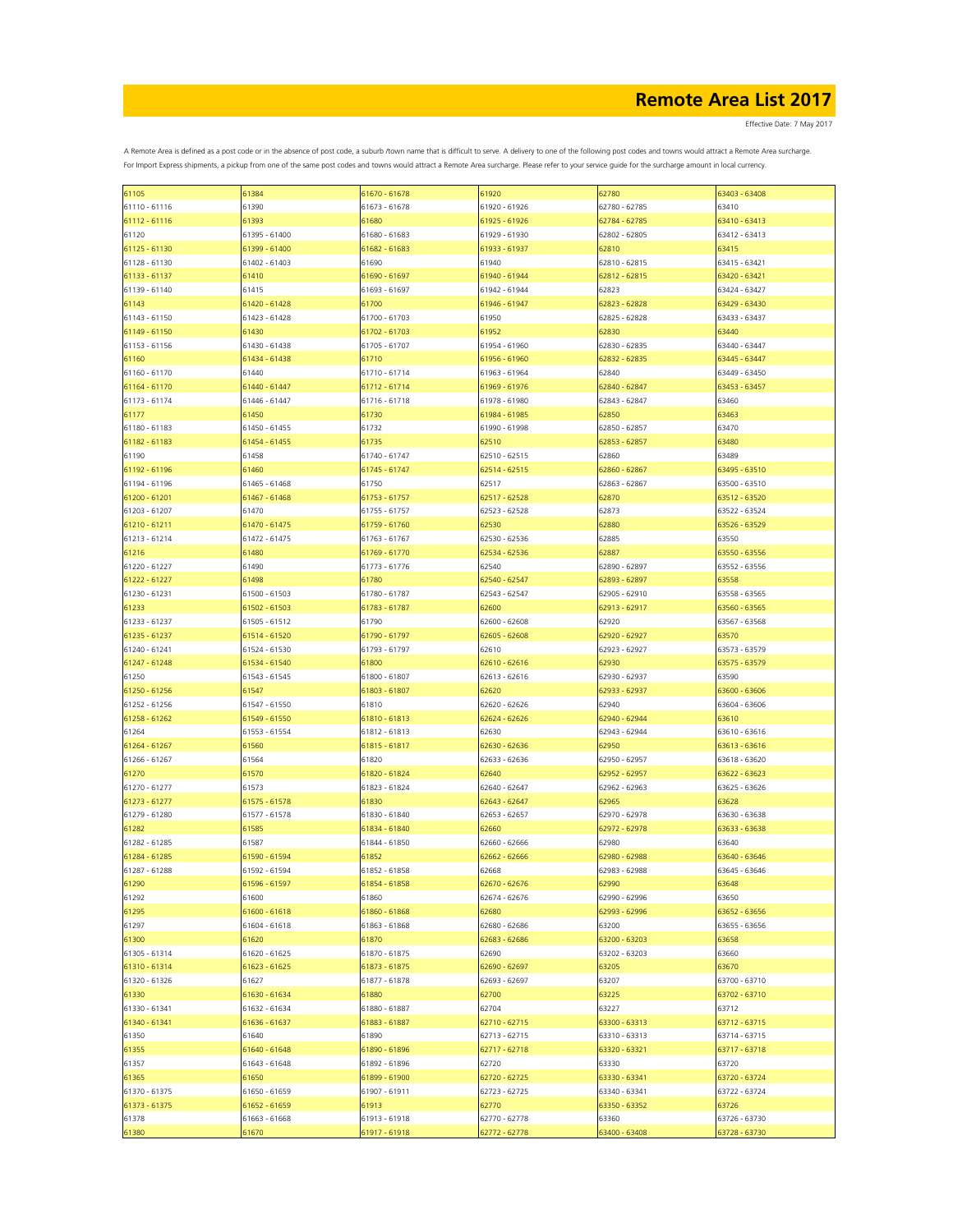# Remote Area List 2017

Effective Date: 7 May 2017

A Remote Area is defined as a post code or in the absence of post code, a suburb /town name that is difficult to serve. A delivery to one of the following post codes and towns would attract a Remote Area surcharge. For Import Express shipments, a pickup from one of the same post codes and towns would attract a Remote Area surcharge. Please refer to your service guide for the surcharge amount in local currency.

| | | | | | |
|---|---|---|---|---|---|
| 61105 | 61384 | 61670 - 61678 | 61920 | 62780 | 63403 - 63408 |
| 61110 - 61116 | 61390 | 61673 - 61678 | 61920 - 61926 | 62780 - 62785 | 63410 |
| 61112 - 61116 | 61393 | 61680 | 61925 - 61926 | 62784 - 62785 | 63410 - 63413 |
| 61120 | 61395 - 61400 | 61680 - 61683 | 61929 - 61930 | 62802 - 62805 | 63412 - 63413 |
| 61125 - 61130 | 61399 - 61400 | 61682 - 61683 | 61933 - 61937 | 62810 | 63415 |
| 61128 - 61130 | 61402 - 61403 | 61690 | 61940 | 62810 - 62815 | 63415 - 63421 |
| 61133 - 61137 | 61410 | 61690 - 61697 | 61940 - 61944 | 62812 - 62815 | 63420 - 63421 |
| 61139 - 61140 | 61415 | 61693 - 61697 | 61942 - 61944 | 62823 | 63424 - 63427 |
| 61143 | 61420 - 61428 | 61700 | 61946 - 61947 | 62823 - 62828 | 63429 - 63430 |
| 61143 - 61150 | 61423 - 61428 | 61700 - 61703 | 61950 | 62825 - 62828 | 63433 - 63437 |
| 61149 - 61150 | 61430 | 61702 - 61703 | 61952 | 62830 | 63440 |
| 61153 - 61156 | 61430 - 61438 | 61705 - 61707 | 61954 - 61960 | 62830 - 62835 | 63440 - 63447 |
| 61160 | 61434 - 61438 | 61710 | 61956 - 61960 | 62832 - 62835 | 63445 - 63447 |
| 61160 - 61170 | 61440 | 61710 - 61714 | 61963 - 61964 | 62840 | 63449 - 63450 |
| 61164 - 61170 | 61440 - 61447 | 61712 - 61714 | 61969 - 61976 | 62840 - 62847 | 63453 - 63457 |
| 61173 - 61174 | 61446 - 61447 | 61716 - 61718 | 61978 - 61980 | 62843 - 62847 | 63460 |
| 61177 | 61450 | 61730 | 61984 - 61985 | 62850 | 63463 |
| 61180 - 61183 | 61450 - 61455 | 61732 | 61990 - 61998 | 62850 - 62857 | 63470 |
| 61182 - 61183 | 61454 - 61455 | 61735 | 62510 | 62853 - 62857 | 63480 |
| 61190 | 61458 | 61740 - 61747 | 62510 - 62515 | 62860 | 63489 |
| 61192 - 61196 | 61460 | 61745 - 61747 | 62514 - 62515 | 62860 - 62867 | 63495 - 63510 |
| 61194 - 61196 | 61465 - 61468 | 61750 | 62517 | 62863 - 62867 | 63500 - 63510 |
| 61200 - 61201 | 61467 - 61468 | 61753 - 61757 | 62517 - 62528 | 62870 | 63512 - 63520 |
| 61203 - 61207 | 61470 | 61755 - 61757 | 62523 - 62528 | 62873 | 63522 - 63524 |
| 61210 - 61211 | 61470 - 61475 | 61759 - 61760 | 62530 | 62880 | 63526 - 63529 |
| 61213 - 61214 | 61472 - 61475 | 61763 - 61767 | 62530 - 62536 | 62885 | 63550 |
| 61216 | 61480 | 61769 - 61770 | 62534 - 62536 | 62887 | 63550 - 63556 |
| 61220 - 61227 | 61490 | 61773 - 61776 | 62540 | 62890 - 62897 | 63552 - 63556 |
| 61222 - 61227 | 61498 | 61780 | 62540 - 62547 | 62893 - 62897 | 63558 |
| 61230 - 61231 | 61500 - 61503 | 61780 - 61787 | 62543 - 62547 | 62905 - 62910 | 63558 - 63565 |
| 61233 | 61502 - 61503 | 61783 - 61787 | 62600 | 62913 - 62917 | 63560 - 63565 |
| 61233 - 61237 | 61505 - 61512 | 61790 | 62600 - 62608 | 62920 | 63567 - 63568 |
| 61235 - 61237 | 61514 - 61520 | 61790 - 61797 | 62605 - 62608 | 62920 - 62927 | 63570 |
| 61240 - 61241 | 61524 - 61530 | 61793 - 61797 | 62610 | 62923 - 62927 | 63573 - 63579 |
| 61247 - 61248 | 61534 - 61540 | 61800 | 62610 - 62616 | 62930 | 63575 - 63579 |
| 61250 | 61543 - 61545 | 61800 - 61807 | 62613 - 62616 | 62930 - 62937 | 63590 |
| 61250 - 61256 | 61547 | 61803 - 61807 | 62620 | 62933 - 62937 | 63600 - 63606 |
| 61252 - 61256 | 61547 - 61550 | 61810 | 62620 - 62626 | 62940 | 63604 - 63606 |
| 61258 - 61262 | 61549 - 61550 | 61810 - 61813 | 62624 - 62626 | 62940 - 62944 | 63610 |
| 61264 | 61553 - 61554 | 61812 - 61813 | 62630 | 62943 - 62944 | 63610 - 63616 |
| 61264 - 61267 | 61560 | 61815 - 61817 | 62630 - 62636 | 62950 | 63613 - 63616 |
| 61266 - 61267 | 61564 | 61820 | 62633 - 62636 | 62950 - 62957 | 63618 - 63620 |
| 61270 | 61570 | 61820 - 61824 | 62640 | 62952 - 62957 | 63622 - 63623 |
| 61270 - 61277 | 61573 | 61823 - 61824 | 62640 - 62647 | 62962 - 62963 | 63625 - 63626 |
| 61273 - 61277 | 61575 - 61578 | 61830 | 62643 - 62647 | 62965 | 63628 |
| 61279 - 61280 | 61577 - 61578 | 61830 - 61840 | 62653 - 62657 | 62970 - 62978 | 63630 - 63638 |
| 61282 | 61585 | 61834 - 61840 | 62660 | 62972 - 62978 | 63633 - 63638 |
| 61282 - 61285 | 61587 | 61844 - 61850 | 62660 - 62666 | 62980 | 63640 |
| 61284 - 61285 | 61590 - 61594 | 61852 | 62662 - 62666 | 62980 - 62988 | 63640 - 63646 |
| 61287 - 61288 | 61592 - 61594 | 61852 - 61858 | 62668 | 62983 - 62988 | 63645 - 63646 |
| 61290 | 61596 - 61597 | 61854 - 61858 | 62670 - 62676 | 62990 | 63648 |
| 61292 | 61600 | 61860 | 62674 - 62676 | 62990 - 62996 | 63650 |
| 61295 | 61600 - 61618 | 61860 - 61868 | 62680 | 62993 - 62996 | 63652 - 63656 |
| 61297 | 61604 - 61618 | 61863 - 61868 | 62680 - 62686 | 63200 | 63655 - 63656 |
| 61300 | 61620 | 61870 | 62683 - 62686 | 63200 - 63203 | 63658 |
| 61305 - 61314 | 61620 - 61625 | 61870 - 61875 | 62690 | 63202 - 63203 | 63660 |
| 61310 - 61314 | 61623 - 61625 | 61873 - 61875 | 62690 - 62697 | 63205 | 63670 |
| 61320 - 61326 | 61627 | 61877 - 61878 | 62693 - 62697 | 63207 | 63700 - 63710 |
| 61330 | 61630 - 61634 | 61880 | 62700 | 63225 | 63702 - 63710 |
| 61330 - 61341 | 61632 - 61634 | 61880 - 61887 | 62704 | 63227 | 63712 |
| 61340 - 61341 | 61636 - 61637 | 61883 - 61887 | 62710 - 62715 | 63300 - 63313 | 63712 - 63715 |
| 61350 | 61640 | 61890 | 62713 - 62715 | 63310 - 63313 | 63714 - 63715 |
| 61355 | 61640 - 61648 | 61890 - 61896 | 62717 - 62718 | 63320 - 63321 | 63717 - 63718 |
| 61357 | 61643 - 61648 | 61892 - 61896 | 62720 | 63330 | 63720 |
| 61365 | 61650 | 61899 - 61900 | 62720 - 62725 | 63330 - 63341 | 63720 - 63724 |
| 61370 - 61375 | 61650 - 61659 | 61907 - 61911 | 62723 - 62725 | 63340 - 63341 | 63722 - 63724 |
| 61373 - 61375 | 61652 - 61659 | 61913 | 62770 | 63350 - 63352 | 63726 |
| 61378 | 61663 - 61668 | 61913 - 61918 | 62770 - 62778 | 63360 | 63726 - 63730 |
| 61380 | 61670 | 61917 - 61918 | 62772 - 62778 | 63400 - 63408 | 63728 - 63730 |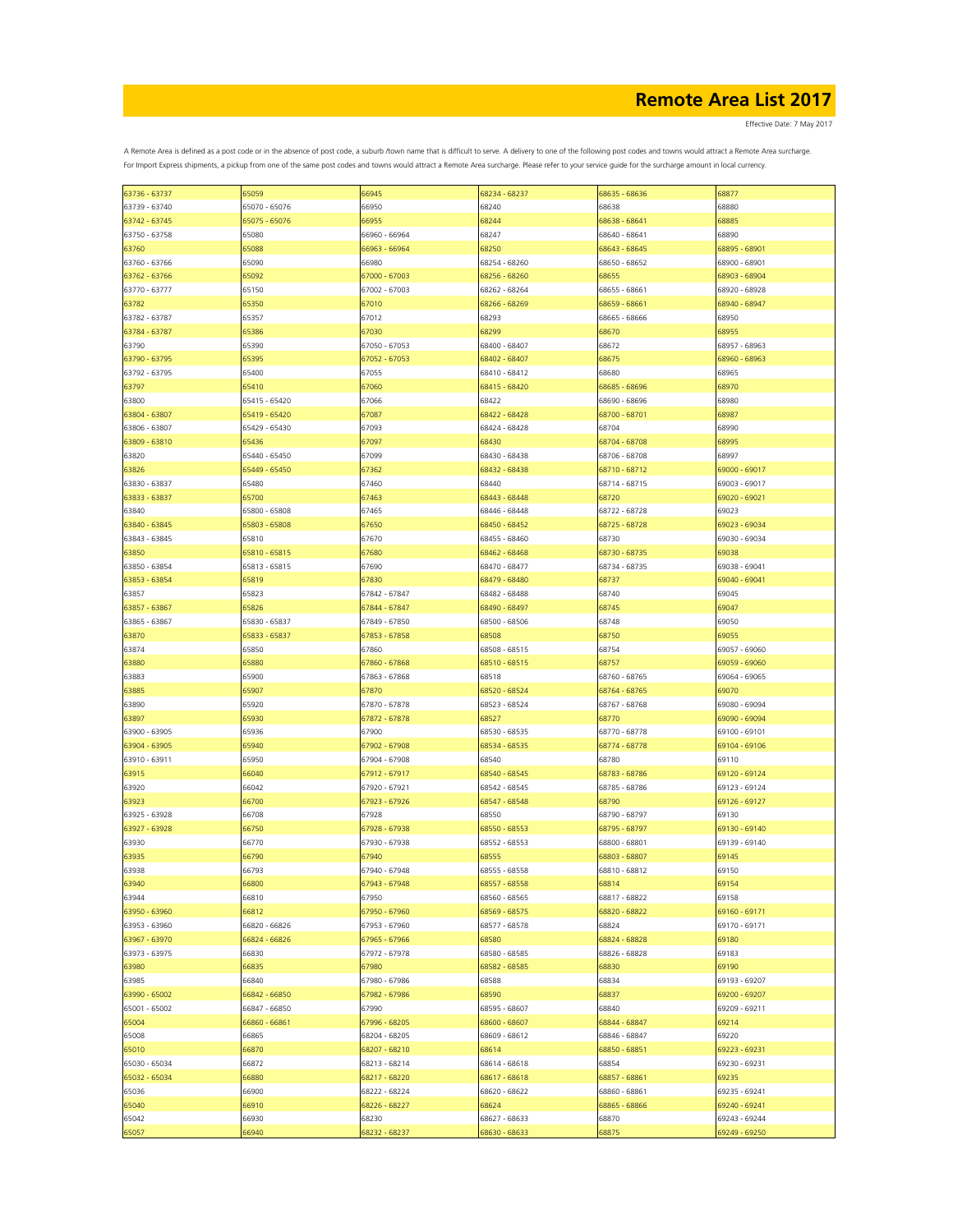# Remote Area List 2017

Effective Date: 7 May 2017

A Remote Area is defined as a post code or in the absence of post code, a suburb /town name that is difficult to serve. A delivery to one of the following post codes and towns would attract a Remote Area surcharge. For Import Express shipments, a pickup from one of the same post codes and towns would attract a Remote Area surcharge. Please refer to your service guide for the surcharge amount in local currency.

| | | | | | |
|---|---|---|---|---|---|
| 63736 - 63737 | 65059 | 66945 | 68234 - 68237 | 68635 - 68636 | 68877 |
| 63739 - 63740 | 65070 - 65076 | 66950 | 68240 | 68638 | 68880 |
| 63742 - 63745 | 65075 - 65076 | 66955 | 68244 | 68638 - 68641 | 68885 |
| 63750 - 63758 | 65080 | 66960 - 66964 | 68247 | 68640 - 68641 | 68890 |
| 63760 | 65088 | 66963 - 66964 | 68250 | 68643 - 68645 | 68895 - 68901 |
| 63760 - 63766 | 65090 | 66980 | 68254 - 68260 | 68650 - 68652 | 68900 - 68901 |
| 63762 - 63766 | 65092 | 67000 - 67003 | 68256 - 68260 | 68655 | 68903 - 68904 |
| 63770 - 63777 | 65150 | 67002 - 67003 | 68262 - 68264 | 68655 - 68661 | 68920 - 68928 |
| 63782 | 65350 | 67010 | 68266 - 68269 | 68659 - 68661 | 68940 - 68947 |
| 63782 - 63787 | 65357 | 67012 | 68293 | 68665 - 68666 | 68950 |
| 63784 - 63787 | 65386 | 67030 | 68299 | 68670 | 68955 |
| 63790 | 65390 | 67050 - 67053 | 68400 - 68407 | 68672 | 68957 - 68963 |
| 63790 - 63795 | 65395 | 67052 - 67053 | 68402 - 68407 | 68675 | 68960 - 68963 |
| 63792 - 63795 | 65400 | 67055 | 68410 - 68412 | 68680 | 68965 |
| 63797 | 65410 | 67060 | 68415 - 68420 | 68685 - 68696 | 68970 |
| 63800 | 65415 - 65420 | 67066 | 68422 | 68690 - 68696 | 68980 |
| 63804 - 63807 | 65419 - 65420 | 67087 | 68422 - 68428 | 68700 - 68701 | 68987 |
| 63806 - 63807 | 65429 - 65430 | 67093 | 68424 - 68428 | 68704 | 68990 |
| 63809 - 63810 | 65436 | 67097 | 68430 | 68704 - 68708 | 68995 |
| 63820 | 65440 - 65450 | 67099 | 68430 - 68438 | 68706 - 68708 | 68997 |
| 63826 | 65449 - 65450 | 67362 | 68432 - 68438 | 68710 - 68712 | 69000 - 69017 |
| 63830 - 63837 | 65480 | 67460 | 68440 | 68714 - 68715 | 69003 - 69017 |
| 63833 - 63837 | 65700 | 67463 | 68443 - 68448 | 68720 | 69020 - 69021 |
| 63840 | 65800 - 65808 | 67465 | 68446 - 68448 | 68722 - 68728 | 69023 |
| 63840 - 63845 | 65803 - 65808 | 67650 | 68450 - 68452 | 68725 - 68728 | 69023 - 69034 |
| 63843 - 63845 | 65810 | 67670 | 68455 - 68460 | 68730 | 69030 - 69034 |
| 63850 | 65810 - 65815 | 67680 | 68462 - 68468 | 68730 - 68735 | 69038 |
| 63850 - 63854 | 65813 - 65815 | 67690 | 68470 - 68477 | 68734 - 68735 | 69038 - 69041 |
| 63853 - 63854 | 65819 | 67830 | 68479 - 68480 | 68737 | 69040 - 69041 |
| 63857 | 65823 | 67842 - 67847 | 68482 - 68488 | 68740 | 69045 |
| 63857 - 63867 | 65826 | 67844 - 67847 | 68490 - 68497 | 68745 | 69047 |
| 63865 - 63867 | 65830 - 65837 | 67849 - 67850 | 68500 - 68506 | 68748 | 69050 |
| 63870 | 65833 - 65837 | 67853 - 67858 | 68508 | 68750 | 69055 |
| 63874 | 65850 | 67860 | 68508 - 68515 | 68754 | 69057 - 69060 |
| 63880 | 65880 | 67860 - 67868 | 68510 - 68515 | 68757 | 69059 - 69060 |
| 63883 | 65900 | 67863 - 67868 | 68518 | 68760 - 68765 | 69064 - 69065 |
| 63885 | 65907 | 67870 | 68520 - 68524 | 68764 - 68765 | 69070 |
| 63890 | 65920 | 67870 - 67878 | 68523 - 68524 | 68767 - 68768 | 69080 - 69094 |
| 63897 | 65930 | 67872 - 67878 | 68527 | 68770 | 69090 - 69094 |
| 63900 - 63905 | 65936 | 67900 | 68530 - 68535 | 68770 - 68778 | 69100 - 69101 |
| 63904 - 63905 | 65940 | 67902 - 67908 | 68534 - 68535 | 68774 - 68778 | 69104 - 69106 |
| 63910 - 63911 | 65950 | 67904 - 67908 | 68540 | 68780 | 69110 |
| 63915 | 66040 | 67912 - 67917 | 68540 - 68545 | 68783 - 68786 | 69120 - 69124 |
| 63920 | 66042 | 67920 - 67921 | 68542 - 68545 | 68785 - 68786 | 69123 - 69124 |
| 63923 | 66700 | 67923 - 67926 | 68547 - 68548 | 68790 | 69126 - 69127 |
| 63925 - 63928 | 66708 | 67928 | 68550 | 68790 - 68797 | 69130 |
| 63927 - 63928 | 66750 | 67928 - 67938 | 68550 - 68553 | 68795 - 68797 | 69130 - 69140 |
| 63930 | 66770 | 67930 - 67938 | 68552 - 68553 | 68800 - 68801 | 69139 - 69140 |
| 63935 | 66790 | 67940 | 68555 | 68803 - 68807 | 69145 |
| 63938 | 66793 | 67940 - 67948 | 68555 - 68558 | 68810 - 68812 | 69150 |
| 63940 | 66800 | 67943 - 67948 | 68557 - 68558 | 68814 | 69154 |
| 63944 | 66810 | 67950 | 68560 - 68565 | 68817 - 68822 | 69158 |
| 63950 - 63960 | 66812 | 67950 - 67960 | 68569 - 68575 | 68820 - 68822 | 69160 - 69171 |
| 63953 - 63960 | 66820 - 66826 | 67953 - 67960 | 68577 - 68578 | 68824 | 69170 - 69171 |
| 63967 - 63970 | 66824 - 66826 | 67965 - 67966 | 68580 | 68824 - 68828 | 69180 |
| 63973 - 63975 | 66830 | 67972 - 67978 | 68580 - 68585 | 68826 - 68828 | 69183 |
| 63980 | 66835 | 67980 | 68582 - 68585 | 68830 | 69190 |
| 63985 | 66840 | 67980 - 67986 | 68588 | 68834 | 69193 - 69207 |
| 63990 - 65002 | 66842 - 66850 | 67982 - 67986 | 68590 | 68837 | 69200 - 69207 |
| 65001 - 65002 | 66847 - 66850 | 67990 | 68595 - 68607 | 68840 | 69209 - 69211 |
| 65004 | 66860 - 66861 | 67996 - 68205 | 68600 - 68607 | 68844 - 68847 | 69214 |
| 65008 | 66865 | 68204 - 68205 | 68609 - 68612 | 68846 - 68847 | 69220 |
| 65010 | 66870 | 68207 - 68210 | 68614 | 68850 - 68851 | 69223 - 69231 |
| 65030 - 65034 | 66872 | 68213 - 68214 | 68614 - 68618 | 68854 | 69230 - 69231 |
| 65032 - 65034 | 66880 | 68217 - 68220 | 68617 - 68618 | 68857 - 68861 | 69235 |
| 65036 | 66900 | 68222 - 68224 | 68620 - 68622 | 68860 - 68861 | 69235 - 69241 |
| 65040 | 66910 | 68226 - 68227 | 68624 | 68865 - 68866 | 69240 - 69241 |
| 65042 | 66930 | 68230 | 68627 - 68633 | 68870 | 69243 - 69244 |
| 65057 | 66940 | 68232 - 68237 | 68630 - 68633 | 68875 | 69249 - 69250 |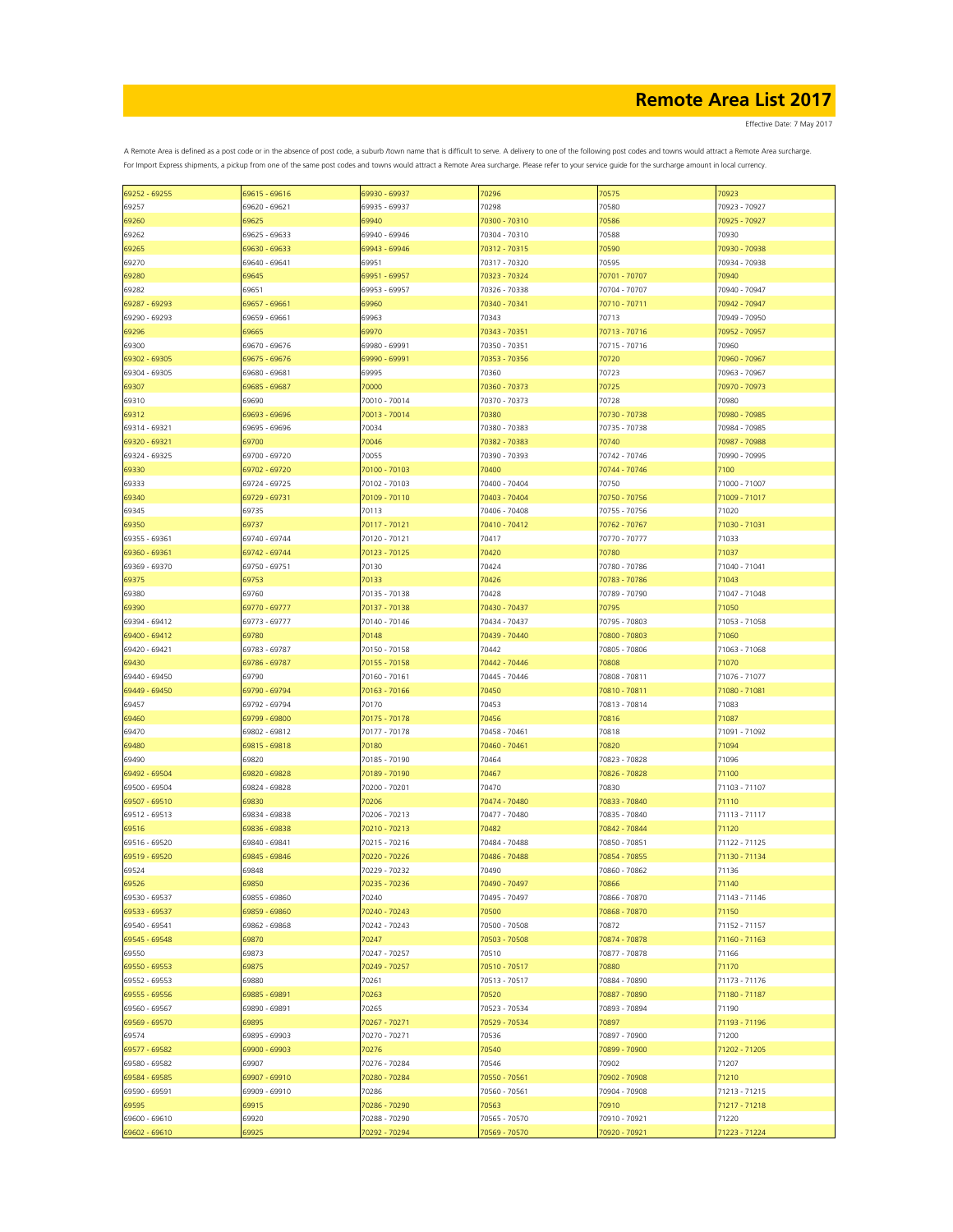# Remote Area List 2017

Effective Date: 7 May 2017

A Remote Area is defined as a post code or in the absence of post code, a suburb /town name that is difficult to serve. A delivery to one of the following post codes and towns would attract a Remote Area surcharge. For Import Express shipments, a pickup from one of the same post codes and towns would attract a Remote Area surcharge. Please refer to your service guide for the surcharge amount in local currency.

| | | | | | |
|---|---|---|---|---|---|
| 69252 - 69255 | 69615 - 69616 | 69930 - 69937 | 70296 | 70575 | 70923 |
| 69257 | 69620 - 69621 | 69935 - 69937 | 70298 | 70580 | 70923 - 70927 |
| 69260 | 69625 | 69940 | 70300 - 70310 | 70586 | 70925 - 70927 |
| 69262 | 69625 - 69633 | 69940 - 69946 | 70304 - 70310 | 70588 | 70930 |
| 69265 | 69630 - 69633 | 69943 - 69946 | 70312 - 70315 | 70590 | 70930 - 70938 |
| 69270 | 69640 - 69641 | 69951 | 70317 - 70320 | 70595 | 70934 - 70938 |
| 69280 | 69645 | 69951 - 69957 | 70323 - 70324 | 70701 - 70707 | 70940 |
| 69282 | 69651 | 69953 - 69957 | 70326 - 70338 | 70704 - 70707 | 70940 - 70947 |
| 69287 - 69293 | 69657 - 69661 | 69960 | 70340 - 70341 | 70710 - 70711 | 70942 - 70947 |
| 69290 - 69293 | 69659 - 69661 | 69963 | 70343 | 70713 | 70949 - 70950 |
| 69296 | 69665 | 69970 | 70343 - 70351 | 70713 - 70716 | 70952 - 70957 |
| 69300 | 69670 - 69676 | 69980 - 69991 | 70350 - 70351 | 70715 - 70716 | 70960 |
| 69302 - 69305 | 69675 - 69676 | 69990 - 69991 | 70353 - 70356 | 70720 | 70960 - 70967 |
| 69304 - 69305 | 69680 - 69681 | 69995 | 70360 | 70723 | 70963 - 70967 |
| 69307 | 69685 - 69687 | 70000 | 70360 - 70373 | 70725 | 70970 - 70973 |
| 69310 | 69690 | 70010 - 70014 | 70370 - 70373 | 70728 | 70980 |
| 69312 | 69693 - 69696 | 70013 - 70014 | 70380 | 70730 - 70738 | 70980 - 70985 |
| 69314 - 69321 | 69695 - 69696 | 70034 | 70380 - 70383 | 70735 - 70738 | 70984 - 70985 |
| 69320 - 69321 | 69700 | 70046 | 70382 - 70383 | 70740 | 70987 - 70988 |
| 69324 - 69325 | 69700 - 69720 | 70055 | 70390 - 70393 | 70742 - 70746 | 70990 - 70995 |
| 69330 | 69702 - 69720 | 70100 - 70103 | 70400 | 70744 - 70746 | 7100 |
| 69333 | 69724 - 69725 | 70102 - 70103 | 70400 - 70404 | 70750 | 71000 - 71007 |
| 69340 | 69729 - 69731 | 70109 - 70110 | 70403 - 70404 | 70750 - 70756 | 71009 - 71017 |
| 69345 | 69735 | 70113 | 70406 - 70408 | 70755 - 70756 | 71020 |
| 69350 | 69737 | 70117 - 70121 | 70410 - 70412 | 70762 - 70767 | 71030 - 71031 |
| 69355 - 69361 | 69740 - 69744 | 70120 - 70121 | 70417 | 70770 - 70777 | 71033 |
| 69360 - 69361 | 69742 - 69744 | 70123 - 70125 | 70420 | 70780 | 71037 |
| 69369 - 69370 | 69750 - 69751 | 70130 | 70424 | 70780 - 70786 | 71040 - 71041 |
| 69375 | 69753 | 70133 | 70426 | 70783 - 70786 | 71043 |
| 69380 | 69760 | 70135 - 70138 | 70428 | 70789 - 70790 | 71047 - 71048 |
| 69390 | 69770 - 69777 | 70137 - 70138 | 70430 - 70437 | 70795 | 71050 |
| 69394 - 69412 | 69773 - 69777 | 70140 - 70146 | 70434 - 70437 | 70795 - 70803 | 71053 - 71058 |
| 69400 - 69412 | 69780 | 70148 | 70439 - 70440 | 70800 - 70803 | 71060 |
| 69420 - 69421 | 69783 - 69787 | 70150 - 70158 | 70442 | 70805 - 70806 | 71063 - 71068 |
| 69430 | 69786 - 69787 | 70155 - 70158 | 70442 - 70446 | 70808 | 71070 |
| 69440 - 69450 | 69790 | 70160 - 70161 | 70445 - 70446 | 70808 - 70811 | 71076 - 71077 |
| 69449 - 69450 | 69790 - 69794 | 70163 - 70166 | 70450 | 70810 - 70811 | 71080 - 71081 |
| 69457 | 69792 - 69794 | 70170 | 70453 | 70813 - 70814 | 71083 |
| 69460 | 69799 - 69800 | 70175 - 70178 | 70456 | 70816 | 71087 |
| 69470 | 69802 - 69812 | 70177 - 70178 | 70458 - 70461 | 70818 | 71091 - 71092 |
| 69480 | 69815 - 69818 | 70180 | 70460 - 70461 | 70820 | 71094 |
| 69490 | 69820 | 70185 - 70190 | 70464 | 70823 - 70828 | 71096 |
| 69492 - 69504 | 69820 - 69828 | 70189 - 70190 | 70467 | 70826 - 70828 | 71100 |
| 69500 - 69504 | 69824 - 69828 | 70200 - 70201 | 70470 | 70830 | 71103 - 71107 |
| 69507 - 69510 | 69830 | 70206 | 70474 - 70480 | 70833 - 70840 | 71110 |
| 69512 - 69513 | 69834 - 69838 | 70206 - 70213 | 70477 - 70480 | 70835 - 70840 | 71113 - 71117 |
| 69516 | 69836 - 69838 | 70210 - 70213 | 70482 | 70842 - 70844 | 71120 |
| 69516 - 69520 | 69840 - 69841 | 70215 - 70216 | 70484 - 70488 | 70850 - 70851 | 71122 - 71125 |
| 69519 - 69520 | 69845 - 69846 | 70220 - 70226 | 70486 - 70488 | 70854 - 70855 | 71130 - 71134 |
| 69524 | 69848 | 70229 - 70232 | 70490 | 70860 - 70862 | 71136 |
| 69526 | 69850 | 70235 - 70236 | 70490 - 70497 | 70866 | 71140 |
| 69530 - 69537 | 69855 - 69860 | 70240 | 70495 - 70497 | 70866 - 70870 | 71143 - 71146 |
| 69533 - 69537 | 69859 - 69860 | 70240 - 70243 | 70500 | 70868 - 70870 | 71150 |
| 69540 - 69541 | 69862 - 69868 | 70242 - 70243 | 70500 - 70508 | 70872 | 71152 - 71157 |
| 69545 - 69548 | 69870 | 70247 | 70503 - 70508 | 70874 - 70878 | 71160 - 71163 |
| 69550 | 69873 | 70247 - 70257 | 70510 | 70877 - 70878 | 71166 |
| 69550 - 69553 | 69875 | 70249 - 70257 | 70510 - 70517 | 70880 | 71170 |
| 69552 - 69553 | 69880 | 70261 | 70513 - 70517 | 70884 - 70890 | 71173 - 71176 |
| 69555 - 69556 | 69885 - 69891 | 70263 | 70520 | 70887 - 70890 | 71180 - 71187 |
| 69560 - 69567 | 69890 - 69891 | 70265 | 70523 - 70534 | 70893 - 70894 | 71190 |
| 69569 - 69570 | 69895 | 70267 - 70271 | 70529 - 70534 | 70897 | 71193 - 71196 |
| 69574 | 69895 - 69903 | 70270 - 70271 | 70536 | 70897 - 70900 | 71200 |
| 69577 - 69582 | 69900 - 69903 | 70276 | 70540 | 70899 - 70900 | 71202 - 71205 |
| 69580 - 69582 | 69907 | 70276 - 70284 | 70546 | 70902 | 71207 |
| 69584 - 69585 | 69907 - 69910 | 70280 - 70284 | 70550 - 70561 | 70902 - 70908 | 71210 |
| 69590 - 69591 | 69909 - 69910 | 70286 | 70560 - 70561 | 70904 - 70908 | 71213 - 71215 |
| 69595 | 69915 | 70286 - 70290 | 70563 | 70910 | 71217 - 71218 |
| 69600 - 69610 | 69920 | 70288 - 70290 | 70565 - 70570 | 70910 - 70921 | 71220 |
| 69602 - 69610 | 69925 | 70292 - 70294 | 70569 - 70570 | 70920 - 70921 | 71223 - 71224 |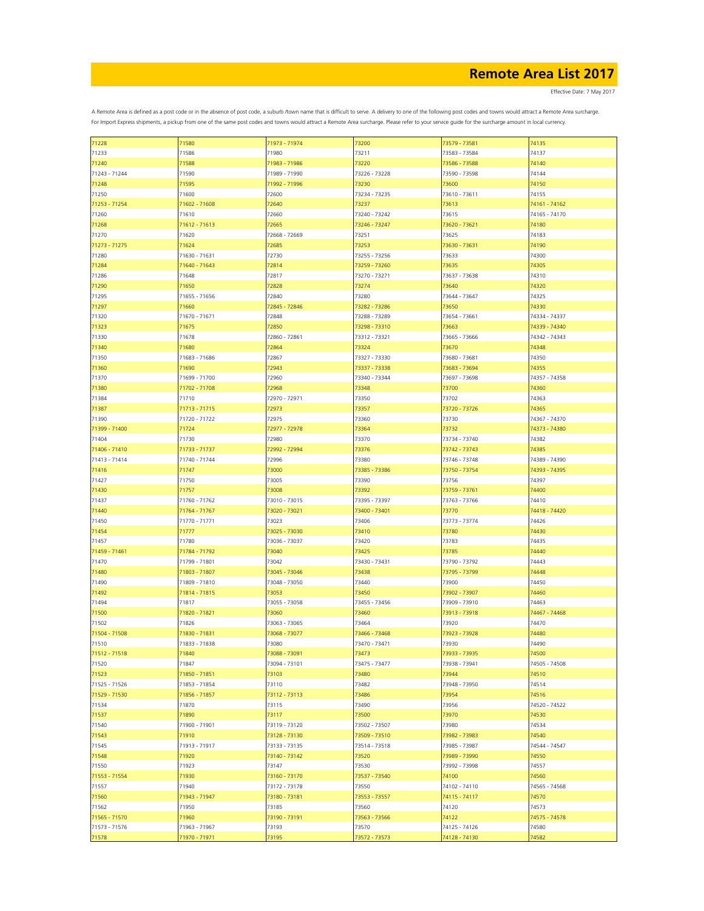# Remote Area List 2017

Effective Date: 7 May 2017

A Remote Area is defined as a post code or in the absence of post code, a suburb /town name that is difficult to serve. A delivery to one of the following post codes and towns would attract a Remote Area surcharge. For Import Express shipments, a pickup from one of the same post codes and towns would attract a Remote Area surcharge. Please refer to your service guide for the surcharge amount in local currency.

| | | | | | |
|---|---|---|---|---|---|
| 71228 | 71580 | 71973 - 71974 | 73200 | 73579 - 73581 | 74135 |
| 71233 | 71586 | 71980 | 73211 | 73583 - 73584 | 74137 |
| 71240 | 71588 | 71983 - 71986 | 73220 | 73586 - 73588 | 74140 |
| 71243 - 71244 | 71590 | 71989 - 71990 | 73226 - 73228 | 73590 - 73598 | 74144 |
| 71248 | 71595 | 71992 - 71996 | 73230 | 73600 | 74150 |
| 71250 | 71600 | 72600 | 73234 - 73235 | 73610 - 73611 | 74155 |
| 71253 - 71254 | 71602 - 71608 | 72640 | 73237 | 73613 | 74161 - 74162 |
| 71260 | 71610 | 72660 | 73240 - 73242 | 73615 | 74165 - 74170 |
| 71268 | 71612 - 71613 | 72665 | 73246 - 73247 | 73620 - 73621 | 74180 |
| 71270 | 71620 | 72668 - 72669 | 73251 | 73625 | 74183 |
| 71273 - 71275 | 71624 | 72685 | 73253 | 73630 - 73631 | 74190 |
| 71280 | 71630 - 71631 | 72730 | 73255 - 73256 | 73633 | 74300 |
| 71284 | 71640 - 71643 | 72814 | 73259 - 73260 | 73635 | 74305 |
| 71286 | 71648 | 72817 | 73270 - 73271 | 73637 - 73638 | 74310 |
| 71290 | 71650 | 72828 | 73274 | 73640 | 74320 |
| 71295 | 71655 - 71656 | 72840 | 73280 | 73644 - 73647 | 74325 |
| 71297 | 71660 | 72845 - 72846 | 73282 - 73286 | 73650 | 74330 |
| 71320 | 71670 - 71671 | 72848 | 73288 - 73289 | 73654 - 73661 | 74334 - 74337 |
| 71323 | 71675 | 72850 | 73298 - 73310 | 73663 | 74339 - 74340 |
| 71330 | 71678 | 72860 - 72861 | 73312 - 73321 | 73665 - 73666 | 74342 - 74343 |
| 71340 | 71680 | 72864 | 73324 | 73670 | 74348 |
| 71350 | 71683 - 71686 | 72867 | 73327 - 73330 | 73680 - 73681 | 74350 |
| 71360 | 71690 | 72943 | 73337 - 73338 | 73683 - 73694 | 74355 |
| 71370 | 71699 - 71700 | 72960 | 73340 - 73344 | 73697 - 73698 | 74357 - 74358 |
| 71380 | 71702 - 71708 | 72968 | 73348 | 73700 | 74360 |
| 71384 | 71710 | 72970 - 72971 | 73350 | 73702 | 74363 |
| 71387 | 71713 - 71715 | 72973 | 73357 | 73720 - 73726 | 74365 |
| 71390 | 71720 - 71722 | 72975 | 73360 | 73730 | 74367 - 74370 |
| 71399 - 71400 | 71724 | 72977 - 72978 | 73364 | 73732 | 74373 - 74380 |
| 71404 | 71730 | 72980 | 73370 | 73734 - 73740 | 74382 |
| 71406 - 71410 | 71733 - 71737 | 72992 - 72994 | 73376 | 73742 - 73743 | 74385 |
| 71413 - 71414 | 71740 - 71744 | 72996 | 73380 | 73746 - 73748 | 74389 - 74390 |
| 71416 | 71747 | 73000 | 73385 - 73386 | 73750 - 73754 | 74393 - 74395 |
| 71427 | 71750 | 73005 | 73390 | 73756 | 74397 |
| 71430 | 71757 | 73008 | 73392 | 73759 - 73761 | 74400 |
| 71437 | 71760 - 71762 | 73010 - 73015 | 73395 - 73397 | 73763 - 73766 | 74410 |
| 71440 | 71764 - 71767 | 73020 - 73021 | 73400 - 73401 | 73770 | 74418 - 74420 |
| 71450 | 71770 - 71771 | 73023 | 73406 | 73773 - 73774 | 74426 |
| 71454 | 71777 | 73025 - 73030 | 73410 | 73780 | 74430 |
| 71457 | 71780 | 73036 - 73037 | 73420 | 73783 | 74435 |
| 71459 - 71461 | 71784 - 71792 | 73040 | 73425 | 73785 | 74440 |
| 71470 | 71799 - 71801 | 73042 | 73430 - 73431 | 73790 - 73792 | 74443 |
| 71480 | 71803 - 71807 | 73045 - 73046 | 73438 | 73795 - 73799 | 74448 |
| 71490 | 71809 - 71810 | 73048 - 73050 | 73440 | 73900 | 74450 |
| 71492 | 71814 - 71815 | 73053 | 73450 | 73902 - 73907 | 74460 |
| 71494 | 71817 | 73055 - 73058 | 73455 - 73456 | 73909 - 73910 | 74463 |
| 71500 | 71820 - 71821 | 73060 | 73460 | 73913 - 73918 | 74467 - 74468 |
| 71502 | 71826 | 73063 - 73065 | 73464 | 73920 | 74470 |
| 71504 - 71508 | 71830 - 71831 | 73068 - 73077 | 73466 - 73468 | 73923 - 73928 | 74480 |
| 71510 | 71833 - 71838 | 73080 | 73470 - 73471 | 73930 | 74490 |
| 71512 - 71518 | 71840 | 73088 - 73091 | 73473 | 73933 - 73935 | 74500 |
| 71520 | 71847 | 73094 - 73101 | 73475 - 73477 | 73938 - 73941 | 74505 - 74508 |
| 71523 | 71850 - 71851 | 73103 | 73480 | 73944 | 74510 |
| 71525 - 71526 | 71853 - 71854 | 73110 | 73482 | 73948 - 73950 | 74514 |
| 71529 - 71530 | 71856 - 71857 | 73112 - 73113 | 73486 | 73954 | 74516 |
| 71534 | 71870 | 73115 | 73490 | 73956 | 74520 - 74522 |
| 71537 | 71890 | 73117 | 73500 | 73970 | 74530 |
| 71540 | 71900 - 71901 | 73119 - 73120 | 73502 - 73507 | 73980 | 74534 |
| 71543 | 71910 | 73128 - 73130 | 73509 - 73510 | 73982 - 73983 | 74540 |
| 71545 | 71913 - 71917 | 73133 - 73135 | 73514 - 73518 | 73985 - 73987 | 74544 - 74547 |
| 71548 | 71920 | 73140 - 73142 | 73520 | 73989 - 73990 | 74550 |
| 71550 | 71923 | 73147 | 73530 | 73992 - 73998 | 74557 |
| 71553 - 71554 | 71930 | 73160 - 73170 | 73537 - 73540 | 74100 | 74560 |
| 71557 | 71940 | 73172 - 73178 | 73550 | 74102 - 74110 | 74565 - 74568 |
| 71560 | 71943 - 71947 | 73180 - 73181 | 73553 - 73557 | 74115 - 74117 | 74570 |
| 71562 | 71950 | 73185 | 73560 | 74120 | 74573 |
| 71565 - 71570 | 71960 | 73190 - 73191 | 73563 - 73566 | 74122 | 74575 - 74578 |
| 71573 - 71576 | 71963 - 71967 | 73193 | 73570 | 74125 - 74126 | 74580 |
| 71578 | 71970 - 71971 | 73195 | 73572 - 73573 | 74128 - 74130 | 74582 |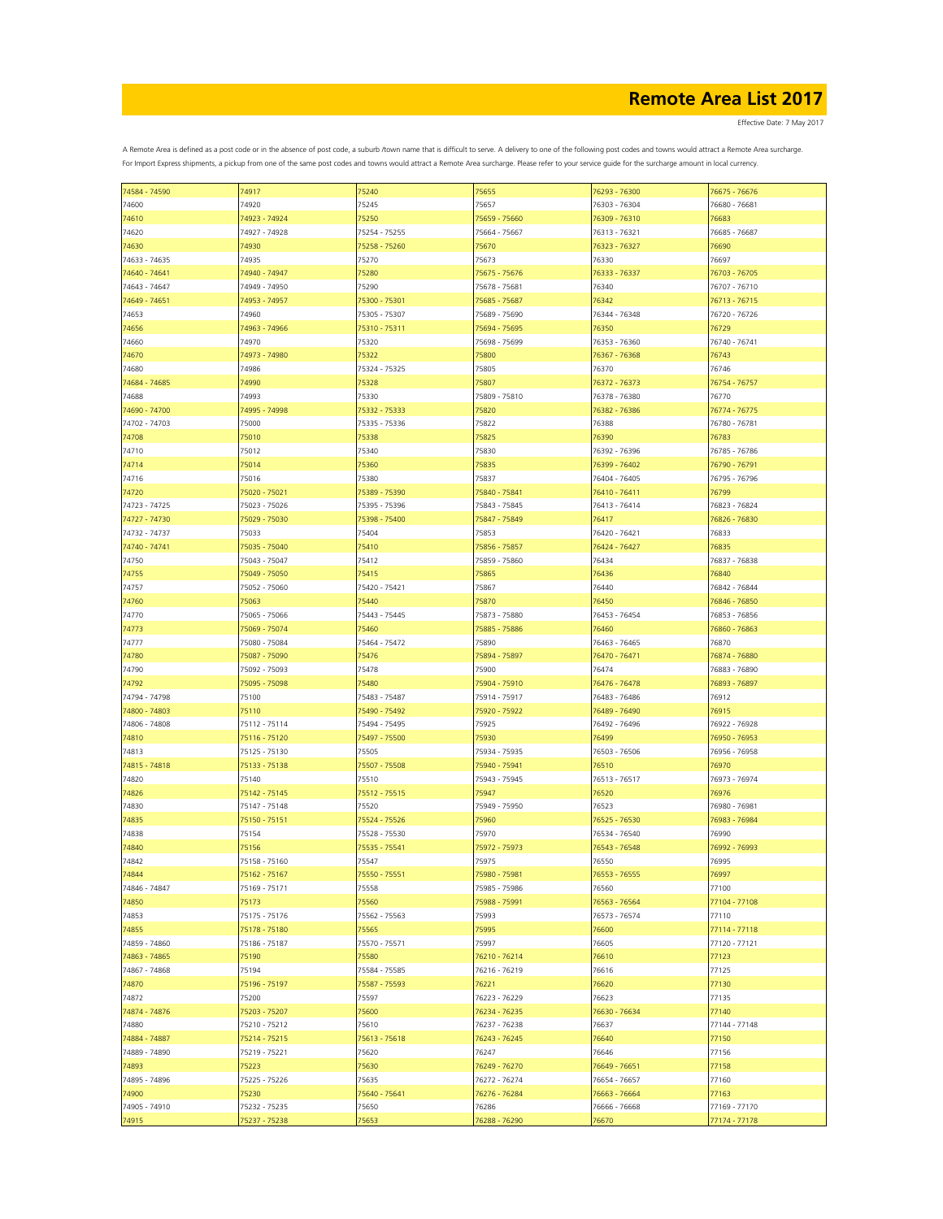# Remote Area List 2017

Effective Date: 7 May 2017

A Remote Area is defined as a post code or in the absence of post code, a suburb /town name that is difficult to serve. A delivery to one of the following post codes and towns would attract a Remote Area surcharge. For Import Express shipments, a pickup from one of the same post codes and towns would attract a Remote Area surcharge. Please refer to your service guide for the surcharge amount in local currency.

| | | | | | |
|---|---|---|---|---|---|
| 74584 - 74590 | 74917 | 75240 | 75655 | 76293 - 76300 | 76675 - 76676 |
| 74600 | 74920 | 75245 | 75657 | 76303 - 76304 | 76680 - 76681 |
| 74610 | 74923 - 74924 | 75250 | 75659 - 75660 | 76309 - 76310 | 76683 |
| 74620 | 74927 - 74928 | 75254 - 75255 | 75664 - 75667 | 76313 - 76321 | 76685 - 76687 |
| 74630 | 74930 | 75258 - 75260 | 75670 | 76323 - 76327 | 76690 |
| 74633 - 74635 | 74935 | 75270 | 75673 | 76330 | 76697 |
| 74640 - 74641 | 74940 - 74947 | 75280 | 75675 - 75676 | 76333 - 76337 | 76703 - 76705 |
| 74643 - 74647 | 74949 - 74950 | 75290 | 75678 - 75681 | 76340 | 76707 - 76710 |
| 74649 - 74651 | 74953 - 74957 | 75300 - 75301 | 75685 - 75687 | 76342 | 76713 - 76715 |
| 74653 | 74960 | 75305 - 75307 | 75689 - 75690 | 76344 - 76348 | 76720 - 76726 |
| 74656 | 74963 - 74966 | 75310 - 75311 | 75694 - 75695 | 76350 | 76729 |
| 74660 | 74970 | 75320 | 75698 - 75699 | 76353 - 76360 | 76740 - 76741 |
| 74670 | 74973 - 74980 | 75322 | 75800 | 76367 - 76368 | 76743 |
| 74680 | 74986 | 75324 - 75325 | 75805 | 76370 | 76746 |
| 74684 - 74685 | 74990 | 75328 | 75807 | 76372 - 76373 | 76754 - 76757 |
| 74688 | 74993 | 75330 | 75809 - 75810 | 76378 - 76380 | 76770 |
| 74690 - 74700 | 74995 - 74998 | 75332 - 75333 | 75820 | 76382 - 76386 | 76774 - 76775 |
| 74702 - 74703 | 75000 | 75335 - 75336 | 75822 | 76388 | 76780 - 76781 |
| 74708 | 75010 | 75338 | 75825 | 76390 | 76783 |
| 74710 | 75012 | 75340 | 75830 | 76392 - 76396 | 76785 - 76786 |
| 74714 | 75014 | 75360 | 75835 | 76399 - 76402 | 76790 - 76791 |
| 74716 | 75016 | 75380 | 75837 | 76404 - 76405 | 76795 - 76796 |
| 74720 | 75020 - 75021 | 75389 - 75390 | 75840 - 75841 | 76410 - 76411 | 76799 |
| 74723 - 74725 | 75023 - 75026 | 75395 - 75396 | 75843 - 75845 | 76413 - 76414 | 76823 - 76824 |
| 74727 - 74730 | 75029 - 75030 | 75398 - 75400 | 75847 - 75849 | 76417 | 76826 - 76830 |
| 74732 - 74737 | 75033 | 75404 | 75853 | 76420 - 76421 | 76833 |
| 74740 - 74741 | 75035 - 75040 | 75410 | 75856 - 75857 | 76424 - 76427 | 76835 |
| 74750 | 75043 - 75047 | 75412 | 75859 - 75860 | 76434 | 76837 - 76838 |
| 74755 | 75049 - 75050 | 75415 | 75865 | 76436 | 76840 |
| 74757 | 75052 - 75060 | 75420 - 75421 | 75867 | 76440 | 76842 - 76844 |
| 74760 | 75063 | 75440 | 75870 | 76450 | 76846 - 76850 |
| 74770 | 75065 - 75066 | 75443 - 75445 | 75873 - 75880 | 76453 - 76454 | 76853 - 76856 |
| 74773 | 75069 - 75074 | 75460 | 75885 - 75886 | 76460 | 76860 - 76863 |
| 74777 | 75080 - 75084 | 75464 - 75472 | 75890 | 76463 - 76465 | 76870 |
| 74780 | 75087 - 75090 | 75476 | 75894 - 75897 | 76470 - 76471 | 76874 - 76880 |
| 74790 | 75092 - 75093 | 75478 | 75900 | 76474 | 76883 - 76890 |
| 74792 | 75095 - 75098 | 75480 | 75904 - 75910 | 76476 - 76478 | 76893 - 76897 |
| 74794 - 74798 | 75100 | 75483 - 75487 | 75914 - 75917 | 76483 - 76486 | 76912 |
| 74800 - 74803 | 75110 | 75490 - 75492 | 75920 - 75922 | 76489 - 76490 | 76915 |
| 74806 - 74808 | 75112 - 75114 | 75494 - 75495 | 75925 | 76492 - 76496 | 76922 - 76928 |
| 74810 | 75116 - 75120 | 75497 - 75500 | 75930 | 76499 | 76950 - 76953 |
| 74813 | 75125 - 75130 | 75505 | 75934 - 75935 | 76503 - 76506 | 76956 - 76958 |
| 74815 - 74818 | 75133 - 75138 | 75507 - 75508 | 75940 - 75941 | 76510 | 76970 |
| 74820 | 75140 | 75510 | 75943 - 75945 | 76513 - 76517 | 76973 - 76974 |
| 74826 | 75142 - 75145 | 75512 - 75515 | 75947 | 76520 | 76976 |
| 74830 | 75147 - 75148 | 75520 | 75949 - 75950 | 76523 | 76980 - 76981 |
| 74835 | 75150 - 75151 | 75524 - 75526 | 75960 | 76525 - 76530 | 76983 - 76984 |
| 74838 | 75154 | 75528 - 75530 | 75970 | 76534 - 76540 | 76990 |
| 74840 | 75156 | 75535 - 75541 | 75972 - 75973 | 76543 - 76548 | 76992 - 76993 |
| 74842 | 75158 - 75160 | 75547 | 75975 | 76550 | 76995 |
| 74844 | 75162 - 75167 | 75550 - 75551 | 75980 - 75981 | 76553 - 76555 | 76997 |
| 74846 - 74847 | 75169 - 75171 | 75558 | 75985 - 75986 | 76560 | 77100 |
| 74850 | 75173 | 75560 | 75988 - 75991 | 76563 - 76564 | 77104 - 77108 |
| 74853 | 75175 - 75176 | 75562 - 75563 | 75993 | 76573 - 76574 | 77110 |
| 74855 | 75178 - 75180 | 75565 | 75995 | 76600 | 77114 - 77118 |
| 74859 - 74860 | 75186 - 75187 | 75570 - 75571 | 75997 | 76605 | 77120 - 77121 |
| 74863 - 74865 | 75190 | 75580 | 76210 - 76214 | 76610 | 77123 |
| 74867 - 74868 | 75194 | 75584 - 75585 | 76216 - 76219 | 76616 | 77125 |
| 74870 | 75196 - 75197 | 75587 - 75593 | 76221 | 76620 | 77130 |
| 74872 | 75200 | 75597 | 76223 - 76229 | 76623 | 77135 |
| 74874 - 74876 | 75203 - 75207 | 75600 | 76234 - 76235 | 76630 - 76634 | 77140 |
| 74880 | 75210 - 75212 | 75610 | 76237 - 76238 | 76637 | 77144 - 77148 |
| 74884 - 74887 | 75214 - 75215 | 75613 - 75618 | 76243 - 76245 | 76640 | 77150 |
| 74889 - 74890 | 75219 - 75221 | 75620 | 76247 | 76646 | 77156 |
| 74893 | 75223 | 75630 | 76249 - 76270 | 76649 - 76651 | 77158 |
| 74895 - 74896 | 75225 - 75226 | 75635 | 76272 - 76274 | 76654 - 76657 | 77160 |
| 74900 | 75230 | 75640 - 75641 | 76276 - 76284 | 76663 - 76664 | 77163 |
| 74905 - 74910 | 75232 - 75235 | 75650 | 76286 | 76666 - 76668 | 77169 - 77170 |
| 74915 | 75237 - 75238 | 75653 | 76288 - 76290 | 76670 | 77174 - 77178 |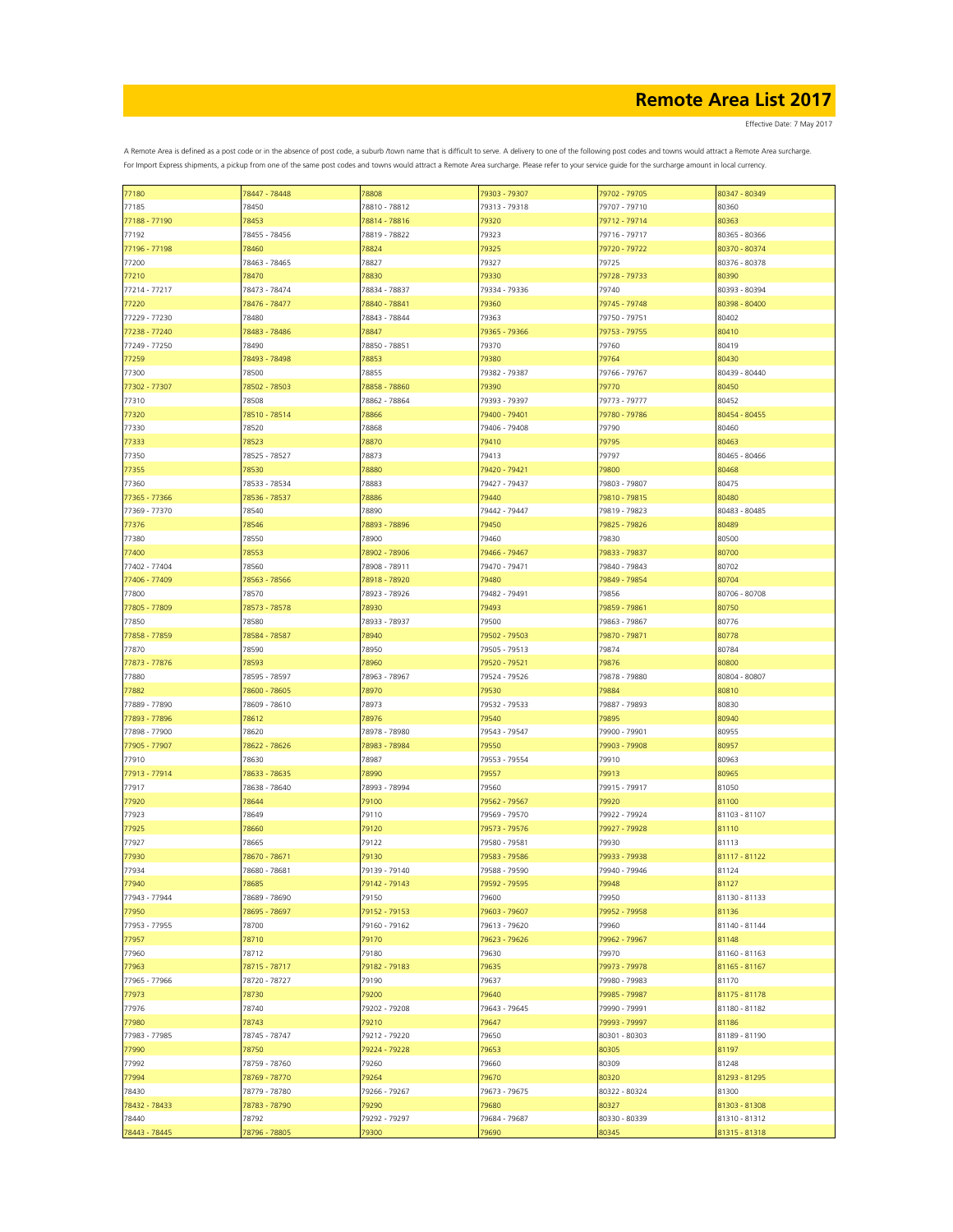# Remote Area List 2017

Effective Date: 7 May 2017

A Remote Area is defined as a post code or in the absence of post code, a suburb /town name that is difficult to serve. A delivery to one of the following post codes and towns would attract a Remote Area surcharge.
For Import Express shipments, a pickup from one of the same post codes and towns would attract a Remote Area surcharge. Please refer to your service guide for the surcharge amount in local currency.

| | | | | | |
|---|---|---|---|---|---|
| 77180 | 78447 - 78448 | 78808 | 79303 - 79307 | 79702 - 79705 | 80347 - 80349 |
| 77185 | 78450 | 78810 - 78812 | 79313 - 79318 | 79707 - 79710 | 80360 |
| 77188 - 77190 | 78453 | 78814 - 78816 | 79320 | 79712 - 79714 | 80363 |
| 77192 | 78455 - 78456 | 78819 - 78822 | 79323 | 79716 - 79717 | 80365 - 80366 |
| 77196 - 77198 | 78460 | 78824 | 79325 | 79720 - 79722 | 80370 - 80374 |
| 77200 | 78463 - 78465 | 78827 | 79327 | 79725 | 80376 - 80378 |
| 77210 | 78470 | 78830 | 79330 | 79728 - 79733 | 80390 |
| 77214 - 77217 | 78473 - 78474 | 78834 - 78837 | 79334 - 79336 | 79740 | 80393 - 80394 |
| 77220 | 78476 - 78477 | 78840 - 78841 | 79360 | 79745 - 79748 | 80398 - 80400 |
| 77229 - 77230 | 78480 | 78843 - 78844 | 79363 | 79750 - 79751 | 80402 |
| 77238 - 77240 | 78483 - 78486 | 78847 | 79365 - 79366 | 79753 - 79755 | 80410 |
| 77249 - 77250 | 78490 | 78850 - 78851 | 79370 | 79760 | 80419 |
| 77259 | 78493 - 78498 | 78853 | 79380 | 79764 | 80430 |
| 77300 | 78500 | 78855 | 79382 - 79387 | 79766 - 79767 | 80439 - 80440 |
| 77302 - 77307 | 78502 - 78503 | 78858 - 78860 | 79390 | 79770 | 80450 |
| 77310 | 78508 | 78862 - 78864 | 79393 - 79397 | 79773 - 79777 | 80452 |
| 77320 | 78510 - 78514 | 78866 | 79400 - 79401 | 79780 - 79786 | 80454 - 80455 |
| 77330 | 78520 | 78868 | 79406 - 79408 | 79790 | 80460 |
| 77333 | 78523 | 78870 | 79410 | 79795 | 80463 |
| 77350 | 78525 - 78527 | 78873 | 79413 | 79797 | 80465 - 80466 |
| 77355 | 78530 | 78880 | 79420 - 79421 | 79800 | 80468 |
| 77360 | 78533 - 78534 | 78883 | 79427 - 79437 | 79803 - 79807 | 80475 |
| 77365 - 77366 | 78536 - 78537 | 78886 | 79440 | 79810 - 79815 | 80480 |
| 77369 - 77370 | 78540 | 78890 | 79442 - 79447 | 79819 - 79823 | 80483 - 80485 |
| 77376 | 78546 | 78893 - 78896 | 79450 | 79825 - 79826 | 80489 |
| 77380 | 78550 | 78900 | 79460 | 79830 | 80500 |
| 77400 | 78553 | 78902 - 78906 | 79466 - 79467 | 79833 - 79837 | 80700 |
| 77402 - 77404 | 78560 | 78908 - 78911 | 79470 - 79471 | 79840 - 79843 | 80702 |
| 77406 - 77409 | 78563 - 78566 | 78918 - 78920 | 79480 | 79849 - 79854 | 80704 |
| 77800 | 78570 | 78923 - 78926 | 79482 - 79491 | 79856 | 80706 - 80708 |
| 77805 - 77809 | 78573 - 78578 | 78930 | 79493 | 79859 - 79861 | 80750 |
| 77850 | 78580 | 78933 - 78937 | 79500 | 79863 - 79867 | 80776 |
| 77858 - 77859 | 78584 - 78587 | 78940 | 79502 - 79503 | 79870 - 79871 | 80778 |
| 77870 | 78590 | 78950 | 79505 - 79513 | 79874 | 80784 |
| 77873 - 77876 | 78593 | 78960 | 79520 - 79521 | 79876 | 80800 |
| 77880 | 78595 - 78597 | 78963 - 78967 | 79524 - 79526 | 79878 - 79880 | 80804 - 80807 |
| 77882 | 78600 - 78605 | 78970 | 79530 | 79884 | 80810 |
| 77889 - 77890 | 78609 - 78610 | 78973 | 79532 - 79533 | 79887 - 79893 | 80830 |
| 77893 - 77896 | 78612 | 78976 | 79540 | 79895 | 80940 |
| 77898 - 77900 | 78620 | 78978 - 78980 | 79543 - 79547 | 79900 - 79901 | 80955 |
| 77905 - 77907 | 78622 - 78626 | 78983 - 78984 | 79550 | 79903 - 79908 | 80957 |
| 77910 | 78630 | 78987 | 79553 - 79554 | 79910 | 80963 |
| 77913 - 77914 | 78633 - 78635 | 78990 | 79557 | 79913 | 80965 |
| 77917 | 78638 - 78640 | 78993 - 78994 | 79560 | 79915 - 79917 | 81050 |
| 77920 | 78644 | 79100 | 79562 - 79567 | 79920 | 81100 |
| 77923 | 78649 | 79110 | 79569 - 79570 | 79922 - 79924 | 81103 - 81107 |
| 77925 | 78660 | 79120 | 79573 - 79576 | 79927 - 79928 | 81110 |
| 77927 | 78665 | 79122 | 79580 - 79581 | 79930 | 81113 |
| 77930 | 78670 - 78671 | 79130 | 79583 - 79586 | 79933 - 79938 | 81117 - 81122 |
| 77934 | 78680 - 78681 | 79139 - 79140 | 79588 - 79590 | 79940 - 79946 | 81124 |
| 77940 | 78685 | 79142 - 79143 | 79592 - 79595 | 79948 | 81127 |
| 77943 - 77944 | 78689 - 78690 | 79150 | 79600 | 79950 | 81130 - 81133 |
| 77950 | 78695 - 78697 | 79152 - 79153 | 79603 - 79607 | 79952 - 79958 | 81136 |
| 77953 - 77955 | 78700 | 79160 - 79162 | 79613 - 79620 | 79960 | 81140 - 81144 |
| 77957 | 78710 | 79170 | 79623 - 79626 | 79962 - 79967 | 81148 |
| 77960 | 78712 | 79180 | 79630 | 79970 | 81160 - 81163 |
| 77963 | 78715 - 78717 | 79182 - 79183 | 79635 | 79973 - 79978 | 81165 - 81167 |
| 77965 - 77966 | 78720 - 78727 | 79190 | 79637 | 79980 - 79983 | 81170 |
| 77973 | 78730 | 79200 | 79640 | 79985 - 79987 | 81175 - 81178 |
| 77976 | 78740 | 79202 - 79208 | 79643 - 79645 | 79990 - 79991 | 81180 - 81182 |
| 77980 | 78743 | 79210 | 79647 | 79993 - 79997 | 81186 |
| 77983 - 77985 | 78745 - 78747 | 79212 - 79220 | 79650 | 80301 - 80303 | 81189 - 81190 |
| 77990 | 78750 | 79224 - 79228 | 79653 | 80305 | 81197 |
| 77992 | 78759 - 78760 | 79260 | 79660 | 80309 | 81248 |
| 77994 | 78769 - 78770 | 79264 | 79670 | 80320 | 81293 - 81295 |
| 78430 | 78779 - 78780 | 79266 - 79267 | 79673 - 79675 | 80322 - 80324 | 81300 |
| 78432 - 78433 | 78783 - 78790 | 79290 | 79680 | 80327 | 81303 - 81308 |
| 78440 | 78792 | 79292 - 79297 | 79684 - 79687 | 80330 - 80339 | 81310 - 81312 |
| 78443 - 78445 | 78796 - 78805 | 79300 | 79690 | 80345 | 81315 - 81318 |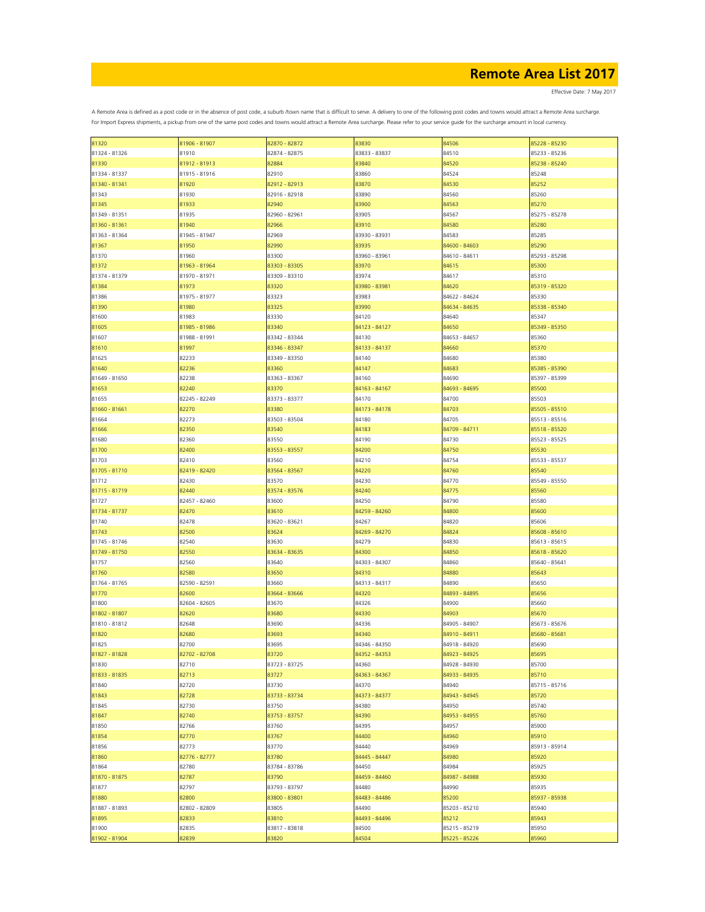# Remote Area List 2017

Effective Date: 7 May 2017

A Remote Area is defined as a post code or in the absence of post code, a suburb /town name that is difficult to serve. A delivery to one of the following post codes and towns would attract a Remote Area surcharge. For Import Express shipments, a pickup from one of the same post codes and towns would attract a Remote Area surcharge. Please refer to your service guide for the surcharge amount in local currency.

| | | | | | |
|---|---|---|---|---|---|
| 81320 | 81906 - 81907 | 82870 - 82872 | 83830 | 84506 | 85228 - 85230 |
| 81324 - 81326 | 81910 | 82874 - 82875 | 83833 - 83837 | 84510 | 85233 - 85236 |
| 81330 | 81912 - 81913 | 82884 | 83840 | 84520 | 85238 - 85240 |
| 81334 - 81337 | 81915 - 81916 | 82910 | 83860 | 84524 | 85248 |
| 81340 - 81341 | 81920 | 82912 - 82913 | 83870 | 84530 | 85252 |
| 81343 | 81930 | 82916 - 82918 | 83890 | 84560 | 85260 |
| 81345 | 81933 | 82940 | 83900 | 84563 | 85270 |
| 81349 - 81351 | 81935 | 82960 - 82961 | 83905 | 84567 | 85275 - 85278 |
| 81360 - 81361 | 81940 | 82966 | 83910 | 84580 | 85280 |
| 81363 - 81364 | 81945 - 81947 | 82969 | 83930 - 83931 | 84583 | 85285 |
| 81367 | 81950 | 82990 | 83935 | 84600 - 84603 | 85290 |
| 81370 | 81960 | 83300 | 83960 - 83961 | 84610 - 84611 | 85293 - 85298 |
| 81372 | 81963 - 81964 | 83303 - 83305 | 83970 | 84615 | 85300 |
| 81374 - 81379 | 81970 - 81971 | 83309 - 83310 | 83974 | 84617 | 85310 |
| 81384 | 81973 | 83320 | 83980 - 83981 | 84620 | 85319 - 85320 |
| 81386 | 81975 - 81977 | 83323 | 83983 | 84622 - 84624 | 85330 |
| 81390 | 81980 | 83325 | 83990 | 84634 - 84635 | 85338 - 85340 |
| 81600 | 81983 | 83330 | 84120 | 84640 | 85347 |
| 81605 | 81985 - 81986 | 83340 | 84123 - 84127 | 84650 | 85349 - 85350 |
| 81607 | 81988 - 81991 | 83342 - 83344 | 84130 | 84653 - 84657 | 85360 |
| 81610 | 81997 | 83346 - 83347 | 84133 - 84137 | 84660 | 85370 |
| 81625 | 82233 | 83349 - 83350 | 84140 | 84680 | 85380 |
| 81640 | 82236 | 83360 | 84147 | 84683 | 85385 - 85390 |
| 81649 - 81650 | 82238 | 83363 - 83367 | 84160 | 84690 | 85397 - 85399 |
| 81653 | 82240 | 83370 | 84163 - 84167 | 84693 - 84695 | 85500 |
| 81655 | 82245 - 82249 | 83373 - 83377 | 84170 | 84700 | 85503 |
| 81660 - 81661 | 82270 | 83380 | 84173 - 84178 | 84703 | 85505 - 85510 |
| 81664 | 82273 | 83503 - 83504 | 84180 | 84705 | 85513 - 85516 |
| 81666 | 82350 | 83540 | 84183 | 84709 - 84711 | 85518 - 85520 |
| 81680 | 82360 | 83550 | 84190 | 84730 | 85523 - 85525 |
| 81700 | 82400 | 83553 - 83557 | 84200 | 84750 | 85530 |
| 81703 | 82410 | 83560 | 84210 | 84754 | 85533 - 85537 |
| 81705 - 81710 | 82419 - 82420 | 83564 - 83567 | 84220 | 84760 | 85540 |
| 81712 | 82430 | 83570 | 84230 | 84770 | 85549 - 85550 |
| 81715 - 81719 | 82440 | 83574 - 83576 | 84240 | 84775 | 85560 |
| 81727 | 82457 - 82460 | 83600 | 84250 | 84790 | 85580 |
| 81734 - 81737 | 82470 | 83610 | 84259 - 84260 | 84800 | 85600 |
| 81740 | 82478 | 83620 - 83621 | 84267 | 84820 | 85606 |
| 81743 | 82500 | 83624 | 84269 - 84270 | 84824 | 85608 - 85610 |
| 81745 - 81746 | 82540 | 83630 | 84279 | 84830 | 85613 - 85615 |
| 81749 - 81750 | 82550 | 83634 - 83635 | 84300 | 84850 | 85618 - 85620 |
| 81757 | 82560 | 83640 | 84303 - 84307 | 84860 | 85640 - 85641 |
| 81760 | 82580 | 83650 | 84310 | 84880 | 85643 |
| 81764 - 81765 | 82590 - 82591 | 83660 | 84313 - 84317 | 84890 | 85650 |
| 81770 | 82600 | 83664 - 83666 | 84320 | 84893 - 84895 | 85656 |
| 81800 | 82604 - 82605 | 83670 | 84326 | 84900 | 85660 |
| 81802 - 81807 | 82620 | 83680 | 84330 | 84903 | 85670 |
| 81810 - 81812 | 82648 | 83690 | 84336 | 84905 - 84907 | 85673 - 85676 |
| 81820 | 82680 | 83693 | 84340 | 84910 - 84911 | 85680 - 85681 |
| 81825 | 82700 | 83695 | 84346 - 84350 | 84918 - 84920 | 85690 |
| 81827 - 81828 | 82702 - 82708 | 83720 | 84352 - 84353 | 84923 - 84925 | 85695 |
| 81830 | 82710 | 83723 - 83725 | 84360 | 84928 - 84930 | 85700 |
| 81833 - 81835 | 82713 | 83727 | 84363 - 84367 | 84933 - 84935 | 85710 |
| 81840 | 82720 | 83730 | 84370 | 84940 | 85715 - 85716 |
| 81843 | 82728 | 83733 - 83734 | 84373 - 84377 | 84943 - 84945 | 85720 |
| 81845 | 82730 | 83750 | 84380 | 84950 | 85740 |
| 81847 | 82740 | 83753 - 83757 | 84390 | 84953 - 84955 | 85760 |
| 81850 | 82766 | 83760 | 84395 | 84957 | 85900 |
| 81854 | 82770 | 83767 | 84400 | 84960 | 85910 |
| 81856 | 82773 | 83770 | 84440 | 84969 | 85913 - 85914 |
| 81860 | 82776 - 82777 | 83780 | 84445 - 84447 | 84980 | 85920 |
| 81864 | 82780 | 83784 - 83786 | 84450 | 84984 | 85925 |
| 81870 - 81875 | 82787 | 83790 | 84459 - 84460 | 84987 - 84988 | 85930 |
| 81877 | 82797 | 83793 - 83797 | 84480 | 84990 | 85935 |
| 81880 | 82800 | 83800 - 83801 | 84483 - 84486 | 85200 | 85937 - 85938 |
| 81887 - 81893 | 82802 - 82809 | 83805 | 84490 | 85203 - 85210 | 85940 |
| 81895 | 82833 | 83810 | 84493 - 84496 | 85212 | 85943 |
| 81900 | 82835 | 83817 - 83818 | 84500 | 85215 - 85219 | 85950 |
| 81902 - 81904 | 82839 | 83820 | 84504 | 85225 - 85226 | 85960 |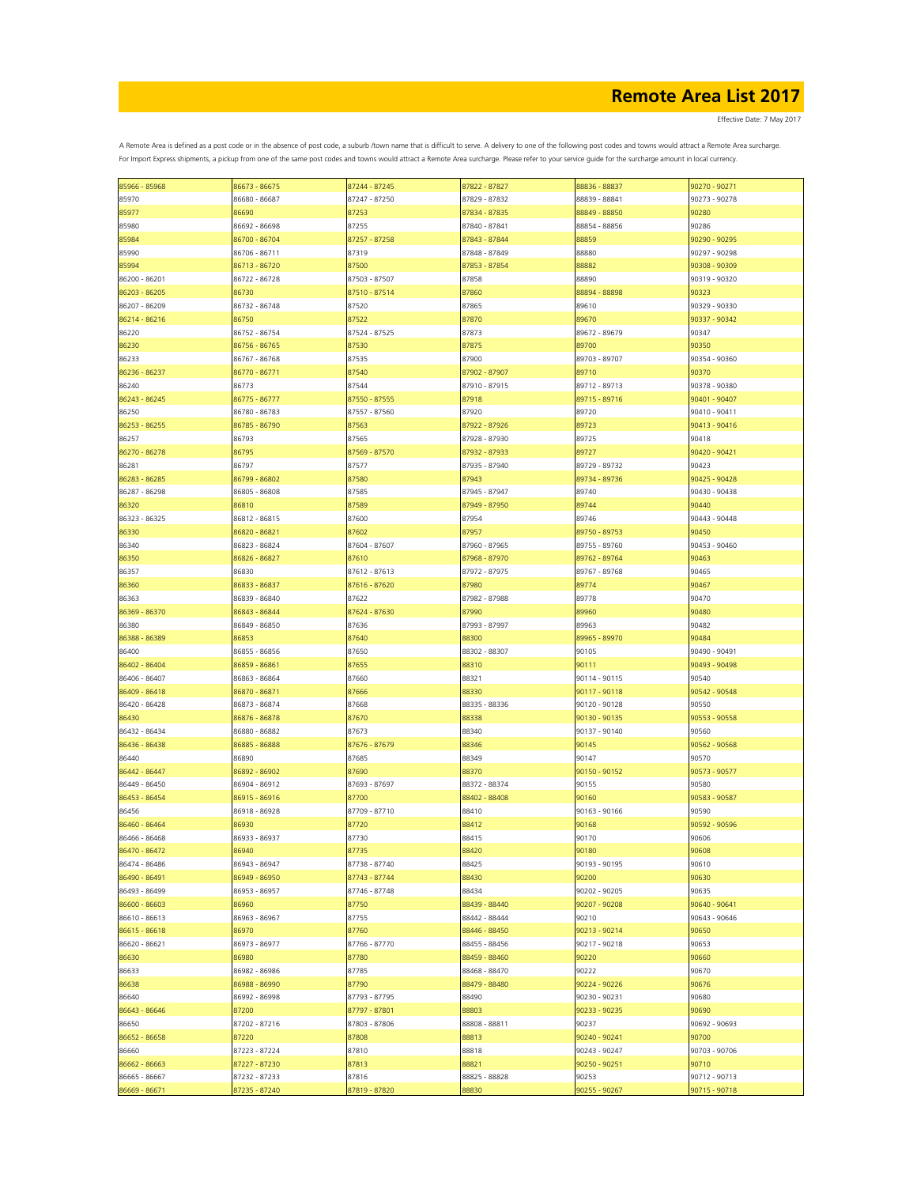# Remote Area List 2017

Effective Date: 7 May 2017

A Remote Area is defined as a post code or in the absence of post code, a suburb /town name that is difficult to serve. A delivery to one of the following post codes and towns would attract a Remote Area surcharge. For Import Express shipments, a pickup from one of the same post codes and towns would attract a Remote Area surcharge. Please refer to your service guide for the surcharge amount in local currency.

| | | | | | |
|---|---|---|---|---|---|
| 85966 - 85968 | 86673 - 86675 | 87244 - 87245 | 87822 - 87827 | 88836 - 88837 | 90270 - 90271 |
| 85970 | 86680 - 86687 | 87247 - 87250 | 87829 - 87832 | 88839 - 88841 | 90273 - 90278 |
| 85977 | 86690 | 87253 | 87834 - 87835 | 88849 - 88850 | 90280 |
| 85980 | 86692 - 86698 | 87255 | 87840 - 87841 | 88854 - 88856 | 90286 |
| 85984 | 86700 - 86704 | 87257 - 87258 | 87843 - 87844 | 88859 | 90290 - 90295 |
| 85990 | 86706 - 86711 | 87319 | 87848 - 87849 | 88880 | 90297 - 90298 |
| 85994 | 86713 - 86720 | 87500 | 87853 - 87854 | 88882 | 90308 - 90309 |
| 86200 - 86201 | 86722 - 86728 | 87503 - 87507 | 87858 | 88890 | 90319 - 90320 |
| 86203 - 86205 | 86730 | 87510 - 87514 | 87860 | 88894 - 88898 | 90323 |
| 86207 - 86209 | 86732 - 86748 | 87520 | 87865 | 89610 | 90329 - 90330 |
| 86214 - 86216 | 86750 | 87522 | 87870 | 89670 | 90337 - 90342 |
| 86220 | 86752 - 86754 | 87524 - 87525 | 87873 | 89672 - 89679 | 90347 |
| 86230 | 86756 - 86765 | 87530 | 87875 | 89700 | 90350 |
| 86233 | 86767 - 86768 | 87535 | 87900 | 89703 - 89707 | 90354 - 90360 |
| 86236 - 86237 | 86770 - 86771 | 87540 | 87902 - 87907 | 89710 | 90370 |
| 86240 | 86773 | 87544 | 87910 - 87915 | 89712 - 89713 | 90378 - 90380 |
| 86243 - 86245 | 86775 - 86777 | 87550 - 87555 | 87918 | 89715 - 89716 | 90401 - 90407 |
| 86250 | 86780 - 86783 | 87557 - 87560 | 87920 | 89720 | 90410 - 90411 |
| 86253 - 86255 | 86785 - 86790 | 87563 | 87922 - 87926 | 89723 | 90413 - 90416 |
| 86257 | 86793 | 87565 | 87928 - 87930 | 89725 | 90418 |
| 86270 - 86278 | 86795 | 87569 - 87570 | 87932 - 87933 | 89727 | 90420 - 90421 |
| 86281 | 86797 | 87577 | 87935 - 87940 | 89729 - 89732 | 90423 |
| 86283 - 86285 | 86799 - 86802 | 87580 | 87943 | 89734 - 89736 | 90425 - 90428 |
| 86287 - 86298 | 86805 - 86808 | 87585 | 87945 - 87947 | 89740 | 90430 - 90438 |
| 86320 | 86810 | 87589 | 87949 - 87950 | 89744 | 90440 |
| 86323 - 86325 | 86812 - 86815 | 87600 | 87954 | 89746 | 90443 - 90448 |
| 86330 | 86820 - 86821 | 87602 | 87957 | 89750 - 89753 | 90450 |
| 86340 | 86823 - 86824 | 87604 - 87607 | 87960 - 87965 | 89755 - 89760 | 90453 - 90460 |
| 86350 | 86826 - 86827 | 87610 | 87968 - 87970 | 89762 - 89764 | 90463 |
| 86357 | 86830 | 87612 - 87613 | 87972 - 87975 | 89767 - 89768 | 90465 |
| 86360 | 86833 - 86837 | 87616 - 87620 | 87980 | 89774 | 90467 |
| 86363 | 86839 - 86840 | 87622 | 87982 - 87988 | 89778 | 90470 |
| 86369 - 86370 | 86843 - 86844 | 87624 - 87630 | 87990 | 89960 | 90480 |
| 86380 | 86849 - 86850 | 87636 | 87993 - 87997 | 89963 | 90482 |
| 86388 - 86389 | 86853 | 87640 | 88300 | 89965 - 89970 | 90484 |
| 86400 | 86855 - 86856 | 87650 | 88302 - 88307 | 90105 | 90490 - 90491 |
| 86402 - 86404 | 86859 - 86861 | 87655 | 88310 | 90111 | 90493 - 90498 |
| 86406 - 86407 | 86863 - 86864 | 87660 | 88321 | 90114 - 90115 | 90540 |
| 86409 - 86418 | 86870 - 86871 | 87666 | 88330 | 90117 - 90118 | 90542 - 90548 |
| 86420 - 86428 | 86873 - 86874 | 87668 | 88335 - 88336 | 90120 - 90128 | 90550 |
| 86430 | 86876 - 86878 | 87670 | 88338 | 90130 - 90135 | 90553 - 90558 |
| 86432 - 86434 | 86880 - 86882 | 87673 | 88340 | 90137 - 90140 | 90560 |
| 86436 - 86438 | 86885 - 86888 | 87676 - 87679 | 88346 | 90145 | 90562 - 90568 |
| 86440 | 86890 | 87685 | 88349 | 90147 | 90570 |
| 86442 - 86447 | 86892 - 86902 | 87690 | 88370 | 90150 - 90152 | 90573 - 90577 |
| 86449 - 86450 | 86904 - 86912 | 87693 - 87697 | 88372 - 88374 | 90155 | 90580 |
| 86453 - 86454 | 86915 - 86916 | 87700 | 88402 - 88408 | 90160 | 90583 - 90587 |
| 86456 | 86918 - 86928 | 87709 - 87710 | 88410 | 90163 - 90166 | 90590 |
| 86460 - 86464 | 86930 | 87720 | 88412 | 90168 | 90592 - 90596 |
| 86466 - 86468 | 86933 - 86937 | 87730 | 88415 | 90170 | 90606 |
| 86470 - 86472 | 86940 | 87735 | 88420 | 90180 | 90608 |
| 86474 - 86486 | 86943 - 86947 | 87738 - 87740 | 88425 | 90193 - 90195 | 90610 |
| 86490 - 86491 | 86949 - 86950 | 87743 - 87744 | 88430 | 90200 | 90630 |
| 86493 - 86499 | 86953 - 86957 | 87746 - 87748 | 88434 | 90202 - 90205 | 90635 |
| 86600 - 86603 | 86960 | 87750 | 88439 - 88440 | 90207 - 90208 | 90640 - 90641 |
| 86610 - 86613 | 86963 - 86967 | 87755 | 88442 - 88444 | 90210 | 90643 - 90646 |
| 86615 - 86618 | 86970 | 87760 | 88446 - 88450 | 90213 - 90214 | 90650 |
| 86620 - 86621 | 86973 - 86977 | 87766 - 87770 | 88455 - 88456 | 90217 - 90218 | 90653 |
| 86630 | 86980 | 87780 | 88459 - 88460 | 90220 | 90660 |
| 86633 | 86982 - 86986 | 87785 | 88468 - 88470 | 90222 | 90670 |
| 86638 | 86988 - 86990 | 87790 | 88479 - 88480 | 90224 - 90226 | 90676 |
| 86640 | 86992 - 86998 | 87793 - 87795 | 88490 | 90230 - 90231 | 90680 |
| 86643 - 86646 | 87200 | 87797 - 87801 | 88803 | 90233 - 90235 | 90690 |
| 86650 | 87202 - 87216 | 87803 - 87806 | 88808 - 88811 | 90237 | 90692 - 90693 |
| 86652 - 86658 | 87220 | 87808 | 88813 | 90240 - 90241 | 90700 |
| 86660 | 87223 - 87224 | 87810 | 88818 | 90243 - 90247 | 90703 - 90706 |
| 86662 - 86663 | 87227 - 87230 | 87813 | 88821 | 90250 - 90251 | 90710 |
| 86665 - 86667 | 87232 - 87233 | 87816 | 88825 - 88828 | 90253 | 90712 - 90713 |
| 86669 - 86671 | 87235 - 87240 | 87819 - 87820 | 88830 | 90255 - 90267 | 90715 - 90718 |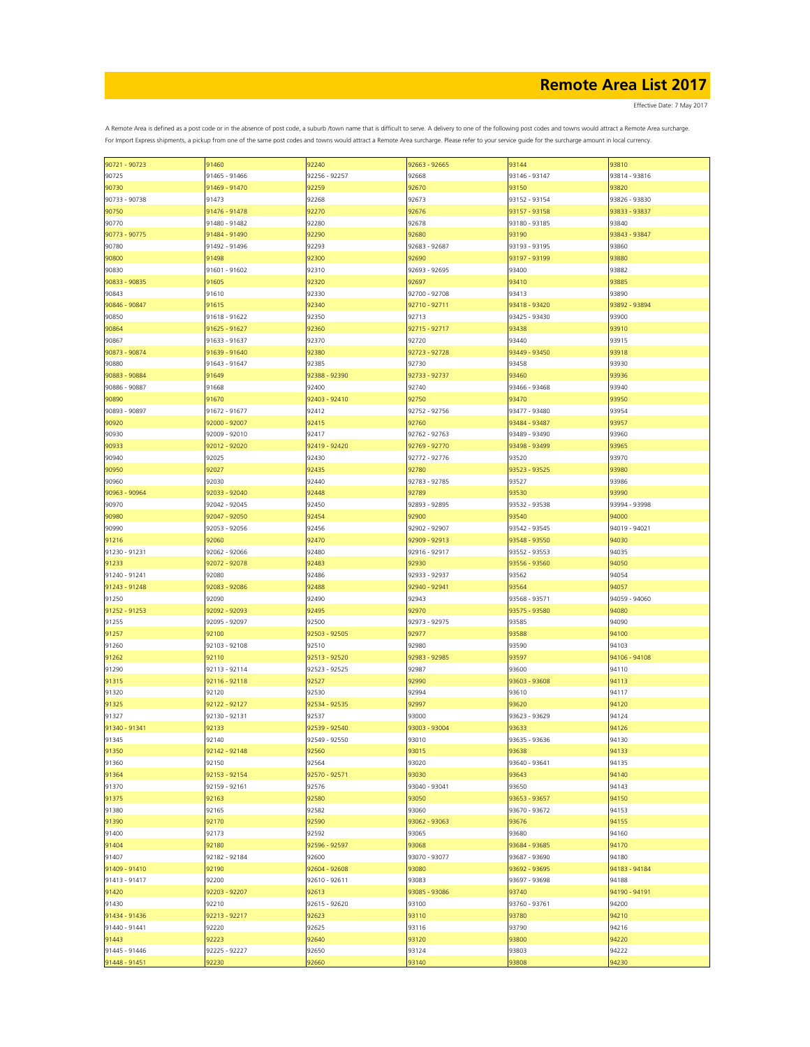# Remote Area List 2017

Effective Date: 7 May 2017

A Remote Area is defined as a post code or in the absence of post code, a suburb /town name that is difficult to serve. A delivery to one of the following post codes and towns would attract a Remote Area surcharge. For Import Express shipments, a pickup from one of the same post codes and towns would attract a Remote Area surcharge. Please refer to your service guide for the surcharge amount in local currency.

| | | | | | |
|---|---|---|---|---|---|
| 90721 - 90723 | 91460 | 92240 | 92663 - 92665 | 93144 | 93810 |
| 90725 | 91465 - 91466 | 92256 - 92257 | 92668 | 93146 - 93147 | 93814 - 93816 |
| 90730 | 91469 - 91470 | 92259 | 92670 | 93150 | 93820 |
| 90733 - 90738 | 91473 | 92268 | 92673 | 93152 - 93154 | 93826 - 93830 |
| 90750 | 91476 - 91478 | 92270 | 92676 | 93157 - 93158 | 93833 - 93837 |
| 90770 | 91480 - 91482 | 92280 | 92678 | 93180 - 93185 | 93840 |
| 90773 - 90775 | 91484 - 91490 | 92290 | 92680 | 93190 | 93843 - 93847 |
| 90780 | 91492 - 91496 | 92293 | 92683 - 92687 | 93193 - 93195 | 93860 |
| 90800 | 91498 | 92300 | 92690 | 93197 - 93199 | 93880 |
| 90830 | 91601 - 91602 | 92310 | 92693 - 92695 | 93400 | 93882 |
| 90833 - 90835 | 91605 | 92320 | 92697 | 93410 | 93885 |
| 90843 | 91610 | 92330 | 92700 - 92708 | 93413 | 93890 |
| 90846 - 90847 | 91615 | 92340 | 92710 - 92711 | 93418 - 93420 | 93892 - 93894 |
| 90850 | 91618 - 91622 | 92350 | 92713 | 93425 - 93430 | 93900 |
| 90864 | 91625 - 91627 | 92360 | 92715 - 92717 | 93438 | 93910 |
| 90867 | 91633 - 91637 | 92370 | 92720 | 93440 | 93915 |
| 90873 - 90874 | 91639 - 91640 | 92380 | 92723 - 92728 | 93449 - 93450 | 93918 |
| 90880 | 91643 - 91647 | 92385 | 92730 | 93458 | 93930 |
| 90883 - 90884 | 91649 | 92388 - 92390 | 92733 - 92737 | 93460 | 93936 |
| 90886 - 90887 | 91668 | 92400 | 92740 | 93466 - 93468 | 93940 |
| 90890 | 91670 | 92403 - 92410 | 92750 | 93470 | 93950 |
| 90893 - 90897 | 91672 - 91677 | 92412 | 92752 - 92756 | 93477 - 93480 | 93954 |
| 90920 | 92000 - 92007 | 92415 | 92760 | 93484 - 93487 | 93957 |
| 90930 | 92009 - 92010 | 92417 | 92762 - 92763 | 93489 - 93490 | 93960 |
| 90933 | 92012 - 92020 | 92419 - 92420 | 92769 - 92770 | 93498 - 93499 | 93965 |
| 90940 | 92025 | 92430 | 92772 - 92776 | 93520 | 93970 |
| 90950 | 92027 | 92435 | 92780 | 93523 - 93525 | 93980 |
| 90960 | 92030 | 92440 | 92783 - 92785 | 93527 | 93986 |
| 90963 - 90964 | 92033 - 92040 | 92448 | 92789 | 93530 | 93990 |
| 90970 | 92042 - 92045 | 92450 | 92893 - 92895 | 93532 - 93538 | 93994 - 93998 |
| 90980 | 92047 - 92050 | 92454 | 92900 | 93540 | 94000 |
| 90990 | 92053 - 92056 | 92456 | 92902 - 92907 | 93542 - 93545 | 94019 - 94021 |
| 91216 | 92060 | 92470 | 92909 - 92913 | 93548 - 93550 | 94030 |
| 91230 - 91231 | 92062 - 92066 | 92480 | 92916 - 92917 | 93552 - 93553 | 94035 |
| 91233 | 92072 - 92078 | 92483 | 92930 | 93556 - 93560 | 94050 |
| 91240 - 91241 | 92080 | 92486 | 92933 - 92937 | 93562 | 94054 |
| 91243 - 91248 | 92083 - 92086 | 92488 | 92940 - 92941 | 93564 | 94057 |
| 91250 | 92090 | 92490 | 92943 | 93568 - 93571 | 94059 - 94060 |
| 91252 - 91253 | 92092 - 92093 | 92495 | 92970 | 93575 - 93580 | 94080 |
| 91255 | 92095 - 92097 | 92500 | 92973 - 92975 | 93585 | 94090 |
| 91257 | 92100 | 92503 - 92505 | 92977 | 93588 | 94100 |
| 91260 | 92103 - 92108 | 92510 | 92980 | 93590 | 94103 |
| 91262 | 92110 | 92513 - 92520 | 92983 - 92985 | 93597 | 94106 - 94108 |
| 91290 | 92113 - 92114 | 92523 - 92525 | 92987 | 93600 | 94110 |
| 91315 | 92116 - 92118 | 92527 | 92990 | 93603 - 93608 | 94113 |
| 91320 | 92120 | 92530 | 92994 | 93610 | 94117 |
| 91325 | 92122 - 92127 | 92534 - 92535 | 92997 | 93620 | 94120 |
| 91327 | 92130 - 92131 | 92537 | 93000 | 93623 - 93629 | 94124 |
| 91340 - 91341 | 92133 | 92539 - 92540 | 93003 - 93004 | 93633 | 94126 |
| 91345 | 92140 | 92549 - 92550 | 93010 | 93635 - 93636 | 94130 |
| 91350 | 92142 - 92148 | 92560 | 93015 | 93638 | 94133 |
| 91360 | 92150 | 92564 | 93020 | 93640 - 93641 | 94135 |
| 91364 | 92153 - 92154 | 92570 - 92571 | 93030 | 93643 | 94140 |
| 91370 | 92159 - 92161 | 92576 | 93040 - 93041 | 93650 | 94143 |
| 91375 | 92163 | 92580 | 93050 | 93653 - 93657 | 94150 |
| 91380 | 92165 | 92582 | 93060 | 93670 - 93672 | 94153 |
| 91390 | 92170 | 92590 | 93062 - 93063 | 93676 | 94155 |
| 91400 | 92173 | 92592 | 93065 | 93680 | 94160 |
| 91404 | 92180 | 92596 - 92597 | 93068 | 93684 - 93685 | 94170 |
| 91407 | 92182 - 92184 | 92600 | 93070 - 93077 | 93687 - 93690 | 94180 |
| 91409 - 91410 | 92190 | 92604 - 92608 | 93080 | 93692 - 93695 | 94183 - 94184 |
| 91413 - 91417 | 92200 | 92610 - 92611 | 93083 | 93697 - 93698 | 94188 |
| 91420 | 92203 - 92207 | 92613 | 93085 - 93086 | 93740 | 94190 - 94191 |
| 91430 | 92210 | 92615 - 92620 | 93100 | 93760 - 93761 | 94200 |
| 91434 - 91436 | 92213 - 92217 | 92623 | 93110 | 93780 | 94210 |
| 91440 - 91441 | 92220 | 92625 | 93116 | 93790 | 94216 |
| 91443 | 92223 | 92640 | 93120 | 93800 | 94220 |
| 91445 - 91446 | 92225 - 92227 | 92650 | 93124 | 93803 | 94222 |
| 91448 - 91451 | 92230 | 92660 | 93140 | 93808 | 94230 |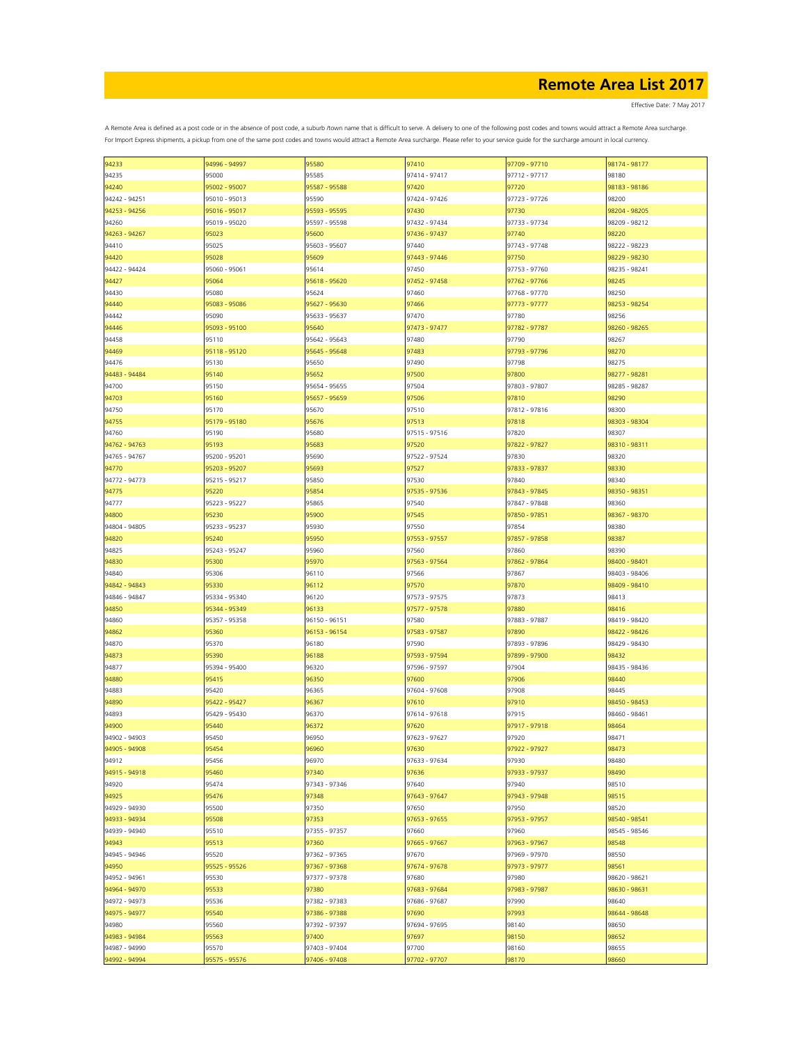# Remote Area List 2017

Effective Date: 7 May 2017

A Remote Area is defined as a post code or in the absence of post code, a suburb /town name that is difficult to serve. A delivery to one of the following post codes and towns would attract a Remote Area surcharge. For Import Express shipments, a pickup from one of the same post codes and towns would attract a Remote Area surcharge. Please refer to your service guide for the surcharge amount in local currency.

| | | | | | |
|---|---|---|---|---|---|
| 94233 | 94996 - 94997 | 95580 | 97410 | 97709 - 97710 | 98174 - 98177 |
| 94235 | 95000 | 95585 | 97414 - 97417 | 97712 - 97717 | 98180 |
| 94240 | 95002 - 95007 | 95587 - 95588 | 97420 | 97720 | 98183 - 98186 |
| 94242 - 94251 | 95010 - 95013 | 95590 | 97424 - 97426 | 97723 - 97726 | 98200 |
| 94253 - 94256 | 95016 - 95017 | 95593 - 95595 | 97430 | 97730 | 98204 - 98205 |
| 94260 | 95019 - 95020 | 95597 - 95598 | 97432 - 97434 | 97733 - 97734 | 98209 - 98212 |
| 94263 - 94267 | 95023 | 95600 | 97436 - 97437 | 97740 | 98220 |
| 94410 | 95025 | 95603 - 95607 | 97440 | 97743 - 97748 | 98222 - 98223 |
| 94420 | 95028 | 95609 | 97443 - 97446 | 97750 | 98229 - 98230 |
| 94422 - 94424 | 95060 - 95061 | 95614 | 97450 | 97753 - 97760 | 98235 - 98241 |
| 94427 | 95064 | 95618 - 95620 | 97452 - 97458 | 97762 - 97766 | 98245 |
| 94430 | 95080 | 95624 | 97460 | 97768 - 97770 | 98250 |
| 94440 | 95083 - 95086 | 95627 - 95630 | 97466 | 97773 - 97777 | 98253 - 98254 |
| 94442 | 95090 | 95633 - 95637 | 97470 | 97780 | 98256 |
| 94446 | 95093 - 95100 | 95640 | 97473 - 97477 | 97782 - 97787 | 98260 - 98265 |
| 94458 | 95110 | 95642 - 95643 | 97480 | 97790 | 98267 |
| 94469 | 95118 - 95120 | 95645 - 95648 | 97483 | 97793 - 97796 | 98270 |
| 94476 | 95130 | 95650 | 97490 | 97798 | 98275 |
| 94483 - 94484 | 95140 | 95652 | 97500 | 97800 | 98277 - 98281 |
| 94700 | 95150 | 95654 - 95655 | 97504 | 97803 - 97807 | 98285 - 98287 |
| 94703 | 95160 | 95657 - 95659 | 97506 | 97810 | 98290 |
| 94750 | 95170 | 95670 | 97510 | 97812 - 97816 | 98300 |
| 94755 | 95179 - 95180 | 95676 | 97513 | 97818 | 98303 - 98304 |
| 94760 | 95190 | 95680 | 97515 - 97516 | 97820 | 98307 |
| 94762 - 94763 | 95193 | 95683 | 97520 | 97822 - 97827 | 98310 - 98311 |
| 94765 - 94767 | 95200 - 95201 | 95690 | 97522 - 97524 | 97830 | 98320 |
| 94770 | 95203 - 95207 | 95693 | 97527 | 97833 - 97837 | 98330 |
| 94772 - 94773 | 95215 - 95217 | 95850 | 97530 | 97840 | 98340 |
| 94775 | 95220 | 95854 | 97535 - 97536 | 97843 - 97845 | 98350 - 98351 |
| 94777 | 95223 - 95227 | 95865 | 97540 | 97847 - 97848 | 98360 |
| 94800 | 95230 | 95900 | 97545 | 97850 - 97851 | 98367 - 98370 |
| 94804 - 94805 | 95233 - 95237 | 95930 | 97550 | 97854 | 98380 |
| 94820 | 95240 | 95950 | 97553 - 97557 | 97857 - 97858 | 98387 |
| 94825 | 95243 - 95247 | 95960 | 97560 | 97860 | 98390 |
| 94830 | 95300 | 95970 | 97563 - 97564 | 97862 - 97864 | 98400 - 98401 |
| 94840 | 95306 | 96110 | 97566 | 97867 | 98403 - 98406 |
| 94842 - 94843 | 95330 | 96112 | 97570 | 97870 | 98409 - 98410 |
| 94846 - 94847 | 95334 - 95340 | 96120 | 97573 - 97575 | 97873 | 98413 |
| 94850 | 95344 - 95349 | 96133 | 97577 - 97578 | 97880 | 98416 |
| 94860 | 95357 - 95358 | 96150 - 96151 | 97580 | 97883 - 97887 | 98419 - 98420 |
| 94862 | 95360 | 96153 - 96154 | 97583 - 97587 | 97890 | 98422 - 98426 |
| 94870 | 95370 | 96180 | 97590 | 97893 - 97896 | 98429 - 98430 |
| 94873 | 95390 | 96188 | 97593 - 97594 | 97899 - 97900 | 98432 |
| 94877 | 95394 - 95400 | 96320 | 97596 - 97597 | 97904 | 98435 - 98436 |
| 94880 | 95415 | 96350 | 97600 | 97906 | 98440 |
| 94883 | 95420 | 96365 | 97604 - 97608 | 97908 | 98445 |
| 94890 | 95422 - 95427 | 96367 | 97610 | 97910 | 98450 - 98453 |
| 94893 | 95429 - 95430 | 96370 | 97614 - 97618 | 97915 | 98460 - 98461 |
| 94900 | 95440 | 96372 | 97620 | 97917 - 97918 | 98464 |
| 94902 - 94903 | 95450 | 96950 | 97623 - 97627 | 97920 | 98471 |
| 94905 - 94908 | 95454 | 96960 | 97630 | 97922 - 97927 | 98473 |
| 94912 | 95456 | 96970 | 97633 - 97634 | 97930 | 98480 |
| 94915 - 94918 | 95460 | 97340 | 97636 | 97933 - 97937 | 98490 |
| 94920 | 95474 | 97343 - 97346 | 97640 | 97940 | 98510 |
| 94925 | 95476 | 97348 | 97643 - 97647 | 97943 - 97948 | 98515 |
| 94929 - 94930 | 95500 | 97350 | 97650 | 97950 | 98520 |
| 94933 - 94934 | 95508 | 97353 | 97653 - 97655 | 97953 - 97957 | 98540 - 98541 |
| 94939 - 94940 | 95510 | 97355 - 97357 | 97660 | 97960 | 98545 - 98546 |
| 94943 | 95513 | 97360 | 97665 - 97667 | 97963 - 97967 | 98548 |
| 94945 - 94946 | 95520 | 97362 - 97365 | 97670 | 97969 - 97970 | 98550 |
| 94950 | 95525 - 95526 | 97367 - 97368 | 97674 - 97678 | 97973 - 97977 | 98561 |
| 94952 - 94961 | 95530 | 97377 - 97378 | 97680 | 97980 | 98620 - 98621 |
| 94964 - 94970 | 95533 | 97380 | 97683 - 97684 | 97983 - 97987 | 98630 - 98631 |
| 94972 - 94973 | 95536 | 97382 - 97383 | 97686 - 97687 | 97990 | 98640 |
| 94975 - 94977 | 95540 | 97386 - 97388 | 97690 | 97993 | 98644 - 98648 |
| 94980 | 95560 | 97392 - 97397 | 97694 - 97695 | 98140 | 98650 |
| 94983 - 94984 | 95563 | 97400 | 97697 | 98150 | 98652 |
| 94987 - 94990 | 95570 | 97403 - 97404 | 97700 | 98160 | 98655 |
| 94992 - 94994 | 95575 - 95576 | 97406 - 97408 | 97702 - 97707 | 98170 | 98660 |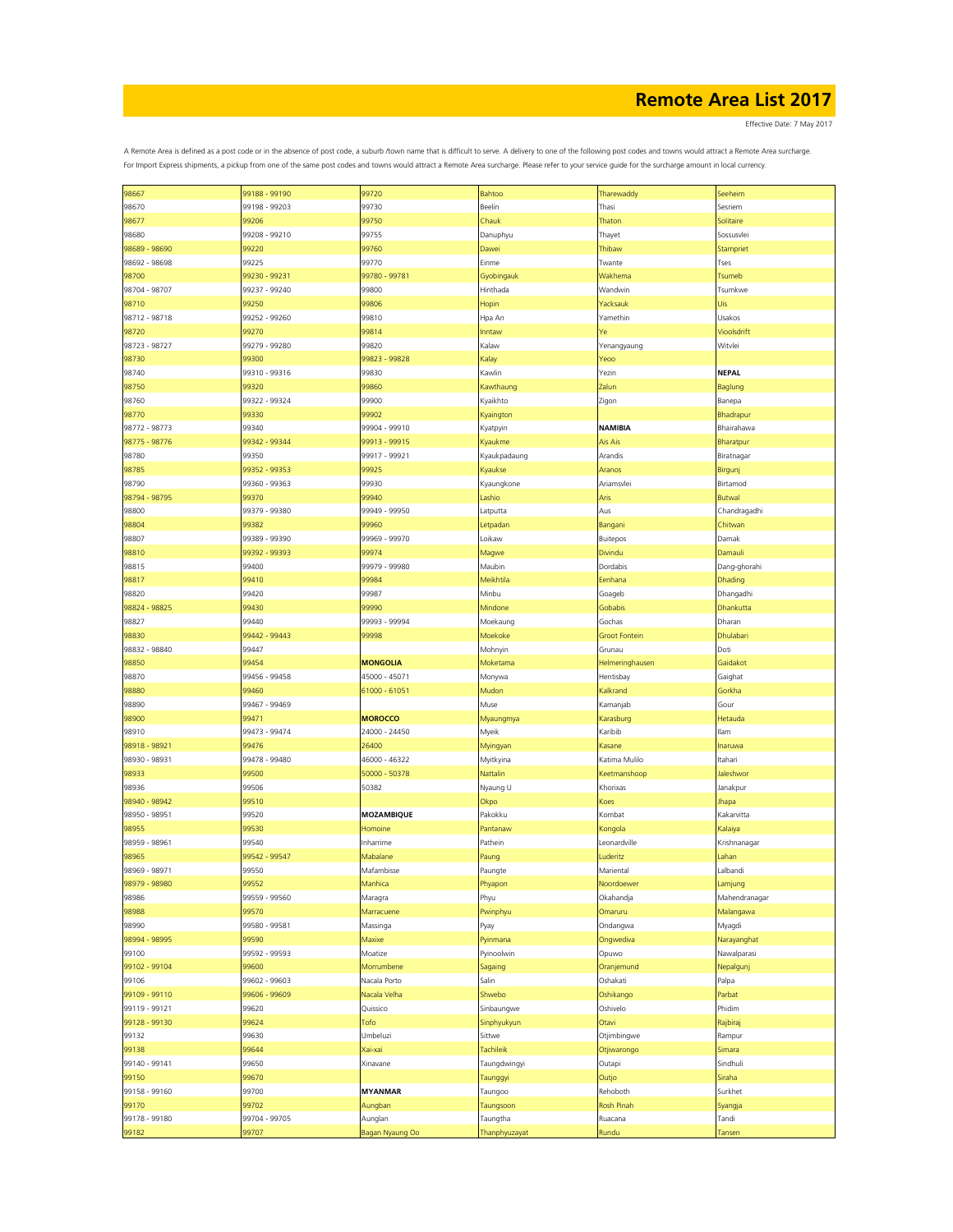# Remote Area List 2017

Effective Date: 7 May 2017

A Remote Area is defined as a post code or in the absence of post code, a suburb /town name that is difficult to serve. A delivery to one of the following post codes and towns would attract a Remote Area surcharge.
For Import Express shipments, a pickup from one of the same post codes and towns would attract a Remote Area surcharge. Please refer to your service guide for the surcharge amount in local currency.

| | | | | | |
|---|---|---|---|---|---|
| 98667 | 99188 - 99190 | 99720 | Bahtoo | Tharewaddy | Seeheim |
| 98670 | 99198 - 99203 | 99730 | Beelin | Thasi | Sesriem |
| 98677 | 99206 | 99750 | Chauk | Thaton | Solitaire |
| 98680 | 99208 - 99210 | 99755 | Danuphyu | Thayet | Sossusvlei |
| 98689 - 98690 | 99220 | 99760 | Dawei | Thibaw | Stampriet |
| 98692 - 98698 | 99225 | 99770 | Einme | Twante | Tses |
| 98700 | 99230 - 99231 | 99780 - 99781 | Gyobingauk | Wakhema | Tsumeb |
| 98704 - 98707 | 99237 - 99240 | 99800 | Hinthada | Wandwin | Tsumkwe |
| 98710 | 99250 | 99806 | Hopin | Yacksauk | Uis |
| 98712 - 98718 | 99252 - 99260 | 99810 | Hpa An | Yamethin | Usakos |
| 98720 | 99270 | 99814 | Inntaw | Ye | Vioolsdrift |
| 98723 - 98727 | 99279 - 99280 | 99820 | Kalaw | Yenangyaung | Witvlei |
| 98730 | 99300 | 99823 - 99828 | Kalay | Yeoo | |
| 98740 | 99310 - 99316 | 99830 | Kawlin | Yezin | **NEPAL** |
| 98750 | 99320 | 99860 | Kawthaung | Zalun | Baglung |
| 98760 | 99322 - 99324 | 99900 | Kyaikhto | Zigon | Banepa |
| 98770 | 99330 | 99902 | Kyaington | | Bhadrapur |
| 98772 - 98773 | 99340 | 99904 - 99910 | Kyatpyin | **NAMIBIA** | Bhairahawa |
| 98775 - 98776 | 99342 - 99344 | 99913 - 99915 | Kyaukme | Ais Ais | Bharatpur |
| 98780 | 99350 | 99917 - 99921 | Kyaukpadaung | Arandis | Biratnagar |
| 98785 | 99352 - 99353 | 99925 | Kyaukse | Aranos | Birgunj |
| 98790 | 99360 - 99363 | 99930 | Kyaungkone | Ariamsvlei | Birtamod |
| 98794 - 98795 | 99370 | 99940 | Lashio | Aris | Butwal |
| 98800 | 99379 - 99380 | 99949 - 99950 | Latputta | Aus | Chandragadhi |
| 98804 | 99382 | 99960 | Letpadan | Bangani | Chitwan |
| 98807 | 99389 - 99390 | 99969 - 99970 | Loikaw | Buitepos | Damak |
| 98810 | 99392 - 99393 | 99974 | Magwe | Divindu | Damauli |
| 98815 | 99400 | 99979 - 99980 | Maubin | Dordabis | Dang-ghorahi |
| 98817 | 99410 | 99984 | Meikhtila | Eenhana | Dhading |
| 98820 | 99420 | 99987 | Minbu | Goageb | Dhangadhi |
| 98824 - 98825 | 99430 | 99990 | Mindone | Gobabis | Dhankutta |
| 98827 | 99440 | 99993 - 99994 | Moekaung | Gochas | Dharan |
| 98830 | 99442 - 99443 | 99998 | Moekoke | Groot Fontein | Dhulabari |
| 98832 - 98840 | 99447 | | Mohnyin | Grunau | Doti |
| 98850 | 99454 | **MONGOLIA** | Moketama | Helmeringhausen | Gaidakot |
| 98870 | 99456 - 99458 | 45000 - 45071 | Monywa | Hentisbay | Gaighat |
| 98880 | 99460 | 61000 - 61051 | Mudon | Kalkrand | Gorkha |
| 98890 | 99467 - 99469 | | Muse | Kamanjab | Gour |
| 98900 | 99471 | **MOROCCO** | Myaungmya | Karasburg | Hetauda |
| 98910 | 99473 - 99474 | 24000 - 24450 | Myeik | Karibib | Ilam |
| 98918 - 98921 | 99476 | 26400 | Myingyan | Kasane | Inaruwa |
| 98930 - 98931 | 99478 - 99480 | 46000 - 46322 | Myitkyina | Katima Mulilo | Itahari |
| 98933 | 99500 | 50000 - 50378 | Nattalin | Keetmanshoop | Jaleshwor |
| 98936 | 99506 | 50382 | Nyaung U | Khorixas | Janakpur |
| 98940 - 98942 | 99510 | | Okpo | Koes | Jhapa |
| 98950 - 98951 | 99520 | **MOZAMBIQUE** | Pakokku | Kombat | Kakarvitta |
| 98955 | 99530 | Homoine | Pantanaw | Kongola | Kalaiya |
| 98959 - 98961 | 99540 | Inharrime | Pathein | Leonardville | Krishnanagar |
| 98965 | 99542 - 99547 | Mabalane | Paung | Luderitz | Lahan |
| 98969 - 98971 | 99550 | Mafambisse | Paungte | Mariental | Lalbandi |
| 98979 - 98980 | 99552 | Manhica | Phyapon | Noordoewer | Lamjung |
| 98986 | 99559 - 99560 | Maragra | Phyu | Okahandja | Mahendranagar |
| 98988 | 99570 | Marracuene | Pwinphyu | Omaruru | Malangawa |
| 98990 | 99580 - 99581 | Massinga | Pyay | Ondangwa | Myagdi |
| 98994 - 98995 | 99590 | Maxixe | Pyinmana | Ongwediva | Narayanghat |
| 99100 | 99592 - 99593 | Moatize | Pyinoolwin | Opuwo | Nawalparasi |
| 99102 - 99104 | 99600 | Morrumbene | Sagaing | Oranjemund | Nepalgunj |
| 99106 | 99602 - 99603 | Nacala Porto | Salin | Oshakati | Palpa |
| 99109 - 99110 | 99606 - 99609 | Nacala Velha | Shwebo | Oshikango | Parbat |
| 99119 - 99121 | 99620 | Quissico | Sinbaungwe | Oshivelo | Phidim |
| 99128 - 99130 | 99624 | Tofo | Sinphyukyun | Otavi | Rajbiraj |
| 99132 | 99630 | Umbeluzi | Sittwe | Otjimbingwe | Rampur |
| 99138 | 99644 | Xai-xai | Tachileik | Otjiwarongo | Simara |
| 99140 - 99141 | 99650 | Xinavane | Taungdwingyi | Outapi | Sindhuli |
| 99150 | 99670 | | Taunggyi | Outjo | Siraha |
| 99158 - 99160 | 99700 | **MYANMAR** | Taungoo | Rehoboth | Surkhet |
| 99170 | 99702 | Aungban | Taungsoon | Rosh Pinah | Syangja |
| 99178 - 99180 | 99704 - 99705 | Aunglan | Taungtha | Ruacana | Tandi |
| 99182 | 99707 | Bagan Nyaung Oo | Thanphyuzayat | Rundu | Tansen |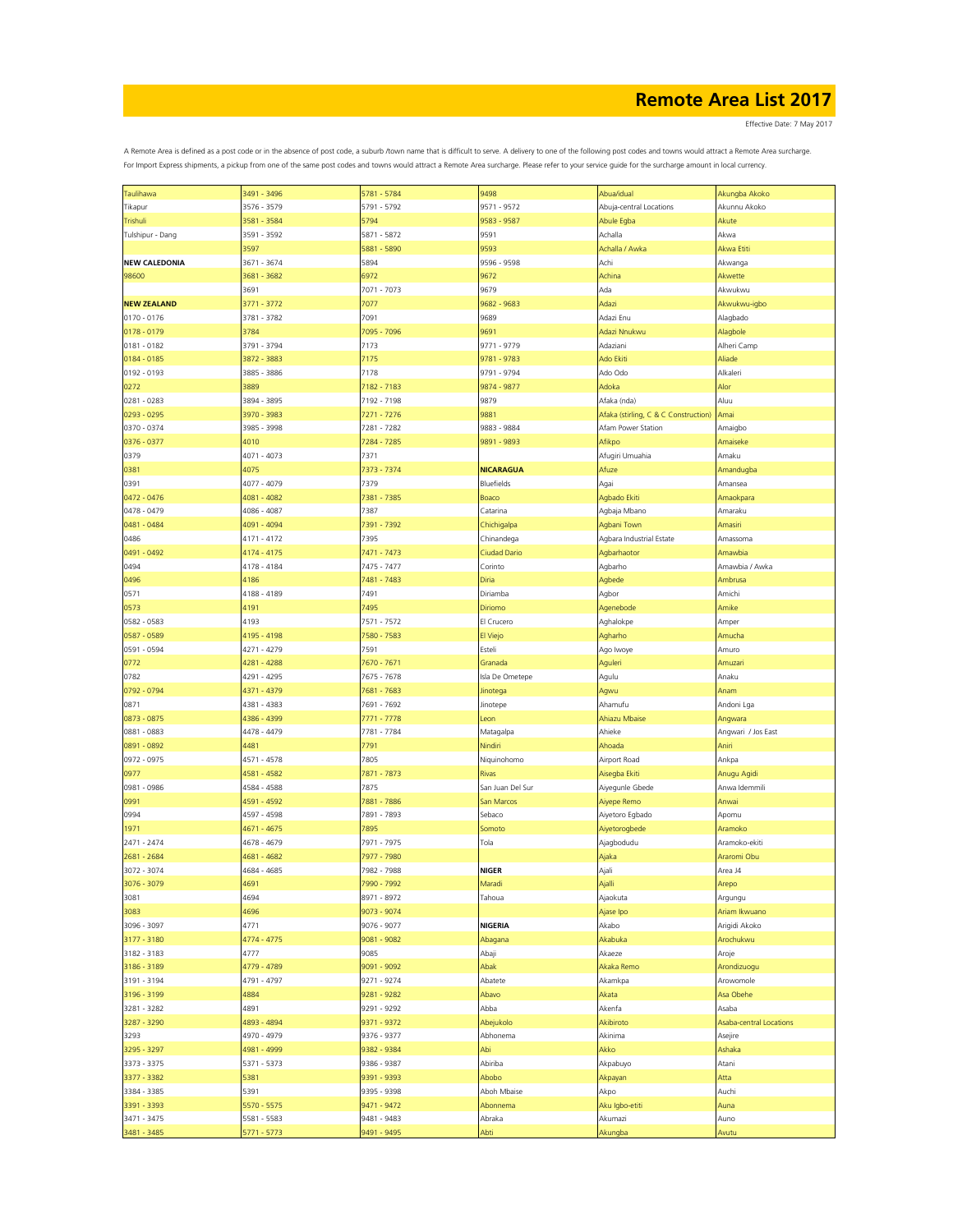# Remote Area List 2017

Effective Date: 7 May 2017

A Remote Area is defined as a post code or in the absence of post code, a suburb /town name that is difficult to serve. A delivery to one of the following post codes and towns would attract a Remote Area surcharge.
For Import Express shipments, a pickup from one of the same post codes and towns would attract a Remote Area surcharge. Please refer to your service guide for the surcharge amount in local currency.

| | | | | | |
|---|---|---|---|---|---|
| Taulihawa | 3491 - 3496 | 5781 - 5784 | 9498 | Abua/idual | Akungba Akoko |
| Tikapur | 3576 - 3579 | 5791 - 5792 | 9571 - 9572 | Abuja-central Locations | Akunnu Akoko |
| Trishuli | 3581 - 3584 | 5794 | 9583 - 9587 | Abule Egba | Akute |
| Tulshipur - Dang | 3591 - 3592 | 5871 - 5872 | 9591 | Achalla | Akwa |
| | 3597 | 5881 - 5890 | 9593 | Achalla / Awka | Akwa Etiti |
| **NEW CALEDONIA** | 3671 - 3674 | 5894 | 9596 - 9598 | Achi | Akwanga |
| 98600 | 3681 - 3682 | 6972 | 9672 | Achina | Akwette |
| | 3691 | 7071 - 7073 | 9679 | Ada | Akwukwu |
| **NEW ZEALAND** | 3771 - 3772 | 7077 | 9682 - 9683 | Adazi | Akwukwu-igbo |
| 0170 - 0176 | 3781 - 3782 | 7091 | 9689 | Adazi Enu | Alagbado |
| 0178 - 0179 | 3784 | 7095 - 7096 | 9691 | Adazi Nnukwu | Alagbole |
| 0181 - 0182 | 3791 - 3794 | 7173 | 9771 - 9779 | Adaziani | Alheri Camp |
| 0184 - 0185 | 3872 - 3883 | 7175 | 9781 - 9783 | Ado Ekiti | Aliade |
| 0192 - 0193 | 3885 - 3886 | 7178 | 9791 - 9794 | Ado Odo | Alkaleri |
| 0272 | 3889 | 7182 - 7183 | 9874 - 9877 | Adoka | Alor |
| 0281 - 0283 | 3894 - 3895 | 7192 - 7198 | 9879 | Afaka (nda) | Aluu |
| 0293 - 0295 | 3970 - 3983 | 7271 - 7276 | 9881 | Afaka (stirling, C & C Construction) | Amai |
| 0370 - 0374 | 3985 - 3998 | 7281 - 7282 | 9883 - 9884 | Afam Power Station | Amaigbo |
| 0376 - 0377 | 4010 | 7284 - 7285 | 9891 - 9893 | Afikpo | Amaiseke |
| 0379 | 4071 - 4073 | 7371 | | Afugiri Umuahia | Amaku |
| 0381 | 4075 | 7373 - 7374 | **NICARAGUA** | Afuze | Amandugba |
| 0391 | 4077 - 4079 | 7379 | Bluefields | Agai | Amansea |
| 0472 - 0476 | 4081 - 4082 | 7381 - 7385 | Boaco | Agbado Ekiti | Amaokpara |
| 0478 - 0479 | 4086 - 4087 | 7387 | Catarina | Agbaja Mbano | Amaraku |
| 0481 - 0484 | 4091 - 4094 | 7391 - 7392 | Chichigalpa | Agbani Town | Amasiri |
| 0486 | 4171 - 4172 | 7395 | Chinandega | Agbara Industrial Estate | Amassoma |
| 0491 - 0492 | 4174 - 4175 | 7471 - 7473 | Ciudad Dario | Agbarhaotor | Amawbia |
| 0494 | 4178 - 4184 | 7475 - 7477 | Corinto | Agbarho | Amawbia / Awka |
| 0496 | 4186 | 7481 - 7483 | Diria | Agbede | Ambrusa |
| 0571 | 4188 - 4189 | 7491 | Diriamba | Agbor | Amichi |
| 0573 | 4191 | 7495 | Diriomo | Agenebode | Amike |
| 0582 - 0583 | 4193 | 7571 - 7572 | El Crucero | Aghalokpe | Amper |
| 0587 - 0589 | 4195 - 4198 | 7580 - 7583 | El Viejo | Agharho | Amucha |
| 0591 - 0594 | 4271 - 4279 | 7591 | Esteli | Ago Iwoye | Amuro |
| 0772 | 4281 - 4288 | 7670 - 7671 | Granada | Aguleri | Amuzari |
| 0782 | 4291 - 4295 | 7675 - 7678 | Isla De Ometepe | Agulu | Anaku |
| 0792 - 0794 | 4371 - 4379 | 7681 - 7683 | Jinotega | Agwu | Anam |
| 0871 | 4381 - 4383 | 7691 - 7692 | Jinotepe | Ahamufu | Andoni Lga |
| 0873 - 0875 | 4386 - 4399 | 7771 - 7778 | Leon | Ahiazu Mbaise | Angwara |
| 0881 - 0883 | 4478 - 4479 | 7781 - 7784 | Matagalpa | Ahieke | Angwari / Jos East |
| 0891 - 0892 | 4481 | 7791 | Nindiri | Ahoada | Aniri |
| 0972 - 0975 | 4571 - 4578 | 7805 | Niquinohomo | Airport Road | Ankpa |
| 0977 | 4581 - 4582 | 7871 - 7873 | Rivas | Aisegba Ekiti | Anugu Agidi |
| 0981 - 0986 | 4584 - 4588 | 7875 | San Juan Del Sur | Aiyegunle Gbede | Anwa Idemmili |
| 0991 | 4591 - 4592 | 7881 - 7886 | San Marcos | Aiyepe Remo | Anwai |
| 0994 | 4597 - 4598 | 7891 - 7893 | Sebaco | Aiyetoro Egbado | Apomu |
| 1971 | 4671 - 4675 | 7895 | Somoto | Aiyetorogbede | Aramoko |
| 2471 - 2474 | 4678 - 4679 | 7971 - 7975 | Tola | Ajagbodudu | Aramoko-ekiti |
| 2681 - 2684 | 4681 - 4682 | 7977 - 7980 | | Ajaka | Araromi Obu |
| 3072 - 3074 | 4684 - 4685 | 7982 - 7988 | **NIGER** | Ajali | Area J4 |
| 3076 - 3079 | 4691 | 7990 - 7992 | Maradi | Ajalli | Arepo |
| 3081 | 4694 | 8971 - 8972 | Tahoua | Ajaokuta | Argungu |
| 3083 | 4696 | 9073 - 9074 | | Ajase Ipo | Ariam Ikwuano |
| 3096 - 3097 | 4771 | 9076 - 9077 | **NIGERIA** | Akabo | Arigidi Akoko |
| 3177 - 3180 | 4774 - 4775 | 9081 - 9082 | Abagana | Akabuka | Arochukwu |
| 3182 - 3183 | 4777 | 9085 | Abaji | Akaeze | Aroje |
| 3186 - 3189 | 4779 - 4789 | 9091 - 9092 | Abak | Akaka Remo | Arondizuogu |
| 3191 - 3194 | 4791 - 4797 | 9271 - 9274 | Abatete | Akamkpa | Arowomole |
| 3196 - 3199 | 4884 | 9281 - 9282 | Abavo | Akata | Asa Obehe |
| 3281 - 3282 | 4891 | 9291 - 9292 | Abba | Akenfa | Asaba |
| 3287 - 3290 | 4893 - 4894 | 9371 - 9372 | Abejukolo | Akibiroto | Asaba-central Locations |
| 3293 | 4970 - 4979 | 9376 - 9377 | Abhonema | Akinima | Asejire |
| 3295 - 3297 | 4981 - 4999 | 9382 - 9384 | Abi | Akko | Ashaka |
| 3373 - 3375 | 5371 - 5373 | 9386 - 9387 | Abiriba | Akpabuyo | Atani |
| 3377 - 3382 | 5381 | 9391 - 9393 | Abobo | Akpayan | Atta |
| 3384 - 3385 | 5391 | 9395 - 9398 | Aboh Mbaise | Akpo | Auchi |
| 3391 - 3393 | 5570 - 5575 | 9471 - 9472 | Abonnema | Aku Igbo-etiti | Auna |
| 3471 - 3475 | 5581 - 5583 | 9481 - 9483 | Abraka | Akumazi | Auno |
| 3481 - 3485 | 5771 - 5773 | 9491 - 9495 | Abti | Akungba | Avutu |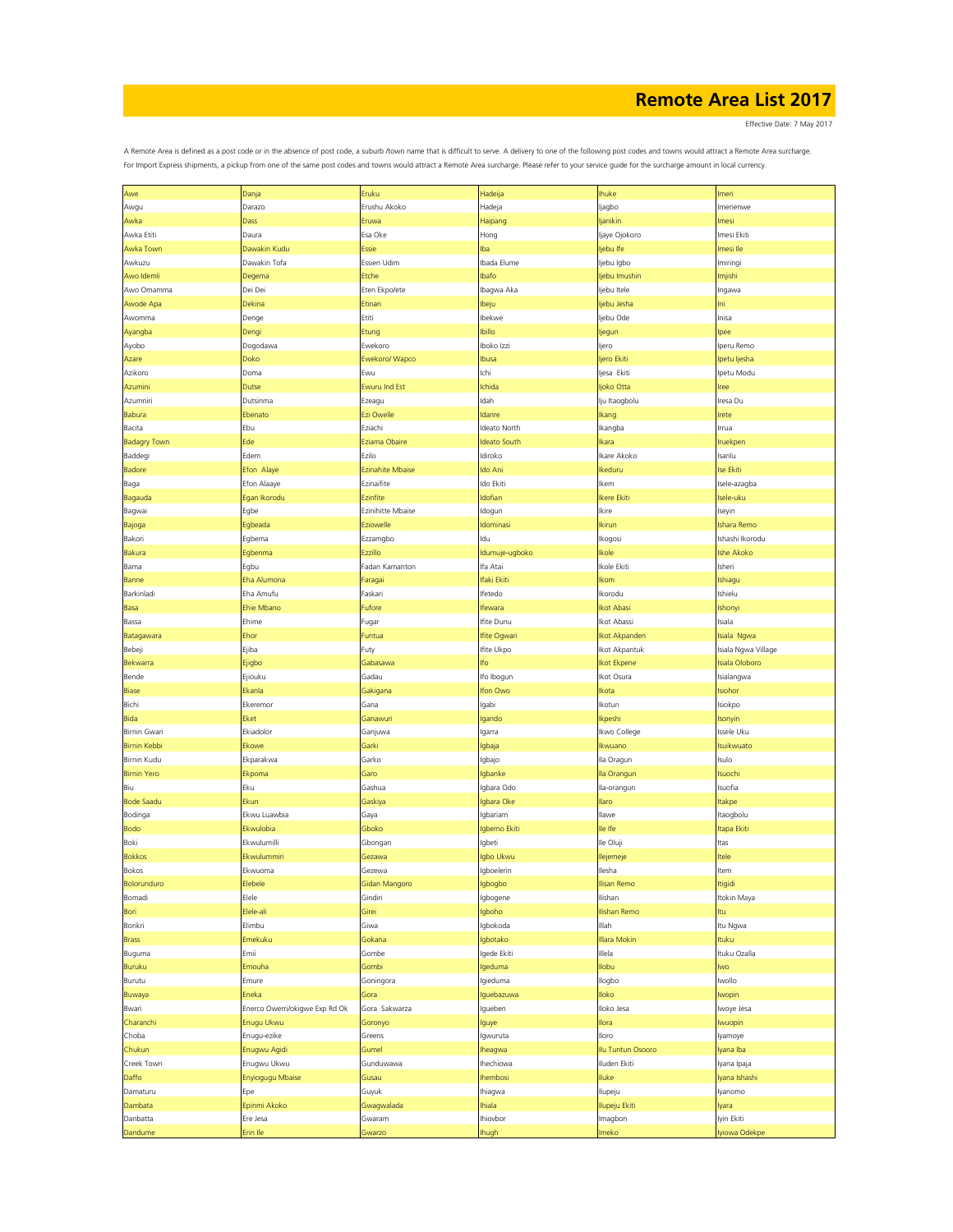# Remote Area List 2017

Effective Date: 7 May 2017

A Remote Area is defined as a post code or in the absence of post code, a suburb /town name that is difficult to serve. A delivery to one of the following post codes and towns would attract a Remote Area surcharge. For Import Express shipments, a pickup from one of the same post codes and towns would attract a Remote Area surcharge. Please refer to your service guide for the surcharge amount in local currency.

| | | | | | |
|---|---|---|---|---|---|
| Awe | Danja | Eruku | Hadeija | Ihuke | Imeri |
| Awgu | Darazo | Erushu Akoko | Hadeja | Ijagbo | Imerienwe |
| Awka | Dass | Eruwa | Haipang | Ijanikin | Imesi |
| Awka Etiti | Daura | Esa Oke | Hong | Ijaye Ojokoro | Imesi Ekiti |
| Awka Town | Dawakin Kudu | Essie | Iba | Ijebu Ife | Imesi Ile |
| Awkuzu | Dawakin Tofa | Essien Udim | Ibada Elume | Ijebu Igbo | Imiringi |
| Awo Idemli | Degema | Etche | Ibafo | Ijebu Imushin | Imjishi |
| Awo Omamma | Dei Dei | Eten Ekpo/ete | Ibagwa Aka | Ijebu Itele | Ingawa |
| Awode Apa | Dekina | Etinan | Ibeju | Ijebu Jesha | Ini |
| Awomma | Denge | Etiti | Ibekwe | Ijebu Ode | Inisa |
| Ayangba | Dengi | Etung | Ibillo | Ijegun | Ipee |
| Ayobo | Dogodawa | Ewekoro | Iboko Izzi | Ijero | Iperu Remo |
| Azare | Doko | Ewekoro/ Wapco | Ibusa | Ijero Ekiti | Ipetu Ijesha |
| Azikoro | Doma | Ewu | Ichi | Ijesa Ekiti | Ipetu Modu |
| Azumini | Dutse | Ewuru Ind Est | Ichida | Ijoko Otta | Iree |
| Azumniri | Dutsinma | Ezeagu | Idah | Iju Itaogbolu | Iresa Du |
| Babura | Ebenato | Ezi Owelle | Idanre | Ikang | Irete |
| Bacita | Ebu | Eziachi | Ideato North | Ikangba | Irrua |
| Badagry Town | Ede | Eziama Obaire | Ideato South | Ikara | Iruekpen |
| Baddegi | Edem | Ezilo | Idiroko | Ikare Akoko | Isanlu |
| Badore | Efon Alaye | Ezinahite Mbaise | Ido Ani | Ikeduru | Ise Ekiti |
| Baga | Efon Alaaye | Ezinaifite | Ido Ekiti | Ikem | Isele-azagba |
| Bagauda | Egan Ikorodu | Ezinfite | Idofian | Ikere Ekiti | Isele-uku |
| Bagwai | Egbe | Ezinihitte Mbaise | Idogun | Ikire | Iseyin |
| Bajoga | Egbeada | Eziowelle | Idominasi | Ikirun | Ishara Remo |
| Bakori | Egbema | Ezzamgbo | Idu | Ikogosi | Ishashi Ikorodu |
| Bakura | Egbenma | Ezzillo | Idumuje-ugboko | Ikole | Ishe Akoko |
| Bama | Egbu | Fadan Kamanton | Ifa Atai | Ikole Ekiti | Isheri |
| Banne | Eha Alumona | Faragai | Ifaki Ekiti | Ikom | Ishiagu |
| Barkinladi | Eha Amufu | Faskari | Ifetedo | Ikorodu | Ishielu |
| Basa | Ehie Mbano | Fufore | Ifewara | Ikot Abasi | Ishonyi |
| Bassa | Ehime | Fugar | Ifite Dunu | Ikot Abassi | Isiala |
| Batagawara | Ehor | Funtua | Ifite Ogwari | Ikot Akpanden | Isiala Ngwa |
| Bebeji | Ejiba | Futy | Ifite Ukpo | Ikot Akpantuk | Isiala Ngwa Village |
| Bekwarra | Ejigbo | Gabasawa | Ifo | Ikot Ekpene | Isiala Oloboro |
| Bende | Ejiouku | Gadau | Ifo Ibogun | Ikot Osura | Isialangwa |
| Biase | Ekanla | Gakigana | Ifon Owo | Ikota | Isiohor |
| Bichi | Ekeremor | Gana | Igabi | Ikotun | Isiokpo |
| Bida | Eket | Ganawuri | Igando | Ikpeshi | Isonyin |
| Birnin Gwari | Ekiadolor | Ganjuwa | Igarra | Ikwo College | Issele Uku |
| Birnin Kebbi | Ekowe | Garki | Igbaja | Ikwuano | Isuikwuato |
| Birnin Kudu | Ekparakwa | Garko | Igbajo | Ila Oragun | Isulo |
| Birnin Yero | Ekpoma | Garo | Igbanke | Ila Orangun | Isuochi |
| Biu | Eku | Gashua | Igbara Odo | Ila-orangun | Isuofia |
| Bode Saadu | Ekun | Gaskiya | Igbara Oke | Ilaro | Itakpe |
| Bodinga | Ekwu Luawbia | Gaya | Igbariam | Ilawe | Itaogbolu |
| Bodo | Ekwulobia | Gboko | Igbemo Ekiti | Ile Ife | Itapa Ekiti |
| Boki | Ekwulumilli | Gbongan | Igbeti | Ile Oluji | Itas |
| Bokkos | Ekwulummiri | Gezawa | Igbo Ukwu | Ilejemeje | Itele |
| Bokos | Ekwuoma | Gezewa | Igboelerin | Ilesha | Item |
| Bolorunduro | Elebele | Gidan Mangoro | Igbogbo | Ilisan Remo | Itigidi |
| Bomadi | Elele | Gindiri | Igbogene | Ilishan | Itokin Maya |
| Bori | Elele-ali | Girei | Igboho | Ilishan Remo | Itu |
| Borikri | Elimbu | Giwa | Igbokoda | Illah | Itu Ngwa |
| Brass | Emekuku | Gokana | Igbotako | Illara Mokin | Ituku |
| Buguma | Emii | Gombe | Igede Ekiti | Illela | Ituku Ozalla |
| Buruku | Emouha | Gombi | Igeduma | Ilobu | Iwo |
| Burutu | Emure | Goningora | Igieduma | Ilogbo | Iwollo |
| Buwaya | Eneka | Gora | Iguebazuwa | Iloko | Iwopin |
| Bwari | Enerco Owerri/okigwe Exp Rd Ok | Gora Sakwarza | Igueben | Iloko Jesa | Iwoye Jesa |
| Charanchi | Enugu Ukwu | Goronyo | Iguye | Ilora | Iwuopin |
| Choba | Enugu-ezike | Greens | Igwuruta | Iloro | Iyamoye |
| Chukun | Enugwu Agidi | Gumel | Iheagwa | Ilu Tuntun Osooro | Iyana Iba |
| Creek Town | Enugwu Ukwu | Gunduwawa | Ihechiowa | Iluden Ekiti | Iyana Ipaja |
| Daffo | Enyiogugu Mbaise | Gusau | Ihembosi | Iluke | Iyana Ishashi |
| Damaturu | Epe | Guyuk | Ihiagwa | Ilupeju | Iyanomo |
| Dambata | Epinmi Akoko | Gwagwalada | Ihiala | Ilupeju Ekiti | Iyara |
| Danbatta | Ere Jesa | Gwaram | Ihiovbor | Imagbon | Iyin Ekiti |
| Dandume | Erin Ile | Gwarzo | Ihugh | Imeko | Iyiowa Odekpe |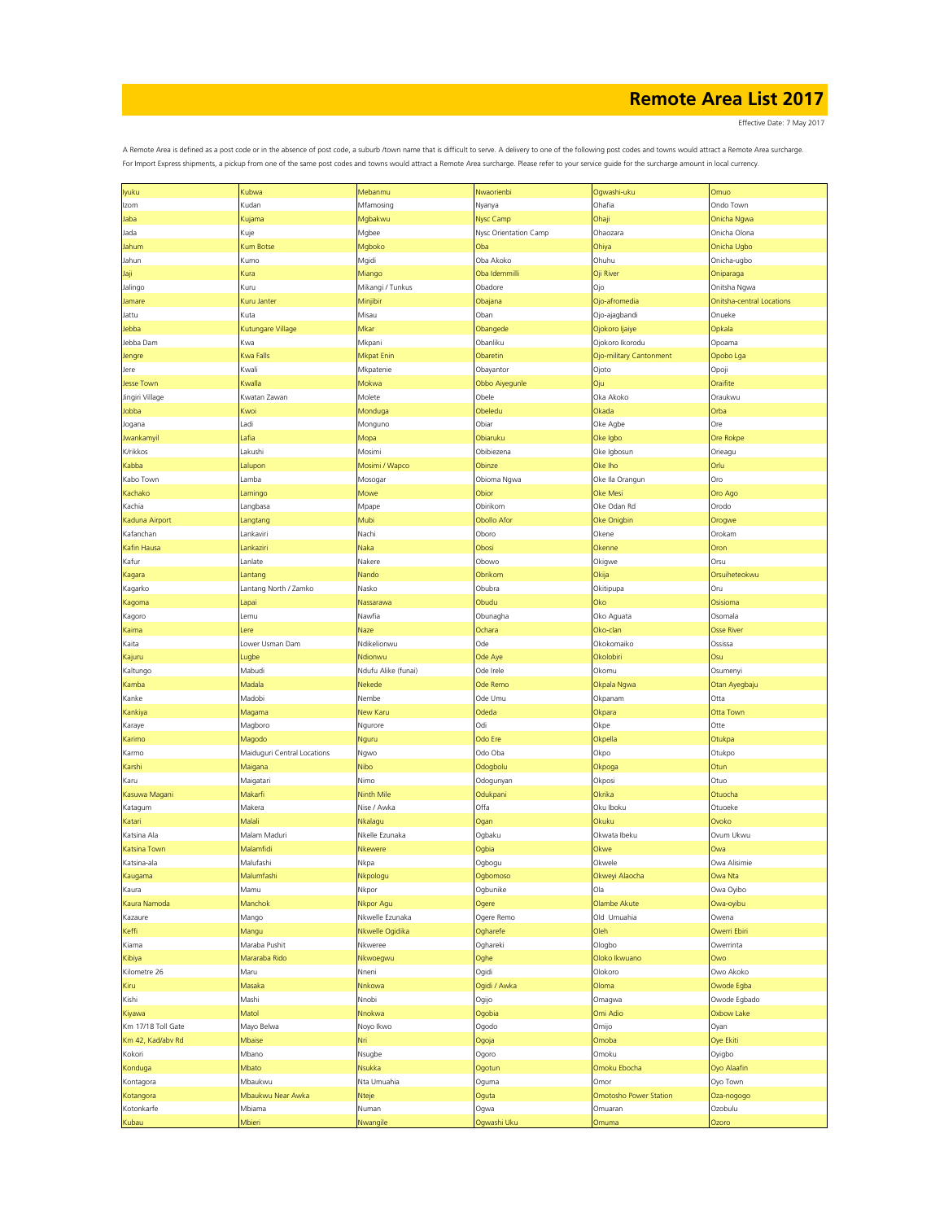# Remote Area List 2017

Effective Date: 7 May 2017

A Remote Area is defined as a post code or in the absence of post code, a suburb /town name that is difficult to serve. A delivery to one of the following post codes and towns would attract a Remote Area surcharge.
For Import Express shipments, a pickup from one of the same post codes and towns would attract a Remote Area surcharge. Please refer to your service guide for the surcharge amount in local currency.

| | | | | | |
|---|---|---|---|---|---|
| Iyuku | Kubwa | Mebanmu | Nwaorienbi | Ogwashi-uku | Omuo |
| Izom | Kudan | Mfamosing | Nyanya | Ohafia | Ondo Town |
| Jaba | Kujama | Mgbakwu | Nysc Camp | Ohaji | Onicha Ngwa |
| Jada | Kuje | Mgbee | Nysc Orientation Camp | Ohaozara | Onicha Olona |
| Jahum | Kum Botse | Mgboko | Oba | Ohiya | Onicha Ugbo |
| Jahun | Kumo | Mgidi | Oba Akoko | Ohuhu | Onicha-ugbo |
| Jaji | Kura | Miango | Oba Idemmilli | Oji River | Oniparaga |
| Jalingo | Kuru | Mikangi / Tunkus | Obadore | Ojo | Onitsha Ngwa |
| Jamare | Kuru Janter | Minjibir | Obajana | Ojo-afromedia | Onitsha-central Locations |
| Jattu | Kuta | Misau | Oban | Ojo-ajagbandi | Onueke |
| Jebba | Kutungare Village | Mkar | Obangede | Ojokoro Ijaiye | Opkala |
| Jebba Dam | Kwa | Mkpani | Obanliku | Ojokoro Ikorodu | Opoama |
| Jengre | Kwa Falls | Mkpat Enin | Obaretin | Ojo-military Cantonment | Opobo Lga |
| Jere | Kwali | Mkpatenie | Obayantor | Ojoto | Opoji |
| Jesse Town | Kwalla | Mokwa | Obbo Aiyegunle | Oju | Oraifite |
| Jingiri Village | Kwatan Zawan | Molete | Obele | Oka Akoko | Oraukwu |
| Jobba | Kwoi | Monduga | Obeledu | Okada | Orba |
| Jogana | Ladi | Monguno | Obiar | Oke Agbe | Ore |
| Jwankamyil | Lafia | Mopa | Obiaruku | Oke Igbo | Ore Rokpe |
| K/rikkos | Lakushi | Mosimi | Obibiezena | Oke Igbosun | Orieagu |
| Kabba | Lalupon | Mosimi / Wapco | Obinze | Oke Iho | Orlu |
| Kabo Town | Lamba | Mosogar | Obioma Ngwa | Oke Ila Orangun | Oro |
| Kachako | Lamingo | Mowe | Obior | Oke Mesi | Oro Ago |
| Kachia | Langbasa | Mpape | Obirikom | Oke Odan Rd | Orodo |
| Kaduna Airport | Langtang | Mubi | Obollo Afor | Oke Onigbin | Orogwe |
| Kafanchan | Lankaviri | Nachi | Oboro | Okene | Orokam |
| Kafin Hausa | Lankaziri | Naka | Obosi | Okenne | Oron |
| Kafur | Lanlate | Nakere | Obowo | Okigwe | Orsu |
| Kagara | Lantang | Nando | Obrikom | Okija | Orsuiheteokwu |
| Kagarko | Lantang North / Zamko | Nasko | Obubra | Okitipupa | Oru |
| Kagoma | Lapai | Nassarawa | Obudu | Oko | Osisioma |
| Kagoro | Lemu | Nawfia | Obunagha | Oko Aguata | Osomala |
| Kaima | Lere | Naze | Ochara | Oko-clan | Osse River |
| Kaita | Lower Usman Dam | Ndikelionwu | Ode | Okokomaiko | Ossissa |
| Kajuru | Lugbe | Ndionwu | Ode Aye | Okolobiri | Osu |
| Kaltungo | Mabudi | Ndufu Alike (funai) | Ode Irele | Okomu | Osumenyi |
| Kamba | Madala | Nekede | Ode Remo | Okpala Ngwa | Otan Ayegbaju |
| Kanke | Madobi | Nembe | Ode Umu | Okpanam | Otta |
| Kankiya | Magama | New Karu | Odeda | Okpara | Otta Town |
| Karaye | Magboro | Ngurore | Odi | Okpe | Otte |
| Karimo | Magodo | Nguru | Odo Ere | Okpella | Otukpa |
| Karmo | Maiduguri Central Locations | Ngwo | Odo Oba | Okpo | Otukpo |
| Karshi | Maigana | Nibo | Odogbolu | Okpoga | Otun |
| Karu | Maigatari | Nimo | Odogunyan | Okposi | Otuo |
| Kasuwa Magani | Makarfi | Ninth Mile | Odukpani | Okrika | Otuocha |
| Katagum | Makera | Nise / Awka | Offa | Oku Iboku | Otuoeke |
| Katari | Malali | Nkalagu | Ogan | Okuku | Ovoko |
| Katsina Ala | Malam Maduri | Nkelle Ezunaka | Ogbaku | Okwata Ibeku | Ovum Ukwu |
| Katsina Town | Malamfidi | Nkewere | Ogbia | Okwe | Owa |
| Katsina-ala | Malufashi | Nkpa | Ogbogu | Okwele | Owa Alisimie |
| Kaugama | Malumfashi | Nkpologu | Ogbomoso | Okweyi Alaocha | Owa Nta |
| Kaura | Mamu | Nkpor | Ogbunike | Ola | Owa Oyibo |
| Kaura Namoda | Manchok | Nkpor Agu | Ogere | Olambe Akute | Owa-oyibu |
| Kazaure | Mango | Nkwelle Ezunaka | Ogere Remo | Old Umuahia | Owena |
| Keffi | Mangu | Nkwelle Ogidika | Ogharefe | Oleh | Owerri Ebiri |
| Kiama | Maraba Pushit | Nkweree | Oghareki | Ologbo | Owerrinta |
| Kibiya | Mararaba Rido | Nkwoegwu | Oghe | Oloko Ikwuano | Owo |
| Kilometre 26 | Maru | Nneni | Ogidi | Olokoro | Owo Akoko |
| Kiru | Masaka | Nnkowa | Ogidi / Awka | Oloma | Owode Egba |
| Kishi | Mashi | Nnobi | Ogijo | Omagwa | Owode Egbado |
| Kiyawa | Matol | Nnokwa | Ogobia | Omi Adio | Oxbow Lake |
| Km 17/18 Toll Gate | Mayo Belwa | Noyo Ikwo | Ogodo | Omijo | Oyan |
| Km 42, Kad/abv Rd | Mbaise | Nri | Ogoja | Omoba | Oye Ekiti |
| Kokori | Mbano | Nsugbe | Ogoro | Omoku | Oyigbo |
| Konduga | Mbato | Nsukka | Ogotun | Omoku Ebocha | Oyo Alaafin |
| Kontagora | Mbaukwu | Nta Umuahia | Oguma | Omor | Oyo Town |
| Kotangora | Mbaukwu Near Awka | Nteje | Oguta | Omotosho Power Station | Oza-nogogo |
| Kotonkarfe | Mbiama | Numan | Ogwa | Omuaran | Ozobulu |
| Kubau | Mbieri | Nwangile | Ogwashi Uku | Omuma | Ozoro |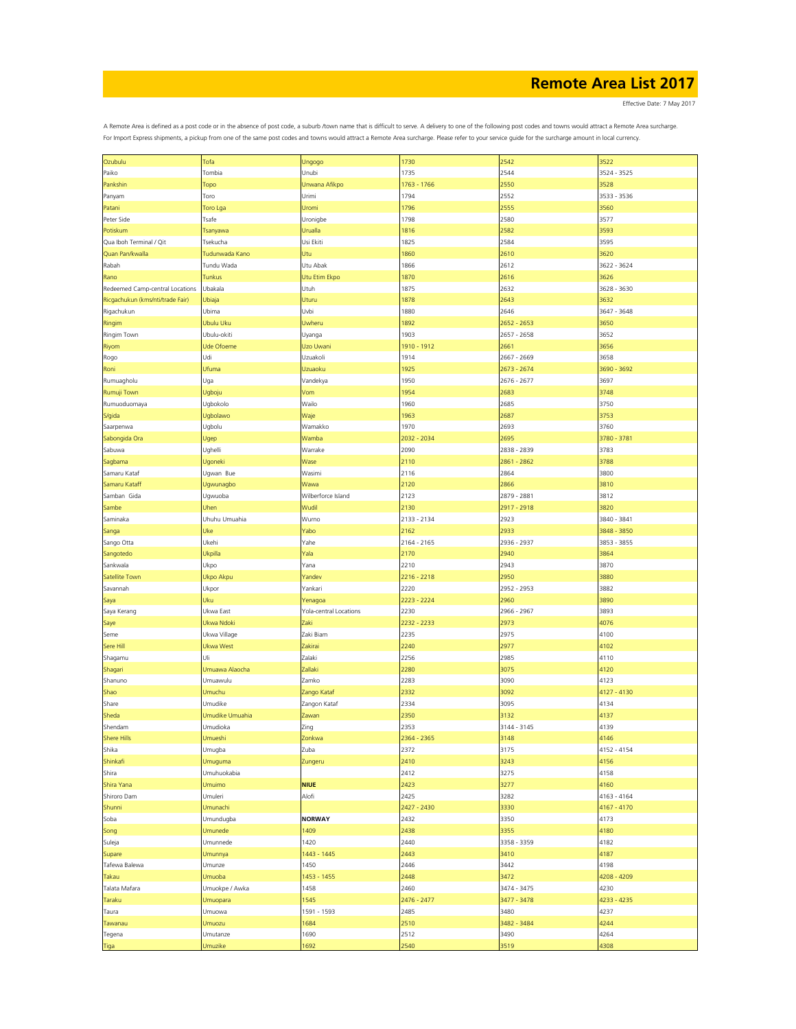# Remote Area List 2017

Effective Date: 7 May 2017

A Remote Area is defined as a post code or in the absence of post code, a suburb /town name that is difficult to serve. A delivery to one of the following post codes and towns would attract a Remote Area surcharge.
For Import Express shipments, a pickup from one of the same post codes and towns would attract a Remote Area surcharge. Please refer to your service guide for the surcharge amount in local currency.

| | | | | | |
|---|---|---|---|---|---|
| Ozubulu | Tofa | Ungogo | 1730 | 2542 | 3522 |
| Paiko | Tombia | Unubi | 1735 | 2544 | 3524 - 3525 |
| Pankshin | Topo | Unwana Afikpo | 1763 - 1766 | 2550 | 3528 |
| Panyam | Toro | Urimi | 1794 | 2552 | 3533 - 3536 |
| Patani | Toro Lga | Uromi | 1796 | 2555 | 3560 |
| Peter Side | Tsafe | Uronigbe | 1798 | 2580 | 3577 |
| Potiskum | Tsanyawa | Urualla | 1816 | 2582 | 3593 |
| Qua Iboh Terminal / Qit | Tsekucha | Usi Ekiti | 1825 | 2584 | 3595 |
| Quan Pan/kwalla | Tudunwada Kano | Utu | 1860 | 2610 | 3620 |
| Rabah | Tundu Wada | Utu Abak | 1866 | 2612 | 3622 - 3624 |
| Rano | Tunkus | Utu Etim Ekpo | 1870 | 2616 | 3626 |
| Redeemed Camp-central Locations | Ubakala | Utuh | 1875 | 2632 | 3628 - 3630 |
| Ricgachukun (kms/nti/trade Fair) | Ubiaja | Uturu | 1878 | 2643 | 3632 |
| Rigachukun | Ubima | Uvbi | 1880 | 2646 | 3647 - 3648 |
| Ringim | Ubulu Uku | Uwheru | 1892 | 2652 - 2653 | 3650 |
| Ringim Town | Ubulu-okiti | Uyanga | 1903 | 2657 - 2658 | 3652 |
| Riyom | Ude Ofoeme | Uzo Uwani | 1910 - 1912 | 2661 | 3656 |
| Rogo | Udi | Uzuakoli | 1914 | 2667 - 2669 | 3658 |
| Roni | Ufuma | Uzuaoku | 1925 | 2673 - 2674 | 3690 - 3692 |
| Rumuagholu | Uga | Vandekya | 1950 | 2676 - 2677 | 3697 |
| Rumuji Town | Ugboju | Vom | 1954 | 2683 | 3748 |
| Rumuoduomaya | Ugbokolo | Wailo | 1960 | 2685 | 3750 |
| S/gida | Ugbolawo | Waje | 1963 | 2687 | 3753 |
| Saarpenwa | Ugbolu | Wamakko | 1970 | 2693 | 3760 |
| Sabongida Ora | Ugep | Wamba | 2032 - 2034 | 2695 | 3780 - 3781 |
| Sabuwa | Ughelli | Warrake | 2090 | 2838 - 2839 | 3783 |
| Sagbama | Ugoneki | Wase | 2110 | 2861 - 2862 | 3788 |
| Samaru Kataf | Ugwan Bue | Wasimi | 2116 | 2864 | 3800 |
| Samaru Kataff | Ugwunagbo | Wawa | 2120 | 2866 | 3810 |
| Samban Gida | Ugwuoba | Wilberforce Island | 2123 | 2879 - 2881 | 3812 |
| Sambe | Uhen | Wudil | 2130 | 2917 - 2918 | 3820 |
| Saminaka | Uhuhu Umuahia | Wurno | 2133 - 2134 | 2923 | 3840 - 3841 |
| Sanga | Uke | Yabo | 2162 | 2933 | 3848 - 3850 |
| Sango Otta | Ukehi | Yahe | 2164 - 2165 | 2936 - 2937 | 3853 - 3855 |
| Sangotedo | Ukpilla | Yala | 2170 | 2940 | 3864 |
| Sankwala | Ukpo | Yana | 2210 | 2943 | 3870 |
| Satellite Town | Ukpo Akpu | Yandev | 2216 - 2218 | 2950 | 3880 |
| Savannah | Ukpor | Yankari | 2220 | 2952 - 2953 | 3882 |
| Saya | Uku | Yenagoa | 2223 - 2224 | 2960 | 3890 |
| Saya Kerang | Ukwa East | Yola-central Locations | 2230 | 2966 - 2967 | 3893 |
| Saye | Ukwa Ndoki | Zaki | 2232 - 2233 | 2973 | 4076 |
| Seme | Ukwa Village | Zaki Biam | 2235 | 2975 | 4100 |
| Sere Hill | Ukwa West | Zakirai | 2240 | 2977 | 4102 |
| Shagamu | Uli | Zalaki | 2256 | 2985 | 4110 |
| Shagari | Umuawa Alaocha | Zallaki | 2280 | 3075 | 4120 |
| Shanuno | Umuawulu | Zamko | 2283 | 3090 | 4123 |
| Shao | Umuchu | Zango Kataf | 2332 | 3092 | 4127 - 4130 |
| Share | Umudike | Zangon Kataf | 2334 | 3095 | 4134 |
| Sheda | Umudike Umuahia | Zawan | 2350 | 3132 | 4137 |
| Shendam | Umudioka | Zing | 2353 | 3144 - 3145 | 4139 |
| Shere Hills | Umueshi | Zonkwa | 2364 - 2365 | 3148 | 4146 |
| Shika | Umugba | Zuba | 2372 | 3175 | 4152 - 4154 |
| Shinkafi | Umuguma | Zungeru | 2410 | 3243 | 4156 |
| Shira | Umuhuokabia | | 2412 | 3275 | 4158 |
| Shira Yana | Umuimo | **NIUE** | 2423 | 3277 | 4160 |
| Shiroro Dam | Umuleri | Alofi | 2425 | 3282 | 4163 - 4164 |
| Shunni | Umunachi | | 2427 - 2430 | 3330 | 4167 - 4170 |
| Soba | Umundugba | **NORWAY** | 2432 | 3350 | 4173 |
| Song | Umunede | 1409 | 2438 | 3355 | 4180 |
| Suleja | Umunnede | 1420 | 2440 | 3358 - 3359 | 4182 |
| Supare | Umunnya | 1443 - 1445 | 2443 | 3410 | 4187 |
| Tafewa Balewa | Umunze | 1450 | 2446 | 3442 | 4198 |
| Takau | Umuoba | 1453 - 1455 | 2448 | 3472 | 4208 - 4209 |
| Talata Mafara | Umuokpe / Awka | 1458 | 2460 | 3474 - 3475 | 4230 |
| Taraku | Umuopara | 1545 | 2476 - 2477 | 3477 - 3478 | 4233 - 4235 |
| Taura | Umuowa | 1591 - 1593 | 2485 | 3480 | 4237 |
| Tawanau | Umuozu | 1684 | 2510 | 3482 - 3484 | 4244 |
| Tegena | Umutanze | 1690 | 2512 | 3490 | 4264 |
| Tiga | Umuzike | 1692 | 2540 | 3519 | 4308 |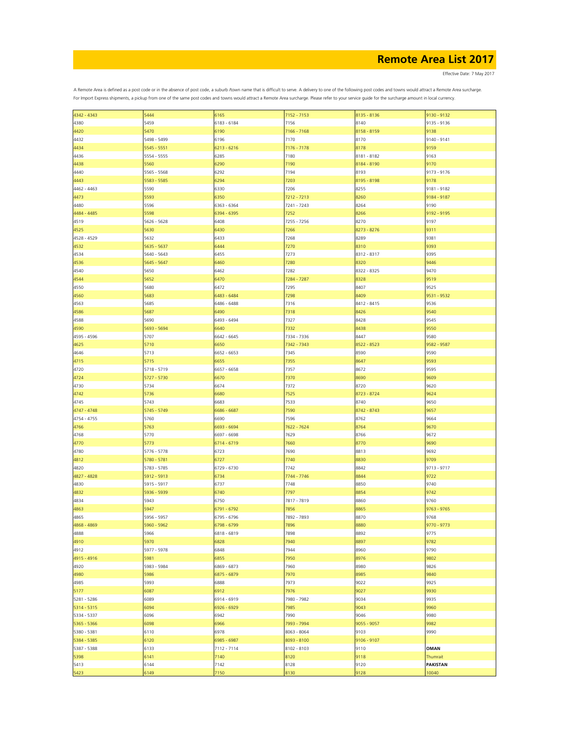# Remote Area List 2017

Effective Date: 7 May 2017

A Remote Area is defined as a post code or in the absence of post code, a suburb /town name that is difficult to serve. A delivery to one of the following post codes and towns would attract a Remote Area surcharge.
For Import Express shipments, a pickup from one of the same post codes and towns would attract a Remote Area surcharge. Please refer to your service guide for the surcharge amount in local currency.

| | | | | | |
|---|---|---|---|---|---|
| 4342 - 4343 | 5444 | 6165 | 7152 - 7153 | 8135 - 8136 | 9130 - 9132 |
| 4380 | 5459 | 6183 - 6184 | 7156 | 8140 | 9135 - 9136 |
| 4420 | 5470 | 6190 | 7166 - 7168 | 8158 - 8159 | 9138 |
| 4432 | 5498 - 5499 | 6196 | 7170 | 8170 | 9140 - 9141 |
| 4434 | 5545 - 5551 | 6213 - 6216 | 7176 - 7178 | 8178 | 9159 |
| 4436 | 5554 - 5555 | 6285 | 7180 | 8181 - 8182 | 9163 |
| 4438 | 5560 | 6290 | 7190 | 8184 - 8190 | 9170 |
| 4440 | 5565 - 5568 | 6292 | 7194 | 8193 | 9173 - 9176 |
| 4443 | 5583 - 5585 | 6294 | 7203 | 8195 - 8198 | 9178 |
| 4462 - 4463 | 5590 | 6330 | 7206 | 8255 | 9181 - 9182 |
| 4473 | 5593 | 6350 | 7212 - 7213 | 8260 | 9184 - 9187 |
| 4480 | 5596 | 6363 - 6364 | 7241 - 7243 | 8264 | 9190 |
| 4484 - 4485 | 5598 | 6394 - 6395 | 7252 | 8266 | 9192 - 9195 |
| 4519 | 5626 - 5628 | 6408 | 7255 - 7256 | 8270 | 9197 |
| 4525 | 5630 | 6430 | 7266 | 8273 - 8276 | 9311 |
| 4528 - 4529 | 5632 | 6433 | 7268 | 8289 | 9381 |
| 4532 | 5635 - 5637 | 6444 | 7270 | 8310 | 9393 |
| 4534 | 5640 - 5643 | 6455 | 7273 | 8312 - 8317 | 9395 |
| 4536 | 5645 - 5647 | 6460 | 7280 | 8320 | 9446 |
| 4540 | 5650 | 6462 | 7282 | 8322 - 8325 | 9470 |
| 4544 | 5652 | 6470 | 7284 - 7287 | 8328 | 9519 |
| 4550 | 5680 | 6472 | 7295 | 8407 | 9525 |
| 4560 | 5683 | 6483 - 6484 | 7298 | 8409 | 9531 - 9532 |
| 4563 | 5685 | 6486 - 6488 | 7316 | 8412 - 8415 | 9536 |
| 4586 | 5687 | 6490 | 7318 | 8426 | 9540 |
| 4588 | 5690 | 6493 - 6494 | 7327 | 8428 | 9545 |
| 4590 | 5693 - 5694 | 6640 | 7332 | 8438 | 9550 |
| 4595 - 4596 | 5707 | 6642 - 6645 | 7334 - 7336 | 8447 | 9580 |
| 4625 | 5710 | 6650 | 7342 - 7343 | 8522 - 8523 | 9582 - 9587 |
| 4646 | 5713 | 6652 - 6653 | 7345 | 8590 | 9590 |
| 4715 | 5715 | 6655 | 7355 | 8647 | 9593 |
| 4720 | 5718 - 5719 | 6657 - 6658 | 7357 | 8672 | 9595 |
| 4724 | 5727 - 5730 | 6670 | 7370 | 8690 | 9609 |
| 4730 | 5734 | 6674 | 7372 | 8720 | 9620 |
| 4742 | 5736 | 6680 | 7525 | 8723 - 8724 | 9624 |
| 4745 | 5743 | 6683 | 7533 | 8740 | 9650 |
| 4747 - 4748 | 5745 - 5749 | 6686 - 6687 | 7590 | 8742 - 8743 | 9657 |
| 4754 - 4755 | 5760 | 6690 | 7596 | 8762 | 9664 |
| 4766 | 5763 | 6693 - 6694 | 7622 - 7624 | 8764 | 9670 |
| 4768 | 5770 | 6697 - 6698 | 7629 | 8766 | 9672 |
| 4770 | 5773 | 6714 - 6719 | 7660 | 8770 | 9690 |
| 4780 | 5776 - 5778 | 6723 | 7690 | 8813 | 9692 |
| 4812 | 5780 - 5781 | 6727 | 7740 | 8830 | 9709 |
| 4820 | 5783 - 5785 | 6729 - 6730 | 7742 | 8842 | 9713 - 9717 |
| 4827 - 4828 | 5912 - 5913 | 6734 | 7744 - 7746 | 8844 | 9722 |
| 4830 | 5915 - 5917 | 6737 | 7748 | 8850 | 9740 |
| 4832 | 5936 - 5939 | 6740 | 7797 | 8854 | 9742 |
| 4834 | 5943 | 6750 | 7817 - 7819 | 8860 | 9760 |
| 4863 | 5947 | 6791 - 6792 | 7856 | 8865 | 9763 - 9765 |
| 4865 | 5956 - 5957 | 6795 - 6796 | 7892 - 7893 | 8870 | 9768 |
| 4868 - 4869 | 5960 - 5962 | 6798 - 6799 | 7896 | 8880 | 9770 - 9773 |
| 4888 | 5966 | 6818 - 6819 | 7898 | 8892 | 9775 |
| 4910 | 5970 | 6828 | 7940 | 8897 | 9782 |
| 4912 | 5977 - 5978 | 6848 | 7944 | 8960 | 9790 |
| 4915 - 4916 | 5981 | 6855 | 7950 | 8976 | 9802 |
| 4920 | 5983 - 5984 | 6869 - 6873 | 7960 | 8980 | 9826 |
| 4980 | 5986 | 6875 - 6879 | 7970 | 8985 | 9840 |
| 4985 | 5993 | 6888 | 7973 | 9022 | 9925 |
| 5177 | 6087 | 6912 | 7976 | 9027 | 9930 |
| 5281 - 5286 | 6089 | 6914 - 6919 | 7980 - 7982 | 9034 | 9935 |
| 5314 - 5315 | 6094 | 6926 - 6929 | 7985 | 9043 | 9960 |
| 5334 - 5337 | 6096 | 6942 | 7990 | 9046 | 9980 |
| 5365 - 5366 | 6098 | 6966 | 7993 - 7994 | 9055 - 9057 | 9982 |
| 5380 - 5381 | 6110 | 6978 | 8063 - 8064 | 9103 | 9990 |
| 5384 - 5385 | 6120 | 6985 - 6987 | 8093 - 8100 | 9106 - 9107 | |
| 5387 - 5388 | 6133 | 7112 - 7114 | 8102 - 8103 | 9110 | **OMAN** |
| 5398 | 6141 | 7140 | 8120 | 9118 | Thumrait |
| 5413 | 6144 | 7142 | 8128 | 9120 | **PAKISTAN** |
| 5423 | 6149 | 7150 | 8130 | 9128 | 10040 |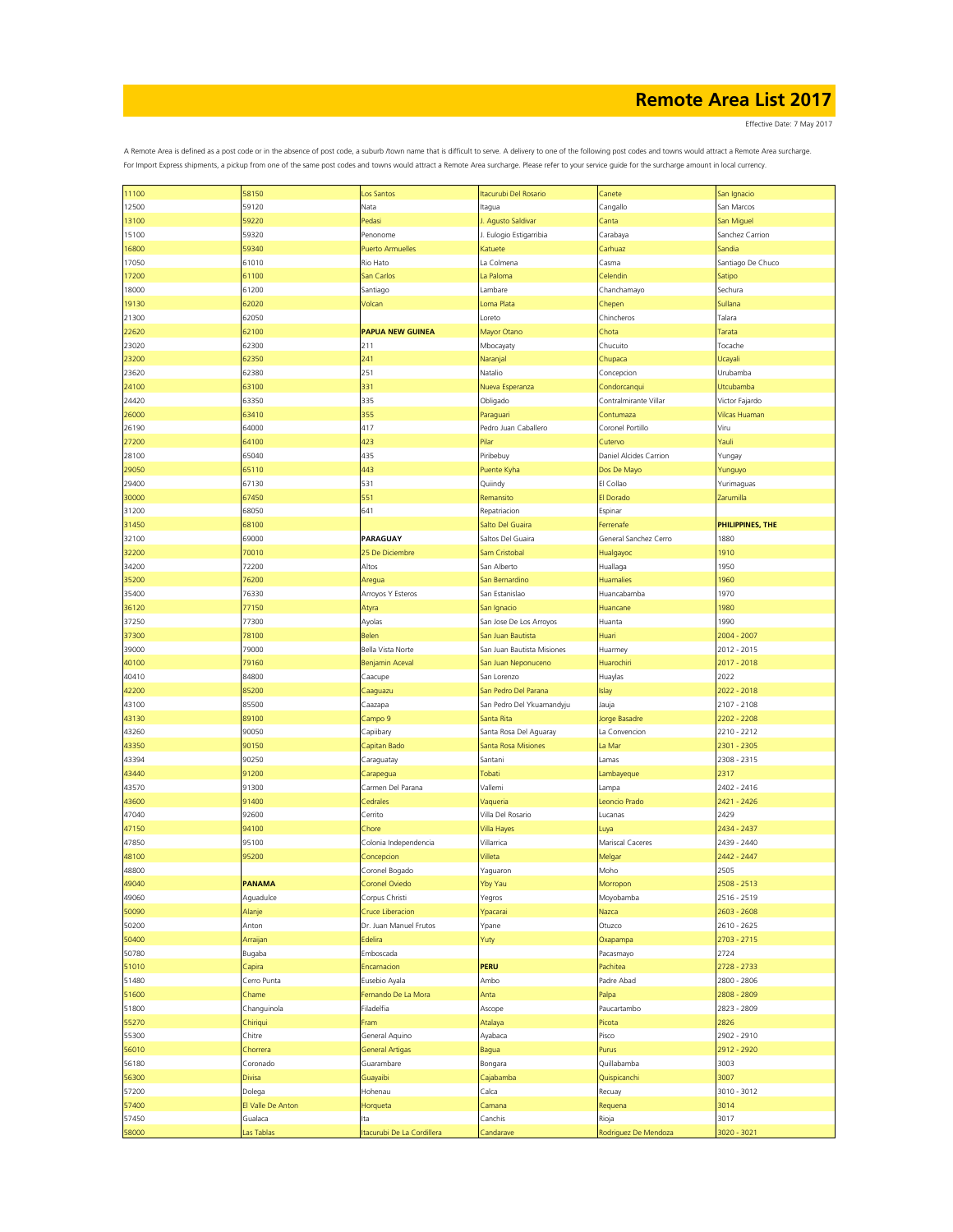# Remote Area List 2017

Effective Date: 7 May 2017

A Remote Area is defined as a post code or in the absence of post code, a suburb /town name that is difficult to serve. A delivery to one of the following post codes and towns would attract a Remote Area surcharge.
For Import Express shipments, a pickup from one of the same post codes and towns would attract a Remote Area surcharge. Please refer to your service guide for the surcharge amount in local currency.

| | | | | | |
|---|---|---|---|---|---|
| 11100 | 58150 | Los Santos | Itacurubi Del Rosario | Canete | San Ignacio |
| 12500 | 59120 | Nata | Itagua | Cangallo | San Marcos |
| 13100 | 59220 | Pedasi | J. Agusto Saldivar | Canta | San Miguel |
| 15100 | 59320 | Penonome | J. Eulogio Estigarribia | Carabaya | Sanchez Carrion |
| 16800 | 59340 | Puerto Armuelles | Katuete | Carhuaz | Sandia |
| 17050 | 61010 | Rio Hato | La Colmena | Casma | Santiago De Chuco |
| 17200 | 61100 | San Carlos | La Paloma | Celendin | Satipo |
| 18000 | 61200 | Santiago | Lambare | Chanchamayo | Sechura |
| 19130 | 62020 | Volcan | Loma Plata | Chepen | Sullana |
| 21300 | 62050 | | Loreto | Chincheros | Talara |
| 22620 | 62100 | **PAPUA NEW GUINEA** | Mayor Otano | Chota | Tarata |
| 23020 | 62300 | 211 | Mbocayaty | Chucuito | Tocache |
| 23200 | 62350 | 241 | Naranjal | Chupaca | Ucayali |
| 23620 | 62380 | 251 | Natalio | Concepcion | Urubamba |
| 24100 | 63100 | 331 | Nueva Esperanza | Condorcanqui | Utcubamba |
| 24420 | 63350 | 335 | Obligado | Contralmirante Villar | Victor Fajardo |
| 26000 | 63410 | 355 | Paraguari | Contumaza | Vilcas Huaman |
| 26190 | 64000 | 417 | Pedro Juan Caballero | Coronel Portillo | Viru |
| 27200 | 64100 | 423 | Pilar | Cutervo | Yauli |
| 28100 | 65040 | 435 | Piribebuy | Daniel Alcides Carrion | Yungay |
| 29050 | 65110 | 443 | Puente Kyha | Dos De Mayo | Yunguyo |
| 29400 | 67130 | 531 | Quiindy | El Collao | Yurimaguas |
| 30000 | 67450 | 551 | Remansito | El Dorado | Zarumilla |
| 31200 | 68050 | 641 | Repatriacion | Espinar | |
| 31450 | 68100 | | Salto Del Guaira | Ferrenafe | **PHILIPPINES, THE** |
| 32100 | 69000 | **PARAGUAY** | Saltos Del Guaira | General Sanchez Cerro | 1880 |
| 32200 | 70010 | 25 De Diciembre | Sam Cristobal | Hualgayoc | 1910 |
| 34200 | 72200 | Altos | San Alberto | Huallaga | 1950 |
| 35200 | 76200 | Aregua | San Bernardino | Huamalies | 1960 |
| 35400 | 76330 | Arroyos Y Esteros | San Estanislao | Huancabamba | 1970 |
| 36120 | 77150 | Atyra | San Ignacio | Huancane | 1980 |
| 37250 | 77300 | Ayolas | San Jose De Los Arroyos | Huanta | 1990 |
| 37300 | 78100 | Belen | San Juan Bautista | Huari | 2004 - 2007 |
| 39000 | 79000 | Bella Vista Norte | San Juan Bautista Misiones | Huarmey | 2012 - 2015 |
| 40100 | 79160 | Benjamin Aceval | San Juan Neponuceno | Huarochiri | 2017 - 2018 |
| 40410 | 84800 | Caacupe | San Lorenzo | Huaylas | 2022 |
| 42200 | 85200 | Caaguazu | San Pedro Del Parana | Islay | 2022 - 2018 |
| 43100 | 85500 | Caazapa | San Pedro Del Ykuamandyju | Jauja | 2107 - 2108 |
| 43130 | 89100 | Campo 9 | Santa Rita | Jorge Basadre | 2202 - 2208 |
| 43260 | 90050 | Capiibary | Santa Rosa Del Aguaray | La Convencion | 2210 - 2212 |
| 43350 | 90150 | Capitan Bado | Santa Rosa Misiones | La Mar | 2301 - 2305 |
| 43394 | 90250 | Caraguatay | Santani | Lamas | 2308 - 2315 |
| 43440 | 91200 | Carapegua | Tobati | Lambayeque | 2317 |
| 43570 | 91300 | Carmen Del Parana | Vallemi | Lampa | 2402 - 2416 |
| 43600 | 91400 | Cedrales | Vaqueria | Leoncio Prado | 2421 - 2426 |
| 47040 | 92600 | Cerrito | Villa Del Rosario | Lucanas | 2429 |
| 47150 | 94100 | Chore | Villa Hayes | Luya | 2434 - 2437 |
| 47850 | 95100 | Colonia Independencia | Villarrica | Mariscal Caceres | 2439 - 2440 |
| 48100 | 95200 | Concepcion | Villeta | Melgar | 2442 - 2447 |
| 48800 | | Coronel Bogado | Yaguaron | Moho | 2505 |
| 49040 | **PANAMA** | Coronel Oviedo | Yby Yau | Morropon | 2508 - 2513 |
| 49060 | Aguadulce | Corpus Christi | Yegros | Moyobamba | 2516 - 2519 |
| 50090 | Alanje | Cruce Liberacion | Ypacarai | Nazca | 2603 - 2608 |
| 50200 | Anton | Dr. Juan Manuel Frutos | Ypane | Otuzco | 2610 - 2625 |
| 50400 | Arraijan | Edelira | Yuty | Oxapampa | 2703 - 2715 |
| 50780 | Bugaba | Emboscada | | Pacasmayo | 2724 |
| 51010 | Capira | Encarnacion | **PERU** | Pachitea | 2728 - 2733 |
| 51480 | Cerro Punta | Eusebio Ayala | Ambo | Padre Abad | 2800 - 2806 |
| 51600 | Chame | Fernando De La Mora | Anta | Palpa | 2808 - 2809 |
| 51800 | Changuinola | Filadelfia | Ascope | Paucartambo | 2823 - 2809 |
| 55270 | Chiriqui | Fram | Atalaya | Picota | 2826 |
| 55300 | Chitre | General Aquino | Ayabaca | Pisco | 2902 - 2910 |
| 56010 | Chorrera | General Artigas | Bagua | Purus | 2912 - 2920 |
| 56180 | Coronado | Guarambare | Bongara | Quillabamba | 3003 |
| 56300 | Divisa | Guayaibi | Cajabamba | Quispicanchi | 3007 |
| 57200 | Dolega | Hohenau | Calca | Recuay | 3010 - 3012 |
| 57400 | El Valle De Anton | Horqueta | Camana | Requena | 3014 |
| 57450 | Gualaca | Ita | Canchis | Rioja | 3017 |
| 58000 | Las Tablas | Itacurubi De La Cordillera | Candarave | Rodriguez De Mendoza | 3020 - 3021 |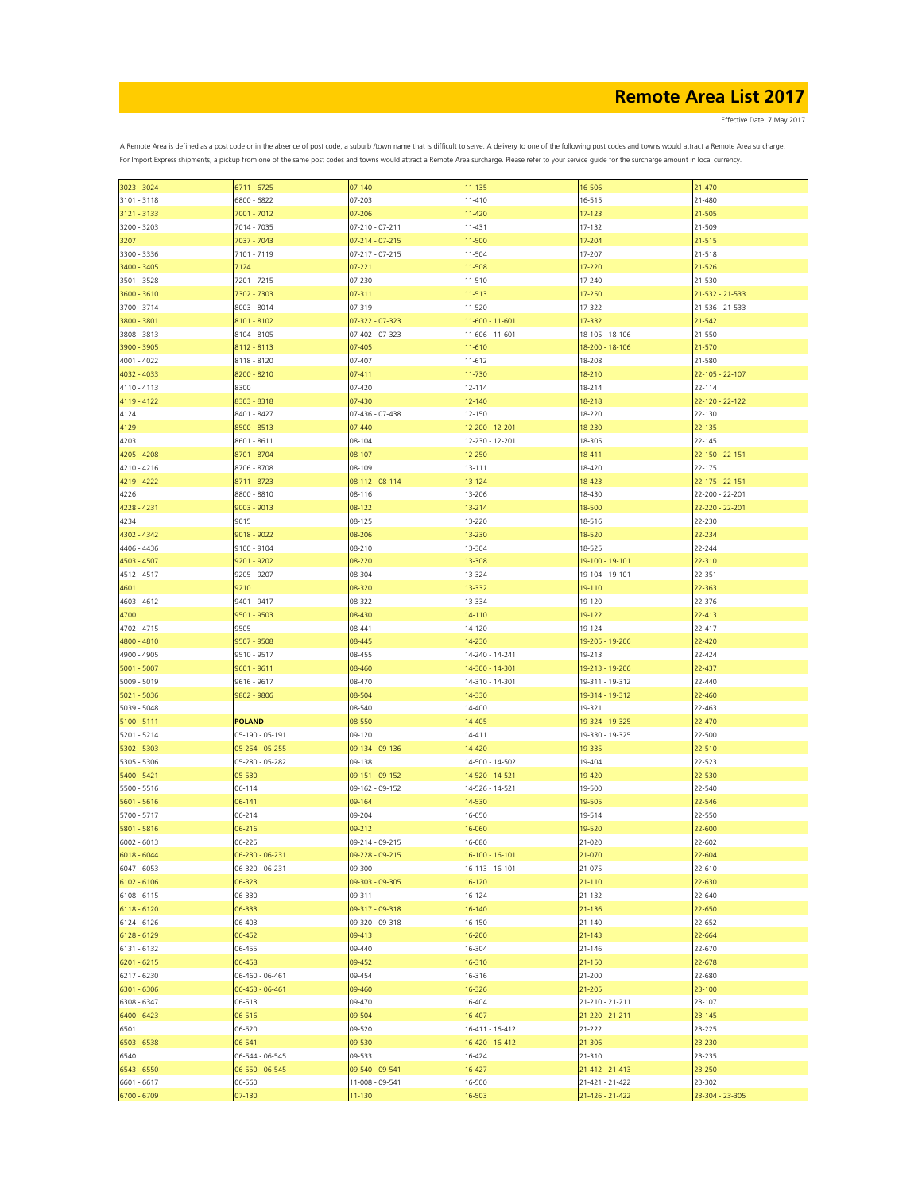# Remote Area List 2017

Effective Date: 7 May 2017

A Remote Area is defined as a post code or in the absence of post code, a suburb /town name that is difficult to serve. A delivery to one of the following post codes and towns would attract a Remote Area surcharge. For Import Express shipments, a pickup from one of the same post codes and towns would attract a Remote Area surcharge. Please refer to your service guide for the surcharge amount in local currency.

| | | | | | |
|---|---|---|---|---|---|
| 3023 - 3024 | 6711 - 6725 | 07-140 | 11-135 | 16-506 | 21-470 |
| 3101 - 3118 | 6800 - 6822 | 07-203 | 11-410 | 16-515 | 21-480 |
| 3121 - 3133 | 7001 - 7012 | 07-206 | 11-420 | 17-123 | 21-505 |
| 3200 - 3203 | 7014 - 7035 | 07-210 - 07-211 | 11-431 | 17-132 | 21-509 |
| 3207 | 7037 - 7043 | 07-214 - 07-215 | 11-500 | 17-204 | 21-515 |
| 3300 - 3336 | 7101 - 7119 | 07-217 - 07-215 | 11-504 | 17-207 | 21-518 |
| 3400 - 3405 | 7124 | 07-221 | 11-508 | 17-220 | 21-526 |
| 3501 - 3528 | 7201 - 7215 | 07-230 | 11-510 | 17-240 | 21-530 |
| 3600 - 3610 | 7302 - 7303 | 07-311 | 11-513 | 17-250 | 21-532 - 21-533 |
| 3700 - 3714 | 8003 - 8014 | 07-319 | 11-520 | 17-322 | 21-536 - 21-533 |
| 3800 - 3801 | 8101 - 8102 | 07-322 - 07-323 | 11-600 - 11-601 | 17-332 | 21-542 |
| 3808 - 3813 | 8104 - 8105 | 07-402 - 07-323 | 11-606 - 11-601 | 18-105 - 18-106 | 21-550 |
| 3900 - 3905 | 8112 - 8113 | 07-405 | 11-610 | 18-200 - 18-106 | 21-570 |
| 4001 - 4022 | 8118 - 8120 | 07-407 | 11-612 | 18-208 | 21-580 |
| 4032 - 4033 | 8200 - 8210 | 07-411 | 11-730 | 18-210 | 22-105 - 22-107 |
| 4110 - 4113 | 8300 | 07-420 | 12-114 | 18-214 | 22-114 |
| 4119 - 4122 | 8303 - 8318 | 07-430 | 12-140 | 18-218 | 22-120 - 22-122 |
| 4124 | 8401 - 8427 | 07-436 - 07-438 | 12-150 | 18-220 | 22-130 |
| 4129 | 8500 - 8513 | 07-440 | 12-200 - 12-201 | 18-230 | 22-135 |
| 4203 | 8601 - 8611 | 08-104 | 12-230 - 12-201 | 18-305 | 22-145 |
| 4205 - 4208 | 8701 - 8704 | 08-107 | 12-250 | 18-411 | 22-150 - 22-151 |
| 4210 - 4216 | 8706 - 8708 | 08-109 | 13-111 | 18-420 | 22-175 |
| 4219 - 4222 | 8711 - 8723 | 08-112 - 08-114 | 13-124 | 18-423 | 22-175 - 22-151 |
| 4226 | 8800 - 8810 | 08-116 | 13-206 | 18-430 | 22-200 - 22-201 |
| 4228 - 4231 | 9003 - 9013 | 08-122 | 13-214 | 18-500 | 22-220 - 22-201 |
| 4234 | 9015 | 08-125 | 13-220 | 18-516 | 22-230 |
| 4302 - 4342 | 9018 - 9022 | 08-206 | 13-230 | 18-520 | 22-234 |
| 4406 - 4436 | 9100 - 9104 | 08-210 | 13-304 | 18-525 | 22-244 |
| 4503 - 4507 | 9201 - 9202 | 08-220 | 13-308 | 19-100 - 19-101 | 22-310 |
| 4512 - 4517 | 9205 - 9207 | 08-304 | 13-324 | 19-104 - 19-101 | 22-351 |
| 4601 | 9210 | 08-320 | 13-332 | 19-110 | 22-363 |
| 4603 - 4612 | 9401 - 9417 | 08-322 | 13-334 | 19-120 | 22-376 |
| 4700 | 9501 - 9503 | 08-430 | 14-110 | 19-122 | 22-413 |
| 4702 - 4715 | 9505 | 08-441 | 14-120 | 19-124 | 22-417 |
| 4800 - 4810 | 9507 - 9508 | 08-445 | 14-230 | 19-205 - 19-206 | 22-420 |
| 4900 - 4905 | 9510 - 9517 | 08-455 | 14-240 - 14-241 | 19-213 | 22-424 |
| 5001 - 5007 | 9601 - 9611 | 08-460 | 14-300 - 14-301 | 19-213 - 19-206 | 22-437 |
| 5009 - 5019 | 9616 - 9617 | 08-470 | 14-310 - 14-301 | 19-311 - 19-312 | 22-440 |
| 5021 - 5036 | 9802 - 9806 | 08-504 | 14-330 | 19-314 - 19-312 | 22-460 |
| 5039 - 5048 | | 08-540 | 14-400 | 19-321 | 22-463 |
| 5100 - 5111 | **POLAND** | 08-550 | 14-405 | 19-324 - 19-325 | 22-470 |
| 5201 - 5214 | 05-190 - 05-191 | 09-120 | 14-411 | 19-330 - 19-325 | 22-500 |
| 5302 - 5303 | 05-254 - 05-255 | 09-134 - 09-136 | 14-420 | 19-335 | 22-510 |
| 5305 - 5306 | 05-280 - 05-282 | 09-138 | 14-500 - 14-502 | 19-404 | 22-523 |
| 5400 - 5421 | 05-530 | 09-151 - 09-152 | 14-520 - 14-521 | 19-420 | 22-530 |
| 5500 - 5516 | 06-114 | 09-162 - 09-152 | 14-526 - 14-521 | 19-500 | 22-540 |
| 5601 - 5616 | 06-141 | 09-164 | 14-530 | 19-505 | 22-546 |
| 5700 - 5717 | 06-214 | 09-204 | 16-050 | 19-514 | 22-550 |
| 5801 - 5816 | 06-216 | 09-212 | 16-060 | 19-520 | 22-600 |
| 6002 - 6013 | 06-225 | 09-214 - 09-215 | 16-080 | 21-020 | 22-602 |
| 6018 - 6044 | 06-230 - 06-231 | 09-228 - 09-215 | 16-100 - 16-101 | 21-070 | 22-604 |
| 6047 - 6053 | 06-320 - 06-231 | 09-300 | 16-113 - 16-101 | 21-075 | 22-610 |
| 6102 - 6106 | 06-323 | 09-303 - 09-305 | 16-120 | 21-110 | 22-630 |
| 6108 - 6115 | 06-330 | 09-311 | 16-124 | 21-132 | 22-640 |
| 6118 - 6120 | 06-333 | 09-317 - 09-318 | 16-140 | 21-136 | 22-650 |
| 6124 - 6126 | 06-403 | 09-320 - 09-318 | 16-150 | 21-140 | 22-652 |
| 6128 - 6129 | 06-452 | 09-413 | 16-200 | 21-143 | 22-664 |
| 6131 - 6132 | 06-455 | 09-440 | 16-304 | 21-146 | 22-670 |
| 6201 - 6215 | 06-458 | 09-452 | 16-310 | 21-150 | 22-678 |
| 6217 - 6230 | 06-460 - 06-461 | 09-454 | 16-316 | 21-200 | 22-680 |
| 6301 - 6306 | 06-463 - 06-461 | 09-460 | 16-326 | 21-205 | 23-100 |
| 6308 - 6347 | 06-513 | 09-470 | 16-404 | 21-210 - 21-211 | 23-107 |
| 6400 - 6423 | 06-516 | 09-504 | 16-407 | 21-220 - 21-211 | 23-145 |
| 6501 | 06-520 | 09-520 | 16-411 - 16-412 | 21-222 | 23-225 |
| 6503 - 6538 | 06-541 | 09-530 | 16-420 - 16-412 | 21-306 | 23-230 |
| 6540 | 06-544 - 06-545 | 09-533 | 16-424 | 21-310 | 23-235 |
| 6543 - 6550 | 06-550 - 06-545 | 09-540 - 09-541 | 16-427 | 21-412 - 21-413 | 23-250 |
| 6601 - 6617 | 06-560 | 11-008 - 09-541 | 16-500 | 21-421 - 21-422 | 23-302 |
| 6700 - 6709 | 07-130 | 11-130 | 16-503 | 21-426 - 21-422 | 23-304 - 23-305 |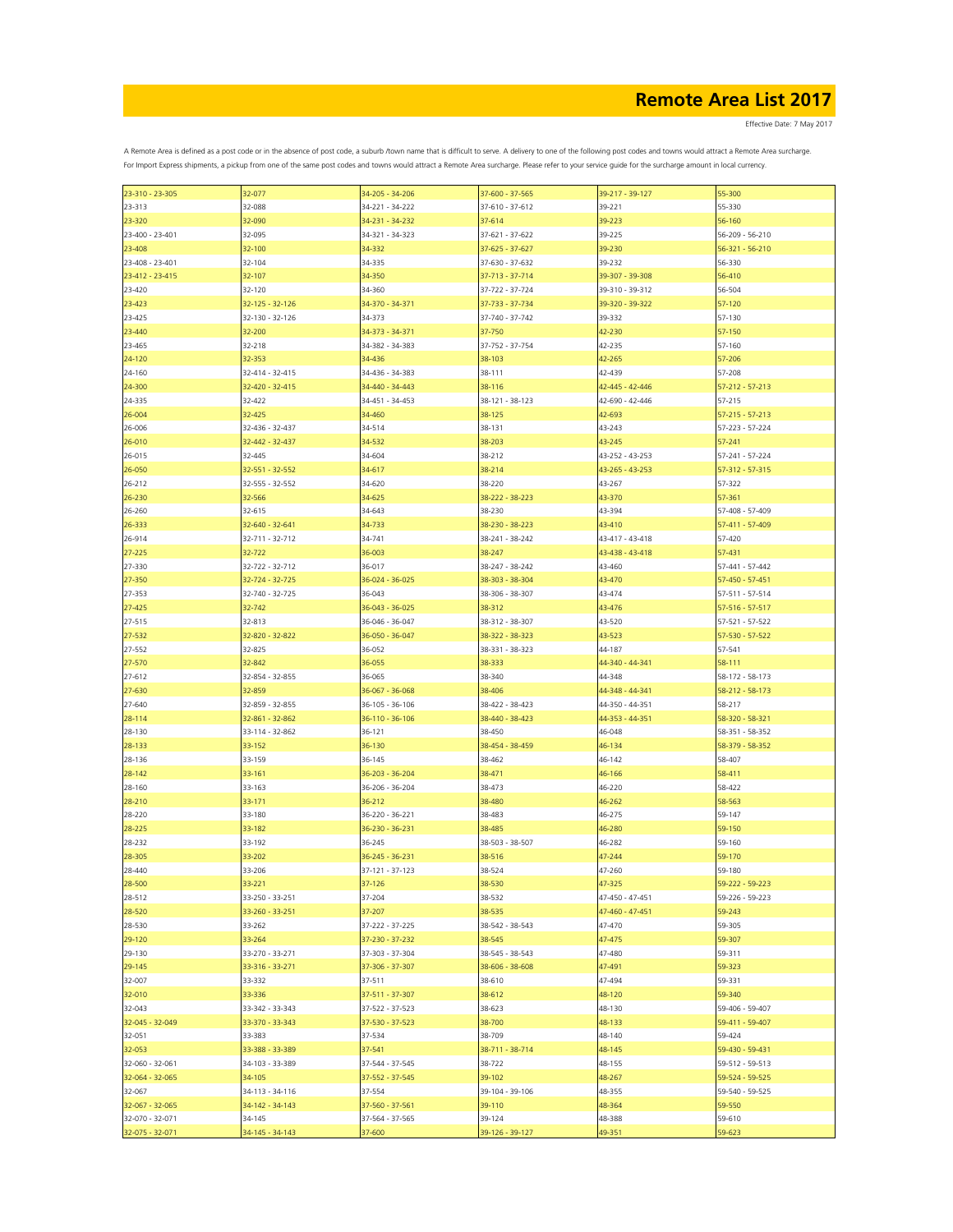# Remote Area List 2017

Effective Date: 7 May 2017

A Remote Area is defined as a post code or in the absence of post code, a suburb /town name that is difficult to serve. A delivery to one of the following post codes and towns would attract a Remote Area surcharge. For Import Express shipments, a pickup from one of the same post codes and towns would attract a Remote Area surcharge. Please refer to your service guide for the surcharge amount in local currency.

| | | | | | |
|---|---|---|---|---|---|
| 23-310 - 23-305 | 32-077 | 34-205 - 34-206 | 37-600 - 37-565 | 39-217 - 39-127 | 55-300 |
| 23-313 | 32-088 | 34-221 - 34-222 | 37-610 - 37-612 | 39-221 | 55-330 |
| 23-320 | 32-090 | 34-231 - 34-232 | 37-614 | 39-223 | 56-160 |
| 23-400 - 23-401 | 32-095 | 34-321 - 34-323 | 37-621 - 37-622 | 39-225 | 56-209 - 56-210 |
| 23-408 | 32-100 | 34-332 | 37-625 - 37-627 | 39-230 | 56-321 - 56-210 |
| 23-408 - 23-401 | 32-104 | 34-335 | 37-630 - 37-632 | 39-232 | 56-330 |
| 23-412 - 23-415 | 32-107 | 34-350 | 37-713 - 37-714 | 39-307 - 39-308 | 56-410 |
| 23-420 | 32-120 | 34-360 | 37-722 - 37-724 | 39-310 - 39-312 | 56-504 |
| 23-423 | 32-125 - 32-126 | 34-370 - 34-371 | 37-733 - 37-734 | 39-320 - 39-322 | 57-120 |
| 23-425 | 32-130 - 32-126 | 34-373 | 37-740 - 37-742 | 39-332 | 57-130 |
| 23-440 | 32-200 | 34-373 - 34-371 | 37-750 | 42-230 | 57-150 |
| 23-465 | 32-218 | 34-382 - 34-383 | 37-752 - 37-754 | 42-235 | 57-160 |
| 24-120 | 32-353 | 34-436 | 38-103 | 42-265 | 57-206 |
| 24-160 | 32-414 - 32-415 | 34-436 - 34-383 | 38-111 | 42-439 | 57-208 |
| 24-300 | 32-420 - 32-415 | 34-440 - 34-443 | 38-116 | 42-445 - 42-446 | 57-212 - 57-213 |
| 24-335 | 32-422 | 34-451 - 34-453 | 38-121 - 38-123 | 42-690 - 42-446 | 57-215 |
| 26-004 | 32-425 | 34-460 | 38-125 | 42-693 | 57-215 - 57-213 |
| 26-006 | 32-436 - 32-437 | 34-514 | 38-131 | 43-243 | 57-223 - 57-224 |
| 26-010 | 32-442 - 32-437 | 34-532 | 38-203 | 43-245 | 57-241 |
| 26-015 | 32-445 | 34-604 | 38-212 | 43-252 - 43-253 | 57-241 - 57-224 |
| 26-050 | 32-551 - 32-552 | 34-617 | 38-214 | 43-265 - 43-253 | 57-312 - 57-315 |
| 26-212 | 32-555 - 32-552 | 34-620 | 38-220 | 43-267 | 57-322 |
| 26-230 | 32-566 | 34-625 | 38-222 - 38-223 | 43-370 | 57-361 |
| 26-260 | 32-615 | 34-643 | 38-230 | 43-394 | 57-408 - 57-409 |
| 26-333 | 32-640 - 32-641 | 34-733 | 38-230 - 38-223 | 43-410 | 57-411 - 57-409 |
| 26-914 | 32-711 - 32-712 | 34-741 | 38-241 - 38-242 | 43-417 - 43-418 | 57-420 |
| 27-225 | 32-722 | 36-003 | 38-247 | 43-438 - 43-418 | 57-431 |
| 27-330 | 32-722 - 32-712 | 36-017 | 38-247 - 38-242 | 43-460 | 57-441 - 57-442 |
| 27-350 | 32-724 - 32-725 | 36-024 - 36-025 | 38-303 - 38-304 | 43-470 | 57-450 - 57-451 |
| 27-353 | 32-740 - 32-725 | 36-043 | 38-306 - 38-307 | 43-474 | 57-511 - 57-514 |
| 27-425 | 32-742 | 36-043 - 36-025 | 38-312 | 43-476 | 57-516 - 57-517 |
| 27-515 | 32-813 | 36-046 - 36-047 | 38-312 - 38-307 | 43-520 | 57-521 - 57-522 |
| 27-532 | 32-820 - 32-822 | 36-050 - 36-047 | 38-322 - 38-323 | 43-523 | 57-530 - 57-522 |
| 27-552 | 32-825 | 36-052 | 38-331 - 38-323 | 44-187 | 57-541 |
| 27-570 | 32-842 | 36-055 | 38-333 | 44-340 - 44-341 | 58-111 |
| 27-612 | 32-854 - 32-855 | 36-065 | 38-340 | 44-348 | 58-172 - 58-173 |
| 27-630 | 32-859 | 36-067 - 36-068 | 38-406 | 44-348 - 44-341 | 58-212 - 58-173 |
| 27-640 | 32-859 - 32-855 | 36-105 - 36-106 | 38-422 - 38-423 | 44-350 - 44-351 | 58-217 |
| 28-114 | 32-861 - 32-862 | 36-110 - 36-106 | 38-440 - 38-423 | 44-353 - 44-351 | 58-320 - 58-321 |
| 28-130 | 33-114 - 32-862 | 36-121 | 38-450 | 46-048 | 58-351 - 58-352 |
| 28-133 | 33-152 | 36-130 | 38-454 - 38-459 | 46-134 | 58-379 - 58-352 |
| 28-136 | 33-159 | 36-145 | 38-462 | 46-142 | 58-407 |
| 28-142 | 33-161 | 36-203 - 36-204 | 38-471 | 46-166 | 58-411 |
| 28-160 | 33-163 | 36-206 - 36-204 | 38-473 | 46-220 | 58-422 |
| 28-210 | 33-171 | 36-212 | 38-480 | 46-262 | 58-563 |
| 28-220 | 33-180 | 36-220 - 36-221 | 38-483 | 46-275 | 59-147 |
| 28-225 | 33-182 | 36-230 - 36-231 | 38-485 | 46-280 | 59-150 |
| 28-232 | 33-192 | 36-245 | 38-503 - 38-507 | 46-282 | 59-160 |
| 28-305 | 33-202 | 36-245 - 36-231 | 38-516 | 47-244 | 59-170 |
| 28-440 | 33-206 | 37-121 - 37-123 | 38-524 | 47-260 | 59-180 |
| 28-500 | 33-221 | 37-126 | 38-530 | 47-325 | 59-222 - 59-223 |
| 28-512 | 33-250 - 33-251 | 37-204 | 38-532 | 47-450 - 47-451 | 59-226 - 59-223 |
| 28-520 | 33-260 - 33-251 | 37-207 | 38-535 | 47-460 - 47-451 | 59-243 |
| 28-530 | 33-262 | 37-222 - 37-225 | 38-542 - 38-543 | 47-470 | 59-305 |
| 29-120 | 33-264 | 37-230 - 37-232 | 38-545 | 47-475 | 59-307 |
| 29-130 | 33-270 - 33-271 | 37-303 - 37-304 | 38-545 - 38-543 | 47-480 | 59-311 |
| 29-145 | 33-316 - 33-271 | 37-306 - 37-307 | 38-606 - 38-608 | 47-491 | 59-323 |
| 32-007 | 33-332 | 37-511 | 38-610 | 47-494 | 59-331 |
| 32-010 | 33-336 | 37-511 - 37-307 | 38-612 | 48-120 | 59-340 |
| 32-043 | 33-342 - 33-343 | 37-522 - 37-523 | 38-623 | 48-130 | 59-406 - 59-407 |
| 32-045 - 32-049 | 33-370 - 33-343 | 37-530 - 37-523 | 38-700 | 48-133 | 59-411 - 59-407 |
| 32-051 | 33-383 | 37-534 | 38-709 | 48-140 | 59-424 |
| 32-053 | 33-388 - 33-389 | 37-541 | 38-711 - 38-714 | 48-145 | 59-430 - 59-431 |
| 32-060 - 32-061 | 34-103 - 33-389 | 37-544 - 37-545 | 38-722 | 48-155 | 59-512 - 59-513 |
| 32-064 - 32-065 | 34-105 | 37-552 - 37-545 | 39-102 | 48-267 | 59-524 - 59-525 |
| 32-067 | 34-113 - 34-116 | 37-554 | 39-104 - 39-106 | 48-355 | 59-540 - 59-525 |
| 32-067 - 32-065 | 34-142 - 34-143 | 37-560 - 37-561 | 39-110 | 48-364 | 59-550 |
| 32-070 - 32-071 | 34-145 | 37-564 - 37-565 | 39-124 | 48-388 | 59-610 |
| 32-075 - 32-071 | 34-145 - 34-143 | 37-600 | 39-126 - 39-127 | 49-351 | 59-623 |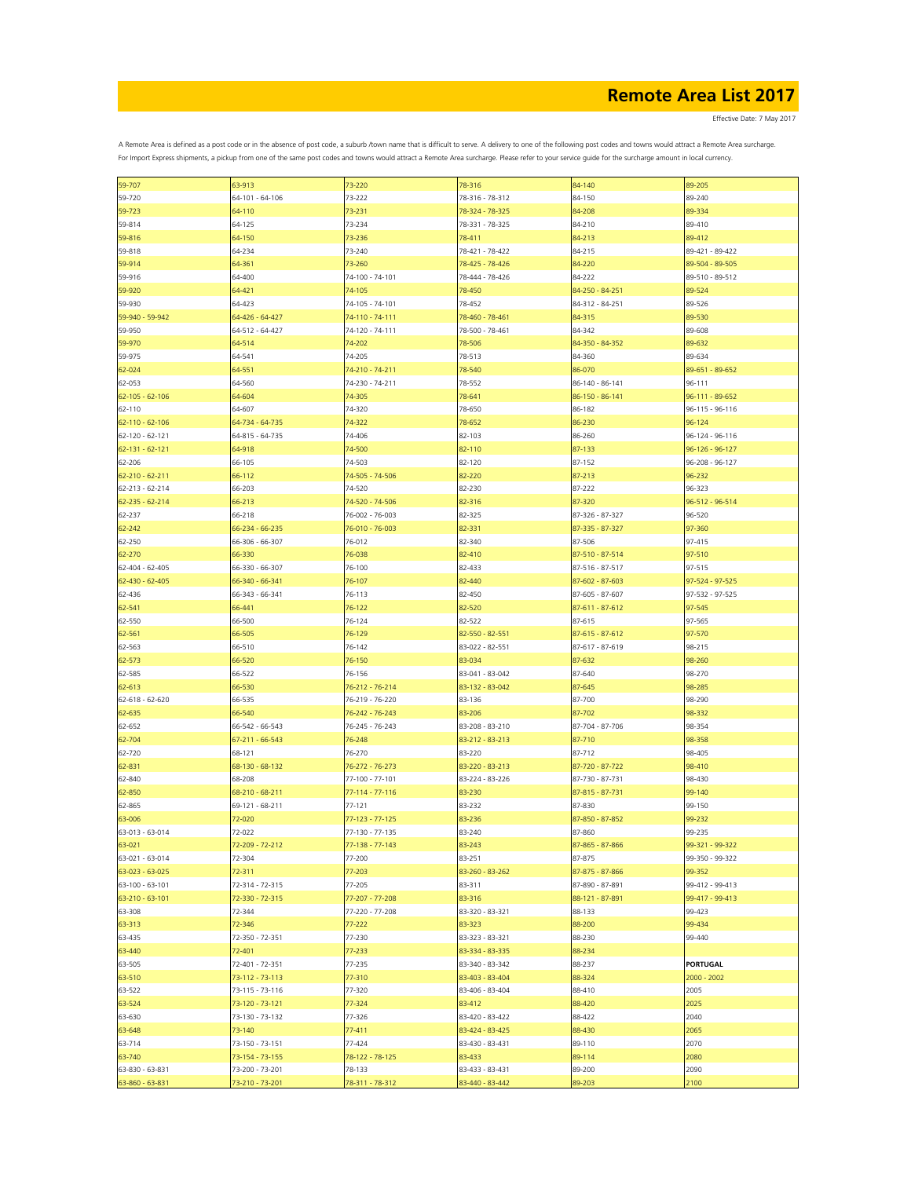# Remote Area List 2017

Effective Date: 7 May 2017

A Remote Area is defined as a post code or in the absence of post code, a suburb /town name that is difficult to serve. A delivery to one of the following post codes and towns would attract a Remote Area surcharge.
For Import Express shipments, a pickup from one of the same post codes and towns would attract a Remote Area surcharge. Please refer to your service guide for the surcharge amount in local currency.

| | | | | | |
|---|---|---|---|---|---|
| 59-707 | 63-913 | 73-220 | 78-316 | 84-140 | 89-205 |
| 59-720 | 64-101 - 64-106 | 73-222 | 78-316 - 78-312 | 84-150 | 89-240 |
| 59-723 | 64-110 | 73-231 | 78-324 - 78-325 | 84-208 | 89-334 |
| 59-814 | 64-125 | 73-234 | 78-331 - 78-325 | 84-210 | 89-410 |
| 59-816 | 64-150 | 73-236 | 78-411 | 84-213 | 89-412 |
| 59-818 | 64-234 | 73-240 | 78-421 - 78-422 | 84-215 | 89-421 - 89-422 |
| 59-914 | 64-361 | 73-260 | 78-425 - 78-426 | 84-220 | 89-504 - 89-505 |
| 59-916 | 64-400 | 74-100 - 74-101 | 78-444 - 78-426 | 84-222 | 89-510 - 89-512 |
| 59-920 | 64-421 | 74-105 | 78-450 | 84-250 - 84-251 | 89-524 |
| 59-930 | 64-423 | 74-105 - 74-101 | 78-452 | 84-312 - 84-251 | 89-526 |
| 59-940 - 59-942 | 64-426 - 64-427 | 74-110 - 74-111 | 78-460 - 78-461 | 84-315 | 89-530 |
| 59-950 | 64-512 - 64-427 | 74-120 - 74-111 | 78-500 - 78-461 | 84-342 | 89-608 |
| 59-970 | 64-514 | 74-202 | 78-506 | 84-350 - 84-352 | 89-632 |
| 59-975 | 64-541 | 74-205 | 78-513 | 84-360 | 89-634 |
| 62-024 | 64-551 | 74-210 - 74-211 | 78-540 | 86-070 | 89-651 - 89-652 |
| 62-053 | 64-560 | 74-230 - 74-211 | 78-552 | 86-140 - 86-141 | 96-111 |
| 62-105 - 62-106 | 64-604 | 74-305 | 78-641 | 86-150 - 86-141 | 96-111 - 89-652 |
| 62-110 | 64-607 | 74-320 | 78-650 | 86-182 | 96-115 - 96-116 |
| 62-110 - 62-106 | 64-734 - 64-735 | 74-322 | 78-652 | 86-230 | 96-124 |
| 62-120 - 62-121 | 64-815 - 64-735 | 74-406 | 82-103 | 86-260 | 96-124 - 96-116 |
| 62-131 - 62-121 | 64-918 | 74-500 | 82-110 | 87-133 | 96-126 - 96-127 |
| 62-206 | 66-105 | 74-503 | 82-120 | 87-152 | 96-208 - 96-127 |
| 62-210 - 62-211 | 66-112 | 74-505 - 74-506 | 82-220 | 87-213 | 96-232 |
| 62-213 - 62-214 | 66-203 | 74-520 | 82-230 | 87-222 | 96-323 |
| 62-235 - 62-214 | 66-213 | 74-520 - 74-506 | 82-316 | 87-320 | 96-512 - 96-514 |
| 62-237 | 66-218 | 76-002 - 76-003 | 82-325 | 87-326 - 87-327 | 96-520 |
| 62-242 | 66-234 - 66-235 | 76-010 - 76-003 | 82-331 | 87-335 - 87-327 | 97-360 |
| 62-250 | 66-306 - 66-307 | 76-012 | 82-340 | 87-506 | 97-415 |
| 62-270 | 66-330 | 76-038 | 82-410 | 87-510 - 87-514 | 97-510 |
| 62-404 - 62-405 | 66-330 - 66-307 | 76-100 | 82-433 | 87-516 - 87-517 | 97-515 |
| 62-430 - 62-405 | 66-340 - 66-341 | 76-107 | 82-440 | 87-602 - 87-603 | 97-524 - 97-525 |
| 62-436 | 66-343 - 66-341 | 76-113 | 82-450 | 87-605 - 87-607 | 97-532 - 97-525 |
| 62-541 | 66-441 | 76-122 | 82-520 | 87-611 - 87-612 | 97-545 |
| 62-550 | 66-500 | 76-124 | 82-522 | 87-615 | 97-565 |
| 62-561 | 66-505 | 76-129 | 82-550 - 82-551 | 87-615 - 87-612 | 97-570 |
| 62-563 | 66-510 | 76-142 | 83-022 - 82-551 | 87-617 - 87-619 | 98-215 |
| 62-573 | 66-520 | 76-150 | 83-034 | 87-632 | 98-260 |
| 62-585 | 66-522 | 76-156 | 83-041 - 83-042 | 87-640 | 98-270 |
| 62-613 | 66-530 | 76-212 - 76-214 | 83-132 - 83-042 | 87-645 | 98-285 |
| 62-618 - 62-620 | 66-535 | 76-219 - 76-220 | 83-136 | 87-700 | 98-290 |
| 62-635 | 66-540 | 76-242 - 76-243 | 83-206 | 87-702 | 98-332 |
| 62-652 | 66-542 - 66-543 | 76-245 - 76-243 | 83-208 - 83-210 | 87-704 - 87-706 | 98-354 |
| 62-704 | 67-211 - 66-543 | 76-248 | 83-212 - 83-213 | 87-710 | 98-358 |
| 62-720 | 68-121 | 76-270 | 83-220 | 87-712 | 98-405 |
| 62-831 | 68-130 - 68-132 | 76-272 - 76-273 | 83-220 - 83-213 | 87-720 - 87-722 | 98-410 |
| 62-840 | 68-208 | 77-100 - 77-101 | 83-224 - 83-226 | 87-730 - 87-731 | 98-430 |
| 62-850 | 68-210 - 68-211 | 77-114 - 77-116 | 83-230 | 87-815 - 87-731 | 99-140 |
| 62-865 | 69-121 - 68-211 | 77-121 | 83-232 | 87-830 | 99-150 |
| 63-006 | 72-020 | 77-123 - 77-125 | 83-236 | 87-850 - 87-852 | 99-232 |
| 63-013 - 63-014 | 72-022 | 77-130 - 77-135 | 83-240 | 87-860 | 99-235 |
| 63-021 | 72-209 - 72-212 | 77-138 - 77-143 | 83-243 | 87-865 - 87-866 | 99-321 - 99-322 |
| 63-021 - 63-014 | 72-304 | 77-200 | 83-251 | 87-875 | 99-350 - 99-322 |
| 63-023 - 63-025 | 72-311 | 77-203 | 83-260 - 83-262 | 87-875 - 87-866 | 99-352 |
| 63-100 - 63-101 | 72-314 - 72-315 | 77-205 | 83-311 | 87-890 - 87-891 | 99-412 - 99-413 |
| 63-210 - 63-101 | 72-330 - 72-315 | 77-207 - 77-208 | 83-316 | 88-121 - 87-891 | 99-417 - 99-413 |
| 63-308 | 72-344 | 77-220 - 77-208 | 83-320 - 83-321 | 88-133 | 99-423 |
| 63-313 | 72-346 | 77-222 | 83-323 | 88-200 | 99-434 |
| 63-435 | 72-350 - 72-351 | 77-230 | 83-323 - 83-321 | 88-230 | 99-440 |
| 63-440 | 72-401 | 77-233 | 83-334 - 83-335 | 88-234 | |
| 63-505 | 72-401 - 72-351 | 77-235 | 83-340 - 83-342 | 88-237 | **PORTUGAL** |
| 63-510 | 73-112 - 73-113 | 77-310 | 83-403 - 83-404 | 88-324 | 2000 - 2002 |
| 63-522 | 73-115 - 73-116 | 77-320 | 83-406 - 83-404 | 88-410 | 2005 |
| 63-524 | 73-120 - 73-121 | 77-324 | 83-412 | 88-420 | 2025 |
| 63-630 | 73-130 - 73-132 | 77-326 | 83-420 - 83-422 | 88-422 | 2040 |
| 63-648 | 73-140 | 77-411 | 83-424 - 83-425 | 88-430 | 2065 |
| 63-714 | 73-150 - 73-151 | 77-424 | 83-430 - 83-431 | 89-110 | 2070 |
| 63-740 | 73-154 - 73-155 | 78-122 - 78-125 | 83-433 | 89-114 | 2080 |
| 63-830 - 63-831 | 73-200 - 73-201 | 78-133 | 83-433 - 83-431 | 89-200 | 2090 |
| 63-860 - 63-831 | 73-210 - 73-201 | 78-311 - 78-312 | 83-440 - 83-442 | 89-203 | 2100 |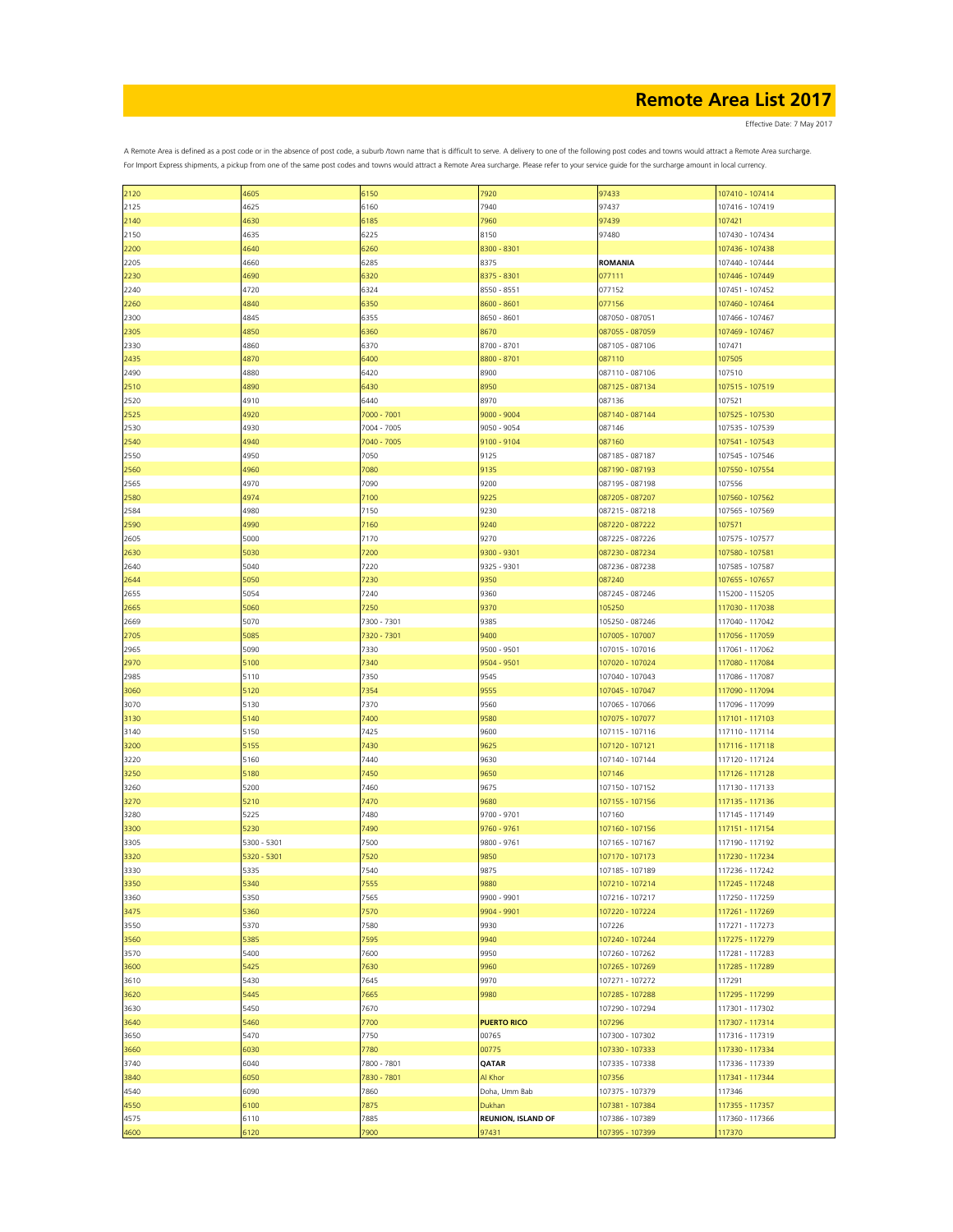# Remote Area List 2017

Effective Date: 7 May 2017

A Remote Area is defined as a post code or in the absence of post code, a suburb /town name that is difficult to serve. A delivery to one of the following post codes and towns would attract a Remote Area surcharge. For Import Express shipments, a pickup from one of the same post codes and towns would attract a Remote Area surcharge. Please refer to your service guide for the surcharge amount in local currency.

| | | | | | |
|---|---|---|---|---|---|
| 2120 | 4605 | 6150 | 7920 | 97433 | 107410 - 107414 |
| 2125 | 4625 | 6160 | 7940 | 97437 | 107416 - 107419 |
| 2140 | 4630 | 6185 | 7960 | 97439 | 107421 |
| 2150 | 4635 | 6225 | 8150 | 97480 | 107430 - 107434 |
| 2200 | 4640 | 6260 | 8300 - 8301 | | 107436 - 107438 |
| 2205 | 4660 | 6285 | 8375 | **ROMANIA** | 107440 - 107444 |
| 2230 | 4690 | 6320 | 8375 - 8301 | 077111 | 107446 - 107449 |
| 2240 | 4720 | 6324 | 8550 - 8551 | 077152 | 107451 - 107452 |
| 2260 | 4840 | 6350 | 8600 - 8601 | 077156 | 107460 - 107464 |
| 2300 | 4845 | 6355 | 8650 - 8601 | 087050 - 087051 | 107466 - 107467 |
| 2305 | 4850 | 6360 | 8670 | 087055 - 087059 | 107469 - 107467 |
| 2330 | 4860 | 6370 | 8700 - 8701 | 087105 - 087106 | 107471 |
| 2435 | 4870 | 6400 | 8800 - 8701 | 087110 | 107505 |
| 2490 | 4880 | 6420 | 8900 | 087110 - 087106 | 107510 |
| 2510 | 4890 | 6430 | 8950 | 087125 - 087134 | 107515 - 107519 |
| 2520 | 4910 | 6440 | 8970 | 087136 | 107521 |
| 2525 | 4920 | 7000 - 7001 | 9000 - 9004 | 087140 - 087144 | 107525 - 107530 |
| 2530 | 4930 | 7004 - 7005 | 9050 - 9054 | 087146 | 107535 - 107539 |
| 2540 | 4940 | 7040 - 7005 | 9100 - 9104 | 087160 | 107541 - 107543 |
| 2550 | 4950 | 7050 | 9125 | 087185 - 087187 | 107545 - 107546 |
| 2560 | 4960 | 7080 | 9135 | 087190 - 087193 | 107550 - 107554 |
| 2565 | 4970 | 7090 | 9200 | 087195 - 087198 | 107556 |
| 2580 | 4974 | 7100 | 9225 | 087205 - 087207 | 107560 - 107562 |
| 2584 | 4980 | 7150 | 9230 | 087215 - 087218 | 107565 - 107569 |
| 2590 | 4990 | 7160 | 9240 | 087220 - 087222 | 107571 |
| 2605 | 5000 | 7170 | 9270 | 087225 - 087226 | 107575 - 107577 |
| 2630 | 5030 | 7200 | 9300 - 9301 | 087230 - 087234 | 107580 - 107581 |
| 2640 | 5040 | 7220 | 9325 - 9301 | 087236 - 087238 | 107585 - 107587 |
| 2644 | 5050 | 7230 | 9350 | 087240 | 107655 - 107657 |
| 2655 | 5054 | 7240 | 9360 | 087245 - 087246 | 115200 - 115205 |
| 2665 | 5060 | 7250 | 9370 | 105250 | 117030 - 117038 |
| 2669 | 5070 | 7300 - 7301 | 9385 | 105250 - 087246 | 117040 - 117042 |
| 2705 | 5085 | 7320 - 7301 | 9400 | 107005 - 107007 | 117056 - 117059 |
| 2965 | 5090 | 7330 | 9500 - 9501 | 107015 - 107016 | 117061 - 117062 |
| 2970 | 5100 | 7340 | 9504 - 9501 | 107020 - 107024 | 117080 - 117084 |
| 2985 | 5110 | 7350 | 9545 | 107040 - 107043 | 117086 - 117087 |
| 3060 | 5120 | 7354 | 9555 | 107045 - 107047 | 117090 - 117094 |
| 3070 | 5130 | 7370 | 9560 | 107065 - 107066 | 117096 - 117099 |
| 3130 | 5140 | 7400 | 9580 | 107075 - 107077 | 117101 - 117103 |
| 3140 | 5150 | 7425 | 9600 | 107115 - 107116 | 117110 - 117114 |
| 3200 | 5155 | 7430 | 9625 | 107120 - 107121 | 117116 - 117118 |
| 3220 | 5160 | 7440 | 9630 | 107140 - 107144 | 117120 - 117124 |
| 3250 | 5180 | 7450 | 9650 | 107146 | 117126 - 117128 |
| 3260 | 5200 | 7460 | 9675 | 107150 - 107152 | 117130 - 117133 |
| 3270 | 5210 | 7470 | 9680 | 107155 - 107156 | 117135 - 117136 |
| 3280 | 5225 | 7480 | 9700 - 9701 | 107160 | 117145 - 117149 |
| 3300 | 5230 | 7490 | 9760 - 9761 | 107160 - 107156 | 117151 - 117154 |
| 3305 | 5300 - 5301 | 7500 | 9800 - 9761 | 107165 - 107167 | 117190 - 117192 |
| 3320 | 5320 - 5301 | 7520 | 9850 | 107170 - 107173 | 117230 - 117234 |
| 3330 | 5335 | 7540 | 9875 | 107185 - 107189 | 117236 - 117242 |
| 3350 | 5340 | 7555 | 9880 | 107210 - 107214 | 117245 - 117248 |
| 3360 | 5350 | 7565 | 9900 - 9901 | 107216 - 107217 | 117250 - 117259 |
| 3475 | 5360 | 7570 | 9904 - 9901 | 107220 - 107224 | 117261 - 117269 |
| 3550 | 5370 | 7580 | 9930 | 107226 | 117271 - 117273 |
| 3560 | 5385 | 7595 | 9940 | 107240 - 107244 | 117275 - 117279 |
| 3570 | 5400 | 7600 | 9950 | 107260 - 107262 | 117281 - 117283 |
| 3600 | 5425 | 7630 | 9960 | 107265 - 107269 | 117285 - 117289 |
| 3610 | 5430 | 7645 | 9970 | 107271 - 107272 | 117291 |
| 3620 | 5445 | 7665 | 9980 | 107285 - 107288 | 117295 - 117299 |
| 3630 | 5450 | 7670 | | 107290 - 107294 | 117301 - 117302 |
| 3640 | 5460 | 7700 | **PUERTO RICO** | 107296 | 117307 - 117314 |
| 3650 | 5470 | 7750 | 00765 | 107300 - 107302 | 117316 - 117319 |
| 3660 | 6030 | 7780 | 00775 | 107330 - 107333 | 117330 - 117334 |
| 3740 | 6040 | 7800 - 7801 | **QATAR** | 107335 - 107338 | 117336 - 117339 |
| 3840 | 6050 | 7830 - 7801 | Al Khor | 107356 | 117341 - 117344 |
| 4540 | 6090 | 7860 | Doha, Umm Bab | 107375 - 107379 | 117346 |
| 4550 | 6100 | 7875 | Dukhan | 107381 - 107384 | 117355 - 117357 |
| 4575 | 6110 | 7885 | **REUNION, ISLAND OF** | 107386 - 107389 | 117360 - 117366 |
| 4600 | 6120 | 7900 | 97431 | 107395 - 107399 | 117370 |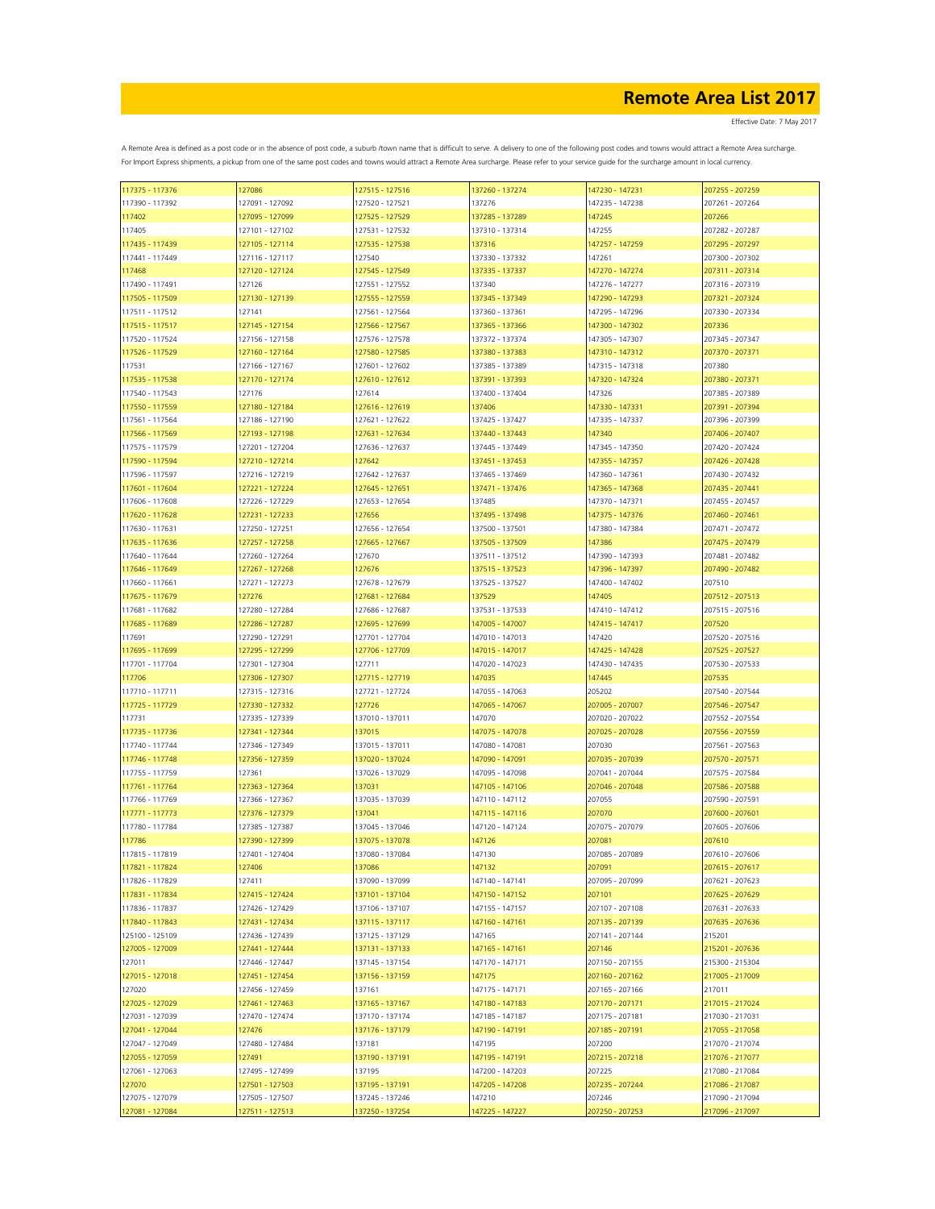# Remote Area List 2017

Effective Date: 7 May 2017

A Remote Area is defined as a post code or in the absence of post code, a suburb /town name that is difficult to serve. A delivery to one of the following post codes and towns would attract a Remote Area surcharge. For Import Express shipments, a pickup from one of the same post codes and towns would attract a Remote Area surcharge. Please refer to your service guide for the surcharge amount in local currency.

| | | | | | |
|---|---|---|---|---|---|
| 117375 - 117376 | 127086 | 127515 - 127516 | 137260 - 137274 | 147230 - 147231 | 207255 - 207259 |
| 117390 - 117392 | 127091 - 127092 | 127520 - 127521 | 137276 | 147235 - 147238 | 207261 - 207264 |
| 117402 | 127095 - 127099 | 127525 - 127529 | 137285 - 137289 | 147245 | 207266 |
| 117405 | 127101 - 127102 | 127531 - 127532 | 137310 - 137314 | 147255 | 207282 - 207287 |
| 117435 - 117439 | 127105 - 127114 | 127535 - 127538 | 137316 | 147257 - 147259 | 207295 - 207297 |
| 117441 - 117449 | 127116 - 127117 | 127540 | 137330 - 137332 | 147261 | 207300 - 207302 |
| 117468 | 127120 - 127124 | 127545 - 127549 | 137335 - 137337 | 147270 - 147274 | 207311 - 207314 |
| 117490 - 117491 | 127126 | 127551 - 127552 | 137340 | 147276 - 147277 | 207316 - 207319 |
| 117505 - 117509 | 127130 - 127139 | 127555 - 127559 | 137345 - 137349 | 147290 - 147293 | 207321 - 207324 |
| 117511 - 117512 | 127141 | 127561 - 127564 | 137360 - 137361 | 147295 - 147296 | 207330 - 207334 |
| 117515 - 117517 | 127145 - 127154 | 127566 - 127567 | 137365 - 137366 | 147300 - 147302 | 207336 |
| 117520 - 117524 | 127156 - 127158 | 127576 - 127578 | 137372 - 137374 | 147305 - 147307 | 207345 - 207347 |
| 117526 - 117529 | 127160 - 127164 | 127580 - 127585 | 137380 - 137383 | 147310 - 147312 | 207370 - 207371 |
| 117531 | 127166 - 127167 | 127601 - 127602 | 137385 - 137389 | 147315 - 147318 | 207380 |
| 117535 - 117538 | 127170 - 127174 | 127610 - 127612 | 137391 - 137393 | 147320 - 147324 | 207380 - 207371 |
| 117540 - 117543 | 127176 | 127614 | 137400 - 137404 | 147326 | 207385 - 207389 |
| 117550 - 117559 | 127180 - 127184 | 127616 - 127619 | 137406 | 147330 - 147331 | 207391 - 207394 |
| 117561 - 117564 | 127186 - 127190 | 127621 - 127622 | 137425 - 137427 | 147335 - 147337 | 207396 - 207399 |
| 117566 - 117569 | 127193 - 127198 | 127631 - 127634 | 137440 - 137443 | 147340 | 207406 - 207407 |
| 117575 - 117579 | 127201 - 127204 | 127636 - 127637 | 137445 - 137449 | 147345 - 147350 | 207420 - 207424 |
| 117590 - 117594 | 127210 - 127214 | 127642 | 137451 - 137453 | 147355 - 147357 | 207426 - 207428 |
| 117596 - 117597 | 127216 - 127219 | 127642 - 127637 | 137465 - 137469 | 147360 - 147361 | 207430 - 207432 |
| 117601 - 117604 | 127221 - 127224 | 127645 - 127651 | 137471 - 137476 | 147365 - 147368 | 207435 - 207441 |
| 117606 - 117608 | 127226 - 127229 | 127653 - 127654 | 137485 | 147370 - 147371 | 207455 - 207457 |
| 117620 - 117628 | 127231 - 127233 | 127656 | 137495 - 137498 | 147375 - 147376 | 207460 - 207461 |
| 117630 - 117631 | 127250 - 127251 | 127656 - 127654 | 137500 - 137501 | 147380 - 147384 | 207471 - 207472 |
| 117635 - 117636 | 127257 - 127258 | 127665 - 127667 | 137505 - 137509 | 147386 | 207475 - 207479 |
| 117640 - 117644 | 127260 - 127264 | 127670 | 137511 - 137512 | 147390 - 147393 | 207481 - 207482 |
| 117646 - 117649 | 127267 - 127268 | 127676 | 137515 - 137523 | 147396 - 147397 | 207490 - 207482 |
| 117660 - 117661 | 127271 - 127273 | 127678 - 127679 | 137525 - 137527 | 147400 - 147402 | 207510 |
| 117675 - 117679 | 127276 | 127681 - 127684 | 137529 | 147405 | 207512 - 207513 |
| 117681 - 117682 | 127280 - 127284 | 127686 - 127687 | 137531 - 137533 | 147410 - 147412 | 207515 - 207516 |
| 117685 - 117689 | 127286 - 127287 | 127695 - 127699 | 147005 - 147007 | 147415 - 147417 | 207520 |
| 117691 | 127290 - 127291 | 127701 - 127704 | 147010 - 147013 | 147420 | 207520 - 207516 |
| 117695 - 117699 | 127295 - 127299 | 127706 - 127709 | 147015 - 147017 | 147425 - 147428 | 207525 - 207527 |
| 117701 - 117704 | 127301 - 127304 | 127711 | 147020 - 147023 | 147430 - 147435 | 207530 - 207533 |
| 117706 | 127306 - 127307 | 127715 - 127719 | 147035 | 147445 | 207535 |
| 117710 - 117711 | 127315 - 127316 | 127721 - 127724 | 147055 - 147063 | 205202 | 207540 - 207544 |
| 117725 - 117729 | 127330 - 127332 | 127726 | 147065 - 147067 | 207005 - 207007 | 207546 - 207547 |
| 117731 | 127335 - 127339 | 137010 - 137011 | 147070 | 207020 - 207022 | 207552 - 207554 |
| 117735 - 117736 | 127341 - 127344 | 137015 | 147075 - 147078 | 207025 - 207028 | 207556 - 207559 |
| 117740 - 117744 | 127346 - 127349 | 137015 - 137011 | 147080 - 147081 | 207030 | 207561 - 207563 |
| 117746 - 117748 | 127356 - 127359 | 137020 - 137024 | 147090 - 147091 | 207035 - 207039 | 207570 - 207571 |
| 117755 - 117759 | 127361 | 137026 - 137029 | 147095 - 147098 | 207041 - 207044 | 207575 - 207584 |
| 117761 - 117764 | 127363 - 127364 | 137031 | 147105 - 147106 | 207046 - 207048 | 207586 - 207588 |
| 117766 - 117769 | 127366 - 127367 | 137035 - 137039 | 147110 - 147112 | 207055 | 207590 - 207591 |
| 117771 - 117773 | 127376 - 127379 | 137041 | 147115 - 147116 | 207070 | 207600 - 207601 |
| 117780 - 117784 | 127385 - 127387 | 137045 - 137046 | 147120 - 147124 | 207075 - 207079 | 207605 - 207606 |
| 117786 | 127390 - 127399 | 137075 - 137078 | 147126 | 207081 | 207610 |
| 117815 - 117819 | 127401 - 127404 | 137080 - 137084 | 147130 | 207085 - 207089 | 207610 - 207606 |
| 117821 - 117824 | 127406 | 137086 | 147132 | 207091 | 207615 - 207617 |
| 117826 - 117829 | 127411 | 137090 - 137099 | 147140 - 147141 | 207095 - 207099 | 207621 - 207623 |
| 117831 - 117834 | 127415 - 127424 | 137101 - 137104 | 147150 - 147152 | 207101 | 207625 - 207629 |
| 117836 - 117837 | 127426 - 127429 | 137106 - 137107 | 147155 - 147157 | 207107 - 207108 | 207631 - 207633 |
| 117840 - 117843 | 127431 - 127434 | 137115 - 137117 | 147160 - 147161 | 207135 - 207139 | 207635 - 207636 |
| 125100 - 125109 | 127436 - 127439 | 137125 - 137129 | 147165 | 207141 - 207144 | 215201 |
| 127005 - 127009 | 127441 - 127444 | 137131 - 137133 | 147165 - 147161 | 207146 | 215201 - 207636 |
| 127011 | 127446 - 127447 | 137145 - 137154 | 147170 - 147171 | 207150 - 207155 | 215300 - 215304 |
| 127015 - 127018 | 127451 - 127454 | 137156 - 137159 | 147175 | 207160 - 207162 | 217005 - 217009 |
| 127020 | 127456 - 127459 | 137161 | 147175 - 147171 | 207165 - 207166 | 217011 |
| 127025 - 127029 | 127461 - 127463 | 137165 - 137167 | 147180 - 147183 | 207170 - 207171 | 217015 - 217024 |
| 127031 - 127039 | 127470 - 127474 | 137170 - 137174 | 147185 - 147187 | 207175 - 207181 | 217030 - 217031 |
| 127041 - 127044 | 127476 | 137176 - 137179 | 147190 - 147191 | 207185 - 207191 | 217055 - 217058 |
| 127047 - 127049 | 127480 - 127484 | 137181 | 147195 | 207200 | 217070 - 217074 |
| 127055 - 127059 | 127491 | 137190 - 137191 | 147195 - 147191 | 207215 - 207218 | 217076 - 217077 |
| 127061 - 127063 | 127495 - 127499 | 137195 | 147200 - 147203 | 207225 | 217080 - 217084 |
| 127070 | 127501 - 127503 | 137195 - 137191 | 147205 - 147208 | 207235 - 207244 | 217086 - 217087 |
| 127075 - 127079 | 127505 - 127507 | 137245 - 137246 | 147210 | 207246 | 217090 - 217094 |
| 127081 - 127084 | 127511 - 127513 | 137250 - 137254 | 147225 - 147227 | 207250 - 207253 | 217096 - 217097 |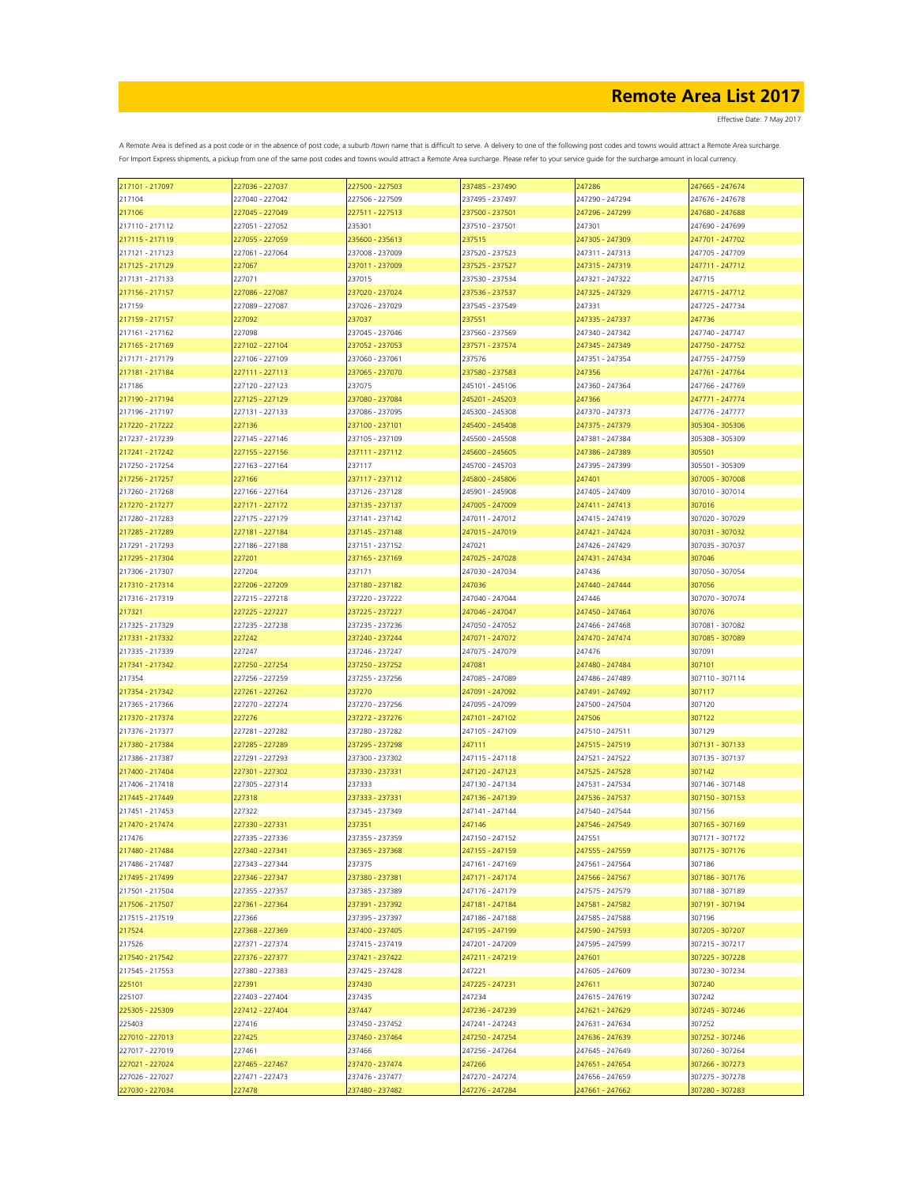# Remote Area List 2017

Effective Date: 7 May 2017

A Remote Area is defined as a post code or in the absence of post code, a suburb /town name that is difficult to serve. A delivery to one of the following post codes and towns would attract a Remote Area surcharge. For Import Express shipments, a pickup from one of the same post codes and towns would attract a Remote Area surcharge. Please refer to your service guide for the surcharge amount in local currency.

| | | | | | |
|---|---|---|---|---|---|
| 217101 - 217097 | 227036 - 227037 | 227500 - 227503 | 237485 - 237490 | 247286 | 247665 - 247674 |
| 217104 | 227040 - 227042 | 227506 - 227509 | 237495 - 237497 | 247290 - 247294 | 247676 - 247678 |
| 217106 | 227045 - 227049 | 227511 - 227513 | 237500 - 237501 | 247296 - 247299 | 247680 - 247688 |
| 217110 - 217112 | 227051 - 227052 | 235301 | 237510 - 237501 | 247301 | 247690 - 247699 |
| 217115 - 217119 | 227055 - 227059 | 235600 - 235613 | 237515 | 247305 - 247309 | 247701 - 247702 |
| 217121 - 217123 | 227061 - 227064 | 237008 - 237009 | 237520 - 237523 | 247311 - 247313 | 247705 - 247709 |
| 217125 - 217129 | 227067 | 237011 - 237009 | 237525 - 237527 | 247315 - 247319 | 247711 - 247712 |
| 217131 - 217133 | 227071 | 237015 | 237530 - 237534 | 247321 - 247322 | 247715 |
| 217156 - 217157 | 227086 - 227087 | 237020 - 237024 | 237536 - 237537 | 247325 - 247329 | 247715 - 247712 |
| 217159 | 227089 - 227087 | 237026 - 237029 | 237545 - 237549 | 247331 | 247725 - 247734 |
| 217159 - 217157 | 227092 | 237037 | 237551 | 247335 - 247337 | 247736 |
| 217161 - 217162 | 227098 | 237045 - 237046 | 237560 - 237569 | 247340 - 247342 | 247740 - 247747 |
| 217165 - 217169 | 227102 - 227104 | 237052 - 237053 | 237571 - 237574 | 247345 - 247349 | 247750 - 247752 |
| 217171 - 217179 | 227106 - 227109 | 237060 - 237061 | 237576 | 247351 - 247354 | 247755 - 247759 |
| 217181 - 217184 | 227111 - 227113 | 237065 - 237070 | 237580 - 237583 | 247356 | 247761 - 247764 |
| 217186 | 227120 - 227123 | 237075 | 245101 - 245106 | 247360 - 247364 | 247766 - 247769 |
| 217190 - 217194 | 227125 - 227129 | 237080 - 237084 | 245201 - 245203 | 247366 | 247771 - 247774 |
| 217196 - 217197 | 227131 - 227133 | 237086 - 237095 | 245300 - 245308 | 247370 - 247373 | 247776 - 247777 |
| 217220 - 217222 | 227136 | 237100 - 237101 | 245400 - 245408 | 247375 - 247379 | 305304 - 305306 |
| 217237 - 217239 | 227145 - 227146 | 237105 - 237109 | 245500 - 245508 | 247381 - 247384 | 305308 - 305309 |
| 217241 - 217242 | 227155 - 227156 | 237111 - 237112 | 245600 - 245605 | 247386 - 247389 | 305501 |
| 217250 - 217254 | 227163 - 227164 | 237117 | 245700 - 245703 | 247395 - 247399 | 305501 - 305309 |
| 217256 - 217257 | 227166 | 237117 - 237112 | 245800 - 245806 | 247401 | 307005 - 307008 |
| 217260 - 217268 | 227166 - 227164 | 237126 - 237128 | 245901 - 245908 | 247405 - 247409 | 307010 - 307014 |
| 217270 - 217277 | 227171 - 227172 | 237135 - 237137 | 247005 - 247009 | 247411 - 247413 | 307016 |
| 217280 - 217283 | 227175 - 227179 | 237141 - 237142 | 247011 - 247012 | 247415 - 247419 | 307020 - 307029 |
| 217285 - 217289 | 227181 - 227184 | 237145 - 237148 | 247015 - 247019 | 247421 - 247424 | 307031 - 307032 |
| 217291 - 217293 | 227186 - 227188 | 237151 - 237152 | 247021 | 247426 - 247429 | 307035 - 307037 |
| 217295 - 217304 | 227201 | 237165 - 237169 | 247025 - 247028 | 247431 - 247434 | 307046 |
| 217306 - 217307 | 227204 | 237171 | 247030 - 247034 | 247436 | 307050 - 307054 |
| 217310 - 217314 | 227206 - 227209 | 237180 - 237182 | 247036 | 247440 - 247444 | 307056 |
| 217316 - 217319 | 227215 - 227218 | 237220 - 237222 | 247040 - 247044 | 247446 | 307070 - 307074 |
| 217321 | 227225 - 227227 | 237225 - 237227 | 247046 - 247047 | 247450 - 247464 | 307076 |
| 217325 - 217329 | 227235 - 227238 | 237235 - 237236 | 247050 - 247052 | 247466 - 247468 | 307081 - 307082 |
| 217331 - 217332 | 227242 | 237240 - 237244 | 247071 - 247072 | 247470 - 247474 | 307085 - 307089 |
| 217335 - 217339 | 227247 | 237246 - 237247 | 247075 - 247079 | 247476 | 307091 |
| 217341 - 217342 | 227250 - 227254 | 237250 - 237252 | 247081 | 247480 - 247484 | 307101 |
| 217354 | 227256 - 227259 | 237255 - 237256 | 247085 - 247089 | 247486 - 247489 | 307110 - 307114 |
| 217354 - 217342 | 227261 - 227262 | 237270 | 247091 - 247092 | 247491 - 247492 | 307117 |
| 217365 - 217366 | 227270 - 227274 | 237270 - 237256 | 247095 - 247099 | 247500 - 247504 | 307120 |
| 217370 - 217374 | 227276 | 237272 - 237276 | 247101 - 247102 | 247506 | 307122 |
| 217376 - 217377 | 227281 - 227282 | 237280 - 237282 | 247105 - 247109 | 247510 - 247511 | 307129 |
| 217380 - 217384 | 227285 - 227289 | 237295 - 237298 | 247111 | 247515 - 247519 | 307131 - 307133 |
| 217386 - 217387 | 227291 - 227293 | 237300 - 237302 | 247115 - 247118 | 247521 - 247522 | 307135 - 307137 |
| 217400 - 217404 | 227301 - 227302 | 237330 - 237331 | 247120 - 247123 | 247525 - 247528 | 307142 |
| 217406 - 217418 | 227305 - 227314 | 237333 | 247130 - 247134 | 247531 - 247534 | 307146 - 307148 |
| 217445 - 217449 | 227318 | 237333 - 237331 | 247136 - 247139 | 247536 - 247537 | 307150 - 307153 |
| 217451 - 217453 | 227322 | 237345 - 237349 | 247141 - 247144 | 247540 - 247544 | 307156 |
| 217470 - 217474 | 227330 - 227331 | 237351 | 247146 | 247546 - 247549 | 307165 - 307169 |
| 217476 | 227335 - 227336 | 237355 - 237359 | 247150 - 247152 | 247551 | 307171 - 307172 |
| 217480 - 217484 | 227340 - 227341 | 237365 - 237368 | 247155 - 247159 | 247555 - 247559 | 307175 - 307176 |
| 217486 - 217487 | 227343 - 227344 | 237375 | 247161 - 247169 | 247561 - 247564 | 307186 |
| 217495 - 217499 | 227346 - 227347 | 237380 - 237381 | 247171 - 247174 | 247566 - 247567 | 307186 - 307176 |
| 217501 - 217504 | 227355 - 227357 | 237385 - 237389 | 247176 - 247179 | 247575 - 247579 | 307188 - 307189 |
| 217506 - 217507 | 227361 - 227364 | 237391 - 237392 | 247181 - 247184 | 247581 - 247582 | 307191 - 307194 |
| 217515 - 217519 | 227366 | 237395 - 237397 | 247186 - 247188 | 247585 - 247588 | 307196 |
| 217524 | 227368 - 227369 | 237400 - 237405 | 247195 - 247199 | 247590 - 247593 | 307205 - 307207 |
| 217526 | 227371 - 227374 | 237415 - 237419 | 247201 - 247209 | 247595 - 247599 | 307215 - 307217 |
| 217540 - 217542 | 227376 - 227377 | 237421 - 237422 | 247211 - 247219 | 247601 | 307225 - 307228 |
| 217545 - 217553 | 227380 - 227383 | 237425 - 237428 | 247221 | 247605 - 247609 | 307230 - 307234 |
| 225101 | 227391 | 237430 | 247225 - 247231 | 247611 | 307240 |
| 225107 | 227403 - 227404 | 237435 | 247234 | 247615 - 247619 | 307242 |
| 225305 - 225309 | 227412 - 227404 | 237447 | 247236 - 247239 | 247621 - 247629 | 307245 - 307246 |
| 225403 | 227416 | 237450 - 237452 | 247241 - 247243 | 247631 - 247634 | 307252 |
| 227010 - 227013 | 227425 | 237460 - 237464 | 247250 - 247254 | 247636 - 247639 | 307252 - 307246 |
| 227017 - 227019 | 227461 | 237466 | 247256 - 247264 | 247645 - 247649 | 307260 - 307264 |
| 227021 - 227024 | 227465 - 227467 | 237470 - 237474 | 247266 | 247651 - 247654 | 307266 - 307273 |
| 227026 - 227027 | 227471 - 227473 | 237476 - 237477 | 247270 - 247274 | 247656 - 247659 | 307275 - 307278 |
| 227030 - 227034 | 227478 | 237480 - 237482 | 247276 - 247284 | 247661 - 247662 | 307280 - 307283 |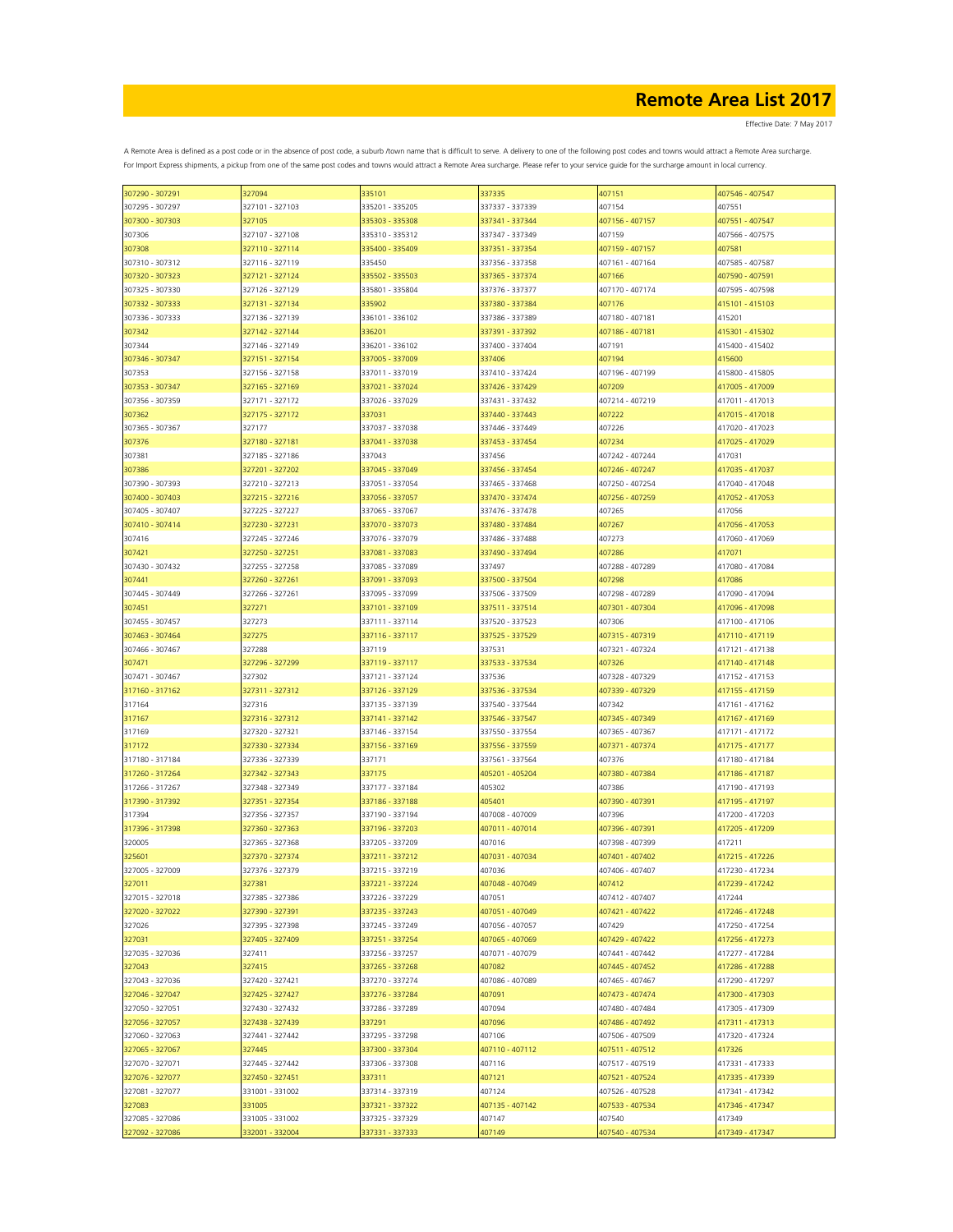# Remote Area List 2017

Effective Date: 7 May 2017

A Remote Area is defined as a post code or in the absence of post code, a suburb /town name that is difficult to serve. A delivery to one of the following post codes and towns would attract a Remote Area surcharge. For Import Express shipments, a pickup from one of the same post codes and towns would attract a Remote Area surcharge. Please refer to your service guide for the surcharge amount in local currency.

| | | | | | |
|---|---|---|---|---|---|
| 307290 - 307291 | 327094 | 335101 | 337335 | 407151 | 407546 - 407547 |
| 307295 - 307297 | 327101 - 327103 | 335201 - 335205 | 337337 - 337339 | 407154 | 407551 |
| 307300 - 307303 | 327105 | 335303 - 335308 | 337341 - 337344 | 407156 - 407157 | 407551 - 407547 |
| 307306 | 327107 - 327108 | 335310 - 335312 | 337347 - 337349 | 407159 | 407566 - 407575 |
| 307308 | 327110 - 327114 | 335400 - 335409 | 337351 - 337354 | 407159 - 407157 | 407581 |
| 307310 - 307312 | 327116 - 327119 | 335450 | 337356 - 337358 | 407161 - 407164 | 407585 - 407587 |
| 307320 - 307323 | 327121 - 327124 | 335502 - 335503 | 337365 - 337374 | 407166 | 407590 - 407591 |
| 307325 - 307330 | 327126 - 327129 | 335801 - 335804 | 337376 - 337377 | 407170 - 407174 | 407595 - 407598 |
| 307332 - 307333 | 327131 - 327134 | 335902 | 337380 - 337384 | 407176 | 415101 - 415103 |
| 307336 - 307333 | 327136 - 327139 | 336101 - 336102 | 337386 - 337389 | 407180 - 407181 | 415201 |
| 307342 | 327142 - 327144 | 336201 | 337391 - 337392 | 407186 - 407181 | 415301 - 415302 |
| 307344 | 327146 - 327149 | 336201 - 336102 | 337400 - 337404 | 407191 | 415400 - 415402 |
| 307346 - 307347 | 327151 - 327154 | 337005 - 337009 | 337406 | 407194 | 415600 |
| 307353 | 327156 - 327158 | 337011 - 337019 | 337410 - 337424 | 407196 - 407199 | 415800 - 415805 |
| 307353 - 307347 | 327165 - 327169 | 337021 - 337024 | 337426 - 337429 | 407209 | 417005 - 417009 |
| 307356 - 307359 | 327171 - 327172 | 337026 - 337029 | 337431 - 337432 | 407214 - 407219 | 417011 - 417013 |
| 307362 | 327175 - 327172 | 337031 | 337440 - 337443 | 407222 | 417015 - 417018 |
| 307365 - 307367 | 327177 | 337037 - 337038 | 337446 - 337449 | 407226 | 417020 - 417023 |
| 307376 | 327180 - 327181 | 337041 - 337038 | 337453 - 337454 | 407234 | 417025 - 417029 |
| 307381 | 327185 - 327186 | 337043 | 337456 | 407242 - 407244 | 417031 |
| 307386 | 327201 - 327202 | 337045 - 337049 | 337456 - 337454 | 407246 - 407247 | 417035 - 417037 |
| 307390 - 307393 | 327210 - 327213 | 337051 - 337054 | 337465 - 337468 | 407250 - 407254 | 417040 - 417048 |
| 307400 - 307403 | 327215 - 327216 | 337056 - 337057 | 337470 - 337474 | 407256 - 407259 | 417052 - 417053 |
| 307405 - 307407 | 327225 - 327227 | 337065 - 337067 | 337476 - 337478 | 407265 | 417056 |
| 307410 - 307414 | 327230 - 327231 | 337070 - 337073 | 337480 - 337484 | 407267 | 417056 - 417053 |
| 307416 | 327245 - 327246 | 337076 - 337079 | 337486 - 337488 | 407273 | 417060 - 417069 |
| 307421 | 327250 - 327251 | 337081 - 337083 | 337490 - 337494 | 407286 | 417071 |
| 307430 - 307432 | 327255 - 327258 | 337085 - 337089 | 337497 | 407288 - 407289 | 417080 - 417084 |
| 307441 | 327260 - 327261 | 337091 - 337093 | 337500 - 337504 | 407298 | 417086 |
| 307445 - 307449 | 327266 - 327261 | 337095 - 337099 | 337506 - 337509 | 407298 - 407289 | 417090 - 417094 |
| 307451 | 327271 | 337101 - 337109 | 337511 - 337514 | 407301 - 407304 | 417096 - 417098 |
| 307455 - 307457 | 327273 | 337111 - 337114 | 337520 - 337523 | 407306 | 417100 - 417106 |
| 307463 - 307464 | 327275 | 337116 - 337117 | 337525 - 337529 | 407315 - 407319 | 417110 - 417119 |
| 307466 - 307467 | 327288 | 337119 | 337531 | 407321 - 407324 | 417121 - 417138 |
| 307471 | 327296 - 327299 | 337119 - 337117 | 337533 - 337534 | 407326 | 417140 - 417148 |
| 307471 - 307467 | 327302 | 337121 - 337124 | 337536 | 407328 - 407329 | 417152 - 417153 |
| 317160 - 317162 | 327311 - 327312 | 337126 - 337129 | 337536 - 337534 | 407339 - 407329 | 417155 - 417159 |
| 317164 | 327316 | 337135 - 337139 | 337540 - 337544 | 407342 | 417161 - 417162 |
| 317167 | 327316 - 327312 | 337141 - 337142 | 337546 - 337547 | 407345 - 407349 | 417167 - 417169 |
| 317169 | 327320 - 327321 | 337146 - 337154 | 337550 - 337554 | 407365 - 407367 | 417171 - 417172 |
| 317172 | 327330 - 327334 | 337156 - 337169 | 337556 - 337559 | 407371 - 407374 | 417175 - 417177 |
| 317180 - 317184 | 327336 - 327339 | 337171 | 337561 - 337564 | 407376 | 417180 - 417184 |
| 317260 - 317264 | 327342 - 327343 | 337175 | 405201 - 405204 | 407380 - 407384 | 417186 - 417187 |
| 317266 - 317267 | 327348 - 327349 | 337177 - 337184 | 405302 | 407386 | 417190 - 417193 |
| 317390 - 317392 | 327351 - 327354 | 337186 - 337188 | 405401 | 407390 - 407391 | 417195 - 417197 |
| 317394 | 327356 - 327357 | 337190 - 337194 | 407008 - 407009 | 407396 | 417200 - 417203 |
| 317396 - 317398 | 327360 - 327363 | 337196 - 337203 | 407011 - 407014 | 407396 - 407391 | 417205 - 417209 |
| 320005 | 327365 - 327368 | 337205 - 337209 | 407016 | 407398 - 407399 | 417211 |
| 325601 | 327370 - 327374 | 337211 - 337212 | 407031 - 407034 | 407401 - 407402 | 417215 - 417226 |
| 327005 - 327009 | 327376 - 327379 | 337215 - 337219 | 407036 | 407406 - 407407 | 417230 - 417234 |
| 327011 | 327381 | 337221 - 337224 | 407048 - 407049 | 407412 | 417239 - 417242 |
| 327015 - 327018 | 327385 - 327386 | 337226 - 337229 | 407051 | 407412 - 407407 | 417244 |
| 327020 - 327022 | 327390 - 327391 | 337235 - 337243 | 407051 - 407049 | 407421 - 407422 | 417246 - 417248 |
| 327026 | 327395 - 327398 | 337245 - 337249 | 407056 - 407057 | 407429 | 417250 - 417254 |
| 327031 | 327405 - 327409 | 337251 - 337254 | 407065 - 407069 | 407429 - 407422 | 417256 - 417273 |
| 327035 - 327036 | 327411 | 337256 - 337257 | 407071 - 407079 | 407441 - 407442 | 417277 - 417284 |
| 327043 | 327415 | 337265 - 337268 | 407082 | 407445 - 407452 | 417286 - 417288 |
| 327043 - 327036 | 327420 - 327421 | 337270 - 337274 | 407086 - 407089 | 407465 - 407467 | 417290 - 417297 |
| 327046 - 327047 | 327425 - 327427 | 337276 - 337284 | 407091 | 407473 - 407474 | 417300 - 417303 |
| 327050 - 327051 | 327430 - 327432 | 337286 - 337289 | 407094 | 407480 - 407484 | 417305 - 417309 |
| 327056 - 327057 | 327438 - 327439 | 337291 | 407096 | 407486 - 407492 | 417311 - 417313 |
| 327060 - 327063 | 327441 - 327442 | 337295 - 337298 | 407106 | 407506 - 407509 | 417320 - 417324 |
| 327065 - 327067 | 327445 | 337300 - 337304 | 407110 - 407112 | 407511 - 407512 | 417326 |
| 327070 - 327071 | 327445 - 327442 | 337306 - 337308 | 407116 | 407517 - 407519 | 417331 - 417333 |
| 327076 - 327077 | 327450 - 327451 | 337311 | 407121 | 407521 - 407524 | 417335 - 417339 |
| 327081 - 327077 | 331001 - 331002 | 337314 - 337319 | 407124 | 407526 - 407528 | 417341 - 417342 |
| 327083 | 331005 | 337321 - 337322 | 407135 - 407142 | 407533 - 407534 | 417346 - 417347 |
| 327085 - 327086 | 331005 - 331002 | 337325 - 337329 | 407147 | 407540 | 417349 |
| 327092 - 327086 | 332001 - 332004 | 337331 - 337333 | 407149 | 407540 - 407534 | 417349 - 417347 |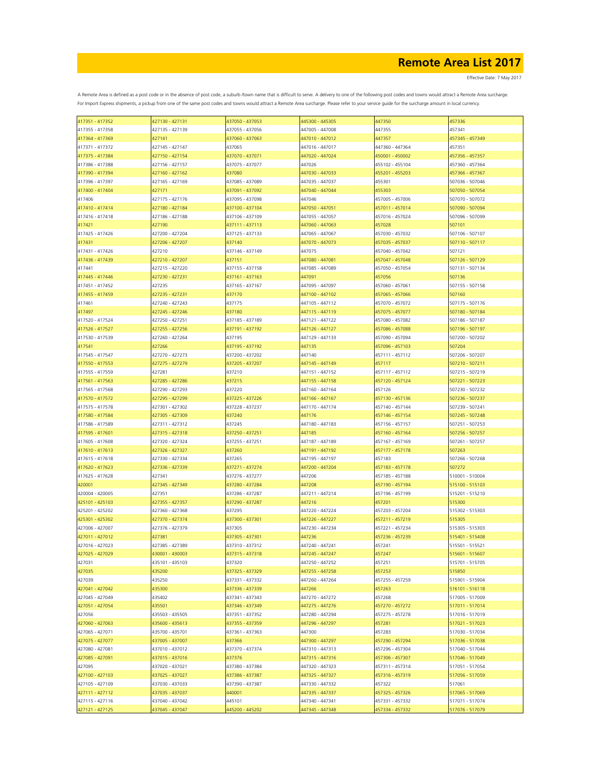# Remote Area List 2017

Effective Date: 7 May 2017

A Remote Area is defined as a post code or in the absence of post code, a suburb /town name that is difficult to serve. A delivery to one of the following post codes and towns would attract a Remote Area surcharge. For Import Express shipments, a pickup from one of the same post codes and towns would attract a Remote Area surcharge. Please refer to your service guide for the surcharge amount in local currency.

| | | | | | |
|---|---|---|---|---|---|
| 417351 - 417352 | 427130 - 427131 | 437050 - 437053 | 445300 - 445305 | 447350 | 457336 |
| 417355 - 417358 | 427135 - 427139 | 437055 - 437056 | 447005 - 447008 | 447355 | 457341 |
| 417364 - 417369 | 427141 | 437060 - 437063 | 447010 - 447012 | 447357 | 457345 - 457349 |
| 417371 - 417372 | 427145 - 427147 | 437065 | 447016 - 447017 | 447360 - 447364 | 457351 |
| 417375 - 417384 | 427150 - 427154 | 437070 - 437071 | 447020 - 447024 | 450001 - 450002 | 457356 - 457357 |
| 417386 - 417388 | 427156 - 427157 | 437075 - 437077 | 447026 | 455102 - 455104 | 457360 - 457364 |
| 417390 - 417394 | 427160 - 427162 | 437080 | 447030 - 447033 | 455201 - 455203 | 457366 - 457367 |
| 417396 - 417397 | 427165 - 427169 | 437085 - 437089 | 447035 - 447037 | 455301 | 507036 - 507046 |
| 417400 - 417404 | 427171 | 437091 - 437092 | 447040 - 447044 | 455303 | 507050 - 507054 |
| 417406 | 427175 - 427176 | 437095 - 437098 | 447046 | 457005 - 457006 | 507070 - 507072 |
| 417410 - 417414 | 427180 - 427184 | 437100 - 437104 | 447050 - 447051 | 457011 - 457014 | 507090 - 507094 |
| 417416 - 417418 | 427186 - 427188 | 437106 - 437109 | 447055 - 447057 | 457016 - 457024 | 507096 - 507099 |
| 417421 | 427190 | 437111 - 437113 | 447060 - 447063 | 457028 | 507101 |
| 417425 - 417426 | 427200 - 427204 | 437125 - 437133 | 447065 - 447067 | 457030 - 457032 | 507106 - 507107 |
| 417431 | 427206 - 427207 | 437140 | 447070 - 447073 | 457035 - 457037 | 507110 - 507117 |
| 417431 - 417426 | 427210 | 437146 - 437149 | 447075 | 457040 - 457042 | 507121 |
| 417436 - 417439 | 427210 - 427207 | 437151 | 447080 - 447081 | 457047 - 457048 | 507126 - 507129 |
| 417441 | 427215 - 427220 | 437155 - 437158 | 447085 - 447089 | 457050 - 457054 | 507131 - 507134 |
| 417445 - 417446 | 427230 - 427231 | 437161 - 437163 | 447091 | 457056 | 507136 |
| 417451 - 417452 | 427235 | 437165 - 437167 | 447095 - 447097 | 457060 - 457061 | 507155 - 507158 |
| 417455 - 417459 | 427235 - 427231 | 437170 | 447100 - 447102 | 457065 - 457066 | 507160 |
| 417461 | 427240 - 427243 | 437175 | 447105 - 447112 | 457070 - 457072 | 507175 - 507176 |
| 417497 | 427245 - 427246 | 437180 | 447115 - 447119 | 457075 - 457077 | 507180 - 507184 |
| 417520 - 417524 | 427250 - 427251 | 437185 - 437189 | 447121 - 447122 | 457080 - 457082 | 507186 - 507187 |
| 417526 - 417527 | 427255 - 427256 | 437191 - 437192 | 447126 - 447127 | 457086 - 457088 | 507196 - 507197 |
| 417530 - 417539 | 427260 - 427264 | 437195 | 447129 - 447133 | 457090 - 457094 | 507200 - 507202 |
| 417541 | 427266 | 437195 - 437192 | 447135 | 457096 - 457103 | 507204 |
| 417545 - 417547 | 427270 - 427273 | 437200 - 437202 | 447140 | 457111 - 457112 | 507206 - 507207 |
| 417550 - 417553 | 427275 - 427279 | 437205 - 437207 | 447145 - 447149 | 457117 | 507210 - 507211 |
| 417555 - 417559 | 427281 | 437210 | 447151 - 447152 | 457117 - 457112 | 507215 - 507219 |
| 417561 - 417563 | 427285 - 427286 | 437215 | 447155 - 447158 | 457120 - 457124 | 507221 - 507223 |
| 417565 - 417568 | 427290 - 427293 | 437220 | 447160 - 447164 | 457126 | 507230 - 507232 |
| 417570 - 417572 | 427295 - 427299 | 437225 - 437226 | 447166 - 447167 | 457130 - 457136 | 507236 - 507237 |
| 417575 - 417578 | 427301 - 427302 | 437228 - 437237 | 447170 - 447174 | 457140 - 457144 | 507239 - 507241 |
| 417580 - 417584 | 427305 - 427309 | 437240 | 447176 | 457146 - 457154 | 507245 - 507248 |
| 417586 - 417589 | 427311 - 427312 | 437245 | 447180 - 447183 | 457156 - 457157 | 507251 - 507253 |
| 417595 - 417601 | 427315 - 427318 | 437250 - 437251 | 447185 | 457160 - 457164 | 507256 - 507257 |
| 417605 - 417608 | 427320 - 427324 | 437255 - 437251 | 447187 - 447189 | 457167 - 457169 | 507261 - 507257 |
| 417610 - 417613 | 427326 - 427327 | 437260 | 447191 - 447192 | 457177 - 457178 | 507263 |
| 417615 - 417618 | 427330 - 427334 | 437265 | 447195 - 447197 | 457183 | 507266 - 507268 |
| 417620 - 417623 | 427336 - 427339 | 437271 - 437274 | 447200 - 447204 | 457183 - 457178 | 507272 |
| 417625 - 417628 | 427341 | 437276 - 437277 | 447206 | 457185 - 457188 | 510001 - 510004 |
| 420001 | 427345 - 427349 | 437280 - 437284 | 447208 | 457190 - 457194 | 515100 - 515103 |
| 420004 - 420005 | 427351 | 437286 - 437287 | 447211 - 447214 | 457196 - 457199 | 515201 - 515210 |
| 425101 - 425103 | 427355 - 427357 | 437290 - 437287 | 447216 | 457201 | 515300 |
| 425201 - 425202 | 427360 - 427368 | 437295 | 447220 - 447224 | 457203 - 457204 | 515302 - 515303 |
| 425301 - 425302 | 427370 - 427374 | 437300 - 437301 | 447226 - 447227 | 457211 - 457219 | 515305 |
| 427006 - 427007 | 427376 - 427379 | 437305 | 447230 - 447234 | 457221 - 457234 | 515305 - 515303 |
| 427011 - 427012 | 427381 | 437305 - 437301 | 447236 | 457236 - 457239 | 515401 - 515408 |
| 427016 - 427023 | 427385 - 427389 | 437310 - 437312 | 447240 - 447241 | 457241 | 515501 - 515521 |
| 427025 - 427029 | 430001 - 430003 | 437315 - 437318 | 447245 - 447247 | 457247 | 515601 - 515607 |
| 427031 | 435101 - 435103 | 437320 | 447250 - 447252 | 457251 | 515701 - 515705 |
| 427035 | 435200 | 437325 - 437329 | 447255 - 447258 | 457253 | 515850 |
| 427039 | 435250 | 437331 - 437332 | 447260 - 447264 | 457255 - 457259 | 515901 - 515904 |
| 427041 - 427042 | 435300 | 437336 - 437339 | 447266 | 457263 | 516101 - 516118 |
| 427045 - 427049 | 435402 | 437341 - 437343 | 447270 - 447272 | 457268 | 517005 - 517009 |
| 427051 - 427054 | 435501 | 437346 - 437349 | 447275 - 447276 | 457270 - 457272 | 517011 - 517014 |
| 427056 | 435503 - 435505 | 437351 - 437352 | 447280 - 447294 | 457275 - 457278 | 517016 - 517019 |
| 427060 - 427063 | 435600 - 435613 | 437355 - 437359 | 447296 - 447297 | 457281 | 517021 - 517023 |
| 427065 - 427071 | 435700 - 435701 | 437361 - 437363 | 447300 | 457283 | 517030 - 517034 |
| 427075 - 427077 | 437005 - 437007 | 437366 | 447300 - 447297 | 457290 - 457294 | 517036 - 517038 |
| 427080 - 427081 | 437010 - 437012 | 437370 - 437374 | 447310 - 447313 | 457296 - 457304 | 517040 - 517044 |
| 427085 - 427091 | 437015 - 437016 | 437376 | 447315 - 447316 | 457306 - 457307 | 517046 - 517049 |
| 427095 | 437020 - 437021 | 437380 - 437384 | 447320 - 447323 | 457311 - 457314 | 517051 - 517054 |
| 427100 - 427103 | 437025 - 437027 | 437386 - 437387 | 447325 - 447327 | 457316 - 457319 | 517056 - 517059 |
| 427105 - 427109 | 437030 - 437033 | 437390 - 437387 | 447330 - 447332 | 457322 | 517061 |
| 427111 - 427112 | 437035 - 437037 | 440001 | 447335 - 447337 | 457325 - 457326 | 517065 - 517069 |
| 427115 - 427116 | 437040 - 437042 | 445101 | 447340 - 447341 | 457331 - 457332 | 517071 - 517074 |
| 427121 - 427125 | 437045 - 437047 | 445200 - 445202 | 447345 - 447348 | 457334 - 457332 | 517076 - 517079 |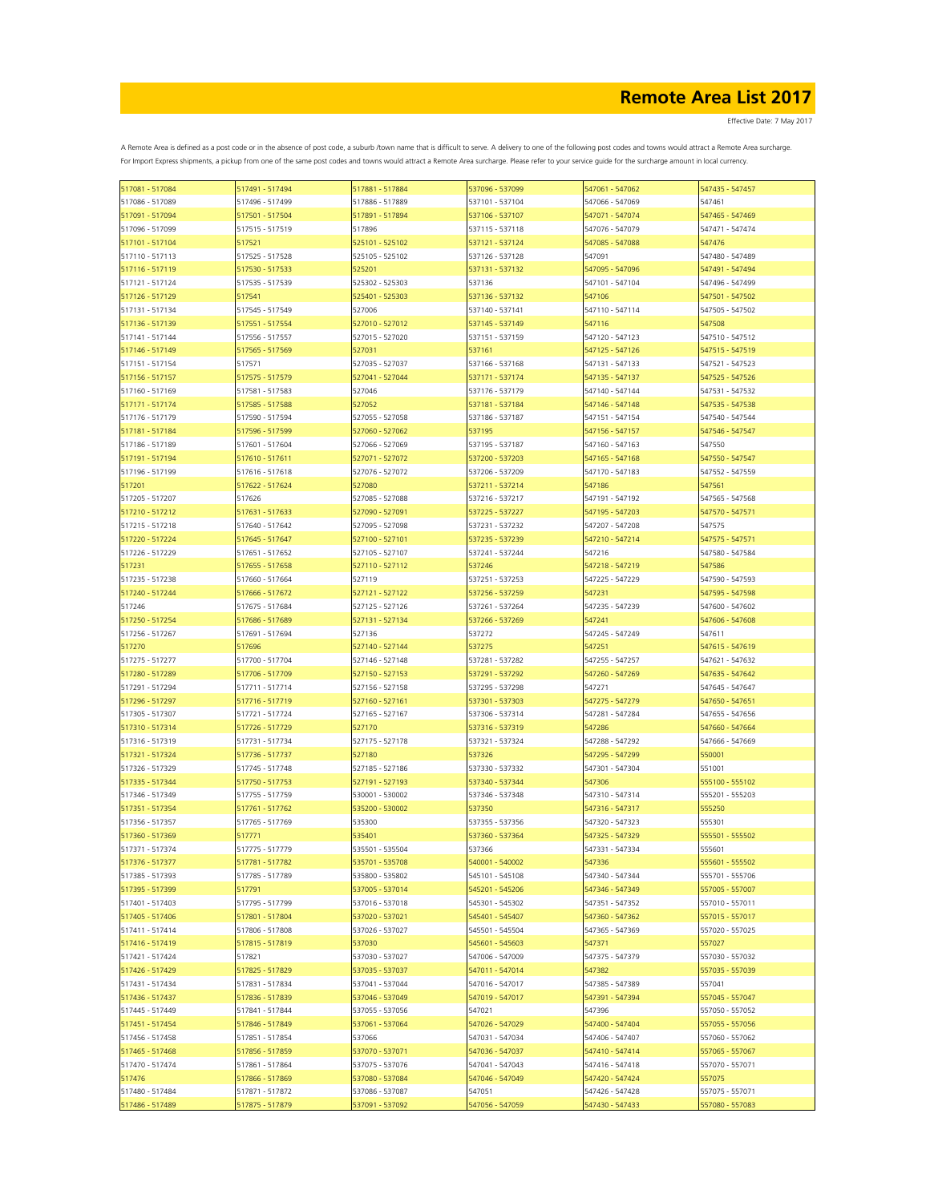# Remote Area List 2017

Effective Date: 7 May 2017

A Remote Area is defined as a post code or in the absence of post code, a suburb /town name that is difficult to serve. A delivery to one of the following post codes and towns would attract a Remote Area surcharge. For Import Express shipments, a pickup from one of the same post codes and towns would attract a Remote Area surcharge. Please refer to your service guide for the surcharge amount in local currency.

| | | | | | |
|---|---|---|---|---|---|
| 517081 - 517084 | 517491 - 517494 | 517881 - 517884 | 537096 - 537099 | 547061 - 547062 | 547435 - 547457 |
| 517086 - 517089 | 517496 - 517499 | 517886 - 517889 | 537101 - 537104 | 547066 - 547069 | 547461 |
| 517091 - 517094 | 517501 - 517504 | 517891 - 517894 | 537106 - 537107 | 547071 - 547074 | 547465 - 547469 |
| 517096 - 517099 | 517515 - 517519 | 517896 | 537115 - 537118 | 547076 - 547079 | 547471 - 547474 |
| 517101 - 517104 | 517521 | 525101 - 525102 | 537121 - 537124 | 547085 - 547088 | 547476 |
| 517110 - 517113 | 517525 - 517528 | 525105 - 525102 | 537126 - 537128 | 547091 | 547480 - 547489 |
| 517116 - 517119 | 517530 - 517533 | 525201 | 537131 - 537132 | 547095 - 547096 | 547491 - 547494 |
| 517121 - 517124 | 517535 - 517539 | 525302 - 525303 | 537136 | 547101 - 547104 | 547496 - 547499 |
| 517126 - 517129 | 517541 | 525401 - 525303 | 537136 - 537132 | 547106 | 547501 - 547502 |
| 517131 - 517134 | 517545 - 517549 | 527006 | 537140 - 537141 | 547110 - 547114 | 547505 - 547502 |
| 517136 - 517139 | 517551 - 517554 | 527010 - 527012 | 537145 - 537149 | 547116 | 547508 |
| 517141 - 517144 | 517556 - 517557 | 527015 - 527020 | 537151 - 537159 | 547120 - 547123 | 547510 - 547512 |
| 517146 - 517149 | 517565 - 517569 | 527031 | 537161 | 547125 - 547126 | 547515 - 547519 |
| 517151 - 517154 | 517571 | 527035 - 527037 | 537166 - 537168 | 547131 - 547133 | 547521 - 547523 |
| 517156 - 517157 | 517575 - 517579 | 527041 - 527044 | 537171 - 537174 | 547135 - 547137 | 547525 - 547526 |
| 517160 - 517169 | 517581 - 517583 | 527046 | 537176 - 537179 | 547140 - 547144 | 547531 - 547532 |
| 517171 - 517174 | 517585 - 517588 | 527052 | 537181 - 537184 | 547146 - 547148 | 547535 - 547538 |
| 517176 - 517179 | 517590 - 517594 | 527055 - 527058 | 537186 - 537187 | 547151 - 547154 | 547540 - 547544 |
| 517181 - 517184 | 517596 - 517599 | 527060 - 527062 | 537195 | 547156 - 547157 | 547546 - 547547 |
| 517186 - 517189 | 517601 - 517604 | 527066 - 527069 | 537195 - 537187 | 547160 - 547163 | 547550 |
| 517191 - 517194 | 517610 - 517611 | 527071 - 527072 | 537200 - 537203 | 547165 - 547168 | 547550 - 547547 |
| 517196 - 517199 | 517616 - 517618 | 527076 - 527072 | 537206 - 537209 | 547170 - 547183 | 547552 - 547559 |
| 517201 | 517622 - 517624 | 527080 | 537211 - 537214 | 547186 | 547561 |
| 517205 - 517207 | 517626 | 527085 - 527088 | 537216 - 537217 | 547191 - 547192 | 547565 - 547568 |
| 517210 - 517212 | 517631 - 517633 | 527090 - 527091 | 537225 - 537227 | 547195 - 547203 | 547570 - 547571 |
| 517215 - 517218 | 517640 - 517642 | 527095 - 527098 | 537231 - 537232 | 547207 - 547208 | 547575 |
| 517220 - 517224 | 517645 - 517647 | 527100 - 527101 | 537235 - 537239 | 547210 - 547214 | 547575 - 547571 |
| 517226 - 517229 | 517651 - 517652 | 527105 - 527107 | 537241 - 537244 | 547216 | 547580 - 547584 |
| 517231 | 517655 - 517658 | 527110 - 527112 | 537246 | 547218 - 547219 | 547586 |
| 517235 - 517238 | 517660 - 517664 | 527119 | 537251 - 537253 | 547225 - 547229 | 547590 - 547593 |
| 517240 - 517244 | 517666 - 517672 | 527121 - 527122 | 537256 - 537259 | 547231 | 547595 - 547598 |
| 517246 | 517675 - 517684 | 527125 - 527126 | 537261 - 537264 | 547235 - 547239 | 547600 - 547602 |
| 517250 - 517254 | 517686 - 517689 | 527131 - 527134 | 537266 - 537269 | 547241 | 547606 - 547608 |
| 517256 - 517267 | 517691 - 517694 | 527136 | 537272 | 547245 - 547249 | 547611 |
| 517270 | 517696 | 527140 - 527144 | 537275 | 547251 | 547615 - 547619 |
| 517275 - 517277 | 517700 - 517704 | 527146 - 527148 | 537281 - 537282 | 547255 - 547257 | 547621 - 547632 |
| 517280 - 517289 | 517706 - 517709 | 527150 - 527153 | 537291 - 537292 | 547260 - 547269 | 547635 - 547642 |
| 517291 - 517294 | 517711 - 517714 | 527156 - 527158 | 537295 - 537298 | 547271 | 547645 - 547647 |
| 517296 - 517297 | 517716 - 517719 | 527160 - 527161 | 537301 - 537303 | 547275 - 547279 | 547650 - 547651 |
| 517305 - 517307 | 517721 - 517724 | 527165 - 527167 | 537306 - 537314 | 547281 - 547284 | 547655 - 547656 |
| 517310 - 517314 | 517726 - 517729 | 527170 | 537316 - 537319 | 547286 | 547660 - 547664 |
| 517316 - 517319 | 517731 - 517734 | 527175 - 527178 | 537321 - 537324 | 547288 - 547292 | 547666 - 547669 |
| 517321 - 517324 | 517736 - 517737 | 527180 | 537326 | 547295 - 547299 | 550001 |
| 517326 - 517329 | 517745 - 517748 | 527185 - 527186 | 537330 - 537332 | 547301 - 547304 | 551001 |
| 517335 - 517344 | 517750 - 517753 | 527191 - 527193 | 537340 - 537344 | 547306 | 555100 - 555102 |
| 517346 - 517349 | 517755 - 517759 | 530001 - 530002 | 537346 - 537348 | 547310 - 547314 | 555201 - 555203 |
| 517351 - 517354 | 517761 - 517762 | 535200 - 530002 | 537350 | 547316 - 547317 | 555250 |
| 517356 - 517357 | 517765 - 517769 | 535300 | 537355 - 537356 | 547320 - 547323 | 555301 |
| 517360 - 517369 | 517771 | 535401 | 537360 - 537364 | 547325 - 547329 | 555501 - 555502 |
| 517371 - 517374 | 517775 - 517779 | 535501 - 535504 | 537366 | 547331 - 547334 | 555601 |
| 517376 - 517377 | 517781 - 517782 | 535701 - 535708 | 540001 - 540002 | 547336 | 555601 - 555502 |
| 517385 - 517393 | 517785 - 517789 | 535800 - 535802 | 545101 - 545108 | 547340 - 547344 | 555701 - 555706 |
| 517395 - 517399 | 517791 | 537005 - 537014 | 545201 - 545206 | 547346 - 547349 | 557005 - 557007 |
| 517401 - 517403 | 517795 - 517799 | 537016 - 537018 | 545301 - 545302 | 547351 - 547352 | 557010 - 557011 |
| 517405 - 517406 | 517801 - 517804 | 537020 - 537021 | 545401 - 545407 | 547360 - 547362 | 557015 - 557017 |
| 517411 - 517414 | 517806 - 517808 | 537026 - 537027 | 545501 - 545504 | 547365 - 547369 | 557020 - 557025 |
| 517416 - 517419 | 517815 - 517819 | 537030 | 545601 - 545603 | 547371 | 557027 |
| 517421 - 517424 | 517821 | 537030 - 537027 | 547006 - 547009 | 547375 - 547379 | 557030 - 557032 |
| 517426 - 517429 | 517825 - 517829 | 537035 - 537037 | 547011 - 547014 | 547382 | 557035 - 557039 |
| 517431 - 517434 | 517831 - 517834 | 537041 - 537044 | 547016 - 547017 | 547385 - 547389 | 557041 |
| 517436 - 517437 | 517836 - 517839 | 537046 - 537049 | 547019 - 547017 | 547391 - 547394 | 557045 - 557047 |
| 517445 - 517449 | 517841 - 517844 | 537055 - 537056 | 547021 | 547396 | 557050 - 557052 |
| 517451 - 517454 | 517846 - 517849 | 537061 - 537064 | 547026 - 547029 | 547400 - 547404 | 557055 - 557056 |
| 517456 - 517458 | 517851 - 517854 | 537066 | 547031 - 547034 | 547406 - 547407 | 557060 - 557062 |
| 517465 - 517468 | 517856 - 517859 | 537070 - 537071 | 547036 - 547037 | 547410 - 547414 | 557065 - 557067 |
| 517470 - 517474 | 517861 - 517864 | 537075 - 537076 | 547041 - 547043 | 547416 - 547418 | 557070 - 557071 |
| 517476 | 517866 - 517869 | 537080 - 537084 | 547046 - 547049 | 547420 - 547424 | 557075 |
| 517480 - 517484 | 517871 - 517872 | 537086 - 537087 | 547051 | 547426 - 547428 | 557075 - 557071 |
| 517486 - 517489 | 517875 - 517879 | 537091 - 537092 | 547056 - 547059 | 547430 - 547433 | 557080 - 557083 |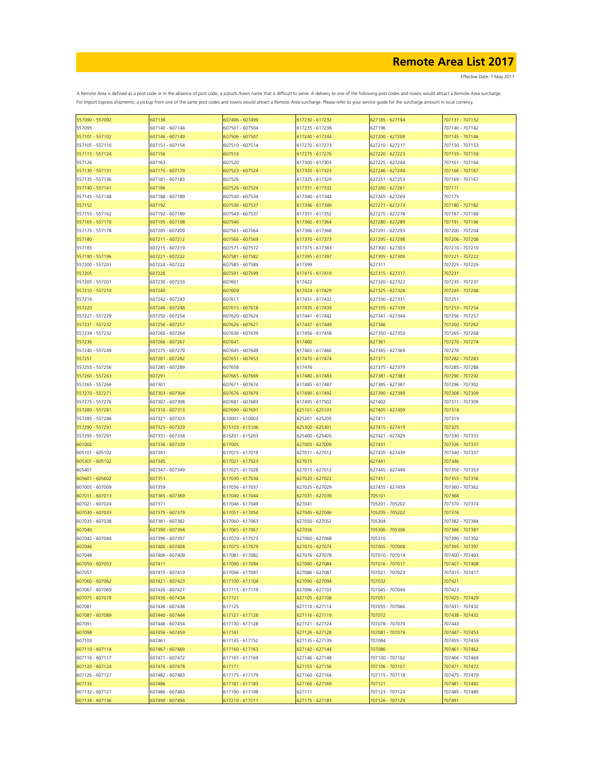# Remote Area List 2017

Effective Date: 7 May 2017

A Remote Area is defined as a post code or in the absence of post code, a suburb /town name that is difficult to serve. A delivery to one of the following post codes and towns would attract a Remote Area surcharge. For Import Express shipments, a pickup from one of the same post codes and towns would attract a Remote Area surcharge. Please refer to your service guide for the surcharge amount in local currency.

| | | | | | |
|---|---|---|---|---|---|
| 557090 - 557092 | 607138 | 607496 - 607499 | 617230 - 617232 | 627185 - 627194 | 707131 - 707132 |
| 557095 | 607140 - 607144 | 607501 - 607504 | 617235 - 617238 | 627196 | 707140 - 707142 |
| 557101 - 557102 | 607146 - 607149 | 607506 - 607507 | 617240 - 617244 | 627200 - 627208 | 707145 - 707146 |
| 557105 - 557110 | 607151 - 607154 | 607510 - 607514 | 617270 - 617273 | 627210 - 627217 | 707150 - 707153 |
| 557115 - 557124 | 607156 | 607516 | 617275 - 617276 | 627220 - 627223 | 707155 - 707159 |
| 557126 | 607163 | 607520 | 617300 - 617303 | 627225 - 627244 | 707161 - 707164 |
| 557130 - 557131 | 607175 - 607179 | 607523 - 607524 | 617320 - 617323 | 627246 - 627249 | 707166 - 707167 |
| 557135 - 557136 | 607181 - 607183 | 607526 | 617325 - 617329 | 627251 - 627253 | 707169 - 707167 |
| 557140 - 557141 | 607186 | 607526 - 607524 | 617331 - 617332 | 627260 - 627261 | 707171 |
| 557145 - 557148 | 607188 - 607189 | 607530 - 607534 | 617340 - 617344 | 627265 - 627269 | 707175 |
| 557152 | 607192 | 607536 - 607537 | 617346 - 617349 | 627271 - 627273 | 707180 - 707182 |
| 557155 - 557162 | 607192 - 607189 | 607543 - 607537 | 617351 - 617352 | 627275 - 627278 | 707187 - 707189 |
| 557165 - 557170 | 607195 - 607198 | 607546 | 617360 - 617364 | 627280 - 627289 | 707191 - 707196 |
| 557175 - 557178 | 607205 - 607209 | 607561 - 607564 | 617366 - 617368 | 627291 - 627293 | 707200 - 707204 |
| 557180 | 607211 - 607212 | 607566 - 607569 | 617370 - 617373 | 627295 - 627298 | 707206 - 707208 |
| 557185 | 607215 - 607219 | 607571 - 607572 | 617375 - 617383 | 627300 - 627303 | 707210 - 707219 |
| 557190 - 557196 | 607221 - 607222 | 607581 - 607582 | 617395 - 617397 | 627305 - 627309 | 707221 - 707222 |
| 557200 - 557201 | 607224 - 607222 | 607585 - 607589 | 617399 | 627311 | 707225 - 707229 |
| 557205 | 607226 | 607591 - 607599 | 617415 - 617419 | 627315 - 627317 | 707231 |
| 557205 - 557201 | 607230 - 607233 | 607601 | 617422 | 627320 - 627322 | 707235 - 707237 |
| 557210 - 557214 | 607240 | 607609 | 617424 - 617429 | 627325 - 627328 | 707245 - 707248 |
| 557216 | 607242 - 607243 | 607611 | 617431 - 617432 | 627330 - 627331 | 707251 |
| 557220 | 607246 - 607248 | 607615 - 607618 | 617435 - 617439 | 627335 - 627339 | 707253 - 707254 |
| 557227 - 557229 | 607250 - 607254 | 607620 - 607624 | 617441 - 617442 | 627341 - 627344 | 707256 - 707257 |
| 557231 - 557232 | 607256 - 607257 | 607626 - 607627 | 617447 - 617449 | 627346 | 707260 - 707262 |
| 557234 - 557232 | 607260 - 607264 | 607636 - 607639 | 617456 - 617458 | 627350 - 627359 | 707265 - 707268 |
| 557236 | 607266 - 607267 | 607641 | 617460 | 627361 | 707270 - 707274 |
| 557240 - 557249 | 607275 - 607279 | 607645 - 607649 | 617465 - 617466 | 627365 - 627369 | 707276 |
| 557251 | 607281 - 607282 | 607651 - 607653 | 617470 - 617474 | 627371 | 707282 - 707283 |
| 557255 - 557256 | 607285 - 607289 | 607658 | 617476 | 627375 - 627379 | 707285 - 707288 |
| 557260 - 557263 | 607291 | 607665 - 607669 | 617480 - 617483 | 627381 - 627383 | 707290 - 707292 |
| 557265 - 557266 | 607301 | 607671 - 607674 | 617485 - 617487 | 627385 - 627387 | 707296 - 707302 |
| 557270 - 557271 | 607303 - 607304 | 607676 - 607679 | 617490 - 617492 | 627390 - 627399 | 707308 - 707309 |
| 557275 - 557276 | 607307 - 607308 | 607681 - 607683 | 617495 - 617502 | 627402 | 707311 - 707309 |
| 557280 - 557281 | 607310 - 607313 | 607690 - 607691 | 625101 - 625103 | 627405 - 627409 | 707314 |
| 557285 - 557286 | 607321 - 607323 | 610001 - 610003 | 625201 - 625205 | 627411 | 707319 |
| 557290 - 557291 | 607325 - 607329 | 615103 - 615106 | 625300 - 625301 | 627415 - 627419 | 707325 |
| 557295 - 557291 | 607331 - 607334 | 615201 - 615203 | 625400 - 625405 | 627421 - 627429 | 707330 - 707333 |
| 601002 | 607336 - 607339 | 617005 | 627005 - 627009 | 627431 | 707336 - 707337 |
| 605101 - 605102 | 607341 | 617015 - 617019 | 627011 - 627012 | 627435 - 627439 | 707340 - 707337 |
| 605301 - 605102 | 607345 | 617021 - 617023 | 627015 | 627441 | 707346 |
| 605401 | 607347 - 607349 | 617025 - 617028 | 627015 - 627012 | 627445 - 627449 | 707350 - 707353 |
| 605601 - 605602 | 607351 | 617030 - 617034 | 627020 - 627022 | 627451 | 707355 - 707356 |
| 607005 - 607009 | 607359 | 617036 - 617037 | 627025 - 627029 | 627455 - 627459 | 707360 - 707362 |
| 607011 - 607013 | 607365 - 607369 | 617040 - 617044 | 627031 - 627039 | 705101 | 707368 |
| 607021 - 607024 | 607371 | 617046 - 617049 | 627041 | 705201 - 705202 | 707370 - 707374 |
| 607030 - 607033 | 607375 - 607379 | 617051 - 617054 | 627045 - 627046 | 705205 - 705202 | 707376 |
| 607035 - 607038 | 607381 - 607382 | 617060 - 617063 | 627050 - 627052 | 705304 | 707382 - 707384 |
| 607040 | 607390 - 607394 | 617065 - 617067 | 627056 | 705306 - 705308 | 707386 - 707387 |
| 607042 - 607044 | 607396 - 607397 | 617070 - 617073 | 627060 - 627068 | 705310 | 707390 - 707392 |
| 607046 | 607400 - 607404 | 617075 - 617079 | 627070 - 627074 | 707005 - 707008 | 707395 - 707397 |
| 607048 | 607406 - 607409 | 617081 - 617082 | 627076 - 627078 | 707010 - 707014 | 707400 - 707403 |
| 607050 - 607053 | 607411 | 617090 - 617094 | 627080 - 627084 | 707016 - 707017 | 707407 - 707408 |
| 607057 | 607415 - 607419 | 617096 - 617097 | 627086 - 627087 | 707021 - 707023 | 707415 - 707417 |
| 607060 - 607062 | 607421 - 607423 | 617100 - 617104 | 627090 - 627094 | 707032 | 707421 |
| 607067 - 607069 | 607426 - 607427 | 617115 - 617119 | 627096 - 627103 | 707045 - 707049 | 707423 |
| 607075 - 607079 | 607430 - 607434 | 617121 | 627105 - 627108 | 707051 | 707425 - 707429 |
| 607081 | 607436 - 607438 | 617125 | 627110 - 627114 | 707055 - 707066 | 707431 - 707432 |
| 607087 - 607089 | 607440 - 607444 | 617127 - 617128 | 627116 - 627119 | 707072 | 707438 - 707432 |
| 607091 | 607446 - 607454 | 617130 - 617128 | 627121 - 627124 | 707078 - 707079 | 707443 |
| 607098 | 607456 - 607459 | 617141 | 627126 - 627128 | 707081 - 707079 | 707447 - 707453 |
| 607103 | 607461 | 617145 - 617152 | 627135 - 627139 | 707084 | 707455 - 707459 |
| 607110 - 607114 | 607467 - 607469 | 617160 - 617163 | 627142 - 627144 | 707086 | 707461 - 707462 |
| 607116 - 607117 | 607471 - 607472 | 617165 - 617169 | 627146 - 627148 | 707100 - 707102 | 707466 - 707469 |
| 607120 - 607124 | 607476 - 607478 | 617171 | 627155 - 627156 | 707106 - 707107 | 707471 - 707472 |
| 607126 - 607127 | 607482 - 607483 | 617175 - 617179 | 627160 - 627164 | 707115 - 707118 | 707475 - 707479 |
| 607132 | 607486 | 617181 - 617183 | 627166 - 627169 | 707121 | 707481 - 707482 |
| 607132 - 607127 | 607486 - 607483 | 617190 - 617198 | 627171 | 707123 - 707124 | 707485 - 707489 |
| 607134 - 607136 | 607490 - 607494 | 617210 - 617211 | 627175 - 627183 | 707126 - 707129 | 707491 |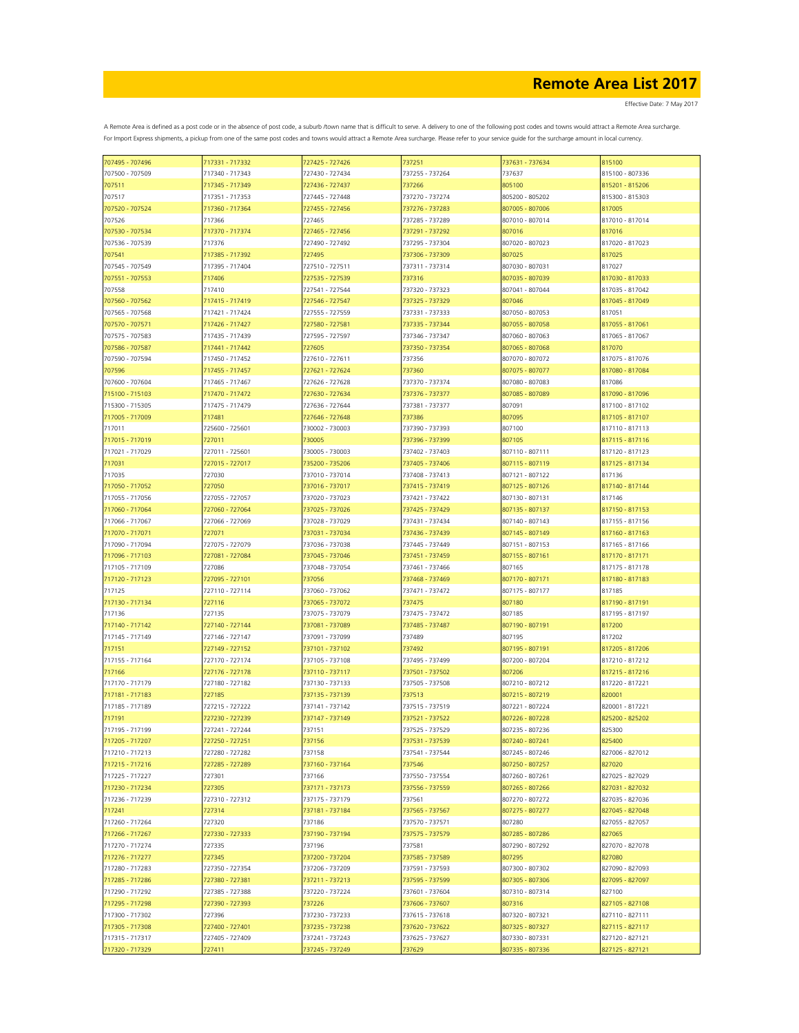# Remote Area List 2017

Effective Date: 7 May 2017

A Remote Area is defined as a post code or in the absence of post code, a suburb /town name that is difficult to serve. A delivery to one of the following post codes and towns would attract a Remote Area surcharge.
For Import Express shipments, a pickup from one of the same post codes and towns would attract a Remote Area surcharge. Please refer to your service guide for the surcharge amount in local currency.

| | | | | | |
|---|---|---|---|---|---|
| 707495 - 707496 | 717331 - 717332 | 727425 - 727426 | 737251 | 737631 - 737634 | 815100 |
| 707500 - 707509 | 717340 - 717343 | 727430 - 727434 | 737255 - 737264 | 737637 | 815100 - 807336 |
| 707511 | 717345 - 717349 | 727436 - 727437 | 737266 | 805100 | 815201 - 815206 |
| 707517 | 717351 - 717353 | 727445 - 727448 | 737270 - 737274 | 805200 - 805202 | 815300 - 815303 |
| 707520 - 707524 | 717360 - 717364 | 727455 - 727456 | 737276 - 737283 | 807005 - 807006 | 817005 |
| 707526 | 717366 | 727465 | 737285 - 737289 | 807010 - 807014 | 817010 - 817014 |
| 707530 - 707534 | 717370 - 717374 | 727465 - 727456 | 737291 - 737292 | 807016 | 817016 |
| 707536 - 707539 | 717376 | 727490 - 727492 | 737295 - 737304 | 807020 - 807023 | 817020 - 817023 |
| 707541 | 717385 - 717392 | 727495 | 737306 - 737309 | 807025 | 817025 |
| 707545 - 707549 | 717395 - 717404 | 727510 - 727511 | 737311 - 737314 | 807030 - 807031 | 817027 |
| 707551 - 707553 | 717406 | 727535 - 727539 | 737316 | 807035 - 807039 | 817030 - 817033 |
| 707558 | 717410 | 727541 - 727544 | 737320 - 737323 | 807041 - 807044 | 817035 - 817042 |
| 707560 - 707562 | 717415 - 717419 | 727546 - 727547 | 737325 - 737329 | 807046 | 817045 - 817049 |
| 707565 - 707568 | 717421 - 717424 | 727555 - 727559 | 737331 - 737333 | 807050 - 807053 | 817051 |
| 707570 - 707571 | 717426 - 717427 | 727580 - 727581 | 737335 - 737344 | 807055 - 807058 | 817055 - 817061 |
| 707575 - 707583 | 717435 - 717439 | 727595 - 727597 | 737346 - 737347 | 807060 - 807063 | 817065 - 817067 |
| 707586 - 707587 | 717441 - 717442 | 727605 | 737350 - 737354 | 807065 - 807068 | 817070 |
| 707590 - 707594 | 717450 - 717452 | 727610 - 727611 | 737356 | 807070 - 807072 | 817075 - 817076 |
| 707596 | 717455 - 717457 | 727621 - 727624 | 737360 | 807075 - 807077 | 817080 - 817084 |
| 707600 - 707604 | 717465 - 717467 | 727626 - 727628 | 737370 - 737374 | 807080 - 807083 | 817086 |
| 715100 - 715103 | 717470 - 717472 | 727630 - 727634 | 737376 - 737377 | 807085 - 807089 | 817090 - 817096 |
| 715300 - 715305 | 717475 - 717479 | 727636 - 727644 | 737381 - 737377 | 807091 | 817100 - 817102 |
| 717005 - 717009 | 717481 | 727646 - 727648 | 737386 | 807095 | 817105 - 817107 |
| 717011 | 725600 - 725601 | 730002 - 730003 | 737390 - 737393 | 807100 | 817110 - 817113 |
| 717015 - 717019 | 727011 | 730005 | 737396 - 737399 | 807105 | 817115 - 817116 |
| 717021 - 717029 | 727011 - 725601 | 730005 - 730003 | 737402 - 737403 | 807110 - 807111 | 817120 - 817123 |
| 717031 | 727015 - 727017 | 735200 - 735206 | 737405 - 737406 | 807115 - 807119 | 817125 - 817134 |
| 717035 | 727030 | 737010 - 737014 | 737408 - 737413 | 807121 - 807122 | 817136 |
| 717050 - 717052 | 727050 | 737016 - 737017 | 737415 - 737419 | 807125 - 807126 | 817140 - 817144 |
| 717055 - 717056 | 727055 - 727057 | 737020 - 737023 | 737421 - 737422 | 807130 - 807131 | 817146 |
| 717060 - 717064 | 727060 - 727064 | 737025 - 737026 | 737425 - 737429 | 807135 - 807137 | 817150 - 817153 |
| 717066 - 717067 | 727066 - 727069 | 737028 - 737029 | 737431 - 737434 | 807140 - 807143 | 817155 - 817156 |
| 717070 - 717071 | 727071 | 737031 - 737034 | 737436 - 737439 | 807145 - 807149 | 817160 - 817163 |
| 717090 - 717094 | 727075 - 727079 | 737036 - 737038 | 737445 - 737449 | 807151 - 807153 | 817165 - 817166 |
| 717096 - 717103 | 727081 - 727084 | 737045 - 737046 | 737451 - 737459 | 807155 - 807161 | 817170 - 817171 |
| 717105 - 717109 | 727086 | 737048 - 737054 | 737461 - 737466 | 807165 | 817175 - 817178 |
| 717120 - 717123 | 727095 - 727101 | 737056 | 737468 - 737469 | 807170 - 807171 | 817180 - 817183 |
| 717125 | 727110 - 727114 | 737060 - 737062 | 737471 - 737472 | 807175 - 807177 | 817185 |
| 717130 - 717134 | 727116 | 737065 - 737072 | 737475 | 807180 | 817190 - 817191 |
| 717136 | 727135 | 737075 - 737079 | 737475 - 737472 | 807185 | 817195 - 817197 |
| 717140 - 717142 | 727140 - 727144 | 737081 - 737089 | 737485 - 737487 | 807190 - 807191 | 817200 |
| 717145 - 717149 | 727146 - 727147 | 737091 - 737099 | 737489 | 807195 | 817202 |
| 717151 | 727149 - 727152 | 737101 - 737102 | 737492 | 807195 - 807191 | 817205 - 817206 |
| 717155 - 717164 | 727170 - 727174 | 737105 - 737108 | 737495 - 737499 | 807200 - 807204 | 817210 - 817212 |
| 717166 | 727176 - 727178 | 737110 - 737117 | 737501 - 737502 | 807206 | 817215 - 817216 |
| 717170 - 717179 | 727180 - 727182 | 737130 - 737133 | 737505 - 737508 | 807210 - 807212 | 817220 - 817221 |
| 717181 - 717183 | 727185 | 737135 - 737139 | 737513 | 807215 - 807219 | 820001 |
| 717185 - 717189 | 727215 - 727222 | 737141 - 737142 | 737515 - 737519 | 807221 - 807224 | 820001 - 817221 |
| 717191 | 727230 - 727239 | 737147 - 737149 | 737521 - 737522 | 807226 - 807228 | 825200 - 825202 |
| 717195 - 717199 | 727241 - 727244 | 737151 | 737525 - 737529 | 807235 - 807236 | 825300 |
| 717205 - 717207 | 727250 - 727251 | 737156 | 737531 - 737539 | 807240 - 807241 | 825400 |
| 717210 - 717213 | 727280 - 727282 | 737158 | 737541 - 737544 | 807245 - 807246 | 827006 - 827012 |
| 717215 - 717216 | 727285 - 727289 | 737160 - 737164 | 737546 | 807250 - 807257 | 827020 |
| 717225 - 717227 | 727301 | 737166 | 737550 - 737554 | 807260 - 807261 | 827025 - 827029 |
| 717230 - 717234 | 727305 | 737171 - 737173 | 737556 - 737559 | 807265 - 807266 | 827031 - 827032 |
| 717236 - 717239 | 727310 - 727312 | 737175 - 737179 | 737561 | 807270 - 807272 | 827035 - 827036 |
| 717241 | 727314 | 737181 - 737184 | 737565 - 737567 | 807275 - 807277 | 827045 - 827048 |
| 717260 - 717264 | 727320 | 737186 | 737570 - 737571 | 807280 | 827055 - 827057 |
| 717266 - 717267 | 727330 - 727333 | 737190 - 737194 | 737575 - 737579 | 807285 - 807286 | 827065 |
| 717270 - 717274 | 727335 | 737196 | 737581 | 807290 - 807292 | 827070 - 827078 |
| 717276 - 717277 | 727345 | 737200 - 737204 | 737585 - 737589 | 807295 | 827080 |
| 717280 - 717283 | 727350 - 727354 | 737206 - 737209 | 737591 - 737593 | 807300 - 807302 | 827090 - 827093 |
| 717285 - 717286 | 727380 - 727381 | 737211 - 737213 | 737595 - 737599 | 807305 - 807306 | 827095 - 827097 |
| 717290 - 717292 | 727385 - 727388 | 737220 - 737224 | 737601 - 737604 | 807310 - 807314 | 827100 |
| 717295 - 717298 | 727390 - 727393 | 737226 | 737606 - 737607 | 807316 | 827105 - 827108 |
| 717300 - 717302 | 727396 | 737230 - 737233 | 737615 - 737618 | 807320 - 807321 | 827110 - 827111 |
| 717305 - 717308 | 727400 - 727401 | 737235 - 737238 | 737620 - 737622 | 807325 - 807327 | 827115 - 827117 |
| 717315 - 717317 | 727405 - 727409 | 737241 - 737243 | 737625 - 737627 | 807330 - 807331 | 827120 - 827121 |
| 717320 - 717329 | 727411 | 737245 - 737249 | 737629 | 807335 - 807336 | 827125 - 827121 |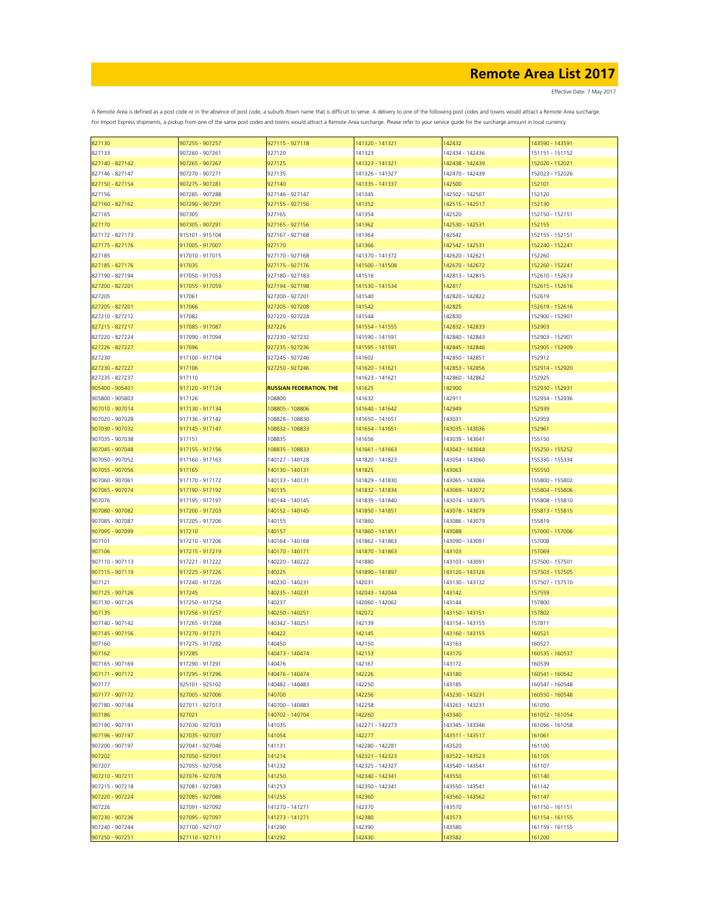# Remote Area List 2017

Effective Date: 7 May 2017

A Remote Area is defined as a post code or in the absence of post code, a suburb /town name that is difficult to serve. A delivery to one of the following post codes and towns would attract a Remote Area surcharge.
For Import Express shipments, a pickup from one of the same post codes and towns would attract a Remote Area surcharge. Please refer to your service guide for the surcharge amount in local currency.

| | | | | | |
|---|---|---|---|---|---|
| 827130 | 907255 - 907257 | 927115 - 927118 | 141320 - 141321 | 142432 | 143590 - 143591 |
| 827133 | 907260 - 907261 | 927120 | 141323 | 142434 - 142436 | 151151 - 151152 |
| 827140 - 827142 | 907265 - 907267 | 927125 | 141323 - 141321 | 142438 - 142439 | 152020 - 152021 |
| 827146 - 827147 | 907270 - 907271 | 927135 | 141326 - 141327 | 142470 - 142439 | 152023 - 152026 |
| 827150 - 827154 | 907275 - 907281 | 927140 | 141335 - 141337 | 142500 | 152101 |
| 827156 | 907285 - 907288 | 927146 - 927147 | 141345 | 142502 - 142507 | 152120 |
| 827160 - 827162 | 907290 - 907291 | 927155 - 927156 | 141352 | 142515 - 142517 | 152130 |
| 827165 | 907305 | 927165 | 141354 | 142520 | 152150 - 152151 |
| 827170 | 907305 - 907291 | 927165 - 927156 | 141362 | 142530 - 142531 | 152155 |
| 827172 - 827173 | 915101 - 915104 | 927167 - 927168 | 141364 | 142542 | 152155 - 152151 |
| 827175 - 827176 | 917005 - 917007 | 927170 | 141366 | 142542 - 142531 | 152240 - 152241 |
| 827185 | 917010 - 917015 | 927170 - 927168 | 141370 - 141372 | 142620 - 142621 | 152260 |
| 827185 - 827176 | 917035 | 927175 - 927176 | 141500 - 141508 | 142670 - 142672 | 152260 - 152241 |
| 827190 - 827194 | 917050 - 917053 | 927180 - 927183 | 141516 | 142813 - 142815 | 152610 - 152613 |
| 827200 - 827201 | 917055 - 917059 | 927194 - 927198 | 141530 - 141534 | 142817 | 152615 - 152616 |
| 827205 | 917061 | 927200 - 927201 | 141540 | 142820 - 142822 | 152619 |
| 827205 - 827201 | 917066 | 927205 - 927208 | 141542 | 142825 | 152619 - 152616 |
| 827210 - 827212 | 917082 | 927220 - 927224 | 141544 | 142830 | 152900 - 152901 |
| 827215 - 827217 | 917085 - 917087 | 927226 | 141554 - 141555 | 142832 - 142833 | 152903 |
| 827220 - 827224 | 917090 - 917094 | 927230 - 927232 | 141590 - 141591 | 142840 - 142843 | 152903 - 152901 |
| 827226 - 827227 | 917096 | 927235 - 927236 | 141595 - 141591 | 142845 - 142846 | 152905 - 152909 |
| 827230 | 917100 - 917104 | 927245 - 927246 | 141602 | 142850 - 142851 | 152912 |
| 827230 - 827227 | 917106 | 927250 - 927246 | 141620 - 141621 | 142853 - 142856 | 152914 - 152920 |
| 827235 - 827237 | 917110 | | 141623 - 141621 | 142860 - 142862 | 152925 |
| 905400 - 905401 | 917120 - 917124 | **RUSSIAN FEDERATION, THE** | 141625 | 142900 | 152930 - 152931 |
| 905800 - 905803 | 917126 | 108800 | 141632 | 142911 | 152934 - 152936 |
| 907010 - 907014 | 917130 - 917134 | 108805 - 108806 | 141640 - 141642 | 142949 | 152939 |
| 907020 - 907028 | 917136 - 917142 | 108828 - 108830 | 141650 - 141651 | 143031 | 152959 |
| 907030 - 907032 | 917145 - 917147 | 108832 - 108833 | 141654 - 141651 | 143035 - 143036 | 152961 |
| 907035 - 907038 | 917151 | 108835 | 141656 | 143039 - 143041 | 155150 |
| 907045 - 907048 | 917155 - 917156 | 108835 - 108833 | 141661 - 141663 | 143043 - 143044 | 155250 - 155252 |
| 907050 - 907052 | 917160 - 917163 | 140127 - 140128 | 141820 - 141823 | 143054 - 143060 | 155330 - 155334 |
| 907055 - 907056 | 917165 | 140130 - 140131 | 141825 | 143063 | 155550 |
| 907060 - 907061 | 917170 - 917172 | 140133 - 140131 | 141829 - 141830 | 143065 - 143066 | 155800 - 155802 |
| 907065 - 907074 | 917190 - 917192 | 140135 | 141832 - 141834 | 143069 - 143072 | 155804 - 155806 |
| 907076 | 917195 - 917197 | 140144 - 140145 | 141839 - 141840 | 143074 - 143075 | 155808 - 155810 |
| 907080 - 907082 | 917200 - 917203 | 140152 - 140145 | 141850 - 141851 | 143078 - 143079 | 155813 - 155815 |
| 907085 - 907087 | 917205 - 917206 | 140155 | 141860 | 143086 - 143079 | 155819 |
| 907095 - 907099 | 917210 | 140157 | 141860 - 141851 | 143088 | 157000 - 157006 |
| 907101 | 917210 - 917206 | 140164 - 140168 | 141862 - 141863 | 143090 - 143091 | 157008 |
| 907106 | 917215 - 917219 | 140170 - 140171 | 141870 - 141863 | 143103 | 157069 |
| 907110 - 907113 | 917221 - 917222 | 140220 - 140222 | 141880 | 143103 - 143091 | 157500 - 157501 |
| 907115 - 907119 | 917225 - 917226 | 140225 | 141890 - 141897 | 143120 - 143126 | 157503 - 157505 |
| 907121 | 917240 - 917226 | 140230 - 140231 | 142031 | 143130 - 143132 | 157507 - 157510 |
| 907125 - 907126 | 917245 | 140235 - 140231 | 142043 - 142044 | 143142 | 157559 |
| 907130 - 907126 | 917250 - 917254 | 140237 | 142060 - 142062 | 143144 | 157800 |
| 907135 | 917256 - 917257 | 140250 - 140251 | 142072 | 143150 - 143151 | 157802 |
| 907140 - 907142 | 917265 - 917268 | 140342 - 140251 | 142139 | 143154 - 143155 | 157811 |
| 907145 - 907156 | 917270 - 917271 | 140422 | 142145 | 143160 - 143155 | 160521 |
| 907160 | 917275 - 917282 | 140450 | 142150 | 143163 | 160527 |
| 907162 | 917285 | 140473 - 140474 | 142153 | 143170 | 160535 - 160537 |
| 907165 - 907169 | 917290 - 917291 | 140476 | 142167 | 143172 | 160539 |
| 907171 - 907172 | 917295 - 917296 | 140476 - 140474 | 142226 | 143180 | 160541 - 160542 |
| 907177 | 925101 - 925102 | 140482 - 140483 | 142250 | 143185 | 160547 - 160548 |
| 907177 - 907172 | 927005 - 927006 | 140700 | 142256 | 143230 - 143231 | 160550 - 160548 |
| 907180 - 907184 | 927011 - 927013 | 140700 - 140483 | 142258 | 143263 - 143231 | 161050 |
| 907186 | 927021 | 140702 - 140704 | 142260 | 143340 | 161052 - 161054 |
| 907190 - 907191 | 927030 - 927033 | 141035 | 142271 - 142273 | 143345 - 143346 | 161056 - 161058 |
| 907196 - 907197 | 927035 - 927037 | 141054 | 142277 | 143511 - 143517 | 161061 |
| 907200 - 907197 | 927041 - 927046 | 141131 | 142280 - 142281 | 143520 | 161100 |
| 907202 | 927050 - 927051 | 141214 | 142321 - 142323 | 143522 - 143523 | 161105 |
| 907207 | 927055 - 927058 | 141232 | 142325 - 142327 | 143540 - 143541 | 161107 |
| 907210 - 907211 | 927076 - 927078 | 141250 | 142340 - 142341 | 143550 | 161140 |
| 907215 - 907218 | 927081 - 927083 | 141253 | 142350 - 142341 | 143550 - 143541 | 161142 |
| 907220 - 907224 | 927085 - 927086 | 141255 | 142360 | 143560 - 143562 | 161147 |
| 907226 | 927091 - 927092 | 141270 - 141271 | 142370 | 143570 | 161150 - 161151 |
| 907230 - 907236 | 927095 - 927097 | 141273 - 141271 | 142380 | 143573 | 161154 - 161155 |
| 907240 - 907244 | 927100 - 927107 | 141290 | 142390 | 143580 | 161159 - 161155 |
| 907250 - 907251 | 927110 - 927111 | 141292 | 142430 | 143582 | 161200 |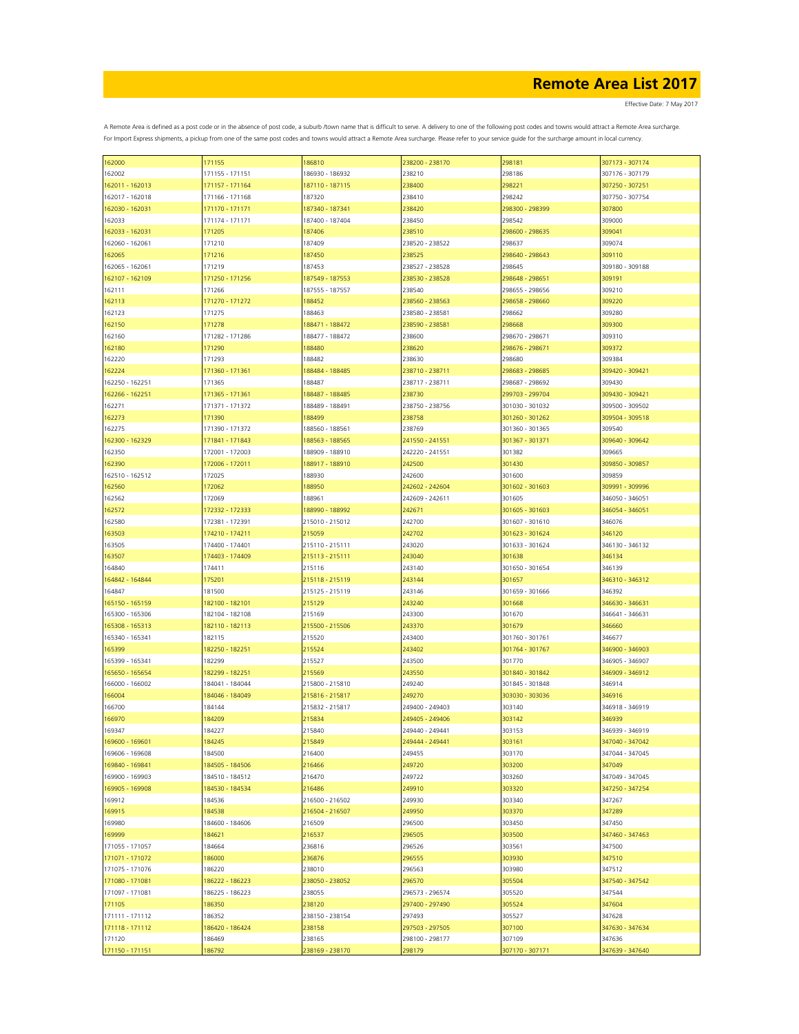# Remote Area List 2017

Effective Date: 7 May 2017

A Remote Area is defined as a post code or in the absence of post code, a suburb /town name that is difficult to serve. A delivery to one of the following post codes and towns would attract a Remote Area surcharge.
For Import Express shipments, a pickup from one of the same post codes and towns would attract a Remote Area surcharge. Please refer to your service guide for the surcharge amount in local currency.

| | | | | | |
|---|---|---|---|---|---|
| 162000 | 171155 | 186810 | 238200 - 238170 | 298181 | 307173 - 307174 |
| 162002 | 171155 - 171151 | 186930 - 186932 | 238210 | 298186 | 307176 - 307179 |
| 162011 - 162013 | 171157 - 171164 | 187110 - 187115 | 238400 | 298221 | 307250 - 307251 |
| 162017 - 162018 | 171166 - 171168 | 187320 | 238410 | 298242 | 307750 - 307754 |
| 162030 - 162031 | 171170 - 171171 | 187340 - 187341 | 238420 | 298300 - 298399 | 307800 |
| 162033 | 171174 - 171171 | 187400 - 187404 | 238450 | 298542 | 309000 |
| 162033 - 162031 | 171205 | 187406 | 238510 | 298600 - 298635 | 309041 |
| 162060 - 162061 | 171210 | 187409 | 238520 - 238522 | 298637 | 309074 |
| 162065 | 171216 | 187450 | 238525 | 298640 - 298643 | 309110 |
| 162065 - 162061 | 171219 | 187453 | 238527 - 238528 | 298645 | 309180 - 309188 |
| 162107 - 162109 | 171250 - 171256 | 187549 - 187553 | 238530 - 238528 | 298648 - 298651 | 309191 |
| 162111 | 171266 | 187555 - 187557 | 238540 | 298655 - 298656 | 309210 |
| 162113 | 171270 - 171272 | 188452 | 238560 - 238563 | 298658 - 298660 | 309220 |
| 162123 | 171275 | 188463 | 238580 - 238581 | 298662 | 309280 |
| 162150 | 171278 | 188471 - 188472 | 238590 - 238581 | 298668 | 309300 |
| 162160 | 171282 - 171286 | 188477 - 188472 | 238600 | 298670 - 298671 | 309310 |
| 162180 | 171290 | 188480 | 238620 | 298676 - 298671 | 309372 |
| 162220 | 171293 | 188482 | 238630 | 298680 | 309384 |
| 162224 | 171360 - 171361 | 188484 - 188485 | 238710 - 238711 | 298683 - 298685 | 309420 - 309421 |
| 162250 - 162251 | 171365 | 188487 | 238717 - 238711 | 298687 - 298692 | 309430 |
| 162266 - 162251 | 171365 - 171361 | 188487 - 188485 | 238730 | 299703 - 299704 | 309430 - 309421 |
| 162271 | 171371 - 171372 | 188489 - 188491 | 238750 - 238756 | 301030 - 301032 | 309500 - 309502 |
| 162273 | 171390 | 188499 | 238758 | 301260 - 301262 | 309504 - 309518 |
| 162275 | 171390 - 171372 | 188560 - 188561 | 238769 | 301360 - 301365 | 309540 |
| 162300 - 162329 | 171841 - 171843 | 188563 - 188565 | 241550 - 241551 | 301367 - 301371 | 309640 - 309642 |
| 162350 | 172001 - 172003 | 188909 - 188910 | 242220 - 241551 | 301382 | 309665 |
| 162390 | 172006 - 172011 | 188917 - 188910 | 242500 | 301430 | 309850 - 309857 |
| 162510 - 162512 | 172025 | 188930 | 242600 | 301600 | 309859 |
| 162560 | 172062 | 188950 | 242602 - 242604 | 301602 - 301603 | 309991 - 309996 |
| 162562 | 172069 | 188961 | 242609 - 242611 | 301605 | 346050 - 346051 |
| 162572 | 172332 - 172333 | 188990 - 188992 | 242671 | 301605 - 301603 | 346054 - 346051 |
| 162580 | 172381 - 172391 | 215010 - 215012 | 242700 | 301607 - 301610 | 346076 |
| 163503 | 174210 - 174211 | 215059 | 242702 | 301623 - 301624 | 346120 |
| 163505 | 174400 - 174401 | 215110 - 215111 | 243020 | 301633 - 301624 | 346130 - 346132 |
| 163507 | 174403 - 174409 | 215113 - 215111 | 243040 | 301638 | 346134 |
| 164840 | 174411 | 215116 | 243140 | 301650 - 301654 | 346139 |
| 164842 - 164844 | 175201 | 215118 - 215119 | 243144 | 301657 | 346310 - 346312 |
| 164847 | 181500 | 215125 - 215119 | 243146 | 301659 - 301666 | 346392 |
| 165150 - 165159 | 182100 - 182101 | 215129 | 243240 | 301668 | 346630 - 346631 |
| 165300 - 165306 | 182104 - 182108 | 215169 | 243300 | 301670 | 346641 - 346631 |
| 165308 - 165313 | 182110 - 182113 | 215500 - 215506 | 243370 | 301679 | 346660 |
| 165340 - 165341 | 182115 | 215520 | 243400 | 301760 - 301761 | 346677 |
| 165399 | 182250 - 182251 | 215524 | 243402 | 301764 - 301767 | 346900 - 346903 |
| 165399 - 165341 | 182299 | 215527 | 243500 | 301770 | 346905 - 346907 |
| 165650 - 165654 | 182299 - 182251 | 215569 | 243550 | 301840 - 301842 | 346909 - 346912 |
| 166000 - 166002 | 184041 - 184044 | 215800 - 215810 | 249240 | 301845 - 301848 | 346914 |
| 166004 | 184046 - 184049 | 215816 - 215817 | 249270 | 303030 - 303036 | 346916 |
| 166700 | 184144 | 215832 - 215817 | 249400 - 249403 | 303140 | 346918 - 346919 |
| 166970 | 184209 | 215834 | 249405 - 249406 | 303142 | 346939 |
| 169347 | 184227 | 215840 | 249440 - 249441 | 303153 | 346939 - 346919 |
| 169600 - 169601 | 184245 | 215849 | 249444 - 249441 | 303161 | 347040 - 347042 |
| 169606 - 169608 | 184500 | 216400 | 249455 | 303170 | 347044 - 347045 |
| 169840 - 169841 | 184505 - 184506 | 216466 | 249720 | 303200 | 347049 |
| 169900 - 169903 | 184510 - 184512 | 216470 | 249722 | 303260 | 347049 - 347045 |
| 169905 - 169908 | 184530 - 184534 | 216486 | 249910 | 303320 | 347250 - 347254 |
| 169912 | 184536 | 216500 - 216502 | 249930 | 303340 | 347267 |
| 169915 | 184538 | 216504 - 216507 | 249950 | 303370 | 347289 |
| 169980 | 184600 - 184606 | 216509 | 296500 | 303450 | 347450 |
| 169999 | 184621 | 216537 | 296505 | 303500 | 347460 - 347463 |
| 171055 - 171057 | 184664 | 236816 | 296526 | 303561 | 347500 |
| 171071 - 171072 | 186000 | 236876 | 296555 | 303930 | 347510 |
| 171075 - 171076 | 186220 | 238010 | 296563 | 303980 | 347512 |
| 171080 - 171081 | 186222 - 186223 | 238050 - 238052 | 296570 | 305504 | 347540 - 347542 |
| 171097 - 171081 | 186225 - 186223 | 238055 | 296573 - 296574 | 305520 | 347544 |
| 171105 | 186350 | 238120 | 297400 - 297490 | 305524 | 347604 |
| 171111 - 171112 | 186352 | 238150 - 238154 | 297493 | 305527 | 347628 |
| 171118 - 171112 | 186420 - 186424 | 238158 | 297503 - 297505 | 307100 | 347630 - 347634 |
| 171120 | 186469 | 238165 | 298100 - 298177 | 307109 | 347636 |
| 171150 - 171151 | 186792 | 238169 - 238170 | 298179 | 307170 - 307171 | 347639 - 347640 |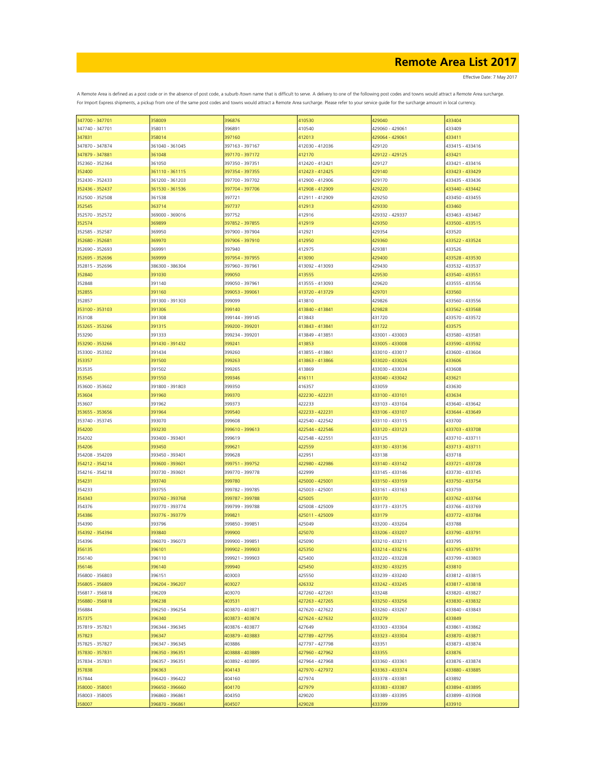# Remote Area List 2017

Effective Date: 7 May 2017

A Remote Area is defined as a post code or in the absence of post code, a suburb /town name that is difficult to serve. A delivery to one of the following post codes and towns would attract a Remote Area surcharge. For Import Express shipments, a pickup from one of the same post codes and towns would attract a Remote Area surcharge. Please refer to your service guide for the surcharge amount in local currency.

| | | | | | |
|---|---|---|---|---|---|
| 347700 - 347701 | 358009 | 396876 | 410530 | 429040 | 433404 |
| 347740 - 347701 | 358011 | 396891 | 410540 | 429060 - 429061 | 433409 |
| 347831 | 358014 | 397160 | 412013 | 429064 - 429061 | 433411 |
| 347870 - 347874 | 361040 - 361045 | 397163 - 397167 | 412030 - 412036 | 429120 | 433415 - 433416 |
| 347879 - 347881 | 361048 | 397170 - 397172 | 412170 | 429122 - 429125 | 433421 |
| 352360 - 352364 | 361050 | 397350 - 397351 | 412420 - 412421 | 429127 | 433421 - 433416 |
| 352400 | 361110 - 361115 | 397354 - 397355 | 412423 - 412425 | 429140 | 433423 - 433429 |
| 352430 - 352433 | 361200 - 361203 | 397700 - 397702 | 412900 - 412906 | 429170 | 433435 - 433436 |
| 352436 - 352437 | 361530 - 361536 | 397704 - 397706 | 412908 - 412909 | 429220 | 433440 - 433442 |
| 352500 - 352508 | 361538 | 397721 | 412911 - 412909 | 429250 | 433450 - 433455 |
| 352545 | 363714 | 397737 | 412913 | 429330 | 433460 |
| 352570 - 352572 | 369000 - 369016 | 397752 | 412916 | 429332 - 429337 | 433463 - 433467 |
| 352574 | 369899 | 397852 - 397855 | 412919 | 429350 | 433500 - 433515 |
| 352585 - 352587 | 369950 | 397900 - 397904 | 412921 | 429354 | 433520 |
| 352680 - 352681 | 369970 | 397906 - 397910 | 412950 | 429360 | 433522 - 433524 |
| 352690 - 352693 | 369991 | 397940 | 412975 | 429381 | 433526 |
| 352695 - 352696 | 369999 | 397954 - 397955 | 413090 | 429400 | 433528 - 433530 |
| 352815 - 352696 | 386300 - 386304 | 397960 - 397961 | 413092 - 413093 | 429430 | 433532 - 433537 |
| 352840 | 391030 | 399050 | 413555 | 429530 | 433540 - 433551 |
| 352848 | 391140 | 399050 - 397961 | 413555 - 413093 | 429620 | 433555 - 433556 |
| 352855 | 391160 | 399053 - 399061 | 413720 - 413729 | 429701 | 433560 |
| 352857 | 391300 - 391303 | 399099 | 413810 | 429826 | 433560 - 433556 |
| 353100 - 353103 | 391306 | 399140 | 413840 - 413841 | 429828 | 433562 - 433568 |
| 353108 | 391308 | 399144 - 399145 | 413843 | 431720 | 433570 - 433572 |
| 353265 - 353266 | 391315 | 399200 - 399201 | 413843 - 413841 | 431722 | 433575 |
| 353290 | 391333 | 399234 - 399201 | 413849 - 413851 | 433001 - 433003 | 433580 - 433581 |
| 353290 - 353266 | 391430 - 391432 | 399241 | 413853 | 433005 - 433008 | 433590 - 433592 |
| 353300 - 353302 | 391434 | 399260 | 413855 - 413861 | 433010 - 433017 | 433600 - 433604 |
| 353357 | 391500 | 399263 | 413863 - 413866 | 433020 - 433026 | 433606 |
| 353535 | 391502 | 399265 | 413869 | 433030 - 433034 | 433608 |
| 353545 | 391550 | 399346 | 416111 | 433040 - 433042 | 433621 |
| 353600 - 353602 | 391800 - 391803 | 399350 | 416357 | 433059 | 433630 |
| 353604 | 391960 | 399370 | 422230 - 422231 | 433100 - 433101 | 433634 |
| 353607 | 391962 | 399373 | 422233 | 433103 - 433104 | 433640 - 433642 |
| 353655 - 353656 | 391964 | 399540 | 422233 - 422231 | 433106 - 433107 | 433644 - 433649 |
| 353740 - 353745 | 393070 | 399608 | 422540 - 422542 | 433110 - 433115 | 433700 |
| 354200 | 393230 | 399610 - 399613 | 422544 - 422546 | 433120 - 433123 | 433703 - 433708 |
| 354202 | 393400 - 393401 | 399619 | 422548 - 422551 | 433125 | 433710 - 433711 |
| 354206 | 393450 | 399621 | 422559 | 433130 - 433136 | 433713 - 433711 |
| 354208 - 354209 | 393450 - 393401 | 399628 | 422951 | 433138 | 433718 |
| 354212 - 354214 | 393600 - 393601 | 399751 - 399752 | 422980 - 422986 | 433140 - 433142 | 433721 - 433728 |
| 354216 - 354218 | 393730 - 393601 | 399770 - 399778 | 422999 | 433145 - 433146 | 433730 - 433745 |
| 354231 | 393740 | 399780 | 425000 - 425001 | 433150 - 433159 | 433750 - 433754 |
| 354233 | 393755 | 399782 - 399785 | 425003 - 425001 | 433161 - 433163 | 433759 |
| 354343 | 393760 - 393768 | 399787 - 399788 | 425005 | 433170 | 433762 - 433764 |
| 354376 | 393770 - 393774 | 399799 - 399788 | 425008 - 425009 | 433173 - 433175 | 433766 - 433769 |
| 354386 | 393776 - 393779 | 399821 | 425011 - 425009 | 433179 | 433772 - 433784 |
| 354390 | 393796 | 399850 - 399851 | 425049 | 433200 - 433204 | 433788 |
| 354392 - 354394 | 393840 | 399900 | 425070 | 433206 - 433207 | 433790 - 433791 |
| 354396 | 396070 - 396073 | 399900 - 399851 | 425090 | 433210 - 433211 | 433795 |
| 356135 | 396101 | 399902 - 399903 | 425350 | 433214 - 433216 | 433795 - 433791 |
| 356140 | 396110 | 399921 - 399903 | 425400 | 433220 - 433228 | 433799 - 433803 |
| 356146 | 396140 | 399940 | 425450 | 433230 - 433235 | 433810 |
| 356800 - 356803 | 396151 | 403003 | 425550 | 433239 - 433240 | 433812 - 433815 |
| 356805 - 356809 | 396204 - 396207 | 403027 | 426332 | 433242 - 433245 | 433817 - 433818 |
| 356817 - 356818 | 396209 | 403070 | 427260 - 427261 | 433248 | 433820 - 433827 |
| 356880 - 356818 | 396238 | 403531 | 427263 - 427265 | 433250 - 433256 | 433830 - 433832 |
| 356884 | 396250 - 396254 | 403870 - 403871 | 427620 - 427622 | 433260 - 433267 | 433840 - 433843 |
| 357375 | 396340 | 403873 - 403874 | 427624 - 427632 | 433279 | 433849 |
| 357819 - 357821 | 396344 - 396345 | 403876 - 403877 | 427649 | 433303 - 433304 | 433861 - 433862 |
| 357823 | 396347 | 403879 - 403883 | 427789 - 427795 | 433323 - 433304 | 433870 - 433871 |
| 357825 - 357827 | 396347 - 396345 | 403886 | 427797 - 427798 | 433351 | 433873 - 433874 |
| 357830 - 357831 | 396350 - 396351 | 403888 - 403889 | 427960 - 427962 | 433355 | 433876 |
| 357834 - 357831 | 396357 - 396351 | 403892 - 403895 | 427964 - 427968 | 433360 - 433361 | 433876 - 433874 |
| 357838 | 396363 | 404143 | 427970 - 427972 | 433363 - 433374 | 433880 - 433885 |
| 357844 | 396420 - 396422 | 404160 | 427974 | 433378 - 433381 | 433892 |
| 358000 - 358001 | 396650 - 396660 | 404170 | 427979 | 433383 - 433387 | 433894 - 433895 |
| 358003 - 358005 | 396860 - 396861 | 404350 | 429020 | 433389 - 433395 | 433899 - 433908 |
| 358007 | 396870 - 396861 | 404507 | 429028 | 433399 | 433910 |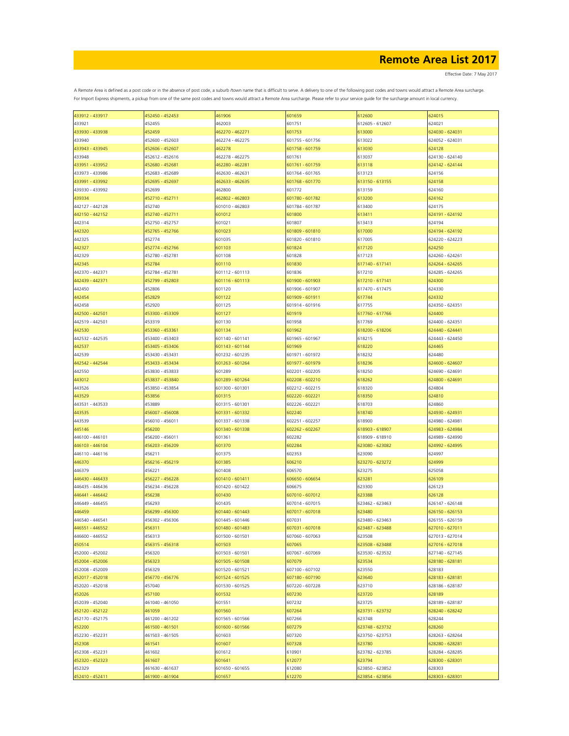# Remote Area List 2017

Effective Date: 7 May 2017

A Remote Area is defined as a post code or in the absence of post code, a suburb /town name that is difficult to serve. A delivery to one of the following post codes and towns would attract a Remote Area surcharge. For Import Express shipments, a pickup from one of the same post codes and towns would attract a Remote Area surcharge. Please refer to your service guide for the surcharge amount in local currency.

| | | | | | |
|---|---|---|---|---|---|
| 433912 - 433917 | 452450 - 452453 | 461906 | 601659 | 612600 | 624015 |
| 433921 | 452455 | 462003 | 601751 | 612605 - 612607 | 624021 |
| 433930 - 433938 | 452459 | 462270 - 462271 | 601753 | 613000 | 624030 - 624031 |
| 433940 | 452600 - 452603 | 462274 - 462275 | 601755 - 601756 | 613022 | 624052 - 624031 |
| 433943 - 433945 | 452606 - 452607 | 462278 | 601758 - 601759 | 613030 | 624128 |
| 433948 | 452612 - 452616 | 462278 - 462275 | 601761 | 613037 | 624130 - 624140 |
| 433951 - 433952 | 452680 - 452681 | 462280 - 462281 | 601761 - 601759 | 613118 | 624142 - 624144 |
| 433973 - 433986 | 452683 - 452689 | 462630 - 462631 | 601764 - 601765 | 613123 | 624156 |
| 433991 - 433992 | 452695 - 452697 | 462633 - 462635 | 601768 - 601770 | 613150 - 613155 | 624158 |
| 439330 - 433992 | 452699 | 462800 | 601772 | 613159 | 624160 |
| 439334 | 452710 - 452711 | 462802 - 462803 | 601780 - 601782 | 613200 | 624162 |
| 442127 - 442128 | 452740 | 601010 - 462803 | 601784 - 601787 | 613400 | 624175 |
| 442150 - 442152 | 452740 - 452711 | 601012 | 601800 | 613411 | 624191 - 624192 |
| 442314 | 452750 - 452757 | 601021 | 601807 | 613413 | 624194 |
| 442320 | 452765 - 452766 | 601023 | 601809 - 601810 | 617000 | 624194 - 624192 |
| 442325 | 452774 | 601035 | 601820 - 601810 | 617005 | 624220 - 624223 |
| 442327 | 452774 - 452766 | 601103 | 601824 | 617120 | 624250 |
| 442329 | 452780 - 452781 | 601108 | 601828 | 617123 | 624260 - 624261 |
| 442345 | 452784 | 601110 | 601830 | 617140 - 617141 | 624264 - 624265 |
| 442370 - 442371 | 452784 - 452781 | 601112 - 601113 | 601836 | 617210 | 624285 - 624265 |
| 442439 - 442371 | 452799 - 452803 | 601116 - 601113 | 601900 - 601903 | 617210 - 617141 | 624300 |
| 442450 | 452806 | 601120 | 601906 - 601907 | 617470 - 617475 | 624330 |
| 442454 | 452829 | 601122 | 601909 - 601911 | 617744 | 624332 |
| 442458 | 452920 | 601125 | 601914 - 601916 | 617755 | 624350 - 624351 |
| 442500 - 442501 | 453300 - 453309 | 601127 | 601919 | 617760 - 617766 | 624400 |
| 442519 - 442501 | 453319 | 601130 | 601958 | 617769 | 624400 - 624351 |
| 442530 | 453360 - 453361 | 601134 | 601962 | 618200 - 618206 | 624440 - 624441 |
| 442532 - 442535 | 453400 - 453403 | 601140 - 601141 | 601965 - 601967 | 618215 | 624443 - 624450 |
| 442537 | 453405 - 453406 | 601143 - 601144 | 601969 | 618220 | 624465 |
| 442539 | 453430 - 453431 | 601232 - 601235 | 601971 - 601972 | 618232 | 624480 |
| 442542 - 442544 | 453433 - 453434 | 601263 - 601264 | 601977 - 601979 | 618236 | 624600 - 624607 |
| 442550 | 453830 - 453833 | 601289 | 602201 - 602205 | 618250 | 624690 - 624691 |
| 443012 | 453837 - 453840 | 601289 - 601264 | 602208 - 602210 | 618262 | 624800 - 624691 |
| 443526 | 453850 - 453854 | 601300 - 601301 | 602212 - 602215 | 618320 | 624804 |
| 443529 | 453856 | 601315 | 602220 - 602221 | 618350 | 624810 |
| 443531 - 443533 | 453889 | 601315 - 601301 | 602226 - 602221 | 618703 | 624860 |
| 443535 | 456007 - 456008 | 601331 - 601332 | 602240 | 618740 | 624930 - 624931 |
| 443539 | 456010 - 456011 | 601337 - 601338 | 602251 - 602257 | 618900 | 624980 - 624981 |
| 445146 | 456200 | 601340 - 601338 | 602262 - 602267 | 618903 - 618907 | 624983 - 624984 |
| 446100 - 446101 | 456200 - 456011 | 601361 | 602282 | 618909 - 618910 | 624989 - 624990 |
| 446103 - 446104 | 456203 - 456209 | 601370 | 602284 | 623080 - 623082 | 624992 - 624995 |
| 446110 - 446116 | 456211 | 601375 | 602353 | 623090 | 624997 |
| 446370 | 456216 - 456219 | 601385 | 606210 | 623270 - 623272 | 624999 |
| 446379 | 456221 | 601408 | 606570 | 623275 | 625058 |
| 446430 - 446433 | 456227 - 456228 | 601410 - 601411 | 606650 - 606654 | 623281 | 626109 |
| 446435 - 446436 | 456234 - 456228 | 601420 - 601422 | 606675 | 623300 | 626123 |
| 446441 - 446442 | 456238 | 601430 | 607010 - 607012 | 623388 | 626128 |
| 446449 - 446455 | 456293 | 601435 | 607014 - 607015 | 623462 - 623463 | 626147 - 626148 |
| 446459 | 456299 - 456300 | 601440 - 601443 | 607017 - 607018 | 623480 | 626150 - 626153 |
| 446540 - 446541 | 456302 - 456306 | 601445 - 601446 | 607031 | 623480 - 623463 | 626155 - 626159 |
| 446551 - 446552 | 456311 | 601480 - 601483 | 607031 - 607018 | 623487 - 623488 | 627010 - 627011 |
| 446600 - 446552 | 456313 | 601500 - 601501 | 607060 - 607063 | 623508 | 627013 - 627014 |
| 450514 | 456315 - 456318 | 601503 | 607065 | 623508 - 623488 | 627016 - 627018 |
| 452000 - 452002 | 456320 | 601503 - 601501 | 607067 - 607069 | 623530 - 623532 | 627140 - 627145 |
| 452004 - 452006 | 456323 | 601505 - 601508 | 607079 | 623534 | 628180 - 628181 |
| 452008 - 452009 | 456329 | 601520 - 601521 | 607100 - 607102 | 623550 | 628183 |
| 452017 - 452018 | 456770 - 456776 | 601524 - 601525 | 607180 - 607190 | 623640 | 628183 - 628181 |
| 452020 - 452018 | 457040 | 601530 - 601525 | 607220 - 607228 | 623710 | 628186 - 628187 |
| 452026 | 457100 | 601532 | 607230 | 623720 | 628189 |
| 452039 - 452040 | 461040 - 461050 | 601551 | 607232 | 623725 | 628189 - 628187 |
| 452120 - 452122 | 461059 | 601560 | 607264 | 623731 - 623732 | 628240 - 628242 |
| 452170 - 452175 | 461200 - 461202 | 601565 - 601566 | 607266 | 623748 | 628244 |
| 452200 | 461500 - 461501 | 601600 - 601566 | 607279 | 623748 - 623732 | 628260 |
| 452230 - 452231 | 461503 - 461505 | 601603 | 607320 | 623750 - 623753 | 628263 - 628264 |
| 452308 | 461541 | 601607 | 607328 | 623780 | 628280 - 628281 |
| 452308 - 452231 | 461602 | 601612 | 610901 | 623782 - 623785 | 628284 - 628285 |
| 452320 - 452323 | 461607 | 601641 | 612077 | 623794 | 628300 - 628301 |
| 452329 | 461630 - 461637 | 601650 - 601655 | 612080 | 623850 - 623852 | 628303 |
| 452410 - 452411 | 461900 - 461904 | 601657 | 612270 | 623854 - 623856 | 628303 - 628301 |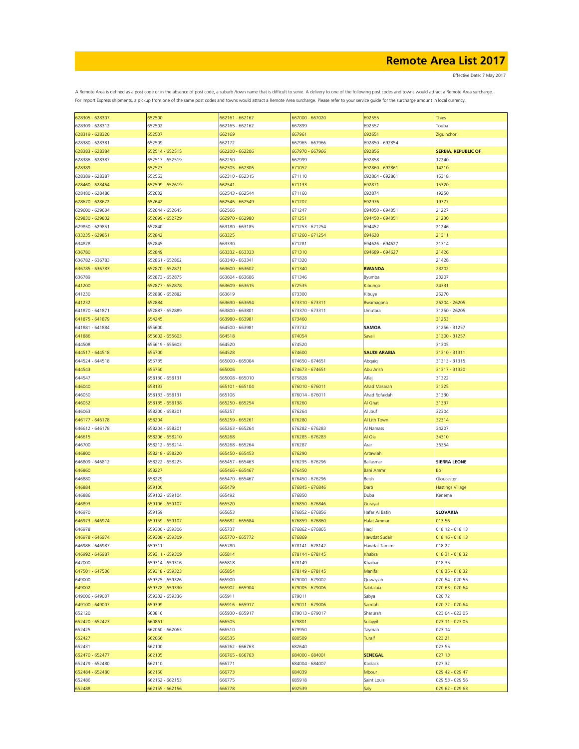# Remote Area List 2017

Effective Date: 7 May 2017

A Remote Area is defined as a post code or in the absence of post code, a suburb /town name that is difficult to serve. A delivery to one of the following post codes and towns would attract a Remote Area surcharge. For Import Express shipments, a pickup from one of the same post codes and towns would attract a Remote Area surcharge. Please refer to your service guide for the surcharge amount in local currency.

| | | | | | |
|---|---|---|---|---|---|
| 628305 - 628307 | 652500 | 662161 - 662162 | 667000 - 667020 | 692555 | Thies |
| 628309 - 628312 | 652502 | 662165 - 662162 | 667899 | 692557 | Touba |
| 628319 - 628320 | 652507 | 662169 | 667961 | 692651 | Ziguinchor |
| 628380 - 628381 | 652509 | 662172 | 667965 - 667966 | 692850 - 692854 | |
| 628383 - 628384 | 652514 - 652515 | 662200 - 662206 | 667970 - 667966 | 692856 | **SERBIA, REPUBLIC OF** |
| 628386 - 628387 | 652517 - 652519 | 662250 | 667999 | 692858 | 12240 |
| 628389 | 652523 | 662305 - 662306 | 671052 | 692860 - 692861 | 14210 |
| 628389 - 628387 | 652563 | 662310 - 662315 | 671110 | 692864 - 692861 | 15318 |
| 628460 - 628464 | 652599 - 652619 | 662541 | 671133 | 692871 | 15320 |
| 628480 - 628486 | 652632 | 662543 - 662544 | 671160 | 692874 | 19250 |
| 628670 - 628672 | 652642 | 662546 - 662549 | 671207 | 692976 | 19377 |
| 629600 - 629604 | 652644 - 652645 | 662566 | 671247 | 694050 - 694051 | 21227 |
| 629830 - 629832 | 652699 - 652729 | 662970 - 662980 | 671251 | 694450 - 694051 | 21230 |
| 629850 - 629851 | 652840 | 663180 - 663185 | 671253 - 671254 | 694452 | 21246 |
| 633235 - 629851 | 652842 | 663325 | 671260 - 671254 | 694620 | 21311 |
| 634878 | 652845 | 663330 | 671281 | 694626 - 694627 | 21314 |
| 636780 | 652849 | 663332 - 663333 | 671310 | 694689 - 694627 | 21426 |
| 636782 - 636783 | 652861 - 652862 | 663340 - 663341 | 671320 | | 21428 |
| 636785 - 636783 | 652870 - 652871 | 663600 - 663602 | 671340 | **RWANDA** | 23202 |
| 636789 | 652873 - 652875 | 663604 - 663606 | 671346 | Byumba | 23207 |
| 641200 | 652877 - 652878 | 663609 - 663615 | 672535 | Kibungo | 24331 |
| 641230 | 652880 - 652882 | 663619 | 673300 | Kibuye | 25270 |
| 641232 | 652884 | 663690 - 663694 | 673310 - 673311 | Rwamagana | 26204 - 26205 |
| 641870 - 641871 | 652887 - 652889 | 663800 - 663801 | 673370 - 673311 | Umutara | 31250 - 26205 |
| 641875 - 641879 | 654245 | 663980 - 663981 | 673460 | | 31253 |
| 641881 - 641884 | 655600 | 664500 - 663981 | 673732 | **SAMOA** | 31256 - 31257 |
| 641886 | 655602 - 655603 | 664518 | 674054 | Savaii | 31300 - 31257 |
| 644508 | 655619 - 655603 | 664520 | 674520 | | 31305 |
| 644517 - 644518 | 655700 | 664528 | 674600 | **SAUDI ARABIA** | 31310 - 31311 |
| 644524 - 644518 | 655735 | 665000 - 665004 | 674650 - 674651 | Abqaiq | 31313 - 31315 |
| 644543 | 655750 | 665006 | 674673 - 674651 | Abu Arish | 31317 - 31320 |
| 644547 | 658130 - 658131 | 665008 - 665010 | 675828 | Aflaj | 31322 |
| 646040 | 658133 | 665101 - 665104 | 676010 - 676011 | Ahad Masarah | 31325 |
| 646050 | 658133 - 658131 | 665106 | 676014 - 676011 | Ahad Rofaidah | 31330 |
| 646052 | 658135 - 658138 | 665250 - 665254 | 676260 | Al Ghat | 31337 |
| 646063 | 658200 - 658201 | 665257 | 676264 | Al Jouf | 32304 |
| 646177 - 646178 | 658204 | 665259 - 665261 | 676280 | Al Lith Town | 32314 |
| 646612 - 646178 | 658204 - 658201 | 665263 - 665264 | 676282 - 676283 | Al Namass | 34207 |
| 646615 | 658206 - 658210 | 665268 | 676285 - 676283 | Al Ola | 34310 |
| 646700 | 658212 - 658214 | 665268 - 665264 | 676287 | Arar | 36354 |
| 646800 | 658218 - 658220 | 665450 - 665453 | 676290 | Artawiah | |
| 646809 - 646812 | 658222 - 658225 | 665457 - 665463 | 676295 - 676296 | Ballasmar | **SIERRA LEONE** |
| 646860 | 658227 | 665466 - 665467 | 676450 | Bani Ammr | Bo |
| 646880 | 658229 | 665470 - 665467 | 676450 - 676296 | Beish | Gloucester |
| 646884 | 659100 | 665479 | 676845 - 676846 | Darb | Hastings Village |
| 646886 | 659102 - 659104 | 665492 | 676850 | Duba | Kenema |
| 646893 | 659106 - 659107 | 665520 | 676850 - 676846 | Gurayat | |
| 646970 | 659159 | 665653 | 676852 - 676856 | Hafar Al Batin | **SLOVAKIA** |
| 646973 - 646974 | 659159 - 659107 | 665682 - 665684 | 676859 - 676860 | Halat Ammar | 013 56 |
| 646978 | 659300 - 659306 | 665737 | 676862 - 676865 | Haql | 018 12 - 018 13 |
| 646978 - 646974 | 659308 - 659309 | 665770 - 665772 | 676869 | Hawdat Sudair | 018 16 - 018 13 |
| 646986 - 646987 | 659311 | 665780 | 678141 - 678142 | Hawdat Tamim | 018 22 |
| 646992 - 646987 | 659311 - 659309 | 665814 | 678144 - 678145 | Khabra | 018 31 - 018 32 |
| 647000 | 659314 - 659316 | 665818 | 678149 | Khaibar | 018 35 |
| 647501 - 647506 | 659318 - 659323 | 665854 | 678149 - 678145 | Manifa | 018 35 - 018 32 |
| 649000 | 659325 - 659326 | 665900 | 679000 - 679002 | Quwayiah | 020 54 - 020 55 |
| 649002 | 659328 - 659330 | 665902 - 665904 | 679005 - 679006 | Sabtalaia | 020 63 - 020 64 |
| 649006 - 649007 | 659332 - 659336 | 665911 | 679011 | Sabya | 020 72 |
| 649100 - 649007 | 659399 | 665916 - 665917 | 679011 - 679006 | Samtah | 020 72 - 020 64 |
| 652120 | 660816 | 665930 - 665917 | 679013 - 679017 | Sharurah | 023 04 - 023 05 |
| 652420 - 652423 | 660861 | 666505 | 679801 | Sulayyil | 023 11 - 023 05 |
| 652425 | 662060 - 662063 | 666510 | 679950 | Taymah | 023 14 |
| 652427 | 662066 | 666535 | 680509 | Turaif | 023 21 |
| 652431 | 662100 | 666762 - 666763 | 682640 | | 023 55 |
| 652470 - 652477 | 662105 | 666765 - 666763 | 684000 - 684001 | **SENEGAL** | 027 13 |
| 652479 - 652480 | 662110 | 666771 | 684004 - 684007 | Kaolack | 027 32 |
| 652484 - 652480 | 662150 | 666773 | 684039 | Mbour | 029 42 - 029 47 |
| 652486 | 662152 - 662153 | 666775 | 685918 | Saint Louis | 029 53 - 029 56 |
| 652488 | 662155 - 662156 | 666778 | 692539 | Saly | 029 62 - 029 63 |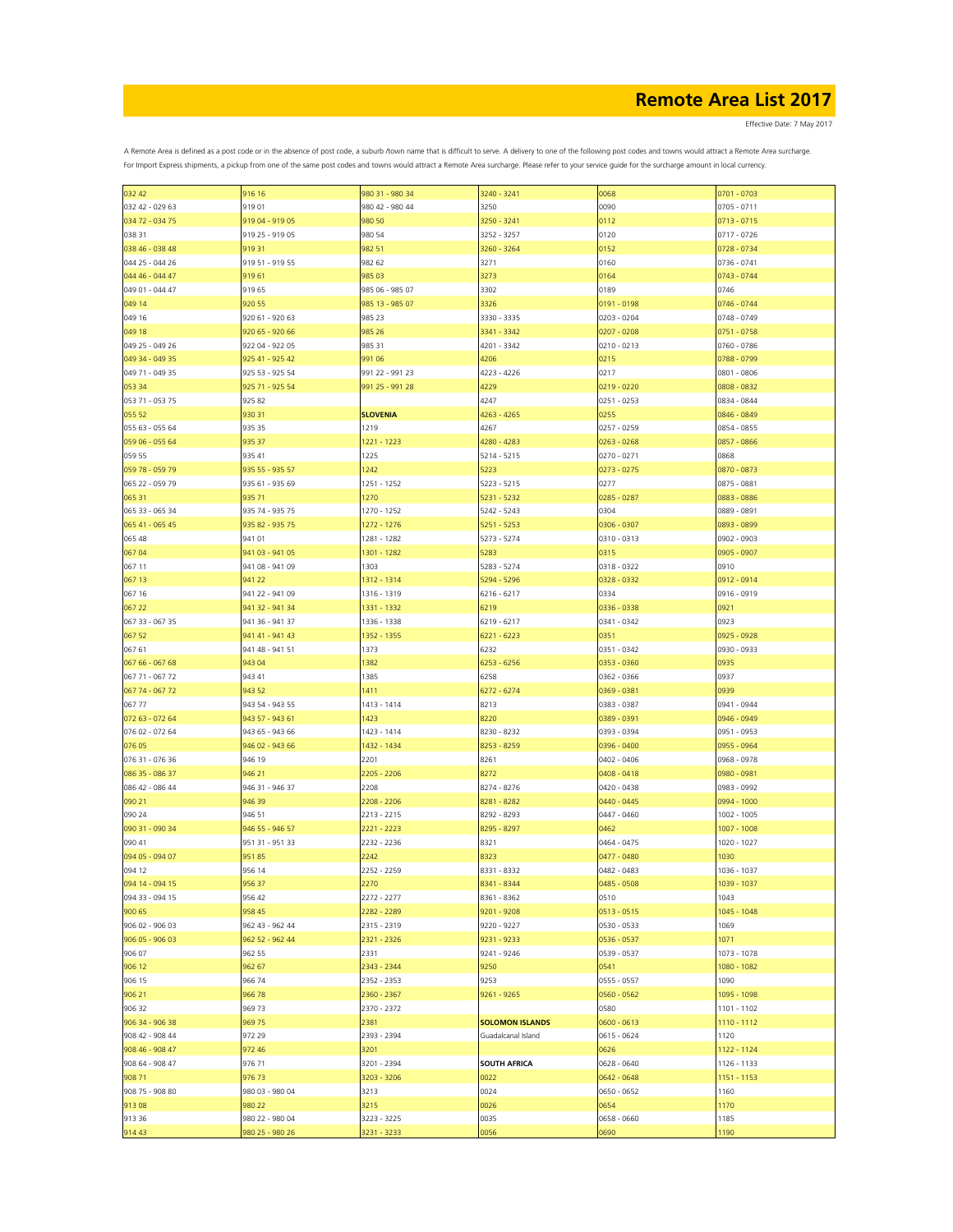# Remote Area List 2017

Effective Date: 7 May 2017

A Remote Area is defined as a post code or in the absence of post code, a suburb /town name that is difficult to serve. A delivery to one of the following post codes and towns would attract a Remote Area surcharge.
For Import Express shipments, a pickup from one of the same post codes and towns would attract a Remote Area surcharge. Please refer to your service guide for the surcharge amount in local currency.

| | | | | | |
|---|---|---|---|---|---|
| 032 42 | 916 16 | 980 31 - 980 34 | 3240 - 3241 | 0068 | 0701 - 0703 |
| 032 42 - 029 63 | 919 01 | 980 42 - 980 44 | 3250 | 0090 | 0705 - 0711 |
| 034 72 - 034 75 | 919 04 - 919 05 | 980 50 | 3250 - 3241 | 0112 | 0713 - 0715 |
| 038 31 | 919 25 - 919 05 | 980 54 | 3252 - 3257 | 0120 | 0717 - 0726 |
| 038 46 - 038 48 | 919 31 | 982 51 | 3260 - 3264 | 0152 | 0728 - 0734 |
| 044 25 - 044 26 | 919 51 - 919 55 | 982 62 | 3271 | 0160 | 0736 - 0741 |
| 044 46 - 044 47 | 919 61 | 985 03 | 3273 | 0164 | 0743 - 0744 |
| 049 01 - 044 47 | 919 65 | 985 06 - 985 07 | 3302 | 0189 | 0746 |
| 049 14 | 920 55 | 985 13 - 985 07 | 3326 | 0191 - 0198 | 0746 - 0744 |
| 049 16 | 920 61 - 920 63 | 985 23 | 3330 - 3335 | 0203 - 0204 | 0748 - 0749 |
| 049 18 | 920 65 - 920 66 | 985 26 | 3341 - 3342 | 0207 - 0208 | 0751 - 0758 |
| 049 25 - 049 26 | 922 04 - 922 05 | 985 31 | 4201 - 3342 | 0210 - 0213 | 0760 - 0786 |
| 049 34 - 049 35 | 925 41 - 925 42 | 991 06 | 4206 | 0215 | 0788 - 0799 |
| 049 71 - 049 35 | 925 53 - 925 54 | 991 22 - 991 23 | 4223 - 4226 | 0217 | 0801 - 0806 |
| 053 34 | 925 71 - 925 54 | 991 25 - 991 28 | 4229 | 0219 - 0220 | 0808 - 0832 |
| 053 71 - 053 75 | 925 82 | | 4247 | 0251 - 0253 | 0834 - 0844 |
| 055 52 | 930 31 | **SLOVENIA** | 4263 - 4265 | 0255 | 0846 - 0849 |
| 055 63 - 055 64 | 935 35 | 1219 | 4267 | 0257 - 0259 | 0854 - 0855 |
| 059 06 - 055 64 | 935 37 | 1221 - 1223 | 4280 - 4283 | 0263 - 0268 | 0857 - 0866 |
| 059 55 | 935 41 | 1225 | 5214 - 5215 | 0270 - 0271 | 0868 |
| 059 78 - 059 79 | 935 55 - 935 57 | 1242 | 5223 | 0273 - 0275 | 0870 - 0873 |
| 065 22 - 059 79 | 935 61 - 935 69 | 1251 - 1252 | 5223 - 5215 | 0277 | 0875 - 0881 |
| 065 31 | 935 71 | 1270 | 5231 - 5232 | 0285 - 0287 | 0883 - 0886 |
| 065 33 - 065 34 | 935 74 - 935 75 | 1270 - 1252 | 5242 - 5243 | 0304 | 0889 - 0891 |
| 065 41 - 065 45 | 935 82 - 935 75 | 1272 - 1276 | 5251 - 5253 | 0306 - 0307 | 0893 - 0899 |
| 065 48 | 941 01 | 1281 - 1282 | 5273 - 5274 | 0310 - 0313 | 0902 - 0903 |
| 067 04 | 941 03 - 941 05 | 1301 - 1282 | 5283 | 0315 | 0905 - 0907 |
| 067 11 | 941 08 - 941 09 | 1303 | 5283 - 5274 | 0318 - 0322 | 0910 |
| 067 13 | 941 22 | 1312 - 1314 | 5294 - 5296 | 0328 - 0332 | 0912 - 0914 |
| 067 16 | 941 22 - 941 09 | 1316 - 1319 | 6216 - 6217 | 0334 | 0916 - 0919 |
| 067 22 | 941 32 - 941 34 | 1331 - 1332 | 6219 | 0336 - 0338 | 0921 |
| 067 33 - 067 35 | 941 36 - 941 37 | 1336 - 1338 | 6219 - 6217 | 0341 - 0342 | 0923 |
| 067 52 | 941 41 - 941 43 | 1352 - 1355 | 6221 - 6223 | 0351 | 0925 - 0928 |
| 067 61 | 941 48 - 941 51 | 1373 | 6232 | 0351 - 0342 | 0930 - 0933 |
| 067 66 - 067 68 | 943 04 | 1382 | 6253 - 6256 | 0353 - 0360 | 0935 |
| 067 71 - 067 72 | 943 41 | 1385 | 6258 | 0362 - 0366 | 0937 |
| 067 74 - 067 72 | 943 52 | 1411 | 6272 - 6274 | 0369 - 0381 | 0939 |
| 067 77 | 943 54 - 943 55 | 1413 - 1414 | 8213 | 0383 - 0387 | 0941 - 0944 |
| 072 63 - 072 64 | 943 57 - 943 61 | 1423 | 8220 | 0389 - 0391 | 0946 - 0949 |
| 076 02 - 072 64 | 943 65 - 943 66 | 1423 - 1414 | 8230 - 8232 | 0393 - 0394 | 0951 - 0953 |
| 076 05 | 946 02 - 943 66 | 1432 - 1434 | 8253 - 8259 | 0396 - 0400 | 0955 - 0964 |
| 076 31 - 076 36 | 946 19 | 2201 | 8261 | 0402 - 0406 | 0968 - 0978 |
| 086 35 - 086 37 | 946 21 | 2205 - 2206 | 8272 | 0408 - 0418 | 0980 - 0981 |
| 086 42 - 086 44 | 946 31 - 946 37 | 2208 | 8274 - 8276 | 0420 - 0438 | 0983 - 0992 |
| 090 21 | 946 39 | 2208 - 2206 | 8281 - 8282 | 0440 - 0445 | 0994 - 1000 |
| 090 24 | 946 51 | 2213 - 2215 | 8292 - 8293 | 0447 - 0460 | 1002 - 1005 |
| 090 31 - 090 34 | 946 55 - 946 57 | 2221 - 2223 | 8295 - 8297 | 0462 | 1007 - 1008 |
| 090 41 | 951 31 - 951 33 | 2232 - 2236 | 8321 | 0464 - 0475 | 1020 - 1027 |
| 094 05 - 094 07 | 951 85 | 2242 | 8323 | 0477 - 0480 | 1030 |
| 094 12 | 956 14 | 2252 - 2259 | 8331 - 8332 | 0482 - 0483 | 1036 - 1037 |
| 094 14 - 094 15 | 956 37 | 2270 | 8341 - 8344 | 0485 - 0508 | 1039 - 1037 |
| 094 33 - 094 15 | 956 42 | 2272 - 2277 | 8361 - 8362 | 0510 | 1043 |
| 900 65 | 958 45 | 2282 - 2289 | 9201 - 9208 | 0513 - 0515 | 1045 - 1048 |
| 906 02 - 906 03 | 962 43 - 962 44 | 2315 - 2319 | 9220 - 9227 | 0530 - 0533 | 1069 |
| 906 05 - 906 03 | 962 52 - 962 44 | 2321 - 2326 | 9231 - 9233 | 0536 - 0537 | 1071 |
| 906 07 | 962 55 | 2331 | 9241 - 9246 | 0539 - 0537 | 1073 - 1078 |
| 906 12 | 962 67 | 2343 - 2344 | 9250 | 0541 | 1080 - 1082 |
| 906 15 | 966 74 | 2352 - 2353 | 9253 | 0555 - 0557 | 1090 |
| 906 21 | 966 78 | 2360 - 2367 | 9261 - 9265 | 0560 - 0562 | 1095 - 1098 |
| 906 32 | 969 73 | 2370 - 2372 | | 0580 | 1101 - 1102 |
| 906 34 - 906 38 | 969 75 | 2381 | **SOLOMON ISLANDS** | 0600 - 0613 | 1110 - 1112 |
| 908 42 - 908 44 | 972 29 | 2393 - 2394 | Guadalcanal Island | 0615 - 0624 | 1120 |
| 908 46 - 908 47 | 972 46 | 3201 | | 0626 | 1122 - 1124 |
| 908 64 - 908 47 | 976 71 | 3201 - 2394 | **SOUTH AFRICA** | 0628 - 0640 | 1126 - 1133 |
| 908 71 | 976 73 | 3203 - 3206 | 0022 | 0642 - 0648 | 1151 - 1153 |
| 908 75 - 908 80 | 980 03 - 980 04 | 3213 | 0024 | 0650 - 0652 | 1160 |
| 913 08 | 980 22 | 3215 | 0026 | 0654 | 1170 |
| 913 36 | 980 22 - 980 04 | 3223 - 3225 | 0035 | 0658 - 0660 | 1185 |
| 914 43 | 980 25 - 980 26 | 3231 - 3233 | 0056 | 0690 | 1190 |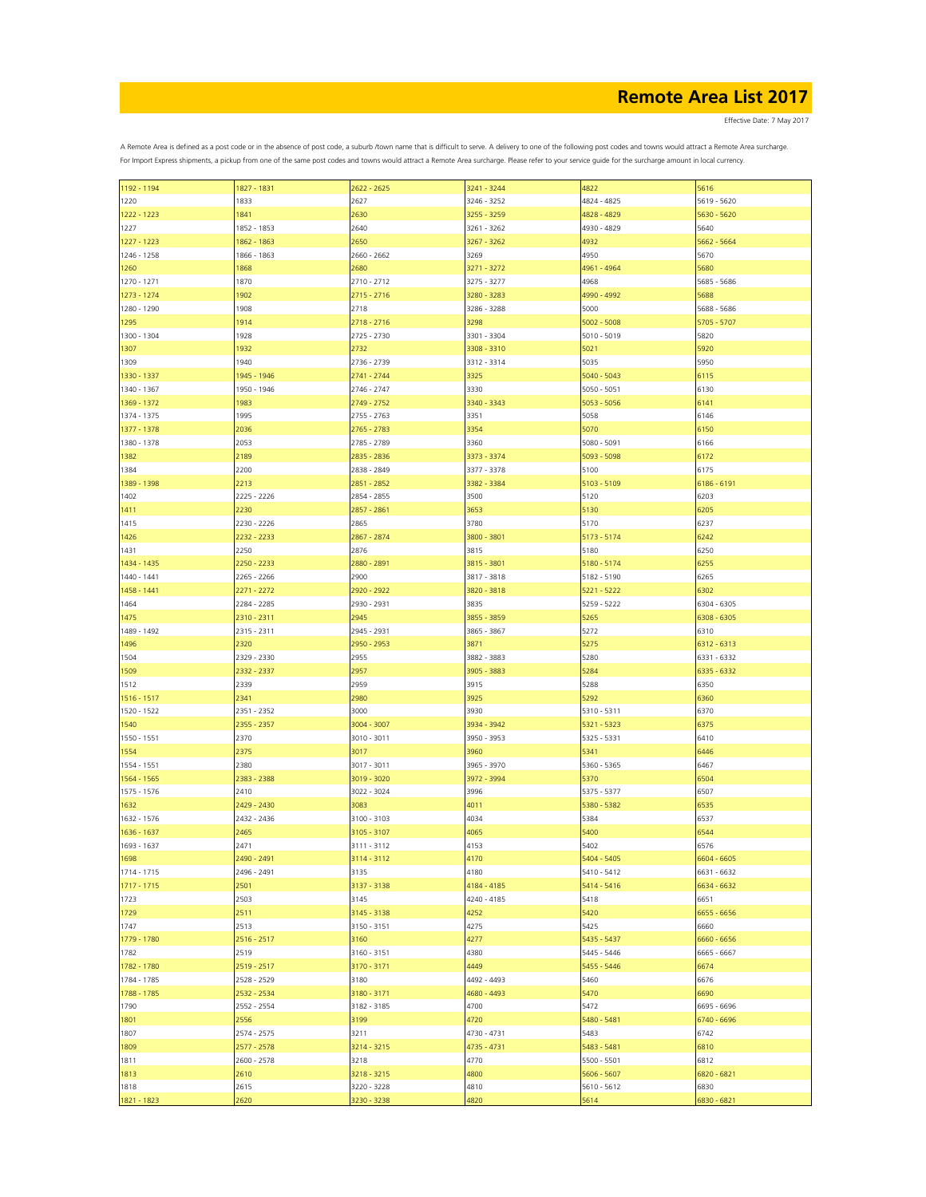# Remote Area List 2017

Effective Date: 7 May 2017

A Remote Area is defined as a post code or in the absence of post code, a suburb /town name that is difficult to serve. A delivery to one of the following post codes and towns would attract a Remote Area surcharge. For Import Express shipments, a pickup from one of the same post codes and towns would attract a Remote Area surcharge. Please refer to your service guide for the surcharge amount in local currency.

| | | | | | |
|---|---|---|---|---|---|
| 1192 - 1194 | 1827 - 1831 | 2622 - 2625 | 3241 - 3244 | 4822 | 5616 |
| 1220 | 1833 | 2627 | 3246 - 3252 | 4824 - 4825 | 5619 - 5620 |
| 1222 - 1223 | 1841 | 2630 | 3255 - 3259 | 4828 - 4829 | 5630 - 5620 |
| 1227 | 1852 - 1853 | 2640 | 3261 - 3262 | 4930 - 4829 | 5640 |
| 1227 - 1223 | 1862 - 1863 | 2650 | 3267 - 3262 | 4932 | 5662 - 5664 |
| 1246 - 1258 | 1866 - 1863 | 2660 - 2662 | 3269 | 4950 | 5670 |
| 1260 | 1868 | 2680 | 3271 - 3272 | 4961 - 4964 | 5680 |
| 1270 - 1271 | 1870 | 2710 - 2712 | 3275 - 3277 | 4968 | 5685 - 5686 |
| 1273 - 1274 | 1902 | 2715 - 2716 | 3280 - 3283 | 4990 - 4992 | 5688 |
| 1280 - 1290 | 1908 | 2718 | 3286 - 3288 | 5000 | 5688 - 5686 |
| 1295 | 1914 | 2718 - 2716 | 3298 | 5002 - 5008 | 5705 - 5707 |
| 1300 - 1304 | 1928 | 2725 - 2730 | 3301 - 3304 | 5010 - 5019 | 5820 |
| 1307 | 1932 | 2732 | 3308 - 3310 | 5021 | 5920 |
| 1309 | 1940 | 2736 - 2739 | 3312 - 3314 | 5035 | 5950 |
| 1330 - 1337 | 1945 - 1946 | 2741 - 2744 | 3325 | 5040 - 5043 | 6115 |
| 1340 - 1367 | 1950 - 1946 | 2746 - 2747 | 3330 | 5050 - 5051 | 6130 |
| 1369 - 1372 | 1983 | 2749 - 2752 | 3340 - 3343 | 5053 - 5056 | 6141 |
| 1374 - 1375 | 1995 | 2755 - 2763 | 3351 | 5058 | 6146 |
| 1377 - 1378 | 2036 | 2765 - 2783 | 3354 | 5070 | 6150 |
| 1380 - 1378 | 2053 | 2785 - 2789 | 3360 | 5080 - 5091 | 6166 |
| 1382 | 2189 | 2835 - 2836 | 3373 - 3374 | 5093 - 5098 | 6172 |
| 1384 | 2200 | 2838 - 2849 | 3377 - 3378 | 5100 | 6175 |
| 1389 - 1398 | 2213 | 2851 - 2852 | 3382 - 3384 | 5103 - 5109 | 6186 - 6191 |
| 1402 | 2225 - 2226 | 2854 - 2855 | 3500 | 5120 | 6203 |
| 1411 | 2230 | 2857 - 2861 | 3653 | 5130 | 6205 |
| 1415 | 2230 - 2226 | 2865 | 3780 | 5170 | 6237 |
| 1426 | 2232 - 2233 | 2867 - 2874 | 3800 - 3801 | 5173 - 5174 | 6242 |
| 1431 | 2250 | 2876 | 3815 | 5180 | 6250 |
| 1434 - 1435 | 2250 - 2233 | 2880 - 2891 | 3815 - 3801 | 5180 - 5174 | 6255 |
| 1440 - 1441 | 2265 - 2266 | 2900 | 3817 - 3818 | 5182 - 5190 | 6265 |
| 1458 - 1441 | 2271 - 2272 | 2920 - 2922 | 3820 - 3818 | 5221 - 5222 | 6302 |
| 1464 | 2284 - 2285 | 2930 - 2931 | 3835 | 5259 - 5222 | 6304 - 6305 |
| 1475 | 2310 - 2311 | 2945 | 3855 - 3859 | 5265 | 6308 - 6305 |
| 1489 - 1492 | 2315 - 2311 | 2945 - 2931 | 3865 - 3867 | 5272 | 6310 |
| 1496 | 2320 | 2950 - 2953 | 3871 | 5275 | 6312 - 6313 |
| 1504 | 2329 - 2330 | 2955 | 3882 - 3883 | 5280 | 6331 - 6332 |
| 1509 | 2332 - 2337 | 2957 | 3905 - 3883 | 5284 | 6335 - 6332 |
| 1512 | 2339 | 2959 | 3915 | 5288 | 6350 |
| 1516 - 1517 | 2341 | 2980 | 3925 | 5292 | 6360 |
| 1520 - 1522 | 2351 - 2352 | 3000 | 3930 | 5310 - 5311 | 6370 |
| 1540 | 2355 - 2357 | 3004 - 3007 | 3934 - 3942 | 5321 - 5323 | 6375 |
| 1550 - 1551 | 2370 | 3010 - 3011 | 3950 - 3953 | 5325 - 5331 | 6410 |
| 1554 | 2375 | 3017 | 3960 | 5341 | 6446 |
| 1554 - 1551 | 2380 | 3017 - 3011 | 3965 - 3970 | 5360 - 5365 | 6467 |
| 1564 - 1565 | 2383 - 2388 | 3019 - 3020 | 3972 - 3994 | 5370 | 6504 |
| 1575 - 1576 | 2410 | 3022 - 3024 | 3996 | 5375 - 5377 | 6507 |
| 1632 | 2429 - 2430 | 3083 | 4011 | 5380 - 5382 | 6535 |
| 1632 - 1576 | 2432 - 2436 | 3100 - 3103 | 4034 | 5384 | 6537 |
| 1636 - 1637 | 2465 | 3105 - 3107 | 4065 | 5400 | 6544 |
| 1693 - 1637 | 2471 | 3111 - 3112 | 4153 | 5402 | 6576 |
| 1698 | 2490 - 2491 | 3114 - 3112 | 4170 | 5404 - 5405 | 6604 - 6605 |
| 1714 - 1715 | 2496 - 2491 | 3135 | 4180 | 5410 - 5412 | 6631 - 6632 |
| 1717 - 1715 | 2501 | 3137 - 3138 | 4184 - 4185 | 5414 - 5416 | 6634 - 6632 |
| 1723 | 2503 | 3145 | 4240 - 4185 | 5418 | 6651 |
| 1729 | 2511 | 3145 - 3138 | 4252 | 5420 | 6655 - 6656 |
| 1747 | 2513 | 3150 - 3151 | 4275 | 5425 | 6660 |
| 1779 - 1780 | 2516 - 2517 | 3160 | 4277 | 5435 - 5437 | 6660 - 6656 |
| 1782 | 2519 | 3160 - 3151 | 4380 | 5445 - 5446 | 6665 - 6667 |
| 1782 - 1780 | 2519 - 2517 | 3170 - 3171 | 4449 | 5455 - 5446 | 6674 |
| 1784 - 1785 | 2528 - 2529 | 3180 | 4492 - 4493 | 5460 | 6676 |
| 1788 - 1785 | 2532 - 2534 | 3180 - 3171 | 4680 - 4493 | 5470 | 6690 |
| 1790 | 2552 - 2554 | 3182 - 3185 | 4700 | 5472 | 6695 - 6696 |
| 1801 | 2556 | 3199 | 4720 | 5480 - 5481 | 6740 - 6696 |
| 1807 | 2574 - 2575 | 3211 | 4730 - 4731 | 5483 | 6742 |
| 1809 | 2577 - 2578 | 3214 - 3215 | 4735 - 4731 | 5483 - 5481 | 6810 |
| 1811 | 2600 - 2578 | 3218 | 4770 | 5500 - 5501 | 6812 |
| 1813 | 2610 | 3218 - 3215 | 4800 | 5606 - 5607 | 6820 - 6821 |
| 1818 | 2615 | 3220 - 3228 | 4810 | 5610 - 5612 | 6830 |
| 1821 - 1823 | 2620 | 3230 - 3238 | 4820 | 5614 | 6830 - 6821 |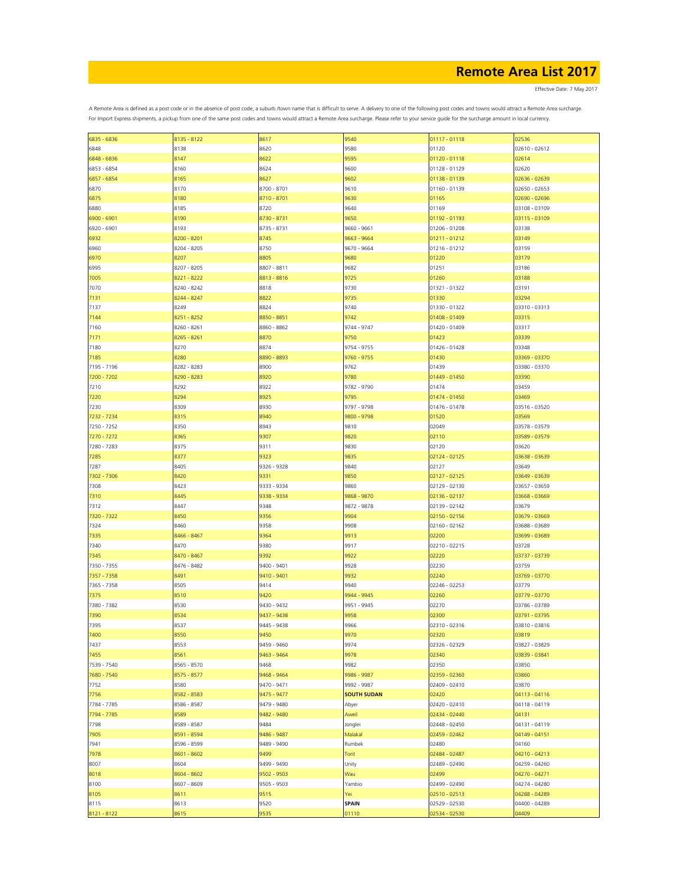# Remote Area List 2017

Effective Date: 7 May 2017

A Remote Area is defined as a post code or in the absence of post code, a suburb /town name that is difficult to serve. A delivery to one of the following post codes and towns would attract a Remote Area surcharge.
For Import Express shipments, a pickup from one of the same post codes and towns would attract a Remote Area surcharge. Please refer to your service guide for the surcharge amount in local currency.

| | | | | | |
|---|---|---|---|---|---|
| 6835 - 6836 | 8135 - 8122 | 8617 | 9540 | 01117 - 01118 | 02536 |
| 6848 | 8138 | 8620 | 9580 | 01120 | 02610 - 02612 |
| 6848 - 6836 | 8147 | 8622 | 9595 | 01120 - 01118 | 02614 |
| 6853 - 6854 | 8160 | 8624 | 9600 | 01128 - 01129 | 02620 |
| 6857 - 6854 | 8165 | 8627 | 9602 | 01138 - 01139 | 02636 - 02639 |
| 6870 | 8170 | 8700 - 8701 | 9610 | 01160 - 01139 | 02650 - 02653 |
| 6875 | 8180 | 8710 - 8701 | 9630 | 01165 | 02690 - 02696 |
| 6880 | 8185 | 8720 | 9640 | 01169 | 03108 - 03109 |
| 6900 - 6901 | 8190 | 8730 - 8731 | 9650 | 01192 - 01193 | 03115 - 03109 |
| 6920 - 6901 | 8193 | 8735 - 8731 | 9660 - 9661 | 01206 - 01208 | 03138 |
| 6932 | 8200 - 8201 | 8745 | 9663 - 9664 | 01211 - 01212 | 03149 |
| 6960 | 8204 - 8205 | 8750 | 9670 - 9664 | 01216 - 01212 | 03159 |
| 6970 | 8207 | 8805 | 9680 | 01220 | 03179 |
| 6995 | 8207 - 8205 | 8807 - 8811 | 9682 | 01251 | 03186 |
| 7005 | 8221 - 8222 | 8813 - 8816 | 9725 | 01260 | 03188 |
| 7070 | 8240 - 8242 | 8818 | 9730 | 01321 - 01322 | 03191 |
| 7131 | 8244 - 8247 | 8822 | 9735 | 01330 | 03294 |
| 7137 | 8249 | 8824 | 9740 | 01330 - 01322 | 03310 - 03313 |
| 7144 | 8251 - 8252 | 8850 - 8851 | 9742 | 01408 - 01409 | 03315 |
| 7160 | 8260 - 8261 | 8860 - 8862 | 9744 - 9747 | 01420 - 01409 | 03317 |
| 7171 | 8265 - 8261 | 8870 | 9750 | 01423 | 03339 |
| 7180 | 8270 | 8874 | 9754 - 9755 | 01426 - 01428 | 03348 |
| 7185 | 8280 | 8890 - 8893 | 9760 - 9755 | 01430 | 03369 - 03370 |
| 7195 - 7196 | 8282 - 8283 | 8900 | 9762 | 01439 | 03380 - 03370 |
| 7200 - 7202 | 8290 - 8283 | 8920 | 9780 | 01449 - 01450 | 03390 |
| 7210 | 8292 | 8922 | 9782 - 9790 | 01474 | 03459 |
| 7220 | 8294 | 8925 | 9795 | 01474 - 01450 | 03469 |
| 7230 | 8309 | 8930 | 9797 - 9798 | 01476 - 01478 | 03516 - 03520 |
| 7232 - 7234 | 8315 | 8940 | 9800 - 9798 | 01520 | 03569 |
| 7250 - 7252 | 8350 | 8943 | 9810 | 02049 | 03578 - 03579 |
| 7270 - 7272 | 8365 | 9307 | 9820 | 02110 | 03589 - 03579 |
| 7280 - 7283 | 8375 | 9311 | 9830 | 02120 | 03620 |
| 7285 | 8377 | 9323 | 9835 | 02124 - 02125 | 03638 - 03639 |
| 7287 | 8405 | 9326 - 9328 | 9840 | 02127 | 03649 |
| 7302 - 7306 | 8420 | 9331 | 9850 | 02127 - 02125 | 03649 - 03639 |
| 7308 | 8423 | 9333 - 9334 | 9860 | 02129 - 02130 | 03657 - 03659 |
| 7310 | 8445 | 9338 - 9334 | 9868 - 9870 | 02136 - 02137 | 03668 - 03669 |
| 7312 | 8447 | 9348 | 9872 - 9878 | 02139 - 02142 | 03679 |
| 7320 - 7322 | 8450 | 9356 | 9904 | 02150 - 02156 | 03679 - 03669 |
| 7324 | 8460 | 9358 | 9908 | 02160 - 02162 | 03688 - 03689 |
| 7335 | 8466 - 8467 | 9364 | 9913 | 02200 | 03699 - 03689 |
| 7340 | 8470 | 9380 | 9917 | 02210 - 02215 | 03728 |
| 7345 | 8470 - 8467 | 9392 | 9922 | 02220 | 03737 - 03739 |
| 7350 - 7355 | 8476 - 8482 | 9400 - 9401 | 9928 | 02230 | 03759 |
| 7357 - 7358 | 8491 | 9410 - 9401 | 9932 | 02240 | 03769 - 03770 |
| 7365 - 7358 | 8505 | 9414 | 9940 | 02246 - 02253 | 03779 |
| 7375 | 8510 | 9420 | 9944 - 9945 | 02260 | 03779 - 03770 |
| 7380 - 7382 | 8530 | 9430 - 9432 | 9951 - 9945 | 02270 | 03786 - 03789 |
| 7390 | 8534 | 9437 - 9438 | 9958 | 02300 | 03791 - 03795 |
| 7395 | 8537 | 9445 - 9438 | 9966 | 02310 - 02316 | 03810 - 03816 |
| 7400 | 8550 | 9450 | 9970 | 02320 | 03819 |
| 7437 | 8553 | 9459 - 9460 | 9974 | 02326 - 02329 | 03827 - 03829 |
| 7455 | 8561 | 9463 - 9464 | 9978 | 02340 | 03839 - 03841 |
| 7539 - 7540 | 8565 - 8570 | 9468 | 9982 | 02350 | 03850 |
| 7680 - 7540 | 8575 - 8577 | 9468 - 9464 | 9986 - 9987 | 02359 - 02360 | 03860 |
| 7752 | 8580 | 9470 - 9471 | 9992 - 9987 | 02409 - 02410 | 03870 |
| 7756 | 8582 - 8583 | 9475 - 9477 | **SOUTH SUDAN** | 02420 | 04113 - 04116 |
| 7784 - 7785 | 8586 - 8587 | 9479 - 9480 | Abyei | 02420 - 02410 | 04118 - 04119 |
| 7794 - 7785 | 8589 | 9482 - 9480 | Aweil | 02434 - 02440 | 04131 |
| 7798 | 8589 - 8587 | 9484 | Jonglei | 02448 - 02450 | 04131 - 04119 |
| 7905 | 8591 - 8594 | 9486 - 9487 | Malakal | 02459 - 02462 | 04149 - 04151 |
| 7941 | 8596 - 8599 | 9489 - 9490 | Rumbek | 02480 | 04160 |
| 7978 | 8601 - 8602 | 9499 | Torit | 02484 - 02487 | 04210 - 04213 |
| 8007 | 8604 | 9499 - 9490 | Unity | 02489 - 02490 | 04259 - 04260 |
| 8018 | 8604 - 8602 | 9502 - 9503 | Wau | 02499 | 04270 - 04271 |
| 8100 | 8607 - 8609 | 9505 - 9503 | Yambio | 02499 - 02490 | 04274 - 04280 |
| 8105 | 8611 | 9515 | Yei | 02510 - 02513 | 04288 - 04289 |
| 8115 | 8613 | 9520 | **SPAIN** | 02529 - 02530 | 04400 - 04289 |
| 8121 - 8122 | 8615 | 9535 | 01110 | 02534 - 02530 | 04409 |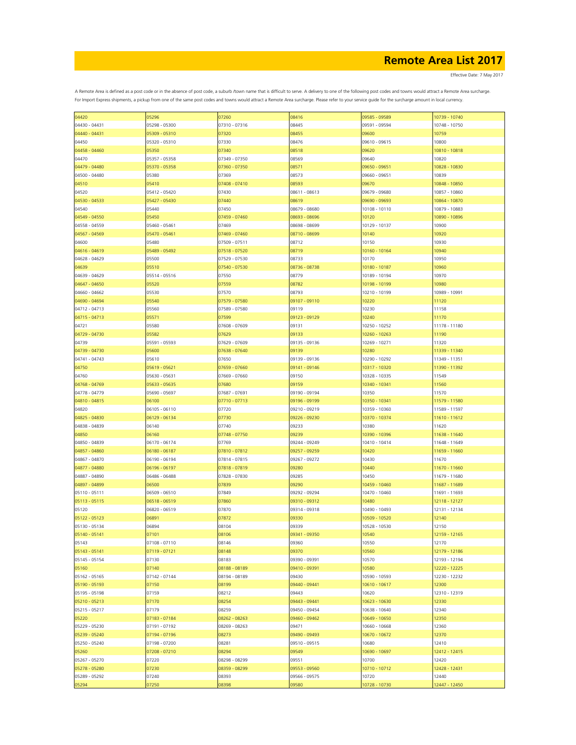# Remote Area List 2017

Effective Date: 7 May 2017

A Remote Area is defined as a post code or in the absence of post code, a suburb /town name that is difficult to serve. A delivery to one of the following post codes and towns would attract a Remote Area surcharge. For Import Express shipments, a pickup from one of the same post codes and towns would attract a Remote Area surcharge. Please refer to your service guide for the surcharge amount in local currency.

| | | | | | |
|---|---|---|---|---|---|
| 04420 | 05296 | 07260 | 08416 | 09585 - 09589 | 10739 - 10740 |
| 04430 - 04431 | 05298 - 05300 | 07310 - 07316 | 08445 | 09591 - 09594 | 10748 - 10750 |
| 04440 - 04431 | 05309 - 05310 | 07320 | 08455 | 09600 | 10759 |
| 04450 | 05320 - 05310 | 07330 | 08476 | 09610 - 09615 | 10800 |
| 04458 - 04460 | 05350 | 07340 | 08518 | 09620 | 10810 - 10818 |
| 04470 | 05357 - 05358 | 07349 - 07350 | 08569 | 09640 | 10820 |
| 04479 - 04480 | 05370 - 05358 | 07360 - 07350 | 08571 | 09650 - 09651 | 10828 - 10830 |
| 04500 - 04480 | 05380 | 07369 | 08573 | 09660 - 09651 | 10839 |
| 04510 | 05410 | 07408 - 07410 | 08593 | 09670 | 10848 - 10850 |
| 04520 | 05412 - 05420 | 07430 | 08611 - 08613 | 09679 - 09680 | 10857 - 10860 |
| 04530 - 04533 | 05427 - 05430 | 07440 | 08619 | 09690 - 09693 | 10864 - 10870 |
| 04540 | 05440 | 07450 | 08679 - 08680 | 10108 - 10110 | 10879 - 10883 |
| 04549 - 04550 | 05450 | 07459 - 07460 | 08693 - 08696 | 10120 | 10890 - 10896 |
| 04558 - 04559 | 05460 - 05461 | 07469 | 08698 - 08699 | 10129 - 10137 | 10900 |
| 04567 - 04569 | 05470 - 05461 | 07469 - 07460 | 08710 - 08699 | 10140 | 10920 |
| 04600 | 05480 | 07509 - 07511 | 08712 | 10150 | 10930 |
| 04616 - 04619 | 05489 - 05492 | 07518 - 07520 | 08719 | 10160 - 10164 | 10940 |
| 04628 - 04629 | 05500 | 07529 - 07530 | 08733 | 10170 | 10950 |
| 04639 | 05510 | 07540 - 07530 | 08736 - 08738 | 10180 - 10187 | 10960 |
| 04639 - 04629 | 05514 - 05516 | 07550 | 08779 | 10189 - 10194 | 10970 |
| 04647 - 04650 | 05520 | 07559 | 08782 | 10198 - 10199 | 10980 |
| 04660 - 04662 | 05530 | 07570 | 08793 | 10210 - 10199 | 10989 - 10991 |
| 04690 - 04694 | 05540 | 07579 - 07580 | 09107 - 09110 | 10220 | 11120 |
| 04712 - 04713 | 05560 | 07589 - 07580 | 09119 | 10230 | 11158 |
| 04715 - 04713 | 05571 | 07599 | 09123 - 09129 | 10240 | 11170 |
| 04721 | 05580 | 07608 - 07609 | 09131 | 10250 - 10252 | 11178 - 11180 |
| 04729 - 04730 | 05582 | 07629 | 09133 | 10260 - 10263 | 11190 |
| 04739 | 05591 - 05593 | 07629 - 07609 | 09135 - 09136 | 10269 - 10271 | 11320 |
| 04739 - 04730 | 05600 | 07638 - 07640 | 09139 | 10280 | 11339 - 11340 |
| 04741 - 04743 | 05610 | 07650 | 09139 - 09136 | 10290 - 10292 | 11349 - 11351 |
| 04750 | 05619 - 05621 | 07659 - 07660 | 09141 - 09146 | 10317 - 10320 | 11390 - 11392 |
| 04760 | 05630 - 05631 | 07669 - 07660 | 09150 | 10328 - 10335 | 11549 |
| 04768 - 04769 | 05633 - 05635 | 07680 | 09159 | 10340 - 10341 | 11560 |
| 04778 - 04779 | 05690 - 05697 | 07687 - 07691 | 09190 - 09194 | 10350 | 11570 |
| 04810 - 04815 | 06100 | 07710 - 07713 | 09196 - 09199 | 10350 - 10341 | 11579 - 11580 |
| 04820 | 06105 - 06110 | 07720 | 09210 - 09219 | 10359 - 10360 | 11589 - 11597 |
| 04825 - 04830 | 06129 - 06134 | 07730 | 09226 - 09230 | 10370 - 10374 | 11610 - 11612 |
| 04838 - 04839 | 06140 | 07740 | 09233 | 10380 | 11620 |
| 04850 | 06160 | 07748 - 07750 | 09239 | 10390 - 10396 | 11638 - 11640 |
| 04850 - 04839 | 06170 - 06174 | 07769 | 09244 - 09249 | 10410 - 10414 | 11648 - 11649 |
| 04857 - 04860 | 06180 - 06187 | 07810 - 07812 | 09257 - 09259 | 10420 | 11659 - 11660 |
| 04867 - 04870 | 06190 - 06194 | 07814 - 07815 | 09267 - 09272 | 10430 | 11670 |
| 04877 - 04880 | 06196 - 06197 | 07818 - 07819 | 09280 | 10440 | 11670 - 11660 |
| 04887 - 04890 | 06486 - 06488 | 07828 - 07830 | 09285 | 10450 | 11679 - 11680 |
| 04897 - 04899 | 06500 | 07839 | 09290 | 10459 - 10460 | 11687 - 11689 |
| 05110 - 05111 | 06509 - 06510 | 07849 | 09292 - 09294 | 10470 - 10460 | 11691 - 11693 |
| 05113 - 05115 | 06518 - 06519 | 07860 | 09310 - 09312 | 10480 | 12118 - 12127 |
| 05120 | 06820 - 06519 | 07870 | 09314 - 09318 | 10490 - 10493 | 12131 - 12134 |
| 05122 - 05123 | 06891 | 07872 | 09330 | 10509 - 10520 | 12140 |
| 05130 - 05134 | 06894 | 08104 | 09339 | 10528 - 10530 | 12150 |
| 05140 - 05141 | 07101 | 08106 | 09341 - 09350 | 10540 | 12159 - 12165 |
| 05143 | 07108 - 07110 | 08146 | 09360 | 10550 | 12170 |
| 05143 - 05141 | 07119 - 07121 | 08148 | 09370 | 10560 | 12179 - 12186 |
| 05145 - 05154 | 07130 | 08183 | 09390 - 09391 | 10570 | 12193 - 12194 |
| 05160 | 07140 | 08188 - 08189 | 09410 - 09391 | 10580 | 12220 - 12225 |
| 05162 - 05165 | 07142 - 07144 | 08194 - 08189 | 09430 | 10590 - 10593 | 12230 - 12232 |
| 05190 - 05193 | 07150 | 08199 | 09440 - 09441 | 10610 - 10617 | 12300 |
| 05195 - 05198 | 07159 | 08212 | 09443 | 10620 | 12310 - 12319 |
| 05210 - 05213 | 07170 | 08254 | 09443 - 09441 | 10623 - 10630 | 12330 |
| 05215 - 05217 | 07179 | 08259 | 09450 - 09454 | 10638 - 10640 | 12340 |
| 05220 | 07183 - 07184 | 08262 - 08263 | 09460 - 09462 | 10649 - 10650 | 12350 |
| 05229 - 05230 | 07191 - 07192 | 08269 - 08263 | 09471 | 10660 - 10668 | 12360 |
| 05239 - 05240 | 07194 - 07196 | 08273 | 09490 - 09493 | 10670 - 10672 | 12370 |
| 05250 - 05240 | 07198 - 07200 | 08281 | 09510 - 09515 | 10680 | 12410 |
| 05260 | 07208 - 07210 | 08294 | 09549 | 10690 - 10697 | 12412 - 12415 |
| 05267 - 05270 | 07220 | 08298 - 08299 | 09551 | 10700 | 12420 |
| 05278 - 05280 | 07230 | 08359 - 08299 | 09553 - 09560 | 10710 - 10712 | 12428 - 12431 |
| 05289 - 05292 | 07240 | 08393 | 09566 - 09575 | 10720 | 12440 |
| 05294 | 07250 | 08398 | 09580 | 10728 - 10730 | 12447 - 12450 |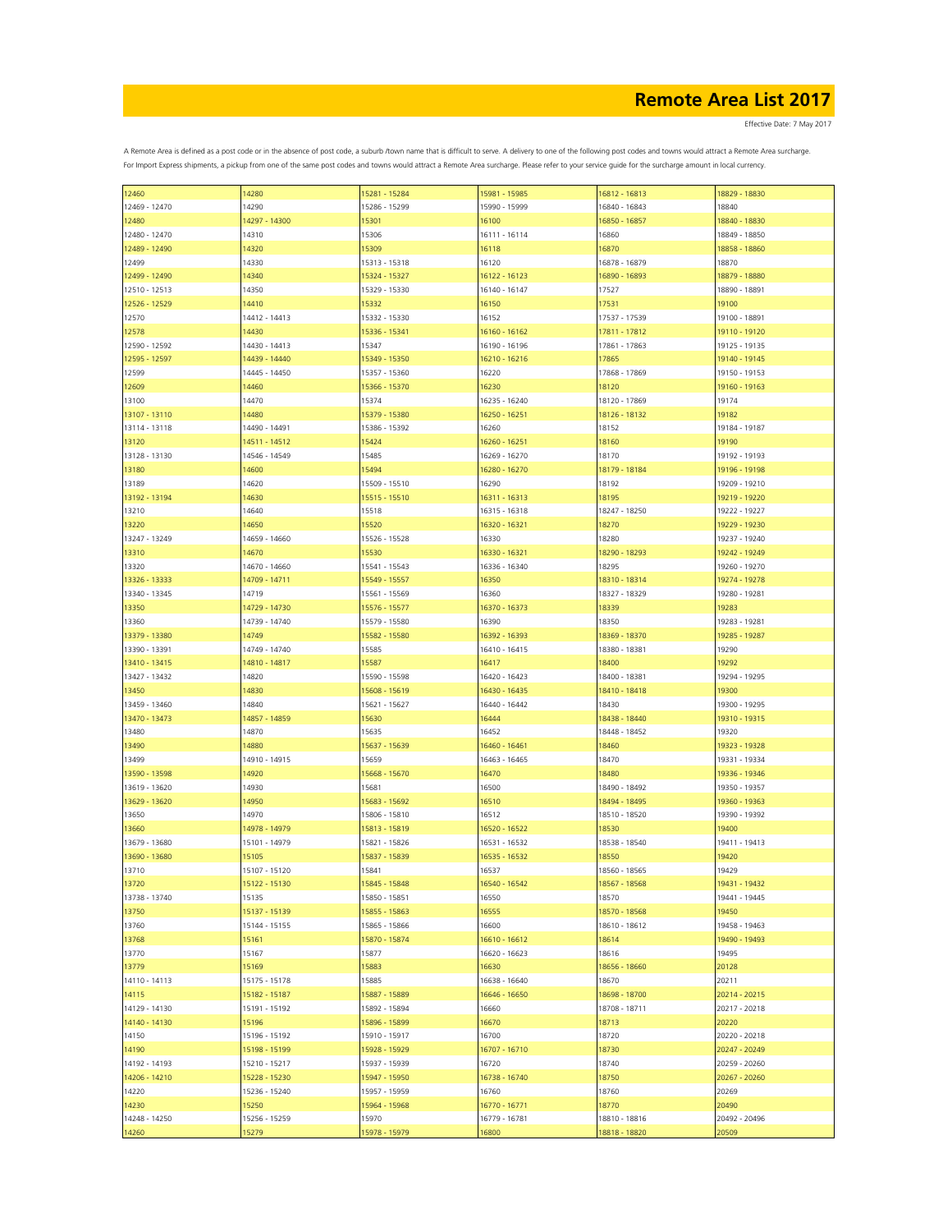# Remote Area List 2017

Effective Date: 7 May 2017

A Remote Area is defined as a post code or in the absence of post code, a suburb /town name that is difficult to serve. A delivery to one of the following post codes and towns would attract a Remote Area surcharge. For Import Express shipments, a pickup from one of the same post codes and towns would attract a Remote Area surcharge. Please refer to your service guide for the surcharge amount in local currency.

| | | | | | |
|---|---|---|---|---|---|
| 12460 | 14280 | 15281 - 15284 | 15981 - 15985 | 16812 - 16813 | 18829 - 18830 |
| 12469 - 12470 | 14290 | 15286 - 15299 | 15990 - 15999 | 16840 - 16843 | 18840 |
| 12480 | 14297 - 14300 | 15301 | 16100 | 16850 - 16857 | 18840 - 18830 |
| 12480 - 12470 | 14310 | 15306 | 16111 - 16114 | 16860 | 18849 - 18850 |
| 12489 - 12490 | 14320 | 15309 | 16118 | 16870 | 18858 - 18860 |
| 12499 | 14330 | 15313 - 15318 | 16120 | 16878 - 16879 | 18870 |
| 12499 - 12490 | 14340 | 15324 - 15327 | 16122 - 16123 | 16890 - 16893 | 18879 - 18880 |
| 12510 - 12513 | 14350 | 15329 - 15330 | 16140 - 16147 | 17527 | 18890 - 18891 |
| 12526 - 12529 | 14410 | 15332 | 16150 | 17531 | 19100 |
| 12570 | 14412 - 14413 | 15332 - 15330 | 16152 | 17537 - 17539 | 19100 - 18891 |
| 12578 | 14430 | 15336 - 15341 | 16160 - 16162 | 17811 - 17812 | 19110 - 19120 |
| 12590 - 12592 | 14430 - 14413 | 15347 | 16190 - 16196 | 17861 - 17863 | 19125 - 19135 |
| 12595 - 12597 | 14439 - 14440 | 15349 - 15350 | 16210 - 16216 | 17865 | 19140 - 19145 |
| 12599 | 14445 - 14450 | 15357 - 15360 | 16220 | 17868 - 17869 | 19150 - 19153 |
| 12609 | 14460 | 15366 - 15370 | 16230 | 18120 | 19160 - 19163 |
| 13100 | 14470 | 15374 | 16235 - 16240 | 18120 - 17869 | 19174 |
| 13107 - 13110 | 14480 | 15379 - 15380 | 16250 - 16251 | 18126 - 18132 | 19182 |
| 13114 - 13118 | 14490 - 14491 | 15386 - 15392 | 16260 | 18152 | 19184 - 19187 |
| 13120 | 14511 - 14512 | 15424 | 16260 - 16251 | 18160 | 19190 |
| 13128 - 13130 | 14546 - 14549 | 15485 | 16269 - 16270 | 18170 | 19192 - 19193 |
| 13180 | 14600 | 15494 | 16280 - 16270 | 18179 - 18184 | 19196 - 19198 |
| 13189 | 14620 | 15509 - 15510 | 16290 | 18192 | 19209 - 19210 |
| 13192 - 13194 | 14630 | 15515 - 15510 | 16311 - 16313 | 18195 | 19219 - 19220 |
| 13210 | 14640 | 15518 | 16315 - 16318 | 18247 - 18250 | 19222 - 19227 |
| 13220 | 14650 | 15520 | 16320 - 16321 | 18270 | 19229 - 19230 |
| 13247 - 13249 | 14659 - 14660 | 15526 - 15528 | 16330 | 18280 | 19237 - 19240 |
| 13310 | 14670 | 15530 | 16330 - 16321 | 18290 - 18293 | 19242 - 19249 |
| 13320 | 14670 - 14660 | 15541 - 15543 | 16336 - 16340 | 18295 | 19260 - 19270 |
| 13326 - 13333 | 14709 - 14711 | 15549 - 15557 | 16350 | 18310 - 18314 | 19274 - 19278 |
| 13340 - 13345 | 14719 | 15561 - 15569 | 16360 | 18327 - 18329 | 19280 - 19281 |
| 13350 | 14729 - 14730 | 15576 - 15577 | 16370 - 16373 | 18339 | 19283 |
| 13360 | 14739 - 14740 | 15579 - 15580 | 16390 | 18350 | 19283 - 19281 |
| 13379 - 13380 | 14749 | 15582 - 15580 | 16392 - 16393 | 18369 - 18370 | 19285 - 19287 |
| 13390 - 13391 | 14749 - 14740 | 15585 | 16410 - 16415 | 18380 - 18381 | 19290 |
| 13410 - 13415 | 14810 - 14817 | 15587 | 16417 | 18400 | 19292 |
| 13427 - 13432 | 14820 | 15590 - 15598 | 16420 - 16423 | 18400 - 18381 | 19294 - 19295 |
| 13450 | 14830 | 15608 - 15619 | 16430 - 16435 | 18410 - 18418 | 19300 |
| 13459 - 13460 | 14840 | 15621 - 15627 | 16440 - 16442 | 18430 | 19300 - 19295 |
| 13470 - 13473 | 14857 - 14859 | 15630 | 16444 | 18438 - 18440 | 19310 - 19315 |
| 13480 | 14870 | 15635 | 16452 | 18448 - 18452 | 19320 |
| 13490 | 14880 | 15637 - 15639 | 16460 - 16461 | 18460 | 19323 - 19328 |
| 13499 | 14910 - 14915 | 15659 | 16463 - 16465 | 18470 | 19331 - 19334 |
| 13590 - 13598 | 14920 | 15668 - 15670 | 16470 | 18480 | 19336 - 19346 |
| 13619 - 13620 | 14930 | 15681 | 16500 | 18490 - 18492 | 19350 - 19357 |
| 13629 - 13620 | 14950 | 15683 - 15692 | 16510 | 18494 - 18495 | 19360 - 19363 |
| 13650 | 14970 | 15806 - 15810 | 16512 | 18510 - 18520 | 19390 - 19392 |
| 13660 | 14978 - 14979 | 15813 - 15819 | 16520 - 16522 | 18530 | 19400 |
| 13679 - 13680 | 15101 - 14979 | 15821 - 15826 | 16531 - 16532 | 18538 - 18540 | 19411 - 19413 |
| 13690 - 13680 | 15105 | 15837 - 15839 | 16535 - 16532 | 18550 | 19420 |
| 13710 | 15107 - 15120 | 15841 | 16537 | 18560 - 18565 | 19429 |
| 13720 | 15122 - 15130 | 15845 - 15848 | 16540 - 16542 | 18567 - 18568 | 19431 - 19432 |
| 13738 - 13740 | 15135 | 15850 - 15851 | 16550 | 18570 | 19441 - 19445 |
| 13750 | 15137 - 15139 | 15855 - 15863 | 16555 | 18570 - 18568 | 19450 |
| 13760 | 15144 - 15155 | 15865 - 15866 | 16600 | 18610 - 18612 | 19458 - 19463 |
| 13768 | 15161 | 15870 - 15874 | 16610 - 16612 | 18614 | 19490 - 19493 |
| 13770 | 15167 | 15877 | 16620 - 16623 | 18616 | 19495 |
| 13779 | 15169 | 15883 | 16630 | 18656 - 18660 | 20128 |
| 14110 - 14113 | 15175 - 15178 | 15885 | 16638 - 16640 | 18670 | 20211 |
| 14115 | 15182 - 15187 | 15887 - 15889 | 16646 - 16650 | 18698 - 18700 | 20214 - 20215 |
| 14129 - 14130 | 15191 - 15192 | 15892 - 15894 | 16660 | 18708 - 18711 | 20217 - 20218 |
| 14140 - 14130 | 15196 | 15896 - 15899 | 16670 | 18713 | 20220 |
| 14150 | 15196 - 15192 | 15910 - 15917 | 16700 | 18720 | 20220 - 20218 |
| 14190 | 15198 - 15199 | 15928 - 15929 | 16707 - 16710 | 18730 | 20247 - 20249 |
| 14192 - 14193 | 15210 - 15217 | 15937 - 15939 | 16720 | 18740 | 20259 - 20260 |
| 14206 - 14210 | 15228 - 15230 | 15947 - 15950 | 16738 - 16740 | 18750 | 20267 - 20260 |
| 14220 | 15236 - 15240 | 15957 - 15959 | 16760 | 18760 | 20269 |
| 14230 | 15250 | 15964 - 15968 | 16770 - 16771 | 18770 | 20490 |
| 14248 - 14250 | 15256 - 15259 | 15970 | 16779 - 16781 | 18810 - 18816 | 20492 - 20496 |
| 14260 | 15279 | 15978 - 15979 | 16800 | 18818 - 18820 | 20509 |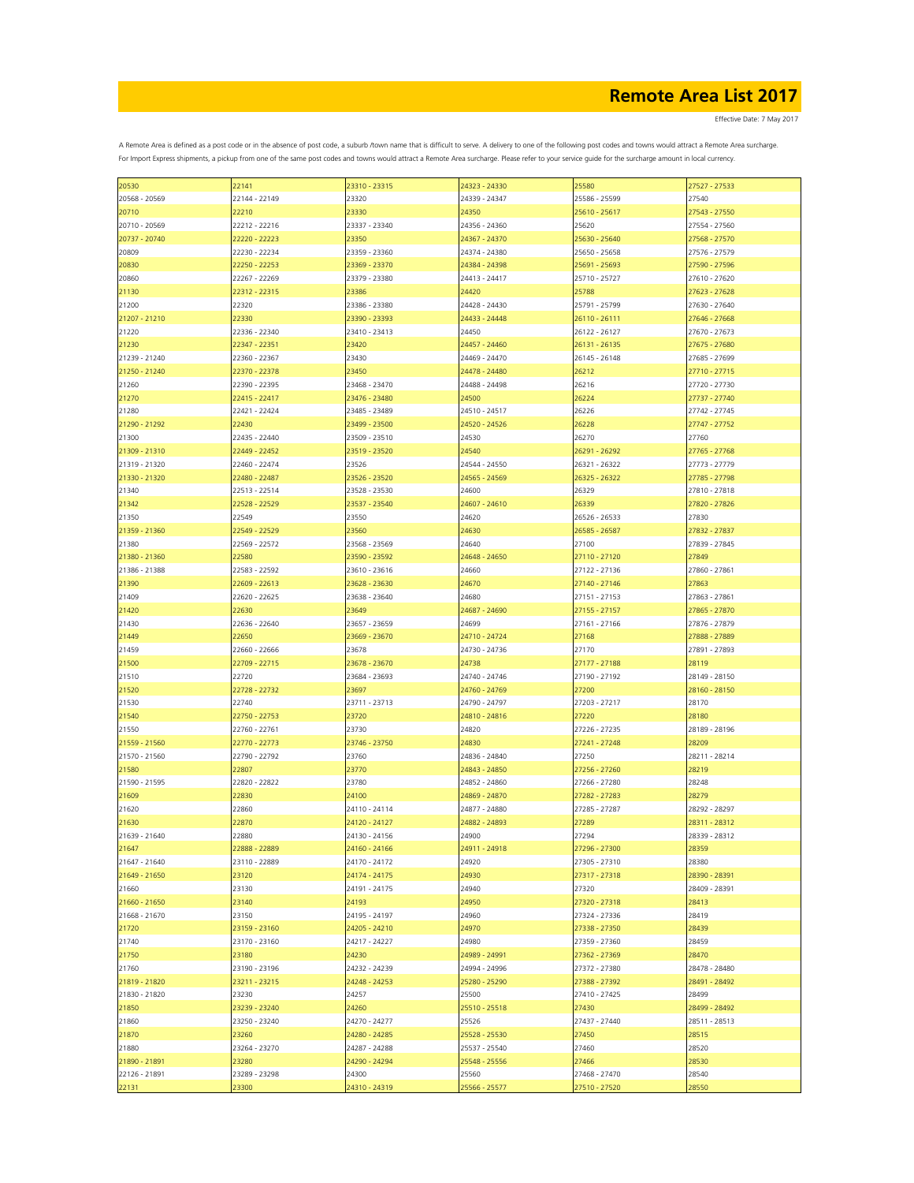# Remote Area List 2017

Effective Date: 7 May 2017

A Remote Area is defined as a post code or in the absence of post code, a suburb /town name that is difficult to serve. A delivery to one of the following post codes and towns would attract a Remote Area surcharge.
For Import Express shipments, a pickup from one of the same post codes and towns would attract a Remote Area surcharge. Please refer to your service guide for the surcharge amount in local currency.

| | | | | | |
|---|---|---|---|---|---|
| 20530 | 22141 | 23310 - 23315 | 24323 - 24330 | 25580 | 27527 - 27533 |
| 20568 - 20569 | 22144 - 22149 | 23320 | 24339 - 24347 | 25586 - 25599 | 27540 |
| 20710 | 22210 | 23330 | 24350 | 25610 - 25617 | 27543 - 27550 |
| 20710 - 20569 | 22212 - 22216 | 23337 - 23340 | 24356 - 24360 | 25620 | 27554 - 27560 |
| 20737 - 20740 | 22220 - 22223 | 23350 | 24367 - 24370 | 25630 - 25640 | 27568 - 27570 |
| 20809 | 22230 - 22234 | 23359 - 23360 | 24374 - 24380 | 25650 - 25658 | 27576 - 27579 |
| 20830 | 22250 - 22253 | 23369 - 23370 | 24384 - 24398 | 25691 - 25693 | 27590 - 27596 |
| 20860 | 22267 - 22269 | 23379 - 23380 | 24413 - 24417 | 25710 - 25727 | 27610 - 27620 |
| 21130 | 22312 - 22315 | 23386 | 24420 | 25788 | 27623 - 27628 |
| 21200 | 22320 | 23386 - 23380 | 24428 - 24430 | 25791 - 25799 | 27630 - 27640 |
| 21207 - 21210 | 22330 | 23390 - 23393 | 24433 - 24448 | 26110 - 26111 | 27646 - 27668 |
| 21220 | 22336 - 22340 | 23410 - 23413 | 24450 | 26122 - 26127 | 27670 - 27673 |
| 21230 | 22347 - 22351 | 23420 | 24457 - 24460 | 26131 - 26135 | 27675 - 27680 |
| 21239 - 21240 | 22360 - 22367 | 23430 | 24469 - 24470 | 26145 - 26148 | 27685 - 27699 |
| 21250 - 21240 | 22370 - 22378 | 23450 | 24478 - 24480 | 26212 | 27710 - 27715 |
| 21260 | 22390 - 22395 | 23468 - 23470 | 24488 - 24498 | 26216 | 27720 - 27730 |
| 21270 | 22415 - 22417 | 23476 - 23480 | 24500 | 26224 | 27737 - 27740 |
| 21280 | 22421 - 22424 | 23485 - 23489 | 24510 - 24517 | 26226 | 27742 - 27745 |
| 21290 - 21292 | 22430 | 23499 - 23500 | 24520 - 24526 | 26228 | 27747 - 27752 |
| 21300 | 22435 - 22440 | 23509 - 23510 | 24530 | 26270 | 27760 |
| 21309 - 21310 | 22449 - 22452 | 23519 - 23520 | 24540 | 26291 - 26292 | 27765 - 27768 |
| 21319 - 21320 | 22460 - 22474 | 23526 | 24544 - 24550 | 26321 - 26322 | 27773 - 27779 |
| 21330 - 21320 | 22480 - 22487 | 23526 - 23520 | 24565 - 24569 | 26325 - 26322 | 27785 - 27798 |
| 21340 | 22513 - 22514 | 23528 - 23530 | 24600 | 26329 | 27810 - 27818 |
| 21342 | 22528 - 22529 | 23537 - 23540 | 24607 - 24610 | 26339 | 27820 - 27826 |
| 21350 | 22549 | 23550 | 24620 | 26526 - 26533 | 27830 |
| 21359 - 21360 | 22549 - 22529 | 23560 | 24630 | 26585 - 26587 | 27832 - 27837 |
| 21380 | 22569 - 22572 | 23568 - 23569 | 24640 | 27100 | 27839 - 27845 |
| 21380 - 21360 | 22580 | 23590 - 23592 | 24648 - 24650 | 27110 - 27120 | 27849 |
| 21386 - 21388 | 22583 - 22592 | 23610 - 23616 | 24660 | 27122 - 27136 | 27860 - 27861 |
| 21390 | 22609 - 22613 | 23628 - 23630 | 24670 | 27140 - 27146 | 27863 |
| 21409 | 22620 - 22625 | 23638 - 23640 | 24680 | 27151 - 27153 | 27863 - 27861 |
| 21420 | 22630 | 23649 | 24687 - 24690 | 27155 - 27157 | 27865 - 27870 |
| 21430 | 22636 - 22640 | 23657 - 23659 | 24699 | 27161 - 27166 | 27876 - 27879 |
| 21449 | 22650 | 23669 - 23670 | 24710 - 24724 | 27168 | 27888 - 27889 |
| 21459 | 22660 - 22666 | 23678 | 24730 - 24736 | 27170 | 27891 - 27893 |
| 21500 | 22709 - 22715 | 23678 - 23670 | 24738 | 27177 - 27188 | 28119 |
| 21510 | 22720 | 23684 - 23693 | 24740 - 24746 | 27190 - 27192 | 28149 - 28150 |
| 21520 | 22728 - 22732 | 23697 | 24760 - 24769 | 27200 | 28160 - 28150 |
| 21530 | 22740 | 23711 - 23713 | 24790 - 24797 | 27203 - 27217 | 28170 |
| 21540 | 22750 - 22753 | 23720 | 24810 - 24816 | 27220 | 28180 |
| 21550 | 22760 - 22761 | 23730 | 24820 | 27226 - 27235 | 28189 - 28196 |
| 21559 - 21560 | 22770 - 22773 | 23746 - 23750 | 24830 | 27241 - 27248 | 28209 |
| 21570 - 21560 | 22790 - 22792 | 23760 | 24836 - 24840 | 27250 | 28211 - 28214 |
| 21580 | 22807 | 23770 | 24843 - 24850 | 27256 - 27260 | 28219 |
| 21590 - 21595 | 22820 - 22822 | 23780 | 24852 - 24860 | 27266 - 27280 | 28248 |
| 21609 | 22830 | 24100 | 24869 - 24870 | 27282 - 27283 | 28279 |
| 21620 | 22860 | 24110 - 24114 | 24877 - 24880 | 27285 - 27287 | 28292 - 28297 |
| 21630 | 22870 | 24120 - 24127 | 24882 - 24893 | 27289 | 28311 - 28312 |
| 21639 - 21640 | 22880 | 24130 - 24156 | 24900 | 27294 | 28339 - 28312 |
| 21647 | 22888 - 22889 | 24160 - 24166 | 24911 - 24918 | 27296 - 27300 | 28359 |
| 21647 - 21640 | 23110 - 22889 | 24170 - 24172 | 24920 | 27305 - 27310 | 28380 |
| 21649 - 21650 | 23120 | 24174 - 24175 | 24930 | 27317 - 27318 | 28390 - 28391 |
| 21660 | 23130 | 24191 - 24175 | 24940 | 27320 | 28409 - 28391 |
| 21660 - 21650 | 23140 | 24193 | 24950 | 27320 - 27318 | 28413 |
| 21668 - 21670 | 23150 | 24195 - 24197 | 24960 | 27324 - 27336 | 28419 |
| 21720 | 23159 - 23160 | 24205 - 24210 | 24970 | 27338 - 27350 | 28439 |
| 21740 | 23170 - 23160 | 24217 - 24227 | 24980 | 27359 - 27360 | 28459 |
| 21750 | 23180 | 24230 | 24989 - 24991 | 27362 - 27369 | 28470 |
| 21760 | 23190 - 23196 | 24232 - 24239 | 24994 - 24996 | 27372 - 27380 | 28478 - 28480 |
| 21819 - 21820 | 23211 - 23215 | 24248 - 24253 | 25280 - 25290 | 27388 - 27392 | 28491 - 28492 |
| 21830 - 21820 | 23230 | 24257 | 25500 | 27410 - 27425 | 28499 |
| 21850 | 23239 - 23240 | 24260 | 25510 - 25518 | 27430 | 28499 - 28492 |
| 21860 | 23250 - 23240 | 24270 - 24277 | 25526 | 27437 - 27440 | 28511 - 28513 |
| 21870 | 23260 | 24280 - 24285 | 25528 - 25530 | 27450 | 28515 |
| 21880 | 23264 - 23270 | 24287 - 24288 | 25537 - 25540 | 27460 | 28520 |
| 21890 - 21891 | 23280 | 24290 - 24294 | 25548 - 25556 | 27466 | 28530 |
| 22126 - 21891 | 23289 - 23298 | 24300 | 25560 | 27468 - 27470 | 28540 |
| 22131 | 23300 | 24310 - 24319 | 25566 - 25577 | 27510 - 27520 | 28550 |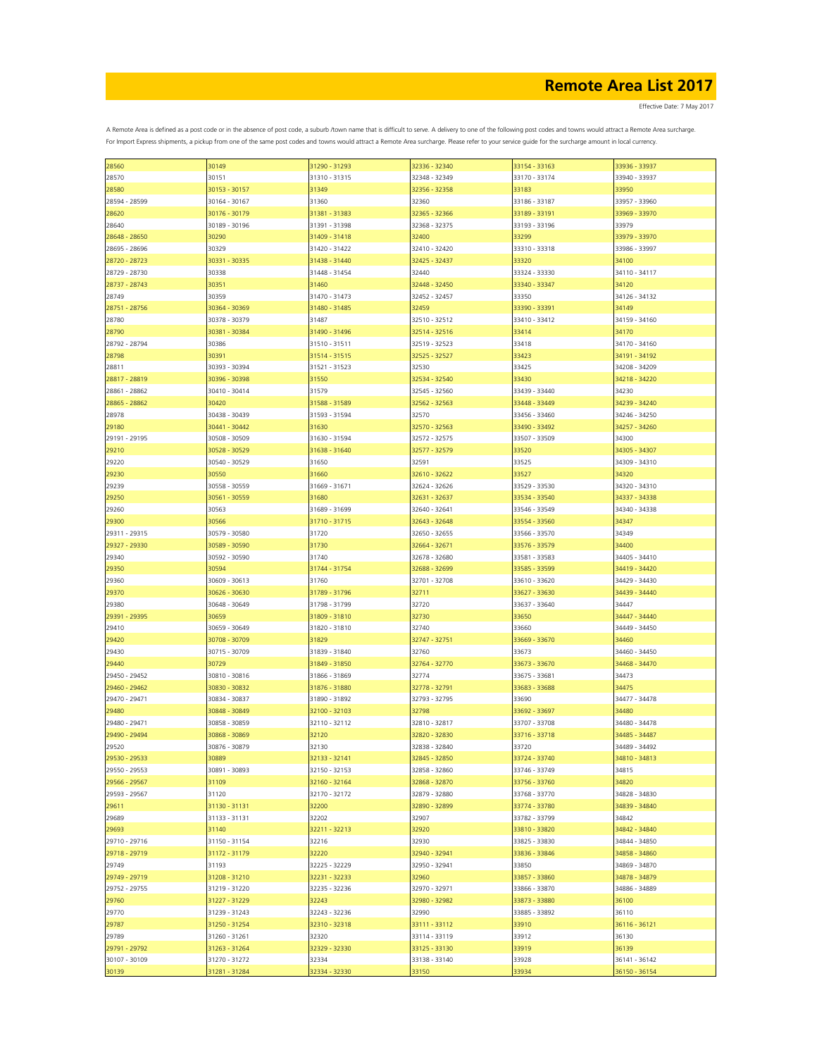# Remote Area List 2017

Effective Date: 7 May 2017

A Remote Area is defined as a post code or in the absence of post code, a suburb /town name that is difficult to serve. A delivery to one of the following post codes and towns would attract a Remote Area surcharge.
For Import Express shipments, a pickup from one of the same post codes and towns would attract a Remote Area surcharge. Please refer to your service guide for the surcharge amount in local currency.

| | | | | | |
|---|---|---|---|---|---|
| 28560 | 30149 | 31290 - 31293 | 32336 - 32340 | 33154 - 33163 | 33936 - 33937 |
| 28570 | 30151 | 31310 - 31315 | 32348 - 32349 | 33170 - 33174 | 33940 - 33937 |
| 28580 | 30153 - 30157 | 31349 | 32356 - 32358 | 33183 | 33950 |
| 28594 - 28599 | 30164 - 30167 | 31360 | 32360 | 33186 - 33187 | 33957 - 33960 |
| 28620 | 30176 - 30179 | 31381 - 31383 | 32365 - 32366 | 33189 - 33191 | 33969 - 33970 |
| 28640 | 30189 - 30196 | 31391 - 31398 | 32368 - 32375 | 33193 - 33196 | 33979 |
| 28648 - 28650 | 30290 | 31409 - 31418 | 32400 | 33299 | 33979 - 33970 |
| 28695 - 28696 | 30329 | 31420 - 31422 | 32410 - 32420 | 33310 - 33318 | 33986 - 33997 |
| 28720 - 28723 | 30331 - 30335 | 31438 - 31440 | 32425 - 32437 | 33320 | 34100 |
| 28729 - 28730 | 30338 | 31448 - 31454 | 32440 | 33324 - 33330 | 34110 - 34117 |
| 28737 - 28743 | 30351 | 31460 | 32448 - 32450 | 33340 - 33347 | 34120 |
| 28749 | 30359 | 31470 - 31473 | 32452 - 32457 | 33350 | 34126 - 34132 |
| 28751 - 28756 | 30364 - 30369 | 31480 - 31485 | 32459 | 33390 - 33391 | 34149 |
| 28780 | 30378 - 30379 | 31487 | 32510 - 32512 | 33410 - 33412 | 34159 - 34160 |
| 28790 | 30381 - 30384 | 31490 - 31496 | 32514 - 32516 | 33414 | 34170 |
| 28792 - 28794 | 30386 | 31510 - 31511 | 32519 - 32523 | 33418 | 34170 - 34160 |
| 28798 | 30391 | 31514 - 31515 | 32525 - 32527 | 33423 | 34191 - 34192 |
| 28811 | 30393 - 30394 | 31521 - 31523 | 32530 | 33425 | 34208 - 34209 |
| 28817 - 28819 | 30396 - 30398 | 31550 | 32534 - 32540 | 33430 | 34218 - 34220 |
| 28861 - 28862 | 30410 - 30414 | 31579 | 32545 - 32560 | 33439 - 33440 | 34230 |
| 28865 - 28862 | 30420 | 31588 - 31589 | 32562 - 32563 | 33448 - 33449 | 34239 - 34240 |
| 28978 | 30438 - 30439 | 31593 - 31594 | 32570 | 33456 - 33460 | 34246 - 34250 |
| 29180 | 30441 - 30442 | 31630 | 32570 - 32563 | 33490 - 33492 | 34257 - 34260 |
| 29191 - 29195 | 30508 - 30509 | 31630 - 31594 | 32572 - 32575 | 33507 - 33509 | 34300 |
| 29210 | 30528 - 30529 | 31638 - 31640 | 32577 - 32579 | 33520 | 34305 - 34307 |
| 29220 | 30540 - 30529 | 31650 | 32591 | 33525 | 34309 - 34310 |
| 29230 | 30550 | 31660 | 32610 - 32622 | 33527 | 34320 |
| 29239 | 30558 - 30559 | 31669 - 31671 | 32624 - 32626 | 33529 - 33530 | 34320 - 34310 |
| 29250 | 30561 - 30559 | 31680 | 32631 - 32637 | 33534 - 33540 | 34337 - 34338 |
| 29260 | 30563 | 31689 - 31699 | 32640 - 32641 | 33546 - 33549 | 34340 - 34338 |
| 29300 | 30566 | 31710 - 31715 | 32643 - 32648 | 33554 - 33560 | 34347 |
| 29311 - 29315 | 30579 - 30580 | 31720 | 32650 - 32655 | 33566 - 33570 | 34349 |
| 29327 - 29330 | 30589 - 30590 | 31730 | 32664 - 32671 | 33576 - 33579 | 34400 |
| 29340 | 30592 - 30590 | 31740 | 32678 - 32680 | 33581 - 33583 | 34405 - 34410 |
| 29350 | 30594 | 31744 - 31754 | 32688 - 32699 | 33585 - 33599 | 34419 - 34420 |
| 29360 | 30609 - 30613 | 31760 | 32701 - 32708 | 33610 - 33620 | 34429 - 34430 |
| 29370 | 30626 - 30630 | 31789 - 31796 | 32711 | 33627 - 33630 | 34439 - 34440 |
| 29380 | 30648 - 30649 | 31798 - 31799 | 32720 | 33637 - 33640 | 34447 |
| 29391 - 29395 | 30659 | 31809 - 31810 | 32730 | 33650 | 34447 - 34440 |
| 29410 | 30659 - 30649 | 31820 - 31810 | 32740 | 33660 | 34449 - 34450 |
| 29420 | 30708 - 30709 | 31829 | 32747 - 32751 | 33669 - 33670 | 34460 |
| 29430 | 30715 - 30709 | 31839 - 31840 | 32760 | 33673 | 34460 - 34450 |
| 29440 | 30729 | 31849 - 31850 | 32764 - 32770 | 33673 - 33670 | 34468 - 34470 |
| 29450 - 29452 | 30810 - 30816 | 31866 - 31869 | 32774 | 33675 - 33681 | 34473 |
| 29460 - 29462 | 30830 - 30832 | 31876 - 31880 | 32778 - 32791 | 33683 - 33688 | 34475 |
| 29470 - 29471 | 30834 - 30837 | 31890 - 31892 | 32793 - 32795 | 33690 | 34477 - 34478 |
| 29480 | 30848 - 30849 | 32100 - 32103 | 32798 | 33692 - 33697 | 34480 |
| 29480 - 29471 | 30858 - 30859 | 32110 - 32112 | 32810 - 32817 | 33707 - 33708 | 34480 - 34478 |
| 29490 - 29494 | 30868 - 30869 | 32120 | 32820 - 32830 | 33716 - 33718 | 34485 - 34487 |
| 29520 | 30876 - 30879 | 32130 | 32838 - 32840 | 33720 | 34489 - 34492 |
| 29530 - 29533 | 30889 | 32133 - 32141 | 32845 - 32850 | 33724 - 33740 | 34810 - 34813 |
| 29550 - 29553 | 30891 - 30893 | 32150 - 32153 | 32858 - 32860 | 33746 - 33749 | 34815 |
| 29566 - 29567 | 31109 | 32160 - 32164 | 32868 - 32870 | 33756 - 33760 | 34820 |
| 29593 - 29567 | 31120 | 32170 - 32172 | 32879 - 32880 | 33768 - 33770 | 34828 - 34830 |
| 29611 | 31130 - 31131 | 32200 | 32890 - 32899 | 33774 - 33780 | 34839 - 34840 |
| 29689 | 31133 - 31131 | 32202 | 32907 | 33782 - 33799 | 34842 |
| 29693 | 31140 | 32211 - 32213 | 32920 | 33810 - 33820 | 34842 - 34840 |
| 29710 - 29716 | 31150 - 31154 | 32216 | 32930 | 33825 - 33830 | 34844 - 34850 |
| 29718 - 29719 | 31172 - 31179 | 32220 | 32940 - 32941 | 33836 - 33846 | 34858 - 34860 |
| 29749 | 31193 | 32225 - 32229 | 32950 - 32941 | 33850 | 34869 - 34870 |
| 29749 - 29719 | 31208 - 31210 | 32231 - 32233 | 32960 | 33857 - 33860 | 34878 - 34879 |
| 29752 - 29755 | 31219 - 31220 | 32235 - 32236 | 32970 - 32971 | 33866 - 33870 | 34886 - 34889 |
| 29760 | 31227 - 31229 | 32243 | 32980 - 32982 | 33873 - 33880 | 36100 |
| 29770 | 31239 - 31243 | 32243 - 32236 | 32990 | 33885 - 33892 | 36110 |
| 29787 | 31250 - 31254 | 32310 - 32318 | 33111 - 33112 | 33910 | 36116 - 36121 |
| 29789 | 31260 - 31261 | 32320 | 33114 - 33119 | 33912 | 36130 |
| 29791 - 29792 | 31263 - 31264 | 32329 - 32330 | 33125 - 33130 | 33919 | 36139 |
| 30107 - 30109 | 31270 - 31272 | 32334 | 33138 - 33140 | 33928 | 36141 - 36142 |
| 30139 | 31281 - 31284 | 32334 - 32330 | 33150 | 33934 | 36150 - 36154 |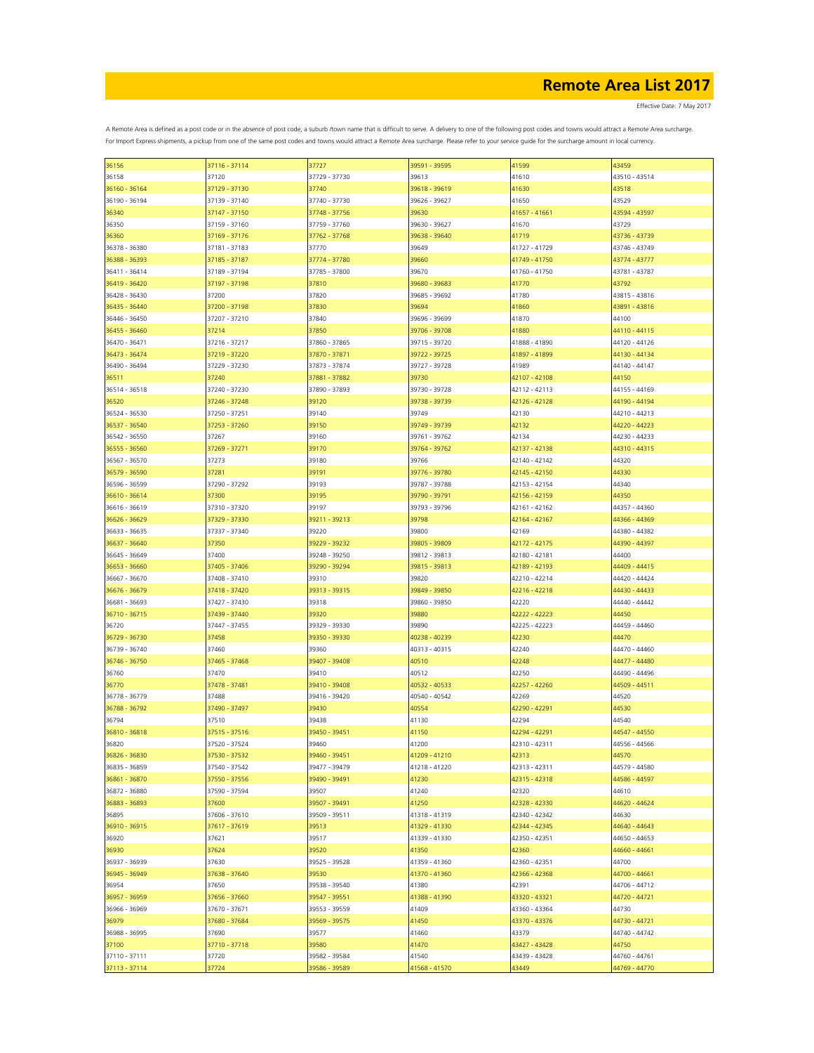# Remote Area List 2017

Effective Date: 7 May 2017

A Remote Area is defined as a post code or in the absence of post code, a suburb /town name that is difficult to serve. A delivery to one of the following post codes and towns would attract a Remote Area surcharge. For Import Express shipments, a pickup from one of the same post codes and towns would attract a Remote Area surcharge. Please refer to your service guide for the surcharge amount in local currency.

| | | | | | |
|---|---|---|---|---|---|
| 36156 | 37116 - 37114 | 37727 | 39591 - 39595 | 41599 | 43459 |
| 36158 | 37120 | 37729 - 37730 | 39613 | 41610 | 43510 - 43514 |
| 36160 - 36164 | 37129 - 37130 | 37740 | 39618 - 39619 | 41630 | 43518 |
| 36190 - 36194 | 37139 - 37140 | 37740 - 37730 | 39626 - 39627 | 41650 | 43529 |
| 36340 | 37147 - 37150 | 37748 - 37756 | 39630 | 41657 - 41661 | 43594 - 43597 |
| 36350 | 37159 - 37160 | 37759 - 37760 | 39630 - 39627 | 41670 | 43729 |
| 36360 | 37169 - 37176 | 37762 - 37768 | 39638 - 39640 | 41719 | 43736 - 43739 |
| 36378 - 36380 | 37181 - 37183 | 37770 | 39649 | 41727 - 41729 | 43746 - 43749 |
| 36388 - 36393 | 37185 - 37187 | 37774 - 37780 | 39660 | 41749 - 41750 | 43774 - 43777 |
| 36411 - 36414 | 37189 - 37194 | 37785 - 37800 | 39670 | 41760 - 41750 | 43781 - 43787 |
| 36419 - 36420 | 37197 - 37198 | 37810 | 39680 - 39683 | 41770 | 43792 |
| 36428 - 36430 | 37200 | 37820 | 39685 - 39692 | 41780 | 43815 - 43816 |
| 36435 - 36440 | 37200 - 37198 | 37830 | 39694 | 41860 | 43891 - 43816 |
| 36446 - 36450 | 37207 - 37210 | 37840 | 39696 - 39699 | 41870 | 44100 |
| 36455 - 36460 | 37214 | 37850 | 39706 - 39708 | 41880 | 44110 - 44115 |
| 36470 - 36471 | 37216 - 37217 | 37860 - 37865 | 39715 - 39720 | 41888 - 41890 | 44120 - 44126 |
| 36473 - 36474 | 37219 - 37220 | 37870 - 37871 | 39722 - 39725 | 41897 - 41899 | 44130 - 44134 |
| 36490 - 36494 | 37229 - 37230 | 37873 - 37874 | 39727 - 39728 | 41989 | 44140 - 44147 |
| 36511 | 37240 | 37881 - 37882 | 39730 | 42107 - 42108 | 44150 |
| 36514 - 36518 | 37240 - 37230 | 37890 - 37893 | 39730 - 39728 | 42112 - 42113 | 44155 - 44169 |
| 36520 | 37246 - 37248 | 39120 | 39738 - 39739 | 42126 - 42128 | 44190 - 44194 |
| 36524 - 36530 | 37250 - 37251 | 39140 | 39749 | 42130 | 44210 - 44213 |
| 36537 - 36540 | 37253 - 37260 | 39150 | 39749 - 39739 | 42132 | 44220 - 44223 |
| 36542 - 36550 | 37267 | 39160 | 39761 - 39762 | 42134 | 44230 - 44233 |
| 36555 - 36560 | 37269 - 37271 | 39170 | 39764 - 39762 | 42137 - 42138 | 44310 - 44315 |
| 36567 - 36570 | 37273 | 39180 | 39766 | 42140 - 42142 | 44320 |
| 36579 - 36590 | 37281 | 39191 | 39776 - 39780 | 42145 - 42150 | 44330 |
| 36596 - 36599 | 37290 - 37292 | 39193 | 39787 - 39788 | 42153 - 42154 | 44340 |
| 36610 - 36614 | 37300 | 39195 | 39790 - 39791 | 42156 - 42159 | 44350 |
| 36616 - 36619 | 37310 - 37320 | 39197 | 39793 - 39796 | 42161 - 42162 | 44357 - 44360 |
| 36626 - 36629 | 37329 - 37330 | 39211 - 39213 | 39798 | 42164 - 42167 | 44366 - 44369 |
| 36633 - 36635 | 37337 - 37340 | 39220 | 39800 | 42169 | 44380 - 44382 |
| 36637 - 36640 | 37350 | 39229 - 39232 | 39805 - 39809 | 42172 - 42175 | 44390 - 44397 |
| 36645 - 36649 | 37400 | 39248 - 39250 | 39812 - 39813 | 42180 - 42181 | 44400 |
| 36653 - 36660 | 37405 - 37406 | 39290 - 39294 | 39815 - 39813 | 42189 - 42193 | 44409 - 44415 |
| 36667 - 36670 | 37408 - 37410 | 39310 | 39820 | 42210 - 42214 | 44420 - 44424 |
| 36676 - 36679 | 37418 - 37420 | 39313 - 39315 | 39849 - 39850 | 42216 - 42218 | 44430 - 44433 |
| 36681 - 36693 | 37427 - 37430 | 39318 | 39860 - 39850 | 42220 | 44440 - 44442 |
| 36710 - 36715 | 37439 - 37440 | 39320 | 39880 | 42222 - 42223 | 44450 |
| 36720 | 37447 - 37455 | 39329 - 39330 | 39890 | 42225 - 42223 | 44459 - 44460 |
| 36729 - 36730 | 37458 | 39350 - 39330 | 40238 - 40239 | 42230 | 44470 |
| 36739 - 36740 | 37460 | 39360 | 40313 - 40315 | 42240 | 44470 - 44460 |
| 36746 - 36750 | 37465 - 37468 | 39407 - 39408 | 40510 | 42248 | 44477 - 44480 |
| 36760 | 37470 | 39410 | 40512 | 42250 | 44490 - 44496 |
| 36770 | 37478 - 37481 | 39410 - 39408 | 40532 - 40533 | 42257 - 42260 | 44509 - 44511 |
| 36778 - 36779 | 37488 | 39416 - 39420 | 40540 - 40542 | 42269 | 44520 |
| 36788 - 36792 | 37490 - 37497 | 39430 | 40554 | 42290 - 42291 | 44530 |
| 36794 | 37510 | 39438 | 41130 | 42294 | 44540 |
| 36810 - 36818 | 37515 - 37516 | 39450 - 39451 | 41150 | 42294 - 42291 | 44547 - 44550 |
| 36820 | 37520 - 37524 | 39460 | 41200 | 42310 - 42311 | 44556 - 44566 |
| 36826 - 36830 | 37530 - 37532 | 39460 - 39451 | 41209 - 41210 | 42313 | 44570 |
| 36835 - 36859 | 37540 - 37542 | 39477 - 39479 | 41218 - 41220 | 42313 - 42311 | 44579 - 44580 |
| 36861 - 36870 | 37550 - 37556 | 39490 - 39491 | 41230 | 42315 - 42318 | 44586 - 44597 |
| 36872 - 36880 | 37590 - 37594 | 39507 | 41240 | 42320 | 44610 |
| 36883 - 36893 | 37600 | 39507 - 39491 | 41250 | 42328 - 42330 | 44620 - 44624 |
| 36895 | 37606 - 37610 | 39509 - 39511 | 41318 - 41319 | 42340 - 42342 | 44630 |
| 36910 - 36915 | 37617 - 37619 | 39513 | 41329 - 41330 | 42344 - 42345 | 44640 - 44643 |
| 36920 | 37621 | 39517 | 41339 - 41330 | 42350 - 42351 | 44650 - 44653 |
| 36930 | 37624 | 39520 | 41350 | 42360 | 44660 - 44661 |
| 36937 - 36939 | 37630 | 39525 - 39528 | 41359 - 41360 | 42360 - 42351 | 44700 |
| 36945 - 36949 | 37638 - 37640 | 39530 | 41370 - 41360 | 42366 - 42368 | 44700 - 44661 |
| 36954 | 37650 | 39538 - 39540 | 41380 | 42391 | 44706 - 44712 |
| 36957 - 36959 | 37656 - 37660 | 39547 - 39551 | 41388 - 41390 | 43320 - 43321 | 44720 - 44721 |
| 36966 - 36969 | 37670 - 37671 | 39553 - 39559 | 41409 | 43360 - 43364 | 44730 |
| 36979 | 37680 - 37684 | 39569 - 39575 | 41450 | 43370 - 43376 | 44730 - 44721 |
| 36988 - 36995 | 37690 | 39577 | 41460 | 43379 | 44740 - 44742 |
| 37100 | 37710 - 37718 | 39580 | 41470 | 43427 - 43428 | 44750 |
| 37110 - 37111 | 37720 | 39582 - 39584 | 41540 | 43439 - 43428 | 44760 - 44761 |
| 37113 - 37114 | 37724 | 39586 - 39589 | 41568 - 41570 | 43449 | 44769 - 44770 |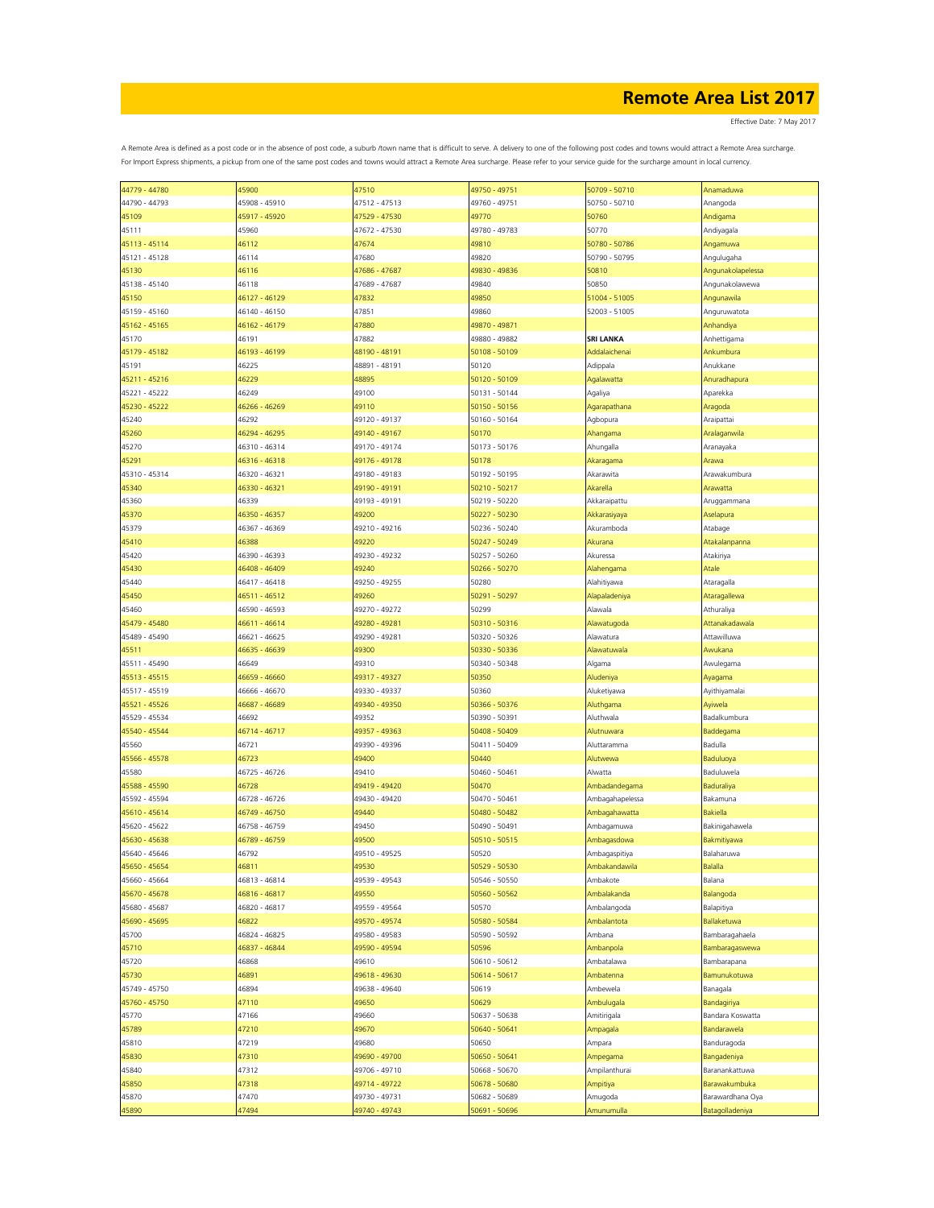# Remote Area List 2017

Effective Date: 7 May 2017

A Remote Area is defined as a post code or in the absence of post code, a suburb /town name that is difficult to serve. A delivery to one of the following post codes and towns would attract a Remote Area surcharge. For Import Express shipments, a pickup from one of the same post codes and towns would attract a Remote Area surcharge. Please refer to your service guide for the surcharge amount in local currency.

| | | | | | |
|---|---|---|---|---|---|
| 44779 - 44780 | 45900 | 47510 | 49750 - 49751 | 50709 - 50710 | Anamaduwa |
| 44790 - 44793 | 45908 - 45910 | 47512 - 47513 | 49760 - 49751 | 50750 - 50710 | Anangoda |
| 45109 | 45917 - 45920 | 47529 - 47530 | 49770 | 50760 | Andigama |
| 45111 | 45960 | 47672 - 47530 | 49780 - 49783 | 50770 | Andiyagala |
| 45113 - 45114 | 46112 | 47674 | 49810 | 50780 - 50786 | Angamuwa |
| 45121 - 45128 | 46114 | 47680 | 49820 | 50790 - 50795 | Angulugaha |
| 45130 | 46116 | 47686 - 47687 | 49830 - 49836 | 50810 | Angunakolapelessa |
| 45138 - 45140 | 46118 | 47689 - 47687 | 49840 | 50850 | Angunakolawewa |
| 45150 | 46127 - 46129 | 47832 | 49850 | 51004 - 51005 | Angunawila |
| 45159 - 45160 | 46140 - 46150 | 47851 | 49860 | 52003 - 51005 | Anguruwatota |
| 45162 - 45165 | 46162 - 46179 | 47880 | 49870 - 49871 | | Anhandiya |
| 45170 | 46191 | 47882 | 49880 - 49882 | **SRI LANKA** | Anhettigama |
| 45179 - 45182 | 46193 - 46199 | 48190 - 48191 | 50108 - 50109 | Addalaichenai | Ankumbura |
| 45191 | 46225 | 48891 - 48191 | 50120 | Adippala | Anukkane |
| 45211 - 45216 | 46229 | 48895 | 50120 - 50109 | Agalawatta | Anuradhapura |
| 45221 - 45222 | 46249 | 49100 | 50131 - 50144 | Agaliya | Aparekka |
| 45230 - 45222 | 46266 - 46269 | 49110 | 50150 - 50156 | Agarapathana | Aragoda |
| 45240 | 46292 | 49120 - 49137 | 50160 - 50164 | Agbopura | Araipattai |
| 45260 | 46294 - 46295 | 49140 - 49167 | 50170 | Ahangama | Aralaganwila |
| 45270 | 46310 - 46314 | 49170 - 49174 | 50173 - 50176 | Ahungalla | Aranayaka |
| 45291 | 46316 - 46318 | 49176 - 49178 | 50178 | Akaragama | Arawa |
| 45310 - 45314 | 46320 - 46321 | 49180 - 49183 | 50192 - 50195 | Akarawita | Arawakumbura |
| 45340 | 46330 - 46321 | 49190 - 49191 | 50210 - 50217 | Akarella | Arawatta |
| 45360 | 46339 | 49193 - 49191 | 50219 - 50220 | Akkaraipattu | Aruggammana |
| 45370 | 46350 - 46357 | 49200 | 50227 - 50230 | Akkarasiyaya | Aselapura |
| 45379 | 46367 - 46369 | 49210 - 49216 | 50236 - 50240 | Akuramboda | Atabage |
| 45410 | 46388 | 49220 | 50247 - 50249 | Akurana | Atakalanpanna |
| 45420 | 46390 - 46393 | 49230 - 49232 | 50257 - 50260 | Akuressa | Atakiriya |
| 45430 | 46408 - 46409 | 49240 | 50266 - 50270 | Alahengama | Atale |
| 45440 | 46417 - 46418 | 49250 - 49255 | 50280 | Alahitiyawa | Ataragalla |
| 45450 | 46511 - 46512 | 49260 | 50291 - 50297 | Alapaladeniya | Ataragallewa |
| 45460 | 46590 - 46593 | 49270 - 49272 | 50299 | Alawala | Athuraliya |
| 45479 - 45480 | 46611 - 46614 | 49280 - 49281 | 50310 - 50316 | Alawatugoda | Attanakadawala |
| 45489 - 45490 | 46621 - 46625 | 49290 - 49281 | 50320 - 50326 | Alawatura | Attawilluwa |
| 45511 | 46635 - 46639 | 49300 | 50330 - 50336 | Alawatuwala | Awukana |
| 45511 - 45490 | 46649 | 49310 | 50340 - 50348 | Algama | Awulegama |
| 45513 - 45515 | 46659 - 46660 | 49317 - 49327 | 50350 | Aludeniya | Ayagama |
| 45517 - 45519 | 46666 - 46670 | 49330 - 49337 | 50360 | Aluketiyawa | Ayithiyamalai |
| 45521 - 45526 | 46687 - 46689 | 49340 - 49350 | 50366 - 50376 | Aluthgama | Ayiwela |
| 45529 - 45534 | 46692 | 49352 | 50390 - 50391 | Aluthwala | Badalkumbura |
| 45540 - 45544 | 46714 - 46717 | 49357 - 49363 | 50408 - 50409 | Alutnuwara | Baddegama |
| 45560 | 46721 | 49390 - 49396 | 50411 - 50409 | Aluttaramma | Badulla |
| 45566 - 45578 | 46723 | 49400 | 50440 | Alutwewa | Baduluoya |
| 45580 | 46725 - 46726 | 49410 | 50460 - 50461 | Alwatta | Baduluwela |
| 45588 - 45590 | 46728 | 49419 - 49420 | 50470 | Ambadandegama | Baduraliya |
| 45592 - 45594 | 46728 - 46726 | 49430 - 49420 | 50470 - 50461 | Ambagahapelessa | Bakamuna |
| 45610 - 45614 | 46749 - 46750 | 49440 | 50480 - 50482 | Ambagahawatta | Bakiella |
| 45620 - 45622 | 46758 - 46759 | 49450 | 50490 - 50491 | Ambagamuwa | Bakinigahawela |
| 45630 - 45638 | 46789 - 46759 | 49500 | 50510 - 50515 | Ambagasdowa | Bakmitiyawa |
| 45640 - 45646 | 46792 | 49510 - 49525 | 50520 | Ambagaspitiya | Balaharuwa |
| 45650 - 45654 | 46811 | 49530 | 50529 - 50530 | Ambakandawila | Balalla |
| 45660 - 45664 | 46813 - 46814 | 49539 - 49543 | 50546 - 50550 | Ambakote | Balana |
| 45670 - 45678 | 46816 - 46817 | 49550 | 50560 - 50562 | Ambalakanda | Balangoda |
| 45680 - 45687 | 46820 - 46817 | 49559 - 49564 | 50570 | Ambalangoda | Balapitiya |
| 45690 - 45695 | 46822 | 49570 - 49574 | 50580 - 50584 | Ambalantota | Ballaketuwa |
| 45700 | 46824 - 46825 | 49580 - 49583 | 50590 - 50592 | Ambana | Bambaragahaela |
| 45710 | 46837 - 46844 | 49590 - 49594 | 50596 | Ambanpola | Bambaragaswewa |
| 45720 | 46868 | 49610 | 50610 - 50612 | Ambatalawa | Bambarapana |
| 45730 | 46891 | 49618 - 49630 | 50614 - 50617 | Ambatenna | Bamunukotuwa |
| 45749 - 45750 | 46894 | 49638 - 49640 | 50619 | Ambewela | Banagala |
| 45760 - 45750 | 47110 | 49650 | 50629 | Ambulugala | Bandagiriya |
| 45770 | 47166 | 49660 | 50637 - 50638 | Amitirigala | Bandara Koswatta |
| 45789 | 47210 | 49670 | 50640 - 50641 | Ampagala | Bandarawela |
| 45810 | 47219 | 49680 | 50650 | Ampara | Banduragoda |
| 45830 | 47310 | 49690 - 49700 | 50650 - 50641 | Ampegama | Bangadeniya |
| 45840 | 47312 | 49706 - 49710 | 50668 - 50670 | Ampilanthurai | Baranankattuwa |
| 45850 | 47318 | 49714 - 49722 | 50678 - 50680 | Ampitiya | Barawakumbuka |
| 45870 | 47470 | 49730 - 49731 | 50682 - 50689 | Amugoda | Barawardhana Oya |
| 45890 | 47494 | 49740 - 49743 | 50691 - 50696 | Amunumulla | Batagolladeniya |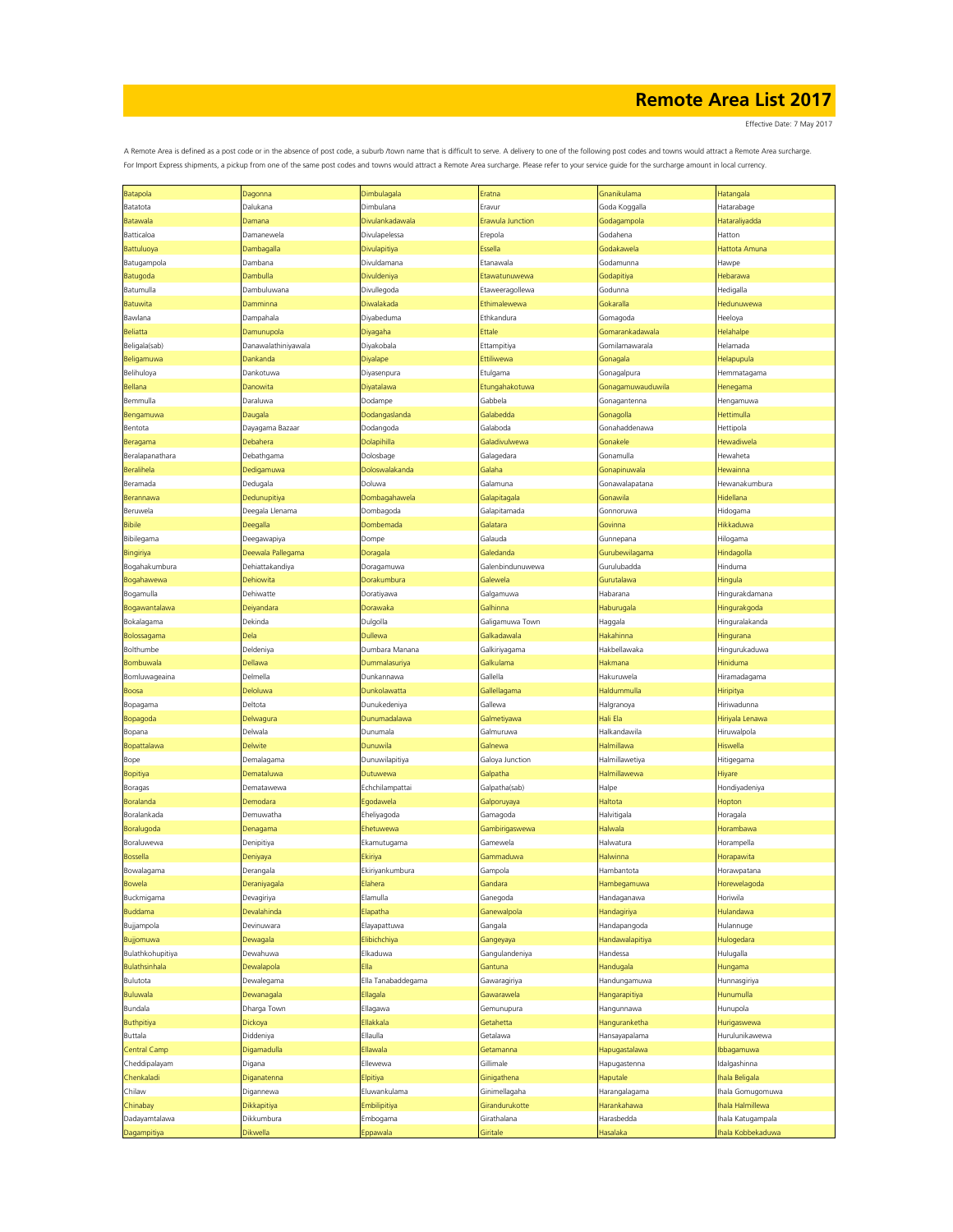# Remote Area List 2017

Effective Date: 7 May 2017

A Remote Area is defined as a post code or in the absence of post code, a suburb /town name that is difficult to serve. A delivery to one of the following post codes and towns would attract a Remote Area surcharge.
For Import Express shipments, a pickup from one of the same post codes and towns would attract a Remote Area surcharge. Please refer to your service guide for the surcharge amount in local currency.

| | | | | | |
|---|---|---|---|---|---|
| Batapola | Dagonna | Dimbulagala | Eratna | Gnanikulama | Hatangala |
| Batatota | Dalukana | Dimbulana | Eravur | Goda Koggalla | Hatarabage |
| Batawala | Damana | Divulankadawala | Erawula Junction | Godagampola | Hataraliyadda |
| Batticaloa | Damanewela | Divulapelessa | Erepola | Godahena | Hatton |
| Battuluoya | Dambagalla | Divulapitiya | Essella | Godakawela | Hattota Amuna |
| Batugampola | Dambana | Divuldamana | Etanawala | Godamunna | Hawpe |
| Batugoda | Dambulla | Divuldeniya | Etawatunuwewa | Godapitiya | Hebarawa |
| Batumulla | Dambuluwana | Divullegoda | Etaweeragollewa | Godunna | Hedigalla |
| Batuwita | Damminna | Diwalakada | Ethimalewewa | Gokaralla | Hedunuwewa |
| Bawlana | Dampahala | Diyabeduma | Ethkandura | Gomagoda | Heeloya |
| Beliatta | Damunupola | Diyagaha | Ettale | Gomarankadawala | Helahalpe |
| Beligala(sab) | Danawalathiniyawala | Diyakobala | Ettampitiya | Gomilamawarala | Helamada |
| Beligamuwa | Dankanda | Diyalape | Ettiliwewa | Gonagala | Helapupula |
| Belihuloya | Dankotuwa | Diyasenpura | Etulgama | Gonagalpura | Hemmatagama |
| Bellana | Danowita | Diyatalawa | Etungahakotuwa | Gonagamuwauduwila | Henegama |
| Bemmulla | Daraluwa | Dodampe | Gabbela | Gonagantenna | Hengamuwa |
| Bengamuwa | Daugala | Dodangaslanda | Galabedda | Gonagolla | Hettimulla |
| Bentota | Dayagama Bazaar | Dodangoda | Galaboda | Gonahaddenawa | Hettipola |
| Beragama | Debahera | Dolapihilla | Galadivulwewa | Gonakele | Hewadiwela |
| Beralapanathara | Debathgama | Dolosbage | Galagedara | Gonamulla | Hewaheta |
| Beralihela | Dedigamuwa | Doloswalakanda | Galaha | Gonapinuwala | Hewainna |
| Beramada | Dedugala | Doluwa | Galamuna | Gonawalapatana | Hewanakumbura |
| Berannawa | Dedunupitiya | Dombagahawela | Galapitagala | Gonawila | Hidellana |
| Beruwela | Deegala Lenama | Dombagoda | Galapitamada | Gonnoruwa | Hidogama |
| Bibile | Deegalla | Dombemada | Galatara | Govinna | Hikkaduwa |
| Bibilegama | Deegawapiya | Dompe | Galauda | Gunnepana | Hilogama |
| Bingiriya | Deewala Pallegama | Doragala | Galedanda | Gurubewilagama | Hindagolla |
| Bogahakumbura | Dehiattakandiya | Doragamuwa | Galenbindunuwewa | Gurulubadda | Hinduma |
| Bogahawewa | Dehiowita | Dorakumbura | Galewela | Gurutalawa | Hingula |
| Bogamulla | Dehiwatte | Doratiyawa | Galgamuwa | Habarana | Hingurakdamana |
| Bogawantalawa | Deiyandara | Dorawaka | Galhinna | Haburugala | Hingurakgoda |
| Bokalagama | Dekinda | Dulgolla | Galigamuwa Town | Haggala | Hinguralakanda |
| Bolossagama | Dela | Dullewa | Galkadawala | Hakahinna | Hingurana |
| Bolthumbe | Deldeniya | Dumbara Manana | Galkiriyagama | Hakbellawaka | Hingurukaduwa |
| Bombuwala | Dellawa | Dummalasuriya | Galkulama | Hakmana | Hiniduma |
| Bomluwageaina | Delmella | Dunkannawa | Gallella | Hakuruwela | Hiramadagama |
| Boosa | Deloluwa | Dunkolawatta | Gallellagama | Haldummulla | Hiripitya |
| Bopagama | Deltota | Dunukedeniya | Gallewa | Halgranoya | Hiriwadunna |
| Bopagoda | Delwagura | Dunumadalawa | Galmetiyawa | Hali Ela | Hiriyala Lenawa |
| Bopana | Delwala | Dunumala | Galmuruwa | Halkandawila | Hiruwalpola |
| Bopattalawa | Delwite | Dunuwila | Galnewa | Halmillawa | Hiswella |
| Bope | Demalagama | Dunuwilapitiya | Galoya Junction | Halmillawetiya | Hitigegama |
| Bopitiya | Demataluwa | Dutuwewa | Galpatha | Halmillawewa | Hiyare |
| Boragas | Dematawewa | Echchilampattai | Galpatha(sab) | Halpe | Hondiyadeniya |
| Boralanda | Demodara | Egodawela | Galporuyaya | Haltota | Hopton |
| Boralankada | Demuwatha | Eheliyagoda | Gamagoda | Halvitigala | Horagala |
| Boralugoda | Denagama | Ehetuwewa | Gambirigaswewa | Halwala | Horambawa |
| Boraluwewa | Denipitiya | Ekamutugama | Gamewela | Halwatura | Horampella |
| Bossella | Deniyaya | Ekiriya | Gammaduwa | Halwinna | Horapawita |
| Bowalagama | Derangala | Ekiriyankumbura | Gampola | Hambantota | Horawpatana |
| Bowela | Deraniyagala | Elahera | Gandara | Hambegamuwa | Horewelagoda |
| Buckmigama | Devagiriya | Elamulla | Ganegoda | Handaganawa | Horiwila |
| Buddama | Devalahinda | Elapatha | Ganewalpola | Handagiriya | Hulandawa |
| Bujjampola | Devinuwara | Elayapattuwa | Gangala | Handapangoda | Hulannuge |
| Bujjomuwa | Dewagala | Elibichchiya | Gangeyaya | Handawalapitiya | Hulogedara |
| Bulathkohupitiya | Dewahuwa | Elkaduwa | Gangulandeniya | Handessa | Hulugalla |
| Bulathsinhala | Dewalapola | Ella | Gantuna | Handugala | Hungama |
| Bulutota | Dewalegama | Ella Tanabaddegama | Gawaragiriya | Handungamuwa | Hunnasgiriya |
| Buluwala | Dewanagala | Ellagala | Gawarawela | Hangarapitiya | Hunumulla |
| Bundala | Dharga Town | Ellagawa | Gemunupura | Hangunnawa | Hunupola |
| Buthpitiya | Dickoya | Ellakkala | Getahetta | Hanguranketha | Hurigaswewa |
| Buttala | Diddeniya | Ellaulla | Getalawa | Hansayapalama | Hurulunikawewa |
| Central Camp | Digamadulla | Ellawala | Getamanna | Hapugastalawa | Ibbagamuwa |
| Cheddipalayam | Digana | Ellewewa | Gillimale | Hapugastenna | Idalgashinna |
| Chenkaladi | Diganatenna | Elpitiya | Ginigathena | Haputale | Ihala Beligala |
| Chilaw | Digannewa | Eluwankulama | Ginimellagaha | Harangalagama | Ihala Gomugomuwa |
| Chinabay | Dikkapitiya | Embilipitiya | Girandurukotte | Harankahawa | Ihala Halmillewa |
| Dadayamtalawa | Dikkumbura | Embogama | Girathalana | Harasbedda | Ihala Katugampala |
| Dagampitiya | Dikwella | Eppawala | Giritale | Hasalaka | Ihala Kobbekaduwa |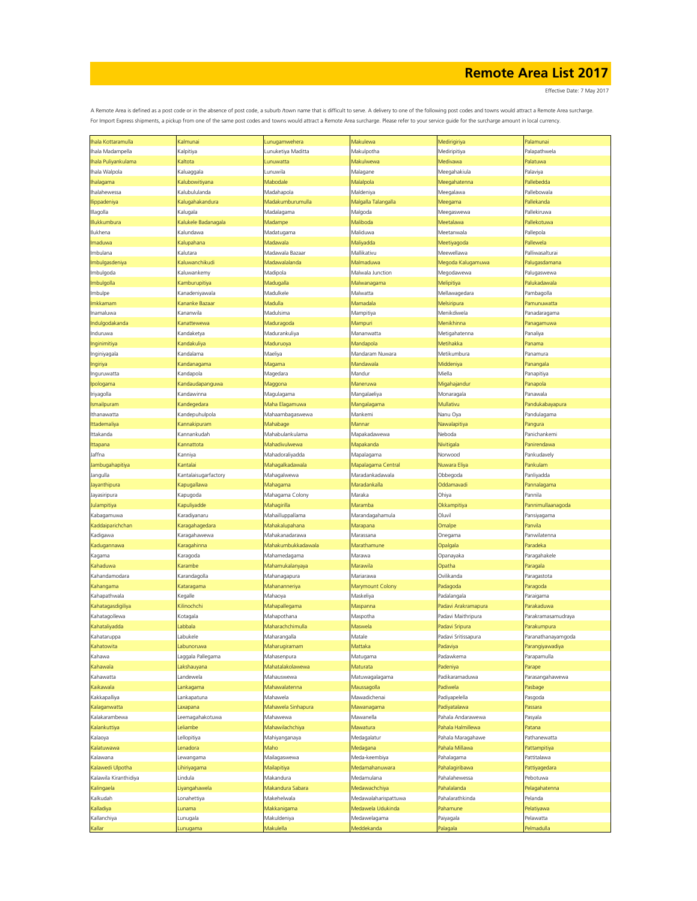# Remote Area List 2017

Effective Date: 7 May 2017

A Remote Area is defined as a post code or in the absence of post code, a suburb /town name that is difficult to serve. A delivery to one of the following post codes and towns would attract a Remote Area surcharge. For Import Express shipments, a pickup from one of the same post codes and towns would attract a Remote Area surcharge. Please refer to your service guide for the surcharge amount in local currency.

| | | | | | |
|---|---|---|---|---|---|
| Ihala Kottaramulla | Kalmunai | Lunugamwehera | Makulewa | Medirigiriya | Palamunai |
| Ihala Madampella | Kalpitiya | Lunuketiya Maditta | Makulpotha | Medirripitiya | Palapathwela |
| Ihala Puliyankulama | Kaltota | Lunuwatta | Makulwewa | Medivawa | Palatuwa |
| Ihala Walpola | Kaluaggala | Lunuwila | Malagane | Meegahakiula | Palaviya |
| Ihalagama | Kalubowitiyana | Mabodale | Malalpola | Meegahatenna | Pallebedda |
| Ihalahewessa | Kalubululanda | Madahapola | Maldeniya | Meegalawa | Pallebowala |
| Ilippadeniya | Kalugahakandura | Madakumburumulla | Malgalla Talangalla | Meegama | Pallekanda |
| Illagolla | Kalugala | Madalagama | Malgoda | Meegaswewa | Pallekiruwa |
| Illukkumbura | Kalukele Badanagala | Madampe | Maliboda | Meetalawa | Pallekotuwa |
| Ilukhena | Kalundawa | Madatugama | Maliduwa | Meetanwala | Pallepola |
| Imaduwa | Kalupahana | Madawala | Maliyadda | Meetiyagoda | Pallewela |
| Imbulana | Kalutara | Madawala Bazaar | Mallikativu | Meewellawa | Palliwasalturai |
| Imbulgasdeniya | Kaluwanchikudi | Madawalalanda | Malmaduwa | Megoda Kalugamuwa | Palugasdamana |
| Imbulgoda | Kaluwankemy | Madipola | Malwala Junction | Megodawewa | Palugaswewa |
| Imbulgolla | Kamburupitiya | Madugalla | Malwanagama | Melipitiya | Palukadawala |
| Imbulpe | Kanadeniyawala | Madulkele | Malwatta | Mellawagedara | Pambagolla |
| Imkkamam | Kananke Bazaar | Madulla | Mamadala | Melsiripura | Pamunuwatta |
| Inamaluwa | Kananwila | Madulsima | Mampitiya | Menikdiwela | Panadaragama |
| Indulgodakanda | Kanattewewa | Maduragoda | Mampuri | Menikhinna | Panagamuwa |
| Induruwa | Kandaketya | Madurankuliya | Mananwatta | Metigahatenna | Panaliya |
| Inginimitiya | Kandakuliya | Maduruoya | Mandapola | Metihakka | Panama |
| Inginiyagala | Kandalama | Maeliya | Mandaram Nuwara | Metikumbura | Panamura |
| Ingiriya | Kandanagama | Magama | Mandawala | Middeniya | Panangala |
| Inguruwatta | Kandapola | Magedara | Mandur | Miella | Panapitiya |
| Ipologama | Kandaudapanguwa | Maggona | Maneruwa | Migahajandur | Panapola |
| Iriyagolla | Kandawinna | Magulagama | Mangalaeliya | Monaragala | Panawala |
| Ismailpuram | Kandegedara | Maha Elagamuwa | Mangalagama | Mullativu | Pandukabayapura |
| Ithanawatta | Kandepuhulpola | Mahaambagaswewa | Mankemi | Nanu Oya | Pandulagama |
| Ittademaliya | Kannakipuram | Mahabage | Mannar | Nawalapitiya | Pangura |
| Ittakanda | Kannankudah | Mahabulankulama | Mapakadawewa | Neboda | Panichankemi |
| Ittapana | Kannattota | Mahadivulwewa | Mapakanda | Nivitigala | Panirendawa |
| Jaffna | Kanniya | Mahadoraliyadda | Mapalagama | Norwood | Pankudavely |
| Jambugahapitiya | Kantalai | Mahagalkadawala | Mapalagama Central | Nuwara Eliya | Pankulam |
| Jangulla | Kantalaisugarfactory | Mahagalwewa | Maradankadawala | Obbegoda | Panliyadda |
| Jayanthipura | Kapugallawa | Mahagama | Maradankalla | Oddamavadi | Pannalagama |
| Jayasiripura | Kapugoda | Mahagama Colony | Maraka | Ohiya | Pannila |
| Julampitiya | Kapuliyadde | Mahagirilla | Maramba | Okkampitiya | Pannimullaanagoda |
| Kabagamuwa | Karadiyanaru | Mahailluppallama | Marandagahamula | Oluvil | Pansiyagama |
| Kaddaiparichchan | Karagahagedara | Mahakalupahana | Marapana | Omalpe | Panvila |
| Kadigawa | Karagahawewa | Mahakanadarawa | Marassana | Onegama | Panwilatenna |
| Kadugannawa | Karagahinna | Mahakumbukkadawala | Marathamune | Opalgala | Paradeka |
| Kagama | Karagoda | Mahamedagama | Marawa | Opanayaka | Paragahakele |
| Kahaduwa | Karambe | Mahamukalanyaya | Marawila | Opatha | Paragala |
| Kahandamodara | Karandagolla | Mahanagapura | Mariarawa | Ovilikanda | Paragastota |
| Kahangama | Kataragama | Mahananneriya | Marymount Colony | Padagoda | Paragoda |
| Kahapathwala | Kegalle | Mahaoya | Maskeliya | Padalangala | Paraigama |
| Kahatagasdigiliya | Kilinochchi | Mahapallegama | Maspanna | Padavi Arakramapura | Parakaduwa |
| Kahatagollewa | Kotagala | Mahapothana | Maspotha | Padavi Maithripura | Parakramasamudraya |
| Kahataliyadda | Labbala | Maharachchimulla | Maswela | Padavi Sripura | Parakumpura |
| Kahataruppa | Labukele | Maharangalla | Matale | Padavi Sritissapura | Paranathanayamgoda |
| Kahatowita | Labunoruwa | Maharugiramam | Mattaka | Padaviya | Parangiyawadiya |
| Kahawa | Laggala Pallegama | Mahasenpura | Matugama | Padawkema | Parapamulla |
| Kahawala | Lakshauyana | Mahatalakolawewa | Maturata | Padeniya | Parape |
| Kahawatta | Landewela | Mahauswewa | Matuwagalagama | Padikaramaduwa | Parasangahawewa |
| Kaikawala | Lankagama | Mahawalatenna | Maussagolla | Padiwela | Pasbage |
| Kakkapalliya | Lankapatuna | Mahawela | Mawadichenai | Padiyapelella | Pasgoda |
| Kalaganwatta | Laxapana | Mahawela Sinhapura | Mawanagama | Padiyatalawa | Passara |
| Kalakarambewa | Leemagahakotuwa | Mahawewa | Mawanella | Pahala Andarawewa | Pasyala |
| Kalankuttiya | Leliambe | Mahawilachchiya | Mawatura | Pahala Halmillewa | Patana |
| Kalaoya | Lellopitiya | Mahiyanganaya | Medagalatur | Pahala Maragahawe | Pathanewatta |
| Kalatuwawa | Lenadora | Maho | Medagana | Pahala Millawa | Pattampitiya |
| Kalawana | Lewangama | Mailagaswewa | Meda-keembiya | Pahalagama | Pattitalawa |
| Kalawedi Ulpotha | Lihiriyagama | Mailapitiya | Medamahanuwara | Pahalagiribawa | Pattiyagedara |
| Kalawila Kiranthidiya | Lindula | Makandura | Medamulana | Pahalahewessa | Pebotuwa |
| Kalingaela | Liyangahawela | Makandura Sabara | Medawachchiya | Pahalalanda | Pelagahatenna |
| Kalkudah | Lonahettiya | Makehelwala | Medawalaharispattuwa | Pahalarathkinda | Pelanda |
| Kalladiya | Lunama | Makkanigama | Medawela Udukinda | Pahamune | Pelatiyawa |
| Kallanchiya | Lunugala | Makuldeniya | Medawelagama | Paiyagala | Pelawatta |
| Kallar | Lunugama | Makulella | Meddekanda | Palagala | Pelmadulla |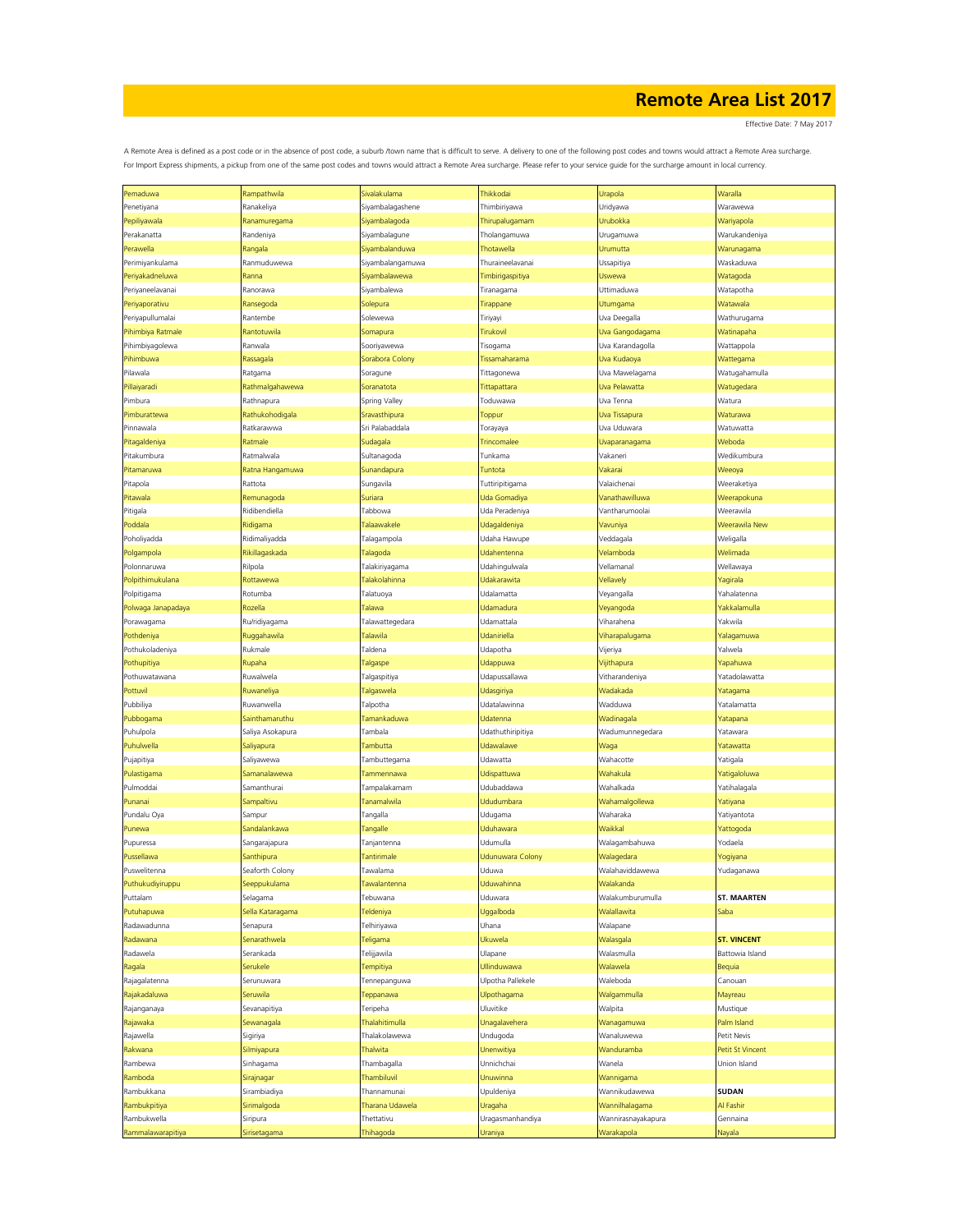# Remote Area List 2017

Effective Date: 7 May 2017

A Remote Area is defined as a post code or in the absence of post code, a suburb /town name that is difficult to serve. A delivery to one of the following post codes and towns would attract a Remote Area surcharge. For Import Express shipments, a pickup from one of the same post codes and towns would attract a Remote Area surcharge. Please refer to your service guide for the surcharge amount in local currency.

| | | | | | |
|---|---|---|---|---|---|
| Pemaduwa | Rampathwila | Sivalakulama | Thikkodai | Urapola | Waralla |
| Penetiyana | Ranakeliya | Siyambalagashene | Thimbiriyawa | Uridyawa | Warawewa |
| Pepiliyawala | Ranamuregama | Siyambalagoda | Thirupalugamam | Urubokka | Wariyapola |
| Perakanatta | Randeniya | Siyambalagune | Tholangamuwa | Urugamuwa | Warukandeniya |
| Perawella | Rangala | Siyambalanduwa | Thotawella | Urumutta | Warunagama |
| Perimiyankulama | Ranmuduwewa | Siyambalangamuwa | Thuraineelavanai | Ussapitiya | Waskaduwa |
| Periyakadneluwa | Ranna | Siyambalawewa | Timbirigaspitiya | Uswewa | Watagoda |
| Periyaneelavanai | Ranorawa | Siyambalewa | Tiranagama | Uttimaduwa | Watapotha |
| Periyaporativu | Ransegoda | Solepura | Tirappane | Utumgama | Watawala |
| Periyapullumalai | Rantembe | Solewewa | Tiriyayi | Uva Deegalla | Wathurugama |
| Pihimbiya Ratmale | Rantotuwila | Somapura | Tirukovil | Uva Gangodagama | Watinapaha |
| Pihimbiyagolewa | Ranwala | Sooriyawewa | Tisogama | Uva Karandagolla | Wattappola |
| Pihimbuwa | Rassagala | Sorabora Colony | Tissamaharama | Uva Kudaoya | Wattegama |
| Pilawala | Ratgama | Soragune | Tittagonewa | Uva Mawelagama | Watugahamulla |
| Pillaiyaradi | Rathmalgahawewa | Soranatota | Tittapattara | Uva Pelawatta | Watugedara |
| Pimbura | Rathnapura | Spring Valley | Toduwawa | Uva Tenna | Watura |
| Pimburattewa | Rathukohodigala | Sravasthipura | Toppur | Uva Tissapura | Waturawa |
| Pinnawala | Ratkarawwa | Sri Palabaddala | Torayaya | Uva Uduwara | Watuwatta |
| Pitagaldeniya | Ratmale | Sudagala | Trincomalee | Uvaparanagama | Weboda |
| Pitakumbura | Ratmalwala | Sultanagoda | Tunkama | Vakaneri | Wedikumbura |
| Pitamaruwa | Ratna Hangamuwa | Sunandapura | Tuntota | Vakarai | Weeoya |
| Pitapola | Rattota | Sungavila | Tuttiripitigama | Valaichenai | Weeraketiya |
| Pitawala | Remunagoda | Suriara | Uda Gomadiya | Vanathawilluwa | Weerapokuna |
| Pitigala | Ridibendiella | Tabbowa | Uda Peradeniya | Vantharumoolai | Weerawila |
| Poddala | Ridigama | Talaawakele | Udagaldeniya | Vavuniya | Weerawila New |
| Poholiyadda | Ridimaliyadda | Talagampola | Udaha Hawupe | Veddagala | Weligalla |
| Polgampola | Rikillagaskada | Talagoda | Udahentenna | Velamboda | Welimada |
| Polonnaruwa | Rilpola | Talakiriyagama | Udahingulwala | Vellamanal | Wellawaya |
| Polpithimukulana | Rottawewa | Talakolahinna | Udakarawita | Vellavely | Yagirala |
| Polpitigama | Rotumba | Talatuoya | Udalamatta | Veyangalla | Yahalatenna |
| Polwaga Janapadaya | Rozella | Talawa | Udamadura | Veyangoda | Yakkalamulla |
| Porawagama | Ru/ridiyagama | Talawattegedara | Udamattala | Viharahena | Yakwila |
| Pothdeniya | Ruggahawila | Talawila | Udaniriella | Viharapalugama | Yalagamuwa |
| Pothukoladeniya | Rukmale | Taldena | Udapotha | Vijeriya | Yalwela |
| Pothupitiya | Rupaha | Talgaspe | Udappuwa | Vijithapura | Yapahuwa |
| Pothuwatawana | Ruwalwela | Talgaspitiya | Udapussallawa | Vitharandeniya | Yatadolawatta |
| Pottuvil | Ruwaneliya | Talgaswela | Udasgiriya | Wadakada | Yatagama |
| Pubbiliya | Ruwanwella | Talpotha | Udatalawinna | Wadduwa | Yatalamatta |
| Pubbogama | Sainthamaruthu | Tamankaduwa | Udatenna | Wadinagala | Yatapana |
| Puhulpola | Saliya Asokapura | Tambala | Udathuthiripitiya | Wadumunnegedara | Yatawara |
| Puhulwella | Saliyapura | Tambutta | Udawalawe | Waga | Yatawatta |
| Pujapitiya | Saliyawewa | Tambuttegama | Udawatta | Wahacotte | Yatigala |
| Pulastigama | Samanalawewa | Tammennawa | Udispattuwa | Wahakula | Yatigaloluwa |
| Pulmoddai | Samanthurai | Tampalakamam | Udubaddawa | Wahalkada | Yatihalagala |
| Punanai | Sampaltivu | Tanamalwila | Ududumbara | Wahamalgollewa | Yatiyana |
| Pundalu Oya | Sampur | Tangalla | Udugama | Waharaka | Yatiyantota |
| Punewa | Sandalankawa | Tangalle | Uduhawara | Waikkal | Yattogoda |
| Pupuressa | Sangarajapura | Tanjantenna | Udumulla | Walagambahuwa | Yodaela |
| Pussellawa | Santhipura | Tantirimale | Udunuwara Colony | Walagedara | Yogiyana |
| Puswelitenna | Seaforth Colony | Tawalama | Uduwa | Walahaviddawewa | Yudaganawa |
| Puthukudiyiruppu | Seeppukulama | Tawalantenna | Uduwahinna | Walakanda | |
| Puttalam | Selagama | Tebuwana | Uduwara | Walakumburumulla | **ST. MAARTEN** |
| Putuhapuwa | Sella Kataragama | Teldeniya | Uggalboda | Walallawita | Saba |
| Radawadunna | Senapura | Telhiriyawa | Uhana | Walapane | |
| Radawana | Senarathwela | Teligama | Ukuwela | Walasgala | **ST. VINCENT** |
| Radawela | Serankada | Telijjawila | Ulapane | Walasmulla | Battowia Island |
| Ragala | Serukele | Tempitiya | Ullinduwawa | Walawela | Bequia |
| Rajagalatenna | Serunuwara | Tennepanguwa | Ulpotha Pallekele | Waleboda | Canouan |
| Rajakadaluwa | Seruwila | Teppanawa | Ulpothagama | Walgammulla | Mayreau |
| Rajanganaya | Sevanapitiya | Teripeha | Uluvitike | Walpita | Mustique |
| Rajawaka | Sewanagala | Thalahitimulla | Unagalavehera | Wanagamuwa | Palm Island |
| Rajawella | Sigiriya | Thalakolawewa | Undugoda | Wanaluwewa | Petit Nevis |
| Rakwana | Silmiyapura | Thalwita | Unenwitiya | Wanduramba | Petit St Vincent |
| Rambewa | Sinhagama | Thambagalla | Unnichchai | Wanela | Union Island |
| Ramboda | Sirajnagar | Thambiluvil | Unuwinna | Wannigama | |
| Rambukkana | Sirambiadiya | Thannamunai | Upuldeniya | Wannikudawewa | **SUDAN** |
| Rambukpitiya | Sirimalgoda | Tharana Udawela | Uragaha | Wannilhalagama | Al Fashir |
| Rambukwella | Siripura | Thettativu | Uragasmanhandiya | Wannirasnayakapura | Gennaina |
| Rammalawarapitiya | Sirisetagama | Thihagoda | Uraniya | Warakapola | Nayala |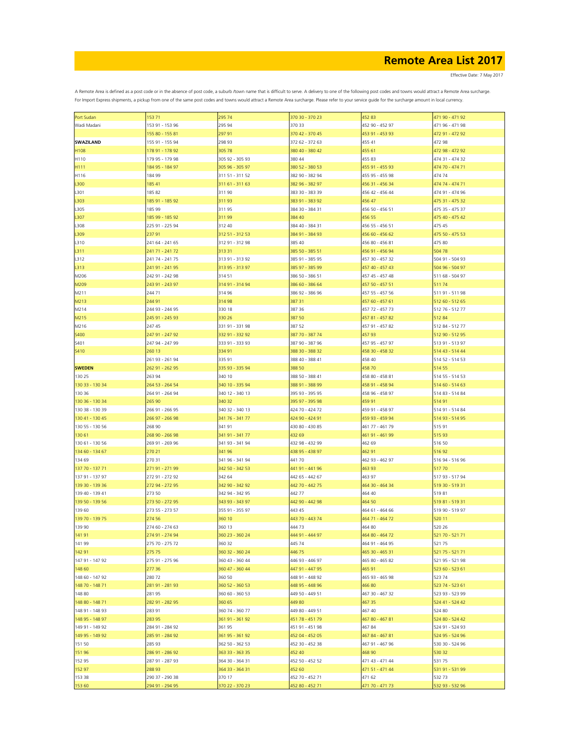# Remote Area List 2017

Effective Date: 7 May 2017

A Remote Area is defined as a post code or in the absence of post code, a suburb /town name that is difficult to serve. A delivery to one of the following post codes and towns would attract a Remote Area surcharge. For Import Express shipments, a pickup from one of the same post codes and towns would attract a Remote Area surcharge. Please refer to your service guide for the surcharge amount in local currency.

| | | | | | |
|---|---|---|---|---|---|
| Port Sudan | 153 71 | 295 74 | 370 30 - 370 23 | 452 83 | 471 90 - 471 92 |
| Wadi Madani | 153 91 - 153 96 | 295 94 | 370 33 | 452 90 - 452 97 | 471 96 - 471 98 |
| | 155 80 - 155 81 | 297 91 | 370 42 - 370 45 | 453 91 - 453 93 | 472 91 - 472 92 |
| **SWAZILAND** | 155 91 - 155 94 | 298 93 | 372 62 - 372 63 | 455 41 | 472 98 |
| H108 | 178 91 - 178 92 | 305 78 | 380 40 - 380 42 | 455 61 | 472 98 - 472 92 |
| H110 | 179 95 - 179 98 | 305 92 - 305 93 | 380 44 | 455 83 | 474 31 - 474 32 |
| H111 | 184 95 - 184 97 | 305 96 - 305 97 | 380 52 - 380 53 | 455 91 - 455 93 | 474 70 - 474 71 |
| H116 | 184 99 | 311 51 - 311 52 | 382 90 - 382 94 | 455 95 - 455 98 | 474 74 |
| L300 | 185 41 | 311 61 - 311 63 | 382 96 - 382 97 | 456 31 - 456 34 | 474 74 - 474 71 |
| L301 | 185 82 | 311 90 | 383 30 - 383 39 | 456 42 - 456 44 | 474 91 - 474 96 |
| L303 | 185 91 - 185 92 | 311 93 | 383 91 - 383 92 | 456 47 | 475 31 - 475 32 |
| L305 | 185 99 | 311 95 | 384 30 - 384 31 | 456 50 - 456 51 | 475 35 - 475 37 |
| L307 | 185 99 - 185 92 | 311 99 | 384 40 | 456 55 | 475 40 - 475 42 |
| L308 | 225 91 - 225 94 | 312 40 | 384 40 - 384 31 | 456 55 - 456 51 | 475 45 |
| L309 | 237 91 | 312 51 - 312 53 | 384 91 - 384 93 | 456 60 - 456 62 | 475 50 - 475 53 |
| L310 | 241 64 - 241 65 | 312 91 - 312 98 | 385 40 | 456 80 - 456 81 | 475 80 |
| L311 | 241 71 - 241 72 | 313 31 | 385 50 - 385 51 | 456 91 - 456 94 | 504 78 |
| L312 | 241 74 - 241 75 | 313 91 - 313 92 | 385 91 - 385 95 | 457 30 - 457 32 | 504 91 - 504 93 |
| L313 | 241 91 - 241 95 | 313 95 - 313 97 | 385 97 - 385 99 | 457 40 - 457 43 | 504 96 - 504 97 |
| M206 | 242 91 - 242 98 | 314 51 | 386 50 - 386 51 | 457 45 - 457 48 | 511 68 - 504 97 |
| M209 | 243 91 - 243 97 | 314 91 - 314 94 | 386 60 - 386 64 | 457 50 - 457 51 | 511 74 |
| M211 | 244 71 | 314 96 | 386 92 - 386 96 | 457 55 - 457 56 | 511 91 - 511 98 |
| M213 | 244 91 | 314 98 | 387 31 | 457 60 - 457 61 | 512 60 - 512 65 |
| M214 | 244 93 - 244 95 | 330 18 | 387 36 | 457 72 - 457 73 | 512 76 - 512 77 |
| M215 | 245 91 - 245 93 | 330 26 | 387 50 | 457 81 - 457 82 | 512 84 |
| M216 | 247 45 | 331 91 - 331 98 | 387 52 | 457 91 - 457 82 | 512 84 - 512 77 |
| S400 | 247 91 - 247 92 | 332 91 - 332 92 | 387 70 - 387 74 | 457 93 | 512 90 - 512 95 |
| S401 | 247 94 - 247 99 | 333 91 - 333 93 | 387 90 - 387 96 | 457 95 - 457 97 | 513 91 - 513 97 |
| S410 | 260 13 | 334 91 | 388 30 - 388 32 | 458 30 - 458 32 | 514 43 - 514 44 |
| | 261 93 - 261 94 | 335 91 | 388 40 - 388 41 | 458 40 | 514 52 - 514 53 |
| **SWEDEN** | 262 91 - 262 95 | 335 93 - 335 94 | 388 50 | 458 70 | 514 55 |
| 130 25 | 263 94 | 340 10 | 388 50 - 388 41 | 458 80 - 458 81 | 514 55 - 514 53 |
| 130 33 - 130 34 | 264 53 - 264 54 | 340 10 - 335 94 | 388 91 - 388 99 | 458 91 - 458 94 | 514 60 - 514 63 |
| 130 36 | 264 91 - 264 94 | 340 12 - 340 13 | 395 93 - 395 95 | 458 96 - 458 97 | 514 83 - 514 84 |
| 130 36 - 130 34 | 265 90 | 340 32 | 395 97 - 395 98 | 459 91 | 514 91 |
| 130 38 - 130 39 | 266 91 - 266 95 | 340 32 - 340 13 | 424 70 - 424 72 | 459 91 - 458 97 | 514 91 - 514 84 |
| 130 41 - 130 45 | 266 97 - 266 98 | 341 76 - 341 77 | 424 90 - 424 91 | 459 93 - 459 94 | 514 93 - 514 95 |
| 130 55 - 130 56 | 268 90 | 341 91 | 430 80 - 430 85 | 461 77 - 461 79 | 515 91 |
| 130 61 | 268 90 - 266 98 | 341 91 - 341 77 | 432 69 | 461 91 - 461 99 | 515 93 |
| 130 61 - 130 56 | 269 91 - 269 96 | 341 93 - 341 94 | 432 98 - 432 99 | 462 69 | 516 50 |
| 134 60 - 134 67 | 270 21 | 341 96 | 438 95 - 438 97 | 462 91 | 516 92 |
| 134 69 | 270 31 | 341 96 - 341 94 | 441 70 | 462 93 - 462 97 | 516 94 - 516 96 |
| 137 70 - 137 71 | 271 91 - 271 99 | 342 50 - 342 53 | 441 91 - 441 96 | 463 93 | 517 70 |
| 137 91 - 137 97 | 272 91 - 272 92 | 342 64 | 442 65 - 442 67 | 463 97 | 517 93 - 517 94 |
| 139 30 - 139 36 | 272 94 - 272 95 | 342 90 - 342 92 | 442 70 - 442 75 | 464 30 - 464 34 | 519 30 - 519 31 |
| 139 40 - 139 41 | 273 50 | 342 94 - 342 95 | 442 77 | 464 40 | 519 81 |
| 139 50 - 139 56 | 273 50 - 272 95 | 343 93 - 343 97 | 442 90 - 442 98 | 464 50 | 519 81 - 519 31 |
| 139 60 | 273 55 - 273 57 | 355 91 - 355 97 | 443 45 | 464 61 - 464 66 | 519 90 - 519 97 |
| 139 70 - 139 75 | 274 56 | 360 10 | 443 70 - 443 74 | 464 71 - 464 72 | 520 11 |
| 139 90 | 274 60 - 274 63 | 360 13 | 444 73 | 464 80 | 520 26 |
| 141 91 | 274 91 - 274 94 | 360 23 - 360 24 | 444 91 - 444 97 | 464 80 - 464 72 | 521 70 - 521 71 |
| 141 99 | 275 70 - 275 72 | 360 32 | 445 74 | 464 91 - 464 95 | 521 75 |
| 142 91 | 275 75 | 360 32 - 360 24 | 446 75 | 465 30 - 465 31 | 521 75 - 521 71 |
| 147 91 - 147 92 | 275 91 - 275 96 | 360 43 - 360 44 | 446 93 - 446 97 | 465 80 - 465 82 | 521 95 - 521 98 |
| 148 60 | 277 36 | 360 47 - 360 44 | 447 91 - 447 95 | 465 91 | 523 60 - 523 61 |
| 148 60 - 147 92 | 280 72 | 360 50 | 448 91 - 448 92 | 465 93 - 465 98 | 523 74 |
| 148 70 - 148 71 | 281 91 - 281 93 | 360 52 - 360 53 | 448 95 - 448 96 | 466 80 | 523 74 - 523 61 |
| 148 80 | 281 95 | 360 60 - 360 53 | 449 50 - 449 51 | 467 30 - 467 32 | 523 93 - 523 99 |
| 148 80 - 148 71 | 282 91 - 282 95 | 360 65 | 449 80 | 467 35 | 524 41 - 524 42 |
| 148 91 - 148 93 | 283 91 | 360 74 - 360 77 | 449 80 - 449 51 | 467 40 | 524 80 |
| 148 95 - 148 97 | 283 95 | 361 91 - 361 92 | 451 78 - 451 79 | 467 80 - 467 81 | 524 80 - 524 42 |
| 149 91 - 149 92 | 284 91 - 284 92 | 361 95 | 451 91 - 451 98 | 467 84 | 524 91 - 524 93 |
| 149 95 - 149 92 | 285 91 - 284 92 | 361 95 - 361 92 | 452 04 - 452 05 | 467 84 - 467 81 | 524 95 - 524 96 |
| 151 50 | 285 93 | 362 50 - 362 53 | 452 30 - 452 38 | 467 91 - 467 96 | 530 30 - 524 96 |
| 151 96 | 286 91 - 286 92 | 363 33 - 363 35 | 452 40 | 468 90 | 530 32 |
| 152 95 | 287 91 - 287 93 | 364 30 - 364 31 | 452 50 - 452 52 | 471 43 - 471 44 | 531 75 |
| 152 97 | 288 93 | 364 33 - 364 31 | 452 60 | 471 51 - 471 44 | 531 91 - 531 99 |
| 153 38 | 290 37 - 290 38 | 370 17 | 452 70 - 452 71 | 471 62 | 532 73 |
| 153 60 | 294 91 - 294 95 | 370 22 - 370 23 | 452 80 - 452 71 | 471 70 - 471 73 | 532 93 - 532 96 |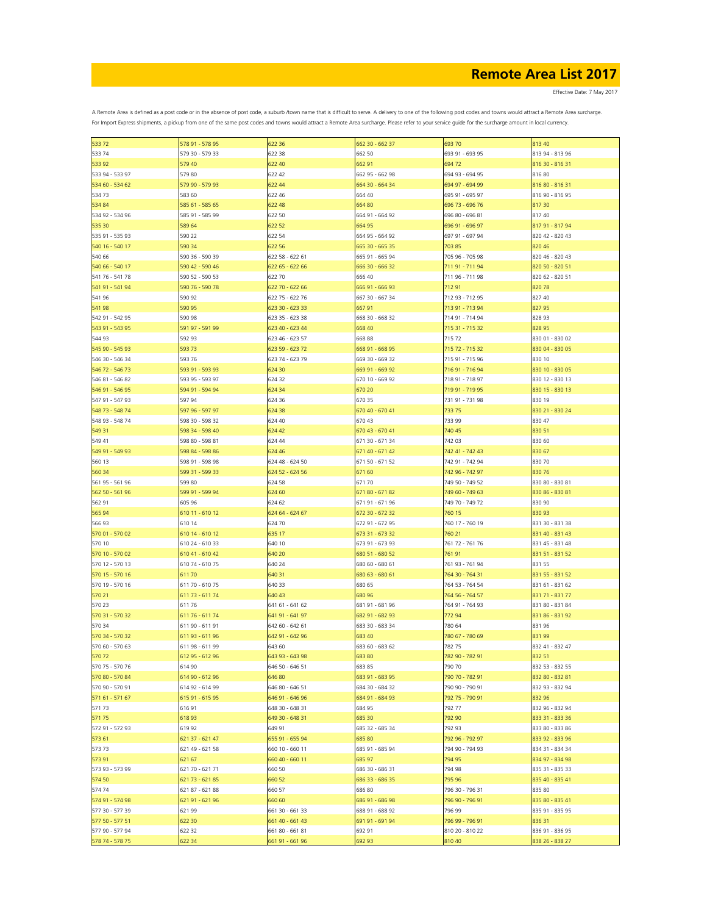# Remote Area List 2017

Effective Date: 7 May 2017

A Remote Area is defined as a post code or in the absence of post code, a suburb /town name that is difficult to serve. A delivery to one of the following post codes and towns would attract a Remote Area surcharge.
For Import Express shipments, a pickup from one of the same post codes and towns would attract a Remote Area surcharge. Please refer to your service guide for the surcharge amount in local currency.

| | | | | | |
|---|---|---|---|---|---|
| 533 72 | 578 91 - 578 95 | 622 36 | 662 30 - 662 37 | 693 70 | 813 40 |
| 533 74 | 579 30 - 579 33 | 622 38 | 662 50 | 693 91 - 693 95 | 813 94 - 813 96 |
| 533 92 | 579 40 | 622 40 | 662 91 | 694 72 | 816 30 - 816 31 |
| 533 94 - 533 97 | 579 80 | 622 42 | 662 95 - 662 98 | 694 93 - 694 95 | 816 80 |
| 534 60 - 534 62 | 579 90 - 579 93 | 622 44 | 664 30 - 664 34 | 694 97 - 694 99 | 816 80 - 816 31 |
| 534 73 | 583 60 | 622 46 | 664 40 | 695 91 - 695 97 | 816 90 - 816 95 |
| 534 84 | 585 61 - 585 65 | 622 48 | 664 80 | 696 73 - 696 76 | 817 30 |
| 534 92 - 534 96 | 585 91 - 585 99 | 622 50 | 664 91 - 664 92 | 696 80 - 696 81 | 817 40 |
| 535 30 | 589 64 | 622 52 | 664 95 | 696 91 - 696 97 | 817 91 - 817 94 |
| 535 91 - 535 93 | 590 22 | 622 54 | 664 95 - 664 92 | 697 91 - 697 94 | 820 42 - 820 43 |
| 540 16 - 540 17 | 590 34 | 622 56 | 665 30 - 665 35 | 703 85 | 820 46 |
| 540 66 | 590 36 - 590 39 | 622 58 - 622 61 | 665 91 - 665 94 | 705 96 - 705 98 | 820 46 - 820 43 |
| 540 66 - 540 17 | 590 42 - 590 46 | 622 65 - 622 66 | 666 30 - 666 32 | 711 91 - 711 94 | 820 50 - 820 51 |
| 541 76 - 541 78 | 590 52 - 590 53 | 622 70 | 666 40 | 711 96 - 711 98 | 820 62 - 820 51 |
| 541 91 - 541 94 | 590 76 - 590 78 | 622 70 - 622 66 | 666 91 - 666 93 | 712 91 | 820 78 |
| 541 96 | 590 92 | 622 75 - 622 76 | 667 30 - 667 34 | 712 93 - 712 95 | 827 40 |
| 541 98 | 590 95 | 623 30 - 623 33 | 667 91 | 713 91 - 713 94 | 827 95 |
| 542 91 - 542 95 | 590 98 | 623 35 - 623 38 | 668 30 - 668 32 | 714 91 - 714 94 | 828 93 |
| 543 91 - 543 95 | 591 97 - 591 99 | 623 40 - 623 44 | 668 40 | 715 31 - 715 32 | 828 95 |
| 544 93 | 592 93 | 623 46 - 623 57 | 668 88 | 715 72 | 830 01 - 830 02 |
| 545 90 - 545 93 | 593 73 | 623 59 - 623 72 | 668 91 - 668 95 | 715 72 - 715 32 | 830 04 - 830 05 |
| 546 30 - 546 34 | 593 76 | 623 74 - 623 79 | 669 30 - 669 32 | 715 91 - 715 96 | 830 10 |
| 546 72 - 546 73 | 593 91 - 593 93 | 624 30 | 669 91 - 669 92 | 716 91 - 716 94 | 830 10 - 830 05 |
| 546 81 - 546 82 | 593 95 - 593 97 | 624 32 | 670 10 - 669 92 | 718 91 - 718 97 | 830 12 - 830 13 |
| 546 91 - 546 95 | 594 91 - 594 94 | 624 34 | 670 20 | 719 91 - 719 95 | 830 15 - 830 13 |
| 547 91 - 547 93 | 597 94 | 624 36 | 670 35 | 731 91 - 731 98 | 830 19 |
| 548 73 - 548 74 | 597 96 - 597 97 | 624 38 | 670 40 - 670 41 | 733 75 | 830 21 - 830 24 |
| 548 93 - 548 74 | 598 30 - 598 32 | 624 40 | 670 43 | 733 99 | 830 47 |
| 549 31 | 598 34 - 598 40 | 624 42 | 670 43 - 670 41 | 740 45 | 830 51 |
| 549 41 | 598 80 - 598 81 | 624 44 | 671 30 - 671 34 | 742 03 | 830 60 |
| 549 91 - 549 93 | 598 84 - 598 86 | 624 46 | 671 40 - 671 42 | 742 41 - 742 43 | 830 67 |
| 560 13 | 598 91 - 598 98 | 624 48 - 624 50 | 671 50 - 671 52 | 742 91 - 742 94 | 830 70 |
| 560 34 | 599 31 - 599 33 | 624 52 - 624 56 | 671 60 | 742 96 - 742 97 | 830 76 |
| 561 95 - 561 96 | 599 80 | 624 58 | 671 70 | 749 50 - 749 52 | 830 80 - 830 81 |
| 562 50 - 561 96 | 599 91 - 599 94 | 624 60 | 671 80 - 671 82 | 749 60 - 749 63 | 830 86 - 830 81 |
| 562 91 | 605 96 | 624 62 | 671 91 - 671 96 | 749 70 - 749 72 | 830 90 |
| 565 94 | 610 11 - 610 12 | 624 64 - 624 67 | 672 30 - 672 32 | 760 15 | 830 93 |
| 566 93 | 610 14 | 624 70 | 672 91 - 672 95 | 760 17 - 760 19 | 831 30 - 831 38 |
| 570 01 - 570 02 | 610 14 - 610 12 | 635 17 | 673 31 - 673 32 | 760 21 | 831 40 - 831 43 |
| 570 10 | 610 24 - 610 33 | 640 10 | 673 91 - 673 93 | 761 72 - 761 76 | 831 45 - 831 48 |
| 570 10 - 570 02 | 610 41 - 610 42 | 640 20 | 680 51 - 680 52 | 761 91 | 831 51 - 831 52 |
| 570 12 - 570 13 | 610 74 - 610 75 | 640 24 | 680 60 - 680 61 | 761 93 - 761 94 | 831 55 |
| 570 15 - 570 16 | 611 70 | 640 31 | 680 63 - 680 61 | 764 30 - 764 31 | 831 55 - 831 52 |
| 570 19 - 570 16 | 611 70 - 610 75 | 640 33 | 680 65 | 764 53 - 764 54 | 831 61 - 831 62 |
| 570 21 | 611 73 - 611 74 | 640 43 | 680 96 | 764 56 - 764 57 | 831 71 - 831 77 |
| 570 23 | 611 76 | 641 61 - 641 62 | 681 91 - 681 96 | 764 91 - 764 93 | 831 80 - 831 84 |
| 570 31 - 570 32 | 611 76 - 611 74 | 641 91 - 641 97 | 682 91 - 682 93 | 772 94 | 831 86 - 831 92 |
| 570 34 | 611 90 - 611 91 | 642 60 - 642 61 | 683 30 - 683 34 | 780 64 | 831 96 |
| 570 34 - 570 32 | 611 93 - 611 96 | 642 91 - 642 96 | 683 40 | 780 67 - 780 69 | 831 99 |
| 570 60 - 570 63 | 611 98 - 611 99 | 643 60 | 683 60 - 683 62 | 782 75 | 832 41 - 832 47 |
| 570 72 | 612 95 - 612 96 | 643 93 - 643 98 | 683 80 | 782 90 - 782 91 | 832 51 |
| 570 75 - 570 76 | 614 90 | 646 50 - 646 51 | 683 85 | 790 70 | 832 53 - 832 55 |
| 570 80 - 570 84 | 614 90 - 612 96 | 646 80 | 683 91 - 683 95 | 790 70 - 782 91 | 832 80 - 832 81 |
| 570 90 - 570 91 | 614 92 - 614 99 | 646 80 - 646 51 | 684 30 - 684 32 | 790 90 - 790 91 | 832 93 - 832 94 |
| 571 61 - 571 67 | 615 91 - 615 95 | 646 91 - 646 96 | 684 91 - 684 93 | 792 75 - 790 91 | 832 96 |
| 571 73 | 616 91 | 648 30 - 648 31 | 684 95 | 792 77 | 832 96 - 832 94 |
| 571 75 | 618 93 | 649 30 - 648 31 | 685 30 | 792 90 | 833 31 - 833 36 |
| 572 91 - 572 93 | 619 92 | 649 91 | 685 32 - 685 34 | 792 93 | 833 80 - 833 86 |
| 573 61 | 621 37 - 621 47 | 655 91 - 655 94 | 685 80 | 792 96 - 792 97 | 833 92 - 833 96 |
| 573 73 | 621 49 - 621 58 | 660 10 - 660 11 | 685 91 - 685 94 | 794 90 - 794 93 | 834 31 - 834 34 |
| 573 91 | 621 67 | 660 40 - 660 11 | 685 97 | 794 95 | 834 97 - 834 98 |
| 573 93 - 573 99 | 621 70 - 621 71 | 660 50 | 686 30 - 686 31 | 794 98 | 835 31 - 835 33 |
| 574 50 | 621 73 - 621 85 | 660 52 | 686 33 - 686 35 | 795 96 | 835 40 - 835 41 |
| 574 74 | 621 87 - 621 88 | 660 57 | 686 80 | 796 30 - 796 31 | 835 80 |
| 574 91 - 574 98 | 621 91 - 621 96 | 660 60 | 686 91 - 686 98 | 796 90 - 796 91 | 835 80 - 835 41 |
| 577 30 - 577 39 | 621 99 | 661 30 - 661 33 | 688 91 - 688 92 | 796 99 | 835 91 - 835 95 |
| 577 50 - 577 51 | 622 30 | 661 40 - 661 43 | 691 91 - 691 94 | 796 99 - 796 91 | 836 31 |
| 577 90 - 577 94 | 622 32 | 661 80 - 661 81 | 692 91 | 810 20 - 810 22 | 836 91 - 836 95 |
| 578 74 - 578 75 | 622 34 | 661 91 - 661 96 | 692 93 | 810 40 | 838 26 - 838 27 |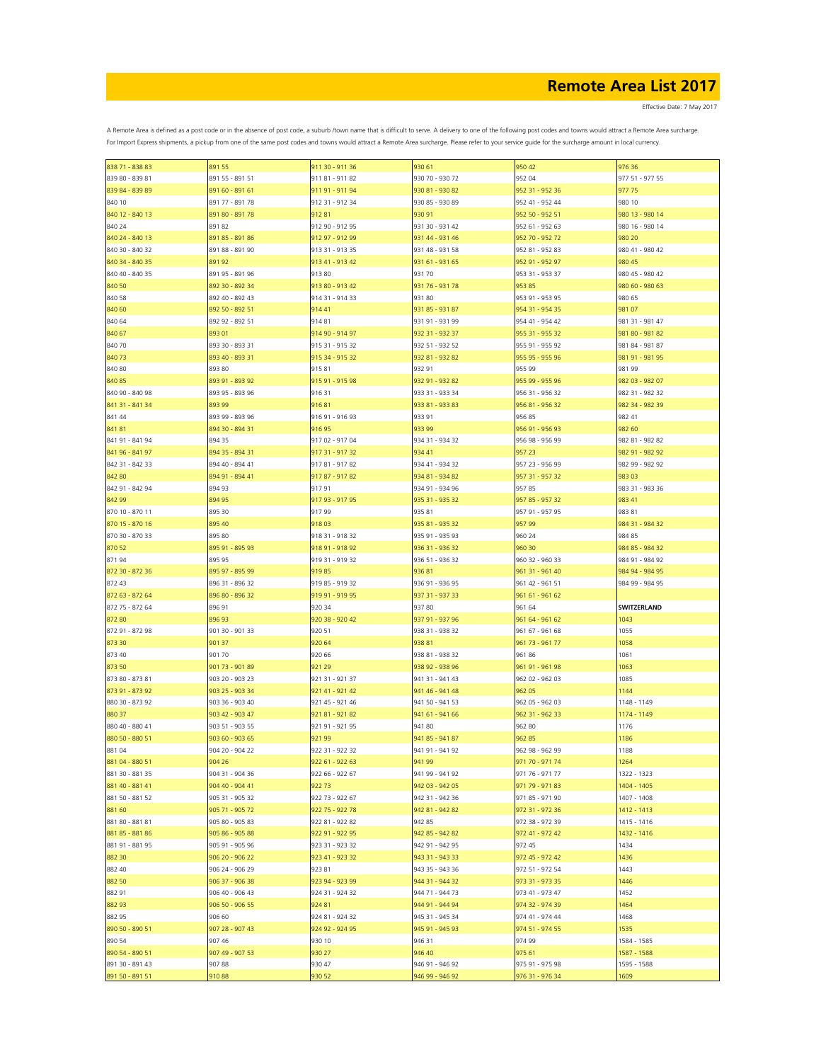# Remote Area List 2017

Effective Date: 7 May 2017

A Remote Area is defined as a post code or in the absence of post code, a suburb /town name that is difficult to serve. A delivery to one of the following post codes and towns would attract a Remote Area surcharge. For Import Express shipments, a pickup from one of the same post codes and towns would attract a Remote Area surcharge. Please refer to your service guide for the surcharge amount in local currency.

| | | | | | |
|---|---|---|---|---|---|
| 838 71 - 838 83 | 891 55 | 911 30 - 911 36 | 930 61 | 950 42 | 976 36 |
| 839 80 - 839 81 | 891 55 - 891 51 | 911 81 - 911 82 | 930 70 - 930 72 | 952 04 | 977 51 - 977 55 |
| 839 84 - 839 89 | 891 60 - 891 61 | 911 91 - 911 94 | 930 81 - 930 82 | 952 31 - 952 36 | 977 75 |
| 840 10 | 891 77 - 891 78 | 912 31 - 912 34 | 930 85 - 930 89 | 952 41 - 952 44 | 980 10 |
| 840 12 - 840 13 | 891 80 - 891 78 | 912 81 | 930 91 | 952 50 - 952 51 | 980 13 - 980 14 |
| 840 24 | 891 82 | 912 90 - 912 95 | 931 30 - 931 42 | 952 61 - 952 63 | 980 16 - 980 14 |
| 840 24 - 840 13 | 891 85 - 891 86 | 912 97 - 912 99 | 931 44 - 931 46 | 952 70 - 952 72 | 980 20 |
| 840 30 - 840 32 | 891 88 - 891 90 | 913 31 - 913 35 | 931 48 - 931 58 | 952 81 - 952 83 | 980 41 - 980 42 |
| 840 34 - 840 35 | 891 92 | 913 41 - 913 42 | 931 61 - 931 65 | 952 91 - 952 97 | 980 45 |
| 840 40 - 840 35 | 891 95 - 891 96 | 913 80 | 931 70 | 953 31 - 953 37 | 980 45 - 980 42 |
| 840 50 | 892 30 - 892 34 | 913 80 - 913 42 | 931 76 - 931 78 | 953 85 | 980 60 - 980 63 |
| 840 58 | 892 40 - 892 43 | 914 31 - 914 33 | 931 80 | 953 91 - 953 95 | 980 65 |
| 840 60 | 892 50 - 892 51 | 914 41 | 931 85 - 931 87 | 954 31 - 954 35 | 981 07 |
| 840 64 | 892 92 - 892 51 | 914 81 | 931 91 - 931 99 | 954 41 - 954 42 | 981 31 - 981 47 |
| 840 67 | 893 01 | 914 90 - 914 97 | 932 31 - 932 37 | 955 31 - 955 32 | 981 80 - 981 82 |
| 840 70 | 893 30 - 893 31 | 915 31 - 915 32 | 932 51 - 932 52 | 955 91 - 955 92 | 981 84 - 981 87 |
| 840 73 | 893 40 - 893 31 | 915 34 - 915 32 | 932 81 - 932 82 | 955 95 - 955 96 | 981 91 - 981 95 |
| 840 80 | 893 80 | 915 81 | 932 91 | 955 99 | 981 99 |
| 840 85 | 893 91 - 893 92 | 915 91 - 915 98 | 932 91 - 932 82 | 955 99 - 955 96 | 982 03 - 982 07 |
| 840 90 - 840 98 | 893 95 - 893 96 | 916 31 | 933 31 - 933 34 | 956 31 - 956 32 | 982 31 - 982 32 |
| 841 31 - 841 34 | 893 99 | 916 81 | 933 81 - 933 83 | 956 81 - 956 32 | 982 34 - 982 39 |
| 841 44 | 893 99 - 893 96 | 916 91 - 916 93 | 933 91 | 956 85 | 982 41 |
| 841 81 | 894 30 - 894 31 | 916 95 | 933 99 | 956 91 - 956 93 | 982 60 |
| 841 91 - 841 94 | 894 35 | 917 02 - 917 04 | 934 31 - 934 32 | 956 98 - 956 99 | 982 81 - 982 82 |
| 841 96 - 841 97 | 894 35 - 894 31 | 917 31 - 917 32 | 934 41 | 957 23 | 982 91 - 982 92 |
| 842 31 - 842 33 | 894 40 - 894 41 | 917 81 - 917 82 | 934 41 - 934 32 | 957 23 - 956 99 | 982 99 - 982 92 |
| 842 80 | 894 91 - 894 41 | 917 87 - 917 82 | 934 81 - 934 82 | 957 31 - 957 32 | 983 03 |
| 842 91 - 842 94 | 894 93 | 917 91 | 934 91 - 934 96 | 957 85 | 983 31 - 983 36 |
| 842 99 | 894 95 | 917 93 - 917 95 | 935 31 - 935 32 | 957 85 - 957 32 | 983 41 |
| 870 10 - 870 11 | 895 30 | 917 99 | 935 81 | 957 91 - 957 95 | 983 81 |
| 870 15 - 870 16 | 895 40 | 918 03 | 935 81 - 935 32 | 957 99 | 984 31 - 984 32 |
| 870 30 - 870 33 | 895 80 | 918 31 - 918 32 | 935 91 - 935 93 | 960 24 | 984 85 |
| 870 52 | 895 91 - 895 93 | 918 91 - 918 92 | 936 31 - 936 32 | 960 30 | 984 85 - 984 32 |
| 871 94 | 895 95 | 919 31 - 919 32 | 936 51 - 936 32 | 960 32 - 960 33 | 984 91 - 984 92 |
| 872 30 - 872 36 | 895 97 - 895 99 | 919 85 | 936 81 | 961 31 - 961 40 | 984 94 - 984 95 |
| 872 43 | 896 31 - 896 32 | 919 85 - 919 32 | 936 91 - 936 95 | 961 42 - 961 51 | 984 99 - 984 95 |
| 872 63 - 872 64 | 896 80 - 896 32 | 919 91 - 919 95 | 937 31 - 937 33 | 961 61 - 961 62 | |
| 872 75 - 872 64 | 896 91 | 920 34 | 937 80 | 961 64 | **SWITZERLAND** |
| 872 80 | 896 93 | 920 38 - 920 42 | 937 91 - 937 96 | 961 64 - 961 62 | 1043 |
| 872 91 - 872 98 | 901 30 - 901 33 | 920 51 | 938 31 - 938 32 | 961 67 - 961 68 | 1055 |
| 873 30 | 901 37 | 920 64 | 938 81 | 961 73 - 961 77 | 1058 |
| 873 40 | 901 70 | 920 66 | 938 81 - 938 32 | 961 86 | 1061 |
| 873 50 | 901 73 - 901 89 | 921 29 | 938 92 - 938 96 | 961 91 - 961 98 | 1063 |
| 873 80 - 873 81 | 903 20 - 903 23 | 921 31 - 921 37 | 941 31 - 941 43 | 962 02 - 962 03 | 1085 |
| 873 91 - 873 92 | 903 25 - 903 34 | 921 41 - 921 42 | 941 46 - 941 48 | 962 05 | 1144 |
| 880 30 - 873 92 | 903 36 - 903 40 | 921 45 - 921 46 | 941 50 - 941 53 | 962 05 - 962 03 | 1148 - 1149 |
| 880 37 | 903 42 - 903 47 | 921 81 - 921 82 | 941 61 - 941 66 | 962 31 - 962 33 | 1174 - 1149 |
| 880 40 - 880 41 | 903 51 - 903 55 | 921 91 - 921 95 | 941 80 | 962 80 | 1176 |
| 880 50 - 880 51 | 903 60 - 903 65 | 921 99 | 941 85 - 941 87 | 962 85 | 1186 |
| 881 04 | 904 20 - 904 22 | 922 31 - 922 32 | 941 91 - 941 92 | 962 98 - 962 99 | 1188 |
| 881 04 - 880 51 | 904 26 | 922 61 - 922 63 | 941 99 | 971 70 - 971 74 | 1264 |
| 881 30 - 881 35 | 904 31 - 904 36 | 922 66 - 922 67 | 941 99 - 941 92 | 971 76 - 971 77 | 1322 - 1323 |
| 881 40 - 881 41 | 904 40 - 904 41 | 922 73 | 942 03 - 942 05 | 971 79 - 971 83 | 1404 - 1405 |
| 881 50 - 881 52 | 905 31 - 905 32 | 922 73 - 922 67 | 942 31 - 942 36 | 971 85 - 971 90 | 1407 - 1408 |
| 881 60 | 905 71 - 905 72 | 922 75 - 922 78 | 942 81 - 942 82 | 972 31 - 972 36 | 1412 - 1413 |
| 881 80 - 881 81 | 905 80 - 905 83 | 922 81 - 922 82 | 942 85 | 972 38 - 972 39 | 1415 - 1416 |
| 881 85 - 881 86 | 905 86 - 905 88 | 922 91 - 922 95 | 942 85 - 942 82 | 972 41 - 972 42 | 1432 - 1416 |
| 881 91 - 881 95 | 905 91 - 905 96 | 923 31 - 923 32 | 942 91 - 942 95 | 972 45 | 1434 |
| 882 30 | 906 20 - 906 22 | 923 41 - 923 32 | 943 31 - 943 33 | 972 45 - 972 42 | 1436 |
| 882 40 | 906 24 - 906 29 | 923 81 | 943 35 - 943 36 | 972 51 - 972 54 | 1443 |
| 882 50 | 906 37 - 906 38 | 923 94 - 923 99 | 944 31 - 944 32 | 973 31 - 973 35 | 1446 |
| 882 91 | 906 40 - 906 43 | 924 31 - 924 32 | 944 71 - 944 73 | 973 41 - 973 47 | 1452 |
| 882 93 | 906 50 - 906 55 | 924 81 | 944 91 - 944 94 | 974 32 - 974 39 | 1464 |
| 882 95 | 906 60 | 924 81 - 924 32 | 945 31 - 945 34 | 974 41 - 974 44 | 1468 |
| 890 50 - 890 51 | 907 28 - 907 43 | 924 92 - 924 95 | 945 91 - 945 93 | 974 51 - 974 55 | 1535 |
| 890 54 | 907 46 | 930 10 | 946 31 | 974 99 | 1584 - 1585 |
| 890 54 - 890 51 | 907 49 - 907 53 | 930 27 | 946 40 | 975 61 | 1587 - 1588 |
| 891 30 - 891 43 | 907 88 | 930 47 | 946 91 - 946 92 | 975 91 - 975 98 | 1595 - 1588 |
| 891 50 - 891 51 | 910 88 | 930 52 | 946 99 - 946 92 | 976 31 - 976 34 | 1609 |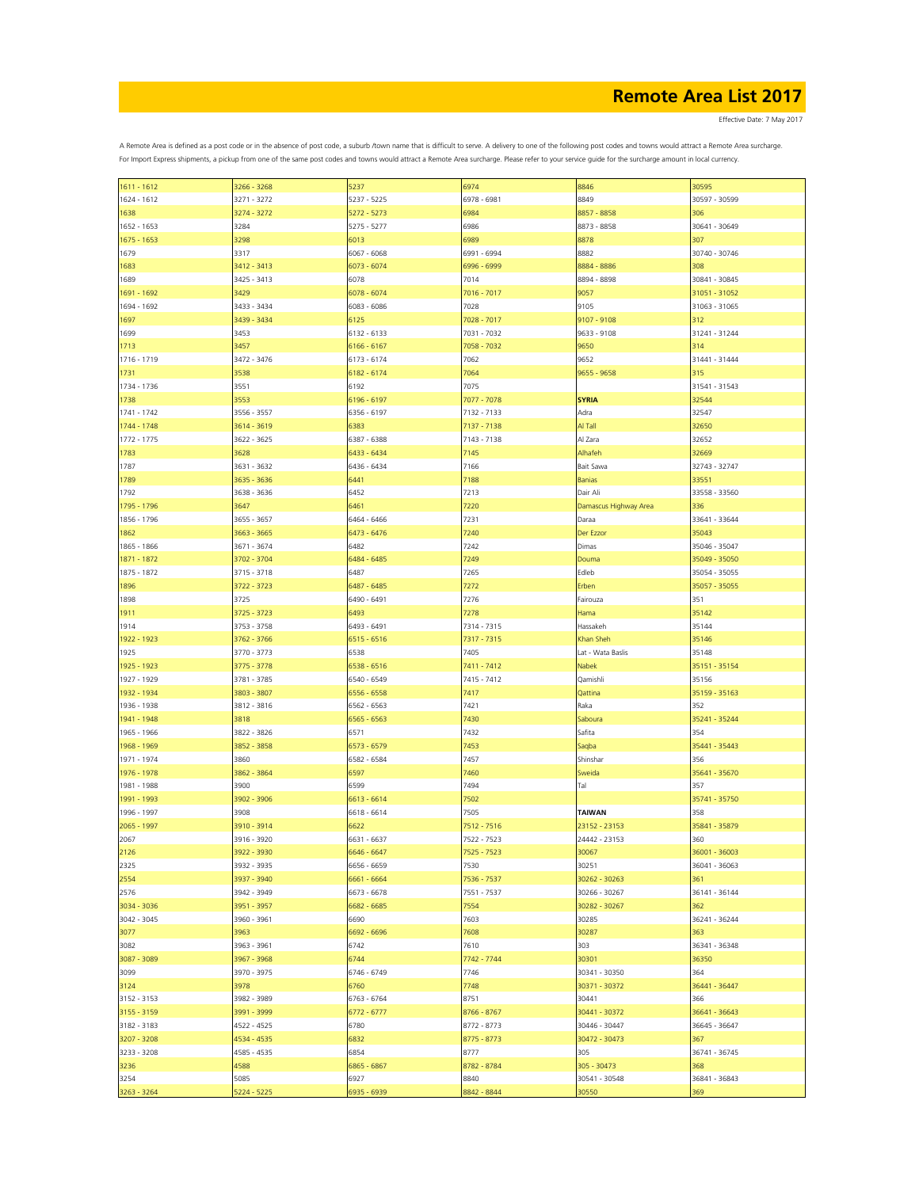# Remote Area List 2017

Effective Date: 7 May 2017

A Remote Area is defined as a post code or in the absence of post code, a suburb /town name that is difficult to serve. A delivery to one of the following post codes and towns would attract a Remote Area surcharge.
For Import Express shipments, a pickup from one of the same post codes and towns would attract a Remote Area surcharge. Please refer to your service guide for the surcharge amount in local currency.

| | | | | | |
|---|---|---|---|---|---|
| 1611 - 1612 | 3266 - 3268 | 5237 | 6974 | 8846 | 30595 |
| 1624 - 1612 | 3271 - 3272 | 5237 - 5225 | 6978 - 6981 | 8849 | 30597 - 30599 |
| 1638 | 3274 - 3272 | 5272 - 5273 | 6984 | 8857 - 8858 | 306 |
| 1652 - 1653 | 3284 | 5275 - 5277 | 6986 | 8873 - 8858 | 30641 - 30649 |
| 1675 - 1653 | 3298 | 6013 | 6989 | 8878 | 307 |
| 1679 | 3317 | 6067 - 6068 | 6991 - 6994 | 8882 | 30740 - 30746 |
| 1683 | 3412 - 3413 | 6073 - 6074 | 6996 - 6999 | 8884 - 8886 | 308 |
| 1689 | 3425 - 3413 | 6078 | 7014 | 8894 - 8898 | 30841 - 30845 |
| 1691 - 1692 | 3429 | 6078 - 6074 | 7016 - 7017 | 9057 | 31051 - 31052 |
| 1694 - 1692 | 3433 - 3434 | 6083 - 6086 | 7028 | 9105 | 31063 - 31065 |
| 1697 | 3439 - 3434 | 6125 | 7028 - 7017 | 9107 - 9108 | 312 |
| 1699 | 3453 | 6132 - 6133 | 7031 - 7032 | 9633 - 9108 | 31241 - 31244 |
| 1713 | 3457 | 6166 - 6167 | 7058 - 7032 | 9650 | 314 |
| 1716 - 1719 | 3472 - 3476 | 6173 - 6174 | 7062 | 9652 | 31441 - 31444 |
| 1731 | 3538 | 6182 - 6174 | 7064 | 9655 - 9658 | 315 |
| 1734 - 1736 | 3551 | 6192 | 7075 | | 31541 - 31543 |
| 1738 | 3553 | 6196 - 6197 | 7077 - 7078 | **SYRIA** | 32544 |
| 1741 - 1742 | 3556 - 3557 | 6356 - 6197 | 7132 - 7133 | Adra | 32547 |
| 1744 - 1748 | 3614 - 3619 | 6383 | 7137 - 7138 | Al Tall | 32650 |
| 1772 - 1775 | 3622 - 3625 | 6387 - 6388 | 7143 - 7138 | Al Zara | 32652 |
| 1783 | 3628 | 6433 - 6434 | 7145 | Alhafeh | 32669 |
| 1787 | 3631 - 3632 | 6436 - 6434 | 7166 | Bait Sawa | 32743 - 32747 |
| 1789 | 3635 - 3636 | 6441 | 7188 | Banias | 33551 |
| 1792 | 3638 - 3636 | 6452 | 7213 | Dair Ali | 33558 - 33560 |
| 1795 - 1796 | 3647 | 6461 | 7220 | Damascus Highway Area | 336 |
| 1856 - 1796 | 3655 - 3657 | 6464 - 6466 | 7231 | Daraa | 33641 - 33644 |
| 1862 | 3663 - 3665 | 6473 - 6476 | 7240 | Der Ezzor | 35043 |
| 1865 - 1866 | 3671 - 3674 | 6482 | 7242 | Dimas | 35046 - 35047 |
| 1871 - 1872 | 3702 - 3704 | 6484 - 6485 | 7249 | Douma | 35049 - 35050 |
| 1875 - 1872 | 3715 - 3718 | 6487 | 7265 | Edleb | 35054 - 35055 |
| 1896 | 3722 - 3723 | 6487 - 6485 | 7272 | Erben | 35057 - 35055 |
| 1898 | 3725 | 6490 - 6491 | 7276 | Fairouza | 351 |
| 1911 | 3725 - 3723 | 6493 | 7278 | Hama | 35142 |
| 1914 | 3753 - 3758 | 6493 - 6491 | 7314 - 7315 | Hassakeh | 35144 |
| 1922 - 1923 | 3762 - 3766 | 6515 - 6516 | 7317 - 7315 | Khan Sheh | 35146 |
| 1925 | 3770 - 3773 | 6538 | 7405 | Lat - Wata Baslis | 35148 |
| 1925 - 1923 | 3775 - 3778 | 6538 - 6516 | 7411 - 7412 | Nabek | 35151 - 35154 |
| 1927 - 1929 | 3781 - 3785 | 6540 - 6549 | 7415 - 7412 | Qamishli | 35156 |
| 1932 - 1934 | 3803 - 3807 | 6556 - 6558 | 7417 | Qattina | 35159 - 35163 |
| 1936 - 1938 | 3812 - 3816 | 6562 - 6563 | 7421 | Raka | 352 |
| 1941 - 1948 | 3818 | 6565 - 6563 | 7430 | Saboura | 35241 - 35244 |
| 1965 - 1966 | 3822 - 3826 | 6571 | 7432 | Safita | 354 |
| 1968 - 1969 | 3852 - 3858 | 6573 - 6579 | 7453 | Saqba | 35441 - 35443 |
| 1971 - 1974 | 3860 | 6582 - 6584 | 7457 | Shinshar | 356 |
| 1976 - 1978 | 3862 - 3864 | 6597 | 7460 | Sweida | 35641 - 35670 |
| 1981 - 1988 | 3900 | 6599 | 7494 | Tal | 357 |
| 1991 - 1993 | 3902 - 3906 | 6613 - 6614 | 7502 | | 35741 - 35750 |
| 1996 - 1997 | 3908 | 6618 - 6614 | 7505 | **TAIWAN** | 358 |
| 2065 - 1997 | 3910 - 3914 | 6622 | 7512 - 7516 | 23152 - 23153 | 35841 - 35879 |
| 2067 | 3916 - 3920 | 6631 - 6637 | 7522 - 7523 | 24442 - 23153 | 360 |
| 2126 | 3922 - 3930 | 6646 - 6647 | 7525 - 7523 | 30067 | 36001 - 36003 |
| 2325 | 3932 - 3935 | 6656 - 6659 | 7530 | 30251 | 36041 - 36063 |
| 2554 | 3937 - 3940 | 6661 - 6664 | 7536 - 7537 | 30262 - 30263 | 361 |
| 2576 | 3942 - 3949 | 6673 - 6678 | 7551 - 7537 | 30266 - 30267 | 36141 - 36144 |
| 3034 - 3036 | 3951 - 3957 | 6682 - 6685 | 7554 | 30282 - 30267 | 362 |
| 3042 - 3045 | 3960 - 3961 | 6690 | 7603 | 30285 | 36241 - 36244 |
| 3077 | 3963 | 6692 - 6696 | 7608 | 30287 | 363 |
| 3082 | 3963 - 3961 | 6742 | 7610 | 303 | 36341 - 36348 |
| 3087 - 3089 | 3967 - 3968 | 6744 | 7742 - 7744 | 30301 | 36350 |
| 3099 | 3970 - 3975 | 6746 - 6749 | 7746 | 30341 - 30350 | 364 |
| 3124 | 3978 | 6760 | 7748 | 30371 - 30372 | 36441 - 36447 |
| 3152 - 3153 | 3982 - 3989 | 6763 - 6764 | 8751 | 30441 | 366 |
| 3155 - 3159 | 3991 - 3999 | 6772 - 6777 | 8766 - 8767 | 30441 - 30372 | 36641 - 36643 |
| 3182 - 3183 | 4522 - 4525 | 6780 | 8772 - 8773 | 30446 - 30447 | 36645 - 36647 |
| 3207 - 3208 | 4534 - 4535 | 6832 | 8775 - 8773 | 30472 - 30473 | 367 |
| 3233 - 3208 | 4585 - 4535 | 6854 | 8777 | 305 | 36741 - 36745 |
| 3236 | 4588 | 6865 - 6867 | 8782 - 8784 | 305 - 30473 | 368 |
| 3254 | 5085 | 6927 | 8840 | 30541 - 30548 | 36841 - 36843 |
| 3263 - 3264 | 5224 - 5225 | 6935 - 6939 | 8842 - 8844 | 30550 | 369 |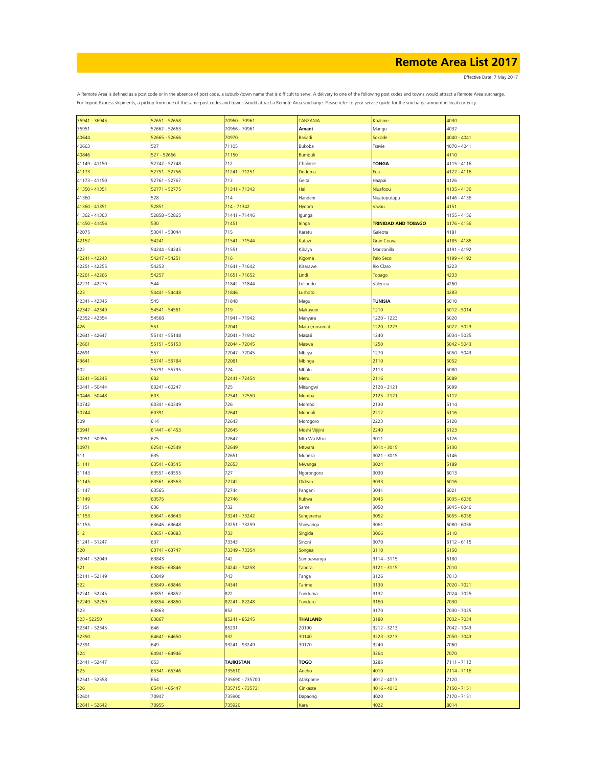# Remote Area List 2017

Effective Date: 7 May 2017

A Remote Area is defined as a post code or in the absence of post code, a suburb /town name that is difficult to serve. A delivery to one of the following post codes and towns would attract a Remote Area surcharge.
For Import Express shipments, a pickup from one of the same post codes and towns would attract a Remote Area surcharge. Please refer to your service guide for the surcharge amount in local currency.

| | | | | | |
|---|---|---|---|---|---|
| 36941 - 36945 | 52651 - 52658 | 70960 - 70961 | TANZANIA | Kpalime | 4030 |
| 36951 | 52662 - 52663 | 70966 - 70961 | **Amani** | Mango | 4032 |
| 40644 | 52665 - 52666 | 70970 | Bariadi | Sokode | 4040 - 4041 |
| 40663 | 527 | 71105 | Bukoba | Tsevie | 4070 - 4041 |
| 40846 | 527 - 52666 | 71150 | Bumbuli | | 4110 |
| 41149 - 41150 | 52742 - 52748 | 712 | Chalinze | **TONGA** | 4115 - 4116 |
| 41173 | 52751 - 52756 | 71241 - 71251 | Dodoma | Eua | 4122 - 4116 |
| 41173 - 41150 | 52761 - 52767 | 713 | Geita | Haapai | 4126 |
| 41350 - 41351 | 52771 - 52775 | 71341 - 71342 | Hai | Niuafoou | 4135 - 4136 |
| 41360 | 528 | 714 | Handeni | Niuatoputapu | 4146 - 4136 |
| 41360 - 41351 | 52851 | 714 - 71342 | Hydom | Vavau | 4151 |
| 41362 - 41363 | 52858 - 52865 | 71441 - 71446 | Igunga | | 4155 - 4156 |
| 41450 - 41456 | 530 | 71451 | Iringa | **TRINIDAD AND TOBAGO** | 4176 - 4156 |
| 42075 | 53041 - 53044 | 715 | Karatu | Galeota | 4181 |
| 42157 | 54241 | 71541 - 71544 | Katavi | Gran Couva | 4185 - 4186 |
| 422 | 54244 - 54245 | 71551 | Kibaya | Manzanilla | 4191 - 4192 |
| 42241 - 42243 | 54247 - 54251 | 716 | Kigoma | Palo Seco | 4199 - 4192 |
| 42251 - 42255 | 54253 | 71641 - 71642 | Kisarawe | Rio Claro | 4223 |
| 42261 - 42266 | 54257 | 71651 - 71652 | Lindi | Tobago | 4233 |
| 42271 - 42275 | 544 | 71842 - 71844 | Loliondo | Valencia | 4260 |
| 423 | 54441 - 54448 | 71846 | Lushoto | | 4283 |
| 42341 - 42345 | 545 | 71848 | Magu | **TUNISIA** | 5010 |
| 42347 - 42349 | 54541 - 54561 | 719 | Makuyuni | 1210 | 5012 - 5014 |
| 42352 - 42354 | 54568 | 71941 - 71942 | Manyara | 1220 - 1223 | 5020 |
| 426 | 551 | 72041 | Mara (musoma) | 1220 - 1223 | 5022 - 5023 |
| 42641 - 42647 | 55141 - 55148 | 72041 - 71942 | Masasi | 1240 | 5034 - 5035 |
| 42661 | 55151 - 55153 | 72044 - 72045 | Maswa | 1250 | 5042 - 5043 |
| 42691 | 557 | 72047 - 72045 | Mbeya | 1270 | 5050 - 5043 |
| 43641 | 55741 - 55784 | 72081 | Mbinga | 2110 | 5052 |
| 502 | 55791 - 55795 | 724 | Mbulu | 2113 | 5080 |
| 50241 - 50245 | 602 | 72441 - 72454 | Meru | 2116 | 5089 |
| 50441 - 50444 | 60241 - 60247 | 725 | Misungwi | 2120 - 2121 | 5099 |
| 50446 - 50448 | 603 | 72541 - 72550 | Momba | 2125 - 2121 | 5112 |
| 50742 | 60341 - 60349 | 726 | Mombo | 2130 | 5114 |
| 50744 | 60391 | 72641 | Monduli | 2212 | 5116 |
| 509 | 614 | 72643 | Morogoro | 2223 | 5120 |
| 50941 | 61441 - 61453 | 72645 | Moshi Vijijini | 2240 | 5123 |
| 50951 - 50956 | 625 | 72647 | Mto Wa Mbu | 3011 | 5126 |
| 50971 | 62541 - 62549 | 72649 | Mtwara | 3014 - 3015 | 5130 |
| 511 | 635 | 72651 | Muheza | 3021 - 3015 | 5146 |
| 51141 | 63541 - 63545 | 72653 | Mwanga | 3024 | 5189 |
| 51143 | 63551 - 63555 | 727 | Ngorongoro | 3030 | 6013 |
| 51145 | 63561 - 63563 | 72742 | Oldean | 3033 | 6016 |
| 51147 | 63565 | 72744 | Pangani | 3041 | 6021 |
| 51149 | 63575 | 72746 | Rukwa | 3045 | 6035 - 6036 |
| 51151 | 636 | 732 | Same | 3050 | 6045 - 6046 |
| 51153 | 63641 - 63643 | 73241 - 73242 | Sengerema | 3052 | 6055 - 6056 |
| 51155 | 63646 - 63648 | 73251 - 73259 | Shinyanga | 3061 | 6080 - 6056 |
| 512 | 63651 - 63683 | 733 | Singida | 3066 | 6110 |
| 51241 - 51247 | 637 | 73343 | Sinoni | 3070 | 6112 - 6115 |
| 520 | 63741 - 63747 | 73349 - 73354 | Songea | 3110 | 6150 |
| 52041 - 52049 | 63843 | 742 | Sumbawanga | 3114 - 3115 | 6180 |
| 521 | 63845 - 63846 | 74242 - 74258 | Tabora | 3121 - 3115 | 7010 |
| 52141 - 52149 | 63849 | 743 | Tanga | 3126 | 7013 |
| 522 | 63849 - 63846 | 74341 | Tarime | 3130 | 7020 - 7021 |
| 52241 - 52245 | 63851 - 63852 | 822 | Tunduma | 3132 | 7024 - 7025 |
| 52249 - 52250 | 63854 - 63860 | 82241 - 82248 | Tunduru | 3160 | 7030 |
| 523 | 63863 | 852 | | 3170 | 7030 - 7025 |
| 523 - 52250 | 63867 | 85241 - 85245 | **THAILAND** | 3180 | 7032 - 7034 |
| 52341 - 52345 | 646 | 85291 | 20190 | 3212 - 3213 | 7042 - 7043 |
| 52350 | 64641 - 64650 | 932 | 30140 | 3223 - 3213 | 7050 - 7043 |
| 52391 | 649 | 93241 - 93249 | 30170 | 3240 | 7060 |
| 524 | 64941 - 64946 | | | 3264 | 7070 |
| 52441 - 52447 | 653 | **TAJIKISTAN** | **TOGO** | 3286 | 7111 - 7112 |
| 525 | 65341 - 65346 | 735610 | Aneho | 4010 | 7114 - 7116 |
| 52541 - 52558 | 654 | 735690 - 735700 | Atakpame | 4012 - 4013 | 7120 |
| 526 | 65441 - 65447 | 735715 - 735731 | Cinkasse | 4016 - 4013 | 7150 - 7151 |
| 52601 | 70947 | 735900 | Dapaong | 4020 | 7170 - 7151 |
| 52641 - 52642 | 70955 | 735920 | Kara | 4022 | 8014 |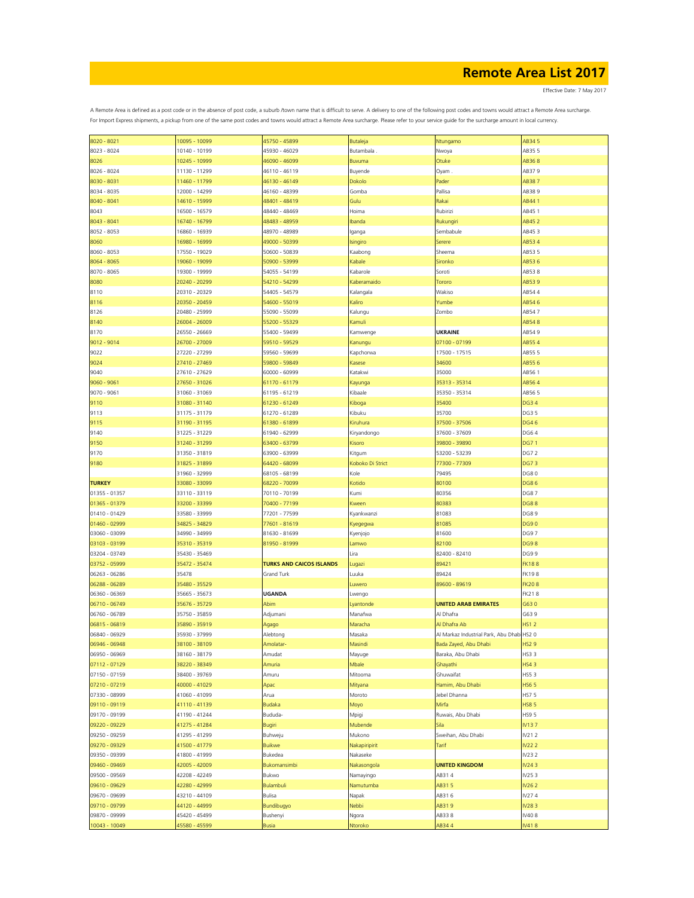# Remote Area List 2017

Effective Date: 7 May 2017

A Remote Area is defined as a post code or in the absence of post code, a suburb /town name that is difficult to serve. A delivery to one of the following post codes and towns would attract a Remote Area surcharge.
For Import Express shipments, a pickup from one of the same post codes and towns would attract a Remote Area surcharge. Please refer to your service guide for the surcharge amount in local currency.

| | | | | | |
|---|---|---|---|---|---|
| 8020 - 8021 | 10095 - 10099 | 45750 - 45899 | Butaleja | Ntungamo | AB34 5 |
| 8023 - 8024 | 10140 - 10199 | 45930 - 46029 | Butambala . | Nwoya | AB35 5 |
| 8026 | 10245 - 10999 | 46090 - 46099 | Buvuma | Otuke | AB36 8 |
| 8026 - 8024 | 11130 - 11299 | 46110 - 46119 | Buyende | Oyam . | AB37 9 |
| 8030 - 8031 | 11460 - 11799 | 46130 - 46149 | Dokolo | Pader | AB38 7 |
| 8034 - 8035 | 12000 - 14299 | 46160 - 48399 | Gomba | Pallisa | AB38 9 |
| 8040 - 8041 | 14610 - 15999 | 48401 - 48419 | Gulu | Rakai | AB44 1 |
| 8043 | 16500 - 16579 | 48440 - 48469 | Hoima | Rubirizi | AB45 1 |
| 8043 - 8041 | 16740 - 16799 | 48483 - 48959 | Ibanda | Rukungiri | AB45 2 |
| 8052 - 8053 | 16860 - 16939 | 48970 - 48989 | Iganga | Sembabule | AB45 3 |
| 8060 | 16980 - 16999 | 49000 - 50399 | Isingiro | Serere | AB53 4 |
| 8060 - 8053 | 17550 - 19029 | 50600 - 50839 | Kaabong | Sheema | AB53 5 |
| 8064 - 8065 | 19060 - 19099 | 50900 - 53999 | Kabale | Sironko | AB53 6 |
| 8070 - 8065 | 19300 - 19999 | 54055 - 54199 | Kabarole | Soroti | AB53 8 |
| 8080 | 20240 - 20299 | 54210 - 54299 | Kaberamaido | Tororo | AB53 9 |
| 8110 | 20310 - 20329 | 54405 - 54579 | Kalangala | Wakiso | AB54 4 |
| 8116 | 20350 - 20459 | 54600 - 55019 | Kaliro | Yumbe | AB54 6 |
| 8126 | 20480 - 25999 | 55090 - 55099 | Kalungu | Zombo | AB54 7 |
| 8140 | 26004 - 26009 | 55200 - 55329 | Kamuli | | AB54 8 |
| 8170 | 26550 - 26669 | 55400 - 59499 | Kamwenge | **UKRAINE** | AB54 9 |
| 9012 - 9014 | 26700 - 27009 | 59510 - 59529 | Kanungu | 07100 - 07199 | AB55 4 |
| 9022 | 27220 - 27299 | 59560 - 59699 | Kapchorwa | 17500 - 17515 | AB55 5 |
| 9024 | 27410 - 27469 | 59800 - 59849 | Kasese | 34600 | AB55 6 |
| 9040 | 27610 - 27629 | 60000 - 60999 | Katakwi | 35000 | AB56 1 |
| 9060 - 9061 | 27650 - 31026 | 61170 - 61179 | Kayunga | 35313 - 35314 | AB56 4 |
| 9070 - 9061 | 31060 - 31069 | 61195 - 61219 | Kibaale | 35350 - 35314 | AB56 5 |
| 9110 | 31080 - 31140 | 61230 - 61249 | Kiboga | 35400 | DG3 4 |
| 9113 | 31175 - 31179 | 61270 - 61289 | Kibuku | 35700 | DG3 5 |
| 9115 | 31190 - 31195 | 61380 - 61899 | Kiruhura | 37500 - 37506 | DG4 6 |
| 9140 | 31225 - 31229 | 61940 - 62999 | Kiryandongo | 37600 - 37609 | DG6 4 |
| 9150 | 31240 - 31299 | 63400 - 63799 | Kisoro | 39800 - 39890 | DG7 1 |
| 9170 | 31350 - 31819 | 63900 - 63999 | Kitgum | 53200 - 53239 | DG7 2 |
| 9180 | 31825 - 31899 | 64420 - 68099 | Koboko Di Strict | 77300 - 77309 | DG7 3 |
| | 31960 - 32999 | 68105 - 68199 | Kole | 79495 | DG8 0 |
| **TURKEY** | 33080 - 33099 | 68220 - 70099 | Kotido | 80100 | DG8 6 |
| 01355 - 01357 | 33110 - 33119 | 70110 - 70199 | Kumi | 80356 | DG8 7 |
| 01365 - 01379 | 33200 - 33399 | 70400 - 77199 | Kween | 80383 | DG8 8 |
| 01410 - 01429 | 33580 - 33999 | 77201 - 77599 | Kyankwanzi | 81083 | DG8 9 |
| 01460 - 02999 | 34825 - 34829 | 77601 - 81619 | Kyegegwa | 81085 | DG9 0 |
| 03060 - 03099 | 34990 - 34999 | 81630 - 81699 | Kyenjojo | 81600 | DG9 7 |
| 03103 - 03199 | 35310 - 35319 | 81950 - 81999 | Lamwo | 82100 | DG9 8 |
| 03204 - 03749 | 35430 - 35469 | | Lira | 82400 - 82410 | DG9 9 |
| 03752 - 05999 | 35472 - 35474 | **TURKS AND CAICOS ISLANDS** | Lugazi | 89421 | FK18 8 |
| 06263 - 06286 | 35478 | Grand Turk | Luuka | 89424 | FK19 8 |
| 06288 - 06289 | 35480 - 35529 | | Luwero | 89600 - 89619 | FK20 8 |
| 06360 - 06369 | 35665 - 35673 | **UGANDA** | Lwengo | | FK21 8 |
| 06710 - 06749 | 35676 - 35729 | Abim | Lyantonde | **UNITED ARAB EMIRATES** | G63 0 |
| 06760 - 06789 | 35750 - 35859 | Adjumani | Manafwa | Al Dhafra | G63 9 |
| 06815 - 06819 | 35890 - 35919 | Agago | Maracha | Al Dhafra Ab | HS1 2 |
| 06840 - 06929 | 35930 - 37999 | Alebtong | Masaka | Al Markaz Industrial Park, Abu Dhabi | HS2 0 |
| 06946 - 06948 | 38100 - 38109 | Amolatar- | Masindi | Bada Zayed, Abu Dhabi | HS2 9 |
| 06950 - 06969 | 38160 - 38179 | Amudat | Mayuge | Baraka, Abu Dhabi | HS3 3 |
| 07112 - 07129 | 38220 - 38349 | Amuria | Mbale | Ghayathi | HS4 3 |
| 07150 - 07159 | 38400 - 39769 | Amuru | Mitooma | Ghuwaifat | HS5 3 |
| 07210 - 07219 | 40000 - 41029 | Apac | Mityana | Hamim, Abu Dhabi | HS6 5 |
| 07330 - 08999 | 41060 - 41099 | Arua | Moroto | Jebel Dhanna | HS7 5 |
| 09110 - 09119 | 41110 - 41139 | Budaka | Moyo | Mirfa | HS8 5 |
| 09170 - 09199 | 41190 - 41244 | Bududa- | Mpigi | Ruwais, Abu Dhabi | HS9 5 |
| 09220 - 09229 | 41275 - 41284 | Bugiri | Mubende | Sila | IV13 7 |
| 09250 - 09259 | 41295 - 41299 | Buhweju | Mukono | Sweihan, Abu Dhabi | IV21 2 |
| 09270 - 09329 | 41500 - 41779 | Buikwe | Nakapiripirit | Tarif | IV22 2 |
| 09350 - 09399 | 41800 - 41999 | Bukedea | Nakaseke | | IV23 2 |
| 09460 - 09469 | 42005 - 42009 | Bukomansimbi | Nakasongola | **UNITED KINGDOM** | IV24 3 |
| 09500 - 09569 | 42208 - 42249 | Bukwo | Namayingo | AB31 4 | IV25 3 |
| 09610 - 09629 | 42280 - 42999 | Bulambuli | Namutumba | AB31 5 | IV26 2 |
| 09670 - 09699 | 43210 - 44109 | Bulisa | Napak | AB31 6 | IV27 4 |
| 09710 - 09799 | 44120 - 44999 | Bundibugyo | Nebbi | AB31 9 | IV28 3 |
| 09870 - 09999 | 45420 - 45499 | Bushenyi | Ngora | AB33 8 | IV40 8 |
| 10043 - 10049 | 45580 - 45599 | Busia | Ntoroko | AB34 4 | IV41 8 |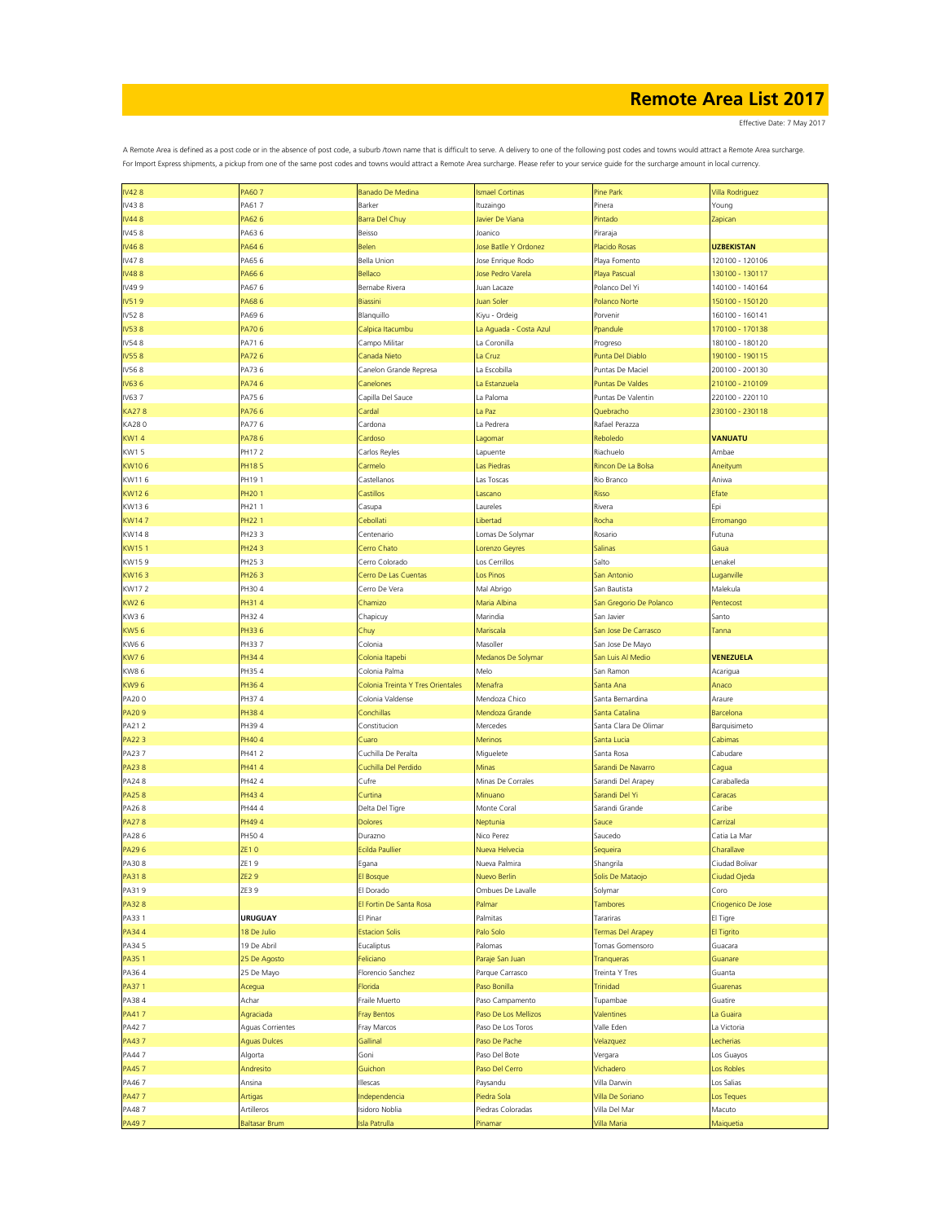# Remote Area List 2017

Effective Date: 7 May 2017

A Remote Area is defined as a post code or in the absence of post code, a suburb /town name that is difficult to serve. A delivery to one of the following post codes and towns would attract a Remote Area surcharge.
For Import Express shipments, a pickup from one of the same post codes and towns would attract a Remote Area surcharge. Please refer to your service guide for the surcharge amount in local currency.

| | | | | | |
|---|---|---|---|---|---|
| IV42 8 | PA60 7 | Banado De Medina | Ismael Cortinas | Pine Park | Villa Rodriguez |
| IV43 8 | PA61 7 | Barker | Ituzaingo | Pinera | Young |
| IV44 8 | PA62 6 | Barra Del Chuy | Javier De Viana | Pintado | Zapican |
| IV45 8 | PA63 6 | Beisso | Joanico | Piraraja | |
| IV46 8 | PA64 6 | Belen | Jose Batlle Y Ordonez | Placido Rosas | **UZBEKISTAN** |
| IV47 8 | PA65 6 | Bella Union | Jose Enrique Rodo | Playa Fomento | 120100 - 120106 |
| IV48 8 | PA66 6 | Bellaco | Jose Pedro Varela | Playa Pascual | 130100 - 130117 |
| IV49 9 | PA67 6 | Bernabe Rivera | Juan Lacaze | Polanco Del Yi | 140100 - 140164 |
| IV51 9 | PA68 6 | Biassini | Juan Soler | Polanco Norte | 150100 - 150120 |
| IV52 8 | PA69 6 | Blanquillo | Kiyu - Ordeig | Porvenir | 160100 - 160141 |
| IV53 8 | PA70 6 | Calpica Itacumbu | La Aguada - Costa Azul | Ppandule | 170100 - 170138 |
| IV54 8 | PA71 6 | Campo Militar | La Coronilla | Progreso | 180100 - 180120 |
| IV55 8 | PA72 6 | Canada Nieto | La Cruz | Punta Del Diablo | 190100 - 190115 |
| IV56 8 | PA73 6 | Canelon Grande Represa | La Escobilla | Puntas De Maciel | 200100 - 200130 |
| IV63 6 | PA74 6 | Canelones | La Estanzuela | Puntas De Valdes | 210100 - 210109 |
| IV63 7 | PA75 6 | Capilla Del Sauce | La Paloma | Puntas De Valentin | 220100 - 220110 |
| KA27 8 | PA76 6 | Cardal | La Paz | Quebracho | 230100 - 230118 |
| KA28 0 | PA77 6 | Cardona | La Pedrera | Rafael Perazza | |
| KW1 4 | PA78 6 | Cardoso | Lagomar | Reboledo | **VANUATU** |
| KW1 5 | PH17 2 | Carlos Reyles | Lapuente | Riachuelo | Ambae |
| KW10 6 | PH18 5 | Carmelo | Las Piedras | Rincon De La Bolsa | Aneityum |
| KW11 6 | PH19 1 | Castellanos | Las Toscas | Rio Branco | Aniwa |
| KW12 6 | PH20 1 | Castillos | Lascano | Risso | Efate |
| KW13 6 | PH21 1 | Casupa | Laureles | Rivera | Epi |
| KW14 7 | PH22 1 | Cebollati | Libertad | Rocha | Erromango |
| KW14 8 | PH23 3 | Centenario | Lomas De Solymar | Rosario | Futuna |
| KW15 1 | PH24 3 | Cerro Chato | Lorenzo Geyres | Salinas | Gaua |
| KW15 9 | PH25 3 | Cerro Colorado | Los Cerrillos | Salto | Lenakel |
| KW16 3 | PH26 3 | Cerro De Las Cuentas | Los Pinos | San Antonio | Luganville |
| KW17 2 | PH30 4 | Cerro De Vera | Mal Abrigo | San Bautista | Malekula |
| KW2 6 | PH31 4 | Chamizo | Maria Albina | San Gregorio De Polanco | Pentecost |
| KW3 6 | PH32 4 | Chapicuy | Marindia | San Javier | Santo |
| KW5 6 | PH33 6 | Chuy | Mariscala | San Jose De Carrasco | Tanna |
| KW6 6 | PH33 7 | Colonia | Masoller | San Jose De Mayo | |
| KW7 6 | PH34 4 | Colonia Itapebi | Medanos De Solymar | San Luis Al Medio | **VENEZUELA** |
| KW8 6 | PH35 4 | Colonia Palma | Melo | San Ramon | Acarigua |
| KW9 6 | PH36 4 | Colonia Treinta Y Tres Orientales | Menafra | Santa Ana | Anaco |
| PA20 0 | PH37 4 | Colonia Valdense | Mendoza Chico | Santa Bernardina | Araure |
| PA20 9 | PH38 4 | Conchillas | Mendoza Grande | Santa Catalina | Barcelona |
| PA21 2 | PH39 4 | Constitucion | Mercedes | Santa Clara De Olimar | Barquisimeto |
| PA22 3 | PH40 4 | Cuaro | Merinos | Santa Lucia | Cabimas |
| PA23 7 | PH41 2 | Cuchilla De Peralta | Miguelete | Santa Rosa | Cabudare |
| PA23 8 | PH41 4 | Cuchilla Del Perdido | Minas | Sarandi De Navarro | Cagua |
| PA24 8 | PH42 4 | Cufre | Minas De Corrales | Sarandi Del Arapey | Caraballeda |
| PA25 8 | PH43 4 | Curtina | Minuano | Sarandi Del Yi | Caracas |
| PA26 8 | PH44 4 | Delta Del Tigre | Monte Coral | Sarandi Grande | Caribe |
| PA27 8 | PH49 4 | Dolores | Neptunia | Sauce | Carrizal |
| PA28 6 | PH50 4 | Durazno | Nico Perez | Saucedo | Catia La Mar |
| PA29 6 | ZE1 0 | Ecilda Paullier | Nueva Helvecia | Sequeira | Charallave |
| PA30 8 | ZE1 9 | Egana | Nueva Palmira | Shangrila | Ciudad Bolivar |
| PA31 8 | ZE2 9 | El Bosque | Nuevo Berlin | Solis De Mataojo | Ciudad Ojeda |
| PA31 9 | ZE3 9 | El Dorado | Ombues De Lavalle | Solymar | Coro |
| PA32 8 | | El Fortin De Santa Rosa | Palmar | Tambores | Criogenico De Jose |
| PA33 1 | **URUGUAY** | El Pinar | Palmitas | Tarariras | El Tigre |
| PA34 4 | 18 De Julio | Estacion Solis | Palo Solo | Termas Del Arapey | El Tigrito |
| PA34 5 | 19 De Abril | Eucaliptus | Palomas | Tomas Gomensoro | Guacara |
| PA35 1 | 25 De Agosto | Feliciano | Paraje San Juan | Tranqueras | Guanare |
| PA36 4 | 25 De Mayo | Florencio Sanchez | Parque Carrasco | Treinta Y Tres | Guanta |
| PA37 1 | Acegua | Florida | Paso Bonilla | Trinidad | Guarenas |
| PA38 4 | Achar | Fraile Muerto | Paso Campamento | Tupambae | Guatire |
| PA41 7 | Agraciada | Fray Bentos | Paso De Los Mellizos | Valentines | La Guaira |
| PA42 7 | Aguas Corrientes | Fray Marcos | Paso De Los Toros | Valle Eden | La Victoria |
| PA43 7 | Aguas Dulces | Gallinal | Paso De Pache | Velazquez | Lecherias |
| PA44 7 | Algorta | Goni | Paso Del Bote | Vergara | Los Guayos |
| PA45 7 | Andresito | Guichon | Paso Del Cerro | Vichadero | Los Robles |
| PA46 7 | Ansina | Illescas | Paysandu | Villa Darwin | Los Salias |
| PA47 7 | Artigas | Independencia | Piedra Sola | Villa De Soriano | Los Teques |
| PA48 7 | Artilleros | Isidoro Noblia | Piedras Coloradas | Villa Del Mar | Macuto |
| PA49 7 | Baltasar Brum | Isla Patrulla | Pinamar | Villa Maria | Maiquetia |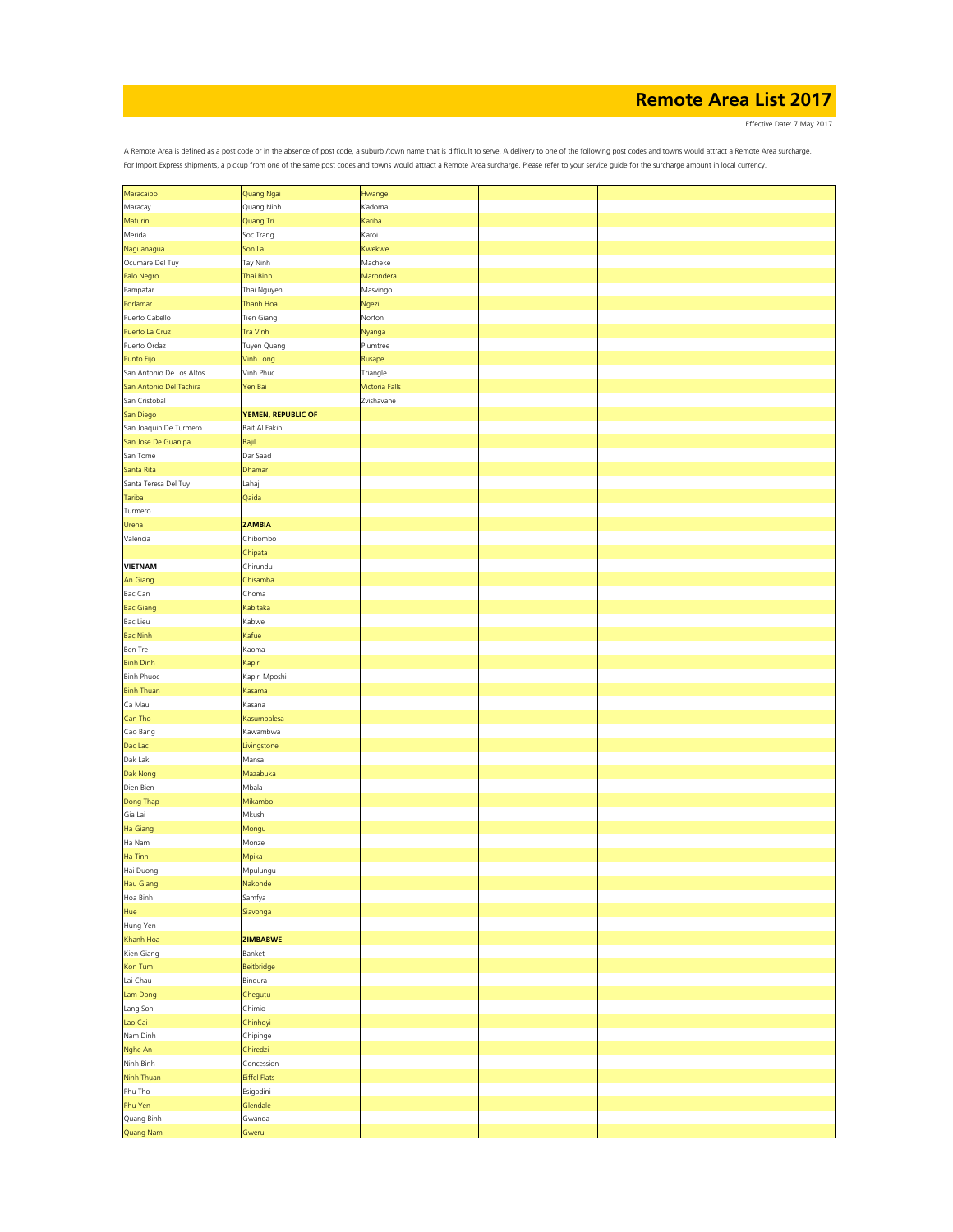# Remote Area List 2017

Effective Date: 7 May 2017

A Remote Area is defined as a post code or in the absence of post code, a suburb /town name that is difficult to serve. A delivery to one of the following post codes and towns would attract a Remote Area surcharge. For Import Express shipments, a pickup from one of the same post codes and towns would attract a Remote Area surcharge. Please refer to your service guide for the surcharge amount in local currency.

| | | | | | |
|---|---|---|---|---|---|
| Maracaibo | Quang Ngai | Hwange | | | |
| Maracay | Quang Ninh | Kadoma | | | |
| Maturin | Quang Tri | Kariba | | | |
| Merida | Soc Trang | Karoi | | | |
| Naguanagua | Son La | Kwekwe | | | |
| Ocumare Del Tuy | Tay Ninh | Macheke | | | |
| Palo Negro | Thai Binh | Marondera | | | |
| Pampatar | Thai Nguyen | Masvingo | | | |
| Porlamar | Thanh Hoa | Ngezi | | | |
| Puerto Cabello | Tien Giang | Norton | | | |
| Puerto La Cruz | Tra Vinh | Nyanga | | | |
| Puerto Ordaz | Tuyen Quang | Plumtree | | | |
| Punto Fijo | Vinh Long | Rusape | | | |
| San Antonio De Los Altos | Vinh Phuc | Triangle | | | |
| San Antonio Del Tachira | Yen Bai | Victoria Falls | | | |
| San Cristobal | | Zvishavane | | | |
| San Diego | **YEMEN, REPUBLIC OF** | | | | |
| San Joaquin De Turmero | Bait Al Fakih | | | | |
| San Jose De Guanipa | Bajil | | | | |
| San Tome | Dar Saad | | | | |
| Santa Rita | Dhamar | | | | |
| Santa Teresa Del Tuy | Lahaj | | | | |
| Tariba | Qaida | | | | |
| Turmero | | | | | |
| Urena | **ZAMBIA** | | | | |
| Valencia | Chibombo | | | | |
| | Chipata | | | | |
| **VIETNAM** | Chirundu | | | | |
| An Giang | Chisamba | | | | |
| Bac Can | Choma | | | | |
| Bac Giang | Kabitaka | | | | |
| Bac Lieu | Kabwe | | | | |
| Bac Ninh | Kafue | | | | |
| Ben Tre | Kaoma | | | | |
| Binh Dinh | Kapiri | | | | |
| Binh Phuoc | Kapiri Mposhi | | | | |
| Binh Thuan | Kasama | | | | |
| Ca Mau | Kasana | | | | |
| Can Tho | Kasumbalesa | | | | |
| Cao Bang | Kawambwa | | | | |
| Dac Lac | Livingstone | | | | |
| Dak Lak | Mansa | | | | |
| Dak Nong | Mazabuka | | | | |
| Dien Bien | Mbala | | | | |
| Dong Thap | Mikambo | | | | |
| Gia Lai | Mkushi | | | | |
| Ha Giang | Mongu | | | | |
| Ha Nam | Monze | | | | |
| Ha Tinh | Mpika | | | | |
| Hai Duong | Mpulungu | | | | |
| Hau Giang | Nakonde | | | | |
| Hoa Binh | Samfya | | | | |
| Hue | Siavonga | | | | |
| Hung Yen | | | | | |
| Khanh Hoa | **ZIMBABWE** | | | | |
| Kien Giang | Banket | | | | |
| Kon Tum | Beitbridge | | | | |
| Lai Chau | Bindura | | | | |
| Lam Dong | Chegutu | | | | |
| Lang Son | Chimio | | | | |
| Lao Cai | Chinhoyi | | | | |
| Nam Dinh | Chipinge | | | | |
| Nghe An | Chiredzi | | | | |
| Ninh Binh | Concession | | | | |
| Ninh Thuan | Eiffel Flats | | | | |
| Phu Tho | Esigodini | | | | |
| Phu Yen | Glendale | | | | |
| Quang Binh | Gwanda | | | | |
| Quang Nam | Gweru | | | | |